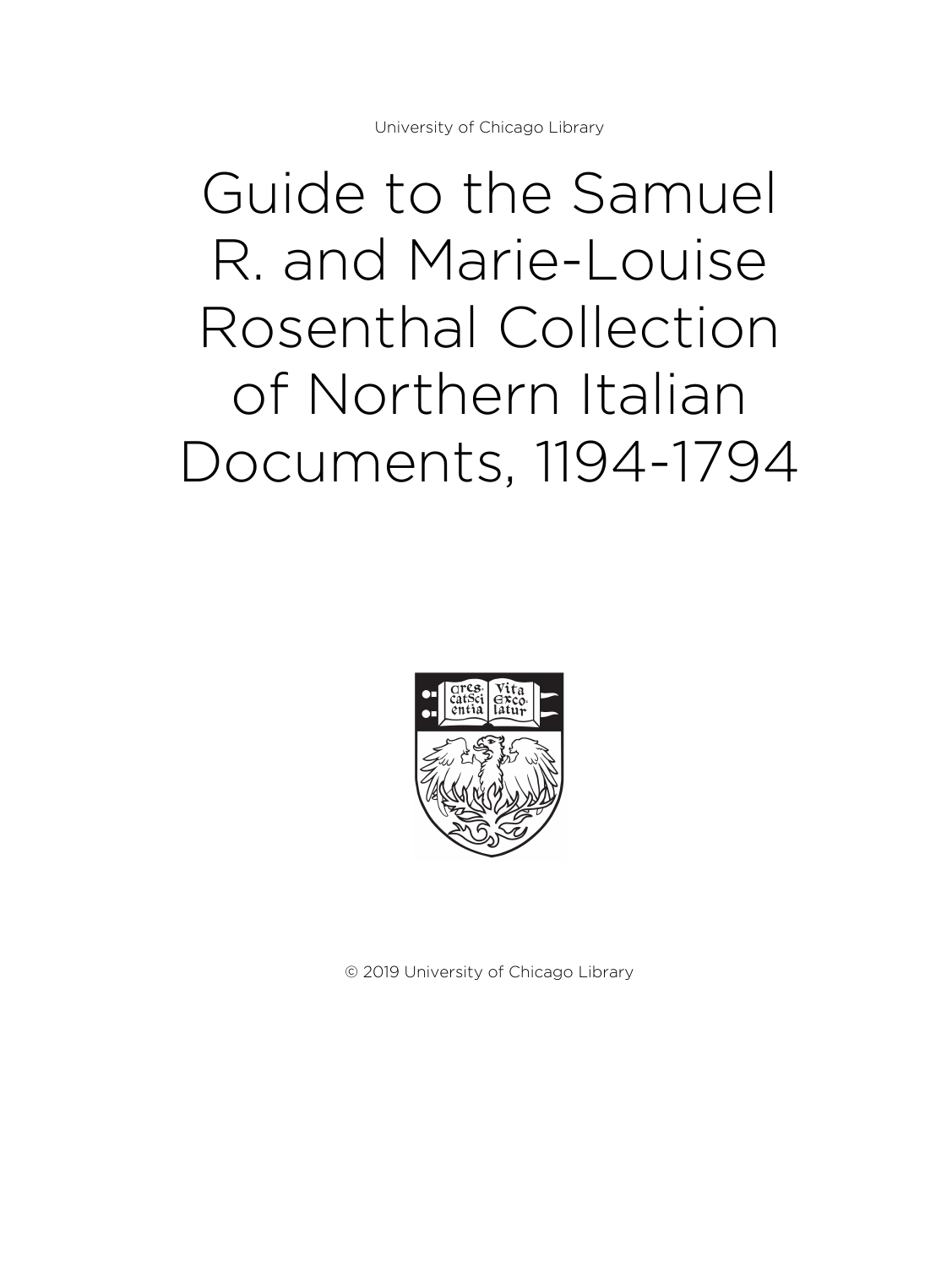University of Chicago Library

# Guide to the Samuel R. and Marie-Louise Rosenthal Collection of Northern Italian Documents, 1194-1794

© 2019 University of Chicago Library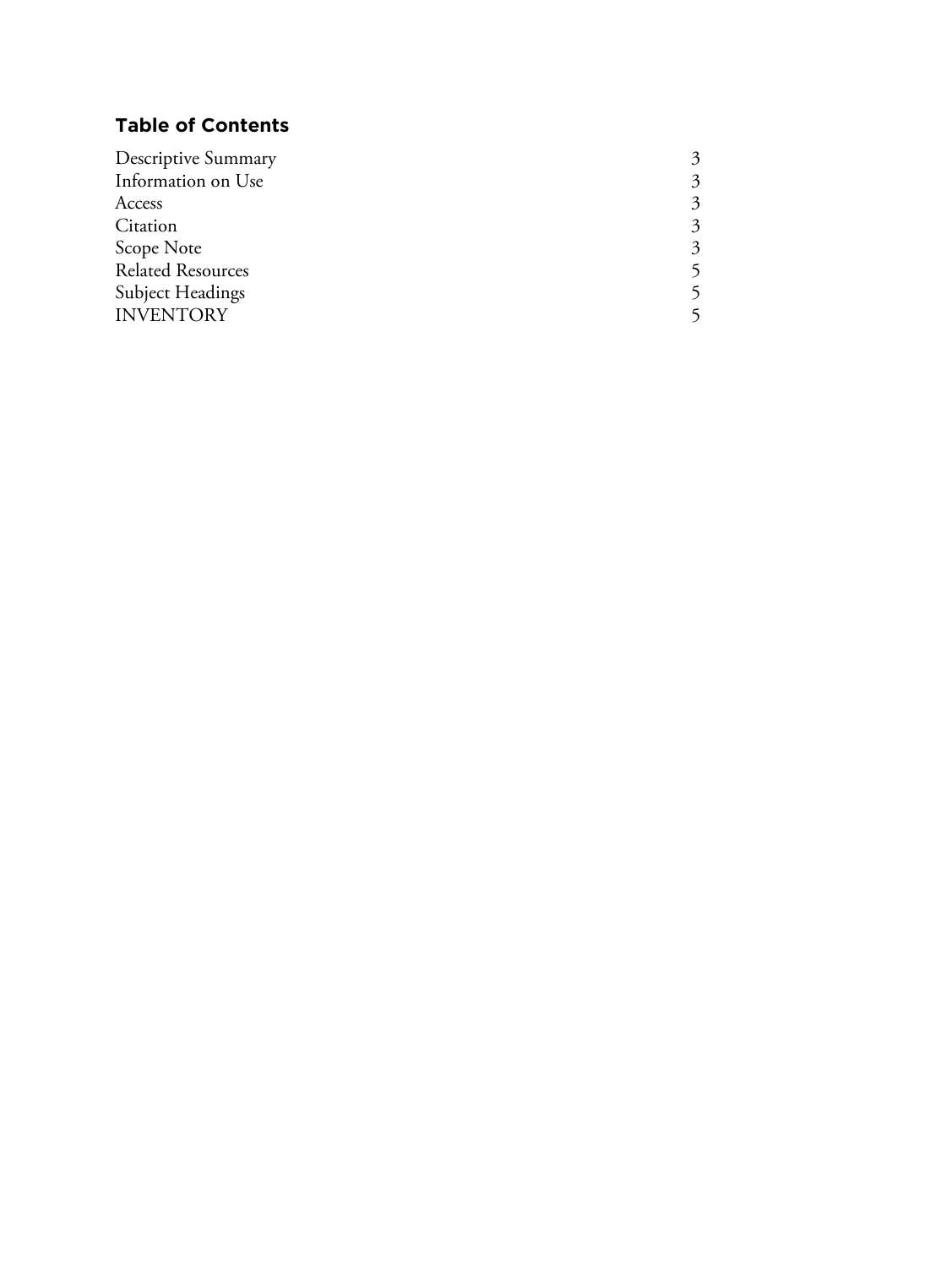## Table of Contents

| | |
|---|---|
| Descriptive Summary | 3 |
| Information on Use | 3 |
| Access | 3 |
| Citation | 3 |
| Scope Note | 3 |
| Related Resources | 5 |
| Subject Headings | 5 |
| INVENTORY | 5 |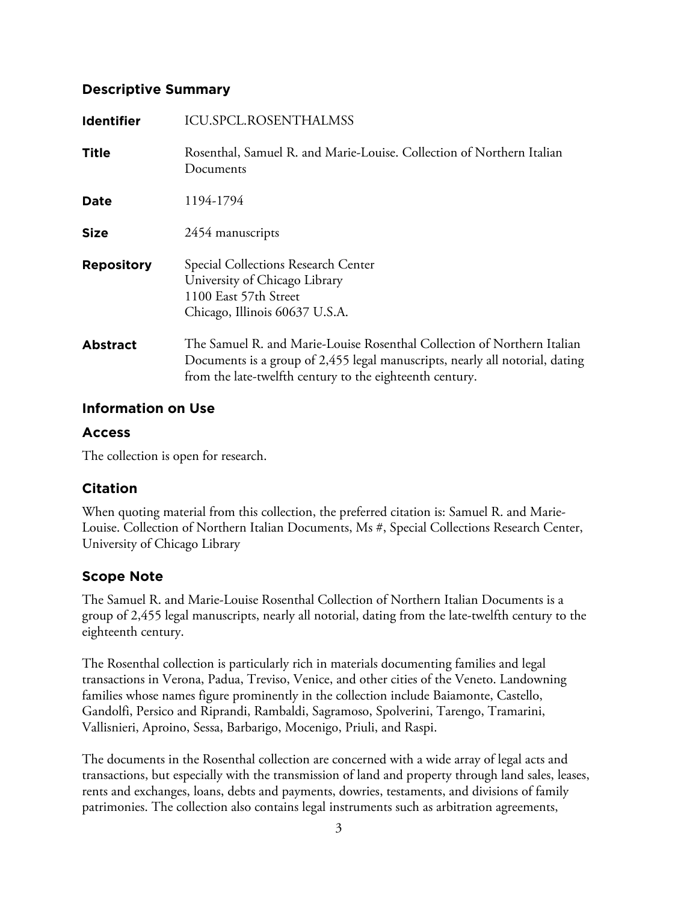## Descriptive Summary

| | |
|---|---|
| **Identifier** | ICU.SPCL.ROSENTHALMSS |
| **Title** | Rosenthal, Samuel R. and Marie-Louise. Collection of Northern Italian Documents |
| **Date** | 1194-1794 |
| **Size** | 2454 manuscripts |
| **Repository** | Special Collections Research Center<br>University of Chicago Library<br>1100 East 57th Street<br>Chicago, Illinois 60637 U.S.A. |
| **Abstract** | The Samuel R. and Marie-Louise Rosenthal Collection of Northern Italian Documents is a group of 2,455 legal manuscripts, nearly all notorial, dating from the late-twelfth century to the eighteenth century. |

## Information on Use

### Access

The collection is open for research.

### Citation

When quoting material from this collection, the preferred citation is: Samuel R. and Marie-Louise. Collection of Northern Italian Documents, Ms #, Special Collections Research Center, University of Chicago Library

## Scope Note

The Samuel R. and Marie-Louise Rosenthal Collection of Northern Italian Documents is a group of 2,455 legal manuscripts, nearly all notorial, dating from the late-twelfth century to the eighteenth century.

The Rosenthal collection is particularly rich in materials documenting families and legal transactions in Verona, Padua, Treviso, Venice, and other cities of the Veneto. Landowning families whose names figure prominently in the collection include Baiamonte, Castello, Gandolfi, Persico and Riprandi, Rambaldi, Sagramoso, Spolverini, Tarengo, Tramarini, Vallisnieri, Aproino, Sessa, Barbarigo, Mocenigo, Priuli, and Raspi.

The documents in the Rosenthal collection are concerned with a wide array of legal acts and transactions, but especially with the transmission of land and property through land sales, leases, rents and exchanges, loans, debts and payments, dowries, testaments, and divisions of family patrimonies. The collection also contains legal instruments such as arbitration agreements,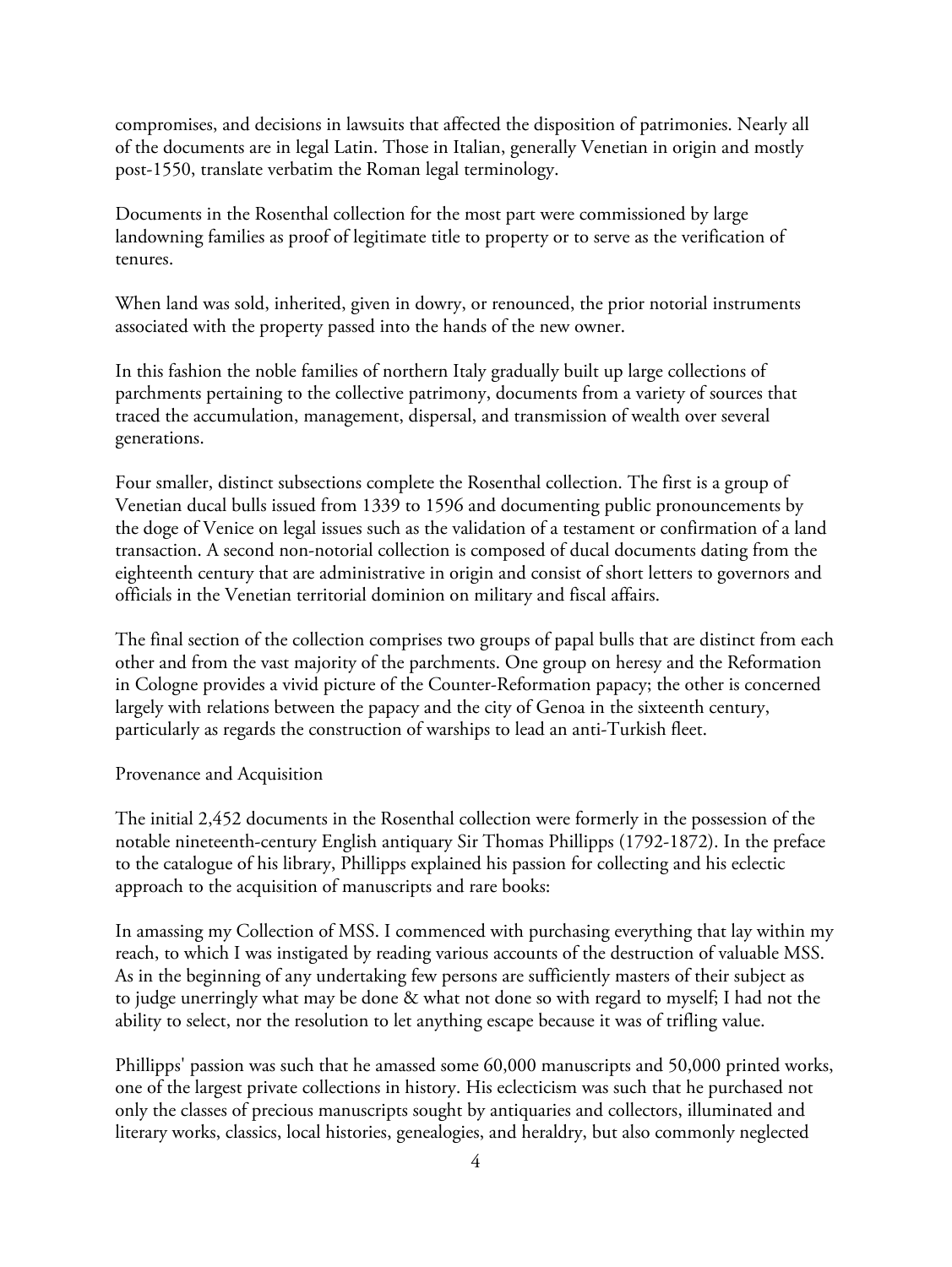compromises, and decisions in lawsuits that affected the disposition of patrimonies. Nearly all of the documents are in legal Latin. Those in Italian, generally Venetian in origin and mostly post-1550, translate verbatim the Roman legal terminology.

Documents in the Rosenthal collection for the most part were commissioned by large landowning families as proof of legitimate title to property or to serve as the verification of tenures.

When land was sold, inherited, given in dowry, or renounced, the prior notorial instruments associated with the property passed into the hands of the new owner.

In this fashion the noble families of northern Italy gradually built up large collections of parchments pertaining to the collective patrimony, documents from a variety of sources that traced the accumulation, management, dispersal, and transmission of wealth over several generations.

Four smaller, distinct subsections complete the Rosenthal collection. The first is a group of Venetian ducal bulls issued from 1339 to 1596 and documenting public pronouncements by the doge of Venice on legal issues such as the validation of a testament or confirmation of a land transaction. A second non-notorial collection is composed of ducal documents dating from the eighteenth century that are administrative in origin and consist of short letters to governors and officials in the Venetian territorial dominion on military and fiscal affairs.

The final section of the collection comprises two groups of papal bulls that are distinct from each other and from the vast majority of the parchments. One group on heresy and the Reformation in Cologne provides a vivid picture of the Counter-Reformation papacy; the other is concerned largely with relations between the papacy and the city of Genoa in the sixteenth century, particularly as regards the construction of warships to lead an anti-Turkish fleet.

## Provenance and Acquisition

The initial 2,452 documents in the Rosenthal collection were formerly in the possession of the notable nineteenth-century English antiquary Sir Thomas Phillipps (1792-1872). In the preface to the catalogue of his library, Phillipps explained his passion for collecting and his eclectic approach to the acquisition of manuscripts and rare books:

In amassing my Collection of MSS. I commenced with purchasing everything that lay within my reach, to which I was instigated by reading various accounts of the destruction of valuable MSS. As in the beginning of any undertaking few persons are sufficiently masters of their subject as to judge unerringly what may be done & what not done so with regard to myself; I had not the ability to select, nor the resolution to let anything escape because it was of trifling value.

Phillipps' passion was such that he amassed some 60,000 manuscripts and 50,000 printed works, one of the largest private collections in history. His eclecticism was such that he purchased not only the classes of precious manuscripts sought by antiquaries and collectors, illuminated and literary works, classics, local histories, genealogies, and heraldry, but also commonly neglected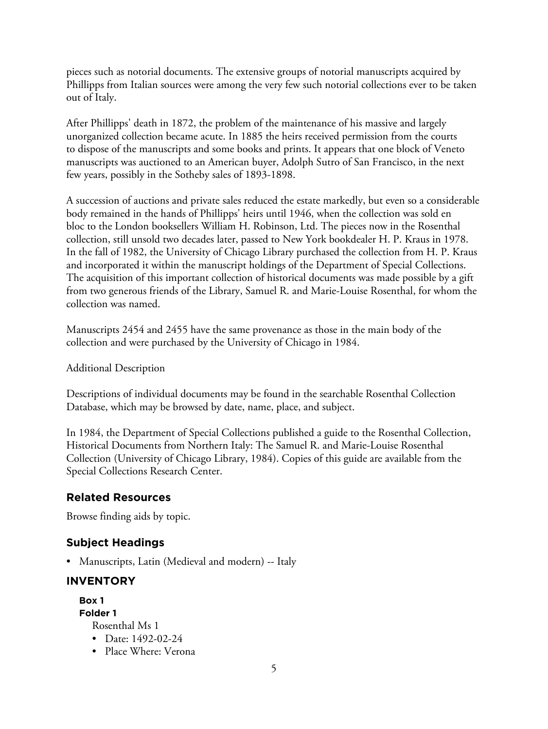pieces such as notorial documents. The extensive groups of notorial manuscripts acquired by Phillipps from Italian sources were among the very few such notorial collections ever to be taken out of Italy.

After Phillipps' death in 1872, the problem of the maintenance of his massive and largely unorganized collection became acute. In 1885 the heirs received permission from the courts to dispose of the manuscripts and some books and prints. It appears that one block of Veneto manuscripts was auctioned to an American buyer, Adolph Sutro of San Francisco, in the next few years, possibly in the Sotheby sales of 1893-1898.

A succession of auctions and private sales reduced the estate markedly, but even so a considerable body remained in the hands of Phillipps' heirs until 1946, when the collection was sold en bloc to the London booksellers William H. Robinson, Ltd. The pieces now in the Rosenthal collection, still unsold two decades later, passed to New York bookdealer H. P. Kraus in 1978. In the fall of 1982, the University of Chicago Library purchased the collection from H. P. Kraus and incorporated it within the manuscript holdings of the Department of Special Collections. The acquisition of this important collection of historical documents was made possible by a gift from two generous friends of the Library, Samuel R. and Marie-Louise Rosenthal, for whom the collection was named.

Manuscripts 2454 and 2455 have the same provenance as those in the main body of the collection and were purchased by the University of Chicago in 1984.

Additional Description

Descriptions of individual documents may be found in the searchable Rosenthal Collection Database, which may be browsed by date, name, place, and subject.

In 1984, the Department of Special Collections published a guide to the Rosenthal Collection, Historical Documents from Northern Italy: The Samuel R. and Marie-Louise Rosenthal Collection (University of Chicago Library, 1984). Copies of this guide are available from the Special Collections Research Center.

## Related Resources

Browse finding aids by topic.

## Subject Headings

- Manuscripts, Latin (Medieval and modern) -- Italy

# INVENTORY

#### Box 1
#### Folder 1

Rosenthal Ms 1

- Date: 1492-02-24
- Place Where: Verona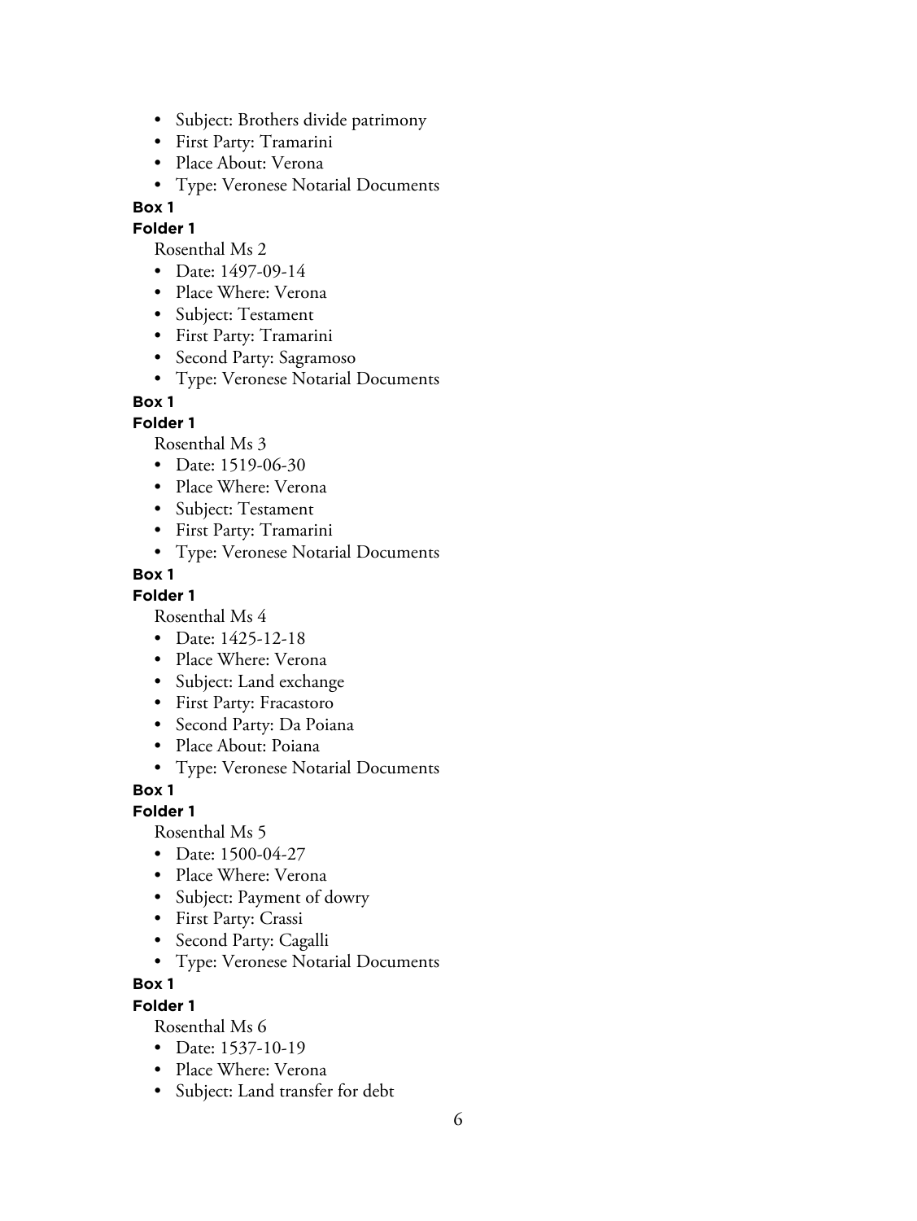- Subject: Brothers divide patrimony
- First Party: Tramarini
- Place About: Verona
- Type: Veronese Notarial Documents

**Box 1**

**Folder 1**

Rosenthal Ms 2

- Date: 1497-09-14
- Place Where: Verona
- Subject: Testament
- First Party: Tramarini
- Second Party: Sagramoso
- Type: Veronese Notarial Documents

**Box 1**

**Folder 1**

Rosenthal Ms 3

- Date: 1519-06-30
- Place Where: Verona
- Subject: Testament
- First Party: Tramarini
- Type: Veronese Notarial Documents

**Box 1**

**Folder 1**

Rosenthal Ms 4

- Date: 1425-12-18
- Place Where: Verona
- Subject: Land exchange
- First Party: Fracastoro
- Second Party: Da Poiana
- Place About: Poiana
- Type: Veronese Notarial Documents

**Box 1**

**Folder 1**

Rosenthal Ms 5

- Date: 1500-04-27
- Place Where: Verona
- Subject: Payment of dowry
- First Party: Crassi
- Second Party: Cagalli
- Type: Veronese Notarial Documents

**Box 1**

**Folder 1**

Rosenthal Ms 6

- Date: 1537-10-19
- Place Where: Verona
- Subject: Land transfer for debt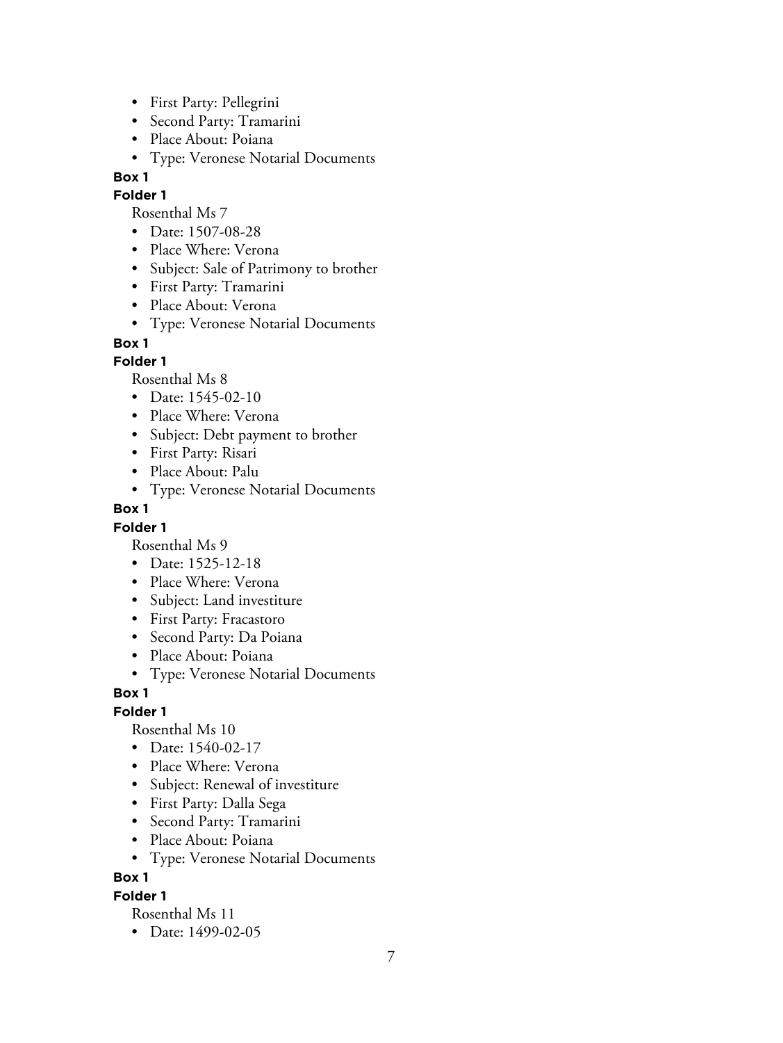- First Party: Pellegrini
- Second Party: Tramarini
- Place About: Poiana
- Type: Veronese Notarial Documents

**Box 1**

**Folder 1**

Rosenthal Ms 7

- Date: 1507-08-28
- Place Where: Verona
- Subject: Sale of Patrimony to brother
- First Party: Tramarini
- Place About: Verona
- Type: Veronese Notarial Documents

**Box 1**

**Folder 1**

Rosenthal Ms 8

- Date: 1545-02-10
- Place Where: Verona
- Subject: Debt payment to brother
- First Party: Risari
- Place About: Palu
- Type: Veronese Notarial Documents

**Box 1**

**Folder 1**

Rosenthal Ms 9

- Date: 1525-12-18
- Place Where: Verona
- Subject: Land investiture
- First Party: Fracastoro
- Second Party: Da Poiana
- Place About: Poiana
- Type: Veronese Notarial Documents

**Box 1**

**Folder 1**

Rosenthal Ms 10

- Date: 1540-02-17
- Place Where: Verona
- Subject: Renewal of investiture
- First Party: Dalla Sega
- Second Party: Tramarini
- Place About: Poiana
- Type: Veronese Notarial Documents

**Box 1**

**Folder 1**

Rosenthal Ms 11

- Date: 1499-02-05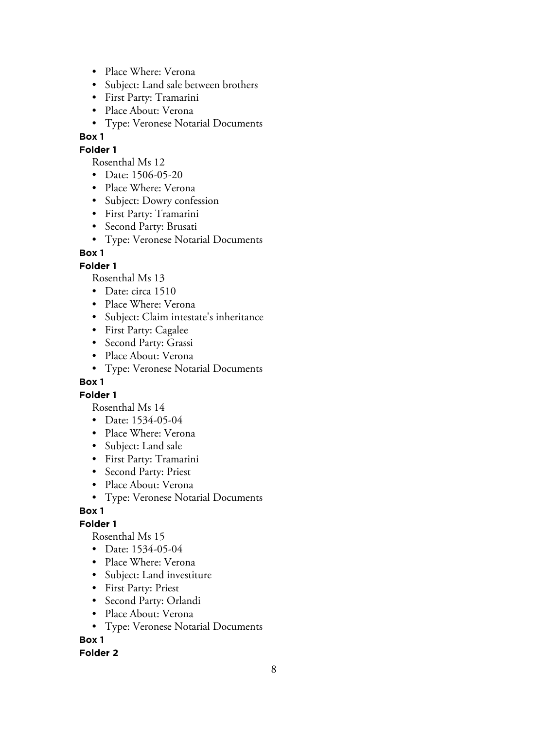- Place Where: Verona
- Subject: Land sale between brothers
- First Party: Tramarini
- Place About: Verona
- Type: Veronese Notarial Documents

**Box 1**

**Folder 1**

Rosenthal Ms 12

- Date: 1506-05-20
- Place Where: Verona
- Subject: Dowry confession
- First Party: Tramarini
- Second Party: Brusati
- Type: Veronese Notarial Documents

**Box 1**

**Folder 1**

Rosenthal Ms 13

- Date: circa 1510
- Place Where: Verona
- Subject: Claim intestate's inheritance
- First Party: Cagalee
- Second Party: Grassi
- Place About: Verona
- Type: Veronese Notarial Documents

**Box 1**

**Folder 1**

Rosenthal Ms 14

- Date: 1534-05-04
- Place Where: Verona
- Subject: Land sale
- First Party: Tramarini
- Second Party: Priest
- Place About: Verona
- Type: Veronese Notarial Documents

**Box 1**

**Folder 1**

Rosenthal Ms 15

- Date: 1534-05-04
- Place Where: Verona
- Subject: Land investiture
- First Party: Priest
- Second Party: Orlandi
- Place About: Verona
- Type: Veronese Notarial Documents

**Box 1**

**Folder 2**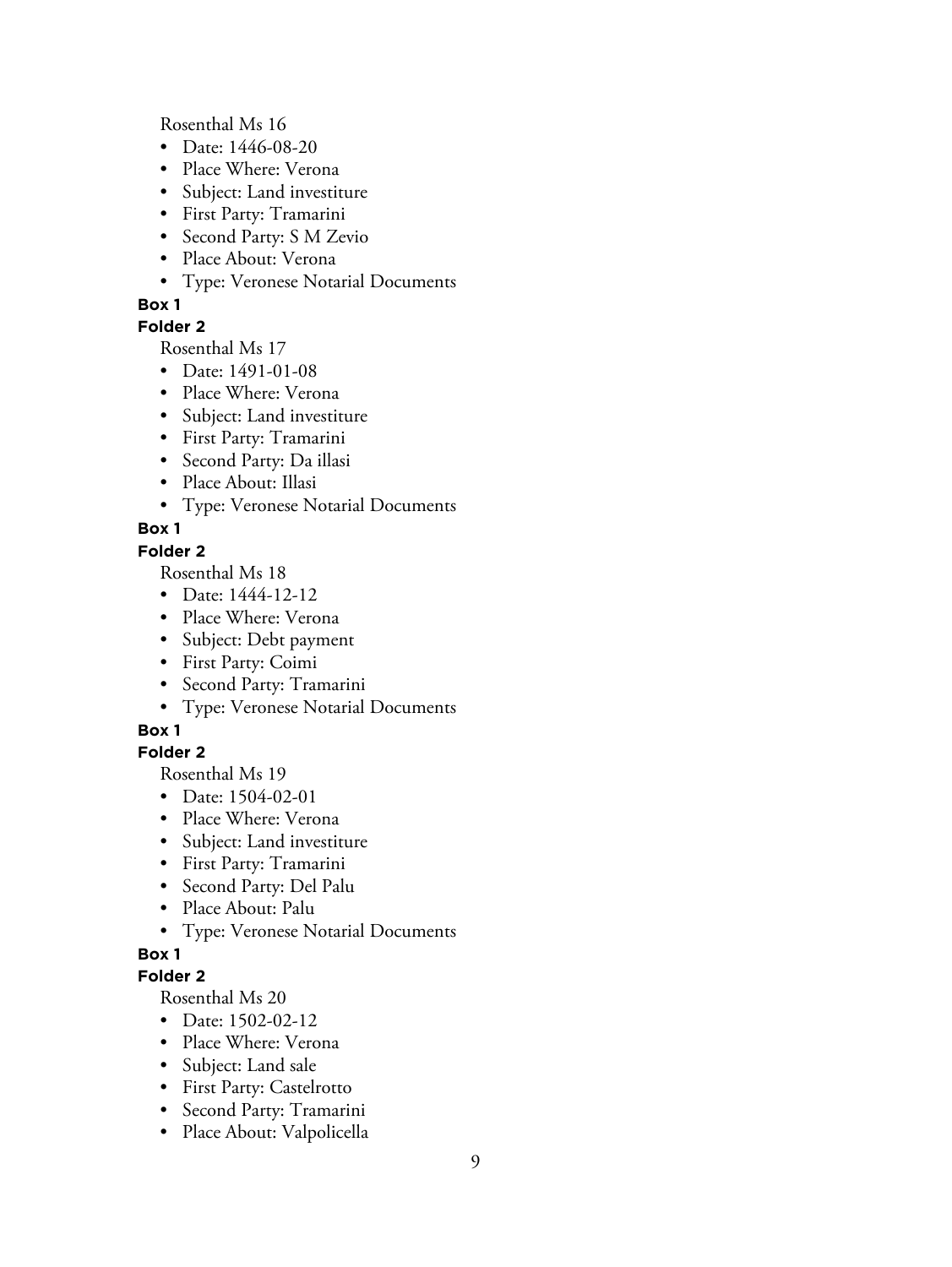Rosenthal Ms 16

- Date: 1446-08-20
- Place Where: Verona
- Subject: Land investiture
- First Party: Tramarini
- Second Party: S M Zevio
- Place About: Verona
- Type: Veronese Notarial Documents

**Box 1**

**Folder 2**

Rosenthal Ms 17

- Date: 1491-01-08
- Place Where: Verona
- Subject: Land investiture
- First Party: Tramarini
- Second Party: Da illasi
- Place About: Illasi
- Type: Veronese Notarial Documents

**Box 1**

**Folder 2**

Rosenthal Ms 18

- Date: 1444-12-12
- Place Where: Verona
- Subject: Debt payment
- First Party: Coimi
- Second Party: Tramarini
- Type: Veronese Notarial Documents

**Box 1**

**Folder 2**

Rosenthal Ms 19

- Date: 1504-02-01
- Place Where: Verona
- Subject: Land investiture
- First Party: Tramarini
- Second Party: Del Palu
- Place About: Palu
- Type: Veronese Notarial Documents

**Box 1**

**Folder 2**

Rosenthal Ms 20

- Date: 1502-02-12
- Place Where: Verona
- Subject: Land sale
- First Party: Castelrotto
- Second Party: Tramarini
- Place About: Valpolicella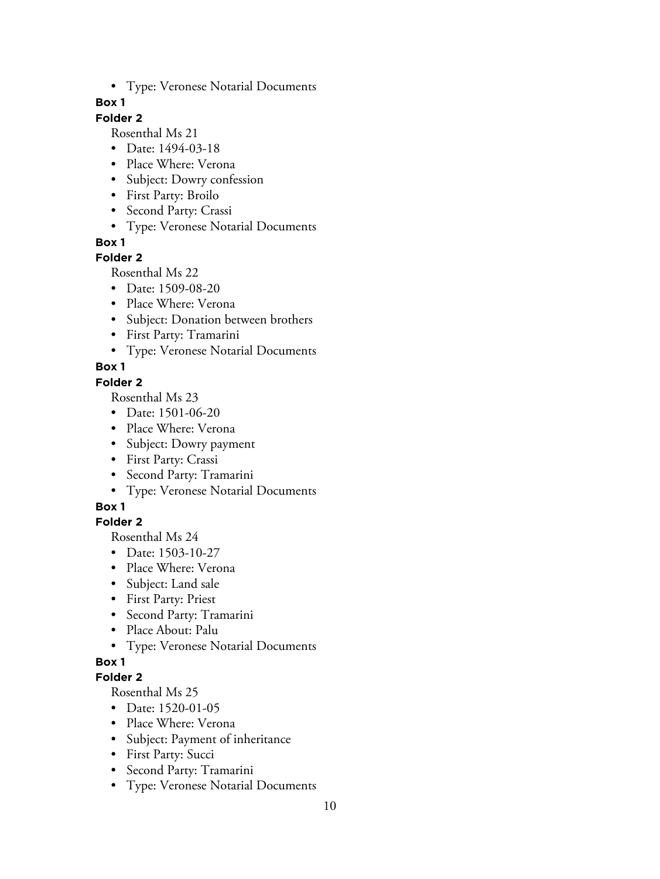- Type: Veronese Notarial Documents

**Box 1**

**Folder 2**

Rosenthal Ms 21

- Date: 1494-03-18
- Place Where: Verona
- Subject: Dowry confession
- First Party: Broilo
- Second Party: Crassi
- Type: Veronese Notarial Documents

**Box 1**

**Folder 2**

Rosenthal Ms 22

- Date: 1509-08-20
- Place Where: Verona
- Subject: Donation between brothers
- First Party: Tramarini
- Type: Veronese Notarial Documents

**Box 1**

**Folder 2**

Rosenthal Ms 23

- Date: 1501-06-20
- Place Where: Verona
- Subject: Dowry payment
- First Party: Crassi
- Second Party: Tramarini
- Type: Veronese Notarial Documents

**Box 1**

**Folder 2**

Rosenthal Ms 24

- Date: 1503-10-27
- Place Where: Verona
- Subject: Land sale
- First Party: Priest
- Second Party: Tramarini
- Place About: Palu
- Type: Veronese Notarial Documents

**Box 1**

**Folder 2**

Rosenthal Ms 25

- Date: 1520-01-05
- Place Where: Verona
- Subject: Payment of inheritance
- First Party: Succi
- Second Party: Tramarini
- Type: Veronese Notarial Documents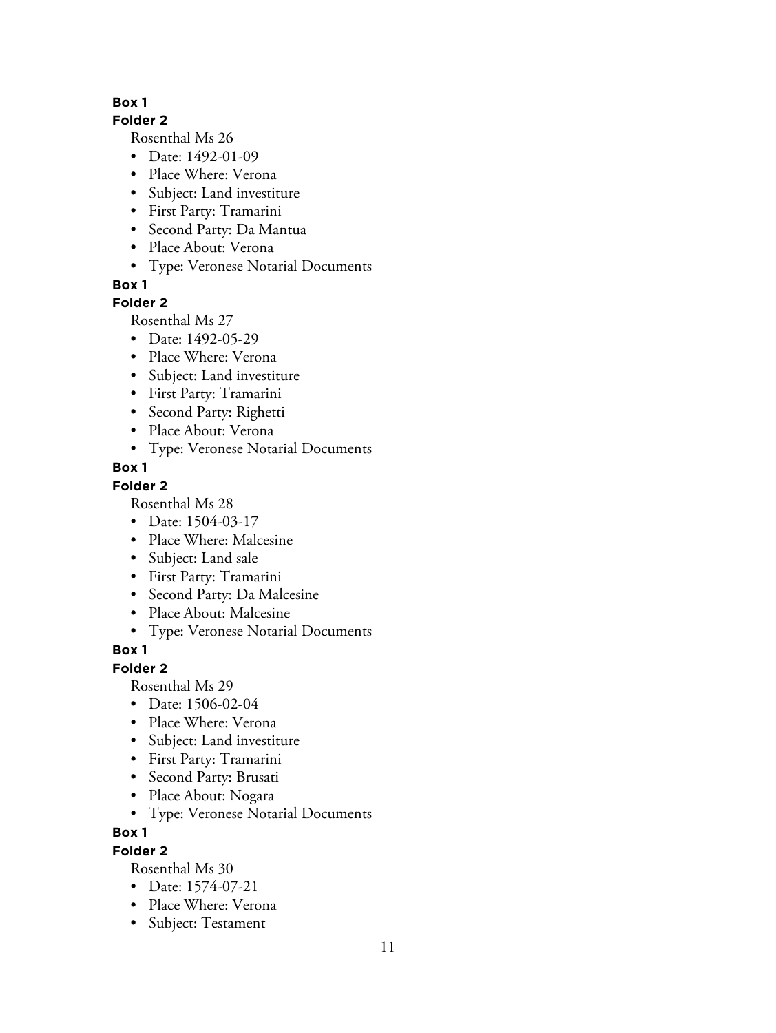**Box 1**

**Folder 2**

Rosenthal Ms 26

- Date: 1492-01-09
- Place Where: Verona
- Subject: Land investiture
- First Party: Tramarini
- Second Party: Da Mantua
- Place About: Verona
- Type: Veronese Notarial Documents

**Box 1**

**Folder 2**

Rosenthal Ms 27

- Date: 1492-05-29
- Place Where: Verona
- Subject: Land investiture
- First Party: Tramarini
- Second Party: Righetti
- Place About: Verona
- Type: Veronese Notarial Documents

**Box 1**

**Folder 2**

Rosenthal Ms 28

- Date: 1504-03-17
- Place Where: Malcesine
- Subject: Land sale
- First Party: Tramarini
- Second Party: Da Malcesine
- Place About: Malcesine
- Type: Veronese Notarial Documents

**Box 1**

**Folder 2**

Rosenthal Ms 29

- Date: 1506-02-04
- Place Where: Verona
- Subject: Land investiture
- First Party: Tramarini
- Second Party: Brusati
- Place About: Nogara
- Type: Veronese Notarial Documents

**Box 1**

**Folder 2**

Rosenthal Ms 30

- Date: 1574-07-21
- Place Where: Verona
- Subject: Testament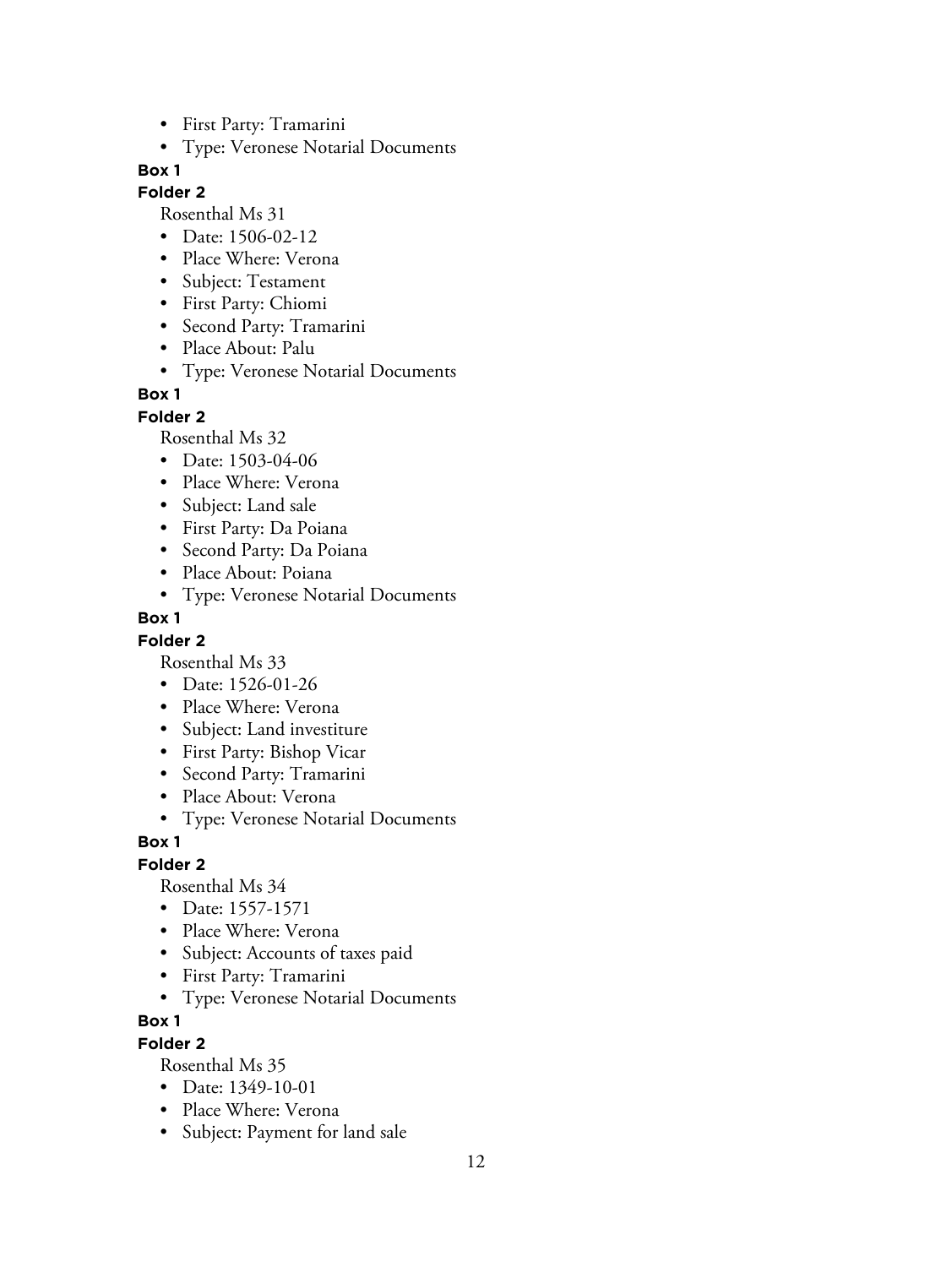- First Party: Tramarini
- Type: Veronese Notarial Documents

**Box 1**

**Folder 2**

Rosenthal Ms 31

- Date: 1506-02-12
- Place Where: Verona
- Subject: Testament
- First Party: Chiomi
- Second Party: Tramarini
- Place About: Palu
- Type: Veronese Notarial Documents

**Box 1**

**Folder 2**

Rosenthal Ms 32

- Date: 1503-04-06
- Place Where: Verona
- Subject: Land sale
- First Party: Da Poiana
- Second Party: Da Poiana
- Place About: Poiana
- Type: Veronese Notarial Documents

**Box 1**

**Folder 2**

Rosenthal Ms 33

- Date: 1526-01-26
- Place Where: Verona
- Subject: Land investiture
- First Party: Bishop Vicar
- Second Party: Tramarini
- Place About: Verona
- Type: Veronese Notarial Documents

**Box 1**

**Folder 2**

Rosenthal Ms 34

- Date: 1557-1571
- Place Where: Verona
- Subject: Accounts of taxes paid
- First Party: Tramarini
- Type: Veronese Notarial Documents

**Box 1**

**Folder 2**

Rosenthal Ms 35

- Date: 1349-10-01
- Place Where: Verona
- Subject: Payment for land sale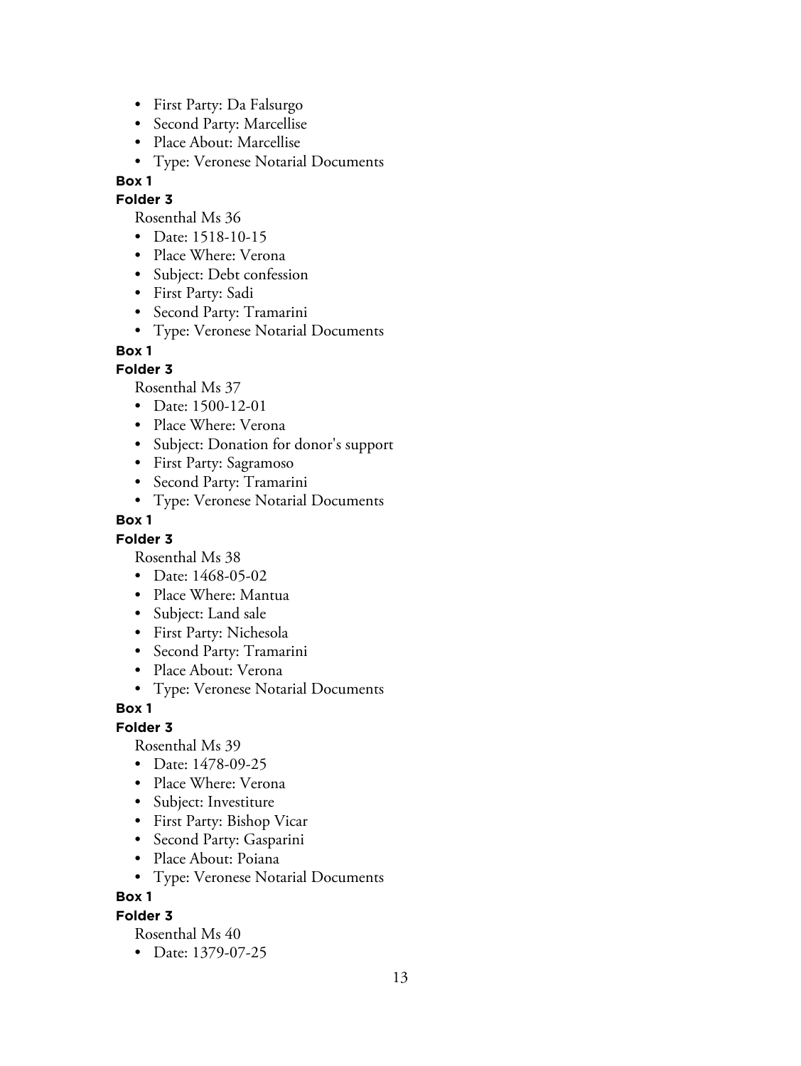- First Party: Da Falsurgo
- Second Party: Marcellise
- Place About: Marcellise
- Type: Veronese Notarial Documents

**Box 1**

**Folder 3**

Rosenthal Ms 36

- Date: 1518-10-15
- Place Where: Verona
- Subject: Debt confession
- First Party: Sadi
- Second Party: Tramarini
- Type: Veronese Notarial Documents

**Box 1**

**Folder 3**

Rosenthal Ms 37

- Date: 1500-12-01
- Place Where: Verona
- Subject: Donation for donor's support
- First Party: Sagramoso
- Second Party: Tramarini
- Type: Veronese Notarial Documents

**Box 1**

**Folder 3**

Rosenthal Ms 38

- Date: 1468-05-02
- Place Where: Mantua
- Subject: Land sale
- First Party: Nichesola
- Second Party: Tramarini
- Place About: Verona
- Type: Veronese Notarial Documents

**Box 1**

**Folder 3**

Rosenthal Ms 39

- Date: 1478-09-25
- Place Where: Verona
- Subject: Investiture
- First Party: Bishop Vicar
- Second Party: Gasparini
- Place About: Poiana
- Type: Veronese Notarial Documents

**Box 1**

**Folder 3**

Rosenthal Ms 40

- Date: 1379-07-25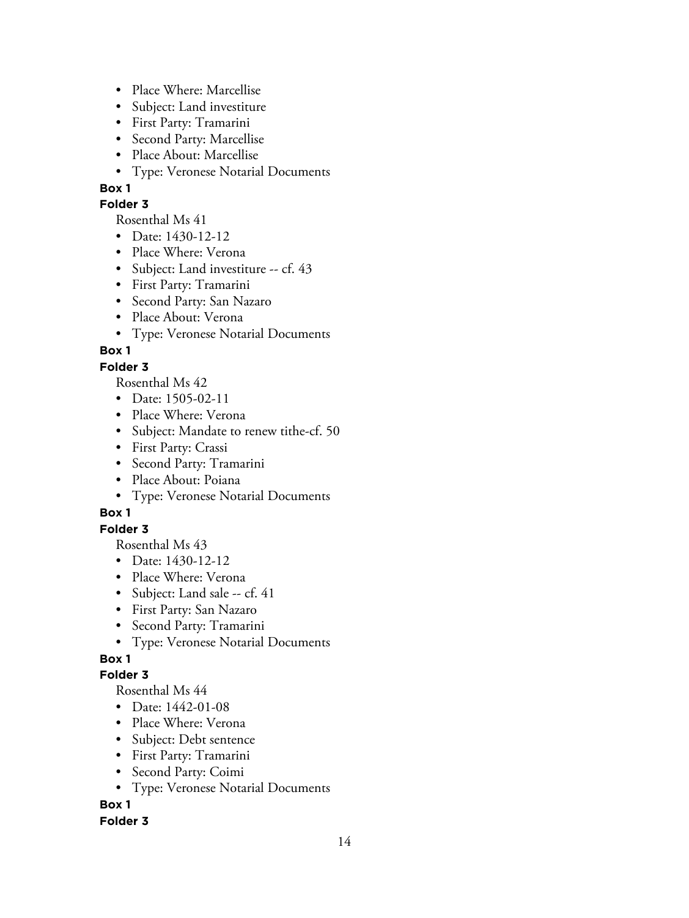- Place Where: Marcellise
- Subject: Land investiture
- First Party: Tramarini
- Second Party: Marcellise
- Place About: Marcellise
- Type: Veronese Notarial Documents

**Box 1**

**Folder 3**

Rosenthal Ms 41

- Date: 1430-12-12
- Place Where: Verona
- Subject: Land investiture -- cf. 43
- First Party: Tramarini
- Second Party: San Nazaro
- Place About: Verona
- Type: Veronese Notarial Documents

**Box 1**

**Folder 3**

Rosenthal Ms 42

- Date: 1505-02-11
- Place Where: Verona
- Subject: Mandate to renew tithe-cf. 50
- First Party: Crassi
- Second Party: Tramarini
- Place About: Poiana
- Type: Veronese Notarial Documents

**Box 1**

**Folder 3**

Rosenthal Ms 43

- Date: 1430-12-12
- Place Where: Verona
- Subject: Land sale -- cf. 41
- First Party: San Nazaro
- Second Party: Tramarini
- Type: Veronese Notarial Documents

**Box 1**

**Folder 3**

Rosenthal Ms 44

- Date: 1442-01-08
- Place Where: Verona
- Subject: Debt sentence
- First Party: Tramarini
- Second Party: Coimi
- Type: Veronese Notarial Documents

**Box 1**

**Folder 3**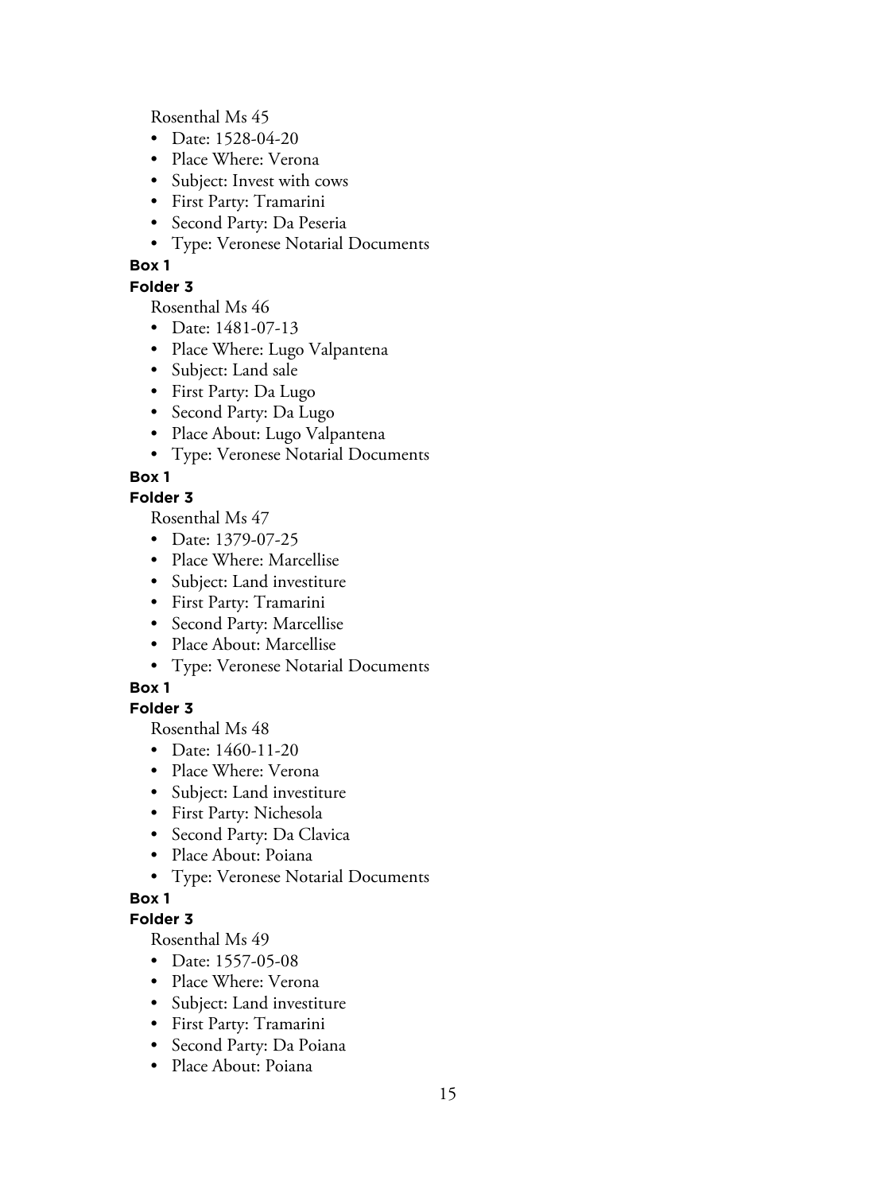Rosenthal Ms 45

- Date: 1528-04-20
- Place Where: Verona
- Subject: Invest with cows
- First Party: Tramarini
- Second Party: Da Peseria
- Type: Veronese Notarial Documents

**Box 1**

**Folder 3**

Rosenthal Ms 46

- Date: 1481-07-13
- Place Where: Lugo Valpantena
- Subject: Land sale
- First Party: Da Lugo
- Second Party: Da Lugo
- Place About: Lugo Valpantena
- Type: Veronese Notarial Documents

**Box 1**

**Folder 3**

Rosenthal Ms 47

- Date: 1379-07-25
- Place Where: Marcellise
- Subject: Land investiture
- First Party: Tramarini
- Second Party: Marcellise
- Place About: Marcellise
- Type: Veronese Notarial Documents

**Box 1**

**Folder 3**

Rosenthal Ms 48

- Date: 1460-11-20
- Place Where: Verona
- Subject: Land investiture
- First Party: Nichesola
- Second Party: Da Clavica
- Place About: Poiana
- Type: Veronese Notarial Documents

**Box 1**

**Folder 3**

Rosenthal Ms 49

- Date: 1557-05-08
- Place Where: Verona
- Subject: Land investiture
- First Party: Tramarini
- Second Party: Da Poiana
- Place About: Poiana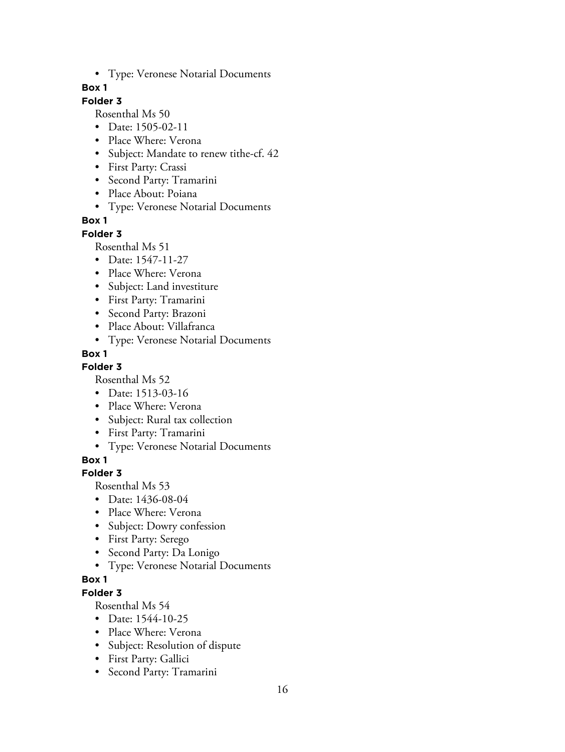- Type: Veronese Notarial Documents

**Box 1**

**Folder 3**

Rosenthal Ms 50

- Date: 1505-02-11
- Place Where: Verona
- Subject: Mandate to renew tithe-cf. 42
- First Party: Crassi
- Second Party: Tramarini
- Place About: Poiana
- Type: Veronese Notarial Documents

**Box 1**

**Folder 3**

Rosenthal Ms 51

- Date: 1547-11-27
- Place Where: Verona
- Subject: Land investiture
- First Party: Tramarini
- Second Party: Brazoni
- Place About: Villafranca
- Type: Veronese Notarial Documents

**Box 1**

**Folder 3**

Rosenthal Ms 52

- Date: 1513-03-16
- Place Where: Verona
- Subject: Rural tax collection
- First Party: Tramarini
- Type: Veronese Notarial Documents

**Box 1**

**Folder 3**

Rosenthal Ms 53

- Date: 1436-08-04
- Place Where: Verona
- Subject: Dowry confession
- First Party: Serego
- Second Party: Da Lonigo
- Type: Veronese Notarial Documents

**Box 1**

**Folder 3**

Rosenthal Ms 54

- Date: 1544-10-25
- Place Where: Verona
- Subject: Resolution of dispute
- First Party: Gallici
- Second Party: Tramarini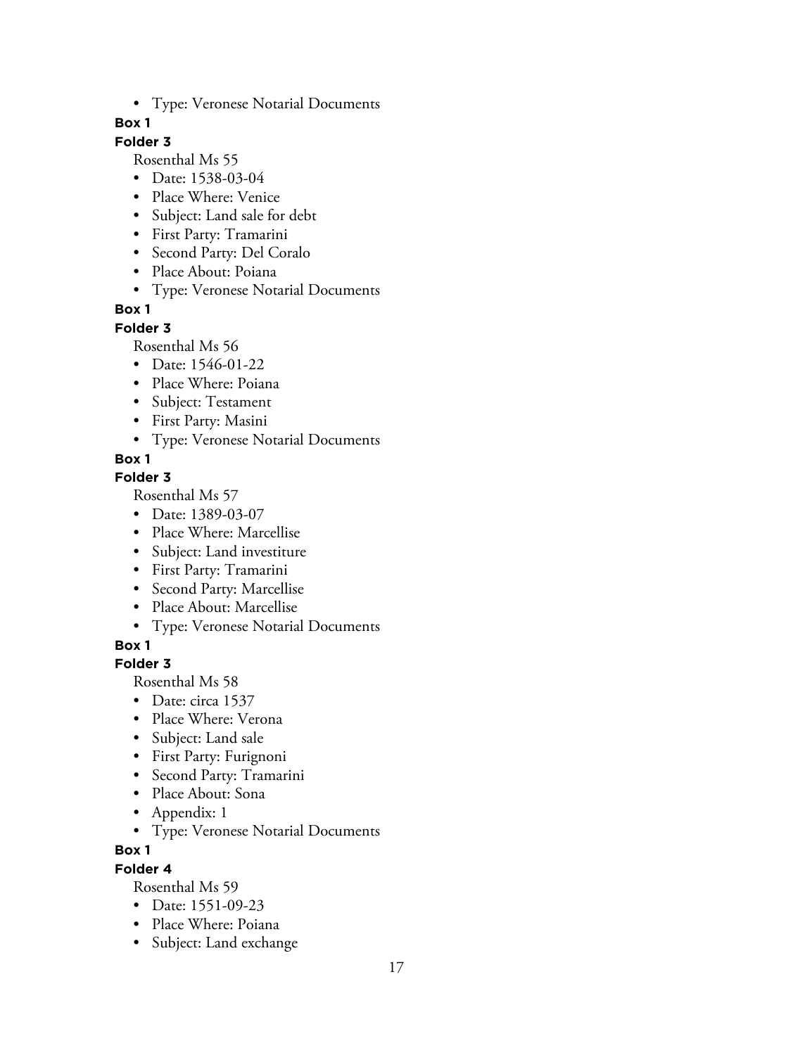- Type: Veronese Notarial Documents

**Box 1**

**Folder 3**

Rosenthal Ms 55

- Date: 1538-03-04
- Place Where: Venice
- Subject: Land sale for debt
- First Party: Tramarini
- Second Party: Del Coralo
- Place About: Poiana
- Type: Veronese Notarial Documents

**Box 1**

**Folder 3**

Rosenthal Ms 56

- Date: 1546-01-22
- Place Where: Poiana
- Subject: Testament
- First Party: Masini
- Type: Veronese Notarial Documents

**Box 1**

**Folder 3**

Rosenthal Ms 57

- Date: 1389-03-07
- Place Where: Marcellise
- Subject: Land investiture
- First Party: Tramarini
- Second Party: Marcellise
- Place About: Marcellise
- Type: Veronese Notarial Documents

**Box 1**

**Folder 3**

Rosenthal Ms 58

- Date: circa 1537
- Place Where: Verona
- Subject: Land sale
- First Party: Furignoni
- Second Party: Tramarini
- Place About: Sona
- Appendix: 1
- Type: Veronese Notarial Documents

**Box 1**

**Folder 4**

Rosenthal Ms 59

- Date: 1551-09-23
- Place Where: Poiana
- Subject: Land exchange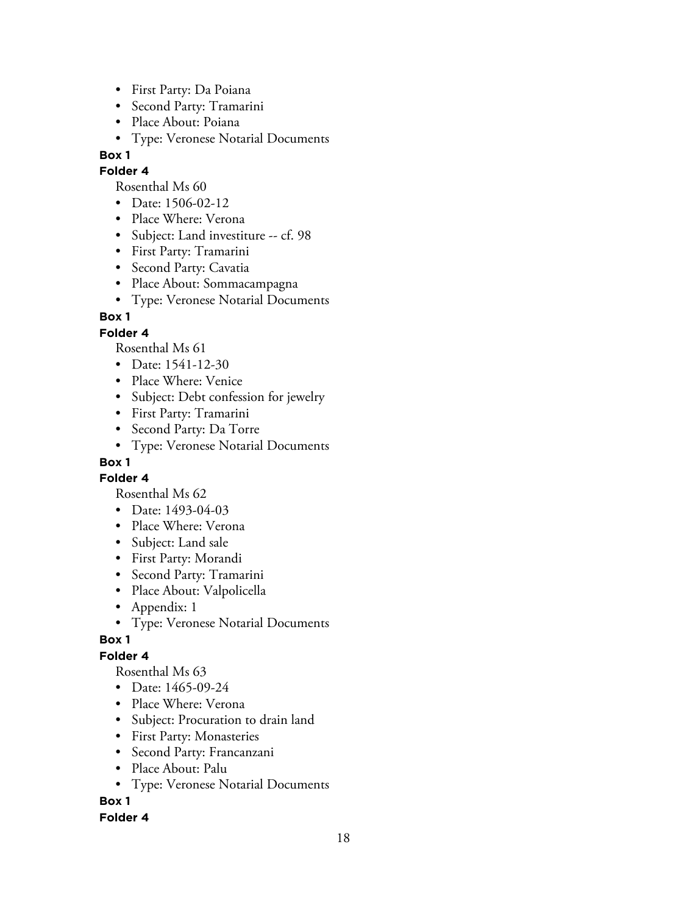- First Party: Da Poiana
- Second Party: Tramarini
- Place About: Poiana
- Type: Veronese Notarial Documents

**Box 1**

**Folder 4**

Rosenthal Ms 60

- Date: 1506-02-12
- Place Where: Verona
- Subject: Land investiture -- cf. 98
- First Party: Tramarini
- Second Party: Cavatia
- Place About: Sommacampagna
- Type: Veronese Notarial Documents

**Box 1**

**Folder 4**

Rosenthal Ms 61

- Date: 1541-12-30
- Place Where: Venice
- Subject: Debt confession for jewelry
- First Party: Tramarini
- Second Party: Da Torre
- Type: Veronese Notarial Documents

**Box 1**

**Folder 4**

Rosenthal Ms 62

- Date: 1493-04-03
- Place Where: Verona
- Subject: Land sale
- First Party: Morandi
- Second Party: Tramarini
- Place About: Valpolicella
- Appendix: 1
- Type: Veronese Notarial Documents

**Box 1**

**Folder 4**

Rosenthal Ms 63

- Date: 1465-09-24
- Place Where: Verona
- Subject: Procuration to drain land
- First Party: Monasteries
- Second Party: Francanzani
- Place About: Palu
- Type: Veronese Notarial Documents

**Box 1**

**Folder 4**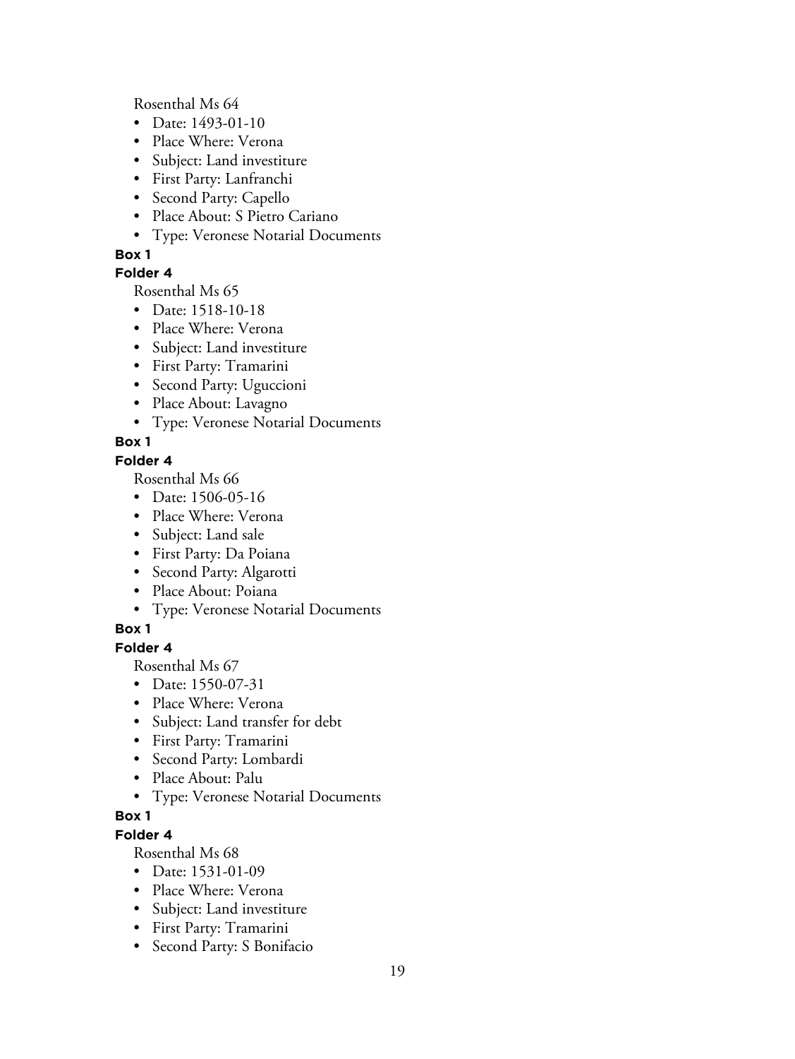Rosenthal Ms 64

- Date: 1493-01-10
- Place Where: Verona
- Subject: Land investiture
- First Party: Lanfranchi
- Second Party: Capello
- Place About: S Pietro Cariano
- Type: Veronese Notarial Documents

**Box 1**

**Folder 4**

Rosenthal Ms 65

- Date: 1518-10-18
- Place Where: Verona
- Subject: Land investiture
- First Party: Tramarini
- Second Party: Uguccioni
- Place About: Lavagno
- Type: Veronese Notarial Documents

**Box 1**

**Folder 4**

Rosenthal Ms 66

- Date: 1506-05-16
- Place Where: Verona
- Subject: Land sale
- First Party: Da Poiana
- Second Party: Algarotti
- Place About: Poiana
- Type: Veronese Notarial Documents

**Box 1**

**Folder 4**

Rosenthal Ms 67

- Date: 1550-07-31
- Place Where: Verona
- Subject: Land transfer for debt
- First Party: Tramarini
- Second Party: Lombardi
- Place About: Palu
- Type: Veronese Notarial Documents

**Box 1**

**Folder 4**

Rosenthal Ms 68

- Date: 1531-01-09
- Place Where: Verona
- Subject: Land investiture
- First Party: Tramarini
- Second Party: S Bonifacio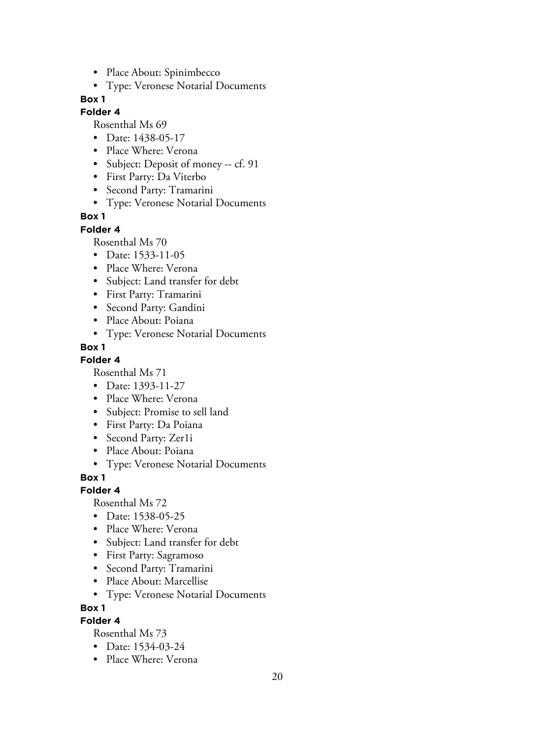- Place About: Spinimbecco
- Type: Veronese Notarial Documents

**Box 1**

**Folder 4**

Rosenthal Ms 69

- Date: 1438-05-17
- Place Where: Verona
- Subject: Deposit of money -- cf. 91
- First Party: Da Viterbo
- Second Party: Tramarini
- Type: Veronese Notarial Documents

**Box 1**

**Folder 4**

Rosenthal Ms 70

- Date: 1533-11-05
- Place Where: Verona
- Subject: Land transfer for debt
- First Party: Tramarini
- Second Party: Gandini
- Place About: Poiana
- Type: Veronese Notarial Documents

**Box 1**

**Folder 4**

Rosenthal Ms 71

- Date: 1393-11-27
- Place Where: Verona
- Subject: Promise to sell land
- First Party: Da Poiana
- Second Party: Zer1i
- Place About: Poiana
- Type: Veronese Notarial Documents

**Box 1**

**Folder 4**

Rosenthal Ms 72

- Date: 1538-05-25
- Place Where: Verona
- Subject: Land transfer for debt
- First Party: Sagramoso
- Second Party: Tramarini
- Place About: Marcellise
- Type: Veronese Notarial Documents

**Box 1**

**Folder 4**

Rosenthal Ms 73

- Date: 1534-03-24
- Place Where: Verona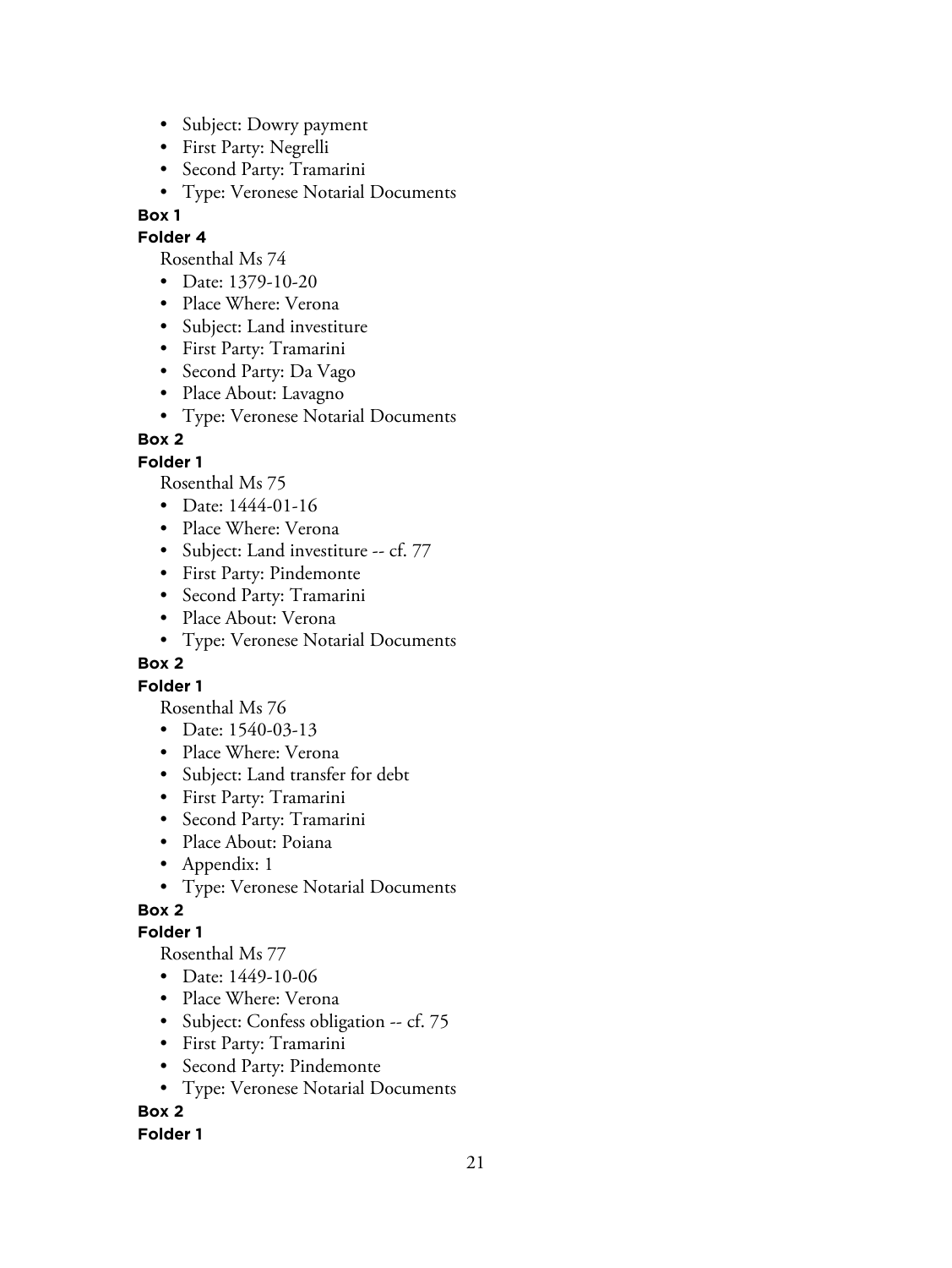- Subject: Dowry payment
- First Party: Negrelli
- Second Party: Tramarini
- Type: Veronese Notarial Documents

**Box 1**

**Folder 4**

Rosenthal Ms 74

- Date: 1379-10-20
- Place Where: Verona
- Subject: Land investiture
- First Party: Tramarini
- Second Party: Da Vago
- Place About: Lavagno
- Type: Veronese Notarial Documents

**Box 2**

**Folder 1**

Rosenthal Ms 75

- Date: 1444-01-16
- Place Where: Verona
- Subject: Land investiture -- cf. 77
- First Party: Pindemonte
- Second Party: Tramarini
- Place About: Verona
- Type: Veronese Notarial Documents

**Box 2**

**Folder 1**

Rosenthal Ms 76

- Date: 1540-03-13
- Place Where: Verona
- Subject: Land transfer for debt
- First Party: Tramarini
- Second Party: Tramarini
- Place About: Poiana
- Appendix: 1
- Type: Veronese Notarial Documents

**Box 2**

**Folder 1**

Rosenthal Ms 77

- Date: 1449-10-06
- Place Where: Verona
- Subject: Confess obligation -- cf. 75
- First Party: Tramarini
- Second Party: Pindemonte
- Type: Veronese Notarial Documents

**Box 2**

**Folder 1**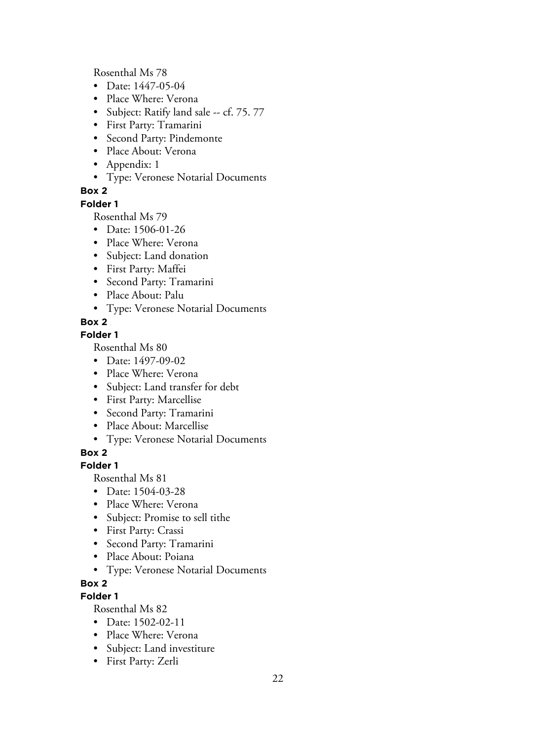Rosenthal Ms 78

- Date: 1447-05-04
- Place Where: Verona
- Subject: Ratify land sale -- cf. 75. 77
- First Party: Tramarini
- Second Party: Pindemonte
- Place About: Verona
- Appendix: 1
- Type: Veronese Notarial Documents

**Box 2**

**Folder 1**

Rosenthal Ms 79

- Date: 1506-01-26
- Place Where: Verona
- Subject: Land donation
- First Party: Maffei
- Second Party: Tramarini
- Place About: Palu
- Type: Veronese Notarial Documents

**Box 2**

**Folder 1**

Rosenthal Ms 80

- Date: 1497-09-02
- Place Where: Verona
- Subject: Land transfer for debt
- First Party: Marcellise
- Second Party: Tramarini
- Place About: Marcellise
- Type: Veronese Notarial Documents

**Box 2**

**Folder 1**

Rosenthal Ms 81

- Date: 1504-03-28
- Place Where: Verona
- Subject: Promise to sell tithe
- First Party: Crassi
- Second Party: Tramarini
- Place About: Poiana
- Type: Veronese Notarial Documents

**Box 2**

**Folder 1**

Rosenthal Ms 82

- Date: 1502-02-11
- Place Where: Verona
- Subject: Land investiture
- First Party: Zerli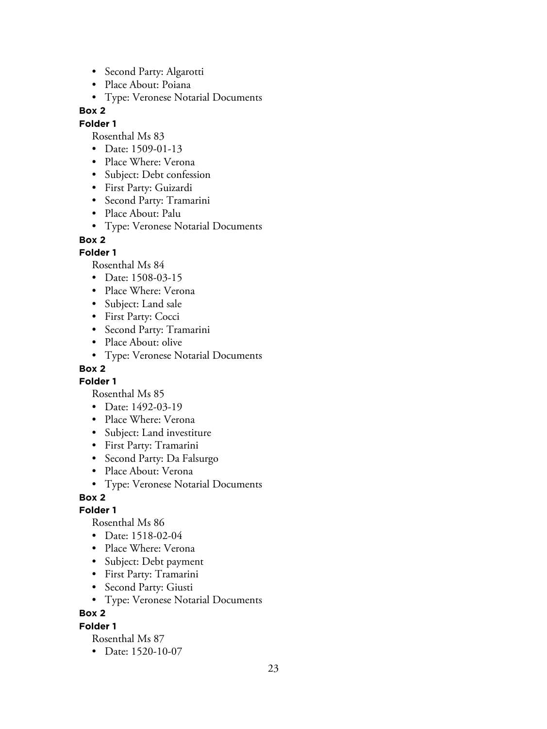- Second Party: Algarotti
- Place About: Poiana
- Type: Veronese Notarial Documents

**Box 2**

**Folder 1**

Rosenthal Ms 83

- Date: 1509-01-13
- Place Where: Verona
- Subject: Debt confession
- First Party: Guizardi
- Second Party: Tramarini
- Place About: Palu
- Type: Veronese Notarial Documents

**Box 2**

**Folder 1**

Rosenthal Ms 84

- Date: 1508-03-15
- Place Where: Verona
- Subject: Land sale
- First Party: Cocci
- Second Party: Tramarini
- Place About: olive
- Type: Veronese Notarial Documents

**Box 2**

**Folder 1**

Rosenthal Ms 85

- Date: 1492-03-19
- Place Where: Verona
- Subject: Land investiture
- First Party: Tramarini
- Second Party: Da Falsurgo
- Place About: Verona
- Type: Veronese Notarial Documents

**Box 2**

**Folder 1**

Rosenthal Ms 86

- Date: 1518-02-04
- Place Where: Verona
- Subject: Debt payment
- First Party: Tramarini
- Second Party: Giusti
- Type: Veronese Notarial Documents

**Box 2**

**Folder 1**

Rosenthal Ms 87

- Date: 1520-10-07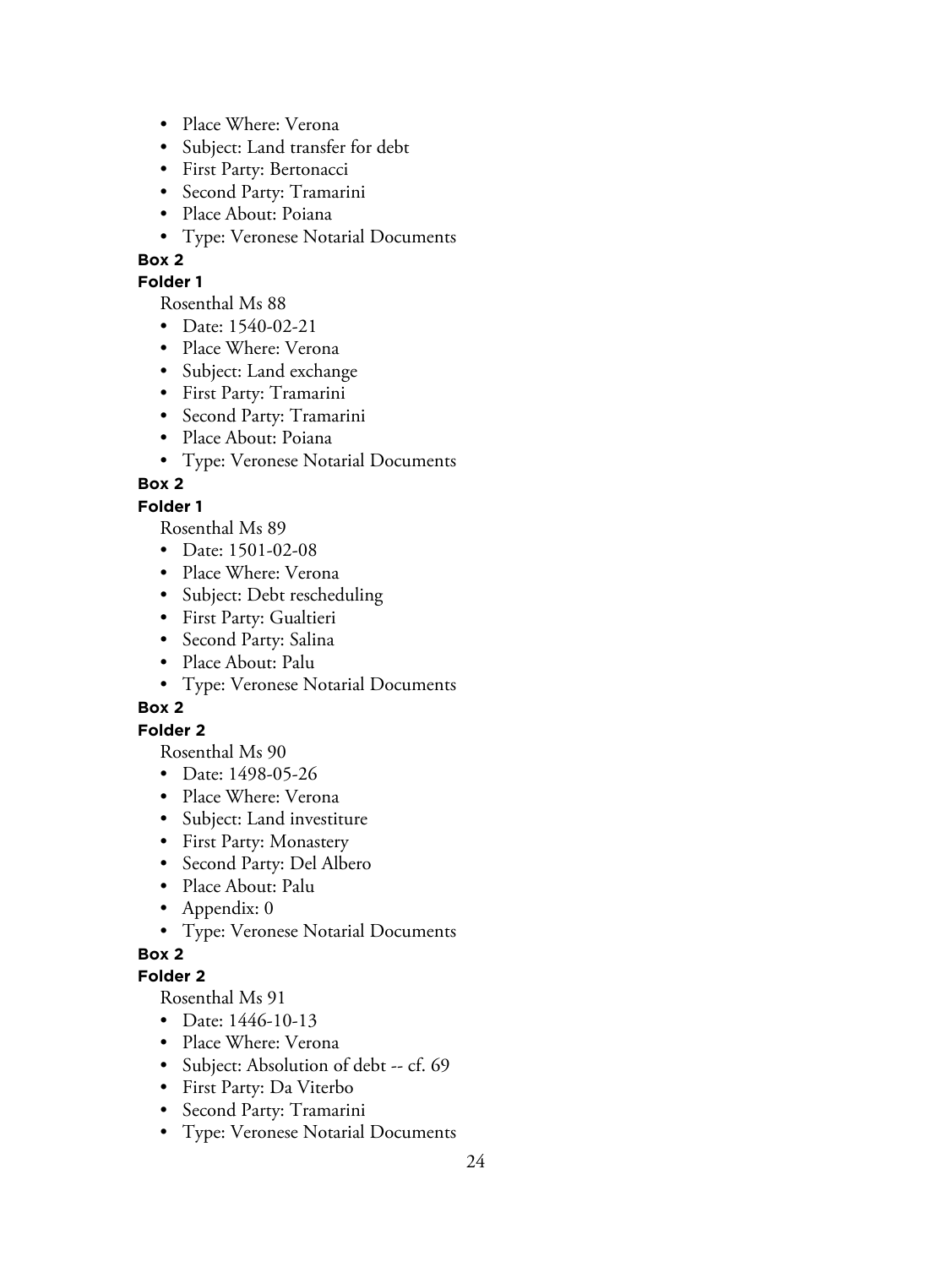- Place Where: Verona
- Subject: Land transfer for debt
- First Party: Bertonacci
- Second Party: Tramarini
- Place About: Poiana
- Type: Veronese Notarial Documents

**Box 2**

**Folder 1**

Rosenthal Ms 88

- Date: 1540-02-21
- Place Where: Verona
- Subject: Land exchange
- First Party: Tramarini
- Second Party: Tramarini
- Place About: Poiana
- Type: Veronese Notarial Documents

**Box 2**

**Folder 1**

Rosenthal Ms 89

- Date: 1501-02-08
- Place Where: Verona
- Subject: Debt rescheduling
- First Party: Gualtieri
- Second Party: Salina
- Place About: Palu
- Type: Veronese Notarial Documents

**Box 2**

**Folder 2**

Rosenthal Ms 90

- Date: 1498-05-26
- Place Where: Verona
- Subject: Land investiture
- First Party: Monastery
- Second Party: Del Albero
- Place About: Palu
- Appendix: 0
- Type: Veronese Notarial Documents

**Box 2**

**Folder 2**

Rosenthal Ms 91

- Date: 1446-10-13
- Place Where: Verona
- Subject: Absolution of debt -- cf. 69
- First Party: Da Viterbo
- Second Party: Tramarini
- Type: Veronese Notarial Documents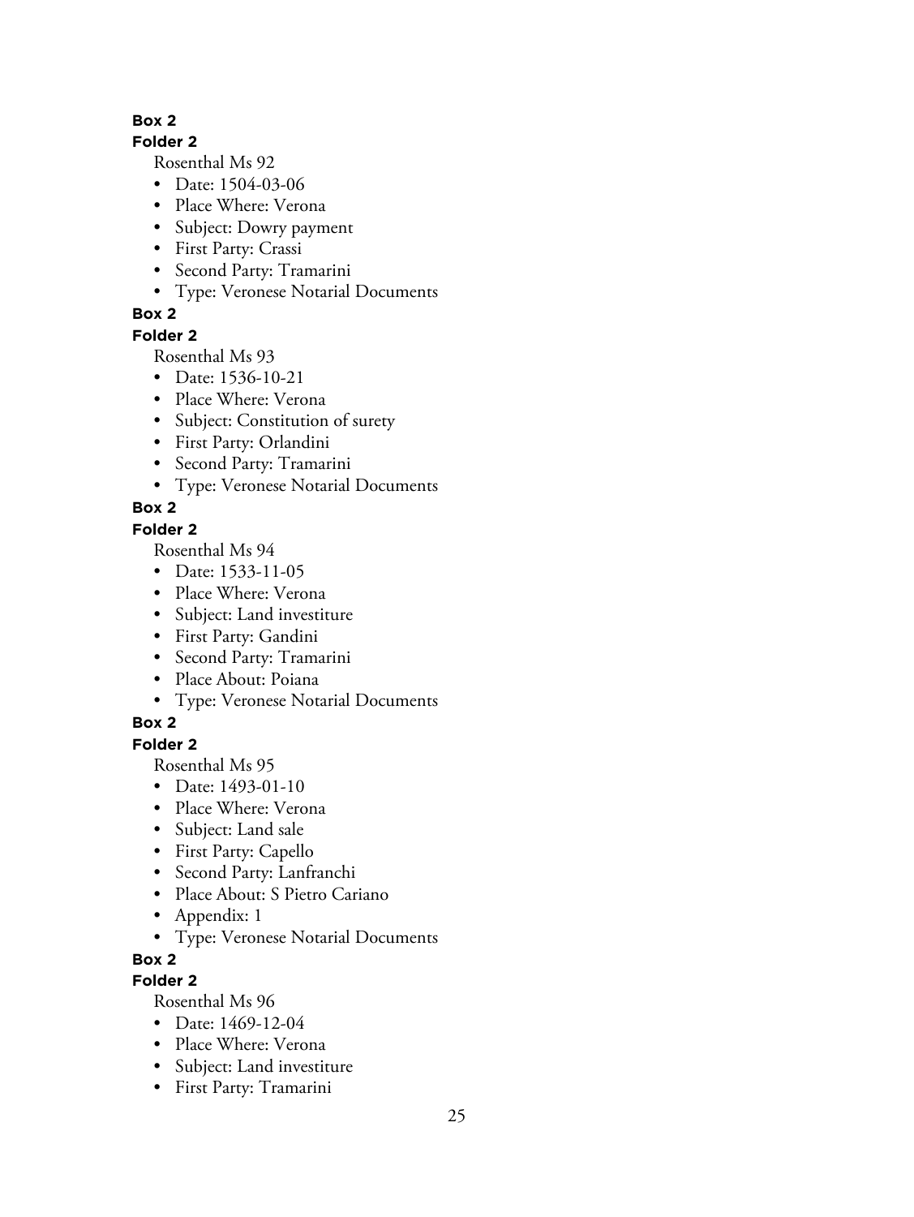**Box 2**

**Folder 2**

Rosenthal Ms 92

- Date: 1504-03-06
- Place Where: Verona
- Subject: Dowry payment
- First Party: Crassi
- Second Party: Tramarini
- Type: Veronese Notarial Documents

**Box 2**

**Folder 2**

Rosenthal Ms 93

- Date: 1536-10-21
- Place Where: Verona
- Subject: Constitution of surety
- First Party: Orlandini
- Second Party: Tramarini
- Type: Veronese Notarial Documents

**Box 2**

**Folder 2**

Rosenthal Ms 94

- Date: 1533-11-05
- Place Where: Verona
- Subject: Land investiture
- First Party: Gandini
- Second Party: Tramarini
- Place About: Poiana
- Type: Veronese Notarial Documents

**Box 2**

**Folder 2**

Rosenthal Ms 95

- Date: 1493-01-10
- Place Where: Verona
- Subject: Land sale
- First Party: Capello
- Second Party: Lanfranchi
- Place About: S Pietro Cariano
- Appendix: 1
- Type: Veronese Notarial Documents

**Box 2**

**Folder 2**

Rosenthal Ms 96

- Date: 1469-12-04
- Place Where: Verona
- Subject: Land investiture
- First Party: Tramarini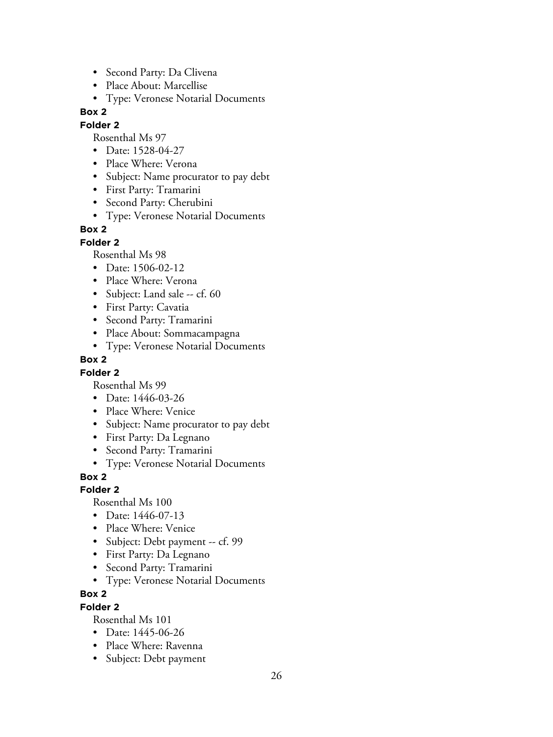- Second Party: Da Clivena
- Place About: Marcellise
- Type: Veronese Notarial Documents

**Box 2**

**Folder 2**

Rosenthal Ms 97

- Date: 1528-04-27
- Place Where: Verona
- Subject: Name procurator to pay debt
- First Party: Tramarini
- Second Party: Cherubini
- Type: Veronese Notarial Documents

**Box 2**

**Folder 2**

Rosenthal Ms 98

- Date: 1506-02-12
- Place Where: Verona
- Subject: Land sale -- cf. 60
- First Party: Cavatia
- Second Party: Tramarini
- Place About: Sommacampagna
- Type: Veronese Notarial Documents

**Box 2**

**Folder 2**

Rosenthal Ms 99

- Date: 1446-03-26
- Place Where: Venice
- Subject: Name procurator to pay debt
- First Party: Da Legnano
- Second Party: Tramarini
- Type: Veronese Notarial Documents

**Box 2**

**Folder 2**

Rosenthal Ms 100

- Date: 1446-07-13
- Place Where: Venice
- Subject: Debt payment -- cf. 99
- First Party: Da Legnano
- Second Party: Tramarini
- Type: Veronese Notarial Documents

**Box 2**

**Folder 2**

Rosenthal Ms 101

- Date: 1445-06-26
- Place Where: Ravenna
- Subject: Debt payment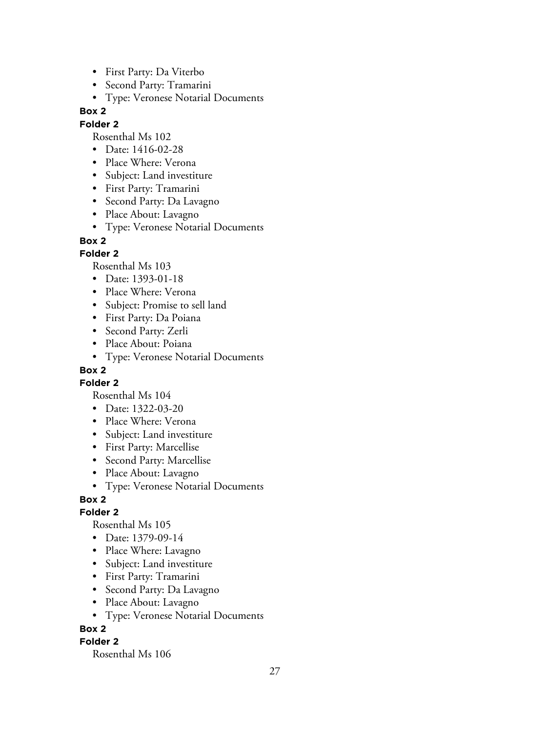- First Party: Da Viterbo
- Second Party: Tramarini
- Type: Veronese Notarial Documents

**Box 2**

**Folder 2**

Rosenthal Ms 102

- Date: 1416-02-28
- Place Where: Verona
- Subject: Land investiture
- First Party: Tramarini
- Second Party: Da Lavagno
- Place About: Lavagno
- Type: Veronese Notarial Documents

**Box 2**

**Folder 2**

Rosenthal Ms 103

- Date: 1393-01-18
- Place Where: Verona
- Subject: Promise to sell land
- First Party: Da Poiana
- Second Party: Zerli
- Place About: Poiana
- Type: Veronese Notarial Documents

**Box 2**

**Folder 2**

Rosenthal Ms 104

- Date: 1322-03-20
- Place Where: Verona
- Subject: Land investiture
- First Party: Marcellise
- Second Party: Marcellise
- Place About: Lavagno
- Type: Veronese Notarial Documents

**Box 2**

**Folder 2**

Rosenthal Ms 105

- Date: 1379-09-14
- Place Where: Lavagno
- Subject: Land investiture
- First Party: Tramarini
- Second Party: Da Lavagno
- Place About: Lavagno
- Type: Veronese Notarial Documents

**Box 2**

**Folder 2**

Rosenthal Ms 106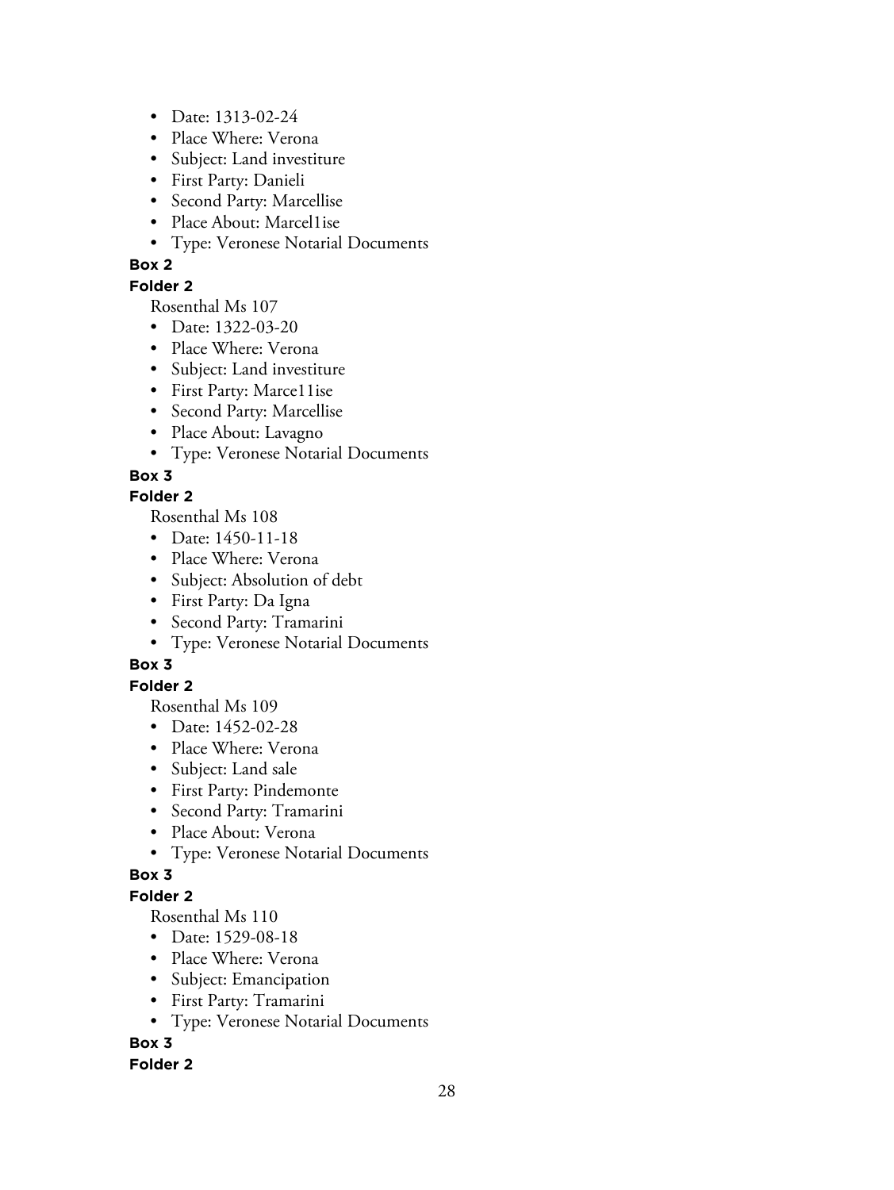- Date: 1313-02-24
- Place Where: Verona
- Subject: Land investiture
- First Party: Danieli
- Second Party: Marcellise
- Place About: Marcel1ise
- Type: Veronese Notarial Documents

**Box 2**

**Folder 2**

Rosenthal Ms 107

- Date: 1322-03-20
- Place Where: Verona
- Subject: Land investiture
- First Party: Marce11ise
- Second Party: Marcellise
- Place About: Lavagno
- Type: Veronese Notarial Documents

**Box 3**

**Folder 2**

Rosenthal Ms 108

- Date: 1450-11-18
- Place Where: Verona
- Subject: Absolution of debt
- First Party: Da Igna
- Second Party: Tramarini
- Type: Veronese Notarial Documents

**Box 3**

**Folder 2**

Rosenthal Ms 109

- Date: 1452-02-28
- Place Where: Verona
- Subject: Land sale
- First Party: Pindemonte
- Second Party: Tramarini
- Place About: Verona
- Type: Veronese Notarial Documents

**Box 3**

**Folder 2**

Rosenthal Ms 110

- Date: 1529-08-18
- Place Where: Verona
- Subject: Emancipation
- First Party: Tramarini
- Type: Veronese Notarial Documents

**Box 3**

**Folder 2**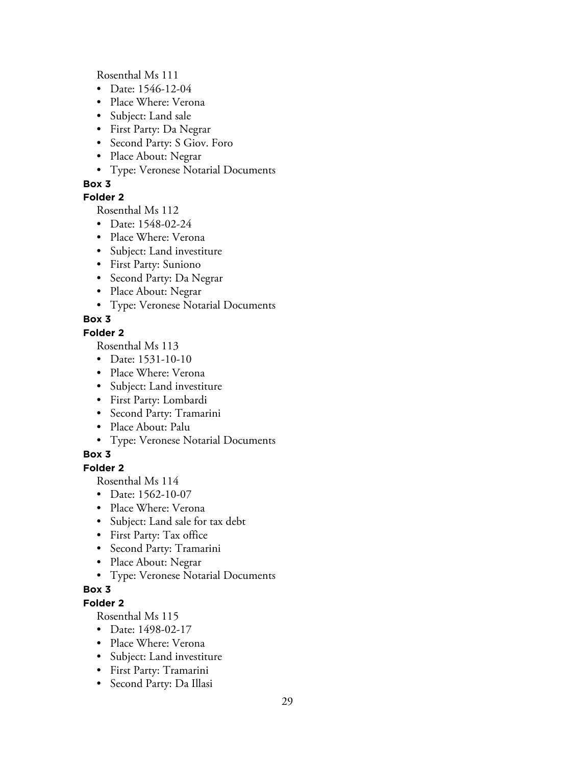Rosenthal Ms 111

- Date: 1546-12-04
- Place Where: Verona
- Subject: Land sale
- First Party: Da Negrar
- Second Party: S Giov. Foro
- Place About: Negrar
- Type: Veronese Notarial Documents

**Box 3**

**Folder 2**

Rosenthal Ms 112

- Date: 1548-02-24
- Place Where: Verona
- Subject: Land investiture
- First Party: Suniono
- Second Party: Da Negrar
- Place About: Negrar
- Type: Veronese Notarial Documents

**Box 3**

**Folder 2**

Rosenthal Ms 113

- Date: 1531-10-10
- Place Where: Verona
- Subject: Land investiture
- First Party: Lombardi
- Second Party: Tramarini
- Place About: Palu
- Type: Veronese Notarial Documents

**Box 3**

**Folder 2**

Rosenthal Ms 114

- Date: 1562-10-07
- Place Where: Verona
- Subject: Land sale for tax debt
- First Party: Tax office
- Second Party: Tramarini
- Place About: Negrar
- Type: Veronese Notarial Documents

**Box 3**

**Folder 2**

Rosenthal Ms 115

- Date: 1498-02-17
- Place Where: Verona
- Subject: Land investiture
- First Party: Tramarini
- Second Party: Da Illasi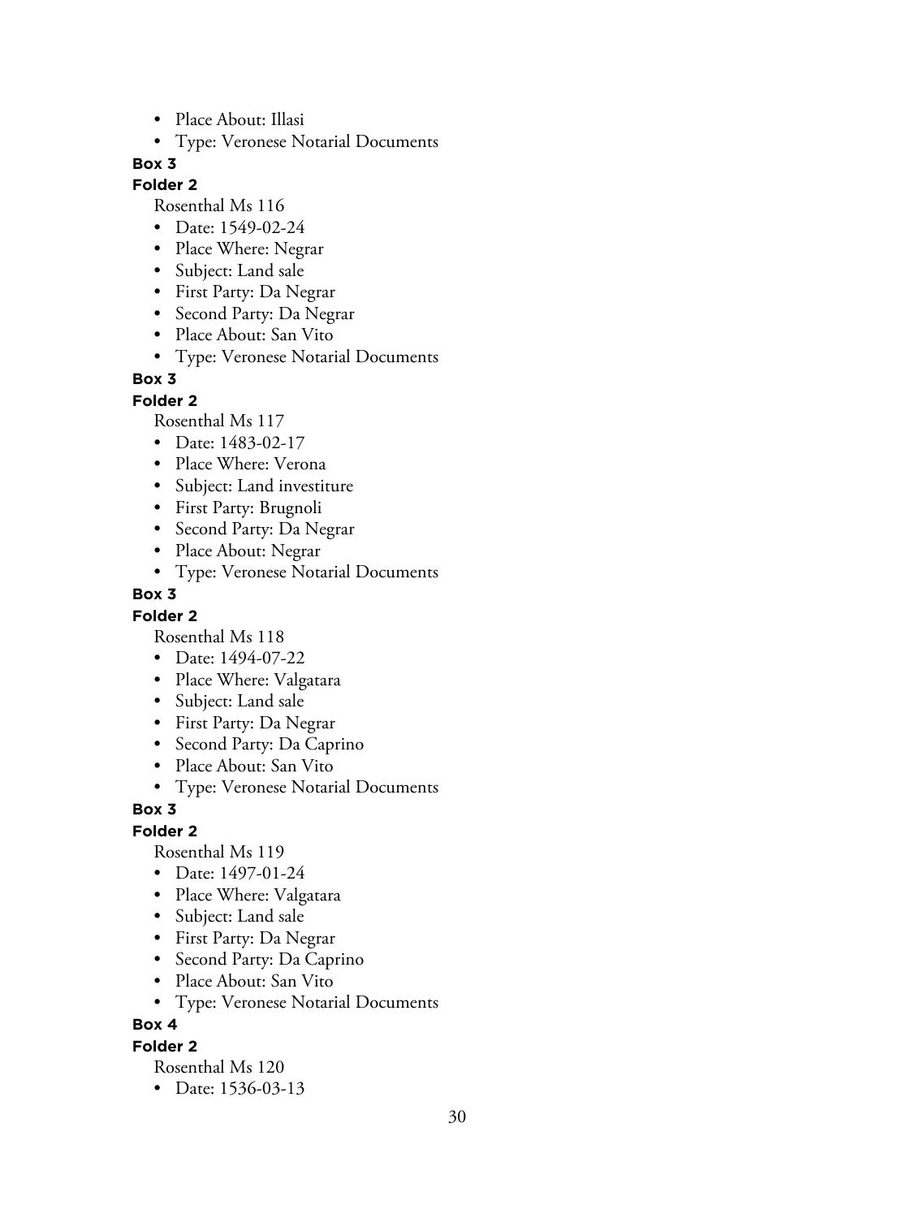- Place About: Illasi
- Type: Veronese Notarial Documents

**Box 3**

**Folder 2**

Rosenthal Ms 116

- Date: 1549-02-24
- Place Where: Negrar
- Subject: Land sale
- First Party: Da Negrar
- Second Party: Da Negrar
- Place About: San Vito
- Type: Veronese Notarial Documents

**Box 3**

**Folder 2**

Rosenthal Ms 117

- Date: 1483-02-17
- Place Where: Verona
- Subject: Land investiture
- First Party: Brugnoli
- Second Party: Da Negrar
- Place About: Negrar
- Type: Veronese Notarial Documents

**Box 3**

**Folder 2**

Rosenthal Ms 118

- Date: 1494-07-22
- Place Where: Valgatara
- Subject: Land sale
- First Party: Da Negrar
- Second Party: Da Caprino
- Place About: San Vito
- Type: Veronese Notarial Documents

**Box 3**

**Folder 2**

Rosenthal Ms 119

- Date: 1497-01-24
- Place Where: Valgatara
- Subject: Land sale
- First Party: Da Negrar
- Second Party: Da Caprino
- Place About: San Vito
- Type: Veronese Notarial Documents

**Box 4**

**Folder 2**

Rosenthal Ms 120

- Date: 1536-03-13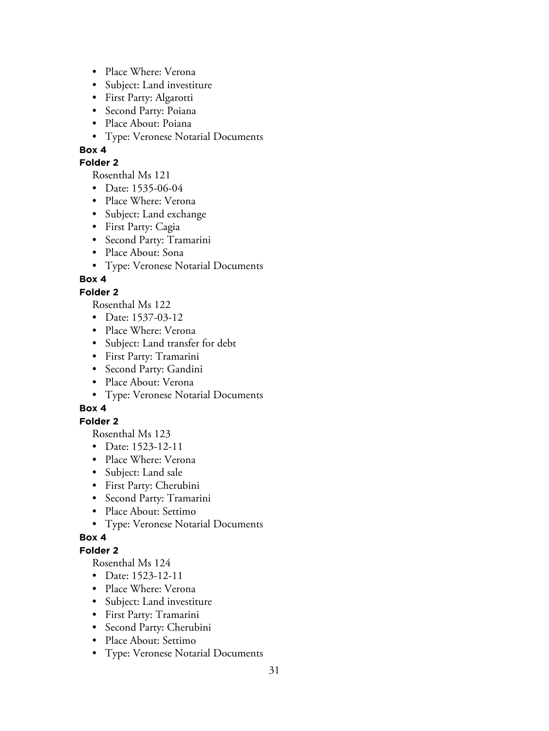- Place Where: Verona
- Subject: Land investiture
- First Party: Algarotti
- Second Party: Poiana
- Place About: Poiana
- Type: Veronese Notarial Documents

**Box 4**

**Folder 2**

Rosenthal Ms 121

- Date: 1535-06-04
- Place Where: Verona
- Subject: Land exchange
- First Party: Cagia
- Second Party: Tramarini
- Place About: Sona
- Type: Veronese Notarial Documents

**Box 4**

**Folder 2**

Rosenthal Ms 122

- Date: 1537-03-12
- Place Where: Verona
- Subject: Land transfer for debt
- First Party: Tramarini
- Second Party: Gandini
- Place About: Verona
- Type: Veronese Notarial Documents

**Box 4**

**Folder 2**

Rosenthal Ms 123

- Date: 1523-12-11
- Place Where: Verona
- Subject: Land sale
- First Party: Cherubini
- Second Party: Tramarini
- Place About: Settimo
- Type: Veronese Notarial Documents

**Box 4**

**Folder 2**

Rosenthal Ms 124

- Date: 1523-12-11
- Place Where: Verona
- Subject: Land investiture
- First Party: Tramarini
- Second Party: Cherubini
- Place About: Settimo
- Type: Veronese Notarial Documents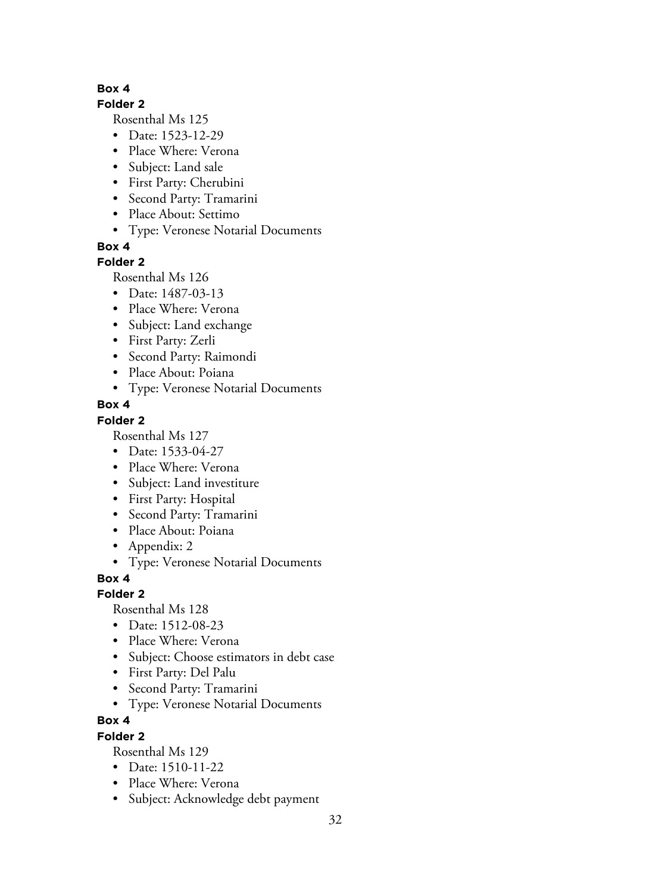**Box 4**

**Folder 2**

Rosenthal Ms 125

- Date: 1523-12-29
- Place Where: Verona
- Subject: Land sale
- First Party: Cherubini
- Second Party: Tramarini
- Place About: Settimo
- Type: Veronese Notarial Documents

**Box 4**

**Folder 2**

Rosenthal Ms 126

- Date: 1487-03-13
- Place Where: Verona
- Subject: Land exchange
- First Party: Zerli
- Second Party: Raimondi
- Place About: Poiana
- Type: Veronese Notarial Documents

**Box 4**

**Folder 2**

Rosenthal Ms 127

- Date: 1533-04-27
- Place Where: Verona
- Subject: Land investiture
- First Party: Hospital
- Second Party: Tramarini
- Place About: Poiana
- Appendix: 2
- Type: Veronese Notarial Documents

**Box 4**

**Folder 2**

Rosenthal Ms 128

- Date: 1512-08-23
- Place Where: Verona
- Subject: Choose estimators in debt case
- First Party: Del Palu
- Second Party: Tramarini
- Type: Veronese Notarial Documents

**Box 4**

**Folder 2**

Rosenthal Ms 129

- Date: 1510-11-22
- Place Where: Verona
- Subject: Acknowledge debt payment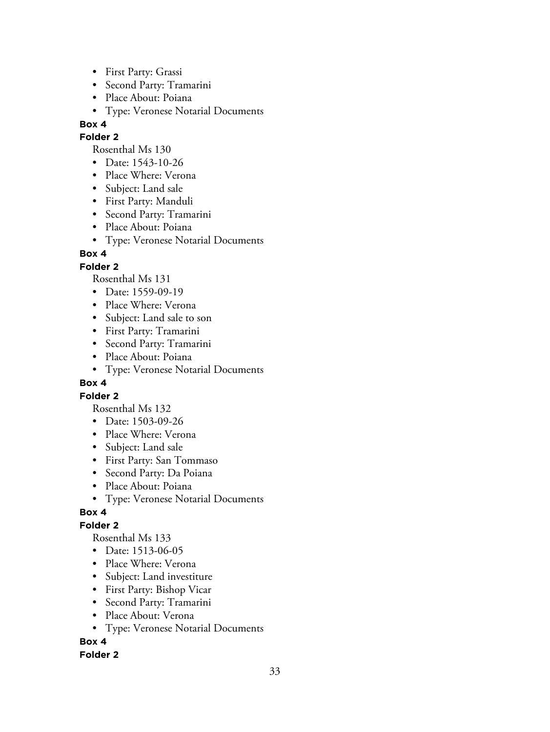- First Party: Grassi
- Second Party: Tramarini
- Place About: Poiana
- Type: Veronese Notarial Documents

**Box 4**

**Folder 2**

Rosenthal Ms 130

- Date: 1543-10-26
- Place Where: Verona
- Subject: Land sale
- First Party: Manduli
- Second Party: Tramarini
- Place About: Poiana
- Type: Veronese Notarial Documents

**Box 4**

**Folder 2**

Rosenthal Ms 131

- Date: 1559-09-19
- Place Where: Verona
- Subject: Land sale to son
- First Party: Tramarini
- Second Party: Tramarini
- Place About: Poiana
- Type: Veronese Notarial Documents

**Box 4**

**Folder 2**

Rosenthal Ms 132

- Date: 1503-09-26
- Place Where: Verona
- Subject: Land sale
- First Party: San Tommaso
- Second Party: Da Poiana
- Place About: Poiana
- Type: Veronese Notarial Documents

**Box 4**

**Folder 2**

Rosenthal Ms 133

- Date: 1513-06-05
- Place Where: Verona
- Subject: Land investiture
- First Party: Bishop Vicar
- Second Party: Tramarini
- Place About: Verona
- Type: Veronese Notarial Documents

**Box 4**

**Folder 2**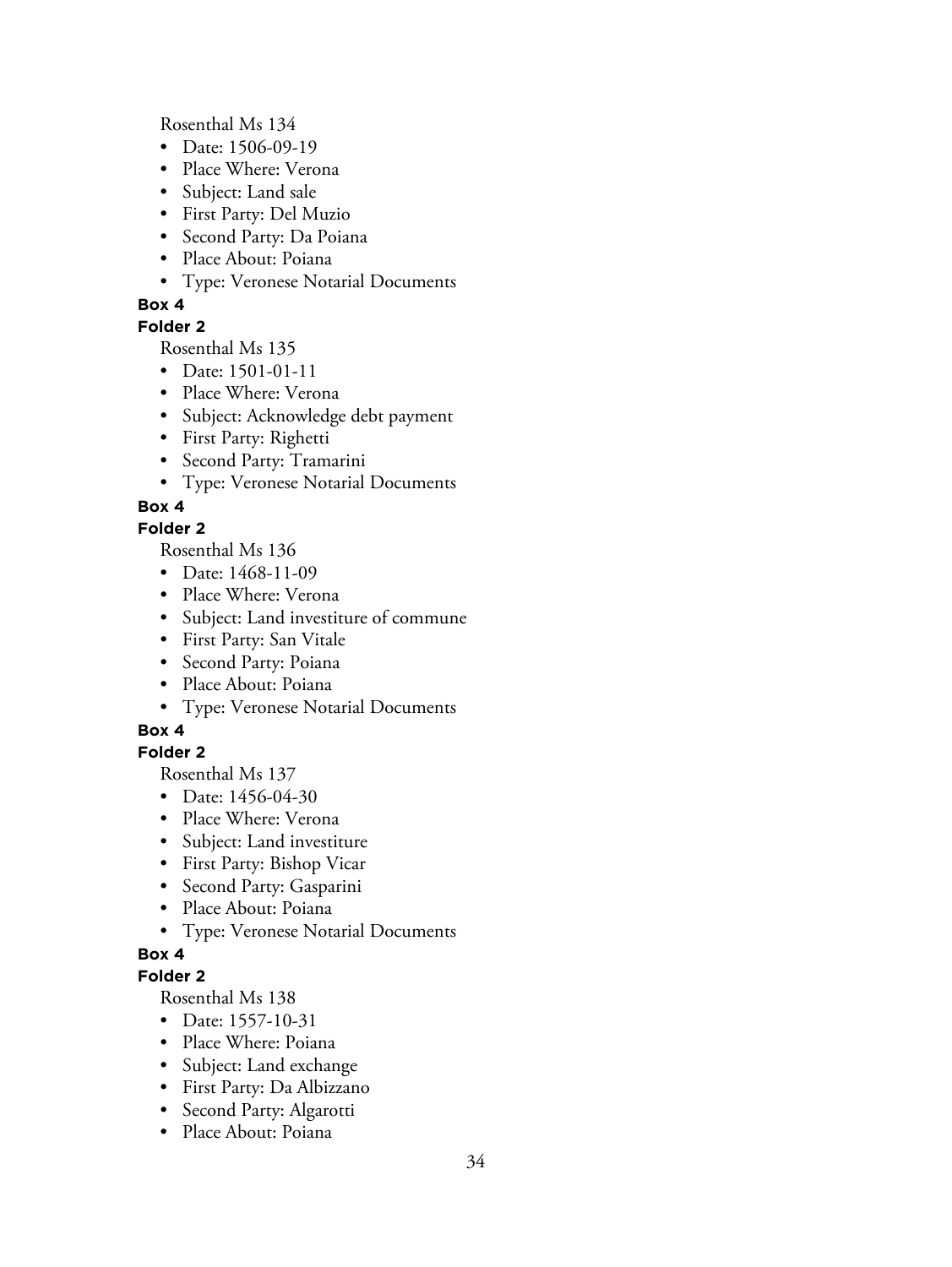Rosenthal Ms 134

- Date: 1506-09-19
- Place Where: Verona
- Subject: Land sale
- First Party: Del Muzio
- Second Party: Da Poiana
- Place About: Poiana
- Type: Veronese Notarial Documents

**Box 4**

**Folder 2**

Rosenthal Ms 135

- Date: 1501-01-11
- Place Where: Verona
- Subject: Acknowledge debt payment
- First Party: Righetti
- Second Party: Tramarini
- Type: Veronese Notarial Documents

**Box 4**

**Folder 2**

Rosenthal Ms 136

- Date: 1468-11-09
- Place Where: Verona
- Subject: Land investiture of commune
- First Party: San Vitale
- Second Party: Poiana
- Place About: Poiana
- Type: Veronese Notarial Documents

**Box 4**

**Folder 2**

Rosenthal Ms 137

- Date: 1456-04-30
- Place Where: Verona
- Subject: Land investiture
- First Party: Bishop Vicar
- Second Party: Gasparini
- Place About: Poiana
- Type: Veronese Notarial Documents

**Box 4**

**Folder 2**

Rosenthal Ms 138

- Date: 1557-10-31
- Place Where: Poiana
- Subject: Land exchange
- First Party: Da Albizzano
- Second Party: Algarotti
- Place About: Poiana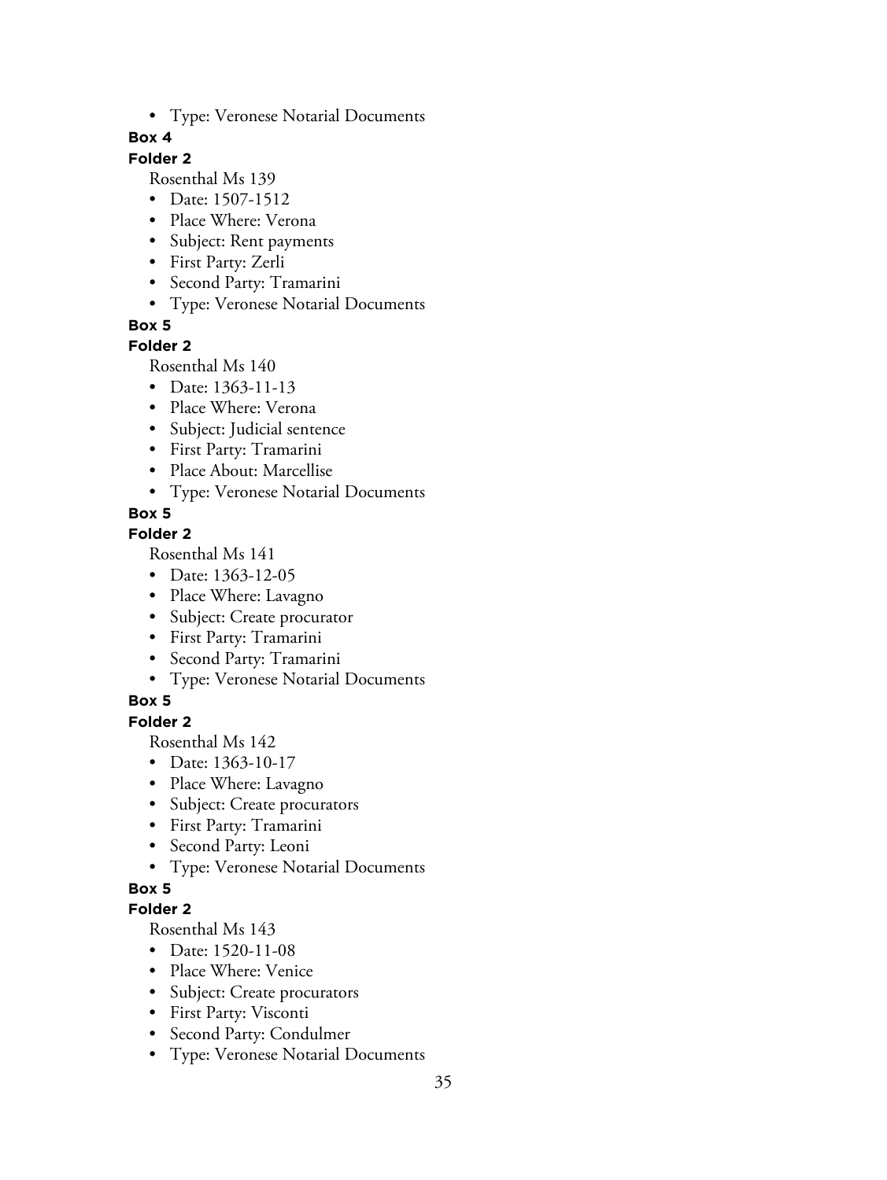- Type: Veronese Notarial Documents

**Box 4**

**Folder 2**

Rosenthal Ms 139

- Date: 1507-1512
- Place Where: Verona
- Subject: Rent payments
- First Party: Zerli
- Second Party: Tramarini
- Type: Veronese Notarial Documents

**Box 5**

**Folder 2**

Rosenthal Ms 140

- Date: 1363-11-13
- Place Where: Verona
- Subject: Judicial sentence
- First Party: Tramarini
- Place About: Marcellise
- Type: Veronese Notarial Documents

**Box 5**

**Folder 2**

Rosenthal Ms 141

- Date: 1363-12-05
- Place Where: Lavagno
- Subject: Create procurator
- First Party: Tramarini
- Second Party: Tramarini
- Type: Veronese Notarial Documents

**Box 5**

**Folder 2**

Rosenthal Ms 142

- Date: 1363-10-17
- Place Where: Lavagno
- Subject: Create procurators
- First Party: Tramarini
- Second Party: Leoni
- Type: Veronese Notarial Documents

**Box 5**

**Folder 2**

Rosenthal Ms 143

- Date: 1520-11-08
- Place Where: Venice
- Subject: Create procurators
- First Party: Visconti
- Second Party: Condulmer
- Type: Veronese Notarial Documents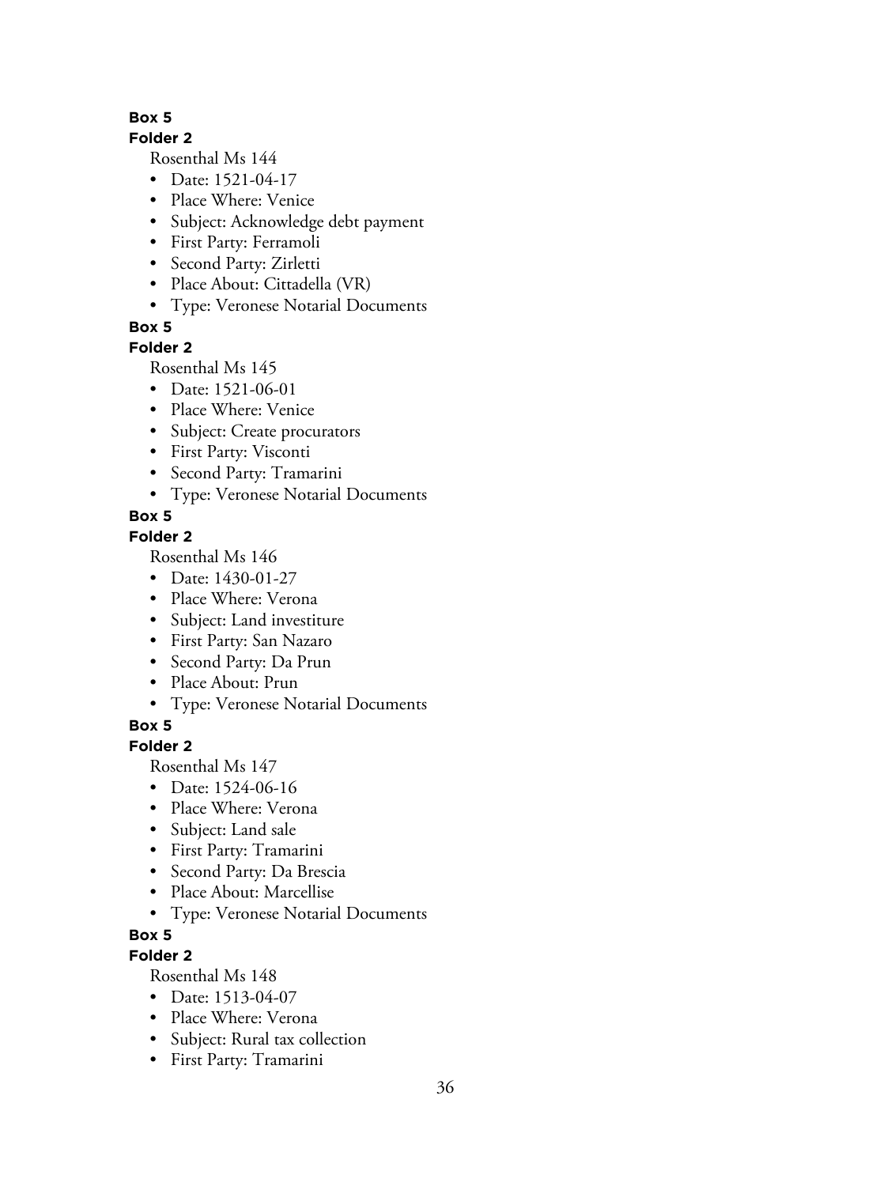**Box 5**

**Folder 2**

Rosenthal Ms 144

- Date: 1521-04-17
- Place Where: Venice
- Subject: Acknowledge debt payment
- First Party: Ferramoli
- Second Party: Zirletti
- Place About: Cittadella (VR)
- Type: Veronese Notarial Documents

**Box 5**

**Folder 2**

Rosenthal Ms 145

- Date: 1521-06-01
- Place Where: Venice
- Subject: Create procurators
- First Party: Visconti
- Second Party: Tramarini
- Type: Veronese Notarial Documents

**Box 5**

**Folder 2**

Rosenthal Ms 146

- Date: 1430-01-27
- Place Where: Verona
- Subject: Land investiture
- First Party: San Nazaro
- Second Party: Da Prun
- Place About: Prun
- Type: Veronese Notarial Documents

**Box 5**

**Folder 2**

Rosenthal Ms 147

- Date: 1524-06-16
- Place Where: Verona
- Subject: Land sale
- First Party: Tramarini
- Second Party: Da Brescia
- Place About: Marcellise
- Type: Veronese Notarial Documents

**Box 5**

**Folder 2**

Rosenthal Ms 148

- Date: 1513-04-07
- Place Where: Verona
- Subject: Rural tax collection
- First Party: Tramarini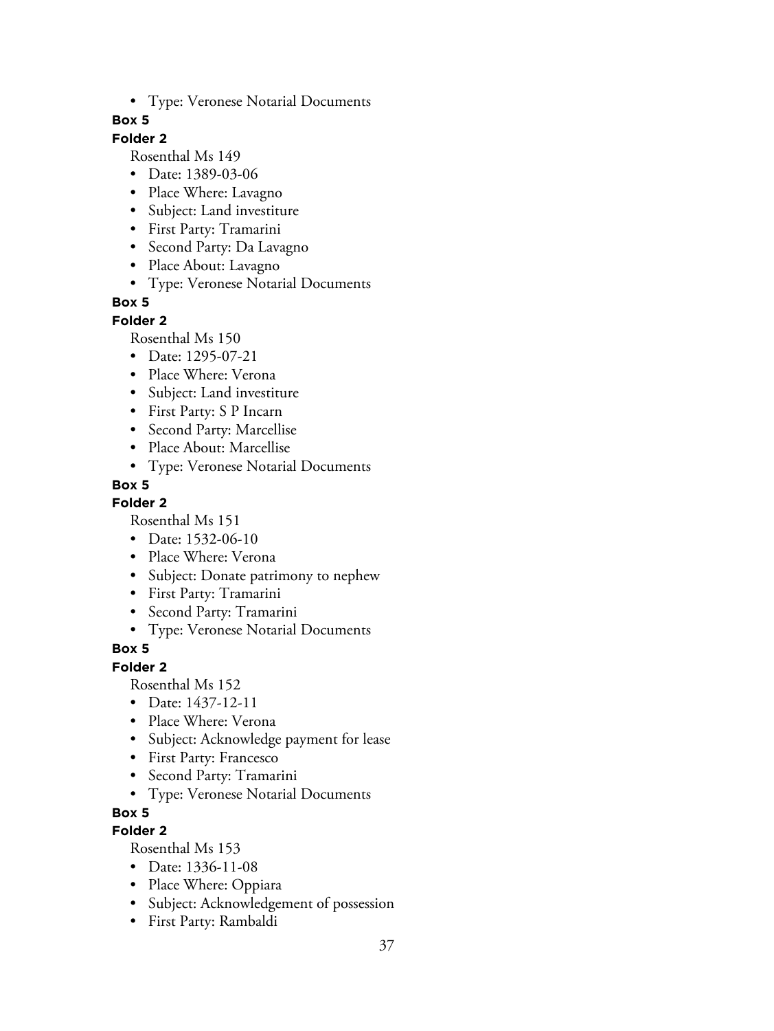- Type: Veronese Notarial Documents

**Box 5**

**Folder 2**

Rosenthal Ms 149

- Date: 1389-03-06
- Place Where: Lavagno
- Subject: Land investiture
- First Party: Tramarini
- Second Party: Da Lavagno
- Place About: Lavagno
- Type: Veronese Notarial Documents

**Box 5**

**Folder 2**

Rosenthal Ms 150

- Date: 1295-07-21
- Place Where: Verona
- Subject: Land investiture
- First Party: S P Incarn
- Second Party: Marcellise
- Place About: Marcellise
- Type: Veronese Notarial Documents

**Box 5**

**Folder 2**

Rosenthal Ms 151

- Date: 1532-06-10
- Place Where: Verona
- Subject: Donate patrimony to nephew
- First Party: Tramarini
- Second Party: Tramarini
- Type: Veronese Notarial Documents

**Box 5**

**Folder 2**

Rosenthal Ms 152

- Date: 1437-12-11
- Place Where: Verona
- Subject: Acknowledge payment for lease
- First Party: Francesco
- Second Party: Tramarini
- Type: Veronese Notarial Documents

**Box 5**

**Folder 2**

Rosenthal Ms 153

- Date: 1336-11-08
- Place Where: Oppiara
- Subject: Acknowledgement of possession
- First Party: Rambaldi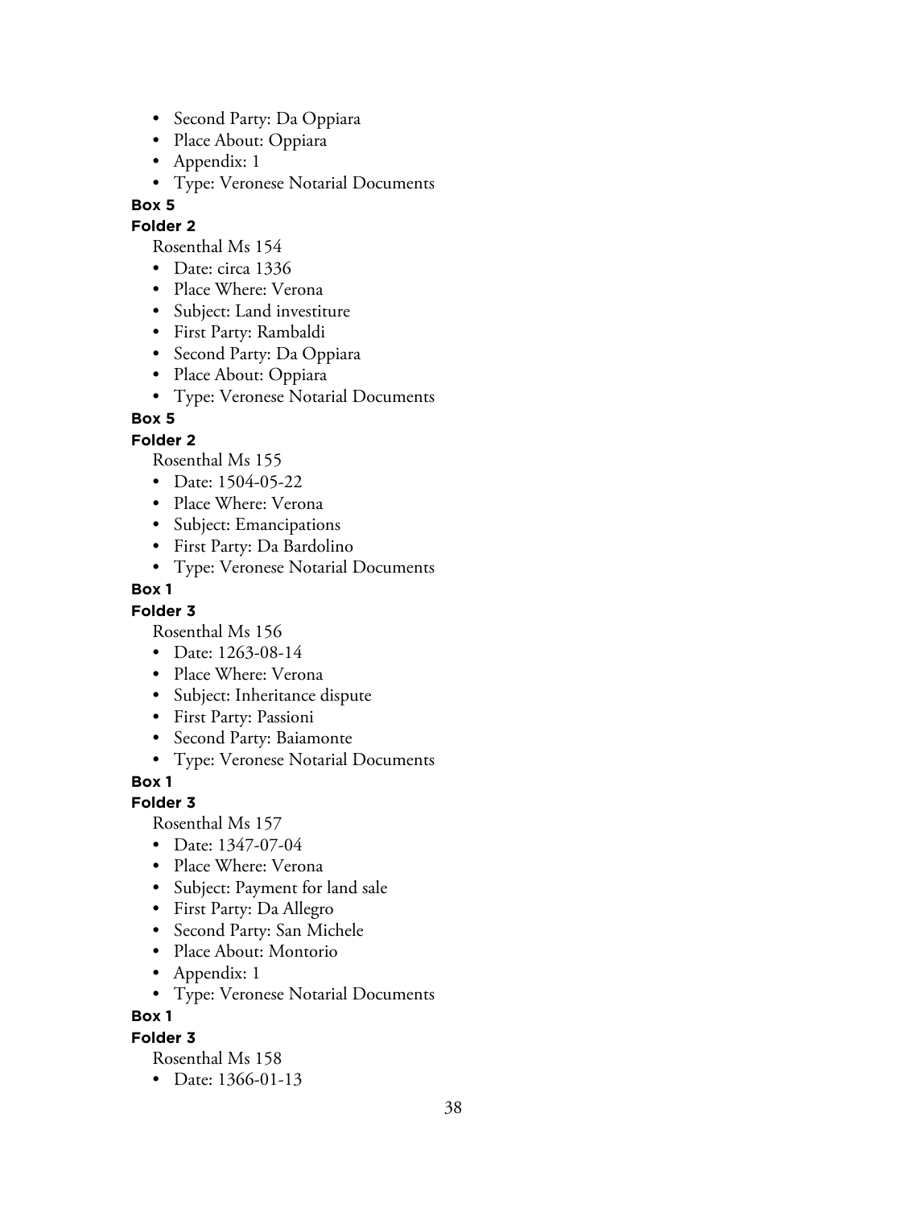- Second Party: Da Oppiara
- Place About: Oppiara
- Appendix: 1
- Type: Veronese Notarial Documents

**Box 5**

**Folder 2**

Rosenthal Ms 154

- Date: circa 1336
- Place Where: Verona
- Subject: Land investiture
- First Party: Rambaldi
- Second Party: Da Oppiara
- Place About: Oppiara
- Type: Veronese Notarial Documents

**Box 5**

**Folder 2**

Rosenthal Ms 155

- Date: 1504-05-22
- Place Where: Verona
- Subject: Emancipations
- First Party: Da Bardolino
- Type: Veronese Notarial Documents

**Box 1**

**Folder 3**

Rosenthal Ms 156

- Date: 1263-08-14
- Place Where: Verona
- Subject: Inheritance dispute
- First Party: Passioni
- Second Party: Baiamonte
- Type: Veronese Notarial Documents

**Box 1**

**Folder 3**

Rosenthal Ms 157

- Date: 1347-07-04
- Place Where: Verona
- Subject: Payment for land sale
- First Party: Da Allegro
- Second Party: San Michele
- Place About: Montorio
- Appendix: 1
- Type: Veronese Notarial Documents

**Box 1**

**Folder 3**

Rosenthal Ms 158

- Date: 1366-01-13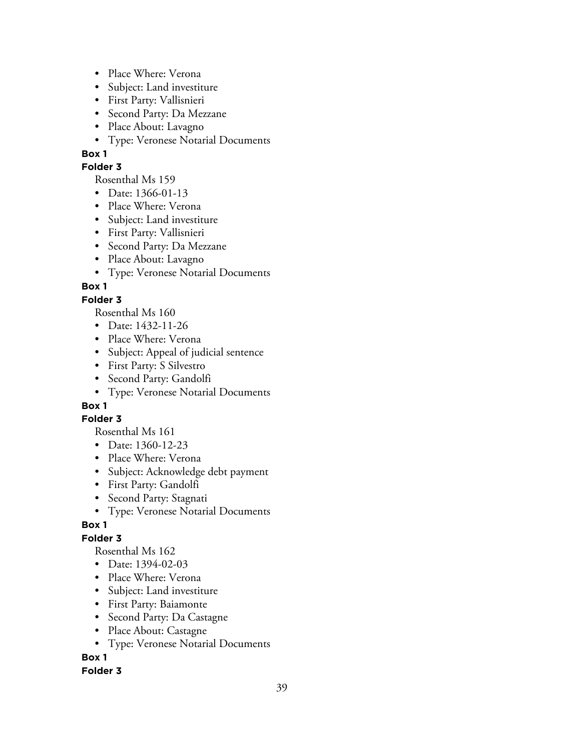- Place Where: Verona
- Subject: Land investiture
- First Party: Vallisnieri
- Second Party: Da Mezzane
- Place About: Lavagno
- Type: Veronese Notarial Documents

**Box 1**

**Folder 3**

Rosenthal Ms 159

- Date: 1366-01-13
- Place Where: Verona
- Subject: Land investiture
- First Party: Vallisnieri
- Second Party: Da Mezzane
- Place About: Lavagno
- Type: Veronese Notarial Documents

**Box 1**

**Folder 3**

Rosenthal Ms 160

- Date: 1432-11-26
- Place Where: Verona
- Subject: Appeal of judicial sentence
- First Party: S Silvestro
- Second Party: Gandolfi
- Type: Veronese Notarial Documents

**Box 1**

**Folder 3**

Rosenthal Ms 161

- Date: 1360-12-23
- Place Where: Verona
- Subject: Acknowledge debt payment
- First Party: Gandolfi
- Second Party: Stagnati
- Type: Veronese Notarial Documents

**Box 1**

**Folder 3**

Rosenthal Ms 162

- Date: 1394-02-03
- Place Where: Verona
- Subject: Land investiture
- First Party: Baiamonte
- Second Party: Da Castagne
- Place About: Castagne
- Type: Veronese Notarial Documents

**Box 1**

**Folder 3**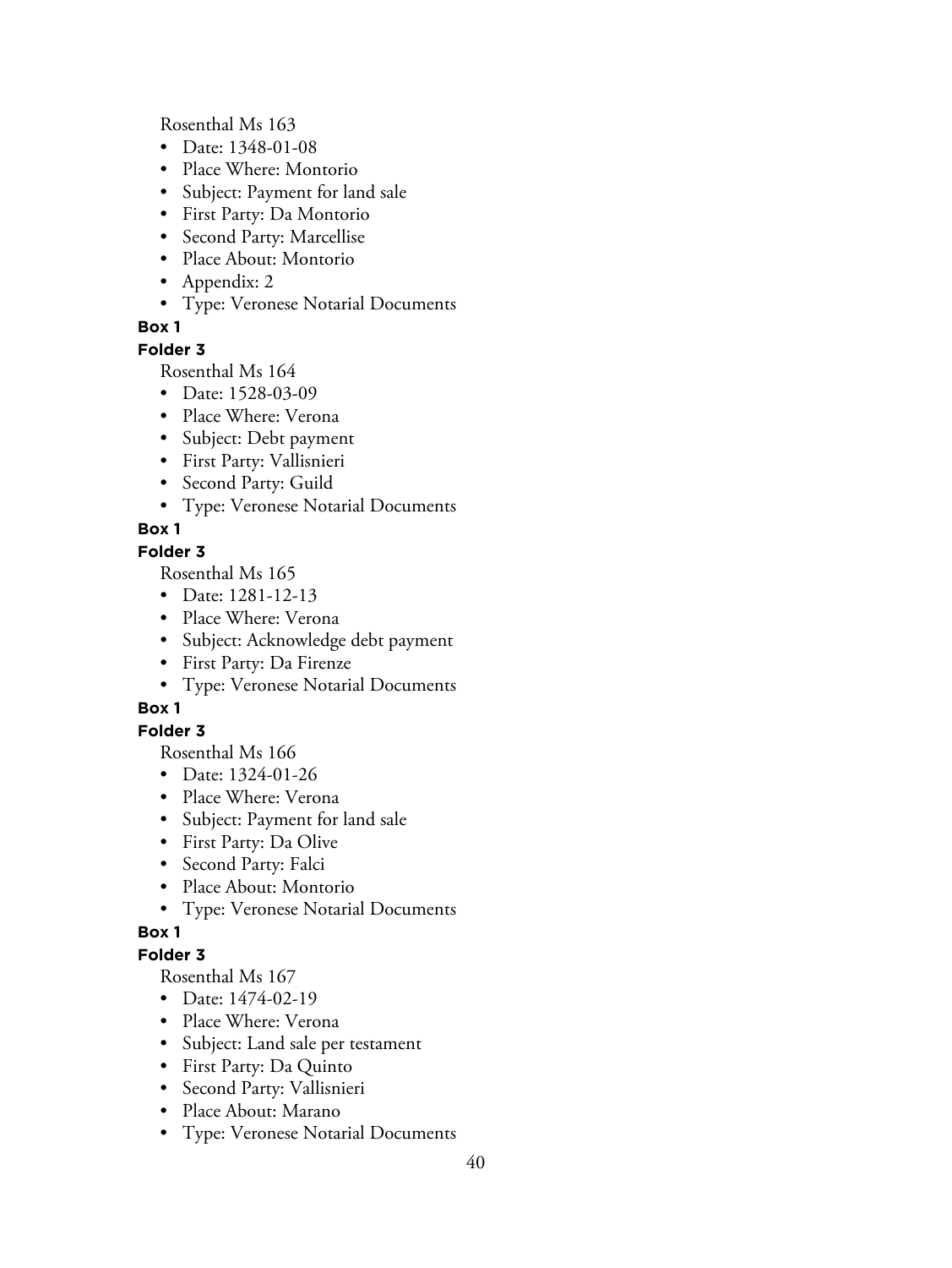Rosenthal Ms 163

- Date: 1348-01-08
- Place Where: Montorio
- Subject: Payment for land sale
- First Party: Da Montorio
- Second Party: Marcellise
- Place About: Montorio
- Appendix: 2
- Type: Veronese Notarial Documents

**Box 1**

**Folder 3**

Rosenthal Ms 164

- Date: 1528-03-09
- Place Where: Verona
- Subject: Debt payment
- First Party: Vallisnieri
- Second Party: Guild
- Type: Veronese Notarial Documents

**Box 1**

**Folder 3**

Rosenthal Ms 165

- Date: 1281-12-13
- Place Where: Verona
- Subject: Acknowledge debt payment
- First Party: Da Firenze
- Type: Veronese Notarial Documents

**Box 1**

**Folder 3**

Rosenthal Ms 166

- Date: 1324-01-26
- Place Where: Verona
- Subject: Payment for land sale
- First Party: Da Olive
- Second Party: Falci
- Place About: Montorio
- Type: Veronese Notarial Documents

**Box 1**

**Folder 3**

Rosenthal Ms 167

- Date: 1474-02-19
- Place Where: Verona
- Subject: Land sale per testament
- First Party: Da Quinto
- Second Party: Vallisnieri
- Place About: Marano
- Type: Veronese Notarial Documents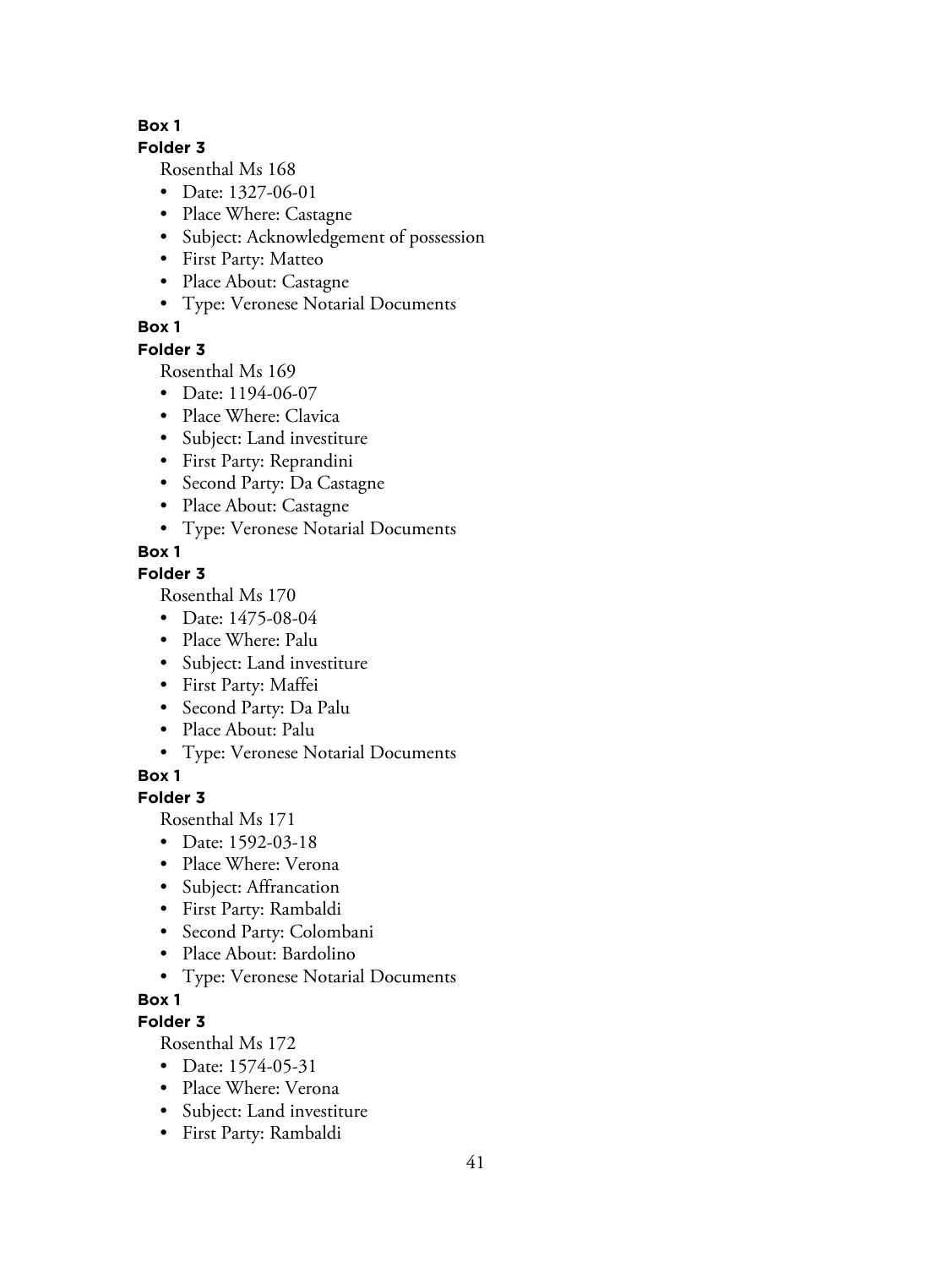**Box 1**

**Folder 3**

Rosenthal Ms 168

- Date: 1327-06-01
- Place Where: Castagne
- Subject: Acknowledgement of possession
- First Party: Matteo
- Place About: Castagne
- Type: Veronese Notarial Documents

**Box 1**

**Folder 3**

Rosenthal Ms 169

- Date: 1194-06-07
- Place Where: Clavica
- Subject: Land investiture
- First Party: Reprandini
- Second Party: Da Castagne
- Place About: Castagne
- Type: Veronese Notarial Documents

**Box 1**

**Folder 3**

Rosenthal Ms 170

- Date: 1475-08-04
- Place Where: Palu
- Subject: Land investiture
- First Party: Maffei
- Second Party: Da Palu
- Place About: Palu
- Type: Veronese Notarial Documents

**Box 1**

**Folder 3**

Rosenthal Ms 171

- Date: 1592-03-18
- Place Where: Verona
- Subject: Affrancation
- First Party: Rambaldi
- Second Party: Colombani
- Place About: Bardolino
- Type: Veronese Notarial Documents

**Box 1**

**Folder 3**

Rosenthal Ms 172

- Date: 1574-05-31
- Place Where: Verona
- Subject: Land investiture
- First Party: Rambaldi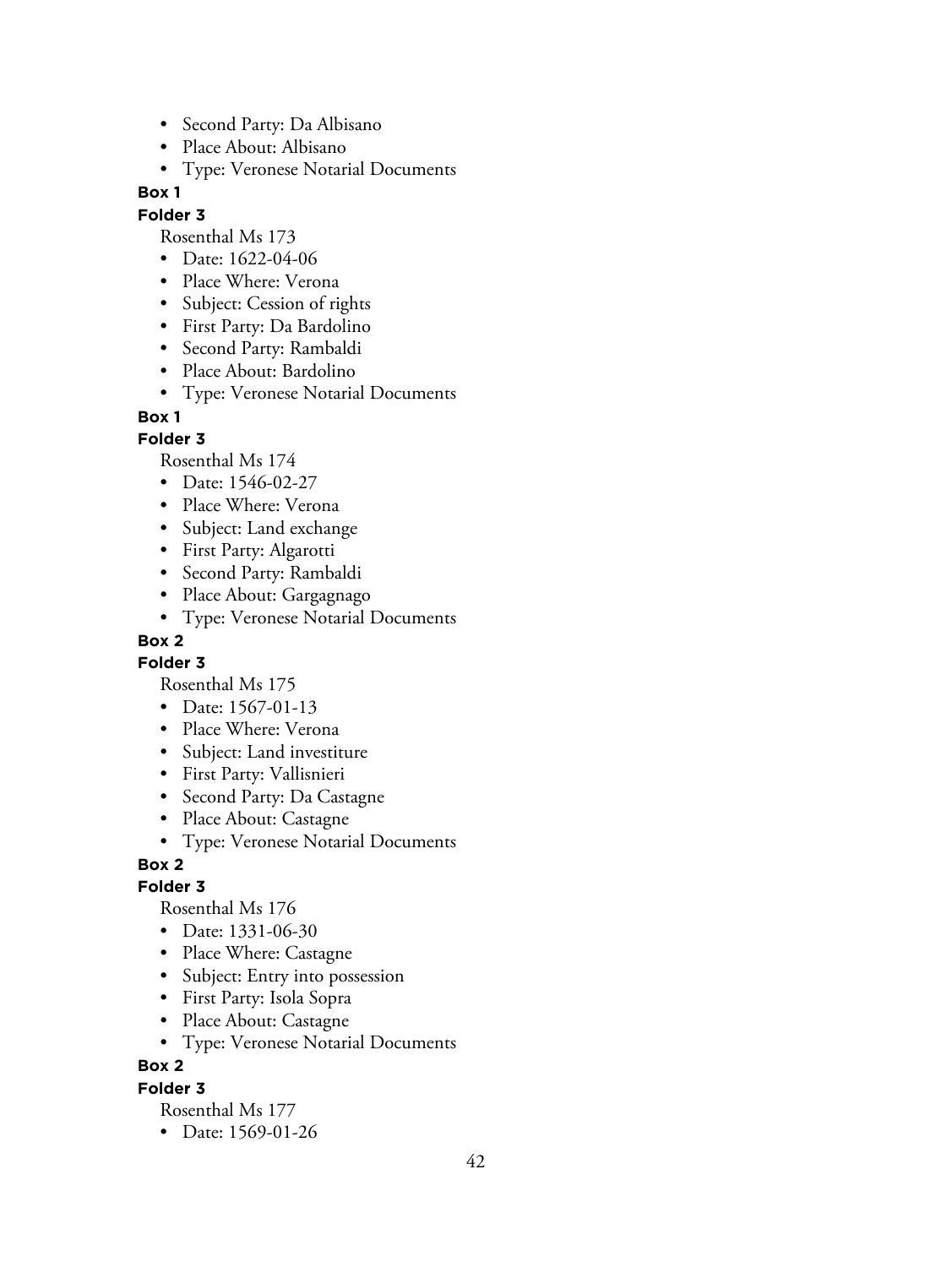- Second Party: Da Albisano
- Place About: Albisano
- Type: Veronese Notarial Documents

**Box 1**

**Folder 3**

Rosenthal Ms 173

- Date: 1622-04-06
- Place Where: Verona
- Subject: Cession of rights
- First Party: Da Bardolino
- Second Party: Rambaldi
- Place About: Bardolino
- Type: Veronese Notarial Documents

**Box 1**

**Folder 3**

Rosenthal Ms 174

- Date: 1546-02-27
- Place Where: Verona
- Subject: Land exchange
- First Party: Algarotti
- Second Party: Rambaldi
- Place About: Gargagnago
- Type: Veronese Notarial Documents

**Box 2**

**Folder 3**

Rosenthal Ms 175

- Date: 1567-01-13
- Place Where: Verona
- Subject: Land investiture
- First Party: Vallisnieri
- Second Party: Da Castagne
- Place About: Castagne
- Type: Veronese Notarial Documents

**Box 2**

**Folder 3**

Rosenthal Ms 176

- Date: 1331-06-30
- Place Where: Castagne
- Subject: Entry into possession
- First Party: Isola Sopra
- Place About: Castagne
- Type: Veronese Notarial Documents

**Box 2**

**Folder 3**

Rosenthal Ms 177

- Date: 1569-01-26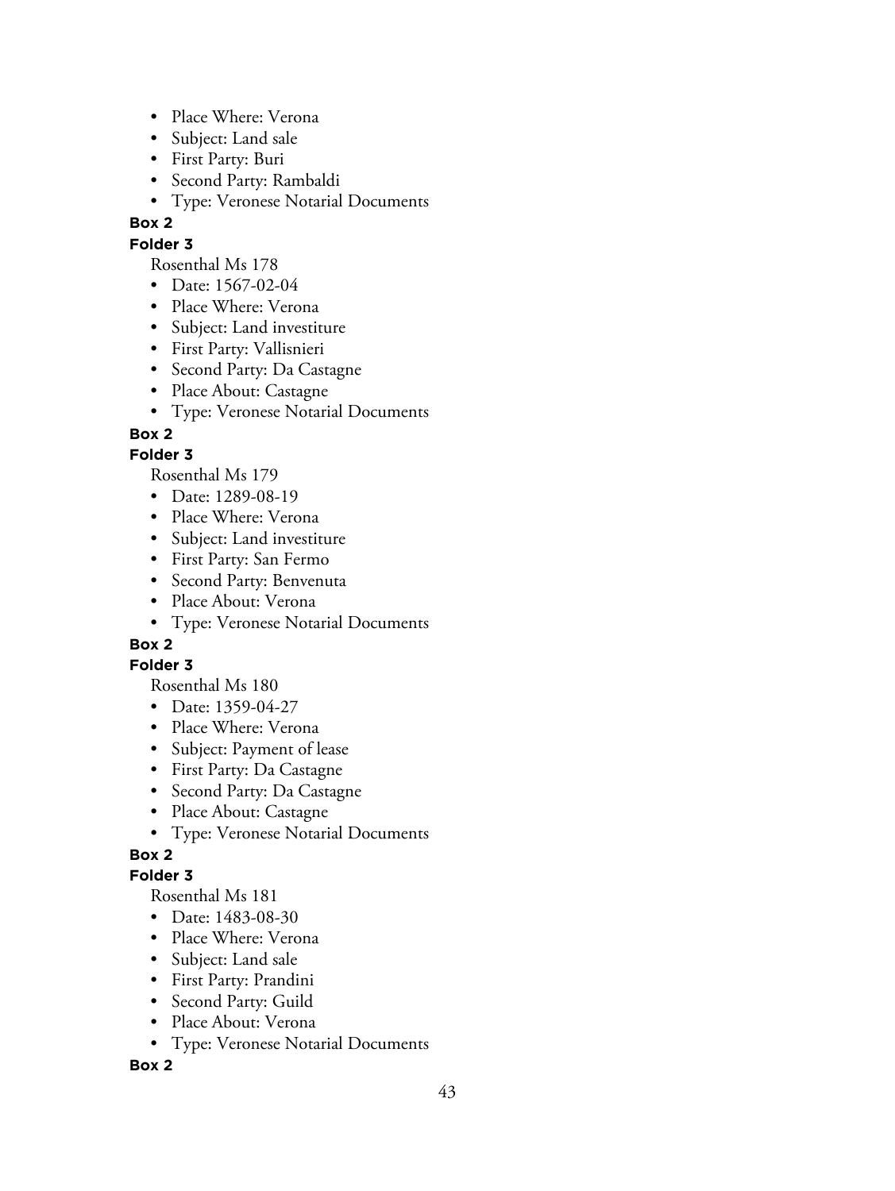- Place Where: Verona
- Subject: Land sale
- First Party: Buri
- Second Party: Rambaldi
- Type: Veronese Notarial Documents

**Box 2**

**Folder 3**

Rosenthal Ms 178

- Date: 1567-02-04
- Place Where: Verona
- Subject: Land investiture
- First Party: Vallisnieri
- Second Party: Da Castagne
- Place About: Castagne
- Type: Veronese Notarial Documents

**Box 2**

**Folder 3**

Rosenthal Ms 179

- Date: 1289-08-19
- Place Where: Verona
- Subject: Land investiture
- First Party: San Fermo
- Second Party: Benvenuta
- Place About: Verona
- Type: Veronese Notarial Documents

**Box 2**

**Folder 3**

Rosenthal Ms 180

- Date: 1359-04-27
- Place Where: Verona
- Subject: Payment of lease
- First Party: Da Castagne
- Second Party: Da Castagne
- Place About: Castagne
- Type: Veronese Notarial Documents

**Box 2**

**Folder 3**

Rosenthal Ms 181

- Date: 1483-08-30
- Place Where: Verona
- Subject: Land sale
- First Party: Prandini
- Second Party: Guild
- Place About: Verona
- Type: Veronese Notarial Documents

**Box 2**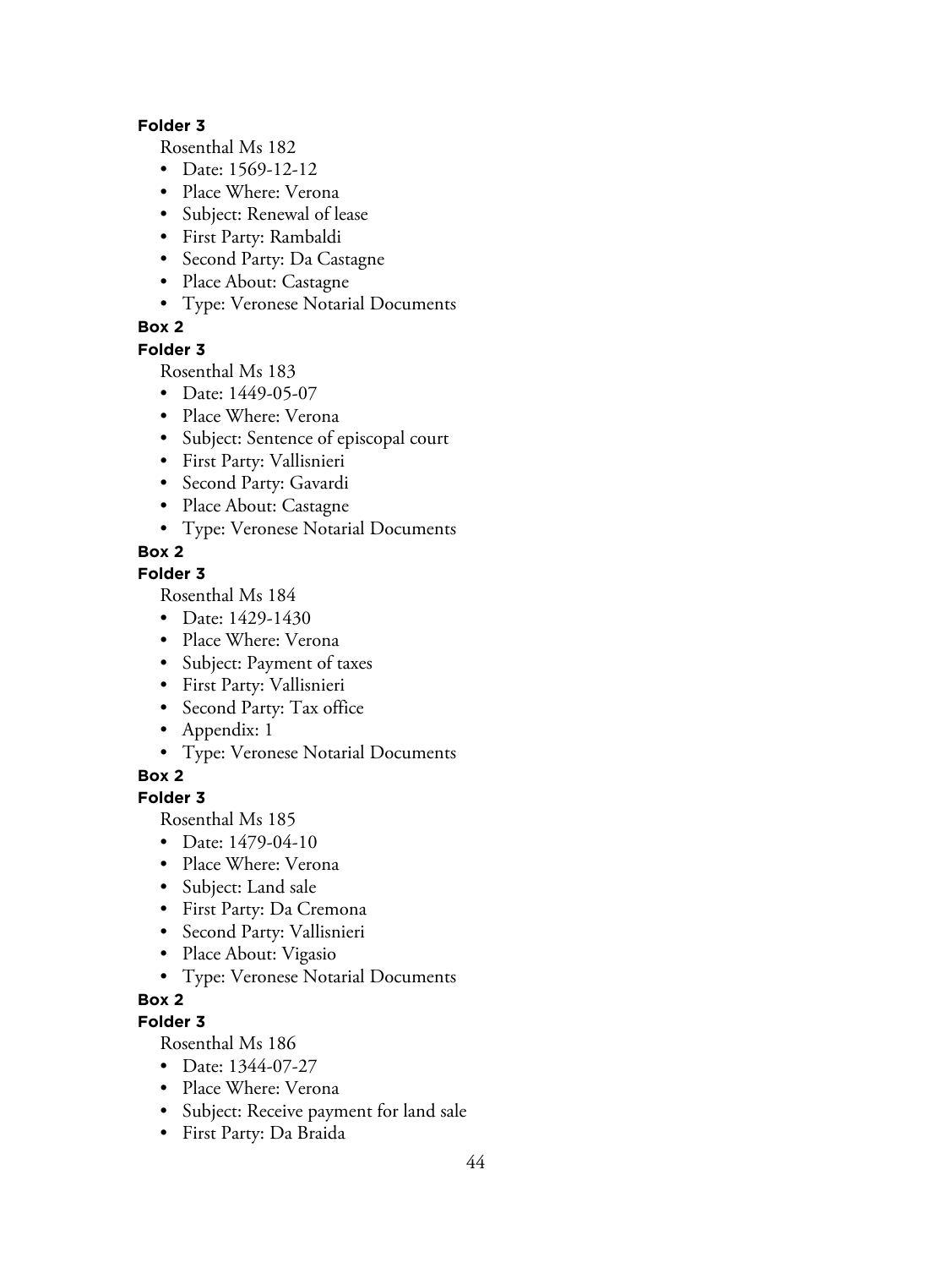**Folder 3**

Rosenthal Ms 182

- Date: 1569-12-12
- Place Where: Verona
- Subject: Renewal of lease
- First Party: Rambaldi
- Second Party: Da Castagne
- Place About: Castagne
- Type: Veronese Notarial Documents

**Box 2**

**Folder 3**

Rosenthal Ms 183

- Date: 1449-05-07
- Place Where: Verona
- Subject: Sentence of episcopal court
- First Party: Vallisnieri
- Second Party: Gavardi
- Place About: Castagne
- Type: Veronese Notarial Documents

**Box 2**

**Folder 3**

Rosenthal Ms 184

- Date: 1429-1430
- Place Where: Verona
- Subject: Payment of taxes
- First Party: Vallisnieri
- Second Party: Tax office
- Appendix: 1
- Type: Veronese Notarial Documents

**Box 2**

**Folder 3**

Rosenthal Ms 185

- Date: 1479-04-10
- Place Where: Verona
- Subject: Land sale
- First Party: Da Cremona
- Second Party: Vallisnieri
- Place About: Vigasio
- Type: Veronese Notarial Documents

**Box 2**

**Folder 3**

Rosenthal Ms 186

- Date: 1344-07-27
- Place Where: Verona
- Subject: Receive payment for land sale
- First Party: Da Braida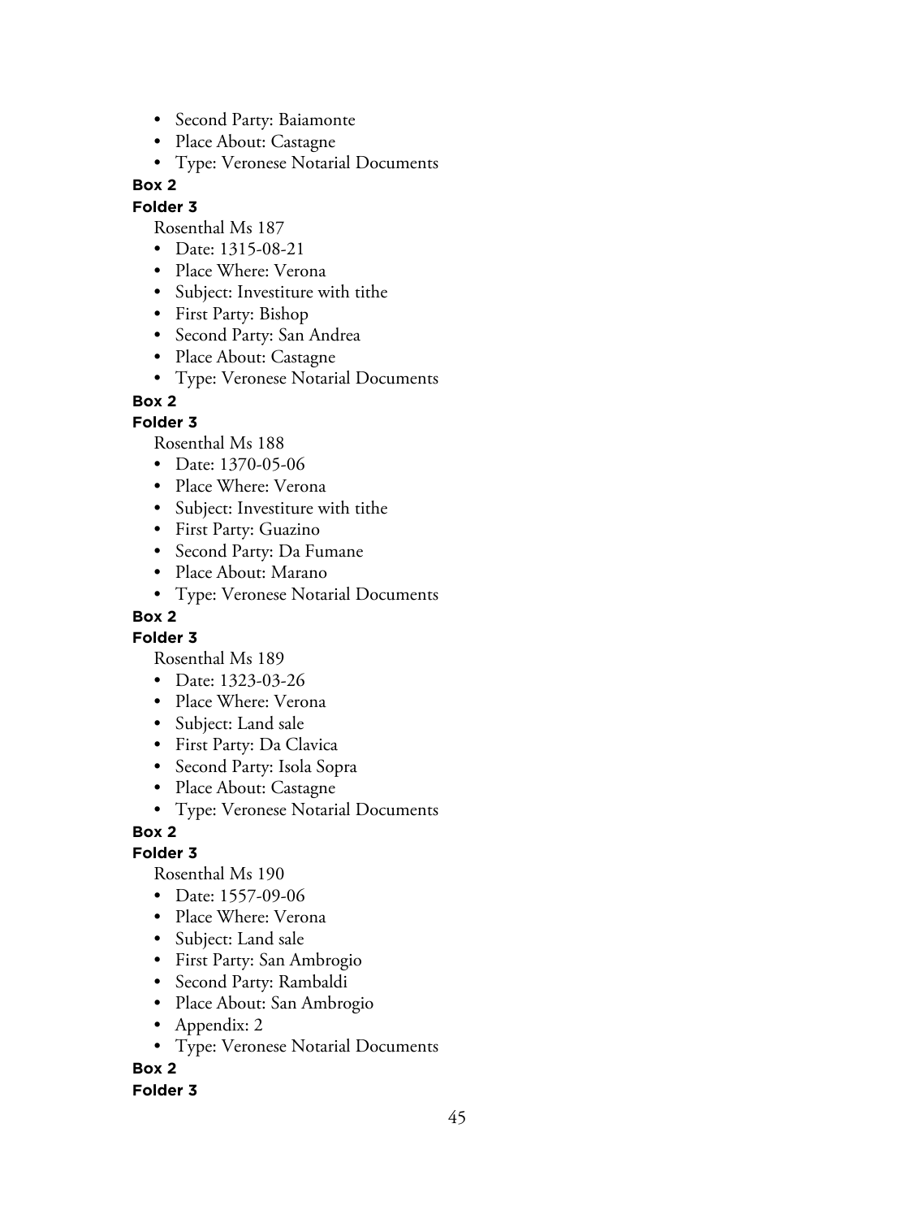- Second Party: Baiamonte
- Place About: Castagne
- Type: Veronese Notarial Documents

**Box 2**

**Folder 3**

Rosenthal Ms 187

- Date: 1315-08-21
- Place Where: Verona
- Subject: Investiture with tithe
- First Party: Bishop
- Second Party: San Andrea
- Place About: Castagne
- Type: Veronese Notarial Documents

**Box 2**

**Folder 3**

Rosenthal Ms 188

- Date: 1370-05-06
- Place Where: Verona
- Subject: Investiture with tithe
- First Party: Guazino
- Second Party: Da Fumane
- Place About: Marano
- Type: Veronese Notarial Documents

**Box 2**

**Folder 3**

Rosenthal Ms 189

- Date: 1323-03-26
- Place Where: Verona
- Subject: Land sale
- First Party: Da Clavica
- Second Party: Isola Sopra
- Place About: Castagne
- Type: Veronese Notarial Documents

**Box 2**

**Folder 3**

Rosenthal Ms 190

- Date: 1557-09-06
- Place Where: Verona
- Subject: Land sale
- First Party: San Ambrogio
- Second Party: Rambaldi
- Place About: San Ambrogio
- Appendix: 2
- Type: Veronese Notarial Documents

**Box 2**

**Folder 3**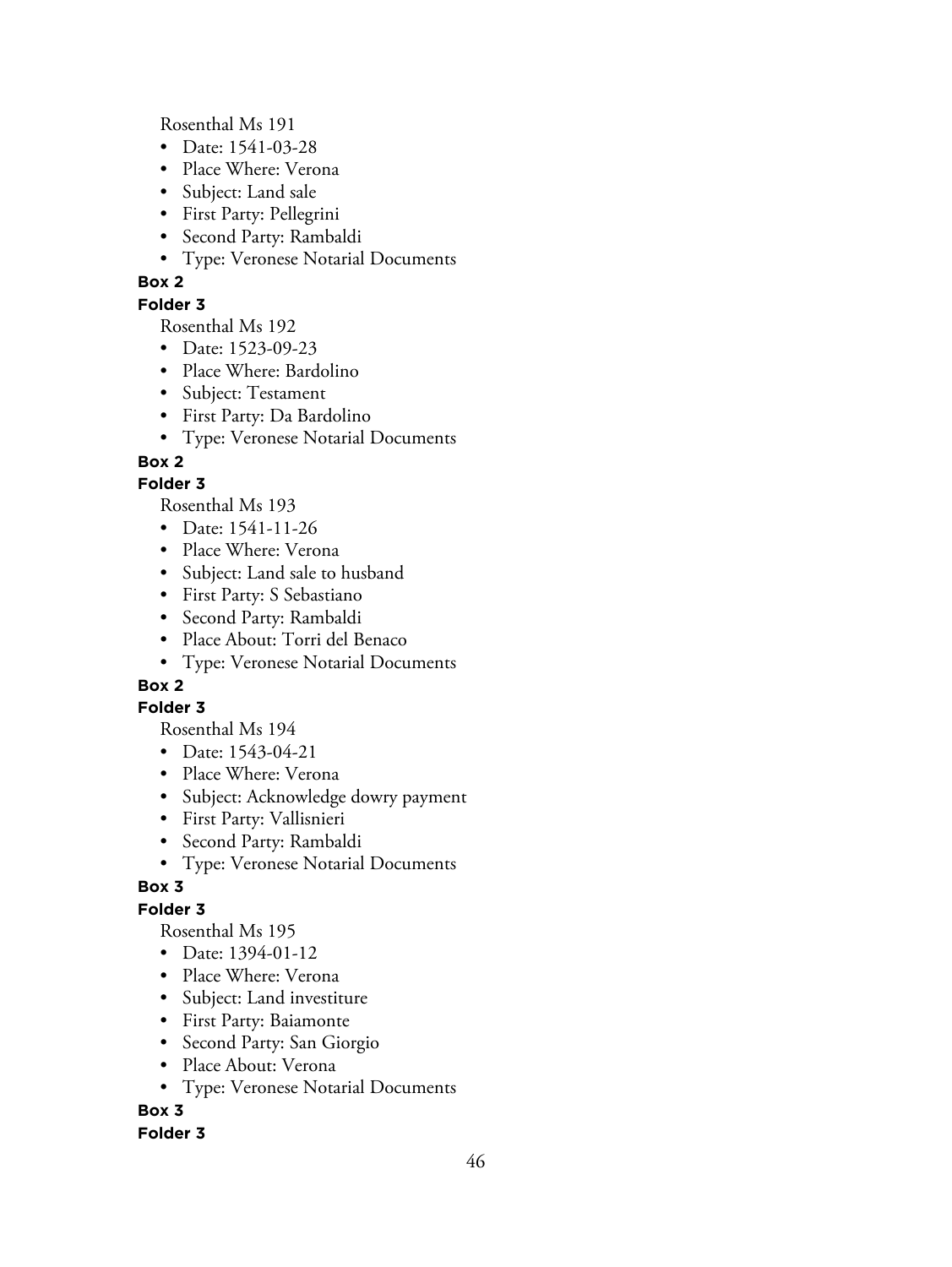Rosenthal Ms 191

- Date: 1541-03-28
- Place Where: Verona
- Subject: Land sale
- First Party: Pellegrini
- Second Party: Rambaldi
- Type: Veronese Notarial Documents

**Box 2**

**Folder 3**

Rosenthal Ms 192

- Date: 1523-09-23
- Place Where: Bardolino
- Subject: Testament
- First Party: Da Bardolino
- Type: Veronese Notarial Documents

**Box 2**

**Folder 3**

Rosenthal Ms 193

- Date: 1541-11-26
- Place Where: Verona
- Subject: Land sale to husband
- First Party: S Sebastiano
- Second Party: Rambaldi
- Place About: Torri del Benaco
- Type: Veronese Notarial Documents

**Box 2**

**Folder 3**

Rosenthal Ms 194

- Date: 1543-04-21
- Place Where: Verona
- Subject: Acknowledge dowry payment
- First Party: Vallisnieri
- Second Party: Rambaldi
- Type: Veronese Notarial Documents

**Box 3**

**Folder 3**

Rosenthal Ms 195

- Date: 1394-01-12
- Place Where: Verona
- Subject: Land investiture
- First Party: Baiamonte
- Second Party: San Giorgio
- Place About: Verona
- Type: Veronese Notarial Documents

**Box 3**

**Folder 3**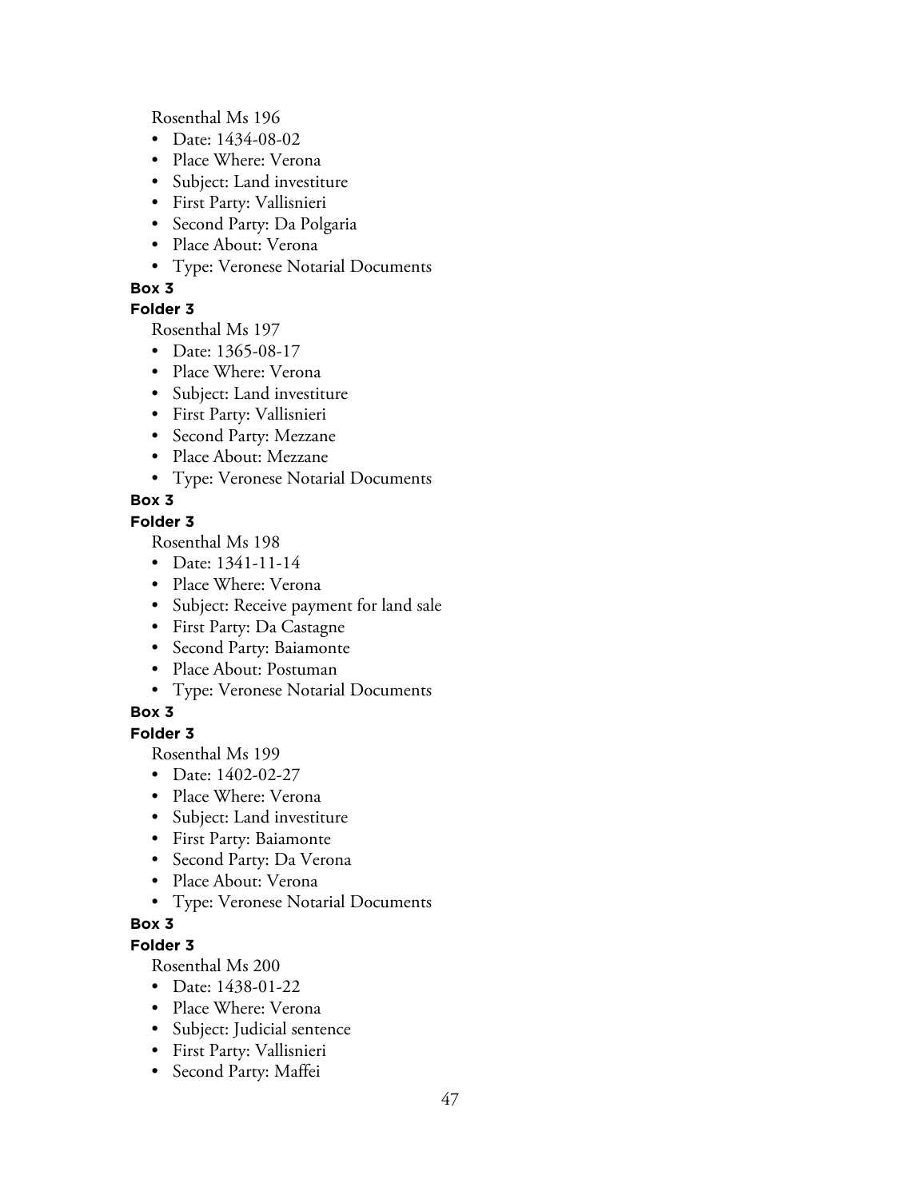Rosenthal Ms 196

- Date: 1434-08-02
- Place Where: Verona
- Subject: Land investiture
- First Party: Vallisnieri
- Second Party: Da Polgaria
- Place About: Verona
- Type: Veronese Notarial Documents

**Box 3**

**Folder 3**

Rosenthal Ms 197

- Date: 1365-08-17
- Place Where: Verona
- Subject: Land investiture
- First Party: Vallisnieri
- Second Party: Mezzane
- Place About: Mezzane
- Type: Veronese Notarial Documents

**Box 3**

**Folder 3**

Rosenthal Ms 198

- Date: 1341-11-14
- Place Where: Verona
- Subject: Receive payment for land sale
- First Party: Da Castagne
- Second Party: Baiamonte
- Place About: Postuman
- Type: Veronese Notarial Documents

**Box 3**

**Folder 3**

Rosenthal Ms 199

- Date: 1402-02-27
- Place Where: Verona
- Subject: Land investiture
- First Party: Baiamonte
- Second Party: Da Verona
- Place About: Verona
- Type: Veronese Notarial Documents

**Box 3**

**Folder 3**

Rosenthal Ms 200

- Date: 1438-01-22
- Place Where: Verona
- Subject: Judicial sentence
- First Party: Vallisnieri
- Second Party: Maffei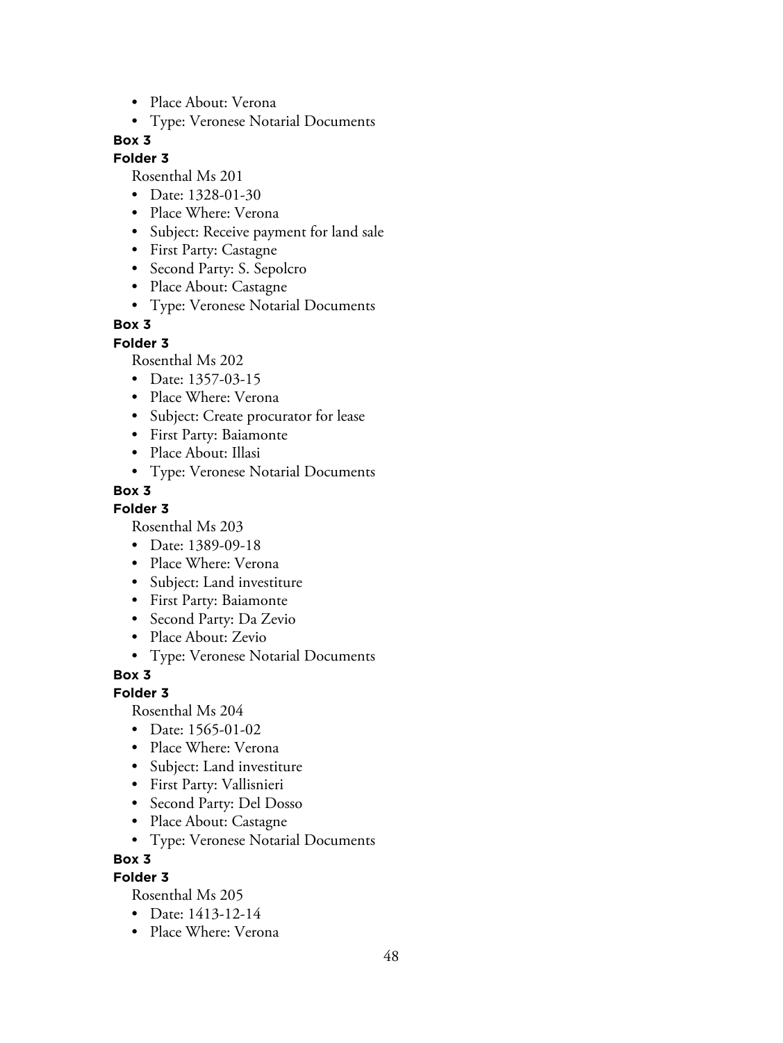- Place About: Verona
- Type: Veronese Notarial Documents

**Box 3**

**Folder 3**

Rosenthal Ms 201

- Date: 1328-01-30
- Place Where: Verona
- Subject: Receive payment for land sale
- First Party: Castagne
- Second Party: S. Sepolcro
- Place About: Castagne
- Type: Veronese Notarial Documents

**Box 3**

**Folder 3**

Rosenthal Ms 202

- Date: 1357-03-15
- Place Where: Verona
- Subject: Create procurator for lease
- First Party: Baiamonte
- Place About: Illasi
- Type: Veronese Notarial Documents

**Box 3**

**Folder 3**

Rosenthal Ms 203

- Date: 1389-09-18
- Place Where: Verona
- Subject: Land investiture
- First Party: Baiamonte
- Second Party: Da Zevio
- Place About: Zevio
- Type: Veronese Notarial Documents

**Box 3**

**Folder 3**

Rosenthal Ms 204

- Date: 1565-01-02
- Place Where: Verona
- Subject: Land investiture
- First Party: Vallisnieri
- Second Party: Del Dosso
- Place About: Castagne
- Type: Veronese Notarial Documents

**Box 3**

**Folder 3**

Rosenthal Ms 205

- Date: 1413-12-14
- Place Where: Verona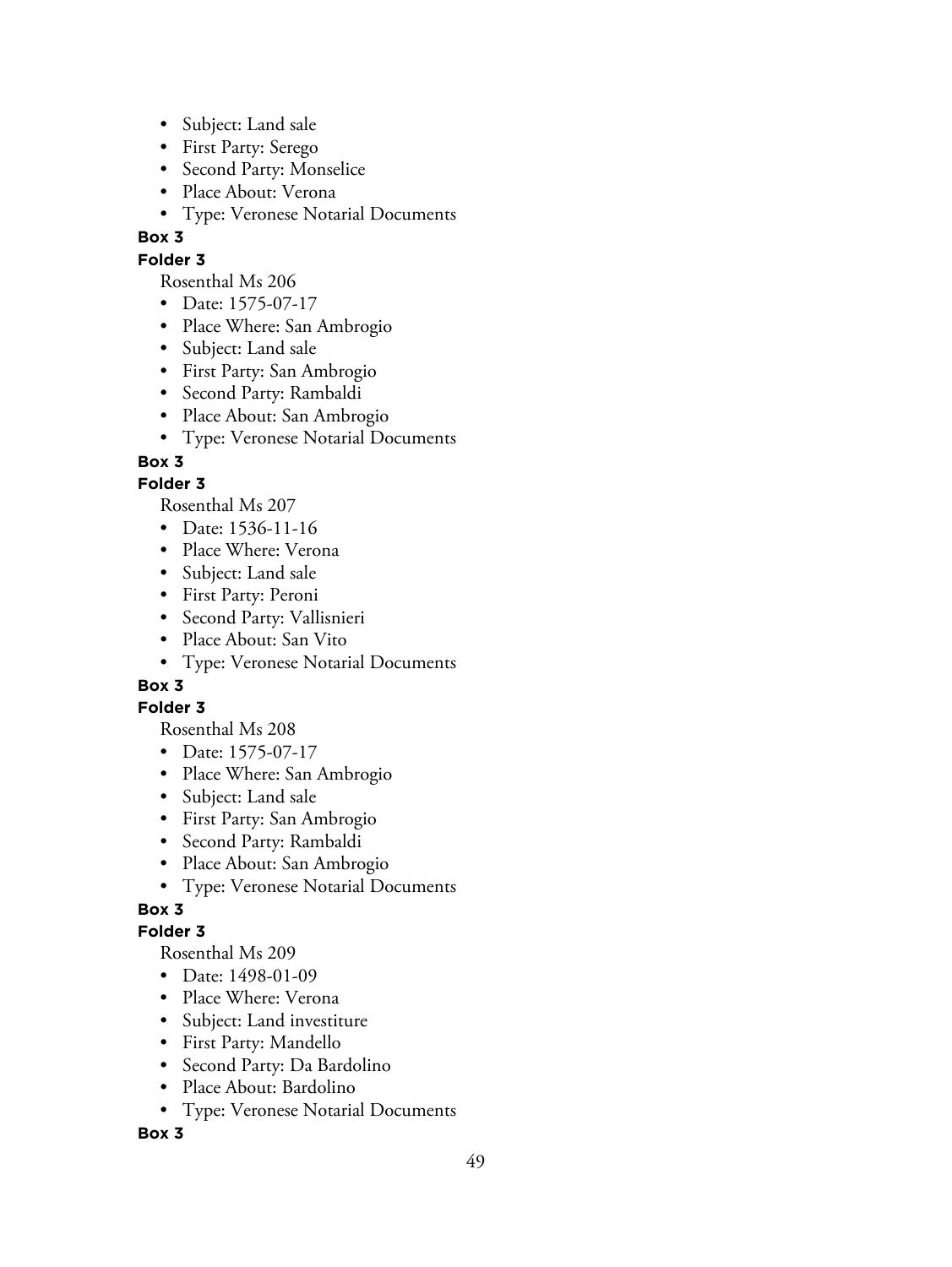- Subject: Land sale
- First Party: Serego
- Second Party: Monselice
- Place About: Verona
- Type: Veronese Notarial Documents

**Box 3**

**Folder 3**

Rosenthal Ms 206

- Date: 1575-07-17
- Place Where: San Ambrogio
- Subject: Land sale
- First Party: San Ambrogio
- Second Party: Rambaldi
- Place About: San Ambrogio
- Type: Veronese Notarial Documents

**Box 3**

**Folder 3**

Rosenthal Ms 207

- Date: 1536-11-16
- Place Where: Verona
- Subject: Land sale
- First Party: Peroni
- Second Party: Vallisnieri
- Place About: San Vito
- Type: Veronese Notarial Documents

**Box 3**

**Folder 3**

Rosenthal Ms 208

- Date: 1575-07-17
- Place Where: San Ambrogio
- Subject: Land sale
- First Party: San Ambrogio
- Second Party: Rambaldi
- Place About: San Ambrogio
- Type: Veronese Notarial Documents

**Box 3**

**Folder 3**

Rosenthal Ms 209

- Date: 1498-01-09
- Place Where: Verona
- Subject: Land investiture
- First Party: Mandello
- Second Party: Da Bardolino
- Place About: Bardolino
- Type: Veronese Notarial Documents

**Box 3**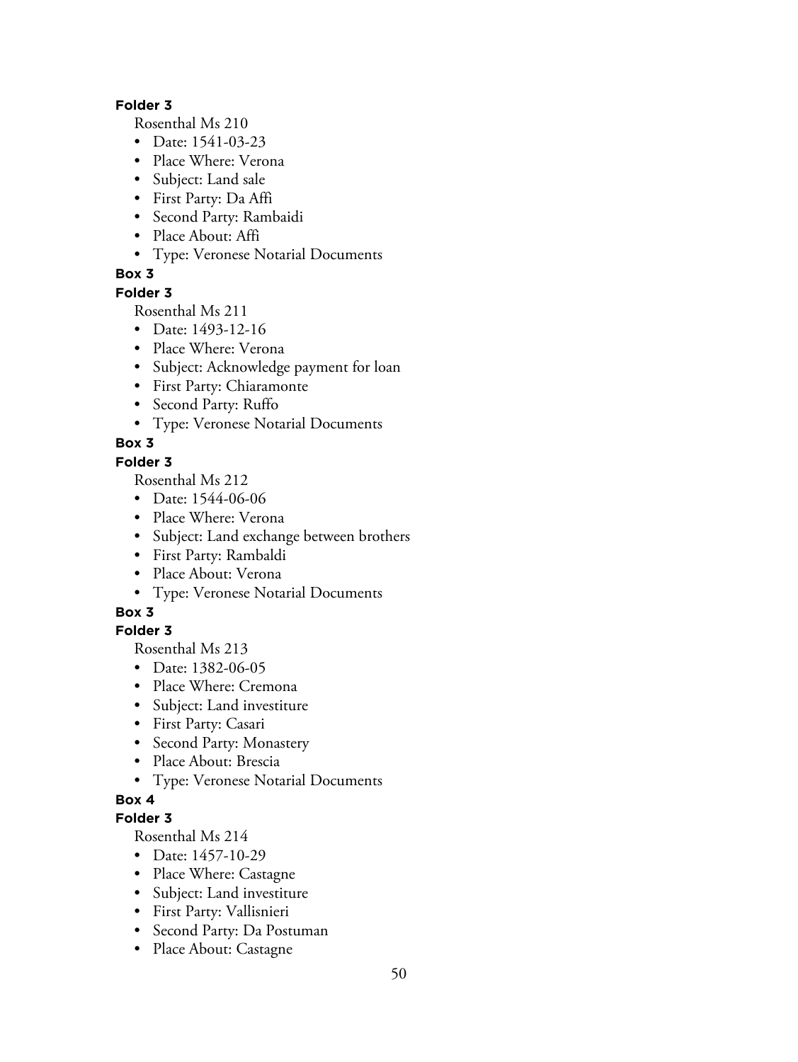**Folder 3**

Rosenthal Ms 210

- Date: 1541-03-23
- Place Where: Verona
- Subject: Land sale
- First Party: Da Affi
- Second Party: Rambaidi
- Place About: Affi
- Type: Veronese Notarial Documents

**Box 3**

**Folder 3**

Rosenthal Ms 211

- Date: 1493-12-16
- Place Where: Verona
- Subject: Acknowledge payment for loan
- First Party: Chiaramonte
- Second Party: Ruffo
- Type: Veronese Notarial Documents

**Box 3**

**Folder 3**

Rosenthal Ms 212

- Date: 1544-06-06
- Place Where: Verona
- Subject: Land exchange between brothers
- First Party: Rambaldi
- Place About: Verona
- Type: Veronese Notarial Documents

**Box 3**

**Folder 3**

Rosenthal Ms 213

- Date: 1382-06-05
- Place Where: Cremona
- Subject: Land investiture
- First Party: Casari
- Second Party: Monastery
- Place About: Brescia
- Type: Veronese Notarial Documents

**Box 4**

**Folder 3**

Rosenthal Ms 214

- Date: 1457-10-29
- Place Where: Castagne
- Subject: Land investiture
- First Party: Vallisnieri
- Second Party: Da Postuman
- Place About: Castagne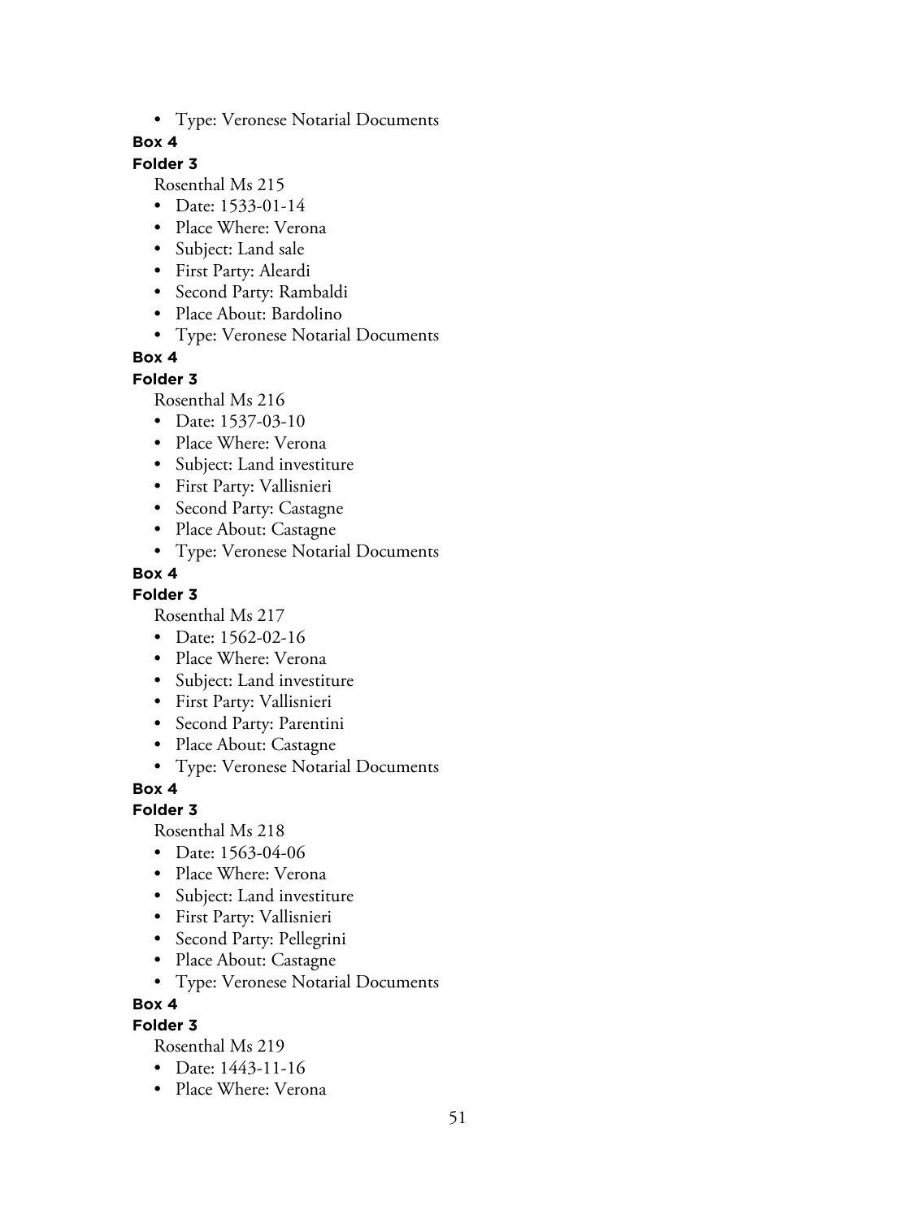- Type: Veronese Notarial Documents

**Box 4**

**Folder 3**

Rosenthal Ms 215

- Date: 1533-01-14
- Place Where: Verona
- Subject: Land sale
- First Party: Aleardi
- Second Party: Rambaldi
- Place About: Bardolino
- Type: Veronese Notarial Documents

**Box 4**

**Folder 3**

Rosenthal Ms 216

- Date: 1537-03-10
- Place Where: Verona
- Subject: Land investiture
- First Party: Vallisnieri
- Second Party: Castagne
- Place About: Castagne
- Type: Veronese Notarial Documents

**Box 4**

**Folder 3**

Rosenthal Ms 217

- Date: 1562-02-16
- Place Where: Verona
- Subject: Land investiture
- First Party: Vallisnieri
- Second Party: Parentini
- Place About: Castagne
- Type: Veronese Notarial Documents

**Box 4**

**Folder 3**

Rosenthal Ms 218

- Date: 1563-04-06
- Place Where: Verona
- Subject: Land investiture
- First Party: Vallisnieri
- Second Party: Pellegrini
- Place About: Castagne
- Type: Veronese Notarial Documents

**Box 4**

**Folder 3**

Rosenthal Ms 219

- Date: 1443-11-16
- Place Where: Verona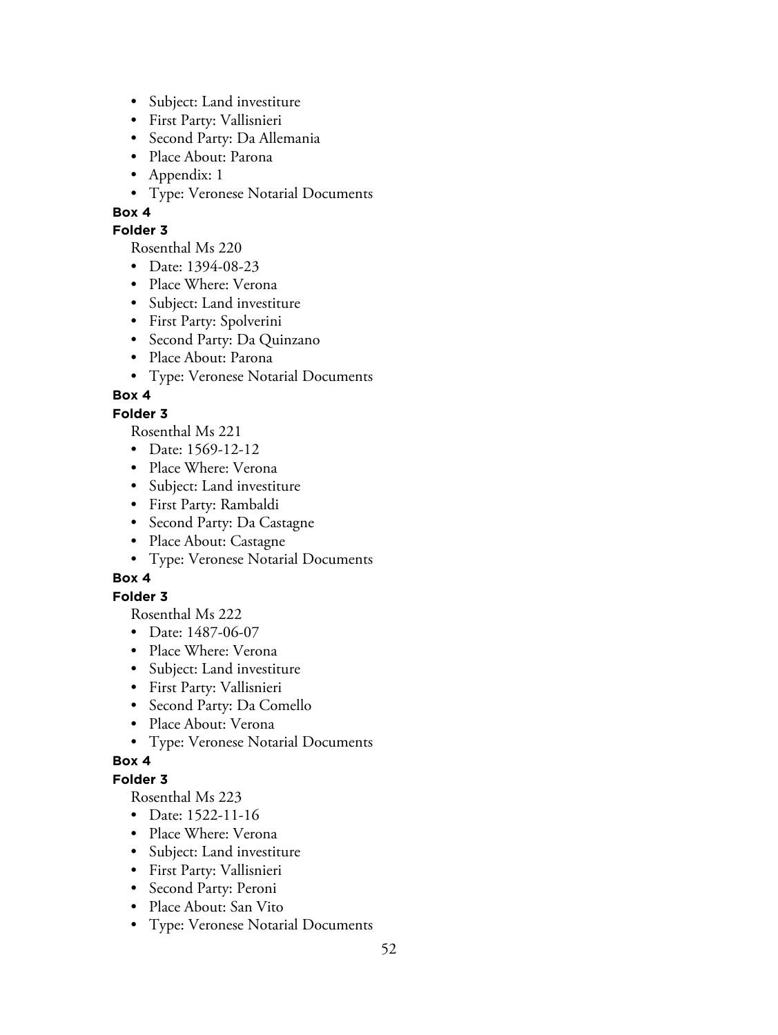- Subject: Land investiture
- First Party: Vallisnieri
- Second Party: Da Allemania
- Place About: Parona
- Appendix: 1
- Type: Veronese Notarial Documents

**Box 4**

**Folder 3**

Rosenthal Ms 220

- Date: 1394-08-23
- Place Where: Verona
- Subject: Land investiture
- First Party: Spolverini
- Second Party: Da Quinzano
- Place About: Parona
- Type: Veronese Notarial Documents

**Box 4**

**Folder 3**

Rosenthal Ms 221

- Date: 1569-12-12
- Place Where: Verona
- Subject: Land investiture
- First Party: Rambaldi
- Second Party: Da Castagne
- Place About: Castagne
- Type: Veronese Notarial Documents

**Box 4**

**Folder 3**

Rosenthal Ms 222

- Date: 1487-06-07
- Place Where: Verona
- Subject: Land investiture
- First Party: Vallisnieri
- Second Party: Da Comello
- Place About: Verona
- Type: Veronese Notarial Documents

**Box 4**

**Folder 3**

Rosenthal Ms 223

- Date: 1522-11-16
- Place Where: Verona
- Subject: Land investiture
- First Party: Vallisnieri
- Second Party: Peroni
- Place About: San Vito
- Type: Veronese Notarial Documents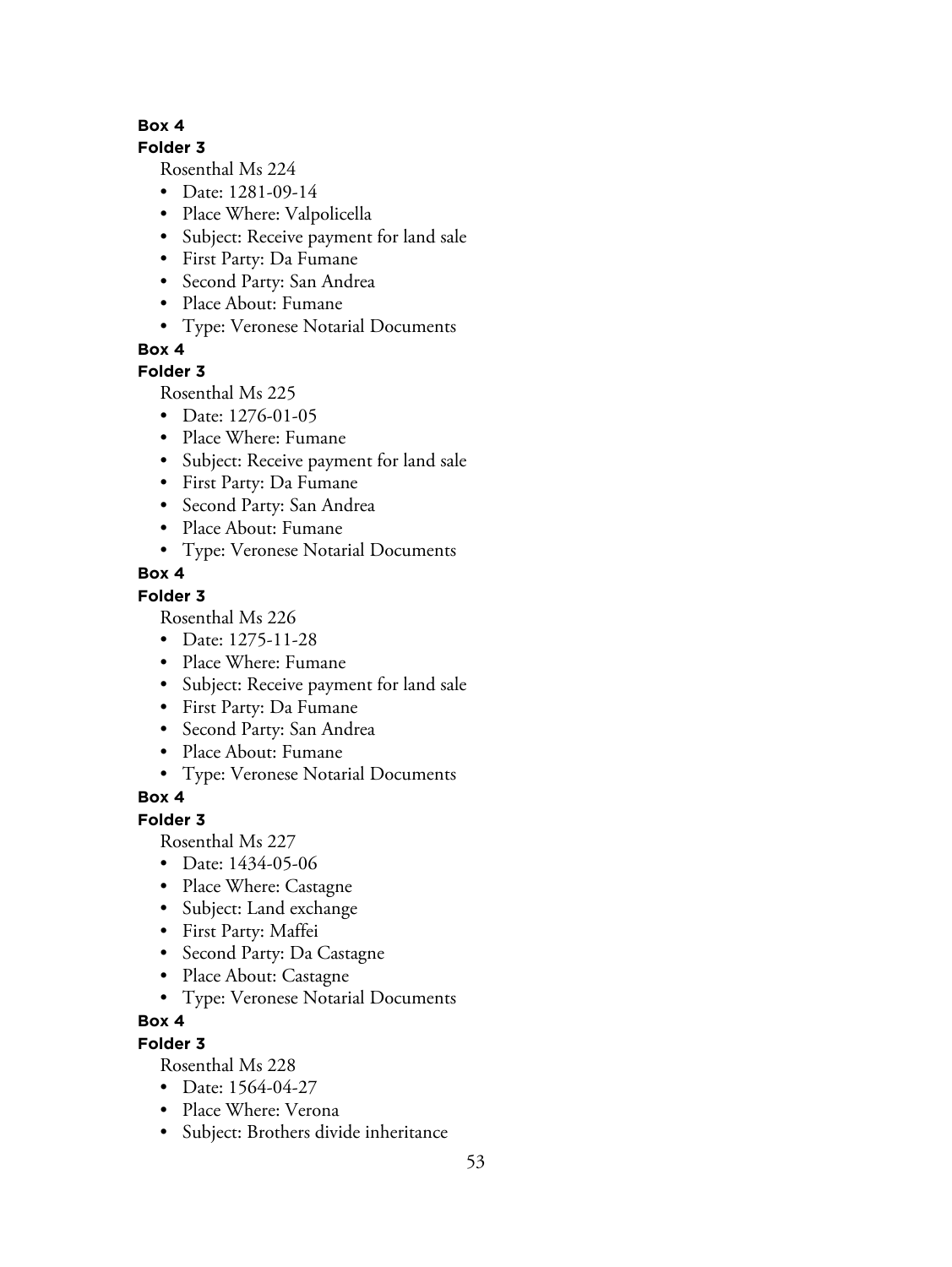**Box 4**

**Folder 3**

Rosenthal Ms 224

- Date: 1281-09-14
- Place Where: Valpolicella
- Subject: Receive payment for land sale
- First Party: Da Fumane
- Second Party: San Andrea
- Place About: Fumane
- Type: Veronese Notarial Documents

**Box 4**

**Folder 3**

Rosenthal Ms 225

- Date: 1276-01-05
- Place Where: Fumane
- Subject: Receive payment for land sale
- First Party: Da Fumane
- Second Party: San Andrea
- Place About: Fumane
- Type: Veronese Notarial Documents

**Box 4**

**Folder 3**

Rosenthal Ms 226

- Date: 1275-11-28
- Place Where: Fumane
- Subject: Receive payment for land sale
- First Party: Da Fumane
- Second Party: San Andrea
- Place About: Fumane
- Type: Veronese Notarial Documents

**Box 4**

**Folder 3**

Rosenthal Ms 227

- Date: 1434-05-06
- Place Where: Castagne
- Subject: Land exchange
- First Party: Maffei
- Second Party: Da Castagne
- Place About: Castagne
- Type: Veronese Notarial Documents

**Box 4**

**Folder 3**

Rosenthal Ms 228

- Date: 1564-04-27
- Place Where: Verona
- Subject: Brothers divide inheritance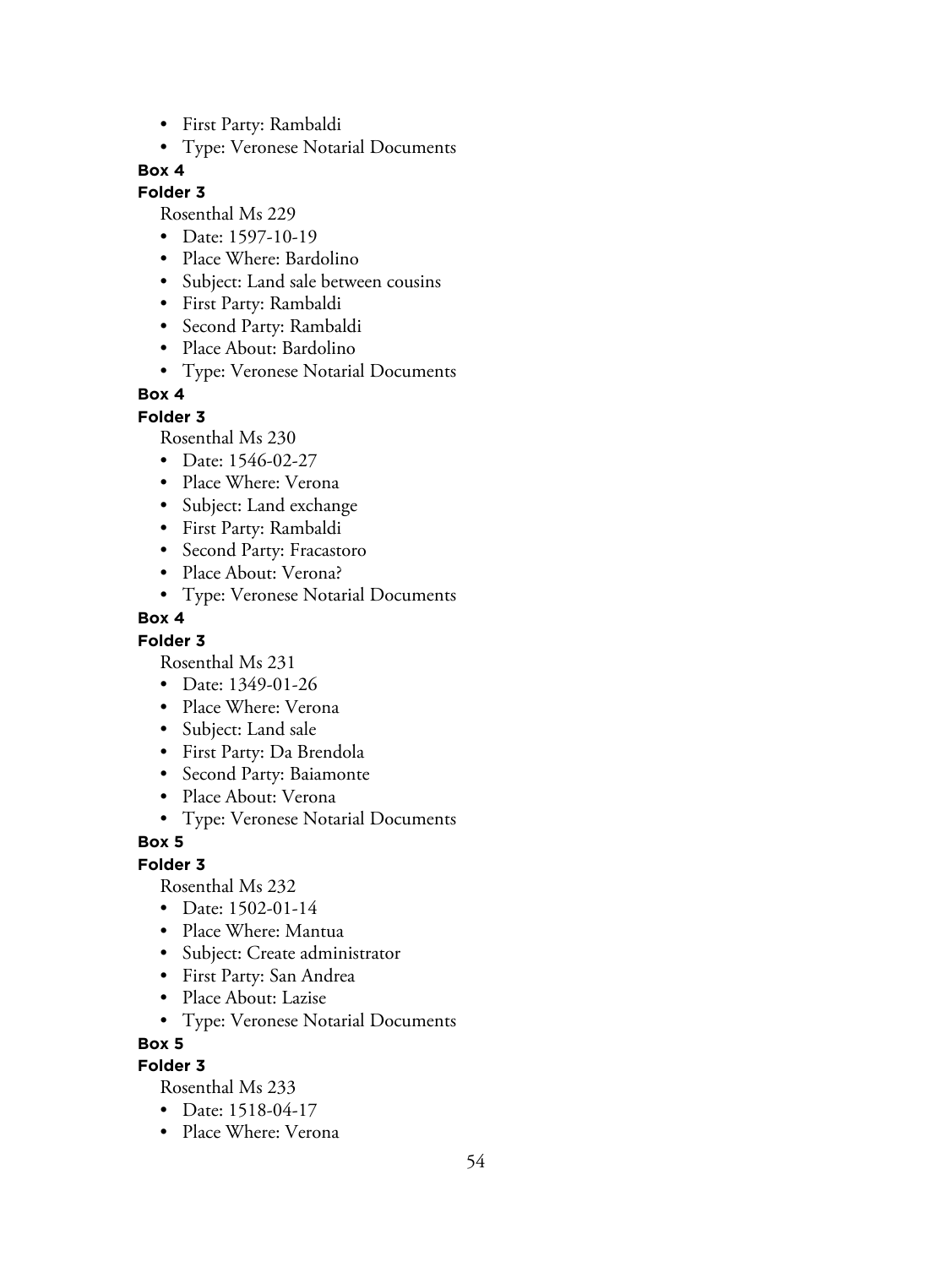- First Party: Rambaldi
- Type: Veronese Notarial Documents

**Box 4**

**Folder 3**

Rosenthal Ms 229

- Date: 1597-10-19
- Place Where: Bardolino
- Subject: Land sale between cousins
- First Party: Rambaldi
- Second Party: Rambaldi
- Place About: Bardolino
- Type: Veronese Notarial Documents

**Box 4**

**Folder 3**

Rosenthal Ms 230

- Date: 1546-02-27
- Place Where: Verona
- Subject: Land exchange
- First Party: Rambaldi
- Second Party: Fracastoro
- Place About: Verona?
- Type: Veronese Notarial Documents

**Box 4**

**Folder 3**

Rosenthal Ms 231

- Date: 1349-01-26
- Place Where: Verona
- Subject: Land sale
- First Party: Da Brendola
- Second Party: Baiamonte
- Place About: Verona
- Type: Veronese Notarial Documents

**Box 5**

**Folder 3**

Rosenthal Ms 232

- Date: 1502-01-14
- Place Where: Mantua
- Subject: Create administrator
- First Party: San Andrea
- Place About: Lazise
- Type: Veronese Notarial Documents

**Box 5**

**Folder 3**

Rosenthal Ms 233

- Date: 1518-04-17
- Place Where: Verona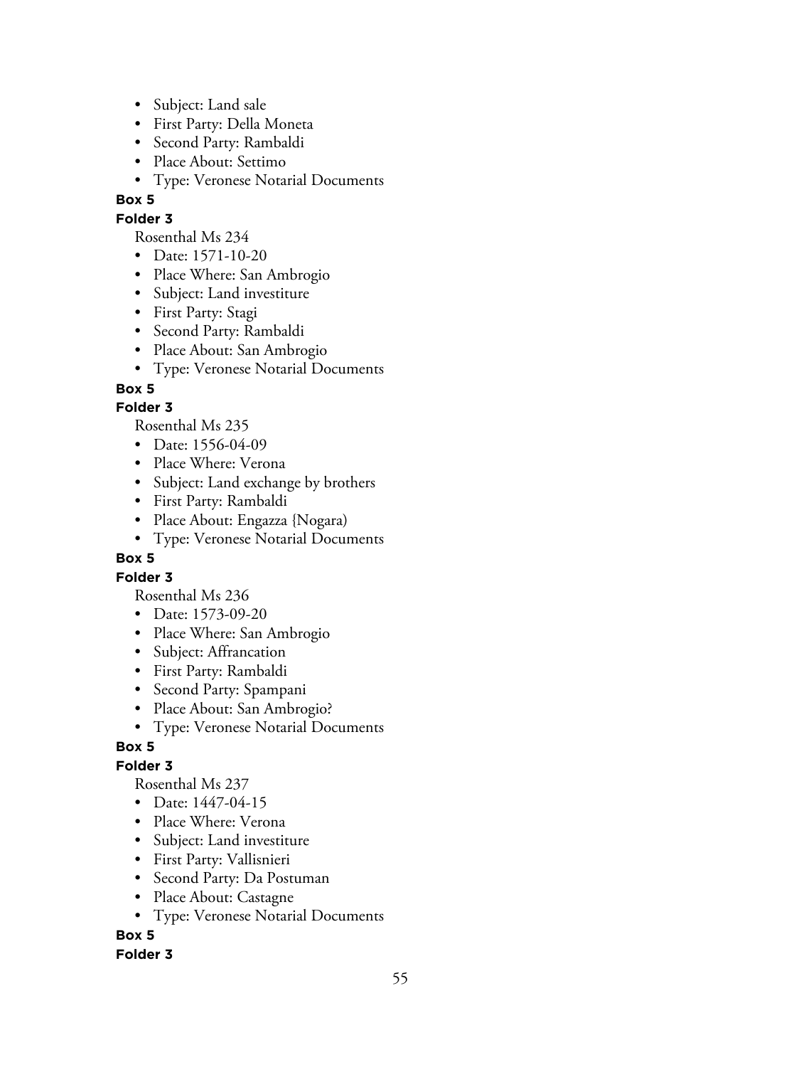- Subject: Land sale
- First Party: Della Moneta
- Second Party: Rambaldi
- Place About: Settimo
- Type: Veronese Notarial Documents

**Box 5**

**Folder 3**

Rosenthal Ms 234

- Date: 1571-10-20
- Place Where: San Ambrogio
- Subject: Land investiture
- First Party: Stagi
- Second Party: Rambaldi
- Place About: San Ambrogio
- Type: Veronese Notarial Documents

**Box 5**

**Folder 3**

Rosenthal Ms 235

- Date: 1556-04-09
- Place Where: Verona
- Subject: Land exchange by brothers
- First Party: Rambaldi
- Place About: Engazza {Nogara)
- Type: Veronese Notarial Documents

**Box 5**

**Folder 3**

Rosenthal Ms 236

- Date: 1573-09-20
- Place Where: San Ambrogio
- Subject: Affrancation
- First Party: Rambaldi
- Second Party: Spampani
- Place About: San Ambrogio?
- Type: Veronese Notarial Documents

**Box 5**

**Folder 3**

Rosenthal Ms 237

- Date: 1447-04-15
- Place Where: Verona
- Subject: Land investiture
- First Party: Vallisnieri
- Second Party: Da Postuman
- Place About: Castagne
- Type: Veronese Notarial Documents

**Box 5**

**Folder 3**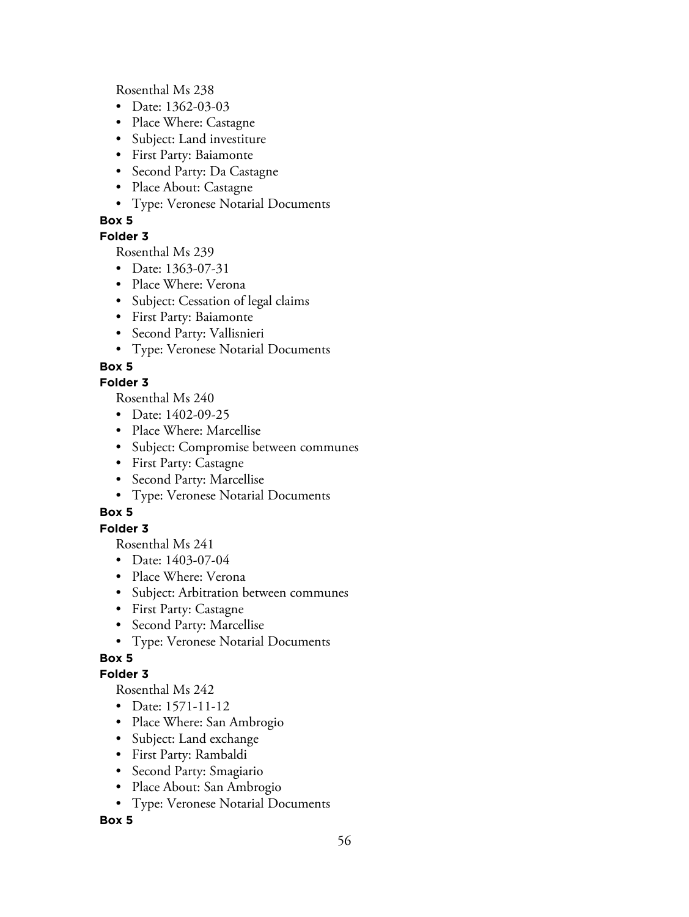Rosenthal Ms 238

- Date: 1362-03-03
- Place Where: Castagne
- Subject: Land investiture
- First Party: Baiamonte
- Second Party: Da Castagne
- Place About: Castagne
- Type: Veronese Notarial Documents

**Box 5**

**Folder 3**

Rosenthal Ms 239

- Date: 1363-07-31
- Place Where: Verona
- Subject: Cessation of legal claims
- First Party: Baiamonte
- Second Party: Vallisnieri
- Type: Veronese Notarial Documents

**Box 5**

**Folder 3**

Rosenthal Ms 240

- Date: 1402-09-25
- Place Where: Marcellise
- Subject: Compromise between communes
- First Party: Castagne
- Second Party: Marcellise
- Type: Veronese Notarial Documents

**Box 5**

**Folder 3**

Rosenthal Ms 241

- Date: 1403-07-04
- Place Where: Verona
- Subject: Arbitration between communes
- First Party: Castagne
- Second Party: Marcellise
- Type: Veronese Notarial Documents

**Box 5**

**Folder 3**

Rosenthal Ms 242

- Date: 1571-11-12
- Place Where: San Ambrogio
- Subject: Land exchange
- First Party: Rambaldi
- Second Party: Smagiario
- Place About: San Ambrogio
- Type: Veronese Notarial Documents

**Box 5**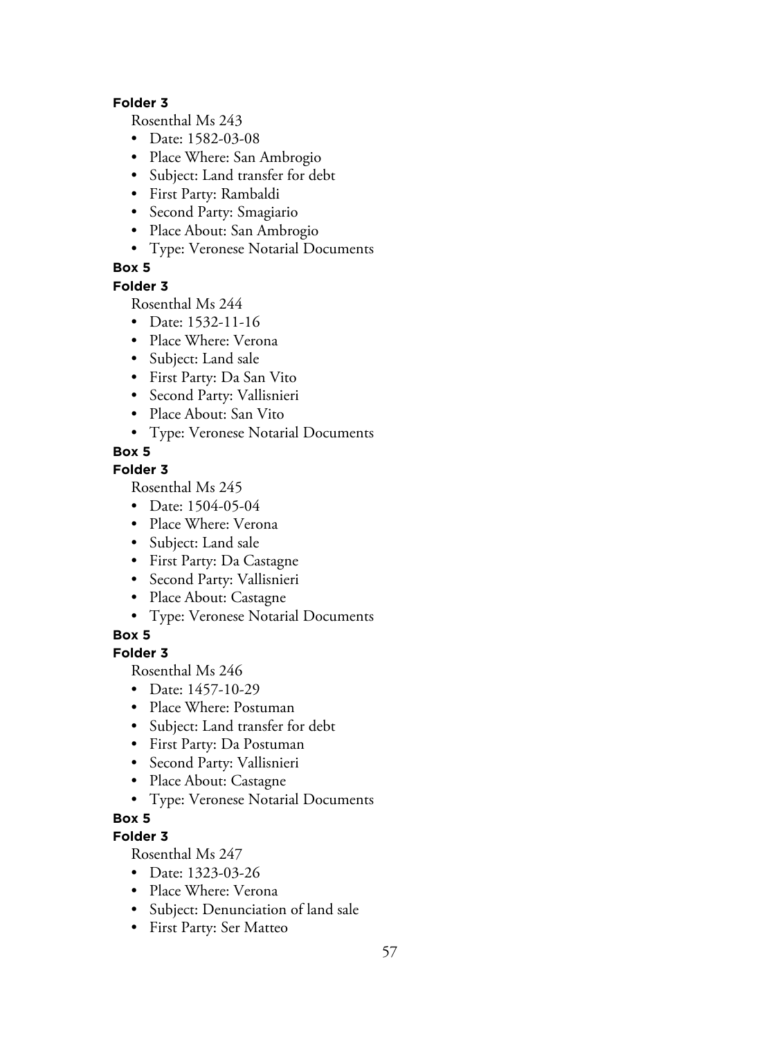**Folder 3**

Rosenthal Ms 243

- Date: 1582-03-08
- Place Where: San Ambrogio
- Subject: Land transfer for debt
- First Party: Rambaldi
- Second Party: Smagiario
- Place About: San Ambrogio
- Type: Veronese Notarial Documents

**Box 5**

**Folder 3**

Rosenthal Ms 244

- Date: 1532-11-16
- Place Where: Verona
- Subject: Land sale
- First Party: Da San Vito
- Second Party: Vallisnieri
- Place About: San Vito
- Type: Veronese Notarial Documents

**Box 5**

**Folder 3**

Rosenthal Ms 245

- Date: 1504-05-04
- Place Where: Verona
- Subject: Land sale
- First Party: Da Castagne
- Second Party: Vallisnieri
- Place About: Castagne
- Type: Veronese Notarial Documents

**Box 5**

**Folder 3**

Rosenthal Ms 246

- Date: 1457-10-29
- Place Where: Postuman
- Subject: Land transfer for debt
- First Party: Da Postuman
- Second Party: Vallisnieri
- Place About: Castagne
- Type: Veronese Notarial Documents

**Box 5**

**Folder 3**

Rosenthal Ms 247

- Date: 1323-03-26
- Place Where: Verona
- Subject: Denunciation of land sale
- First Party: Ser Matteo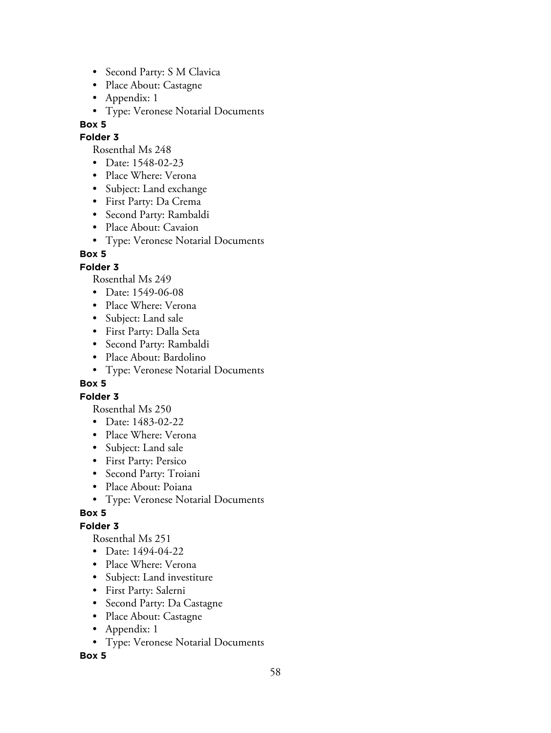- Second Party: S M Clavica
- Place About: Castagne
- Appendix: 1
- Type: Veronese Notarial Documents

**Box 5**

**Folder 3**

Rosenthal Ms 248

- Date: 1548-02-23
- Place Where: Verona
- Subject: Land exchange
- First Party: Da Crema
- Second Party: Rambaldi
- Place About: Cavaion
- Type: Veronese Notarial Documents

**Box 5**

**Folder 3**

Rosenthal Ms 249

- Date: 1549-06-08
- Place Where: Verona
- Subject: Land sale
- First Party: Dalla Seta
- Second Party: Rambaldi
- Place About: Bardolino
- Type: Veronese Notarial Documents

**Box 5**

**Folder 3**

Rosenthal Ms 250

- Date: 1483-02-22
- Place Where: Verona
- Subject: Land sale
- First Party: Persico
- Second Party: Troiani
- Place About: Poiana
- Type: Veronese Notarial Documents

**Box 5**

**Folder 3**

Rosenthal Ms 251

- Date: 1494-04-22
- Place Where: Verona
- Subject: Land investiture
- First Party: Salerni
- Second Party: Da Castagne
- Place About: Castagne
- Appendix: 1
- Type: Veronese Notarial Documents

**Box 5**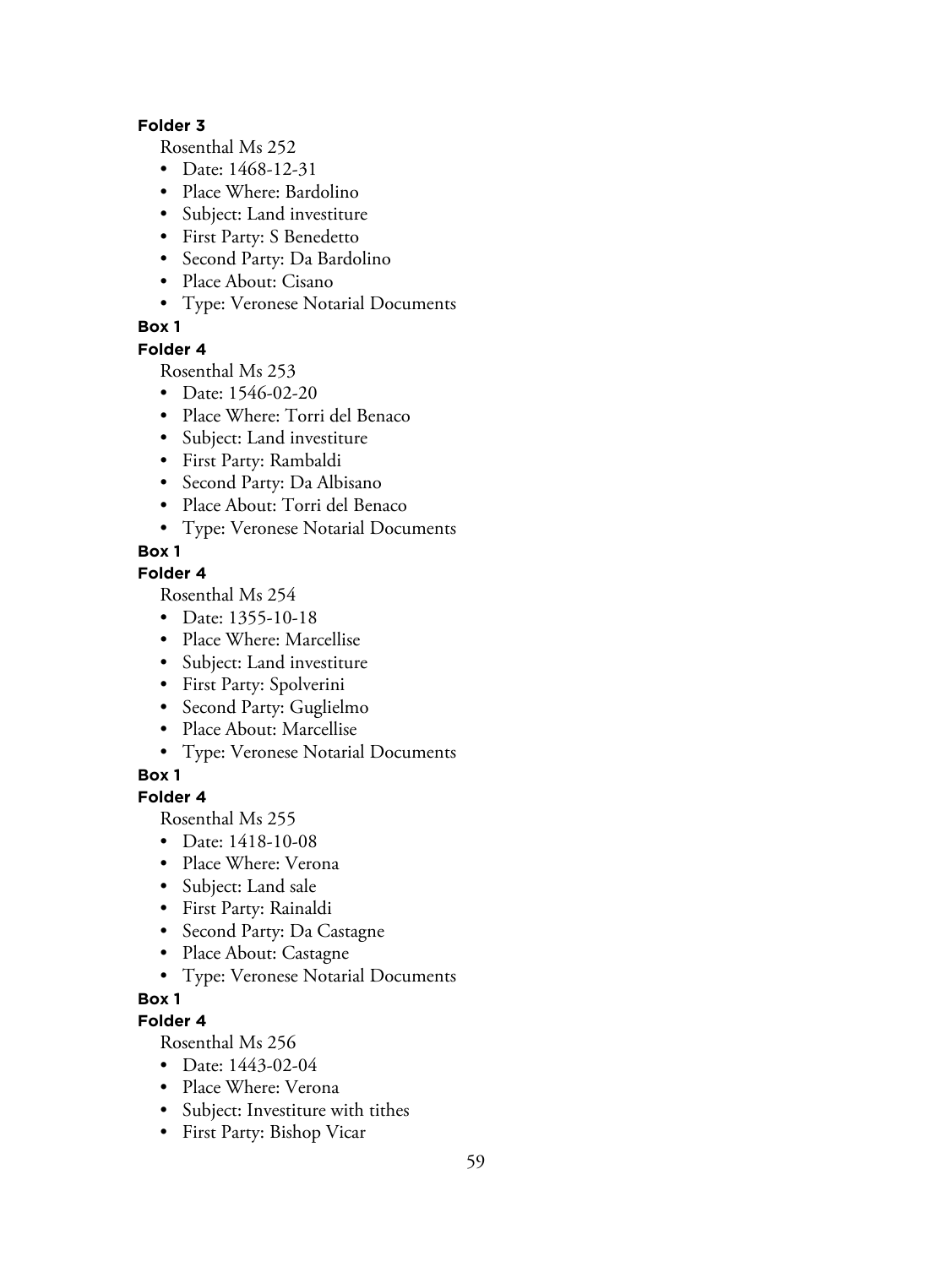**Folder 3**

Rosenthal Ms 252

- Date: 1468-12-31
- Place Where: Bardolino
- Subject: Land investiture
- First Party: S Benedetto
- Second Party: Da Bardolino
- Place About: Cisano
- Type: Veronese Notarial Documents

**Box 1**

**Folder 4**

Rosenthal Ms 253

- Date: 1546-02-20
- Place Where: Torri del Benaco
- Subject: Land investiture
- First Party: Rambaldi
- Second Party: Da Albisano
- Place About: Torri del Benaco
- Type: Veronese Notarial Documents

**Box 1**

**Folder 4**

Rosenthal Ms 254

- Date: 1355-10-18
- Place Where: Marcellise
- Subject: Land investiture
- First Party: Spolverini
- Second Party: Guglielmo
- Place About: Marcellise
- Type: Veronese Notarial Documents

**Box 1**

**Folder 4**

Rosenthal Ms 255

- Date: 1418-10-08
- Place Where: Verona
- Subject: Land sale
- First Party: Rainaldi
- Second Party: Da Castagne
- Place About: Castagne
- Type: Veronese Notarial Documents

**Box 1**

**Folder 4**

Rosenthal Ms 256

- Date: 1443-02-04
- Place Where: Verona
- Subject: Investiture with tithes
- First Party: Bishop Vicar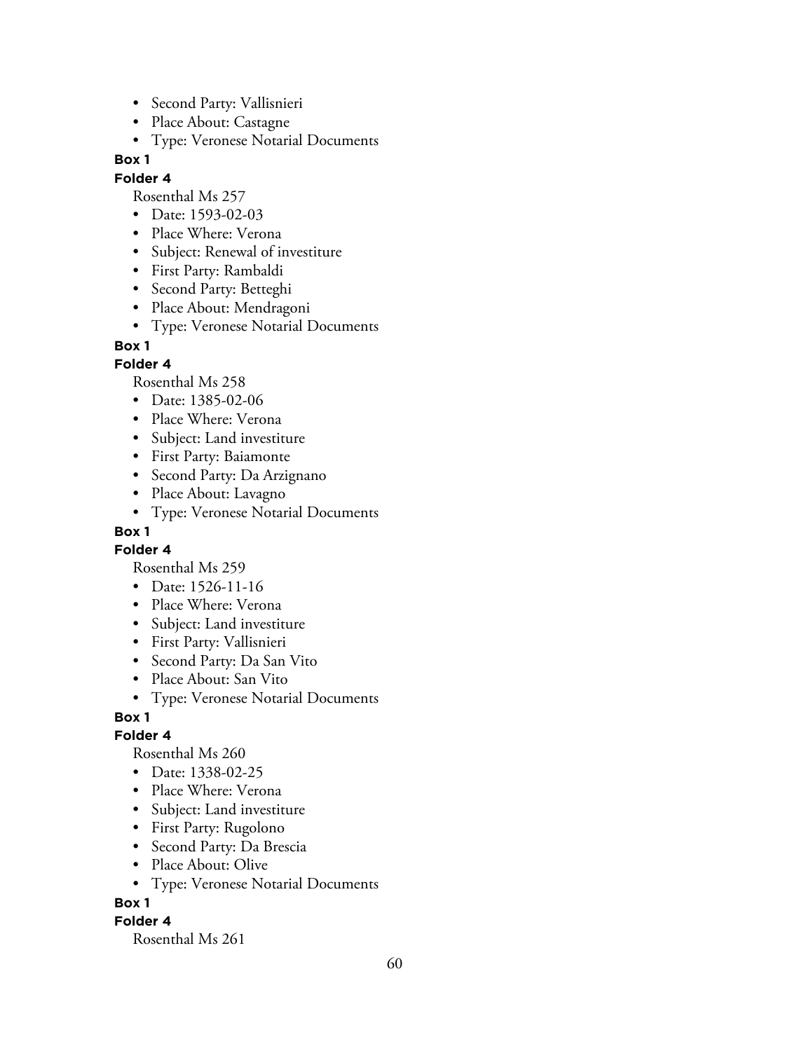- Second Party: Vallisnieri
- Place About: Castagne
- Type: Veronese Notarial Documents

**Box 1**

**Folder 4**

Rosenthal Ms 257

- Date: 1593-02-03
- Place Where: Verona
- Subject: Renewal of investiture
- First Party: Rambaldi
- Second Party: Betteghi
- Place About: Mendragoni
- Type: Veronese Notarial Documents

**Box 1**

**Folder 4**

Rosenthal Ms 258

- Date: 1385-02-06
- Place Where: Verona
- Subject: Land investiture
- First Party: Baiamonte
- Second Party: Da Arzignano
- Place About: Lavagno
- Type: Veronese Notarial Documents

**Box 1**

**Folder 4**

Rosenthal Ms 259

- Date: 1526-11-16
- Place Where: Verona
- Subject: Land investiture
- First Party: Vallisnieri
- Second Party: Da San Vito
- Place About: San Vito
- Type: Veronese Notarial Documents

**Box 1**

**Folder 4**

Rosenthal Ms 260

- Date: 1338-02-25
- Place Where: Verona
- Subject: Land investiture
- First Party: Rugolono
- Second Party: Da Brescia
- Place About: Olive
- Type: Veronese Notarial Documents

**Box 1**

**Folder 4**

Rosenthal Ms 261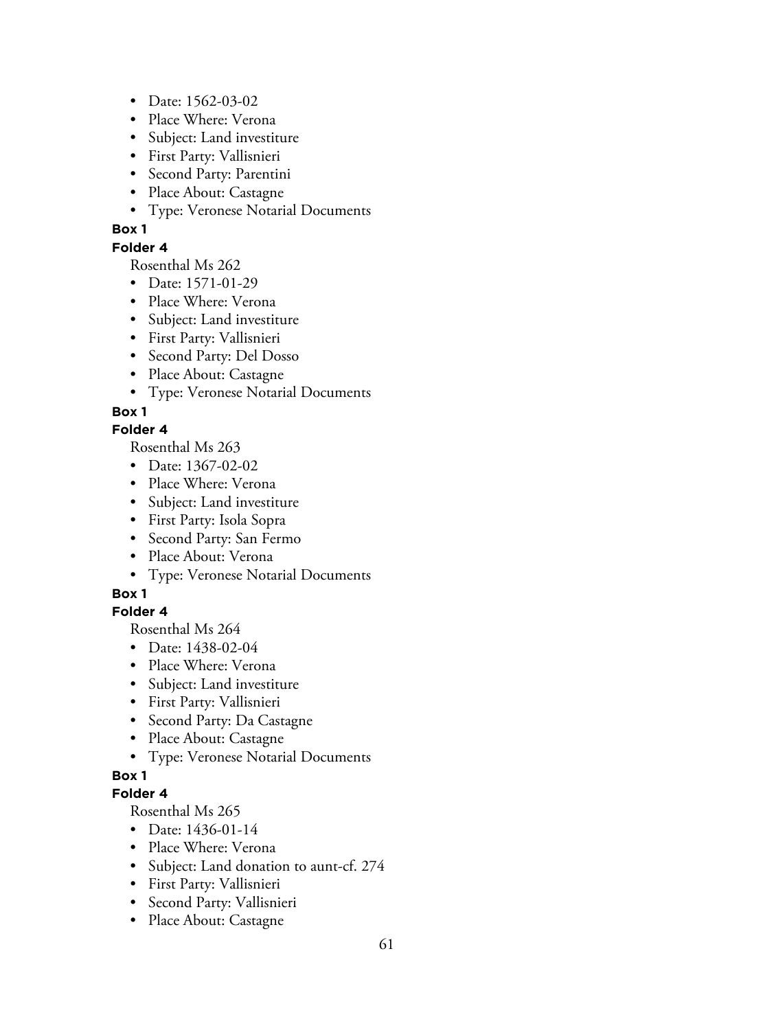- Date: 1562-03-02
- Place Where: Verona
- Subject: Land investiture
- First Party: Vallisnieri
- Second Party: Parentini
- Place About: Castagne
- Type: Veronese Notarial Documents

**Box 1**

**Folder 4**

Rosenthal Ms 262

- Date: 1571-01-29
- Place Where: Verona
- Subject: Land investiture
- First Party: Vallisnieri
- Second Party: Del Dosso
- Place About: Castagne
- Type: Veronese Notarial Documents

**Box 1**

**Folder 4**

Rosenthal Ms 263

- Date: 1367-02-02
- Place Where: Verona
- Subject: Land investiture
- First Party: Isola Sopra
- Second Party: San Fermo
- Place About: Verona
- Type: Veronese Notarial Documents

**Box 1**

**Folder 4**

Rosenthal Ms 264

- Date: 1438-02-04
- Place Where: Verona
- Subject: Land investiture
- First Party: Vallisnieri
- Second Party: Da Castagne
- Place About: Castagne
- Type: Veronese Notarial Documents

**Box 1**

**Folder 4**

Rosenthal Ms 265

- Date: 1436-01-14
- Place Where: Verona
- Subject: Land donation to aunt-cf. 274
- First Party: Vallisnieri
- Second Party: Vallisnieri
- Place About: Castagne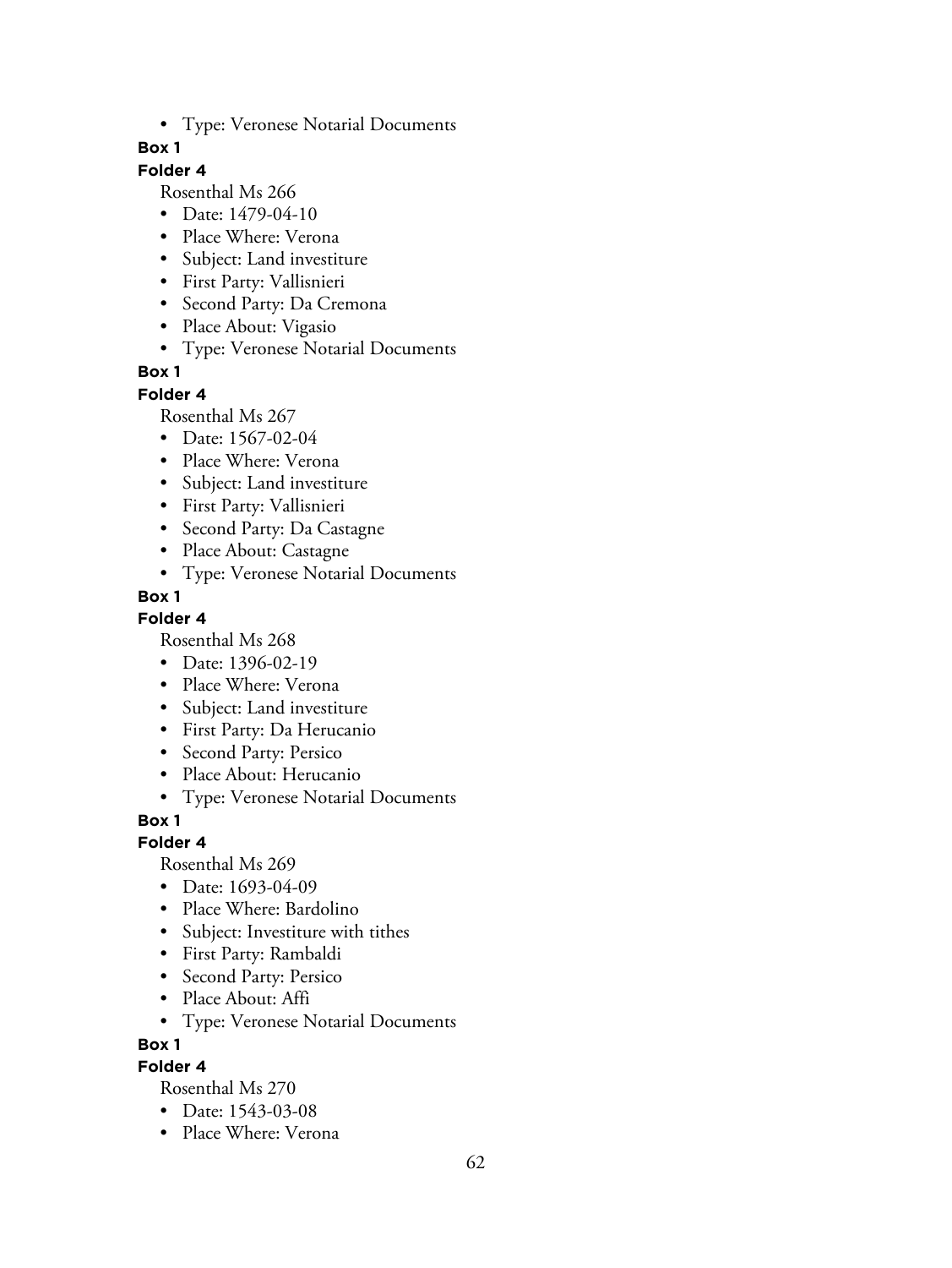- Type: Veronese Notarial Documents

**Box 1**

**Folder 4**

Rosenthal Ms 266

- Date: 1479-04-10
- Place Where: Verona
- Subject: Land investiture
- First Party: Vallisnieri
- Second Party: Da Cremona
- Place About: Vigasio
- Type: Veronese Notarial Documents

**Box 1**

**Folder 4**

Rosenthal Ms 267

- Date: 1567-02-04
- Place Where: Verona
- Subject: Land investiture
- First Party: Vallisnieri
- Second Party: Da Castagne
- Place About: Castagne
- Type: Veronese Notarial Documents

**Box 1**

**Folder 4**

Rosenthal Ms 268

- Date: 1396-02-19
- Place Where: Verona
- Subject: Land investiture
- First Party: Da Herucanio
- Second Party: Persico
- Place About: Herucanio
- Type: Veronese Notarial Documents

**Box 1**

**Folder 4**

Rosenthal Ms 269

- Date: 1693-04-09
- Place Where: Bardolino
- Subject: Investiture with tithes
- First Party: Rambaldi
- Second Party: Persico
- Place About: Affi
- Type: Veronese Notarial Documents

**Box 1**

**Folder 4**

Rosenthal Ms 270

- Date: 1543-03-08
- Place Where: Verona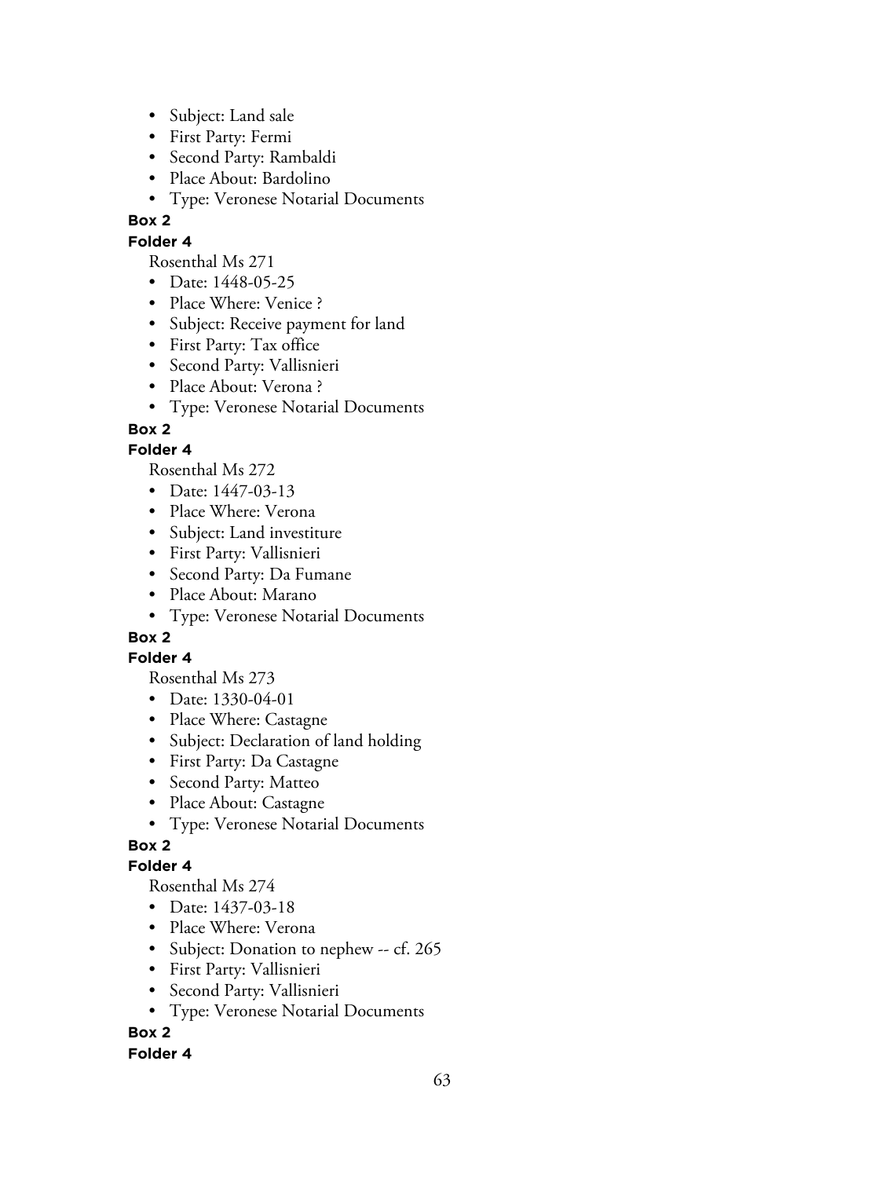- Subject: Land sale
- First Party: Fermi
- Second Party: Rambaldi
- Place About: Bardolino
- Type: Veronese Notarial Documents

**Box 2**

**Folder 4**

Rosenthal Ms 271

- Date: 1448-05-25
- Place Where: Venice ?
- Subject: Receive payment for land
- First Party: Tax office
- Second Party: Vallisnieri
- Place About: Verona ?
- Type: Veronese Notarial Documents

**Box 2**

**Folder 4**

Rosenthal Ms 272

- Date: 1447-03-13
- Place Where: Verona
- Subject: Land investiture
- First Party: Vallisnieri
- Second Party: Da Fumane
- Place About: Marano
- Type: Veronese Notarial Documents

**Box 2**

**Folder 4**

Rosenthal Ms 273

- Date: 1330-04-01
- Place Where: Castagne
- Subject: Declaration of land holding
- First Party: Da Castagne
- Second Party: Matteo
- Place About: Castagne
- Type: Veronese Notarial Documents

**Box 2**

**Folder 4**

Rosenthal Ms 274

- Date: 1437-03-18
- Place Where: Verona
- Subject: Donation to nephew -- cf. 265
- First Party: Vallisnieri
- Second Party: Vallisnieri
- Type: Veronese Notarial Documents

**Box 2**

**Folder 4**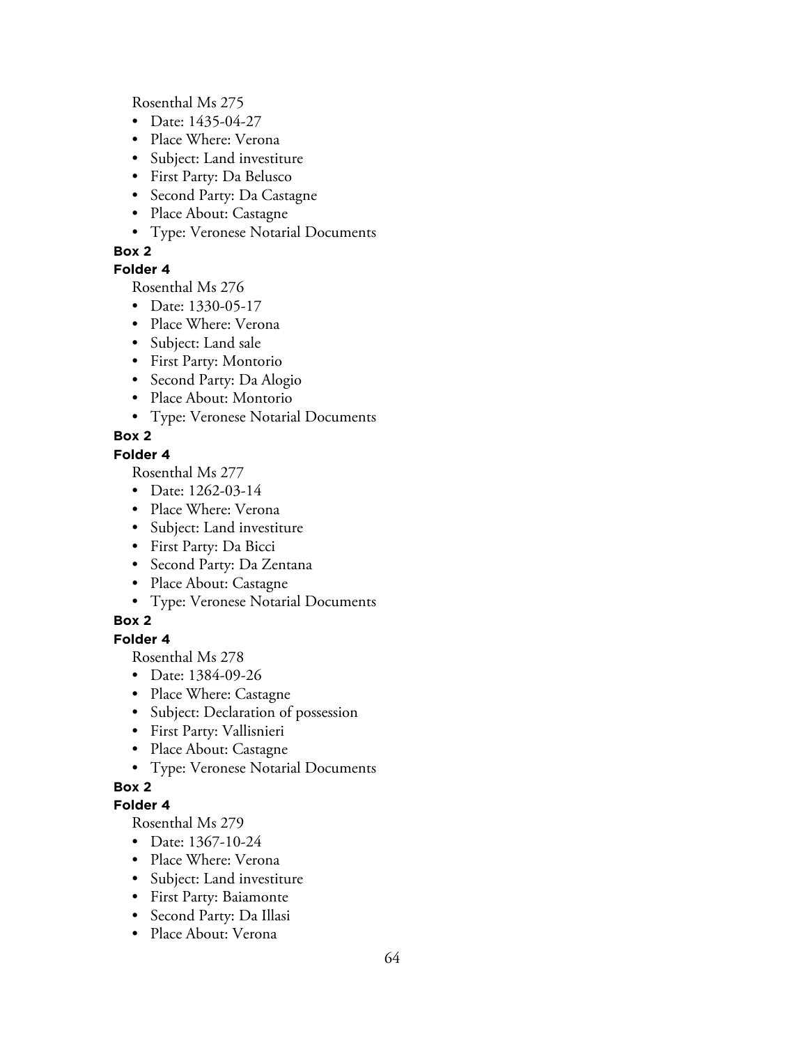Rosenthal Ms 275

- Date: 1435-04-27
- Place Where: Verona
- Subject: Land investiture
- First Party: Da Belusco
- Second Party: Da Castagne
- Place About: Castagne
- Type: Veronese Notarial Documents

**Box 2**

**Folder 4**

Rosenthal Ms 276

- Date: 1330-05-17
- Place Where: Verona
- Subject: Land sale
- First Party: Montorio
- Second Party: Da Alogio
- Place About: Montorio
- Type: Veronese Notarial Documents

**Box 2**

**Folder 4**

Rosenthal Ms 277

- Date: 1262-03-14
- Place Where: Verona
- Subject: Land investiture
- First Party: Da Bicci
- Second Party: Da Zentana
- Place About: Castagne
- Type: Veronese Notarial Documents

**Box 2**

**Folder 4**

Rosenthal Ms 278

- Date: 1384-09-26
- Place Where: Castagne
- Subject: Declaration of possession
- First Party: Vallisnieri
- Place About: Castagne
- Type: Veronese Notarial Documents

**Box 2**

**Folder 4**

Rosenthal Ms 279

- Date: 1367-10-24
- Place Where: Verona
- Subject: Land investiture
- First Party: Baiamonte
- Second Party: Da Illasi
- Place About: Verona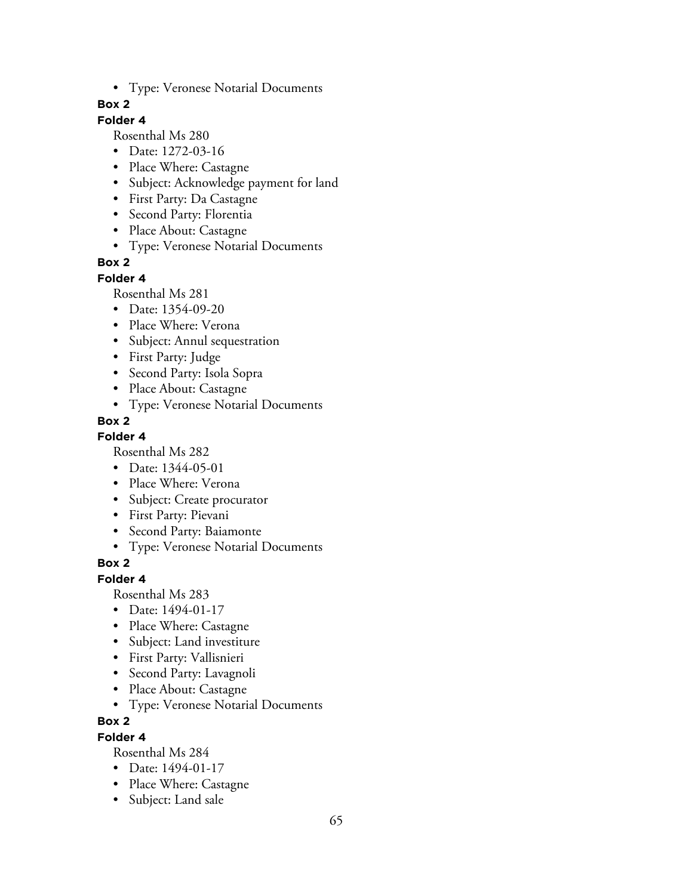- Type: Veronese Notarial Documents

**Box 2**

**Folder 4**

Rosenthal Ms 280

- Date: 1272-03-16
- Place Where: Castagne
- Subject: Acknowledge payment for land
- First Party: Da Castagne
- Second Party: Florentia
- Place About: Castagne
- Type: Veronese Notarial Documents

**Box 2**

**Folder 4**

Rosenthal Ms 281

- Date: 1354-09-20
- Place Where: Verona
- Subject: Annul sequestration
- First Party: Judge
- Second Party: Isola Sopra
- Place About: Castagne
- Type: Veronese Notarial Documents

**Box 2**

**Folder 4**

Rosenthal Ms 282

- Date: 1344-05-01
- Place Where: Verona
- Subject: Create procurator
- First Party: Pievani
- Second Party: Baiamonte
- Type: Veronese Notarial Documents

**Box 2**

**Folder 4**

Rosenthal Ms 283

- Date: 1494-01-17
- Place Where: Castagne
- Subject: Land investiture
- First Party: Vallisnieri
- Second Party: Lavagnoli
- Place About: Castagne
- Type: Veronese Notarial Documents

**Box 2**

**Folder 4**

Rosenthal Ms 284

- Date: 1494-01-17
- Place Where: Castagne
- Subject: Land sale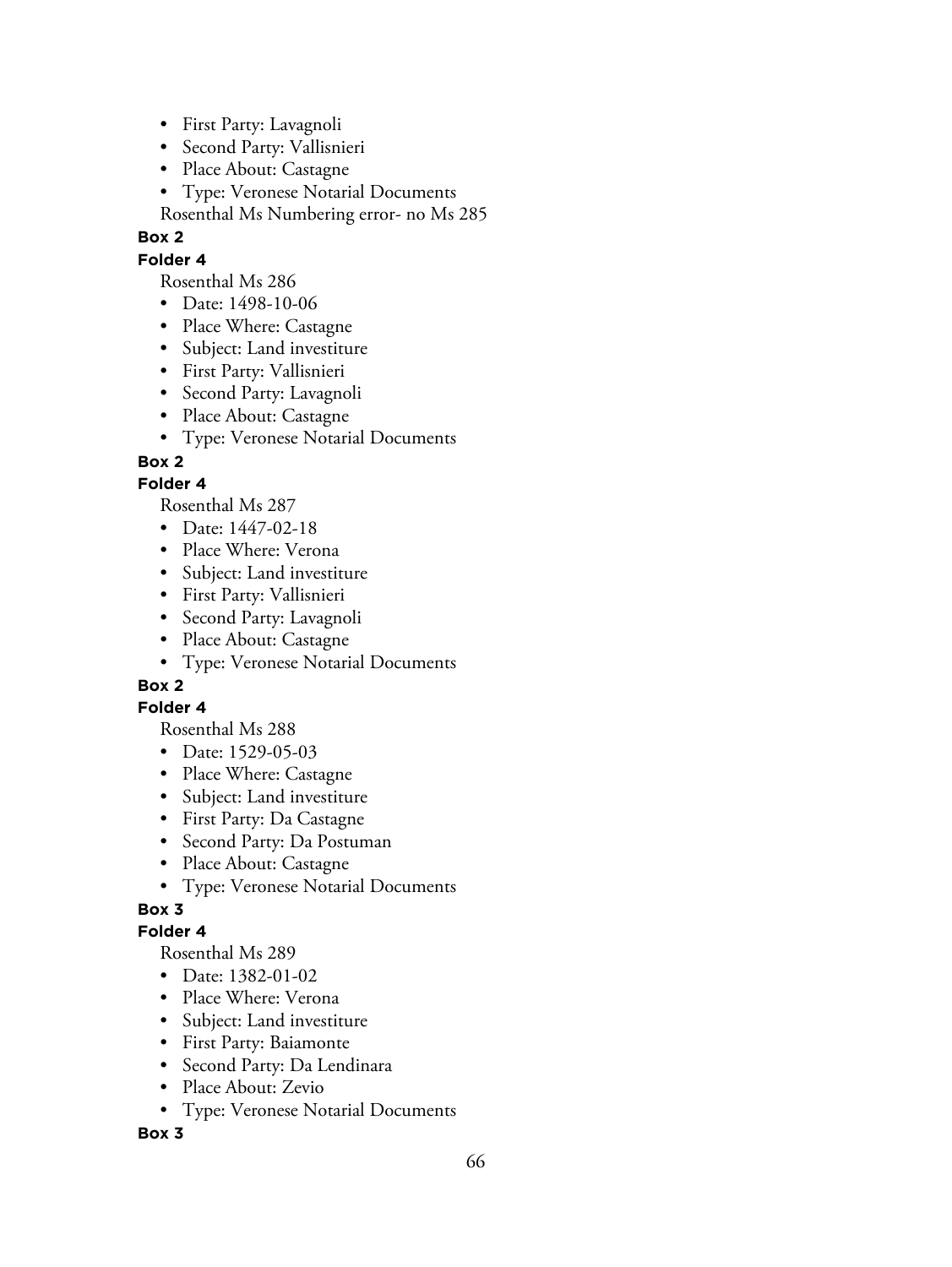- First Party: Lavagnoli
- Second Party: Vallisnieri
- Place About: Castagne
- Type: Veronese Notarial Documents

Rosenthal Ms Numbering error- no Ms 285

**Box 2**

**Folder 4**

Rosenthal Ms 286

- Date: 1498-10-06
- Place Where: Castagne
- Subject: Land investiture
- First Party: Vallisnieri
- Second Party: Lavagnoli
- Place About: Castagne
- Type: Veronese Notarial Documents

**Box 2**

**Folder 4**

Rosenthal Ms 287

- Date: 1447-02-18
- Place Where: Verona
- Subject: Land investiture
- First Party: Vallisnieri
- Second Party: Lavagnoli
- Place About: Castagne
- Type: Veronese Notarial Documents

**Box 2**

**Folder 4**

Rosenthal Ms 288

- Date: 1529-05-03
- Place Where: Castagne
- Subject: Land investiture
- First Party: Da Castagne
- Second Party: Da Postuman
- Place About: Castagne
- Type: Veronese Notarial Documents

**Box 3**

**Folder 4**

Rosenthal Ms 289

- Date: 1382-01-02
- Place Where: Verona
- Subject: Land investiture
- First Party: Baiamonte
- Second Party: Da Lendinara
- Place About: Zevio
- Type: Veronese Notarial Documents

**Box 3**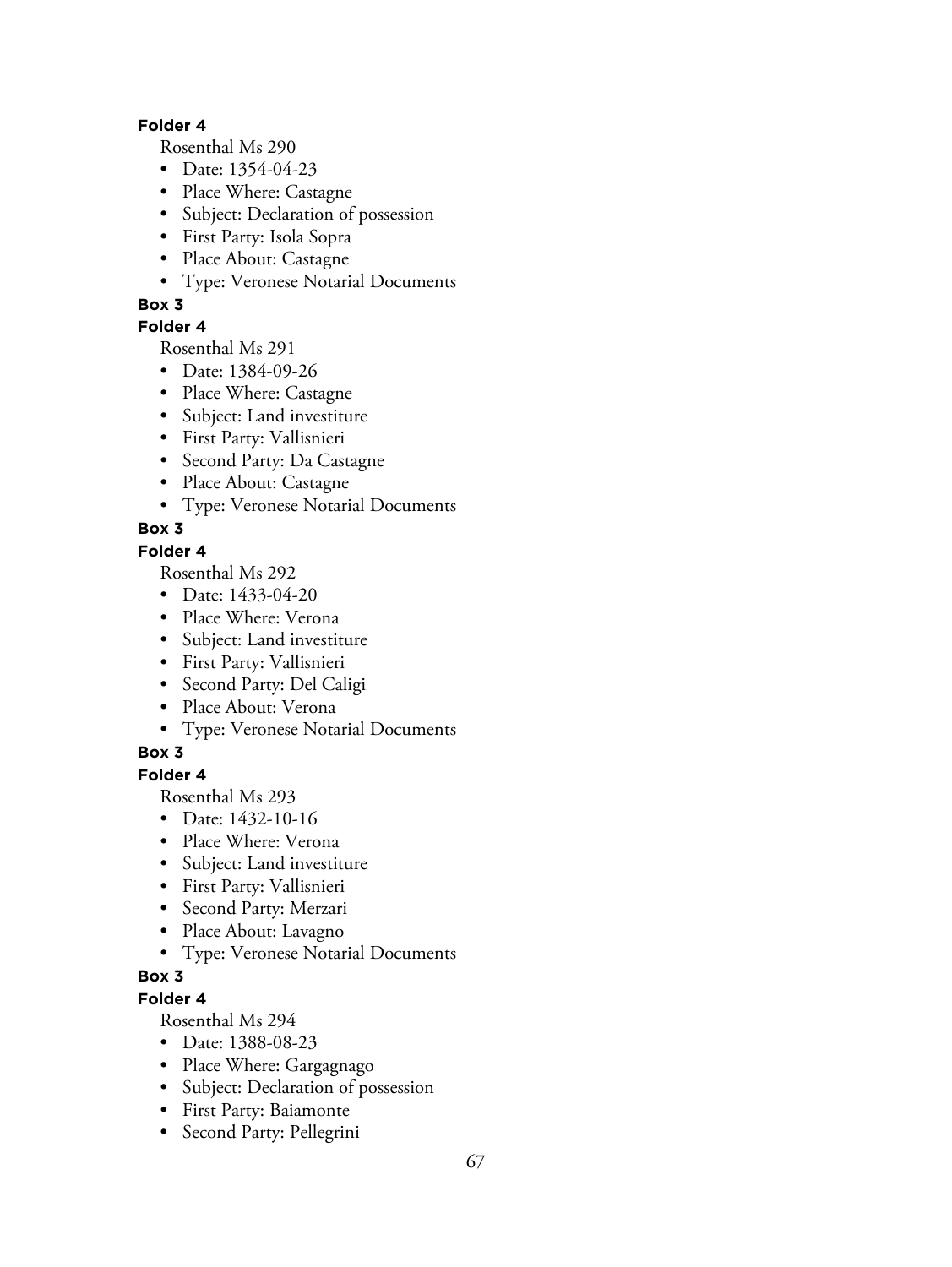**Folder 4**

Rosenthal Ms 290

- Date: 1354-04-23
- Place Where: Castagne
- Subject: Declaration of possession
- First Party: Isola Sopra
- Place About: Castagne
- Type: Veronese Notarial Documents

**Box 3**

**Folder 4**

Rosenthal Ms 291

- Date: 1384-09-26
- Place Where: Castagne
- Subject: Land investiture
- First Party: Vallisnieri
- Second Party: Da Castagne
- Place About: Castagne
- Type: Veronese Notarial Documents

**Box 3**

**Folder 4**

Rosenthal Ms 292

- Date: 1433-04-20
- Place Where: Verona
- Subject: Land investiture
- First Party: Vallisnieri
- Second Party: Del Caligi
- Place About: Verona
- Type: Veronese Notarial Documents

**Box 3**

**Folder 4**

Rosenthal Ms 293

- Date: 1432-10-16
- Place Where: Verona
- Subject: Land investiture
- First Party: Vallisnieri
- Second Party: Merzari
- Place About: Lavagno
- Type: Veronese Notarial Documents

**Box 3**

**Folder 4**

Rosenthal Ms 294

- Date: 1388-08-23
- Place Where: Gargagnago
- Subject: Declaration of possession
- First Party: Baiamonte
- Second Party: Pellegrini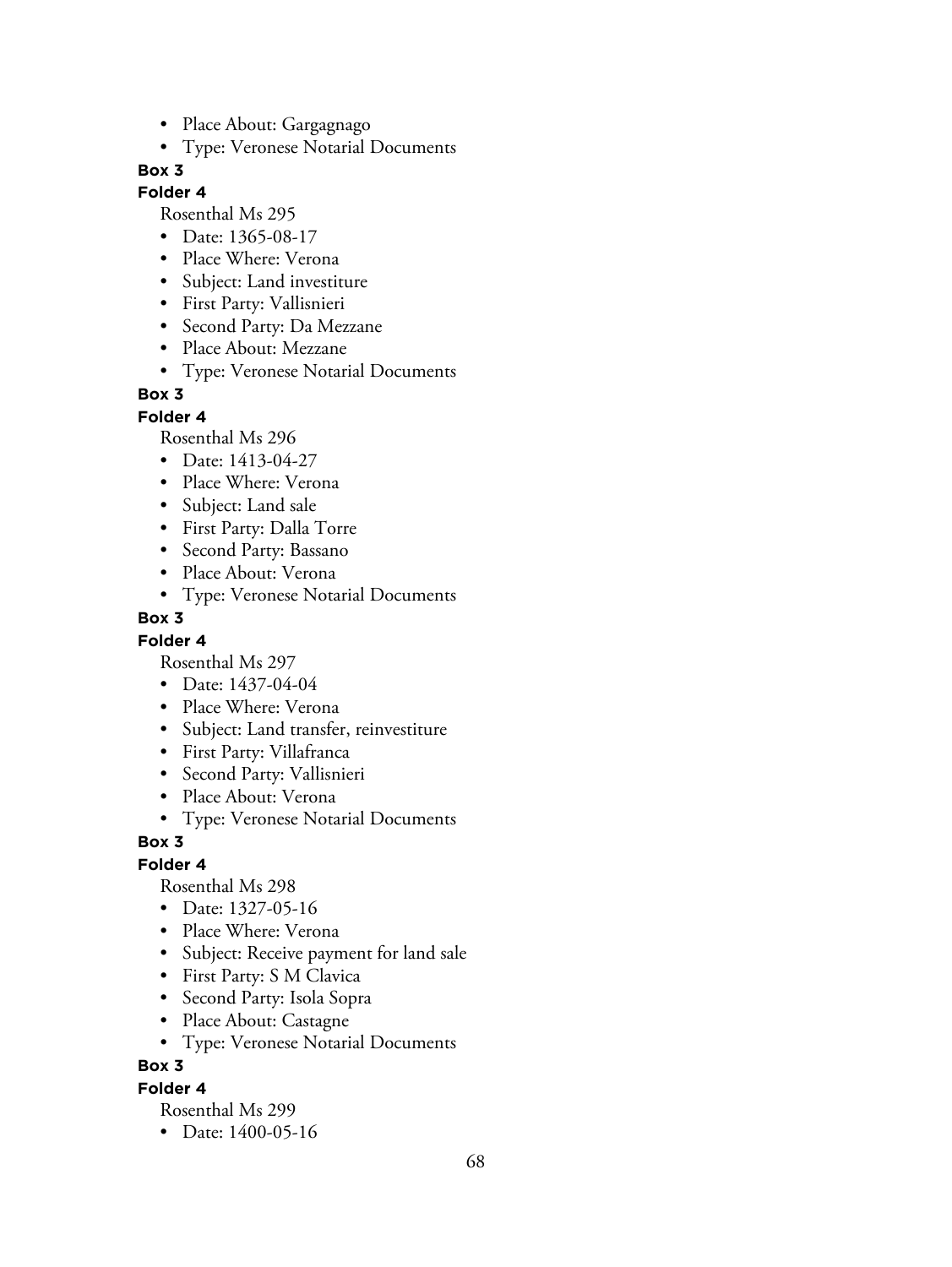- Place About: Gargagnago
- Type: Veronese Notarial Documents

**Box 3**

**Folder 4**

Rosenthal Ms 295

- Date: 1365-08-17
- Place Where: Verona
- Subject: Land investiture
- First Party: Vallisnieri
- Second Party: Da Mezzane
- Place About: Mezzane
- Type: Veronese Notarial Documents

**Box 3**

**Folder 4**

Rosenthal Ms 296

- Date: 1413-04-27
- Place Where: Verona
- Subject: Land sale
- First Party: Dalla Torre
- Second Party: Bassano
- Place About: Verona
- Type: Veronese Notarial Documents

**Box 3**

**Folder 4**

Rosenthal Ms 297

- Date: 1437-04-04
- Place Where: Verona
- Subject: Land transfer, reinvestiture
- First Party: Villafranca
- Second Party: Vallisnieri
- Place About: Verona
- Type: Veronese Notarial Documents

**Box 3**

**Folder 4**

Rosenthal Ms 298

- Date: 1327-05-16
- Place Where: Verona
- Subject: Receive payment for land sale
- First Party: S M Clavica
- Second Party: Isola Sopra
- Place About: Castagne
- Type: Veronese Notarial Documents

**Box 3**

**Folder 4**

Rosenthal Ms 299

- Date: 1400-05-16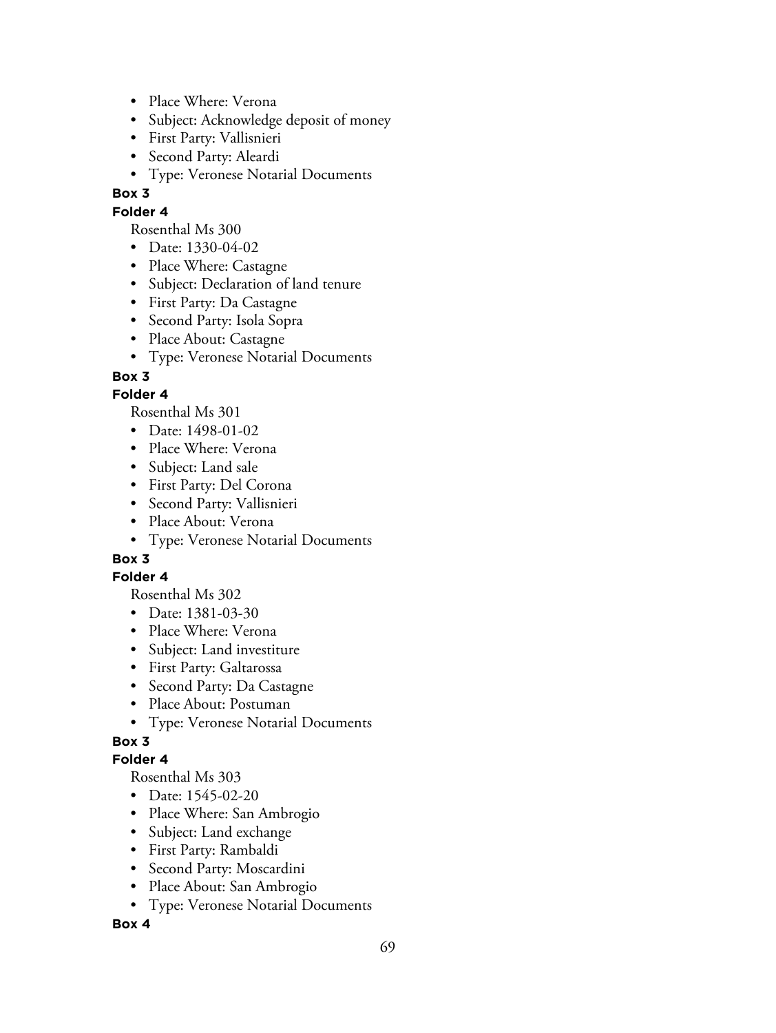- Place Where: Verona
- Subject: Acknowledge deposit of money
- First Party: Vallisnieri
- Second Party: Aleardi
- Type: Veronese Notarial Documents

**Box 3**

**Folder 4**

Rosenthal Ms 300

- Date: 1330-04-02
- Place Where: Castagne
- Subject: Declaration of land tenure
- First Party: Da Castagne
- Second Party: Isola Sopra
- Place About: Castagne
- Type: Veronese Notarial Documents

**Box 3**

**Folder 4**

Rosenthal Ms 301

- Date: 1498-01-02
- Place Where: Verona
- Subject: Land sale
- First Party: Del Corona
- Second Party: Vallisnieri
- Place About: Verona
- Type: Veronese Notarial Documents

**Box 3**

**Folder 4**

Rosenthal Ms 302

- Date: 1381-03-30
- Place Where: Verona
- Subject: Land investiture
- First Party: Galtarossa
- Second Party: Da Castagne
- Place About: Postuman
- Type: Veronese Notarial Documents

**Box 3**

**Folder 4**

Rosenthal Ms 303

- Date: 1545-02-20
- Place Where: San Ambrogio
- Subject: Land exchange
- First Party: Rambaldi
- Second Party: Moscardini
- Place About: San Ambrogio
- Type: Veronese Notarial Documents

**Box 4**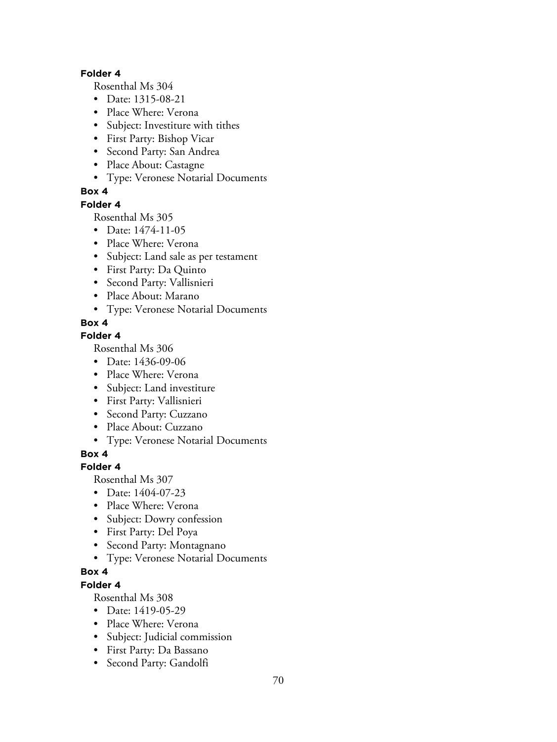**Folder 4**

Rosenthal Ms 304

- Date: 1315-08-21
- Place Where: Verona
- Subject: Investiture with tithes
- First Party: Bishop Vicar
- Second Party: San Andrea
- Place About: Castagne
- Type: Veronese Notarial Documents

**Box 4**

**Folder 4**

Rosenthal Ms 305

- Date: 1474-11-05
- Place Where: Verona
- Subject: Land sale as per testament
- First Party: Da Quinto
- Second Party: Vallisnieri
- Place About: Marano
- Type: Veronese Notarial Documents

**Box 4**

**Folder 4**

Rosenthal Ms 306

- Date: 1436-09-06
- Place Where: Verona
- Subject: Land investiture
- First Party: Vallisnieri
- Second Party: Cuzzano
- Place About: Cuzzano
- Type: Veronese Notarial Documents

**Box 4**

**Folder 4**

Rosenthal Ms 307

- Date: 1404-07-23
- Place Where: Verona
- Subject: Dowry confession
- First Party: Del Poya
- Second Party: Montagnano
- Type: Veronese Notarial Documents

**Box 4**

**Folder 4**

Rosenthal Ms 308

- Date: 1419-05-29
- Place Where: Verona
- Subject: Judicial commission
- First Party: Da Bassano
- Second Party: Gandolfi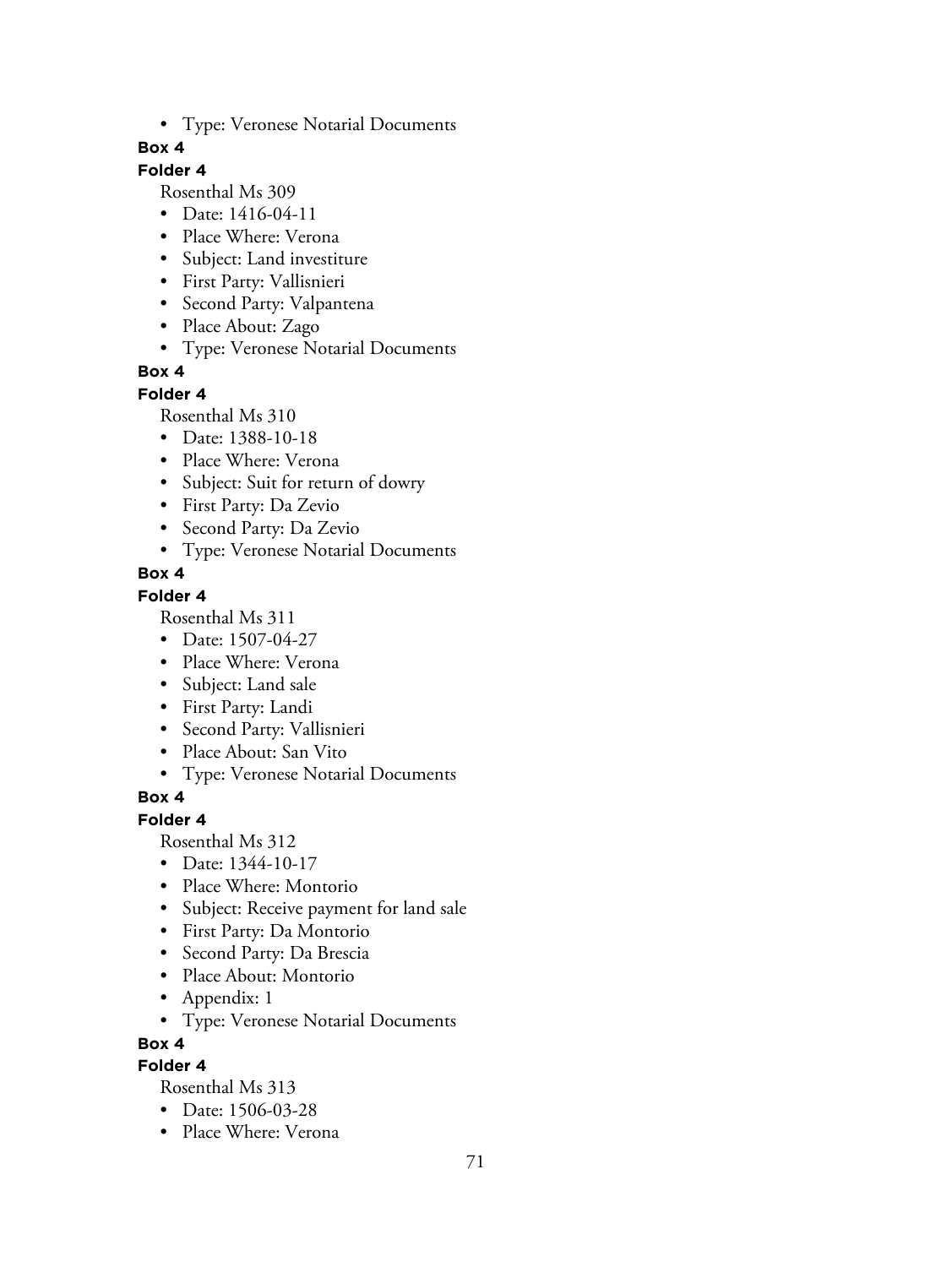- Type: Veronese Notarial Documents

**Box 4**

**Folder 4**

Rosenthal Ms 309

- Date: 1416-04-11
- Place Where: Verona
- Subject: Land investiture
- First Party: Vallisnieri
- Second Party: Valpantena
- Place About: Zago
- Type: Veronese Notarial Documents

**Box 4**

**Folder 4**

Rosenthal Ms 310

- Date: 1388-10-18
- Place Where: Verona
- Subject: Suit for return of dowry
- First Party: Da Zevio
- Second Party: Da Zevio
- Type: Veronese Notarial Documents

**Box 4**

**Folder 4**

Rosenthal Ms 311

- Date: 1507-04-27
- Place Where: Verona
- Subject: Land sale
- First Party: Landi
- Second Party: Vallisnieri
- Place About: San Vito
- Type: Veronese Notarial Documents

**Box 4**

**Folder 4**

Rosenthal Ms 312

- Date: 1344-10-17
- Place Where: Montorio
- Subject: Receive payment for land sale
- First Party: Da Montorio
- Second Party: Da Brescia
- Place About: Montorio
- Appendix: 1
- Type: Veronese Notarial Documents

**Box 4**

**Folder 4**

Rosenthal Ms 313

- Date: 1506-03-28
- Place Where: Verona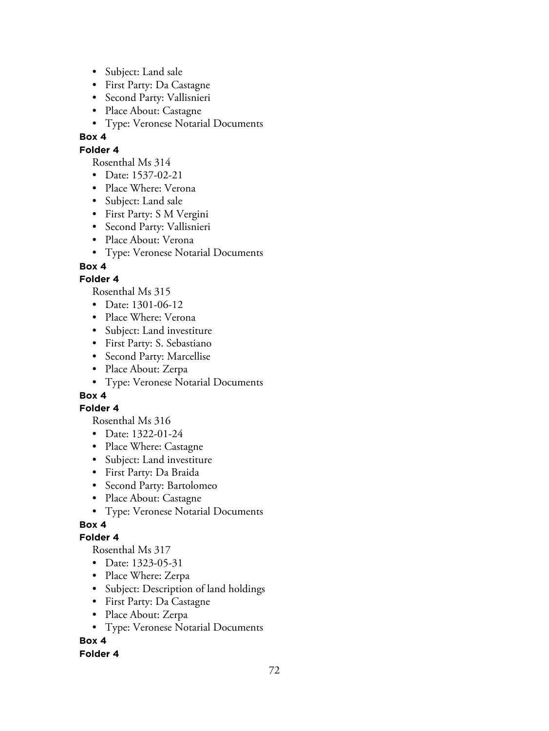- Subject: Land sale
- First Party: Da Castagne
- Second Party: Vallisnieri
- Place About: Castagne
- Type: Veronese Notarial Documents

**Box 4**

**Folder 4**

Rosenthal Ms 314

- Date: 1537-02-21
- Place Where: Verona
- Subject: Land sale
- First Party: S M Vergini
- Second Party: Vallisnieri
- Place About: Verona
- Type: Veronese Notarial Documents

**Box 4**

**Folder 4**

Rosenthal Ms 315

- Date: 1301-06-12
- Place Where: Verona
- Subject: Land investiture
- First Party: S. Sebastiano
- Second Party: Marcellise
- Place About: Zerpa
- Type: Veronese Notarial Documents

**Box 4**

**Folder 4**

Rosenthal Ms 316

- Date: 1322-01-24
- Place Where: Castagne
- Subject: Land investiture
- First Party: Da Braida
- Second Party: Bartolomeo
- Place About: Castagne
- Type: Veronese Notarial Documents

**Box 4**

**Folder 4**

Rosenthal Ms 317

- Date: 1323-05-31
- Place Where: Zerpa
- Subject: Description of land holdings
- First Party: Da Castagne
- Place About: Zerpa
- Type: Veronese Notarial Documents

**Box 4**

**Folder 4**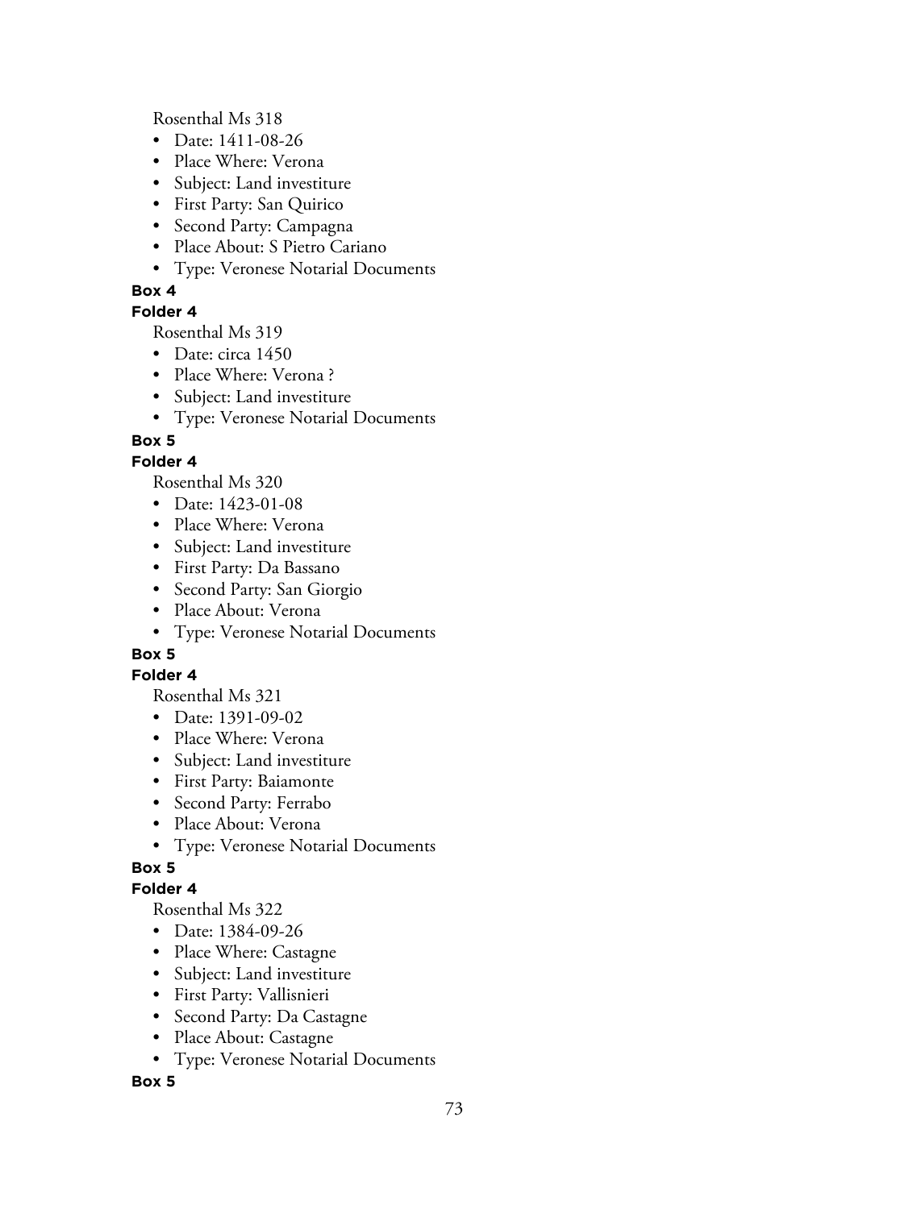Rosenthal Ms 318

- Date: 1411-08-26
- Place Where: Verona
- Subject: Land investiture
- First Party: San Quirico
- Second Party: Campagna
- Place About: S Pietro Cariano
- Type: Veronese Notarial Documents

**Box 4**

**Folder 4**

Rosenthal Ms 319

- Date: circa 1450
- Place Where: Verona ?
- Subject: Land investiture
- Type: Veronese Notarial Documents

**Box 5**

**Folder 4**

Rosenthal Ms 320

- Date: 1423-01-08
- Place Where: Verona
- Subject: Land investiture
- First Party: Da Bassano
- Second Party: San Giorgio
- Place About: Verona
- Type: Veronese Notarial Documents

**Box 5**

**Folder 4**

Rosenthal Ms 321

- Date: 1391-09-02
- Place Where: Verona
- Subject: Land investiture
- First Party: Baiamonte
- Second Party: Ferrabo
- Place About: Verona
- Type: Veronese Notarial Documents

**Box 5**

**Folder 4**

Rosenthal Ms 322

- Date: 1384-09-26
- Place Where: Castagne
- Subject: Land investiture
- First Party: Vallisnieri
- Second Party: Da Castagne
- Place About: Castagne
- Type: Veronese Notarial Documents

**Box 5**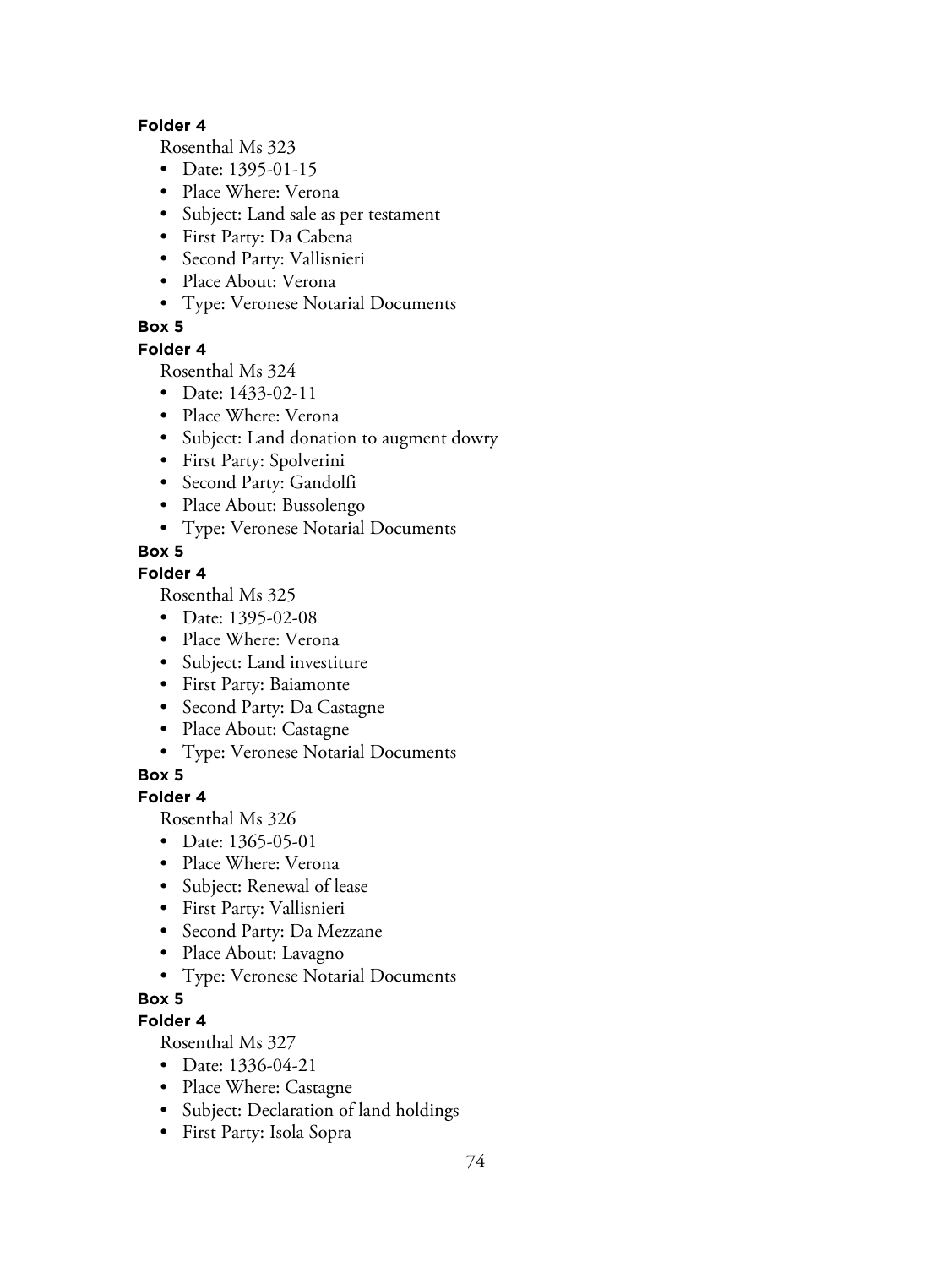**Folder 4**

Rosenthal Ms 323

- Date: 1395-01-15
- Place Where: Verona
- Subject: Land sale as per testament
- First Party: Da Cabena
- Second Party: Vallisnieri
- Place About: Verona
- Type: Veronese Notarial Documents

**Box 5**

**Folder 4**

Rosenthal Ms 324

- Date: 1433-02-11
- Place Where: Verona
- Subject: Land donation to augment dowry
- First Party: Spolverini
- Second Party: Gandolfi
- Place About: Bussolengo
- Type: Veronese Notarial Documents

**Box 5**

**Folder 4**

Rosenthal Ms 325

- Date: 1395-02-08
- Place Where: Verona
- Subject: Land investiture
- First Party: Baiamonte
- Second Party: Da Castagne
- Place About: Castagne
- Type: Veronese Notarial Documents

**Box 5**

**Folder 4**

Rosenthal Ms 326

- Date: 1365-05-01
- Place Where: Verona
- Subject: Renewal of lease
- First Party: Vallisnieri
- Second Party: Da Mezzane
- Place About: Lavagno
- Type: Veronese Notarial Documents

**Box 5**

**Folder 4**

Rosenthal Ms 327

- Date: 1336-04-21
- Place Where: Castagne
- Subject: Declaration of land holdings
- First Party: Isola Sopra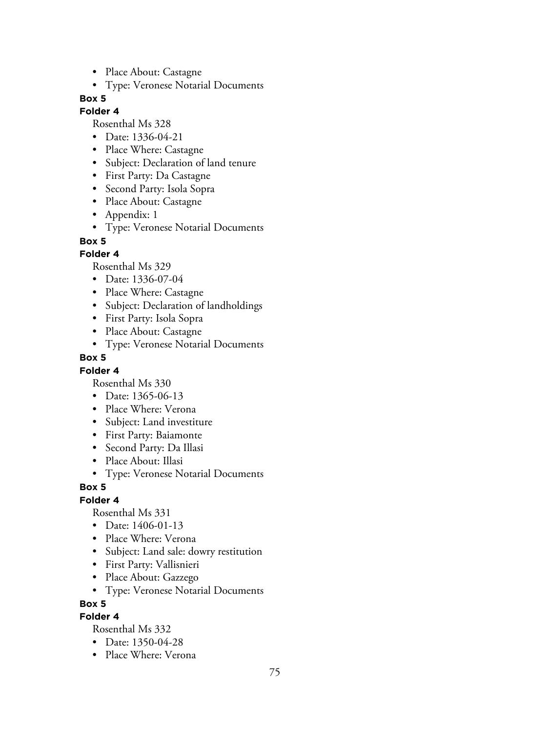- Place About: Castagne
- Type: Veronese Notarial Documents

**Box 5**

**Folder 4**

Rosenthal Ms 328

- Date: 1336-04-21
- Place Where: Castagne
- Subject: Declaration of land tenure
- First Party: Da Castagne
- Second Party: Isola Sopra
- Place About: Castagne
- Appendix: 1
- Type: Veronese Notarial Documents

**Box 5**

**Folder 4**

Rosenthal Ms 329

- Date: 1336-07-04
- Place Where: Castagne
- Subject: Declaration of landholdings
- First Party: Isola Sopra
- Place About: Castagne
- Type: Veronese Notarial Documents

**Box 5**

**Folder 4**

Rosenthal Ms 330

- Date: 1365-06-13
- Place Where: Verona
- Subject: Land investiture
- First Party: Baiamonte
- Second Party: Da Illasi
- Place About: Illasi
- Type: Veronese Notarial Documents

**Box 5**

**Folder 4**

Rosenthal Ms 331

- Date: 1406-01-13
- Place Where: Verona
- Subject: Land sale: dowry restitution
- First Party: Vallisnieri
- Place About: Gazzego
- Type: Veronese Notarial Documents

**Box 5**

**Folder 4**

Rosenthal Ms 332

- Date: 1350-04-28
- Place Where: Verona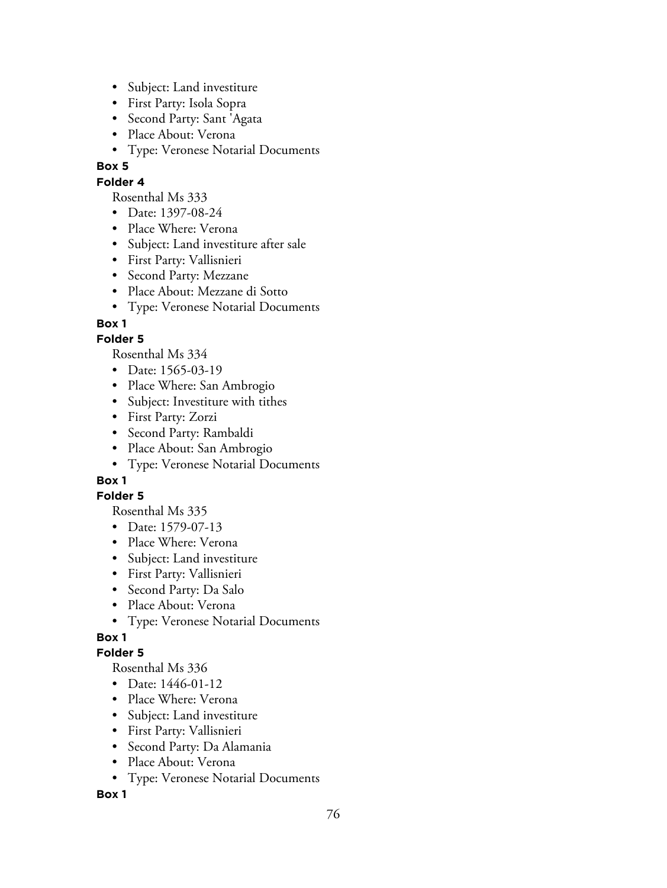- Subject: Land investiture
- First Party: Isola Sopra
- Second Party: Sant 'Agata
- Place About: Verona
- Type: Veronese Notarial Documents

**Box 5**

**Folder 4**

Rosenthal Ms 333

- Date: 1397-08-24
- Place Where: Verona
- Subject: Land investiture after sale
- First Party: Vallisnieri
- Second Party: Mezzane
- Place About: Mezzane di Sotto
- Type: Veronese Notarial Documents

**Box 1**

**Folder 5**

Rosenthal Ms 334

- Date: 1565-03-19
- Place Where: San Ambrogio
- Subject: Investiture with tithes
- First Party: Zorzi
- Second Party: Rambaldi
- Place About: San Ambrogio
- Type: Veronese Notarial Documents

**Box 1**

**Folder 5**

Rosenthal Ms 335

- Date: 1579-07-13
- Place Where: Verona
- Subject: Land investiture
- First Party: Vallisnieri
- Second Party: Da Salo
- Place About: Verona
- Type: Veronese Notarial Documents

**Box 1**

**Folder 5**

Rosenthal Ms 336

- Date: 1446-01-12
- Place Where: Verona
- Subject: Land investiture
- First Party: Vallisnieri
- Second Party: Da Alamania
- Place About: Verona
- Type: Veronese Notarial Documents

**Box 1**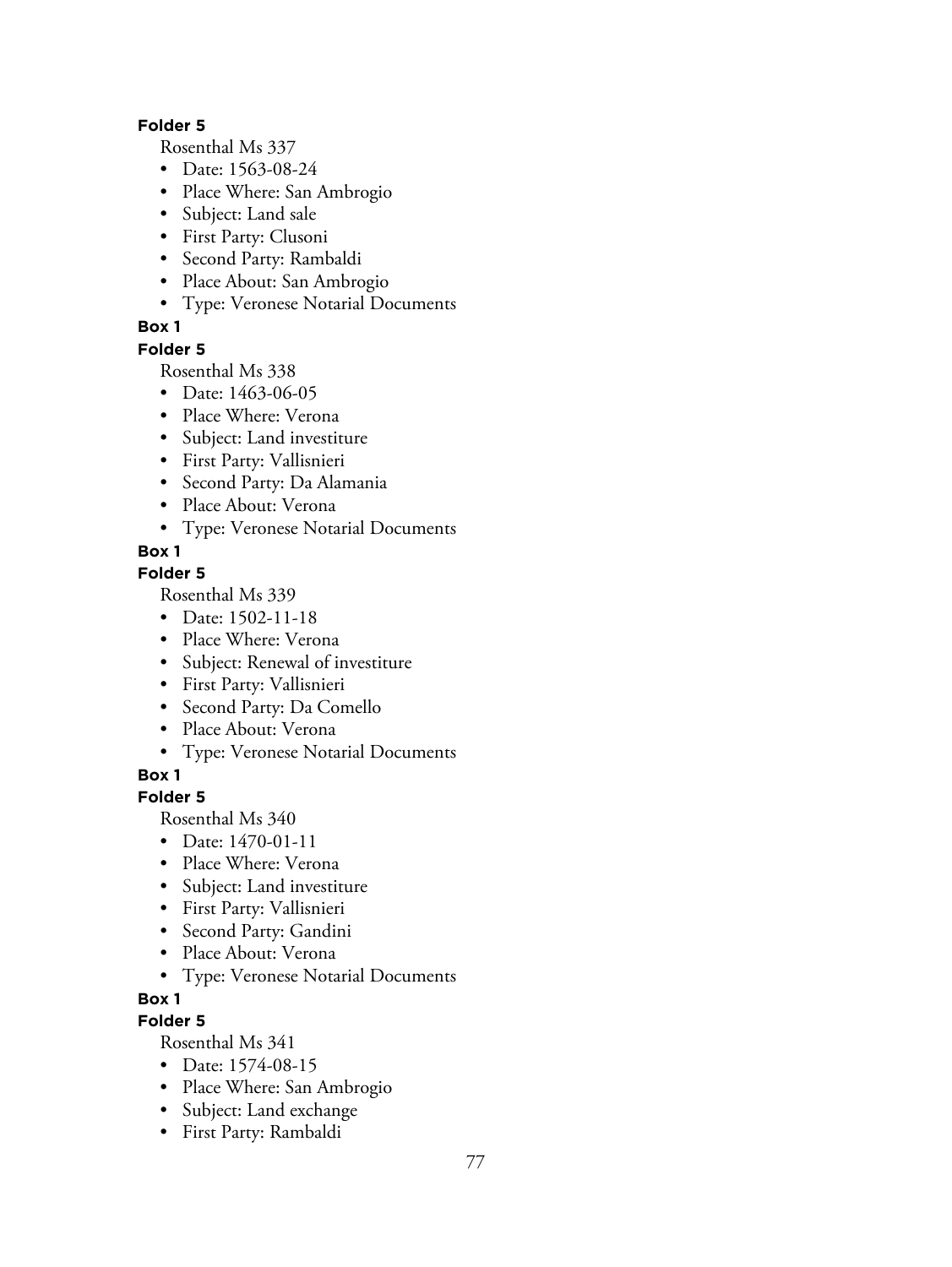**Folder 5**

Rosenthal Ms 337

- Date: 1563-08-24
- Place Where: San Ambrogio
- Subject: Land sale
- First Party: Clusoni
- Second Party: Rambaldi
- Place About: San Ambrogio
- Type: Veronese Notarial Documents

**Box 1**

**Folder 5**

Rosenthal Ms 338

- Date: 1463-06-05
- Place Where: Verona
- Subject: Land investiture
- First Party: Vallisnieri
- Second Party: Da Alamania
- Place About: Verona
- Type: Veronese Notarial Documents

**Box 1**

**Folder 5**

Rosenthal Ms 339

- Date: 1502-11-18
- Place Where: Verona
- Subject: Renewal of investiture
- First Party: Vallisnieri
- Second Party: Da Comello
- Place About: Verona
- Type: Veronese Notarial Documents

**Box 1**

**Folder 5**

Rosenthal Ms 340

- Date: 1470-01-11
- Place Where: Verona
- Subject: Land investiture
- First Party: Vallisnieri
- Second Party: Gandini
- Place About: Verona
- Type: Veronese Notarial Documents

**Box 1**

**Folder 5**

Rosenthal Ms 341

- Date: 1574-08-15
- Place Where: San Ambrogio
- Subject: Land exchange
- First Party: Rambaldi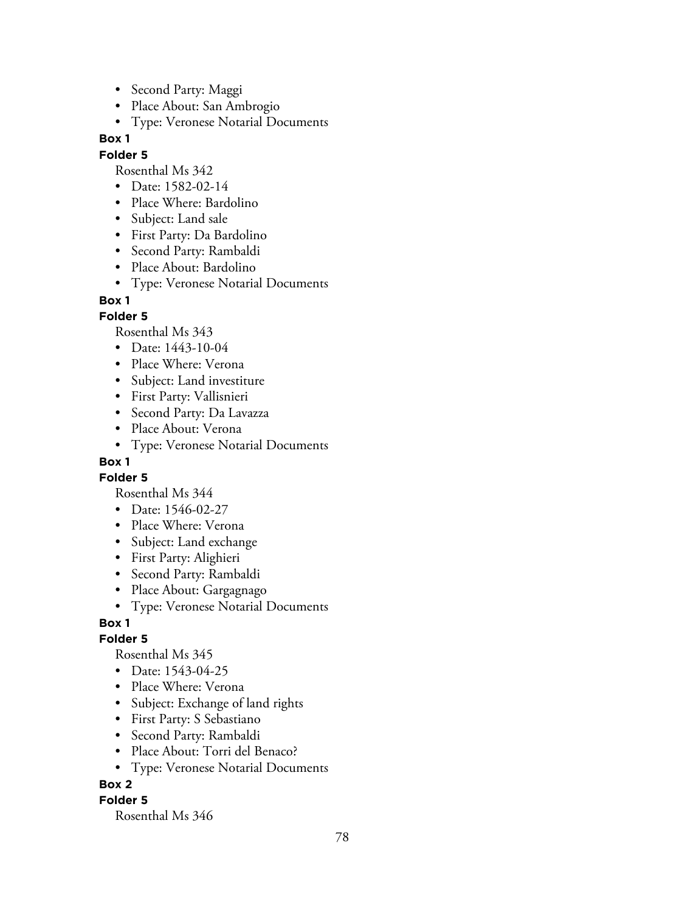- Second Party: Maggi
- Place About: San Ambrogio
- Type: Veronese Notarial Documents

**Box 1**

**Folder 5**

Rosenthal Ms 342

- Date: 1582-02-14
- Place Where: Bardolino
- Subject: Land sale
- First Party: Da Bardolino
- Second Party: Rambaldi
- Place About: Bardolino
- Type: Veronese Notarial Documents

**Box 1**

**Folder 5**

Rosenthal Ms 343

- Date: 1443-10-04
- Place Where: Verona
- Subject: Land investiture
- First Party: Vallisnieri
- Second Party: Da Lavazza
- Place About: Verona
- Type: Veronese Notarial Documents

**Box 1**

**Folder 5**

Rosenthal Ms 344

- Date: 1546-02-27
- Place Where: Verona
- Subject: Land exchange
- First Party: Alighieri
- Second Party: Rambaldi
- Place About: Gargagnago
- Type: Veronese Notarial Documents

**Box 1**

**Folder 5**

Rosenthal Ms 345

- Date: 1543-04-25
- Place Where: Verona
- Subject: Exchange of land rights
- First Party: S Sebastiano
- Second Party: Rambaldi
- Place About: Torri del Benaco?
- Type: Veronese Notarial Documents

**Box 2**

**Folder 5**

Rosenthal Ms 346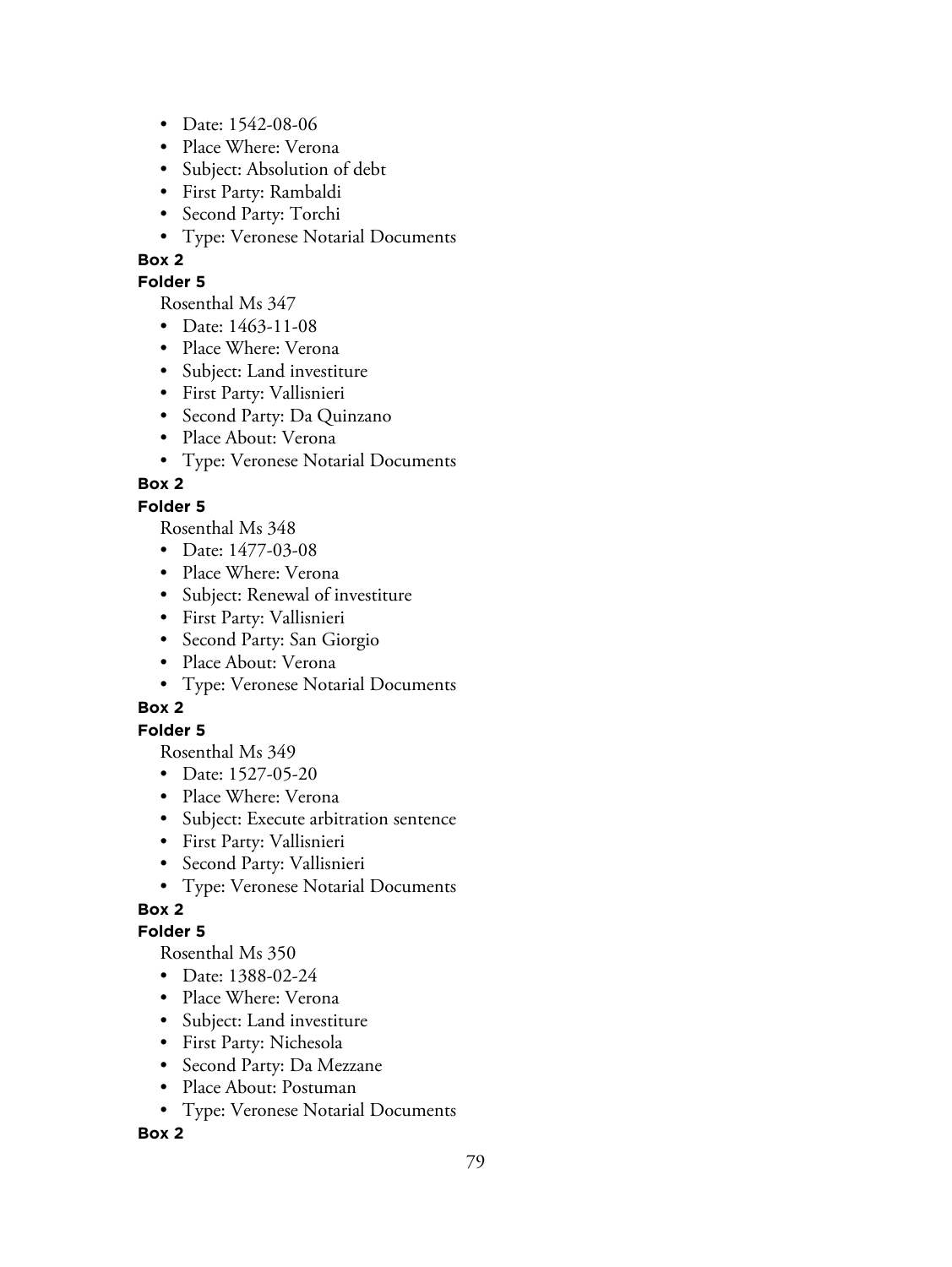- Date: 1542-08-06
- Place Where: Verona
- Subject: Absolution of debt
- First Party: Rambaldi
- Second Party: Torchi
- Type: Veronese Notarial Documents

**Box 2**

**Folder 5**

Rosenthal Ms 347

- Date: 1463-11-08
- Place Where: Verona
- Subject: Land investiture
- First Party: Vallisnieri
- Second Party: Da Quinzano
- Place About: Verona
- Type: Veronese Notarial Documents

**Box 2**

**Folder 5**

Rosenthal Ms 348

- Date: 1477-03-08
- Place Where: Verona
- Subject: Renewal of investiture
- First Party: Vallisnieri
- Second Party: San Giorgio
- Place About: Verona
- Type: Veronese Notarial Documents

**Box 2**

**Folder 5**

Rosenthal Ms 349

- Date: 1527-05-20
- Place Where: Verona
- Subject: Execute arbitration sentence
- First Party: Vallisnieri
- Second Party: Vallisnieri
- Type: Veronese Notarial Documents

**Box 2**

**Folder 5**

Rosenthal Ms 350

- Date: 1388-02-24
- Place Where: Verona
- Subject: Land investiture
- First Party: Nichesola
- Second Party: Da Mezzane
- Place About: Postuman
- Type: Veronese Notarial Documents

**Box 2**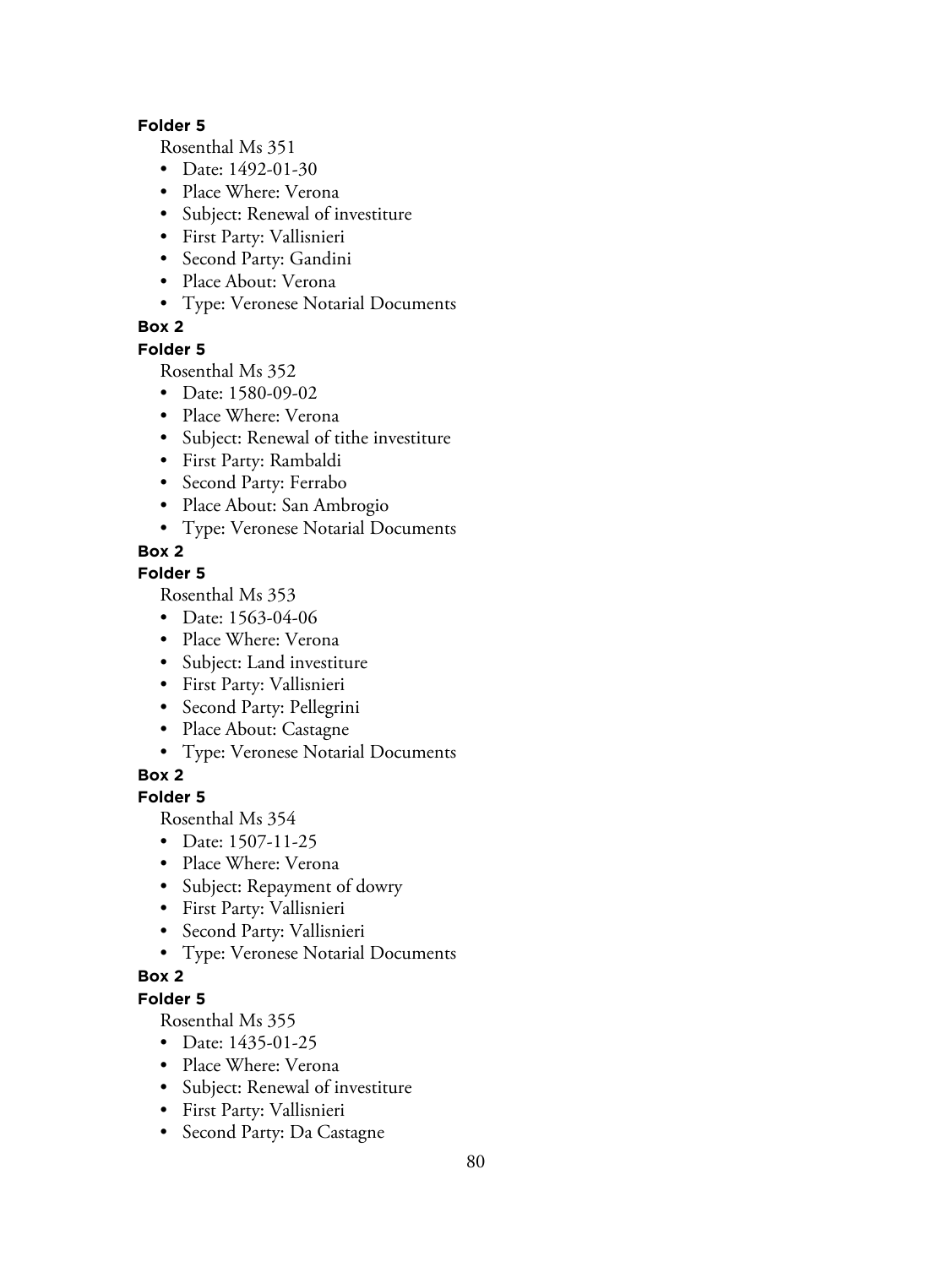**Folder 5**

Rosenthal Ms 351

- Date: 1492-01-30
- Place Where: Verona
- Subject: Renewal of investiture
- First Party: Vallisnieri
- Second Party: Gandini
- Place About: Verona
- Type: Veronese Notarial Documents

**Box 2**

**Folder 5**

Rosenthal Ms 352

- Date: 1580-09-02
- Place Where: Verona
- Subject: Renewal of tithe investiture
- First Party: Rambaldi
- Second Party: Ferrabo
- Place About: San Ambrogio
- Type: Veronese Notarial Documents

**Box 2**

**Folder 5**

Rosenthal Ms 353

- Date: 1563-04-06
- Place Where: Verona
- Subject: Land investiture
- First Party: Vallisnieri
- Second Party: Pellegrini
- Place About: Castagne
- Type: Veronese Notarial Documents

**Box 2**

**Folder 5**

Rosenthal Ms 354

- Date: 1507-11-25
- Place Where: Verona
- Subject: Repayment of dowry
- First Party: Vallisnieri
- Second Party: Vallisnieri
- Type: Veronese Notarial Documents

**Box 2**

**Folder 5**

Rosenthal Ms 355

- Date: 1435-01-25
- Place Where: Verona
- Subject: Renewal of investiture
- First Party: Vallisnieri
- Second Party: Da Castagne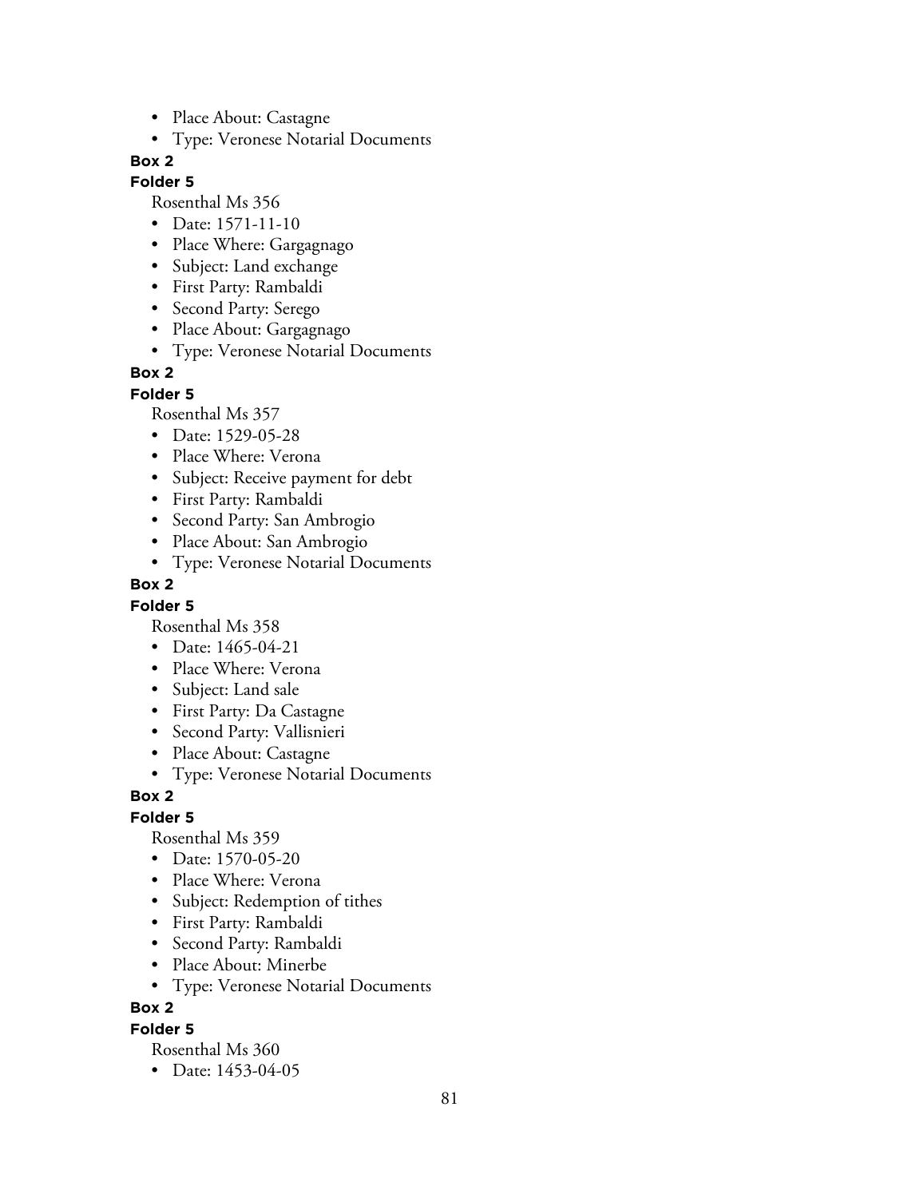- Place About: Castagne
- Type: Veronese Notarial Documents

**Box 2**

**Folder 5**

Rosenthal Ms 356

- Date: 1571-11-10
- Place Where: Gargagnago
- Subject: Land exchange
- First Party: Rambaldi
- Second Party: Serego
- Place About: Gargagnago
- Type: Veronese Notarial Documents

**Box 2**

**Folder 5**

Rosenthal Ms 357

- Date: 1529-05-28
- Place Where: Verona
- Subject: Receive payment for debt
- First Party: Rambaldi
- Second Party: San Ambrogio
- Place About: San Ambrogio
- Type: Veronese Notarial Documents

**Box 2**

**Folder 5**

Rosenthal Ms 358

- Date: 1465-04-21
- Place Where: Verona
- Subject: Land sale
- First Party: Da Castagne
- Second Party: Vallisnieri
- Place About: Castagne
- Type: Veronese Notarial Documents

**Box 2**

**Folder 5**

Rosenthal Ms 359

- Date: 1570-05-20
- Place Where: Verona
- Subject: Redemption of tithes
- First Party: Rambaldi
- Second Party: Rambaldi
- Place About: Minerbe
- Type: Veronese Notarial Documents

**Box 2**

**Folder 5**

Rosenthal Ms 360

- Date: 1453-04-05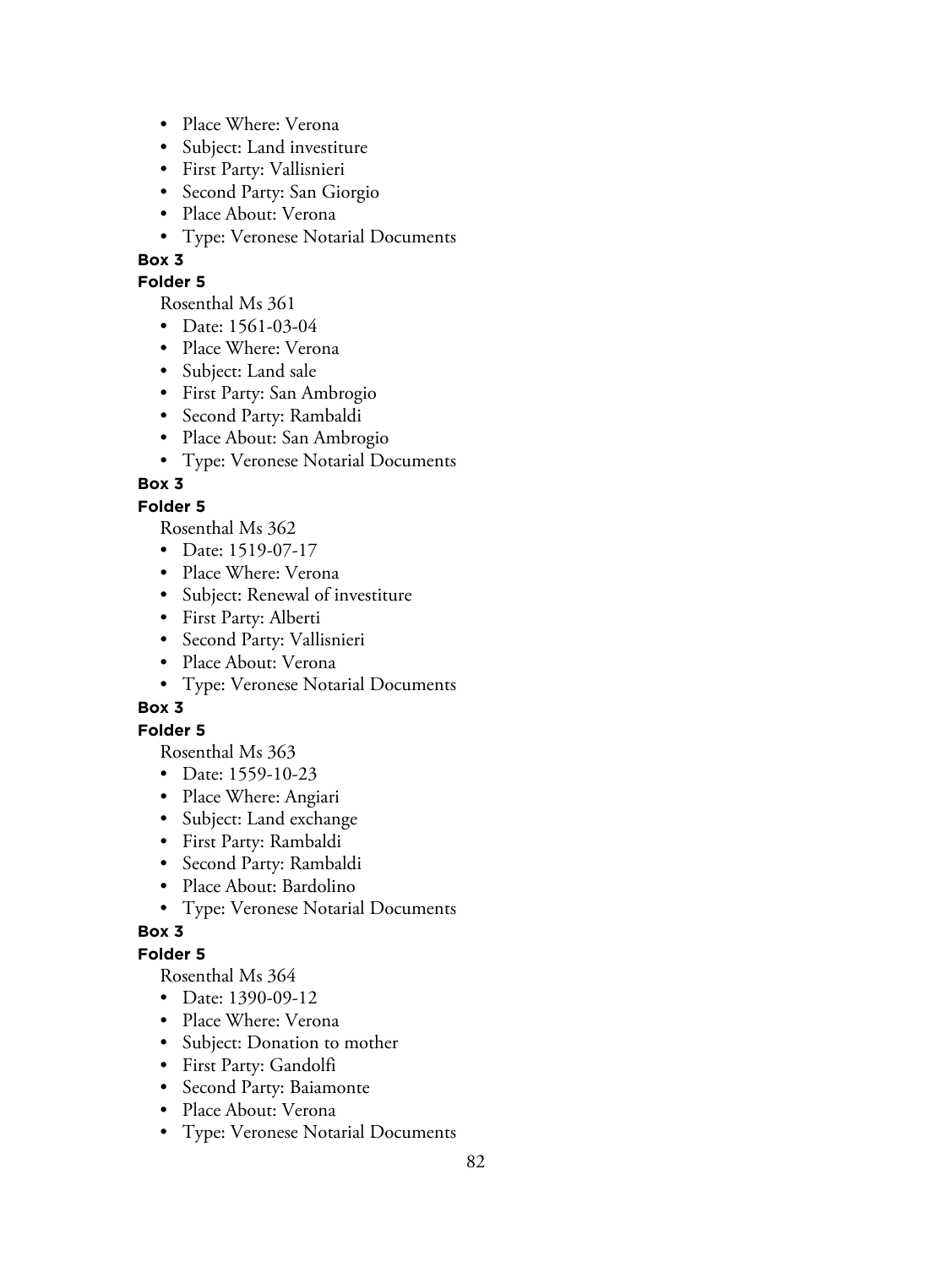- Place Where: Verona
- Subject: Land investiture
- First Party: Vallisnieri
- Second Party: San Giorgio
- Place About: Verona
- Type: Veronese Notarial Documents

**Box 3**

**Folder 5**

Rosenthal Ms 361

- Date: 1561-03-04
- Place Where: Verona
- Subject: Land sale
- First Party: San Ambrogio
- Second Party: Rambaldi
- Place About: San Ambrogio
- Type: Veronese Notarial Documents

**Box 3**

**Folder 5**

Rosenthal Ms 362

- Date: 1519-07-17
- Place Where: Verona
- Subject: Renewal of investiture
- First Party: Alberti
- Second Party: Vallisnieri
- Place About: Verona
- Type: Veronese Notarial Documents

**Box 3**

**Folder 5**

Rosenthal Ms 363

- Date: 1559-10-23
- Place Where: Angiari
- Subject: Land exchange
- First Party: Rambaldi
- Second Party: Rambaldi
- Place About: Bardolino
- Type: Veronese Notarial Documents

**Box 3**

**Folder 5**

Rosenthal Ms 364

- Date: 1390-09-12
- Place Where: Verona
- Subject: Donation to mother
- First Party: Gandolfi
- Second Party: Baiamonte
- Place About: Verona
- Type: Veronese Notarial Documents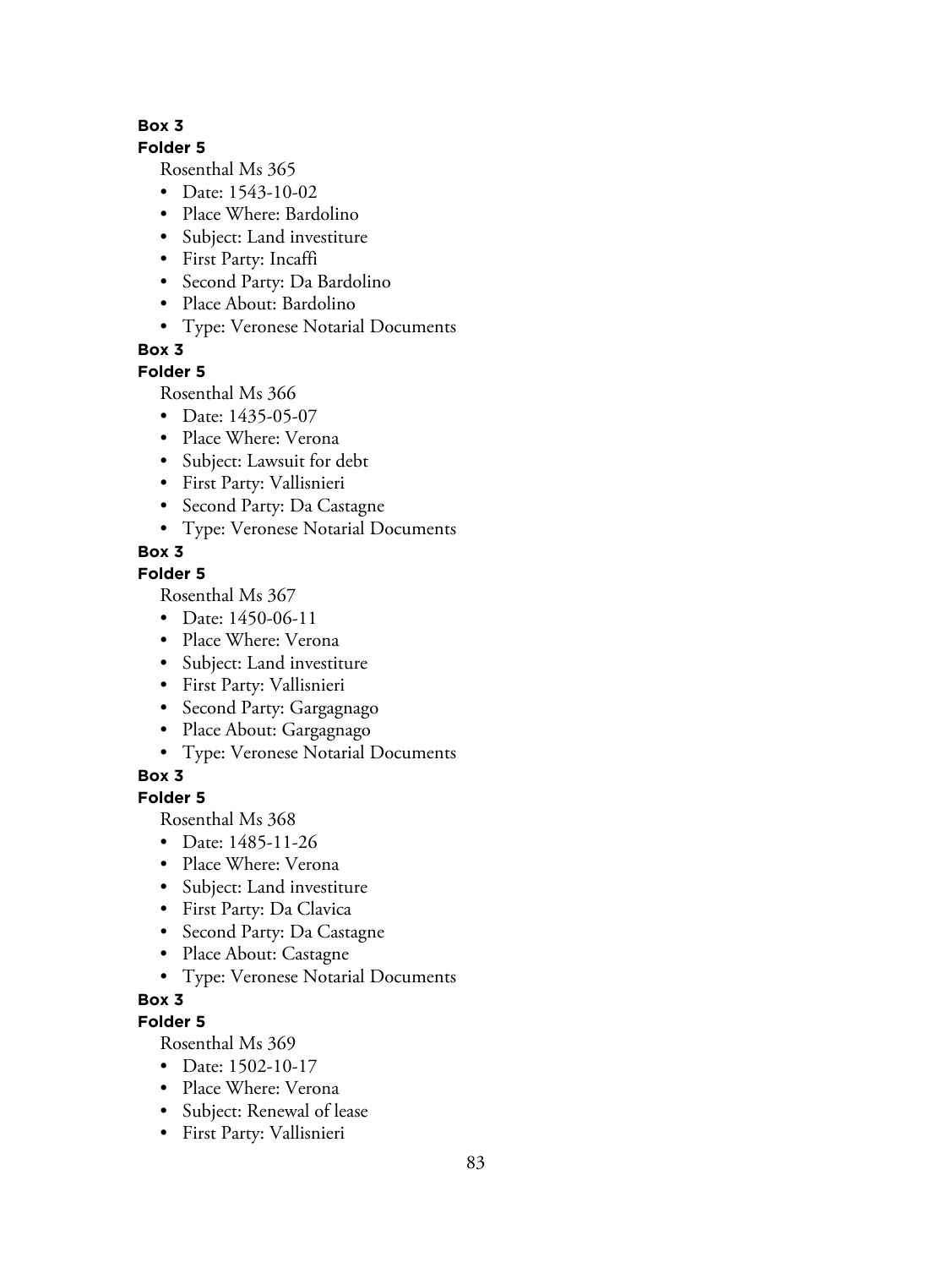**Box 3**

**Folder 5**

Rosenthal Ms 365

- Date: 1543-10-02
- Place Where: Bardolino
- Subject: Land investiture
- First Party: Incaffi
- Second Party: Da Bardolino
- Place About: Bardolino
- Type: Veronese Notarial Documents

**Box 3**

**Folder 5**

Rosenthal Ms 366

- Date: 1435-05-07
- Place Where: Verona
- Subject: Lawsuit for debt
- First Party: Vallisnieri
- Second Party: Da Castagne
- Type: Veronese Notarial Documents

**Box 3**

**Folder 5**

Rosenthal Ms 367

- Date: 1450-06-11
- Place Where: Verona
- Subject: Land investiture
- First Party: Vallisnieri
- Second Party: Gargagnago
- Place About: Gargagnago
- Type: Veronese Notarial Documents

**Box 3**

**Folder 5**

Rosenthal Ms 368

- Date: 1485-11-26
- Place Where: Verona
- Subject: Land investiture
- First Party: Da Clavica
- Second Party: Da Castagne
- Place About: Castagne
- Type: Veronese Notarial Documents

**Box 3**

**Folder 5**

Rosenthal Ms 369

- Date: 1502-10-17
- Place Where: Verona
- Subject: Renewal of lease
- First Party: Vallisnieri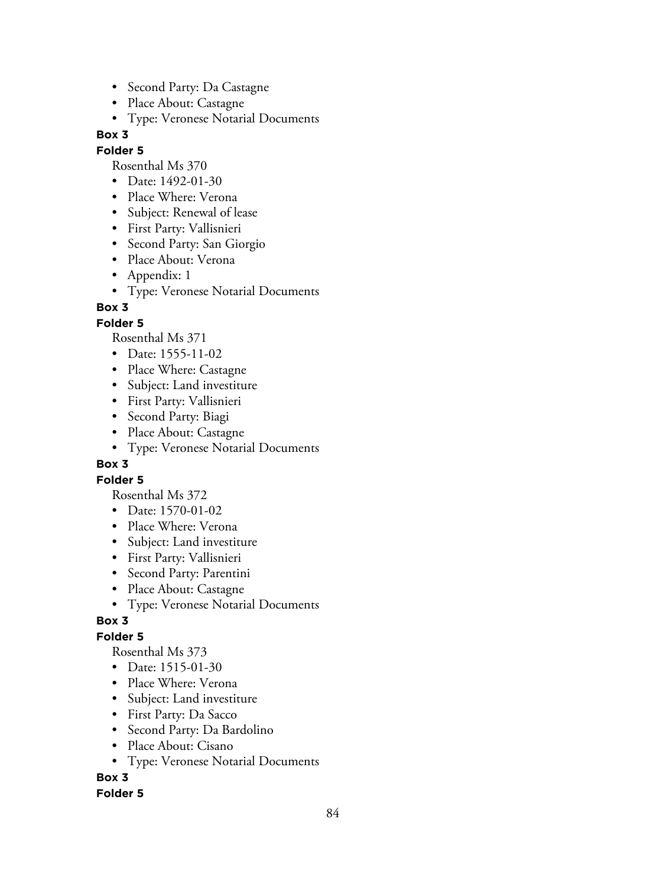- Second Party: Da Castagne
- Place About: Castagne
- Type: Veronese Notarial Documents

**Box 3**

**Folder 5**

Rosenthal Ms 370

- Date: 1492-01-30
- Place Where: Verona
- Subject: Renewal of lease
- First Party: Vallisnieri
- Second Party: San Giorgio
- Place About: Verona
- Appendix: 1
- Type: Veronese Notarial Documents

**Box 3**

**Folder 5**

Rosenthal Ms 371

- Date: 1555-11-02
- Place Where: Castagne
- Subject: Land investiture
- First Party: Vallisnieri
- Second Party: Biagi
- Place About: Castagne
- Type: Veronese Notarial Documents

**Box 3**

**Folder 5**

Rosenthal Ms 372

- Date: 1570-01-02
- Place Where: Verona
- Subject: Land investiture
- First Party: Vallisnieri
- Second Party: Parentini
- Place About: Castagne
- Type: Veronese Notarial Documents

**Box 3**

**Folder 5**

Rosenthal Ms 373

- Date: 1515-01-30
- Place Where: Verona
- Subject: Land investiture
- First Party: Da Sacco
- Second Party: Da Bardolino
- Place About: Cisano
- Type: Veronese Notarial Documents

**Box 3**

**Folder 5**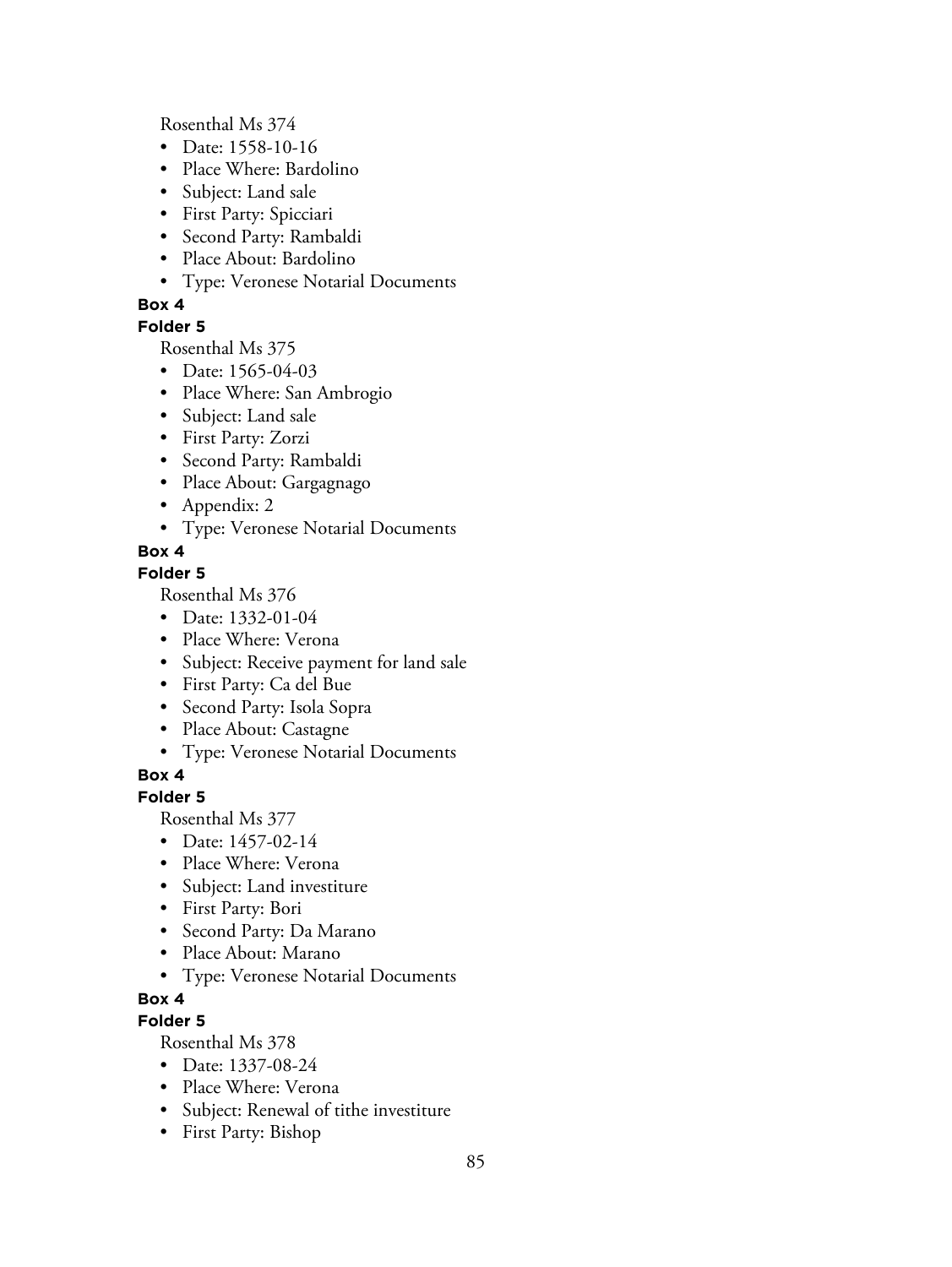Rosenthal Ms 374

- Date: 1558-10-16
- Place Where: Bardolino
- Subject: Land sale
- First Party: Spicciari
- Second Party: Rambaldi
- Place About: Bardolino
- Type: Veronese Notarial Documents

**Box 4**

**Folder 5**

Rosenthal Ms 375

- Date: 1565-04-03
- Place Where: San Ambrogio
- Subject: Land sale
- First Party: Zorzi
- Second Party: Rambaldi
- Place About: Gargagnago
- Appendix: 2
- Type: Veronese Notarial Documents

**Box 4**

**Folder 5**

Rosenthal Ms 376

- Date: 1332-01-04
- Place Where: Verona
- Subject: Receive payment for land sale
- First Party: Ca del Bue
- Second Party: Isola Sopra
- Place About: Castagne
- Type: Veronese Notarial Documents

**Box 4**

**Folder 5**

Rosenthal Ms 377

- Date: 1457-02-14
- Place Where: Verona
- Subject: Land investiture
- First Party: Bori
- Second Party: Da Marano
- Place About: Marano
- Type: Veronese Notarial Documents

**Box 4**

**Folder 5**

Rosenthal Ms 378

- Date: 1337-08-24
- Place Where: Verona
- Subject: Renewal of tithe investiture
- First Party: Bishop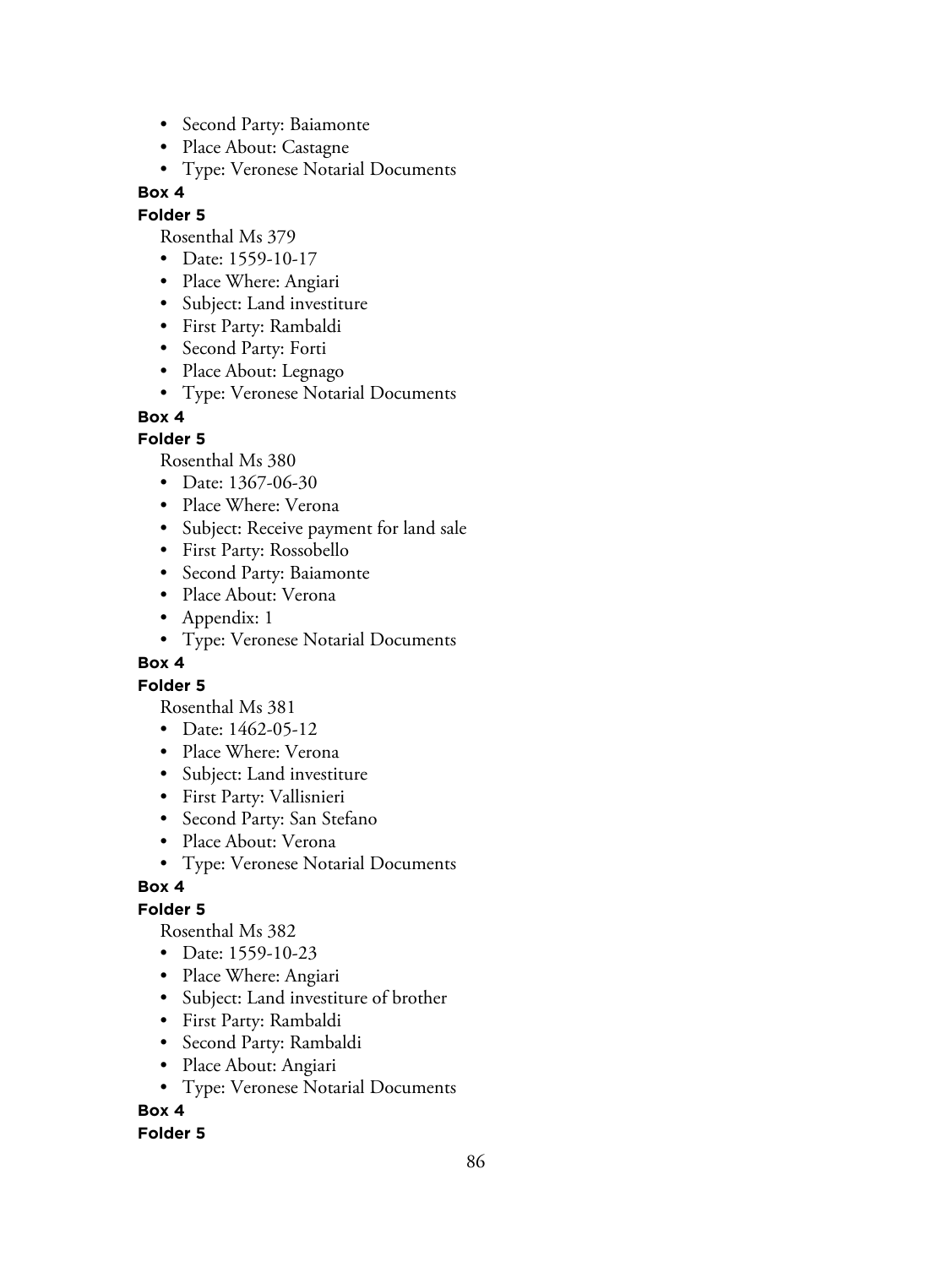- Second Party: Baiamonte
- Place About: Castagne
- Type: Veronese Notarial Documents

**Box 4**

**Folder 5**

Rosenthal Ms 379

- Date: 1559-10-17
- Place Where: Angiari
- Subject: Land investiture
- First Party: Rambaldi
- Second Party: Forti
- Place About: Legnago
- Type: Veronese Notarial Documents

**Box 4**

**Folder 5**

Rosenthal Ms 380

- Date: 1367-06-30
- Place Where: Verona
- Subject: Receive payment for land sale
- First Party: Rossobello
- Second Party: Baiamonte
- Place About: Verona
- Appendix: 1
- Type: Veronese Notarial Documents

**Box 4**

**Folder 5**

Rosenthal Ms 381

- Date: 1462-05-12
- Place Where: Verona
- Subject: Land investiture
- First Party: Vallisnieri
- Second Party: San Stefano
- Place About: Verona
- Type: Veronese Notarial Documents

**Box 4**

**Folder 5**

Rosenthal Ms 382

- Date: 1559-10-23
- Place Where: Angiari
- Subject: Land investiture of brother
- First Party: Rambaldi
- Second Party: Rambaldi
- Place About: Angiari
- Type: Veronese Notarial Documents

**Box 4**

**Folder 5**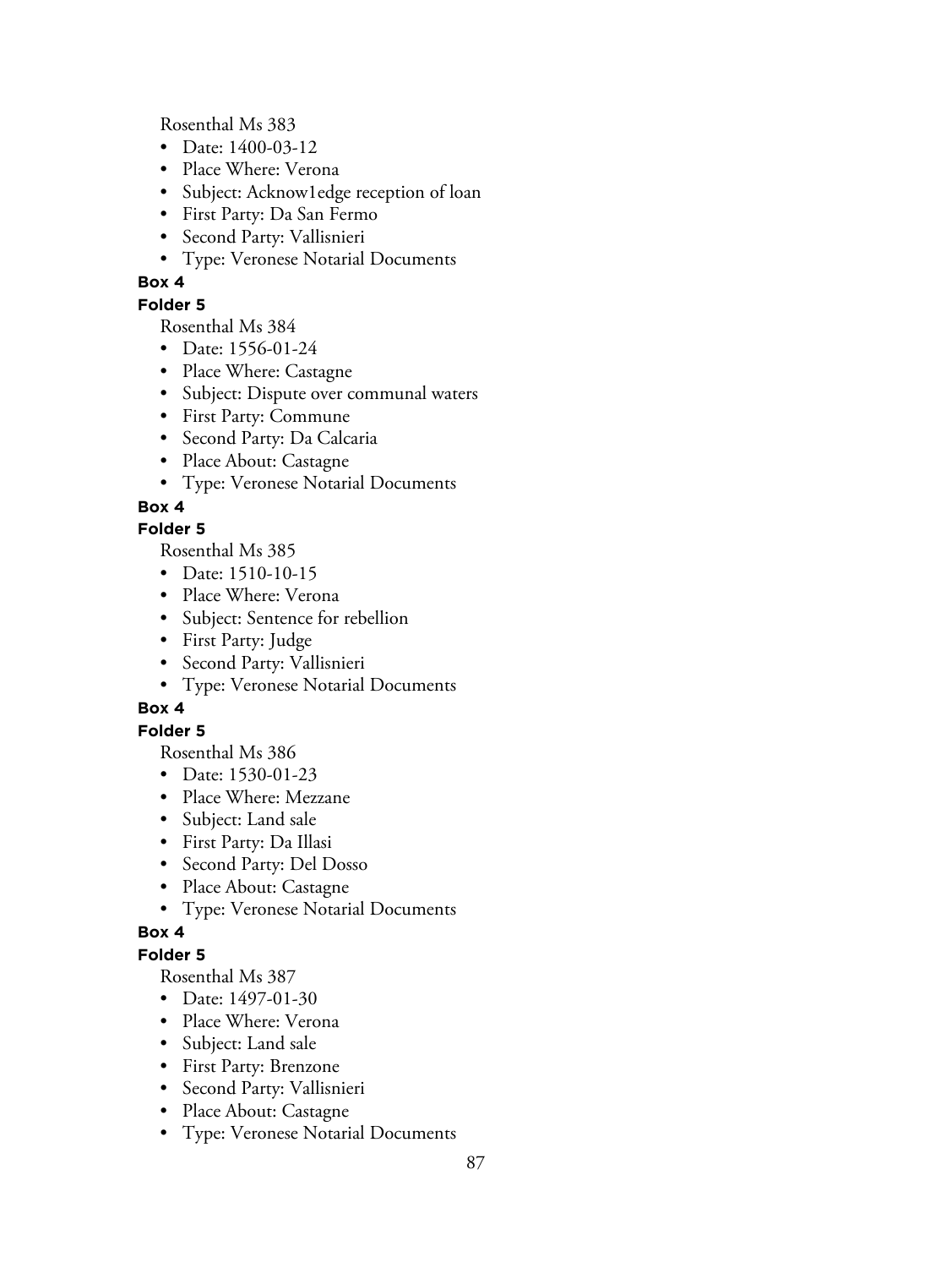Rosenthal Ms 383

- Date: 1400-03-12
- Place Where: Verona
- Subject: Acknow1edge reception of loan
- First Party: Da San Fermo
- Second Party: Vallisnieri
- Type: Veronese Notarial Documents

**Box 4**

**Folder 5**

Rosenthal Ms 384

- Date: 1556-01-24
- Place Where: Castagne
- Subject: Dispute over communal waters
- First Party: Commune
- Second Party: Da Calcaria
- Place About: Castagne
- Type: Veronese Notarial Documents

**Box 4**

**Folder 5**

Rosenthal Ms 385

- Date: 1510-10-15
- Place Where: Verona
- Subject: Sentence for rebellion
- First Party: Judge
- Second Party: Vallisnieri
- Type: Veronese Notarial Documents

**Box 4**

**Folder 5**

Rosenthal Ms 386

- Date: 1530-01-23
- Place Where: Mezzane
- Subject: Land sale
- First Party: Da Illasi
- Second Party: Del Dosso
- Place About: Castagne
- Type: Veronese Notarial Documents

**Box 4**

**Folder 5**

Rosenthal Ms 387

- Date: 1497-01-30
- Place Where: Verona
- Subject: Land sale
- First Party: Brenzone
- Second Party: Vallisnieri
- Place About: Castagne
- Type: Veronese Notarial Documents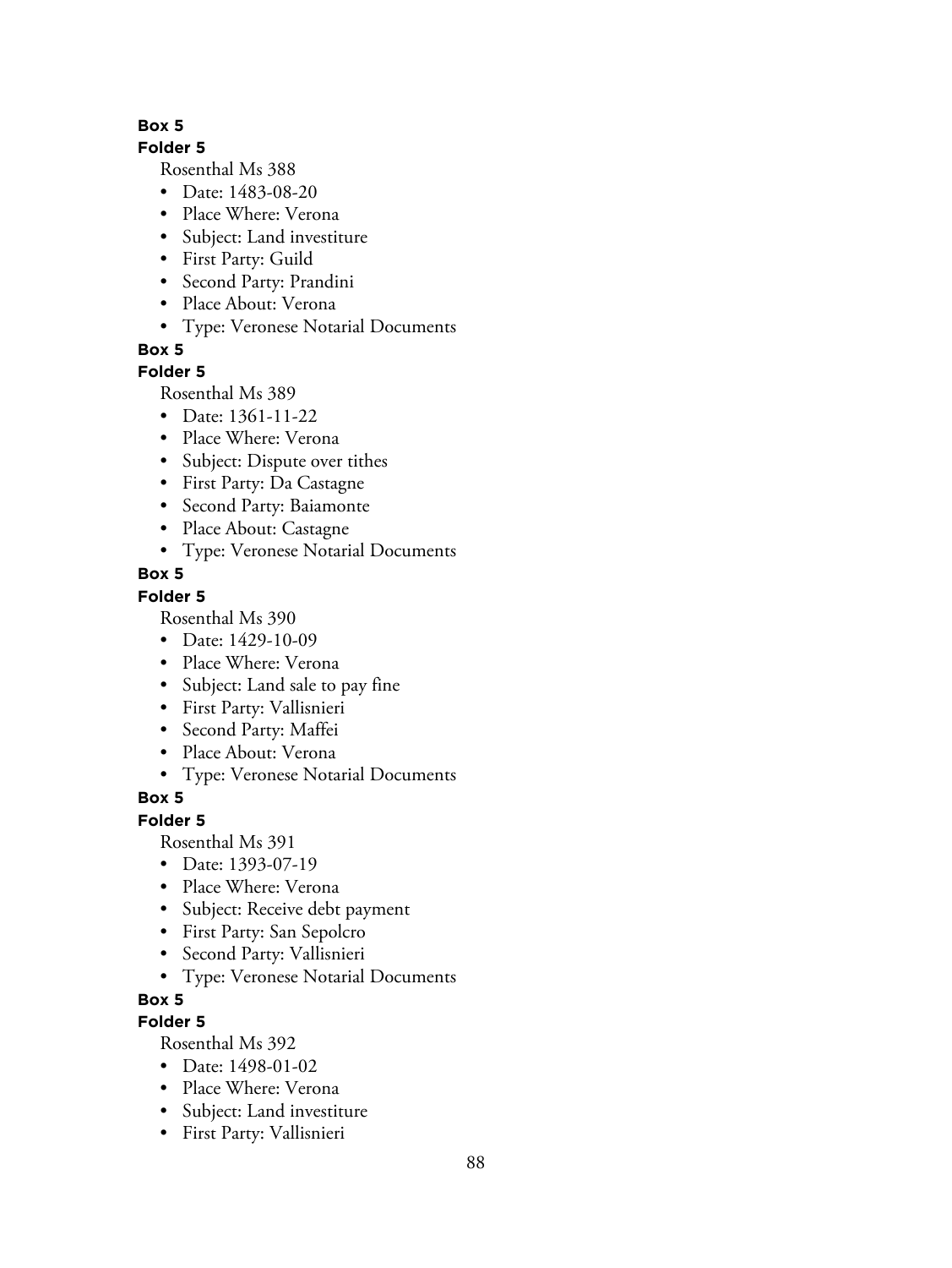**Box 5**

**Folder 5**

Rosenthal Ms 388

- Date: 1483-08-20
- Place Where: Verona
- Subject: Land investiture
- First Party: Guild
- Second Party: Prandini
- Place About: Verona
- Type: Veronese Notarial Documents

**Box 5**

**Folder 5**

Rosenthal Ms 389

- Date: 1361-11-22
- Place Where: Verona
- Subject: Dispute over tithes
- First Party: Da Castagne
- Second Party: Baiamonte
- Place About: Castagne
- Type: Veronese Notarial Documents

**Box 5**

**Folder 5**

Rosenthal Ms 390

- Date: 1429-10-09
- Place Where: Verona
- Subject: Land sale to pay fine
- First Party: Vallisnieri
- Second Party: Maffei
- Place About: Verona
- Type: Veronese Notarial Documents

**Box 5**

**Folder 5**

Rosenthal Ms 391

- Date: 1393-07-19
- Place Where: Verona
- Subject: Receive debt payment
- First Party: San Sepolcro
- Second Party: Vallisnieri
- Type: Veronese Notarial Documents

**Box 5**

**Folder 5**

Rosenthal Ms 392

- Date: 1498-01-02
- Place Where: Verona
- Subject: Land investiture
- First Party: Vallisnieri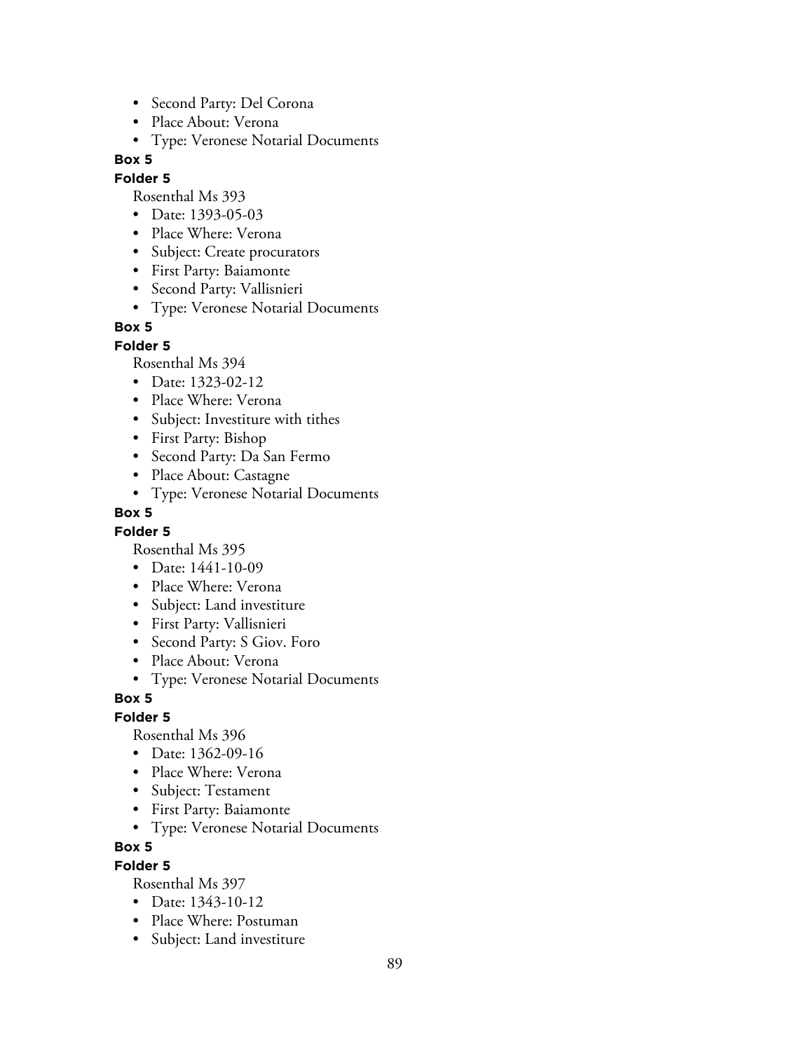- Second Party: Del Corona
- Place About: Verona
- Type: Veronese Notarial Documents

**Box 5**

**Folder 5**

Rosenthal Ms 393

- Date: 1393-05-03
- Place Where: Verona
- Subject: Create procurators
- First Party: Baiamonte
- Second Party: Vallisnieri
- Type: Veronese Notarial Documents

**Box 5**

**Folder 5**

Rosenthal Ms 394

- Date: 1323-02-12
- Place Where: Verona
- Subject: Investiture with tithes
- First Party: Bishop
- Second Party: Da San Fermo
- Place About: Castagne
- Type: Veronese Notarial Documents

**Box 5**

**Folder 5**

Rosenthal Ms 395

- Date: 1441-10-09
- Place Where: Verona
- Subject: Land investiture
- First Party: Vallisnieri
- Second Party: S Giov. Foro
- Place About: Verona
- Type: Veronese Notarial Documents

**Box 5**

**Folder 5**

Rosenthal Ms 396

- Date: 1362-09-16
- Place Where: Verona
- Subject: Testament
- First Party: Baiamonte
- Type: Veronese Notarial Documents

**Box 5**

**Folder 5**

Rosenthal Ms 397

- Date: 1343-10-12
- Place Where: Postuman
- Subject: Land investiture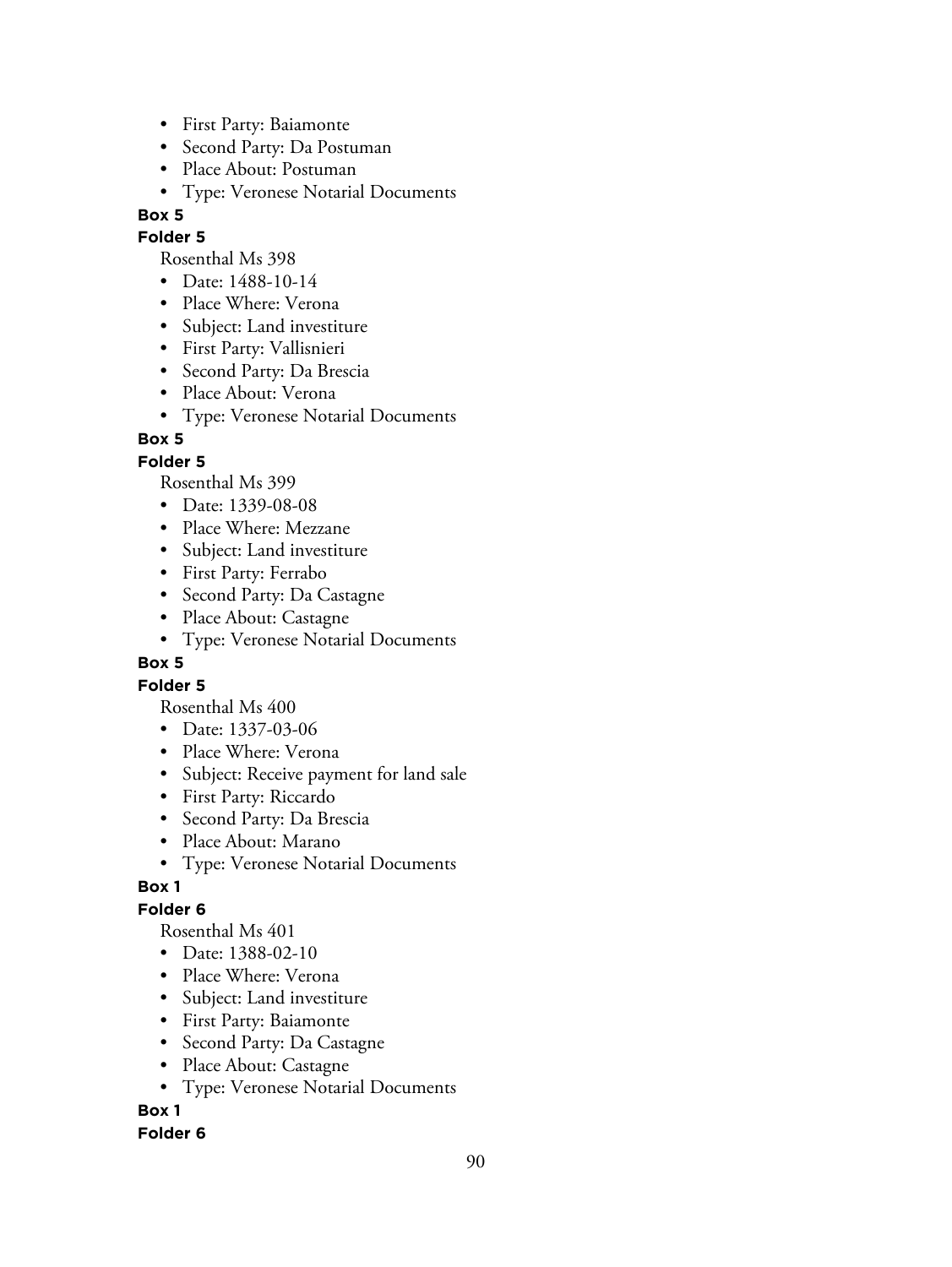- First Party: Baiamonte
- Second Party: Da Postuman
- Place About: Postuman
- Type: Veronese Notarial Documents

**Box 5**

**Folder 5**

Rosenthal Ms 398

- Date: 1488-10-14
- Place Where: Verona
- Subject: Land investiture
- First Party: Vallisnieri
- Second Party: Da Brescia
- Place About: Verona
- Type: Veronese Notarial Documents

**Box 5**

**Folder 5**

Rosenthal Ms 399

- Date: 1339-08-08
- Place Where: Mezzane
- Subject: Land investiture
- First Party: Ferrabo
- Second Party: Da Castagne
- Place About: Castagne
- Type: Veronese Notarial Documents

**Box 5**

**Folder 5**

Rosenthal Ms 400

- Date: 1337-03-06
- Place Where: Verona
- Subject: Receive payment for land sale
- First Party: Riccardo
- Second Party: Da Brescia
- Place About: Marano
- Type: Veronese Notarial Documents

**Box 1**

**Folder 6**

Rosenthal Ms 401

- Date: 1388-02-10
- Place Where: Verona
- Subject: Land investiture
- First Party: Baiamonte
- Second Party: Da Castagne
- Place About: Castagne
- Type: Veronese Notarial Documents

**Box 1**

**Folder 6**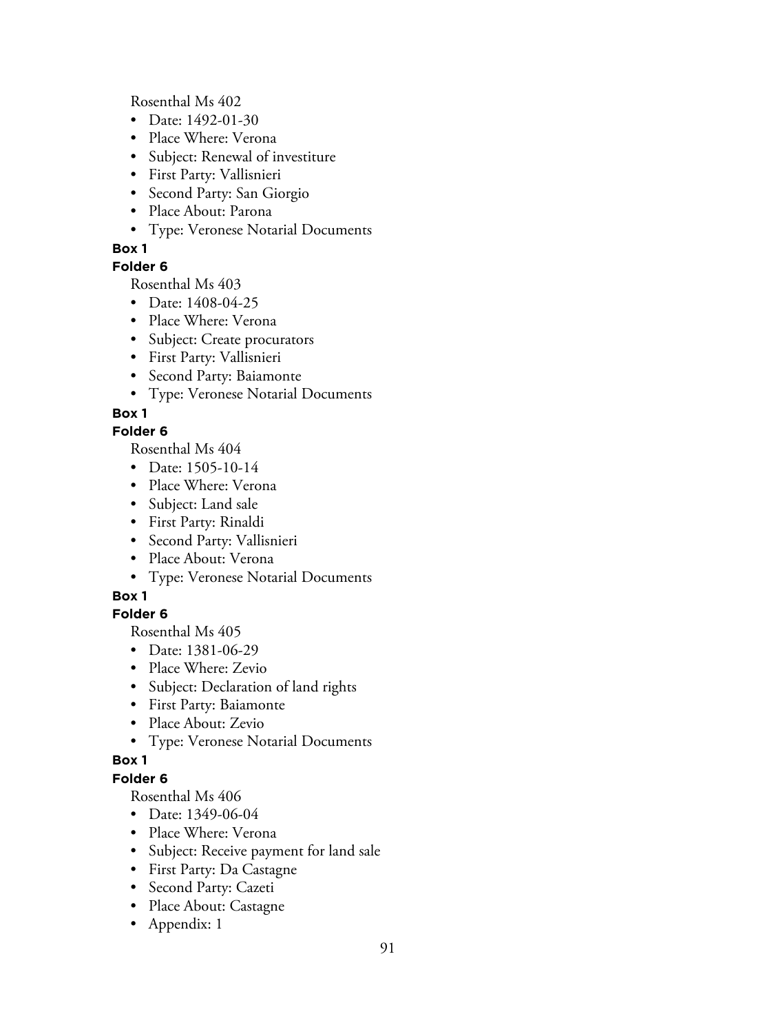Rosenthal Ms 402

- Date: 1492-01-30
- Place Where: Verona
- Subject: Renewal of investiture
- First Party: Vallisnieri
- Second Party: San Giorgio
- Place About: Parona
- Type: Veronese Notarial Documents

**Box 1**

**Folder 6**

Rosenthal Ms 403

- Date: 1408-04-25
- Place Where: Verona
- Subject: Create procurators
- First Party: Vallisnieri
- Second Party: Baiamonte
- Type: Veronese Notarial Documents

**Box 1**

**Folder 6**

Rosenthal Ms 404

- Date: 1505-10-14
- Place Where: Verona
- Subject: Land sale
- First Party: Rinaldi
- Second Party: Vallisnieri
- Place About: Verona
- Type: Veronese Notarial Documents

**Box 1**

**Folder 6**

Rosenthal Ms 405

- Date: 1381-06-29
- Place Where: Zevio
- Subject: Declaration of land rights
- First Party: Baiamonte
- Place About: Zevio
- Type: Veronese Notarial Documents

**Box 1**

**Folder 6**

Rosenthal Ms 406

- Date: 1349-06-04
- Place Where: Verona
- Subject: Receive payment for land sale
- First Party: Da Castagne
- Second Party: Cazeti
- Place About: Castagne
- Appendix: 1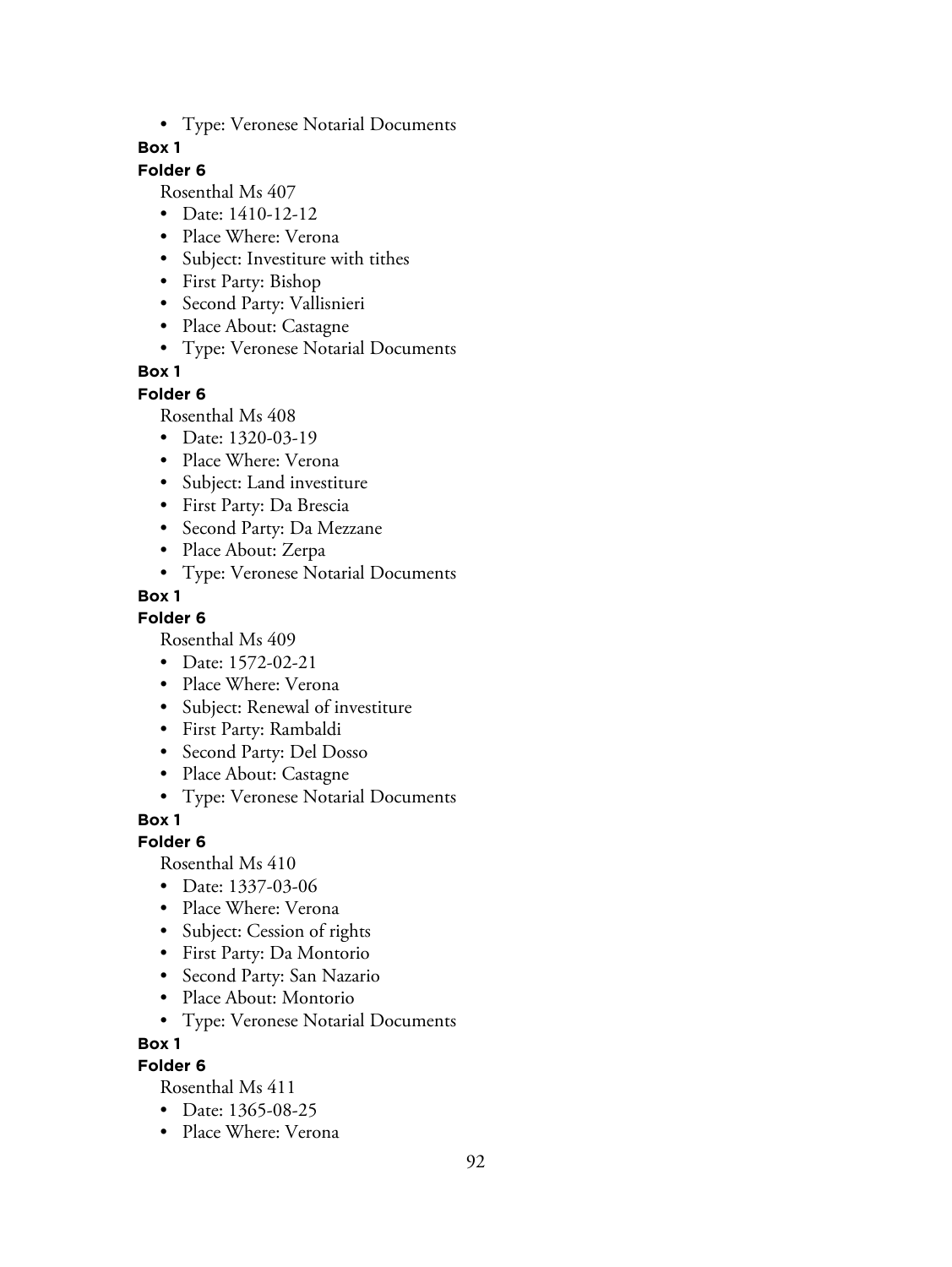- Type: Veronese Notarial Documents

**Box 1**

**Folder 6**

Rosenthal Ms 407

- Date: 1410-12-12
- Place Where: Verona
- Subject: Investiture with tithes
- First Party: Bishop
- Second Party: Vallisnieri
- Place About: Castagne
- Type: Veronese Notarial Documents

**Box 1**

**Folder 6**

Rosenthal Ms 408

- Date: 1320-03-19
- Place Where: Verona
- Subject: Land investiture
- First Party: Da Brescia
- Second Party: Da Mezzane
- Place About: Zerpa
- Type: Veronese Notarial Documents

**Box 1**

**Folder 6**

Rosenthal Ms 409

- Date: 1572-02-21
- Place Where: Verona
- Subject: Renewal of investiture
- First Party: Rambaldi
- Second Party: Del Dosso
- Place About: Castagne
- Type: Veronese Notarial Documents

**Box 1**

**Folder 6**

Rosenthal Ms 410

- Date: 1337-03-06
- Place Where: Verona
- Subject: Cession of rights
- First Party: Da Montorio
- Second Party: San Nazario
- Place About: Montorio
- Type: Veronese Notarial Documents

**Box 1**

**Folder 6**

Rosenthal Ms 411

- Date: 1365-08-25
- Place Where: Verona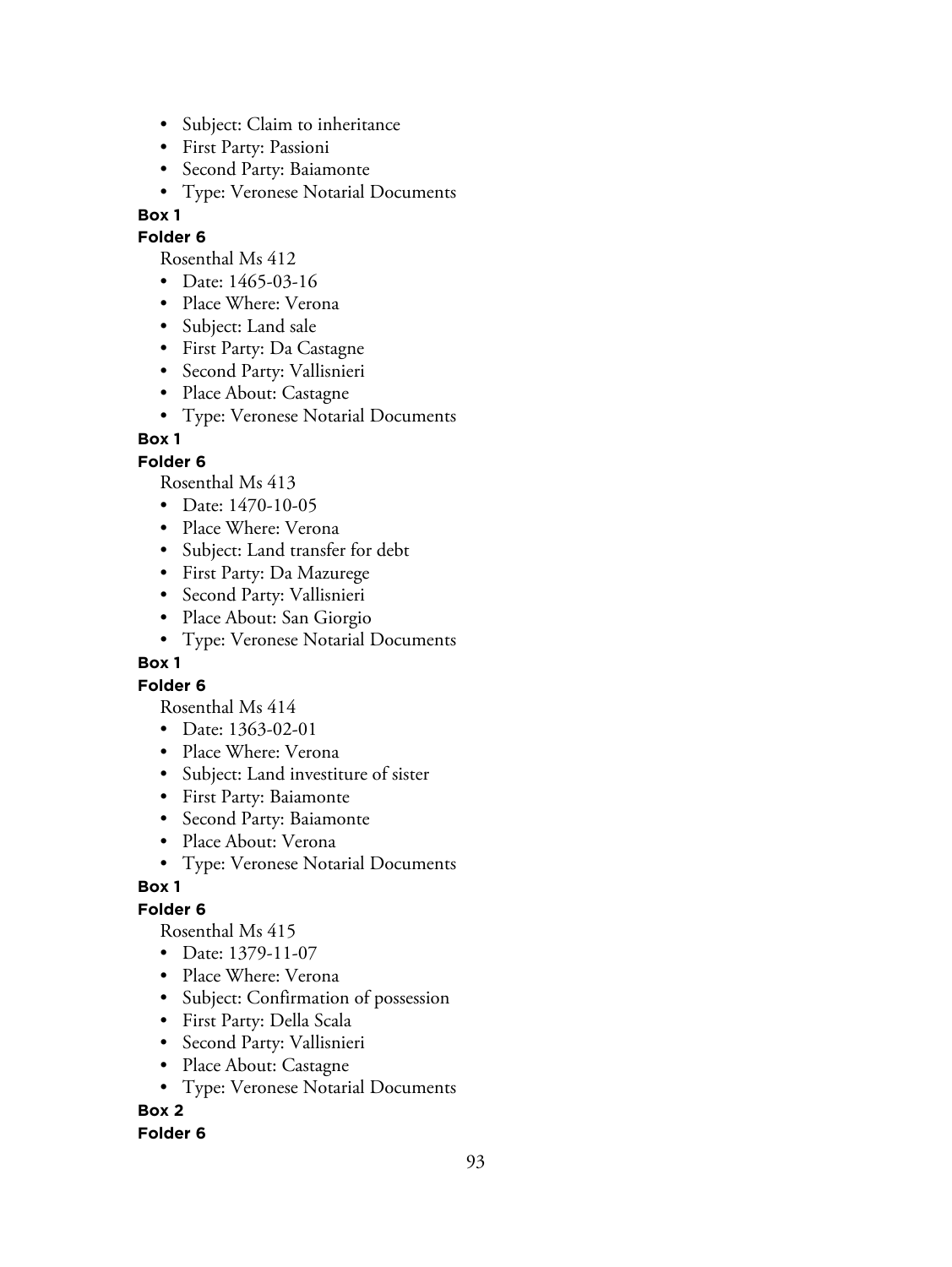- Subject: Claim to inheritance
- First Party: Passioni
- Second Party: Baiamonte
- Type: Veronese Notarial Documents

**Box 1**

**Folder 6**

Rosenthal Ms 412

- Date: 1465-03-16
- Place Where: Verona
- Subject: Land sale
- First Party: Da Castagne
- Second Party: Vallisnieri
- Place About: Castagne
- Type: Veronese Notarial Documents

**Box 1**

**Folder 6**

Rosenthal Ms 413

- Date: 1470-10-05
- Place Where: Verona
- Subject: Land transfer for debt
- First Party: Da Mazurege
- Second Party: Vallisnieri
- Place About: San Giorgio
- Type: Veronese Notarial Documents

**Box 1**

**Folder 6**

Rosenthal Ms 414

- Date: 1363-02-01
- Place Where: Verona
- Subject: Land investiture of sister
- First Party: Baiamonte
- Second Party: Baiamonte
- Place About: Verona
- Type: Veronese Notarial Documents

**Box 1**

**Folder 6**

Rosenthal Ms 415

- Date: 1379-11-07
- Place Where: Verona
- Subject: Confirmation of possession
- First Party: Della Scala
- Second Party: Vallisnieri
- Place About: Castagne
- Type: Veronese Notarial Documents

**Box 2**

**Folder 6**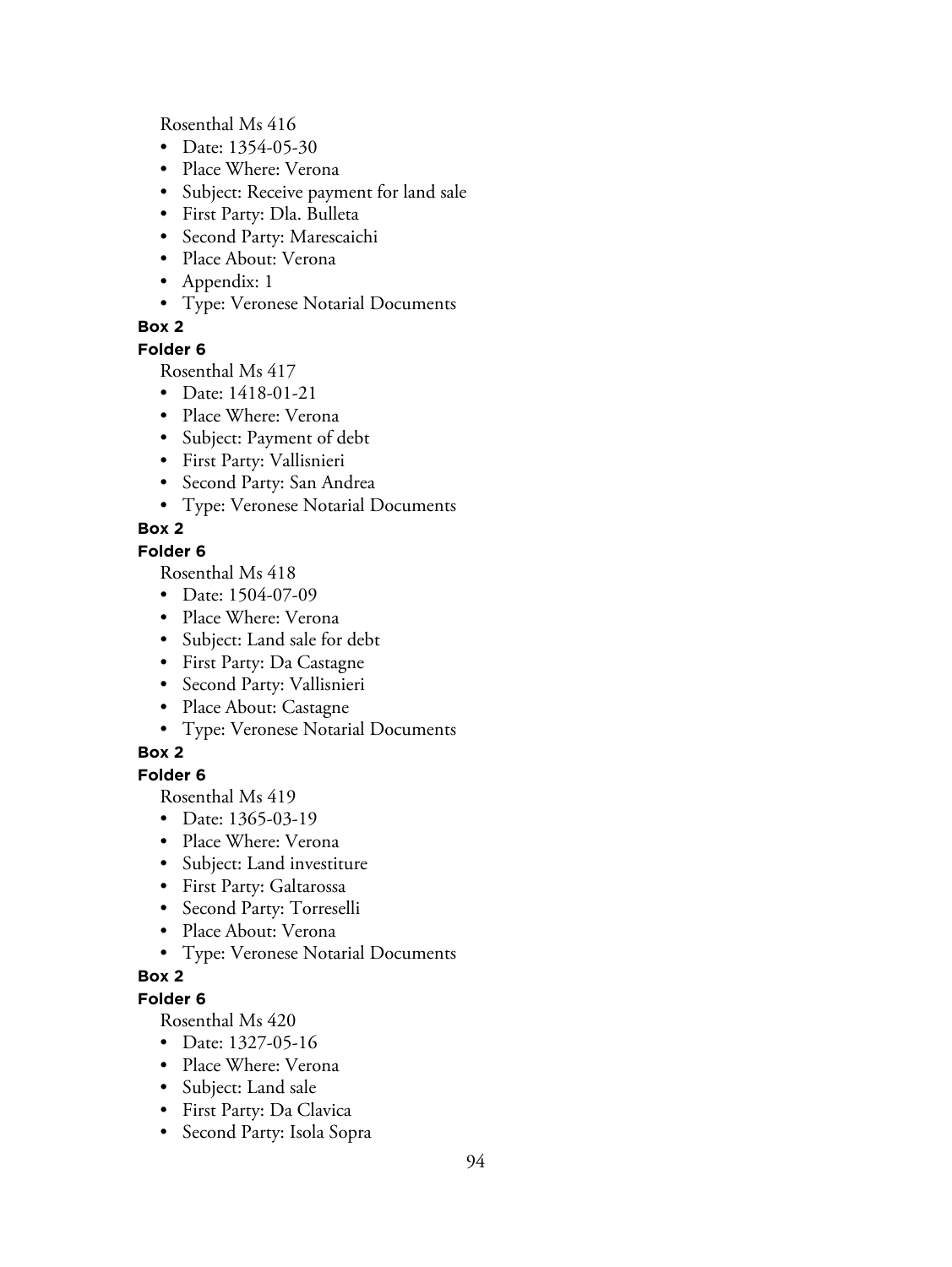Rosenthal Ms 416

- Date: 1354-05-30
- Place Where: Verona
- Subject: Receive payment for land sale
- First Party: Dla. Bulleta
- Second Party: Marescaichi
- Place About: Verona
- Appendix: 1
- Type: Veronese Notarial Documents

**Box 2**

**Folder 6**

Rosenthal Ms 417

- Date: 1418-01-21
- Place Where: Verona
- Subject: Payment of debt
- First Party: Vallisnieri
- Second Party: San Andrea
- Type: Veronese Notarial Documents

**Box 2**

**Folder 6**

Rosenthal Ms 418

- Date: 1504-07-09
- Place Where: Verona
- Subject: Land sale for debt
- First Party: Da Castagne
- Second Party: Vallisnieri
- Place About: Castagne
- Type: Veronese Notarial Documents

**Box 2**

**Folder 6**

Rosenthal Ms 419

- Date: 1365-03-19
- Place Where: Verona
- Subject: Land investiture
- First Party: Galtarossa
- Second Party: Torreselli
- Place About: Verona
- Type: Veronese Notarial Documents

**Box 2**

**Folder 6**

Rosenthal Ms 420

- Date: 1327-05-16
- Place Where: Verona
- Subject: Land sale
- First Party: Da Clavica
- Second Party: Isola Sopra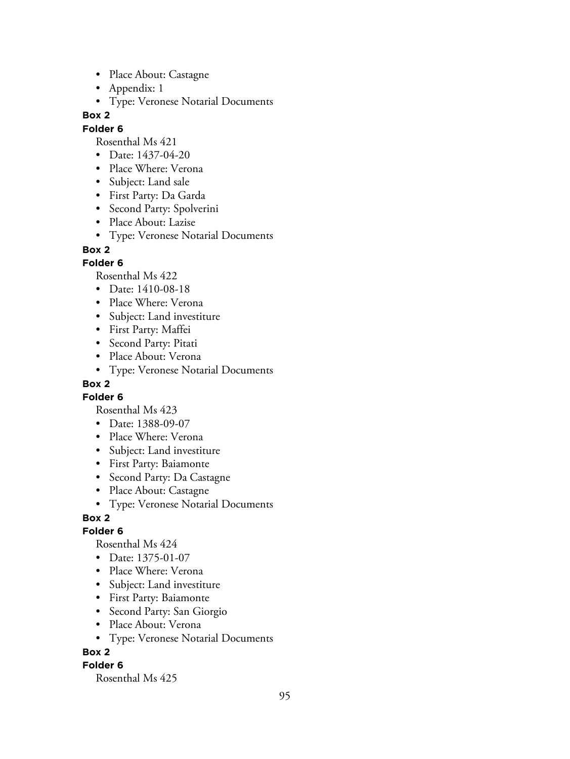- Place About: Castagne
- Appendix: 1
- Type: Veronese Notarial Documents

**Box 2**

**Folder 6**

Rosenthal Ms 421

- Date: 1437-04-20
- Place Where: Verona
- Subject: Land sale
- First Party: Da Garda
- Second Party: Spolverini
- Place About: Lazise
- Type: Veronese Notarial Documents

**Box 2**

**Folder 6**

Rosenthal Ms 422

- Date: 1410-08-18
- Place Where: Verona
- Subject: Land investiture
- First Party: Maffei
- Second Party: Pitati
- Place About: Verona
- Type: Veronese Notarial Documents

**Box 2**

**Folder 6**

Rosenthal Ms 423

- Date: 1388-09-07
- Place Where: Verona
- Subject: Land investiture
- First Party: Baiamonte
- Second Party: Da Castagne
- Place About: Castagne
- Type: Veronese Notarial Documents

**Box 2**

**Folder 6**

Rosenthal Ms 424

- Date: 1375-01-07
- Place Where: Verona
- Subject: Land investiture
- First Party: Baiamonte
- Second Party: San Giorgio
- Place About: Verona
- Type: Veronese Notarial Documents

**Box 2**

**Folder 6**

Rosenthal Ms 425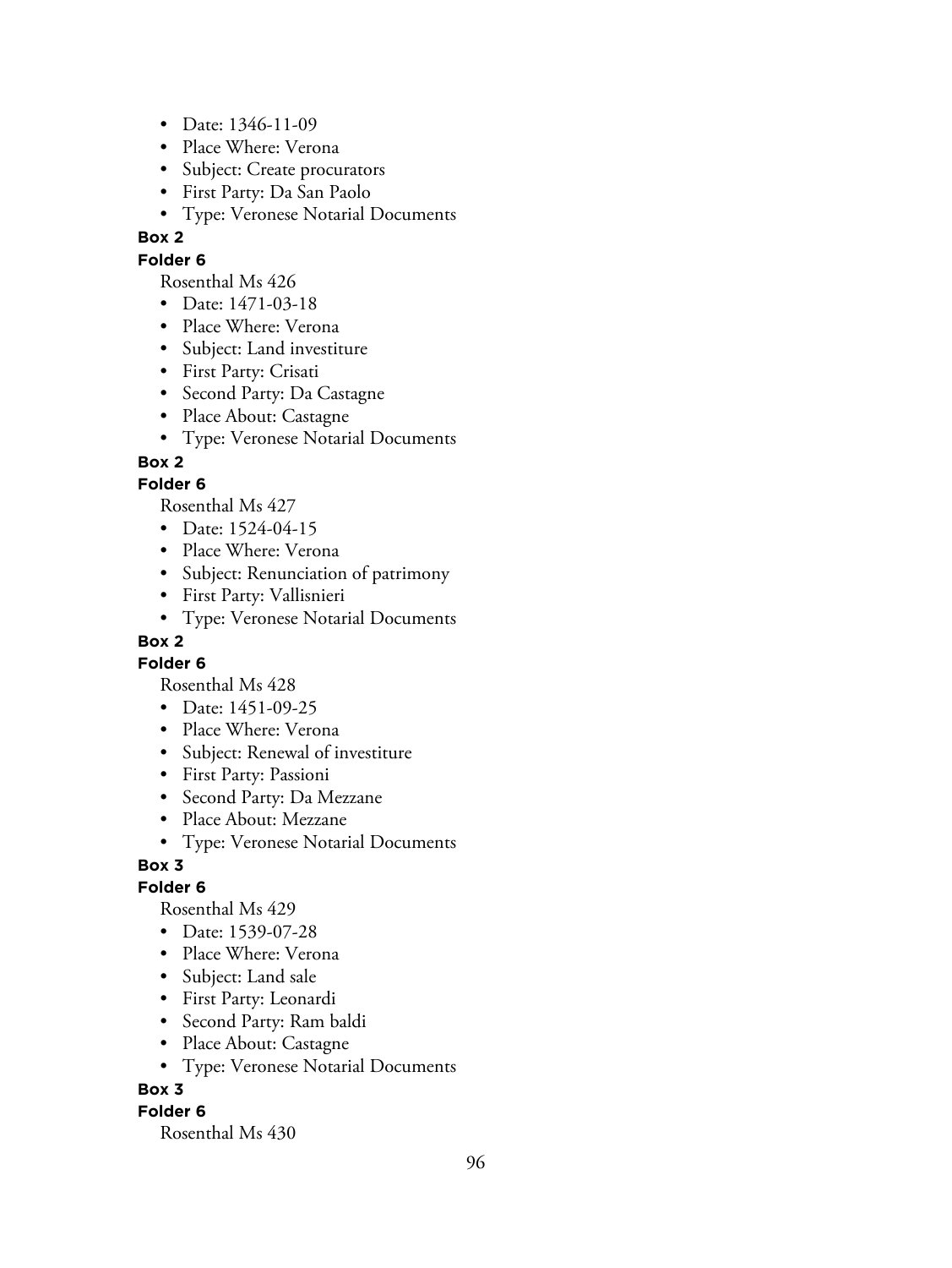- Date: 1346-11-09
- Place Where: Verona
- Subject: Create procurators
- First Party: Da San Paolo
- Type: Veronese Notarial Documents

**Box 2**

**Folder 6**

Rosenthal Ms 426

- Date: 1471-03-18
- Place Where: Verona
- Subject: Land investiture
- First Party: Crisati
- Second Party: Da Castagne
- Place About: Castagne
- Type: Veronese Notarial Documents

**Box 2**

**Folder 6**

Rosenthal Ms 427

- Date: 1524-04-15
- Place Where: Verona
- Subject: Renunciation of patrimony
- First Party: Vallisnieri
- Type: Veronese Notarial Documents

**Box 2**

**Folder 6**

Rosenthal Ms 428

- Date: 1451-09-25
- Place Where: Verona
- Subject: Renewal of investiture
- First Party: Passioni
- Second Party: Da Mezzane
- Place About: Mezzane
- Type: Veronese Notarial Documents

**Box 3**

**Folder 6**

Rosenthal Ms 429

- Date: 1539-07-28
- Place Where: Verona
- Subject: Land sale
- First Party: Leonardi
- Second Party: Ram baldi
- Place About: Castagne
- Type: Veronese Notarial Documents

**Box 3**

**Folder 6**

Rosenthal Ms 430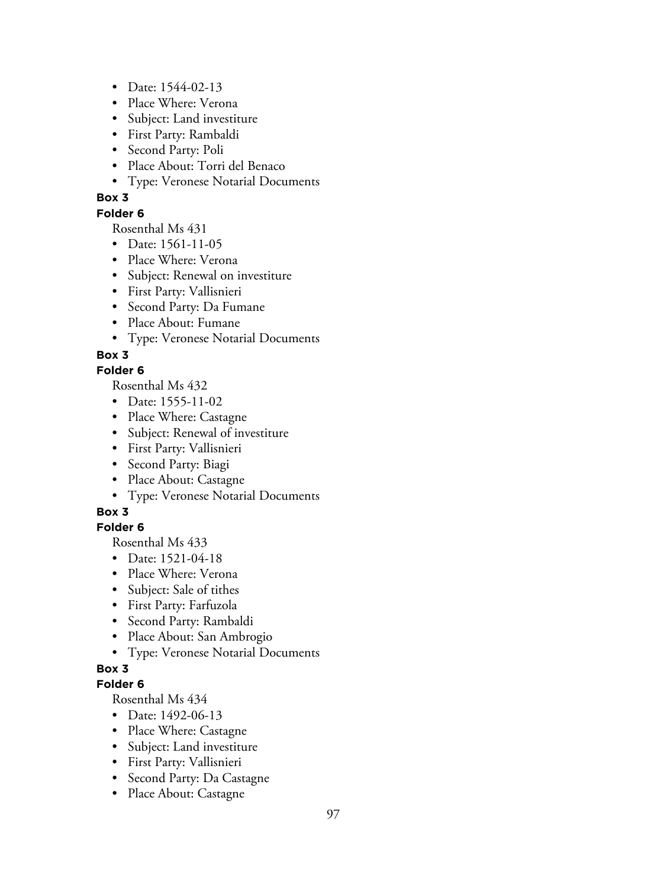- Date: 1544-02-13
- Place Where: Verona
- Subject: Land investiture
- First Party: Rambaldi
- Second Party: Poli
- Place About: Torri del Benaco
- Type: Veronese Notarial Documents

**Box 3**

**Folder 6**

Rosenthal Ms 431

- Date: 1561-11-05
- Place Where: Verona
- Subject: Renewal on investiture
- First Party: Vallisnieri
- Second Party: Da Fumane
- Place About: Fumane
- Type: Veronese Notarial Documents

**Box 3**

**Folder 6**

Rosenthal Ms 432

- Date: 1555-11-02
- Place Where: Castagne
- Subject: Renewal of investiture
- First Party: Vallisnieri
- Second Party: Biagi
- Place About: Castagne
- Type: Veronese Notarial Documents

**Box 3**

**Folder 6**

Rosenthal Ms 433

- Date: 1521-04-18
- Place Where: Verona
- Subject: Sale of tithes
- First Party: Farfuzola
- Second Party: Rambaldi
- Place About: San Ambrogio
- Type: Veronese Notarial Documents

**Box 3**

**Folder 6**

Rosenthal Ms 434

- Date: 1492-06-13
- Place Where: Castagne
- Subject: Land investiture
- First Party: Vallisnieri
- Second Party: Da Castagne
- Place About: Castagne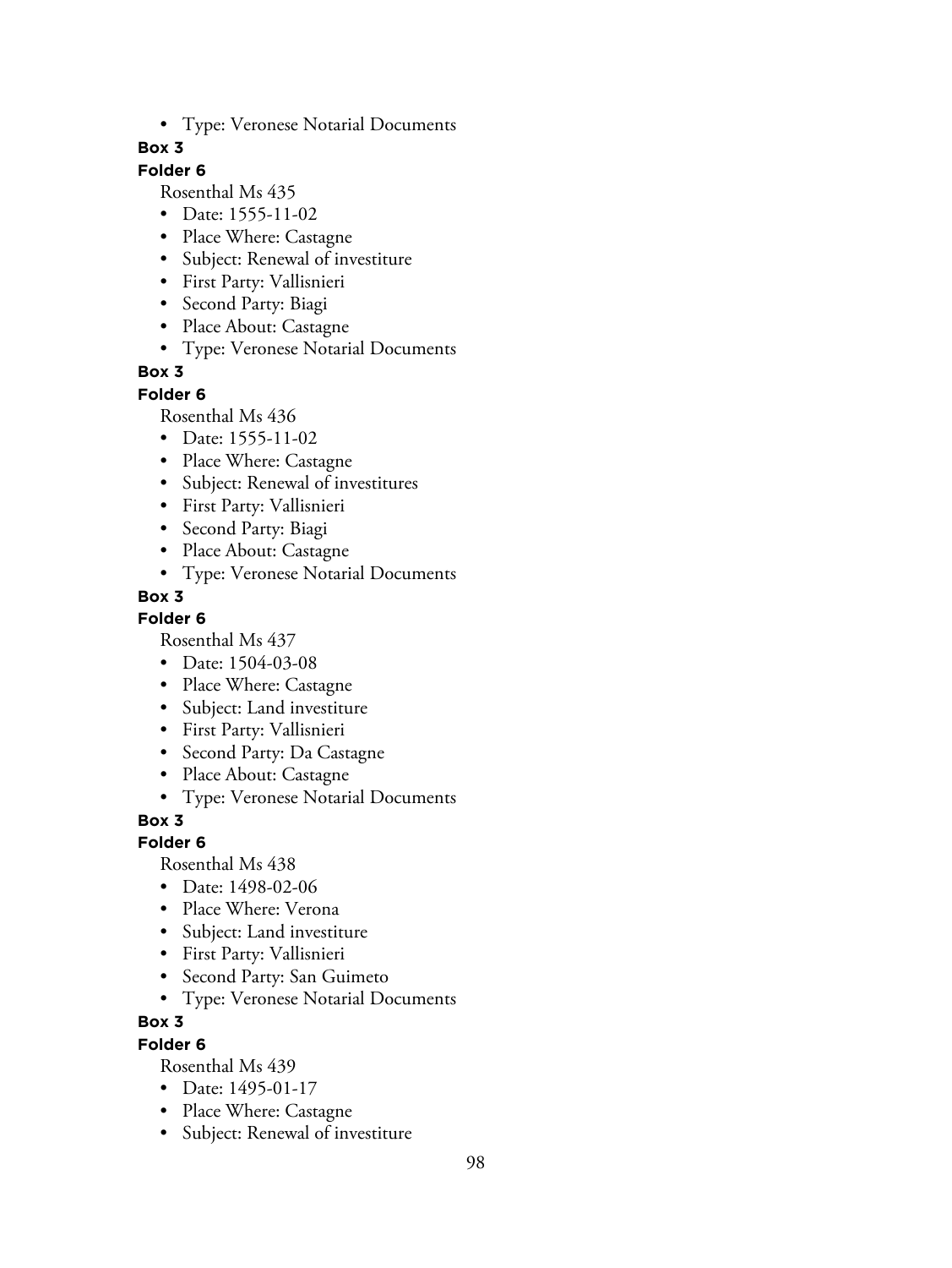- Type: Veronese Notarial Documents

**Box 3**

**Folder 6**

Rosenthal Ms 435

- Date: 1555-11-02
- Place Where: Castagne
- Subject: Renewal of investiture
- First Party: Vallisnieri
- Second Party: Biagi
- Place About: Castagne
- Type: Veronese Notarial Documents

**Box 3**

**Folder 6**

Rosenthal Ms 436

- Date: 1555-11-02
- Place Where: Castagne
- Subject: Renewal of investitures
- First Party: Vallisnieri
- Second Party: Biagi
- Place About: Castagne
- Type: Veronese Notarial Documents

**Box 3**

**Folder 6**

Rosenthal Ms 437

- Date: 1504-03-08
- Place Where: Castagne
- Subject: Land investiture
- First Party: Vallisnieri
- Second Party: Da Castagne
- Place About: Castagne
- Type: Veronese Notarial Documents

**Box 3**

**Folder 6**

Rosenthal Ms 438

- Date: 1498-02-06
- Place Where: Verona
- Subject: Land investiture
- First Party: Vallisnieri
- Second Party: San Guimeto
- Type: Veronese Notarial Documents

**Box 3**

**Folder 6**

Rosenthal Ms 439

- Date: 1495-01-17
- Place Where: Castagne
- Subject: Renewal of investiture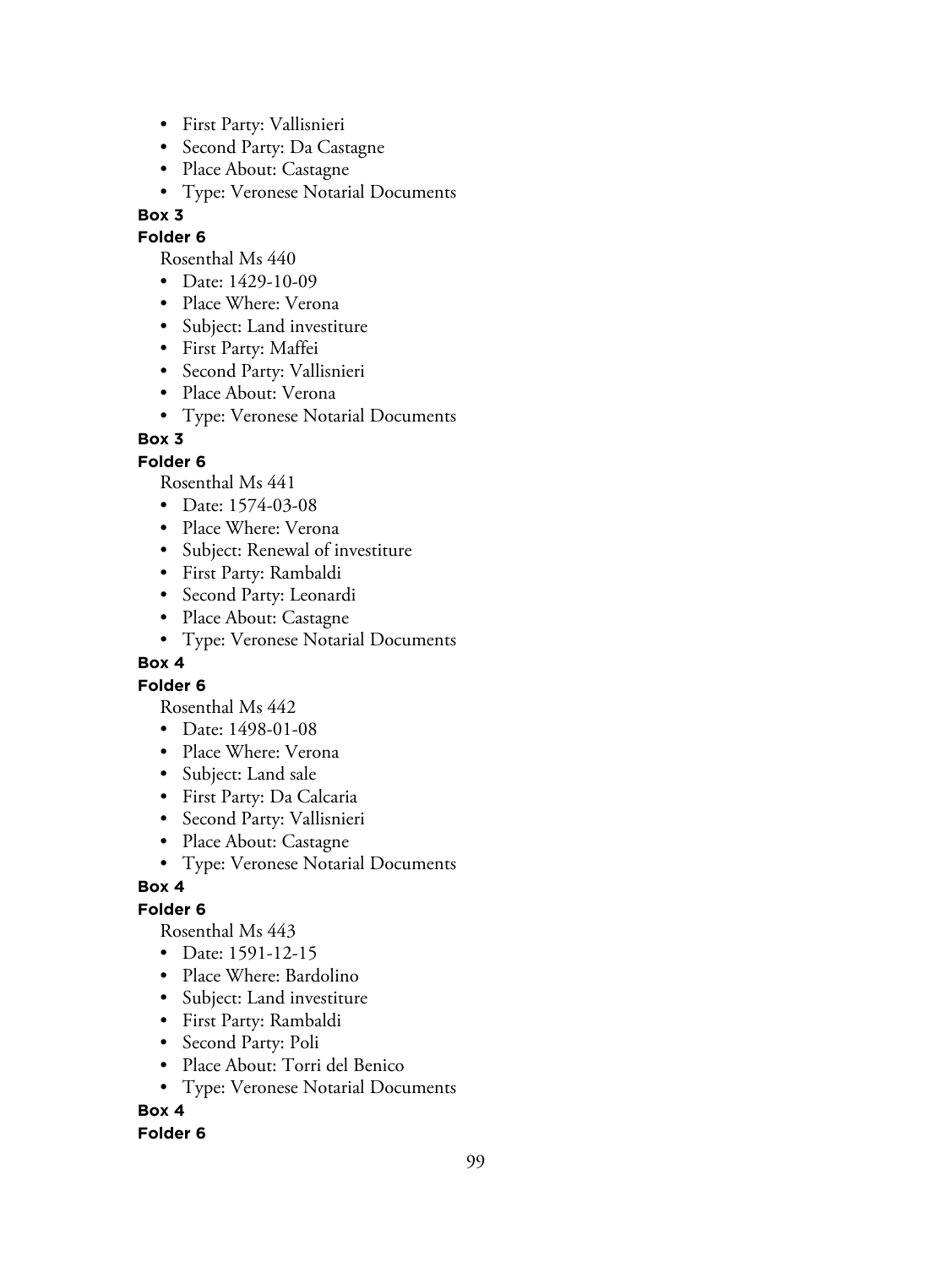- First Party: Vallisnieri
- Second Party: Da Castagne
- Place About: Castagne
- Type: Veronese Notarial Documents

**Box 3**

**Folder 6**

Rosenthal Ms 440

- Date: 1429-10-09
- Place Where: Verona
- Subject: Land investiture
- First Party: Maffei
- Second Party: Vallisnieri
- Place About: Verona
- Type: Veronese Notarial Documents

**Box 3**

**Folder 6**

Rosenthal Ms 441

- Date: 1574-03-08
- Place Where: Verona
- Subject: Renewal of investiture
- First Party: Rambaldi
- Second Party: Leonardi
- Place About: Castagne
- Type: Veronese Notarial Documents

**Box 4**

**Folder 6**

Rosenthal Ms 442

- Date: 1498-01-08
- Place Where: Verona
- Subject: Land sale
- First Party: Da Calcaria
- Second Party: Vallisnieri
- Place About: Castagne
- Type: Veronese Notarial Documents

**Box 4**

**Folder 6**

Rosenthal Ms 443

- Date: 1591-12-15
- Place Where: Bardolino
- Subject: Land investiture
- First Party: Rambaldi
- Second Party: Poli
- Place About: Torri del Benico
- Type: Veronese Notarial Documents

**Box 4**

**Folder 6**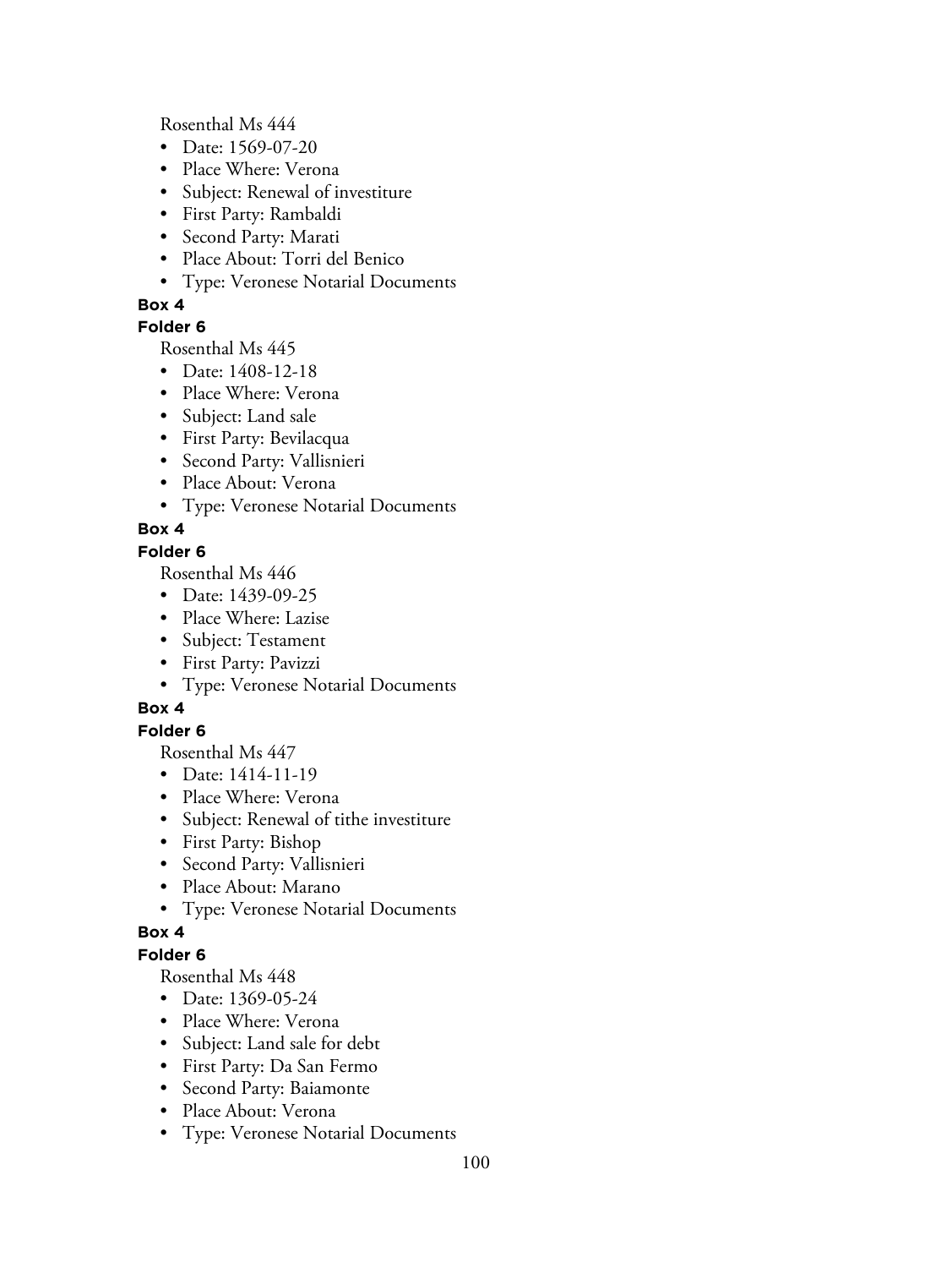Rosenthal Ms 444

- Date: 1569-07-20
- Place Where: Verona
- Subject: Renewal of investiture
- First Party: Rambaldi
- Second Party: Marati
- Place About: Torri del Benico
- Type: Veronese Notarial Documents

**Box 4**

**Folder 6**

Rosenthal Ms 445

- Date: 1408-12-18
- Place Where: Verona
- Subject: Land sale
- First Party: Bevilacqua
- Second Party: Vallisnieri
- Place About: Verona
- Type: Veronese Notarial Documents

**Box 4**

**Folder 6**

Rosenthal Ms 446

- Date: 1439-09-25
- Place Where: Lazise
- Subject: Testament
- First Party: Pavizzi
- Type: Veronese Notarial Documents

**Box 4**

**Folder 6**

Rosenthal Ms 447

- Date: 1414-11-19
- Place Where: Verona
- Subject: Renewal of tithe investiture
- First Party: Bishop
- Second Party: Vallisnieri
- Place About: Marano
- Type: Veronese Notarial Documents

**Box 4**

**Folder 6**

Rosenthal Ms 448

- Date: 1369-05-24
- Place Where: Verona
- Subject: Land sale for debt
- First Party: Da San Fermo
- Second Party: Baiamonte
- Place About: Verona
- Type: Veronese Notarial Documents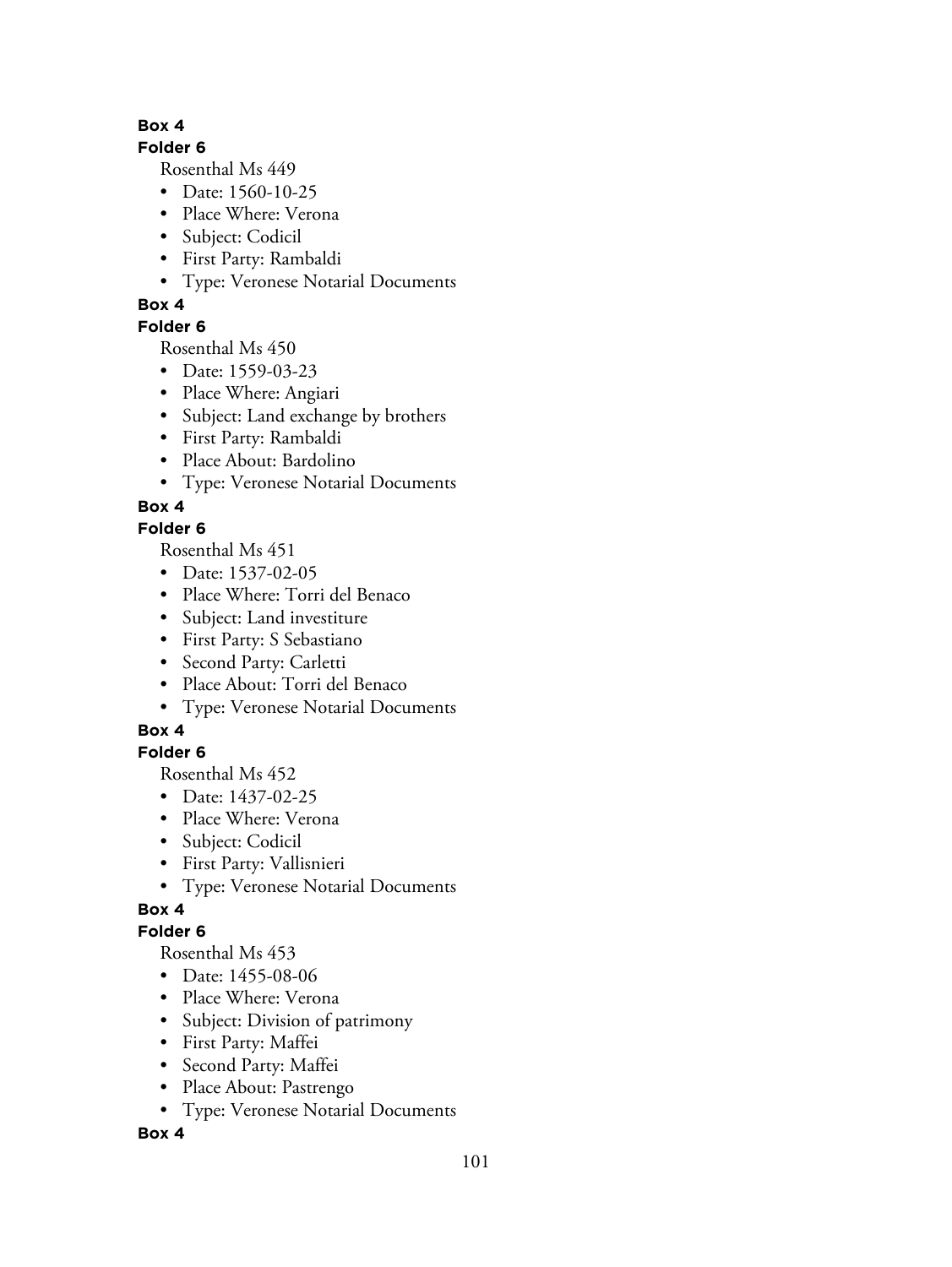**Box 4**

**Folder 6**

Rosenthal Ms 449

- Date: 1560-10-25
- Place Where: Verona
- Subject: Codicil
- First Party: Rambaldi
- Type: Veronese Notarial Documents

**Box 4**

**Folder 6**

Rosenthal Ms 450

- Date: 1559-03-23
- Place Where: Angiari
- Subject: Land exchange by brothers
- First Party: Rambaldi
- Place About: Bardolino
- Type: Veronese Notarial Documents

**Box 4**

**Folder 6**

Rosenthal Ms 451

- Date: 1537-02-05
- Place Where: Torri del Benaco
- Subject: Land investiture
- First Party: S Sebastiano
- Second Party: Carletti
- Place About: Torri del Benaco
- Type: Veronese Notarial Documents

**Box 4**

**Folder 6**

Rosenthal Ms 452

- Date: 1437-02-25
- Place Where: Verona
- Subject: Codicil
- First Party: Vallisnieri
- Type: Veronese Notarial Documents

**Box 4**

**Folder 6**

Rosenthal Ms 453

- Date: 1455-08-06
- Place Where: Verona
- Subject: Division of patrimony
- First Party: Maffei
- Second Party: Maffei
- Place About: Pastrengo
- Type: Veronese Notarial Documents

**Box 4**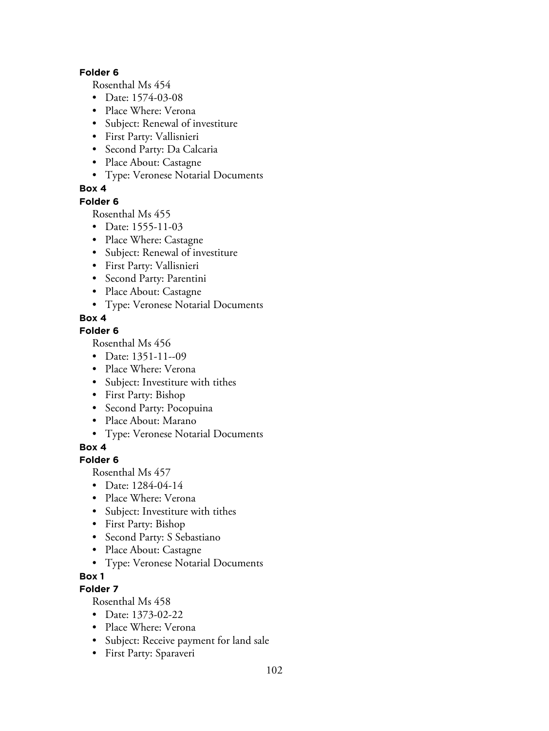**Folder 6**

Rosenthal Ms 454

- Date: 1574-03-08
- Place Where: Verona
- Subject: Renewal of investiture
- First Party: Vallisnieri
- Second Party: Da Calcaria
- Place About: Castagne
- Type: Veronese Notarial Documents

**Box 4**

**Folder 6**

Rosenthal Ms 455

- Date: 1555-11-03
- Place Where: Castagne
- Subject: Renewal of investiture
- First Party: Vallisnieri
- Second Party: Parentini
- Place About: Castagne
- Type: Veronese Notarial Documents

**Box 4**

**Folder 6**

Rosenthal Ms 456

- Date: 1351-11--09
- Place Where: Verona
- Subject: Investiture with tithes
- First Party: Bishop
- Second Party: Pocopuina
- Place About: Marano
- Type: Veronese Notarial Documents

**Box 4**

**Folder 6**

Rosenthal Ms 457

- Date: 1284-04-14
- Place Where: Verona
- Subject: Investiture with tithes
- First Party: Bishop
- Second Party: S Sebastiano
- Place About: Castagne
- Type: Veronese Notarial Documents

**Box 1**

**Folder 7**

Rosenthal Ms 458

- Date: 1373-02-22
- Place Where: Verona
- Subject: Receive payment for land sale
- First Party: Sparaveri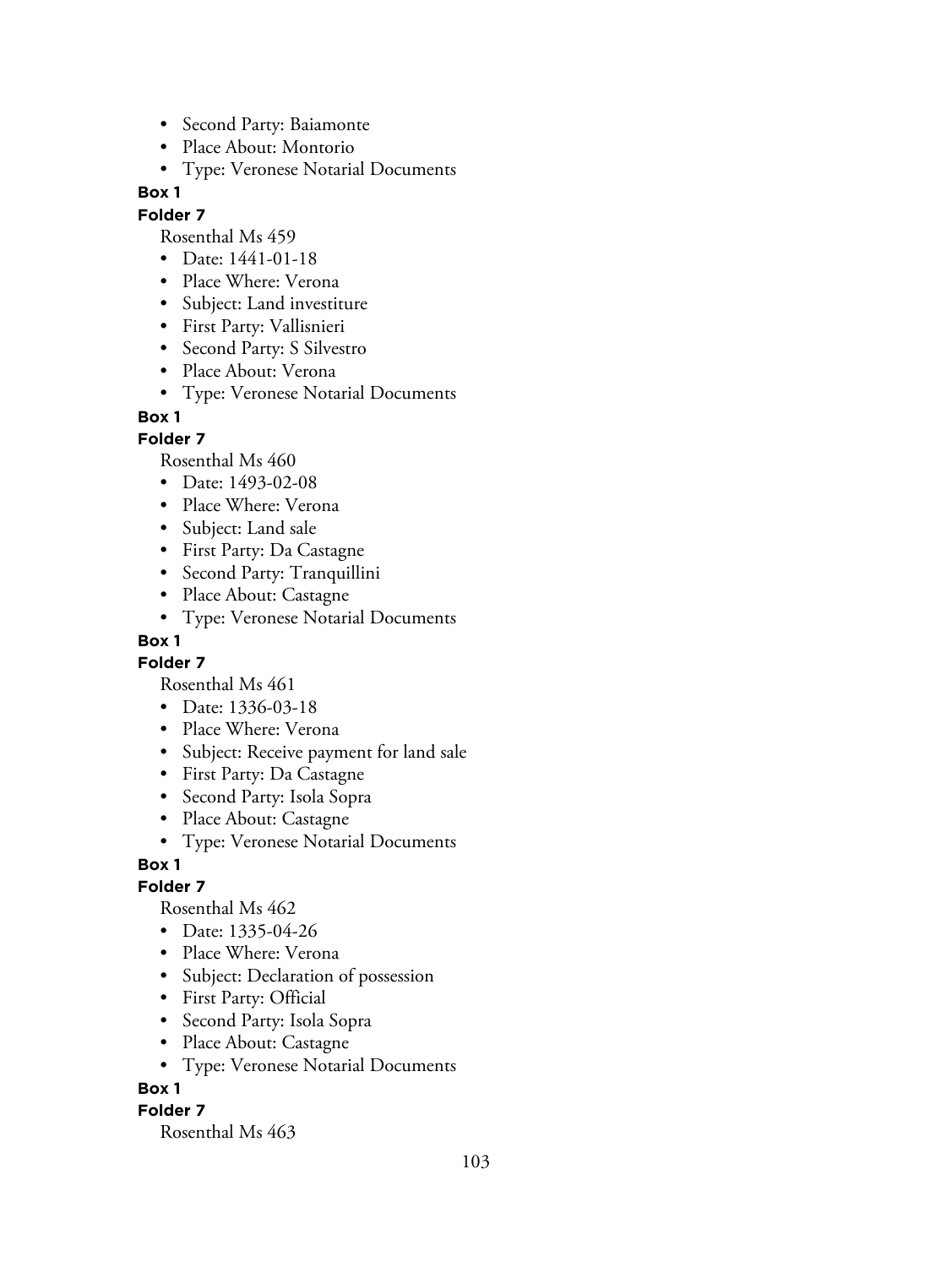- Second Party: Baiamonte
- Place About: Montorio
- Type: Veronese Notarial Documents

**Box 1**

**Folder 7**

Rosenthal Ms 459

- Date: 1441-01-18
- Place Where: Verona
- Subject: Land investiture
- First Party: Vallisnieri
- Second Party: S Silvestro
- Place About: Verona
- Type: Veronese Notarial Documents

**Box 1**

**Folder 7**

Rosenthal Ms 460

- Date: 1493-02-08
- Place Where: Verona
- Subject: Land sale
- First Party: Da Castagne
- Second Party: Tranquillini
- Place About: Castagne
- Type: Veronese Notarial Documents

**Box 1**

**Folder 7**

Rosenthal Ms 461

- Date: 1336-03-18
- Place Where: Verona
- Subject: Receive payment for land sale
- First Party: Da Castagne
- Second Party: Isola Sopra
- Place About: Castagne
- Type: Veronese Notarial Documents

**Box 1**

**Folder 7**

Rosenthal Ms 462

- Date: 1335-04-26
- Place Where: Verona
- Subject: Declaration of possession
- First Party: Official
- Second Party: Isola Sopra
- Place About: Castagne
- Type: Veronese Notarial Documents

**Box 1**

**Folder 7**

Rosenthal Ms 463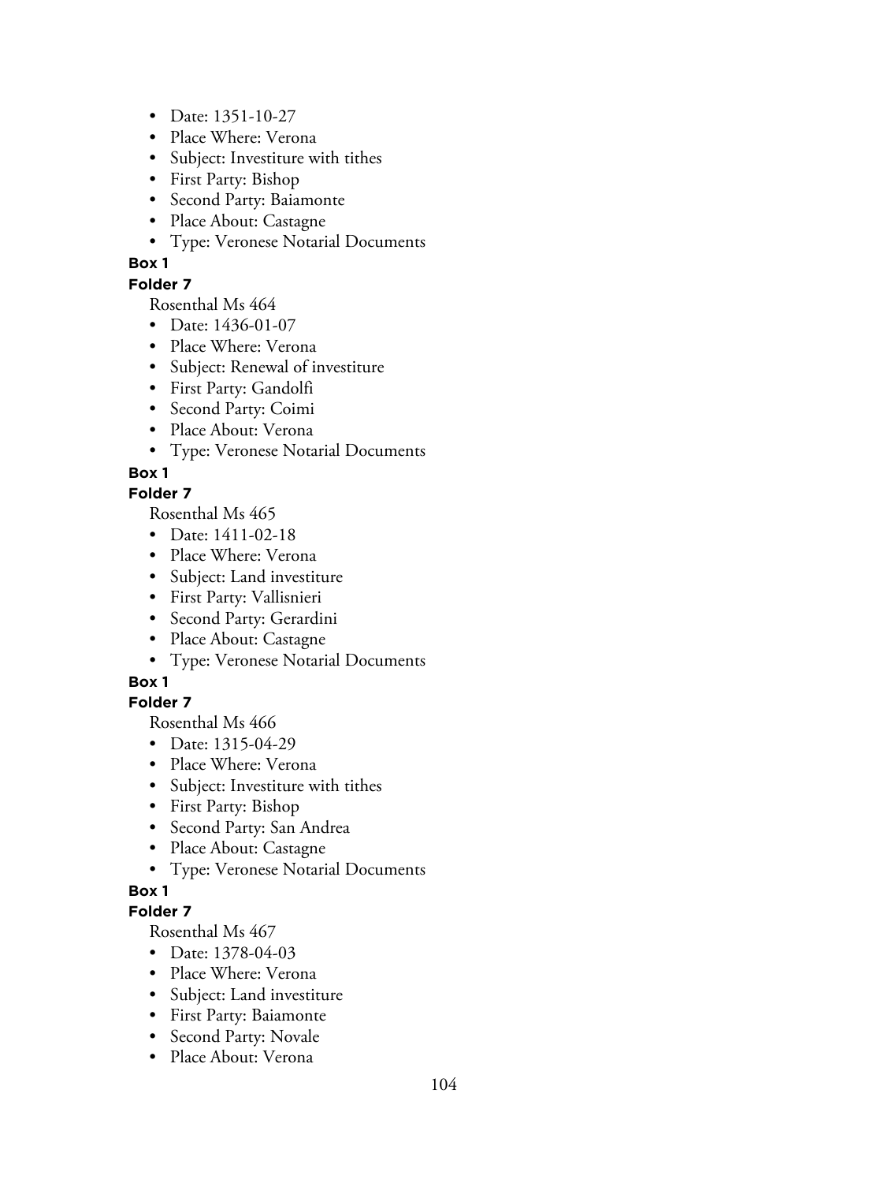- Date: 1351-10-27
- Place Where: Verona
- Subject: Investiture with tithes
- First Party: Bishop
- Second Party: Baiamonte
- Place About: Castagne
- Type: Veronese Notarial Documents

**Box 1**

**Folder 7**

Rosenthal Ms 464

- Date: 1436-01-07
- Place Where: Verona
- Subject: Renewal of investiture
- First Party: Gandolfi
- Second Party: Coimi
- Place About: Verona
- Type: Veronese Notarial Documents

**Box 1**

**Folder 7**

Rosenthal Ms 465

- Date: 1411-02-18
- Place Where: Verona
- Subject: Land investiture
- First Party: Vallisnieri
- Second Party: Gerardini
- Place About: Castagne
- Type: Veronese Notarial Documents

**Box 1**

**Folder 7**

Rosenthal Ms 466

- Date: 1315-04-29
- Place Where: Verona
- Subject: Investiture with tithes
- First Party: Bishop
- Second Party: San Andrea
- Place About: Castagne
- Type: Veronese Notarial Documents

**Box 1**

**Folder 7**

Rosenthal Ms 467

- Date: 1378-04-03
- Place Where: Verona
- Subject: Land investiture
- First Party: Baiamonte
- Second Party: Novale
- Place About: Verona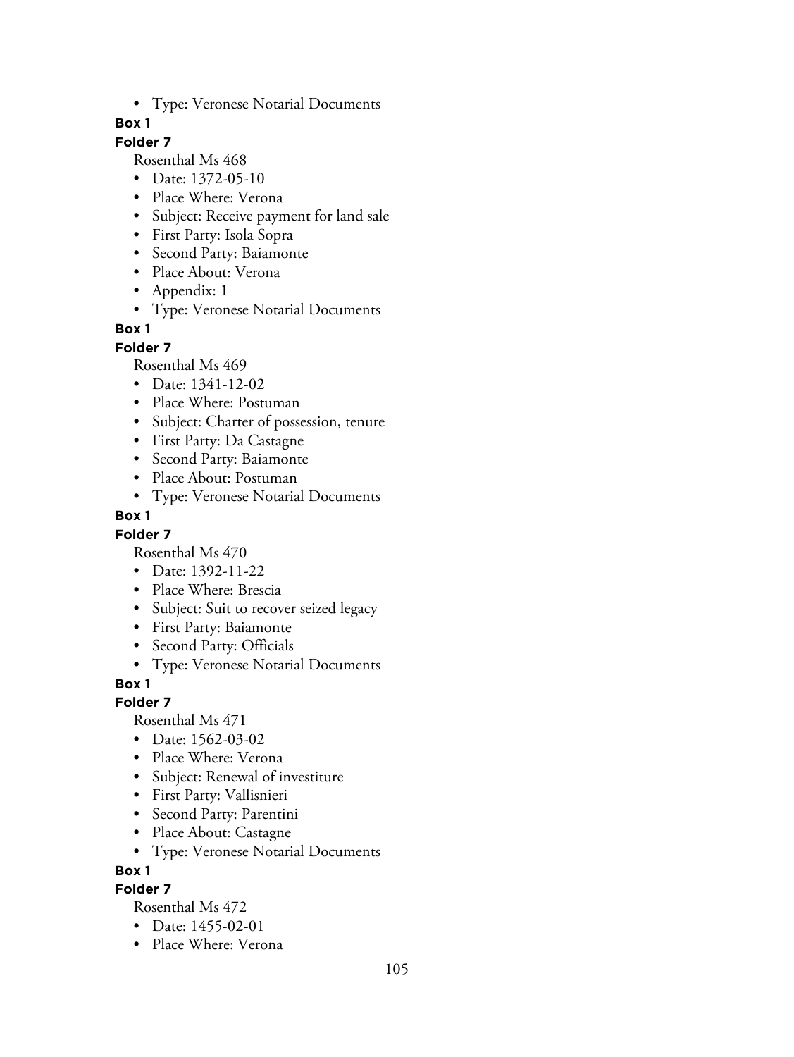- Type: Veronese Notarial Documents

**Box 1**

**Folder 7**

Rosenthal Ms 468

- Date: 1372-05-10
- Place Where: Verona
- Subject: Receive payment for land sale
- First Party: Isola Sopra
- Second Party: Baiamonte
- Place About: Verona
- Appendix: 1
- Type: Veronese Notarial Documents

**Box 1**

**Folder 7**

Rosenthal Ms 469

- Date: 1341-12-02
- Place Where: Postuman
- Subject: Charter of possession, tenure
- First Party: Da Castagne
- Second Party: Baiamonte
- Place About: Postuman
- Type: Veronese Notarial Documents

**Box 1**

**Folder 7**

Rosenthal Ms 470

- Date: 1392-11-22
- Place Where: Brescia
- Subject: Suit to recover seized legacy
- First Party: Baiamonte
- Second Party: Officials
- Type: Veronese Notarial Documents

**Box 1**

**Folder 7**

Rosenthal Ms 471

- Date: 1562-03-02
- Place Where: Verona
- Subject: Renewal of investiture
- First Party: Vallisnieri
- Second Party: Parentini
- Place About: Castagne
- Type: Veronese Notarial Documents

**Box 1**

**Folder 7**

Rosenthal Ms 472

- Date: 1455-02-01
- Place Where: Verona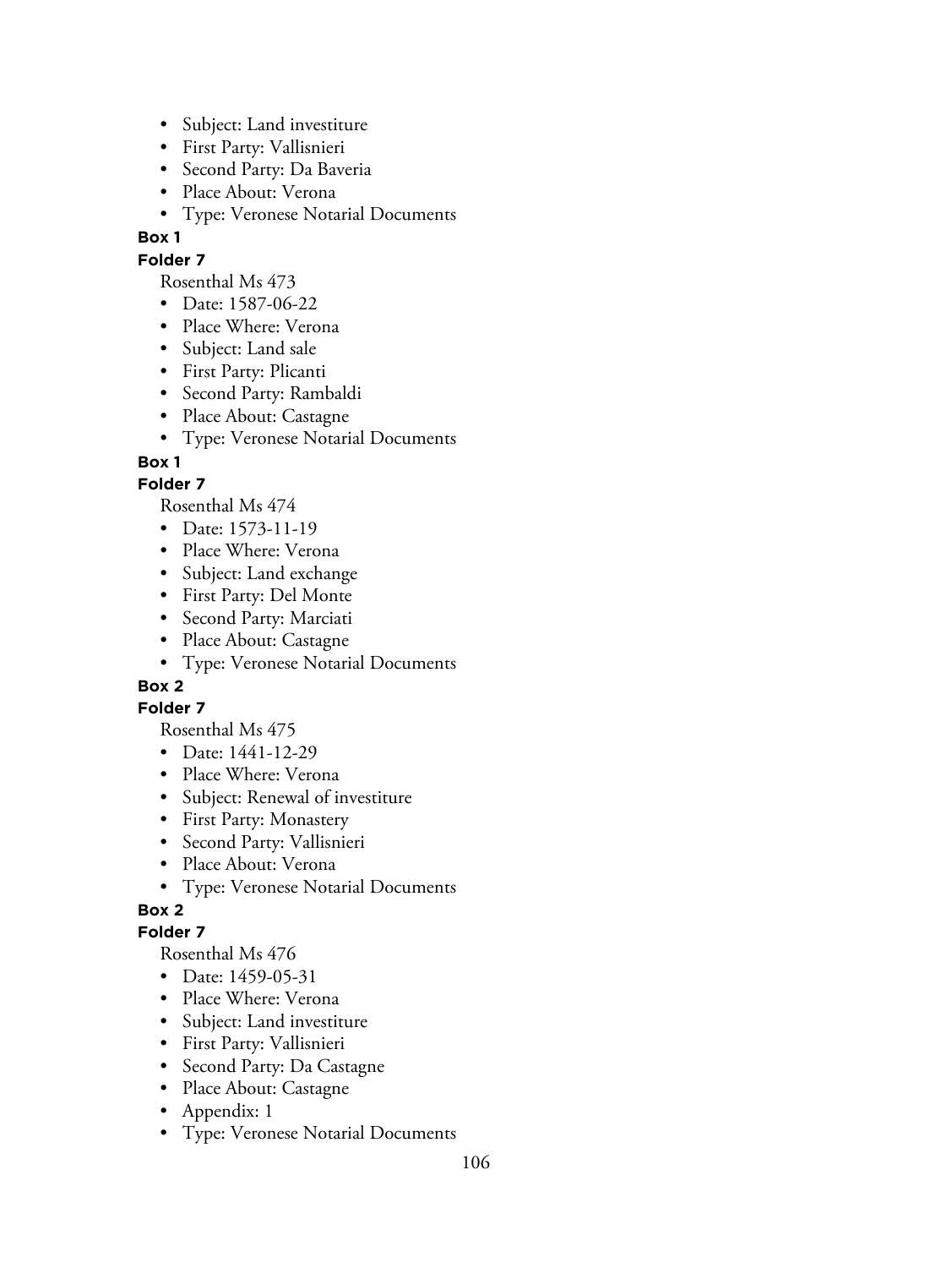- Subject: Land investiture
- First Party: Vallisnieri
- Second Party: Da Baveria
- Place About: Verona
- Type: Veronese Notarial Documents

**Box 1**

**Folder 7**

Rosenthal Ms 473

- Date: 1587-06-22
- Place Where: Verona
- Subject: Land sale
- First Party: Plicanti
- Second Party: Rambaldi
- Place About: Castagne
- Type: Veronese Notarial Documents

**Box 1**

**Folder 7**

Rosenthal Ms 474

- Date: 1573-11-19
- Place Where: Verona
- Subject: Land exchange
- First Party: Del Monte
- Second Party: Marciati
- Place About: Castagne
- Type: Veronese Notarial Documents

**Box 2**

**Folder 7**

Rosenthal Ms 475

- Date: 1441-12-29
- Place Where: Verona
- Subject: Renewal of investiture
- First Party: Monastery
- Second Party: Vallisnieri
- Place About: Verona
- Type: Veronese Notarial Documents

**Box 2**

**Folder 7**

Rosenthal Ms 476

- Date: 1459-05-31
- Place Where: Verona
- Subject: Land investiture
- First Party: Vallisnieri
- Second Party: Da Castagne
- Place About: Castagne
- Appendix: 1
- Type: Veronese Notarial Documents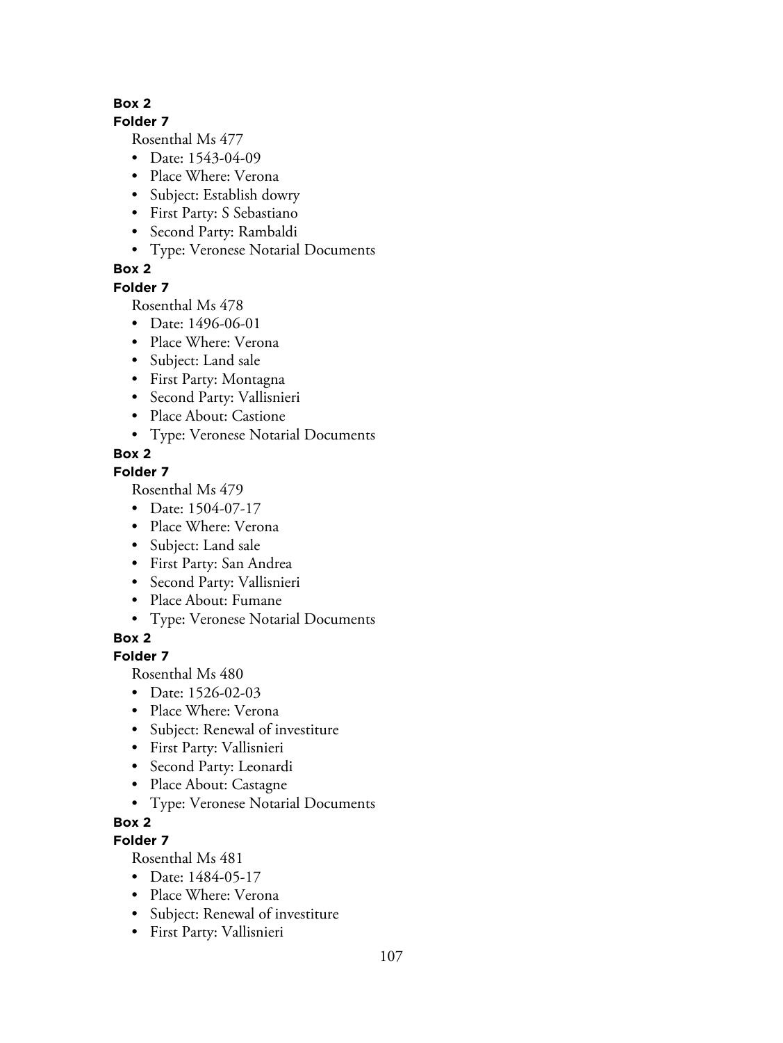**Box 2**

**Folder 7**

Rosenthal Ms 477

- Date: 1543-04-09
- Place Where: Verona
- Subject: Establish dowry
- First Party: S Sebastiano
- Second Party: Rambaldi
- Type: Veronese Notarial Documents

**Box 2**

**Folder 7**

Rosenthal Ms 478

- Date: 1496-06-01
- Place Where: Verona
- Subject: Land sale
- First Party: Montagna
- Second Party: Vallisnieri
- Place About: Castione
- Type: Veronese Notarial Documents

**Box 2**

**Folder 7**

Rosenthal Ms 479

- Date: 1504-07-17
- Place Where: Verona
- Subject: Land sale
- First Party: San Andrea
- Second Party: Vallisnieri
- Place About: Fumane
- Type: Veronese Notarial Documents

**Box 2**

**Folder 7**

Rosenthal Ms 480

- Date: 1526-02-03
- Place Where: Verona
- Subject: Renewal of investiture
- First Party: Vallisnieri
- Second Party: Leonardi
- Place About: Castagne
- Type: Veronese Notarial Documents

**Box 2**

**Folder 7**

Rosenthal Ms 481

- Date: 1484-05-17
- Place Where: Verona
- Subject: Renewal of investiture
- First Party: Vallisnieri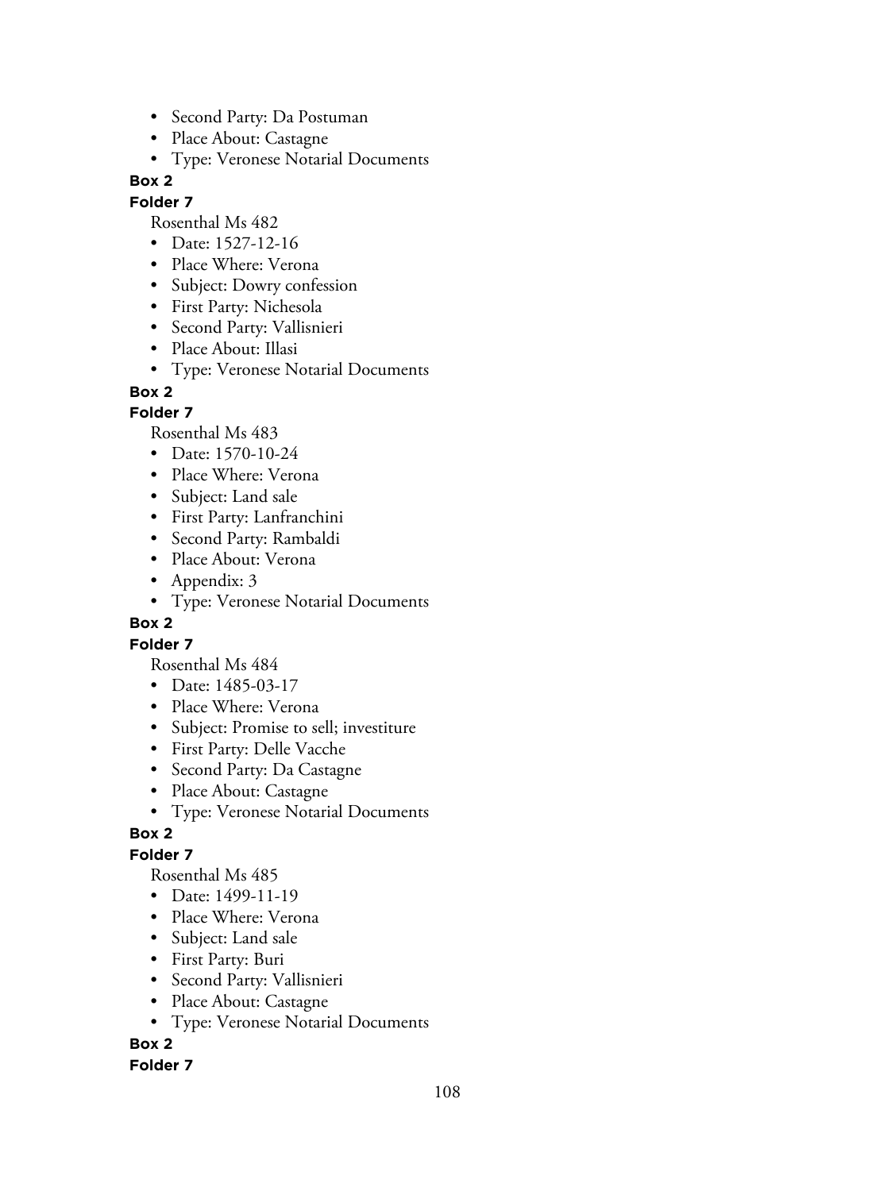- Second Party: Da Postuman
- Place About: Castagne
- Type: Veronese Notarial Documents

**Box 2**

**Folder 7**

Rosenthal Ms 482

- Date: 1527-12-16
- Place Where: Verona
- Subject: Dowry confession
- First Party: Nichesola
- Second Party: Vallisnieri
- Place About: Illasi
- Type: Veronese Notarial Documents

**Box 2**

**Folder 7**

Rosenthal Ms 483

- Date: 1570-10-24
- Place Where: Verona
- Subject: Land sale
- First Party: Lanfranchini
- Second Party: Rambaldi
- Place About: Verona
- Appendix: 3
- Type: Veronese Notarial Documents

**Box 2**

**Folder 7**

Rosenthal Ms 484

- Date: 1485-03-17
- Place Where: Verona
- Subject: Promise to sell; investiture
- First Party: Delle Vacche
- Second Party: Da Castagne
- Place About: Castagne
- Type: Veronese Notarial Documents

**Box 2**

**Folder 7**

Rosenthal Ms 485

- Date: 1499-11-19
- Place Where: Verona
- Subject: Land sale
- First Party: Buri
- Second Party: Vallisnieri
- Place About: Castagne
- Type: Veronese Notarial Documents

**Box 2**

**Folder 7**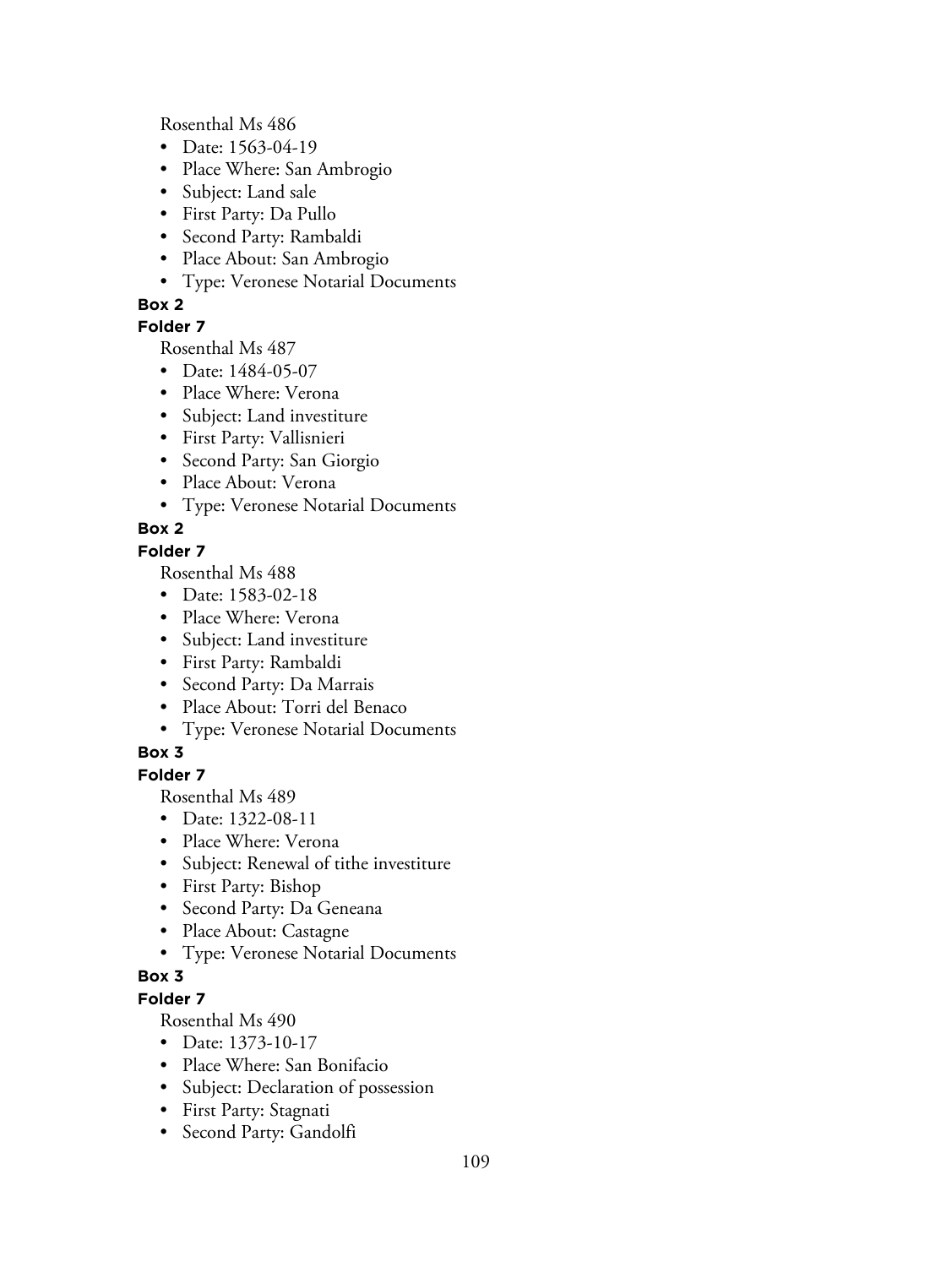Rosenthal Ms 486

- Date: 1563-04-19
- Place Where: San Ambrogio
- Subject: Land sale
- First Party: Da Pullo
- Second Party: Rambaldi
- Place About: San Ambrogio
- Type: Veronese Notarial Documents

**Box 2**

**Folder 7**

Rosenthal Ms 487

- Date: 1484-05-07
- Place Where: Verona
- Subject: Land investiture
- First Party: Vallisnieri
- Second Party: San Giorgio
- Place About: Verona
- Type: Veronese Notarial Documents

**Box 2**

**Folder 7**

Rosenthal Ms 488

- Date: 1583-02-18
- Place Where: Verona
- Subject: Land investiture
- First Party: Rambaldi
- Second Party: Da Marrais
- Place About: Torri del Benaco
- Type: Veronese Notarial Documents

**Box 3**

**Folder 7**

Rosenthal Ms 489

- Date: 1322-08-11
- Place Where: Verona
- Subject: Renewal of tithe investiture
- First Party: Bishop
- Second Party: Da Geneana
- Place About: Castagne
- Type: Veronese Notarial Documents

**Box 3**

**Folder 7**

Rosenthal Ms 490

- Date: 1373-10-17
- Place Where: San Bonifacio
- Subject: Declaration of possession
- First Party: Stagnati
- Second Party: Gandolfi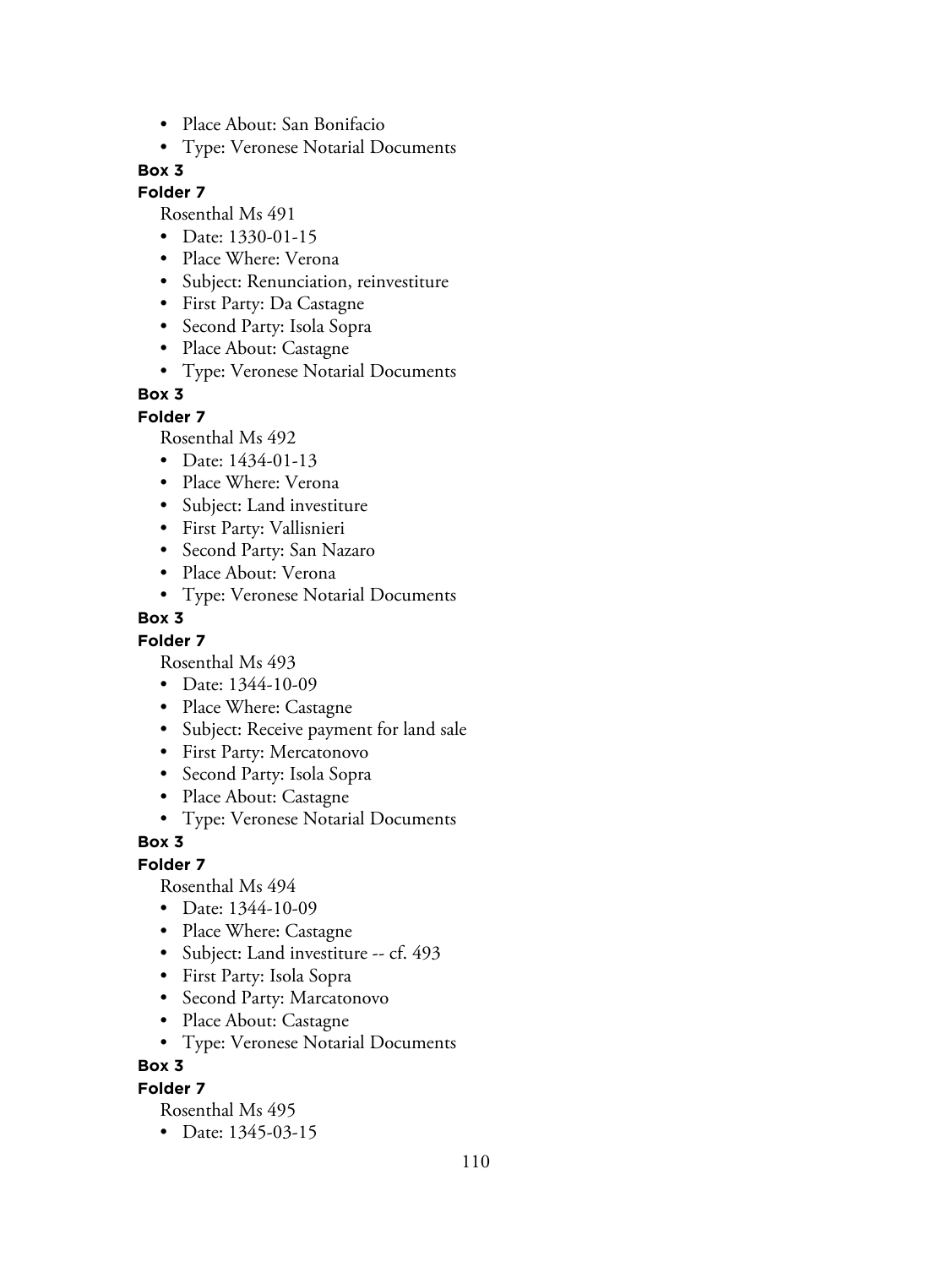- Place About: San Bonifacio
- Type: Veronese Notarial Documents

**Box 3**

**Folder 7**

Rosenthal Ms 491

- Date: 1330-01-15
- Place Where: Verona
- Subject: Renunciation, reinvestiture
- First Party: Da Castagne
- Second Party: Isola Sopra
- Place About: Castagne
- Type: Veronese Notarial Documents

**Box 3**

**Folder 7**

Rosenthal Ms 492

- Date: 1434-01-13
- Place Where: Verona
- Subject: Land investiture
- First Party: Vallisnieri
- Second Party: San Nazaro
- Place About: Verona
- Type: Veronese Notarial Documents

**Box 3**

**Folder 7**

Rosenthal Ms 493

- Date: 1344-10-09
- Place Where: Castagne
- Subject: Receive payment for land sale
- First Party: Mercatonovo
- Second Party: Isola Sopra
- Place About: Castagne
- Type: Veronese Notarial Documents

**Box 3**

**Folder 7**

Rosenthal Ms 494

- Date: 1344-10-09
- Place Where: Castagne
- Subject: Land investiture -- cf. 493
- First Party: Isola Sopra
- Second Party: Marcatonovo
- Place About: Castagne
- Type: Veronese Notarial Documents

**Box 3**

**Folder 7**

Rosenthal Ms 495

- Date: 1345-03-15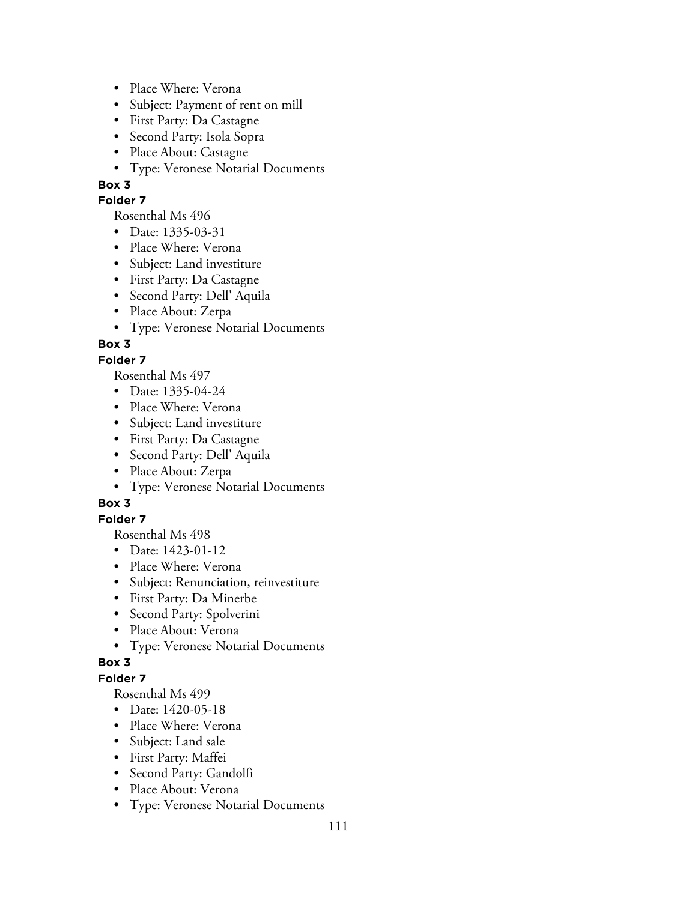- Place Where: Verona
- Subject: Payment of rent on mill
- First Party: Da Castagne
- Second Party: Isola Sopra
- Place About: Castagne
- Type: Veronese Notarial Documents

**Box 3**

**Folder 7**

Rosenthal Ms 496

- Date: 1335-03-31
- Place Where: Verona
- Subject: Land investiture
- First Party: Da Castagne
- Second Party: Dell' Aquila
- Place About: Zerpa
- Type: Veronese Notarial Documents

**Box 3**

**Folder 7**

Rosenthal Ms 497

- Date: 1335-04-24
- Place Where: Verona
- Subject: Land investiture
- First Party: Da Castagne
- Second Party: Dell' Aquila
- Place About: Zerpa
- Type: Veronese Notarial Documents

**Box 3**

**Folder 7**

Rosenthal Ms 498

- Date: 1423-01-12
- Place Where: Verona
- Subject: Renunciation, reinvestiture
- First Party: Da Minerbe
- Second Party: Spolverini
- Place About: Verona
- Type: Veronese Notarial Documents

**Box 3**

**Folder 7**

Rosenthal Ms 499

- Date: 1420-05-18
- Place Where: Verona
- Subject: Land sale
- First Party: Maffei
- Second Party: Gandolfi
- Place About: Verona
- Type: Veronese Notarial Documents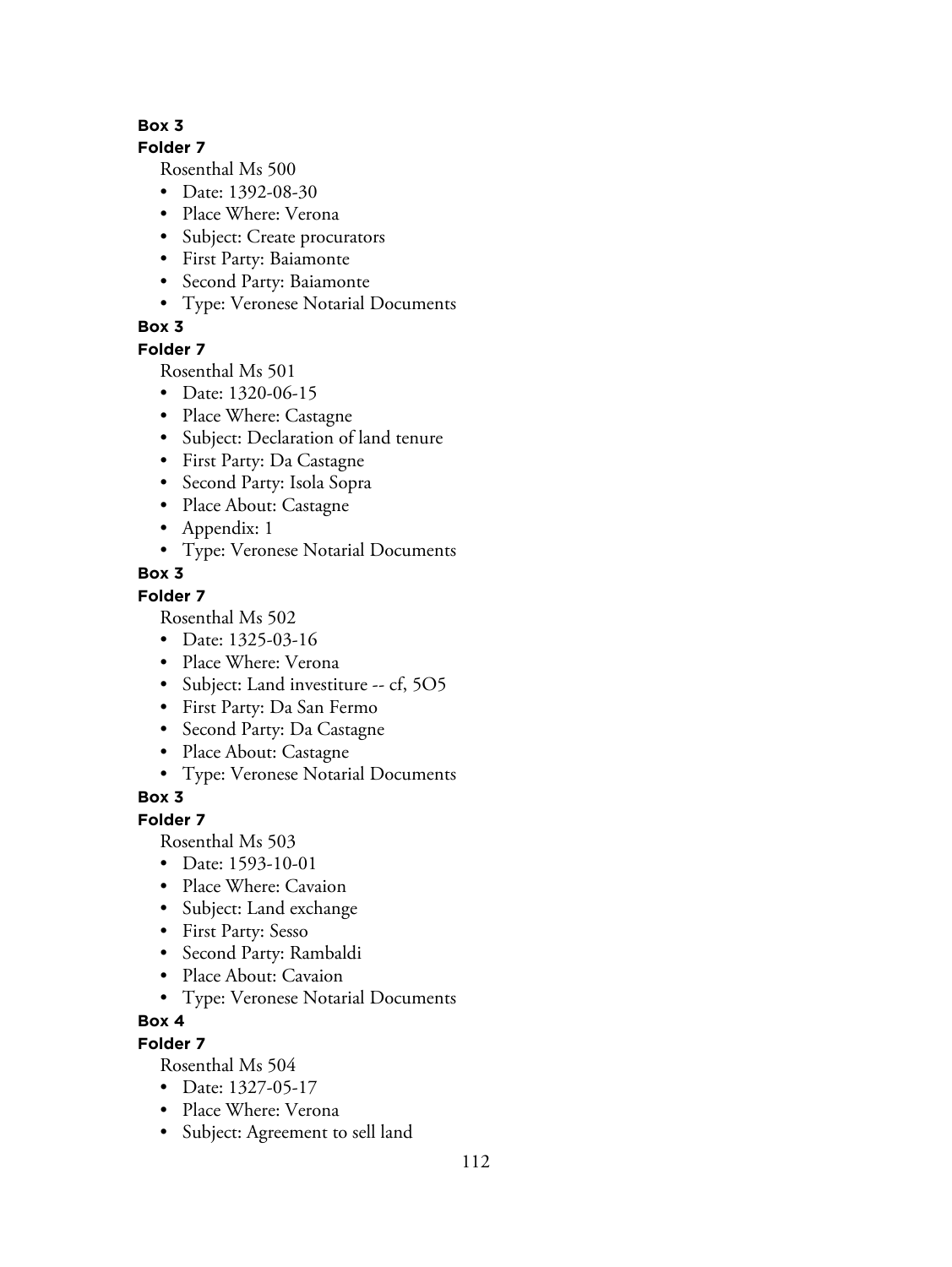**Box 3**

**Folder 7**

Rosenthal Ms 500

- Date: 1392-08-30
- Place Where: Verona
- Subject: Create procurators
- First Party: Baiamonte
- Second Party: Baiamonte
- Type: Veronese Notarial Documents

**Box 3**

**Folder 7**

Rosenthal Ms 501

- Date: 1320-06-15
- Place Where: Castagne
- Subject: Declaration of land tenure
- First Party: Da Castagne
- Second Party: Isola Sopra
- Place About: Castagne
- Appendix: 1
- Type: Veronese Notarial Documents

**Box 3**

**Folder 7**

Rosenthal Ms 502

- Date: 1325-03-16
- Place Where: Verona
- Subject: Land investiture -- cf, 5O5
- First Party: Da San Fermo
- Second Party: Da Castagne
- Place About: Castagne
- Type: Veronese Notarial Documents

**Box 3**

**Folder 7**

Rosenthal Ms 503

- Date: 1593-10-01
- Place Where: Cavaion
- Subject: Land exchange
- First Party: Sesso
- Second Party: Rambaldi
- Place About: Cavaion
- Type: Veronese Notarial Documents

**Box 4**

**Folder 7**

Rosenthal Ms 504

- Date: 1327-05-17
- Place Where: Verona
- Subject: Agreement to sell land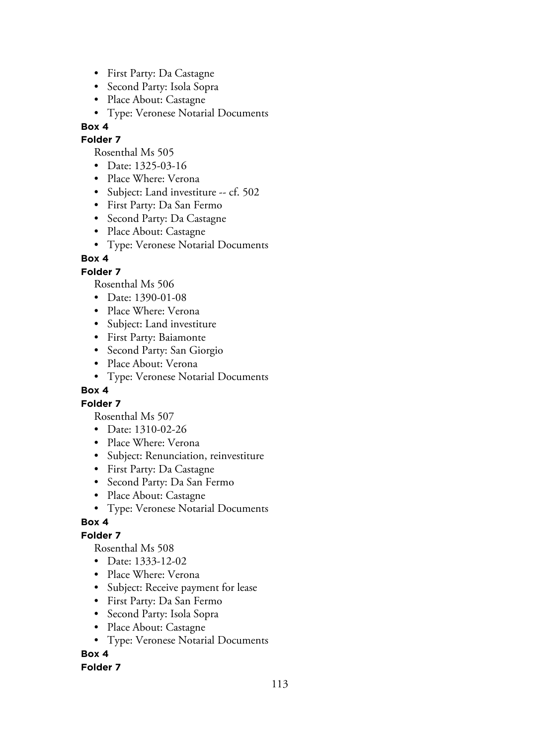- First Party: Da Castagne
- Second Party: Isola Sopra
- Place About: Castagne
- Type: Veronese Notarial Documents

**Box 4**

**Folder 7**

Rosenthal Ms 505

- Date: 1325-03-16
- Place Where: Verona
- Subject: Land investiture -- cf. 502
- First Party: Da San Fermo
- Second Party: Da Castagne
- Place About: Castagne
- Type: Veronese Notarial Documents

**Box 4**

**Folder 7**

Rosenthal Ms 506

- Date: 1390-01-08
- Place Where: Verona
- Subject: Land investiture
- First Party: Baiamonte
- Second Party: San Giorgio
- Place About: Verona
- Type: Veronese Notarial Documents

**Box 4**

**Folder 7**

Rosenthal Ms 507

- Date: 1310-02-26
- Place Where: Verona
- Subject: Renunciation, reinvestiture
- First Party: Da Castagne
- Second Party: Da San Fermo
- Place About: Castagne
- Type: Veronese Notarial Documents

**Box 4**

**Folder 7**

Rosenthal Ms 508

- Date: 1333-12-02
- Place Where: Verona
- Subject: Receive payment for lease
- First Party: Da San Fermo
- Second Party: Isola Sopra
- Place About: Castagne
- Type: Veronese Notarial Documents

**Box 4**

**Folder 7**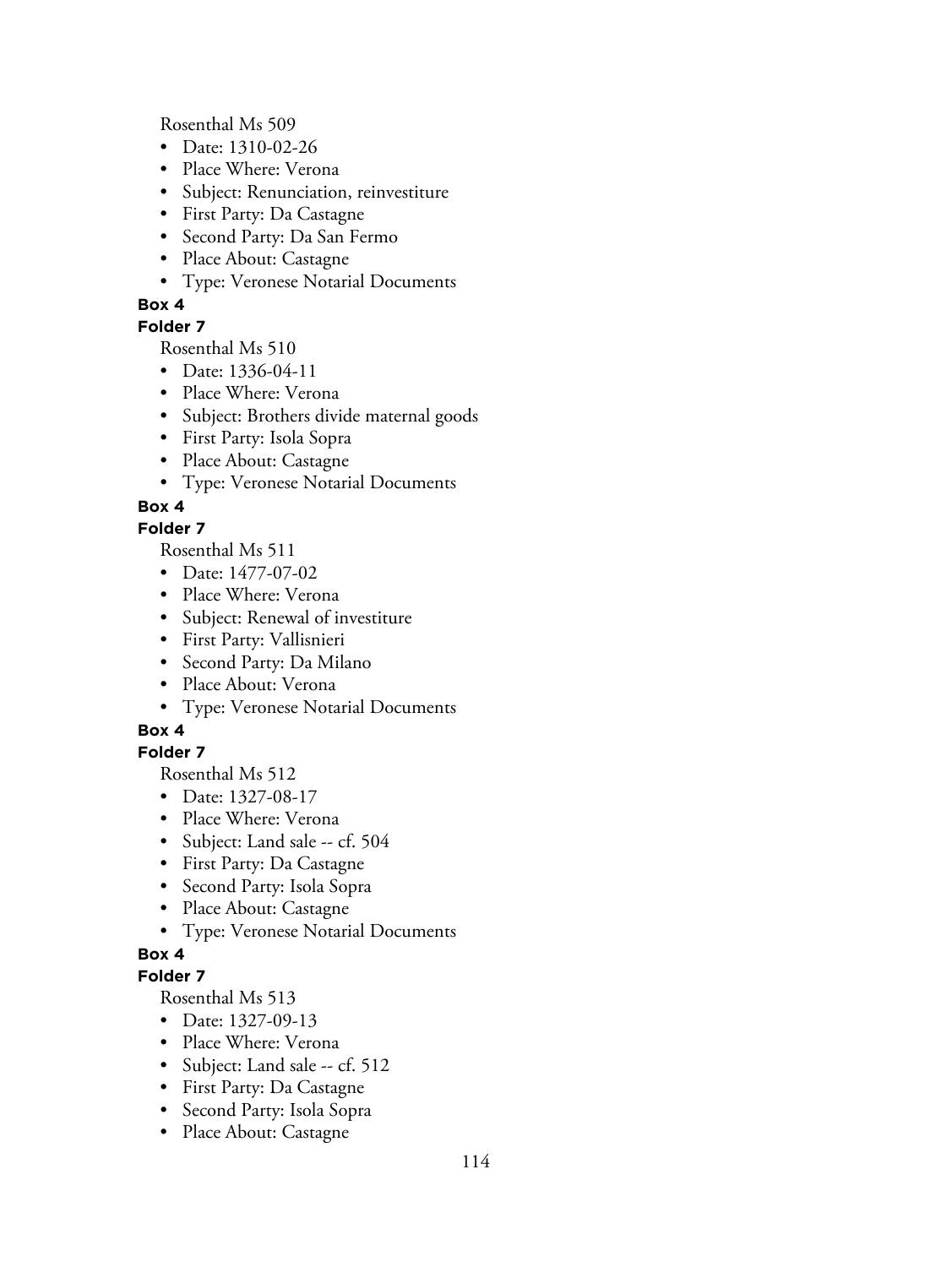Rosenthal Ms 509

- Date: 1310-02-26
- Place Where: Verona
- Subject: Renunciation, reinvestiture
- First Party: Da Castagne
- Second Party: Da San Fermo
- Place About: Castagne
- Type: Veronese Notarial Documents

**Box 4**

**Folder 7**

Rosenthal Ms 510

- Date: 1336-04-11
- Place Where: Verona
- Subject: Brothers divide maternal goods
- First Party: Isola Sopra
- Place About: Castagne
- Type: Veronese Notarial Documents

**Box 4**

**Folder 7**

Rosenthal Ms 511

- Date: 1477-07-02
- Place Where: Verona
- Subject: Renewal of investiture
- First Party: Vallisnieri
- Second Party: Da Milano
- Place About: Verona
- Type: Veronese Notarial Documents

**Box 4**

**Folder 7**

Rosenthal Ms 512

- Date: 1327-08-17
- Place Where: Verona
- Subject: Land sale -- cf. 504
- First Party: Da Castagne
- Second Party: Isola Sopra
- Place About: Castagne
- Type: Veronese Notarial Documents

**Box 4**

**Folder 7**

Rosenthal Ms 513

- Date: 1327-09-13
- Place Where: Verona
- Subject: Land sale -- cf. 512
- First Party: Da Castagne
- Second Party: Isola Sopra
- Place About: Castagne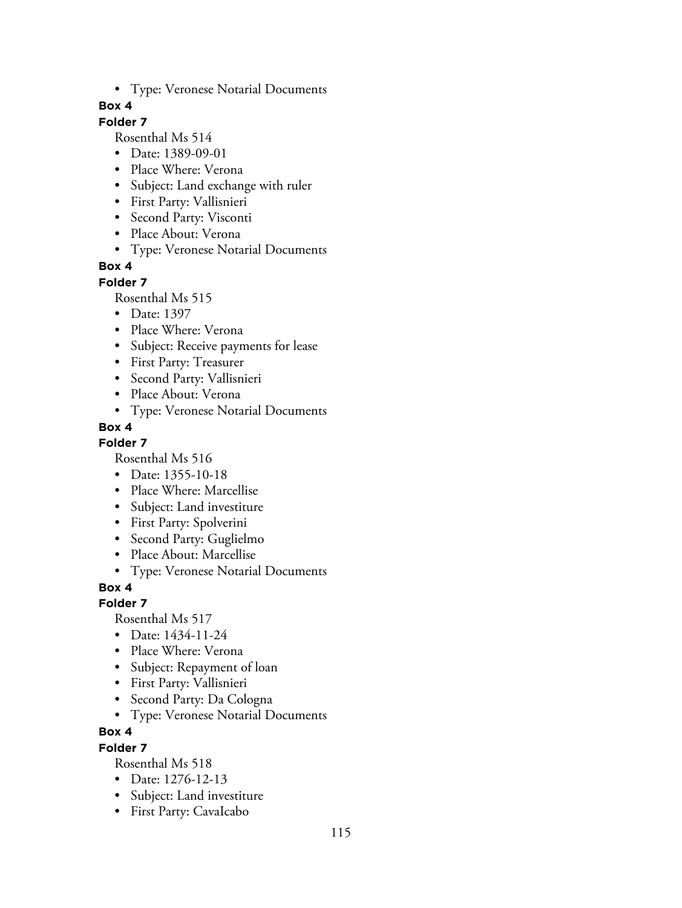- Type: Veronese Notarial Documents

**Box 4**

**Folder 7**

Rosenthal Ms 514

- Date: 1389-09-01
- Place Where: Verona
- Subject: Land exchange with ruler
- First Party: Vallisnieri
- Second Party: Visconti
- Place About: Verona
- Type: Veronese Notarial Documents

**Box 4**

**Folder 7**

Rosenthal Ms 515

- Date: 1397
- Place Where: Verona
- Subject: Receive payments for lease
- First Party: Treasurer
- Second Party: Vallisnieri
- Place About: Verona
- Type: Veronese Notarial Documents

**Box 4**

**Folder 7**

Rosenthal Ms 516

- Date: 1355-10-18
- Place Where: Marcellise
- Subject: Land investiture
- First Party: Spolverini
- Second Party: Guglielmo
- Place About: Marcellise
- Type: Veronese Notarial Documents

**Box 4**

**Folder 7**

Rosenthal Ms 517

- Date: 1434-11-24
- Place Where: Verona
- Subject: Repayment of loan
- First Party: Vallisnieri
- Second Party: Da Cologna
- Type: Veronese Notarial Documents

**Box 4**

**Folder 7**

Rosenthal Ms 518

- Date: 1276-12-13
- Subject: Land investiture
- First Party: CavaIcabo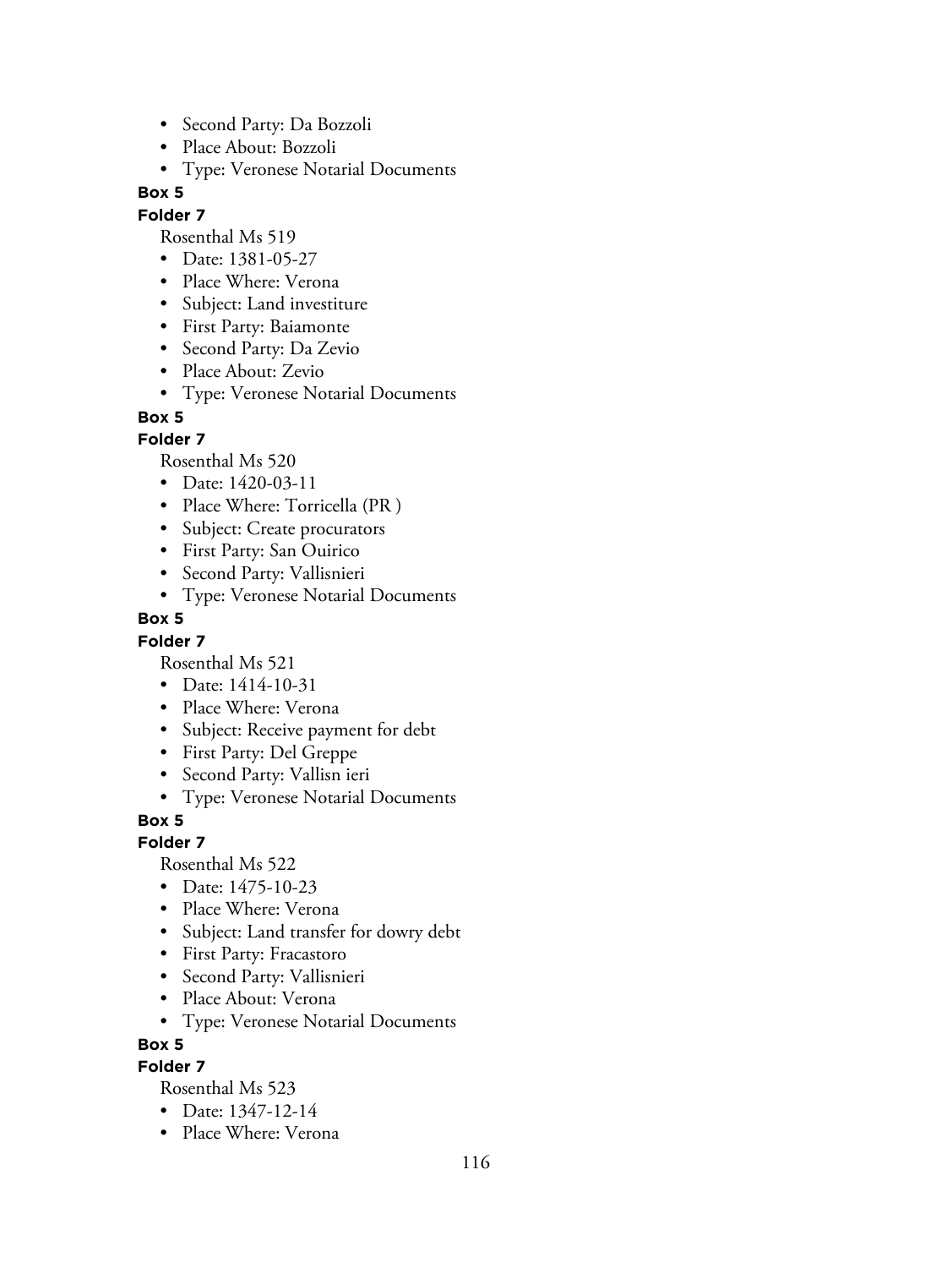- Second Party: Da Bozzoli
- Place About: Bozzoli
- Type: Veronese Notarial Documents

**Box 5**

**Folder 7**

Rosenthal Ms 519

- Date: 1381-05-27
- Place Where: Verona
- Subject: Land investiture
- First Party: Baiamonte
- Second Party: Da Zevio
- Place About: Zevio
- Type: Veronese Notarial Documents

**Box 5**

**Folder 7**

Rosenthal Ms 520

- Date: 1420-03-11
- Place Where: Torricella (PR )
- Subject: Create procurators
- First Party: San Ouirico
- Second Party: Vallisnieri
- Type: Veronese Notarial Documents

**Box 5**

**Folder 7**

Rosenthal Ms 521

- Date: 1414-10-31
- Place Where: Verona
- Subject: Receive payment for debt
- First Party: Del Greppe
- Second Party: Vallisn ieri
- Type: Veronese Notarial Documents

**Box 5**

**Folder 7**

Rosenthal Ms 522

- Date: 1475-10-23
- Place Where: Verona
- Subject: Land transfer for dowry debt
- First Party: Fracastoro
- Second Party: Vallisnieri
- Place About: Verona
- Type: Veronese Notarial Documents

**Box 5**

**Folder 7**

Rosenthal Ms 523

- Date: 1347-12-14
- Place Where: Verona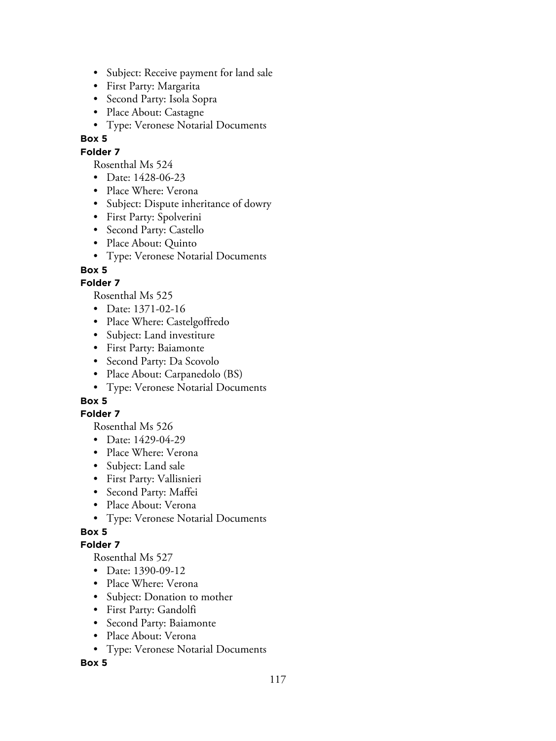- Subject: Receive payment for land sale
- First Party: Margarita
- Second Party: Isola Sopra
- Place About: Castagne
- Type: Veronese Notarial Documents

**Box 5**

**Folder 7**

Rosenthal Ms 524

- Date: 1428-06-23
- Place Where: Verona
- Subject: Dispute inheritance of dowry
- First Party: Spolverini
- Second Party: Castello
- Place About: Quinto
- Type: Veronese Notarial Documents

**Box 5**

**Folder 7**

Rosenthal Ms 525

- Date: 1371-02-16
- Place Where: Castelgoffredo
- Subject: Land investiture
- First Party: Baiamonte
- Second Party: Da Scovolo
- Place About: Carpanedolo (BS)
- Type: Veronese Notarial Documents

**Box 5**

**Folder 7**

Rosenthal Ms 526

- Date: 1429-04-29
- Place Where: Verona
- Subject: Land sale
- First Party: Vallisnieri
- Second Party: Maffei
- Place About: Verona
- Type: Veronese Notarial Documents

**Box 5**

**Folder 7**

Rosenthal Ms 527

- Date: 1390-09-12
- Place Where: Verona
- Subject: Donation to mother
- First Party: Gandolfi
- Second Party: Baiamonte
- Place About: Verona
- Type: Veronese Notarial Documents

**Box 5**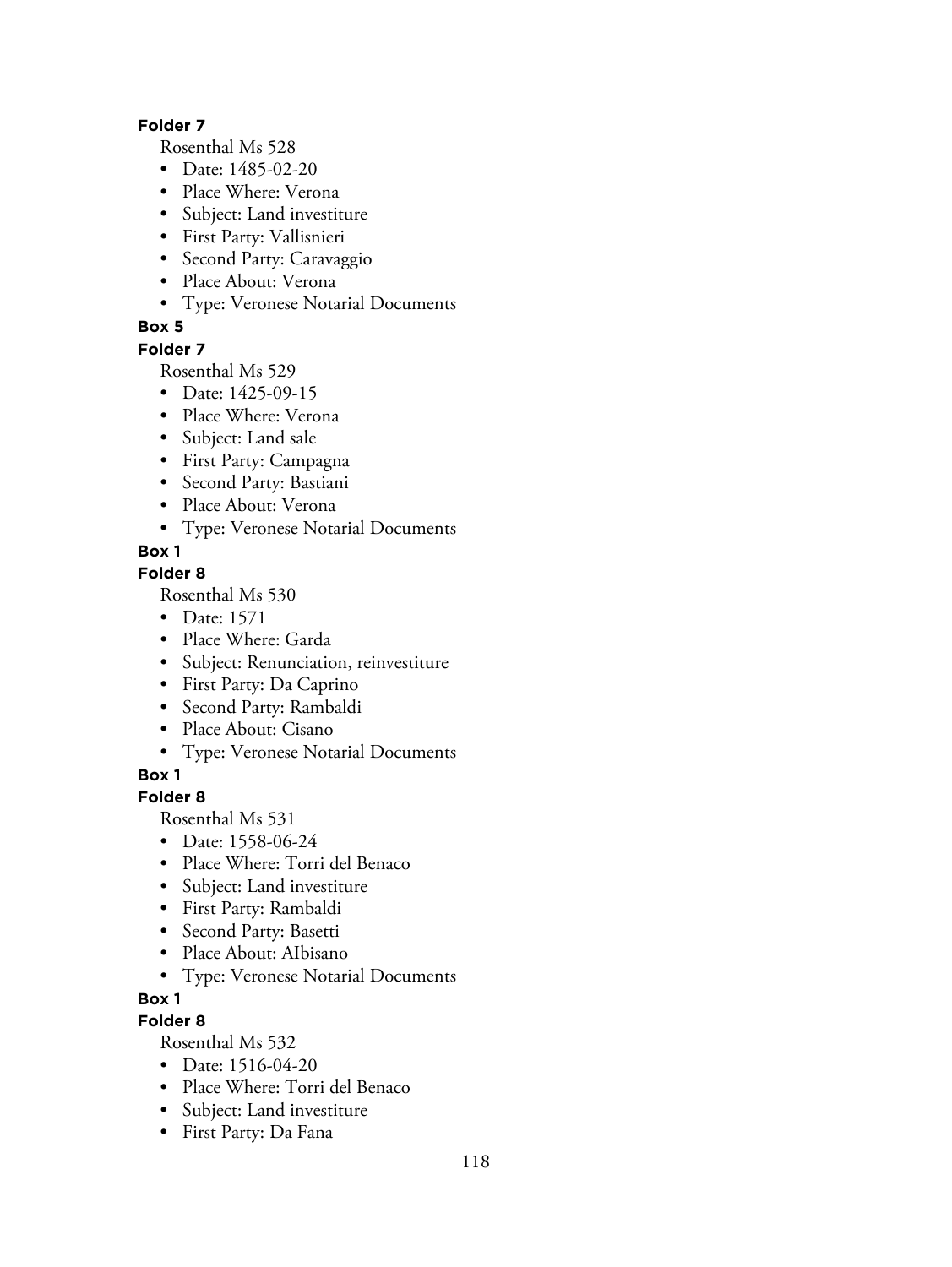**Folder 7**

Rosenthal Ms 528

- Date: 1485-02-20
- Place Where: Verona
- Subject: Land investiture
- First Party: Vallisnieri
- Second Party: Caravaggio
- Place About: Verona
- Type: Veronese Notarial Documents

**Box 5**

**Folder 7**

Rosenthal Ms 529

- Date: 1425-09-15
- Place Where: Verona
- Subject: Land sale
- First Party: Campagna
- Second Party: Bastiani
- Place About: Verona
- Type: Veronese Notarial Documents

**Box 1**

**Folder 8**

Rosenthal Ms 530

- Date: 1571
- Place Where: Garda
- Subject: Renunciation, reinvestiture
- First Party: Da Caprino
- Second Party: Rambaldi
- Place About: Cisano
- Type: Veronese Notarial Documents

**Box 1**

**Folder 8**

Rosenthal Ms 531

- Date: 1558-06-24
- Place Where: Torri del Benaco
- Subject: Land investiture
- First Party: Rambaldi
- Second Party: Basetti
- Place About: AIbisano
- Type: Veronese Notarial Documents

**Box 1**

**Folder 8**

Rosenthal Ms 532

- Date: 1516-04-20
- Place Where: Torri del Benaco
- Subject: Land investiture
- First Party: Da Fana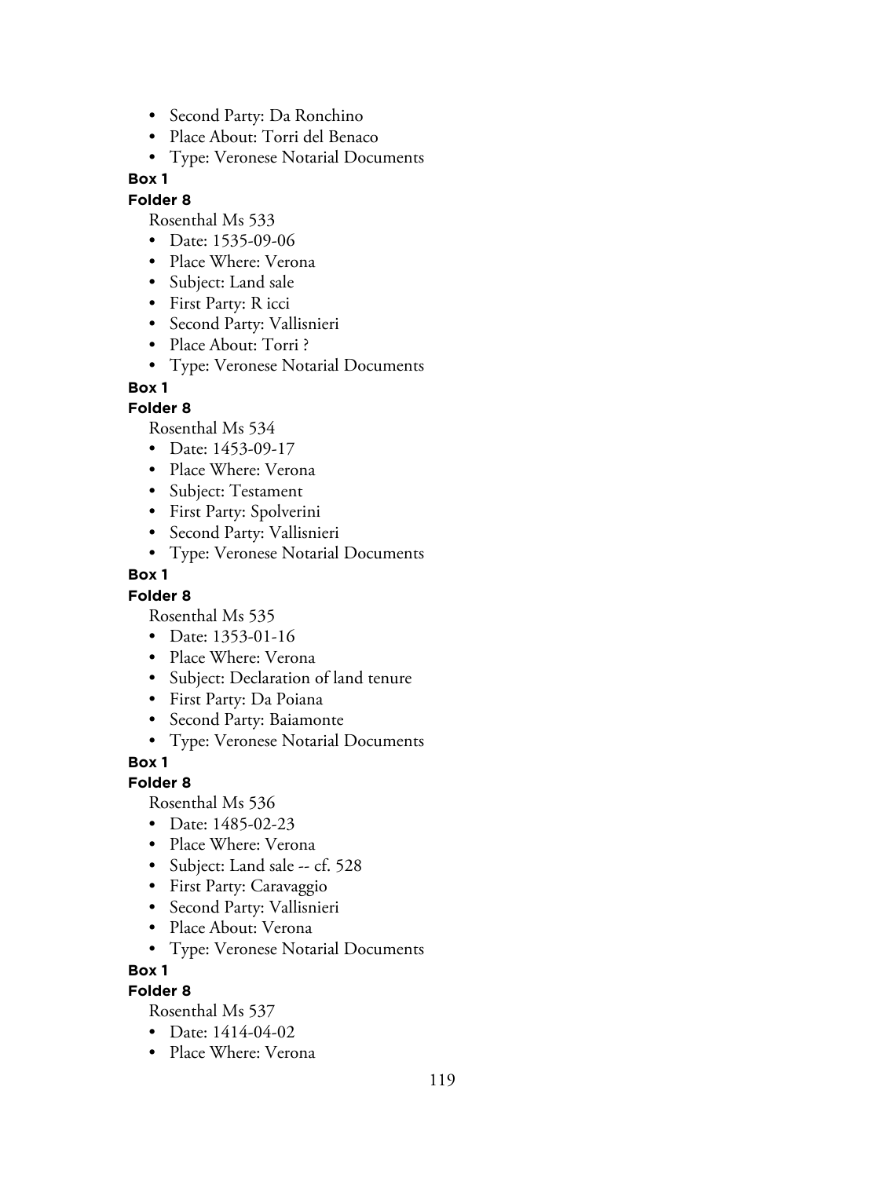- Second Party: Da Ronchino
- Place About: Torri del Benaco
- Type: Veronese Notarial Documents

**Box 1**

**Folder 8**

Rosenthal Ms 533

- Date: 1535-09-06
- Place Where: Verona
- Subject: Land sale
- First Party: R icci
- Second Party: Vallisnieri
- Place About: Torri ?
- Type: Veronese Notarial Documents

**Box 1**

**Folder 8**

Rosenthal Ms 534

- Date: 1453-09-17
- Place Where: Verona
- Subject: Testament
- First Party: Spolverini
- Second Party: Vallisnieri
- Type: Veronese Notarial Documents

**Box 1**

**Folder 8**

Rosenthal Ms 535

- Date: 1353-01-16
- Place Where: Verona
- Subject: Declaration of land tenure
- First Party: Da Poiana
- Second Party: Baiamonte
- Type: Veronese Notarial Documents

**Box 1**

**Folder 8**

Rosenthal Ms 536

- Date: 1485-02-23
- Place Where: Verona
- Subject: Land sale -- cf. 528
- First Party: Caravaggio
- Second Party: Vallisnieri
- Place About: Verona
- Type: Veronese Notarial Documents

**Box 1**

**Folder 8**

Rosenthal Ms 537

- Date: 1414-04-02
- Place Where: Verona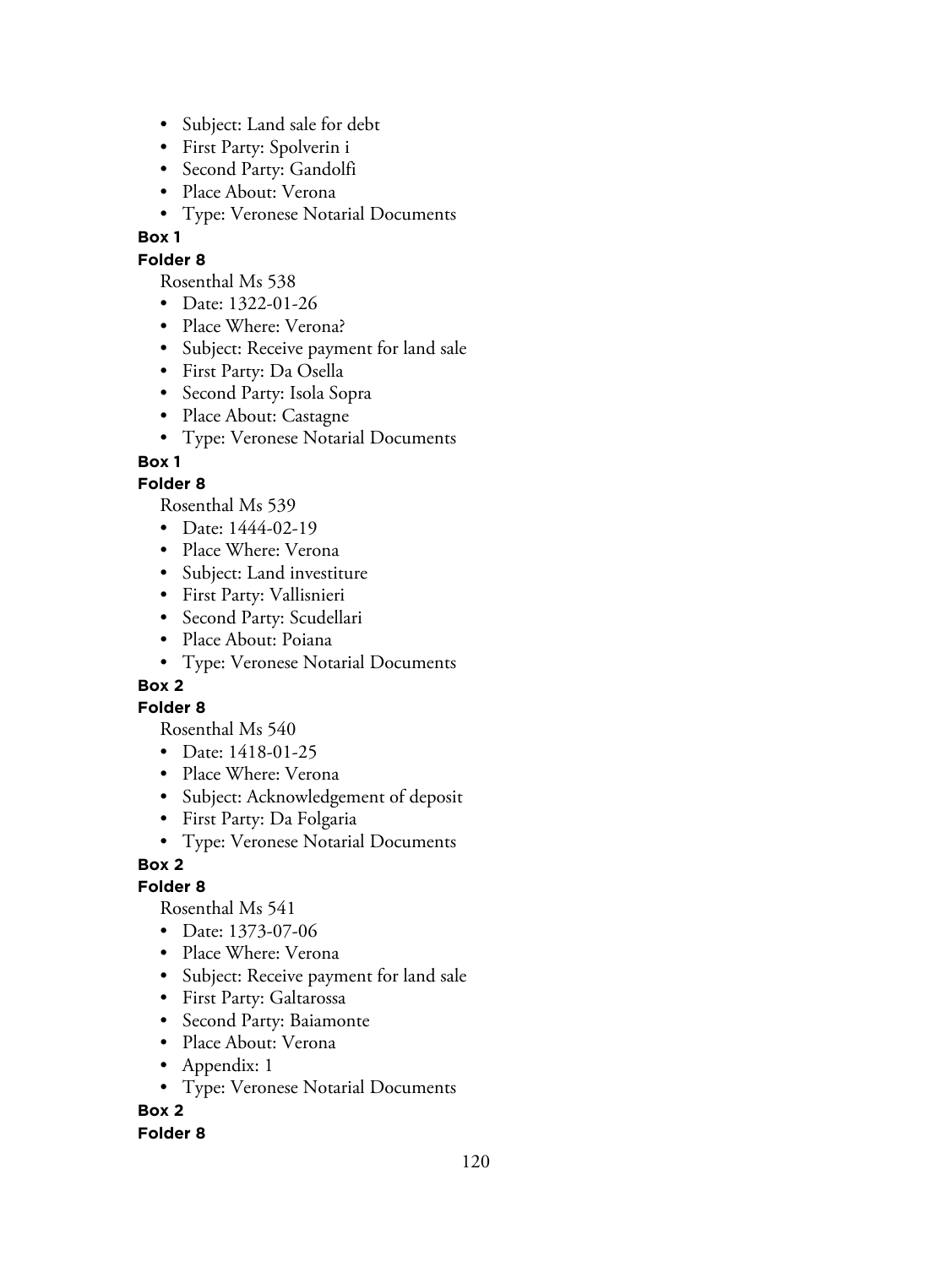- Subject: Land sale for debt
- First Party: Spolverin i
- Second Party: Gandolfi
- Place About: Verona
- Type: Veronese Notarial Documents

**Box 1**

**Folder 8**

Rosenthal Ms 538

- Date: 1322-01-26
- Place Where: Verona?
- Subject: Receive payment for land sale
- First Party: Da Osella
- Second Party: Isola Sopra
- Place About: Castagne
- Type: Veronese Notarial Documents

**Box 1**

**Folder 8**

Rosenthal Ms 539

- Date: 1444-02-19
- Place Where: Verona
- Subject: Land investiture
- First Party: Vallisnieri
- Second Party: Scudellari
- Place About: Poiana
- Type: Veronese Notarial Documents

**Box 2**

**Folder 8**

Rosenthal Ms 540

- Date: 1418-01-25
- Place Where: Verona
- Subject: Acknowledgement of deposit
- First Party: Da Folgaria
- Type: Veronese Notarial Documents

**Box 2**

**Folder 8**

Rosenthal Ms 541

- Date: 1373-07-06
- Place Where: Verona
- Subject: Receive payment for land sale
- First Party: Galtarossa
- Second Party: Baiamonte
- Place About: Verona
- Appendix: 1
- Type: Veronese Notarial Documents

**Box 2**

**Folder 8**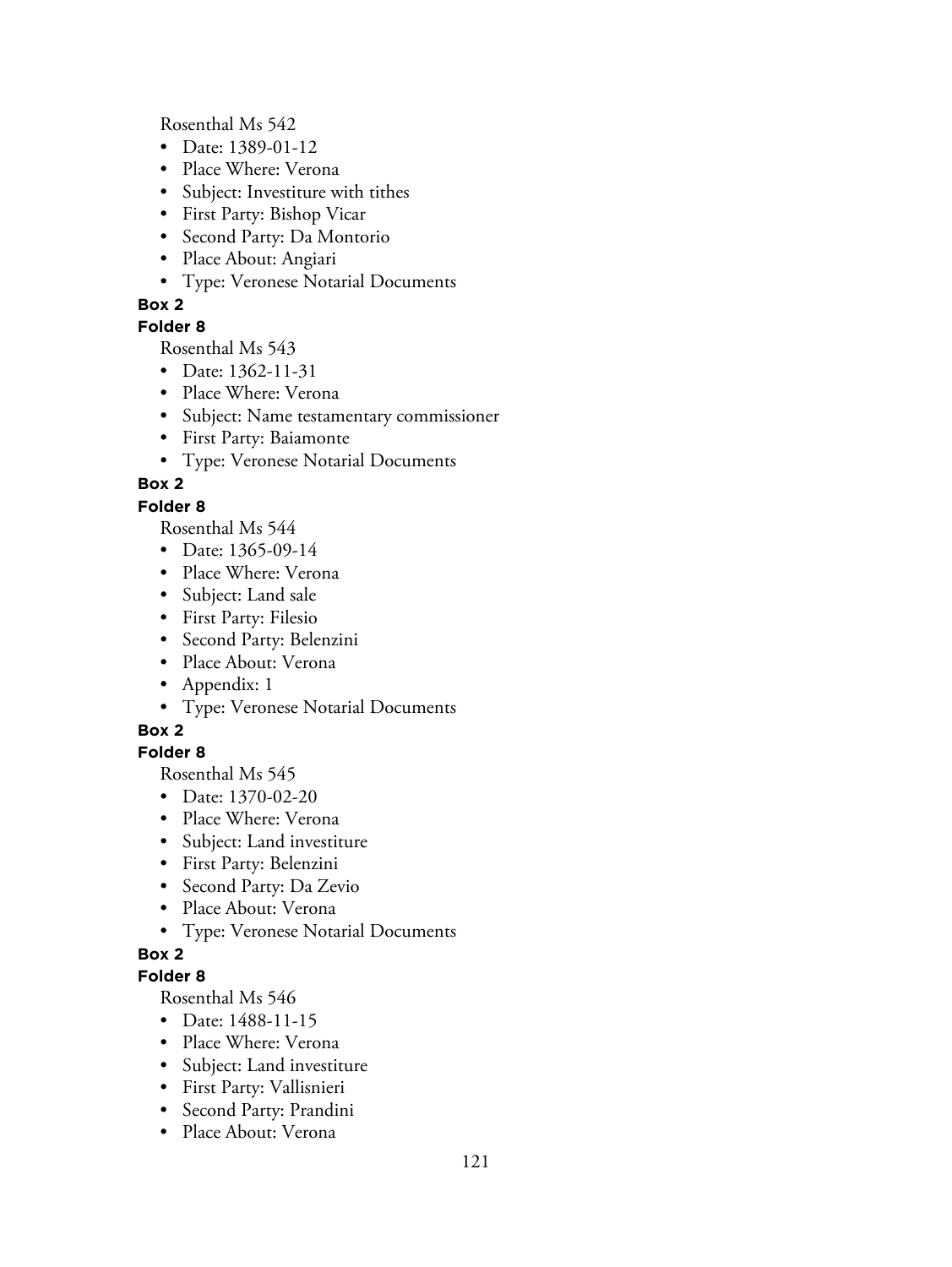Rosenthal Ms 542

- Date: 1389-01-12
- Place Where: Verona
- Subject: Investiture with tithes
- First Party: Bishop Vicar
- Second Party: Da Montorio
- Place About: Angiari
- Type: Veronese Notarial Documents

**Box 2**

**Folder 8**

Rosenthal Ms 543

- Date: 1362-11-31
- Place Where: Verona
- Subject: Name testamentary commissioner
- First Party: Baiamonte
- Type: Veronese Notarial Documents

**Box 2**

**Folder 8**

Rosenthal Ms 544

- Date: 1365-09-14
- Place Where: Verona
- Subject: Land sale
- First Party: Filesio
- Second Party: Belenzini
- Place About: Verona
- Appendix: 1
- Type: Veronese Notarial Documents

**Box 2**

**Folder 8**

Rosenthal Ms 545

- Date: 1370-02-20
- Place Where: Verona
- Subject: Land investiture
- First Party: Belenzini
- Second Party: Da Zevio
- Place About: Verona
- Type: Veronese Notarial Documents

**Box 2**

**Folder 8**

Rosenthal Ms 546

- Date: 1488-11-15
- Place Where: Verona
- Subject: Land investiture
- First Party: Vallisnieri
- Second Party: Prandini
- Place About: Verona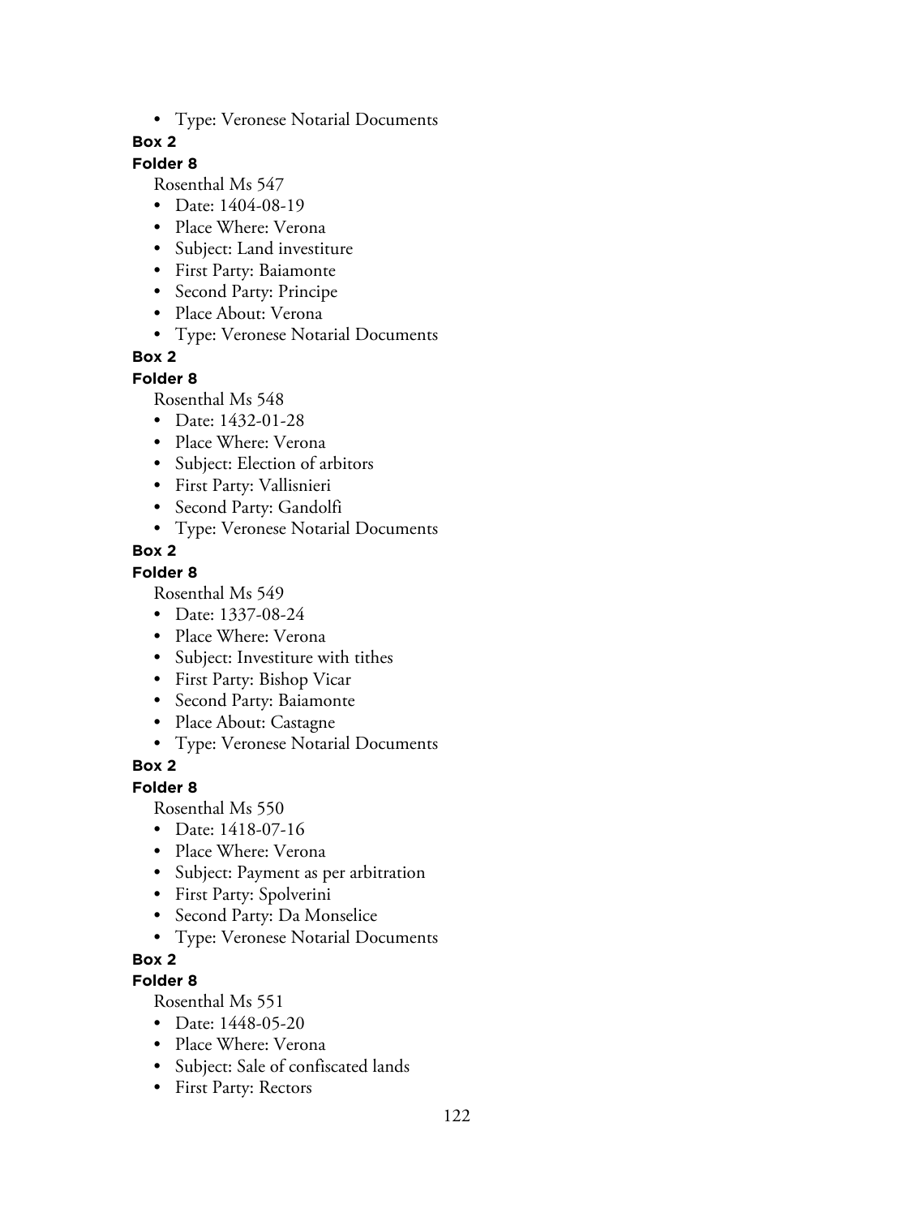- Type: Veronese Notarial Documents

**Box 2**

**Folder 8**

Rosenthal Ms 547

- Date: 1404-08-19
- Place Where: Verona
- Subject: Land investiture
- First Party: Baiamonte
- Second Party: Principe
- Place About: Verona
- Type: Veronese Notarial Documents

**Box 2**

**Folder 8**

Rosenthal Ms 548

- Date: 1432-01-28
- Place Where: Verona
- Subject: Election of arbitors
- First Party: Vallisnieri
- Second Party: Gandolfi
- Type: Veronese Notarial Documents

**Box 2**

**Folder 8**

Rosenthal Ms 549

- Date: 1337-08-24
- Place Where: Verona
- Subject: Investiture with tithes
- First Party: Bishop Vicar
- Second Party: Baiamonte
- Place About: Castagne
- Type: Veronese Notarial Documents

**Box 2**

**Folder 8**

Rosenthal Ms 550

- Date: 1418-07-16
- Place Where: Verona
- Subject: Payment as per arbitration
- First Party: Spolverini
- Second Party: Da Monselice
- Type: Veronese Notarial Documents

**Box 2**

**Folder 8**

Rosenthal Ms 551

- Date: 1448-05-20
- Place Where: Verona
- Subject: Sale of confiscated lands
- First Party: Rectors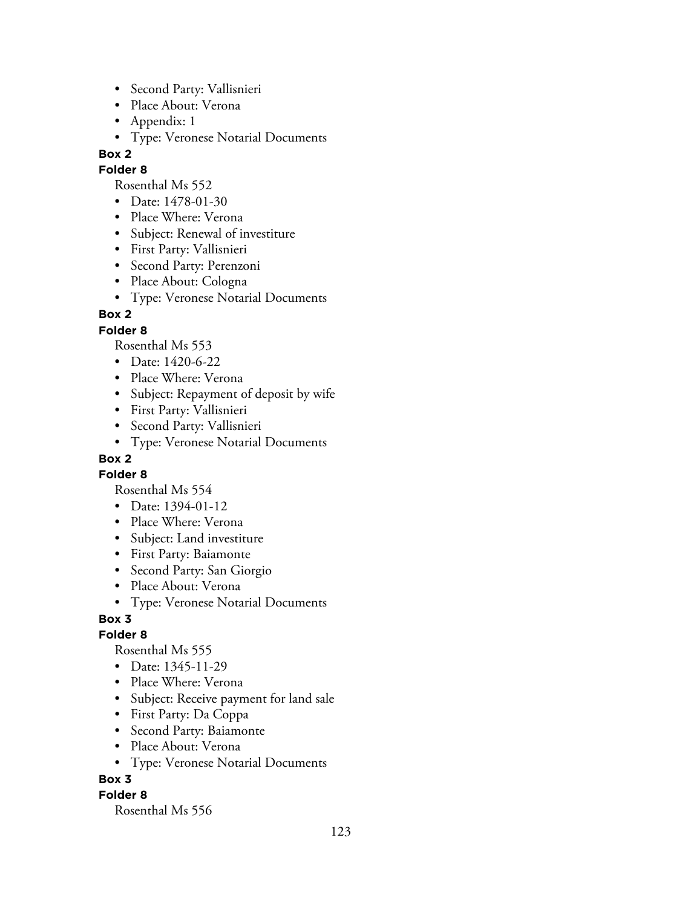- Second Party: Vallisnieri
- Place About: Verona
- Appendix: 1
- Type: Veronese Notarial Documents

**Box 2**

**Folder 8**

Rosenthal Ms 552

- Date: 1478-01-30
- Place Where: Verona
- Subject: Renewal of investiture
- First Party: Vallisnieri
- Second Party: Perenzoni
- Place About: Cologna
- Type: Veronese Notarial Documents

**Box 2**

**Folder 8**

Rosenthal Ms 553

- Date: 1420-6-22
- Place Where: Verona
- Subject: Repayment of deposit by wife
- First Party: Vallisnieri
- Second Party: Vallisnieri
- Type: Veronese Notarial Documents

**Box 2**

**Folder 8**

Rosenthal Ms 554

- Date: 1394-01-12
- Place Where: Verona
- Subject: Land investiture
- First Party: Baiamonte
- Second Party: San Giorgio
- Place About: Verona
- Type: Veronese Notarial Documents

**Box 3**

**Folder 8**

Rosenthal Ms 555

- Date: 1345-11-29
- Place Where: Verona
- Subject: Receive payment for land sale
- First Party: Da Coppa
- Second Party: Baiamonte
- Place About: Verona
- Type: Veronese Notarial Documents

**Box 3**

**Folder 8**

Rosenthal Ms 556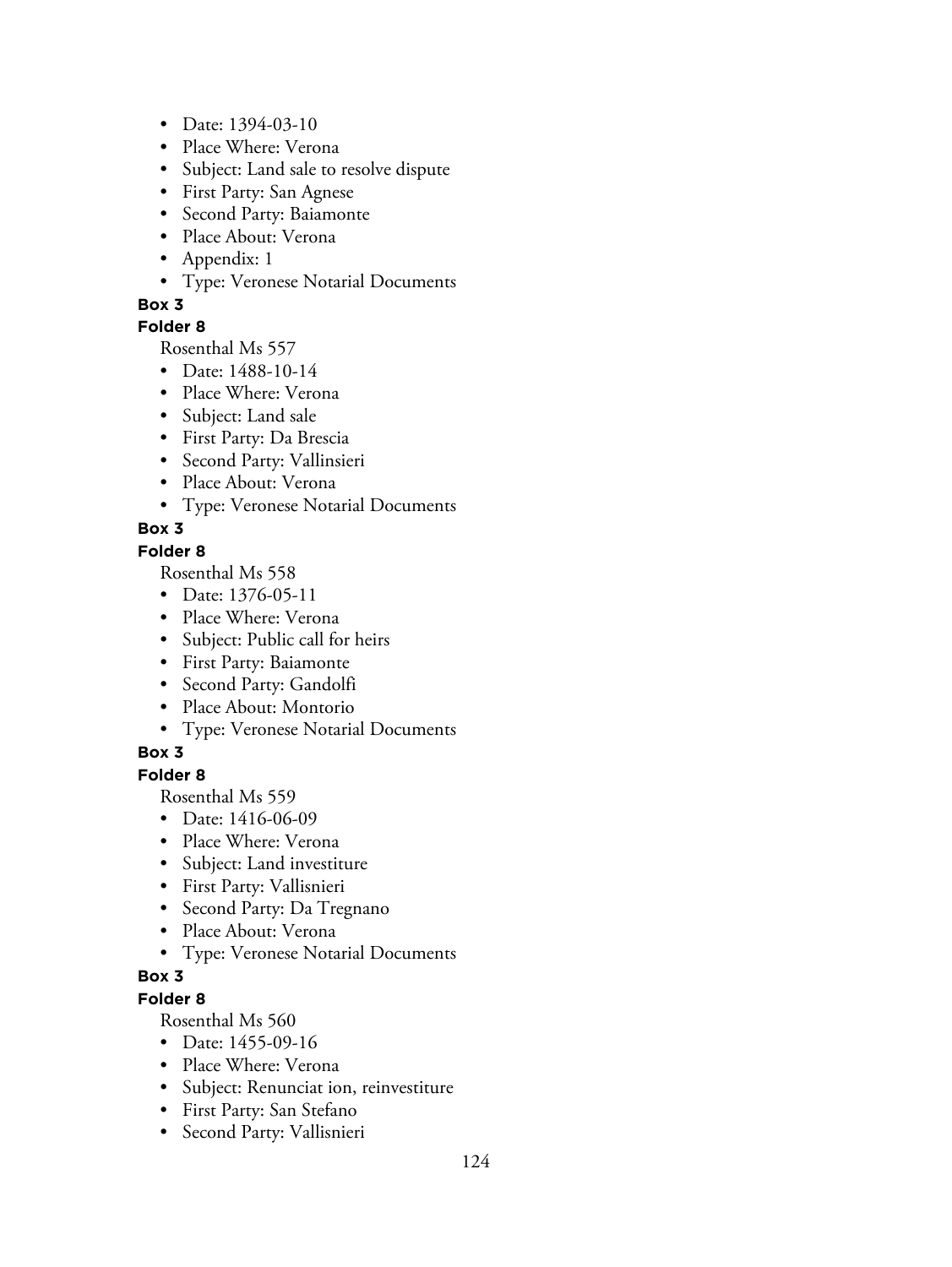- Date: 1394-03-10
- Place Where: Verona
- Subject: Land sale to resolve dispute
- First Party: San Agnese
- Second Party: Baiamonte
- Place About: Verona
- Appendix: 1
- Type: Veronese Notarial Documents

**Box 3**

**Folder 8**

Rosenthal Ms 557

- Date: 1488-10-14
- Place Where: Verona
- Subject: Land sale
- First Party: Da Brescia
- Second Party: Vallinsieri
- Place About: Verona
- Type: Veronese Notarial Documents

**Box 3**

**Folder 8**

Rosenthal Ms 558

- Date: 1376-05-11
- Place Where: Verona
- Subject: Public call for heirs
- First Party: Baiamonte
- Second Party: Gandolfi
- Place About: Montorio
- Type: Veronese Notarial Documents

**Box 3**

**Folder 8**

Rosenthal Ms 559

- Date: 1416-06-09
- Place Where: Verona
- Subject: Land investiture
- First Party: Vallisnieri
- Second Party: Da Tregnano
- Place About: Verona
- Type: Veronese Notarial Documents

**Box 3**

**Folder 8**

Rosenthal Ms 560

- Date: 1455-09-16
- Place Where: Verona
- Subject: Renunciat ion, reinvestiture
- First Party: San Stefano
- Second Party: Vallisnieri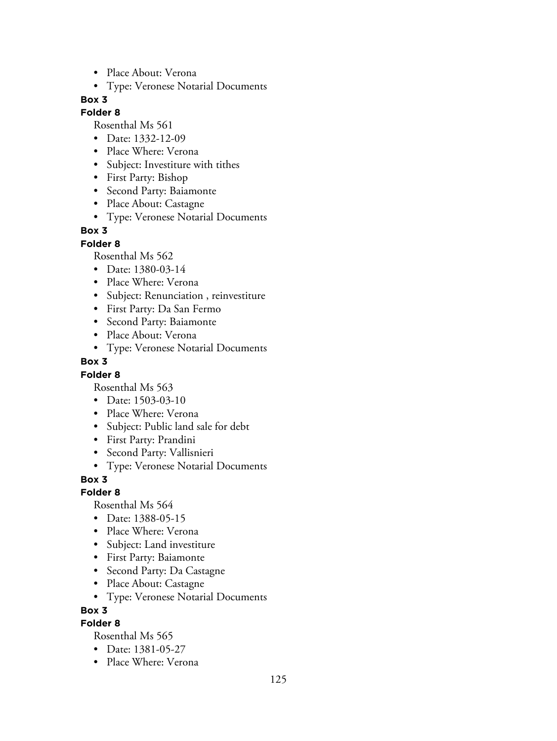- Place About: Verona
- Type: Veronese Notarial Documents

**Box 3**

**Folder 8**

Rosenthal Ms 561

- Date: 1332-12-09
- Place Where: Verona
- Subject: Investiture with tithes
- First Party: Bishop
- Second Party: Baiamonte
- Place About: Castagne
- Type: Veronese Notarial Documents

**Box 3**

**Folder 8**

Rosenthal Ms 562

- Date: 1380-03-14
- Place Where: Verona
- Subject: Renunciation , reinvestiture
- First Party: Da San Fermo
- Second Party: Baiamonte
- Place About: Verona
- Type: Veronese Notarial Documents

**Box 3**

**Folder 8**

Rosenthal Ms 563

- Date: 1503-03-10
- Place Where: Verona
- Subject: Public land sale for debt
- First Party: Prandini
- Second Party: Vallisnieri
- Type: Veronese Notarial Documents

**Box 3**

**Folder 8**

Rosenthal Ms 564

- Date: 1388-05-15
- Place Where: Verona
- Subject: Land investiture
- First Party: Baiamonte
- Second Party: Da Castagne
- Place About: Castagne
- Type: Veronese Notarial Documents

**Box 3**

**Folder 8**

Rosenthal Ms 565

- Date: 1381-05-27
- Place Where: Verona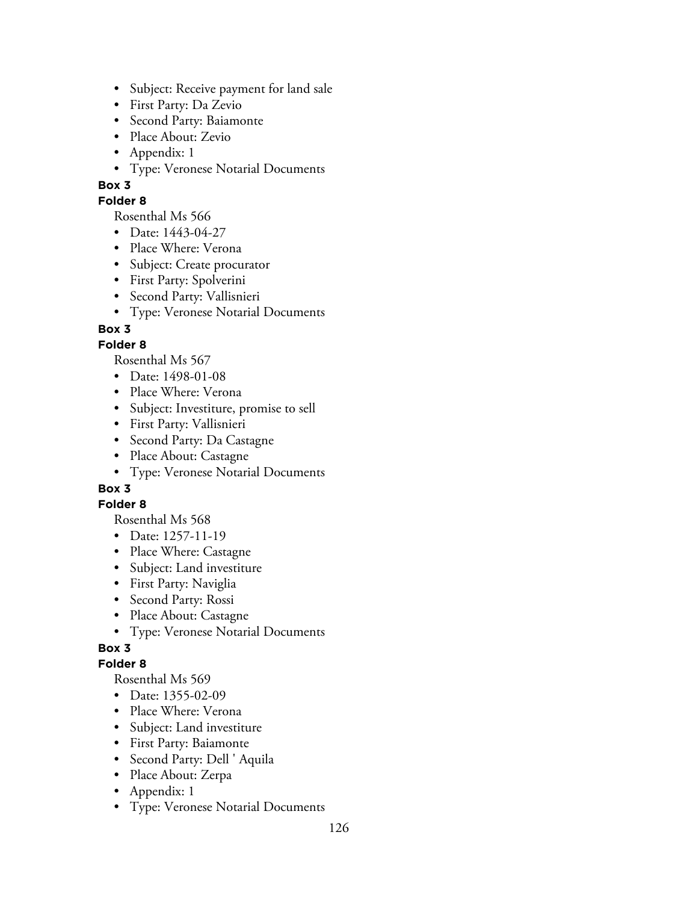- Subject: Receive payment for land sale
- First Party: Da Zevio
- Second Party: Baiamonte
- Place About: Zevio
- Appendix: 1
- Type: Veronese Notarial Documents

**Box 3**

**Folder 8**

Rosenthal Ms 566

- Date: 1443-04-27
- Place Where: Verona
- Subject: Create procurator
- First Party: Spolverini
- Second Party: Vallisnieri
- Type: Veronese Notarial Documents

**Box 3**

**Folder 8**

Rosenthal Ms 567

- Date: 1498-01-08
- Place Where: Verona
- Subject: Investiture, promise to sell
- First Party: Vallisnieri
- Second Party: Da Castagne
- Place About: Castagne
- Type: Veronese Notarial Documents

**Box 3**

**Folder 8**

Rosenthal Ms 568

- Date: 1257-11-19
- Place Where: Castagne
- Subject: Land investiture
- First Party: Naviglia
- Second Party: Rossi
- Place About: Castagne
- Type: Veronese Notarial Documents

**Box 3**

**Folder 8**

Rosenthal Ms 569

- Date: 1355-02-09
- Place Where: Verona
- Subject: Land investiture
- First Party: Baiamonte
- Second Party: Dell ' Aquila
- Place About: Zerpa
- Appendix: 1
- Type: Veronese Notarial Documents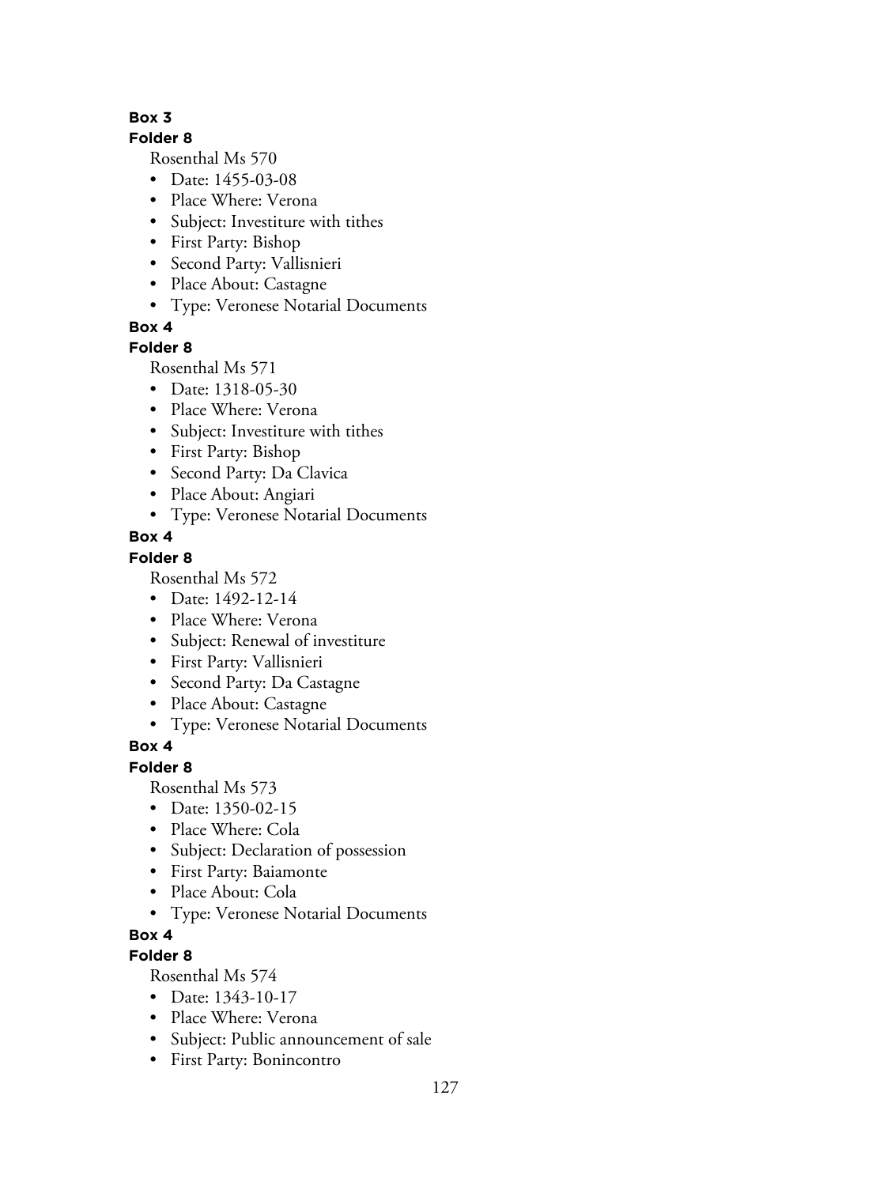**Box 3**

**Folder 8**

Rosenthal Ms 570

- Date: 1455-03-08
- Place Where: Verona
- Subject: Investiture with tithes
- First Party: Bishop
- Second Party: Vallisnieri
- Place About: Castagne
- Type: Veronese Notarial Documents

**Box 4**

**Folder 8**

Rosenthal Ms 571

- Date: 1318-05-30
- Place Where: Verona
- Subject: Investiture with tithes
- First Party: Bishop
- Second Party: Da Clavica
- Place About: Angiari
- Type: Veronese Notarial Documents

**Box 4**

**Folder 8**

Rosenthal Ms 572

- Date: 1492-12-14
- Place Where: Verona
- Subject: Renewal of investiture
- First Party: Vallisnieri
- Second Party: Da Castagne
- Place About: Castagne
- Type: Veronese Notarial Documents

**Box 4**

**Folder 8**

Rosenthal Ms 573

- Date: 1350-02-15
- Place Where: Cola
- Subject: Declaration of possession
- First Party: Baiamonte
- Place About: Cola
- Type: Veronese Notarial Documents

**Box 4**

**Folder 8**

Rosenthal Ms 574

- Date: 1343-10-17
- Place Where: Verona
- Subject: Public announcement of sale
- First Party: Bonincontro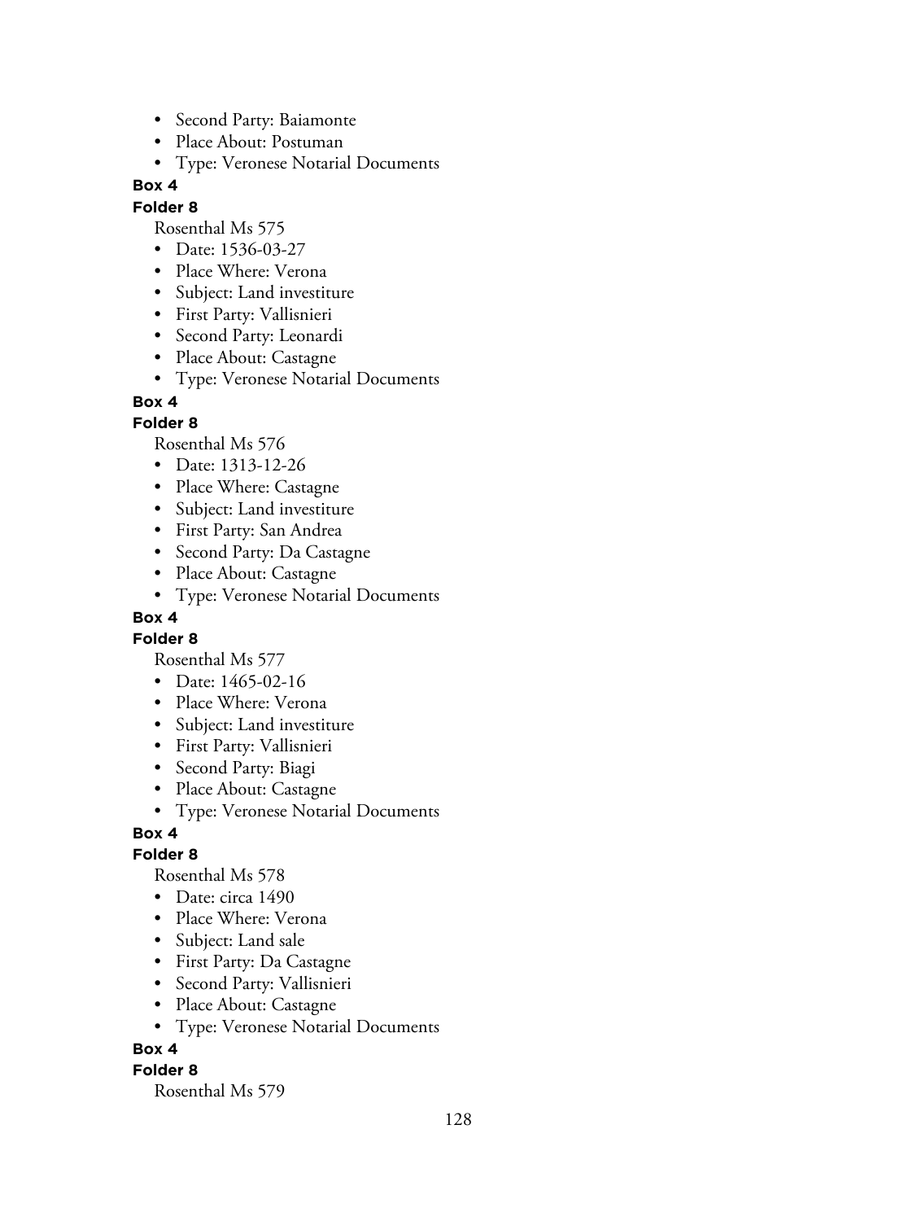- Second Party: Baiamonte
- Place About: Postuman
- Type: Veronese Notarial Documents

**Box 4**

**Folder 8**

Rosenthal Ms 575

- Date: 1536-03-27
- Place Where: Verona
- Subject: Land investiture
- First Party: Vallisnieri
- Second Party: Leonardi
- Place About: Castagne
- Type: Veronese Notarial Documents

**Box 4**

**Folder 8**

Rosenthal Ms 576

- Date: 1313-12-26
- Place Where: Castagne
- Subject: Land investiture
- First Party: San Andrea
- Second Party: Da Castagne
- Place About: Castagne
- Type: Veronese Notarial Documents

**Box 4**

**Folder 8**

Rosenthal Ms 577

- Date: 1465-02-16
- Place Where: Verona
- Subject: Land investiture
- First Party: Vallisnieri
- Second Party: Biagi
- Place About: Castagne
- Type: Veronese Notarial Documents

**Box 4**

**Folder 8**

Rosenthal Ms 578

- Date: circa 1490
- Place Where: Verona
- Subject: Land sale
- First Party: Da Castagne
- Second Party: Vallisnieri
- Place About: Castagne
- Type: Veronese Notarial Documents

**Box 4**

**Folder 8**

Rosenthal Ms 579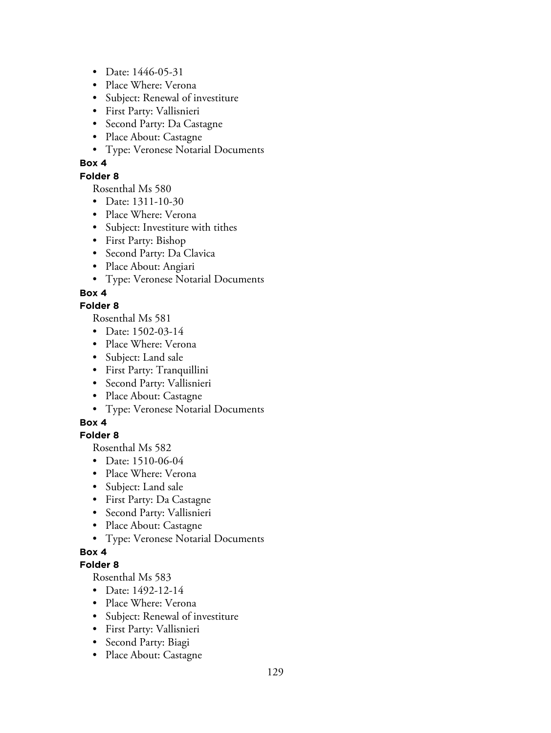- Date: 1446-05-31
- Place Where: Verona
- Subject: Renewal of investiture
- First Party: Vallisnieri
- Second Party: Da Castagne
- Place About: Castagne
- Type: Veronese Notarial Documents

**Box 4**

**Folder 8**

Rosenthal Ms 580

- Date: 1311-10-30
- Place Where: Verona
- Subject: Investiture with tithes
- First Party: Bishop
- Second Party: Da Clavica
- Place About: Angiari
- Type: Veronese Notarial Documents

**Box 4**

**Folder 8**

Rosenthal Ms 581

- Date: 1502-03-14
- Place Where: Verona
- Subject: Land sale
- First Party: Tranquillini
- Second Party: Vallisnieri
- Place About: Castagne
- Type: Veronese Notarial Documents

**Box 4**

**Folder 8**

Rosenthal Ms 582

- Date: 1510-06-04
- Place Where: Verona
- Subject: Land sale
- First Party: Da Castagne
- Second Party: Vallisnieri
- Place About: Castagne
- Type: Veronese Notarial Documents

**Box 4**

**Folder 8**

Rosenthal Ms 583

- Date: 1492-12-14
- Place Where: Verona
- Subject: Renewal of investiture
- First Party: Vallisnieri
- Second Party: Biagi
- Place About: Castagne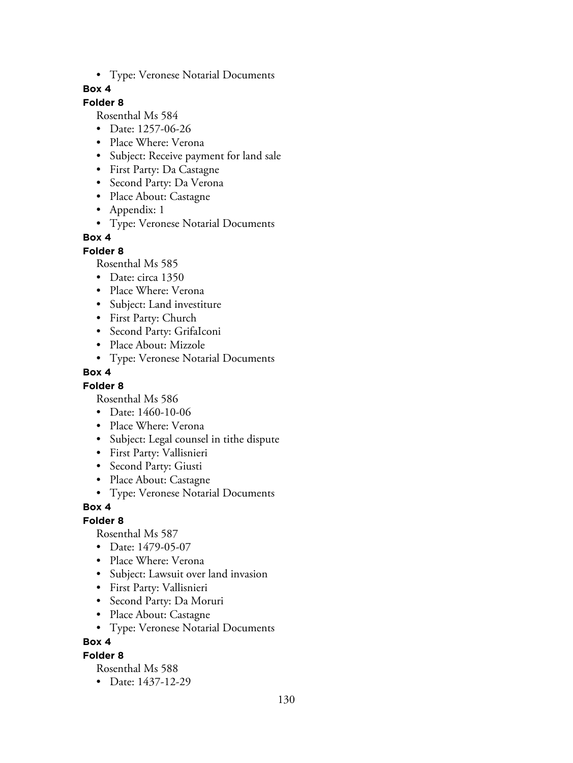- Type: Veronese Notarial Documents

**Box 4**

**Folder 8**

Rosenthal Ms 584

- Date: 1257-06-26
- Place Where: Verona
- Subject: Receive payment for land sale
- First Party: Da Castagne
- Second Party: Da Verona
- Place About: Castagne
- Appendix: 1
- Type: Veronese Notarial Documents

**Box 4**

**Folder 8**

Rosenthal Ms 585

- Date: circa 1350
- Place Where: Verona
- Subject: Land investiture
- First Party: Church
- Second Party: GrifaIconi
- Place About: Mizzole
- Type: Veronese Notarial Documents

**Box 4**

**Folder 8**

Rosenthal Ms 586

- Date: 1460-10-06
- Place Where: Verona
- Subject: Legal counsel in tithe dispute
- First Party: Vallisnieri
- Second Party: Giusti
- Place About: Castagne
- Type: Veronese Notarial Documents

**Box 4**

**Folder 8**

Rosenthal Ms 587

- Date: 1479-05-07
- Place Where: Verona
- Subject: Lawsuit over land invasion
- First Party: Vallisnieri
- Second Party: Da Moruri
- Place About: Castagne
- Type: Veronese Notarial Documents

**Box 4**

**Folder 8**

Rosenthal Ms 588

- Date: 1437-12-29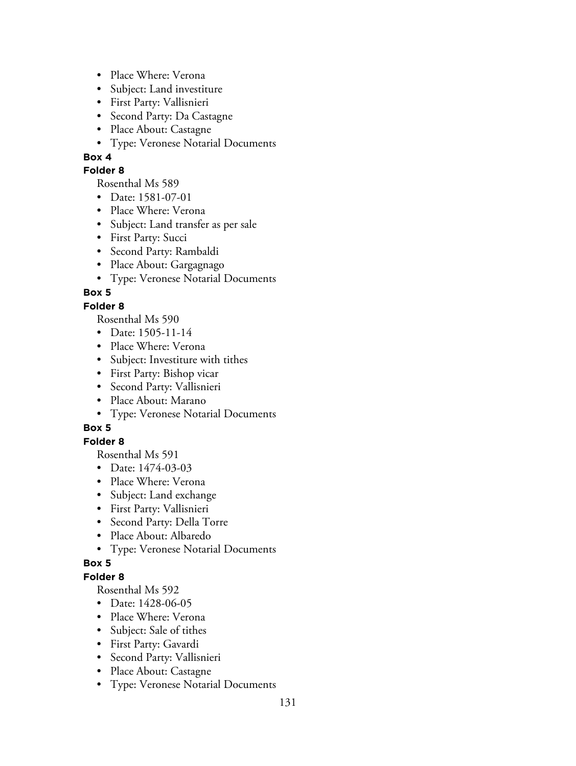- Place Where: Verona
- Subject: Land investiture
- First Party: Vallisnieri
- Second Party: Da Castagne
- Place About: Castagne
- Type: Veronese Notarial Documents

**Box 4**

**Folder 8**

Rosenthal Ms 589

- Date: 1581-07-01
- Place Where: Verona
- Subject: Land transfer as per sale
- First Party: Succi
- Second Party: Rambaldi
- Place About: Gargagnago
- Type: Veronese Notarial Documents

**Box 5**

**Folder 8**

Rosenthal Ms 590

- Date: 1505-11-14
- Place Where: Verona
- Subject: Investiture with tithes
- First Party: Bishop vicar
- Second Party: Vallisnieri
- Place About: Marano
- Type: Veronese Notarial Documents

**Box 5**

**Folder 8**

Rosenthal Ms 591

- Date: 1474-03-03
- Place Where: Verona
- Subject: Land exchange
- First Party: Vallisnieri
- Second Party: Della Torre
- Place About: Albaredo
- Type: Veronese Notarial Documents

**Box 5**

**Folder 8**

Rosenthal Ms 592

- Date: 1428-06-05
- Place Where: Verona
- Subject: Sale of tithes
- First Party: Gavardi
- Second Party: Vallisnieri
- Place About: Castagne
- Type: Veronese Notarial Documents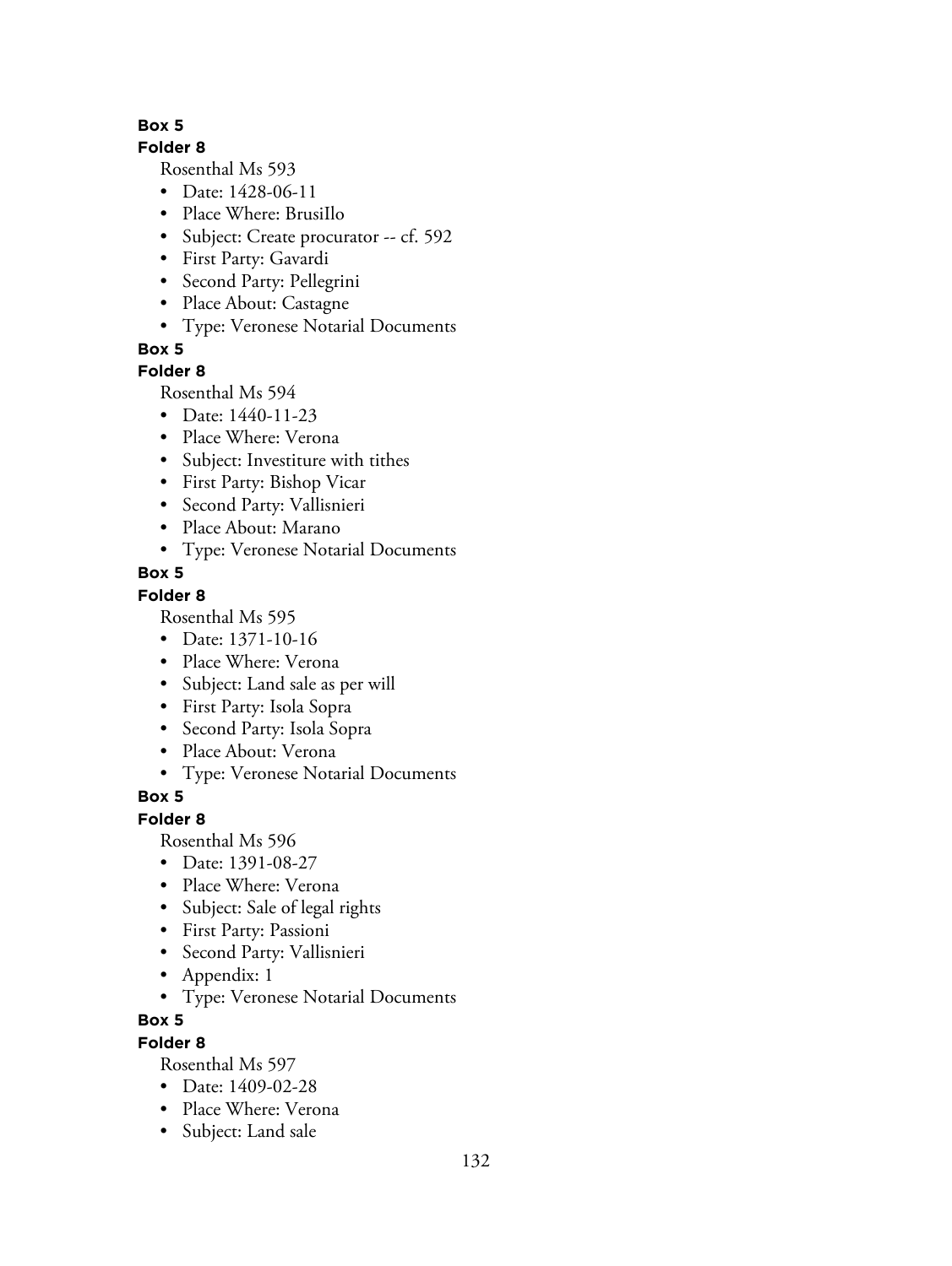**Box 5**

**Folder 8**

Rosenthal Ms 593

- Date: 1428-06-11
- Place Where: BrusiIlo
- Subject: Create procurator -- cf. 592
- First Party: Gavardi
- Second Party: Pellegrini
- Place About: Castagne
- Type: Veronese Notarial Documents

**Box 5**

**Folder 8**

Rosenthal Ms 594

- Date: 1440-11-23
- Place Where: Verona
- Subject: Investiture with tithes
- First Party: Bishop Vicar
- Second Party: Vallisnieri
- Place About: Marano
- Type: Veronese Notarial Documents

**Box 5**

**Folder 8**

Rosenthal Ms 595

- Date: 1371-10-16
- Place Where: Verona
- Subject: Land sale as per will
- First Party: Isola Sopra
- Second Party: Isola Sopra
- Place About: Verona
- Type: Veronese Notarial Documents

**Box 5**

**Folder 8**

Rosenthal Ms 596

- Date: 1391-08-27
- Place Where: Verona
- Subject: Sale of legal rights
- First Party: Passioni
- Second Party: Vallisnieri
- Appendix: 1
- Type: Veronese Notarial Documents

**Box 5**

**Folder 8**

Rosenthal Ms 597

- Date: 1409-02-28
- Place Where: Verona
- Subject: Land sale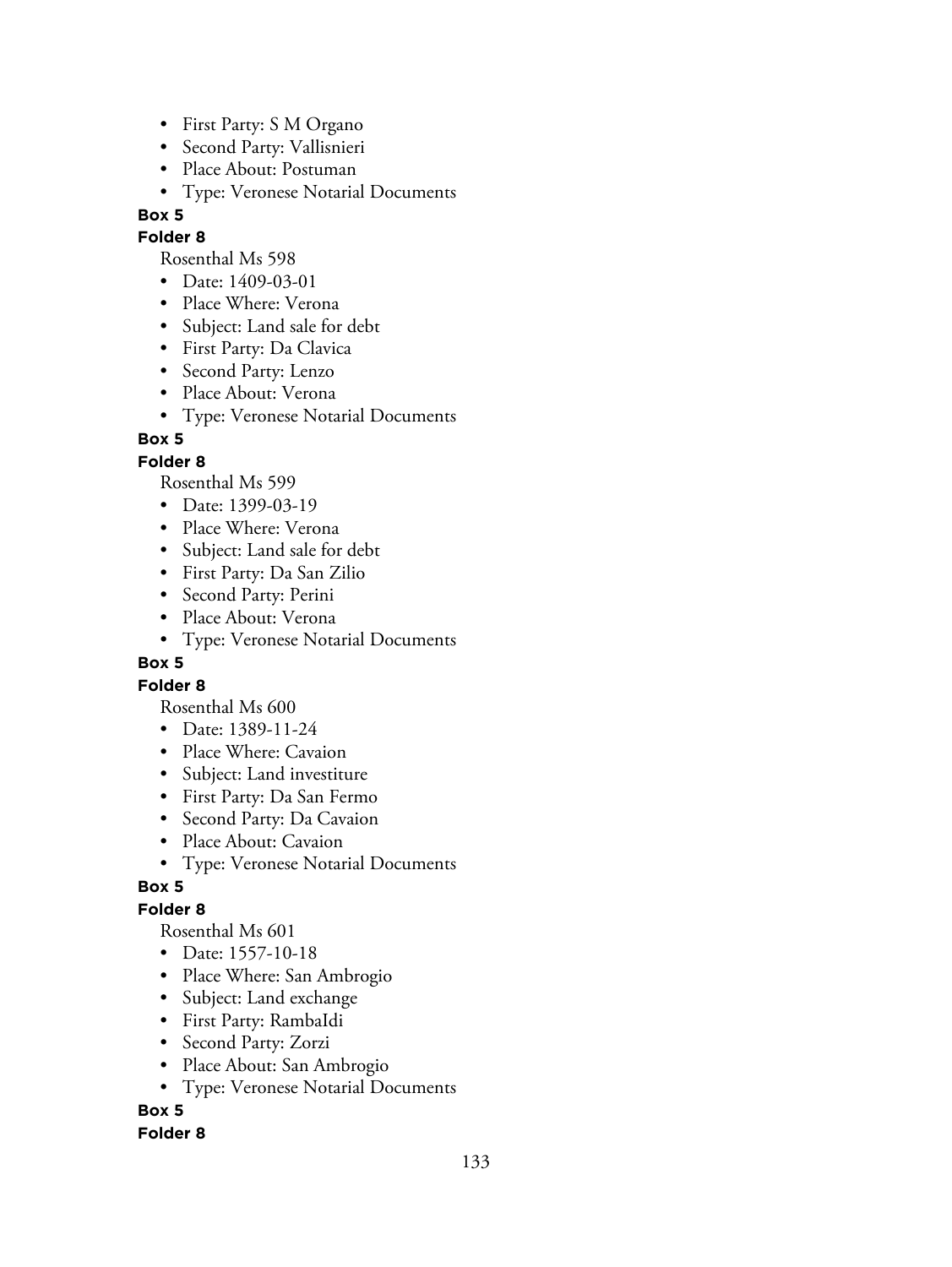- First Party: S M Organo
- Second Party: Vallisnieri
- Place About: Postuman
- Type: Veronese Notarial Documents

**Box 5**

**Folder 8**

Rosenthal Ms 598

- Date: 1409-03-01
- Place Where: Verona
- Subject: Land sale for debt
- First Party: Da Clavica
- Second Party: Lenzo
- Place About: Verona
- Type: Veronese Notarial Documents

**Box 5**

**Folder 8**

Rosenthal Ms 599

- Date: 1399-03-19
- Place Where: Verona
- Subject: Land sale for debt
- First Party: Da San Zilio
- Second Party: Perini
- Place About: Verona
- Type: Veronese Notarial Documents

**Box 5**

**Folder 8**

Rosenthal Ms 600

- Date: 1389-11-24
- Place Where: Cavaion
- Subject: Land investiture
- First Party: Da San Fermo
- Second Party: Da Cavaion
- Place About: Cavaion
- Type: Veronese Notarial Documents

**Box 5**

**Folder 8**

Rosenthal Ms 601

- Date: 1557-10-18
- Place Where: San Ambrogio
- Subject: Land exchange
- First Party: RambaIdi
- Second Party: Zorzi
- Place About: San Ambrogio
- Type: Veronese Notarial Documents

**Box 5**

**Folder 8**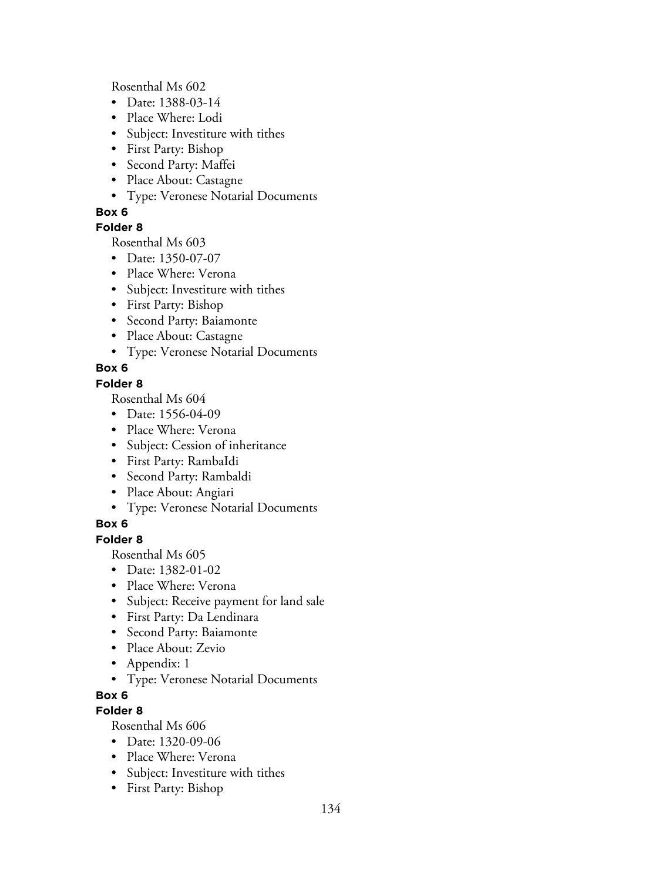Rosenthal Ms 602

- Date: 1388-03-14
- Place Where: Lodi
- Subject: Investiture with tithes
- First Party: Bishop
- Second Party: Maffei
- Place About: Castagne
- Type: Veronese Notarial Documents

**Box 6**

**Folder 8**

Rosenthal Ms 603

- Date: 1350-07-07
- Place Where: Verona
- Subject: Investiture with tithes
- First Party: Bishop
- Second Party: Baiamonte
- Place About: Castagne
- Type: Veronese Notarial Documents

**Box 6**

**Folder 8**

Rosenthal Ms 604

- Date: 1556-04-09
- Place Where: Verona
- Subject: Cession of inheritance
- First Party: RambaIdi
- Second Party: Rambaldi
- Place About: Angiari
- Type: Veronese Notarial Documents

**Box 6**

**Folder 8**

Rosenthal Ms 605

- Date: 1382-01-02
- Place Where: Verona
- Subject: Receive payment for land sale
- First Party: Da Lendinara
- Second Party: Baiamonte
- Place About: Zevio
- Appendix: 1
- Type: Veronese Notarial Documents

**Box 6**

**Folder 8**

Rosenthal Ms 606

- Date: 1320-09-06
- Place Where: Verona
- Subject: Investiture with tithes
- First Party: Bishop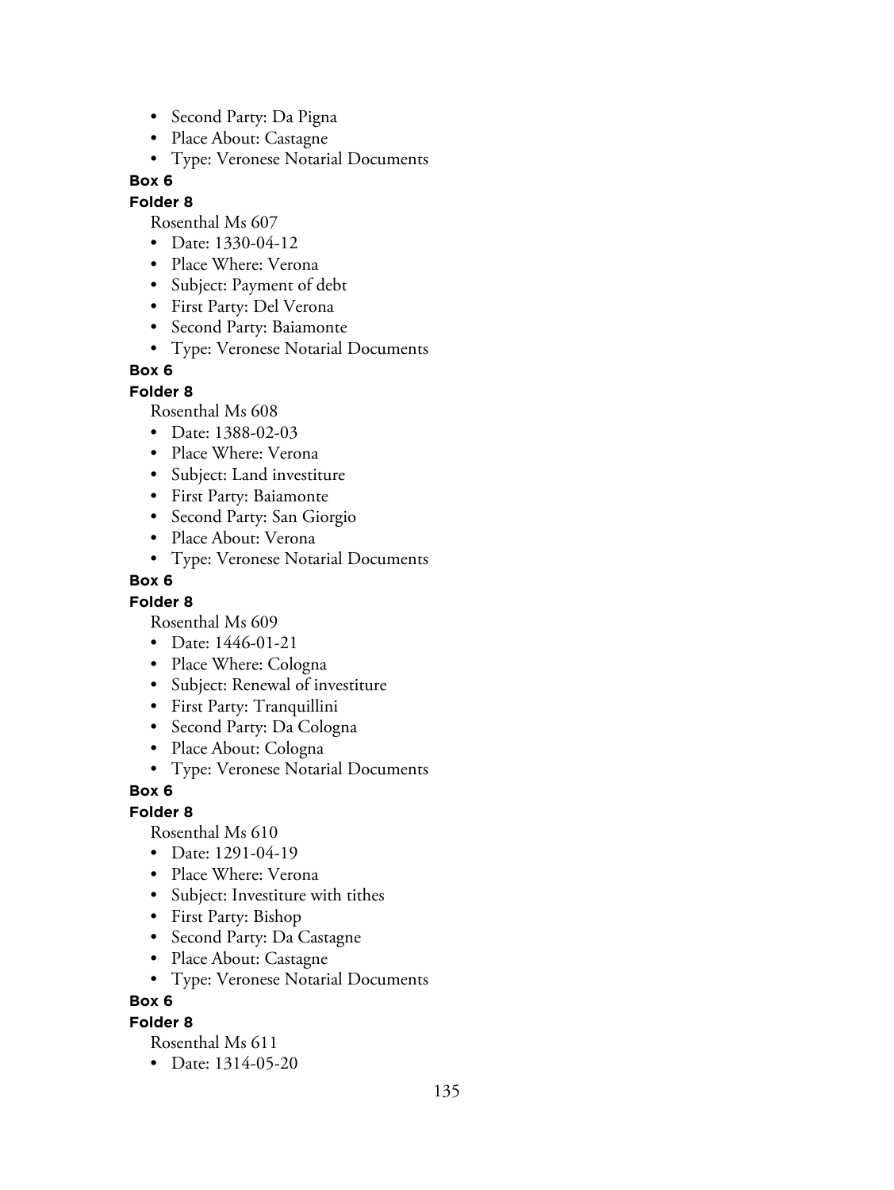- Second Party: Da Pigna
- Place About: Castagne
- Type: Veronese Notarial Documents

**Box 6**

**Folder 8**

Rosenthal Ms 607

- Date: 1330-04-12
- Place Where: Verona
- Subject: Payment of debt
- First Party: Del Verona
- Second Party: Baiamonte
- Type: Veronese Notarial Documents

**Box 6**

**Folder 8**

Rosenthal Ms 608

- Date: 1388-02-03
- Place Where: Verona
- Subject: Land investiture
- First Party: Baiamonte
- Second Party: San Giorgio
- Place About: Verona
- Type: Veronese Notarial Documents

**Box 6**

**Folder 8**

Rosenthal Ms 609

- Date: 1446-01-21
- Place Where: Cologna
- Subject: Renewal of investiture
- First Party: Tranquillini
- Second Party: Da Cologna
- Place About: Cologna
- Type: Veronese Notarial Documents

**Box 6**

**Folder 8**

Rosenthal Ms 610

- Date: 1291-04-19
- Place Where: Verona
- Subject: Investiture with tithes
- First Party: Bishop
- Second Party: Da Castagne
- Place About: Castagne
- Type: Veronese Notarial Documents

**Box 6**

**Folder 8**

Rosenthal Ms 611

- Date: 1314-05-20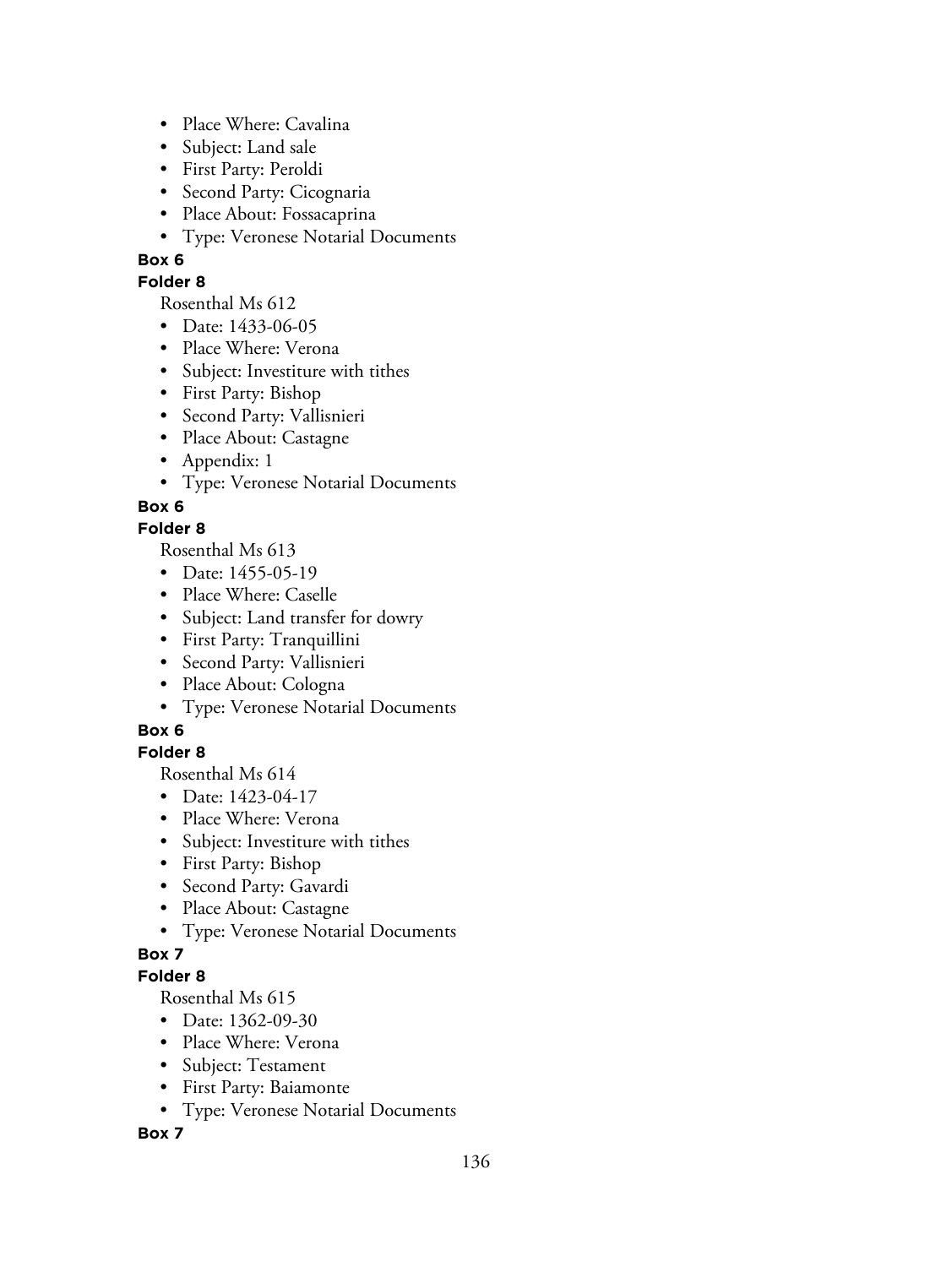- Place Where: Cavalina
- Subject: Land sale
- First Party: Peroldi
- Second Party: Cicognaria
- Place About: Fossacaprina
- Type: Veronese Notarial Documents

**Box 6**

**Folder 8**

Rosenthal Ms 612

- Date: 1433-06-05
- Place Where: Verona
- Subject: Investiture with tithes
- First Party: Bishop
- Second Party: Vallisnieri
- Place About: Castagne
- Appendix: 1
- Type: Veronese Notarial Documents

**Box 6**

**Folder 8**

Rosenthal Ms 613

- Date: 1455-05-19
- Place Where: Caselle
- Subject: Land transfer for dowry
- First Party: Tranquillini
- Second Party: Vallisnieri
- Place About: Cologna
- Type: Veronese Notarial Documents

**Box 6**

**Folder 8**

Rosenthal Ms 614

- Date: 1423-04-17
- Place Where: Verona
- Subject: Investiture with tithes
- First Party: Bishop
- Second Party: Gavardi
- Place About: Castagne
- Type: Veronese Notarial Documents

**Box 7**

**Folder 8**

Rosenthal Ms 615

- Date: 1362-09-30
- Place Where: Verona
- Subject: Testament
- First Party: Baiamonte
- Type: Veronese Notarial Documents

**Box 7**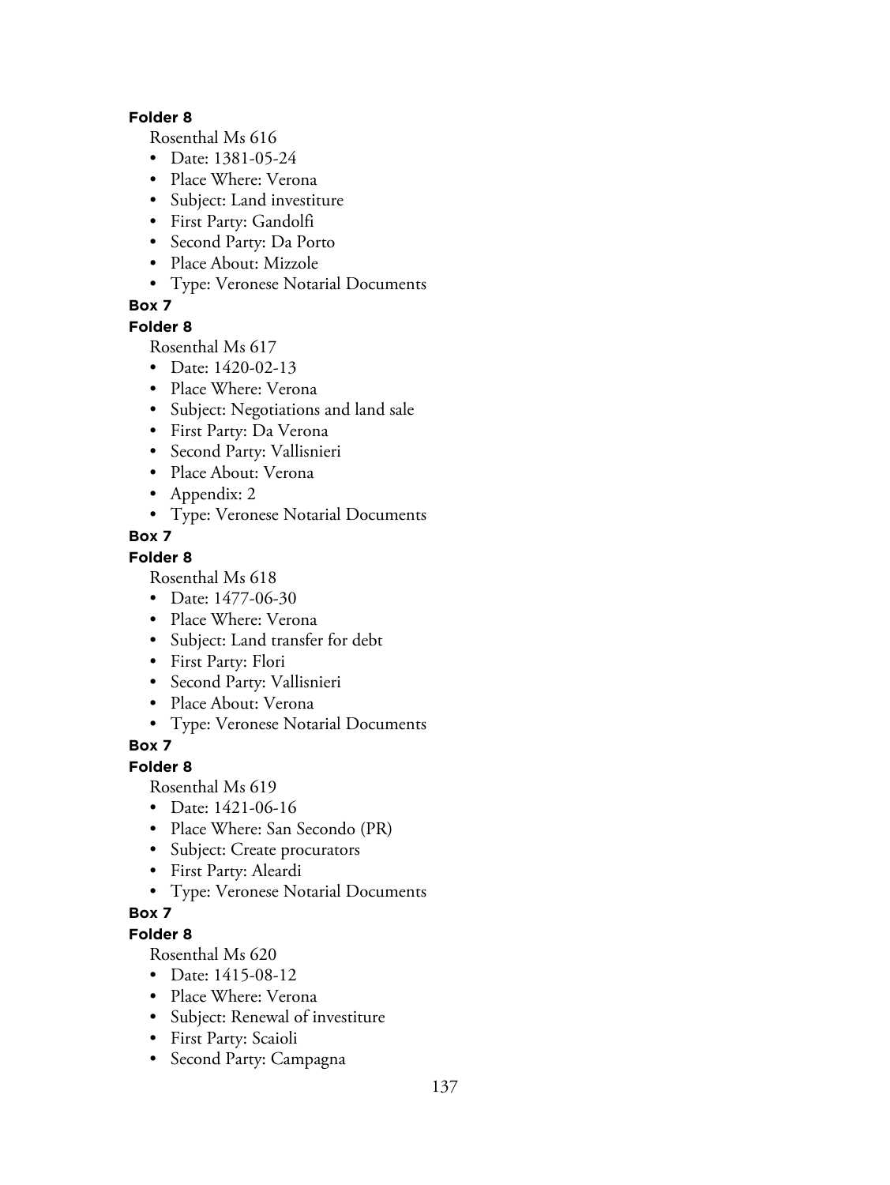**Folder 8**

Rosenthal Ms 616

- Date: 1381-05-24
- Place Where: Verona
- Subject: Land investiture
- First Party: Gandolfi
- Second Party: Da Porto
- Place About: Mizzole
- Type: Veronese Notarial Documents

**Box 7**

**Folder 8**

Rosenthal Ms 617

- Date: 1420-02-13
- Place Where: Verona
- Subject: Negotiations and land sale
- First Party: Da Verona
- Second Party: Vallisnieri
- Place About: Verona
- Appendix: 2
- Type: Veronese Notarial Documents

**Box 7**

**Folder 8**

Rosenthal Ms 618

- Date: 1477-06-30
- Place Where: Verona
- Subject: Land transfer for debt
- First Party: Flori
- Second Party: Vallisnieri
- Place About: Verona
- Type: Veronese Notarial Documents

**Box 7**

**Folder 8**

Rosenthal Ms 619

- Date: 1421-06-16
- Place Where: San Secondo (PR)
- Subject: Create procurators
- First Party: Aleardi
- Type: Veronese Notarial Documents

**Box 7**

**Folder 8**

Rosenthal Ms 620

- Date: 1415-08-12
- Place Where: Verona
- Subject: Renewal of investiture
- First Party: Scaioli
- Second Party: Campagna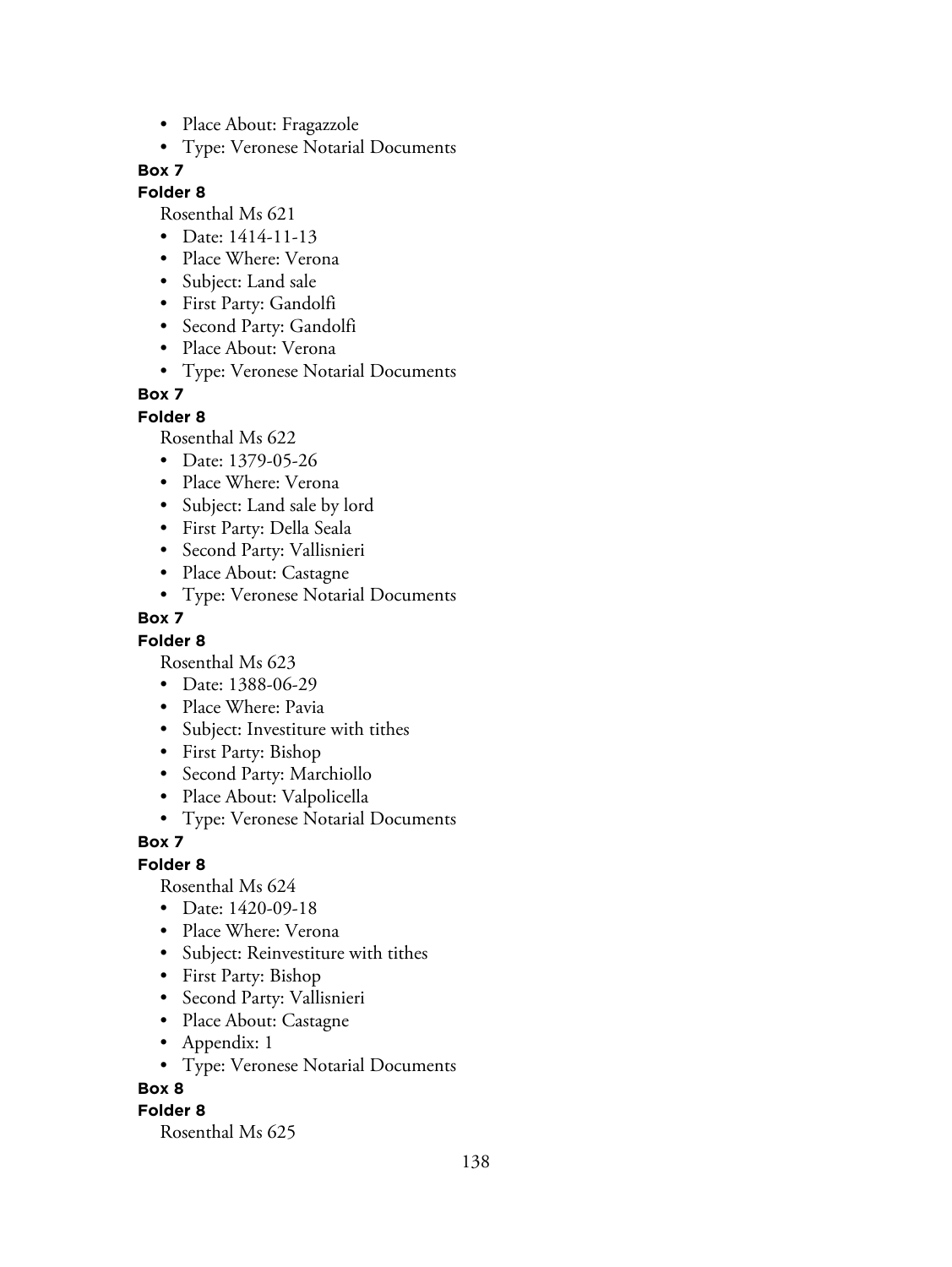- Place About: Fragazzole
- Type: Veronese Notarial Documents

**Box 7**

**Folder 8**

Rosenthal Ms 621

- Date: 1414-11-13
- Place Where: Verona
- Subject: Land sale
- First Party: Gandolfi
- Second Party: Gandolfi
- Place About: Verona
- Type: Veronese Notarial Documents

**Box 7**

**Folder 8**

Rosenthal Ms 622

- Date: 1379-05-26
- Place Where: Verona
- Subject: Land sale by lord
- First Party: Della Seala
- Second Party: Vallisnieri
- Place About: Castagne
- Type: Veronese Notarial Documents

**Box 7**

**Folder 8**

Rosenthal Ms 623

- Date: 1388-06-29
- Place Where: Pavia
- Subject: Investiture with tithes
- First Party: Bishop
- Second Party: Marchiollo
- Place About: Valpolicella
- Type: Veronese Notarial Documents

**Box 7**

**Folder 8**

Rosenthal Ms 624

- Date: 1420-09-18
- Place Where: Verona
- Subject: Reinvestiture with tithes
- First Party: Bishop
- Second Party: Vallisnieri
- Place About: Castagne
- Appendix: 1
- Type: Veronese Notarial Documents

**Box 8**

**Folder 8**

Rosenthal Ms 625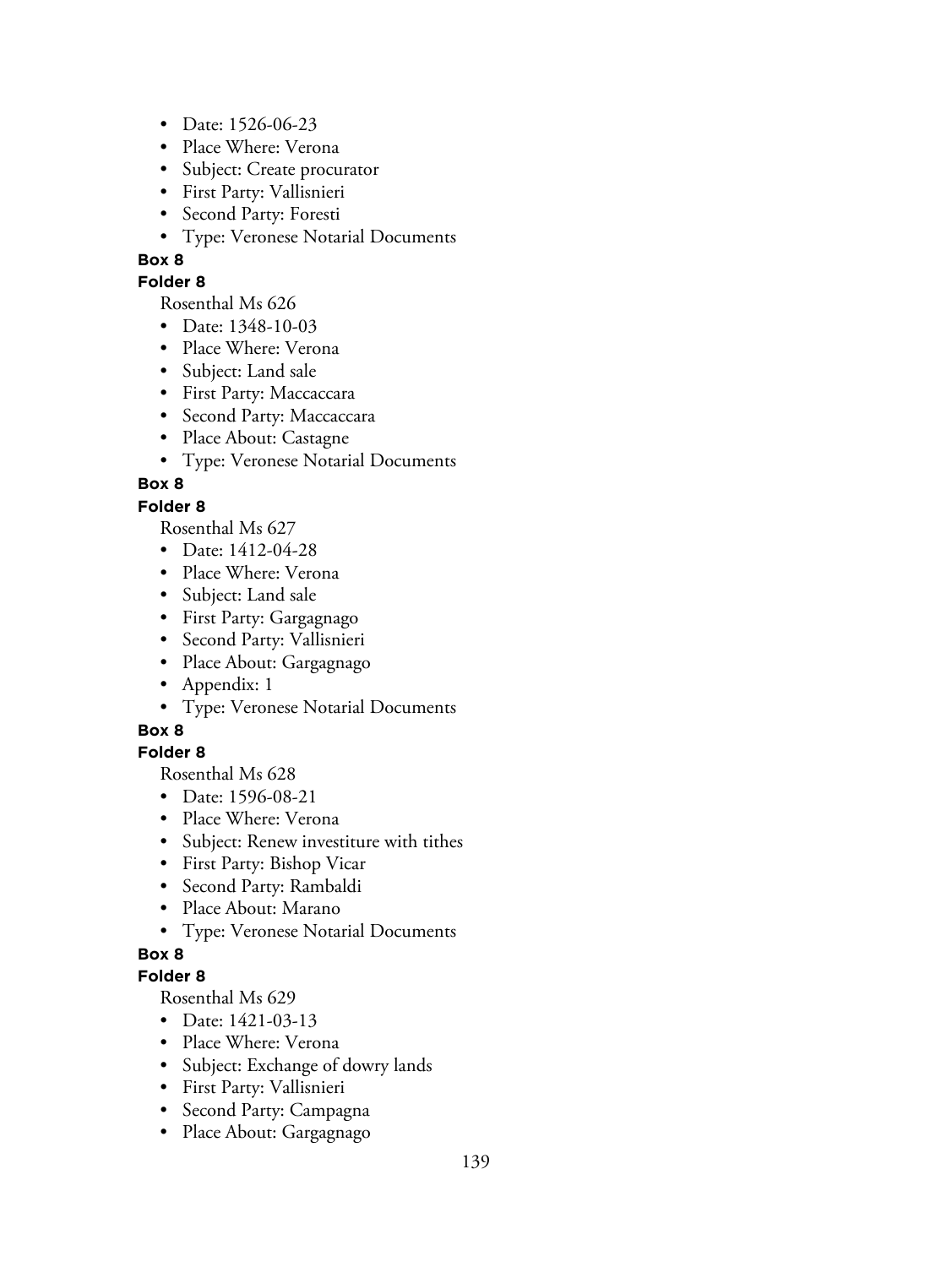- Date: 1526-06-23
- Place Where: Verona
- Subject: Create procurator
- First Party: Vallisnieri
- Second Party: Foresti
- Type: Veronese Notarial Documents

**Box 8**

**Folder 8**

Rosenthal Ms 626

- Date: 1348-10-03
- Place Where: Verona
- Subject: Land sale
- First Party: Maccaccara
- Second Party: Maccaccara
- Place About: Castagne
- Type: Veronese Notarial Documents

**Box 8**

**Folder 8**

Rosenthal Ms 627

- Date: 1412-04-28
- Place Where: Verona
- Subject: Land sale
- First Party: Gargagnago
- Second Party: Vallisnieri
- Place About: Gargagnago
- Appendix: 1
- Type: Veronese Notarial Documents

**Box 8**

**Folder 8**

Rosenthal Ms 628

- Date: 1596-08-21
- Place Where: Verona
- Subject: Renew investiture with tithes
- First Party: Bishop Vicar
- Second Party: Rambaldi
- Place About: Marano
- Type: Veronese Notarial Documents

**Box 8**

**Folder 8**

Rosenthal Ms 629

- Date: 1421-03-13
- Place Where: Verona
- Subject: Exchange of dowry lands
- First Party: Vallisnieri
- Second Party: Campagna
- Place About: Gargagnago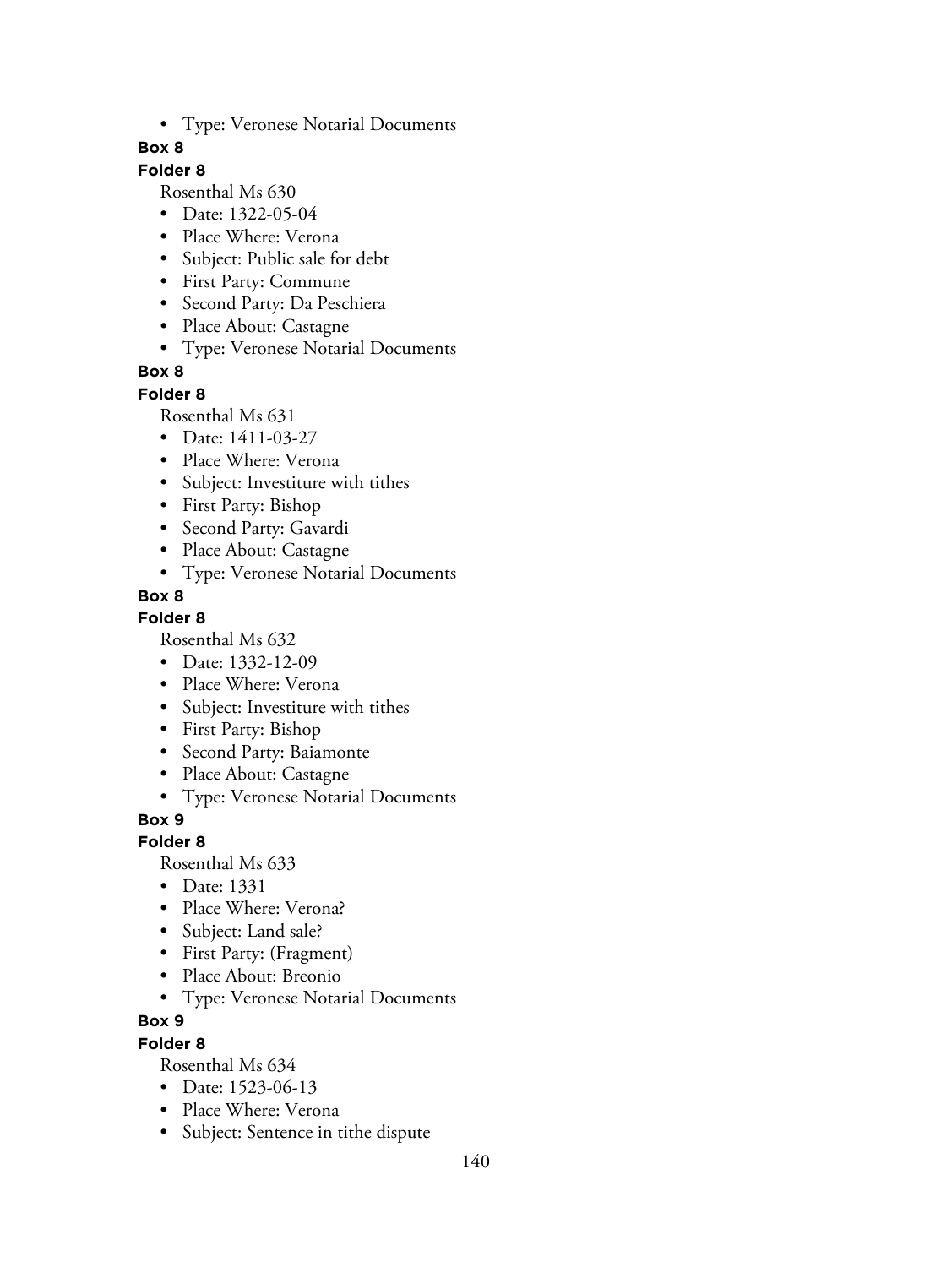- Type: Veronese Notarial Documents

**Box 8**

**Folder 8**

Rosenthal Ms 630

- Date: 1322-05-04
- Place Where: Verona
- Subject: Public sale for debt
- First Party: Commune
- Second Party: Da Peschiera
- Place About: Castagne
- Type: Veronese Notarial Documents

**Box 8**

**Folder 8**

Rosenthal Ms 631

- Date: 1411-03-27
- Place Where: Verona
- Subject: Investiture with tithes
- First Party: Bishop
- Second Party: Gavardi
- Place About: Castagne
- Type: Veronese Notarial Documents

**Box 8**

**Folder 8**

Rosenthal Ms 632

- Date: 1332-12-09
- Place Where: Verona
- Subject: Investiture with tithes
- First Party: Bishop
- Second Party: Baiamonte
- Place About: Castagne
- Type: Veronese Notarial Documents

**Box 9**

**Folder 8**

Rosenthal Ms 633

- Date: 1331
- Place Where: Verona?
- Subject: Land sale?
- First Party: (Fragment)
- Place About: Breonio
- Type: Veronese Notarial Documents

**Box 9**

**Folder 8**

Rosenthal Ms 634

- Date: 1523-06-13
- Place Where: Verona
- Subject: Sentence in tithe dispute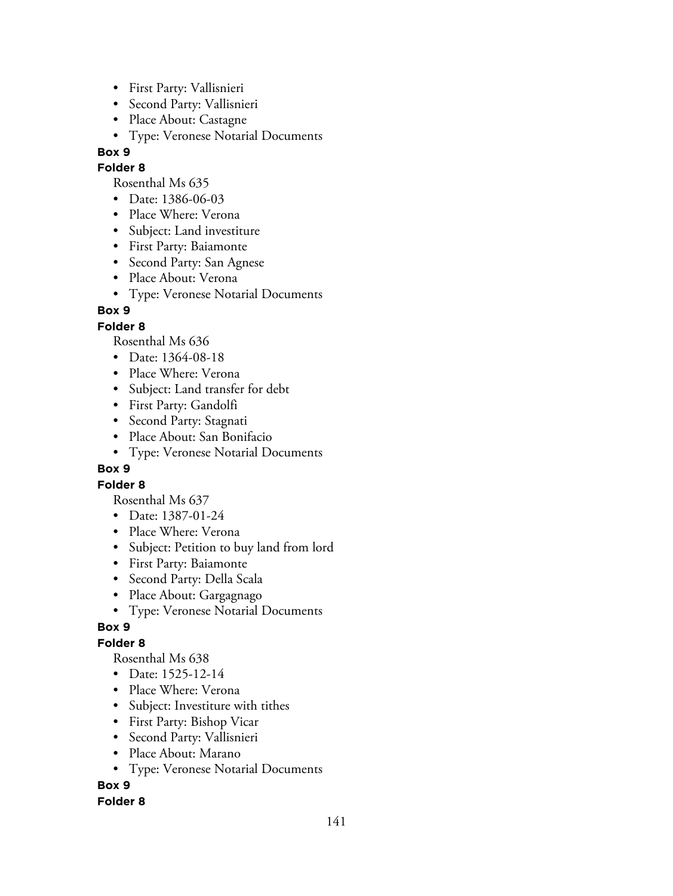- First Party: Vallisnieri
- Second Party: Vallisnieri
- Place About: Castagne
- Type: Veronese Notarial Documents

**Box 9**

**Folder 8**

Rosenthal Ms 635

- Date: 1386-06-03
- Place Where: Verona
- Subject: Land investiture
- First Party: Baiamonte
- Second Party: San Agnese
- Place About: Verona
- Type: Veronese Notarial Documents

**Box 9**

**Folder 8**

Rosenthal Ms 636

- Date: 1364-08-18
- Place Where: Verona
- Subject: Land transfer for debt
- First Party: Gandolfi
- Second Party: Stagnati
- Place About: San Bonifacio
- Type: Veronese Notarial Documents

**Box 9**

**Folder 8**

Rosenthal Ms 637

- Date: 1387-01-24
- Place Where: Verona
- Subject: Petition to buy land from lord
- First Party: Baiamonte
- Second Party: Della Scala
- Place About: Gargagnago
- Type: Veronese Notarial Documents

**Box 9**

**Folder 8**

Rosenthal Ms 638

- Date: 1525-12-14
- Place Where: Verona
- Subject: Investiture with tithes
- First Party: Bishop Vicar
- Second Party: Vallisnieri
- Place About: Marano
- Type: Veronese Notarial Documents

**Box 9**

**Folder 8**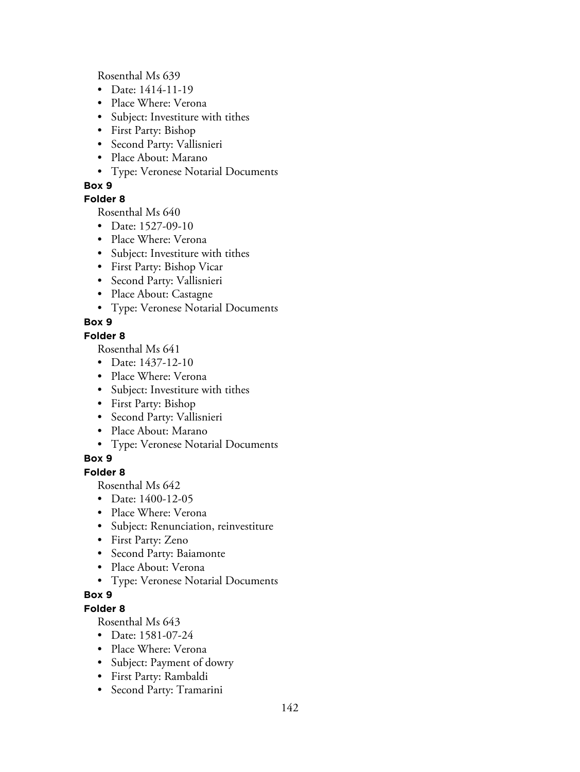Rosenthal Ms 639

- Date: 1414-11-19
- Place Where: Verona
- Subject: Investiture with tithes
- First Party: Bishop
- Second Party: Vallisnieri
- Place About: Marano
- Type: Veronese Notarial Documents

**Box 9**

**Folder 8**

Rosenthal Ms 640

- Date: 1527-09-10
- Place Where: Verona
- Subject: Investiture with tithes
- First Party: Bishop Vicar
- Second Party: Vallisnieri
- Place About: Castagne
- Type: Veronese Notarial Documents

**Box 9**

**Folder 8**

Rosenthal Ms 641

- Date: 1437-12-10
- Place Where: Verona
- Subject: Investiture with tithes
- First Party: Bishop
- Second Party: Vallisnieri
- Place About: Marano
- Type: Veronese Notarial Documents

**Box 9**

**Folder 8**

Rosenthal Ms 642

- Date: 1400-12-05
- Place Where: Verona
- Subject: Renunciation, reinvestiture
- First Party: Zeno
- Second Party: Baiamonte
- Place About: Verona
- Type: Veronese Notarial Documents

**Box 9**

**Folder 8**

Rosenthal Ms 643

- Date: 1581-07-24
- Place Where: Verona
- Subject: Payment of dowry
- First Party: Rambaldi
- Second Party: Tramarini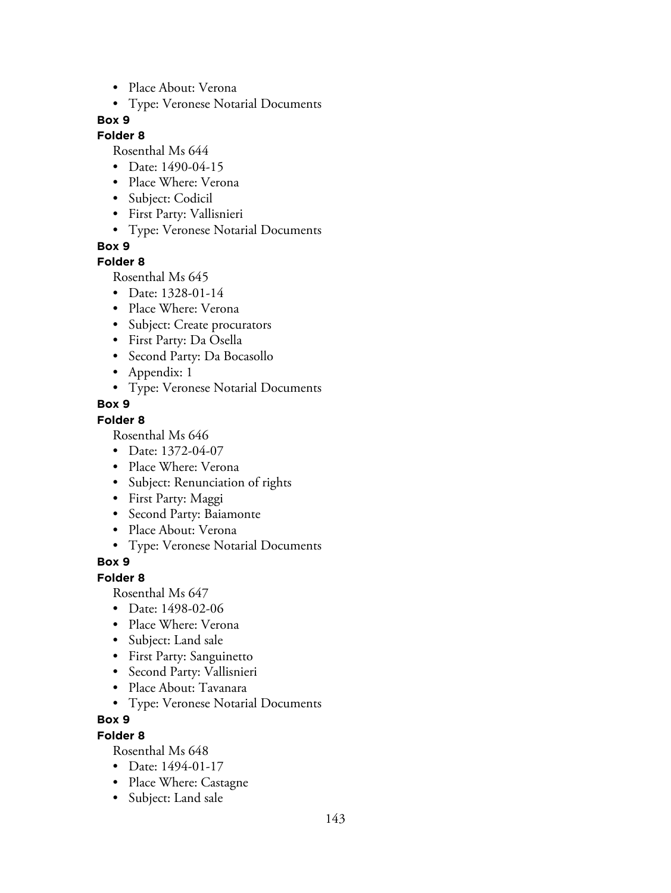- Place About: Verona
- Type: Veronese Notarial Documents

**Box 9**

**Folder 8**

Rosenthal Ms 644

- Date: 1490-04-15
- Place Where: Verona
- Subject: Codicil
- First Party: Vallisnieri
- Type: Veronese Notarial Documents

**Box 9**

**Folder 8**

Rosenthal Ms 645

- Date: 1328-01-14
- Place Where: Verona
- Subject: Create procurators
- First Party: Da Osella
- Second Party: Da Bocasollo
- Appendix: 1
- Type: Veronese Notarial Documents

**Box 9**

**Folder 8**

Rosenthal Ms 646

- Date: 1372-04-07
- Place Where: Verona
- Subject: Renunciation of rights
- First Party: Maggi
- Second Party: Baiamonte
- Place About: Verona
- Type: Veronese Notarial Documents

**Box 9**

**Folder 8**

Rosenthal Ms 647

- Date: 1498-02-06
- Place Where: Verona
- Subject: Land sale
- First Party: Sanguinetto
- Second Party: Vallisnieri
- Place About: Tavanara
- Type: Veronese Notarial Documents

**Box 9**

**Folder 8**

Rosenthal Ms 648

- Date: 1494-01-17
- Place Where: Castagne
- Subject: Land sale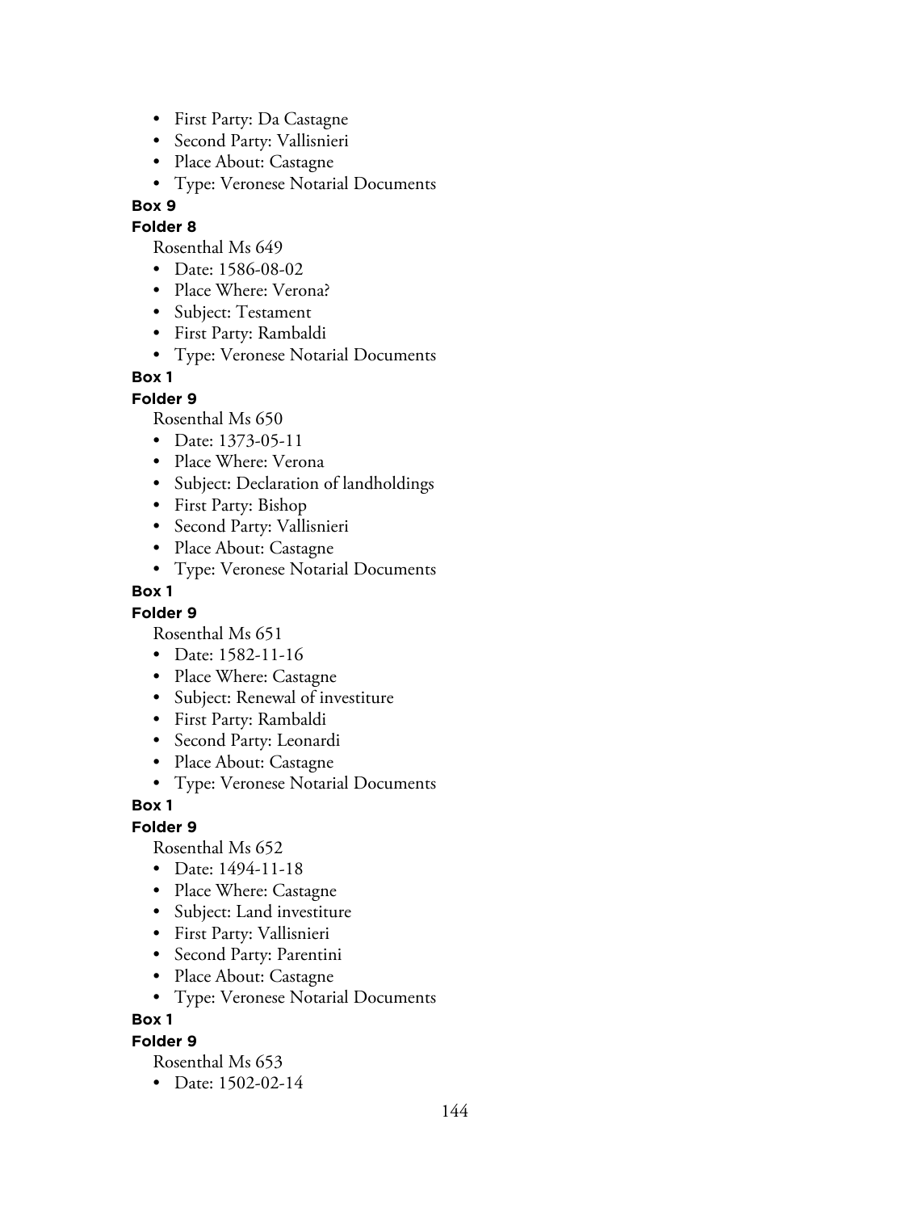- First Party: Da Castagne
- Second Party: Vallisnieri
- Place About: Castagne
- Type: Veronese Notarial Documents

**Box 9**

**Folder 8**

Rosenthal Ms 649

- Date: 1586-08-02
- Place Where: Verona?
- Subject: Testament
- First Party: Rambaldi
- Type: Veronese Notarial Documents

**Box 1**

**Folder 9**

Rosenthal Ms 650

- Date: 1373-05-11
- Place Where: Verona
- Subject: Declaration of landholdings
- First Party: Bishop
- Second Party: Vallisnieri
- Place About: Castagne
- Type: Veronese Notarial Documents

**Box 1**

**Folder 9**

Rosenthal Ms 651

- Date: 1582-11-16
- Place Where: Castagne
- Subject: Renewal of investiture
- First Party: Rambaldi
- Second Party: Leonardi
- Place About: Castagne
- Type: Veronese Notarial Documents

**Box 1**

**Folder 9**

Rosenthal Ms 652

- Date: 1494-11-18
- Place Where: Castagne
- Subject: Land investiture
- First Party: Vallisnieri
- Second Party: Parentini
- Place About: Castagne
- Type: Veronese Notarial Documents

**Box 1**

**Folder 9**

Rosenthal Ms 653

- Date: 1502-02-14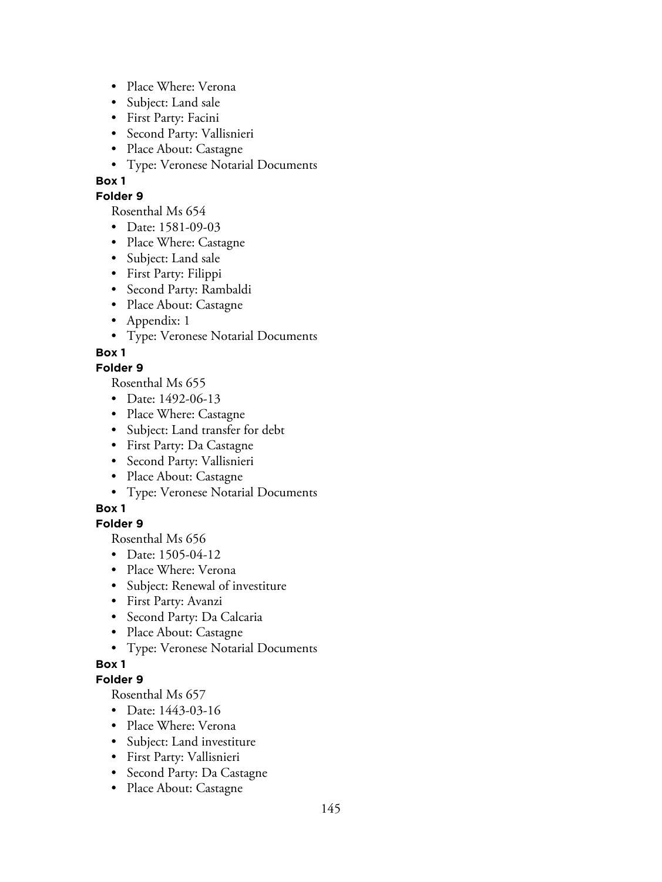- Place Where: Verona
- Subject: Land sale
- First Party: Facini
- Second Party: Vallisnieri
- Place About: Castagne
- Type: Veronese Notarial Documents

**Box 1**

**Folder 9**

Rosenthal Ms 654

- Date: 1581-09-03
- Place Where: Castagne
- Subject: Land sale
- First Party: Filippi
- Second Party: Rambaldi
- Place About: Castagne
- Appendix: 1
- Type: Veronese Notarial Documents

**Box 1**

**Folder 9**

Rosenthal Ms 655

- Date: 1492-06-13
- Place Where: Castagne
- Subject: Land transfer for debt
- First Party: Da Castagne
- Second Party: Vallisnieri
- Place About: Castagne
- Type: Veronese Notarial Documents

**Box 1**

**Folder 9**

Rosenthal Ms 656

- Date: 1505-04-12
- Place Where: Verona
- Subject: Renewal of investiture
- First Party: Avanzi
- Second Party: Da Calcaria
- Place About: Castagne
- Type: Veronese Notarial Documents

**Box 1**

**Folder 9**

Rosenthal Ms 657

- Date: 1443-03-16
- Place Where: Verona
- Subject: Land investiture
- First Party: Vallisnieri
- Second Party: Da Castagne
- Place About: Castagne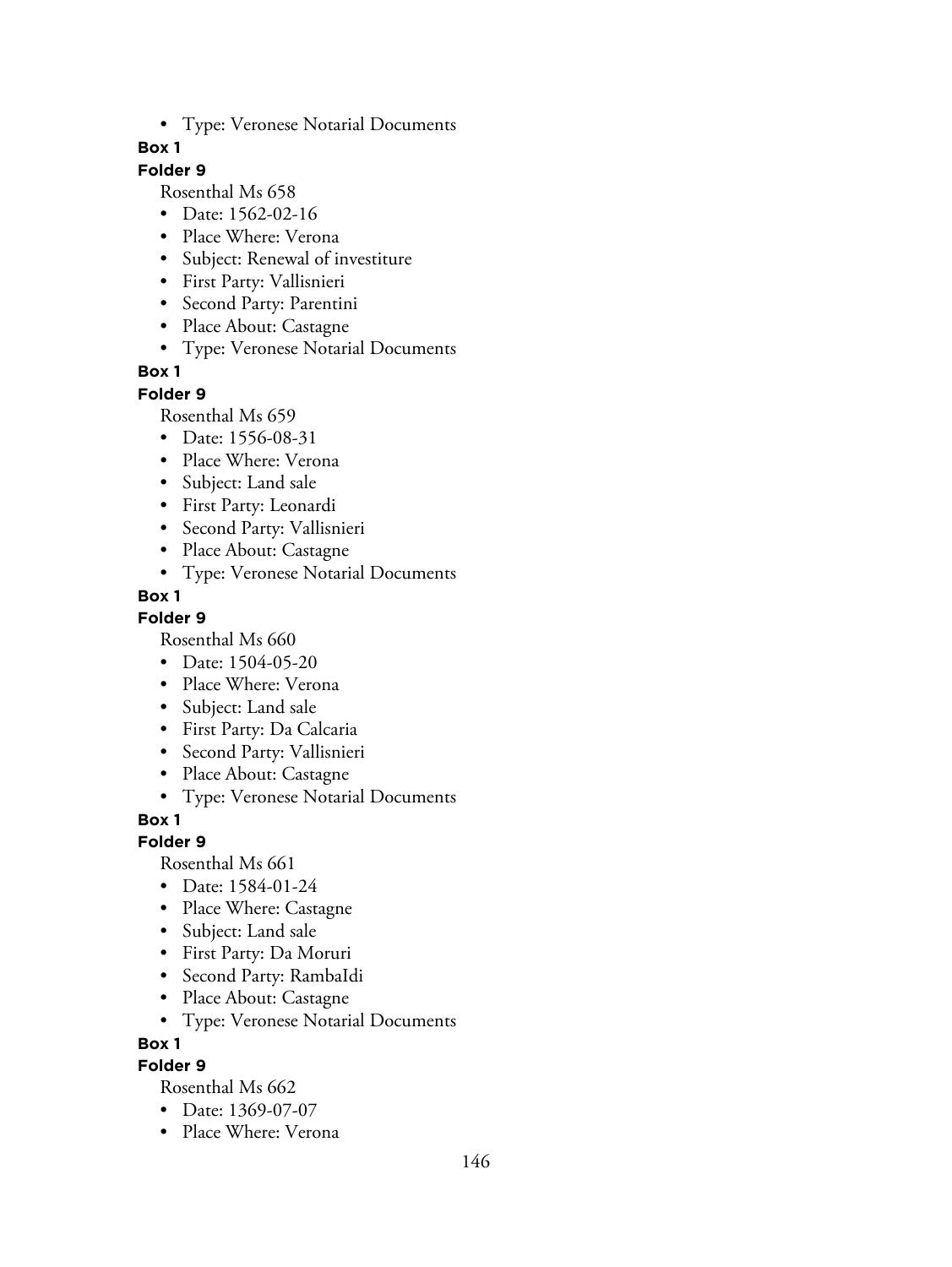- Type: Veronese Notarial Documents

**Box 1**

**Folder 9**

Rosenthal Ms 658

- Date: 1562-02-16
- Place Where: Verona
- Subject: Renewal of investiture
- First Party: Vallisnieri
- Second Party: Parentini
- Place About: Castagne
- Type: Veronese Notarial Documents

**Box 1**

**Folder 9**

Rosenthal Ms 659

- Date: 1556-08-31
- Place Where: Verona
- Subject: Land sale
- First Party: Leonardi
- Second Party: Vallisnieri
- Place About: Castagne
- Type: Veronese Notarial Documents

**Box 1**

**Folder 9**

Rosenthal Ms 660

- Date: 1504-05-20
- Place Where: Verona
- Subject: Land sale
- First Party: Da Calcaria
- Second Party: Vallisnieri
- Place About: Castagne
- Type: Veronese Notarial Documents

**Box 1**

**Folder 9**

Rosenthal Ms 661

- Date: 1584-01-24
- Place Where: Castagne
- Subject: Land sale
- First Party: Da Moruri
- Second Party: Rambaldi
- Place About: Castagne
- Type: Veronese Notarial Documents

**Box 1**

**Folder 9**

Rosenthal Ms 662

- Date: 1369-07-07
- Place Where: Verona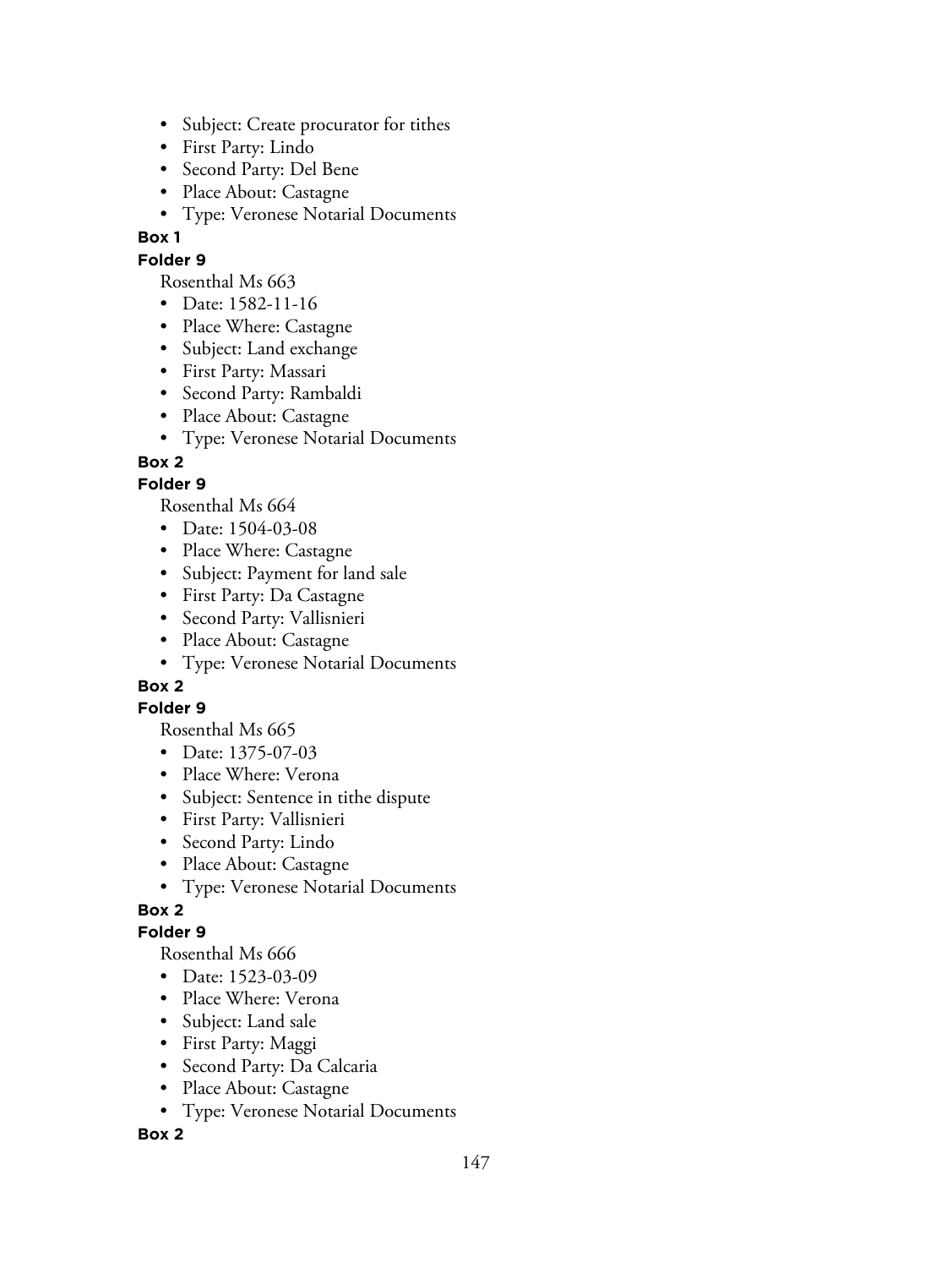- Subject: Create procurator for tithes
- First Party: Lindo
- Second Party: Del Bene
- Place About: Castagne
- Type: Veronese Notarial Documents

**Box 1**

**Folder 9**

Rosenthal Ms 663

- Date: 1582-11-16
- Place Where: Castagne
- Subject: Land exchange
- First Party: Massari
- Second Party: Rambaldi
- Place About: Castagne
- Type: Veronese Notarial Documents

**Box 2**

**Folder 9**

Rosenthal Ms 664

- Date: 1504-03-08
- Place Where: Castagne
- Subject: Payment for land sale
- First Party: Da Castagne
- Second Party: Vallisnieri
- Place About: Castagne
- Type: Veronese Notarial Documents

**Box 2**

**Folder 9**

Rosenthal Ms 665

- Date: 1375-07-03
- Place Where: Verona
- Subject: Sentence in tithe dispute
- First Party: Vallisnieri
- Second Party: Lindo
- Place About: Castagne
- Type: Veronese Notarial Documents

**Box 2**

**Folder 9**

Rosenthal Ms 666

- Date: 1523-03-09
- Place Where: Verona
- Subject: Land sale
- First Party: Maggi
- Second Party: Da Calcaria
- Place About: Castagne
- Type: Veronese Notarial Documents

**Box 2**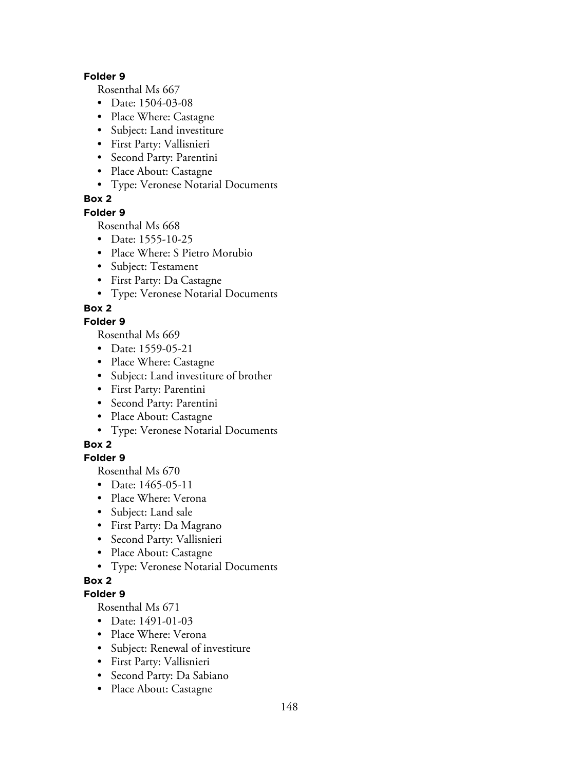**Folder 9**

Rosenthal Ms 667

- Date: 1504-03-08
- Place Where: Castagne
- Subject: Land investiture
- First Party: Vallisnieri
- Second Party: Parentini
- Place About: Castagne
- Type: Veronese Notarial Documents

**Box 2**

**Folder 9**

Rosenthal Ms 668

- Date: 1555-10-25
- Place Where: S Pietro Morubio
- Subject: Testament
- First Party: Da Castagne
- Type: Veronese Notarial Documents

**Box 2**

**Folder 9**

Rosenthal Ms 669

- Date: 1559-05-21
- Place Where: Castagne
- Subject: Land investiture of brother
- First Party: Parentini
- Second Party: Parentini
- Place About: Castagne
- Type: Veronese Notarial Documents

**Box 2**

**Folder 9**

Rosenthal Ms 670

- Date: 1465-05-11
- Place Where: Verona
- Subject: Land sale
- First Party: Da Magrano
- Second Party: Vallisnieri
- Place About: Castagne
- Type: Veronese Notarial Documents

**Box 2**

**Folder 9**

Rosenthal Ms 671

- Date: 1491-01-03
- Place Where: Verona
- Subject: Renewal of investiture
- First Party: Vallisnieri
- Second Party: Da Sabiano
- Place About: Castagne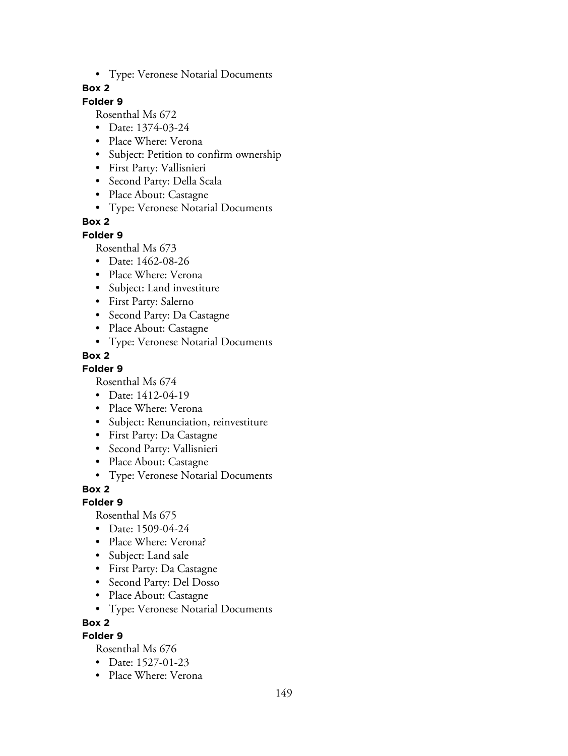- Type: Veronese Notarial Documents

**Box 2**

**Folder 9**

Rosenthal Ms 672

- Date: 1374-03-24
- Place Where: Verona
- Subject: Petition to confirm ownership
- First Party: Vallisnieri
- Second Party: Della Scala
- Place About: Castagne
- Type: Veronese Notarial Documents

**Box 2**

**Folder 9**

Rosenthal Ms 673

- Date: 1462-08-26
- Place Where: Verona
- Subject: Land investiture
- First Party: Salerno
- Second Party: Da Castagne
- Place About: Castagne
- Type: Veronese Notarial Documents

**Box 2**

**Folder 9**

Rosenthal Ms 674

- Date: 1412-04-19
- Place Where: Verona
- Subject: Renunciation, reinvestiture
- First Party: Da Castagne
- Second Party: Vallisnieri
- Place About: Castagne
- Type: Veronese Notarial Documents

**Box 2**

**Folder 9**

Rosenthal Ms 675

- Date: 1509-04-24
- Place Where: Verona?
- Subject: Land sale
- First Party: Da Castagne
- Second Party: Del Dosso
- Place About: Castagne
- Type: Veronese Notarial Documents

**Box 2**

**Folder 9**

Rosenthal Ms 676

- Date: 1527-01-23
- Place Where: Verona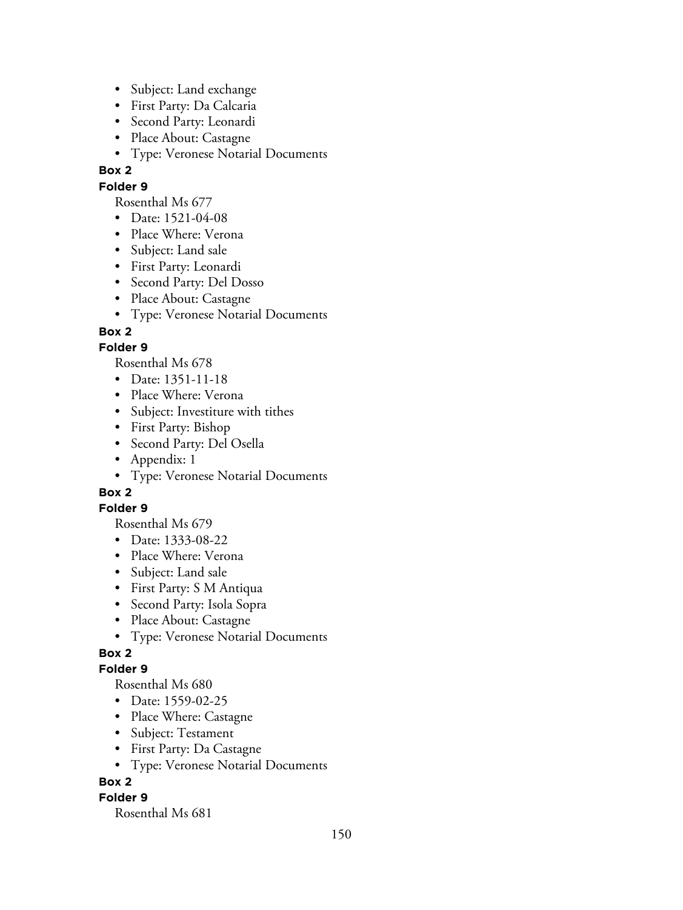- Subject: Land exchange
- First Party: Da Calcaria
- Second Party: Leonardi
- Place About: Castagne
- Type: Veronese Notarial Documents

**Box 2**

**Folder 9**

Rosenthal Ms 677

- Date: 1521-04-08
- Place Where: Verona
- Subject: Land sale
- First Party: Leonardi
- Second Party: Del Dosso
- Place About: Castagne
- Type: Veronese Notarial Documents

**Box 2**

**Folder 9**

Rosenthal Ms 678

- Date: 1351-11-18
- Place Where: Verona
- Subject: Investiture with tithes
- First Party: Bishop
- Second Party: Del Osella
- Appendix: 1
- Type: Veronese Notarial Documents

**Box 2**

**Folder 9**

Rosenthal Ms 679

- Date: 1333-08-22
- Place Where: Verona
- Subject: Land sale
- First Party: S M Antiqua
- Second Party: Isola Sopra
- Place About: Castagne
- Type: Veronese Notarial Documents

**Box 2**

**Folder 9**

Rosenthal Ms 680

- Date: 1559-02-25
- Place Where: Castagne
- Subject: Testament
- First Party: Da Castagne
- Type: Veronese Notarial Documents

**Box 2**

**Folder 9**

Rosenthal Ms 681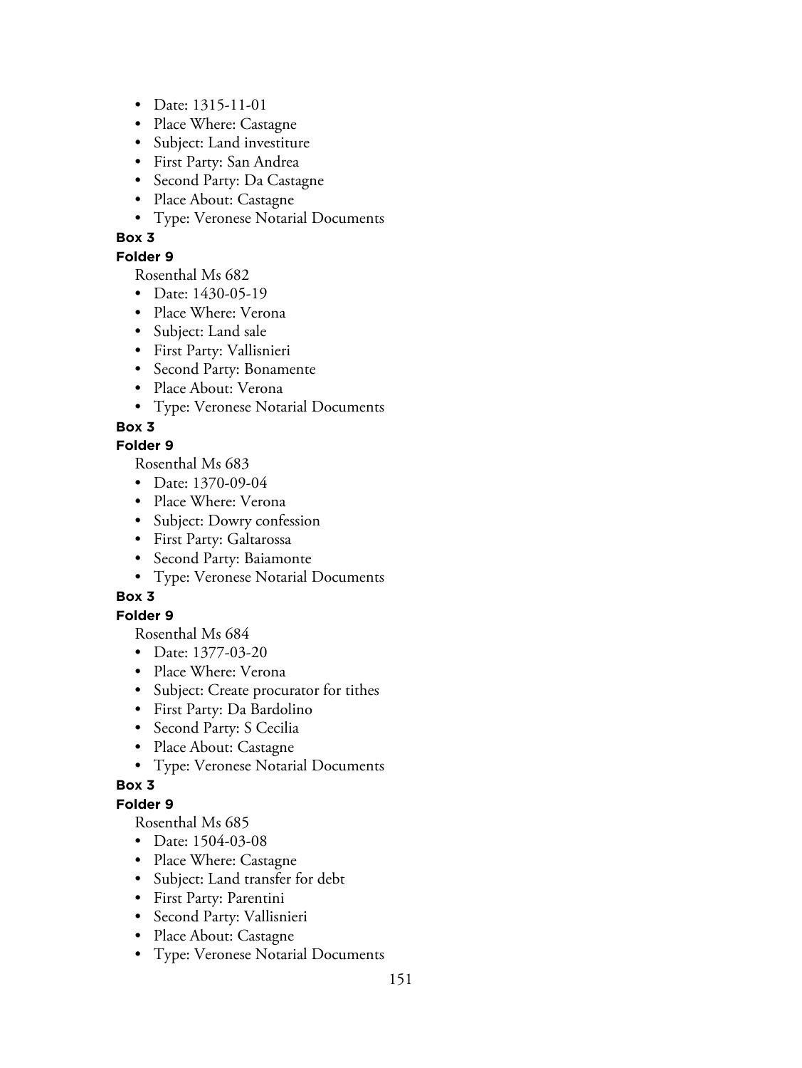- Date: 1315-11-01
- Place Where: Castagne
- Subject: Land investiture
- First Party: San Andrea
- Second Party: Da Castagne
- Place About: Castagne
- Type: Veronese Notarial Documents

**Box 3**

**Folder 9**

Rosenthal Ms 682

- Date: 1430-05-19
- Place Where: Verona
- Subject: Land sale
- First Party: Vallisnieri
- Second Party: Bonamente
- Place About: Verona
- Type: Veronese Notarial Documents

**Box 3**

**Folder 9**

Rosenthal Ms 683

- Date: 1370-09-04
- Place Where: Verona
- Subject: Dowry confession
- First Party: Galtarossa
- Second Party: Baiamonte
- Type: Veronese Notarial Documents

**Box 3**

**Folder 9**

Rosenthal Ms 684

- Date: 1377-03-20
- Place Where: Verona
- Subject: Create procurator for tithes
- First Party: Da Bardolino
- Second Party: S Cecilia
- Place About: Castagne
- Type: Veronese Notarial Documents

**Box 3**

**Folder 9**

Rosenthal Ms 685

- Date: 1504-03-08
- Place Where: Castagne
- Subject: Land transfer for debt
- First Party: Parentini
- Second Party: Vallisnieri
- Place About: Castagne
- Type: Veronese Notarial Documents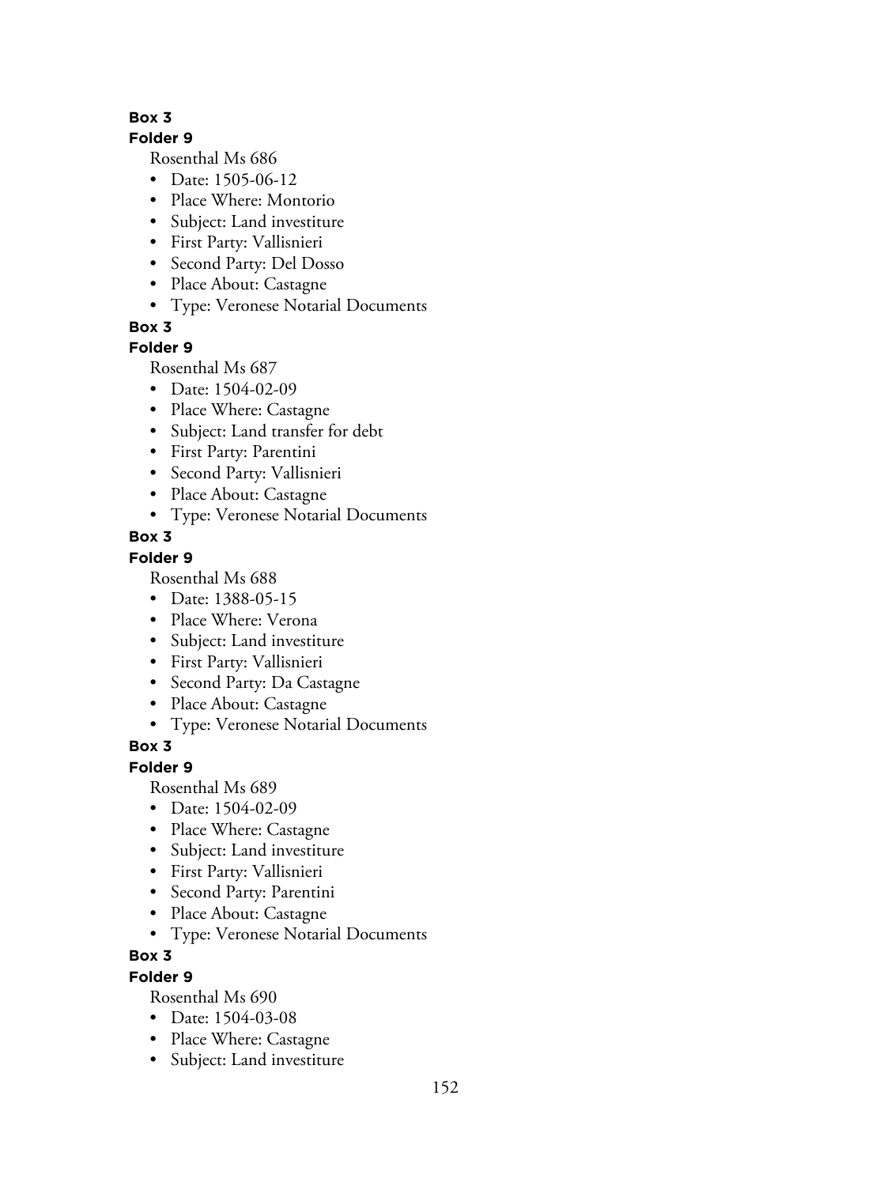**Box 3**

**Folder 9**

Rosenthal Ms 686

- Date: 1505-06-12
- Place Where: Montorio
- Subject: Land investiture
- First Party: Vallisnieri
- Second Party: Del Dosso
- Place About: Castagne
- Type: Veronese Notarial Documents

**Box 3**

**Folder 9**

Rosenthal Ms 687

- Date: 1504-02-09
- Place Where: Castagne
- Subject: Land transfer for debt
- First Party: Parentini
- Second Party: Vallisnieri
- Place About: Castagne
- Type: Veronese Notarial Documents

**Box 3**

**Folder 9**

Rosenthal Ms 688

- Date: 1388-05-15
- Place Where: Verona
- Subject: Land investiture
- First Party: Vallisnieri
- Second Party: Da Castagne
- Place About: Castagne
- Type: Veronese Notarial Documents

**Box 3**

**Folder 9**

Rosenthal Ms 689

- Date: 1504-02-09
- Place Where: Castagne
- Subject: Land investiture
- First Party: Vallisnieri
- Second Party: Parentini
- Place About: Castagne
- Type: Veronese Notarial Documents

**Box 3**

**Folder 9**

Rosenthal Ms 690

- Date: 1504-03-08
- Place Where: Castagne
- Subject: Land investiture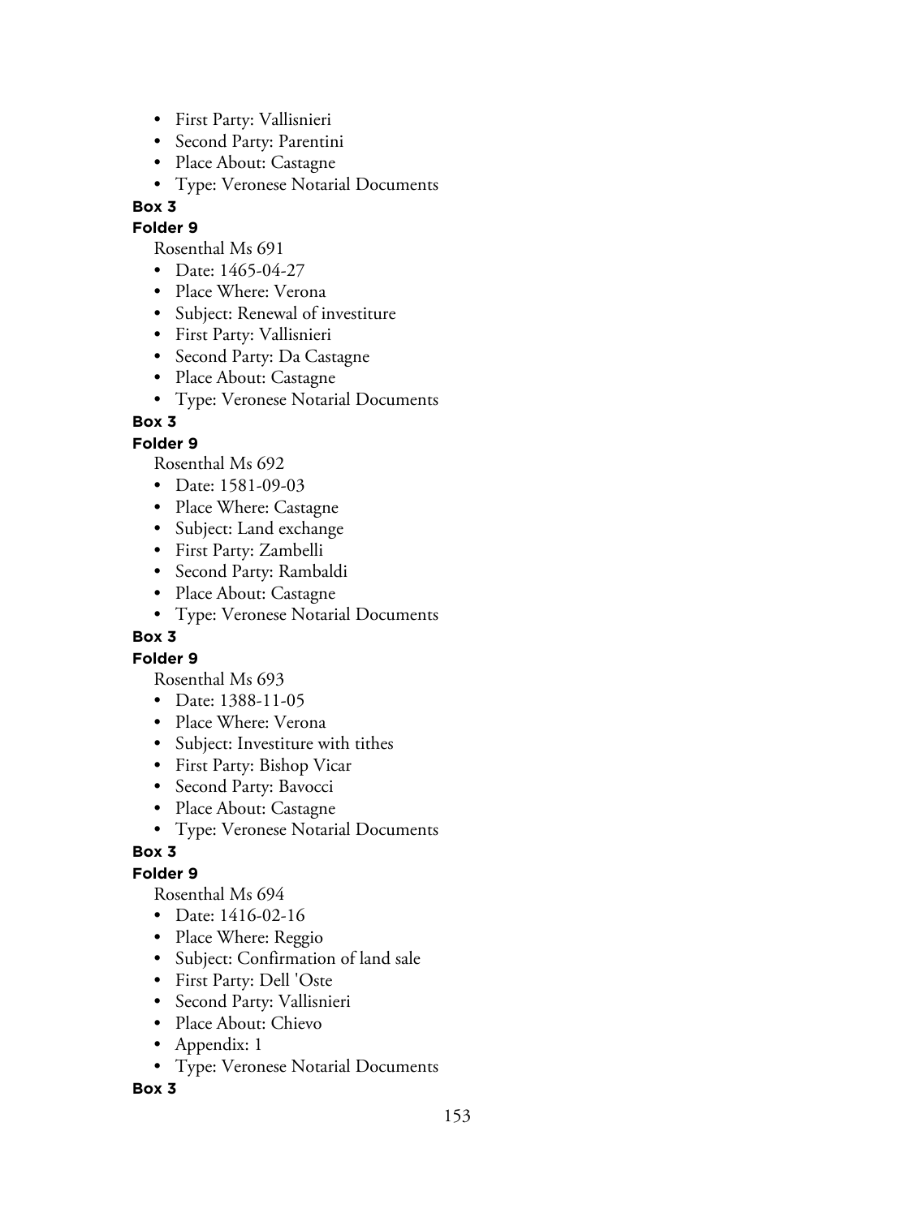- First Party: Vallisnieri
- Second Party: Parentini
- Place About: Castagne
- Type: Veronese Notarial Documents

**Box 3**

**Folder 9**

Rosenthal Ms 691

- Date: 1465-04-27
- Place Where: Verona
- Subject: Renewal of investiture
- First Party: Vallisnieri
- Second Party: Da Castagne
- Place About: Castagne
- Type: Veronese Notarial Documents

**Box 3**

**Folder 9**

Rosenthal Ms 692

- Date: 1581-09-03
- Place Where: Castagne
- Subject: Land exchange
- First Party: Zambelli
- Second Party: Rambaldi
- Place About: Castagne
- Type: Veronese Notarial Documents

**Box 3**

**Folder 9**

Rosenthal Ms 693

- Date: 1388-11-05
- Place Where: Verona
- Subject: Investiture with tithes
- First Party: Bishop Vicar
- Second Party: Bavocci
- Place About: Castagne
- Type: Veronese Notarial Documents

**Box 3**

**Folder 9**

Rosenthal Ms 694

- Date: 1416-02-16
- Place Where: Reggio
- Subject: Confirmation of land sale
- First Party: Dell 'Oste
- Second Party: Vallisnieri
- Place About: Chievo
- Appendix: 1
- Type: Veronese Notarial Documents

**Box 3**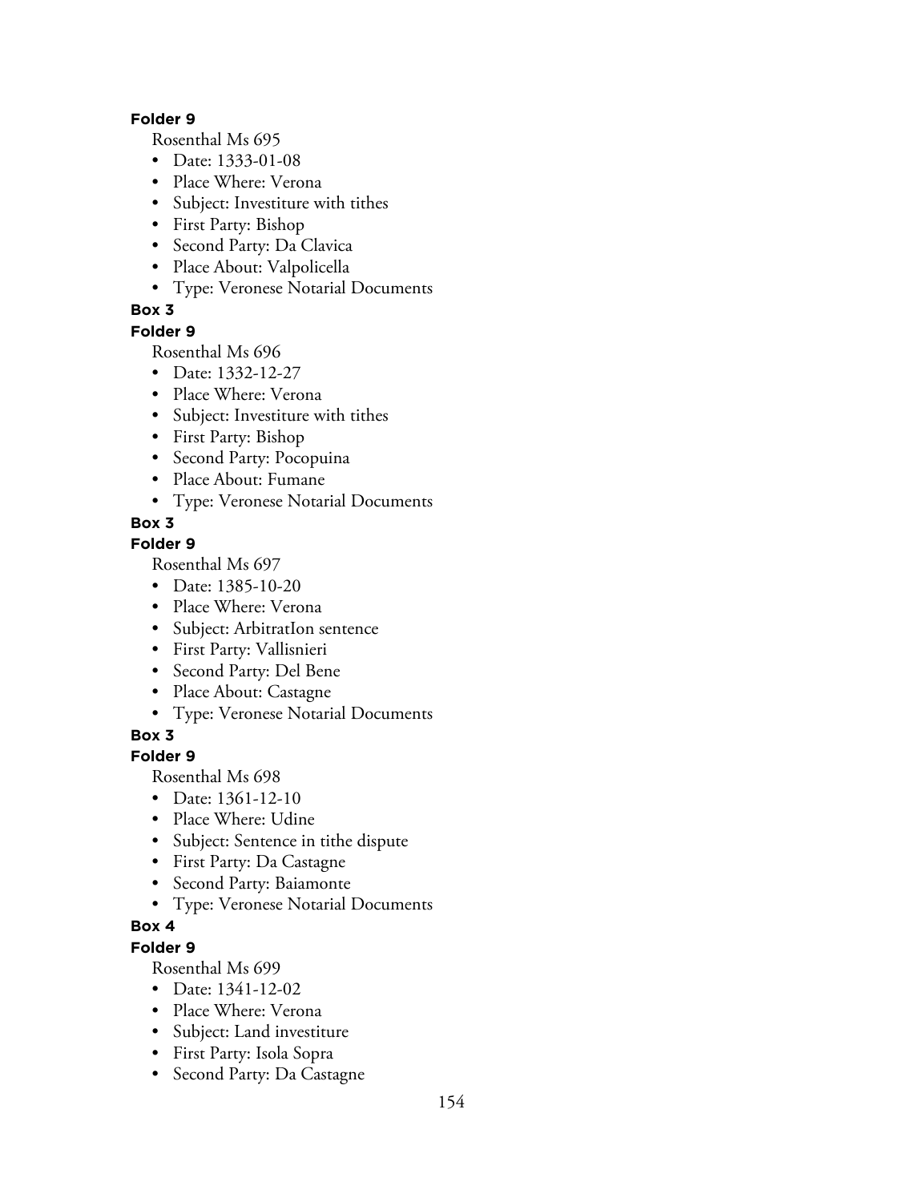**Folder 9**

Rosenthal Ms 695

- Date: 1333-01-08
- Place Where: Verona
- Subject: Investiture with tithes
- First Party: Bishop
- Second Party: Da Clavica
- Place About: Valpolicella
- Type: Veronese Notarial Documents

**Box 3**

**Folder 9**

Rosenthal Ms 696

- Date: 1332-12-27
- Place Where: Verona
- Subject: Investiture with tithes
- First Party: Bishop
- Second Party: Pocopuina
- Place About: Fumane
- Type: Veronese Notarial Documents

**Box 3**

**Folder 9**

Rosenthal Ms 697

- Date: 1385-10-20
- Place Where: Verona
- Subject: ArbitratIon sentence
- First Party: Vallisnieri
- Second Party: Del Bene
- Place About: Castagne
- Type: Veronese Notarial Documents

**Box 3**

**Folder 9**

Rosenthal Ms 698

- Date: 1361-12-10
- Place Where: Udine
- Subject: Sentence in tithe dispute
- First Party: Da Castagne
- Second Party: Baiamonte
- Type: Veronese Notarial Documents

**Box 4**

**Folder 9**

Rosenthal Ms 699

- Date: 1341-12-02
- Place Where: Verona
- Subject: Land investiture
- First Party: Isola Sopra
- Second Party: Da Castagne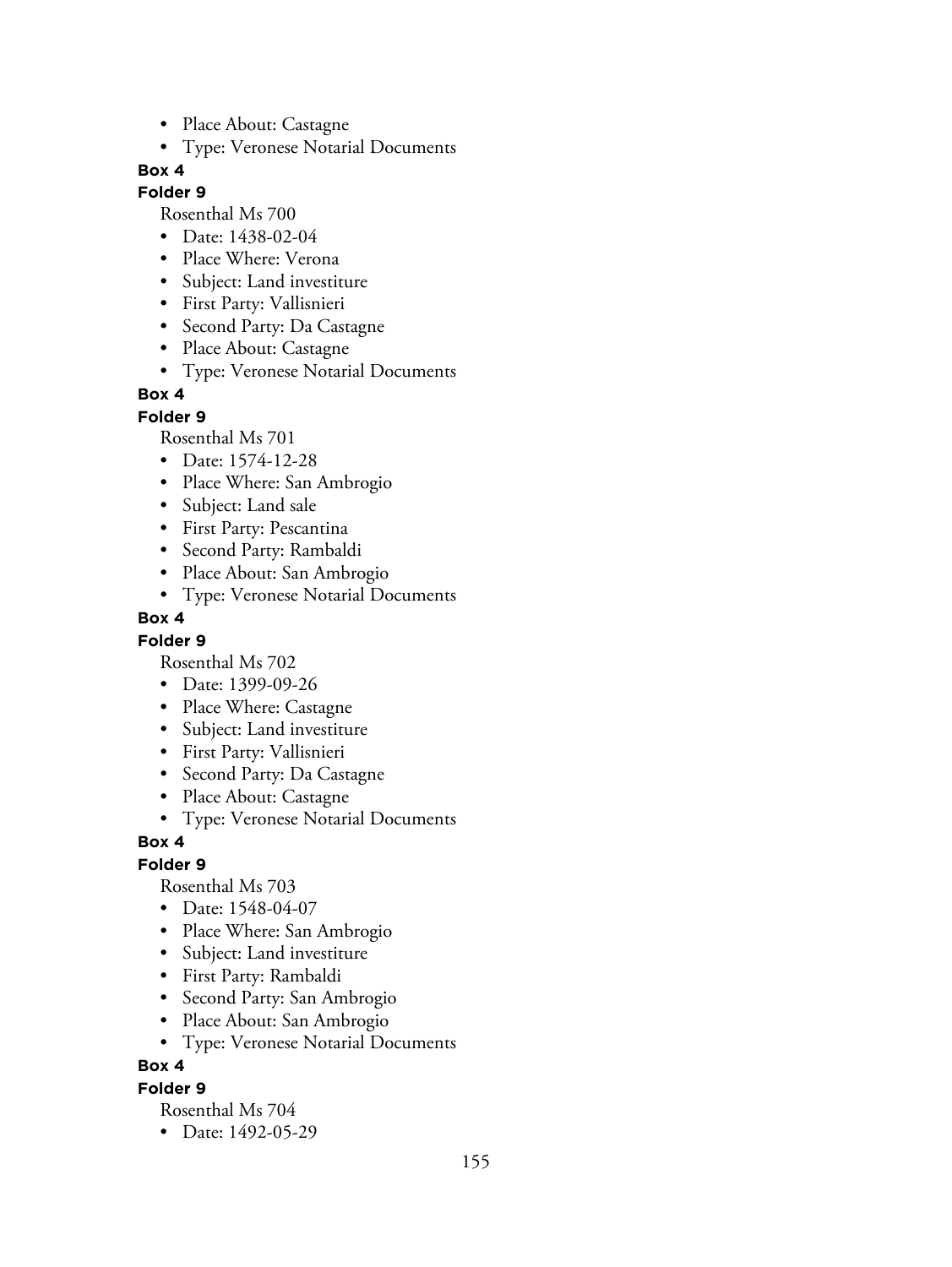- Place About: Castagne
- Type: Veronese Notarial Documents

**Box 4**

**Folder 9**

Rosenthal Ms 700

- Date: 1438-02-04
- Place Where: Verona
- Subject: Land investiture
- First Party: Vallisnieri
- Second Party: Da Castagne
- Place About: Castagne
- Type: Veronese Notarial Documents

**Box 4**

**Folder 9**

Rosenthal Ms 701

- Date: 1574-12-28
- Place Where: San Ambrogio
- Subject: Land sale
- First Party: Pescantina
- Second Party: Rambaldi
- Place About: San Ambrogio
- Type: Veronese Notarial Documents

**Box 4**

**Folder 9**

Rosenthal Ms 702

- Date: 1399-09-26
- Place Where: Castagne
- Subject: Land investiture
- First Party: Vallisnieri
- Second Party: Da Castagne
- Place About: Castagne
- Type: Veronese Notarial Documents

**Box 4**

**Folder 9**

Rosenthal Ms 703

- Date: 1548-04-07
- Place Where: San Ambrogio
- Subject: Land investiture
- First Party: Rambaldi
- Second Party: San Ambrogio
- Place About: San Ambrogio
- Type: Veronese Notarial Documents

**Box 4**

**Folder 9**

Rosenthal Ms 704

- Date: 1492-05-29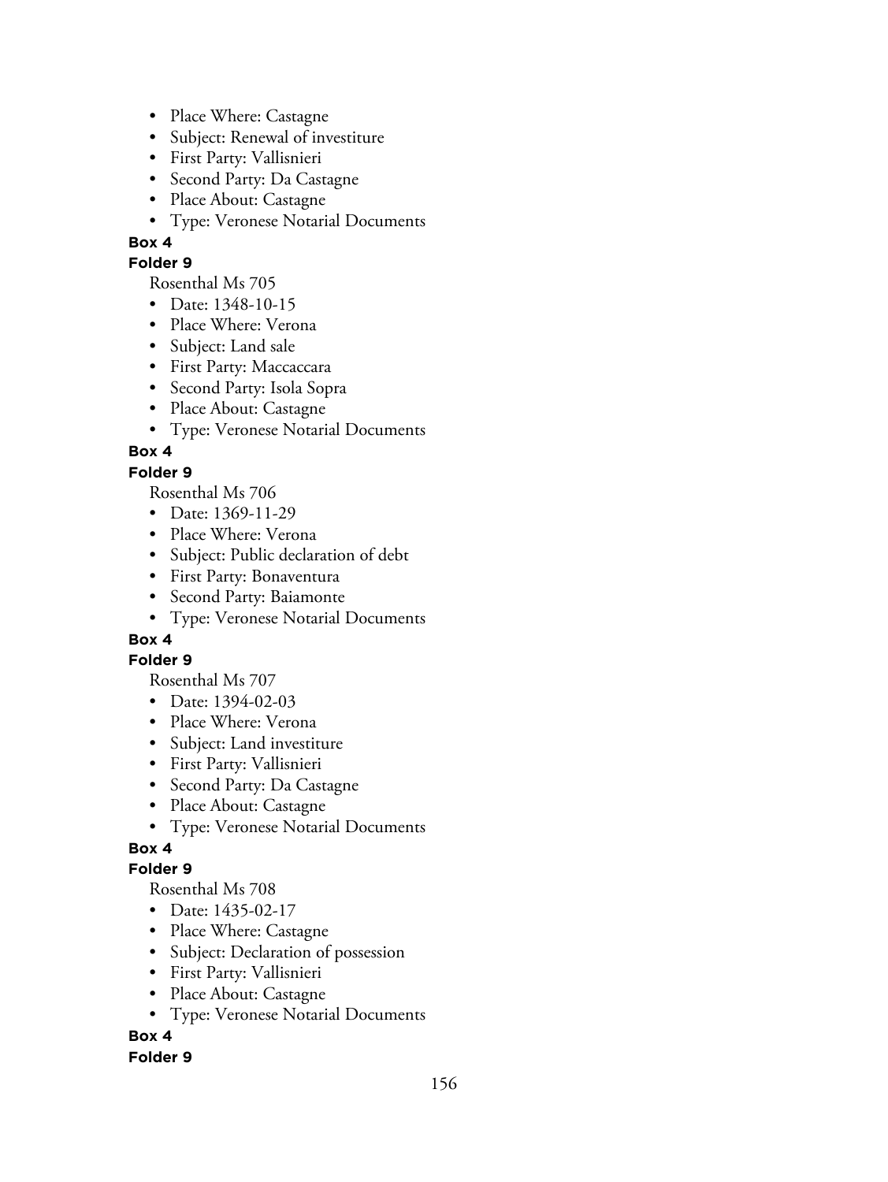- Place Where: Castagne
- Subject: Renewal of investiture
- First Party: Vallisnieri
- Second Party: Da Castagne
- Place About: Castagne
- Type: Veronese Notarial Documents

**Box 4**

**Folder 9**

Rosenthal Ms 705

- Date: 1348-10-15
- Place Where: Verona
- Subject: Land sale
- First Party: Maccaccara
- Second Party: Isola Sopra
- Place About: Castagne
- Type: Veronese Notarial Documents

**Box 4**

**Folder 9**

Rosenthal Ms 706

- Date: 1369-11-29
- Place Where: Verona
- Subject: Public declaration of debt
- First Party: Bonaventura
- Second Party: Baiamonte
- Type: Veronese Notarial Documents

**Box 4**

**Folder 9**

Rosenthal Ms 707

- Date: 1394-02-03
- Place Where: Verona
- Subject: Land investiture
- First Party: Vallisnieri
- Second Party: Da Castagne
- Place About: Castagne
- Type: Veronese Notarial Documents

**Box 4**

**Folder 9**

Rosenthal Ms 708

- Date: 1435-02-17
- Place Where: Castagne
- Subject: Declaration of possession
- First Party: Vallisnieri
- Place About: Castagne
- Type: Veronese Notarial Documents

**Box 4**

**Folder 9**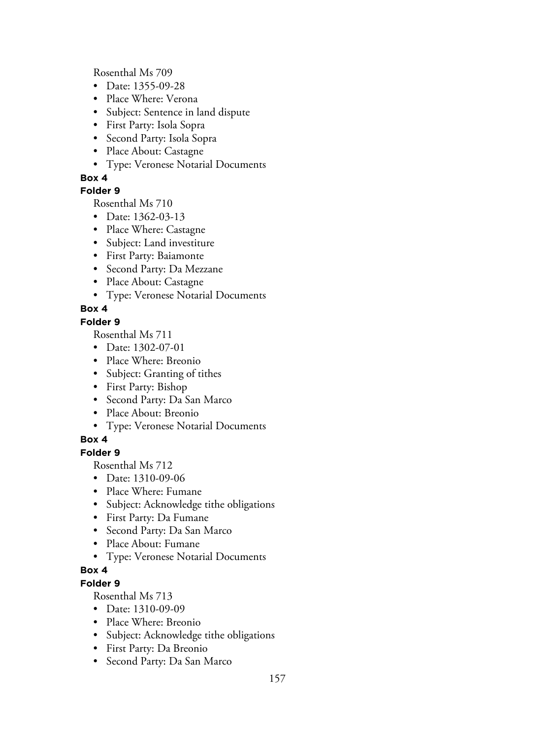Rosenthal Ms 709

- Date: 1355-09-28
- Place Where: Verona
- Subject: Sentence in land dispute
- First Party: Isola Sopra
- Second Party: Isola Sopra
- Place About: Castagne
- Type: Veronese Notarial Documents

**Box 4**

**Folder 9**

Rosenthal Ms 710

- Date: 1362-03-13
- Place Where: Castagne
- Subject: Land investiture
- First Party: Baiamonte
- Second Party: Da Mezzane
- Place About: Castagne
- Type: Veronese Notarial Documents

**Box 4**

**Folder 9**

Rosenthal Ms 711

- Date: 1302-07-01
- Place Where: Breonio
- Subject: Granting of tithes
- First Party: Bishop
- Second Party: Da San Marco
- Place About: Breonio
- Type: Veronese Notarial Documents

**Box 4**

**Folder 9**

Rosenthal Ms 712

- Date: 1310-09-06
- Place Where: Fumane
- Subject: Acknowledge tithe obligations
- First Party: Da Fumane
- Second Party: Da San Marco
- Place About: Fumane
- Type: Veronese Notarial Documents

**Box 4**

**Folder 9**

Rosenthal Ms 713

- Date: 1310-09-09
- Place Where: Breonio
- Subject: Acknowledge tithe obligations
- First Party: Da Breonio
- Second Party: Da San Marco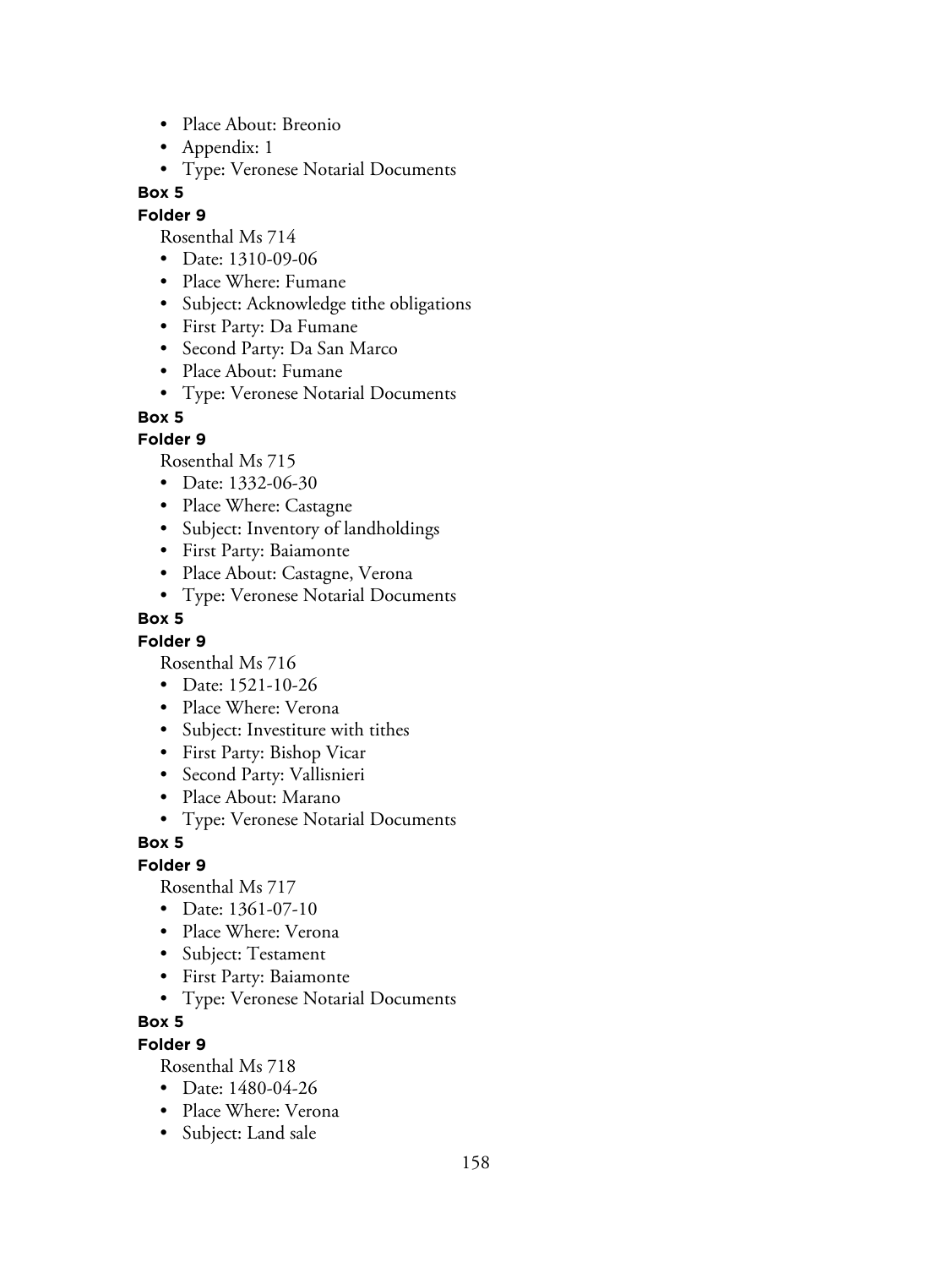- Place About: Breonio
- Appendix: 1
- Type: Veronese Notarial Documents

**Box 5**

**Folder 9**

Rosenthal Ms 714

- Date: 1310-09-06
- Place Where: Fumane
- Subject: Acknowledge tithe obligations
- First Party: Da Fumane
- Second Party: Da San Marco
- Place About: Fumane
- Type: Veronese Notarial Documents

**Box 5**

**Folder 9**

Rosenthal Ms 715

- Date: 1332-06-30
- Place Where: Castagne
- Subject: Inventory of landholdings
- First Party: Baiamonte
- Place About: Castagne, Verona
- Type: Veronese Notarial Documents

**Box 5**

**Folder 9**

Rosenthal Ms 716

- Date: 1521-10-26
- Place Where: Verona
- Subject: Investiture with tithes
- First Party: Bishop Vicar
- Second Party: Vallisnieri
- Place About: Marano
- Type: Veronese Notarial Documents

**Box 5**

**Folder 9**

Rosenthal Ms 717

- Date: 1361-07-10
- Place Where: Verona
- Subject: Testament
- First Party: Baiamonte
- Type: Veronese Notarial Documents

**Box 5**

**Folder 9**

Rosenthal Ms 718

- Date: 1480-04-26
- Place Where: Verona
- Subject: Land sale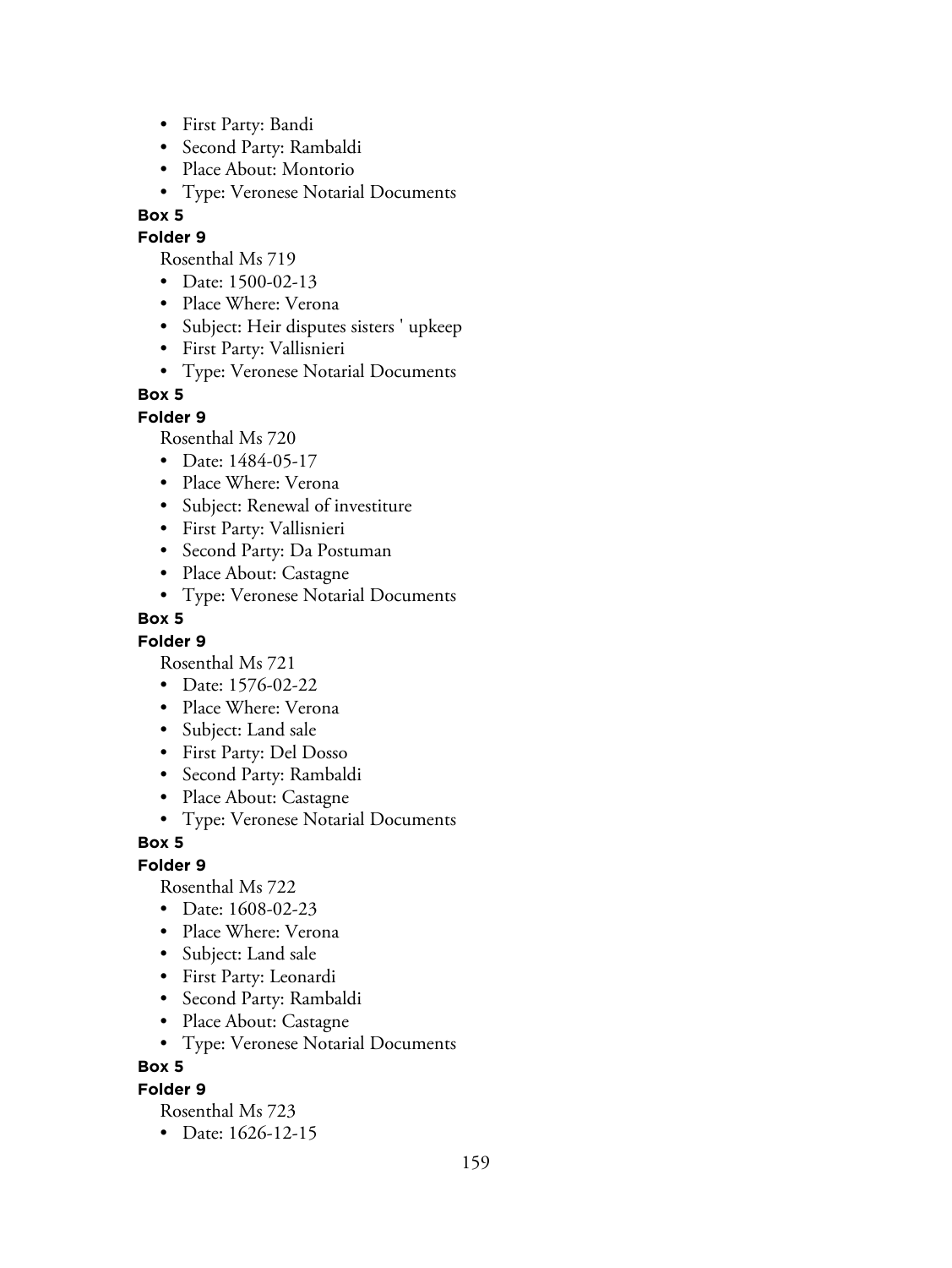- First Party: Bandi
- Second Party: Rambaldi
- Place About: Montorio
- Type: Veronese Notarial Documents

**Box 5**

**Folder 9**

Rosenthal Ms 719

- Date: 1500-02-13
- Place Where: Verona
- Subject: Heir disputes sisters ' upkeep
- First Party: Vallisnieri
- Type: Veronese Notarial Documents

**Box 5**

**Folder 9**

Rosenthal Ms 720

- Date: 1484-05-17
- Place Where: Verona
- Subject: Renewal of investiture
- First Party: Vallisnieri
- Second Party: Da Postuman
- Place About: Castagne
- Type: Veronese Notarial Documents

**Box 5**

**Folder 9**

Rosenthal Ms 721

- Date: 1576-02-22
- Place Where: Verona
- Subject: Land sale
- First Party: Del Dosso
- Second Party: Rambaldi
- Place About: Castagne
- Type: Veronese Notarial Documents

**Box 5**

**Folder 9**

Rosenthal Ms 722

- Date: 1608-02-23
- Place Where: Verona
- Subject: Land sale
- First Party: Leonardi
- Second Party: Rambaldi
- Place About: Castagne
- Type: Veronese Notarial Documents

**Box 5**

**Folder 9**

Rosenthal Ms 723

- Date: 1626-12-15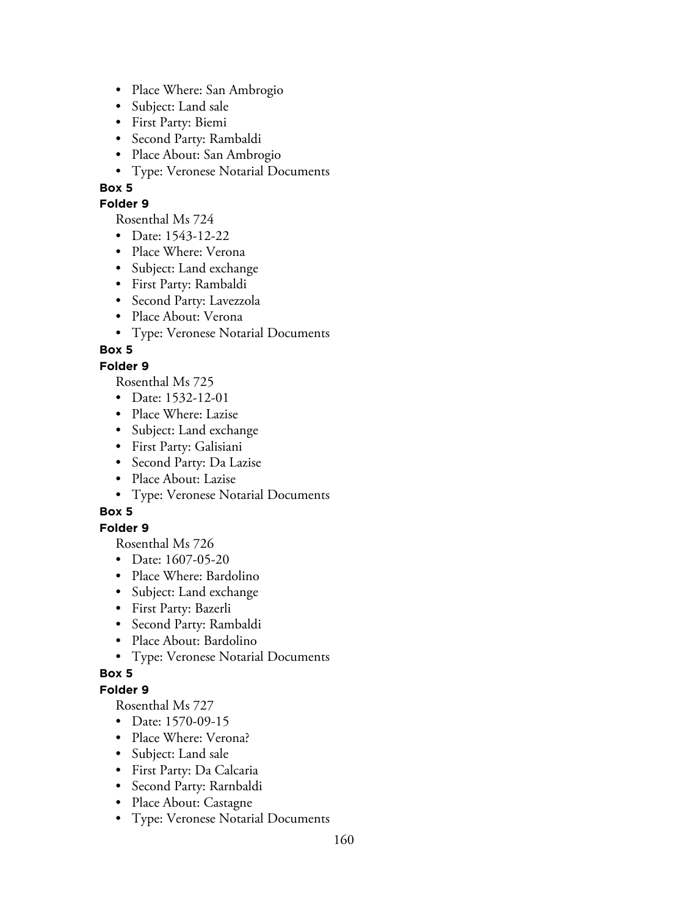- Place Where: San Ambrogio
- Subject: Land sale
- First Party: Biemi
- Second Party: Rambaldi
- Place About: San Ambrogio
- Type: Veronese Notarial Documents

**Box 5**

**Folder 9**

Rosenthal Ms 724

- Date: 1543-12-22
- Place Where: Verona
- Subject: Land exchange
- First Party: Rambaldi
- Second Party: Lavezzola
- Place About: Verona
- Type: Veronese Notarial Documents

**Box 5**

**Folder 9**

Rosenthal Ms 725

- Date: 1532-12-01
- Place Where: Lazise
- Subject: Land exchange
- First Party: Galisiani
- Second Party: Da Lazise
- Place About: Lazise
- Type: Veronese Notarial Documents

**Box 5**

**Folder 9**

Rosenthal Ms 726

- Date: 1607-05-20
- Place Where: Bardolino
- Subject: Land exchange
- First Party: Bazerli
- Second Party: Rambaldi
- Place About: Bardolino
- Type: Veronese Notarial Documents

**Box 5**

**Folder 9**

Rosenthal Ms 727

- Date: 1570-09-15
- Place Where: Verona?
- Subject: Land sale
- First Party: Da Calcaria
- Second Party: Rarnbaldi
- Place About: Castagne
- Type: Veronese Notarial Documents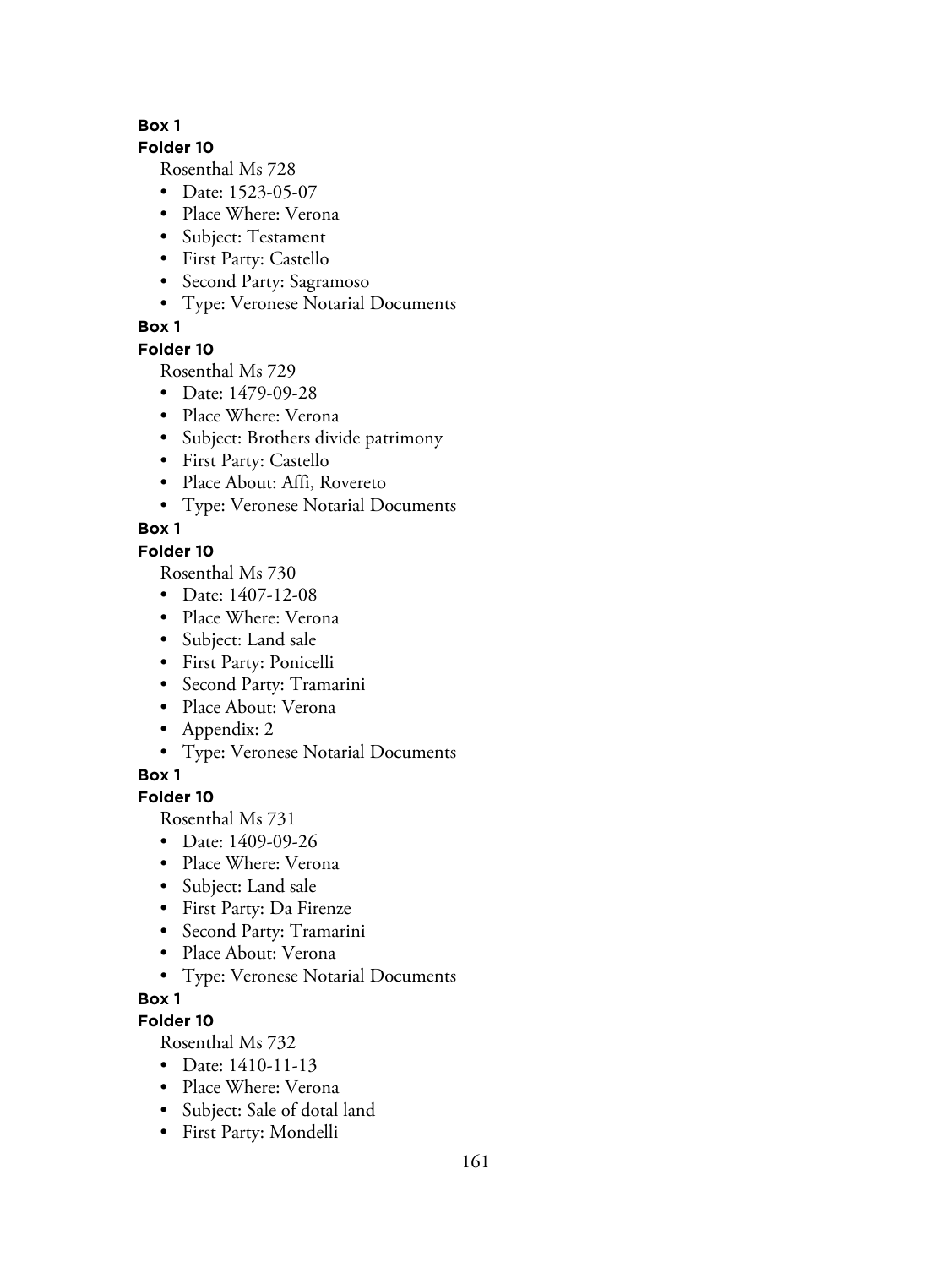**Box 1**

**Folder 10**

Rosenthal Ms 728

- Date: 1523-05-07
- Place Where: Verona
- Subject: Testament
- First Party: Castello
- Second Party: Sagramoso
- Type: Veronese Notarial Documents

**Box 1**

**Folder 10**

Rosenthal Ms 729

- Date: 1479-09-28
- Place Where: Verona
- Subject: Brothers divide patrimony
- First Party: Castello
- Place About: Affi, Rovereto
- Type: Veronese Notarial Documents

**Box 1**

**Folder 10**

Rosenthal Ms 730

- Date: 1407-12-08
- Place Where: Verona
- Subject: Land sale
- First Party: Ponicelli
- Second Party: Tramarini
- Place About: Verona
- Appendix: 2
- Type: Veronese Notarial Documents

**Box 1**

**Folder 10**

Rosenthal Ms 731

- Date: 1409-09-26
- Place Where: Verona
- Subject: Land sale
- First Party: Da Firenze
- Second Party: Tramarini
- Place About: Verona
- Type: Veronese Notarial Documents

**Box 1**

**Folder 10**

Rosenthal Ms 732

- Date: 1410-11-13
- Place Where: Verona
- Subject: Sale of dotal land
- First Party: Mondelli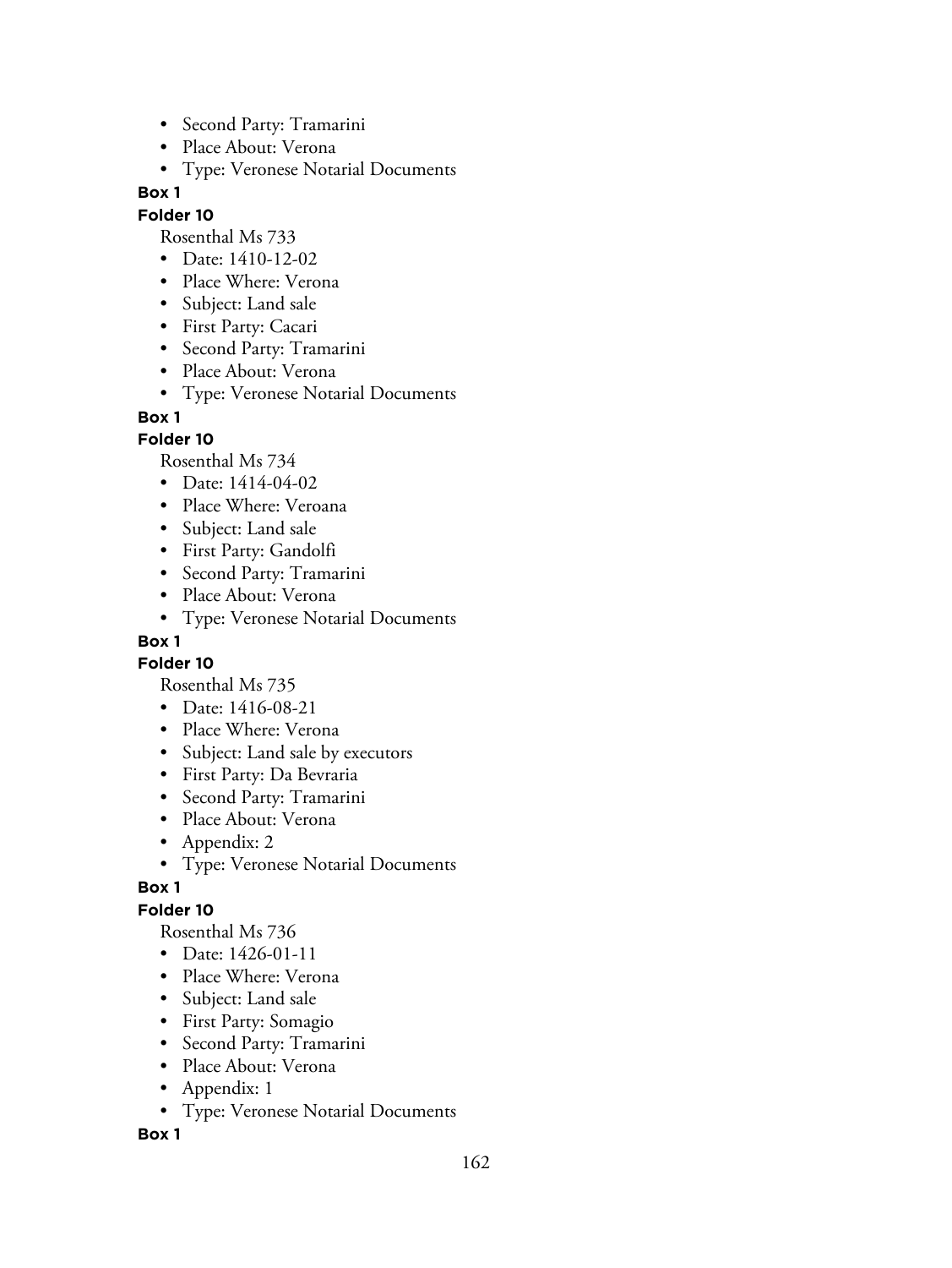- Second Party: Tramarini
- Place About: Verona
- Type: Veronese Notarial Documents

**Box 1**

**Folder 10**

Rosenthal Ms 733

- Date: 1410-12-02
- Place Where: Verona
- Subject: Land sale
- First Party: Cacari
- Second Party: Tramarini
- Place About: Verona
- Type: Veronese Notarial Documents

**Box 1**

**Folder 10**

Rosenthal Ms 734

- Date: 1414-04-02
- Place Where: Veroana
- Subject: Land sale
- First Party: Gandolfi
- Second Party: Tramarini
- Place About: Verona
- Type: Veronese Notarial Documents

**Box 1**

**Folder 10**

Rosenthal Ms 735

- Date: 1416-08-21
- Place Where: Verona
- Subject: Land sale by executors
- First Party: Da Bevraria
- Second Party: Tramarini
- Place About: Verona
- Appendix: 2
- Type: Veronese Notarial Documents

**Box 1**

**Folder 10**

Rosenthal Ms 736

- Date: 1426-01-11
- Place Where: Verona
- Subject: Land sale
- First Party: Somagio
- Second Party: Tramarini
- Place About: Verona
- Appendix: 1
- Type: Veronese Notarial Documents

**Box 1**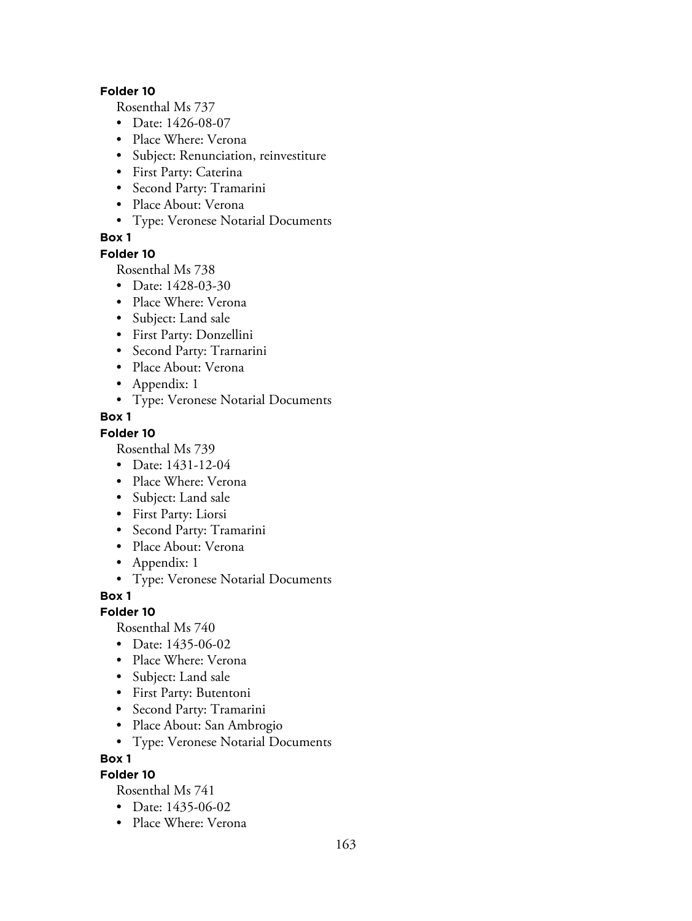**Folder 10**

Rosenthal Ms 737

- Date: 1426-08-07
- Place Where: Verona
- Subject: Renunciation, reinvestiture
- First Party: Caterina
- Second Party: Tramarini
- Place About: Verona
- Type: Veronese Notarial Documents

**Box 1**

**Folder 10**

Rosenthal Ms 738

- Date: 1428-03-30
- Place Where: Verona
- Subject: Land sale
- First Party: Donzellini
- Second Party: Trarnarini
- Place About: Verona
- Appendix: 1
- Type: Veronese Notarial Documents

**Box 1**

**Folder 10**

Rosenthal Ms 739

- Date: 1431-12-04
- Place Where: Verona
- Subject: Land sale
- First Party: Liorsi
- Second Party: Tramarini
- Place About: Verona
- Appendix: 1
- Type: Veronese Notarial Documents

**Box 1**

**Folder 10**

Rosenthal Ms 740

- Date: 1435-06-02
- Place Where: Verona
- Subject: Land sale
- First Party: Butentoni
- Second Party: Tramarini
- Place About: San Ambrogio
- Type: Veronese Notarial Documents

**Box 1**

**Folder 10**

Rosenthal Ms 741

- Date: 1435-06-02
- Place Where: Verona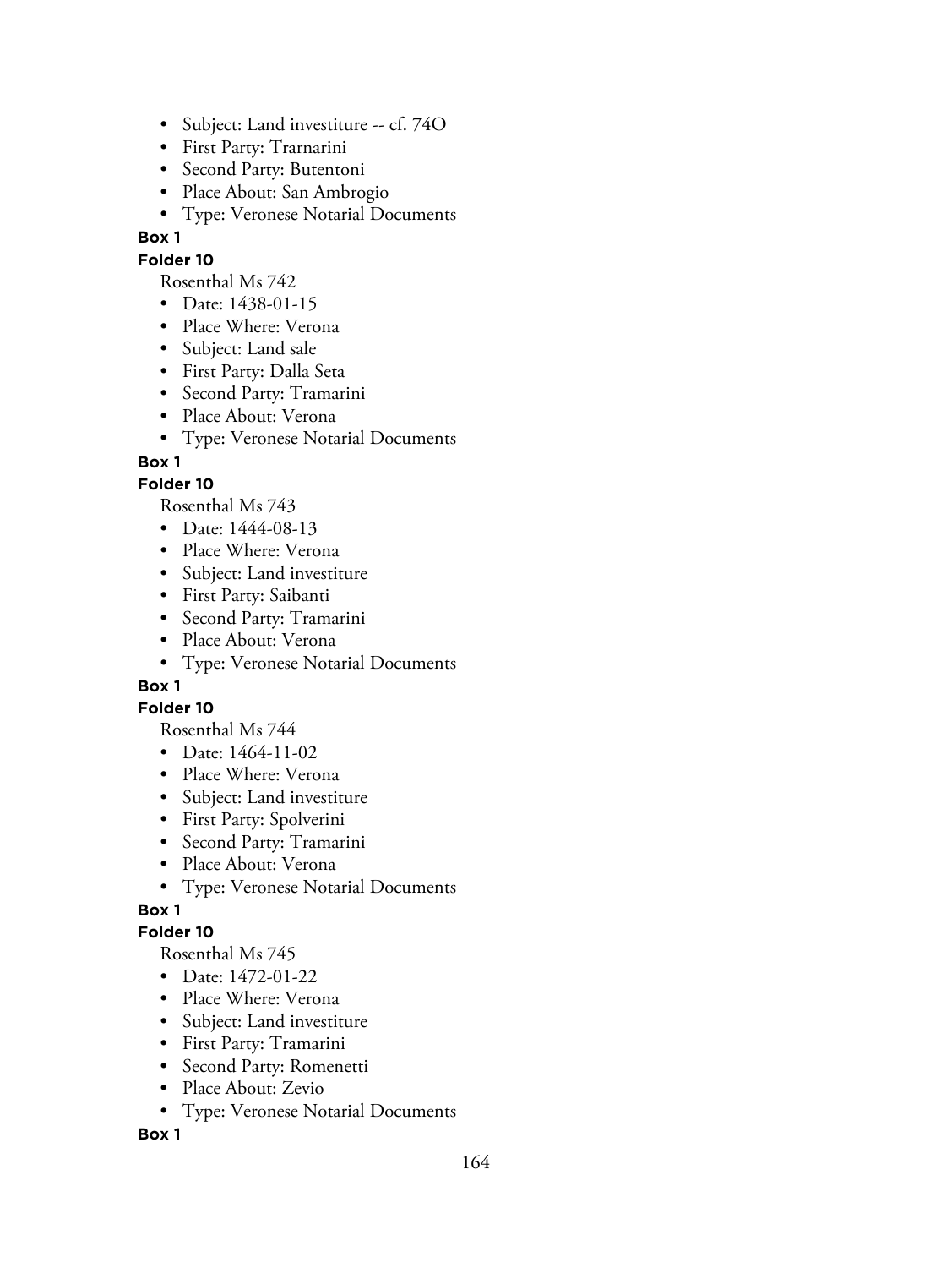- Subject: Land investiture -- cf. 74O
- First Party: Trarnarini
- Second Party: Butentoni
- Place About: San Ambrogio
- Type: Veronese Notarial Documents

**Box 1**

**Folder 10**

Rosenthal Ms 742

- Date: 1438-01-15
- Place Where: Verona
- Subject: Land sale
- First Party: Dalla Seta
- Second Party: Tramarini
- Place About: Verona
- Type: Veronese Notarial Documents

**Box 1**

**Folder 10**

Rosenthal Ms 743

- Date: 1444-08-13
- Place Where: Verona
- Subject: Land investiture
- First Party: Saibanti
- Second Party: Tramarini
- Place About: Verona
- Type: Veronese Notarial Documents

**Box 1**

**Folder 10**

Rosenthal Ms 744

- Date: 1464-11-02
- Place Where: Verona
- Subject: Land investiture
- First Party: Spolverini
- Second Party: Tramarini
- Place About: Verona
- Type: Veronese Notarial Documents

**Box 1**

**Folder 10**

Rosenthal Ms 745

- Date: 1472-01-22
- Place Where: Verona
- Subject: Land investiture
- First Party: Tramarini
- Second Party: Romenetti
- Place About: Zevio
- Type: Veronese Notarial Documents

**Box 1**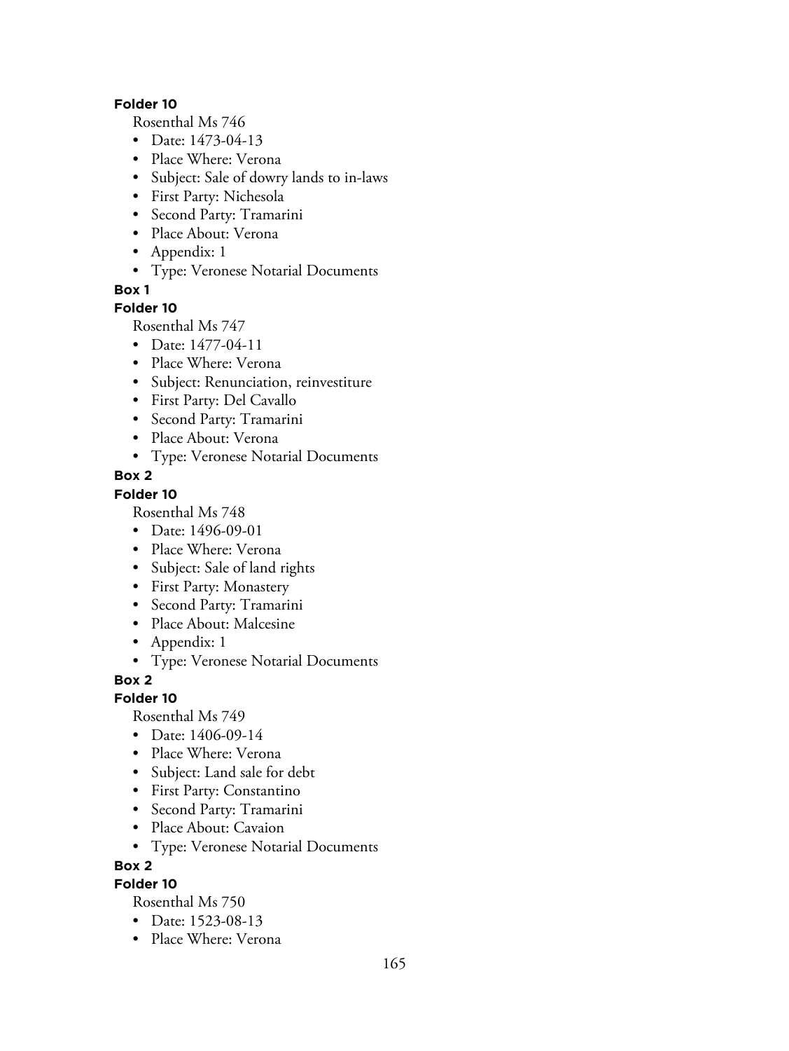**Folder 10**

Rosenthal Ms 746

- Date: 1473-04-13
- Place Where: Verona
- Subject: Sale of dowry lands to in-laws
- First Party: Nichesola
- Second Party: Tramarini
- Place About: Verona
- Appendix: 1
- Type: Veronese Notarial Documents

**Box 1**

**Folder 10**

Rosenthal Ms 747

- Date: 1477-04-11
- Place Where: Verona
- Subject: Renunciation, reinvestiture
- First Party: Del Cavallo
- Second Party: Tramarini
- Place About: Verona
- Type: Veronese Notarial Documents

**Box 2**

**Folder 10**

Rosenthal Ms 748

- Date: 1496-09-01
- Place Where: Verona
- Subject: Sale of land rights
- First Party: Monastery
- Second Party: Tramarini
- Place About: Malcesine
- Appendix: 1
- Type: Veronese Notarial Documents

**Box 2**

**Folder 10**

Rosenthal Ms 749

- Date: 1406-09-14
- Place Where: Verona
- Subject: Land sale for debt
- First Party: Constantino
- Second Party: Tramarini
- Place About: Cavaion
- Type: Veronese Notarial Documents

**Box 2**

**Folder 10**

Rosenthal Ms 750

- Date: 1523-08-13
- Place Where: Verona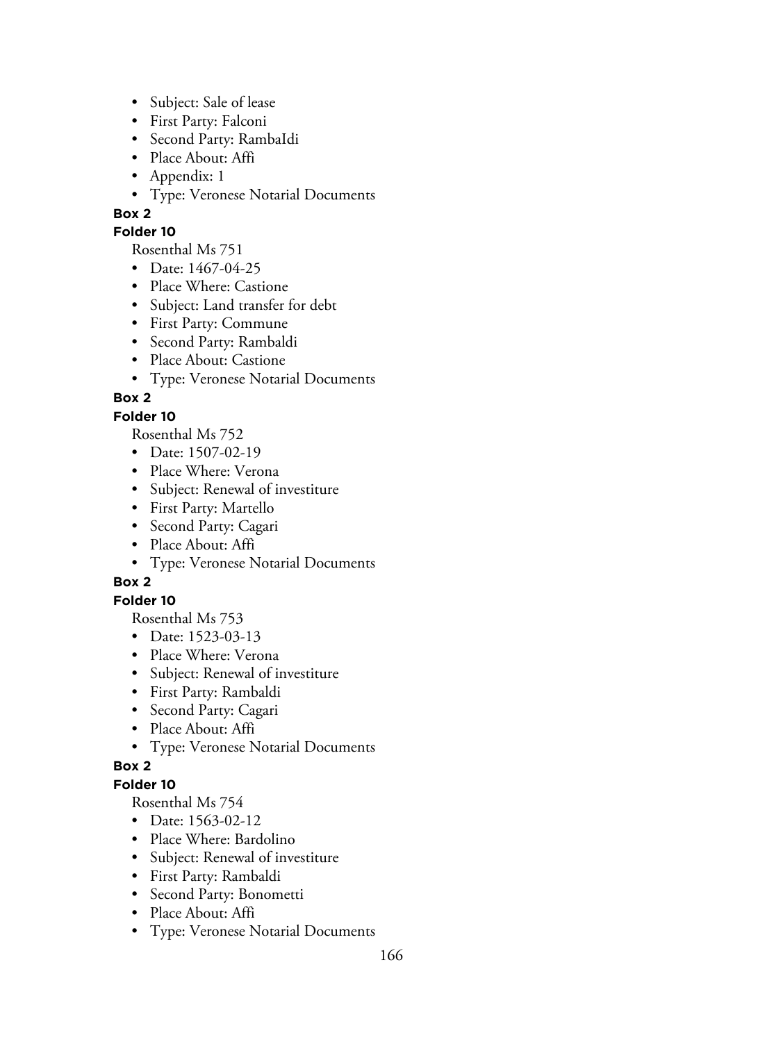- Subject: Sale of lease
- First Party: Falconi
- Second Party: RambaIdi
- Place About: Affi
- Appendix: 1
- Type: Veronese Notarial Documents

**Box 2**

**Folder 10**

Rosenthal Ms 751

- Date: 1467-04-25
- Place Where: Castione
- Subject: Land transfer for debt
- First Party: Commune
- Second Party: Rambaldi
- Place About: Castione
- Type: Veronese Notarial Documents

**Box 2**

**Folder 10**

Rosenthal Ms 752

- Date: 1507-02-19
- Place Where: Verona
- Subject: Renewal of investiture
- First Party: Martello
- Second Party: Cagari
- Place About: Affi
- Type: Veronese Notarial Documents

**Box 2**

**Folder 10**

Rosenthal Ms 753

- Date: 1523-03-13
- Place Where: Verona
- Subject: Renewal of investiture
- First Party: Rambaldi
- Second Party: Cagari
- Place About: Affi
- Type: Veronese Notarial Documents

**Box 2**

**Folder 10**

Rosenthal Ms 754

- Date: 1563-02-12
- Place Where: Bardolino
- Subject: Renewal of investiture
- First Party: Rambaldi
- Second Party: Bonometti
- Place About: Affi
- Type: Veronese Notarial Documents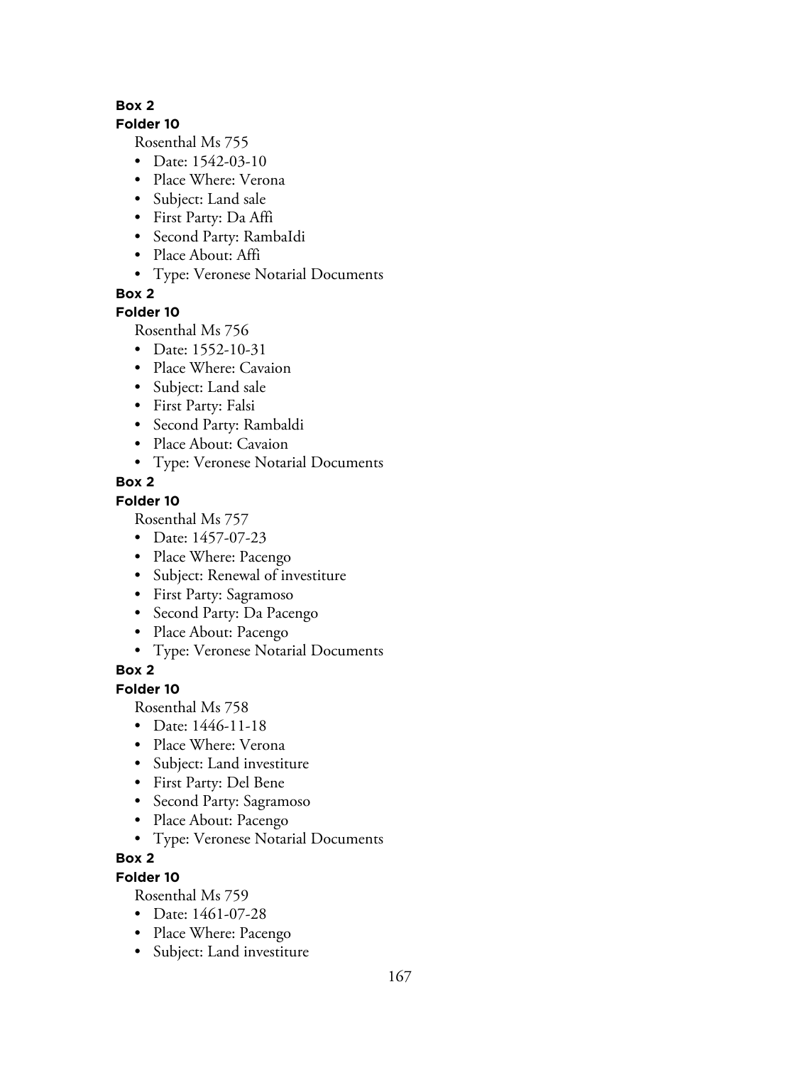**Box 2**

**Folder 10**

Rosenthal Ms 755

- Date: 1542-03-10
- Place Where: Verona
- Subject: Land sale
- First Party: Da Affi
- Second Party: RambaIdi
- Place About: Affi
- Type: Veronese Notarial Documents

**Box 2**

**Folder 10**

Rosenthal Ms 756

- Date: 1552-10-31
- Place Where: Cavaion
- Subject: Land sale
- First Party: Falsi
- Second Party: Rambaldi
- Place About: Cavaion
- Type: Veronese Notarial Documents

**Box 2**

**Folder 10**

Rosenthal Ms 757

- Date: 1457-07-23
- Place Where: Pacengo
- Subject: Renewal of investiture
- First Party: Sagramoso
- Second Party: Da Pacengo
- Place About: Pacengo
- Type: Veronese Notarial Documents

**Box 2**

**Folder 10**

Rosenthal Ms 758

- Date: 1446-11-18
- Place Where: Verona
- Subject: Land investiture
- First Party: Del Bene
- Second Party: Sagramoso
- Place About: Pacengo
- Type: Veronese Notarial Documents

**Box 2**

**Folder 10**

Rosenthal Ms 759

- Date: 1461-07-28
- Place Where: Pacengo
- Subject: Land investiture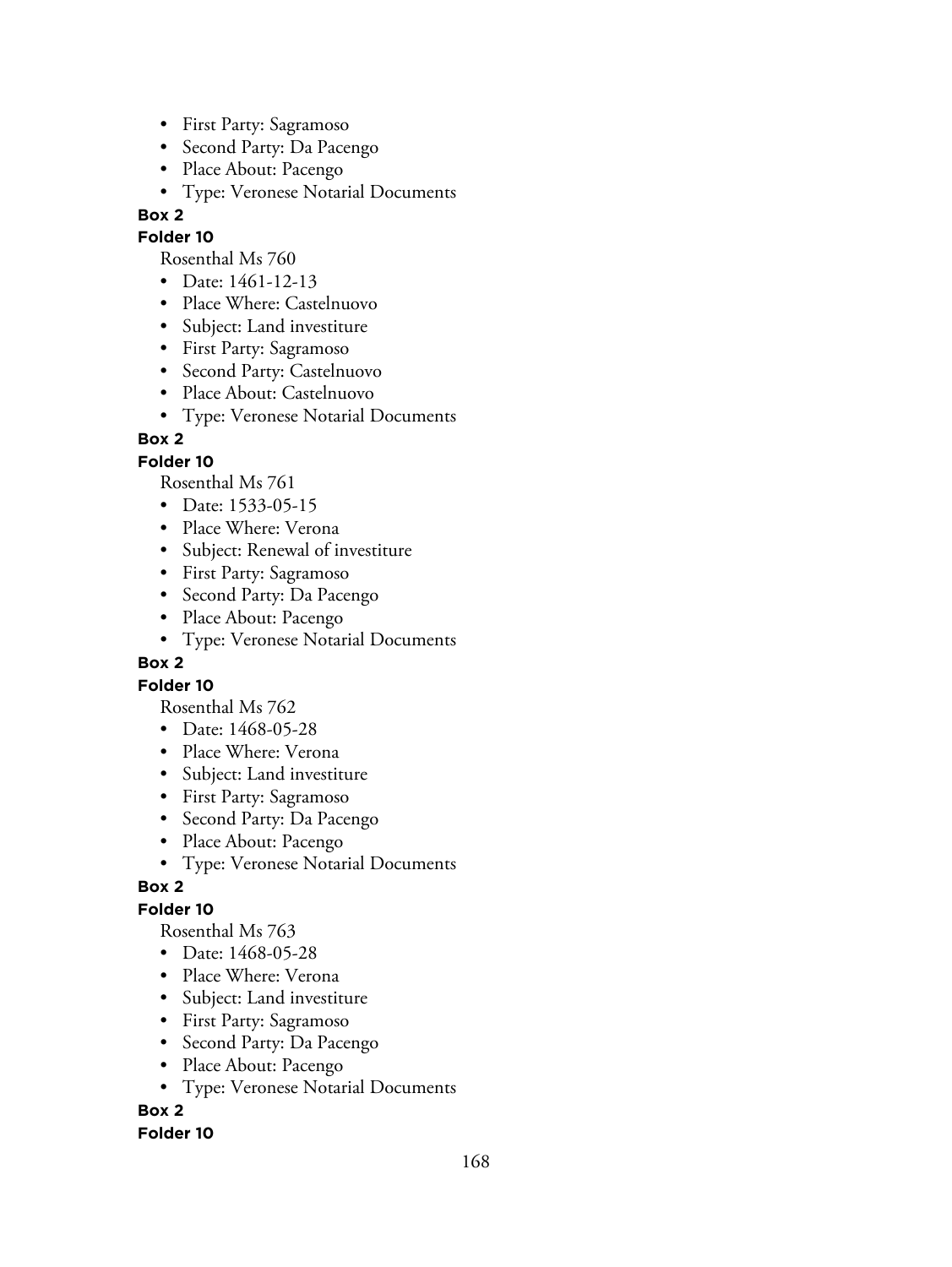- First Party: Sagramoso
- Second Party: Da Pacengo
- Place About: Pacengo
- Type: Veronese Notarial Documents

**Box 2**

**Folder 10**

Rosenthal Ms 760

- Date: 1461-12-13
- Place Where: Castelnuovo
- Subject: Land investiture
- First Party: Sagramoso
- Second Party: Castelnuovo
- Place About: Castelnuovo
- Type: Veronese Notarial Documents

**Box 2**

**Folder 10**

Rosenthal Ms 761

- Date: 1533-05-15
- Place Where: Verona
- Subject: Renewal of investiture
- First Party: Sagramoso
- Second Party: Da Pacengo
- Place About: Pacengo
- Type: Veronese Notarial Documents

**Box 2**

**Folder 10**

Rosenthal Ms 762

- Date: 1468-05-28
- Place Where: Verona
- Subject: Land investiture
- First Party: Sagramoso
- Second Party: Da Pacengo
- Place About: Pacengo
- Type: Veronese Notarial Documents

**Box 2**

**Folder 10**

Rosenthal Ms 763

- Date: 1468-05-28
- Place Where: Verona
- Subject: Land investiture
- First Party: Sagramoso
- Second Party: Da Pacengo
- Place About: Pacengo
- Type: Veronese Notarial Documents

**Box 2**

**Folder 10**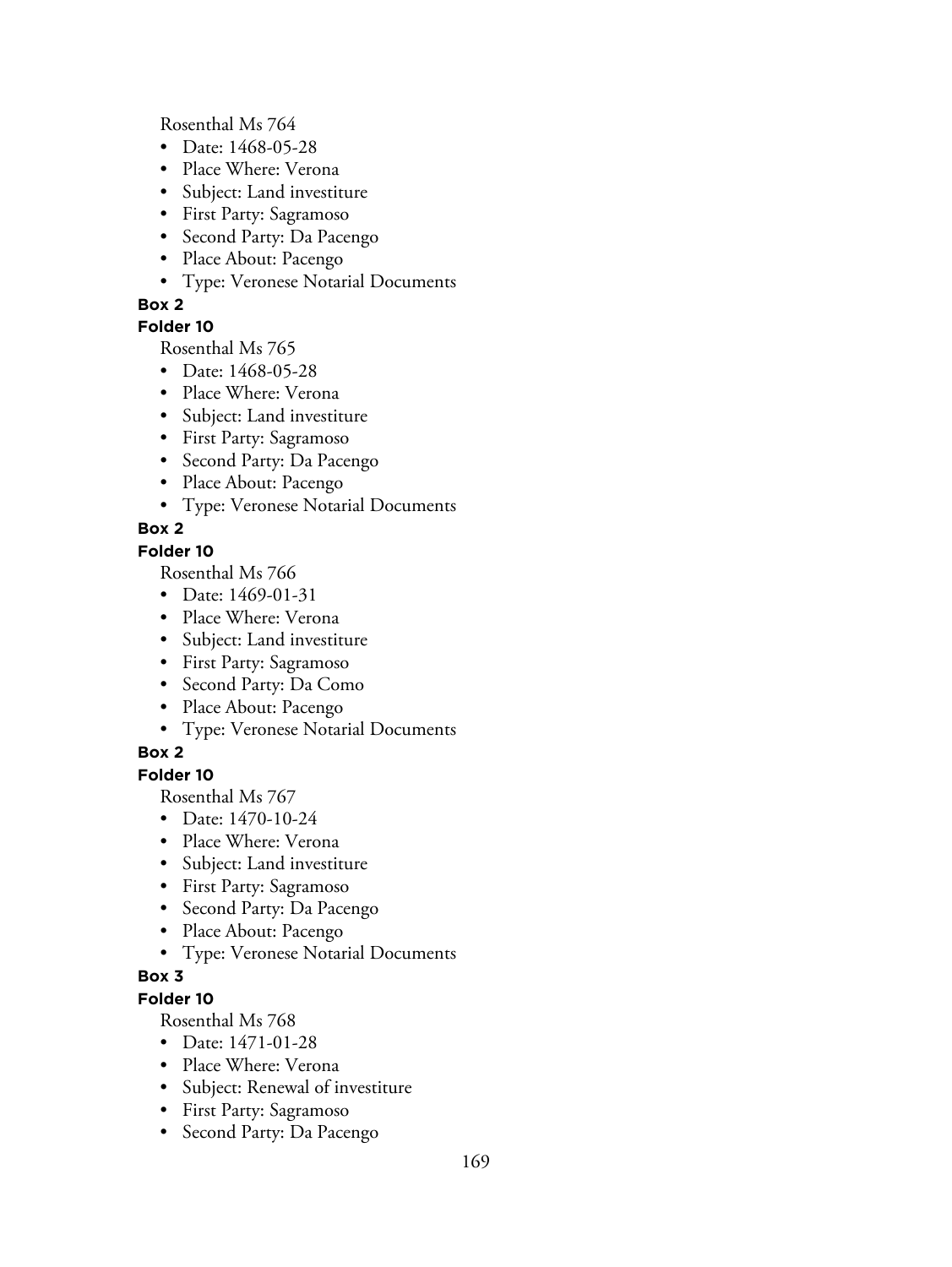Rosenthal Ms 764

- Date: 1468-05-28
- Place Where: Verona
- Subject: Land investiture
- First Party: Sagramoso
- Second Party: Da Pacengo
- Place About: Pacengo
- Type: Veronese Notarial Documents

**Box 2**

**Folder 10**

Rosenthal Ms 765

- Date: 1468-05-28
- Place Where: Verona
- Subject: Land investiture
- First Party: Sagramoso
- Second Party: Da Pacengo
- Place About: Pacengo
- Type: Veronese Notarial Documents

**Box 2**

**Folder 10**

Rosenthal Ms 766

- Date: 1469-01-31
- Place Where: Verona
- Subject: Land investiture
- First Party: Sagramoso
- Second Party: Da Como
- Place About: Pacengo
- Type: Veronese Notarial Documents

**Box 2**

**Folder 10**

Rosenthal Ms 767

- Date: 1470-10-24
- Place Where: Verona
- Subject: Land investiture
- First Party: Sagramoso
- Second Party: Da Pacengo
- Place About: Pacengo
- Type: Veronese Notarial Documents

**Box 3**

**Folder 10**

Rosenthal Ms 768

- Date: 1471-01-28
- Place Where: Verona
- Subject: Renewal of investiture
- First Party: Sagramoso
- Second Party: Da Pacengo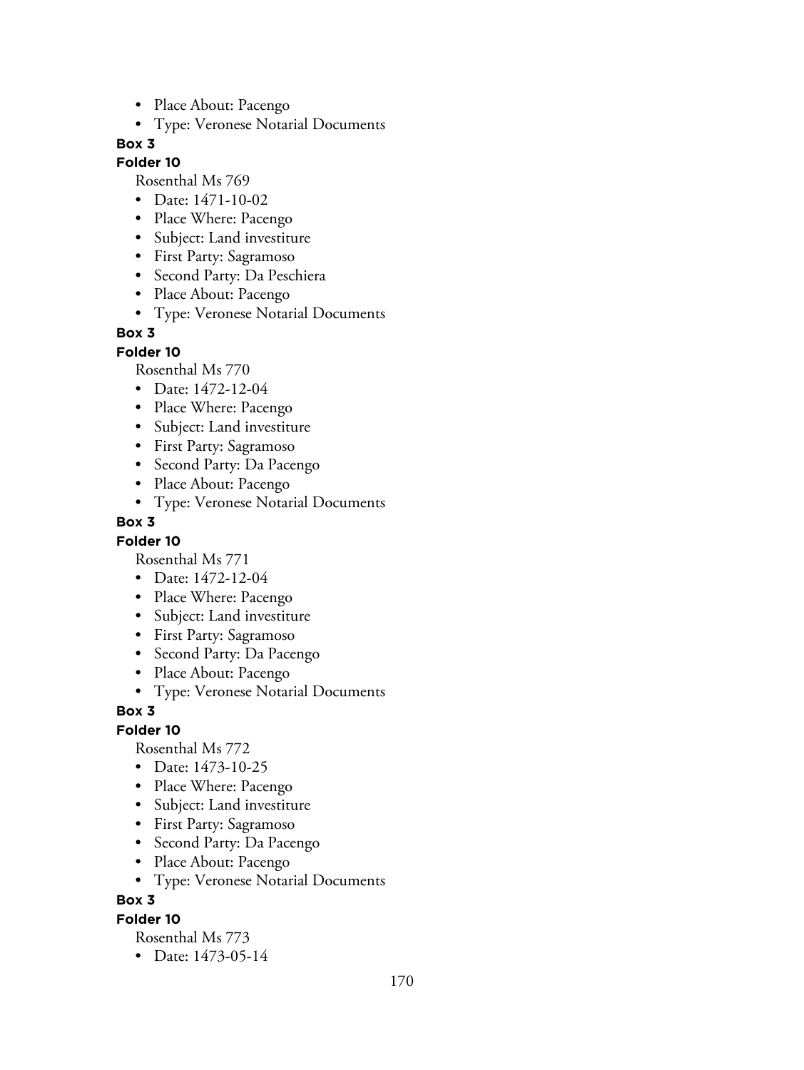- Place About: Pacengo
- Type: Veronese Notarial Documents

**Box 3**

**Folder 10**

Rosenthal Ms 769

- Date: 1471-10-02
- Place Where: Pacengo
- Subject: Land investiture
- First Party: Sagramoso
- Second Party: Da Peschiera
- Place About: Pacengo
- Type: Veronese Notarial Documents

**Box 3**

**Folder 10**

Rosenthal Ms 770

- Date: 1472-12-04
- Place Where: Pacengo
- Subject: Land investiture
- First Party: Sagramoso
- Second Party: Da Pacengo
- Place About: Pacengo
- Type: Veronese Notarial Documents

**Box 3**

**Folder 10**

Rosenthal Ms 771

- Date: 1472-12-04
- Place Where: Pacengo
- Subject: Land investiture
- First Party: Sagramoso
- Second Party: Da Pacengo
- Place About: Pacengo
- Type: Veronese Notarial Documents

**Box 3**

**Folder 10**

Rosenthal Ms 772

- Date: 1473-10-25
- Place Where: Pacengo
- Subject: Land investiture
- First Party: Sagramoso
- Second Party: Da Pacengo
- Place About: Pacengo
- Type: Veronese Notarial Documents

**Box 3**

**Folder 10**

Rosenthal Ms 773

- Date: 1473-05-14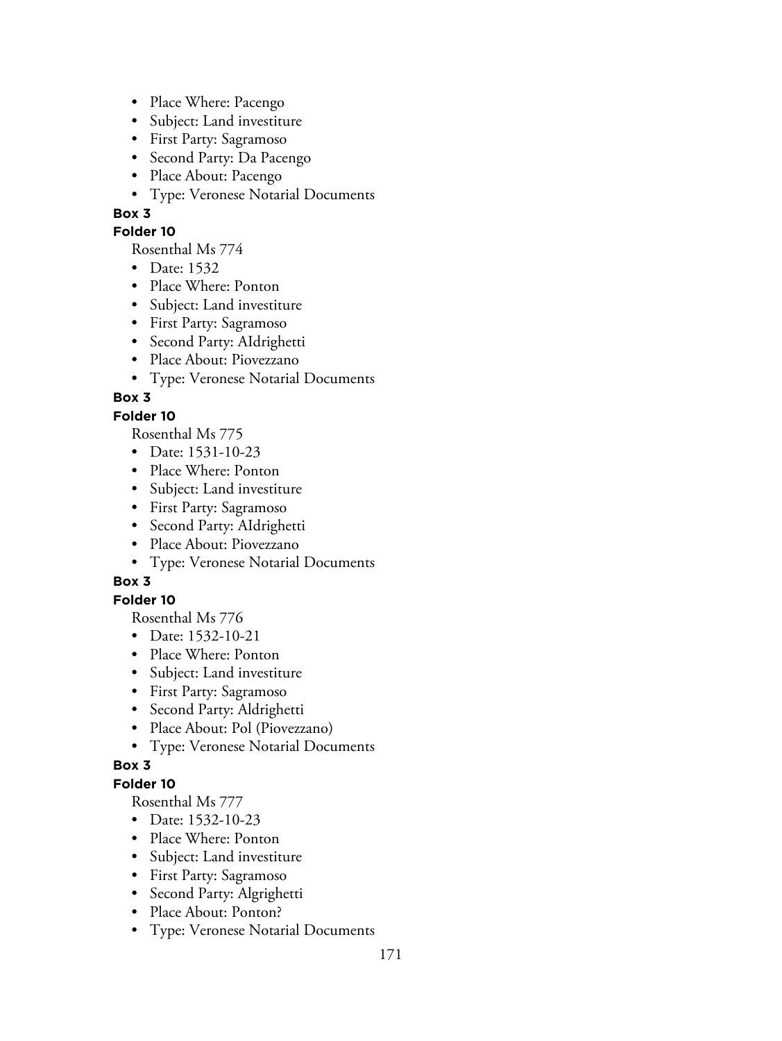- Place Where: Pacengo
- Subject: Land investiture
- First Party: Sagramoso
- Second Party: Da Pacengo
- Place About: Pacengo
- Type: Veronese Notarial Documents

**Box 3**

**Folder 10**

Rosenthal Ms 774

- Date: 1532
- Place Where: Ponton
- Subject: Land investiture
- First Party: Sagramoso
- Second Party: AIdrighetti
- Place About: Piovezzano
- Type: Veronese Notarial Documents

**Box 3**

**Folder 10**

Rosenthal Ms 775

- Date: 1531-10-23
- Place Where: Ponton
- Subject: Land investiture
- First Party: Sagramoso
- Second Party: AIdrighetti
- Place About: Piovezzano
- Type: Veronese Notarial Documents

**Box 3**

**Folder 10**

Rosenthal Ms 776

- Date: 1532-10-21
- Place Where: Ponton
- Subject: Land investiture
- First Party: Sagramoso
- Second Party: Aldrighetti
- Place About: Pol (Piovezzano)
- Type: Veronese Notarial Documents

**Box 3**

**Folder 10**

Rosenthal Ms 777

- Date: 1532-10-23
- Place Where: Ponton
- Subject: Land investiture
- First Party: Sagramoso
- Second Party: Algrighetti
- Place About: Ponton?
- Type: Veronese Notarial Documents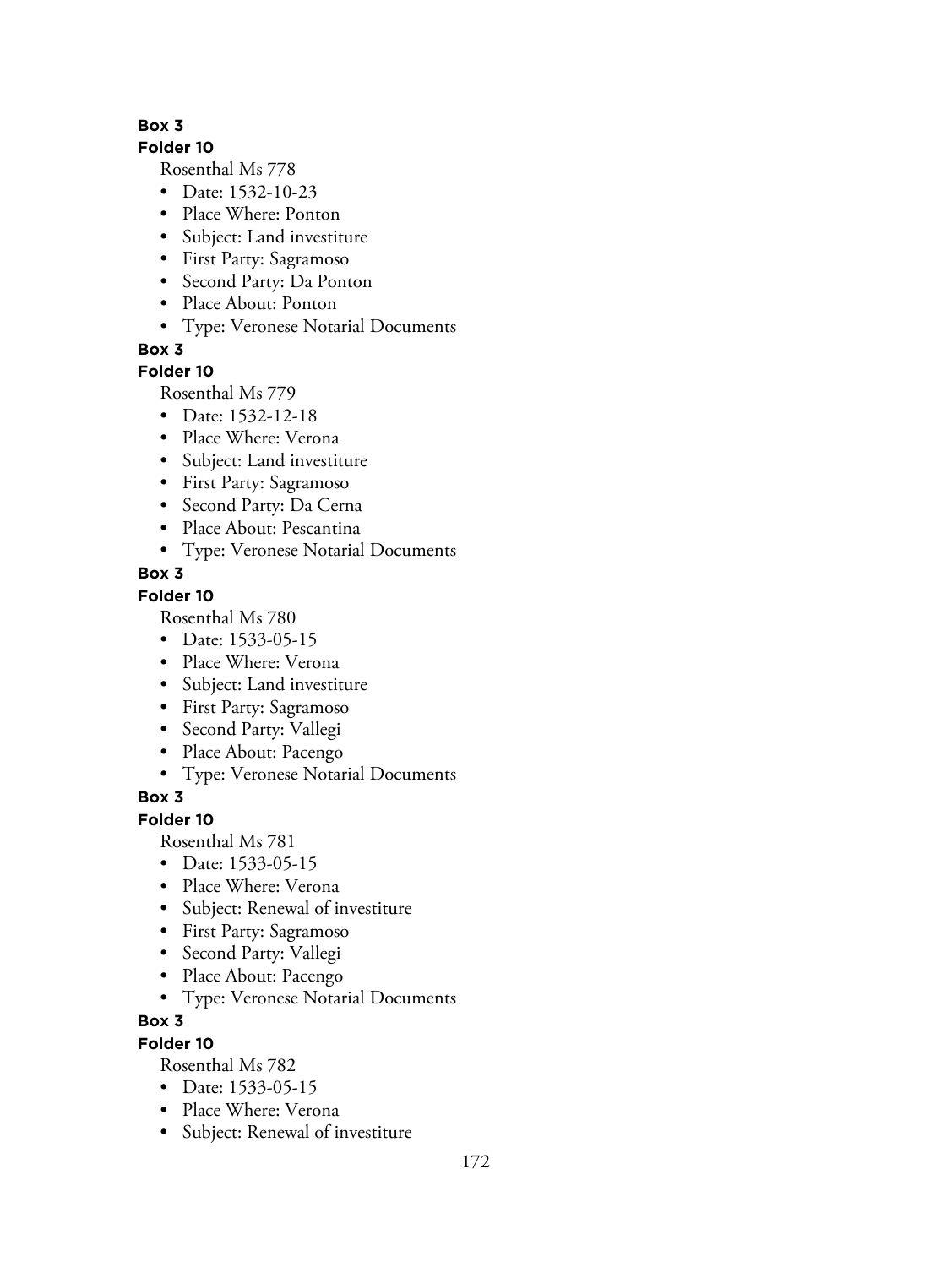**Box 3**

**Folder 10**

Rosenthal Ms 778

- Date: 1532-10-23
- Place Where: Ponton
- Subject: Land investiture
- First Party: Sagramoso
- Second Party: Da Ponton
- Place About: Ponton
- Type: Veronese Notarial Documents

**Box 3**

**Folder 10**

Rosenthal Ms 779

- Date: 1532-12-18
- Place Where: Verona
- Subject: Land investiture
- First Party: Sagramoso
- Second Party: Da Cerna
- Place About: Pescantina
- Type: Veronese Notarial Documents

**Box 3**

**Folder 10**

Rosenthal Ms 780

- Date: 1533-05-15
- Place Where: Verona
- Subject: Land investiture
- First Party: Sagramoso
- Second Party: Vallegi
- Place About: Pacengo
- Type: Veronese Notarial Documents

**Box 3**

**Folder 10**

Rosenthal Ms 781

- Date: 1533-05-15
- Place Where: Verona
- Subject: Renewal of investiture
- First Party: Sagramoso
- Second Party: Vallegi
- Place About: Pacengo
- Type: Veronese Notarial Documents

**Box 3**

**Folder 10**

Rosenthal Ms 782

- Date: 1533-05-15
- Place Where: Verona
- Subject: Renewal of investiture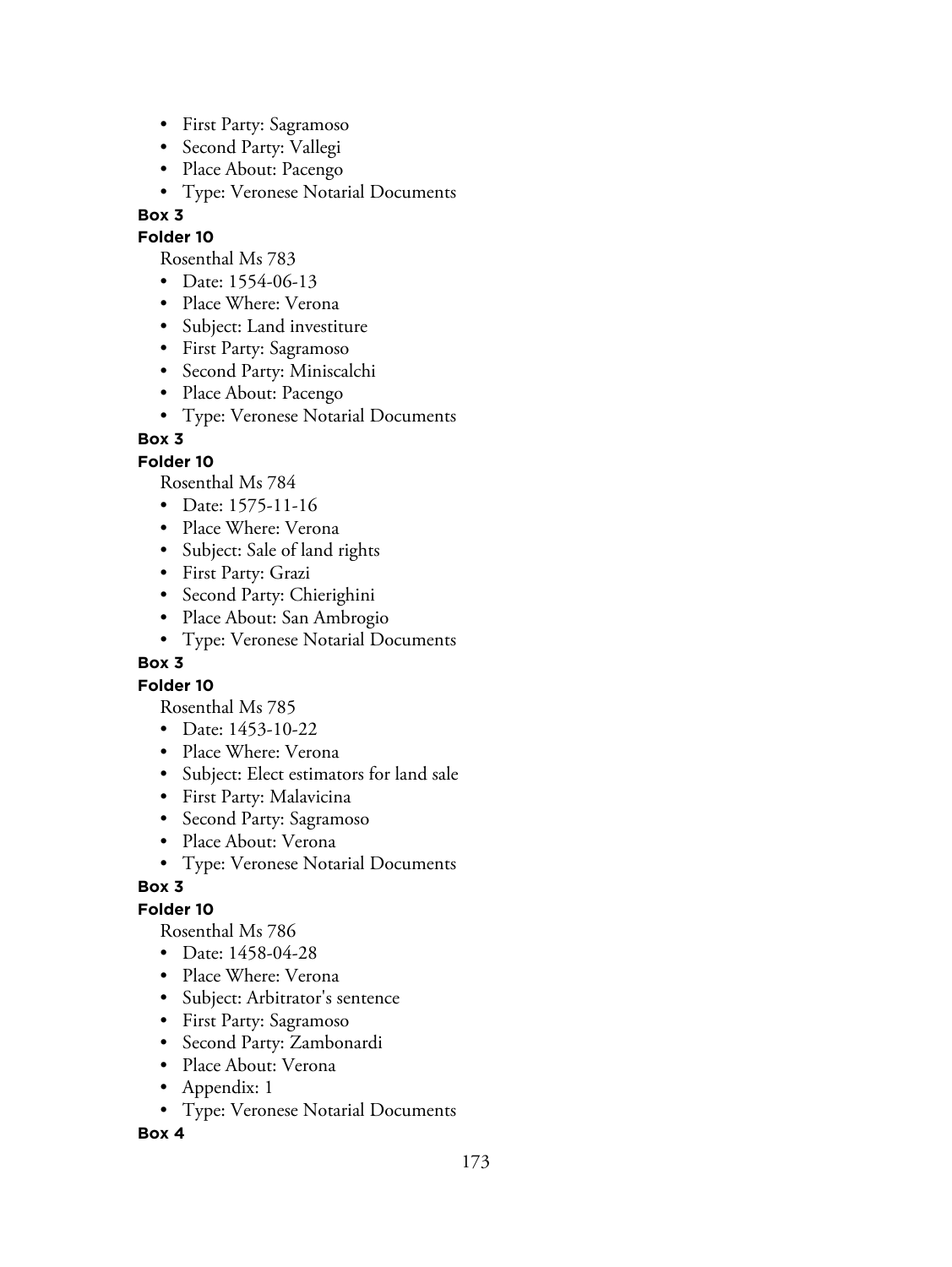- First Party: Sagramoso
- Second Party: Vallegi
- Place About: Pacengo
- Type: Veronese Notarial Documents

**Box 3**

**Folder 10**

Rosenthal Ms 783

- Date: 1554-06-13
- Place Where: Verona
- Subject: Land investiture
- First Party: Sagramoso
- Second Party: Miniscalchi
- Place About: Pacengo
- Type: Veronese Notarial Documents

**Box 3**

**Folder 10**

Rosenthal Ms 784

- Date: 1575-11-16
- Place Where: Verona
- Subject: Sale of land rights
- First Party: Grazi
- Second Party: Chierighini
- Place About: San Ambrogio
- Type: Veronese Notarial Documents

**Box 3**

**Folder 10**

Rosenthal Ms 785

- Date: 1453-10-22
- Place Where: Verona
- Subject: Elect estimators for land sale
- First Party: Malavicina
- Second Party: Sagramoso
- Place About: Verona
- Type: Veronese Notarial Documents

**Box 3**

**Folder 10**

Rosenthal Ms 786

- Date: 1458-04-28
- Place Where: Verona
- Subject: Arbitrator's sentence
- First Party: Sagramoso
- Second Party: Zambonardi
- Place About: Verona
- Appendix: 1
- Type: Veronese Notarial Documents

**Box 4**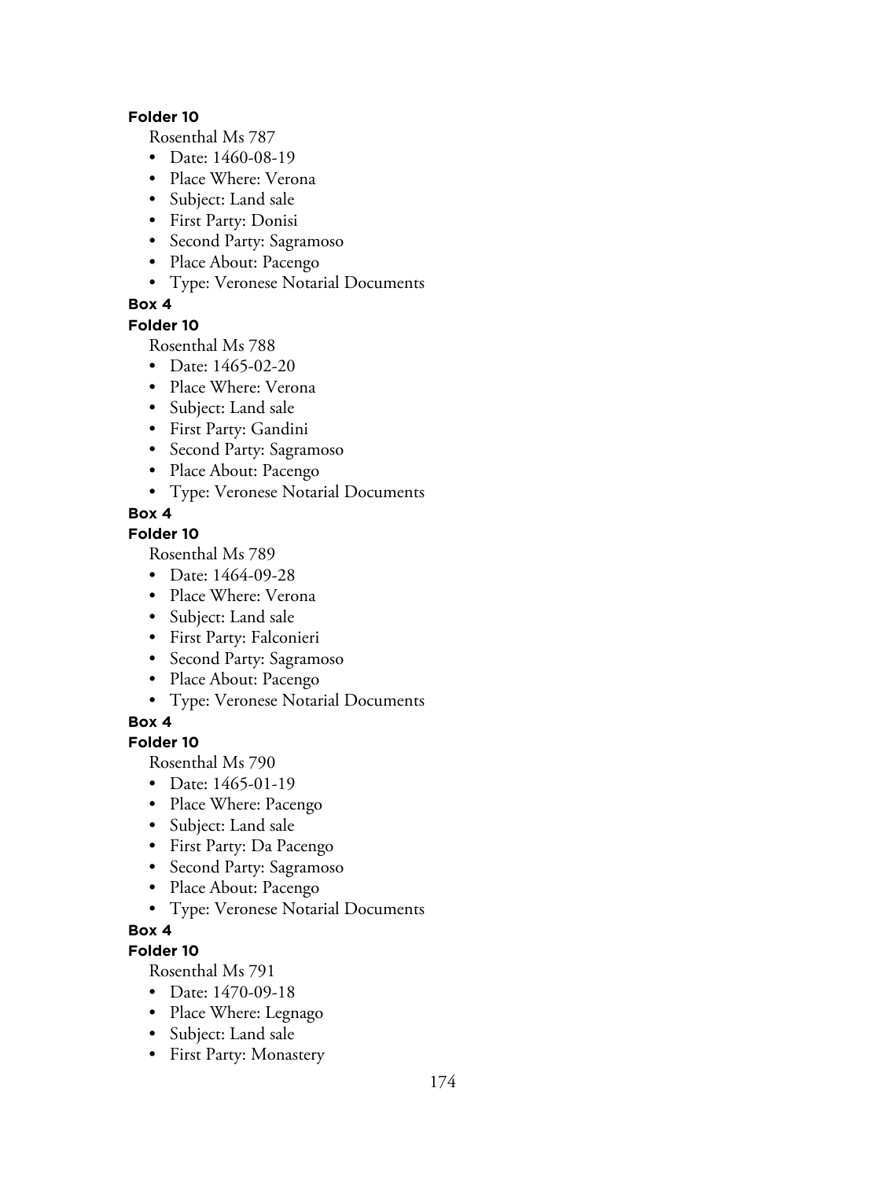**Folder 10**

Rosenthal Ms 787

- Date: 1460-08-19
- Place Where: Verona
- Subject: Land sale
- First Party: Donisi
- Second Party: Sagramoso
- Place About: Pacengo
- Type: Veronese Notarial Documents

**Box 4**

**Folder 10**

Rosenthal Ms 788

- Date: 1465-02-20
- Place Where: Verona
- Subject: Land sale
- First Party: Gandini
- Second Party: Sagramoso
- Place About: Pacengo
- Type: Veronese Notarial Documents

**Box 4**

**Folder 10**

Rosenthal Ms 789

- Date: 1464-09-28
- Place Where: Verona
- Subject: Land sale
- First Party: Falconieri
- Second Party: Sagramoso
- Place About: Pacengo
- Type: Veronese Notarial Documents

**Box 4**

**Folder 10**

Rosenthal Ms 790

- Date: 1465-01-19
- Place Where: Pacengo
- Subject: Land sale
- First Party: Da Pacengo
- Second Party: Sagramoso
- Place About: Pacengo
- Type: Veronese Notarial Documents

**Box 4**

**Folder 10**

Rosenthal Ms 791

- Date: 1470-09-18
- Place Where: Legnago
- Subject: Land sale
- First Party: Monastery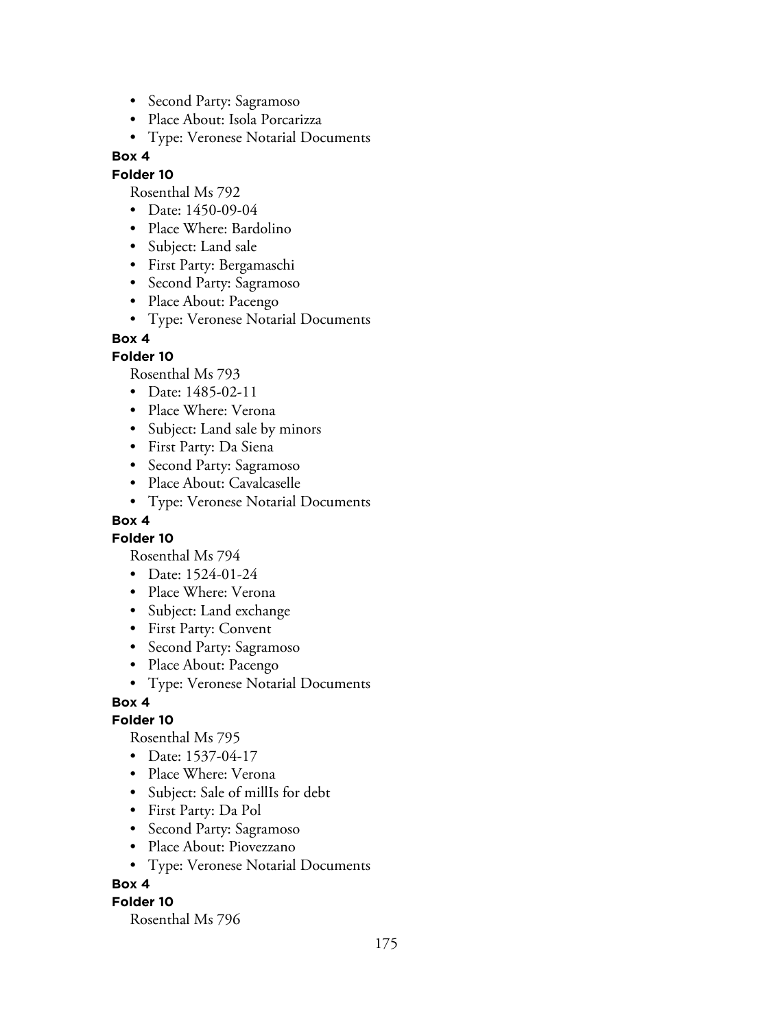- Second Party: Sagramoso
- Place About: Isola Porcarizza
- Type: Veronese Notarial Documents

**Box 4**

**Folder 10**

Rosenthal Ms 792

- Date: 1450-09-04
- Place Where: Bardolino
- Subject: Land sale
- First Party: Bergamaschi
- Second Party: Sagramoso
- Place About: Pacengo
- Type: Veronese Notarial Documents

**Box 4**

**Folder 10**

Rosenthal Ms 793

- Date: 1485-02-11
- Place Where: Verona
- Subject: Land sale by minors
- First Party: Da Siena
- Second Party: Sagramoso
- Place About: Cavalcaselle
- Type: Veronese Notarial Documents

**Box 4**

**Folder 10**

Rosenthal Ms 794

- Date: 1524-01-24
- Place Where: Verona
- Subject: Land exchange
- First Party: Convent
- Second Party: Sagramoso
- Place About: Pacengo
- Type: Veronese Notarial Documents

**Box 4**

**Folder 10**

Rosenthal Ms 795

- Date: 1537-04-17
- Place Where: Verona
- Subject: Sale of millIs for debt
- First Party: Da Pol
- Second Party: Sagramoso
- Place About: Piovezzano
- Type: Veronese Notarial Documents

**Box 4**

**Folder 10**

Rosenthal Ms 796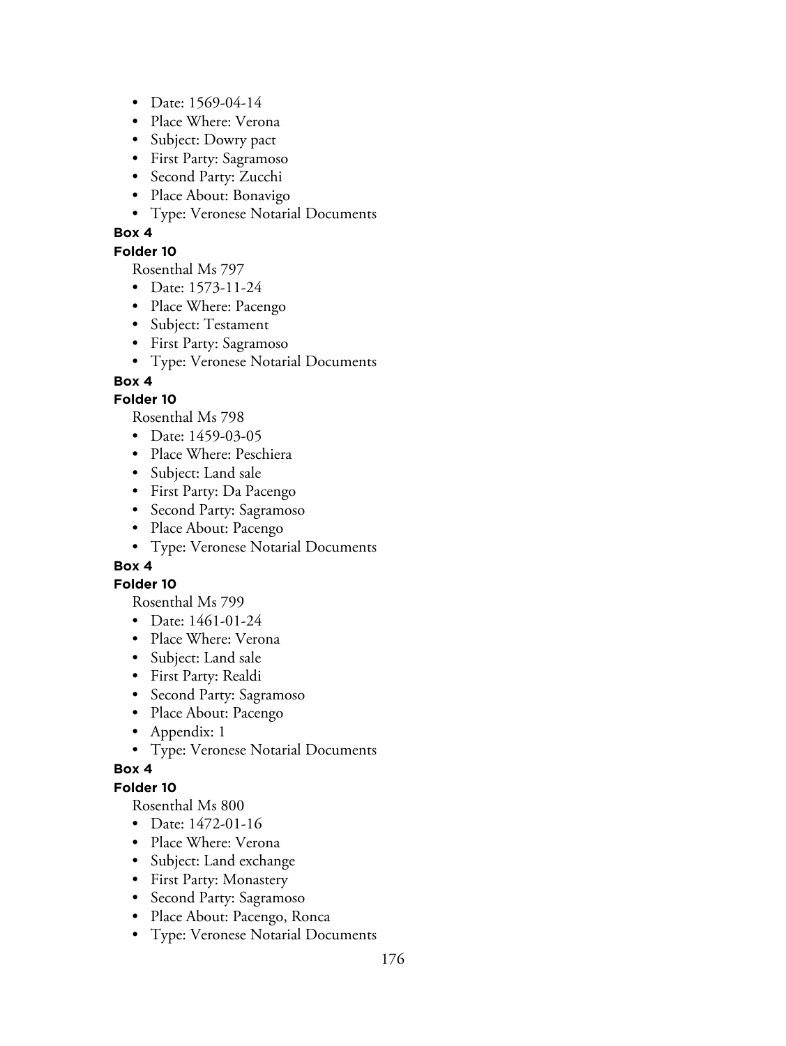- Date: 1569-04-14
- Place Where: Verona
- Subject: Dowry pact
- First Party: Sagramoso
- Second Party: Zucchi
- Place About: Bonavigo
- Type: Veronese Notarial Documents

**Box 4**

**Folder 10**

Rosenthal Ms 797

- Date: 1573-11-24
- Place Where: Pacengo
- Subject: Testament
- First Party: Sagramoso
- Type: Veronese Notarial Documents

**Box 4**

**Folder 10**

Rosenthal Ms 798

- Date: 1459-03-05
- Place Where: Peschiera
- Subject: Land sale
- First Party: Da Pacengo
- Second Party: Sagramoso
- Place About: Pacengo
- Type: Veronese Notarial Documents

**Box 4**

**Folder 10**

Rosenthal Ms 799

- Date: 1461-01-24
- Place Where: Verona
- Subject: Land sale
- First Party: Realdi
- Second Party: Sagramoso
- Place About: Pacengo
- Appendix: 1
- Type: Veronese Notarial Documents

**Box 4**

**Folder 10**

Rosenthal Ms 800

- Date: 1472-01-16
- Place Where: Verona
- Subject: Land exchange
- First Party: Monastery
- Second Party: Sagramoso
- Place About: Pacengo, Ronca
- Type: Veronese Notarial Documents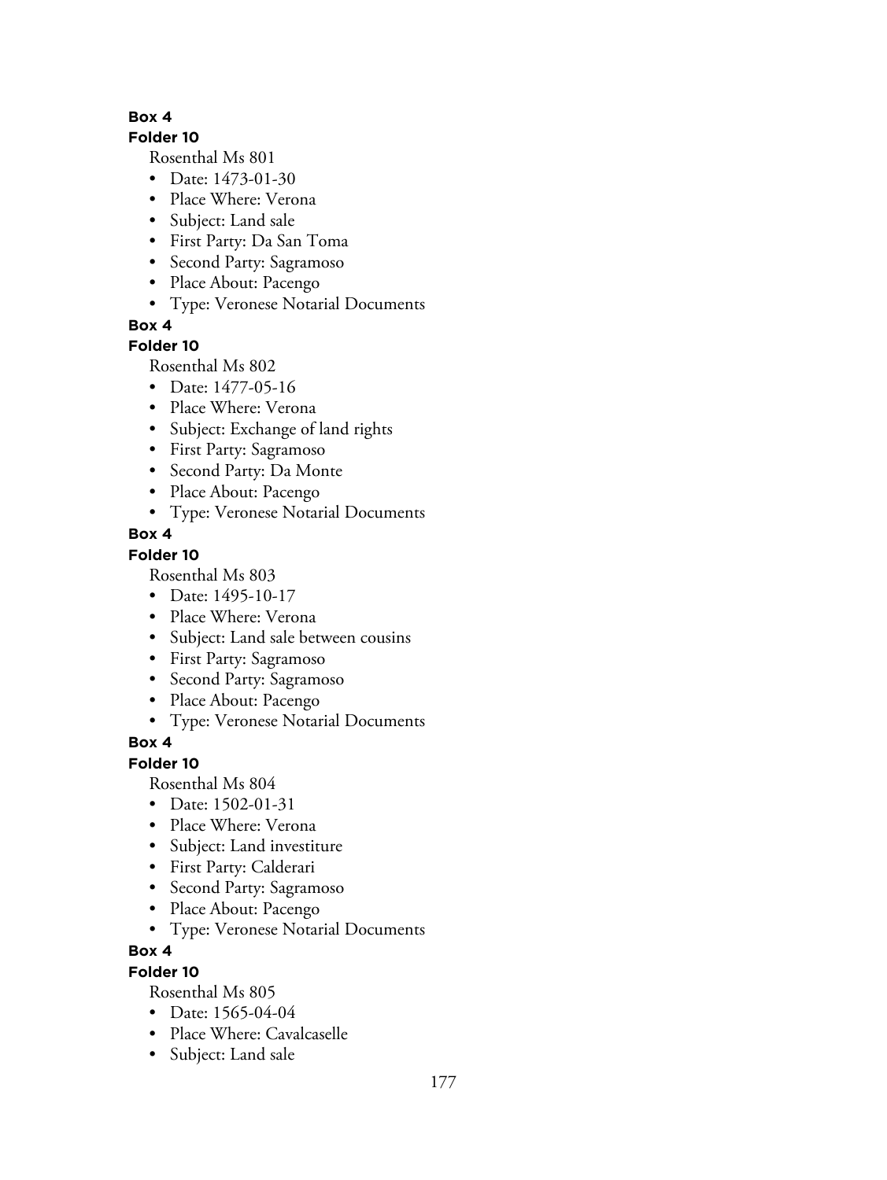**Box 4**

**Folder 10**

Rosenthal Ms 801

- Date: 1473-01-30
- Place Where: Verona
- Subject: Land sale
- First Party: Da San Toma
- Second Party: Sagramoso
- Place About: Pacengo
- Type: Veronese Notarial Documents

**Box 4**

**Folder 10**

Rosenthal Ms 802

- Date: 1477-05-16
- Place Where: Verona
- Subject: Exchange of land rights
- First Party: Sagramoso
- Second Party: Da Monte
- Place About: Pacengo
- Type: Veronese Notarial Documents

**Box 4**

**Folder 10**

Rosenthal Ms 803

- Date: 1495-10-17
- Place Where: Verona
- Subject: Land sale between cousins
- First Party: Sagramoso
- Second Party: Sagramoso
- Place About: Pacengo
- Type: Veronese Notarial Documents

**Box 4**

**Folder 10**

Rosenthal Ms 804

- Date: 1502-01-31
- Place Where: Verona
- Subject: Land investiture
- First Party: Calderari
- Second Party: Sagramoso
- Place About: Pacengo
- Type: Veronese Notarial Documents

**Box 4**

**Folder 10**

Rosenthal Ms 805

- Date: 1565-04-04
- Place Where: Cavalcaselle
- Subject: Land sale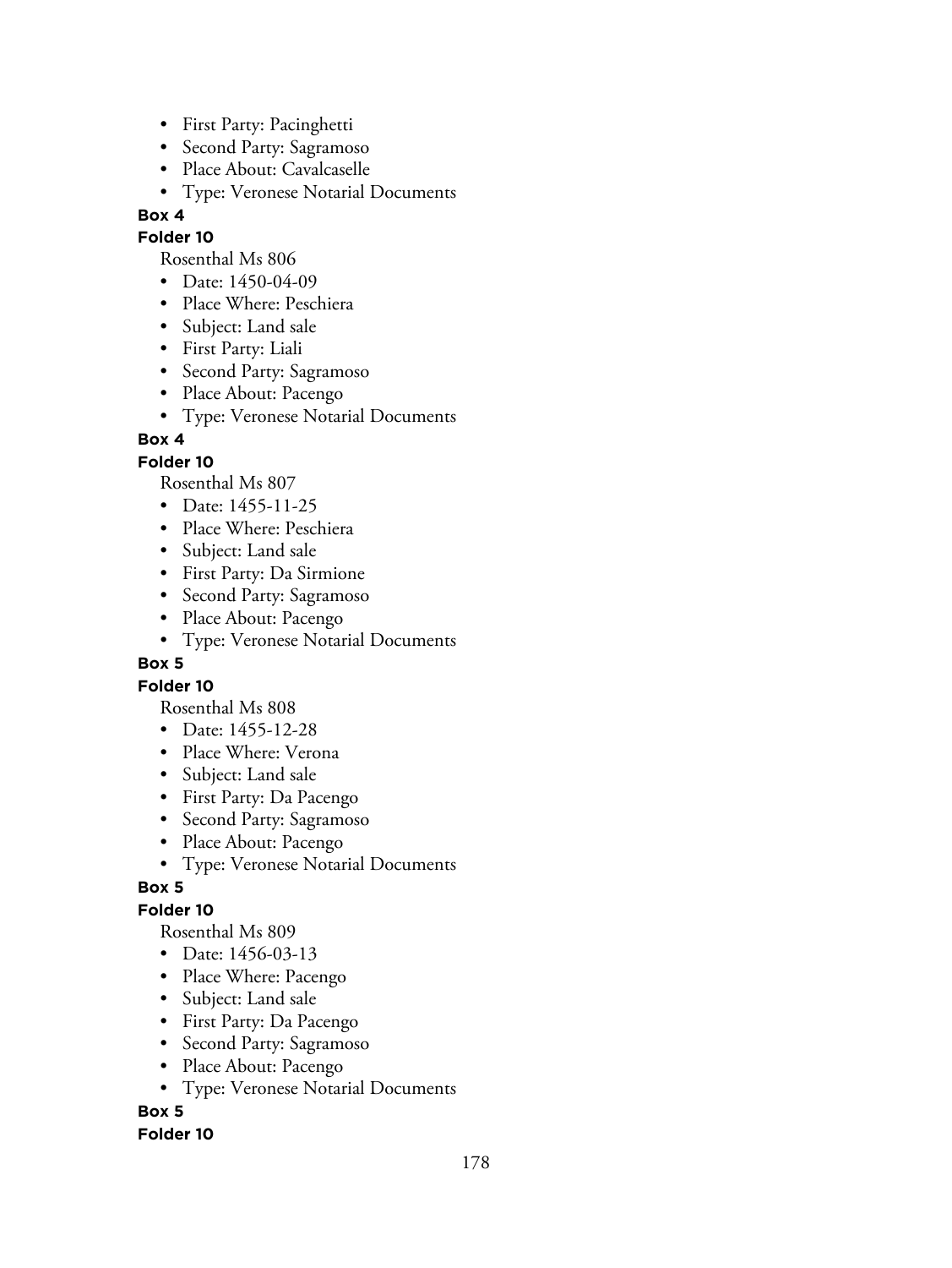- First Party: Pacinghetti
- Second Party: Sagramoso
- Place About: Cavalcaselle
- Type: Veronese Notarial Documents

**Box 4**

**Folder 10**

Rosenthal Ms 806

- Date: 1450-04-09
- Place Where: Peschiera
- Subject: Land sale
- First Party: Liali
- Second Party: Sagramoso
- Place About: Pacengo
- Type: Veronese Notarial Documents

**Box 4**

**Folder 10**

Rosenthal Ms 807

- Date: 1455-11-25
- Place Where: Peschiera
- Subject: Land sale
- First Party: Da Sirmione
- Second Party: Sagramoso
- Place About: Pacengo
- Type: Veronese Notarial Documents

**Box 5**

**Folder 10**

Rosenthal Ms 808

- Date: 1455-12-28
- Place Where: Verona
- Subject: Land sale
- First Party: Da Pacengo
- Second Party: Sagramoso
- Place About: Pacengo
- Type: Veronese Notarial Documents

**Box 5**

**Folder 10**

Rosenthal Ms 809

- Date: 1456-03-13
- Place Where: Pacengo
- Subject: Land sale
- First Party: Da Pacengo
- Second Party: Sagramoso
- Place About: Pacengo
- Type: Veronese Notarial Documents

**Box 5**

**Folder 10**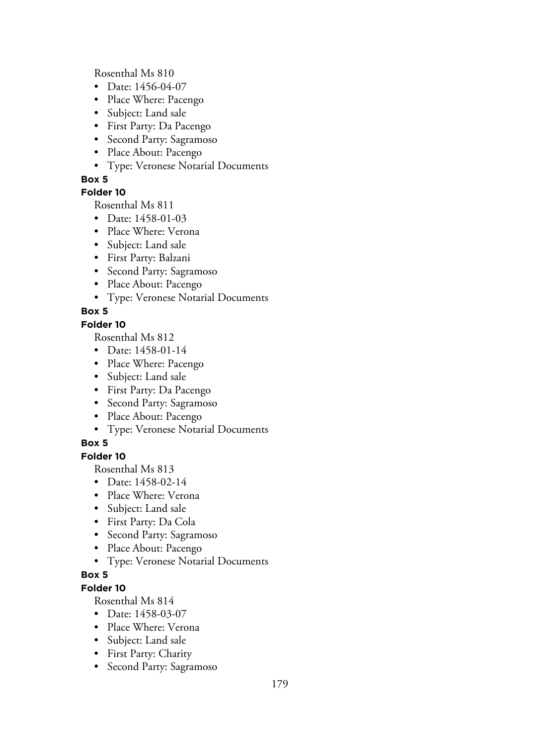Rosenthal Ms 810

- Date: 1456-04-07
- Place Where: Pacengo
- Subject: Land sale
- First Party: Da Pacengo
- Second Party: Sagramoso
- Place About: Pacengo
- Type: Veronese Notarial Documents

**Box 5**

**Folder 10**

Rosenthal Ms 811

- Date: 1458-01-03
- Place Where: Verona
- Subject: Land sale
- First Party: Balzani
- Second Party: Sagramoso
- Place About: Pacengo
- Type: Veronese Notarial Documents

**Box 5**

**Folder 10**

Rosenthal Ms 812

- Date: 1458-01-14
- Place Where: Pacengo
- Subject: Land sale
- First Party: Da Pacengo
- Second Party: Sagramoso
- Place About: Pacengo
- Type: Veronese Notarial Documents

**Box 5**

**Folder 10**

Rosenthal Ms 813

- Date: 1458-02-14
- Place Where: Verona
- Subject: Land sale
- First Party: Da Cola
- Second Party: Sagramoso
- Place About: Pacengo
- Type: Veronese Notarial Documents

**Box 5**

**Folder 10**

Rosenthal Ms 814

- Date: 1458-03-07
- Place Where: Verona
- Subject: Land sale
- First Party: Charity
- Second Party: Sagramoso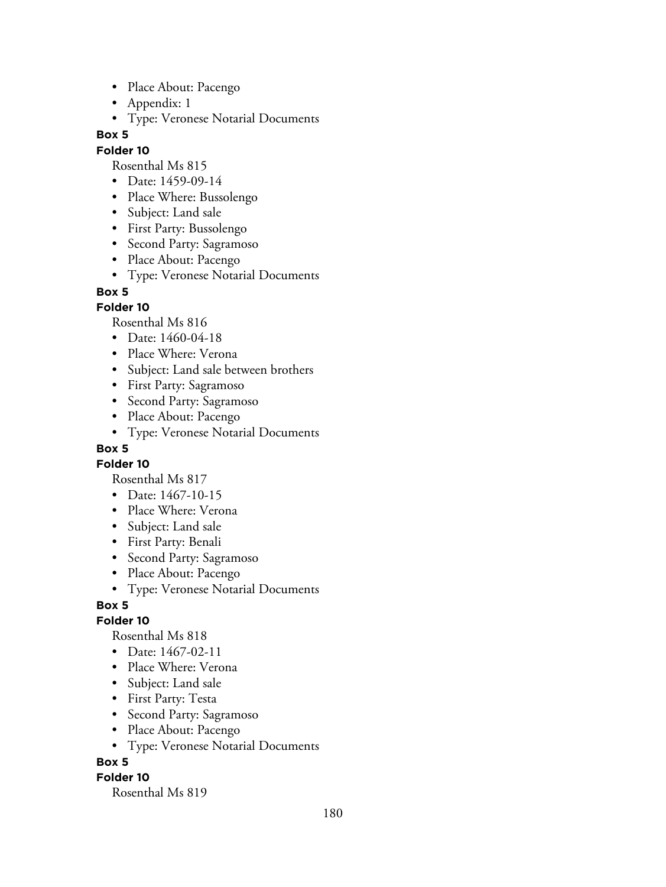- Place About: Pacengo
- Appendix: 1
- Type: Veronese Notarial Documents

**Box 5**

**Folder 10**

Rosenthal Ms 815

- Date: 1459-09-14
- Place Where: Bussolengo
- Subject: Land sale
- First Party: Bussolengo
- Second Party: Sagramoso
- Place About: Pacengo
- Type: Veronese Notarial Documents

**Box 5**

**Folder 10**

Rosenthal Ms 816

- Date: 1460-04-18
- Place Where: Verona
- Subject: Land sale between brothers
- First Party: Sagramoso
- Second Party: Sagramoso
- Place About: Pacengo
- Type: Veronese Notarial Documents

**Box 5**

**Folder 10**

Rosenthal Ms 817

- Date: 1467-10-15
- Place Where: Verona
- Subject: Land sale
- First Party: Benali
- Second Party: Sagramoso
- Place About: Pacengo
- Type: Veronese Notarial Documents

**Box 5**

**Folder 10**

Rosenthal Ms 818

- Date: 1467-02-11
- Place Where: Verona
- Subject: Land sale
- First Party: Testa
- Second Party: Sagramoso
- Place About: Pacengo
- Type: Veronese Notarial Documents

**Box 5**

**Folder 10**

Rosenthal Ms 819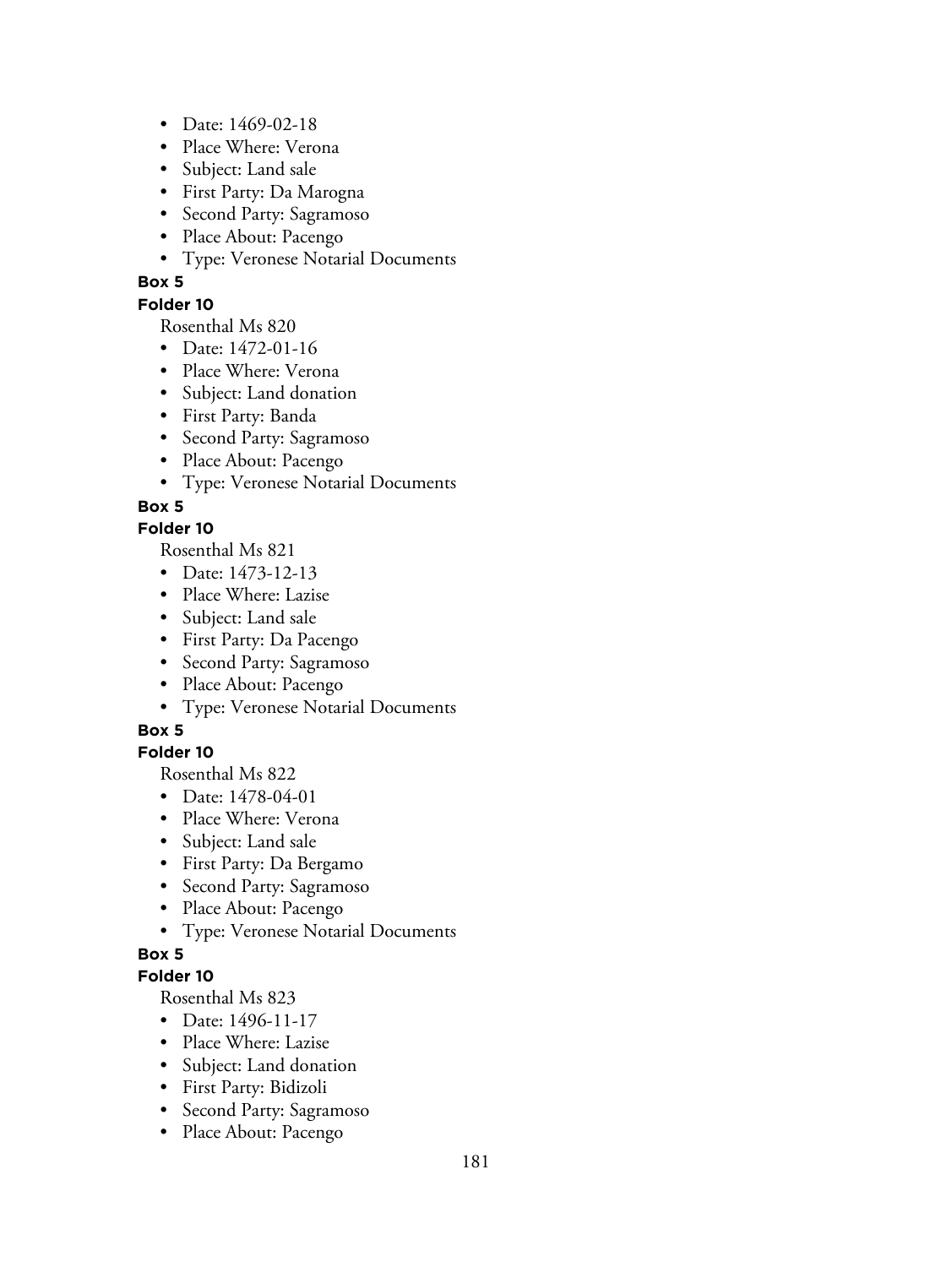- Date: 1469-02-18
- Place Where: Verona
- Subject: Land sale
- First Party: Da Marogna
- Second Party: Sagramoso
- Place About: Pacengo
- Type: Veronese Notarial Documents

**Box 5**

**Folder 10**

Rosenthal Ms 820

- Date: 1472-01-16
- Place Where: Verona
- Subject: Land donation
- First Party: Banda
- Second Party: Sagramoso
- Place About: Pacengo
- Type: Veronese Notarial Documents

**Box 5**

**Folder 10**

Rosenthal Ms 821

- Date: 1473-12-13
- Place Where: Lazise
- Subject: Land sale
- First Party: Da Pacengo
- Second Party: Sagramoso
- Place About: Pacengo
- Type: Veronese Notarial Documents

**Box 5**

**Folder 10**

Rosenthal Ms 822

- Date: 1478-04-01
- Place Where: Verona
- Subject: Land sale
- First Party: Da Bergamo
- Second Party: Sagramoso
- Place About: Pacengo
- Type: Veronese Notarial Documents

**Box 5**

**Folder 10**

Rosenthal Ms 823

- Date: 1496-11-17
- Place Where: Lazise
- Subject: Land donation
- First Party: Bidizoli
- Second Party: Sagramoso
- Place About: Pacengo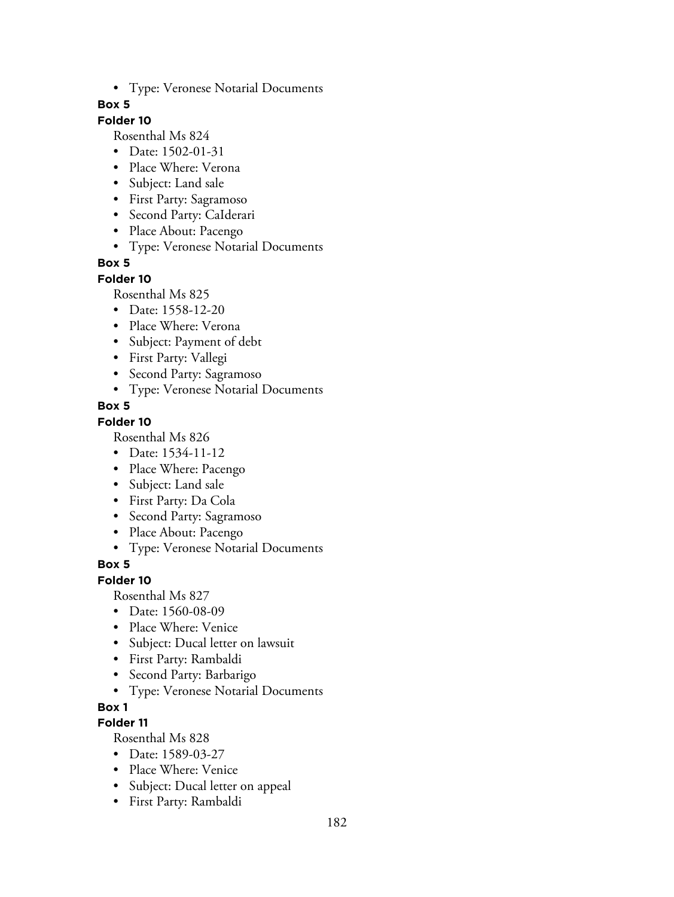- Type: Veronese Notarial Documents

**Box 5**

**Folder 10**

Rosenthal Ms 824

- Date: 1502-01-31
- Place Where: Verona
- Subject: Land sale
- First Party: Sagramoso
- Second Party: CaIderari
- Place About: Pacengo
- Type: Veronese Notarial Documents

**Box 5**

**Folder 10**

Rosenthal Ms 825

- Date: 1558-12-20
- Place Where: Verona
- Subject: Payment of debt
- First Party: Vallegi
- Second Party: Sagramoso
- Type: Veronese Notarial Documents

**Box 5**

**Folder 10**

Rosenthal Ms 826

- Date: 1534-11-12
- Place Where: Pacengo
- Subject: Land sale
- First Party: Da Cola
- Second Party: Sagramoso
- Place About: Pacengo
- Type: Veronese Notarial Documents

**Box 5**

**Folder 10**

Rosenthal Ms 827

- Date: 1560-08-09
- Place Where: Venice
- Subject: Ducal letter on lawsuit
- First Party: Rambaldi
- Second Party: Barbarigo
- Type: Veronese Notarial Documents

**Box 1**

**Folder 11**

Rosenthal Ms 828

- Date: 1589-03-27
- Place Where: Venice
- Subject: Ducal letter on appeal
- First Party: Rambaldi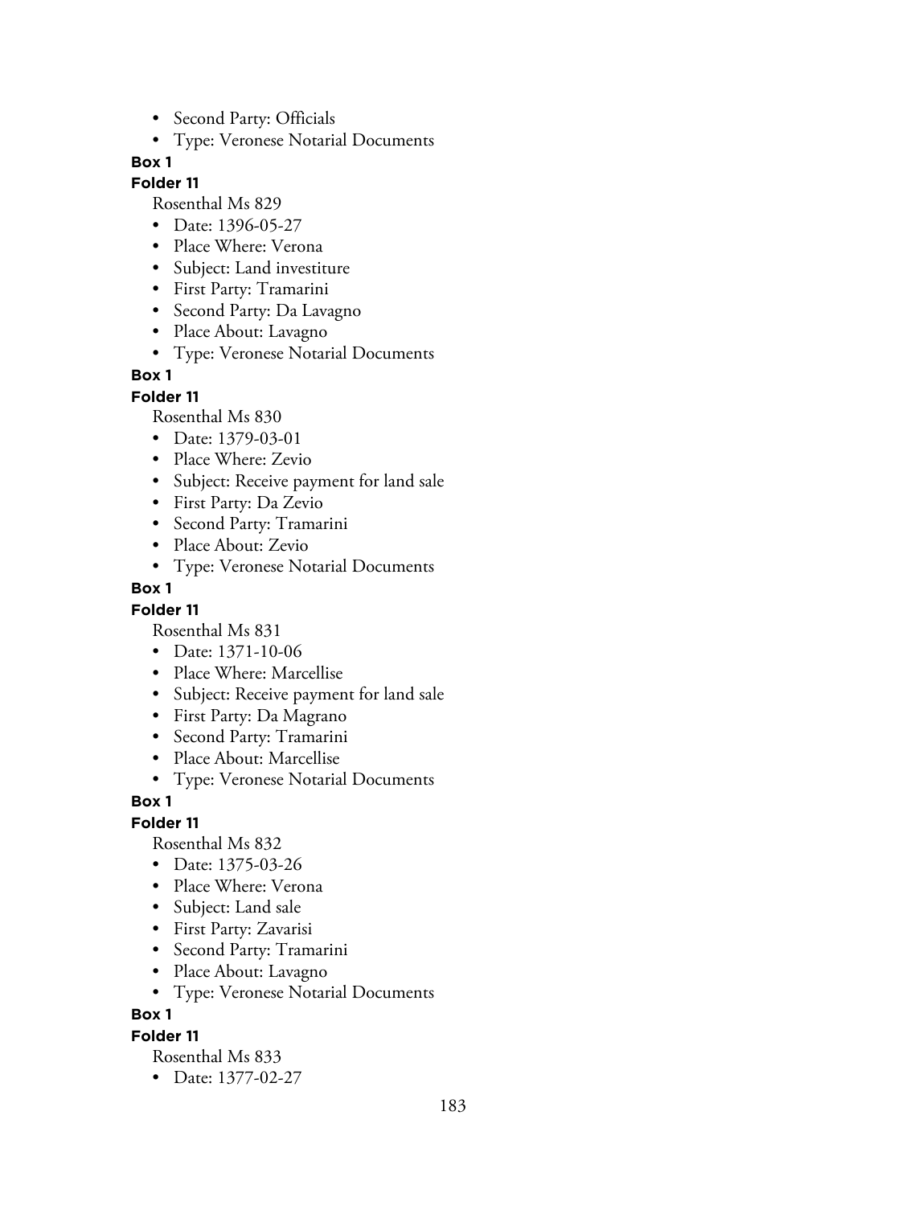- Second Party: Officials
- Type: Veronese Notarial Documents

**Box 1**

**Folder 11**

Rosenthal Ms 829

- Date: 1396-05-27
- Place Where: Verona
- Subject: Land investiture
- First Party: Tramarini
- Second Party: Da Lavagno
- Place About: Lavagno
- Type: Veronese Notarial Documents

**Box 1**

**Folder 11**

Rosenthal Ms 830

- Date: 1379-03-01
- Place Where: Zevio
- Subject: Receive payment for land sale
- First Party: Da Zevio
- Second Party: Tramarini
- Place About: Zevio
- Type: Veronese Notarial Documents

**Box 1**

**Folder 11**

Rosenthal Ms 831

- Date: 1371-10-06
- Place Where: Marcellise
- Subject: Receive payment for land sale
- First Party: Da Magrano
- Second Party: Tramarini
- Place About: Marcellise
- Type: Veronese Notarial Documents

**Box 1**

**Folder 11**

Rosenthal Ms 832

- Date: 1375-03-26
- Place Where: Verona
- Subject: Land sale
- First Party: Zavarisi
- Second Party: Tramarini
- Place About: Lavagno
- Type: Veronese Notarial Documents

**Box 1**

**Folder 11**

Rosenthal Ms 833

- Date: 1377-02-27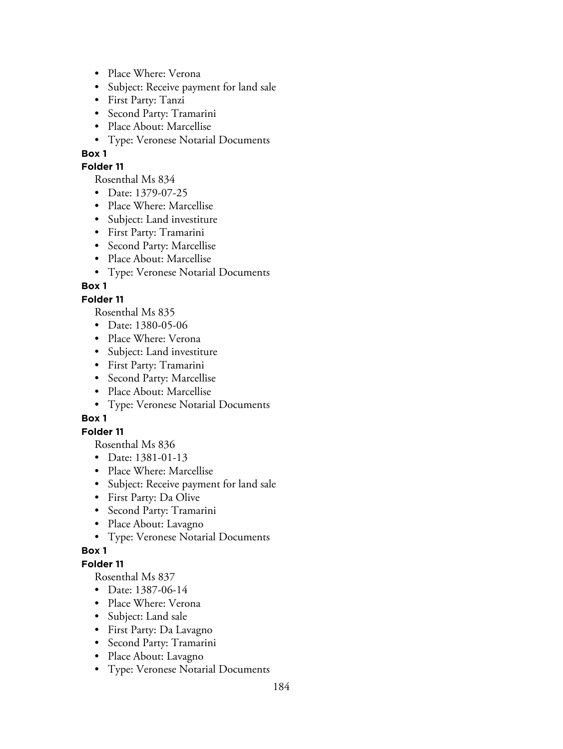- Place Where: Verona
- Subject: Receive payment for land sale
- First Party: Tanzi
- Second Party: Tramarini
- Place About: Marcellise
- Type: Veronese Notarial Documents

**Box 1**

**Folder 11**

Rosenthal Ms 834

- Date: 1379-07-25
- Place Where: Marcellise
- Subject: Land investiture
- First Party: Tramarini
- Second Party: Marcellise
- Place About: Marcellise
- Type: Veronese Notarial Documents

**Box 1**

**Folder 11**

Rosenthal Ms 835

- Date: 1380-05-06
- Place Where: Verona
- Subject: Land investiture
- First Party: Tramarini
- Second Party: Marcellise
- Place About: Marcellise
- Type: Veronese Notarial Documents

**Box 1**

**Folder 11**

Rosenthal Ms 836

- Date: 1381-01-13
- Place Where: Marcellise
- Subject: Receive payment for land sale
- First Party: Da Olive
- Second Party: Tramarini
- Place About: Lavagno
- Type: Veronese Notarial Documents

**Box 1**

**Folder 11**

Rosenthal Ms 837

- Date: 1387-06-14
- Place Where: Verona
- Subject: Land sale
- First Party: Da Lavagno
- Second Party: Tramarini
- Place About: Lavagno
- Type: Veronese Notarial Documents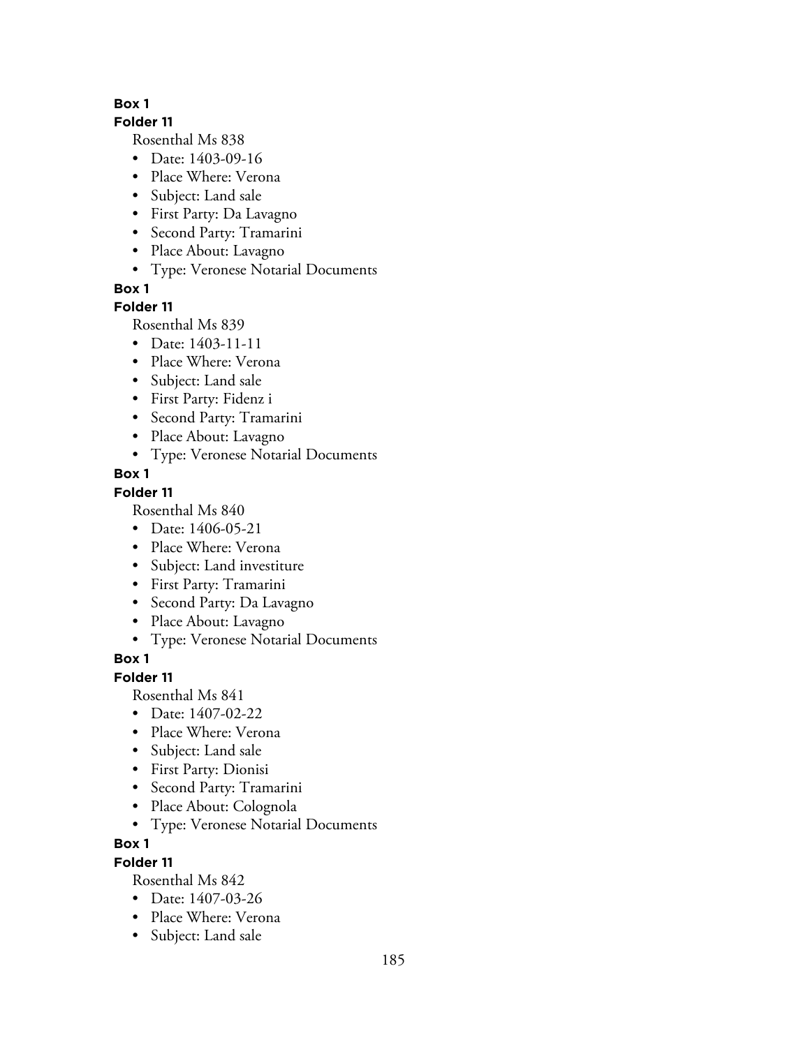**Box 1**

**Folder 11**

Rosenthal Ms 838

- Date: 1403-09-16
- Place Where: Verona
- Subject: Land sale
- First Party: Da Lavagno
- Second Party: Tramarini
- Place About: Lavagno
- Type: Veronese Notarial Documents

**Box 1**

**Folder 11**

Rosenthal Ms 839

- Date: 1403-11-11
- Place Where: Verona
- Subject: Land sale
- First Party: Fidenz i
- Second Party: Tramarini
- Place About: Lavagno
- Type: Veronese Notarial Documents

**Box 1**

**Folder 11**

Rosenthal Ms 840

- Date: 1406-05-21
- Place Where: Verona
- Subject: Land investiture
- First Party: Tramarini
- Second Party: Da Lavagno
- Place About: Lavagno
- Type: Veronese Notarial Documents

**Box 1**

**Folder 11**

Rosenthal Ms 841

- Date: 1407-02-22
- Place Where: Verona
- Subject: Land sale
- First Party: Dionisi
- Second Party: Tramarini
- Place About: Colognola
- Type: Veronese Notarial Documents

**Box 1**

**Folder 11**

Rosenthal Ms 842

- Date: 1407-03-26
- Place Where: Verona
- Subject: Land sale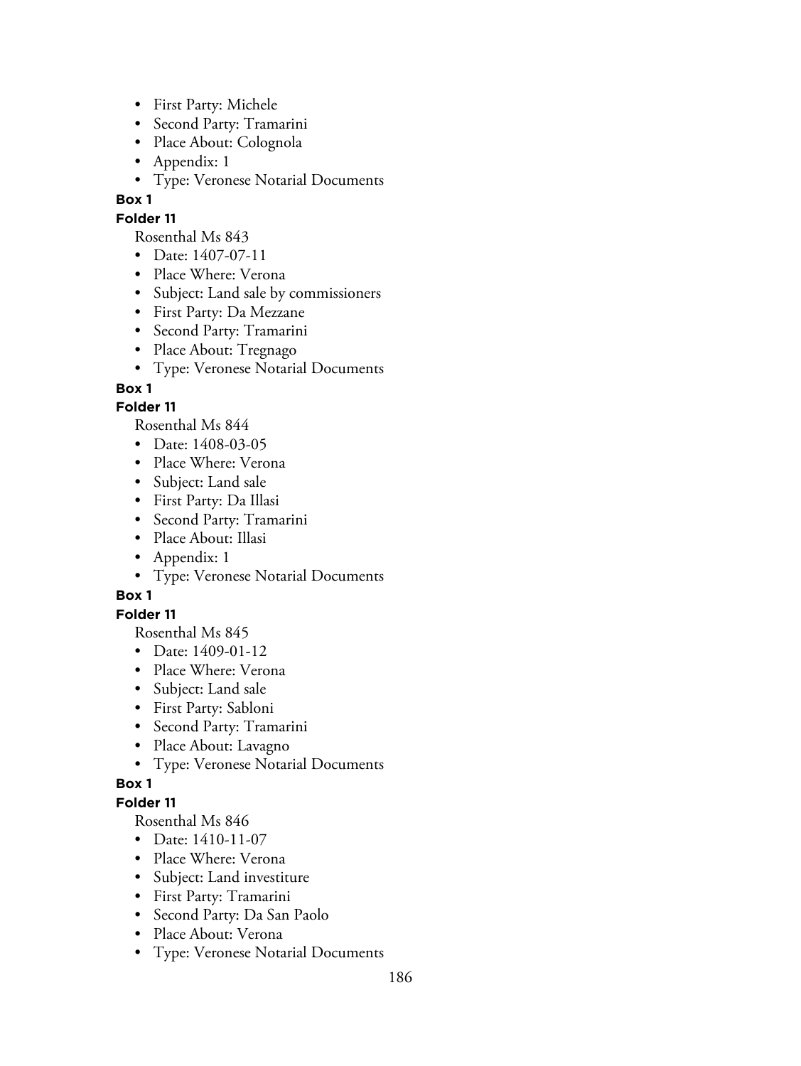- First Party: Michele
- Second Party: Tramarini
- Place About: Colognola
- Appendix: 1
- Type: Veronese Notarial Documents

**Box 1**

**Folder 11**

Rosenthal Ms 843

- Date: 1407-07-11
- Place Where: Verona
- Subject: Land sale by commissioners
- First Party: Da Mezzane
- Second Party: Tramarini
- Place About: Tregnago
- Type: Veronese Notarial Documents

**Box 1**

**Folder 11**

Rosenthal Ms 844

- Date: 1408-03-05
- Place Where: Verona
- Subject: Land sale
- First Party: Da Illasi
- Second Party: Tramarini
- Place About: Illasi
- Appendix: 1
- Type: Veronese Notarial Documents

**Box 1**

**Folder 11**

Rosenthal Ms 845

- Date: 1409-01-12
- Place Where: Verona
- Subject: Land sale
- First Party: Sabloni
- Second Party: Tramarini
- Place About: Lavagno
- Type: Veronese Notarial Documents

**Box 1**

**Folder 11**

Rosenthal Ms 846

- Date: 1410-11-07
- Place Where: Verona
- Subject: Land investiture
- First Party: Tramarini
- Second Party: Da San Paolo
- Place About: Verona
- Type: Veronese Notarial Documents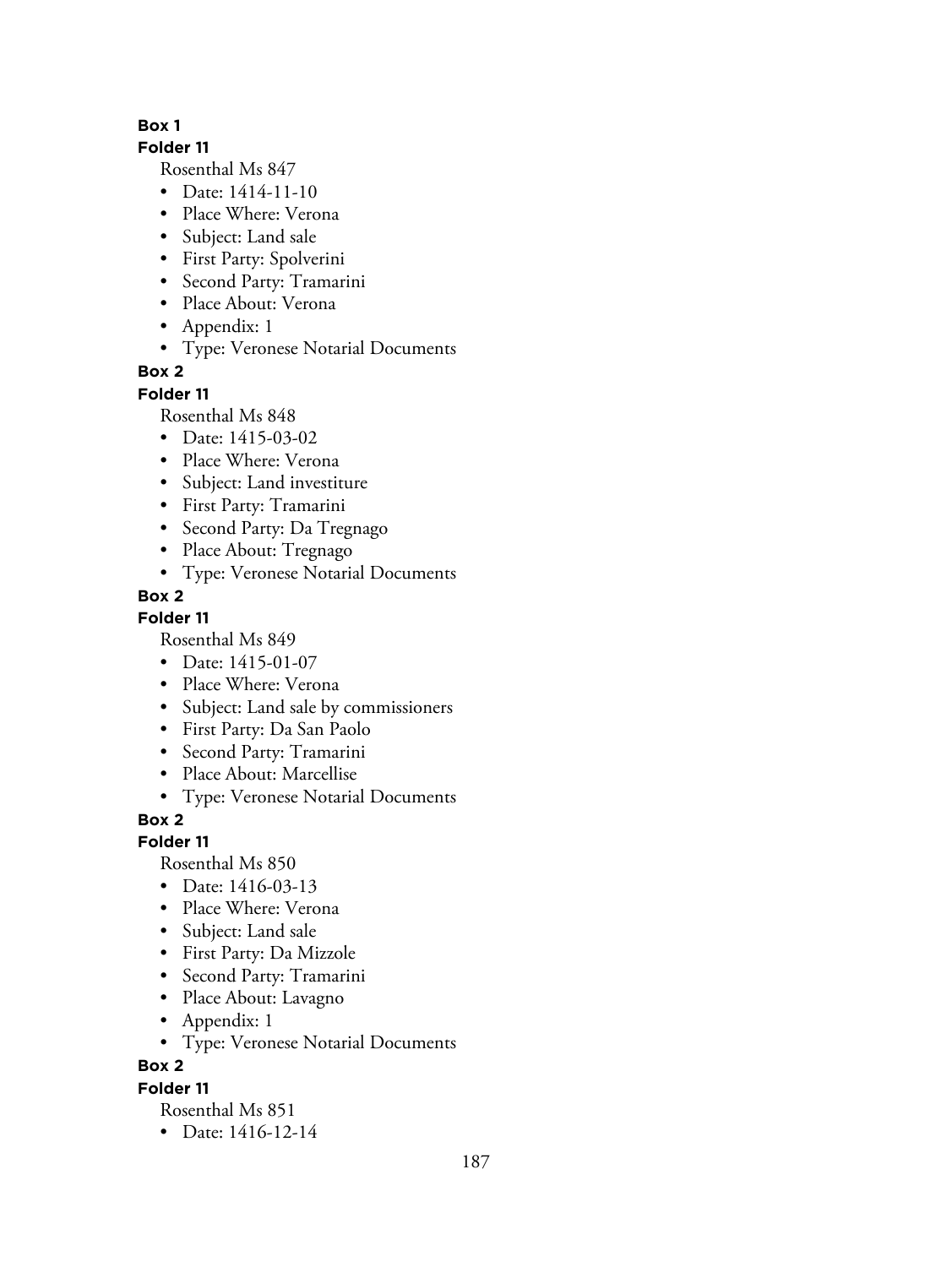**Box 1**

**Folder 11**

Rosenthal Ms 847

- Date: 1414-11-10
- Place Where: Verona
- Subject: Land sale
- First Party: Spolverini
- Second Party: Tramarini
- Place About: Verona
- Appendix: 1
- Type: Veronese Notarial Documents

**Box 2**

**Folder 11**

Rosenthal Ms 848

- Date: 1415-03-02
- Place Where: Verona
- Subject: Land investiture
- First Party: Tramarini
- Second Party: Da Tregnago
- Place About: Tregnago
- Type: Veronese Notarial Documents

**Box 2**

**Folder 11**

Rosenthal Ms 849

- Date: 1415-01-07
- Place Where: Verona
- Subject: Land sale by commissioners
- First Party: Da San Paolo
- Second Party: Tramarini
- Place About: Marcellise
- Type: Veronese Notarial Documents

**Box 2**

**Folder 11**

Rosenthal Ms 850

- Date: 1416-03-13
- Place Where: Verona
- Subject: Land sale
- First Party: Da Mizzole
- Second Party: Tramarini
- Place About: Lavagno
- Appendix: 1
- Type: Veronese Notarial Documents

**Box 2**

**Folder 11**

Rosenthal Ms 851

- Date: 1416-12-14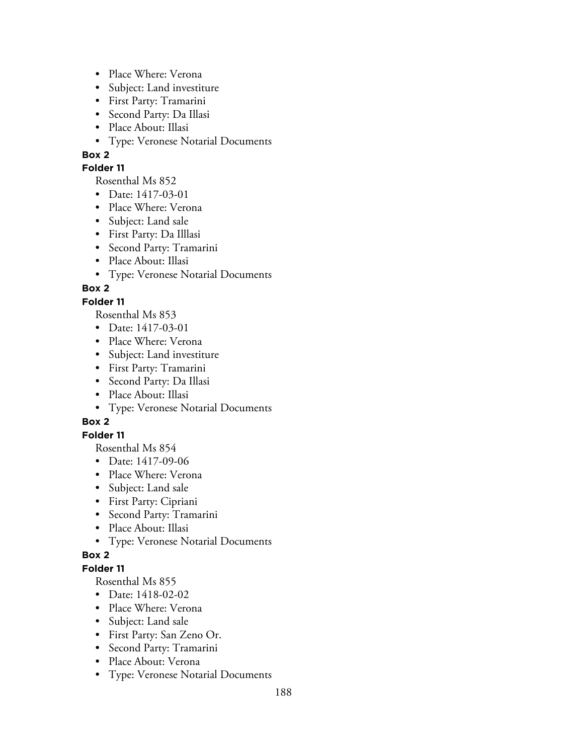- Place Where: Verona
- Subject: Land investiture
- First Party: Tramarini
- Second Party: Da Illasi
- Place About: Illasi
- Type: Veronese Notarial Documents

**Box 2**

**Folder 11**

Rosenthal Ms 852

- Date: 1417-03-01
- Place Where: Verona
- Subject: Land sale
- First Party: Da Illlasi
- Second Party: Tramarini
- Place About: Illasi
- Type: Veronese Notarial Documents

**Box 2**

**Folder 11**

Rosenthal Ms 853

- Date: 1417-03-01
- Place Where: Verona
- Subject: Land investiture
- First Party: Tramarini
- Second Party: Da Illasi
- Place About: Illasi
- Type: Veronese Notarial Documents

**Box 2**

**Folder 11**

Rosenthal Ms 854

- Date: 1417-09-06
- Place Where: Verona
- Subject: Land sale
- First Party: Cipriani
- Second Party: Tramarini
- Place About: Illasi
- Type: Veronese Notarial Documents

**Box 2**

**Folder 11**

Rosenthal Ms 855

- Date: 1418-02-02
- Place Where: Verona
- Subject: Land sale
- First Party: San Zeno Or.
- Second Party: Tramarini
- Place About: Verona
- Type: Veronese Notarial Documents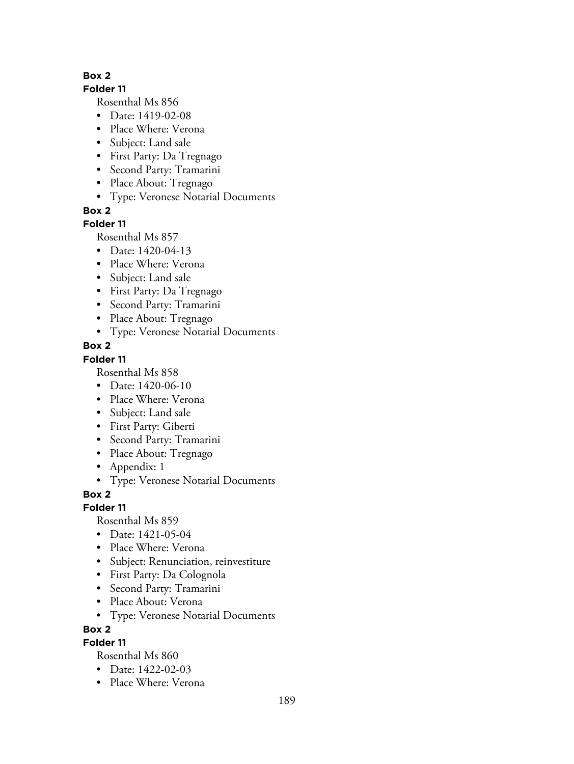**Box 2**

**Folder 11**

Rosenthal Ms 856

- Date: 1419-02-08
- Place Where: Verona
- Subject: Land sale
- First Party: Da Tregnago
- Second Party: Tramarini
- Place About: Tregnago
- Type: Veronese Notarial Documents

**Box 2**

**Folder 11**

Rosenthal Ms 857

- Date: 1420-04-13
- Place Where: Verona
- Subject: Land sale
- First Party: Da Tregnago
- Second Party: Tramarini
- Place About: Tregnago
- Type: Veronese Notarial Documents

**Box 2**

**Folder 11**

Rosenthal Ms 858

- Date: 1420-06-10
- Place Where: Verona
- Subject: Land sale
- First Party: Giberti
- Second Party: Tramarini
- Place About: Tregnago
- Appendix: 1
- Type: Veronese Notarial Documents

**Box 2**

**Folder 11**

Rosenthal Ms 859

- Date: 1421-05-04
- Place Where: Verona
- Subject: Renunciation, reinvestiture
- First Party: Da Colognola
- Second Party: Tramarini
- Place About: Verona
- Type: Veronese Notarial Documents

**Box 2**

**Folder 11**

Rosenthal Ms 860

- Date: 1422-02-03
- Place Where: Verona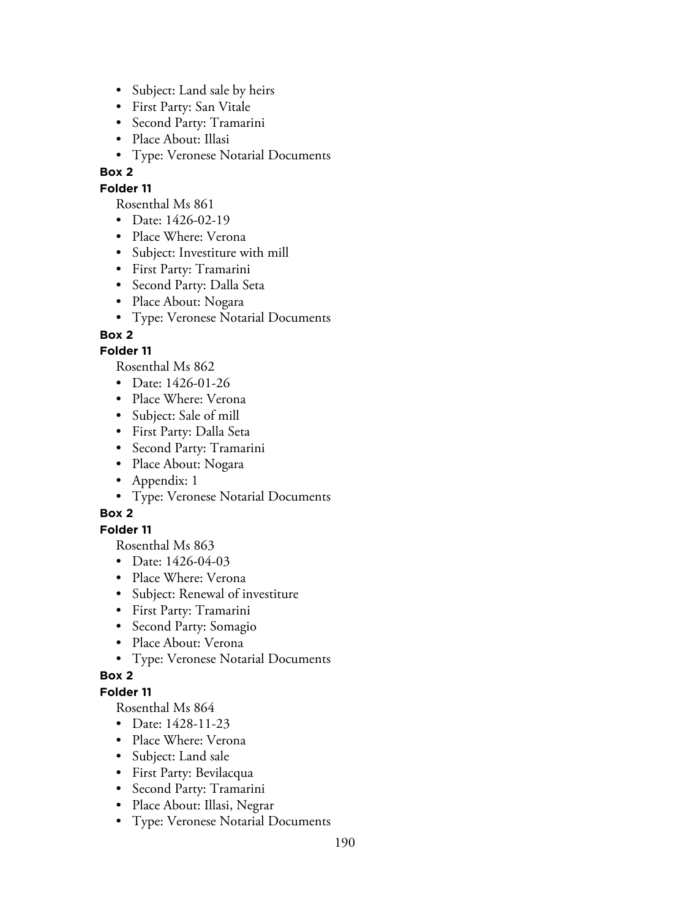- Subject: Land sale by heirs
- First Party: San Vitale
- Second Party: Tramarini
- Place About: Illasi
- Type: Veronese Notarial Documents

**Box 2**

**Folder 11**

Rosenthal Ms 861

- Date: 1426-02-19
- Place Where: Verona
- Subject: Investiture with mill
- First Party: Tramarini
- Second Party: Dalla Seta
- Place About: Nogara
- Type: Veronese Notarial Documents

**Box 2**

**Folder 11**

Rosenthal Ms 862

- Date: 1426-01-26
- Place Where: Verona
- Subject: Sale of mill
- First Party: Dalla Seta
- Second Party: Tramarini
- Place About: Nogara
- Appendix: 1
- Type: Veronese Notarial Documents

**Box 2**

**Folder 11**

Rosenthal Ms 863

- Date: 1426-04-03
- Place Where: Verona
- Subject: Renewal of investiture
- First Party: Tramarini
- Second Party: Somagio
- Place About: Verona
- Type: Veronese Notarial Documents

**Box 2**

**Folder 11**

Rosenthal Ms 864

- Date: 1428-11-23
- Place Where: Verona
- Subject: Land sale
- First Party: Bevilacqua
- Second Party: Tramarini
- Place About: Illasi, Negrar
- Type: Veronese Notarial Documents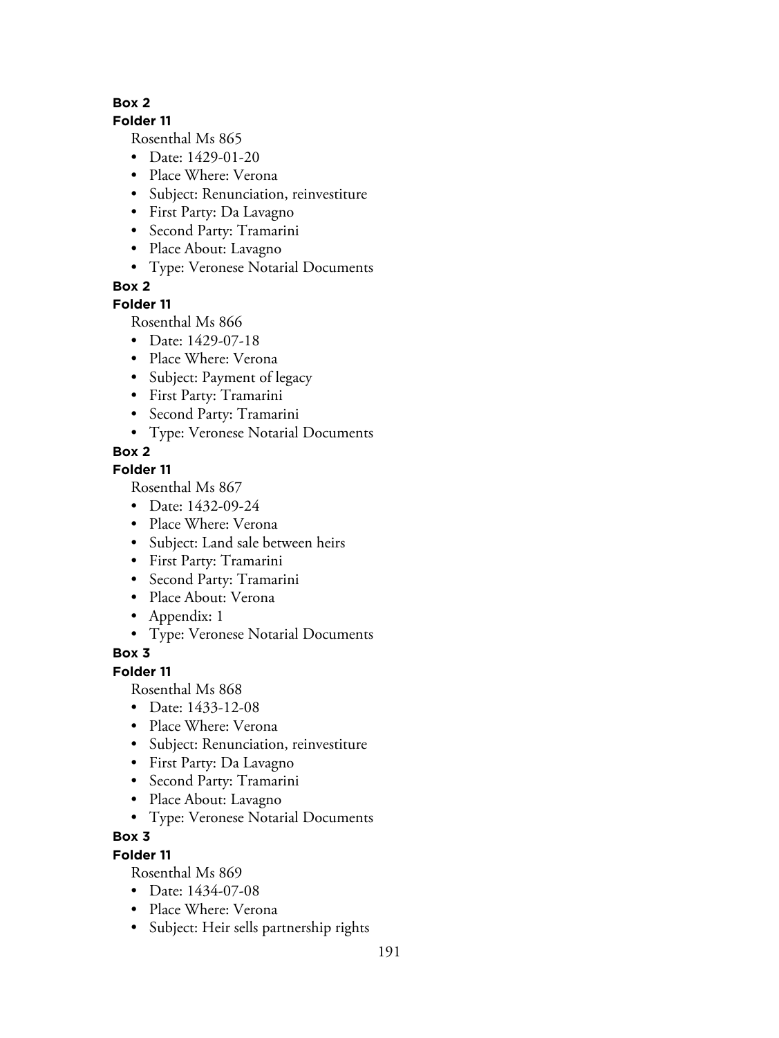**Box 2**

**Folder 11**

Rosenthal Ms 865

- Date: 1429-01-20
- Place Where: Verona
- Subject: Renunciation, reinvestiture
- First Party: Da Lavagno
- Second Party: Tramarini
- Place About: Lavagno
- Type: Veronese Notarial Documents

**Box 2**

**Folder 11**

Rosenthal Ms 866

- Date: 1429-07-18
- Place Where: Verona
- Subject: Payment of legacy
- First Party: Tramarini
- Second Party: Tramarini
- Type: Veronese Notarial Documents

**Box 2**

**Folder 11**

Rosenthal Ms 867

- Date: 1432-09-24
- Place Where: Verona
- Subject: Land sale between heirs
- First Party: Tramarini
- Second Party: Tramarini
- Place About: Verona
- Appendix: 1
- Type: Veronese Notarial Documents

**Box 3**

**Folder 11**

Rosenthal Ms 868

- Date: 1433-12-08
- Place Where: Verona
- Subject: Renunciation, reinvestiture
- First Party: Da Lavagno
- Second Party: Tramarini
- Place About: Lavagno
- Type: Veronese Notarial Documents

**Box 3**

**Folder 11**

Rosenthal Ms 869

- Date: 1434-07-08
- Place Where: Verona
- Subject: Heir sells partnership rights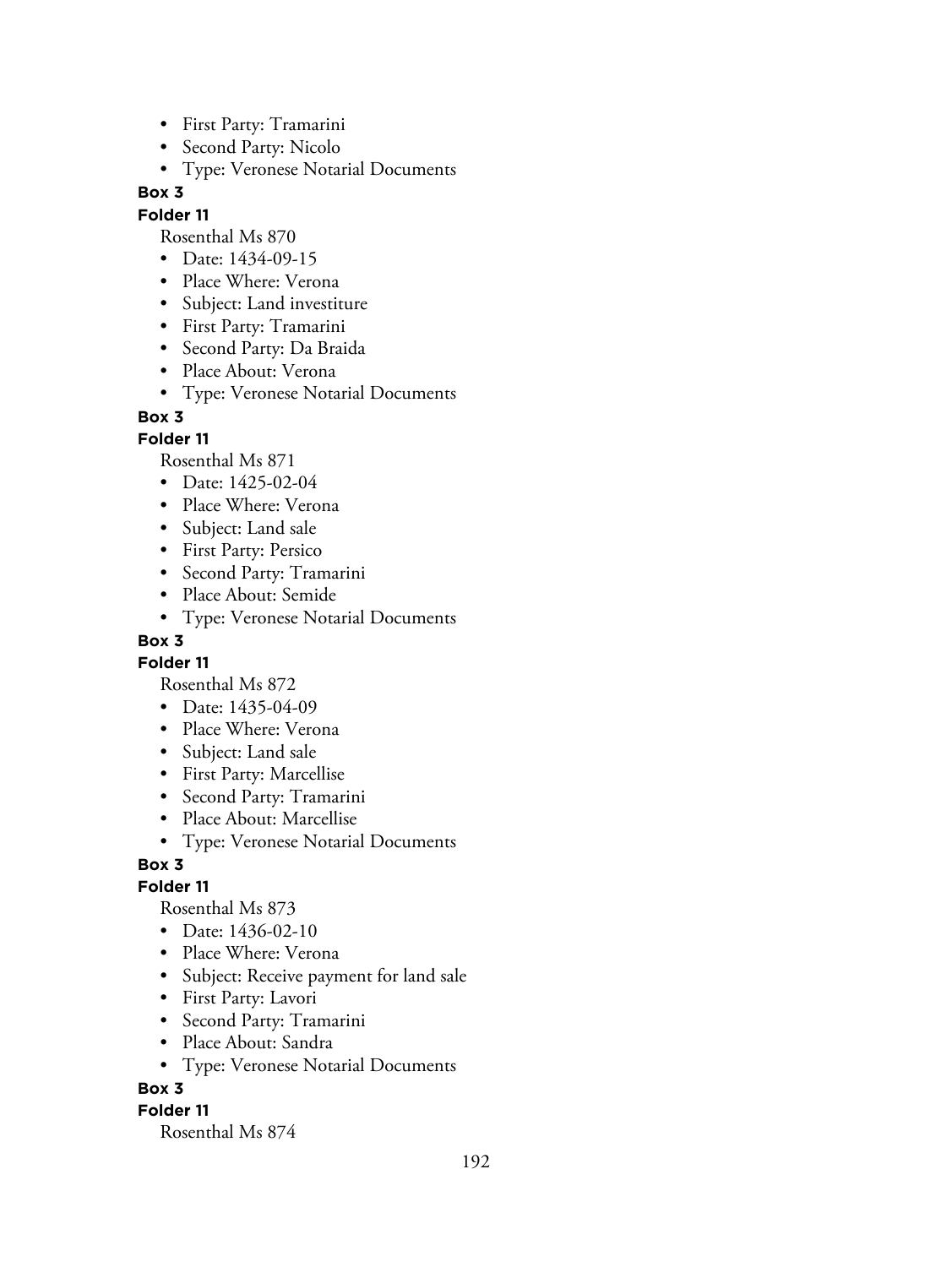- First Party: Tramarini
- Second Party: Nicolo
- Type: Veronese Notarial Documents

**Box 3**

**Folder 11**

Rosenthal Ms 870

- Date: 1434-09-15
- Place Where: Verona
- Subject: Land investiture
- First Party: Tramarini
- Second Party: Da Braida
- Place About: Verona
- Type: Veronese Notarial Documents

**Box 3**

**Folder 11**

Rosenthal Ms 871

- Date: 1425-02-04
- Place Where: Verona
- Subject: Land sale
- First Party: Persico
- Second Party: Tramarini
- Place About: Semide
- Type: Veronese Notarial Documents

**Box 3**

**Folder 11**

Rosenthal Ms 872

- Date: 1435-04-09
- Place Where: Verona
- Subject: Land sale
- First Party: Marcellise
- Second Party: Tramarini
- Place About: Marcellise
- Type: Veronese Notarial Documents

**Box 3**

**Folder 11**

Rosenthal Ms 873

- Date: 1436-02-10
- Place Where: Verona
- Subject: Receive payment for land sale
- First Party: Lavori
- Second Party: Tramarini
- Place About: Sandra
- Type: Veronese Notarial Documents

**Box 3**

**Folder 11**

Rosenthal Ms 874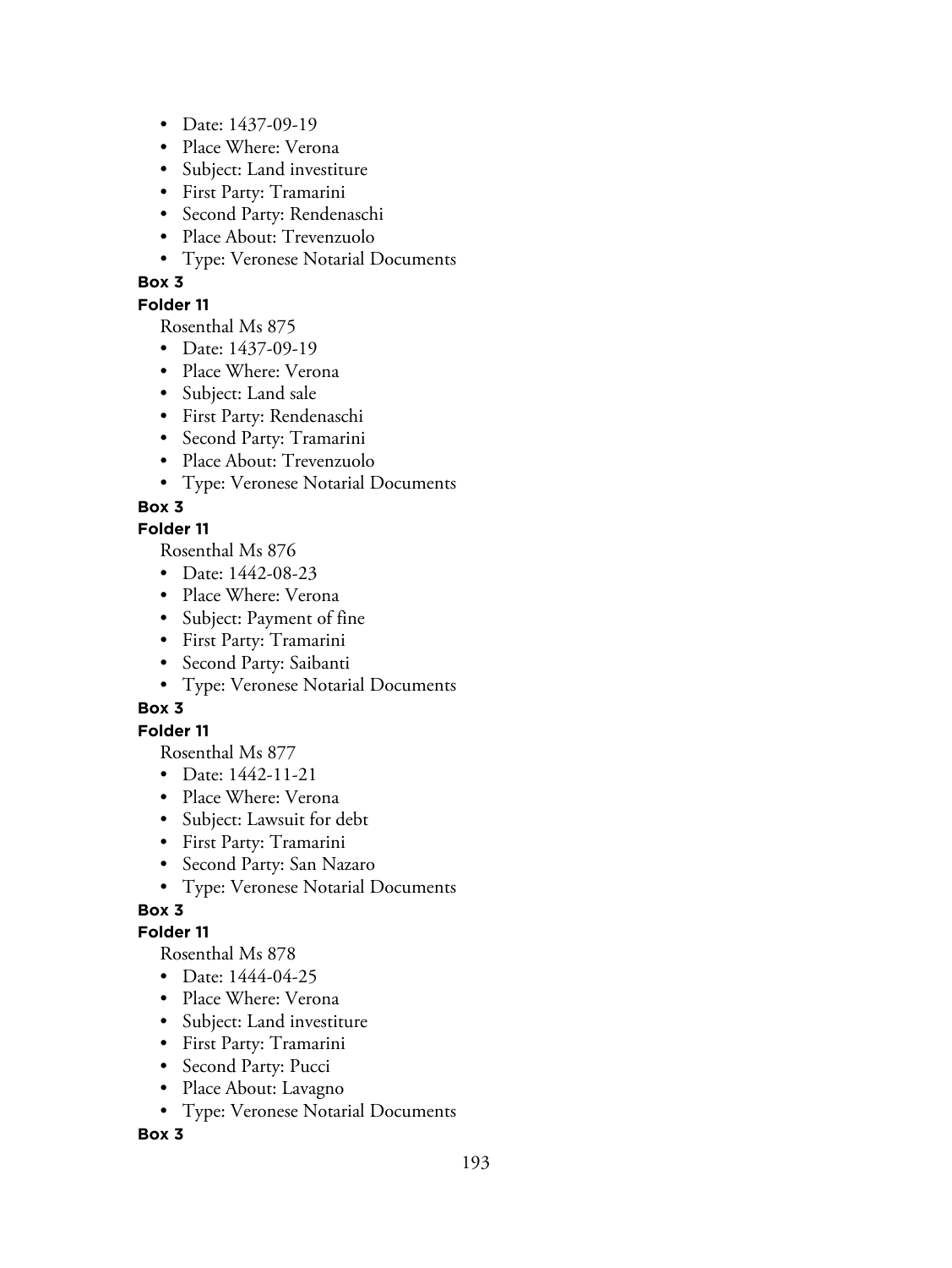- Date: 1437-09-19
- Place Where: Verona
- Subject: Land investiture
- First Party: Tramarini
- Second Party: Rendenaschi
- Place About: Trevenzuolo
- Type: Veronese Notarial Documents

**Box 3**

**Folder 11**

Rosenthal Ms 875

- Date: 1437-09-19
- Place Where: Verona
- Subject: Land sale
- First Party: Rendenaschi
- Second Party: Tramarini
- Place About: Trevenzuolo
- Type: Veronese Notarial Documents

**Box 3**

**Folder 11**

Rosenthal Ms 876

- Date: 1442-08-23
- Place Where: Verona
- Subject: Payment of fine
- First Party: Tramarini
- Second Party: Saibanti
- Type: Veronese Notarial Documents

**Box 3**

**Folder 11**

Rosenthal Ms 877

- Date: 1442-11-21
- Place Where: Verona
- Subject: Lawsuit for debt
- First Party: Tramarini
- Second Party: San Nazaro
- Type: Veronese Notarial Documents

**Box 3**

**Folder 11**

Rosenthal Ms 878

- Date: 1444-04-25
- Place Where: Verona
- Subject: Land investiture
- First Party: Tramarini
- Second Party: Pucci
- Place About: Lavagno
- Type: Veronese Notarial Documents

**Box 3**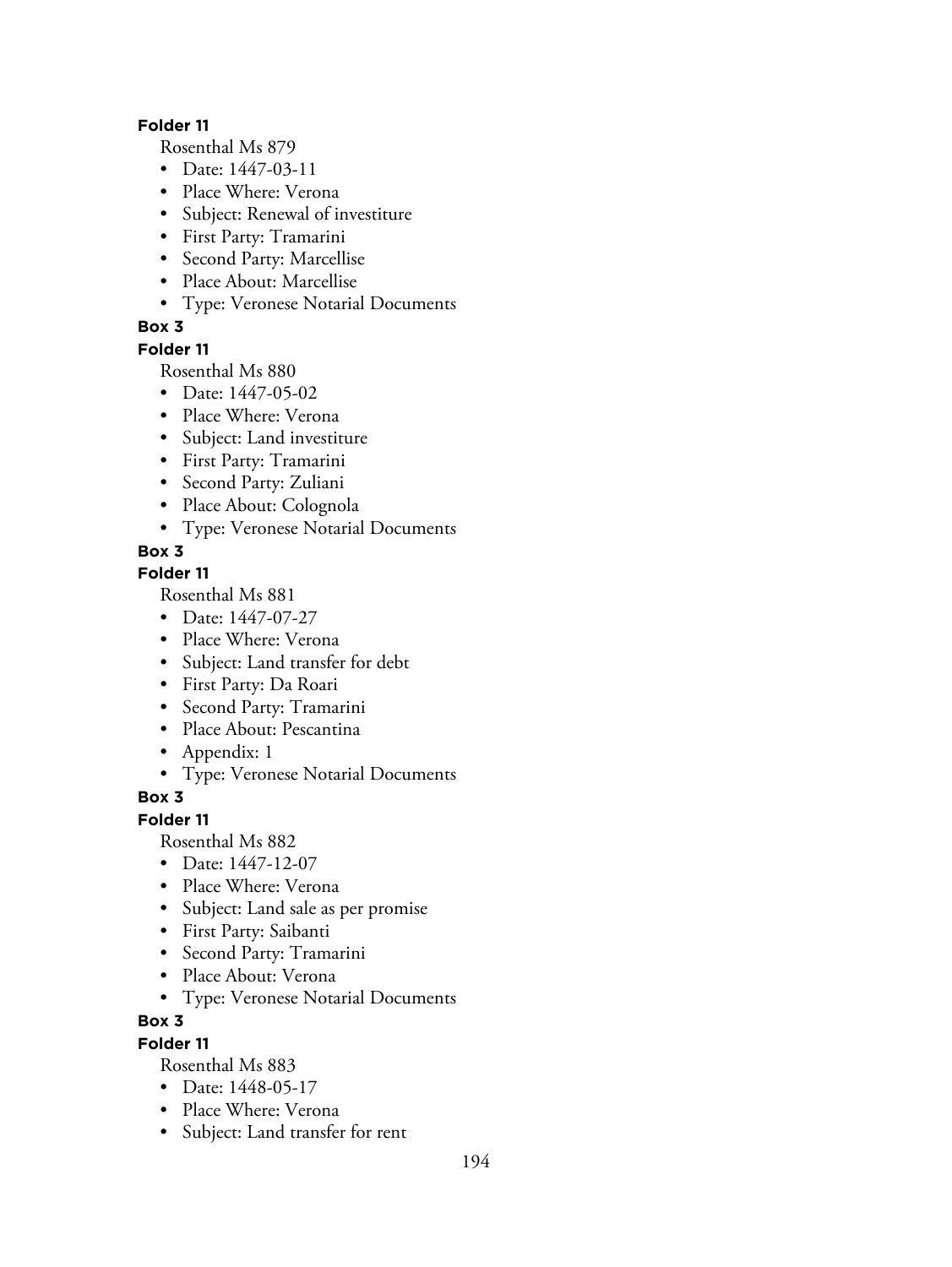**Folder 11**

Rosenthal Ms 879

- Date: 1447-03-11
- Place Where: Verona
- Subject: Renewal of investiture
- First Party: Tramarini
- Second Party: Marcellise
- Place About: Marcellise
- Type: Veronese Notarial Documents

**Box 3**

**Folder 11**

Rosenthal Ms 880

- Date: 1447-05-02
- Place Where: Verona
- Subject: Land investiture
- First Party: Tramarini
- Second Party: Zuliani
- Place About: Colognola
- Type: Veronese Notarial Documents

**Box 3**

**Folder 11**

Rosenthal Ms 881

- Date: 1447-07-27
- Place Where: Verona
- Subject: Land transfer for debt
- First Party: Da Roari
- Second Party: Tramarini
- Place About: Pescantina
- Appendix: 1
- Type: Veronese Notarial Documents

**Box 3**

**Folder 11**

Rosenthal Ms 882

- Date: 1447-12-07
- Place Where: Verona
- Subject: Land sale as per promise
- First Party: Saibanti
- Second Party: Tramarini
- Place About: Verona
- Type: Veronese Notarial Documents

**Box 3**

**Folder 11**

Rosenthal Ms 883

- Date: 1448-05-17
- Place Where: Verona
- Subject: Land transfer for rent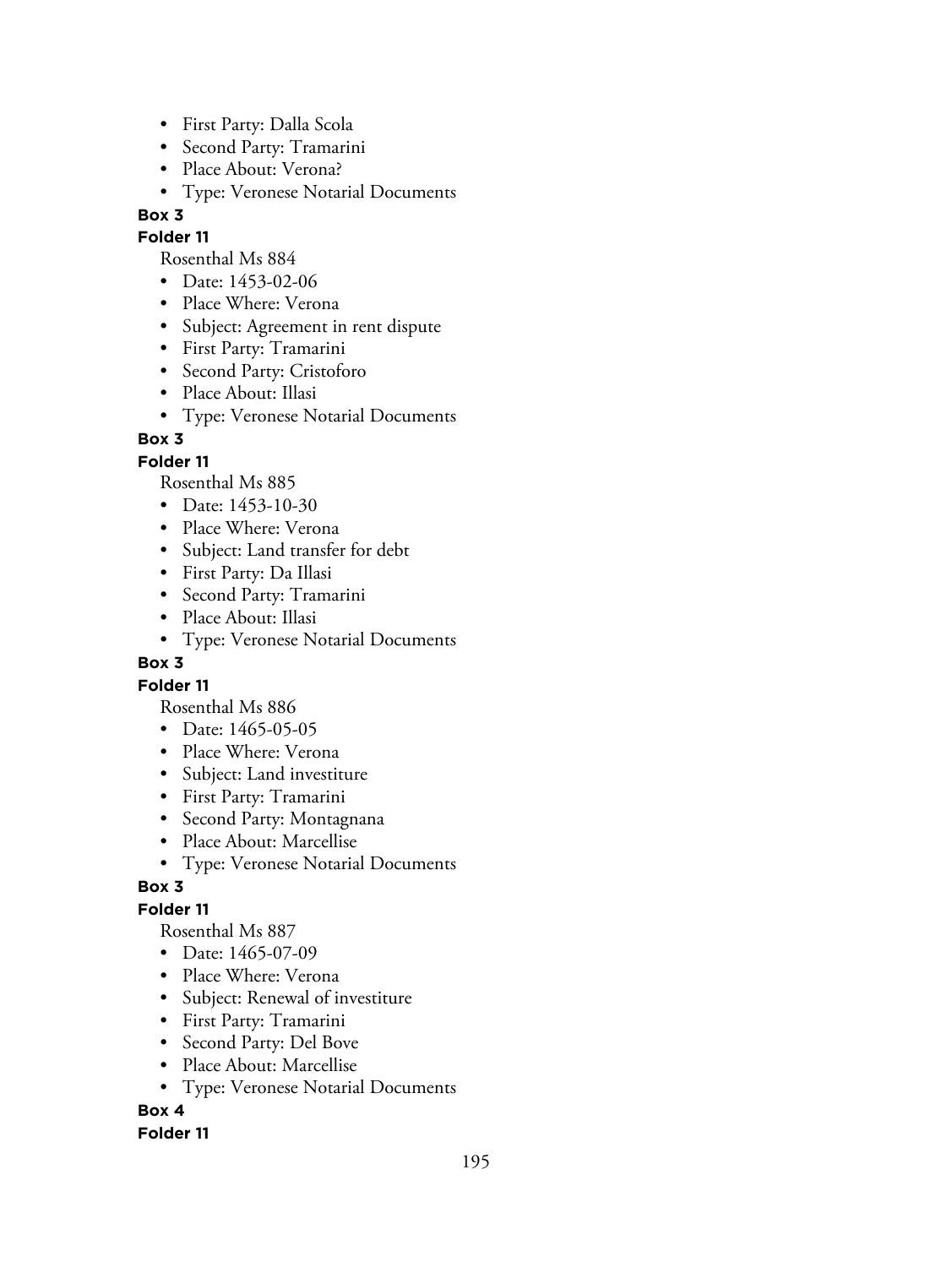- First Party: Dalla Scola
- Second Party: Tramarini
- Place About: Verona?
- Type: Veronese Notarial Documents

**Box 3**

**Folder 11**

Rosenthal Ms 884

- Date: 1453-02-06
- Place Where: Verona
- Subject: Agreement in rent dispute
- First Party: Tramarini
- Second Party: Cristoforo
- Place About: Illasi
- Type: Veronese Notarial Documents

**Box 3**

**Folder 11**

Rosenthal Ms 885

- Date: 1453-10-30
- Place Where: Verona
- Subject: Land transfer for debt
- First Party: Da Illasi
- Second Party: Tramarini
- Place About: Illasi
- Type: Veronese Notarial Documents

**Box 3**

**Folder 11**

Rosenthal Ms 886

- Date: 1465-05-05
- Place Where: Verona
- Subject: Land investiture
- First Party: Tramarini
- Second Party: Montagnana
- Place About: Marcellise
- Type: Veronese Notarial Documents

**Box 3**

**Folder 11**

Rosenthal Ms 887

- Date: 1465-07-09
- Place Where: Verona
- Subject: Renewal of investiture
- First Party: Tramarini
- Second Party: Del Bove
- Place About: Marcellise
- Type: Veronese Notarial Documents

**Box 4**

**Folder 11**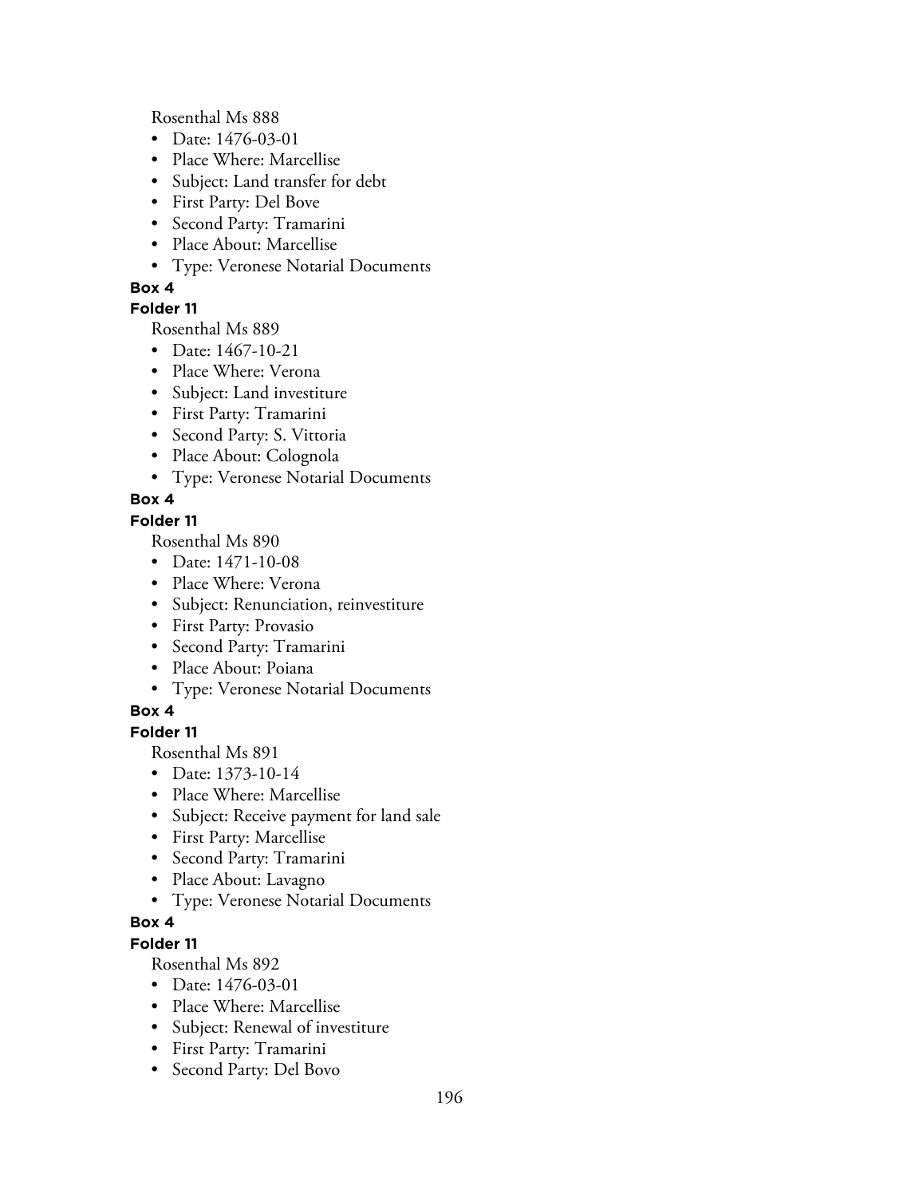Rosenthal Ms 888

- Date: 1476-03-01
- Place Where: Marcellise
- Subject: Land transfer for debt
- First Party: Del Bove
- Second Party: Tramarini
- Place About: Marcellise
- Type: Veronese Notarial Documents

**Box 4**

**Folder 11**

Rosenthal Ms 889

- Date: 1467-10-21
- Place Where: Verona
- Subject: Land investiture
- First Party: Tramarini
- Second Party: S. Vittoria
- Place About: Colognola
- Type: Veronese Notarial Documents

**Box 4**

**Folder 11**

Rosenthal Ms 890

- Date: 1471-10-08
- Place Where: Verona
- Subject: Renunciation, reinvestiture
- First Party: Provasio
- Second Party: Tramarini
- Place About: Poiana
- Type: Veronese Notarial Documents

**Box 4**

**Folder 11**

Rosenthal Ms 891

- Date: 1373-10-14
- Place Where: Marcellise
- Subject: Receive payment for land sale
- First Party: Marcellise
- Second Party: Tramarini
- Place About: Lavagno
- Type: Veronese Notarial Documents

**Box 4**

**Folder 11**

Rosenthal Ms 892

- Date: 1476-03-01
- Place Where: Marcellise
- Subject: Renewal of investiture
- First Party: Tramarini
- Second Party: Del Bovo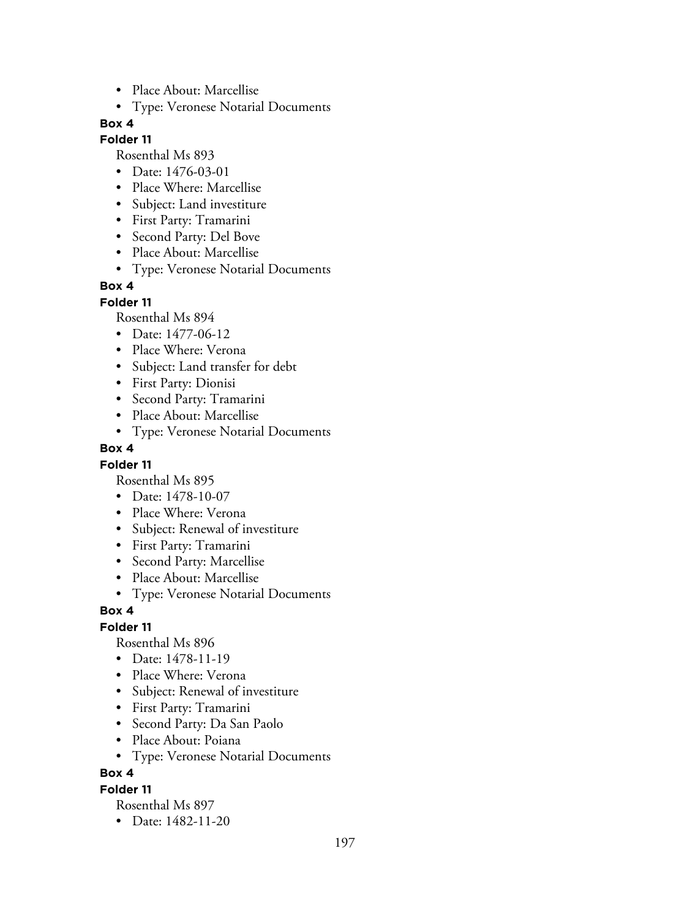- Place About: Marcellise
- Type: Veronese Notarial Documents

**Box 4**

**Folder 11**

Rosenthal Ms 893

- Date: 1476-03-01
- Place Where: Marcellise
- Subject: Land investiture
- First Party: Tramarini
- Second Party: Del Bove
- Place About: Marcellise
- Type: Veronese Notarial Documents

**Box 4**

**Folder 11**

Rosenthal Ms 894

- Date: 1477-06-12
- Place Where: Verona
- Subject: Land transfer for debt
- First Party: Dionisi
- Second Party: Tramarini
- Place About: Marcellise
- Type: Veronese Notarial Documents

**Box 4**

**Folder 11**

Rosenthal Ms 895

- Date: 1478-10-07
- Place Where: Verona
- Subject: Renewal of investiture
- First Party: Tramarini
- Second Party: Marcellise
- Place About: Marcellise
- Type: Veronese Notarial Documents

**Box 4**

**Folder 11**

Rosenthal Ms 896

- Date: 1478-11-19
- Place Where: Verona
- Subject: Renewal of investiture
- First Party: Tramarini
- Second Party: Da San Paolo
- Place About: Poiana
- Type: Veronese Notarial Documents

**Box 4**

**Folder 11**

Rosenthal Ms 897

- Date: 1482-11-20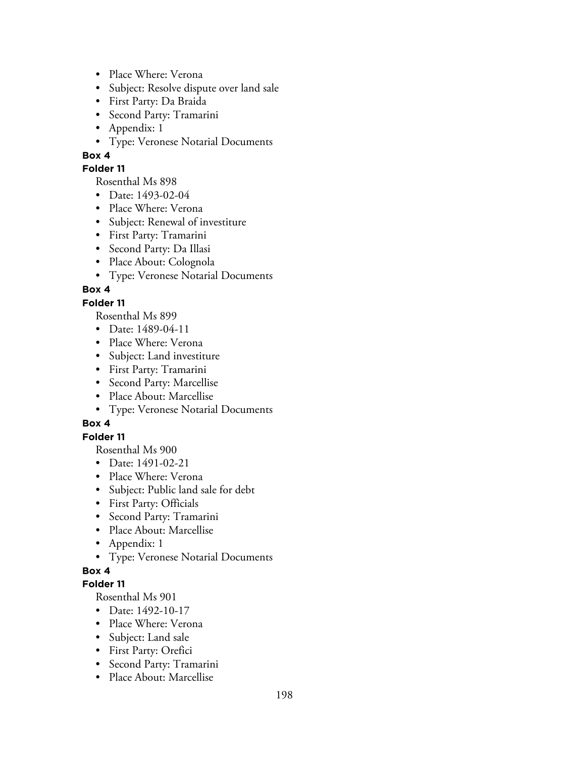- Place Where: Verona
- Subject: Resolve dispute over land sale
- First Party: Da Braida
- Second Party: Tramarini
- Appendix: 1
- Type: Veronese Notarial Documents

**Box 4**

**Folder 11**

Rosenthal Ms 898

- Date: 1493-02-04
- Place Where: Verona
- Subject: Renewal of investiture
- First Party: Tramarini
- Second Party: Da Illasi
- Place About: Colognola
- Type: Veronese Notarial Documents

**Box 4**

**Folder 11**

Rosenthal Ms 899

- Date: 1489-04-11
- Place Where: Verona
- Subject: Land investiture
- First Party: Tramarini
- Second Party: Marcellise
- Place About: Marcellise
- Type: Veronese Notarial Documents

**Box 4**

**Folder 11**

Rosenthal Ms 900

- Date: 1491-02-21
- Place Where: Verona
- Subject: Public land sale for debt
- First Party: Officials
- Second Party: Tramarini
- Place About: Marcellise
- Appendix: 1
- Type: Veronese Notarial Documents

**Box 4**

**Folder 11**

Rosenthal Ms 901

- Date: 1492-10-17
- Place Where: Verona
- Subject: Land sale
- First Party: Orefici
- Second Party: Tramarini
- Place About: Marcellise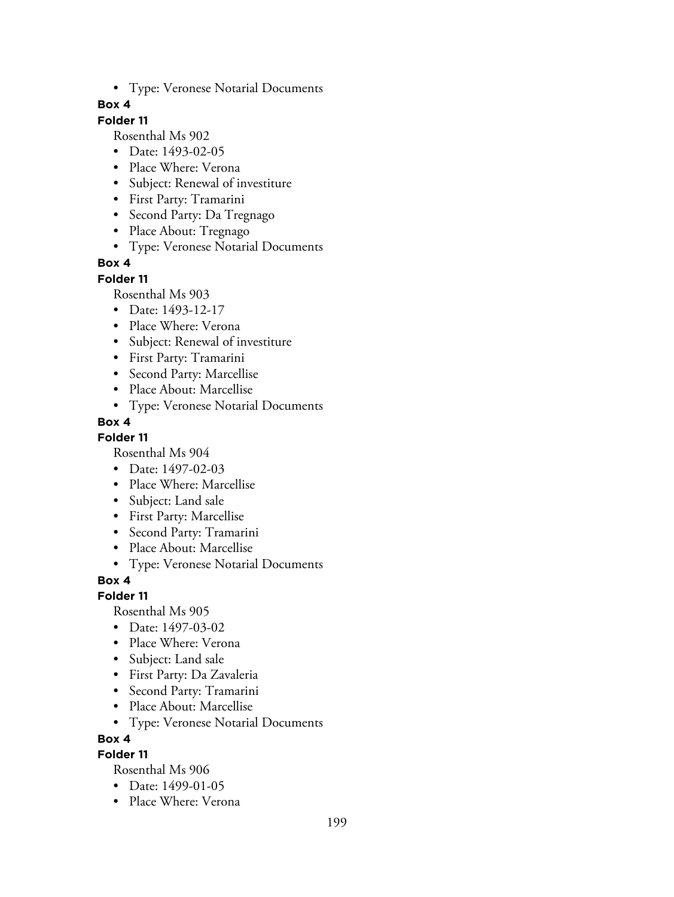- Type: Veronese Notarial Documents

**Box 4**

**Folder 11**

Rosenthal Ms 902

- Date: 1493-02-05
- Place Where: Verona
- Subject: Renewal of investiture
- First Party: Tramarini
- Second Party: Da Tregnago
- Place About: Tregnago
- Type: Veronese Notarial Documents

**Box 4**

**Folder 11**

Rosenthal Ms 903

- Date: 1493-12-17
- Place Where: Verona
- Subject: Renewal of investiture
- First Party: Tramarini
- Second Party: Marcellise
- Place About: Marcellise
- Type: Veronese Notarial Documents

**Box 4**

**Folder 11**

Rosenthal Ms 904

- Date: 1497-02-03
- Place Where: Marcellise
- Subject: Land sale
- First Party: Marcellise
- Second Party: Tramarini
- Place About: Marcellise
- Type: Veronese Notarial Documents

**Box 4**

**Folder 11**

Rosenthal Ms 905

- Date: 1497-03-02
- Place Where: Verona
- Subject: Land sale
- First Party: Da Zavaleria
- Second Party: Tramarini
- Place About: Marcellise
- Type: Veronese Notarial Documents

**Box 4**

**Folder 11**

Rosenthal Ms 906

- Date: 1499-01-05
- Place Where: Verona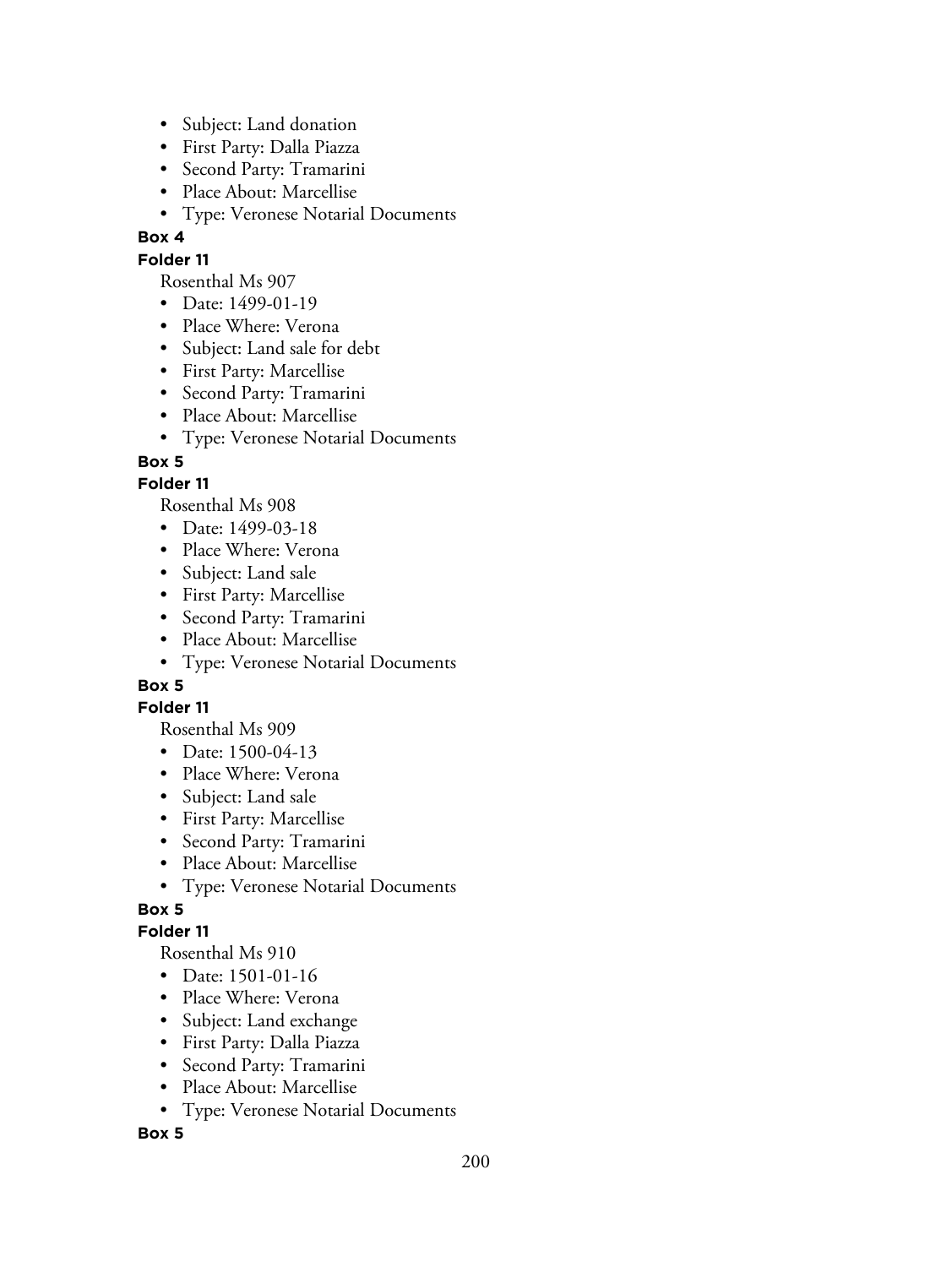- Subject: Land donation
- First Party: Dalla Piazza
- Second Party: Tramarini
- Place About: Marcellise
- Type: Veronese Notarial Documents

**Box 4**

**Folder 11**

Rosenthal Ms 907

- Date: 1499-01-19
- Place Where: Verona
- Subject: Land sale for debt
- First Party: Marcellise
- Second Party: Tramarini
- Place About: Marcellise
- Type: Veronese Notarial Documents

**Box 5**

**Folder 11**

Rosenthal Ms 908

- Date: 1499-03-18
- Place Where: Verona
- Subject: Land sale
- First Party: Marcellise
- Second Party: Tramarini
- Place About: Marcellise
- Type: Veronese Notarial Documents

**Box 5**

**Folder 11**

Rosenthal Ms 909

- Date: 1500-04-13
- Place Where: Verona
- Subject: Land sale
- First Party: Marcellise
- Second Party: Tramarini
- Place About: Marcellise
- Type: Veronese Notarial Documents

**Box 5**

**Folder 11**

Rosenthal Ms 910

- Date: 1501-01-16
- Place Where: Verona
- Subject: Land exchange
- First Party: Dalla Piazza
- Second Party: Tramarini
- Place About: Marcellise
- Type: Veronese Notarial Documents

**Box 5**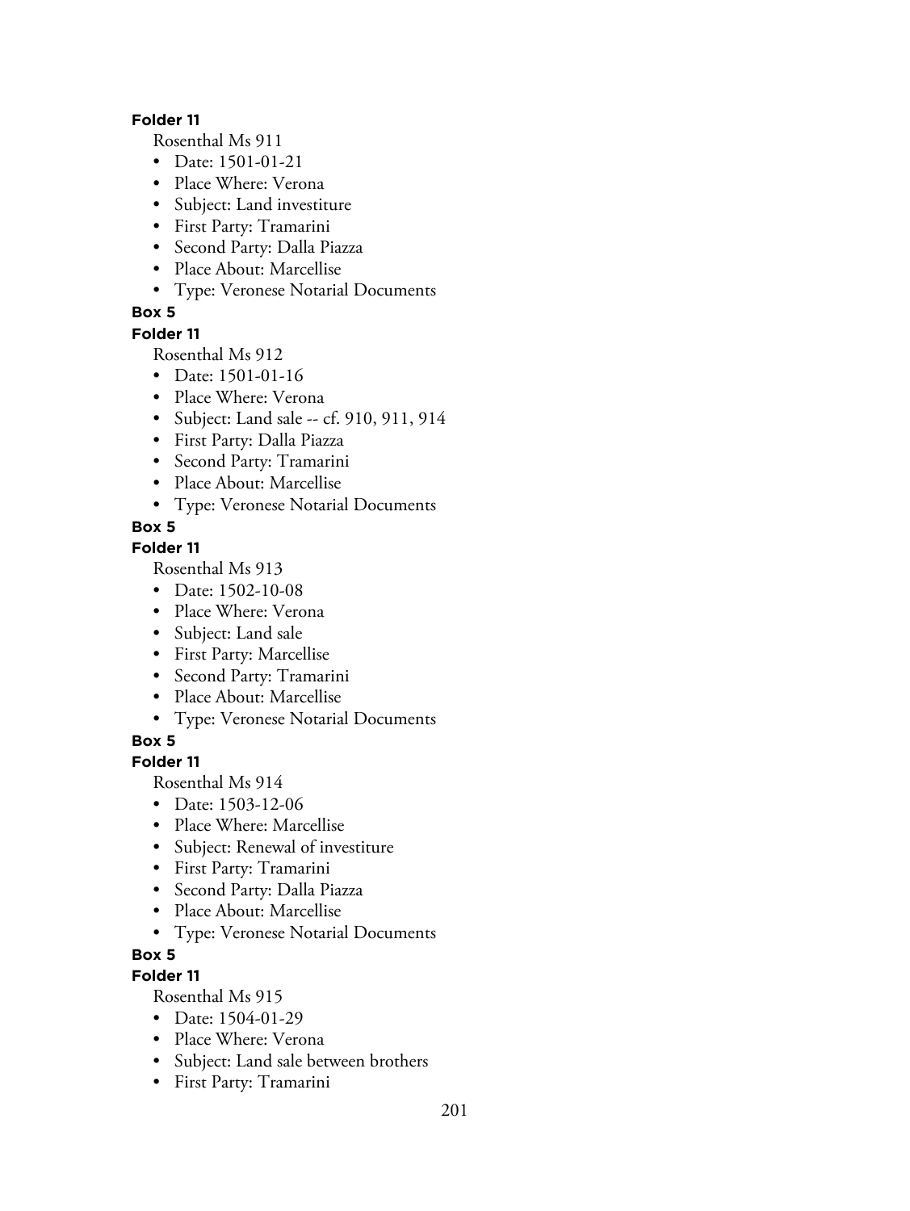**Folder 11**

Rosenthal Ms 911

- Date: 1501-01-21
- Place Where: Verona
- Subject: Land investiture
- First Party: Tramarini
- Second Party: Dalla Piazza
- Place About: Marcellise
- Type: Veronese Notarial Documents

**Box 5**

**Folder 11**

Rosenthal Ms 912

- Date: 1501-01-16
- Place Where: Verona
- Subject: Land sale -- cf. 910, 911, 914
- First Party: Dalla Piazza
- Second Party: Tramarini
- Place About: Marcellise
- Type: Veronese Notarial Documents

**Box 5**

**Folder 11**

Rosenthal Ms 913

- Date: 1502-10-08
- Place Where: Verona
- Subject: Land sale
- First Party: Marcellise
- Second Party: Tramarini
- Place About: Marcellise
- Type: Veronese Notarial Documents

**Box 5**

**Folder 11**

Rosenthal Ms 914

- Date: 1503-12-06
- Place Where: Marcellise
- Subject: Renewal of investiture
- First Party: Tramarini
- Second Party: Dalla Piazza
- Place About: Marcellise
- Type: Veronese Notarial Documents

**Box 5**

**Folder 11**

Rosenthal Ms 915

- Date: 1504-01-29
- Place Where: Verona
- Subject: Land sale between brothers
- First Party: Tramarini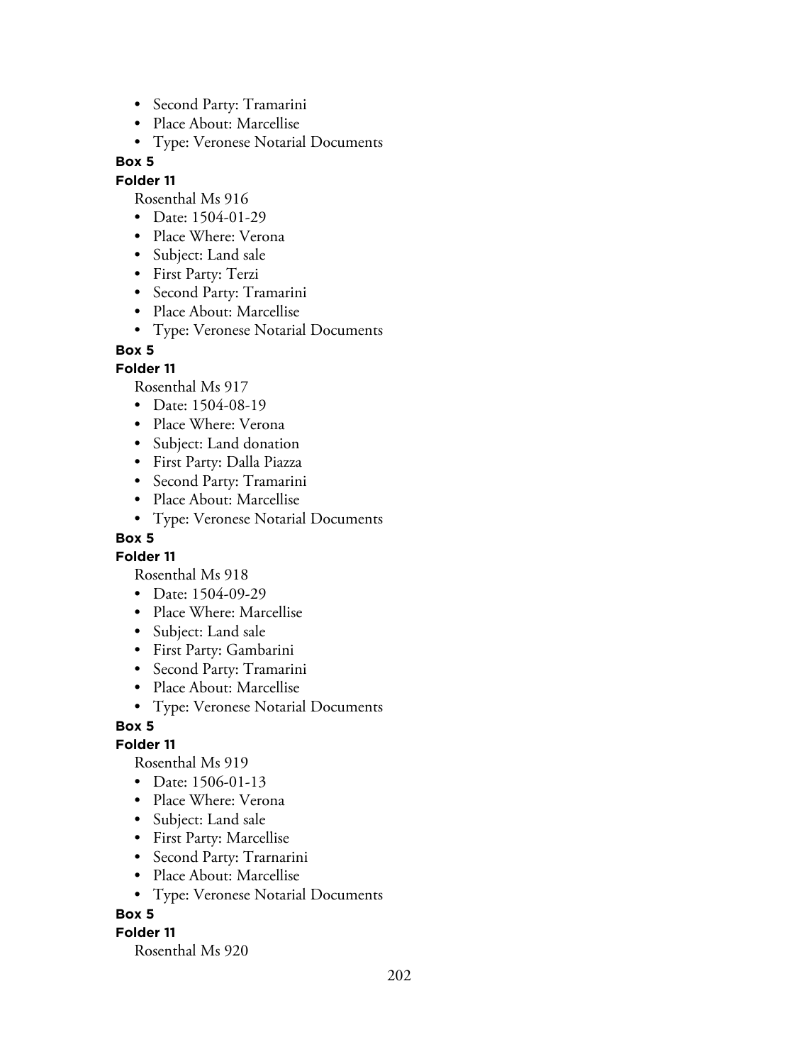- Second Party: Tramarini
- Place About: Marcellise
- Type: Veronese Notarial Documents

**Box 5**

**Folder 11**

Rosenthal Ms 916

- Date: 1504-01-29
- Place Where: Verona
- Subject: Land sale
- First Party: Terzi
- Second Party: Tramarini
- Place About: Marcellise
- Type: Veronese Notarial Documents

**Box 5**

**Folder 11**

Rosenthal Ms 917

- Date: 1504-08-19
- Place Where: Verona
- Subject: Land donation
- First Party: Dalla Piazza
- Second Party: Tramarini
- Place About: Marcellise
- Type: Veronese Notarial Documents

**Box 5**

**Folder 11**

Rosenthal Ms 918

- Date: 1504-09-29
- Place Where: Marcellise
- Subject: Land sale
- First Party: Gambarini
- Second Party: Tramarini
- Place About: Marcellise
- Type: Veronese Notarial Documents

**Box 5**

**Folder 11**

Rosenthal Ms 919

- Date: 1506-01-13
- Place Where: Verona
- Subject: Land sale
- First Party: Marcellise
- Second Party: Trarnarini
- Place About: Marcellise
- Type: Veronese Notarial Documents

**Box 5**

**Folder 11**

Rosenthal Ms 920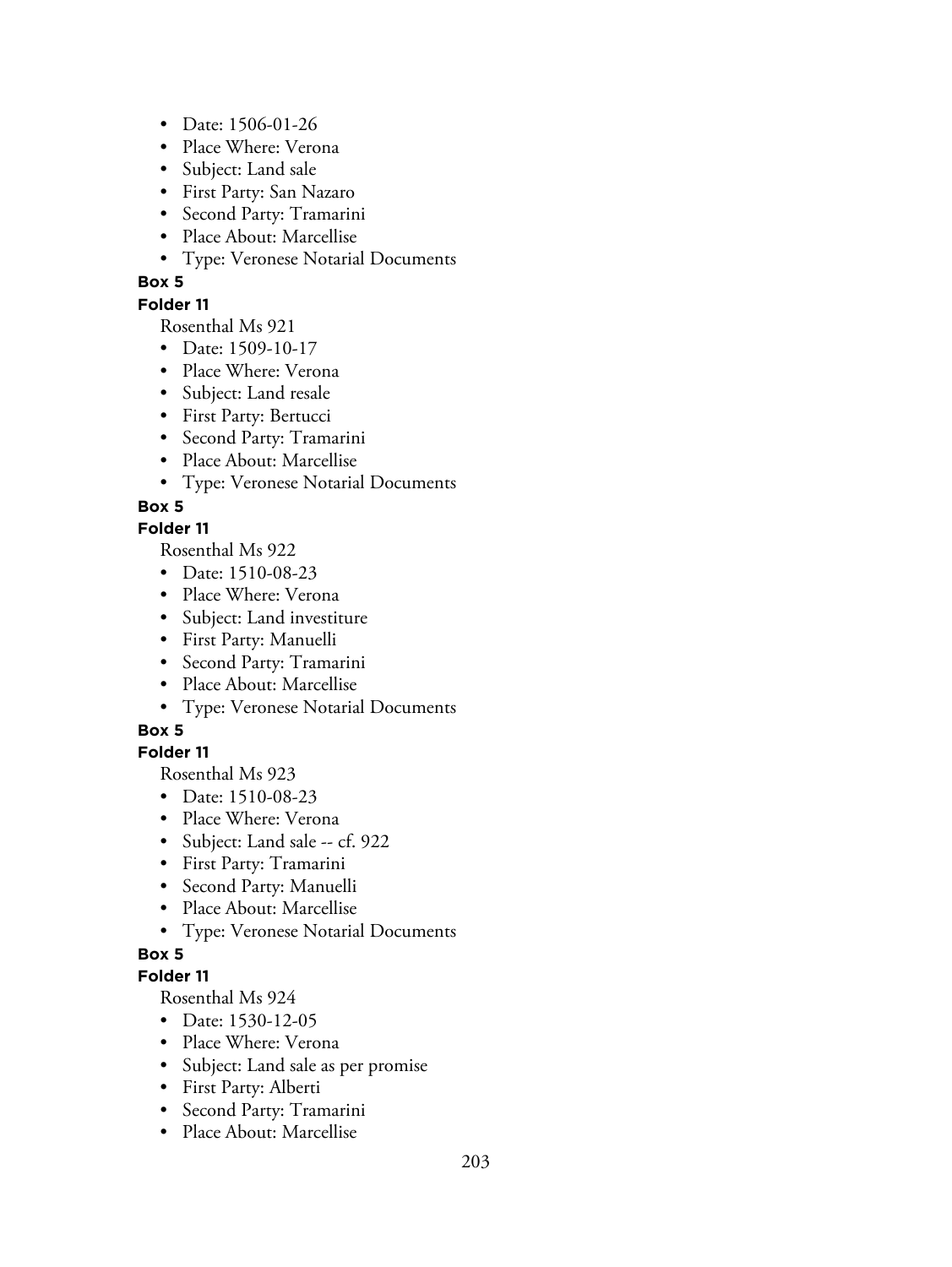- Date: 1506-01-26
- Place Where: Verona
- Subject: Land sale
- First Party: San Nazaro
- Second Party: Tramarini
- Place About: Marcellise
- Type: Veronese Notarial Documents

**Box 5**

**Folder 11**

Rosenthal Ms 921

- Date: 1509-10-17
- Place Where: Verona
- Subject: Land resale
- First Party: Bertucci
- Second Party: Tramarini
- Place About: Marcellise
- Type: Veronese Notarial Documents

**Box 5**

**Folder 11**

Rosenthal Ms 922

- Date: 1510-08-23
- Place Where: Verona
- Subject: Land investiture
- First Party: Manuelli
- Second Party: Tramarini
- Place About: Marcellise
- Type: Veronese Notarial Documents

**Box 5**

**Folder 11**

Rosenthal Ms 923

- Date: 1510-08-23
- Place Where: Verona
- Subject: Land sale -- cf. 922
- First Party: Tramarini
- Second Party: Manuelli
- Place About: Marcellise
- Type: Veronese Notarial Documents

**Box 5**

**Folder 11**

Rosenthal Ms 924

- Date: 1530-12-05
- Place Where: Verona
- Subject: Land sale as per promise
- First Party: Alberti
- Second Party: Tramarini
- Place About: Marcellise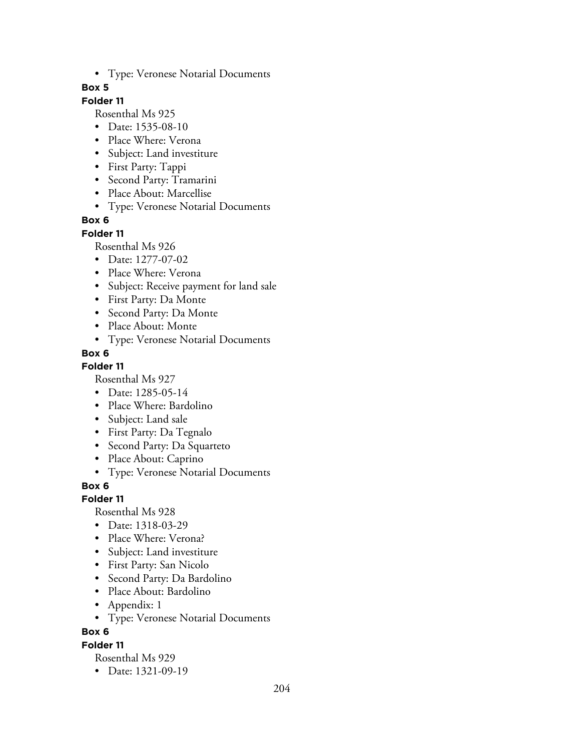- Type: Veronese Notarial Documents

**Box 5**

**Folder 11**

Rosenthal Ms 925

- Date: 1535-08-10
- Place Where: Verona
- Subject: Land investiture
- First Party: Tappi
- Second Party: Tramarini
- Place About: Marcellise
- Type: Veronese Notarial Documents

**Box 6**

**Folder 11**

Rosenthal Ms 926

- Date: 1277-07-02
- Place Where: Verona
- Subject: Receive payment for land sale
- First Party: Da Monte
- Second Party: Da Monte
- Place About: Monte
- Type: Veronese Notarial Documents

**Box 6**

**Folder 11**

Rosenthal Ms 927

- Date: 1285-05-14
- Place Where: Bardolino
- Subject: Land sale
- First Party: Da Tegnalo
- Second Party: Da Squarteto
- Place About: Caprino
- Type: Veronese Notarial Documents

**Box 6**

**Folder 11**

Rosenthal Ms 928

- Date: 1318-03-29
- Place Where: Verona?
- Subject: Land investiture
- First Party: San Nicolo
- Second Party: Da Bardolino
- Place About: Bardolino
- Appendix: 1
- Type: Veronese Notarial Documents

**Box 6**

**Folder 11**

Rosenthal Ms 929

- Date: 1321-09-19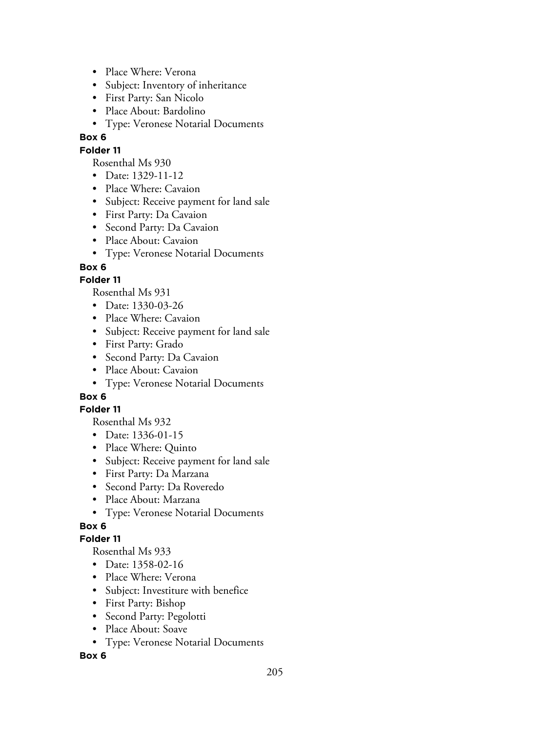- Place Where: Verona
- Subject: Inventory of inheritance
- First Party: San Nicolo
- Place About: Bardolino
- Type: Veronese Notarial Documents

**Box 6**

**Folder 11**

Rosenthal Ms 930

- Date: 1329-11-12
- Place Where: Cavaion
- Subject: Receive payment for land sale
- First Party: Da Cavaion
- Second Party: Da Cavaion
- Place About: Cavaion
- Type: Veronese Notarial Documents

**Box 6**

**Folder 11**

Rosenthal Ms 931

- Date: 1330-03-26
- Place Where: Cavaion
- Subject: Receive payment for land sale
- First Party: Grado
- Second Party: Da Cavaion
- Place About: Cavaion
- Type: Veronese Notarial Documents

**Box 6**

**Folder 11**

Rosenthal Ms 932

- Date: 1336-01-15
- Place Where: Quinto
- Subject: Receive payment for land sale
- First Party: Da Marzana
- Second Party: Da Roveredo
- Place About: Marzana
- Type: Veronese Notarial Documents

**Box 6**

**Folder 11**

Rosenthal Ms 933

- Date: 1358-02-16
- Place Where: Verona
- Subject: Investiture with benefice
- First Party: Bishop
- Second Party: Pegolotti
- Place About: Soave
- Type: Veronese Notarial Documents

**Box 6**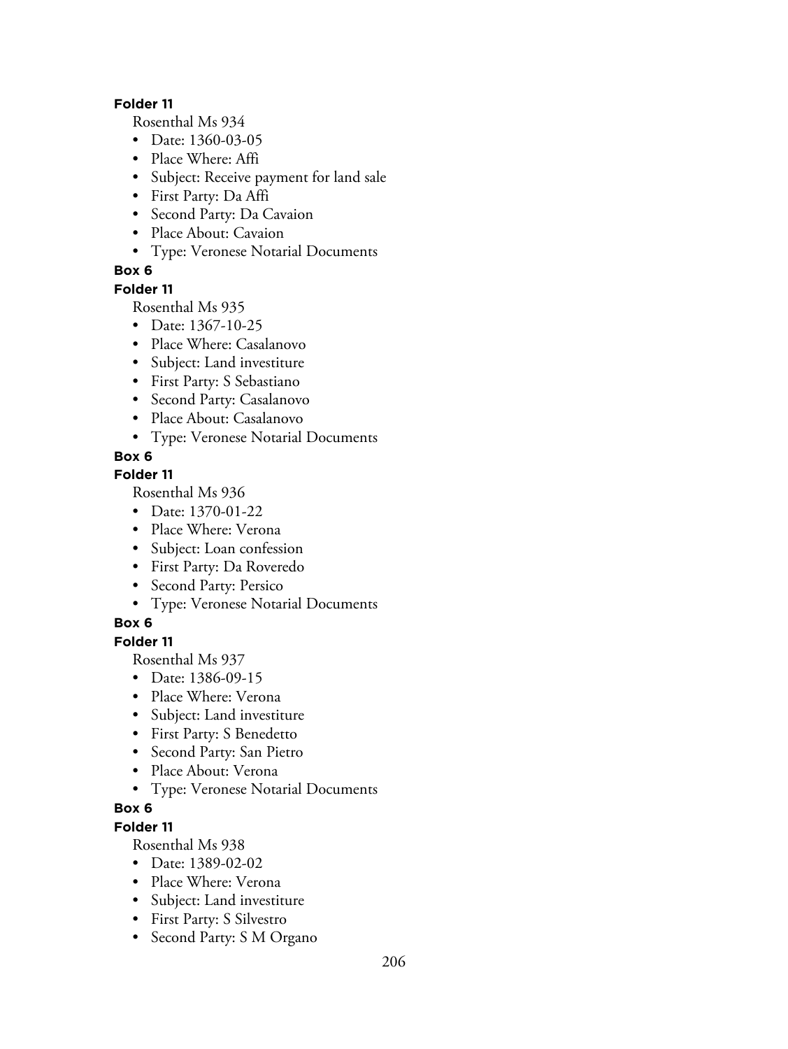**Folder 11**

Rosenthal Ms 934

- Date: 1360-03-05
- Place Where: Affi
- Subject: Receive payment for land sale
- First Party: Da Affi
- Second Party: Da Cavaion
- Place About: Cavaion
- Type: Veronese Notarial Documents

**Box 6**

**Folder 11**

Rosenthal Ms 935

- Date: 1367-10-25
- Place Where: Casalanovo
- Subject: Land investiture
- First Party: S Sebastiano
- Second Party: Casalanovo
- Place About: Casalanovo
- Type: Veronese Notarial Documents

**Box 6**

**Folder 11**

Rosenthal Ms 936

- Date: 1370-01-22
- Place Where: Verona
- Subject: Loan confession
- First Party: Da Roveredo
- Second Party: Persico
- Type: Veronese Notarial Documents

**Box 6**

**Folder 11**

Rosenthal Ms 937

- Date: 1386-09-15
- Place Where: Verona
- Subject: Land investiture
- First Party: S Benedetto
- Second Party: San Pietro
- Place About: Verona
- Type: Veronese Notarial Documents

**Box 6**

**Folder 11**

Rosenthal Ms 938

- Date: 1389-02-02
- Place Where: Verona
- Subject: Land investiture
- First Party: S Silvestro
- Second Party: S M Organo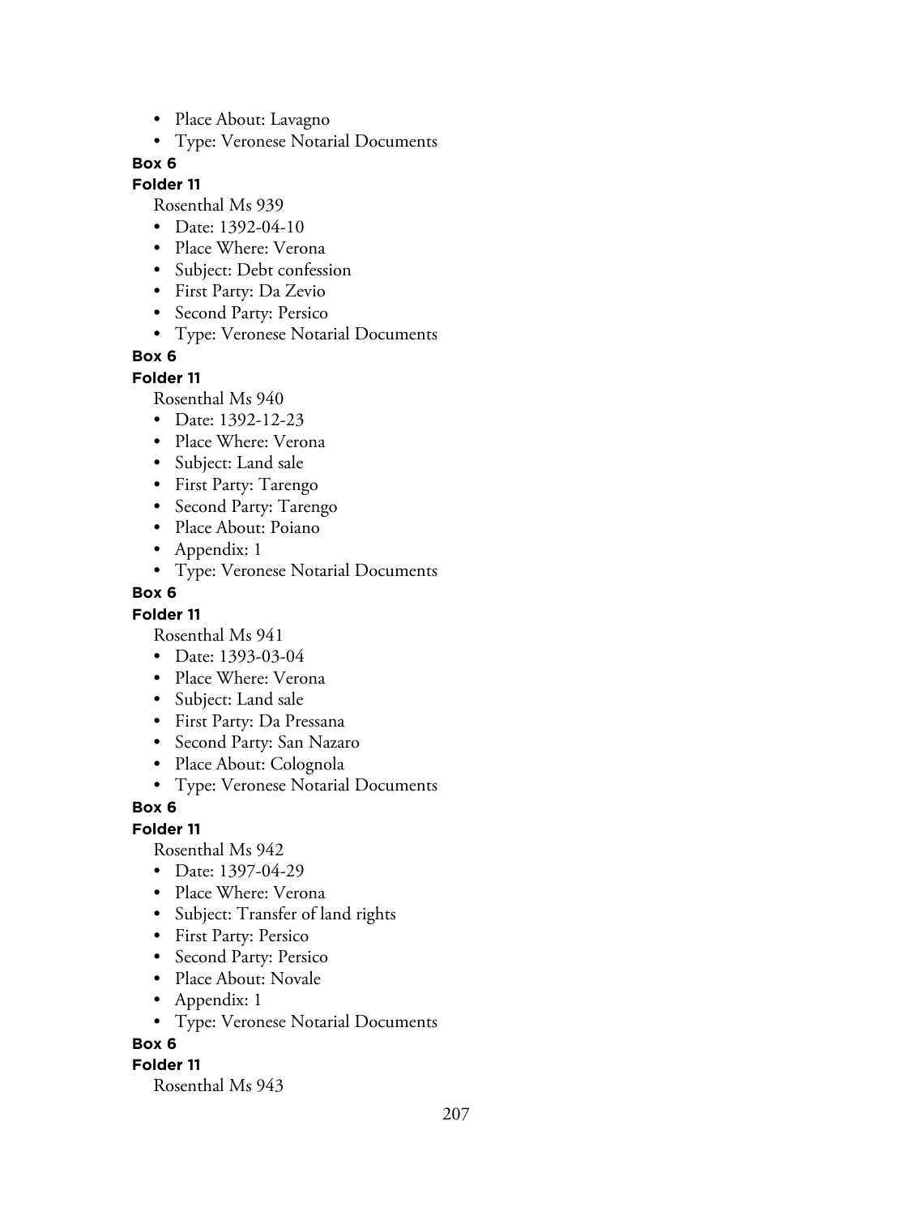- Place About: Lavagno
- Type: Veronese Notarial Documents

**Box 6**

**Folder 11**

Rosenthal Ms 939

- Date: 1392-04-10
- Place Where: Verona
- Subject: Debt confession
- First Party: Da Zevio
- Second Party: Persico
- Type: Veronese Notarial Documents

**Box 6**

**Folder 11**

Rosenthal Ms 940

- Date: 1392-12-23
- Place Where: Verona
- Subject: Land sale
- First Party: Tarengo
- Second Party: Tarengo
- Place About: Poiano
- Appendix: 1
- Type: Veronese Notarial Documents

**Box 6**

**Folder 11**

Rosenthal Ms 941

- Date: 1393-03-04
- Place Where: Verona
- Subject: Land sale
- First Party: Da Pressana
- Second Party: San Nazaro
- Place About: Colognola
- Type: Veronese Notarial Documents

**Box 6**

**Folder 11**

Rosenthal Ms 942

- Date: 1397-04-29
- Place Where: Verona
- Subject: Transfer of land rights
- First Party: Persico
- Second Party: Persico
- Place About: Novale
- Appendix: 1
- Type: Veronese Notarial Documents

**Box 6**

**Folder 11**

Rosenthal Ms 943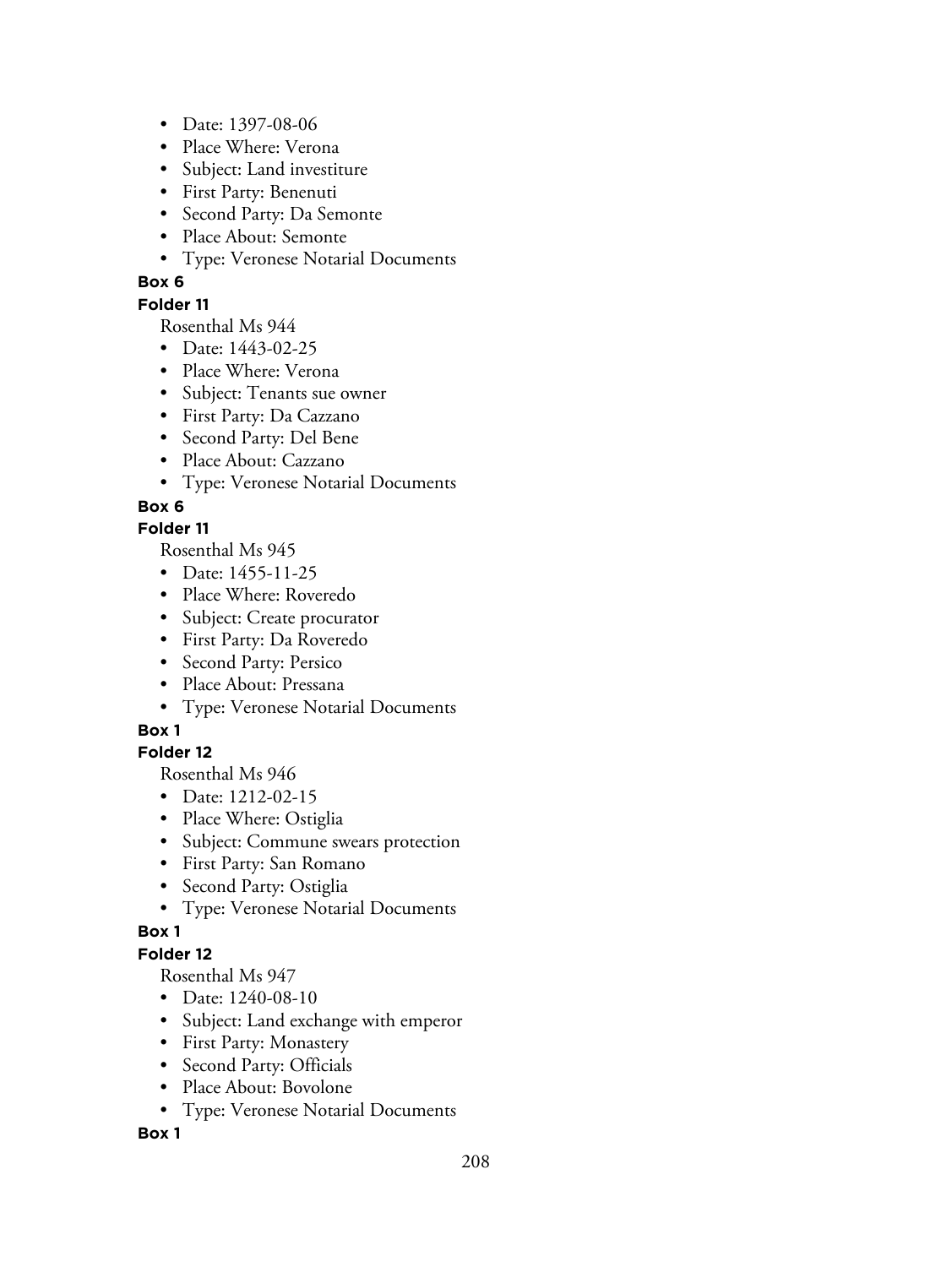- Date: 1397-08-06
- Place Where: Verona
- Subject: Land investiture
- First Party: Benenuti
- Second Party: Da Semonte
- Place About: Semonte
- Type: Veronese Notarial Documents

**Box 6**

**Folder 11**

Rosenthal Ms 944

- Date: 1443-02-25
- Place Where: Verona
- Subject: Tenants sue owner
- First Party: Da Cazzano
- Second Party: Del Bene
- Place About: Cazzano
- Type: Veronese Notarial Documents

**Box 6**

**Folder 11**

Rosenthal Ms 945

- Date: 1455-11-25
- Place Where: Roveredo
- Subject: Create procurator
- First Party: Da Roveredo
- Second Party: Persico
- Place About: Pressana
- Type: Veronese Notarial Documents

**Box 1**

**Folder 12**

Rosenthal Ms 946

- Date: 1212-02-15
- Place Where: Ostiglia
- Subject: Commune swears protection
- First Party: San Romano
- Second Party: Ostiglia
- Type: Veronese Notarial Documents

**Box 1**

**Folder 12**

Rosenthal Ms 947

- Date: 1240-08-10
- Subject: Land exchange with emperor
- First Party: Monastery
- Second Party: Officials
- Place About: Bovolone
- Type: Veronese Notarial Documents

**Box 1**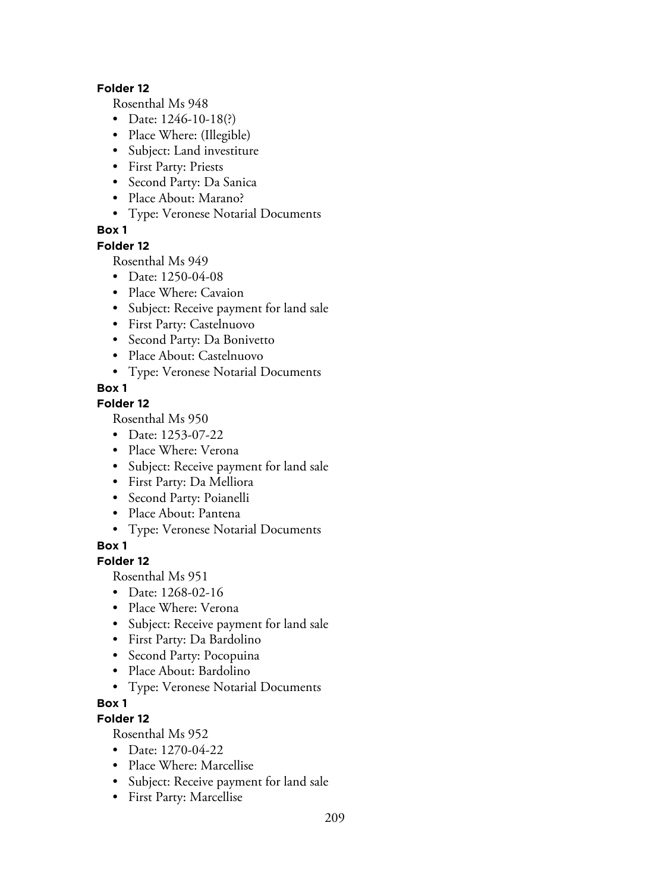**Folder 12**

Rosenthal Ms 948

- Date: 1246-10-18(?)
- Place Where: (Illegible)
- Subject: Land investiture
- First Party: Priests
- Second Party: Da Sanica
- Place About: Marano?
- Type: Veronese Notarial Documents

**Box 1**

**Folder 12**

Rosenthal Ms 949

- Date: 1250-04-08
- Place Where: Cavaion
- Subject: Receive payment for land sale
- First Party: Castelnuovo
- Second Party: Da Bonivetto
- Place About: Castelnuovo
- Type: Veronese Notarial Documents

**Box 1**

**Folder 12**

Rosenthal Ms 950

- Date: 1253-07-22
- Place Where: Verona
- Subject: Receive payment for land sale
- First Party: Da Melliora
- Second Party: Poianelli
- Place About: Pantena
- Type: Veronese Notarial Documents

**Box 1**

**Folder 12**

Rosenthal Ms 951

- Date: 1268-02-16
- Place Where: Verona
- Subject: Receive payment for land sale
- First Party: Da Bardolino
- Second Party: Pocopuina
- Place About: Bardolino
- Type: Veronese Notarial Documents

**Box 1**

**Folder 12**

Rosenthal Ms 952

- Date: 1270-04-22
- Place Where: Marcellise
- Subject: Receive payment for land sale
- First Party: Marcellise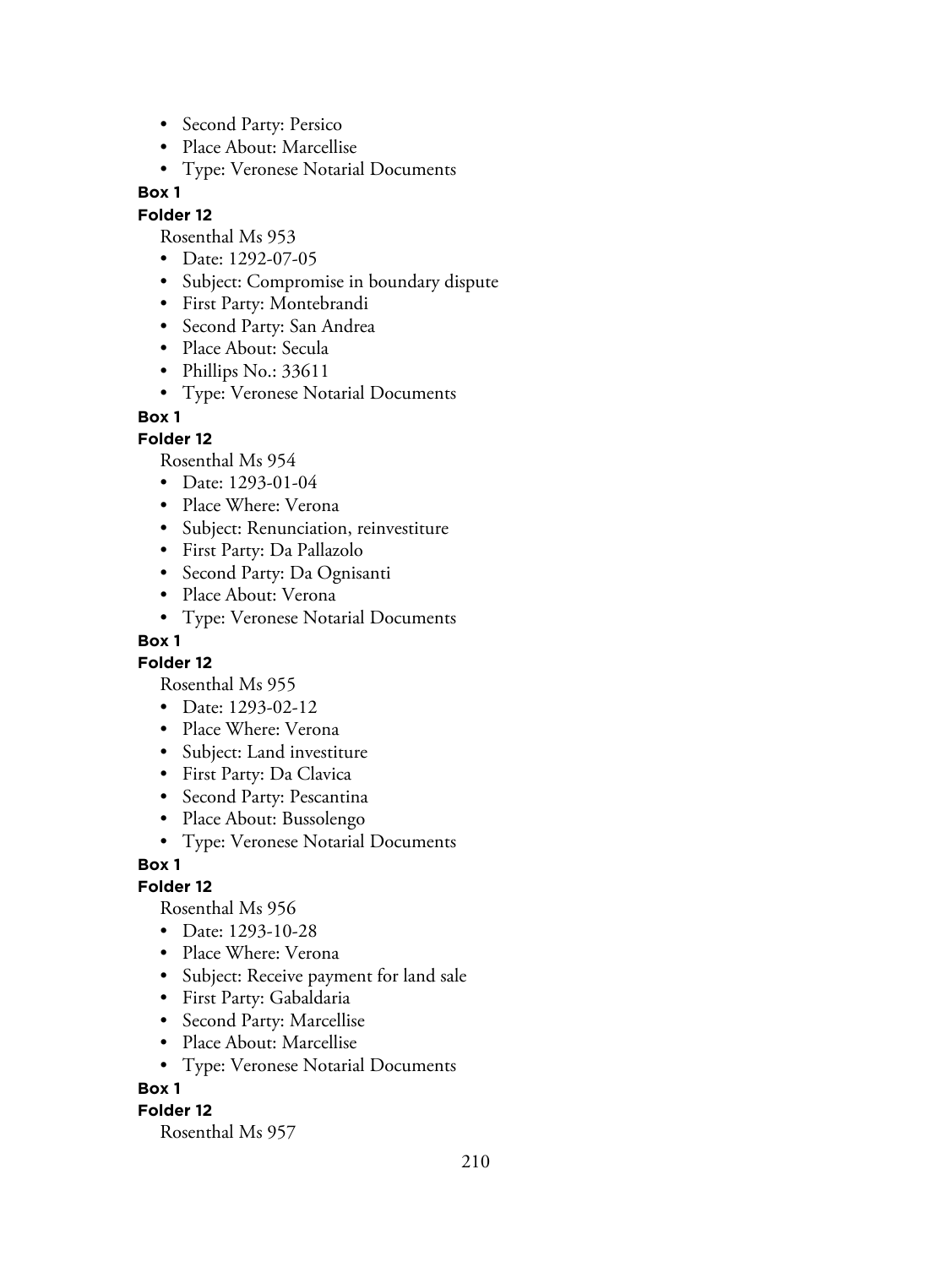- Second Party: Persico
- Place About: Marcellise
- Type: Veronese Notarial Documents

**Box 1**

**Folder 12**

Rosenthal Ms 953

- Date: 1292-07-05
- Subject: Compromise in boundary dispute
- First Party: Montebrandi
- Second Party: San Andrea
- Place About: Secula
- Phillips No.: 33611
- Type: Veronese Notarial Documents

**Box 1**

**Folder 12**

Rosenthal Ms 954

- Date: 1293-01-04
- Place Where: Verona
- Subject: Renunciation, reinvestiture
- First Party: Da Pallazolo
- Second Party: Da Ognisanti
- Place About: Verona
- Type: Veronese Notarial Documents

**Box 1**

**Folder 12**

Rosenthal Ms 955

- Date: 1293-02-12
- Place Where: Verona
- Subject: Land investiture
- First Party: Da Clavica
- Second Party: Pescantina
- Place About: Bussolengo
- Type: Veronese Notarial Documents

**Box 1**

**Folder 12**

Rosenthal Ms 956

- Date: 1293-10-28
- Place Where: Verona
- Subject: Receive payment for land sale
- First Party: Gabaldaria
- Second Party: Marcellise
- Place About: Marcellise
- Type: Veronese Notarial Documents

**Box 1**

**Folder 12**

Rosenthal Ms 957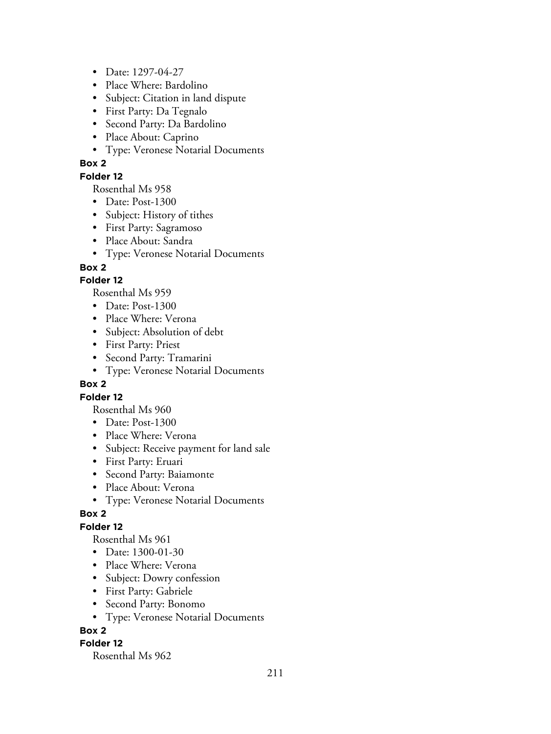- Date: 1297-04-27
- Place Where: Bardolino
- Subject: Citation in land dispute
- First Party: Da Tegnalo
- Second Party: Da Bardolino
- Place About: Caprino
- Type: Veronese Notarial Documents

**Box 2**

**Folder 12**

Rosenthal Ms 958

- Date: Post-1300
- Subject: History of tithes
- First Party: Sagramoso
- Place About: Sandra
- Type: Veronese Notarial Documents

**Box 2**

**Folder 12**

Rosenthal Ms 959

- Date: Post-1300
- Place Where: Verona
- Subject: Absolution of debt
- First Party: Priest
- Second Party: Tramarini
- Type: Veronese Notarial Documents

**Box 2**

**Folder 12**

Rosenthal Ms 960

- Date: Post-1300
- Place Where: Verona
- Subject: Receive payment for land sale
- First Party: Eruari
- Second Party: Baiamonte
- Place About: Verona
- Type: Veronese Notarial Documents

**Box 2**

**Folder 12**

Rosenthal Ms 961

- Date: 1300-01-30
- Place Where: Verona
- Subject: Dowry confession
- First Party: Gabriele
- Second Party: Bonomo
- Type: Veronese Notarial Documents

**Box 2**

**Folder 12**

Rosenthal Ms 962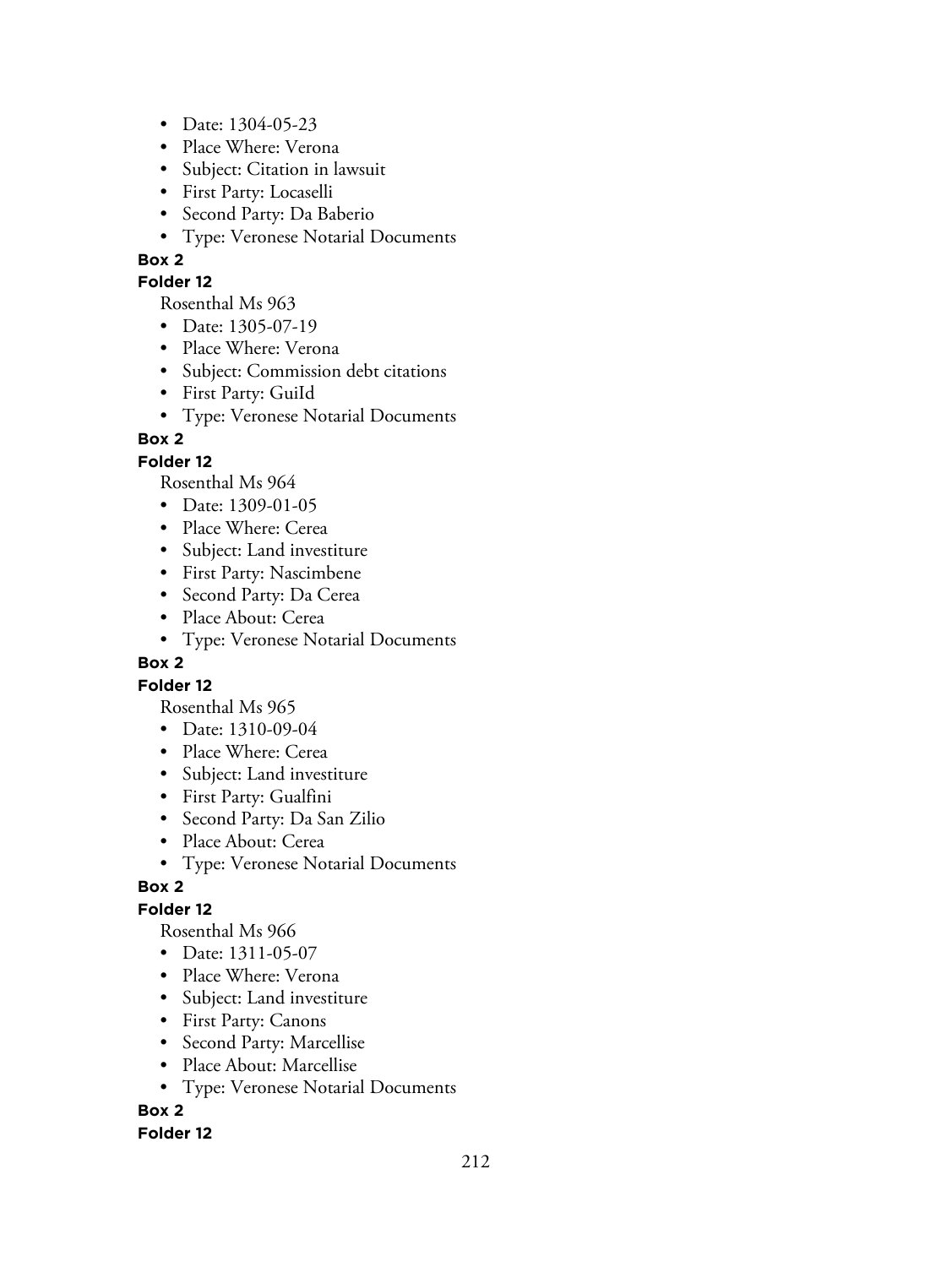- Date: 1304-05-23
- Place Where: Verona
- Subject: Citation in lawsuit
- First Party: Locaselli
- Second Party: Da Baberio
- Type: Veronese Notarial Documents

**Box 2**

**Folder 12**

Rosenthal Ms 963

- Date: 1305-07-19
- Place Where: Verona
- Subject: Commission debt citations
- First Party: GuiId
- Type: Veronese Notarial Documents

**Box 2**

**Folder 12**

Rosenthal Ms 964

- Date: 1309-01-05
- Place Where: Cerea
- Subject: Land investiture
- First Party: Nascimbene
- Second Party: Da Cerea
- Place About: Cerea
- Type: Veronese Notarial Documents

**Box 2**

**Folder 12**

Rosenthal Ms 965

- Date: 1310-09-04
- Place Where: Cerea
- Subject: Land investiture
- First Party: Gualfini
- Second Party: Da San Zilio
- Place About: Cerea
- Type: Veronese Notarial Documents

**Box 2**

**Folder 12**

Rosenthal Ms 966

- Date: 1311-05-07
- Place Where: Verona
- Subject: Land investiture
- First Party: Canons
- Second Party: Marcellise
- Place About: Marcellise
- Type: Veronese Notarial Documents

**Box 2**

**Folder 12**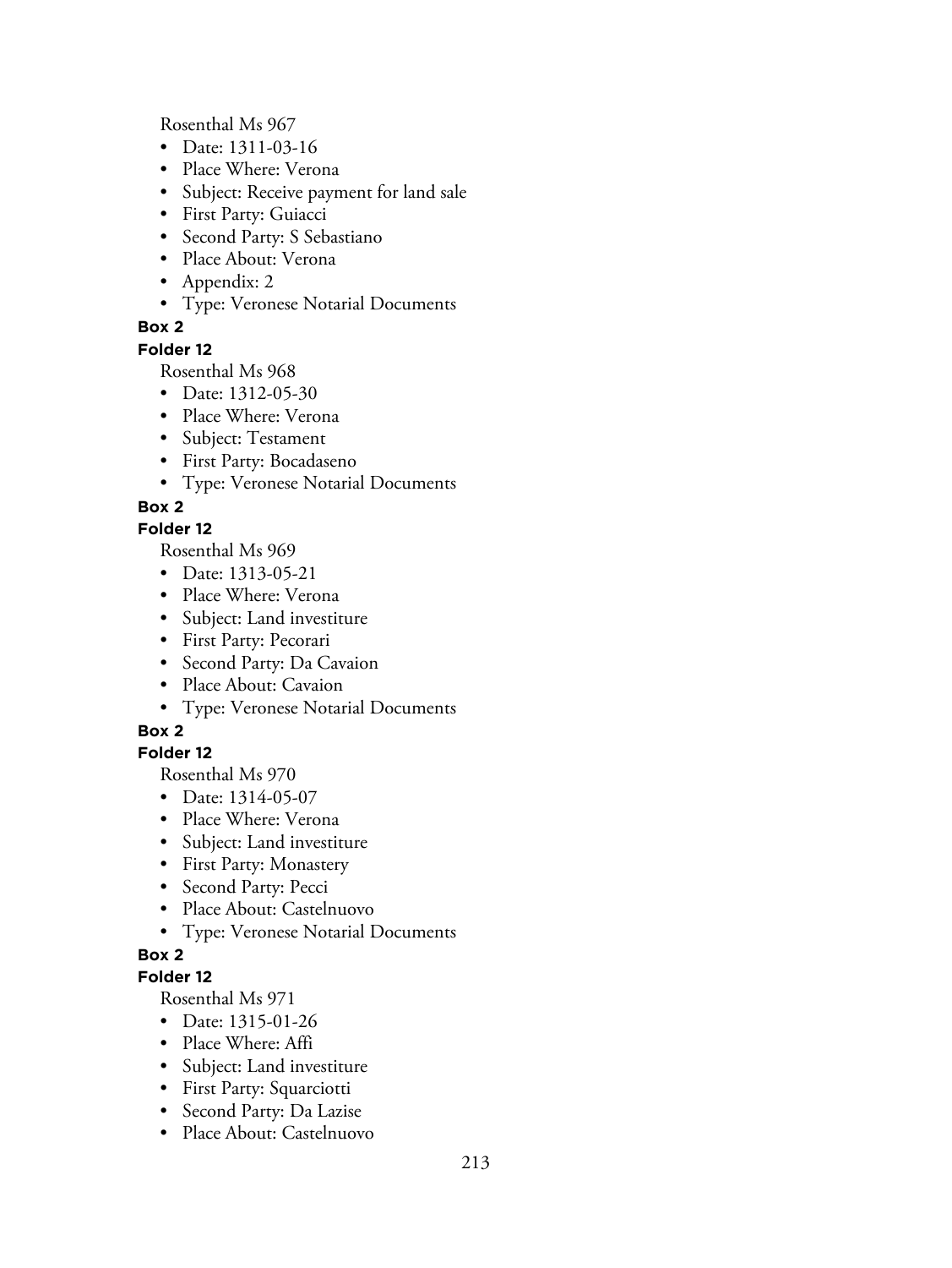Rosenthal Ms 967

- Date: 1311-03-16
- Place Where: Verona
- Subject: Receive payment for land sale
- First Party: Guiacci
- Second Party: S Sebastiano
- Place About: Verona
- Appendix: 2
- Type: Veronese Notarial Documents

**Box 2**

**Folder 12**

Rosenthal Ms 968

- Date: 1312-05-30
- Place Where: Verona
- Subject: Testament
- First Party: Bocadaseno
- Type: Veronese Notarial Documents

**Box 2**

**Folder 12**

Rosenthal Ms 969

- Date: 1313-05-21
- Place Where: Verona
- Subject: Land investiture
- First Party: Pecorari
- Second Party: Da Cavaion
- Place About: Cavaion
- Type: Veronese Notarial Documents

**Box 2**

**Folder 12**

Rosenthal Ms 970

- Date: 1314-05-07
- Place Where: Verona
- Subject: Land investiture
- First Party: Monastery
- Second Party: Pecci
- Place About: Castelnuovo
- Type: Veronese Notarial Documents

**Box 2**

**Folder 12**

Rosenthal Ms 971

- Date: 1315-01-26
- Place Where: Affi
- Subject: Land investiture
- First Party: Squarciotti
- Second Party: Da Lazise
- Place About: Castelnuovo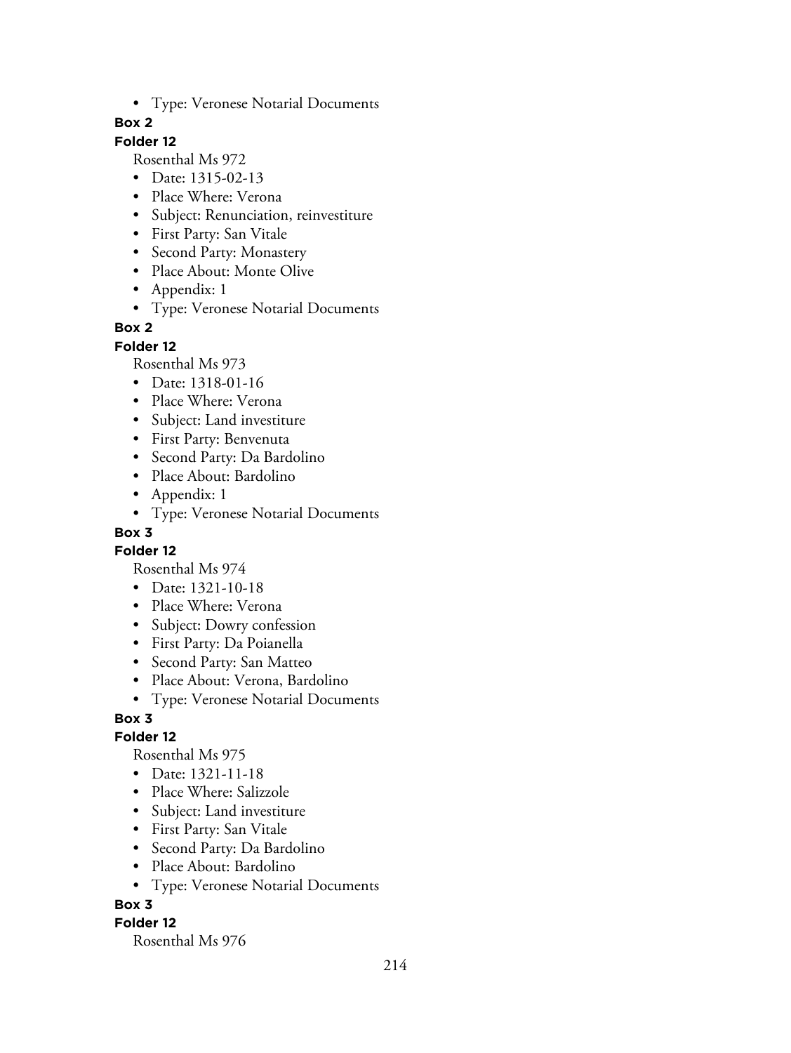- Type: Veronese Notarial Documents

**Box 2**

**Folder 12**

Rosenthal Ms 972

- Date: 1315-02-13
- Place Where: Verona
- Subject: Renunciation, reinvestiture
- First Party: San Vitale
- Second Party: Monastery
- Place About: Monte Olive
- Appendix: 1
- Type: Veronese Notarial Documents

**Box 2**

**Folder 12**

Rosenthal Ms 973

- Date: 1318-01-16
- Place Where: Verona
- Subject: Land investiture
- First Party: Benvenuta
- Second Party: Da Bardolino
- Place About: Bardolino
- Appendix: 1
- Type: Veronese Notarial Documents

**Box 3**

**Folder 12**

Rosenthal Ms 974

- Date: 1321-10-18
- Place Where: Verona
- Subject: Dowry confession
- First Party: Da Poianella
- Second Party: San Matteo
- Place About: Verona, Bardolino
- Type: Veronese Notarial Documents

**Box 3**

**Folder 12**

Rosenthal Ms 975

- Date: 1321-11-18
- Place Where: Salizzole
- Subject: Land investiture
- First Party: San Vitale
- Second Party: Da Bardolino
- Place About: Bardolino
- Type: Veronese Notarial Documents

**Box 3**

**Folder 12**

Rosenthal Ms 976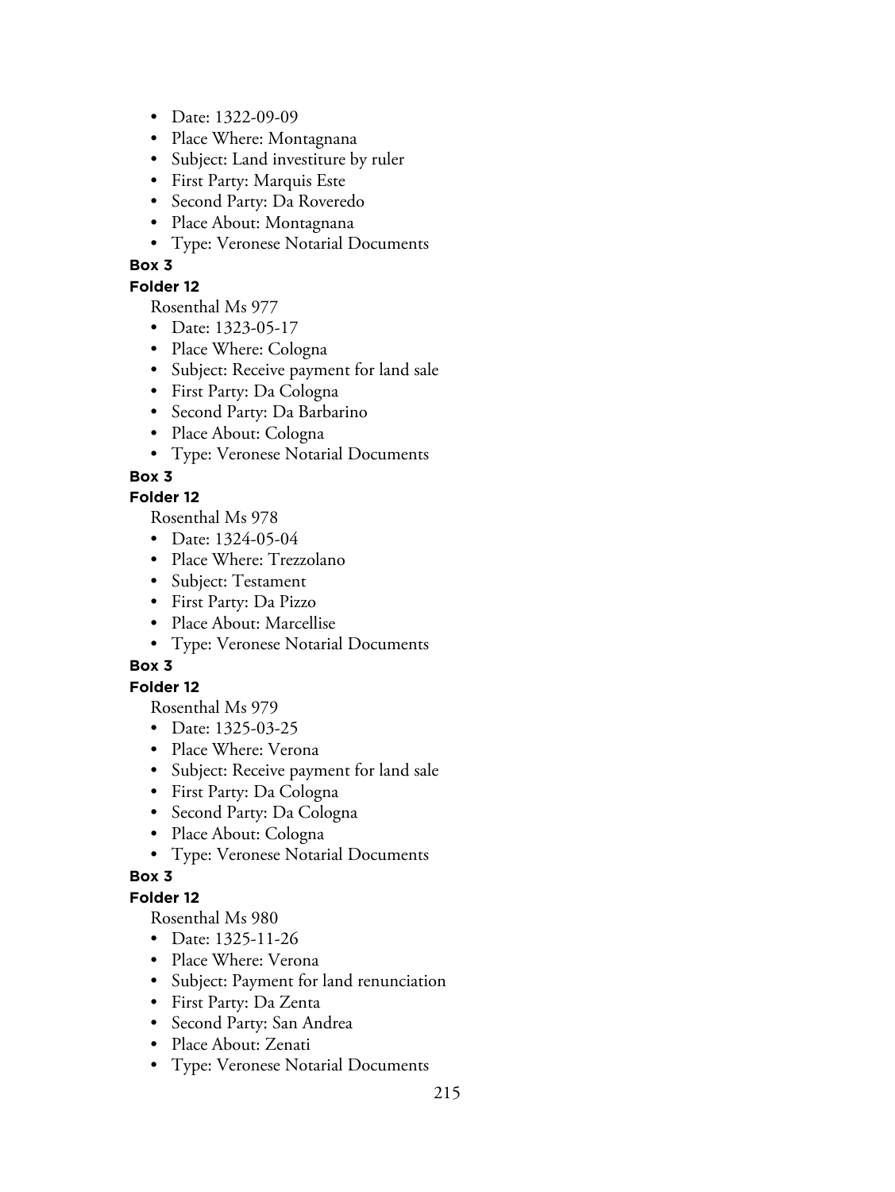- Date: 1322-09-09
- Place Where: Montagnana
- Subject: Land investiture by ruler
- First Party: Marquis Este
- Second Party: Da Roveredo
- Place About: Montagnana
- Type: Veronese Notarial Documents

**Box 3**

**Folder 12**

Rosenthal Ms 977

- Date: 1323-05-17
- Place Where: Cologna
- Subject: Receive payment for land sale
- First Party: Da Cologna
- Second Party: Da Barbarino
- Place About: Cologna
- Type: Veronese Notarial Documents

**Box 3**

**Folder 12**

Rosenthal Ms 978

- Date: 1324-05-04
- Place Where: Trezzolano
- Subject: Testament
- First Party: Da Pizzo
- Place About: Marcellise
- Type: Veronese Notarial Documents

**Box 3**

**Folder 12**

Rosenthal Ms 979

- Date: 1325-03-25
- Place Where: Verona
- Subject: Receive payment for land sale
- First Party: Da Cologna
- Second Party: Da Cologna
- Place About: Cologna
- Type: Veronese Notarial Documents

**Box 3**

**Folder 12**

Rosenthal Ms 980

- Date: 1325-11-26
- Place Where: Verona
- Subject: Payment for land renunciation
- First Party: Da Zenta
- Second Party: San Andrea
- Place About: Zenati
- Type: Veronese Notarial Documents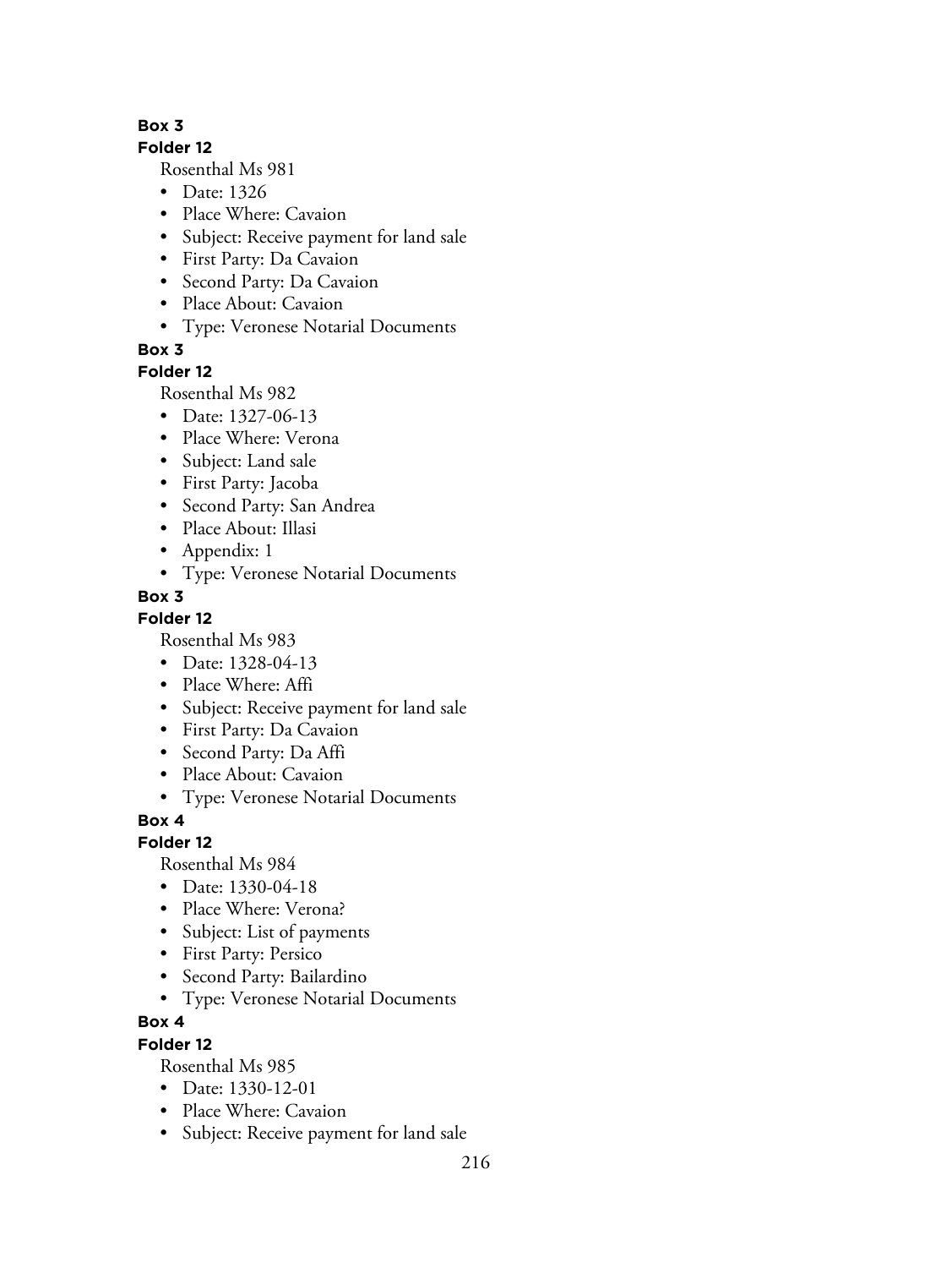**Box 3**

**Folder 12**

Rosenthal Ms 981

- Date: 1326
- Place Where: Cavaion
- Subject: Receive payment for land sale
- First Party: Da Cavaion
- Second Party: Da Cavaion
- Place About: Cavaion
- Type: Veronese Notarial Documents

**Box 3**

**Folder 12**

Rosenthal Ms 982

- Date: 1327-06-13
- Place Where: Verona
- Subject: Land sale
- First Party: Jacoba
- Second Party: San Andrea
- Place About: Illasi
- Appendix: 1
- Type: Veronese Notarial Documents

**Box 3**

**Folder 12**

Rosenthal Ms 983

- Date: 1328-04-13
- Place Where: Affi
- Subject: Receive payment for land sale
- First Party: Da Cavaion
- Second Party: Da Affi
- Place About: Cavaion
- Type: Veronese Notarial Documents

**Box 4**

**Folder 12**

Rosenthal Ms 984

- Date: 1330-04-18
- Place Where: Verona?
- Subject: List of payments
- First Party: Persico
- Second Party: Bailardino
- Type: Veronese Notarial Documents

**Box 4**

**Folder 12**

Rosenthal Ms 985

- Date: 1330-12-01
- Place Where: Cavaion
- Subject: Receive payment for land sale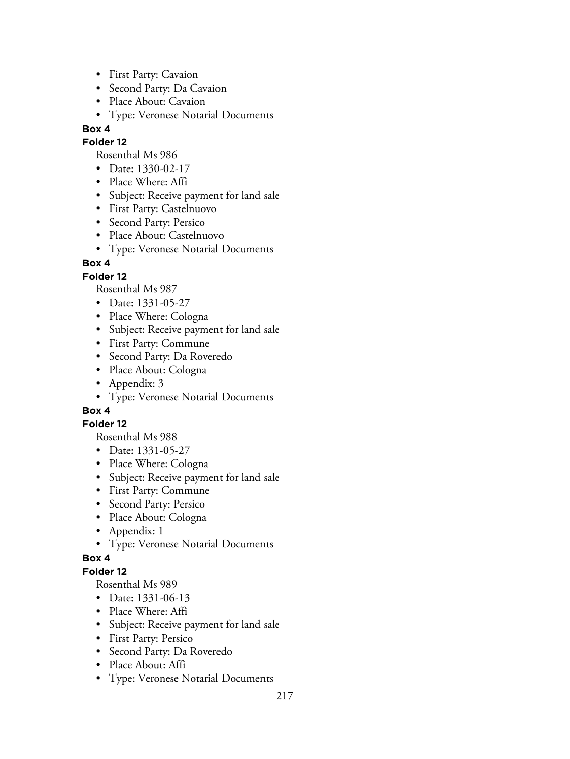- First Party: Cavaion
- Second Party: Da Cavaion
- Place About: Cavaion
- Type: Veronese Notarial Documents

**Box 4**

**Folder 12**

Rosenthal Ms 986

- Date: 1330-02-17
- Place Where: Affi
- Subject: Receive payment for land sale
- First Party: Castelnuovo
- Second Party: Persico
- Place About: Castelnuovo
- Type: Veronese Notarial Documents

**Box 4**

**Folder 12**

Rosenthal Ms 987

- Date: 1331-05-27
- Place Where: Cologna
- Subject: Receive payment for land sale
- First Party: Commune
- Second Party: Da Roveredo
- Place About: Cologna
- Appendix: 3
- Type: Veronese Notarial Documents

**Box 4**

**Folder 12**

Rosenthal Ms 988

- Date: 1331-05-27
- Place Where: Cologna
- Subject: Receive payment for land sale
- First Party: Commune
- Second Party: Persico
- Place About: Cologna
- Appendix: 1
- Type: Veronese Notarial Documents

**Box 4**

**Folder 12**

Rosenthal Ms 989

- Date: 1331-06-13
- Place Where: Affi
- Subject: Receive payment for land sale
- First Party: Persico
- Second Party: Da Roveredo
- Place About: Affi
- Type: Veronese Notarial Documents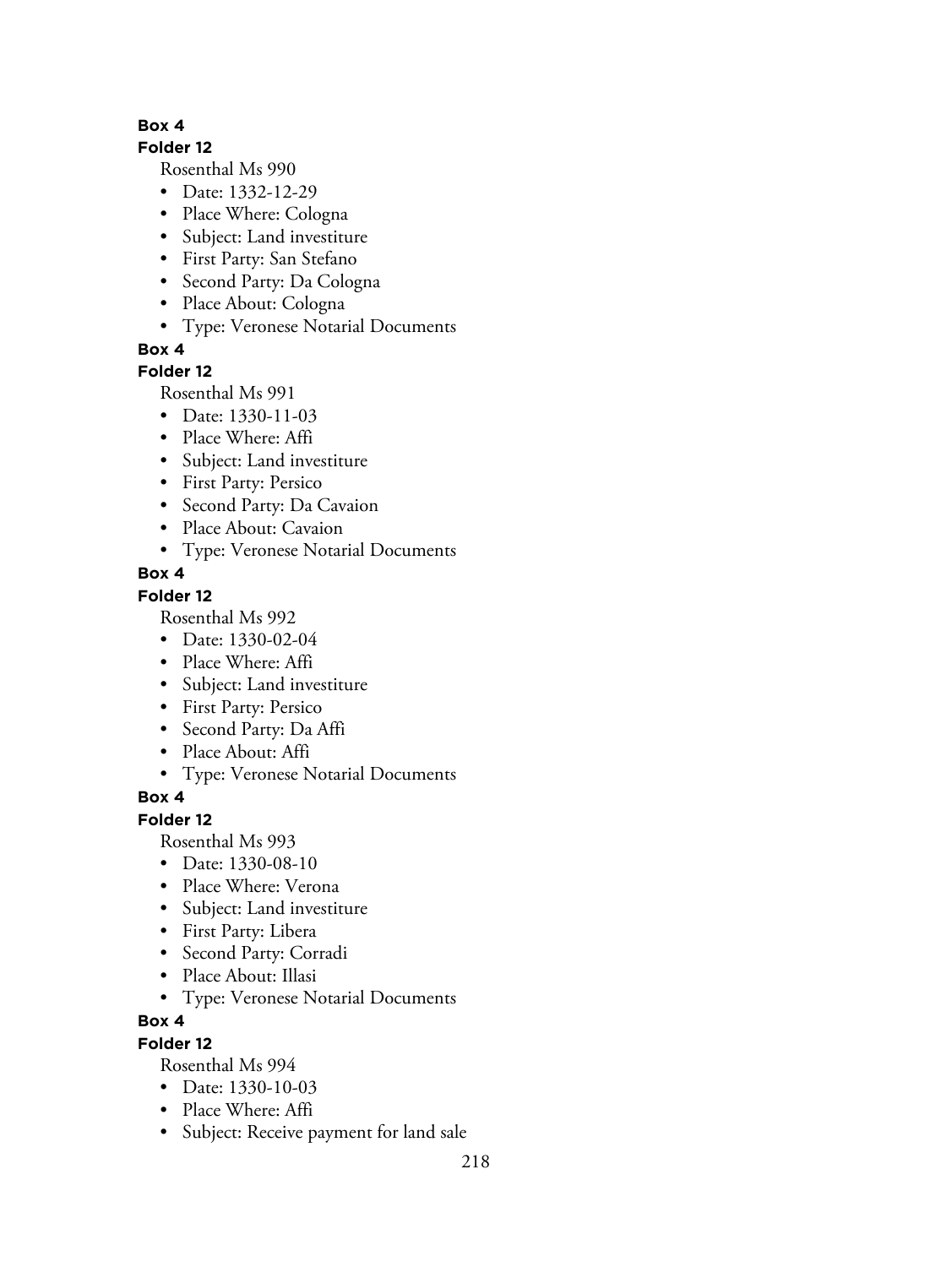**Box 4**

**Folder 12**

Rosenthal Ms 990

- Date: 1332-12-29
- Place Where: Cologna
- Subject: Land investiture
- First Party: San Stefano
- Second Party: Da Cologna
- Place About: Cologna
- Type: Veronese Notarial Documents

**Box 4**

**Folder 12**

Rosenthal Ms 991

- Date: 1330-11-03
- Place Where: Affi
- Subject: Land investiture
- First Party: Persico
- Second Party: Da Cavaion
- Place About: Cavaion
- Type: Veronese Notarial Documents

**Box 4**

**Folder 12**

Rosenthal Ms 992

- Date: 1330-02-04
- Place Where: Affi
- Subject: Land investiture
- First Party: Persico
- Second Party: Da Affi
- Place About: Affi
- Type: Veronese Notarial Documents

**Box 4**

**Folder 12**

Rosenthal Ms 993

- Date: 1330-08-10
- Place Where: Verona
- Subject: Land investiture
- First Party: Libera
- Second Party: Corradi
- Place About: Illasi
- Type: Veronese Notarial Documents

**Box 4**

**Folder 12**

Rosenthal Ms 994

- Date: 1330-10-03
- Place Where: Affi
- Subject: Receive payment for land sale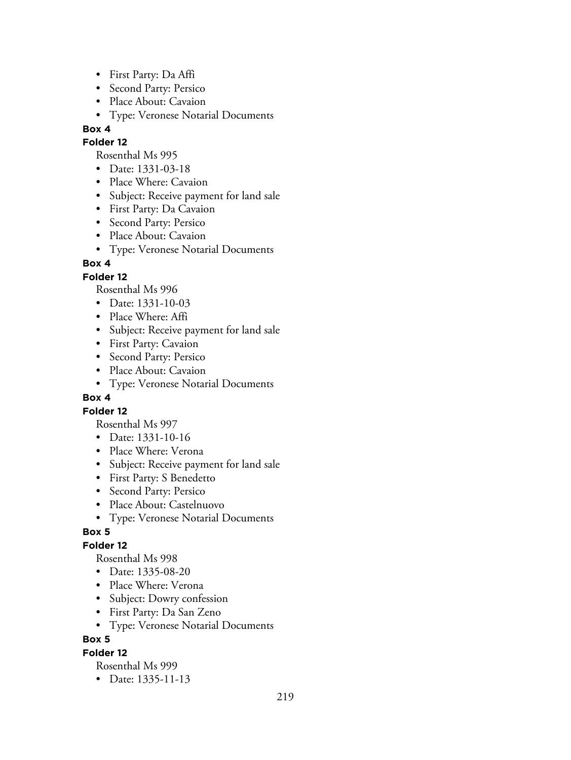- First Party: Da Affi
- Second Party: Persico
- Place About: Cavaion
- Type: Veronese Notarial Documents

**Box 4**

**Folder 12**

Rosenthal Ms 995

- Date: 1331-03-18
- Place Where: Cavaion
- Subject: Receive payment for land sale
- First Party: Da Cavaion
- Second Party: Persico
- Place About: Cavaion
- Type: Veronese Notarial Documents

**Box 4**

**Folder 12**

Rosenthal Ms 996

- Date: 1331-10-03
- Place Where: Affi
- Subject: Receive payment for land sale
- First Party: Cavaion
- Second Party: Persico
- Place About: Cavaion
- Type: Veronese Notarial Documents

**Box 4**

**Folder 12**

Rosenthal Ms 997

- Date: 1331-10-16
- Place Where: Verona
- Subject: Receive payment for land sale
- First Party: S Benedetto
- Second Party: Persico
- Place About: Castelnuovo
- Type: Veronese Notarial Documents

**Box 5**

**Folder 12**

Rosenthal Ms 998

- Date: 1335-08-20
- Place Where: Verona
- Subject: Dowry confession
- First Party: Da San Zeno
- Type: Veronese Notarial Documents

**Box 5**

**Folder 12**

Rosenthal Ms 999

- Date: 1335-11-13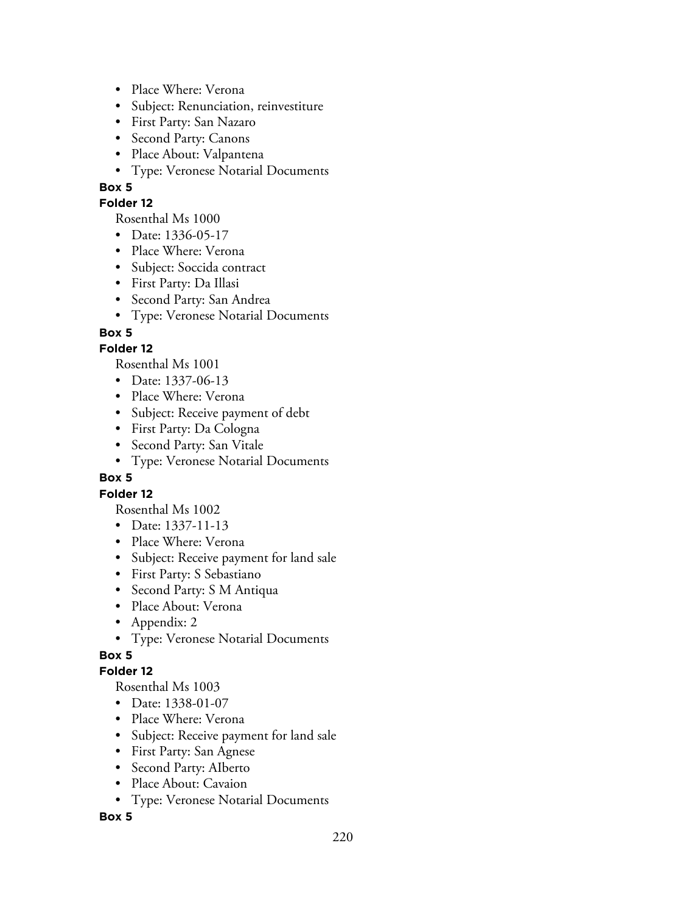- Place Where: Verona
- Subject: Renunciation, reinvestiture
- First Party: San Nazaro
- Second Party: Canons
- Place About: Valpantena
- Type: Veronese Notarial Documents

**Box 5**

**Folder 12**

Rosenthal Ms 1000

- Date: 1336-05-17
- Place Where: Verona
- Subject: Soccida contract
- First Party: Da Illasi
- Second Party: San Andrea
- Type: Veronese Notarial Documents

**Box 5**

**Folder 12**

Rosenthal Ms 1001

- Date: 1337-06-13
- Place Where: Verona
- Subject: Receive payment of debt
- First Party: Da Cologna
- Second Party: San Vitale
- Type: Veronese Notarial Documents

**Box 5**

**Folder 12**

Rosenthal Ms 1002

- Date: 1337-11-13
- Place Where: Verona
- Subject: Receive payment for land sale
- First Party: S Sebastiano
- Second Party: S M Antiqua
- Place About: Verona
- Appendix: 2
- Type: Veronese Notarial Documents

**Box 5**

**Folder 12**

Rosenthal Ms 1003

- Date: 1338-01-07
- Place Where: Verona
- Subject: Receive payment for land sale
- First Party: San Agnese
- Second Party: AIberto
- Place About: Cavaion
- Type: Veronese Notarial Documents

**Box 5**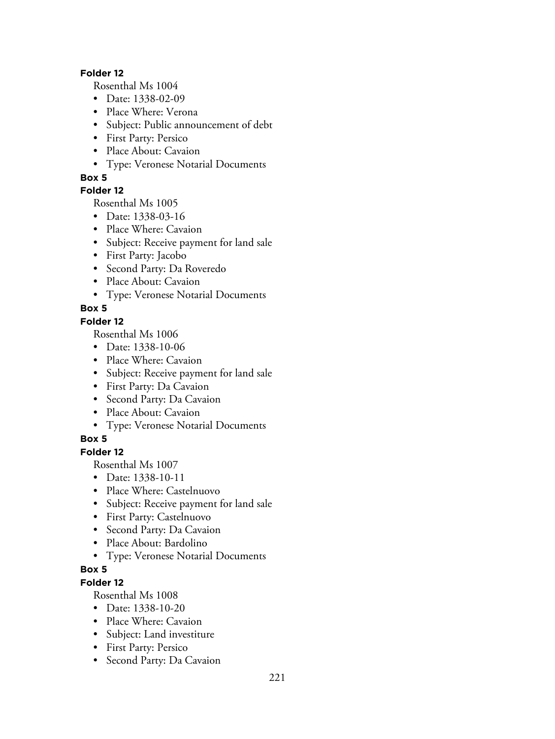**Folder 12**

Rosenthal Ms 1004

- Date: 1338-02-09
- Place Where: Verona
- Subject: Public announcement of debt
- First Party: Persico
- Place About: Cavaion
- Type: Veronese Notarial Documents

**Box 5**

**Folder 12**

Rosenthal Ms 1005

- Date: 1338-03-16
- Place Where: Cavaion
- Subject: Receive payment for land sale
- First Party: Jacobo
- Second Party: Da Roveredo
- Place About: Cavaion
- Type: Veronese Notarial Documents

**Box 5**

**Folder 12**

Rosenthal Ms 1006

- Date: 1338-10-06
- Place Where: Cavaion
- Subject: Receive payment for land sale
- First Party: Da Cavaion
- Second Party: Da Cavaion
- Place About: Cavaion
- Type: Veronese Notarial Documents

**Box 5**

**Folder 12**

Rosenthal Ms 1007

- Date: 1338-10-11
- Place Where: Castelnuovo
- Subject: Receive payment for land sale
- First Party: Castelnuovo
- Second Party: Da Cavaion
- Place About: Bardolino
- Type: Veronese Notarial Documents

**Box 5**

**Folder 12**

Rosenthal Ms 1008

- Date: 1338-10-20
- Place Where: Cavaion
- Subject: Land investiture
- First Party: Persico
- Second Party: Da Cavaion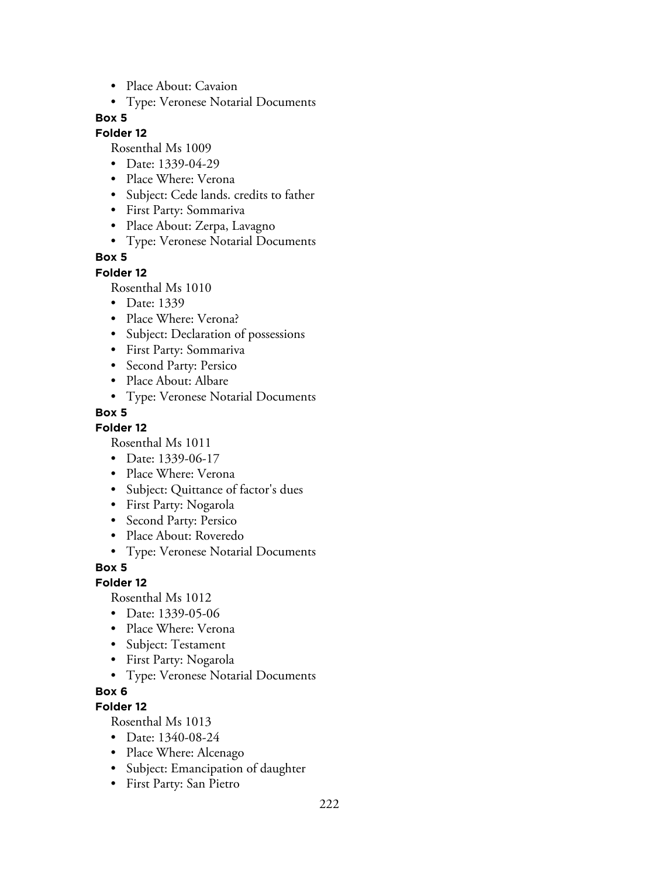- Place About: Cavaion
- Type: Veronese Notarial Documents

**Box 5**

**Folder 12**

Rosenthal Ms 1009

- Date: 1339-04-29
- Place Where: Verona
- Subject: Cede lands. credits to father
- First Party: Sommariva
- Place About: Zerpa, Lavagno
- Type: Veronese Notarial Documents

**Box 5**

**Folder 12**

Rosenthal Ms 1010

- Date: 1339
- Place Where: Verona?
- Subject: Declaration of possessions
- First Party: Sommariva
- Second Party: Persico
- Place About: Albare
- Type: Veronese Notarial Documents

**Box 5**

**Folder 12**

Rosenthal Ms 1011

- Date: 1339-06-17
- Place Where: Verona
- Subject: Quittance of factor's dues
- First Party: Nogarola
- Second Party: Persico
- Place About: Roveredo
- Type: Veronese Notarial Documents

**Box 5**

**Folder 12**

Rosenthal Ms 1012

- Date: 1339-05-06
- Place Where: Verona
- Subject: Testament
- First Party: Nogarola
- Type: Veronese Notarial Documents

**Box 6**

**Folder 12**

Rosenthal Ms 1013

- Date: 1340-08-24
- Place Where: Alcenago
- Subject: Emancipation of daughter
- First Party: San Pietro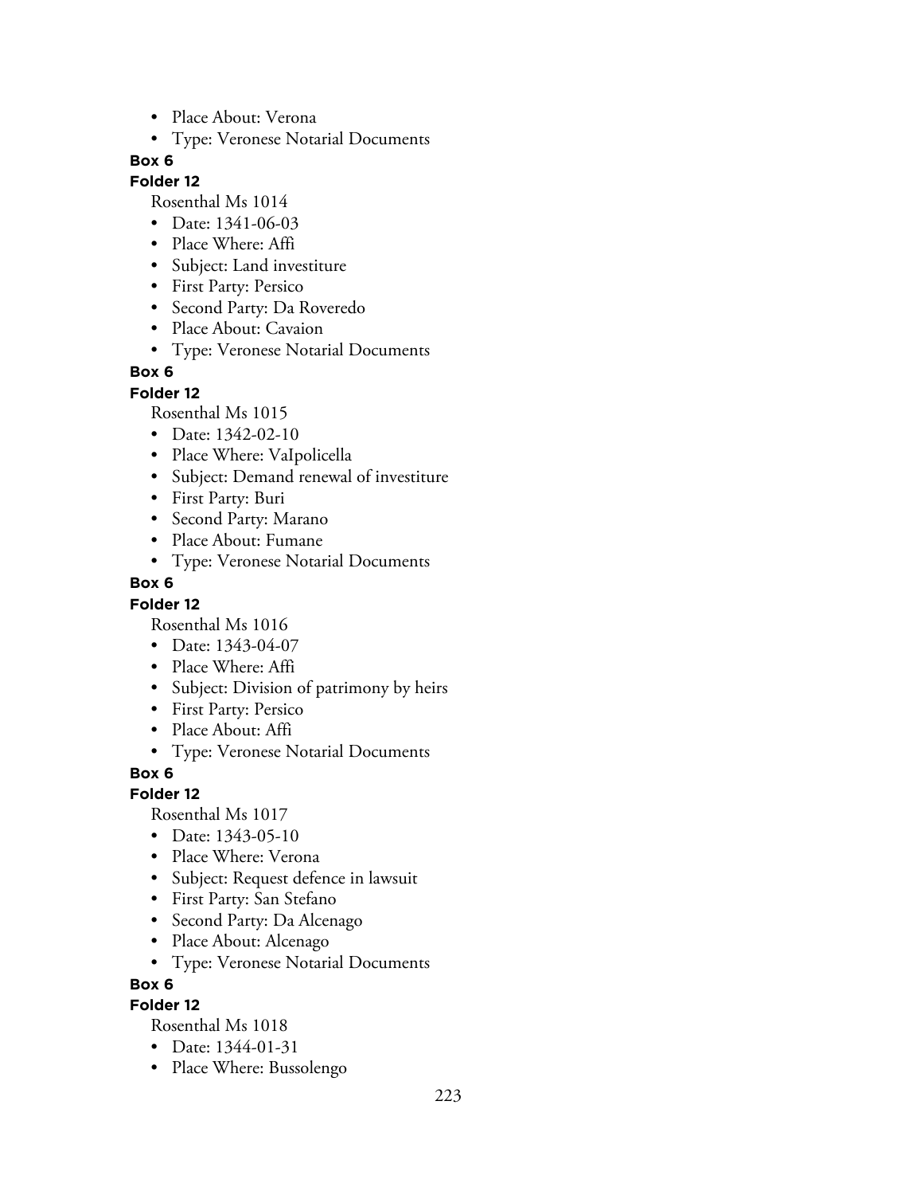- Place About: Verona
- Type: Veronese Notarial Documents

**Box 6**

**Folder 12**

Rosenthal Ms 1014

- Date: 1341-06-03
- Place Where: Affi
- Subject: Land investiture
- First Party: Persico
- Second Party: Da Roveredo
- Place About: Cavaion
- Type: Veronese Notarial Documents

**Box 6**

**Folder 12**

Rosenthal Ms 1015

- Date: 1342-02-10
- Place Where: VaIpolicella
- Subject: Demand renewal of investiture
- First Party: Buri
- Second Party: Marano
- Place About: Fumane
- Type: Veronese Notarial Documents

**Box 6**

**Folder 12**

Rosenthal Ms 1016

- Date: 1343-04-07
- Place Where: Affi
- Subject: Division of patrimony by heirs
- First Party: Persico
- Place About: Affi
- Type: Veronese Notarial Documents

**Box 6**

**Folder 12**

Rosenthal Ms 1017

- Date: 1343-05-10
- Place Where: Verona
- Subject: Request defence in lawsuit
- First Party: San Stefano
- Second Party: Da Alcenago
- Place About: Alcenago
- Type: Veronese Notarial Documents

**Box 6**

**Folder 12**

Rosenthal Ms 1018

- Date: 1344-01-31
- Place Where: Bussolengo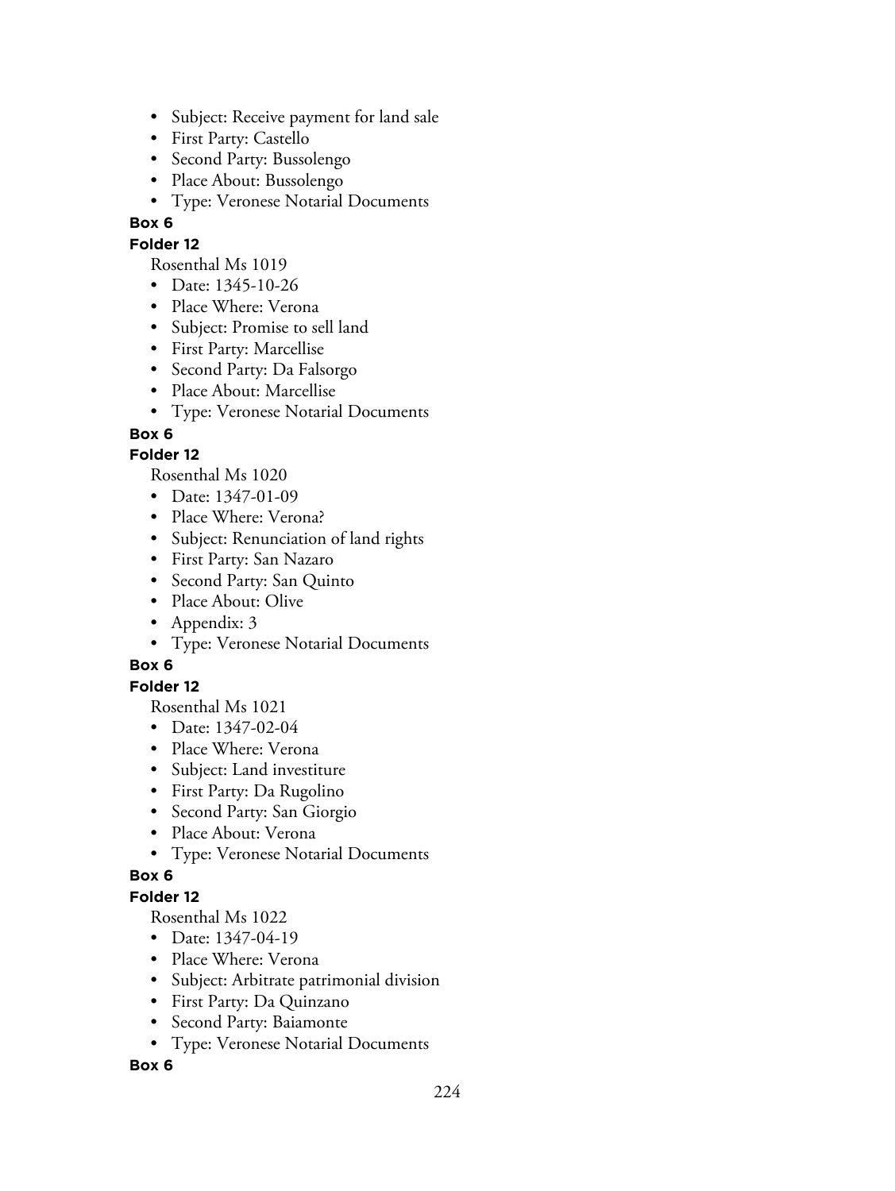- Subject: Receive payment for land sale
- First Party: Castello
- Second Party: Bussolengo
- Place About: Bussolengo
- Type: Veronese Notarial Documents

**Box 6**

**Folder 12**

Rosenthal Ms 1019

- Date: 1345-10-26
- Place Where: Verona
- Subject: Promise to sell land
- First Party: Marcellise
- Second Party: Da Falsorgo
- Place About: Marcellise
- Type: Veronese Notarial Documents

**Box 6**

**Folder 12**

Rosenthal Ms 1020

- Date: 1347-01-09
- Place Where: Verona?
- Subject: Renunciation of land rights
- First Party: San Nazaro
- Second Party: San Quinto
- Place About: Olive
- Appendix: 3
- Type: Veronese Notarial Documents

**Box 6**

**Folder 12**

Rosenthal Ms 1021

- Date: 1347-02-04
- Place Where: Verona
- Subject: Land investiture
- First Party: Da Rugolino
- Second Party: San Giorgio
- Place About: Verona
- Type: Veronese Notarial Documents

**Box 6**

**Folder 12**

Rosenthal Ms 1022

- Date: 1347-04-19
- Place Where: Verona
- Subject: Arbitrate patrimonial division
- First Party: Da Quinzano
- Second Party: Baiamonte
- Type: Veronese Notarial Documents

**Box 6**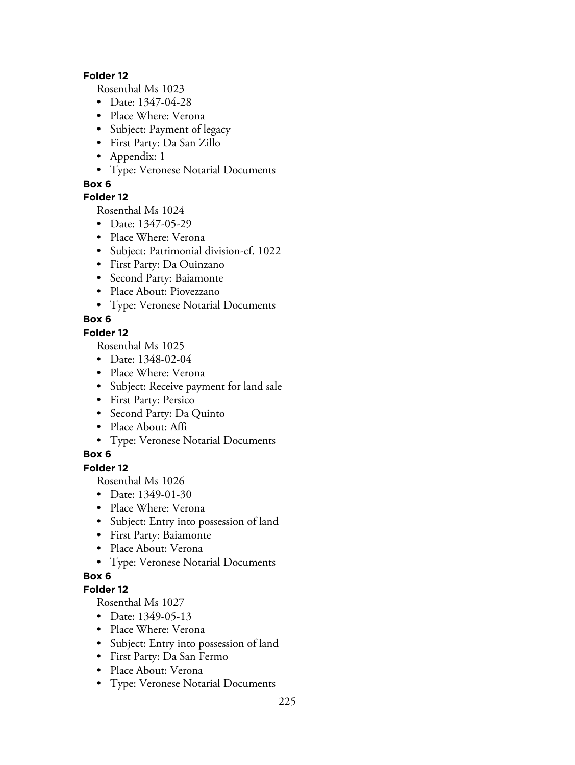**Folder 12**

Rosenthal Ms 1023

- Date: 1347-04-28
- Place Where: Verona
- Subject: Payment of legacy
- First Party: Da San Zillo
- Appendix: 1
- Type: Veronese Notarial Documents

**Box 6**

**Folder 12**

Rosenthal Ms 1024

- Date: 1347-05-29
- Place Where: Verona
- Subject: Patrimonial division-cf. 1022
- First Party: Da Ouinzano
- Second Party: Baiamonte
- Place About: Piovezzano
- Type: Veronese Notarial Documents

**Box 6**

**Folder 12**

Rosenthal Ms 1025

- Date: 1348-02-04
- Place Where: Verona
- Subject: Receive payment for land sale
- First Party: Persico
- Second Party: Da Quinto
- Place About: Affi
- Type: Veronese Notarial Documents

**Box 6**

**Folder 12**

Rosenthal Ms 1026

- Date: 1349-01-30
- Place Where: Verona
- Subject: Entry into possession of land
- First Party: Baiamonte
- Place About: Verona
- Type: Veronese Notarial Documents

**Box 6**

**Folder 12**

Rosenthal Ms 1027

- Date: 1349-05-13
- Place Where: Verona
- Subject: Entry into possession of land
- First Party: Da San Fermo
- Place About: Verona
- Type: Veronese Notarial Documents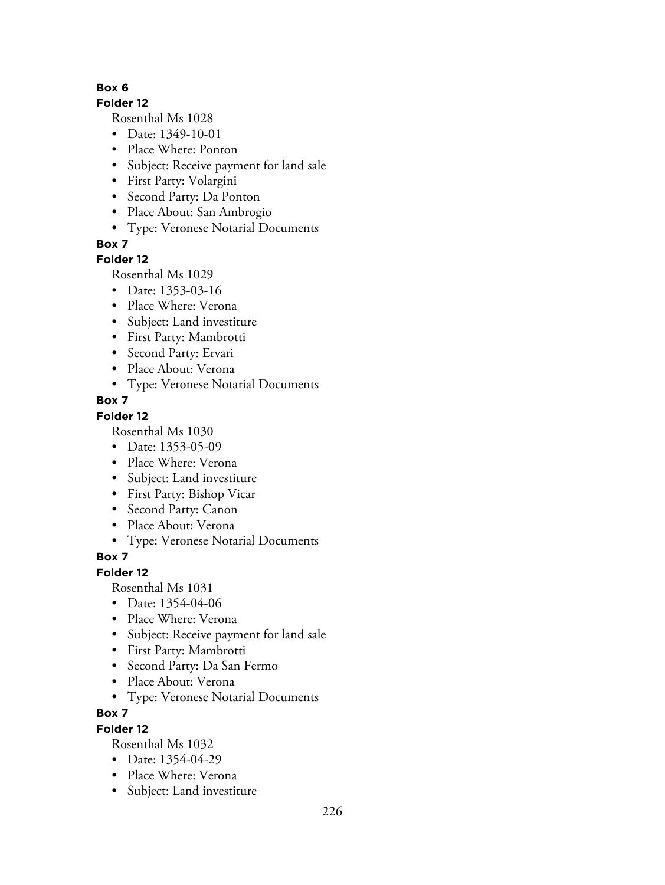**Box 6**

**Folder 12**

Rosenthal Ms 1028

- Date: 1349-10-01
- Place Where: Ponton
- Subject: Receive payment for land sale
- First Party: Volargini
- Second Party: Da Ponton
- Place About: San Ambrogio
- Type: Veronese Notarial Documents

**Box 7**

**Folder 12**

Rosenthal Ms 1029

- Date: 1353-03-16
- Place Where: Verona
- Subject: Land investiture
- First Party: Mambrotti
- Second Party: Ervari
- Place About: Verona
- Type: Veronese Notarial Documents

**Box 7**

**Folder 12**

Rosenthal Ms 1030

- Date: 1353-05-09
- Place Where: Verona
- Subject: Land investiture
- First Party: Bishop Vicar
- Second Party: Canon
- Place About: Verona
- Type: Veronese Notarial Documents

**Box 7**

**Folder 12**

Rosenthal Ms 1031

- Date: 1354-04-06
- Place Where: Verona
- Subject: Receive payment for land sale
- First Party: Mambrotti
- Second Party: Da San Fermo
- Place About: Verona
- Type: Veronese Notarial Documents

**Box 7**

**Folder 12**

Rosenthal Ms 1032

- Date: 1354-04-29
- Place Where: Verona
- Subject: Land investiture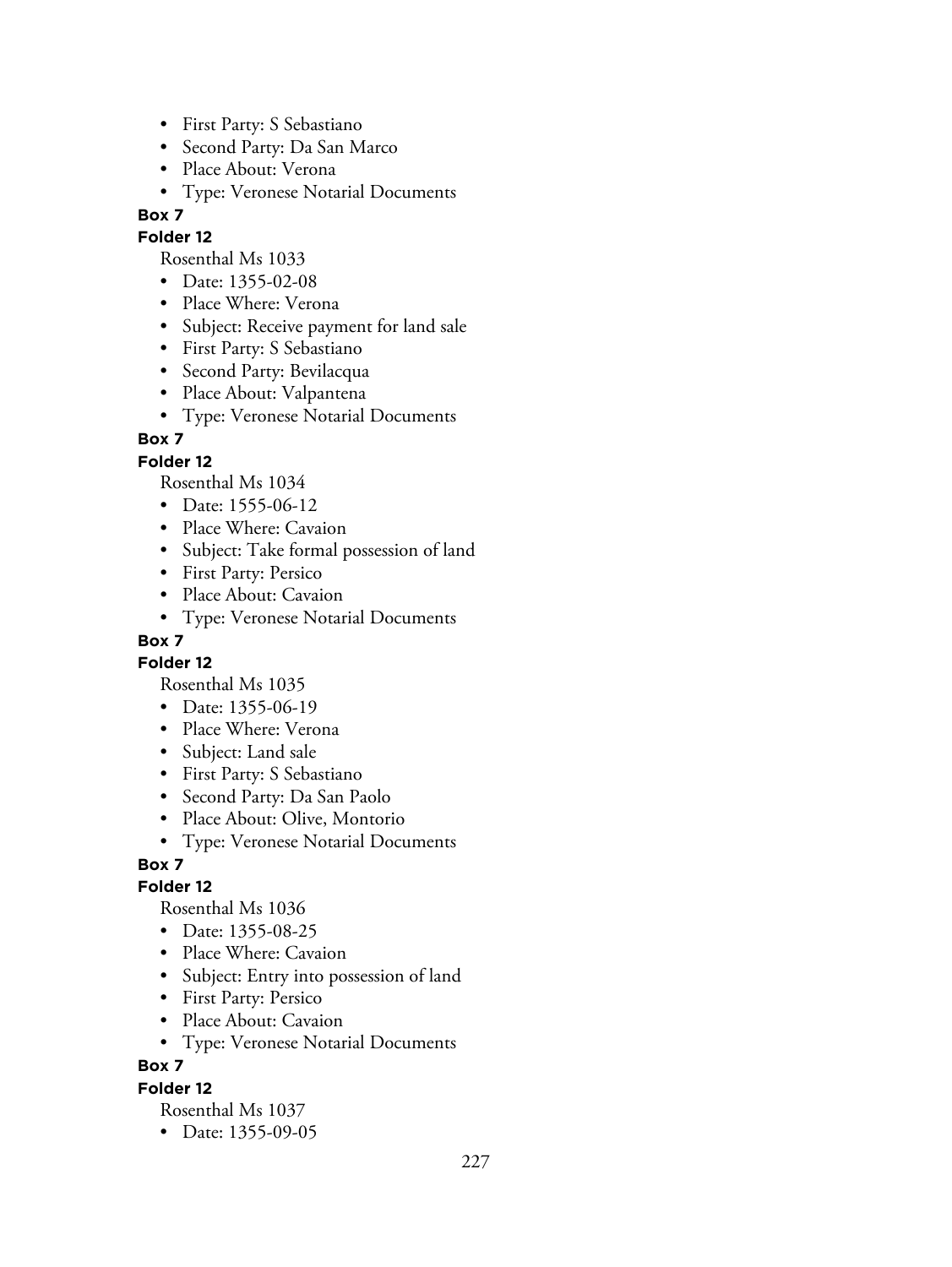- First Party: S Sebastiano
- Second Party: Da San Marco
- Place About: Verona
- Type: Veronese Notarial Documents

**Box 7**

**Folder 12**

Rosenthal Ms 1033

- Date: 1355-02-08
- Place Where: Verona
- Subject: Receive payment for land sale
- First Party: S Sebastiano
- Second Party: Bevilacqua
- Place About: Valpantena
- Type: Veronese Notarial Documents

**Box 7**

**Folder 12**

Rosenthal Ms 1034

- Date: 1555-06-12
- Place Where: Cavaion
- Subject: Take formal possession of land
- First Party: Persico
- Place About: Cavaion
- Type: Veronese Notarial Documents

**Box 7**

**Folder 12**

Rosenthal Ms 1035

- Date: 1355-06-19
- Place Where: Verona
- Subject: Land sale
- First Party: S Sebastiano
- Second Party: Da San Paolo
- Place About: Olive, Montorio
- Type: Veronese Notarial Documents

**Box 7**

**Folder 12**

Rosenthal Ms 1036

- Date: 1355-08-25
- Place Where: Cavaion
- Subject: Entry into possession of land
- First Party: Persico
- Place About: Cavaion
- Type: Veronese Notarial Documents

**Box 7**

**Folder 12**

Rosenthal Ms 1037

- Date: 1355-09-05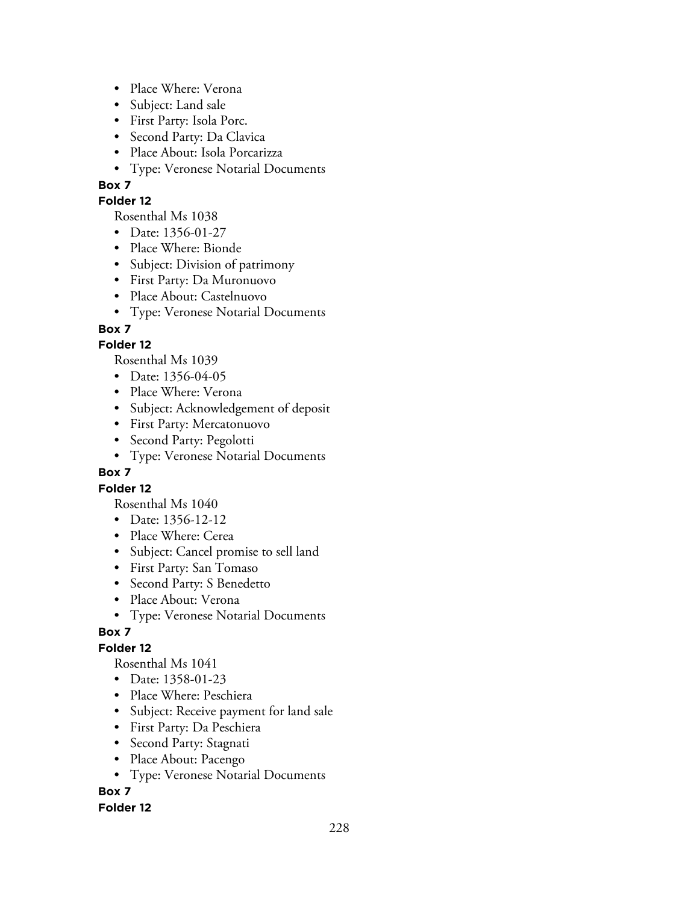- Place Where: Verona
- Subject: Land sale
- First Party: Isola Porc.
- Second Party: Da Clavica
- Place About: Isola Porcarizza
- Type: Veronese Notarial Documents

**Box 7**

**Folder 12**

Rosenthal Ms 1038

- Date: 1356-01-27
- Place Where: Bionde
- Subject: Division of patrimony
- First Party: Da Muronuovo
- Place About: Castelnuovo
- Type: Veronese Notarial Documents

**Box 7**

**Folder 12**

Rosenthal Ms 1039

- Date: 1356-04-05
- Place Where: Verona
- Subject: Acknowledgement of deposit
- First Party: Mercatonuovo
- Second Party: Pegolotti
- Type: Veronese Notarial Documents

**Box 7**

**Folder 12**

Rosenthal Ms 1040

- Date: 1356-12-12
- Place Where: Cerea
- Subject: Cancel promise to sell land
- First Party: San Tomaso
- Second Party: S Benedetto
- Place About: Verona
- Type: Veronese Notarial Documents

**Box 7**

**Folder 12**

Rosenthal Ms 1041

- Date: 1358-01-23
- Place Where: Peschiera
- Subject: Receive payment for land sale
- First Party: Da Peschiera
- Second Party: Stagnati
- Place About: Pacengo
- Type: Veronese Notarial Documents

**Box 7**

**Folder 12**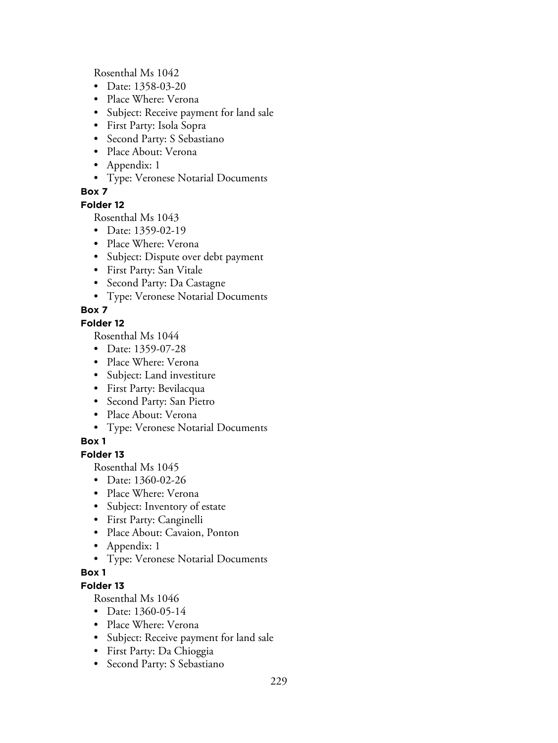Rosenthal Ms 1042

- Date: 1358-03-20
- Place Where: Verona
- Subject: Receive payment for land sale
- First Party: Isola Sopra
- Second Party: S Sebastiano
- Place About: Verona
- Appendix: 1
- Type: Veronese Notarial Documents

**Box 7**

**Folder 12**

Rosenthal Ms 1043

- Date: 1359-02-19
- Place Where: Verona
- Subject: Dispute over debt payment
- First Party: San Vitale
- Second Party: Da Castagne
- Type: Veronese Notarial Documents

**Box 7**

**Folder 12**

Rosenthal Ms 1044

- Date: 1359-07-28
- Place Where: Verona
- Subject: Land investiture
- First Party: Bevilacqua
- Second Party: San Pietro
- Place About: Verona
- Type: Veronese Notarial Documents

**Box 1**

**Folder 13**

Rosenthal Ms 1045

- Date: 1360-02-26
- Place Where: Verona
- Subject: Inventory of estate
- First Party: Canginelli
- Place About: Cavaion, Ponton
- Appendix: 1
- Type: Veronese Notarial Documents

**Box 1**

**Folder 13**

Rosenthal Ms 1046

- Date: 1360-05-14
- Place Where: Verona
- Subject: Receive payment for land sale
- First Party: Da Chioggia
- Second Party: S Sebastiano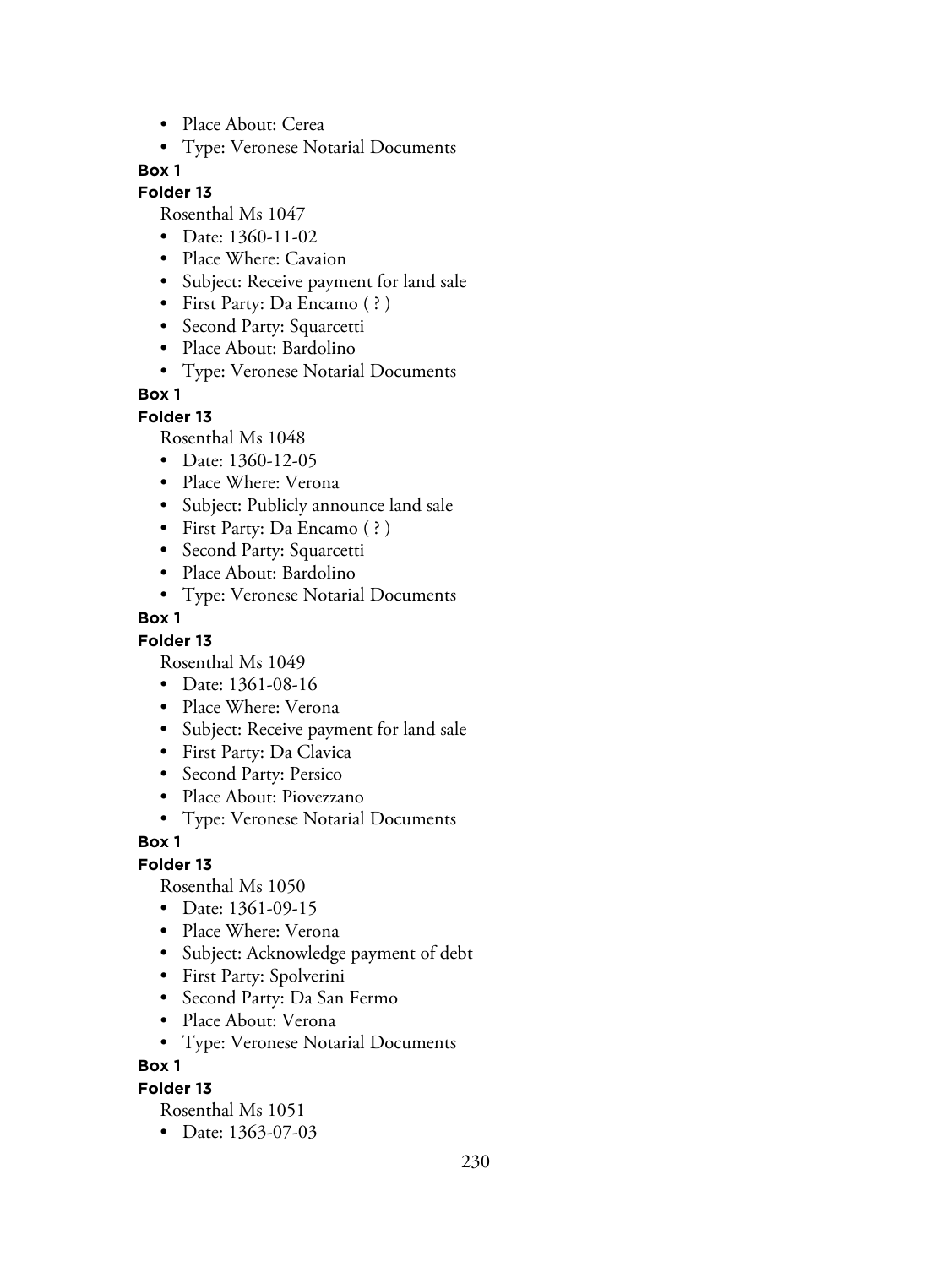- Place About: Cerea
- Type: Veronese Notarial Documents

**Box 1**

**Folder 13**

Rosenthal Ms 1047

- Date: 1360-11-02
- Place Where: Cavaion
- Subject: Receive payment for land sale
- First Party: Da Encamo ( ? )
- Second Party: Squarcetti
- Place About: Bardolino
- Type: Veronese Notarial Documents

**Box 1**

**Folder 13**

Rosenthal Ms 1048

- Date: 1360-12-05
- Place Where: Verona
- Subject: Publicly announce land sale
- First Party: Da Encamo ( ? )
- Second Party: Squarcetti
- Place About: Bardolino
- Type: Veronese Notarial Documents

**Box 1**

**Folder 13**

Rosenthal Ms 1049

- Date: 1361-08-16
- Place Where: Verona
- Subject: Receive payment for land sale
- First Party: Da Clavica
- Second Party: Persico
- Place About: Piovezzano
- Type: Veronese Notarial Documents

**Box 1**

**Folder 13**

Rosenthal Ms 1050

- Date: 1361-09-15
- Place Where: Verona
- Subject: Acknowledge payment of debt
- First Party: Spolverini
- Second Party: Da San Fermo
- Place About: Verona
- Type: Veronese Notarial Documents

**Box 1**

**Folder 13**

Rosenthal Ms 1051

- Date: 1363-07-03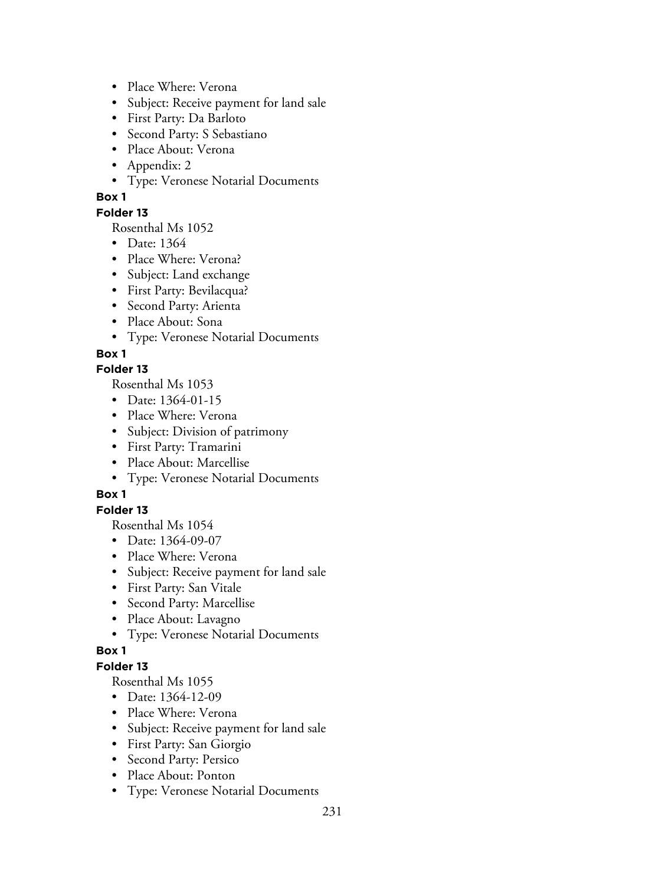- Place Where: Verona
- Subject: Receive payment for land sale
- First Party: Da Barloto
- Second Party: S Sebastiano
- Place About: Verona
- Appendix: 2
- Type: Veronese Notarial Documents

**Box 1**

**Folder 13**

Rosenthal Ms 1052

- Date: 1364
- Place Where: Verona?
- Subject: Land exchange
- First Party: Bevilacqua?
- Second Party: Arienta
- Place About: Sona
- Type: Veronese Notarial Documents

**Box 1**

**Folder 13**

Rosenthal Ms 1053

- Date: 1364-01-15
- Place Where: Verona
- Subject: Division of patrimony
- First Party: Tramarini
- Place About: Marcellise
- Type: Veronese Notarial Documents

**Box 1**

**Folder 13**

Rosenthal Ms 1054

- Date: 1364-09-07
- Place Where: Verona
- Subject: Receive payment for land sale
- First Party: San Vitale
- Second Party: Marcellise
- Place About: Lavagno
- Type: Veronese Notarial Documents

**Box 1**

**Folder 13**

Rosenthal Ms 1055

- Date: 1364-12-09
- Place Where: Verona
- Subject: Receive payment for land sale
- First Party: San Giorgio
- Second Party: Persico
- Place About: Ponton
- Type: Veronese Notarial Documents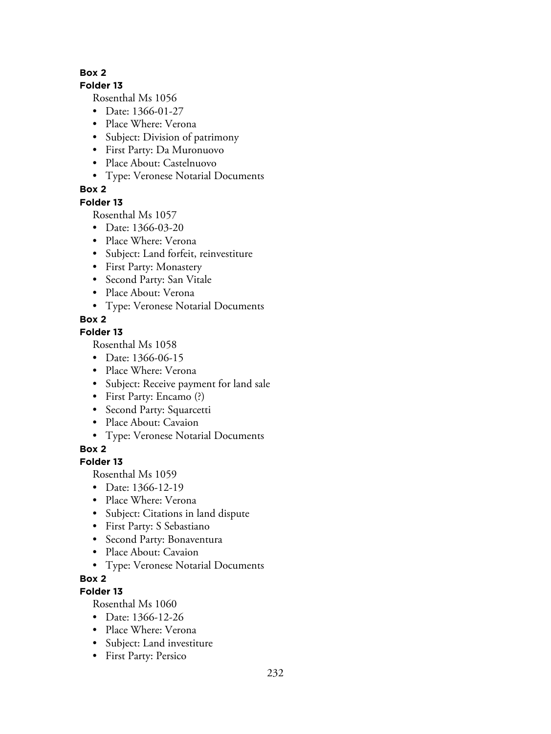**Box 2**

**Folder 13**

Rosenthal Ms 1056

- Date: 1366-01-27
- Place Where: Verona
- Subject: Division of patrimony
- First Party: Da Muronuovo
- Place About: Castelnuovo
- Type: Veronese Notarial Documents

**Box 2**

**Folder 13**

Rosenthal Ms 1057

- Date: 1366-03-20
- Place Where: Verona
- Subject: Land forfeit, reinvestiture
- First Party: Monastery
- Second Party: San Vitale
- Place About: Verona
- Type: Veronese Notarial Documents

**Box 2**

**Folder 13**

Rosenthal Ms 1058

- Date: 1366-06-15
- Place Where: Verona
- Subject: Receive payment for land sale
- First Party: Encamo (?)
- Second Party: Squarcetti
- Place About: Cavaion
- Type: Veronese Notarial Documents

**Box 2**

**Folder 13**

Rosenthal Ms 1059

- Date: 1366-12-19
- Place Where: Verona
- Subject: Citations in land dispute
- First Party: S Sebastiano
- Second Party: Bonaventura
- Place About: Cavaion
- Type: Veronese Notarial Documents

**Box 2**

**Folder 13**

Rosenthal Ms 1060

- Date: 1366-12-26
- Place Where: Verona
- Subject: Land investiture
- First Party: Persico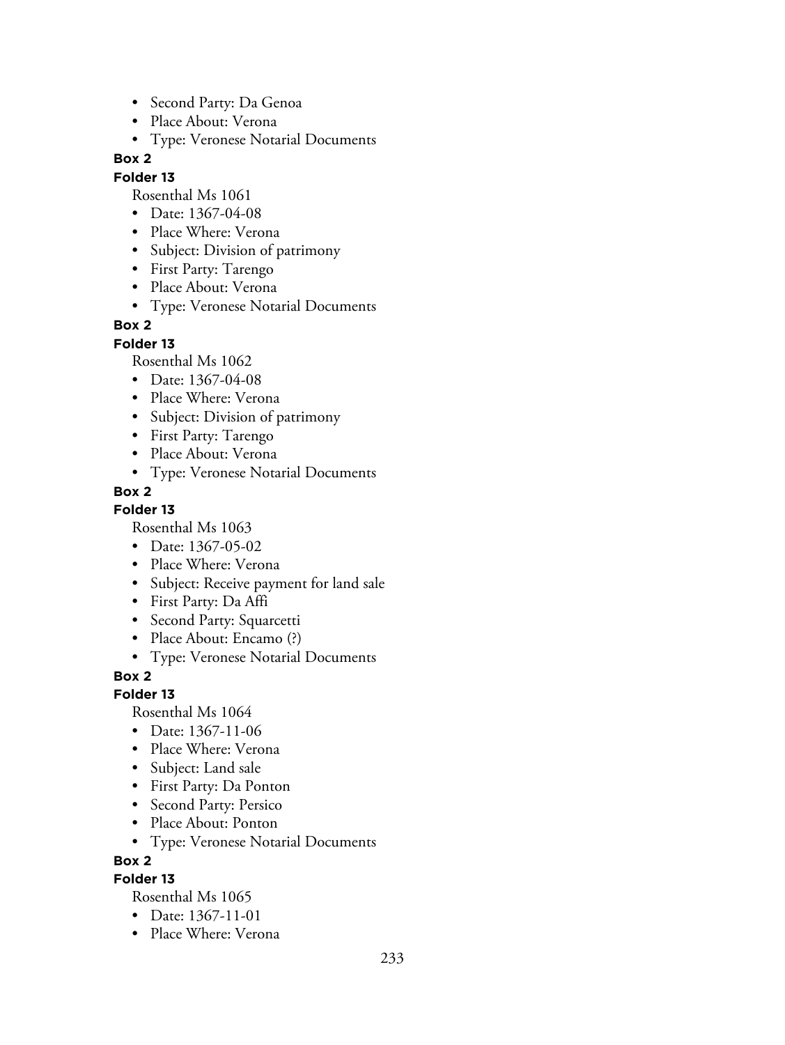- Second Party: Da Genoa
- Place About: Verona
- Type: Veronese Notarial Documents

**Box 2**

**Folder 13**

Rosenthal Ms 1061

- Date: 1367-04-08
- Place Where: Verona
- Subject: Division of patrimony
- First Party: Tarengo
- Place About: Verona
- Type: Veronese Notarial Documents

**Box 2**

**Folder 13**

Rosenthal Ms 1062

- Date: 1367-04-08
- Place Where: Verona
- Subject: Division of patrimony
- First Party: Tarengo
- Place About: Verona
- Type: Veronese Notarial Documents

**Box 2**

**Folder 13**

Rosenthal Ms 1063

- Date: 1367-05-02
- Place Where: Verona
- Subject: Receive payment for land sale
- First Party: Da Affi
- Second Party: Squarcetti
- Place About: Encamo (?)
- Type: Veronese Notarial Documents

**Box 2**

**Folder 13**

Rosenthal Ms 1064

- Date: 1367-11-06
- Place Where: Verona
- Subject: Land sale
- First Party: Da Ponton
- Second Party: Persico
- Place About: Ponton
- Type: Veronese Notarial Documents

**Box 2**

**Folder 13**

Rosenthal Ms 1065

- Date: 1367-11-01
- Place Where: Verona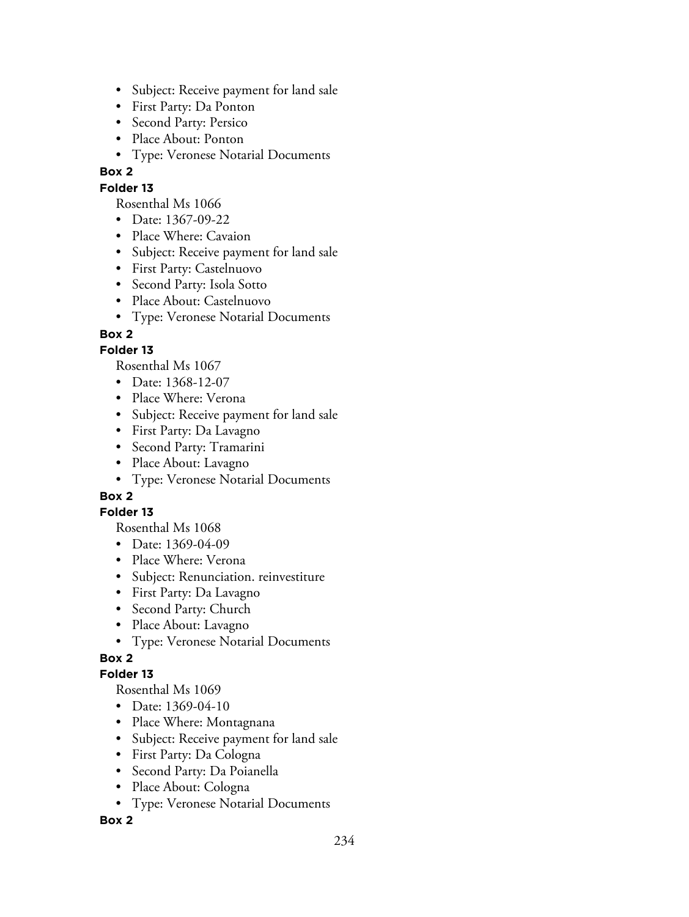- Subject: Receive payment for land sale
- First Party: Da Ponton
- Second Party: Persico
- Place About: Ponton
- Type: Veronese Notarial Documents

**Box 2**

**Folder 13**

Rosenthal Ms 1066

- Date: 1367-09-22
- Place Where: Cavaion
- Subject: Receive payment for land sale
- First Party: Castelnuovo
- Second Party: Isola Sotto
- Place About: Castelnuovo
- Type: Veronese Notarial Documents

**Box 2**

**Folder 13**

Rosenthal Ms 1067

- Date: 1368-12-07
- Place Where: Verona
- Subject: Receive payment for land sale
- First Party: Da Lavagno
- Second Party: Tramarini
- Place About: Lavagno
- Type: Veronese Notarial Documents

**Box 2**

**Folder 13**

Rosenthal Ms 1068

- Date: 1369-04-09
- Place Where: Verona
- Subject: Renunciation. reinvestiture
- First Party: Da Lavagno
- Second Party: Church
- Place About: Lavagno
- Type: Veronese Notarial Documents

**Box 2**

**Folder 13**

Rosenthal Ms 1069

- Date: 1369-04-10
- Place Where: Montagnana
- Subject: Receive payment for land sale
- First Party: Da Cologna
- Second Party: Da Poianella
- Place About: Cologna
- Type: Veronese Notarial Documents

**Box 2**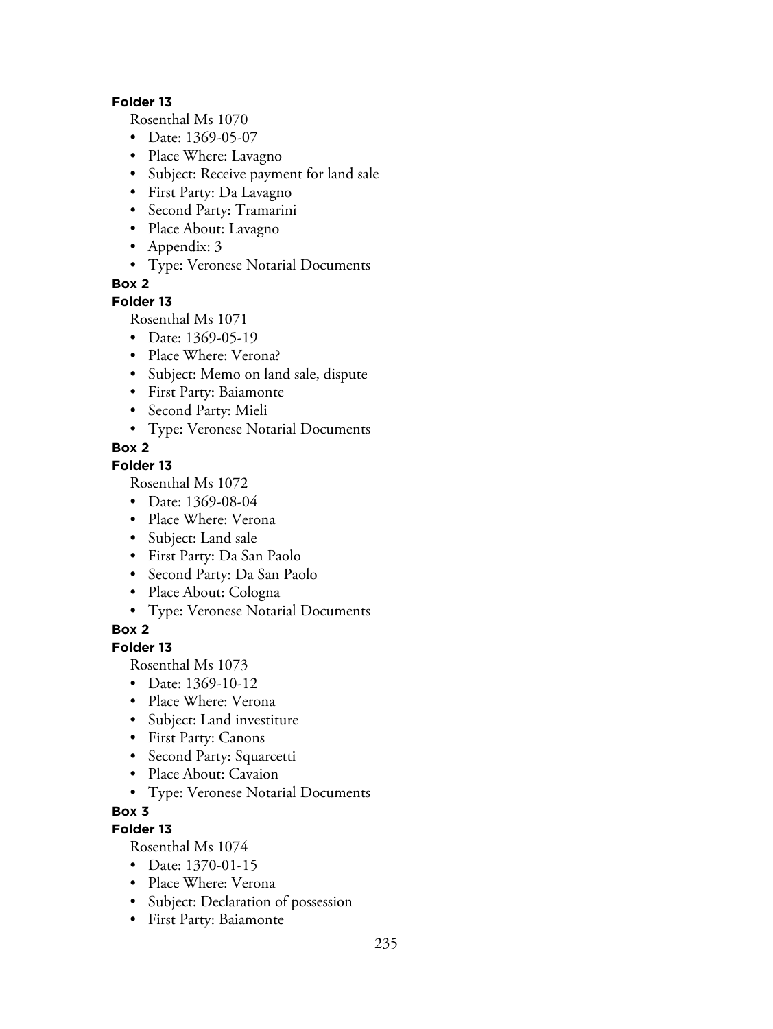**Folder 13**

Rosenthal Ms 1070

- Date: 1369-05-07
- Place Where: Lavagno
- Subject: Receive payment for land sale
- First Party: Da Lavagno
- Second Party: Tramarini
- Place About: Lavagno
- Appendix: 3
- Type: Veronese Notarial Documents

**Box 2**

**Folder 13**

Rosenthal Ms 1071

- Date: 1369-05-19
- Place Where: Verona?
- Subject: Memo on land sale, dispute
- First Party: Baiamonte
- Second Party: Mieli
- Type: Veronese Notarial Documents

**Box 2**

**Folder 13**

Rosenthal Ms 1072

- Date: 1369-08-04
- Place Where: Verona
- Subject: Land sale
- First Party: Da San Paolo
- Second Party: Da San Paolo
- Place About: Cologna
- Type: Veronese Notarial Documents

**Box 2**

**Folder 13**

Rosenthal Ms 1073

- Date: 1369-10-12
- Place Where: Verona
- Subject: Land investiture
- First Party: Canons
- Second Party: Squarcetti
- Place About: Cavaion
- Type: Veronese Notarial Documents

**Box 3**

**Folder 13**

Rosenthal Ms 1074

- Date: 1370-01-15
- Place Where: Verona
- Subject: Declaration of possession
- First Party: Baiamonte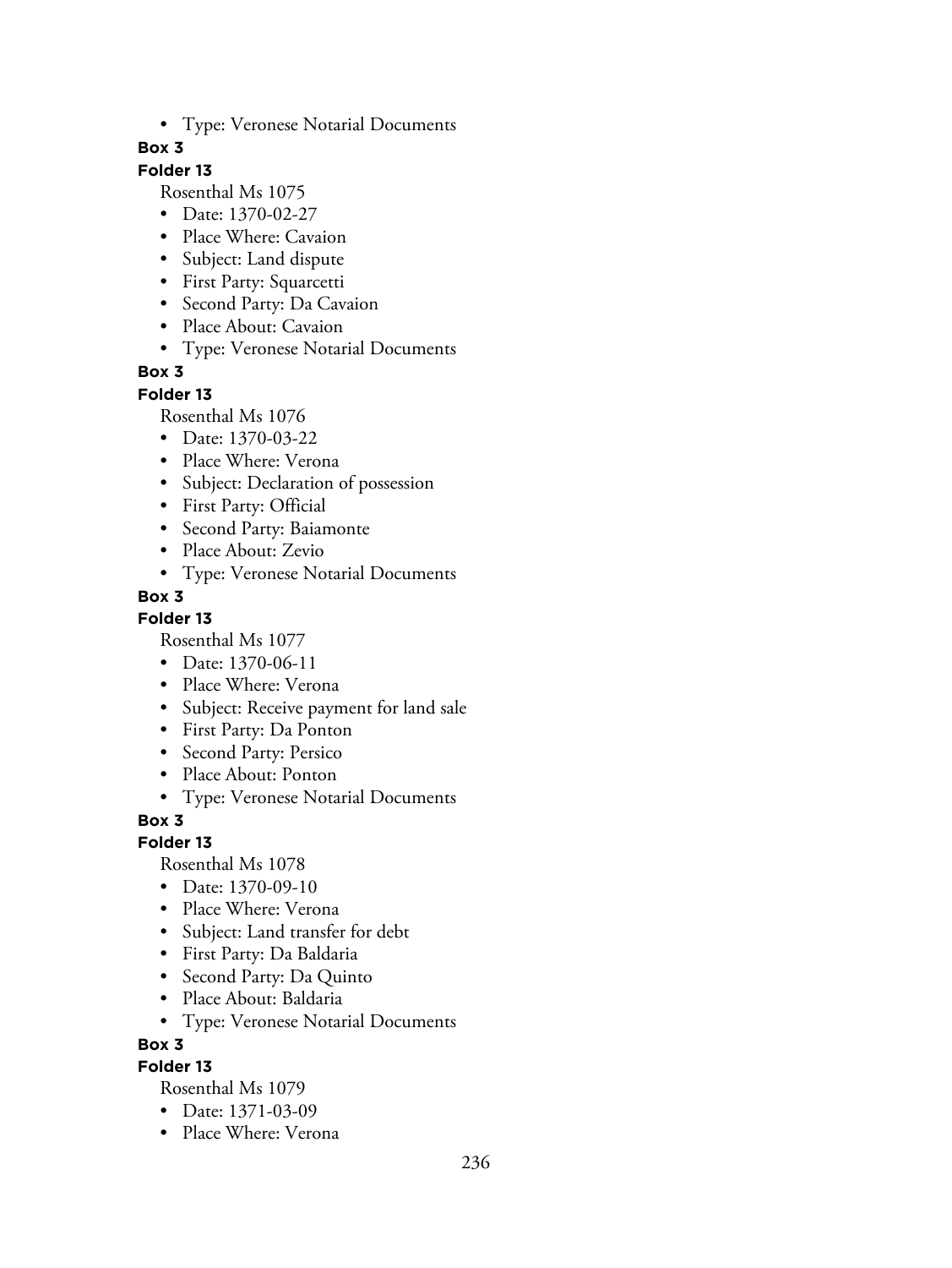- Type: Veronese Notarial Documents

**Box 3**

**Folder 13**

Rosenthal Ms 1075

- Date: 1370-02-27
- Place Where: Cavaion
- Subject: Land dispute
- First Party: Squarcetti
- Second Party: Da Cavaion
- Place About: Cavaion
- Type: Veronese Notarial Documents

**Box 3**

**Folder 13**

Rosenthal Ms 1076

- Date: 1370-03-22
- Place Where: Verona
- Subject: Declaration of possession
- First Party: Official
- Second Party: Baiamonte
- Place About: Zevio
- Type: Veronese Notarial Documents

**Box 3**

**Folder 13**

Rosenthal Ms 1077

- Date: 1370-06-11
- Place Where: Verona
- Subject: Receive payment for land sale
- First Party: Da Ponton
- Second Party: Persico
- Place About: Ponton
- Type: Veronese Notarial Documents

**Box 3**

**Folder 13**

Rosenthal Ms 1078

- Date: 1370-09-10
- Place Where: Verona
- Subject: Land transfer for debt
- First Party: Da Baldaria
- Second Party: Da Quinto
- Place About: Baldaria
- Type: Veronese Notarial Documents

**Box 3**

**Folder 13**

Rosenthal Ms 1079

- Date: 1371-03-09
- Place Where: Verona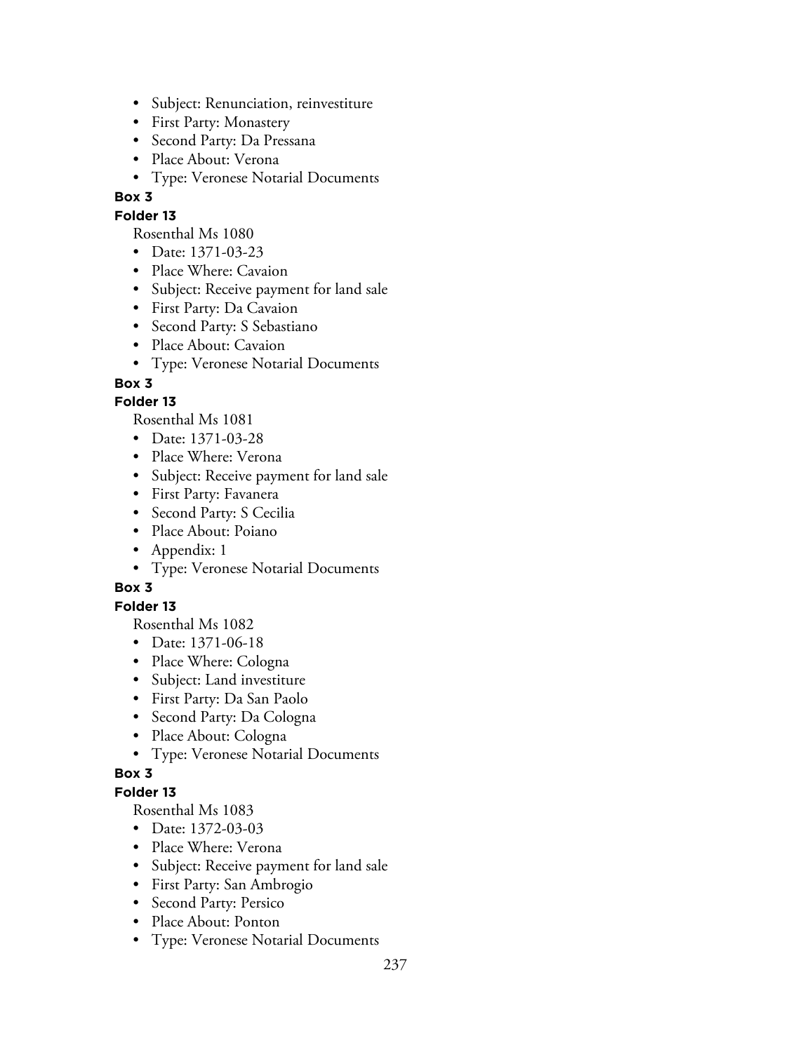- Subject: Renunciation, reinvestiture
- First Party: Monastery
- Second Party: Da Pressana
- Place About: Verona
- Type: Veronese Notarial Documents

**Box 3**

**Folder 13**

Rosenthal Ms 1080

- Date: 1371-03-23
- Place Where: Cavaion
- Subject: Receive payment for land sale
- First Party: Da Cavaion
- Second Party: S Sebastiano
- Place About: Cavaion
- Type: Veronese Notarial Documents

**Box 3**

**Folder 13**

Rosenthal Ms 1081

- Date: 1371-03-28
- Place Where: Verona
- Subject: Receive payment for land sale
- First Party: Favanera
- Second Party: S Cecilia
- Place About: Poiano
- Appendix: 1
- Type: Veronese Notarial Documents

**Box 3**

**Folder 13**

Rosenthal Ms 1082

- Date: 1371-06-18
- Place Where: Cologna
- Subject: Land investiture
- First Party: Da San Paolo
- Second Party: Da Cologna
- Place About: Cologna
- Type: Veronese Notarial Documents

**Box 3**

**Folder 13**

Rosenthal Ms 1083

- Date: 1372-03-03
- Place Where: Verona
- Subject: Receive payment for land sale
- First Party: San Ambrogio
- Second Party: Persico
- Place About: Ponton
- Type: Veronese Notarial Documents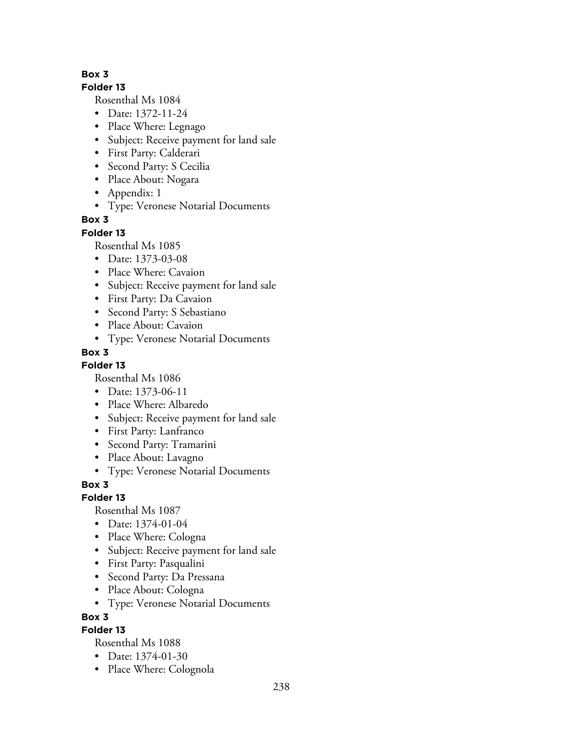**Box 3**

**Folder 13**

Rosenthal Ms 1084

- Date: 1372-11-24
- Place Where: Legnago
- Subject: Receive payment for land sale
- First Party: Calderari
- Second Party: S Cecilia
- Place About: Nogara
- Appendix: 1
- Type: Veronese Notarial Documents

**Box 3**

**Folder 13**

Rosenthal Ms 1085

- Date: 1373-03-08
- Place Where: Cavaion
- Subject: Receive payment for land sale
- First Party: Da Cavaion
- Second Party: S Sebastiano
- Place About: Cavaion
- Type: Veronese Notarial Documents

**Box 3**

**Folder 13**

Rosenthal Ms 1086

- Date: 1373-06-11
- Place Where: Albaredo
- Subject: Receive payment for land sale
- First Party: Lanfranco
- Second Party: Tramarini
- Place About: Lavagno
- Type: Veronese Notarial Documents

**Box 3**

**Folder 13**

Rosenthal Ms 1087

- Date: 1374-01-04
- Place Where: Cologna
- Subject: Receive payment for land sale
- First Party: Pasqualini
- Second Party: Da Pressana
- Place About: Cologna
- Type: Veronese Notarial Documents

**Box 3**

**Folder 13**

Rosenthal Ms 1088

- Date: 1374-01-30
- Place Where: Colognola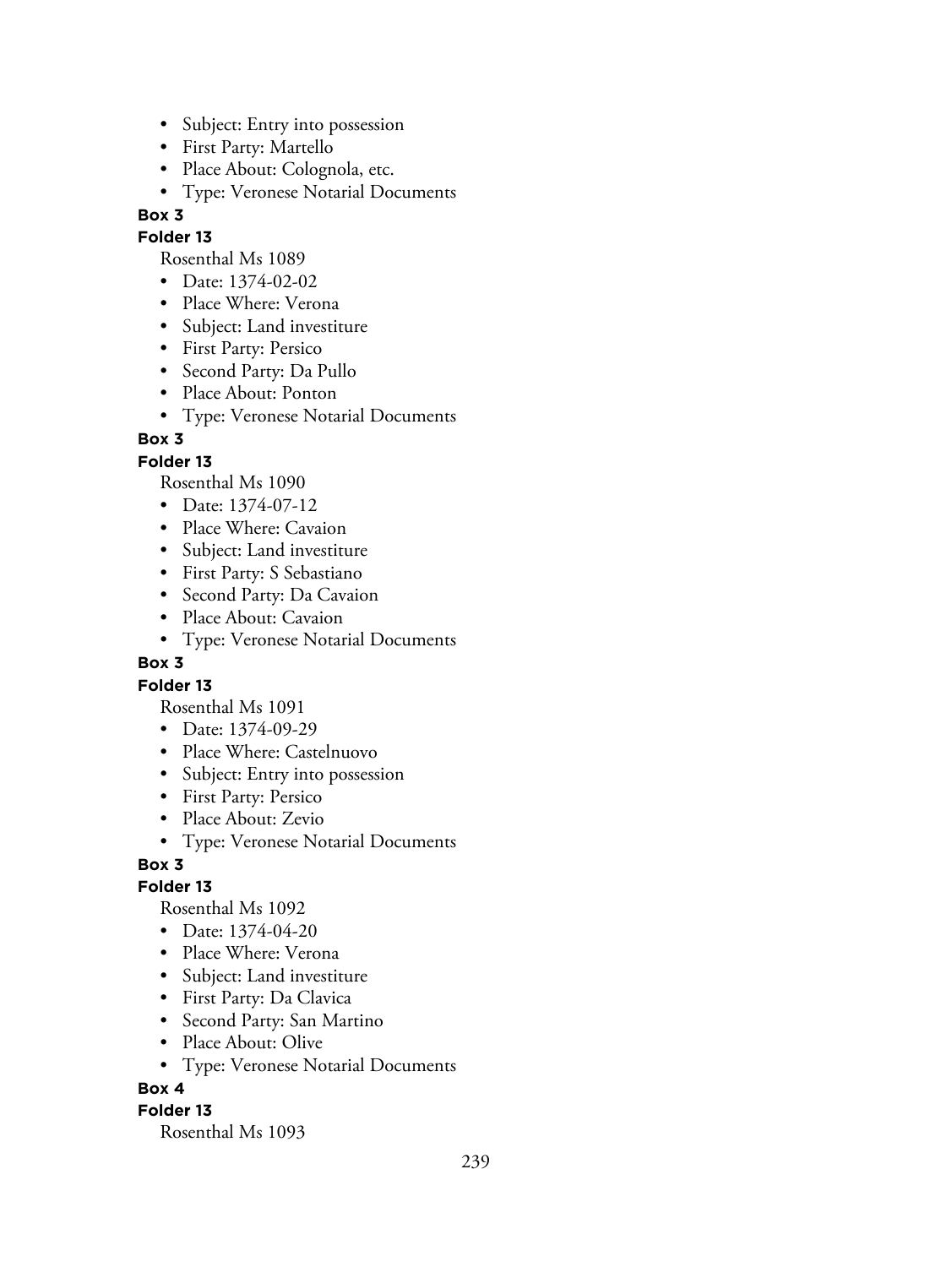- Subject: Entry into possession
- First Party: Martello
- Place About: Colognola, etc.
- Type: Veronese Notarial Documents

**Box 3**

**Folder 13**

Rosenthal Ms 1089

- Date: 1374-02-02
- Place Where: Verona
- Subject: Land investiture
- First Party: Persico
- Second Party: Da Pullo
- Place About: Ponton
- Type: Veronese Notarial Documents

**Box 3**

**Folder 13**

Rosenthal Ms 1090

- Date: 1374-07-12
- Place Where: Cavaion
- Subject: Land investiture
- First Party: S Sebastiano
- Second Party: Da Cavaion
- Place About: Cavaion
- Type: Veronese Notarial Documents

**Box 3**

**Folder 13**

Rosenthal Ms 1091

- Date: 1374-09-29
- Place Where: Castelnuovo
- Subject: Entry into possession
- First Party: Persico
- Place About: Zevio
- Type: Veronese Notarial Documents

**Box 3**

**Folder 13**

Rosenthal Ms 1092

- Date: 1374-04-20
- Place Where: Verona
- Subject: Land investiture
- First Party: Da Clavica
- Second Party: San Martino
- Place About: Olive
- Type: Veronese Notarial Documents

**Box 4**

**Folder 13**

Rosenthal Ms 1093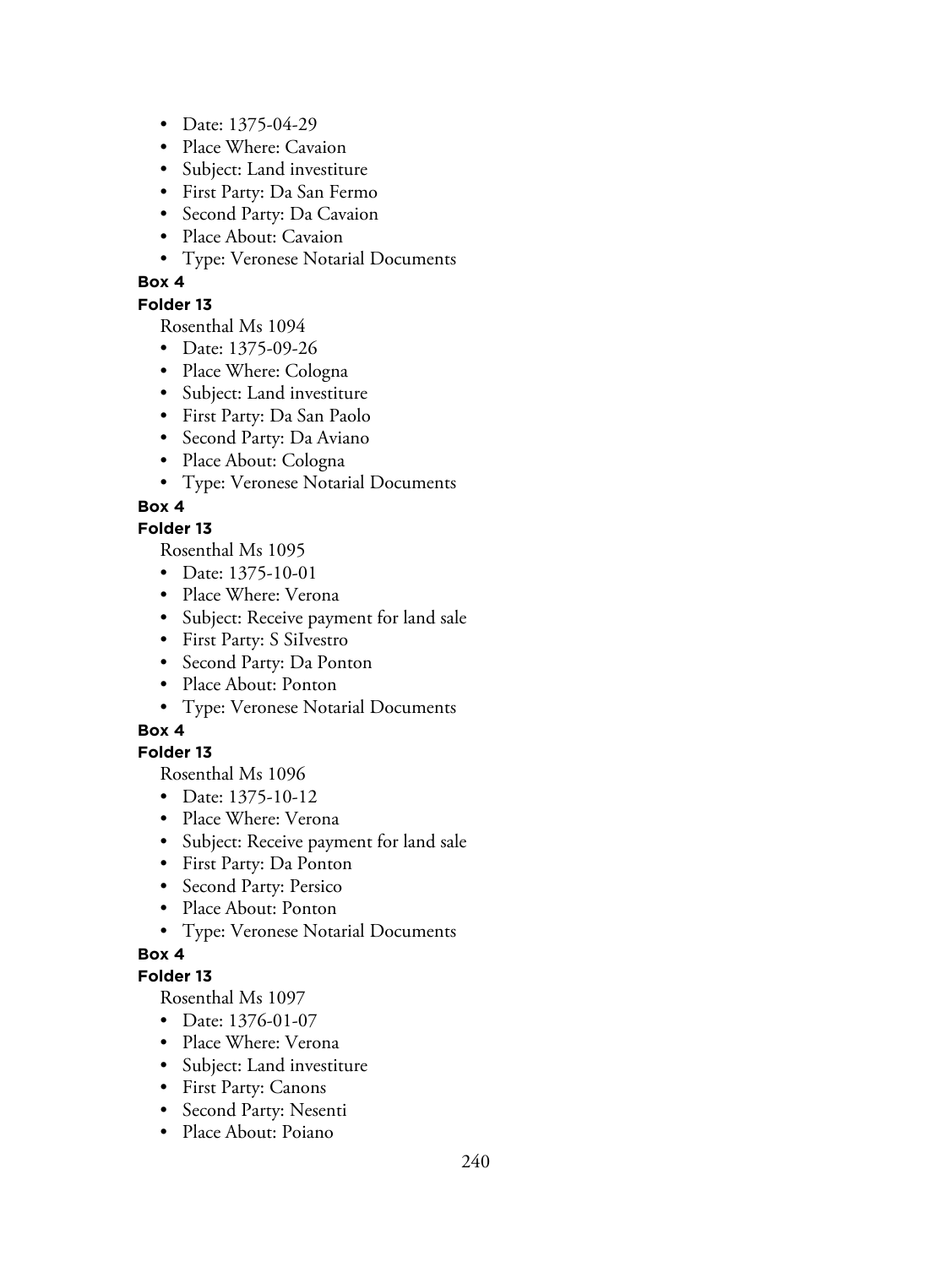- Date: 1375-04-29
- Place Where: Cavaion
- Subject: Land investiture
- First Party: Da San Fermo
- Second Party: Da Cavaion
- Place About: Cavaion
- Type: Veronese Notarial Documents

**Box 4**

**Folder 13**

Rosenthal Ms 1094

- Date: 1375-09-26
- Place Where: Cologna
- Subject: Land investiture
- First Party: Da San Paolo
- Second Party: Da Aviano
- Place About: Cologna
- Type: Veronese Notarial Documents

**Box 4**

**Folder 13**

Rosenthal Ms 1095

- Date: 1375-10-01
- Place Where: Verona
- Subject: Receive payment for land sale
- First Party: S SiIvestro
- Second Party: Da Ponton
- Place About: Ponton
- Type: Veronese Notarial Documents

**Box 4**

**Folder 13**

Rosenthal Ms 1096

- Date: 1375-10-12
- Place Where: Verona
- Subject: Receive payment for land sale
- First Party: Da Ponton
- Second Party: Persico
- Place About: Ponton
- Type: Veronese Notarial Documents

**Box 4**

**Folder 13**

Rosenthal Ms 1097

- Date: 1376-01-07
- Place Where: Verona
- Subject: Land investiture
- First Party: Canons
- Second Party: Nesenti
- Place About: Poiano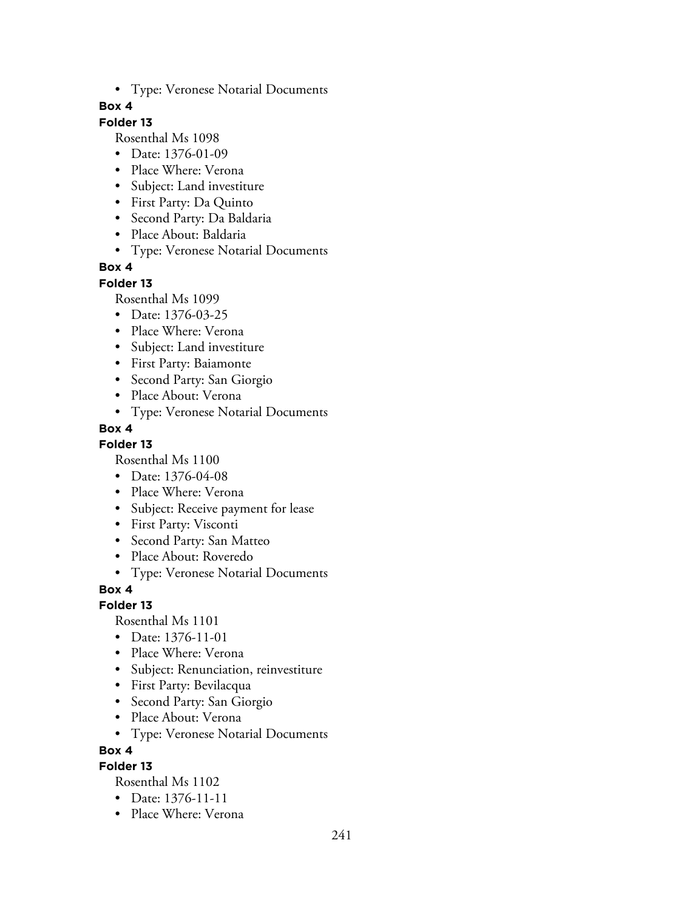- Type: Veronese Notarial Documents

**Box 4**

**Folder 13**

Rosenthal Ms 1098

- Date: 1376-01-09
- Place Where: Verona
- Subject: Land investiture
- First Party: Da Quinto
- Second Party: Da Baldaria
- Place About: Baldaria
- Type: Veronese Notarial Documents

**Box 4**

**Folder 13**

Rosenthal Ms 1099

- Date: 1376-03-25
- Place Where: Verona
- Subject: Land investiture
- First Party: Baiamonte
- Second Party: San Giorgio
- Place About: Verona
- Type: Veronese Notarial Documents

**Box 4**

**Folder 13**

Rosenthal Ms 1100

- Date: 1376-04-08
- Place Where: Verona
- Subject: Receive payment for lease
- First Party: Visconti
- Second Party: San Matteo
- Place About: Roveredo
- Type: Veronese Notarial Documents

**Box 4**

**Folder 13**

Rosenthal Ms 1101

- Date: 1376-11-01
- Place Where: Verona
- Subject: Renunciation, reinvestiture
- First Party: Bevilacqua
- Second Party: San Giorgio
- Place About: Verona
- Type: Veronese Notarial Documents

**Box 4**

**Folder 13**

Rosenthal Ms 1102

- Date: 1376-11-11
- Place Where: Verona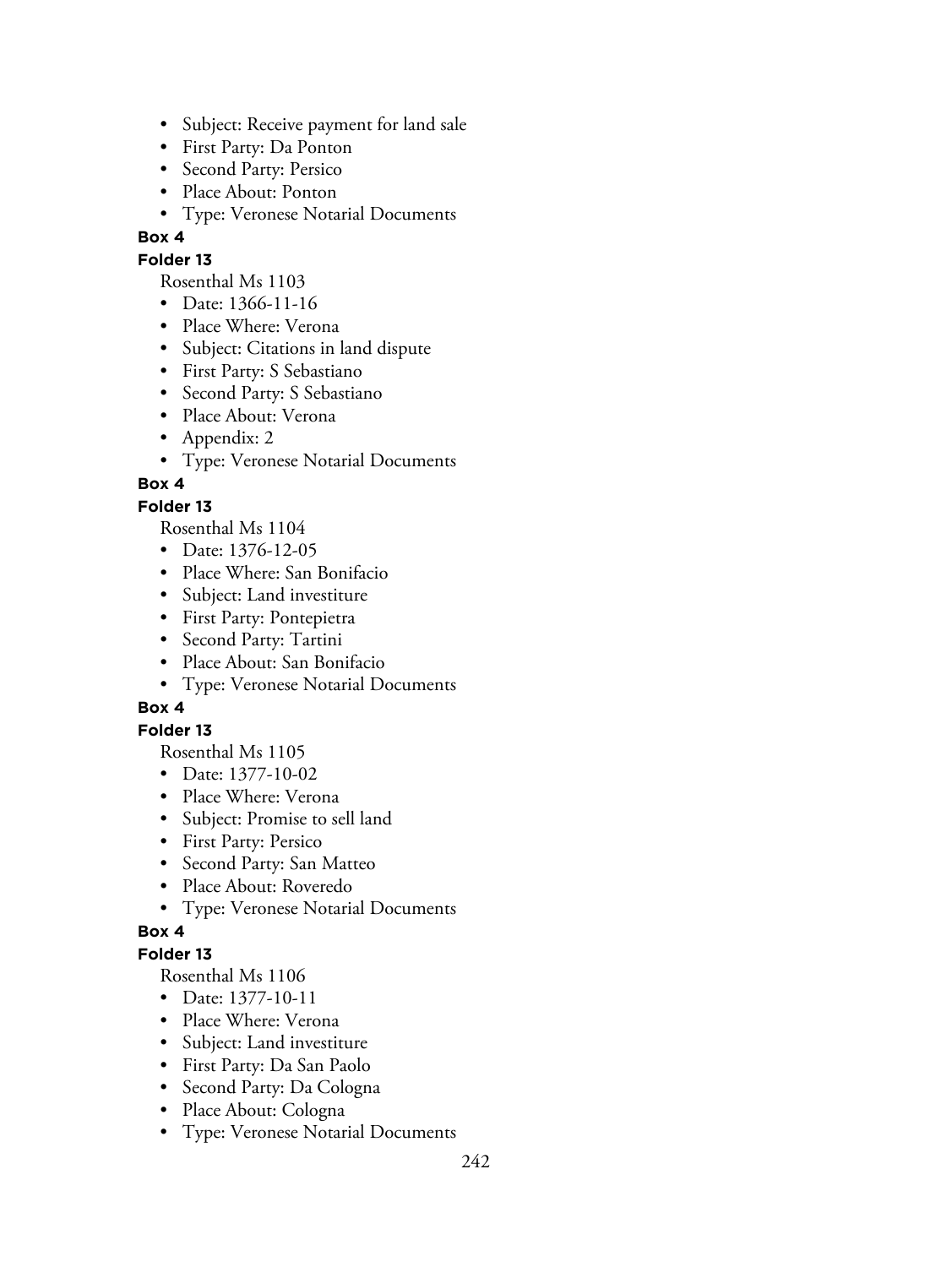- Subject: Receive payment for land sale
- First Party: Da Ponton
- Second Party: Persico
- Place About: Ponton
- Type: Veronese Notarial Documents

**Box 4**

**Folder 13**

Rosenthal Ms 1103

- Date: 1366-11-16
- Place Where: Verona
- Subject: Citations in land dispute
- First Party: S Sebastiano
- Second Party: S Sebastiano
- Place About: Verona
- Appendix: 2
- Type: Veronese Notarial Documents

**Box 4**

**Folder 13**

Rosenthal Ms 1104

- Date: 1376-12-05
- Place Where: San Bonifacio
- Subject: Land investiture
- First Party: Pontepietra
- Second Party: Tartini
- Place About: San Bonifacio
- Type: Veronese Notarial Documents

**Box 4**

**Folder 13**

Rosenthal Ms 1105

- Date: 1377-10-02
- Place Where: Verona
- Subject: Promise to sell land
- First Party: Persico
- Second Party: San Matteo
- Place About: Roveredo
- Type: Veronese Notarial Documents

**Box 4**

**Folder 13**

Rosenthal Ms 1106

- Date: 1377-10-11
- Place Where: Verona
- Subject: Land investiture
- First Party: Da San Paolo
- Second Party: Da Cologna
- Place About: Cologna
- Type: Veronese Notarial Documents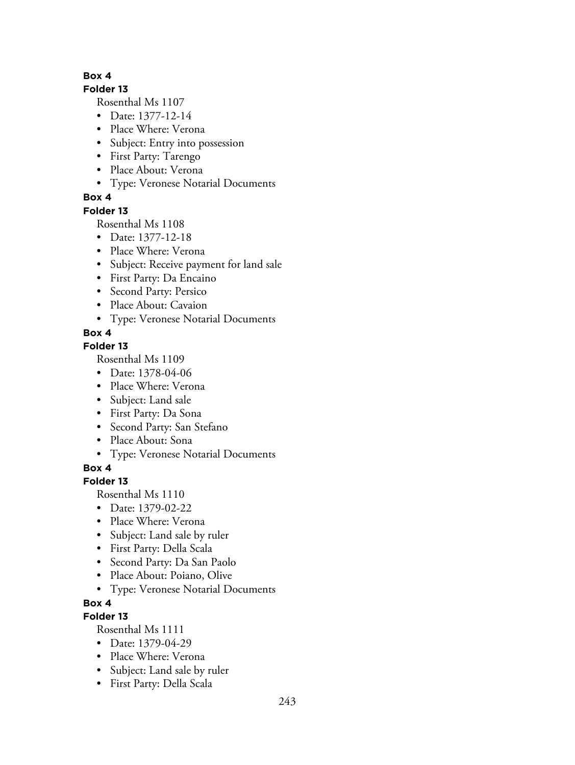**Box 4**

**Folder 13**

Rosenthal Ms 1107

- Date: 1377-12-14
- Place Where: Verona
- Subject: Entry into possession
- First Party: Tarengo
- Place About: Verona
- Type: Veronese Notarial Documents

**Box 4**

**Folder 13**

Rosenthal Ms 1108

- Date: 1377-12-18
- Place Where: Verona
- Subject: Receive payment for land sale
- First Party: Da Encaino
- Second Party: Persico
- Place About: Cavaion
- Type: Veronese Notarial Documents

**Box 4**

**Folder 13**

Rosenthal Ms 1109

- Date: 1378-04-06
- Place Where: Verona
- Subject: Land sale
- First Party: Da Sona
- Second Party: San Stefano
- Place About: Sona
- Type: Veronese Notarial Documents

**Box 4**

**Folder 13**

Rosenthal Ms 1110

- Date: 1379-02-22
- Place Where: Verona
- Subject: Land sale by ruler
- First Party: Della Scala
- Second Party: Da San Paolo
- Place About: Poiano, Olive
- Type: Veronese Notarial Documents

**Box 4**

**Folder 13**

Rosenthal Ms 1111

- Date: 1379-04-29
- Place Where: Verona
- Subject: Land sale by ruler
- First Party: Della Scala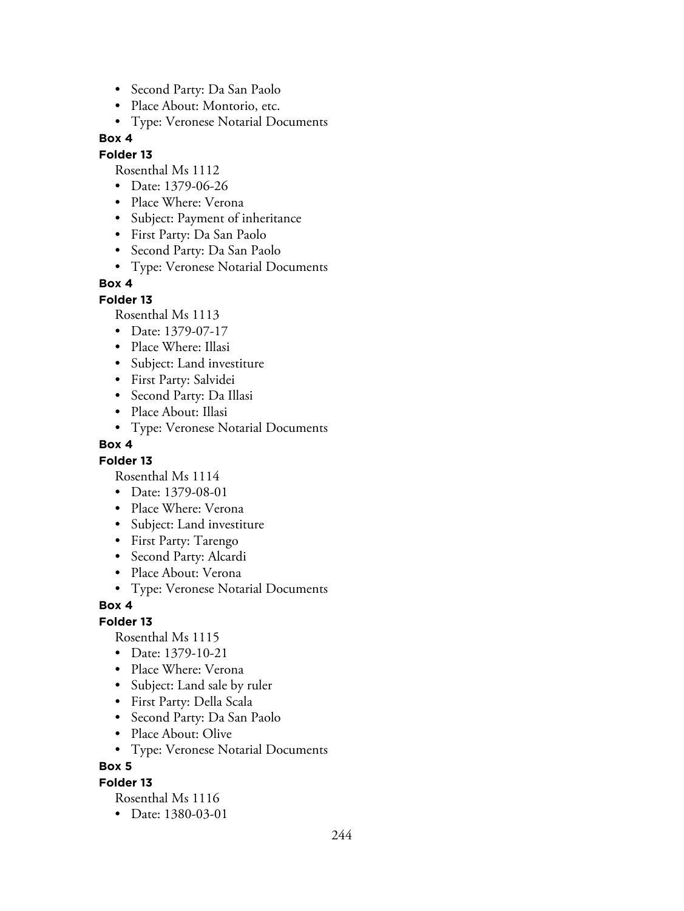- Second Party: Da San Paolo
- Place About: Montorio, etc.
- Type: Veronese Notarial Documents

**Box 4**

**Folder 13**

Rosenthal Ms 1112

- Date: 1379-06-26
- Place Where: Verona
- Subject: Payment of inheritance
- First Party: Da San Paolo
- Second Party: Da San Paolo
- Type: Veronese Notarial Documents

**Box 4**

**Folder 13**

Rosenthal Ms 1113

- Date: 1379-07-17
- Place Where: Illasi
- Subject: Land investiture
- First Party: Salvidei
- Second Party: Da Illasi
- Place About: Illasi
- Type: Veronese Notarial Documents

**Box 4**

**Folder 13**

Rosenthal Ms 1114

- Date: 1379-08-01
- Place Where: Verona
- Subject: Land investiture
- First Party: Tarengo
- Second Party: Alcardi
- Place About: Verona
- Type: Veronese Notarial Documents

**Box 4**

**Folder 13**

Rosenthal Ms 1115

- Date: 1379-10-21
- Place Where: Verona
- Subject: Land sale by ruler
- First Party: Della Scala
- Second Party: Da San Paolo
- Place About: Olive
- Type: Veronese Notarial Documents

**Box 5**

**Folder 13**

Rosenthal Ms 1116

- Date: 1380-03-01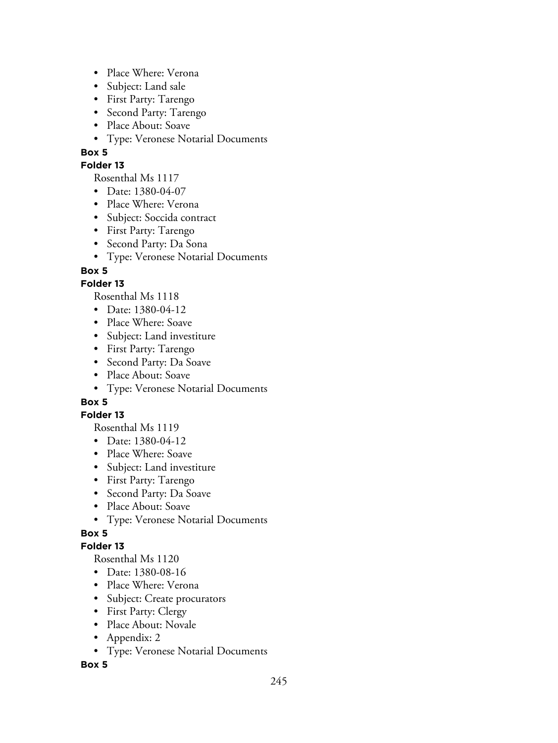- Place Where: Verona
- Subject: Land sale
- First Party: Tarengo
- Second Party: Tarengo
- Place About: Soave
- Type: Veronese Notarial Documents

**Box 5**

**Folder 13**

Rosenthal Ms 1117

- Date: 1380-04-07
- Place Where: Verona
- Subject: Soccida contract
- First Party: Tarengo
- Second Party: Da Sona
- Type: Veronese Notarial Documents

**Box 5**

**Folder 13**

Rosenthal Ms 1118

- Date: 1380-04-12
- Place Where: Soave
- Subject: Land investiture
- First Party: Tarengo
- Second Party: Da Soave
- Place About: Soave
- Type: Veronese Notarial Documents

**Box 5**

**Folder 13**

Rosenthal Ms 1119

- Date: 1380-04-12
- Place Where: Soave
- Subject: Land investiture
- First Party: Tarengo
- Second Party: Da Soave
- Place About: Soave
- Type: Veronese Notarial Documents

**Box 5**

**Folder 13**

Rosenthal Ms 1120

- Date: 1380-08-16
- Place Where: Verona
- Subject: Create procurators
- First Party: Clergy
- Place About: Novale
- Appendix: 2
- Type: Veronese Notarial Documents

**Box 5**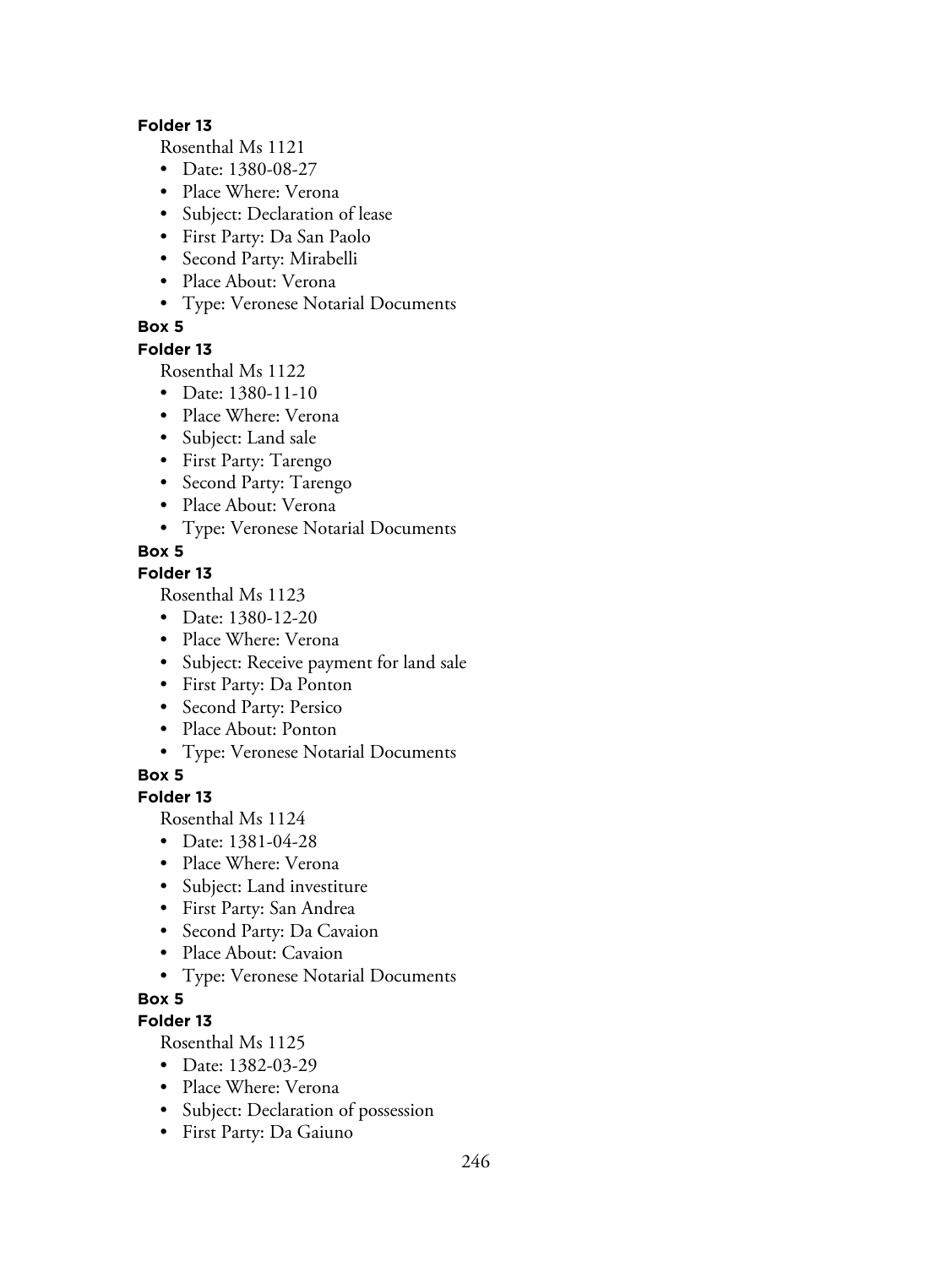**Folder 13**

Rosenthal Ms 1121

- Date: 1380-08-27
- Place Where: Verona
- Subject: Declaration of lease
- First Party: Da San Paolo
- Second Party: Mirabelli
- Place About: Verona
- Type: Veronese Notarial Documents

**Box 5**

**Folder 13**

Rosenthal Ms 1122

- Date: 1380-11-10
- Place Where: Verona
- Subject: Land sale
- First Party: Tarengo
- Second Party: Tarengo
- Place About: Verona
- Type: Veronese Notarial Documents

**Box 5**

**Folder 13**

Rosenthal Ms 1123

- Date: 1380-12-20
- Place Where: Verona
- Subject: Receive payment for land sale
- First Party: Da Ponton
- Second Party: Persico
- Place About: Ponton
- Type: Veronese Notarial Documents

**Box 5**

**Folder 13**

Rosenthal Ms 1124

- Date: 1381-04-28
- Place Where: Verona
- Subject: Land investiture
- First Party: San Andrea
- Second Party: Da Cavaion
- Place About: Cavaion
- Type: Veronese Notarial Documents

**Box 5**

**Folder 13**

Rosenthal Ms 1125

- Date: 1382-03-29
- Place Where: Verona
- Subject: Declaration of possession
- First Party: Da Gaiuno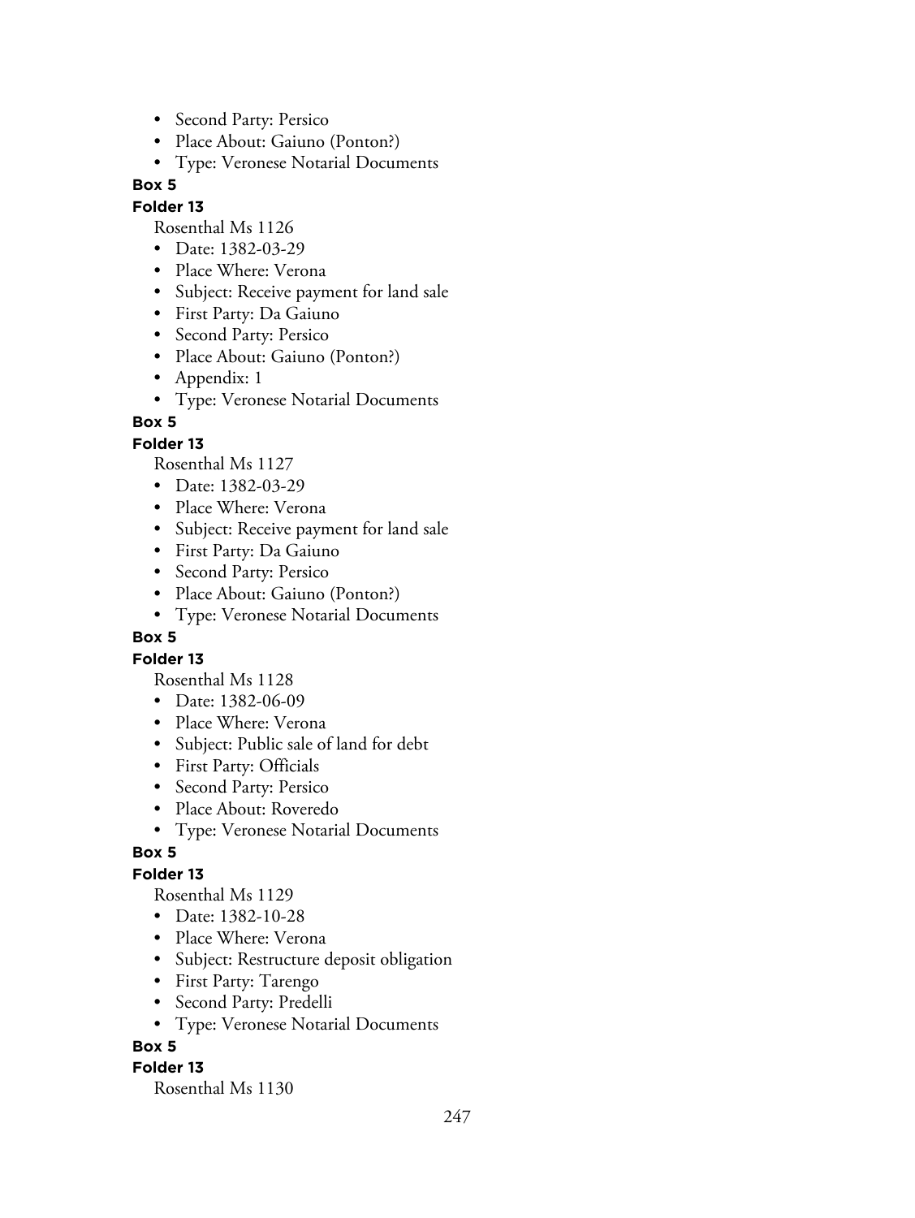- Second Party: Persico
- Place About: Gaiuno (Ponton?)
- Type: Veronese Notarial Documents

**Box 5**

**Folder 13**

Rosenthal Ms 1126

- Date: 1382-03-29
- Place Where: Verona
- Subject: Receive payment for land sale
- First Party: Da Gaiuno
- Second Party: Persico
- Place About: Gaiuno (Ponton?)
- Appendix: 1
- Type: Veronese Notarial Documents

**Box 5**

**Folder 13**

Rosenthal Ms 1127

- Date: 1382-03-29
- Place Where: Verona
- Subject: Receive payment for land sale
- First Party: Da Gaiuno
- Second Party: Persico
- Place About: Gaiuno (Ponton?)
- Type: Veronese Notarial Documents

**Box 5**

**Folder 13**

Rosenthal Ms 1128

- Date: 1382-06-09
- Place Where: Verona
- Subject: Public sale of land for debt
- First Party: Officials
- Second Party: Persico
- Place About: Roveredo
- Type: Veronese Notarial Documents

**Box 5**

**Folder 13**

Rosenthal Ms 1129

- Date: 1382-10-28
- Place Where: Verona
- Subject: Restructure deposit obligation
- First Party: Tarengo
- Second Party: Predelli
- Type: Veronese Notarial Documents

**Box 5**

**Folder 13**

Rosenthal Ms 1130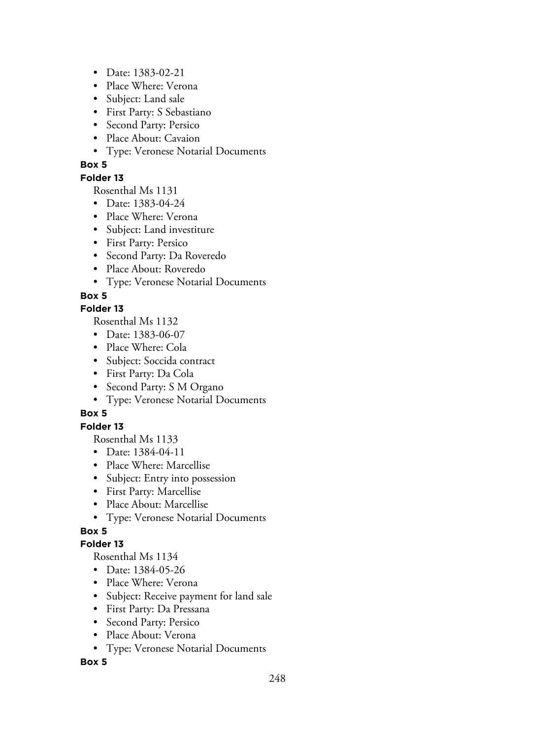- Date: 1383-02-21
- Place Where: Verona
- Subject: Land sale
- First Party: S Sebastiano
- Second Party: Persico
- Place About: Cavaion
- Type: Veronese Notarial Documents

**Box 5**

**Folder 13**

Rosenthal Ms 1131

- Date: 1383-04-24
- Place Where: Verona
- Subject: Land investiture
- First Party: Persico
- Second Party: Da Roveredo
- Place About: Roveredo
- Type: Veronese Notarial Documents

**Box 5**

**Folder 13**

Rosenthal Ms 1132

- Date: 1383-06-07
- Place Where: Cola
- Subject: Soccida contract
- First Party: Da Cola
- Second Party: S M Organo
- Type: Veronese Notarial Documents

**Box 5**

**Folder 13**

Rosenthal Ms 1133

- Date: 1384-04-11
- Place Where: Marcellise
- Subject: Entry into possession
- First Party: Marcellise
- Place About: Marcellise
- Type: Veronese Notarial Documents

**Box 5**

**Folder 13**

Rosenthal Ms 1134

- Date: 1384-05-26
- Place Where: Verona
- Subject: Receive payment for land sale
- First Party: Da Pressana
- Second Party: Persico
- Place About: Verona
- Type: Veronese Notarial Documents

**Box 5**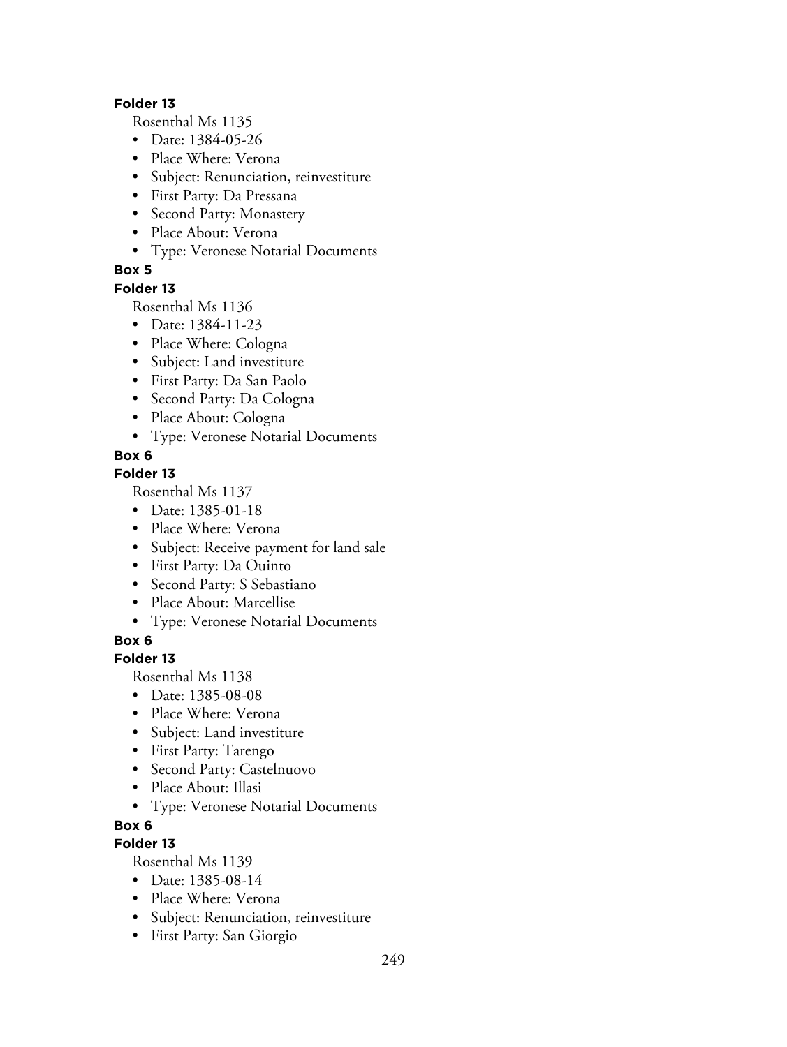**Folder 13**

Rosenthal Ms 1135

- Date: 1384-05-26
- Place Where: Verona
- Subject: Renunciation, reinvestiture
- First Party: Da Pressana
- Second Party: Monastery
- Place About: Verona
- Type: Veronese Notarial Documents

**Box 5**

**Folder 13**

Rosenthal Ms 1136

- Date: 1384-11-23
- Place Where: Cologna
- Subject: Land investiture
- First Party: Da San Paolo
- Second Party: Da Cologna
- Place About: Cologna
- Type: Veronese Notarial Documents

**Box 6**

**Folder 13**

Rosenthal Ms 1137

- Date: 1385-01-18
- Place Where: Verona
- Subject: Receive payment for land sale
- First Party: Da Ouinto
- Second Party: S Sebastiano
- Place About: Marcellise
- Type: Veronese Notarial Documents

**Box 6**

**Folder 13**

Rosenthal Ms 1138

- Date: 1385-08-08
- Place Where: Verona
- Subject: Land investiture
- First Party: Tarengo
- Second Party: Castelnuovo
- Place About: Illasi
- Type: Veronese Notarial Documents

**Box 6**

**Folder 13**

Rosenthal Ms 1139

- Date: 1385-08-14
- Place Where: Verona
- Subject: Renunciation, reinvestiture
- First Party: San Giorgio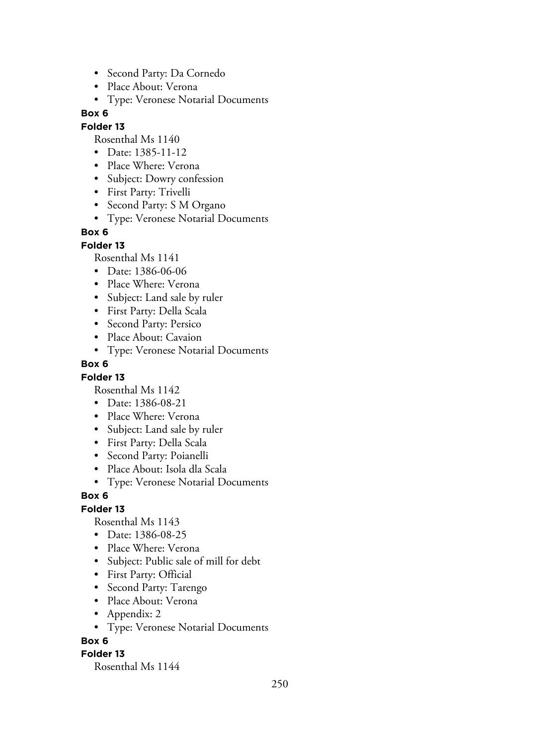- Second Party: Da Cornedo
- Place About: Verona
- Type: Veronese Notarial Documents

**Box 6**

**Folder 13**

Rosenthal Ms 1140

- Date: 1385-11-12
- Place Where: Verona
- Subject: Dowry confession
- First Party: Trivelli
- Second Party: S M Organo
- Type: Veronese Notarial Documents

**Box 6**

**Folder 13**

Rosenthal Ms 1141

- Date: 1386-06-06
- Place Where: Verona
- Subject: Land sale by ruler
- First Party: Della Scala
- Second Party: Persico
- Place About: Cavaion
- Type: Veronese Notarial Documents

**Box 6**

**Folder 13**

Rosenthal Ms 1142

- Date: 1386-08-21
- Place Where: Verona
- Subject: Land sale by ruler
- First Party: Della Scala
- Second Party: Poianelli
- Place About: Isola dla Scala
- Type: Veronese Notarial Documents

**Box 6**

**Folder 13**

Rosenthal Ms 1143

- Date: 1386-08-25
- Place Where: Verona
- Subject: Public sale of mill for debt
- First Party: Official
- Second Party: Tarengo
- Place About: Verona
- Appendix: 2
- Type: Veronese Notarial Documents

**Box 6**

**Folder 13**

Rosenthal Ms 1144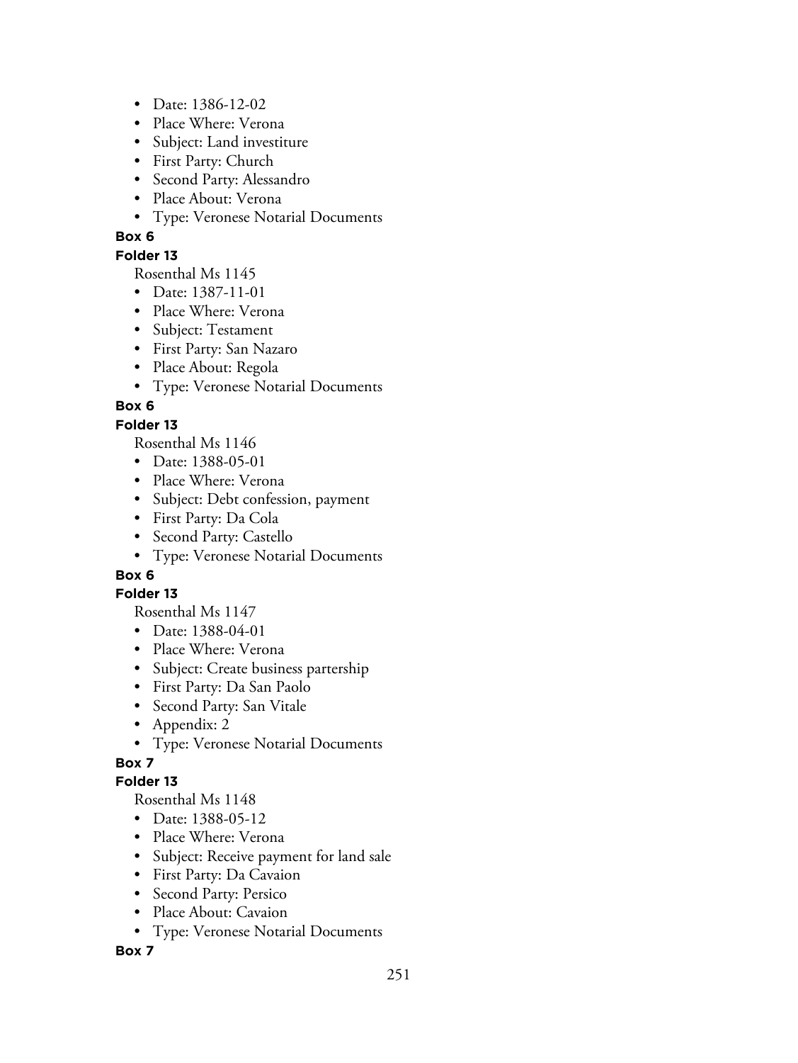- Date: 1386-12-02
- Place Where: Verona
- Subject: Land investiture
- First Party: Church
- Second Party: Alessandro
- Place About: Verona
- Type: Veronese Notarial Documents

**Box 6**

**Folder 13**

Rosenthal Ms 1145

- Date: 1387-11-01
- Place Where: Verona
- Subject: Testament
- First Party: San Nazaro
- Place About: Regola
- Type: Veronese Notarial Documents

**Box 6**

**Folder 13**

Rosenthal Ms 1146

- Date: 1388-05-01
- Place Where: Verona
- Subject: Debt confession, payment
- First Party: Da Cola
- Second Party: Castello
- Type: Veronese Notarial Documents

**Box 6**

**Folder 13**

Rosenthal Ms 1147

- Date: 1388-04-01
- Place Where: Verona
- Subject: Create business partership
- First Party: Da San Paolo
- Second Party: San Vitale
- Appendix: 2
- Type: Veronese Notarial Documents

**Box 7**

**Folder 13**

Rosenthal Ms 1148

- Date: 1388-05-12
- Place Where: Verona
- Subject: Receive payment for land sale
- First Party: Da Cavaion
- Second Party: Persico
- Place About: Cavaion
- Type: Veronese Notarial Documents

**Box 7**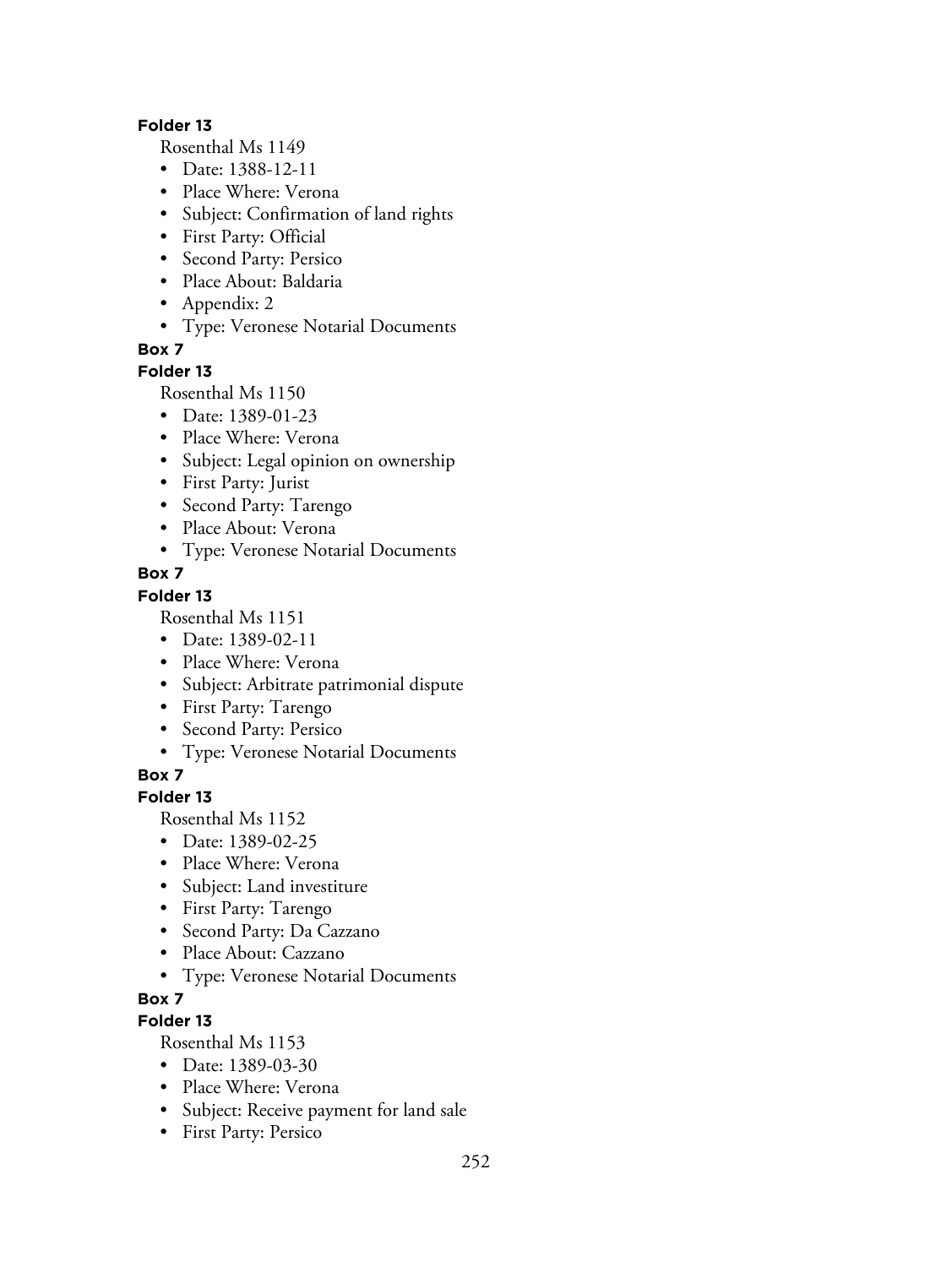**Folder 13**

Rosenthal Ms 1149

- Date: 1388-12-11
- Place Where: Verona
- Subject: Confirmation of land rights
- First Party: Official
- Second Party: Persico
- Place About: Baldaria
- Appendix: 2
- Type: Veronese Notarial Documents

**Box 7**

**Folder 13**

Rosenthal Ms 1150

- Date: 1389-01-23
- Place Where: Verona
- Subject: Legal opinion on ownership
- First Party: Jurist
- Second Party: Tarengo
- Place About: Verona
- Type: Veronese Notarial Documents

**Box 7**

**Folder 13**

Rosenthal Ms 1151

- Date: 1389-02-11
- Place Where: Verona
- Subject: Arbitrate patrimonial dispute
- First Party: Tarengo
- Second Party: Persico
- Type: Veronese Notarial Documents

**Box 7**

**Folder 13**

Rosenthal Ms 1152

- Date: 1389-02-25
- Place Where: Verona
- Subject: Land investiture
- First Party: Tarengo
- Second Party: Da Cazzano
- Place About: Cazzano
- Type: Veronese Notarial Documents

**Box 7**

**Folder 13**

Rosenthal Ms 1153

- Date: 1389-03-30
- Place Where: Verona
- Subject: Receive payment for land sale
- First Party: Persico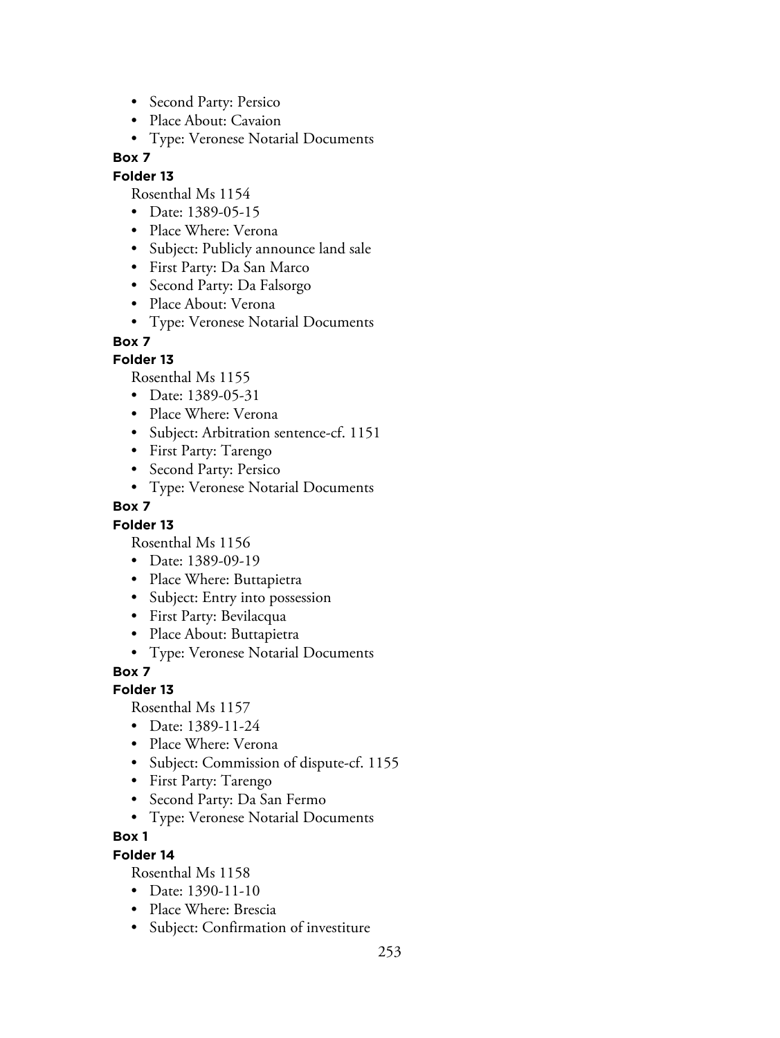- Second Party: Persico
- Place About: Cavaion
- Type: Veronese Notarial Documents

**Box 7**

**Folder 13**

Rosenthal Ms 1154

- Date: 1389-05-15
- Place Where: Verona
- Subject: Publicly announce land sale
- First Party: Da San Marco
- Second Party: Da Falsorgo
- Place About: Verona
- Type: Veronese Notarial Documents

**Box 7**

**Folder 13**

Rosenthal Ms 1155

- Date: 1389-05-31
- Place Where: Verona
- Subject: Arbitration sentence-cf. 1151
- First Party: Tarengo
- Second Party: Persico
- Type: Veronese Notarial Documents

**Box 7**

**Folder 13**

Rosenthal Ms 1156

- Date: 1389-09-19
- Place Where: Buttapietra
- Subject: Entry into possession
- First Party: Bevilacqua
- Place About: Buttapietra
- Type: Veronese Notarial Documents

**Box 7**

**Folder 13**

Rosenthal Ms 1157

- Date: 1389-11-24
- Place Where: Verona
- Subject: Commission of dispute-cf. 1155
- First Party: Tarengo
- Second Party: Da San Fermo
- Type: Veronese Notarial Documents

**Box 1**

**Folder 14**

Rosenthal Ms 1158

- Date: 1390-11-10
- Place Where: Brescia
- Subject: Confirmation of investiture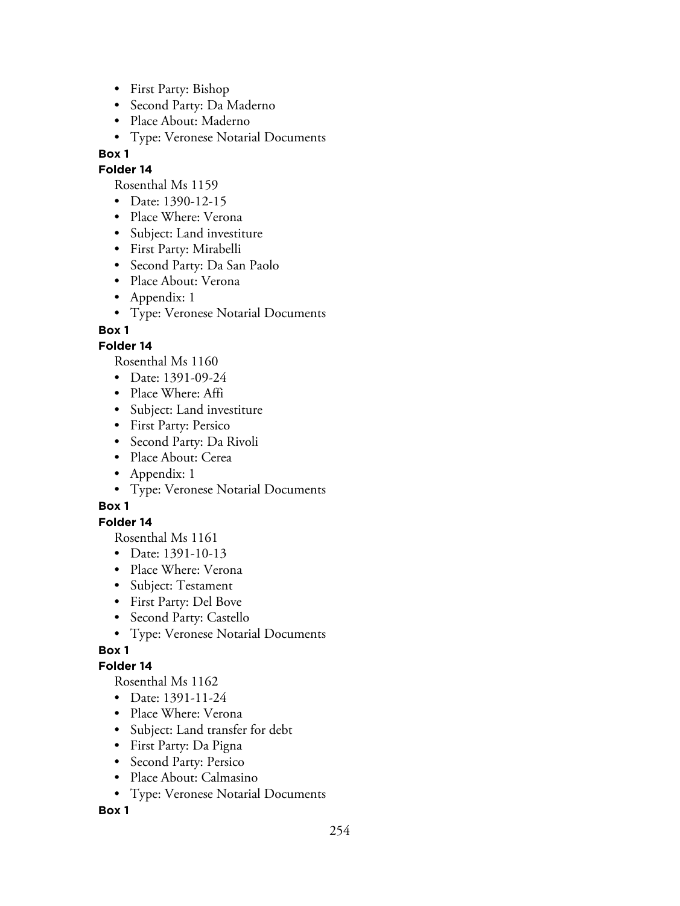- First Party: Bishop
- Second Party: Da Maderno
- Place About: Maderno
- Type: Veronese Notarial Documents

**Box 1**

**Folder 14**

Rosenthal Ms 1159

- Date: 1390-12-15
- Place Where: Verona
- Subject: Land investiture
- First Party: Mirabelli
- Second Party: Da San Paolo
- Place About: Verona
- Appendix: 1
- Type: Veronese Notarial Documents

**Box 1**

**Folder 14**

Rosenthal Ms 1160

- Date: 1391-09-24
- Place Where: Affi
- Subject: Land investiture
- First Party: Persico
- Second Party: Da Rivoli
- Place About: Cerea
- Appendix: 1
- Type: Veronese Notarial Documents

**Box 1**

**Folder 14**

Rosenthal Ms 1161

- Date: 1391-10-13
- Place Where: Verona
- Subject: Testament
- First Party: Del Bove
- Second Party: Castello
- Type: Veronese Notarial Documents

**Box 1**

**Folder 14**

Rosenthal Ms 1162

- Date: 1391-11-24
- Place Where: Verona
- Subject: Land transfer for debt
- First Party: Da Pigna
- Second Party: Persico
- Place About: Calmasino
- Type: Veronese Notarial Documents

**Box 1**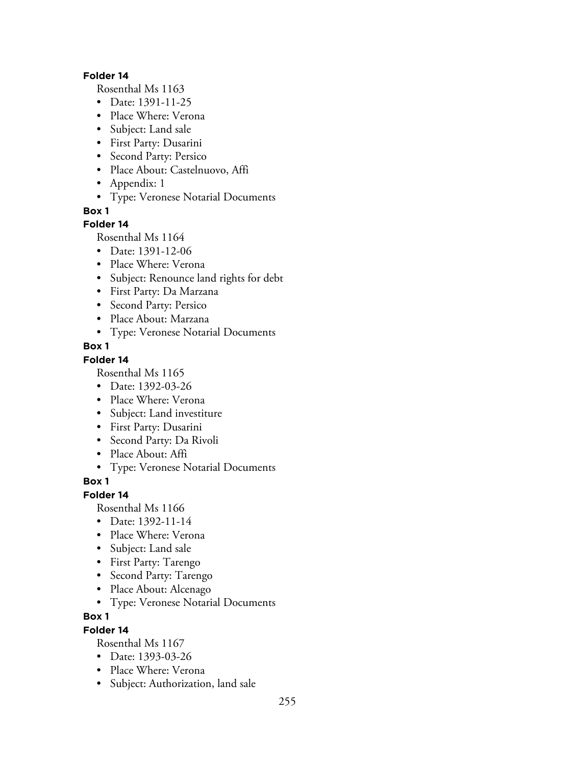**Folder 14**

Rosenthal Ms 1163

- Date: 1391-11-25
- Place Where: Verona
- Subject: Land sale
- First Party: Dusarini
- Second Party: Persico
- Place About: Castelnuovo, Affi
- Appendix: 1
- Type: Veronese Notarial Documents

**Box 1**

**Folder 14**

Rosenthal Ms 1164

- Date: 1391-12-06
- Place Where: Verona
- Subject: Renounce land rights for debt
- First Party: Da Marzana
- Second Party: Persico
- Place About: Marzana
- Type: Veronese Notarial Documents

**Box 1**

**Folder 14**

Rosenthal Ms 1165

- Date: 1392-03-26
- Place Where: Verona
- Subject: Land investiture
- First Party: Dusarini
- Second Party: Da Rivoli
- Place About: Affi
- Type: Veronese Notarial Documents

**Box 1**

**Folder 14**

Rosenthal Ms 1166

- Date: 1392-11-14
- Place Where: Verona
- Subject: Land sale
- First Party: Tarengo
- Second Party: Tarengo
- Place About: Alcenago
- Type: Veronese Notarial Documents

**Box 1**

**Folder 14**

Rosenthal Ms 1167

- Date: 1393-03-26
- Place Where: Verona
- Subject: Authorization, land sale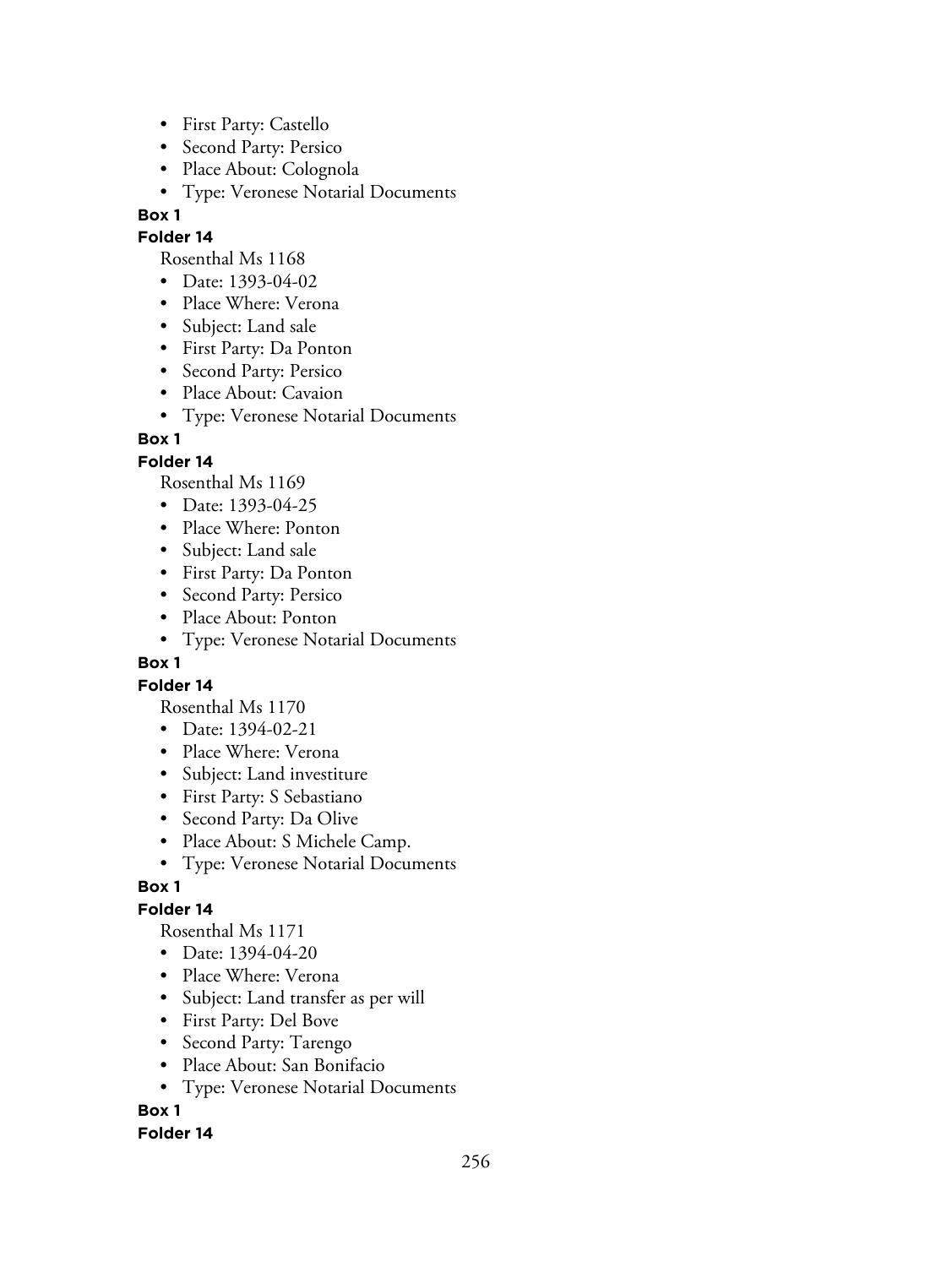- First Party: Castello
- Second Party: Persico
- Place About: Colognola
- Type: Veronese Notarial Documents

**Box 1**

**Folder 14**

Rosenthal Ms 1168

- Date: 1393-04-02
- Place Where: Verona
- Subject: Land sale
- First Party: Da Ponton
- Second Party: Persico
- Place About: Cavaion
- Type: Veronese Notarial Documents

**Box 1**

**Folder 14**

Rosenthal Ms 1169

- Date: 1393-04-25
- Place Where: Ponton
- Subject: Land sale
- First Party: Da Ponton
- Second Party: Persico
- Place About: Ponton
- Type: Veronese Notarial Documents

**Box 1**

**Folder 14**

Rosenthal Ms 1170

- Date: 1394-02-21
- Place Where: Verona
- Subject: Land investiture
- First Party: S Sebastiano
- Second Party: Da Olive
- Place About: S Michele Camp.
- Type: Veronese Notarial Documents

**Box 1**

**Folder 14**

Rosenthal Ms 1171

- Date: 1394-04-20
- Place Where: Verona
- Subject: Land transfer as per will
- First Party: Del Bove
- Second Party: Tarengo
- Place About: San Bonifacio
- Type: Veronese Notarial Documents

**Box 1**

**Folder 14**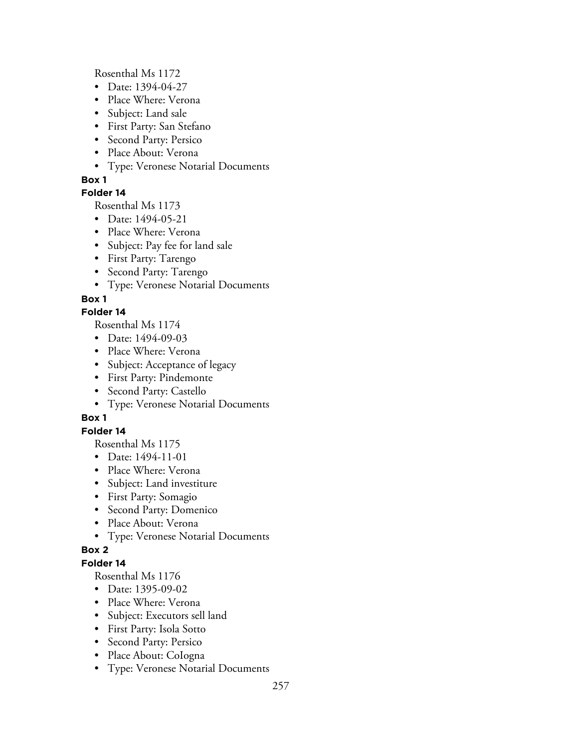Rosenthal Ms 1172

- Date: 1394-04-27
- Place Where: Verona
- Subject: Land sale
- First Party: San Stefano
- Second Party: Persico
- Place About: Verona
- Type: Veronese Notarial Documents

**Box 1**

**Folder 14**

Rosenthal Ms 1173

- Date: 1494-05-21
- Place Where: Verona
- Subject: Pay fee for land sale
- First Party: Tarengo
- Second Party: Tarengo
- Type: Veronese Notarial Documents

**Box 1**

**Folder 14**

Rosenthal Ms 1174

- Date: 1494-09-03
- Place Where: Verona
- Subject: Acceptance of legacy
- First Party: Pindemonte
- Second Party: Castello
- Type: Veronese Notarial Documents

**Box 1**

**Folder 14**

Rosenthal Ms 1175

- Date: 1494-11-01
- Place Where: Verona
- Subject: Land investiture
- First Party: Somagio
- Second Party: Domenico
- Place About: Verona
- Type: Veronese Notarial Documents

**Box 2**

**Folder 14**

Rosenthal Ms 1176

- Date: 1395-09-02
- Place Where: Verona
- Subject: Executors sell land
- First Party: Isola Sotto
- Second Party: Persico
- Place About: CoIogna
- Type: Veronese Notarial Documents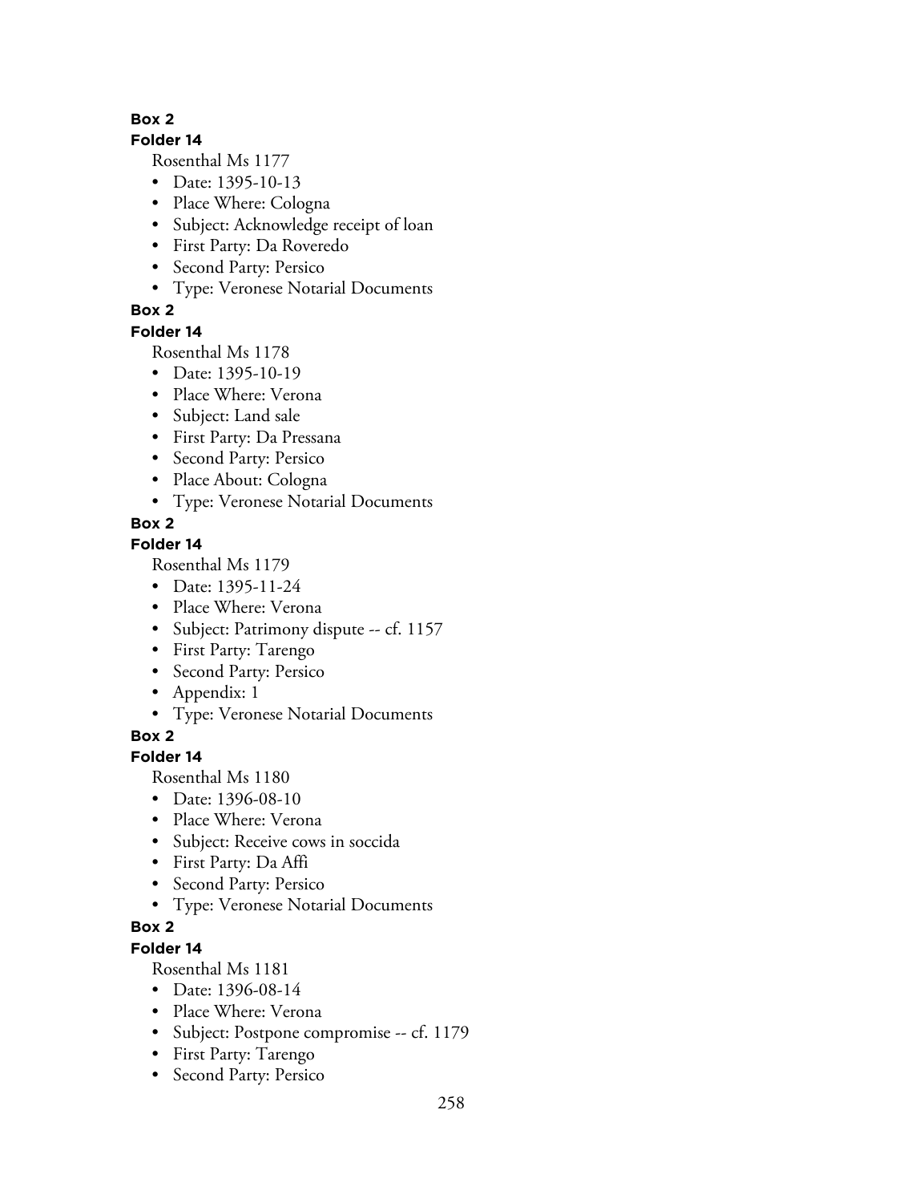**Box 2**

**Folder 14**

Rosenthal Ms 1177

- Date: 1395-10-13
- Place Where: Cologna
- Subject: Acknowledge receipt of loan
- First Party: Da Roveredo
- Second Party: Persico
- Type: Veronese Notarial Documents

**Box 2**

**Folder 14**

Rosenthal Ms 1178

- Date: 1395-10-19
- Place Where: Verona
- Subject: Land sale
- First Party: Da Pressana
- Second Party: Persico
- Place About: Cologna
- Type: Veronese Notarial Documents

**Box 2**

**Folder 14**

Rosenthal Ms 1179

- Date: 1395-11-24
- Place Where: Verona
- Subject: Patrimony dispute -- cf. 1157
- First Party: Tarengo
- Second Party: Persico
- Appendix: 1
- Type: Veronese Notarial Documents

**Box 2**

**Folder 14**

Rosenthal Ms 1180

- Date: 1396-08-10
- Place Where: Verona
- Subject: Receive cows in soccida
- First Party: Da Affi
- Second Party: Persico
- Type: Veronese Notarial Documents

**Box 2**

**Folder 14**

Rosenthal Ms 1181

- Date: 1396-08-14
- Place Where: Verona
- Subject: Postpone compromise -- cf. 1179
- First Party: Tarengo
- Second Party: Persico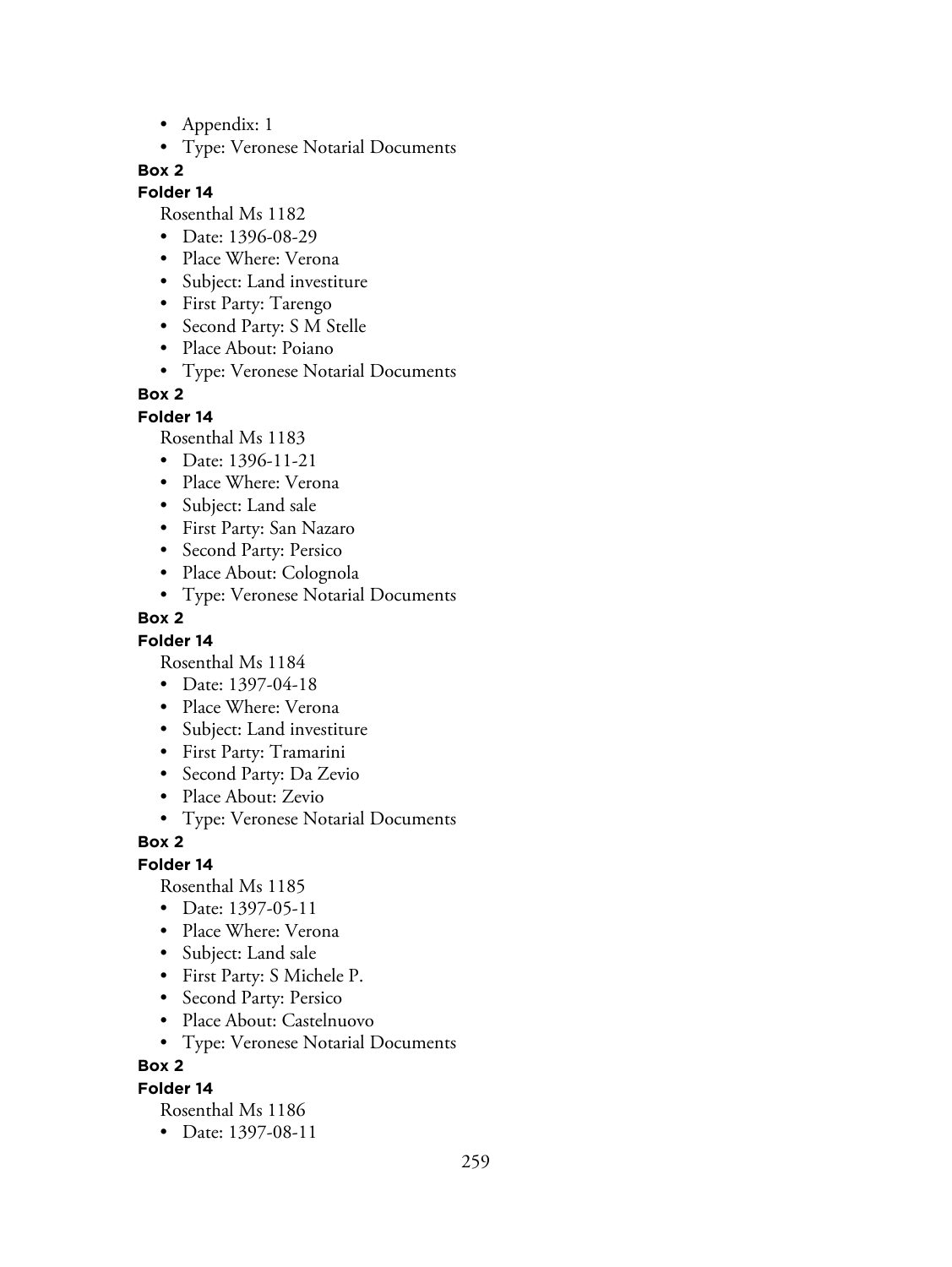- Appendix: 1
- Type: Veronese Notarial Documents

**Box 2**

**Folder 14**

Rosenthal Ms 1182

- Date: 1396-08-29
- Place Where: Verona
- Subject: Land investiture
- First Party: Tarengo
- Second Party: S M Stelle
- Place About: Poiano
- Type: Veronese Notarial Documents

**Box 2**

**Folder 14**

Rosenthal Ms 1183

- Date: 1396-11-21
- Place Where: Verona
- Subject: Land sale
- First Party: San Nazaro
- Second Party: Persico
- Place About: Colognola
- Type: Veronese Notarial Documents

**Box 2**

**Folder 14**

Rosenthal Ms 1184

- Date: 1397-04-18
- Place Where: Verona
- Subject: Land investiture
- First Party: Tramarini
- Second Party: Da Zevio
- Place About: Zevio
- Type: Veronese Notarial Documents

**Box 2**

**Folder 14**

Rosenthal Ms 1185

- Date: 1397-05-11
- Place Where: Verona
- Subject: Land sale
- First Party: S Michele P.
- Second Party: Persico
- Place About: Castelnuovo
- Type: Veronese Notarial Documents

**Box 2**

**Folder 14**

Rosenthal Ms 1186

- Date: 1397-08-11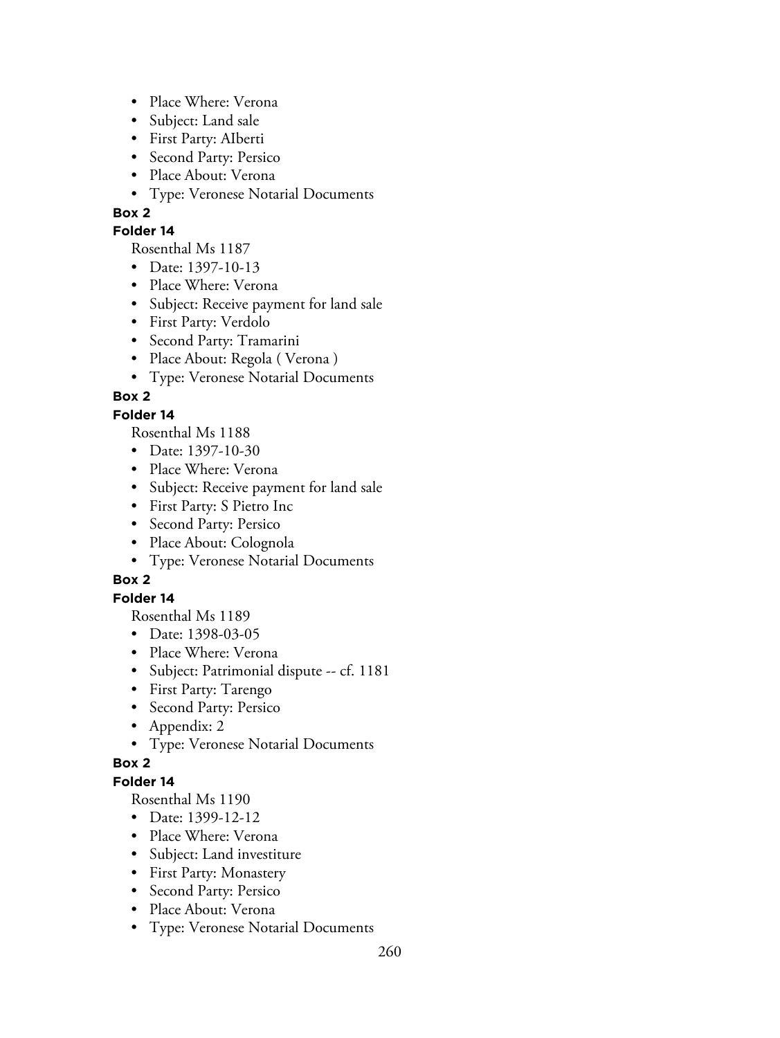- Place Where: Verona
- Subject: Land sale
- First Party: AIberti
- Second Party: Persico
- Place About: Verona
- Type: Veronese Notarial Documents

**Box 2**

**Folder 14**

Rosenthal Ms 1187

- Date: 1397-10-13
- Place Where: Verona
- Subject: Receive payment for land sale
- First Party: Verdolo
- Second Party: Tramarini
- Place About: Regola ( Verona )
- Type: Veronese Notarial Documents

**Box 2**

**Folder 14**

Rosenthal Ms 1188

- Date: 1397-10-30
- Place Where: Verona
- Subject: Receive payment for land sale
- First Party: S Pietro Inc
- Second Party: Persico
- Place About: Colognola
- Type: Veronese Notarial Documents

**Box 2**

**Folder 14**

Rosenthal Ms 1189

- Date: 1398-03-05
- Place Where: Verona
- Subject: Patrimonial dispute -- cf. 1181
- First Party: Tarengo
- Second Party: Persico
- Appendix: 2
- Type: Veronese Notarial Documents

**Box 2**

**Folder 14**

Rosenthal Ms 1190

- Date: 1399-12-12
- Place Where: Verona
- Subject: Land investiture
- First Party: Monastery
- Second Party: Persico
- Place About: Verona
- Type: Veronese Notarial Documents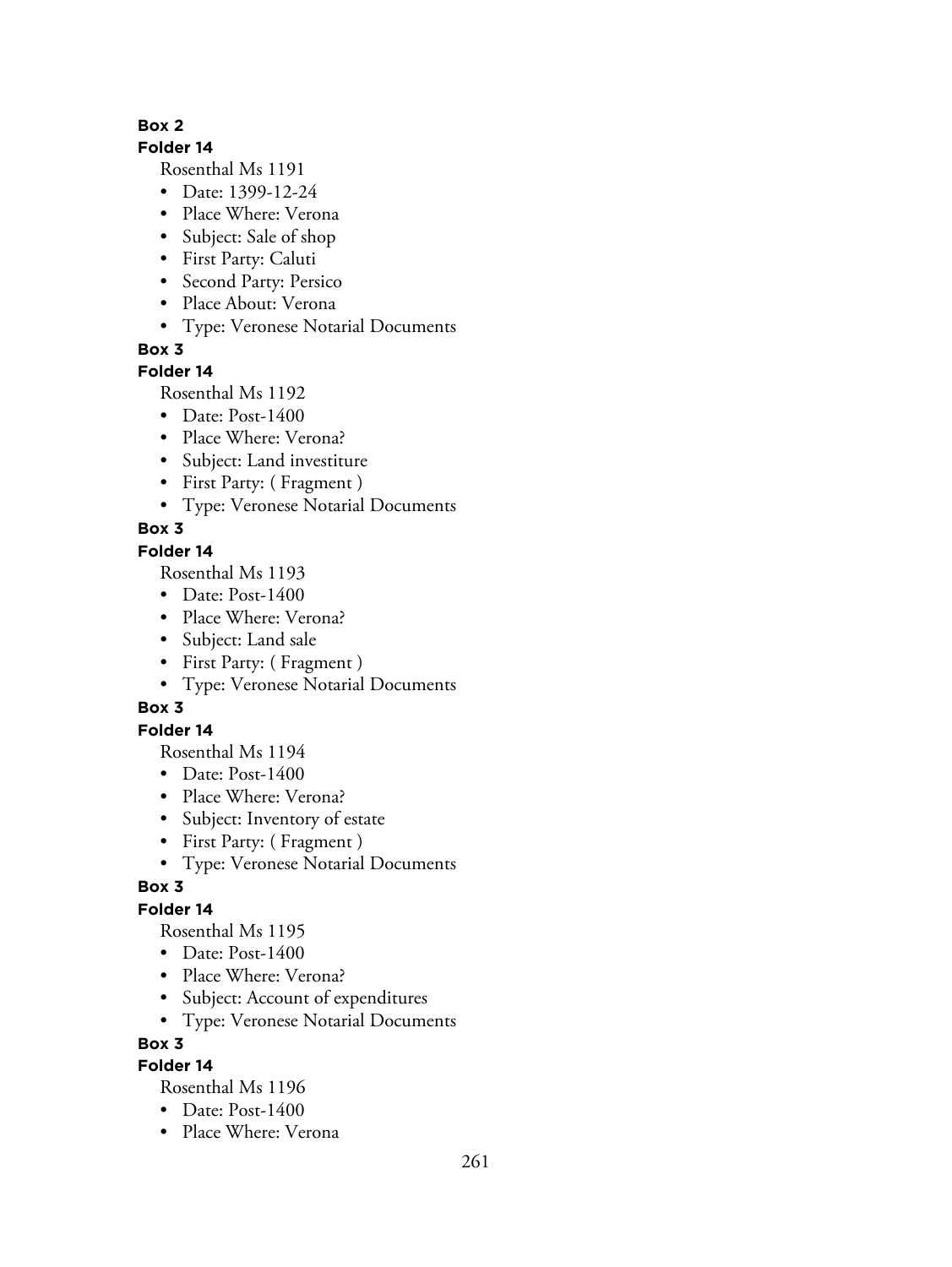**Box 2**

**Folder 14**

Rosenthal Ms 1191

- Date: 1399-12-24
- Place Where: Verona
- Subject: Sale of shop
- First Party: Caluti
- Second Party: Persico
- Place About: Verona
- Type: Veronese Notarial Documents

**Box 3**

**Folder 14**

Rosenthal Ms 1192

- Date: Post-1400
- Place Where: Verona?
- Subject: Land investiture
- First Party: ( Fragment )
- Type: Veronese Notarial Documents

**Box 3**

**Folder 14**

Rosenthal Ms 1193

- Date: Post-1400
- Place Where: Verona?
- Subject: Land sale
- First Party: ( Fragment )
- Type: Veronese Notarial Documents

**Box 3**

**Folder 14**

Rosenthal Ms 1194

- Date: Post-1400
- Place Where: Verona?
- Subject: Inventory of estate
- First Party: ( Fragment )
- Type: Veronese Notarial Documents

**Box 3**

**Folder 14**

Rosenthal Ms 1195

- Date: Post-1400
- Place Where: Verona?
- Subject: Account of expenditures
- Type: Veronese Notarial Documents

**Box 3**

**Folder 14**

Rosenthal Ms 1196

- Date: Post-1400
- Place Where: Verona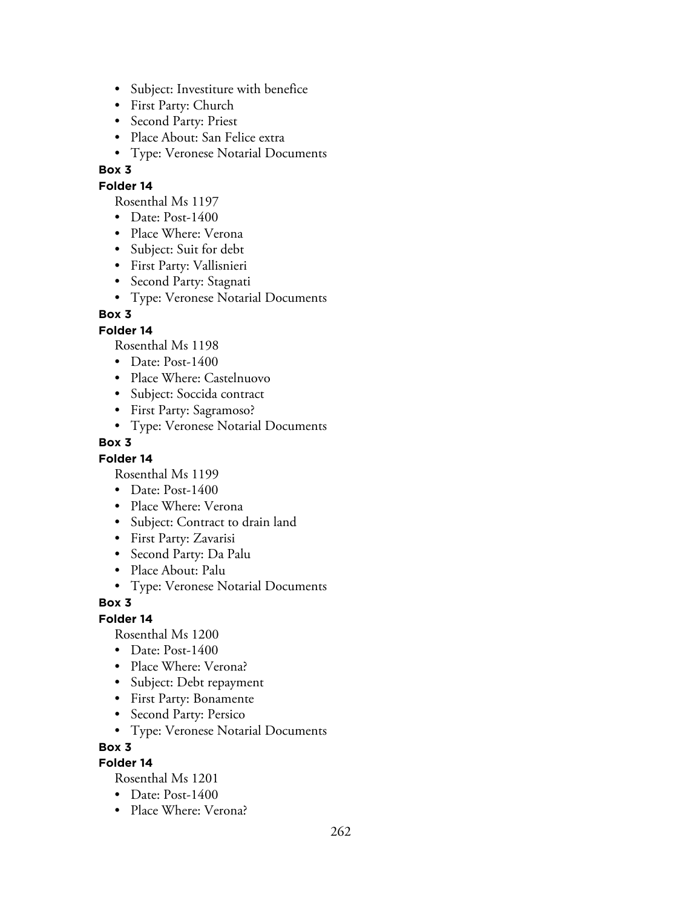- Subject: Investiture with benefice
- First Party: Church
- Second Party: Priest
- Place About: San Felice extra
- Type: Veronese Notarial Documents

**Box 3**

**Folder 14**

Rosenthal Ms 1197

- Date: Post-1400
- Place Where: Verona
- Subject: Suit for debt
- First Party: Vallisnieri
- Second Party: Stagnati
- Type: Veronese Notarial Documents

**Box 3**

**Folder 14**

Rosenthal Ms 1198

- Date: Post-1400
- Place Where: Castelnuovo
- Subject: Soccida contract
- First Party: Sagramoso?
- Type: Veronese Notarial Documents

**Box 3**

**Folder 14**

Rosenthal Ms 1199

- Date: Post-1400
- Place Where: Verona
- Subject: Contract to drain land
- First Party: Zavarisi
- Second Party: Da Palu
- Place About: Palu
- Type: Veronese Notarial Documents

**Box 3**

**Folder 14**

Rosenthal Ms 1200

- Date: Post-1400
- Place Where: Verona?
- Subject: Debt repayment
- First Party: Bonamente
- Second Party: Persico
- Type: Veronese Notarial Documents

**Box 3**

**Folder 14**

Rosenthal Ms 1201

- Date: Post-1400
- Place Where: Verona?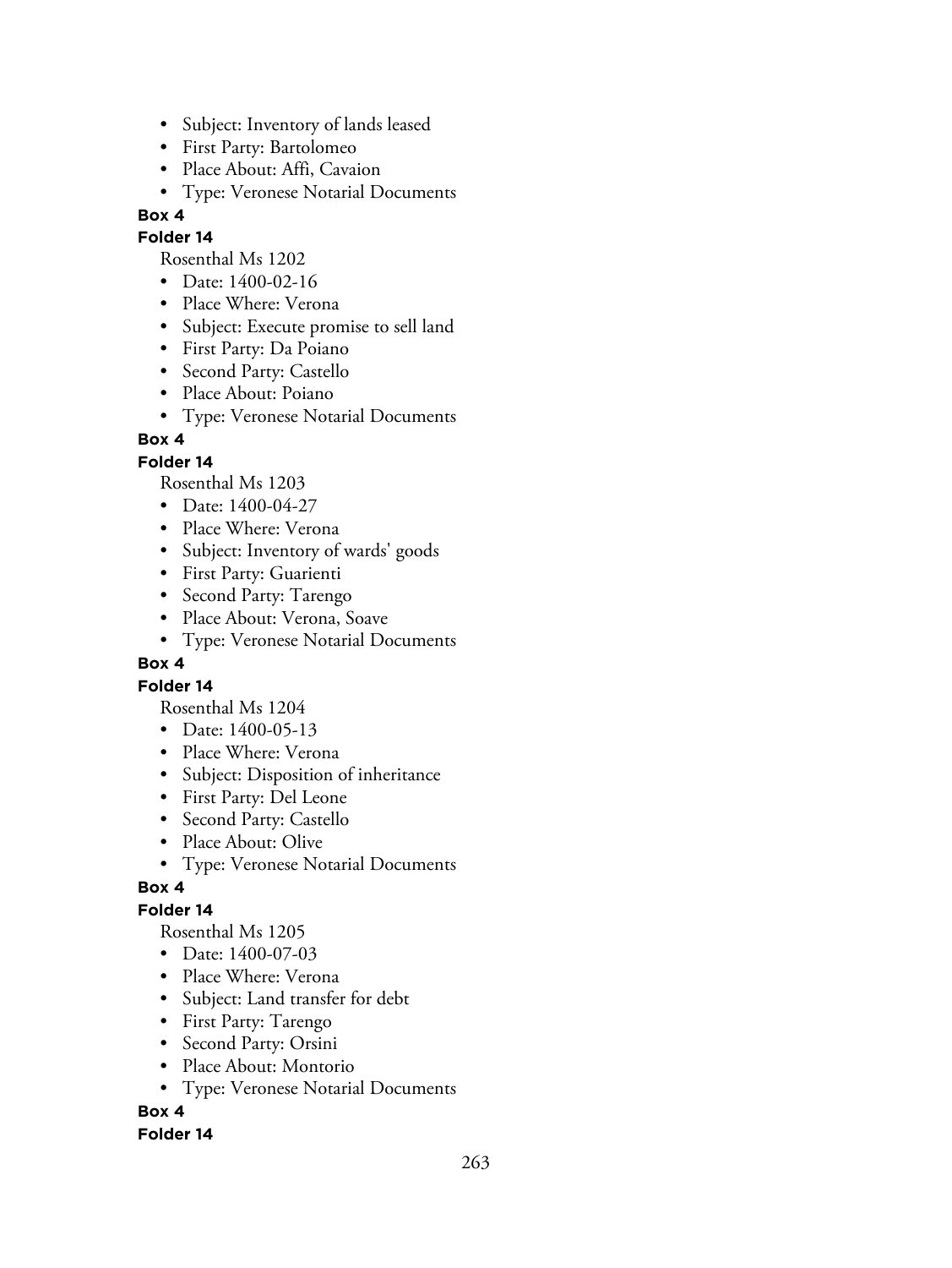- Subject: Inventory of lands leased
- First Party: Bartolomeo
- Place About: Affi, Cavaion
- Type: Veronese Notarial Documents

**Box 4**

**Folder 14**

Rosenthal Ms 1202

- Date: 1400-02-16
- Place Where: Verona
- Subject: Execute promise to sell land
- First Party: Da Poiano
- Second Party: Castello
- Place About: Poiano
- Type: Veronese Notarial Documents

**Box 4**

**Folder 14**

Rosenthal Ms 1203

- Date: 1400-04-27
- Place Where: Verona
- Subject: Inventory of wards' goods
- First Party: Guarienti
- Second Party: Tarengo
- Place About: Verona, Soave
- Type: Veronese Notarial Documents

**Box 4**

**Folder 14**

Rosenthal Ms 1204

- Date: 1400-05-13
- Place Where: Verona
- Subject: Disposition of inheritance
- First Party: Del Leone
- Second Party: Castello
- Place About: Olive
- Type: Veronese Notarial Documents

**Box 4**

**Folder 14**

Rosenthal Ms 1205

- Date: 1400-07-03
- Place Where: Verona
- Subject: Land transfer for debt
- First Party: Tarengo
- Second Party: Orsini
- Place About: Montorio
- Type: Veronese Notarial Documents

**Box 4**

**Folder 14**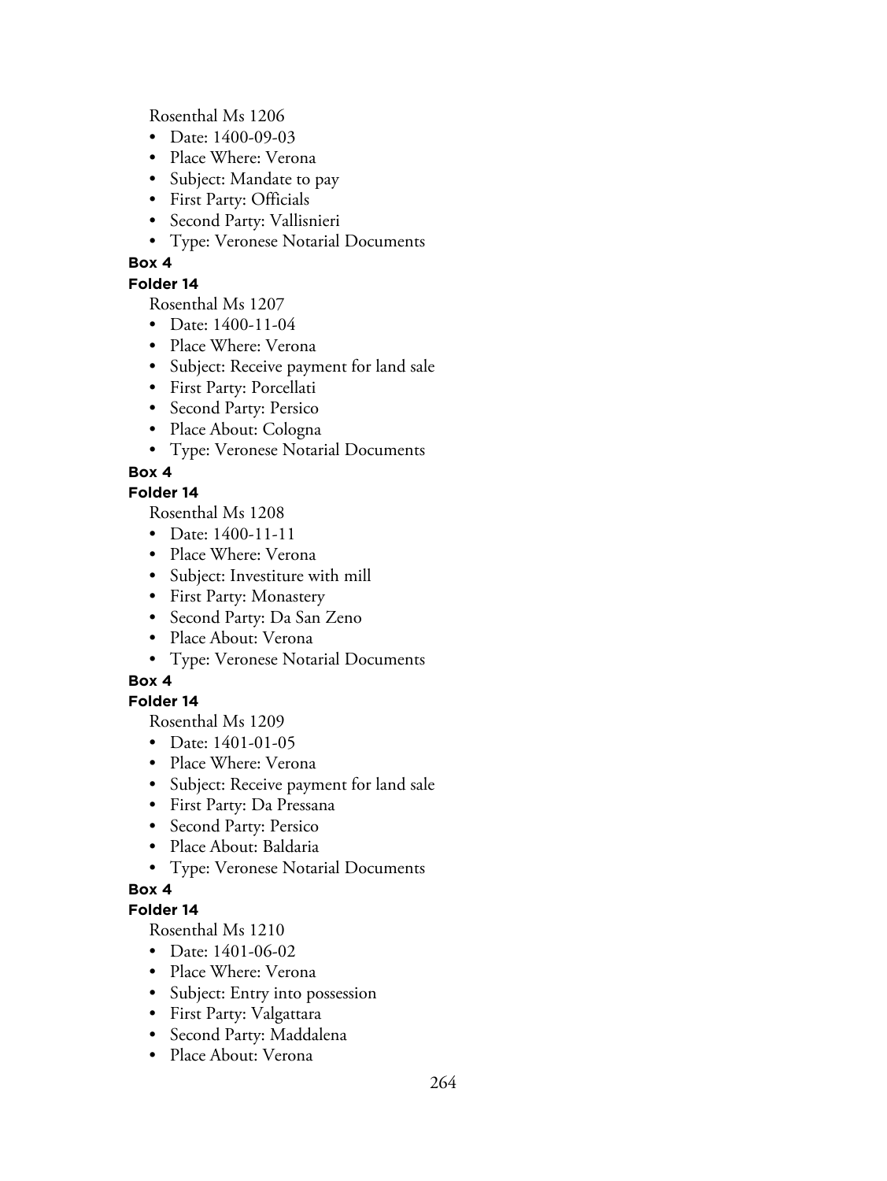Rosenthal Ms 1206

- Date: 1400-09-03
- Place Where: Verona
- Subject: Mandate to pay
- First Party: Officials
- Second Party: Vallisnieri
- Type: Veronese Notarial Documents

**Box 4**

**Folder 14**

Rosenthal Ms 1207

- Date: 1400-11-04
- Place Where: Verona
- Subject: Receive payment for land sale
- First Party: Porcellati
- Second Party: Persico
- Place About: Cologna
- Type: Veronese Notarial Documents

**Box 4**

**Folder 14**

Rosenthal Ms 1208

- Date: 1400-11-11
- Place Where: Verona
- Subject: Investiture with mill
- First Party: Monastery
- Second Party: Da San Zeno
- Place About: Verona
- Type: Veronese Notarial Documents

**Box 4**

**Folder 14**

Rosenthal Ms 1209

- Date: 1401-01-05
- Place Where: Verona
- Subject: Receive payment for land sale
- First Party: Da Pressana
- Second Party: Persico
- Place About: Baldaria
- Type: Veronese Notarial Documents

**Box 4**

**Folder 14**

Rosenthal Ms 1210

- Date: 1401-06-02
- Place Where: Verona
- Subject: Entry into possession
- First Party: Valgattara
- Second Party: Maddalena
- Place About: Verona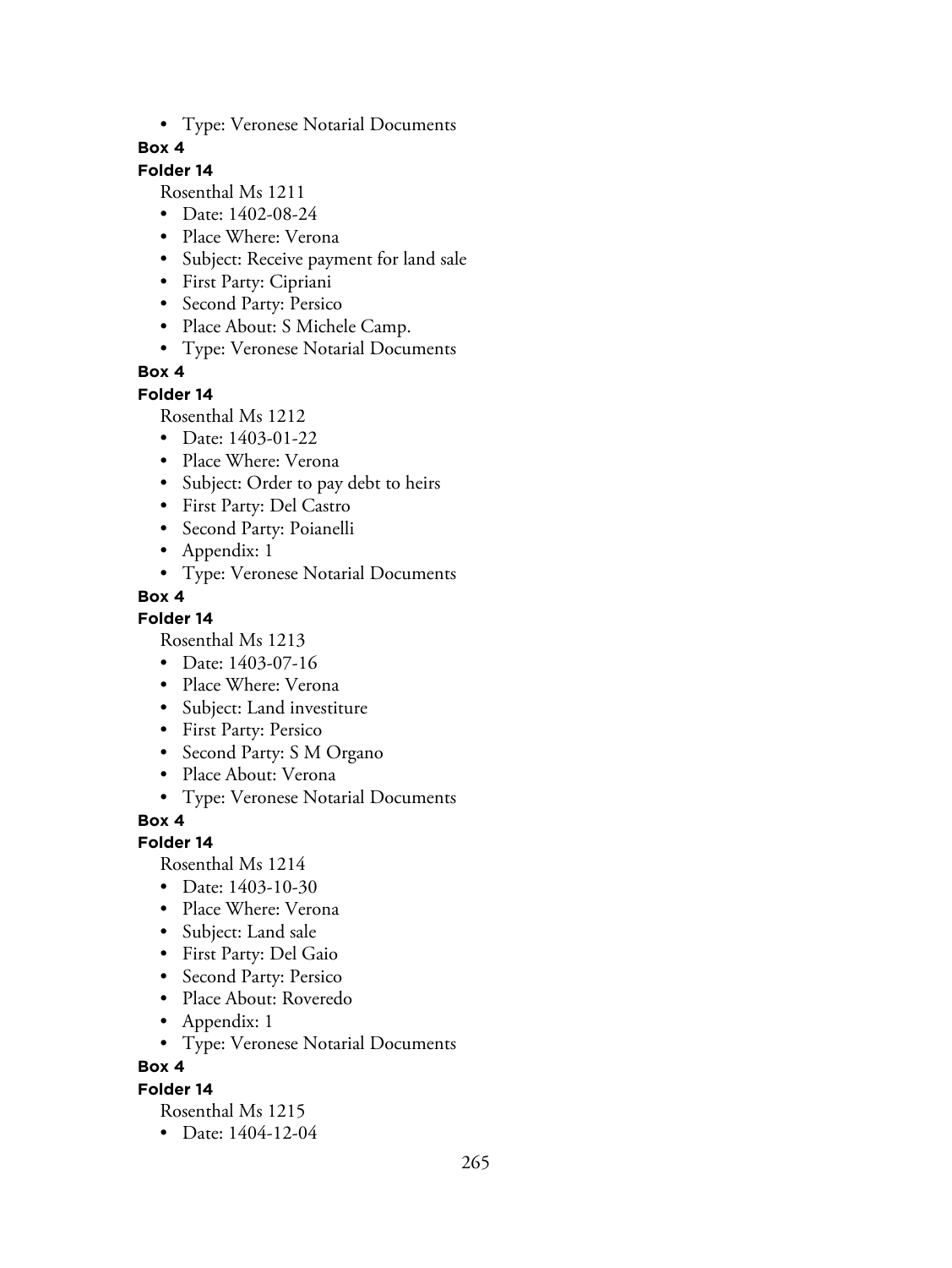- Type: Veronese Notarial Documents

**Box 4**

**Folder 14**

Rosenthal Ms 1211

- Date: 1402-08-24
- Place Where: Verona
- Subject: Receive payment for land sale
- First Party: Cipriani
- Second Party: Persico
- Place About: S Michele Camp.
- Type: Veronese Notarial Documents

**Box 4**

**Folder 14**

Rosenthal Ms 1212

- Date: 1403-01-22
- Place Where: Verona
- Subject: Order to pay debt to heirs
- First Party: Del Castro
- Second Party: Poianelli
- Appendix: 1
- Type: Veronese Notarial Documents

**Box 4**

**Folder 14**

Rosenthal Ms 1213

- Date: 1403-07-16
- Place Where: Verona
- Subject: Land investiture
- First Party: Persico
- Second Party: S M Organo
- Place About: Verona
- Type: Veronese Notarial Documents

**Box 4**

**Folder 14**

Rosenthal Ms 1214

- Date: 1403-10-30
- Place Where: Verona
- Subject: Land sale
- First Party: Del Gaio
- Second Party: Persico
- Place About: Roveredo
- Appendix: 1
- Type: Veronese Notarial Documents

**Box 4**

**Folder 14**

Rosenthal Ms 1215

- Date: 1404-12-04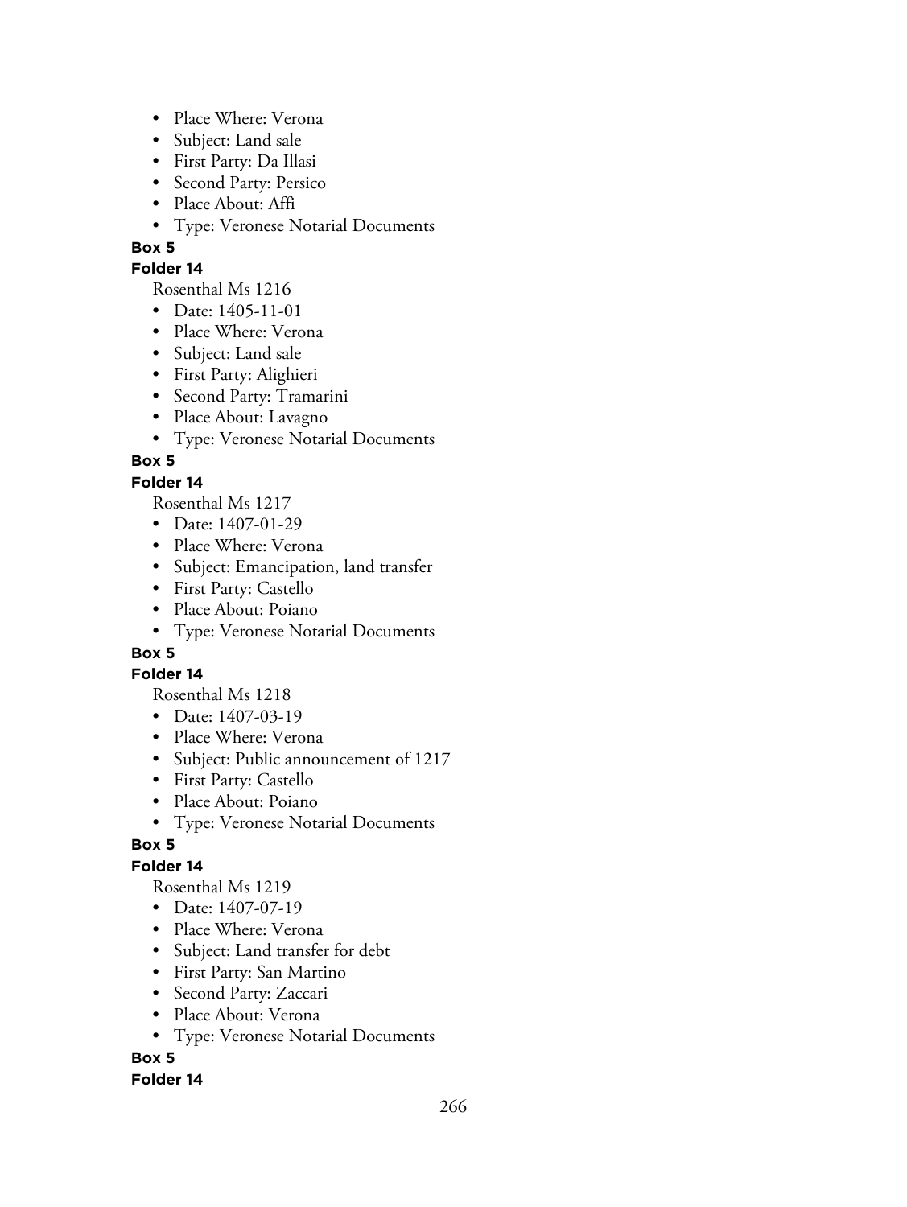- Place Where: Verona
- Subject: Land sale
- First Party: Da Illasi
- Second Party: Persico
- Place About: Affi
- Type: Veronese Notarial Documents

**Box 5**

**Folder 14**

Rosenthal Ms 1216

- Date: 1405-11-01
- Place Where: Verona
- Subject: Land sale
- First Party: Alighieri
- Second Party: Tramarini
- Place About: Lavagno
- Type: Veronese Notarial Documents

**Box 5**

**Folder 14**

Rosenthal Ms 1217

- Date: 1407-01-29
- Place Where: Verona
- Subject: Emancipation, land transfer
- First Party: Castello
- Place About: Poiano
- Type: Veronese Notarial Documents

**Box 5**

**Folder 14**

Rosenthal Ms 1218

- Date: 1407-03-19
- Place Where: Verona
- Subject: Public announcement of 1217
- First Party: Castello
- Place About: Poiano
- Type: Veronese Notarial Documents

**Box 5**

**Folder 14**

Rosenthal Ms 1219

- Date: 1407-07-19
- Place Where: Verona
- Subject: Land transfer for debt
- First Party: San Martino
- Second Party: Zaccari
- Place About: Verona
- Type: Veronese Notarial Documents

**Box 5**

**Folder 14**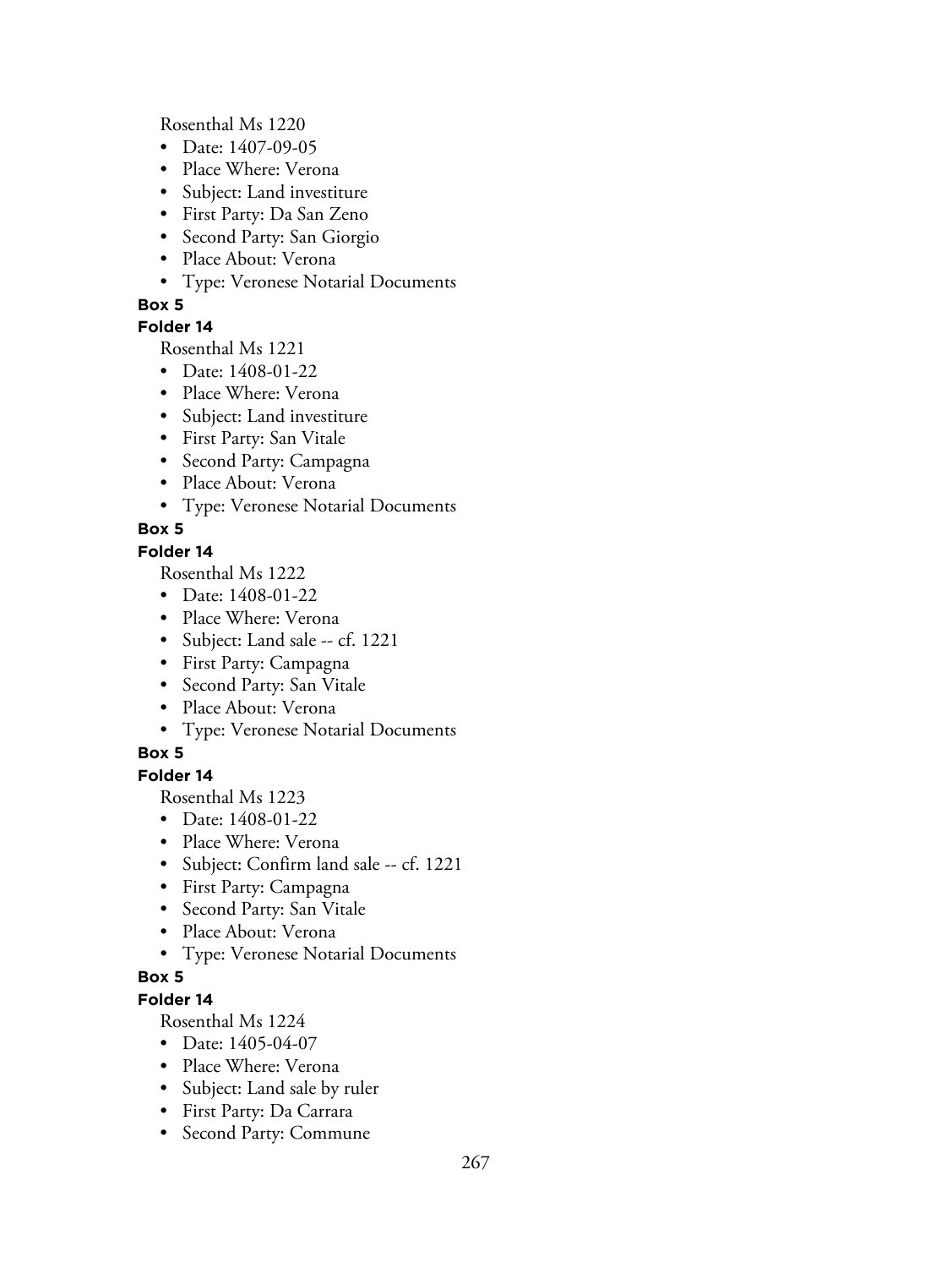Rosenthal Ms 1220

- Date: 1407-09-05
- Place Where: Verona
- Subject: Land investiture
- First Party: Da San Zeno
- Second Party: San Giorgio
- Place About: Verona
- Type: Veronese Notarial Documents

**Box 5**

**Folder 14**

Rosenthal Ms 1221

- Date: 1408-01-22
- Place Where: Verona
- Subject: Land investiture
- First Party: San Vitale
- Second Party: Campagna
- Place About: Verona
- Type: Veronese Notarial Documents

**Box 5**

**Folder 14**

Rosenthal Ms 1222

- Date: 1408-01-22
- Place Where: Verona
- Subject: Land sale -- cf. 1221
- First Party: Campagna
- Second Party: San Vitale
- Place About: Verona
- Type: Veronese Notarial Documents

**Box 5**

**Folder 14**

Rosenthal Ms 1223

- Date: 1408-01-22
- Place Where: Verona
- Subject: Confirm land sale -- cf. 1221
- First Party: Campagna
- Second Party: San Vitale
- Place About: Verona
- Type: Veronese Notarial Documents

**Box 5**

**Folder 14**

Rosenthal Ms 1224

- Date: 1405-04-07
- Place Where: Verona
- Subject: Land sale by ruler
- First Party: Da Carrara
- Second Party: Commune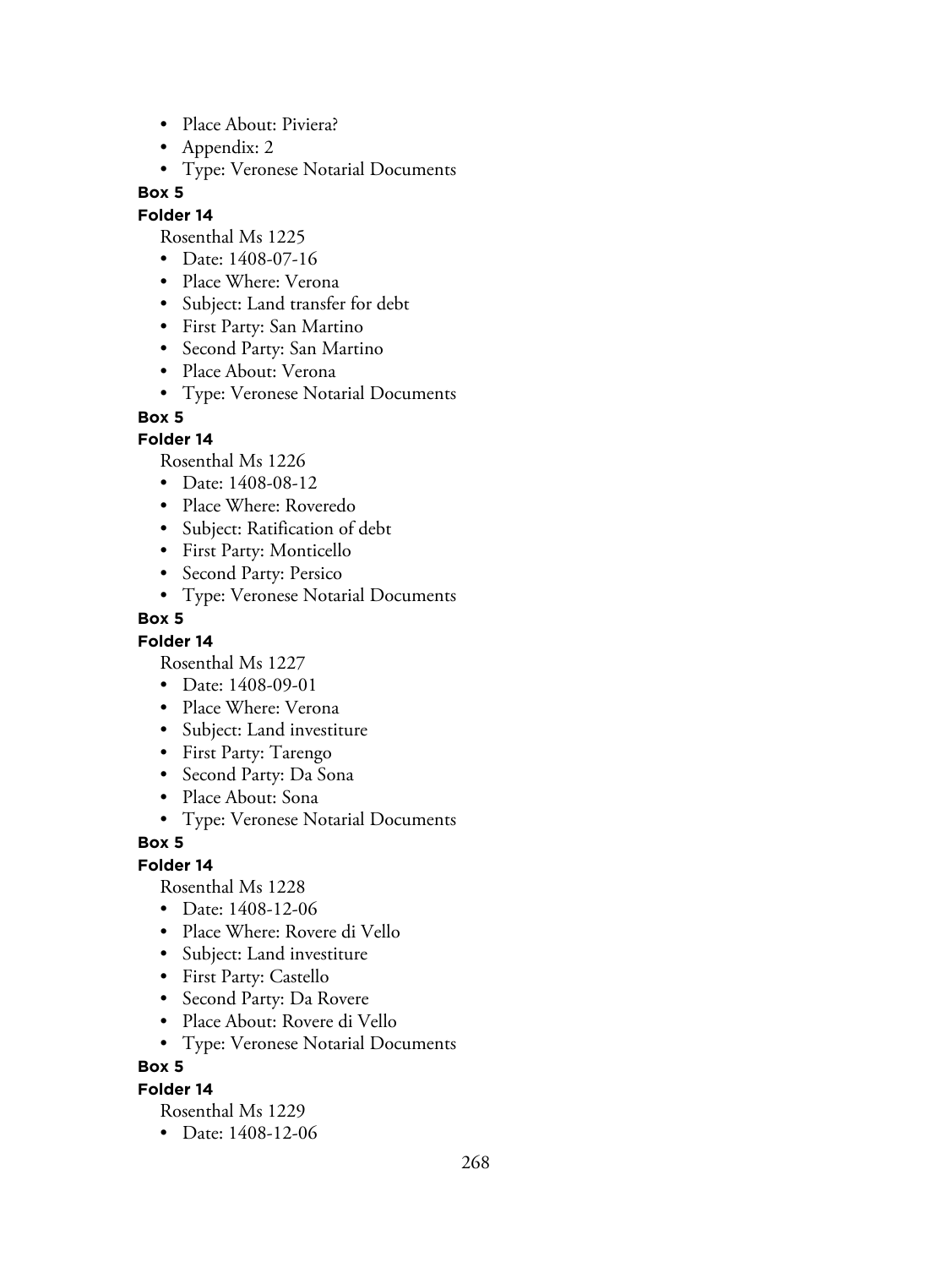- Place About: Piviera?
- Appendix: 2
- Type: Veronese Notarial Documents

**Box 5**

**Folder 14**

Rosenthal Ms 1225

- Date: 1408-07-16
- Place Where: Verona
- Subject: Land transfer for debt
- First Party: San Martino
- Second Party: San Martino
- Place About: Verona
- Type: Veronese Notarial Documents

**Box 5**

**Folder 14**

Rosenthal Ms 1226

- Date: 1408-08-12
- Place Where: Roveredo
- Subject: Ratification of debt
- First Party: Monticello
- Second Party: Persico
- Type: Veronese Notarial Documents

**Box 5**

**Folder 14**

Rosenthal Ms 1227

- Date: 1408-09-01
- Place Where: Verona
- Subject: Land investiture
- First Party: Tarengo
- Second Party: Da Sona
- Place About: Sona
- Type: Veronese Notarial Documents

**Box 5**

**Folder 14**

Rosenthal Ms 1228

- Date: 1408-12-06
- Place Where: Rovere di Vello
- Subject: Land investiture
- First Party: Castello
- Second Party: Da Rovere
- Place About: Rovere di Vello
- Type: Veronese Notarial Documents

**Box 5**

**Folder 14**

Rosenthal Ms 1229

- Date: 1408-12-06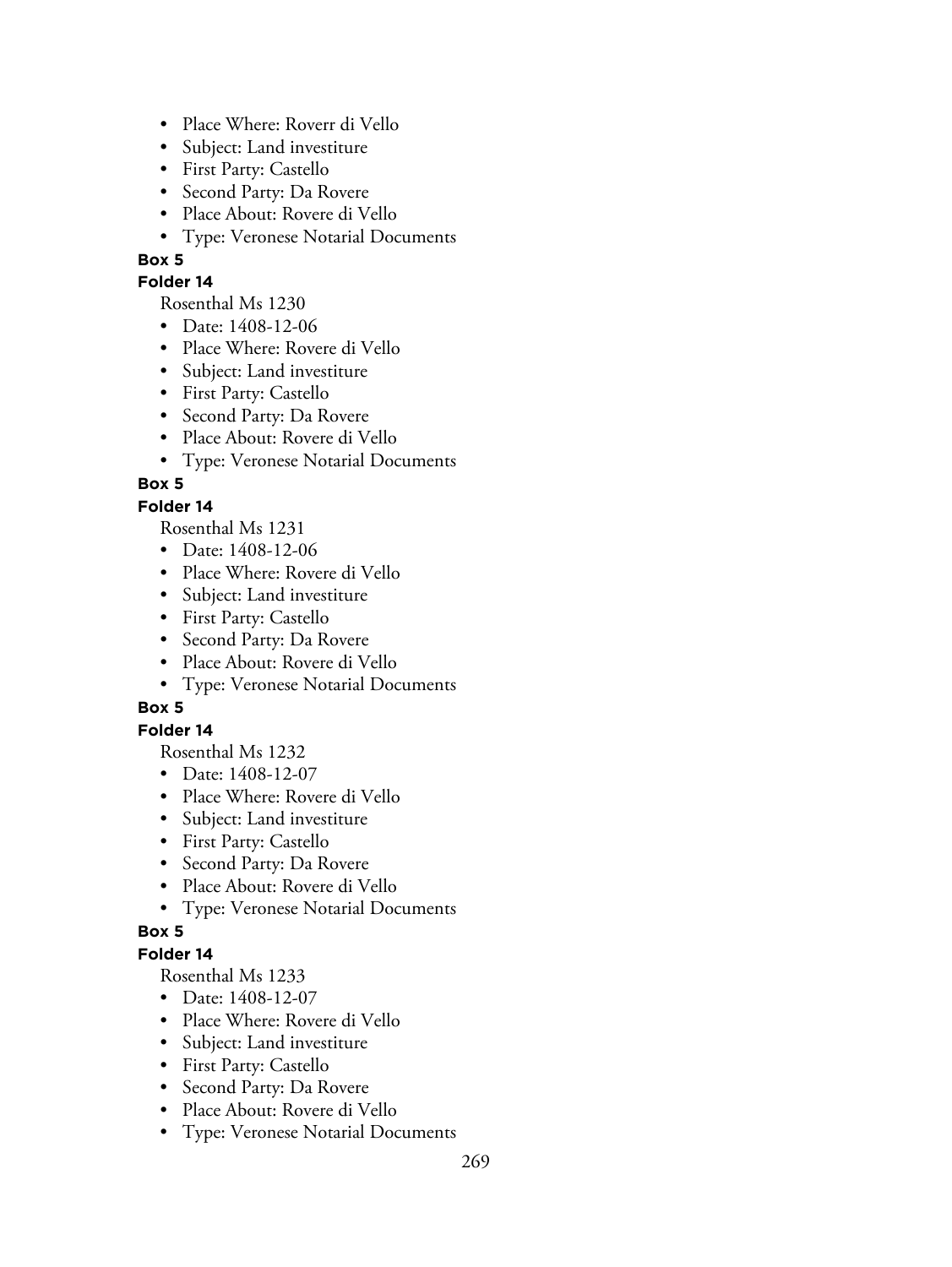- Place Where: Roverr di Vello
- Subject: Land investiture
- First Party: Castello
- Second Party: Da Rovere
- Place About: Rovere di Vello
- Type: Veronese Notarial Documents

**Box 5**

**Folder 14**

Rosenthal Ms 1230

- Date: 1408-12-06
- Place Where: Rovere di Vello
- Subject: Land investiture
- First Party: Castello
- Second Party: Da Rovere
- Place About: Rovere di Vello
- Type: Veronese Notarial Documents

**Box 5**

**Folder 14**

Rosenthal Ms 1231

- Date: 1408-12-06
- Place Where: Rovere di Vello
- Subject: Land investiture
- First Party: Castello
- Second Party: Da Rovere
- Place About: Rovere di Vello
- Type: Veronese Notarial Documents

**Box 5**

**Folder 14**

Rosenthal Ms 1232

- Date: 1408-12-07
- Place Where: Rovere di Vello
- Subject: Land investiture
- First Party: Castello
- Second Party: Da Rovere
- Place About: Rovere di Vello
- Type: Veronese Notarial Documents

**Box 5**

**Folder 14**

Rosenthal Ms 1233

- Date: 1408-12-07
- Place Where: Rovere di Vello
- Subject: Land investiture
- First Party: Castello
- Second Party: Da Rovere
- Place About: Rovere di Vello
- Type: Veronese Notarial Documents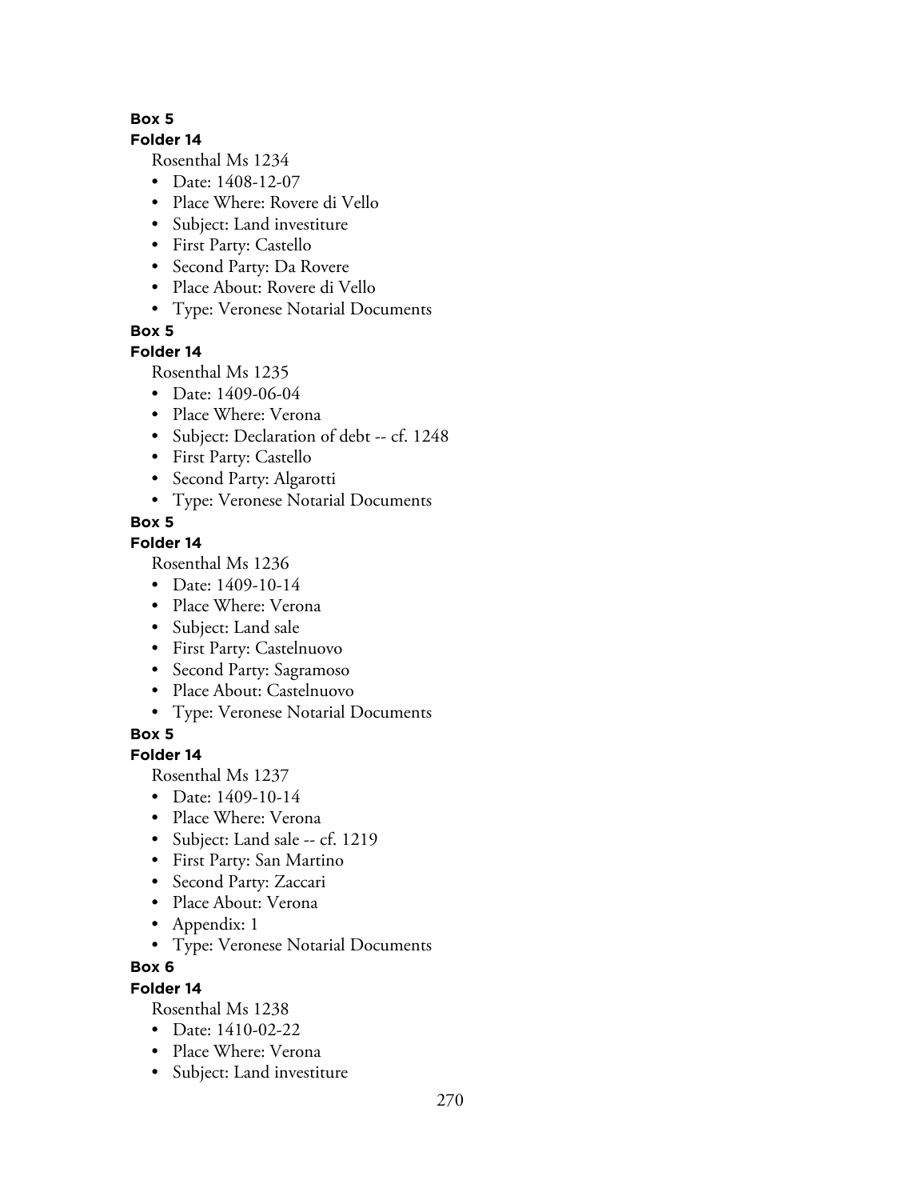**Box 5**

**Folder 14**

Rosenthal Ms 1234

- Date: 1408-12-07
- Place Where: Rovere di Vello
- Subject: Land investiture
- First Party: Castello
- Second Party: Da Rovere
- Place About: Rovere di Vello
- Type: Veronese Notarial Documents

**Box 5**

**Folder 14**

Rosenthal Ms 1235

- Date: 1409-06-04
- Place Where: Verona
- Subject: Declaration of debt -- cf. 1248
- First Party: Castello
- Second Party: Algarotti
- Type: Veronese Notarial Documents

**Box 5**

**Folder 14**

Rosenthal Ms 1236

- Date: 1409-10-14
- Place Where: Verona
- Subject: Land sale
- First Party: Castelnuovo
- Second Party: Sagramoso
- Place About: Castelnuovo
- Type: Veronese Notarial Documents

**Box 5**

**Folder 14**

Rosenthal Ms 1237

- Date: 1409-10-14
- Place Where: Verona
- Subject: Land sale -- cf. 1219
- First Party: San Martino
- Second Party: Zaccari
- Place About: Verona
- Appendix: 1
- Type: Veronese Notarial Documents

**Box 6**

**Folder 14**

Rosenthal Ms 1238

- Date: 1410-02-22
- Place Where: Verona
- Subject: Land investiture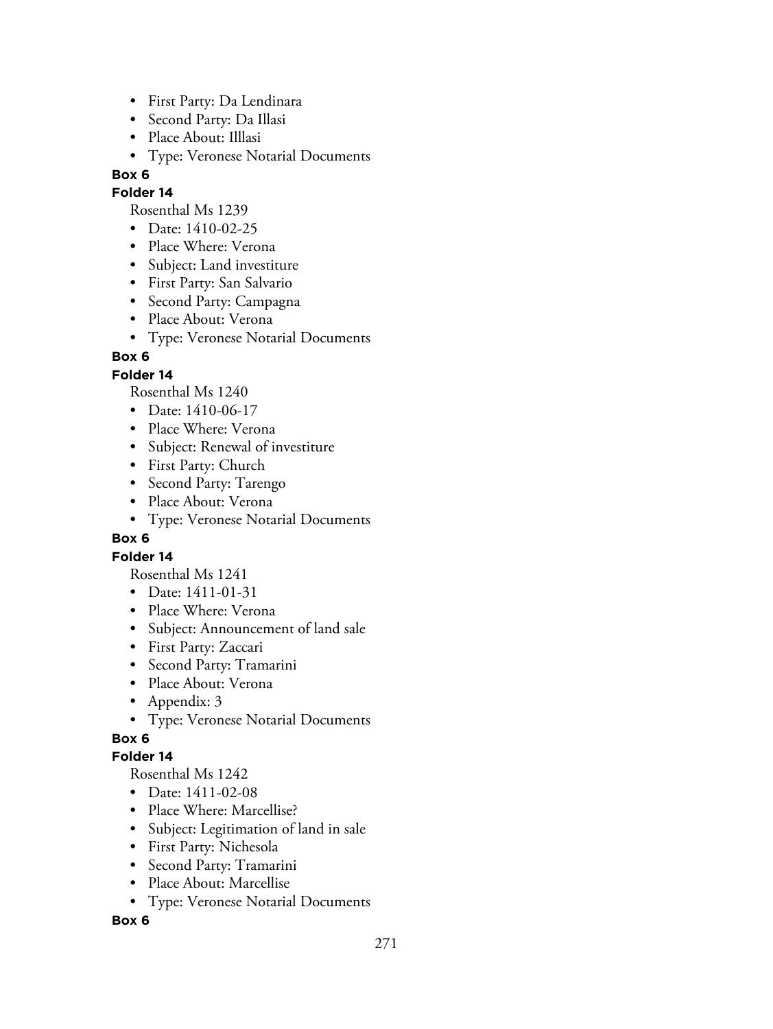- First Party: Da Lendinara
- Second Party: Da Illasi
- Place About: Illlasi
- Type: Veronese Notarial Documents

**Box 6**

**Folder 14**

Rosenthal Ms 1239

- Date: 1410-02-25
- Place Where: Verona
- Subject: Land investiture
- First Party: San Salvario
- Second Party: Campagna
- Place About: Verona
- Type: Veronese Notarial Documents

**Box 6**

**Folder 14**

Rosenthal Ms 1240

- Date: 1410-06-17
- Place Where: Verona
- Subject: Renewal of investiture
- First Party: Church
- Second Party: Tarengo
- Place About: Verona
- Type: Veronese Notarial Documents

**Box 6**

**Folder 14**

Rosenthal Ms 1241

- Date: 1411-01-31
- Place Where: Verona
- Subject: Announcement of land sale
- First Party: Zaccari
- Second Party: Tramarini
- Place About: Verona
- Appendix: 3
- Type: Veronese Notarial Documents

**Box 6**

**Folder 14**

Rosenthal Ms 1242

- Date: 1411-02-08
- Place Where: Marcellise?
- Subject: Legitimation of land in sale
- First Party: Nichesola
- Second Party: Tramarini
- Place About: Marcellise
- Type: Veronese Notarial Documents

**Box 6**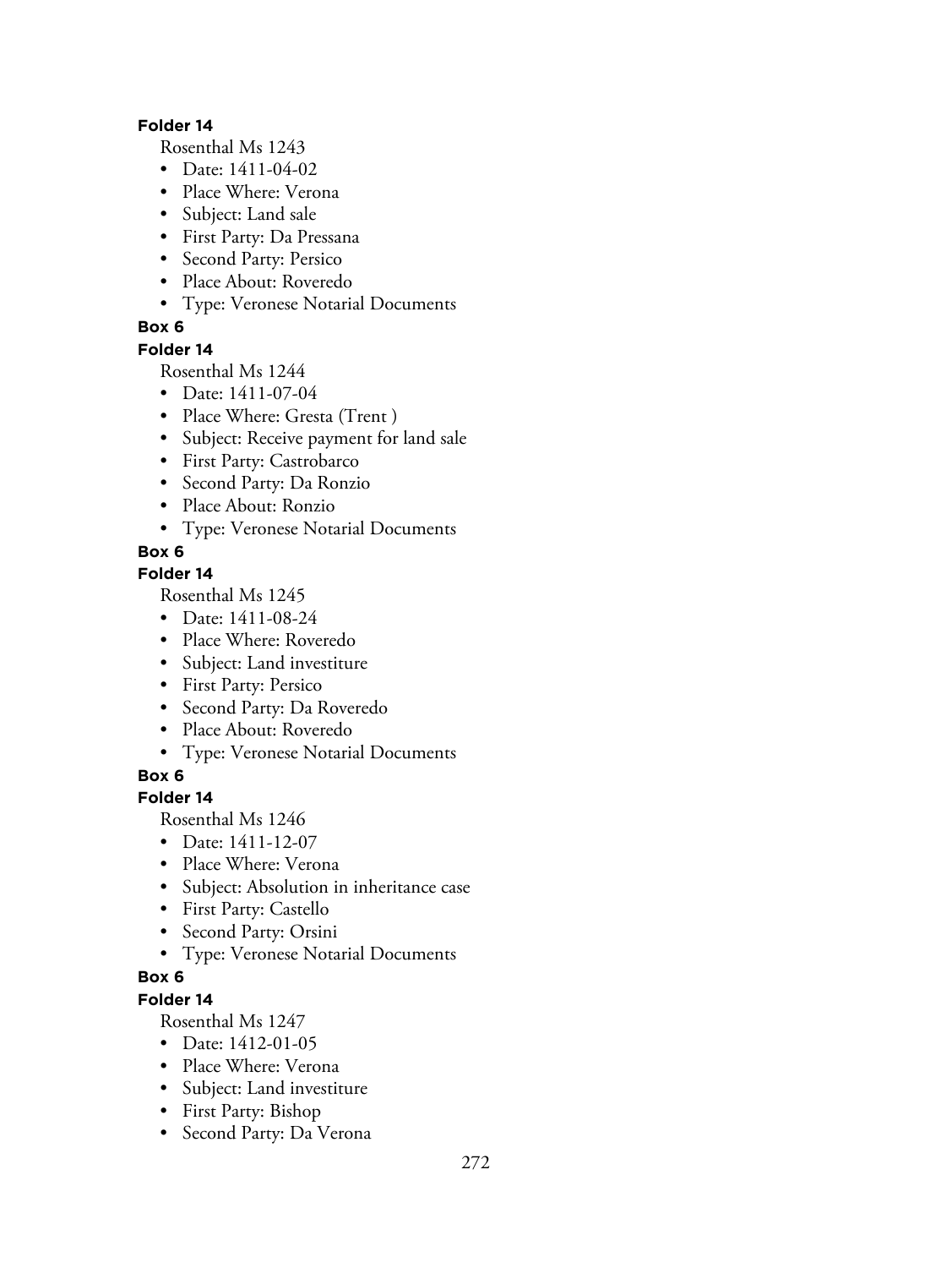**Folder 14**

Rosenthal Ms 1243

- Date: 1411-04-02
- Place Where: Verona
- Subject: Land sale
- First Party: Da Pressana
- Second Party: Persico
- Place About: Roveredo
- Type: Veronese Notarial Documents

**Box 6**

**Folder 14**

Rosenthal Ms 1244

- Date: 1411-07-04
- Place Where: Gresta (Trent )
- Subject: Receive payment for land sale
- First Party: Castrobarco
- Second Party: Da Ronzio
- Place About: Ronzio
- Type: Veronese Notarial Documents

**Box 6**

**Folder 14**

Rosenthal Ms 1245

- Date: 1411-08-24
- Place Where: Roveredo
- Subject: Land investiture
- First Party: Persico
- Second Party: Da Roveredo
- Place About: Roveredo
- Type: Veronese Notarial Documents

**Box 6**

**Folder 14**

Rosenthal Ms 1246

- Date: 1411-12-07
- Place Where: Verona
- Subject: Absolution in inheritance case
- First Party: Castello
- Second Party: Orsini
- Type: Veronese Notarial Documents

**Box 6**

**Folder 14**

Rosenthal Ms 1247

- Date: 1412-01-05
- Place Where: Verona
- Subject: Land investiture
- First Party: Bishop
- Second Party: Da Verona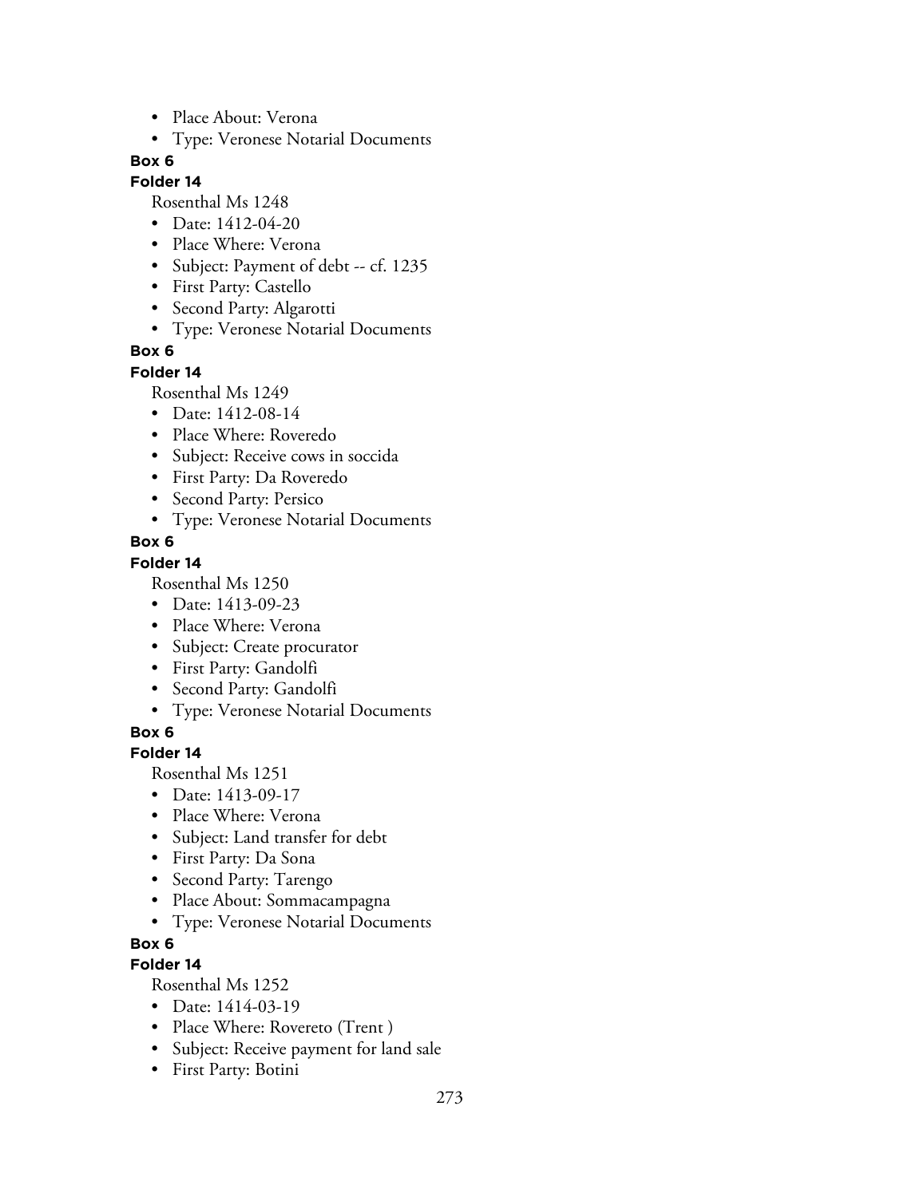- Place About: Verona
- Type: Veronese Notarial Documents

**Box 6**

**Folder 14**

Rosenthal Ms 1248

- Date: 1412-04-20
- Place Where: Verona
- Subject: Payment of debt -- cf. 1235
- First Party: Castello
- Second Party: Algarotti
- Type: Veronese Notarial Documents

**Box 6**

**Folder 14**

Rosenthal Ms 1249

- Date: 1412-08-14
- Place Where: Roveredo
- Subject: Receive cows in soccida
- First Party: Da Roveredo
- Second Party: Persico
- Type: Veronese Notarial Documents

**Box 6**

**Folder 14**

Rosenthal Ms 1250

- Date: 1413-09-23
- Place Where: Verona
- Subject: Create procurator
- First Party: Gandolfi
- Second Party: Gandolfi
- Type: Veronese Notarial Documents

**Box 6**

**Folder 14**

Rosenthal Ms 1251

- Date: 1413-09-17
- Place Where: Verona
- Subject: Land transfer for debt
- First Party: Da Sona
- Second Party: Tarengo
- Place About: Sommacampagna
- Type: Veronese Notarial Documents

**Box 6**

**Folder 14**

Rosenthal Ms 1252

- Date: 1414-03-19
- Place Where: Rovereto (Trent )
- Subject: Receive payment for land sale
- First Party: Botini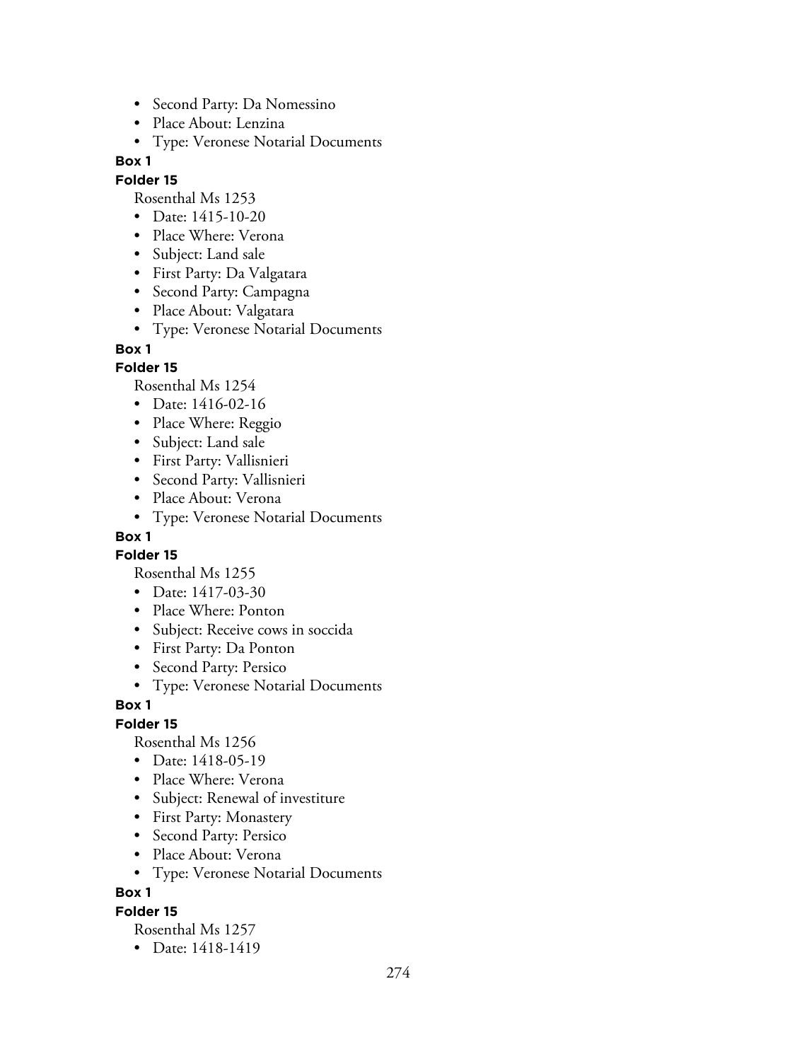- Second Party: Da Nomessino
- Place About: Lenzina
- Type: Veronese Notarial Documents

**Box 1**

**Folder 15**

Rosenthal Ms 1253

- Date: 1415-10-20
- Place Where: Verona
- Subject: Land sale
- First Party: Da Valgatara
- Second Party: Campagna
- Place About: Valgatara
- Type: Veronese Notarial Documents

**Box 1**

**Folder 15**

Rosenthal Ms 1254

- Date: 1416-02-16
- Place Where: Reggio
- Subject: Land sale
- First Party: Vallisnieri
- Second Party: Vallisnieri
- Place About: Verona
- Type: Veronese Notarial Documents

**Box 1**

**Folder 15**

Rosenthal Ms 1255

- Date: 1417-03-30
- Place Where: Ponton
- Subject: Receive cows in soccida
- First Party: Da Ponton
- Second Party: Persico
- Type: Veronese Notarial Documents

**Box 1**

**Folder 15**

Rosenthal Ms 1256

- Date: 1418-05-19
- Place Where: Verona
- Subject: Renewal of investiture
- First Party: Monastery
- Second Party: Persico
- Place About: Verona
- Type: Veronese Notarial Documents

**Box 1**

**Folder 15**

Rosenthal Ms 1257

- Date: 1418-1419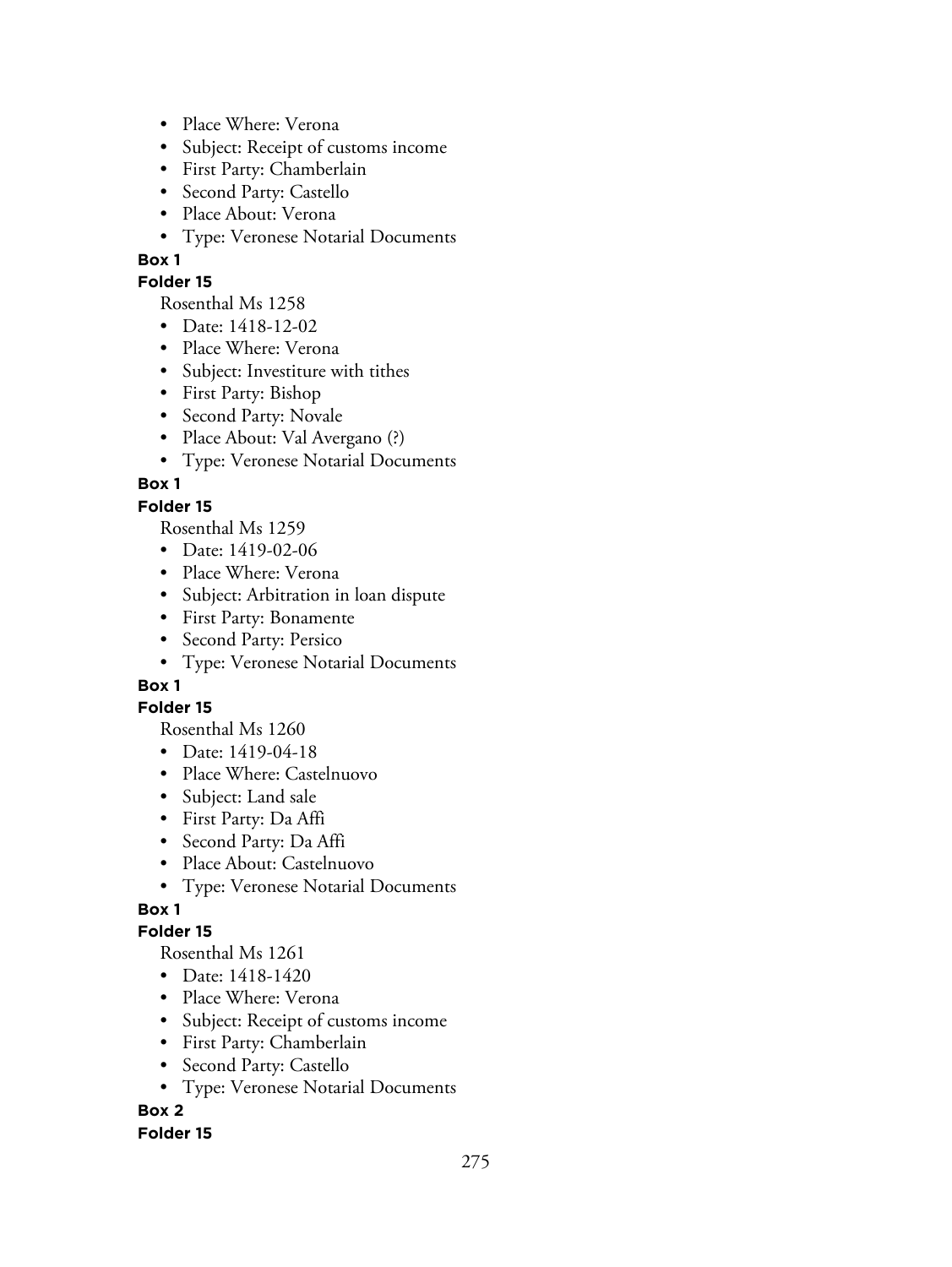- Place Where: Verona
- Subject: Receipt of customs income
- First Party: Chamberlain
- Second Party: Castello
- Place About: Verona
- Type: Veronese Notarial Documents

**Box 1**

**Folder 15**

Rosenthal Ms 1258

- Date: 1418-12-02
- Place Where: Verona
- Subject: Investiture with tithes
- First Party: Bishop
- Second Party: Novale
- Place About: Val Avergano (?)
- Type: Veronese Notarial Documents

**Box 1**

**Folder 15**

Rosenthal Ms 1259

- Date: 1419-02-06
- Place Where: Verona
- Subject: Arbitration in loan dispute
- First Party: Bonamente
- Second Party: Persico
- Type: Veronese Notarial Documents

**Box 1**

**Folder 15**

Rosenthal Ms 1260

- Date: 1419-04-18
- Place Where: Castelnuovo
- Subject: Land sale
- First Party: Da Affi
- Second Party: Da Affi
- Place About: Castelnuovo
- Type: Veronese Notarial Documents

**Box 1**

**Folder 15**

Rosenthal Ms 1261

- Date: 1418-1420
- Place Where: Verona
- Subject: Receipt of customs income
- First Party: Chamberlain
- Second Party: Castello
- Type: Veronese Notarial Documents

**Box 2**

**Folder 15**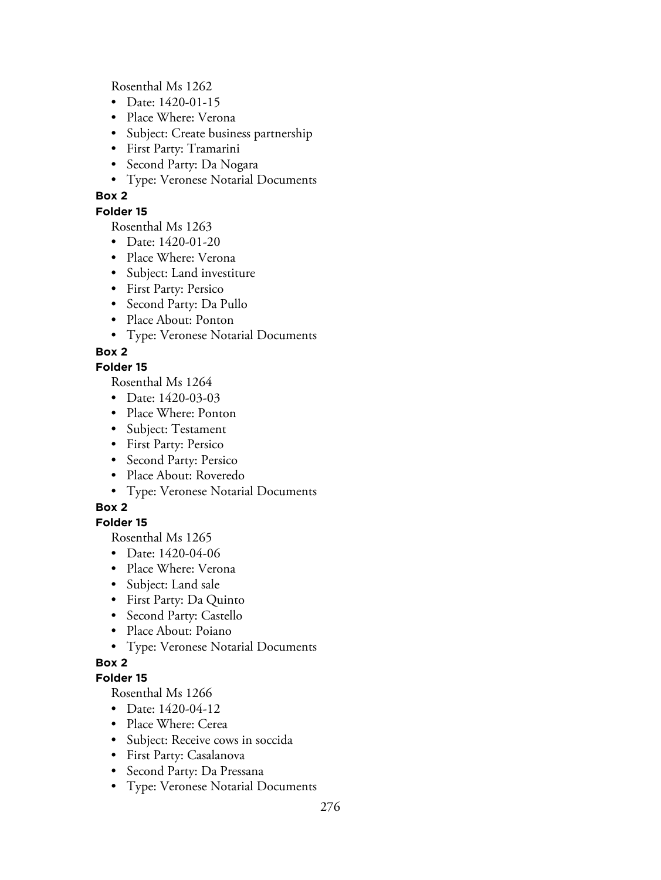Rosenthal Ms 1262

- Date: 1420-01-15
- Place Where: Verona
- Subject: Create business partnership
- First Party: Tramarini
- Second Party: Da Nogara
- Type: Veronese Notarial Documents

**Box 2**

**Folder 15**

Rosenthal Ms 1263

- Date: 1420-01-20
- Place Where: Verona
- Subject: Land investiture
- First Party: Persico
- Second Party: Da Pullo
- Place About: Ponton
- Type: Veronese Notarial Documents

**Box 2**

**Folder 15**

Rosenthal Ms 1264

- Date: 1420-03-03
- Place Where: Ponton
- Subject: Testament
- First Party: Persico
- Second Party: Persico
- Place About: Roveredo
- Type: Veronese Notarial Documents

**Box 2**

**Folder 15**

Rosenthal Ms 1265

- Date: 1420-04-06
- Place Where: Verona
- Subject: Land sale
- First Party: Da Quinto
- Second Party: Castello
- Place About: Poiano
- Type: Veronese Notarial Documents

**Box 2**

**Folder 15**

Rosenthal Ms 1266

- Date: 1420-04-12
- Place Where: Cerea
- Subject: Receive cows in soccida
- First Party: Casalanova
- Second Party: Da Pressana
- Type: Veronese Notarial Documents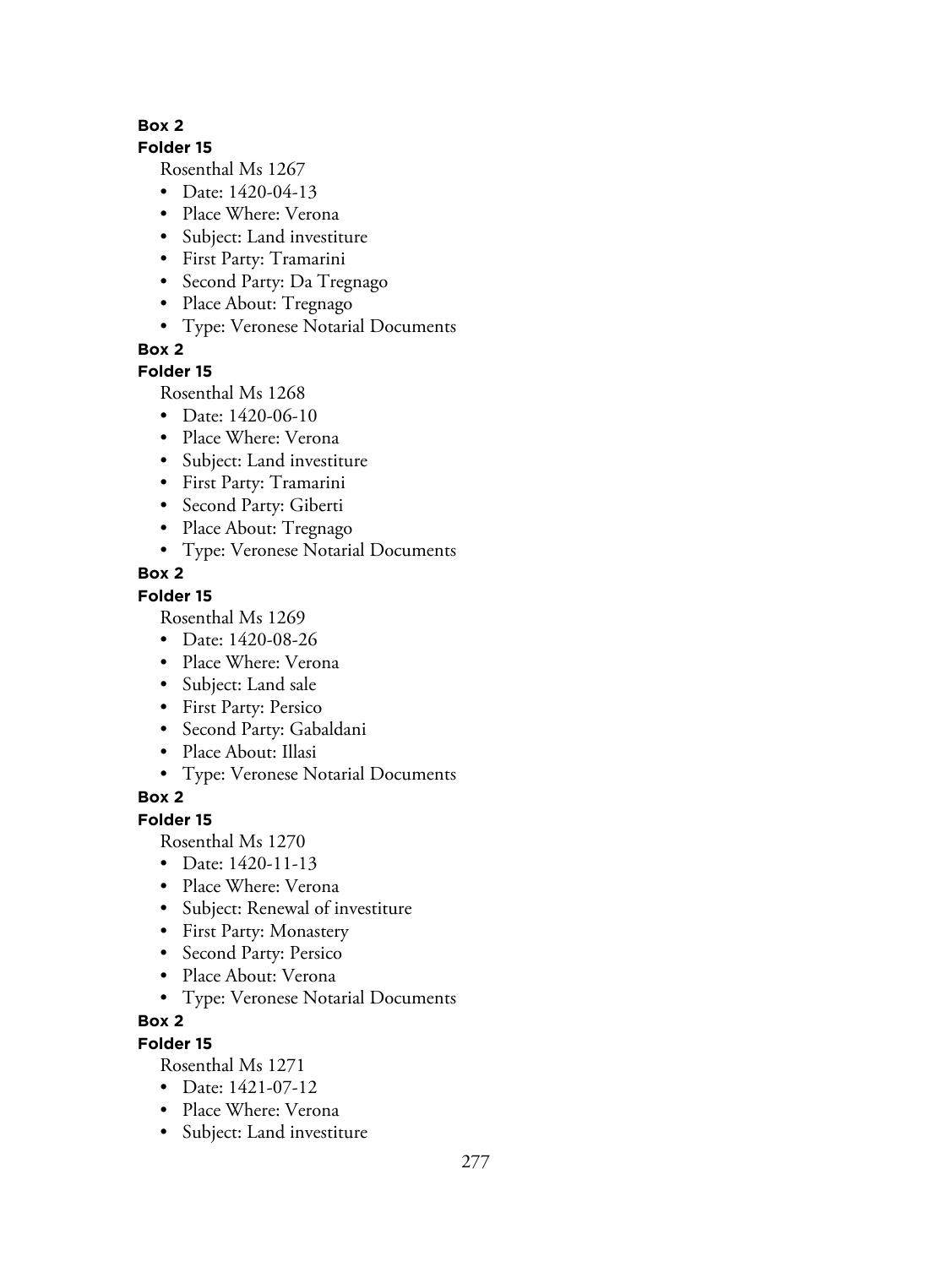**Box 2**

**Folder 15**

Rosenthal Ms 1267

- Date: 1420-04-13
- Place Where: Verona
- Subject: Land investiture
- First Party: Tramarini
- Second Party: Da Tregnago
- Place About: Tregnago
- Type: Veronese Notarial Documents

**Box 2**

**Folder 15**

Rosenthal Ms 1268

- Date: 1420-06-10
- Place Where: Verona
- Subject: Land investiture
- First Party: Tramarini
- Second Party: Giberti
- Place About: Tregnago
- Type: Veronese Notarial Documents

**Box 2**

**Folder 15**

Rosenthal Ms 1269

- Date: 1420-08-26
- Place Where: Verona
- Subject: Land sale
- First Party: Persico
- Second Party: Gabaldani
- Place About: Illasi
- Type: Veronese Notarial Documents

**Box 2**

**Folder 15**

Rosenthal Ms 1270

- Date: 1420-11-13
- Place Where: Verona
- Subject: Renewal of investiture
- First Party: Monastery
- Second Party: Persico
- Place About: Verona
- Type: Veronese Notarial Documents

**Box 2**

**Folder 15**

Rosenthal Ms 1271

- Date: 1421-07-12
- Place Where: Verona
- Subject: Land investiture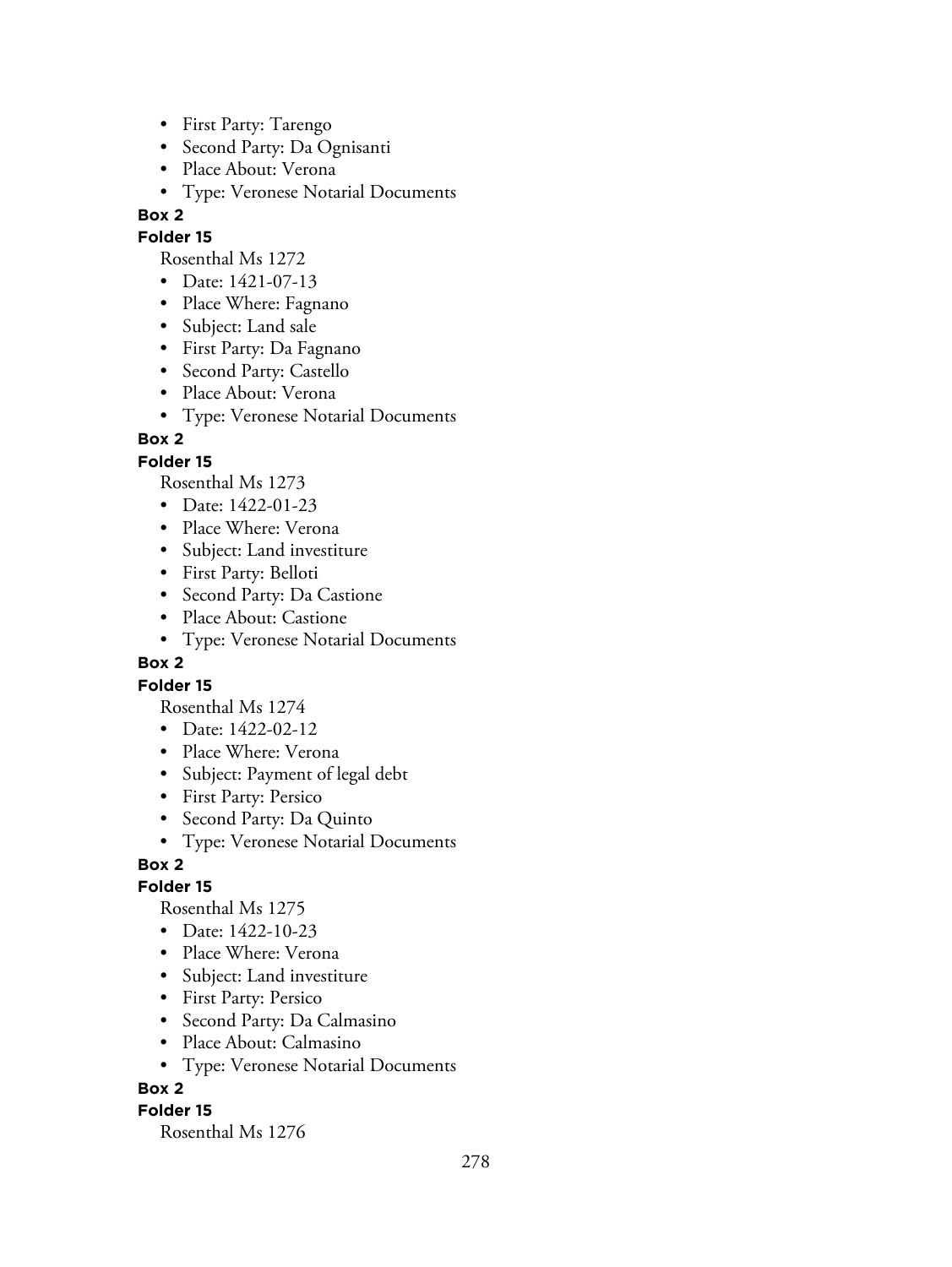- First Party: Tarengo
- Second Party: Da Ognisanti
- Place About: Verona
- Type: Veronese Notarial Documents

**Box 2**

**Folder 15**

Rosenthal Ms 1272

- Date: 1421-07-13
- Place Where: Fagnano
- Subject: Land sale
- First Party: Da Fagnano
- Second Party: Castello
- Place About: Verona
- Type: Veronese Notarial Documents

**Box 2**

**Folder 15**

Rosenthal Ms 1273

- Date: 1422-01-23
- Place Where: Verona
- Subject: Land investiture
- First Party: Belloti
- Second Party: Da Castione
- Place About: Castione
- Type: Veronese Notarial Documents

**Box 2**

**Folder 15**

Rosenthal Ms 1274

- Date: 1422-02-12
- Place Where: Verona
- Subject: Payment of legal debt
- First Party: Persico
- Second Party: Da Quinto
- Type: Veronese Notarial Documents

**Box 2**

**Folder 15**

Rosenthal Ms 1275

- Date: 1422-10-23
- Place Where: Verona
- Subject: Land investiture
- First Party: Persico
- Second Party: Da Calmasino
- Place About: Calmasino
- Type: Veronese Notarial Documents

**Box 2**

**Folder 15**

Rosenthal Ms 1276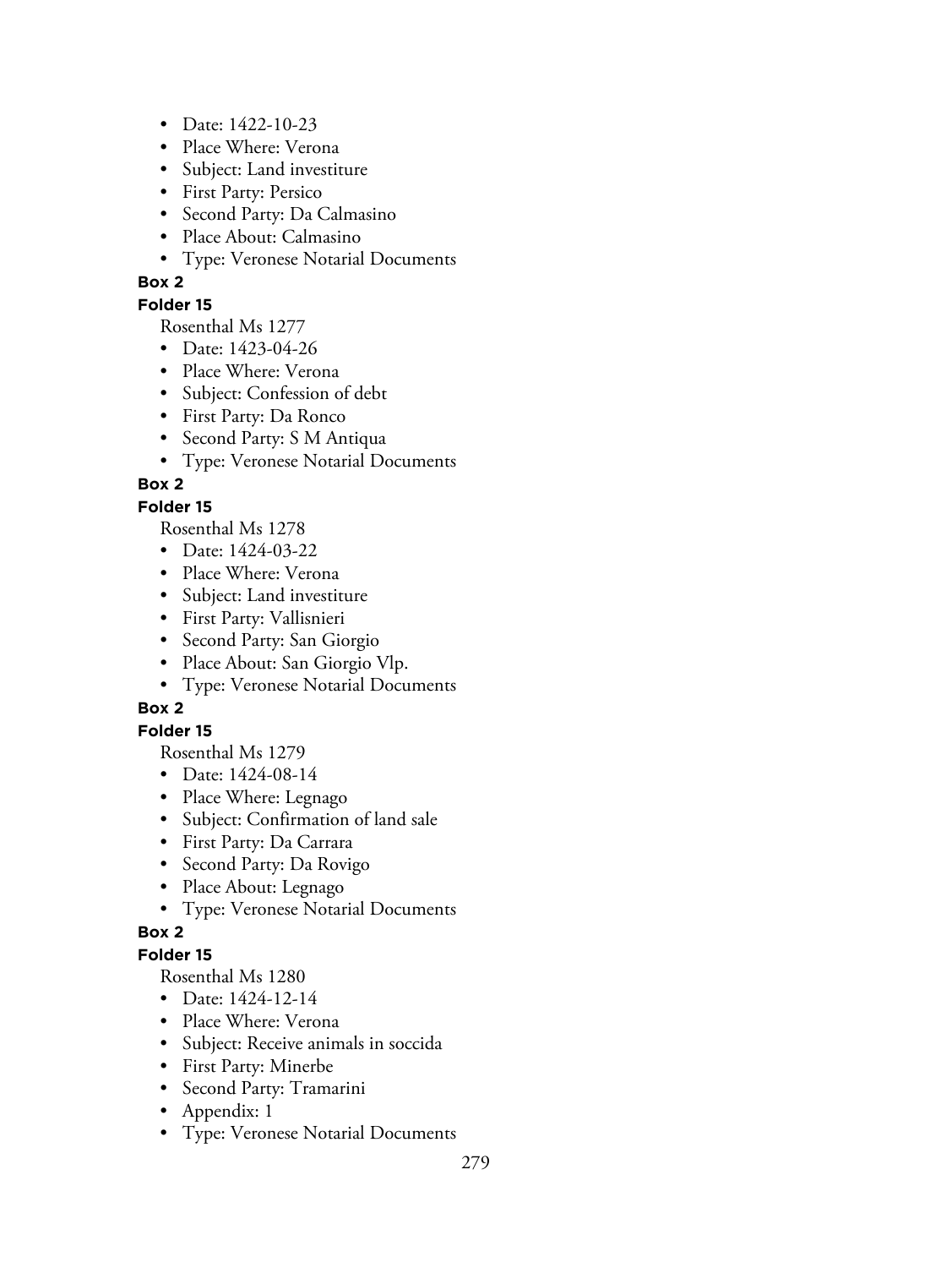- Date: 1422-10-23
- Place Where: Verona
- Subject: Land investiture
- First Party: Persico
- Second Party: Da Calmasino
- Place About: Calmasino
- Type: Veronese Notarial Documents

**Box 2**

**Folder 15**

Rosenthal Ms 1277

- Date: 1423-04-26
- Place Where: Verona
- Subject: Confession of debt
- First Party: Da Ronco
- Second Party: S M Antiqua
- Type: Veronese Notarial Documents

**Box 2**

**Folder 15**

Rosenthal Ms 1278

- Date: 1424-03-22
- Place Where: Verona
- Subject: Land investiture
- First Party: Vallisnieri
- Second Party: San Giorgio
- Place About: San Giorgio Vlp.
- Type: Veronese Notarial Documents

**Box 2**

**Folder 15**

Rosenthal Ms 1279

- Date: 1424-08-14
- Place Where: Legnago
- Subject: Confirmation of land sale
- First Party: Da Carrara
- Second Party: Da Rovigo
- Place About: Legnago
- Type: Veronese Notarial Documents

**Box 2**

**Folder 15**

Rosenthal Ms 1280

- Date: 1424-12-14
- Place Where: Verona
- Subject: Receive animals in soccida
- First Party: Minerbe
- Second Party: Tramarini
- Appendix: 1
- Type: Veronese Notarial Documents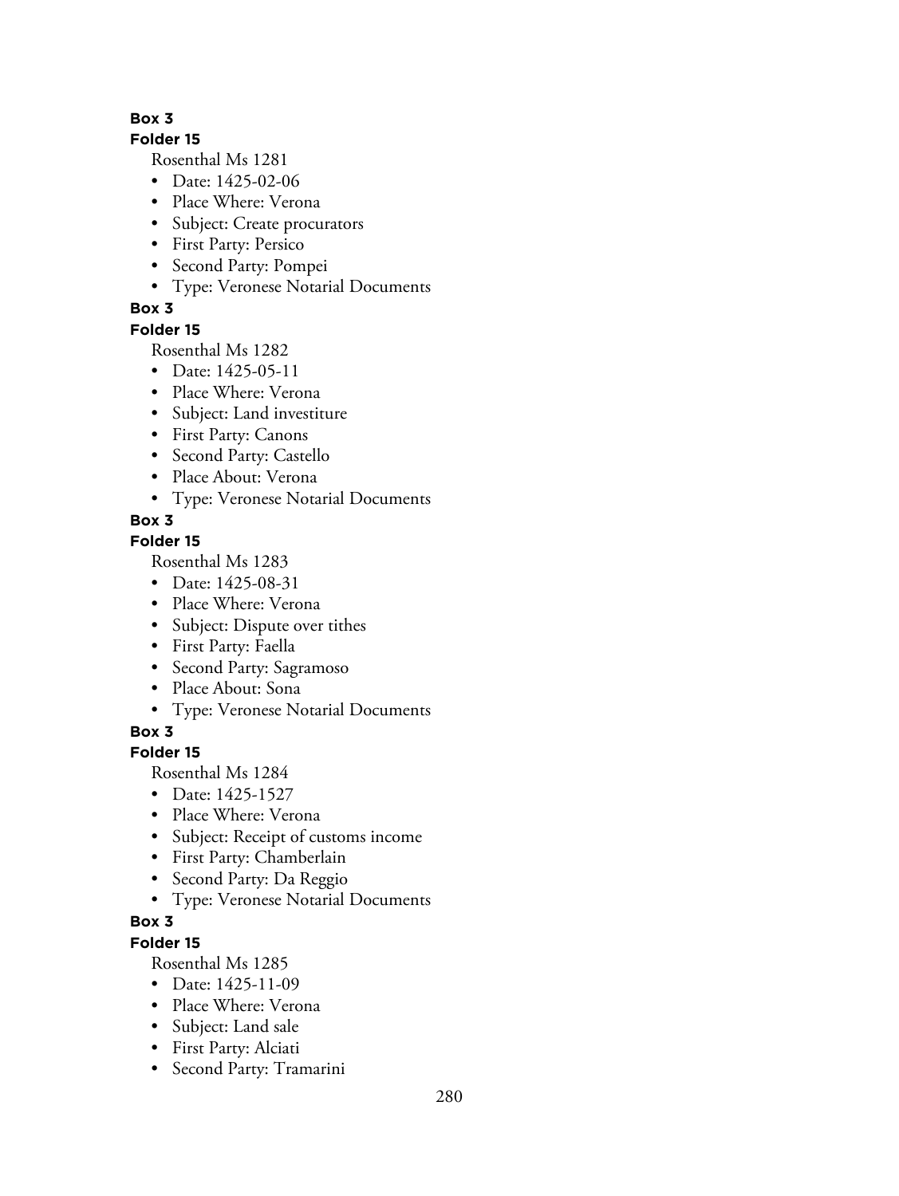**Box 3**

**Folder 15**

Rosenthal Ms 1281

- Date: 1425-02-06
- Place Where: Verona
- Subject: Create procurators
- First Party: Persico
- Second Party: Pompei
- Type: Veronese Notarial Documents

**Box 3**

**Folder 15**

Rosenthal Ms 1282

- Date: 1425-05-11
- Place Where: Verona
- Subject: Land investiture
- First Party: Canons
- Second Party: Castello
- Place About: Verona
- Type: Veronese Notarial Documents

**Box 3**

**Folder 15**

Rosenthal Ms 1283

- Date: 1425-08-31
- Place Where: Verona
- Subject: Dispute over tithes
- First Party: Faella
- Second Party: Sagramoso
- Place About: Sona
- Type: Veronese Notarial Documents

**Box 3**

**Folder 15**

Rosenthal Ms 1284

- Date: 1425-1527
- Place Where: Verona
- Subject: Receipt of customs income
- First Party: Chamberlain
- Second Party: Da Reggio
- Type: Veronese Notarial Documents

**Box 3**

**Folder 15**

Rosenthal Ms 1285

- Date: 1425-11-09
- Place Where: Verona
- Subject: Land sale
- First Party: Alciati
- Second Party: Tramarini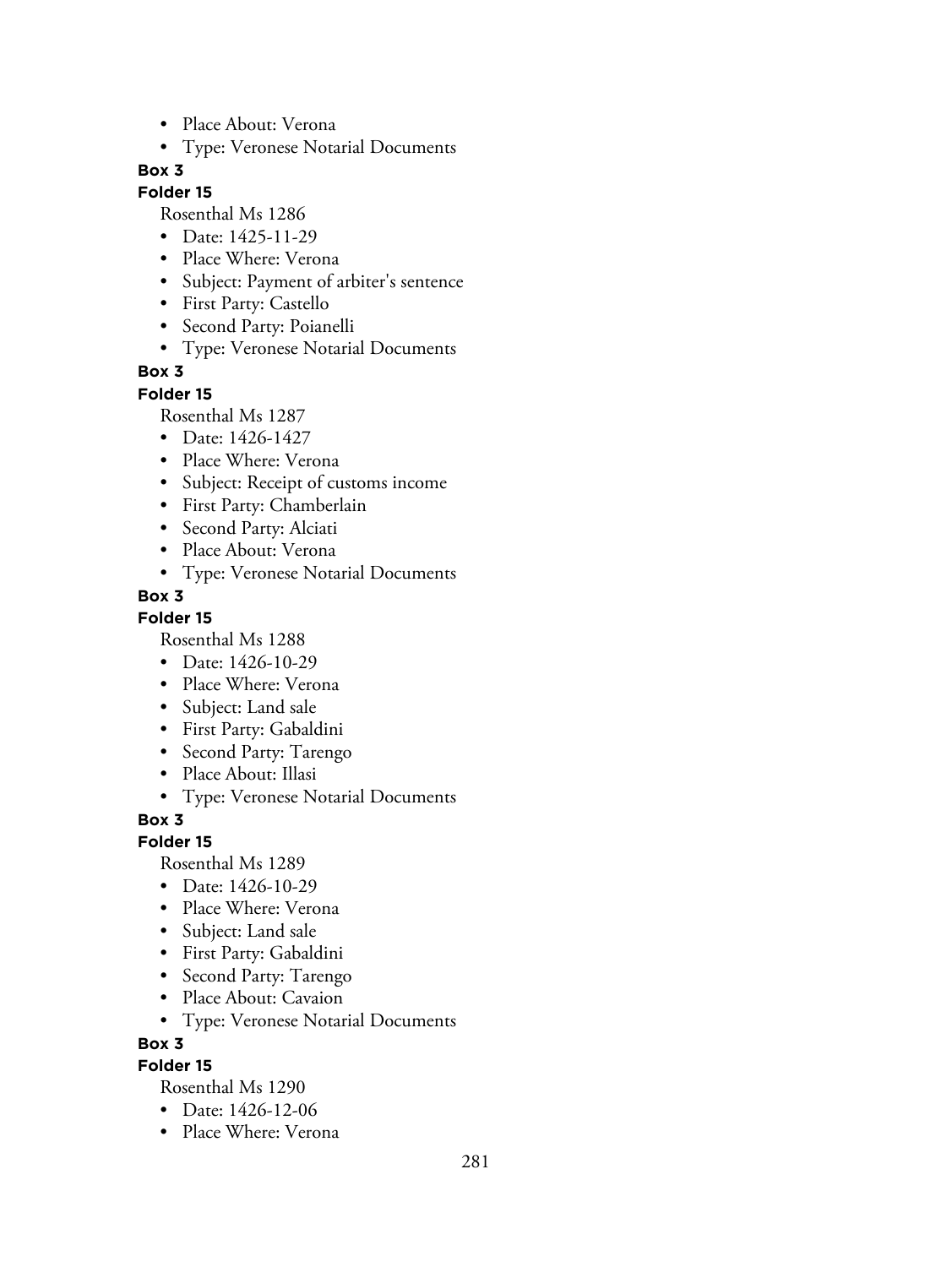- Place About: Verona
- Type: Veronese Notarial Documents

**Box 3**

**Folder 15**

Rosenthal Ms 1286

- Date: 1425-11-29
- Place Where: Verona
- Subject: Payment of arbiter's sentence
- First Party: Castello
- Second Party: Poianelli
- Type: Veronese Notarial Documents

**Box 3**

**Folder 15**

Rosenthal Ms 1287

- Date: 1426-1427
- Place Where: Verona
- Subject: Receipt of customs income
- First Party: Chamberlain
- Second Party: Alciati
- Place About: Verona
- Type: Veronese Notarial Documents

**Box 3**

**Folder 15**

Rosenthal Ms 1288

- Date: 1426-10-29
- Place Where: Verona
- Subject: Land sale
- First Party: Gabaldini
- Second Party: Tarengo
- Place About: Illasi
- Type: Veronese Notarial Documents

**Box 3**

**Folder 15**

Rosenthal Ms 1289

- Date: 1426-10-29
- Place Where: Verona
- Subject: Land sale
- First Party: Gabaldini
- Second Party: Tarengo
- Place About: Cavaion
- Type: Veronese Notarial Documents

**Box 3**

**Folder 15**

Rosenthal Ms 1290

- Date: 1426-12-06
- Place Where: Verona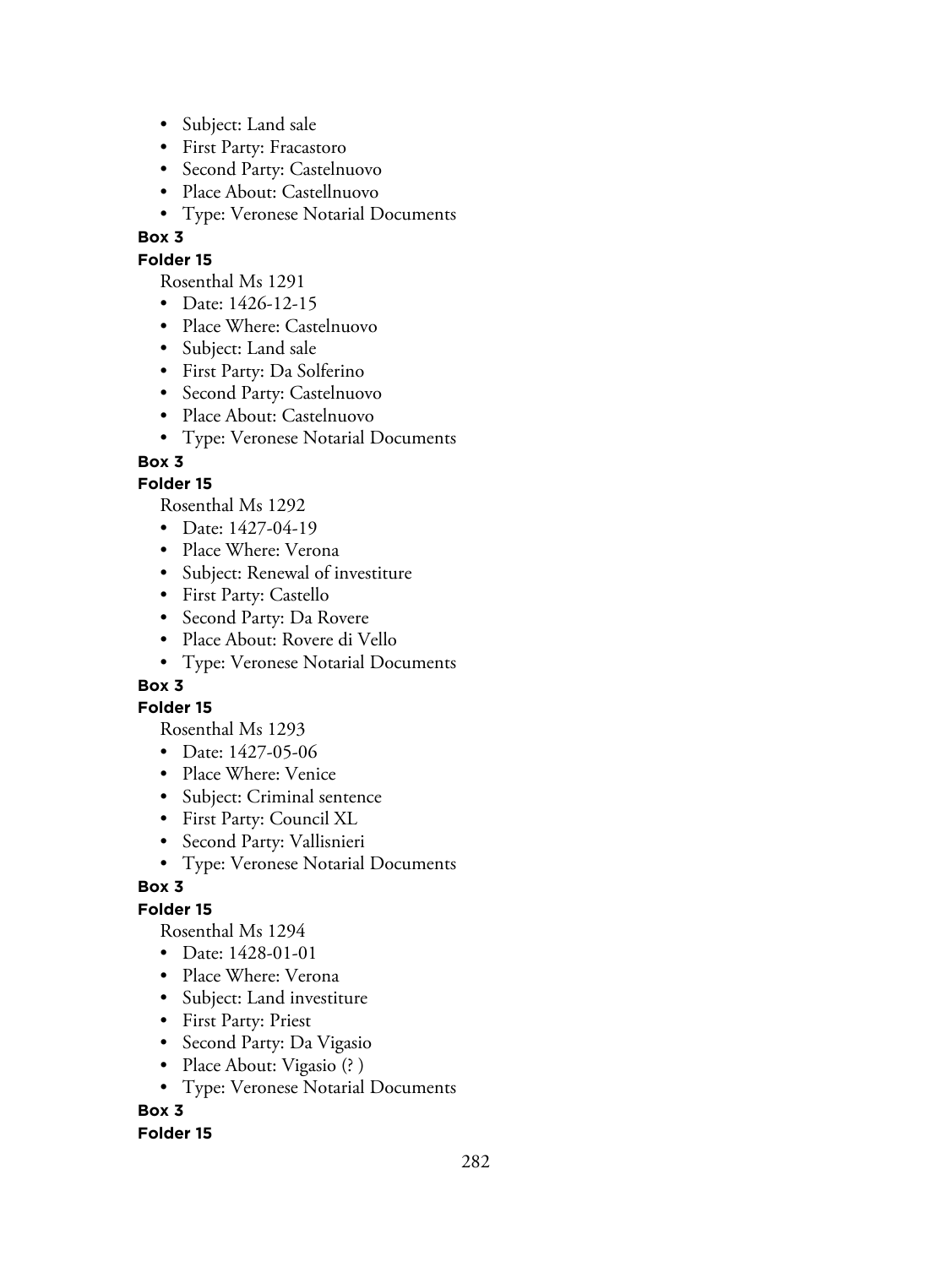- Subject: Land sale
- First Party: Fracastoro
- Second Party: Castelnuovo
- Place About: Castellnuovo
- Type: Veronese Notarial Documents

**Box 3**

**Folder 15**

Rosenthal Ms 1291

- Date: 1426-12-15
- Place Where: Castelnuovo
- Subject: Land sale
- First Party: Da Solferino
- Second Party: Castelnuovo
- Place About: Castelnuovo
- Type: Veronese Notarial Documents

**Box 3**

**Folder 15**

Rosenthal Ms 1292

- Date: 1427-04-19
- Place Where: Verona
- Subject: Renewal of investiture
- First Party: Castello
- Second Party: Da Rovere
- Place About: Rovere di Vello
- Type: Veronese Notarial Documents

**Box 3**

**Folder 15**

Rosenthal Ms 1293

- Date: 1427-05-06
- Place Where: Venice
- Subject: Criminal sentence
- First Party: Council XL
- Second Party: Vallisnieri
- Type: Veronese Notarial Documents

**Box 3**

**Folder 15**

Rosenthal Ms 1294

- Date: 1428-01-01
- Place Where: Verona
- Subject: Land investiture
- First Party: Priest
- Second Party: Da Vigasio
- Place About: Vigasio (? )
- Type: Veronese Notarial Documents

**Box 3**

**Folder 15**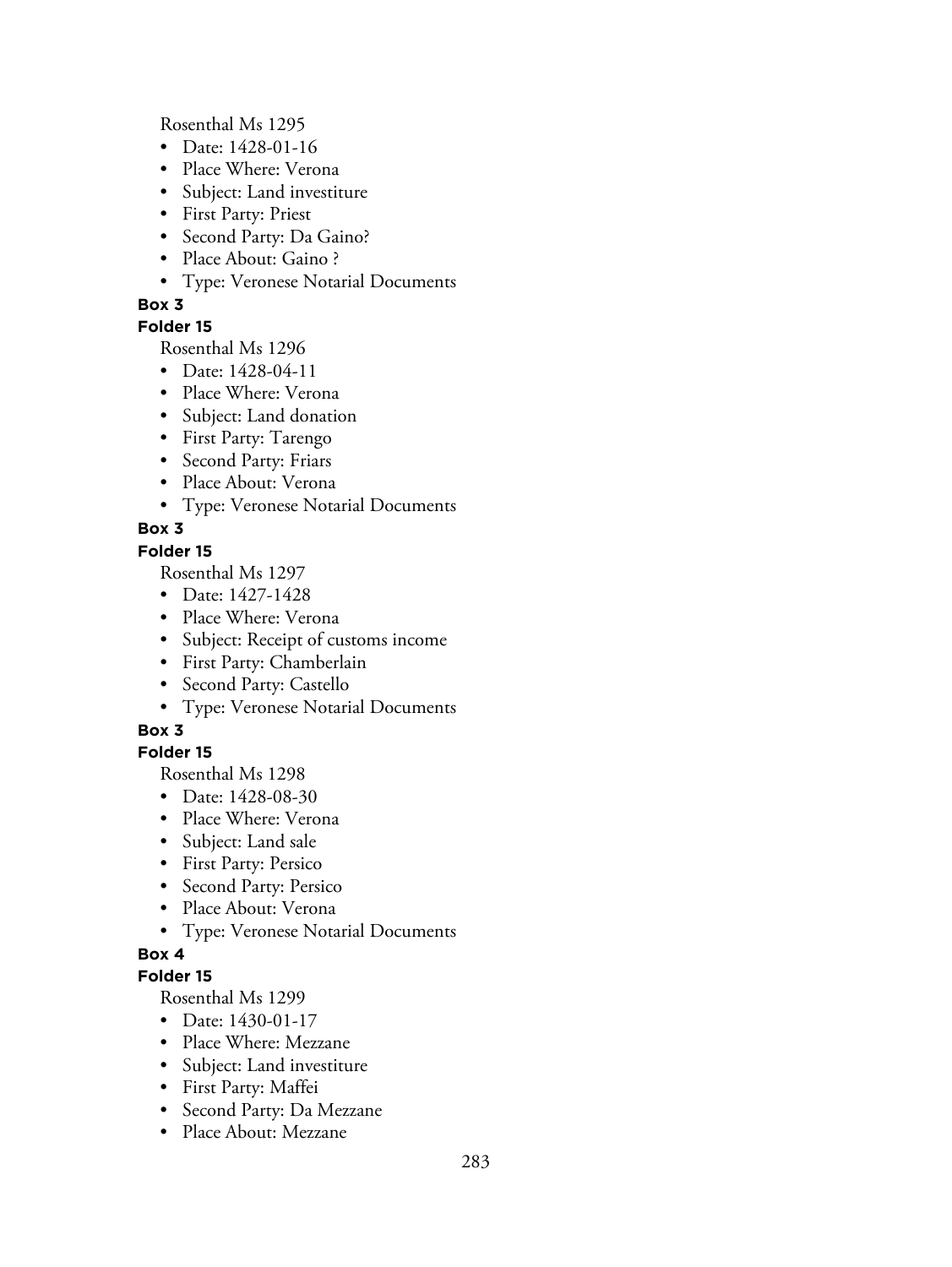Rosenthal Ms 1295

- Date: 1428-01-16
- Place Where: Verona
- Subject: Land investiture
- First Party: Priest
- Second Party: Da Gaino?
- Place About: Gaino ?
- Type: Veronese Notarial Documents

**Box 3**

**Folder 15**

Rosenthal Ms 1296

- Date: 1428-04-11
- Place Where: Verona
- Subject: Land donation
- First Party: Tarengo
- Second Party: Friars
- Place About: Verona
- Type: Veronese Notarial Documents

**Box 3**

**Folder 15**

Rosenthal Ms 1297

- Date: 1427-1428
- Place Where: Verona
- Subject: Receipt of customs income
- First Party: Chamberlain
- Second Party: Castello
- Type: Veronese Notarial Documents

**Box 3**

**Folder 15**

Rosenthal Ms 1298

- Date: 1428-08-30
- Place Where: Verona
- Subject: Land sale
- First Party: Persico
- Second Party: Persico
- Place About: Verona
- Type: Veronese Notarial Documents

**Box 4**

**Folder 15**

Rosenthal Ms 1299

- Date: 1430-01-17
- Place Where: Mezzane
- Subject: Land investiture
- First Party: Maffei
- Second Party: Da Mezzane
- Place About: Mezzane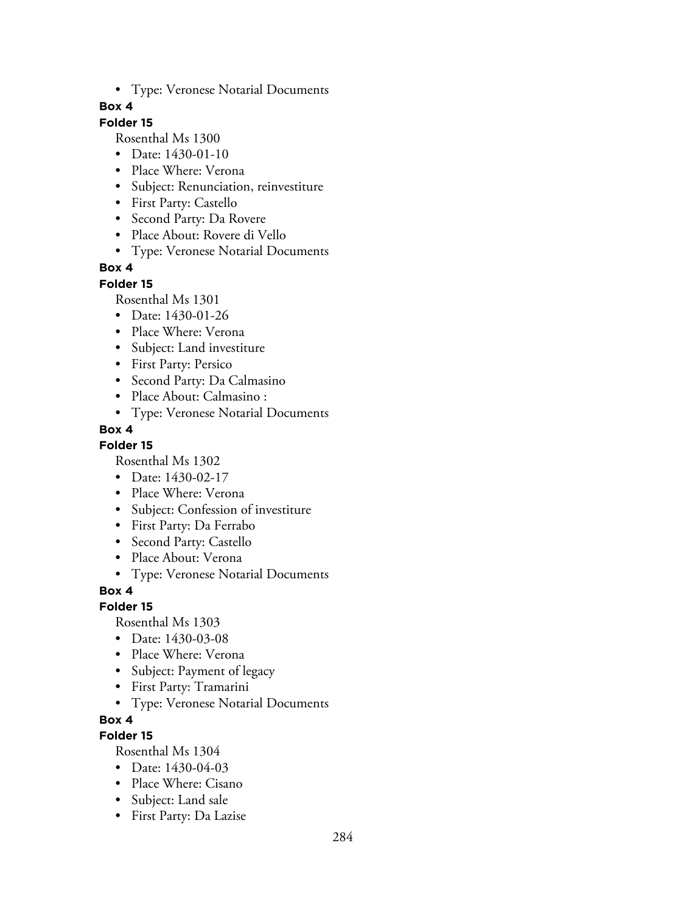- Type: Veronese Notarial Documents

**Box 4**

**Folder 15**

Rosenthal Ms 1300

- Date: 1430-01-10
- Place Where: Verona
- Subject: Renunciation, reinvestiture
- First Party: Castello
- Second Party: Da Rovere
- Place About: Rovere di Vello
- Type: Veronese Notarial Documents

**Box 4**

**Folder 15**

Rosenthal Ms 1301

- Date: 1430-01-26
- Place Where: Verona
- Subject: Land investiture
- First Party: Persico
- Second Party: Da Calmasino
- Place About: Calmasino :
- Type: Veronese Notarial Documents

**Box 4**

**Folder 15**

Rosenthal Ms 1302

- Date: 1430-02-17
- Place Where: Verona
- Subject: Confession of investiture
- First Party: Da Ferrabo
- Second Party: Castello
- Place About: Verona
- Type: Veronese Notarial Documents

**Box 4**

**Folder 15**

Rosenthal Ms 1303

- Date: 1430-03-08
- Place Where: Verona
- Subject: Payment of legacy
- First Party: Tramarini
- Type: Veronese Notarial Documents

**Box 4**

**Folder 15**

Rosenthal Ms 1304

- Date: 1430-04-03
- Place Where: Cisano
- Subject: Land sale
- First Party: Da Lazise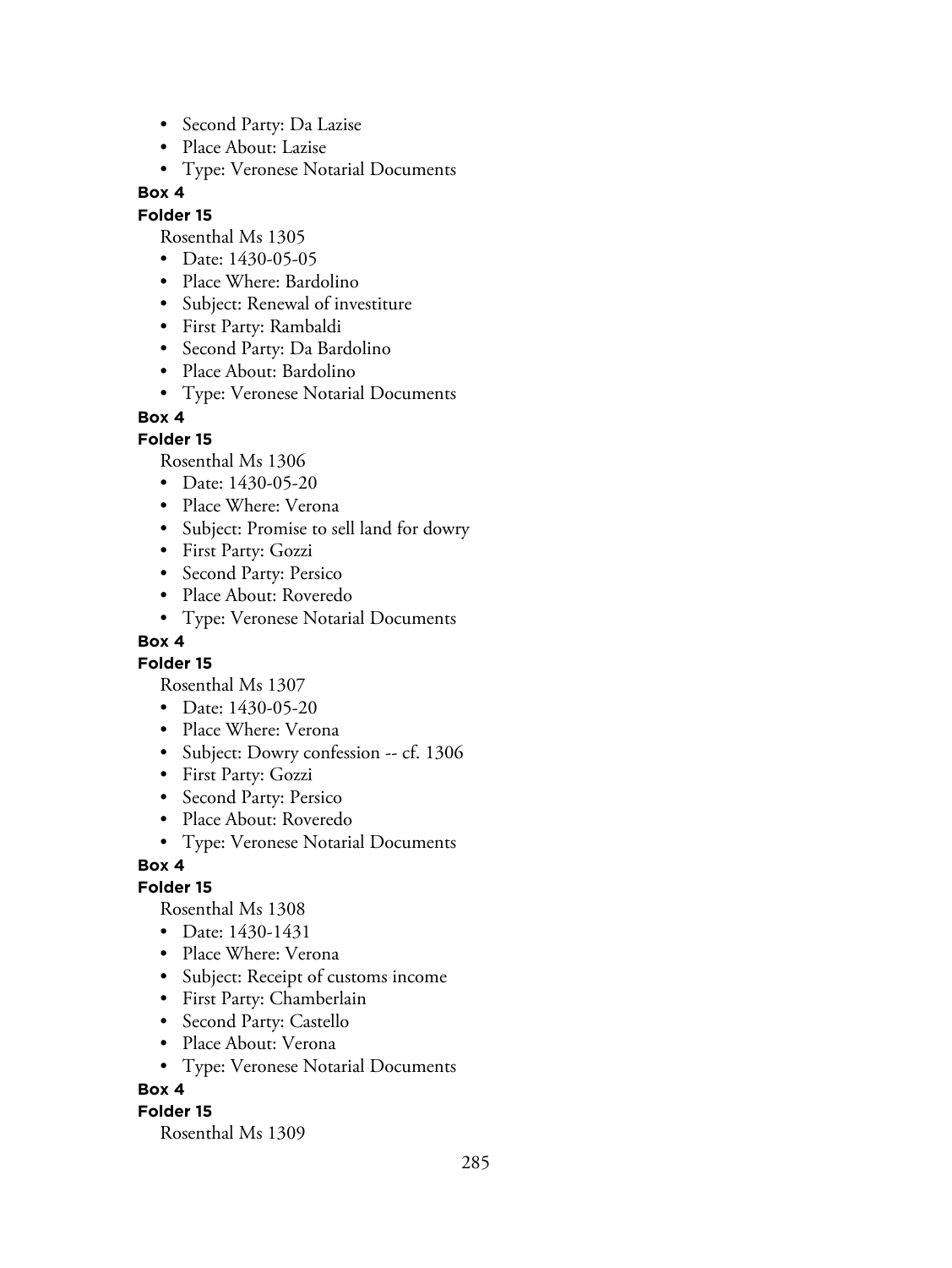- Second Party: Da Lazise
- Place About: Lazise
- Type: Veronese Notarial Documents

**Box 4**

**Folder 15**

Rosenthal Ms 1305

- Date: 1430-05-05
- Place Where: Bardolino
- Subject: Renewal of investiture
- First Party: Rambaldi
- Second Party: Da Bardolino
- Place About: Bardolino
- Type: Veronese Notarial Documents

**Box 4**

**Folder 15**

Rosenthal Ms 1306

- Date: 1430-05-20
- Place Where: Verona
- Subject: Promise to sell land for dowry
- First Party: Gozzi
- Second Party: Persico
- Place About: Roveredo
- Type: Veronese Notarial Documents

**Box 4**

**Folder 15**

Rosenthal Ms 1307

- Date: 1430-05-20
- Place Where: Verona
- Subject: Dowry confession -- cf. 1306
- First Party: Gozzi
- Second Party: Persico
- Place About: Roveredo
- Type: Veronese Notarial Documents

**Box 4**

**Folder 15**

Rosenthal Ms 1308

- Date: 1430-1431
- Place Where: Verona
- Subject: Receipt of customs income
- First Party: Chamberlain
- Second Party: Castello
- Place About: Verona
- Type: Veronese Notarial Documents

**Box 4**

**Folder 15**

Rosenthal Ms 1309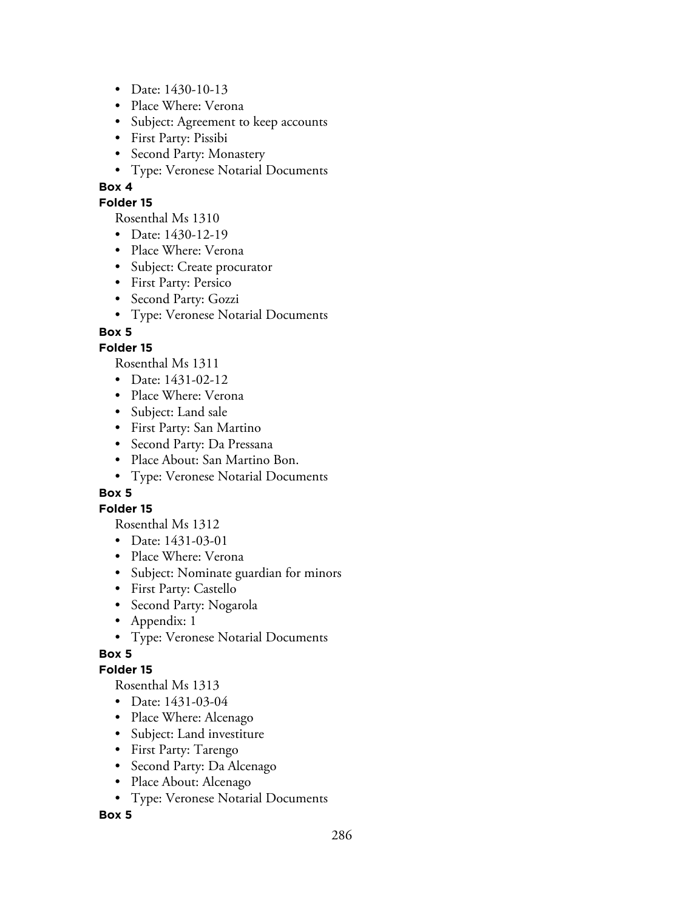- Date: 1430-10-13
- Place Where: Verona
- Subject: Agreement to keep accounts
- First Party: Pissibi
- Second Party: Monastery
- Type: Veronese Notarial Documents

**Box 4**

**Folder 15**

Rosenthal Ms 1310

- Date: 1430-12-19
- Place Where: Verona
- Subject: Create procurator
- First Party: Persico
- Second Party: Gozzi
- Type: Veronese Notarial Documents

**Box 5**

**Folder 15**

Rosenthal Ms 1311

- Date: 1431-02-12
- Place Where: Verona
- Subject: Land sale
- First Party: San Martino
- Second Party: Da Pressana
- Place About: San Martino Bon.
- Type: Veronese Notarial Documents

**Box 5**

**Folder 15**

Rosenthal Ms 1312

- Date: 1431-03-01
- Place Where: Verona
- Subject: Nominate guardian for minors
- First Party: Castello
- Second Party: Nogarola
- Appendix: 1
- Type: Veronese Notarial Documents

**Box 5**

**Folder 15**

Rosenthal Ms 1313

- Date: 1431-03-04
- Place Where: Alcenago
- Subject: Land investiture
- First Party: Tarengo
- Second Party: Da Alcenago
- Place About: Alcenago
- Type: Veronese Notarial Documents

**Box 5**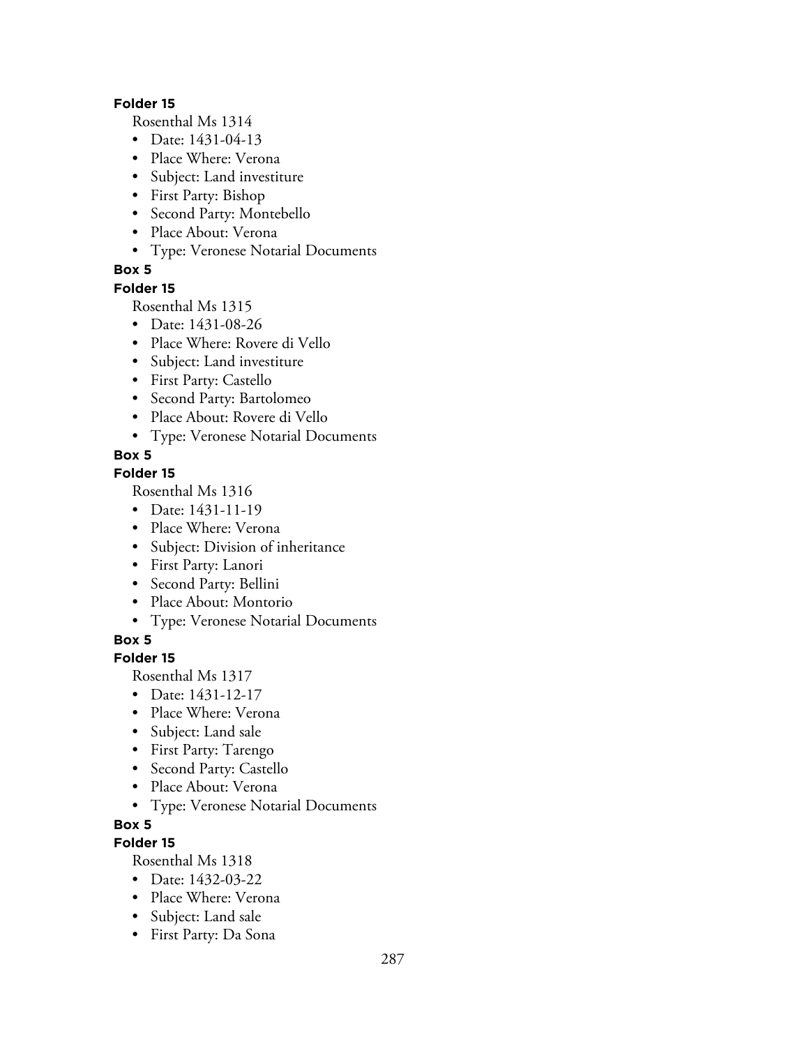**Folder 15**

Rosenthal Ms 1314

- Date: 1431-04-13
- Place Where: Verona
- Subject: Land investiture
- First Party: Bishop
- Second Party: Montebello
- Place About: Verona
- Type: Veronese Notarial Documents

**Box 5**

**Folder 15**

Rosenthal Ms 1315

- Date: 1431-08-26
- Place Where: Rovere di Vello
- Subject: Land investiture
- First Party: Castello
- Second Party: Bartolomeo
- Place About: Rovere di Vello
- Type: Veronese Notarial Documents

**Box 5**

**Folder 15**

Rosenthal Ms 1316

- Date: 1431-11-19
- Place Where: Verona
- Subject: Division of inheritance
- First Party: Lanori
- Second Party: Bellini
- Place About: Montorio
- Type: Veronese Notarial Documents

**Box 5**

**Folder 15**

Rosenthal Ms 1317

- Date: 1431-12-17
- Place Where: Verona
- Subject: Land sale
- First Party: Tarengo
- Second Party: Castello
- Place About: Verona
- Type: Veronese Notarial Documents

**Box 5**

**Folder 15**

Rosenthal Ms 1318

- Date: 1432-03-22
- Place Where: Verona
- Subject: Land sale
- First Party: Da Sona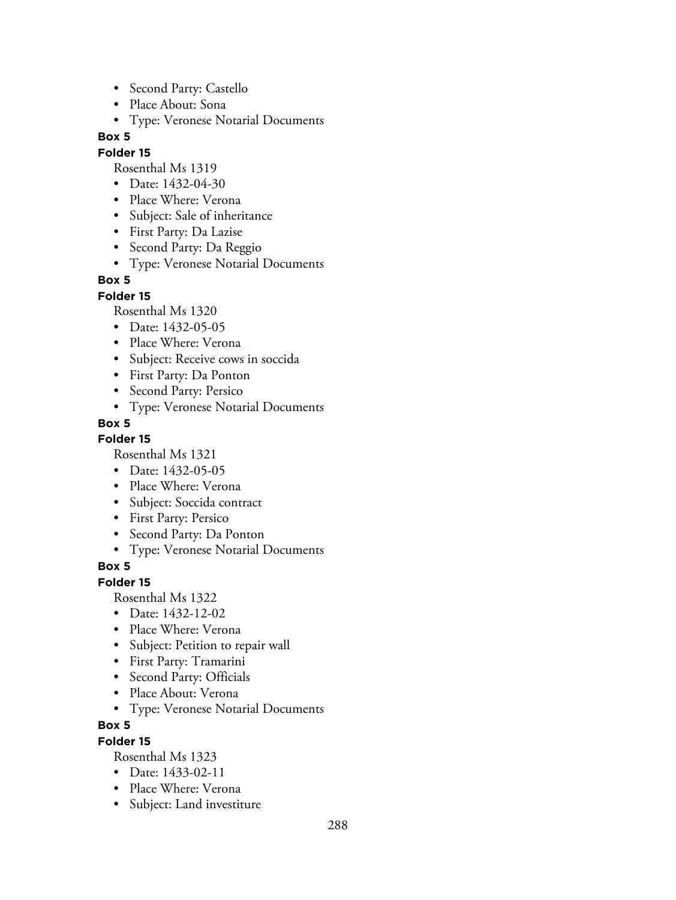- Second Party: Castello
- Place About: Sona
- Type: Veronese Notarial Documents

**Box 5**

**Folder 15**

Rosenthal Ms 1319

- Date: 1432-04-30
- Place Where: Verona
- Subject: Sale of inheritance
- First Party: Da Lazise
- Second Party: Da Reggio
- Type: Veronese Notarial Documents

**Box 5**

**Folder 15**

Rosenthal Ms 1320

- Date: 1432-05-05
- Place Where: Verona
- Subject: Receive cows in soccida
- First Party: Da Ponton
- Second Party: Persico
- Type: Veronese Notarial Documents

**Box 5**

**Folder 15**

Rosenthal Ms 1321

- Date: 1432-05-05
- Place Where: Verona
- Subject: Soccida contract
- First Party: Persico
- Second Party: Da Ponton
- Type: Veronese Notarial Documents

**Box 5**

**Folder 15**

Rosenthal Ms 1322

- Date: 1432-12-02
- Place Where: Verona
- Subject: Petition to repair wall
- First Party: Tramarini
- Second Party: Officials
- Place About: Verona
- Type: Veronese Notarial Documents

**Box 5**

**Folder 15**

Rosenthal Ms 1323

- Date: 1433-02-11
- Place Where: Verona
- Subject: Land investiture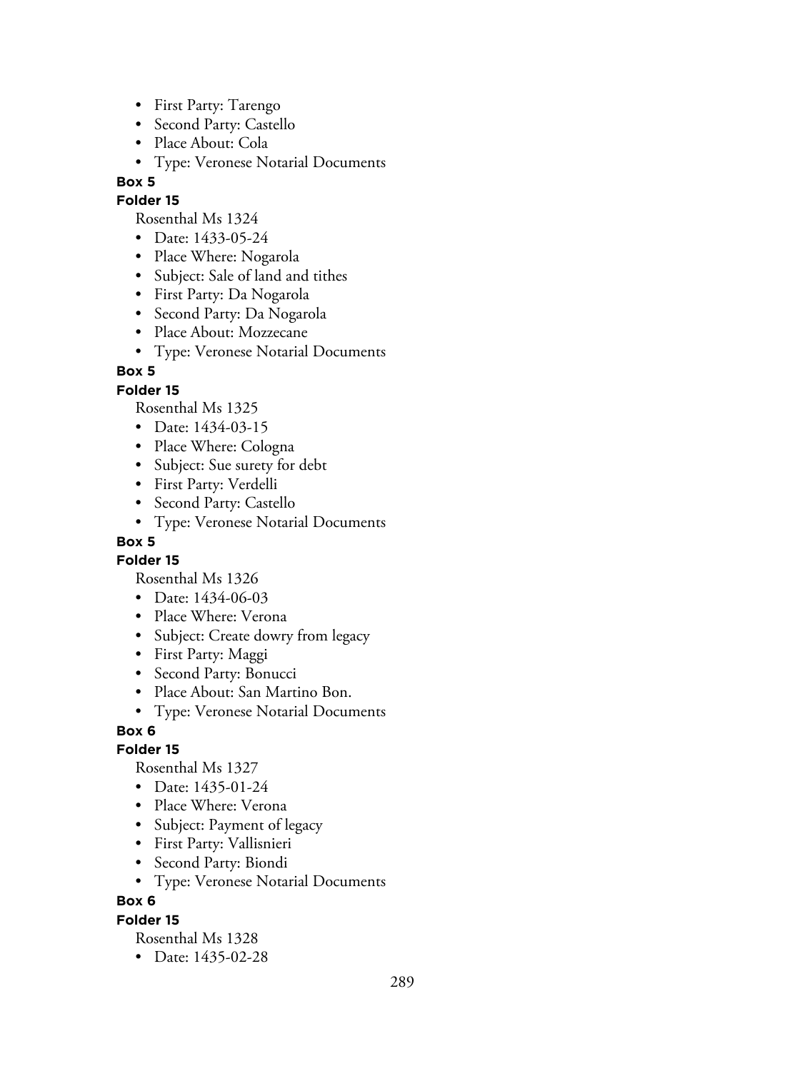- First Party: Tarengo
- Second Party: Castello
- Place About: Cola
- Type: Veronese Notarial Documents

**Box 5**

**Folder 15**

Rosenthal Ms 1324

- Date: 1433-05-24
- Place Where: Nogarola
- Subject: Sale of land and tithes
- First Party: Da Nogarola
- Second Party: Da Nogarola
- Place About: Mozzecane
- Type: Veronese Notarial Documents

**Box 5**

**Folder 15**

Rosenthal Ms 1325

- Date: 1434-03-15
- Place Where: Cologna
- Subject: Sue surety for debt
- First Party: Verdelli
- Second Party: Castello
- Type: Veronese Notarial Documents

**Box 5**

**Folder 15**

Rosenthal Ms 1326

- Date: 1434-06-03
- Place Where: Verona
- Subject: Create dowry from legacy
- First Party: Maggi
- Second Party: Bonucci
- Place About: San Martino Bon.
- Type: Veronese Notarial Documents

**Box 6**

**Folder 15**

Rosenthal Ms 1327

- Date: 1435-01-24
- Place Where: Verona
- Subject: Payment of legacy
- First Party: Vallisnieri
- Second Party: Biondi
- Type: Veronese Notarial Documents

**Box 6**

**Folder 15**

Rosenthal Ms 1328

- Date: 1435-02-28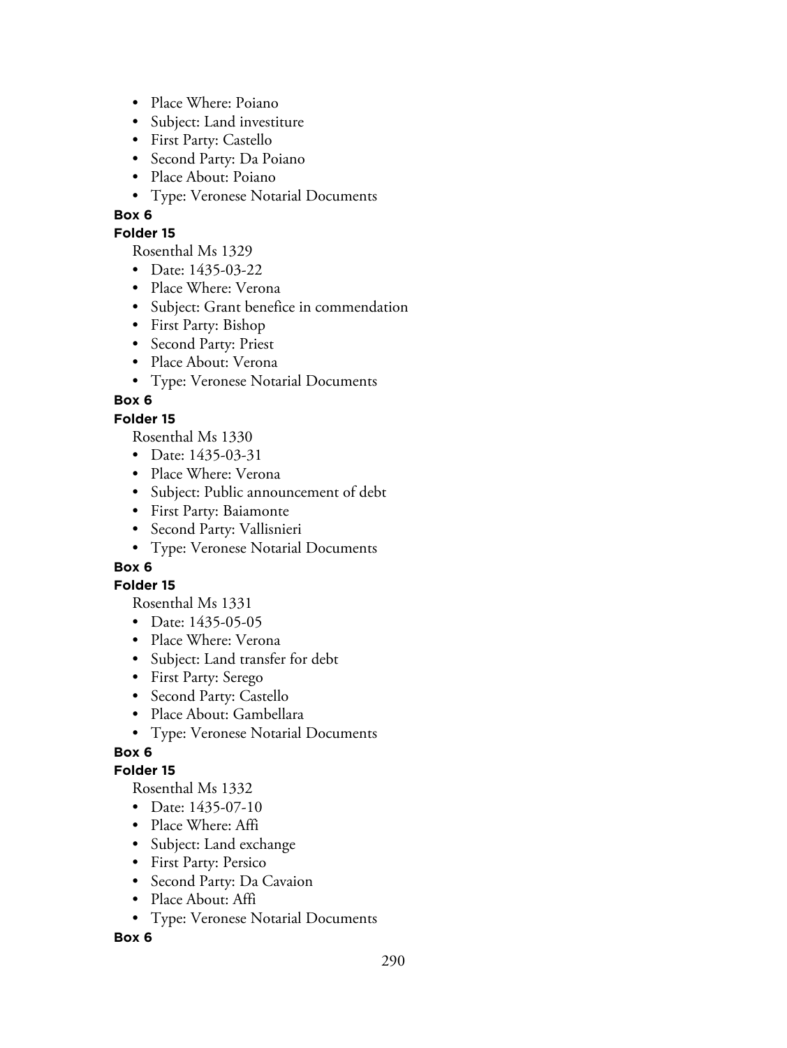- Place Where: Poiano
- Subject: Land investiture
- First Party: Castello
- Second Party: Da Poiano
- Place About: Poiano
- Type: Veronese Notarial Documents

**Box 6**

**Folder 15**

Rosenthal Ms 1329

- Date: 1435-03-22
- Place Where: Verona
- Subject: Grant benefice in commendation
- First Party: Bishop
- Second Party: Priest
- Place About: Verona
- Type: Veronese Notarial Documents

**Box 6**

**Folder 15**

Rosenthal Ms 1330

- Date: 1435-03-31
- Place Where: Verona
- Subject: Public announcement of debt
- First Party: Baiamonte
- Second Party: Vallisnieri
- Type: Veronese Notarial Documents

**Box 6**

**Folder 15**

Rosenthal Ms 1331

- Date: 1435-05-05
- Place Where: Verona
- Subject: Land transfer for debt
- First Party: Serego
- Second Party: Castello
- Place About: Gambellara
- Type: Veronese Notarial Documents

**Box 6**

**Folder 15**

Rosenthal Ms 1332

- Date: 1435-07-10
- Place Where: Affi
- Subject: Land exchange
- First Party: Persico
- Second Party: Da Cavaion
- Place About: Affi
- Type: Veronese Notarial Documents

**Box 6**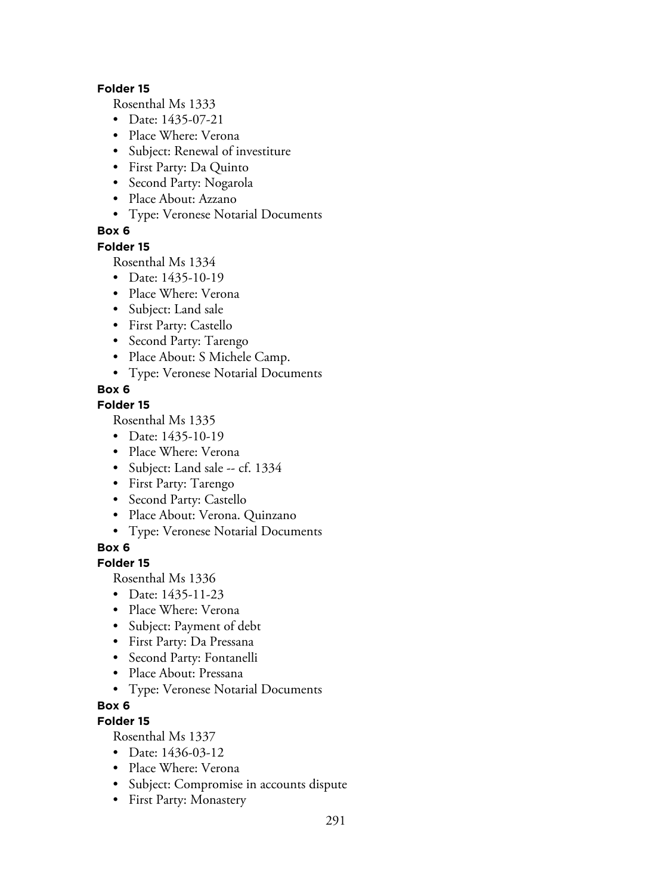**Folder 15**

Rosenthal Ms 1333

- Date: 1435-07-21
- Place Where: Verona
- Subject: Renewal of investiture
- First Party: Da Quinto
- Second Party: Nogarola
- Place About: Azzano
- Type: Veronese Notarial Documents

**Box 6**

**Folder 15**

Rosenthal Ms 1334

- Date: 1435-10-19
- Place Where: Verona
- Subject: Land sale
- First Party: Castello
- Second Party: Tarengo
- Place About: S Michele Camp.
- Type: Veronese Notarial Documents

**Box 6**

**Folder 15**

Rosenthal Ms 1335

- Date: 1435-10-19
- Place Where: Verona
- Subject: Land sale -- cf. 1334
- First Party: Tarengo
- Second Party: Castello
- Place About: Verona. Quinzano
- Type: Veronese Notarial Documents

**Box 6**

**Folder 15**

Rosenthal Ms 1336

- Date: 1435-11-23
- Place Where: Verona
- Subject: Payment of debt
- First Party: Da Pressana
- Second Party: Fontanelli
- Place About: Pressana
- Type: Veronese Notarial Documents

**Box 6**

**Folder 15**

Rosenthal Ms 1337

- Date: 1436-03-12
- Place Where: Verona
- Subject: Compromise in accounts dispute
- First Party: Monastery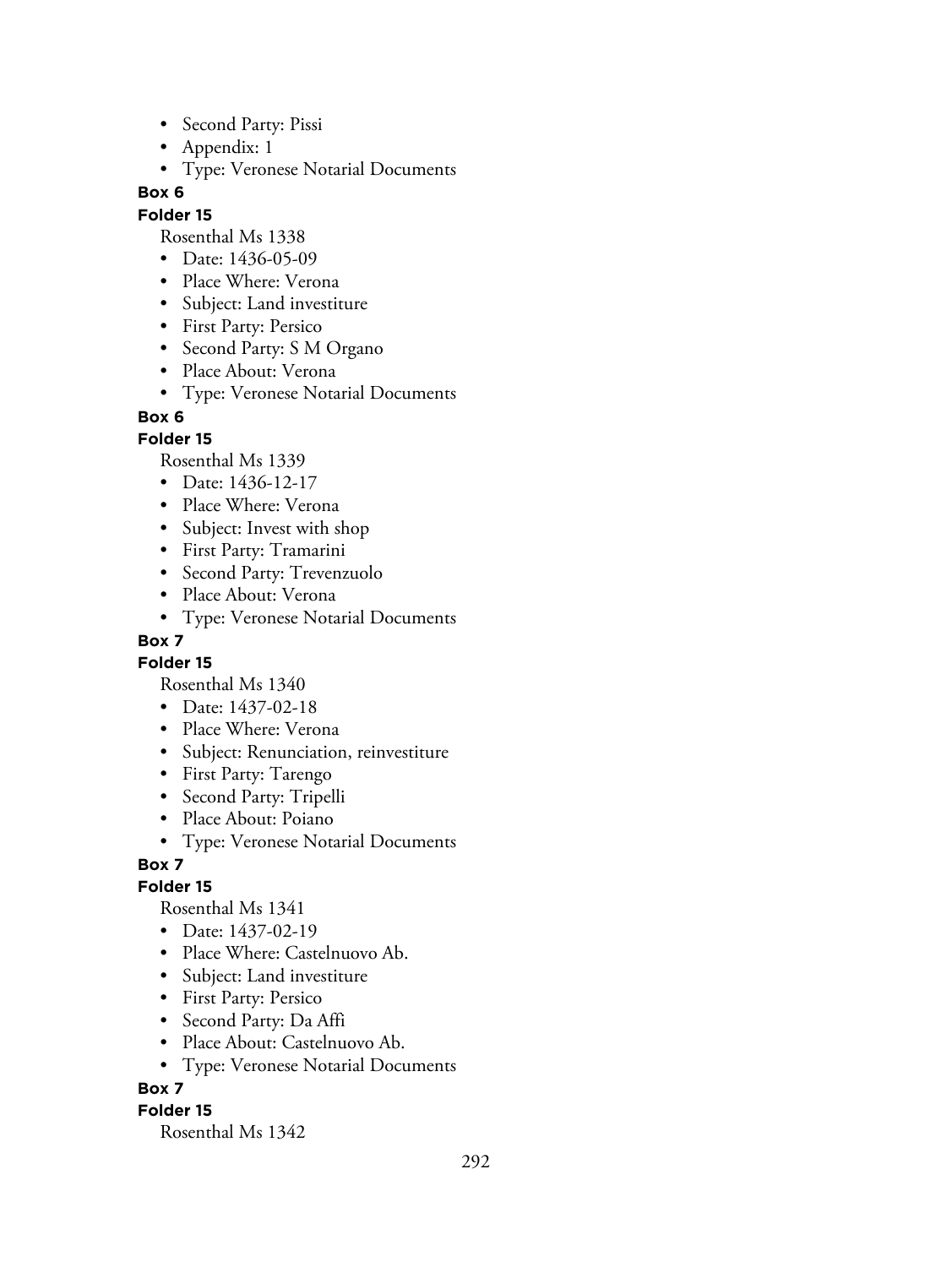- Second Party: Pissi
- Appendix: 1
- Type: Veronese Notarial Documents

**Box 6**

**Folder 15**

Rosenthal Ms 1338

- Date: 1436-05-09
- Place Where: Verona
- Subject: Land investiture
- First Party: Persico
- Second Party: S M Organo
- Place About: Verona
- Type: Veronese Notarial Documents

**Box 6**

**Folder 15**

Rosenthal Ms 1339

- Date: 1436-12-17
- Place Where: Verona
- Subject: Invest with shop
- First Party: Tramarini
- Second Party: Trevenzuolo
- Place About: Verona
- Type: Veronese Notarial Documents

**Box 7**

**Folder 15**

Rosenthal Ms 1340

- Date: 1437-02-18
- Place Where: Verona
- Subject: Renunciation, reinvestiture
- First Party: Tarengo
- Second Party: Tripelli
- Place About: Poiano
- Type: Veronese Notarial Documents

**Box 7**

**Folder 15**

Rosenthal Ms 1341

- Date: 1437-02-19
- Place Where: Castelnuovo Ab.
- Subject: Land investiture
- First Party: Persico
- Second Party: Da Affi
- Place About: Castelnuovo Ab.
- Type: Veronese Notarial Documents

**Box 7**

**Folder 15**

Rosenthal Ms 1342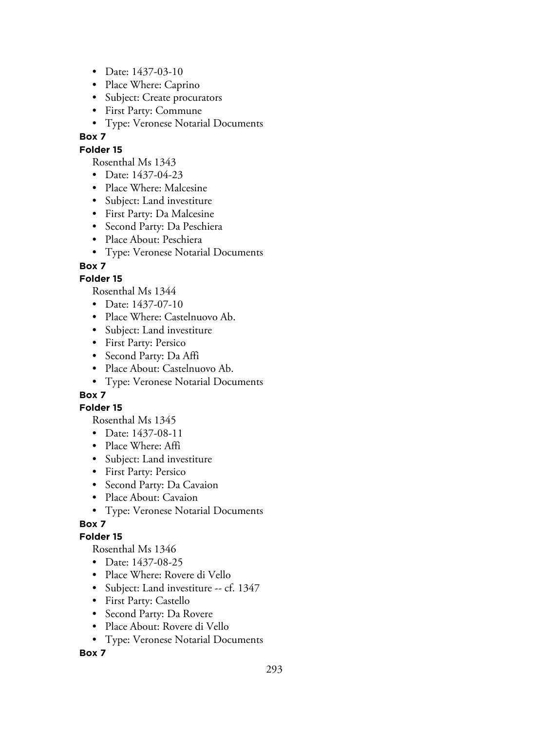- Date: 1437-03-10
- Place Where: Caprino
- Subject: Create procurators
- First Party: Commune
- Type: Veronese Notarial Documents

**Box 7**

**Folder 15**

Rosenthal Ms 1343

- Date: 1437-04-23
- Place Where: Malcesine
- Subject: Land investiture
- First Party: Da Malcesine
- Second Party: Da Peschiera
- Place About: Peschiera
- Type: Veronese Notarial Documents

**Box 7**

**Folder 15**

Rosenthal Ms 1344

- Date: 1437-07-10
- Place Where: Castelnuovo Ab.
- Subject: Land investiture
- First Party: Persico
- Second Party: Da Affi
- Place About: Castelnuovo Ab.
- Type: Veronese Notarial Documents

**Box 7**

**Folder 15**

Rosenthal Ms 1345

- Date: 1437-08-11
- Place Where: Affi
- Subject: Land investiture
- First Party: Persico
- Second Party: Da Cavaion
- Place About: Cavaion
- Type: Veronese Notarial Documents

**Box 7**

**Folder 15**

Rosenthal Ms 1346

- Date: 1437-08-25
- Place Where: Rovere di Vello
- Subject: Land investiture -- cf. 1347
- First Party: Castello
- Second Party: Da Rovere
- Place About: Rovere di Vello
- Type: Veronese Notarial Documents

**Box 7**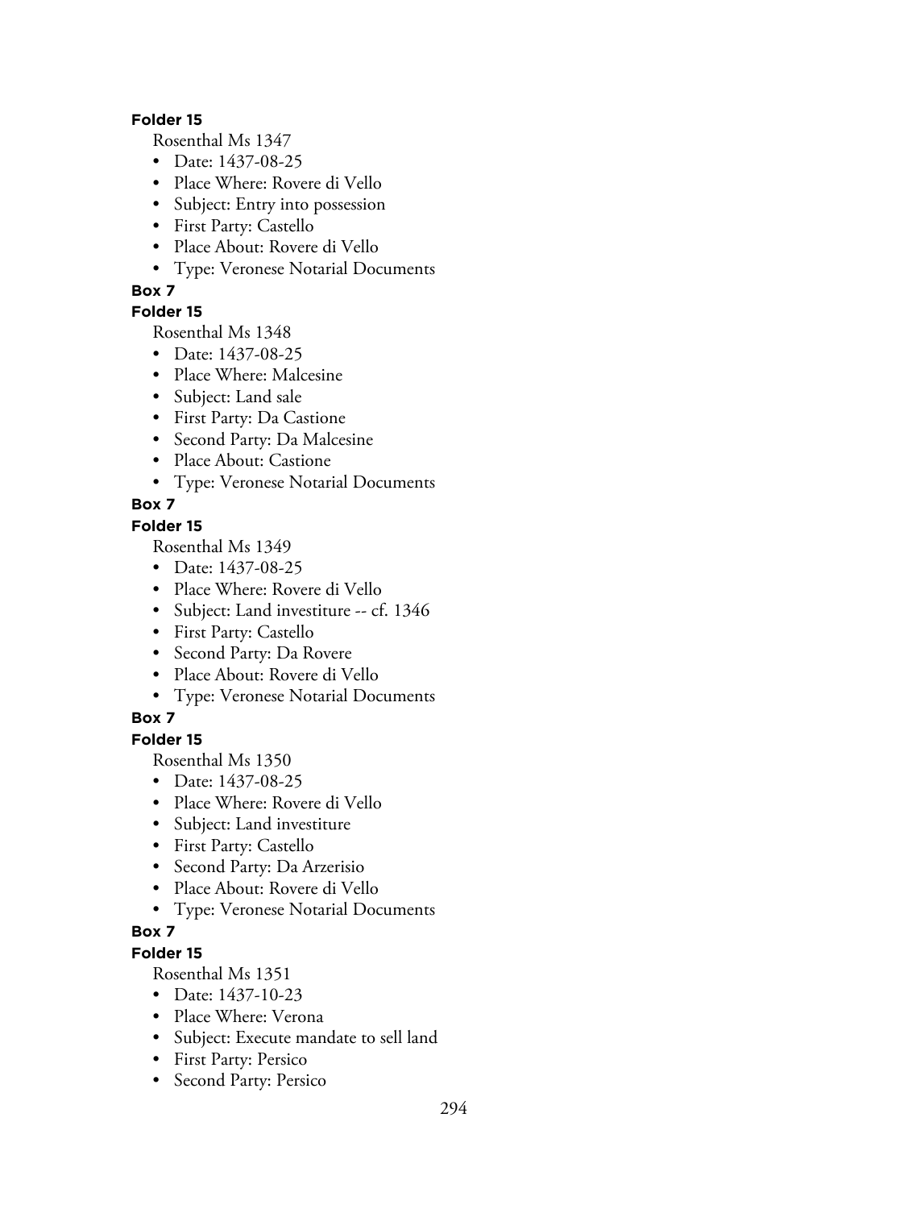**Folder 15**

Rosenthal Ms 1347

- Date: 1437-08-25
- Place Where: Rovere di Vello
- Subject: Entry into possession
- First Party: Castello
- Place About: Rovere di Vello
- Type: Veronese Notarial Documents

**Box 7**

**Folder 15**

Rosenthal Ms 1348

- Date: 1437-08-25
- Place Where: Malcesine
- Subject: Land sale
- First Party: Da Castione
- Second Party: Da Malcesine
- Place About: Castione
- Type: Veronese Notarial Documents

**Box 7**

**Folder 15**

Rosenthal Ms 1349

- Date: 1437-08-25
- Place Where: Rovere di Vello
- Subject: Land investiture -- cf. 1346
- First Party: Castello
- Second Party: Da Rovere
- Place About: Rovere di Vello
- Type: Veronese Notarial Documents

**Box 7**

**Folder 15**

Rosenthal Ms 1350

- Date: 1437-08-25
- Place Where: Rovere di Vello
- Subject: Land investiture
- First Party: Castello
- Second Party: Da Arzerisio
- Place About: Rovere di Vello
- Type: Veronese Notarial Documents

**Box 7**

**Folder 15**

Rosenthal Ms 1351

- Date: 1437-10-23
- Place Where: Verona
- Subject: Execute mandate to sell land
- First Party: Persico
- Second Party: Persico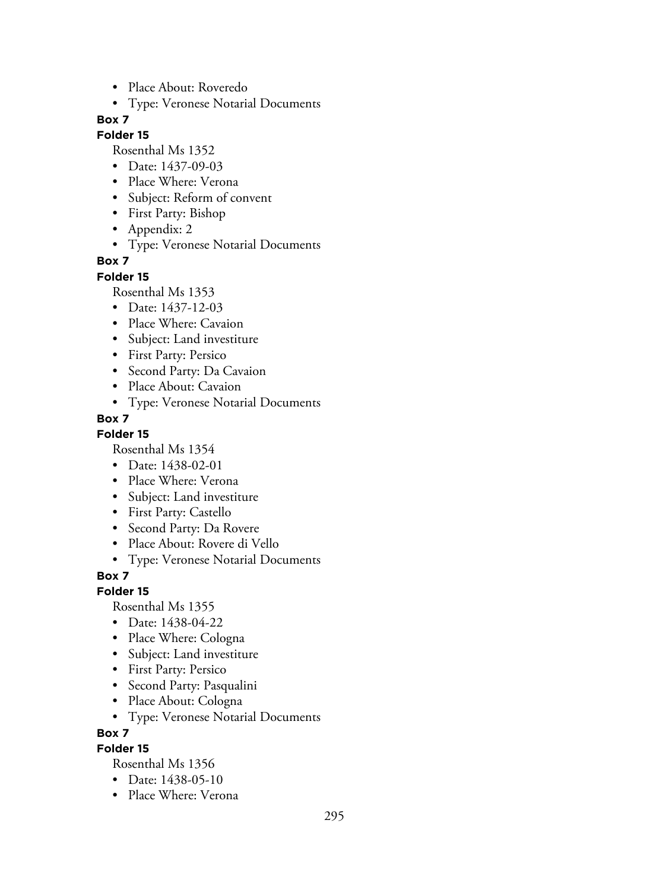- Place About: Roveredo
- Type: Veronese Notarial Documents

**Box 7**

**Folder 15**

Rosenthal Ms 1352

- Date: 1437-09-03
- Place Where: Verona
- Subject: Reform of convent
- First Party: Bishop
- Appendix: 2
- Type: Veronese Notarial Documents

**Box 7**

**Folder 15**

Rosenthal Ms 1353

- Date: 1437-12-03
- Place Where: Cavaion
- Subject: Land investiture
- First Party: Persico
- Second Party: Da Cavaion
- Place About: Cavaion
- Type: Veronese Notarial Documents

**Box 7**

**Folder 15**

Rosenthal Ms 1354

- Date: 1438-02-01
- Place Where: Verona
- Subject: Land investiture
- First Party: Castello
- Second Party: Da Rovere
- Place About: Rovere di Vello
- Type: Veronese Notarial Documents

**Box 7**

**Folder 15**

Rosenthal Ms 1355

- Date: 1438-04-22
- Place Where: Cologna
- Subject: Land investiture
- First Party: Persico
- Second Party: Pasqualini
- Place About: Cologna
- Type: Veronese Notarial Documents

**Box 7**

**Folder 15**

Rosenthal Ms 1356

- Date: 1438-05-10
- Place Where: Verona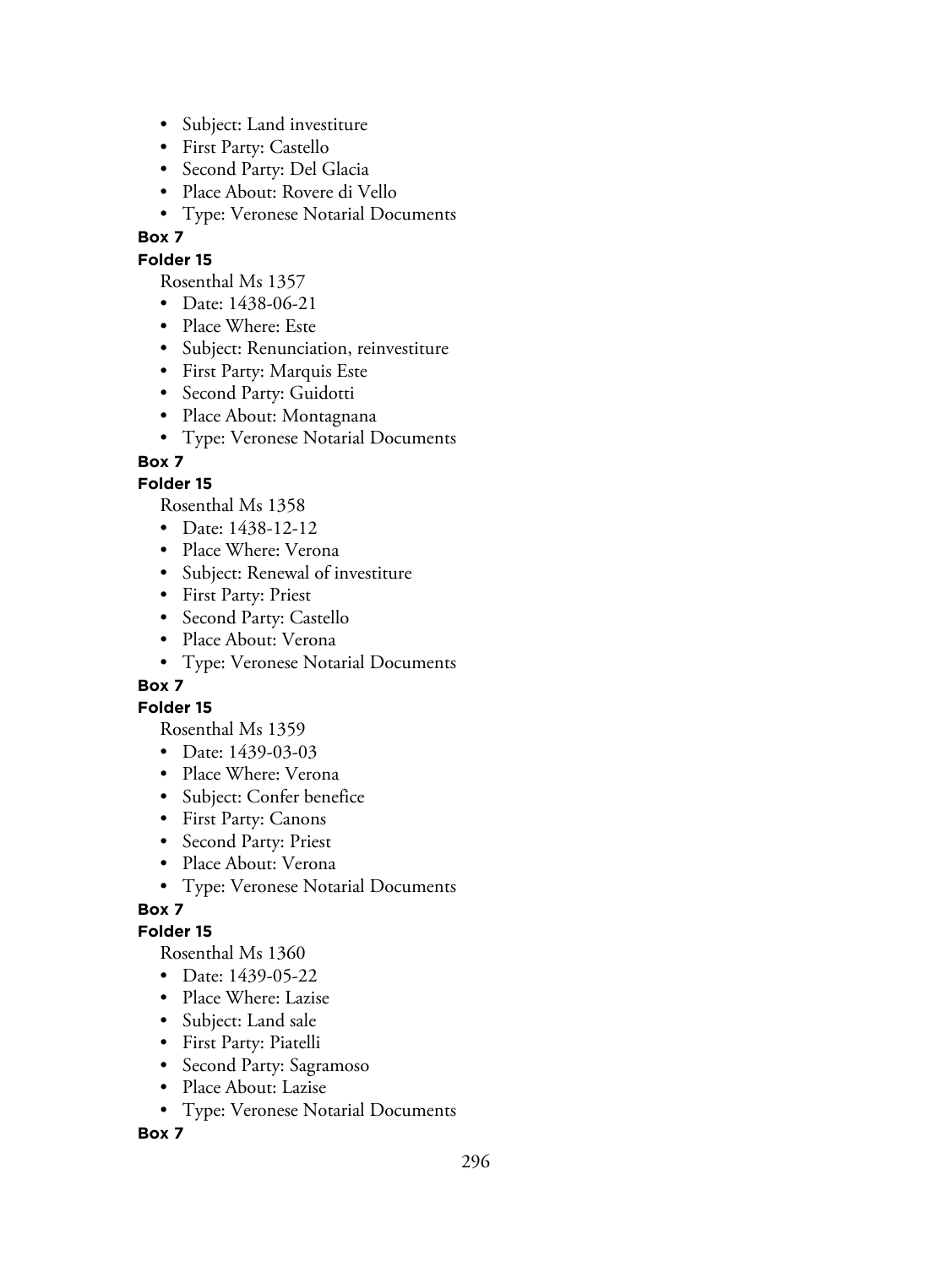- Subject: Land investiture
- First Party: Castello
- Second Party: Del Glacia
- Place About: Rovere di Vello
- Type: Veronese Notarial Documents

**Box 7**

**Folder 15**

Rosenthal Ms 1357

- Date: 1438-06-21
- Place Where: Este
- Subject: Renunciation, reinvestiture
- First Party: Marquis Este
- Second Party: Guidotti
- Place About: Montagnana
- Type: Veronese Notarial Documents

**Box 7**

**Folder 15**

Rosenthal Ms 1358

- Date: 1438-12-12
- Place Where: Verona
- Subject: Renewal of investiture
- First Party: Priest
- Second Party: Castello
- Place About: Verona
- Type: Veronese Notarial Documents

**Box 7**

**Folder 15**

Rosenthal Ms 1359

- Date: 1439-03-03
- Place Where: Verona
- Subject: Confer benefice
- First Party: Canons
- Second Party: Priest
- Place About: Verona
- Type: Veronese Notarial Documents

**Box 7**

**Folder 15**

Rosenthal Ms 1360

- Date: 1439-05-22
- Place Where: Lazise
- Subject: Land sale
- First Party: Piatelli
- Second Party: Sagramoso
- Place About: Lazise
- Type: Veronese Notarial Documents

**Box 7**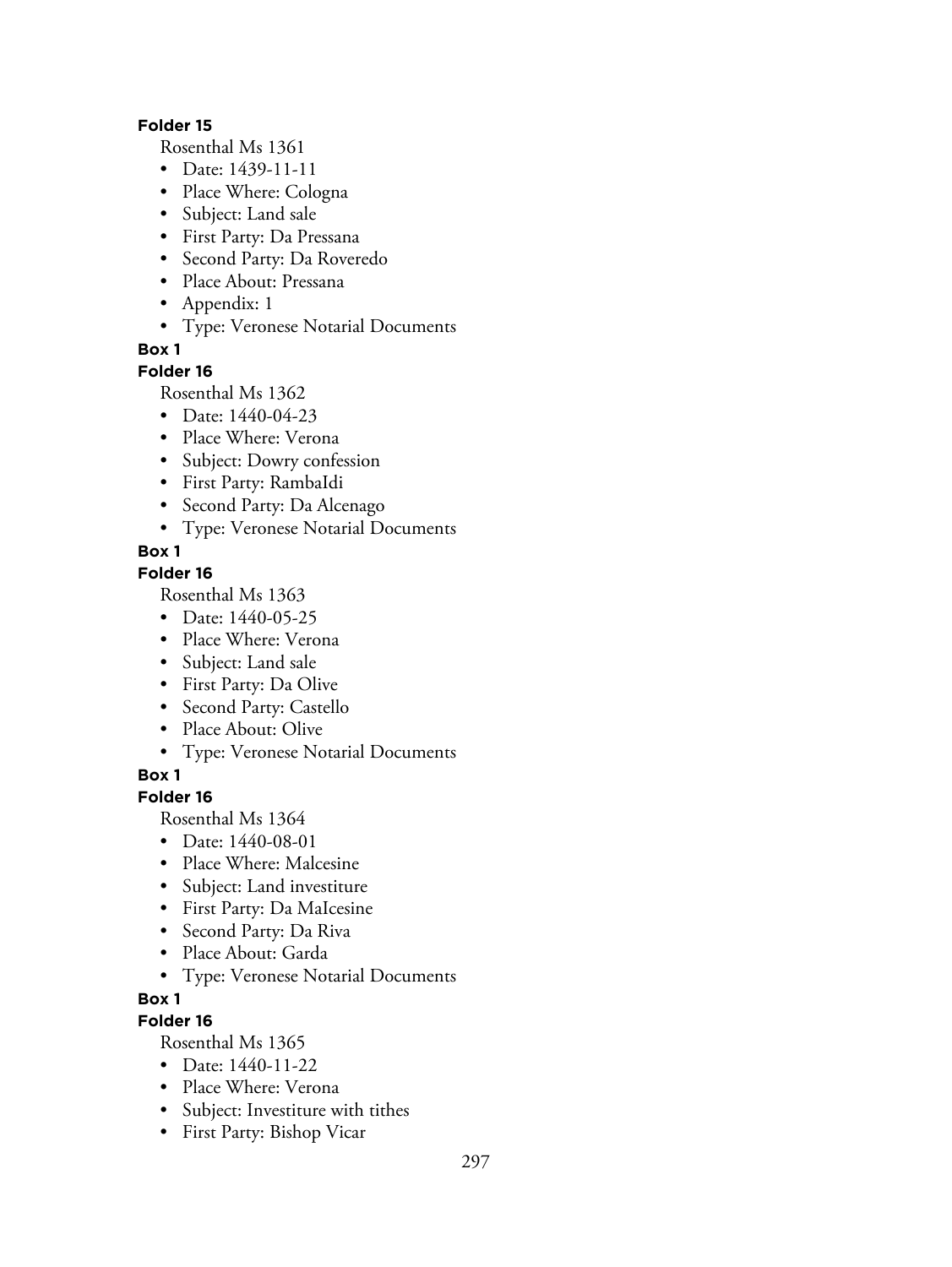**Folder 15**

Rosenthal Ms 1361

- Date: 1439-11-11
- Place Where: Cologna
- Subject: Land sale
- First Party: Da Pressana
- Second Party: Da Roveredo
- Place About: Pressana
- Appendix: 1
- Type: Veronese Notarial Documents

**Box 1**

**Folder 16**

Rosenthal Ms 1362

- Date: 1440-04-23
- Place Where: Verona
- Subject: Dowry confession
- First Party: RambaIdi
- Second Party: Da Alcenago
- Type: Veronese Notarial Documents

**Box 1**

**Folder 16**

Rosenthal Ms 1363

- Date: 1440-05-25
- Place Where: Verona
- Subject: Land sale
- First Party: Da Olive
- Second Party: Castello
- Place About: Olive
- Type: Veronese Notarial Documents

**Box 1**

**Folder 16**

Rosenthal Ms 1364

- Date: 1440-08-01
- Place Where: Malcesine
- Subject: Land investiture
- First Party: Da MaIcesine
- Second Party: Da Riva
- Place About: Garda
- Type: Veronese Notarial Documents

**Box 1**

**Folder 16**

Rosenthal Ms 1365

- Date: 1440-11-22
- Place Where: Verona
- Subject: Investiture with tithes
- First Party: Bishop Vicar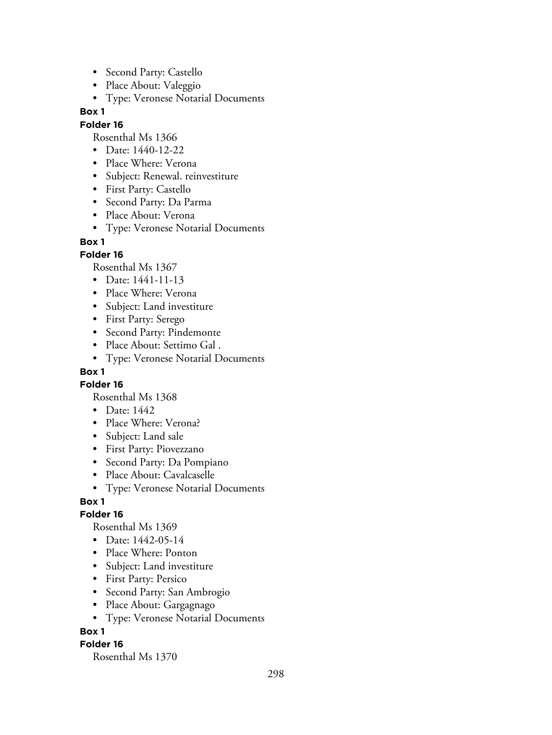- Second Party: Castello
- Place About: Valeggio
- Type: Veronese Notarial Documents

**Box 1**

**Folder 16**

Rosenthal Ms 1366

- Date: 1440-12-22
- Place Where: Verona
- Subject: Renewal. reinvestiture
- First Party: Castello
- Second Party: Da Parma
- Place About: Verona
- Type: Veronese Notarial Documents

**Box 1**

**Folder 16**

Rosenthal Ms 1367

- Date: 1441-11-13
- Place Where: Verona
- Subject: Land investiture
- First Party: Serego
- Second Party: Pindemonte
- Place About: Settimo Gal .
- Type: Veronese Notarial Documents

**Box 1**

**Folder 16**

Rosenthal Ms 1368

- Date: 1442
- Place Where: Verona?
- Subject: Land sale
- First Party: Piovezzano
- Second Party: Da Pompiano
- Place About: Cavalcaselle
- Type: Veronese Notarial Documents

**Box 1**

**Folder 16**

Rosenthal Ms 1369

- Date: 1442-05-14
- Place Where: Ponton
- Subject: Land investiture
- First Party: Persico
- Second Party: San Ambrogio
- Place About: Gargagnago
- Type: Veronese Notarial Documents

**Box 1**

**Folder 16**

Rosenthal Ms 1370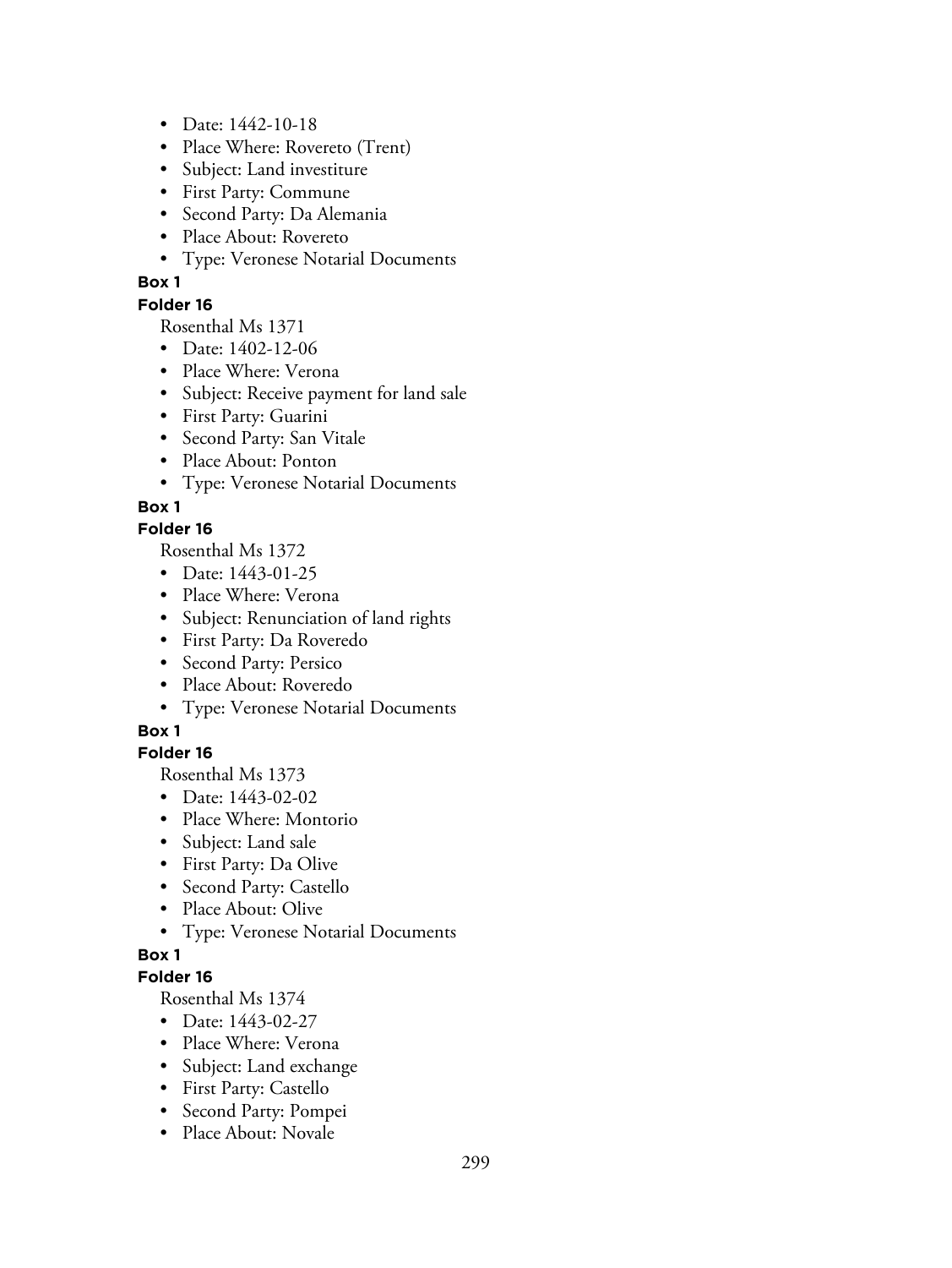- Date: 1442-10-18
- Place Where: Rovereto (Trent)
- Subject: Land investiture
- First Party: Commune
- Second Party: Da Alemania
- Place About: Rovereto
- Type: Veronese Notarial Documents

**Box 1**

**Folder 16**

Rosenthal Ms 1371

- Date: 1402-12-06
- Place Where: Verona
- Subject: Receive payment for land sale
- First Party: Guarini
- Second Party: San Vitale
- Place About: Ponton
- Type: Veronese Notarial Documents

**Box 1**

**Folder 16**

Rosenthal Ms 1372

- Date: 1443-01-25
- Place Where: Verona
- Subject: Renunciation of land rights
- First Party: Da Roveredo
- Second Party: Persico
- Place About: Roveredo
- Type: Veronese Notarial Documents

**Box 1**

**Folder 16**

Rosenthal Ms 1373

- Date: 1443-02-02
- Place Where: Montorio
- Subject: Land sale
- First Party: Da Olive
- Second Party: Castello
- Place About: Olive
- Type: Veronese Notarial Documents

**Box 1**

**Folder 16**

Rosenthal Ms 1374

- Date: 1443-02-27
- Place Where: Verona
- Subject: Land exchange
- First Party: Castello
- Second Party: Pompei
- Place About: Novale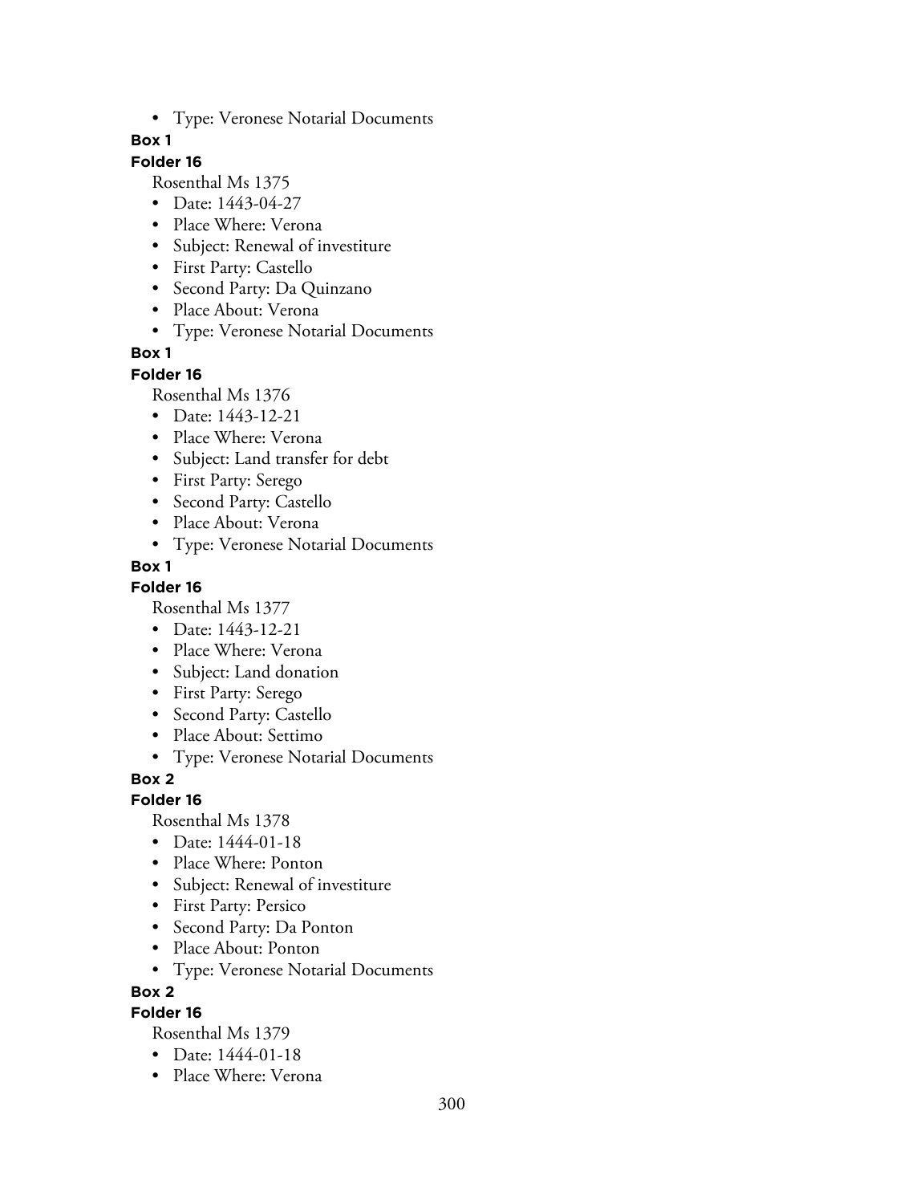- Type: Veronese Notarial Documents

**Box 1**

**Folder 16**

Rosenthal Ms 1375

- Date: 1443-04-27
- Place Where: Verona
- Subject: Renewal of investiture
- First Party: Castello
- Second Party: Da Quinzano
- Place About: Verona
- Type: Veronese Notarial Documents

**Box 1**

**Folder 16**

Rosenthal Ms 1376

- Date: 1443-12-21
- Place Where: Verona
- Subject: Land transfer for debt
- First Party: Serego
- Second Party: Castello
- Place About: Verona
- Type: Veronese Notarial Documents

**Box 1**

**Folder 16**

Rosenthal Ms 1377

- Date: 1443-12-21
- Place Where: Verona
- Subject: Land donation
- First Party: Serego
- Second Party: Castello
- Place About: Settimo
- Type: Veronese Notarial Documents

**Box 2**

**Folder 16**

Rosenthal Ms 1378

- Date: 1444-01-18
- Place Where: Ponton
- Subject: Renewal of investiture
- First Party: Persico
- Second Party: Da Ponton
- Place About: Ponton
- Type: Veronese Notarial Documents

**Box 2**

**Folder 16**

Rosenthal Ms 1379

- Date: 1444-01-18
- Place Where: Verona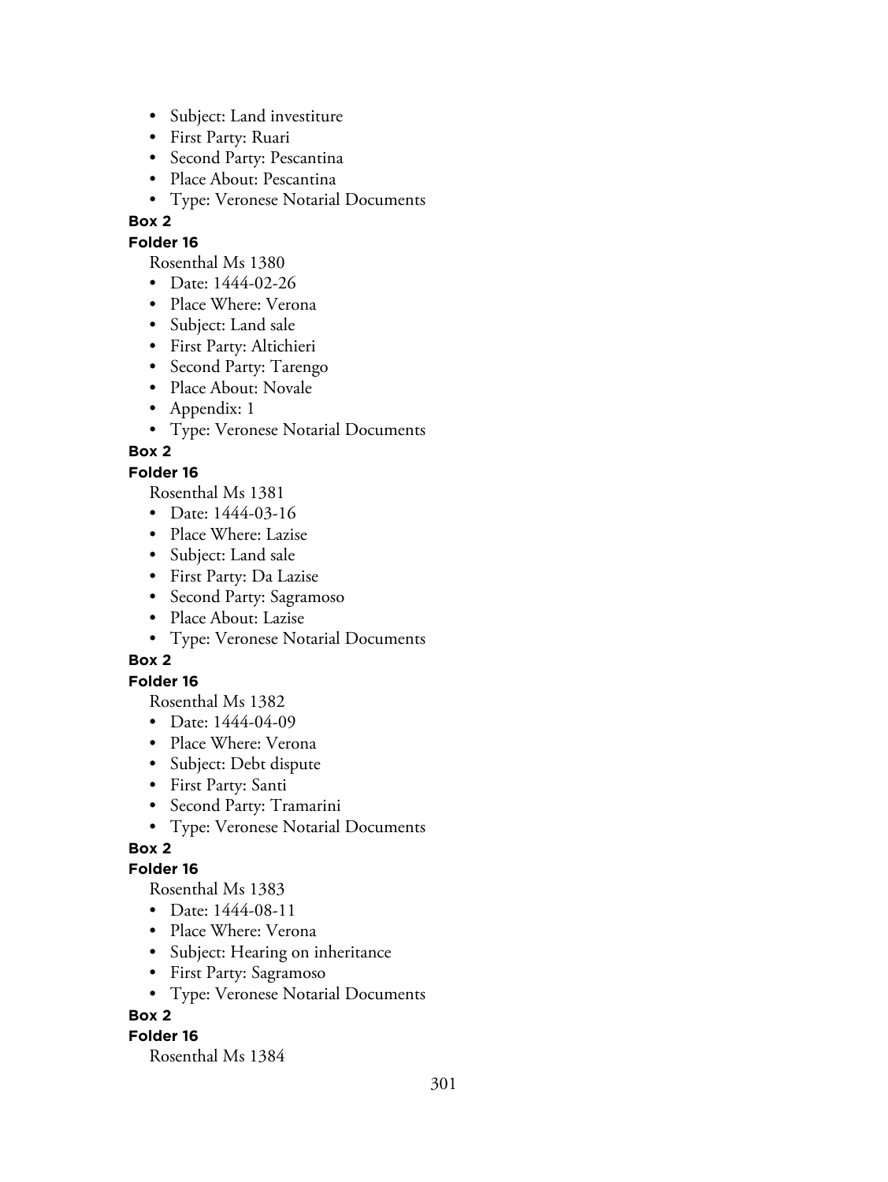- Subject: Land investiture
- First Party: Ruari
- Second Party: Pescantina
- Place About: Pescantina
- Type: Veronese Notarial Documents

**Box 2**

**Folder 16**

Rosenthal Ms 1380

- Date: 1444-02-26
- Place Where: Verona
- Subject: Land sale
- First Party: Altichieri
- Second Party: Tarengo
- Place About: Novale
- Appendix: 1
- Type: Veronese Notarial Documents

**Box 2**

**Folder 16**

Rosenthal Ms 1381

- Date: 1444-03-16
- Place Where: Lazise
- Subject: Land sale
- First Party: Da Lazise
- Second Party: Sagramoso
- Place About: Lazise
- Type: Veronese Notarial Documents

**Box 2**

**Folder 16**

Rosenthal Ms 1382

- Date: 1444-04-09
- Place Where: Verona
- Subject: Debt dispute
- First Party: Santi
- Second Party: Tramarini
- Type: Veronese Notarial Documents

**Box 2**

**Folder 16**

Rosenthal Ms 1383

- Date: 1444-08-11
- Place Where: Verona
- Subject: Hearing on inheritance
- First Party: Sagramoso
- Type: Veronese Notarial Documents

**Box 2**

**Folder 16**

Rosenthal Ms 1384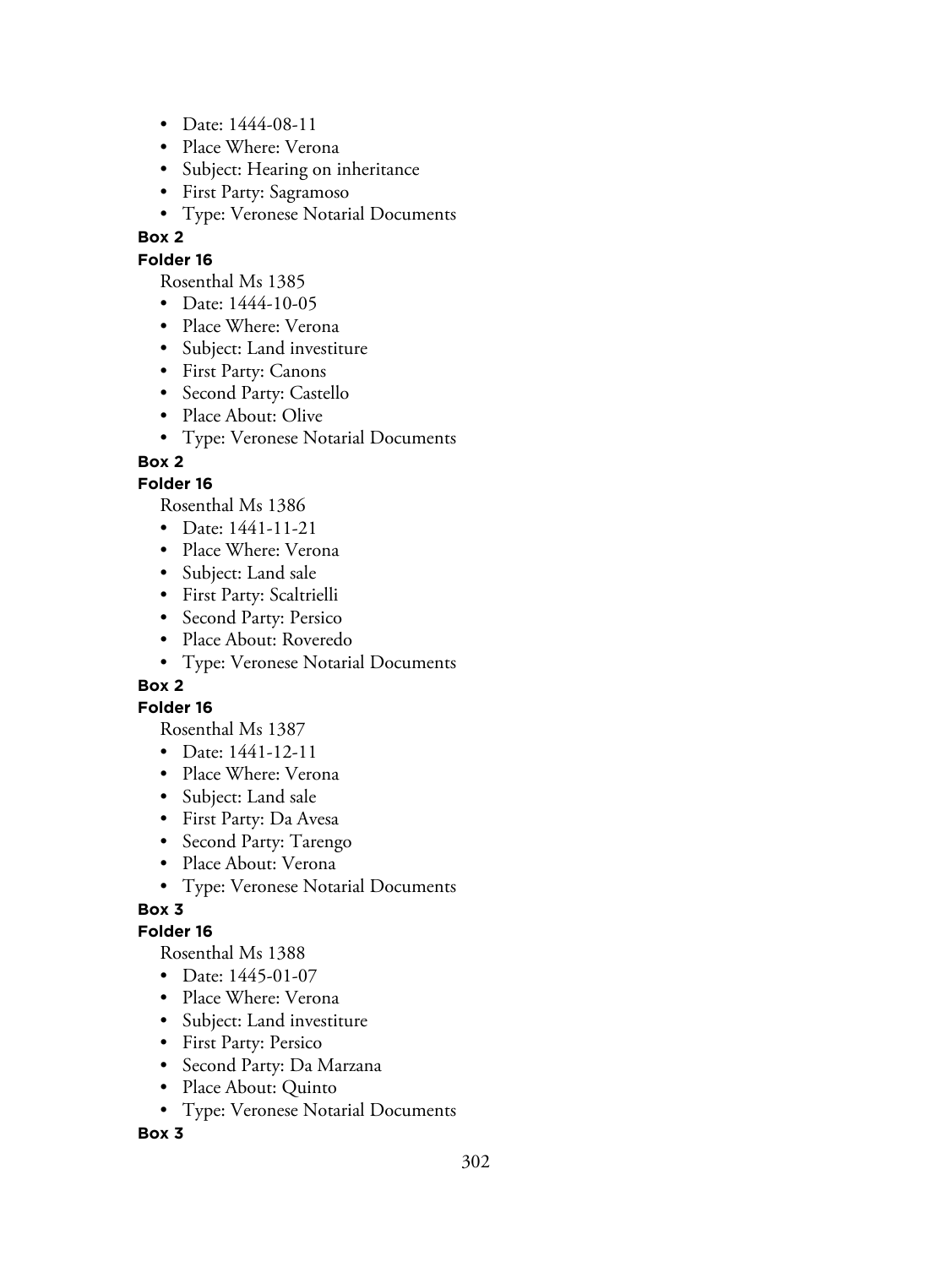- Date: 1444-08-11
- Place Where: Verona
- Subject: Hearing on inheritance
- First Party: Sagramoso
- Type: Veronese Notarial Documents

**Box 2**

**Folder 16**

Rosenthal Ms 1385

- Date: 1444-10-05
- Place Where: Verona
- Subject: Land investiture
- First Party: Canons
- Second Party: Castello
- Place About: Olive
- Type: Veronese Notarial Documents

**Box 2**

**Folder 16**

Rosenthal Ms 1386

- Date: 1441-11-21
- Place Where: Verona
- Subject: Land sale
- First Party: Scaltrielli
- Second Party: Persico
- Place About: Roveredo
- Type: Veronese Notarial Documents

**Box 2**

**Folder 16**

Rosenthal Ms 1387

- Date: 1441-12-11
- Place Where: Verona
- Subject: Land sale
- First Party: Da Avesa
- Second Party: Tarengo
- Place About: Verona
- Type: Veronese Notarial Documents

**Box 3**

**Folder 16**

Rosenthal Ms 1388

- Date: 1445-01-07
- Place Where: Verona
- Subject: Land investiture
- First Party: Persico
- Second Party: Da Marzana
- Place About: Quinto
- Type: Veronese Notarial Documents

**Box 3**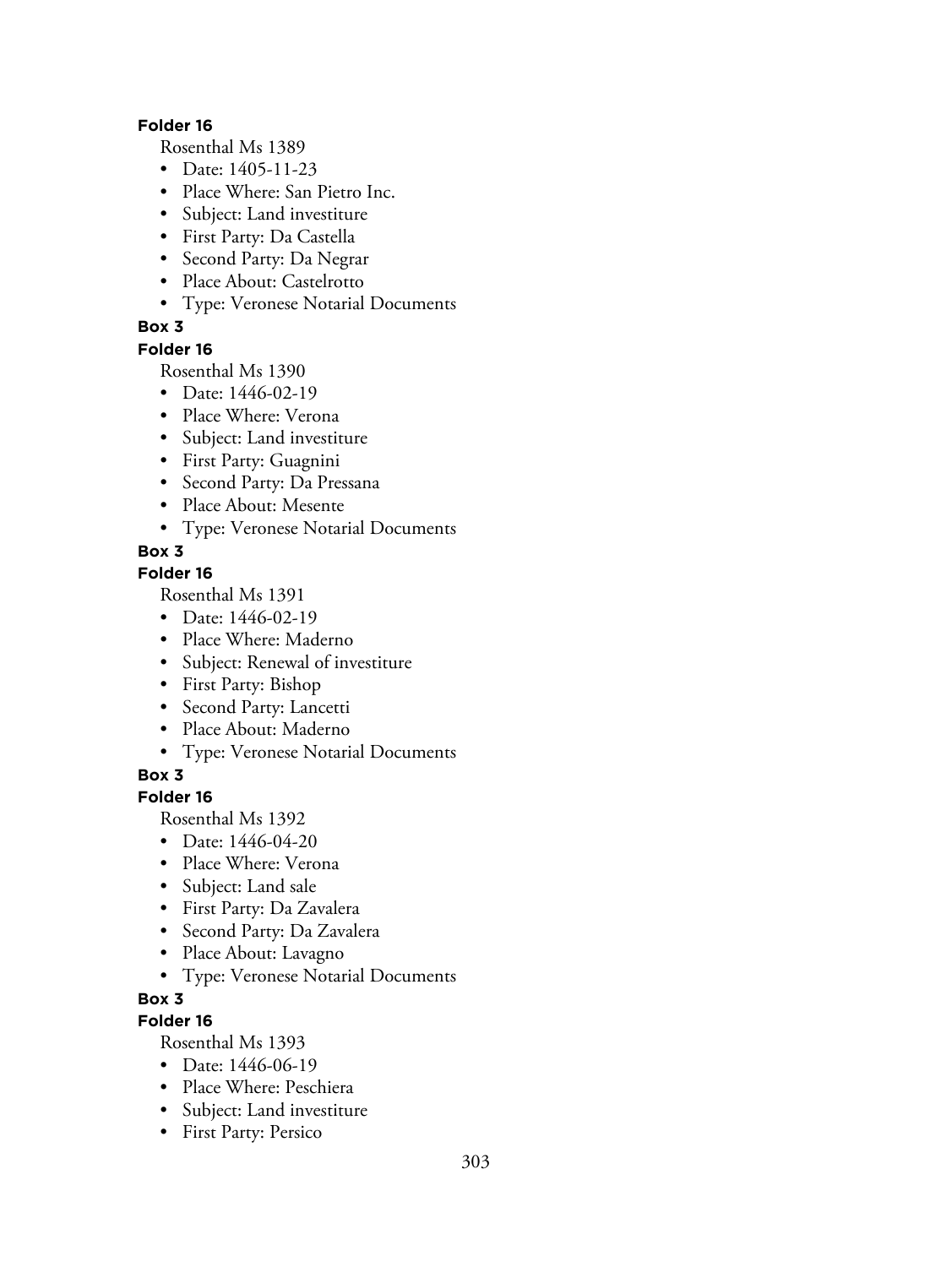**Folder 16**

Rosenthal Ms 1389

- Date: 1405-11-23
- Place Where: San Pietro Inc.
- Subject: Land investiture
- First Party: Da Castella
- Second Party: Da Negrar
- Place About: Castelrotto
- Type: Veronese Notarial Documents

**Box 3**

**Folder 16**

Rosenthal Ms 1390

- Date: 1446-02-19
- Place Where: Verona
- Subject: Land investiture
- First Party: Guagnini
- Second Party: Da Pressana
- Place About: Mesente
- Type: Veronese Notarial Documents

**Box 3**

**Folder 16**

Rosenthal Ms 1391

- Date: 1446-02-19
- Place Where: Maderno
- Subject: Renewal of investiture
- First Party: Bishop
- Second Party: Lancetti
- Place About: Maderno
- Type: Veronese Notarial Documents

**Box 3**

**Folder 16**

Rosenthal Ms 1392

- Date: 1446-04-20
- Place Where: Verona
- Subject: Land sale
- First Party: Da Zavalera
- Second Party: Da Zavalera
- Place About: Lavagno
- Type: Veronese Notarial Documents

**Box 3**

**Folder 16**

Rosenthal Ms 1393

- Date: 1446-06-19
- Place Where: Peschiera
- Subject: Land investiture
- First Party: Persico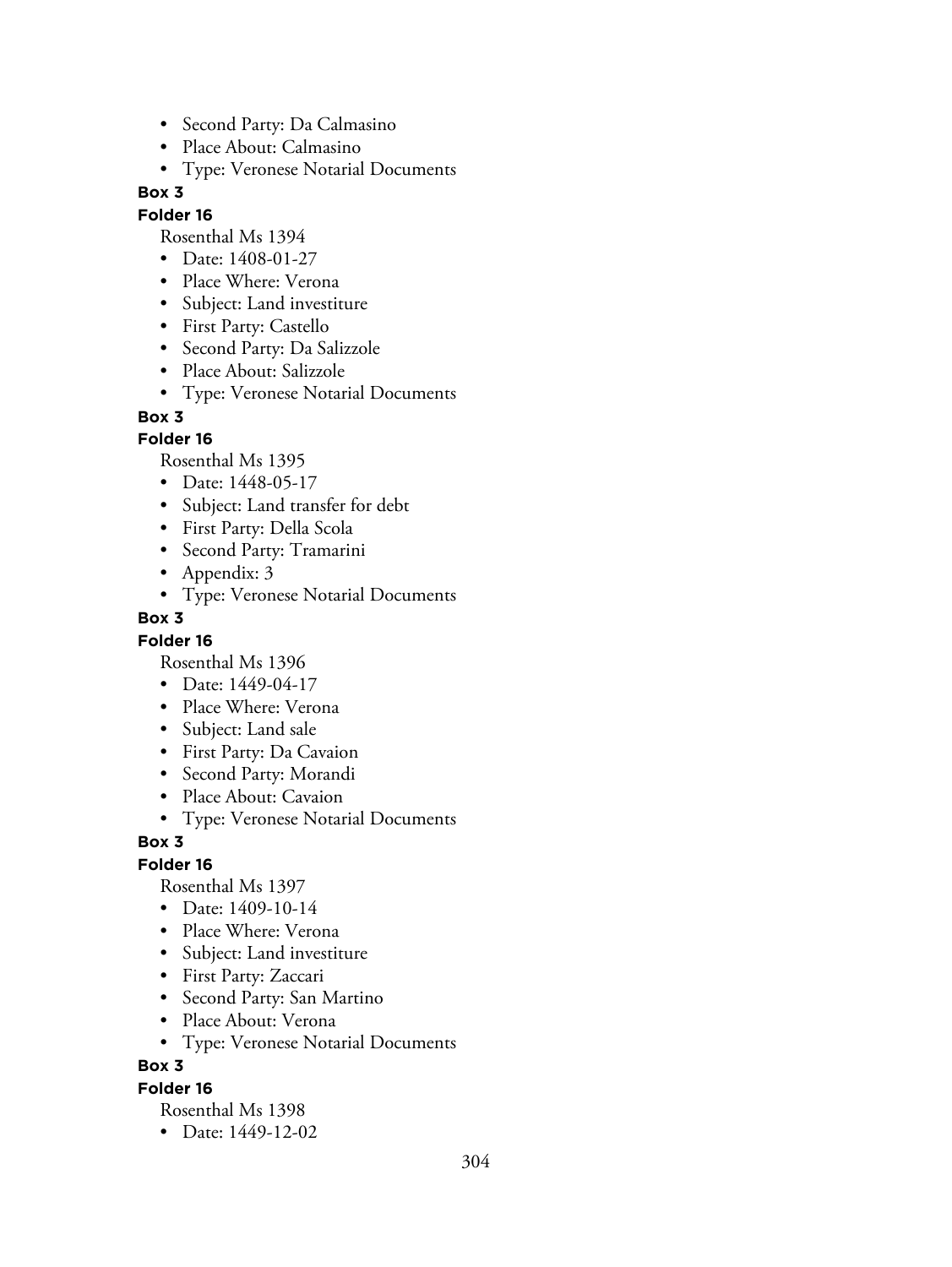- Second Party: Da Calmasino
- Place About: Calmasino
- Type: Veronese Notarial Documents

**Box 3**

**Folder 16**

Rosenthal Ms 1394

- Date: 1408-01-27
- Place Where: Verona
- Subject: Land investiture
- First Party: Castello
- Second Party: Da Salizzole
- Place About: Salizzole
- Type: Veronese Notarial Documents

**Box 3**

**Folder 16**

Rosenthal Ms 1395

- Date: 1448-05-17
- Subject: Land transfer for debt
- First Party: Della Scola
- Second Party: Tramarini
- Appendix: 3
- Type: Veronese Notarial Documents

**Box 3**

**Folder 16**

Rosenthal Ms 1396

- Date: 1449-04-17
- Place Where: Verona
- Subject: Land sale
- First Party: Da Cavaion
- Second Party: Morandi
- Place About: Cavaion
- Type: Veronese Notarial Documents

**Box 3**

**Folder 16**

Rosenthal Ms 1397

- Date: 1409-10-14
- Place Where: Verona
- Subject: Land investiture
- First Party: Zaccari
- Second Party: San Martino
- Place About: Verona
- Type: Veronese Notarial Documents

**Box 3**

**Folder 16**

Rosenthal Ms 1398

- Date: 1449-12-02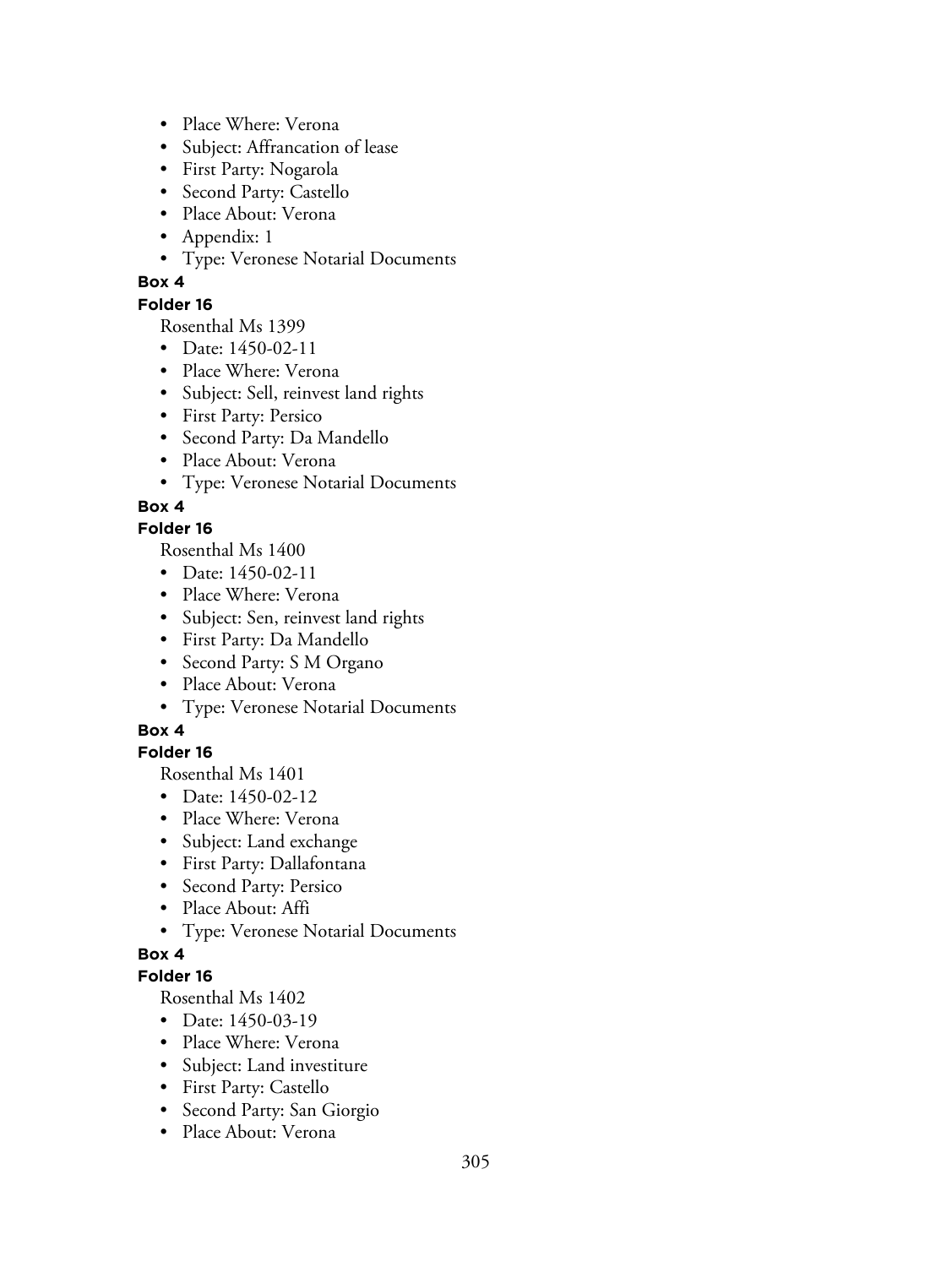- Place Where: Verona
- Subject: Affrancation of lease
- First Party: Nogarola
- Second Party: Castello
- Place About: Verona
- Appendix: 1
- Type: Veronese Notarial Documents

**Box 4**

**Folder 16**

Rosenthal Ms 1399

- Date: 1450-02-11
- Place Where: Verona
- Subject: Sell, reinvest land rights
- First Party: Persico
- Second Party: Da Mandello
- Place About: Verona
- Type: Veronese Notarial Documents

**Box 4**

**Folder 16**

Rosenthal Ms 1400

- Date: 1450-02-11
- Place Where: Verona
- Subject: Sen, reinvest land rights
- First Party: Da Mandello
- Second Party: S M Organo
- Place About: Verona
- Type: Veronese Notarial Documents

**Box 4**

**Folder 16**

Rosenthal Ms 1401

- Date: 1450-02-12
- Place Where: Verona
- Subject: Land exchange
- First Party: Dallafontana
- Second Party: Persico
- Place About: Affi
- Type: Veronese Notarial Documents

**Box 4**

**Folder 16**

Rosenthal Ms 1402

- Date: 1450-03-19
- Place Where: Verona
- Subject: Land investiture
- First Party: Castello
- Second Party: San Giorgio
- Place About: Verona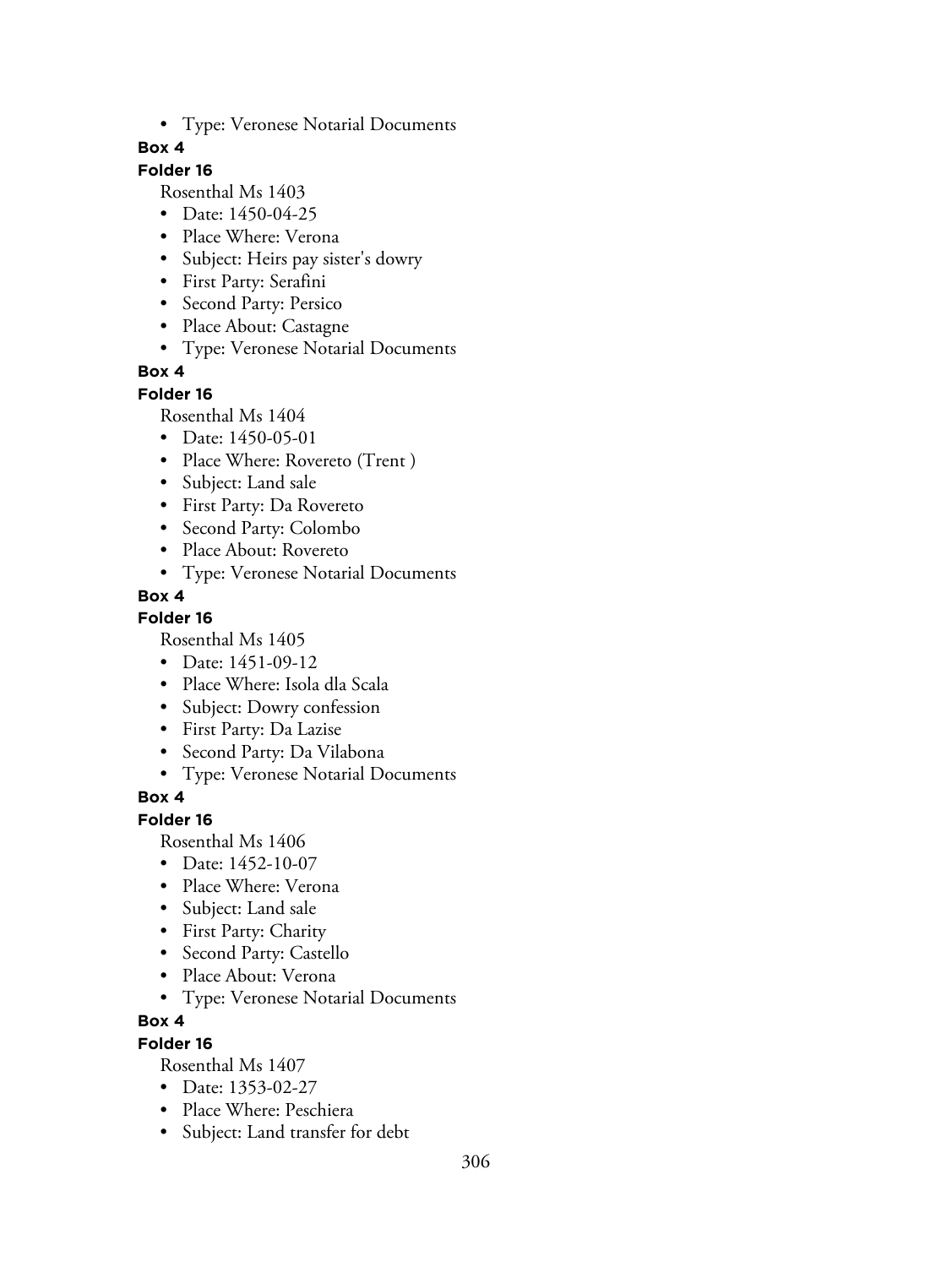- Type: Veronese Notarial Documents

**Box 4**

**Folder 16**

Rosenthal Ms 1403

- Date: 1450-04-25
- Place Where: Verona
- Subject: Heirs pay sister's dowry
- First Party: Serafini
- Second Party: Persico
- Place About: Castagne
- Type: Veronese Notarial Documents

**Box 4**

**Folder 16**

Rosenthal Ms 1404

- Date: 1450-05-01
- Place Where: Rovereto (Trent )
- Subject: Land sale
- First Party: Da Rovereto
- Second Party: Colombo
- Place About: Rovereto
- Type: Veronese Notarial Documents

**Box 4**

**Folder 16**

Rosenthal Ms 1405

- Date: 1451-09-12
- Place Where: Isola dla Scala
- Subject: Dowry confession
- First Party: Da Lazise
- Second Party: Da Vilabona
- Type: Veronese Notarial Documents

**Box 4**

**Folder 16**

Rosenthal Ms 1406

- Date: 1452-10-07
- Place Where: Verona
- Subject: Land sale
- First Party: Charity
- Second Party: Castello
- Place About: Verona
- Type: Veronese Notarial Documents

**Box 4**

**Folder 16**

Rosenthal Ms 1407

- Date: 1353-02-27
- Place Where: Peschiera
- Subject: Land transfer for debt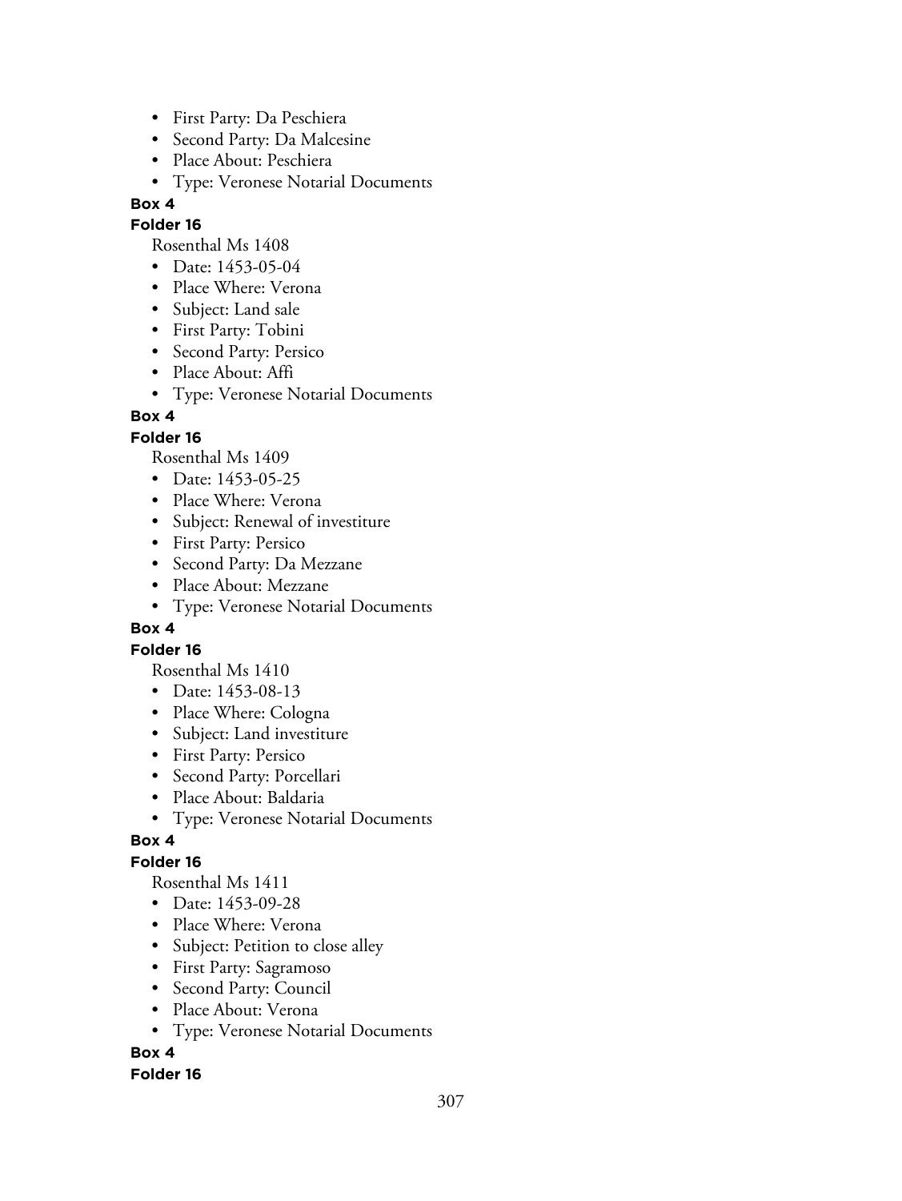- First Party: Da Peschiera
- Second Party: Da Malcesine
- Place About: Peschiera
- Type: Veronese Notarial Documents

**Box 4**

**Folder 16**

Rosenthal Ms 1408

- Date: 1453-05-04
- Place Where: Verona
- Subject: Land sale
- First Party: Tobini
- Second Party: Persico
- Place About: Affi
- Type: Veronese Notarial Documents

**Box 4**

**Folder 16**

Rosenthal Ms 1409

- Date: 1453-05-25
- Place Where: Verona
- Subject: Renewal of investiture
- First Party: Persico
- Second Party: Da Mezzane
- Place About: Mezzane
- Type: Veronese Notarial Documents

**Box 4**

**Folder 16**

Rosenthal Ms 1410

- Date: 1453-08-13
- Place Where: Cologna
- Subject: Land investiture
- First Party: Persico
- Second Party: Porcellari
- Place About: Baldaria
- Type: Veronese Notarial Documents

**Box 4**

**Folder 16**

Rosenthal Ms 1411

- Date: 1453-09-28
- Place Where: Verona
- Subject: Petition to close alley
- First Party: Sagramoso
- Second Party: Council
- Place About: Verona
- Type: Veronese Notarial Documents

**Box 4**

**Folder 16**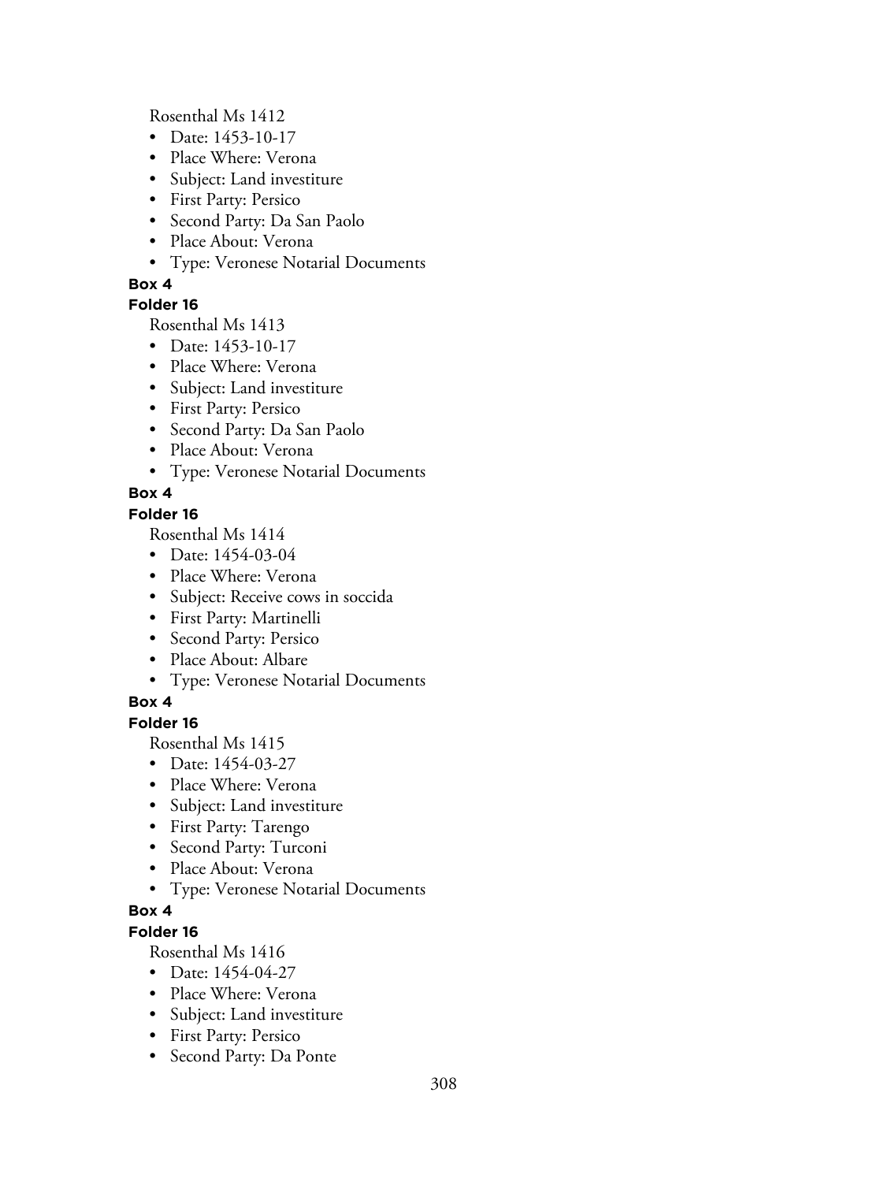Rosenthal Ms 1412

- Date: 1453-10-17
- Place Where: Verona
- Subject: Land investiture
- First Party: Persico
- Second Party: Da San Paolo
- Place About: Verona
- Type: Veronese Notarial Documents

**Box 4**

**Folder 16**

Rosenthal Ms 1413

- Date: 1453-10-17
- Place Where: Verona
- Subject: Land investiture
- First Party: Persico
- Second Party: Da San Paolo
- Place About: Verona
- Type: Veronese Notarial Documents

**Box 4**

**Folder 16**

Rosenthal Ms 1414

- Date: 1454-03-04
- Place Where: Verona
- Subject: Receive cows in soccida
- First Party: Martinelli
- Second Party: Persico
- Place About: Albare
- Type: Veronese Notarial Documents

**Box 4**

**Folder 16**

Rosenthal Ms 1415

- Date: 1454-03-27
- Place Where: Verona
- Subject: Land investiture
- First Party: Tarengo
- Second Party: Turconi
- Place About: Verona
- Type: Veronese Notarial Documents

**Box 4**

**Folder 16**

Rosenthal Ms 1416

- Date: 1454-04-27
- Place Where: Verona
- Subject: Land investiture
- First Party: Persico
- Second Party: Da Ponte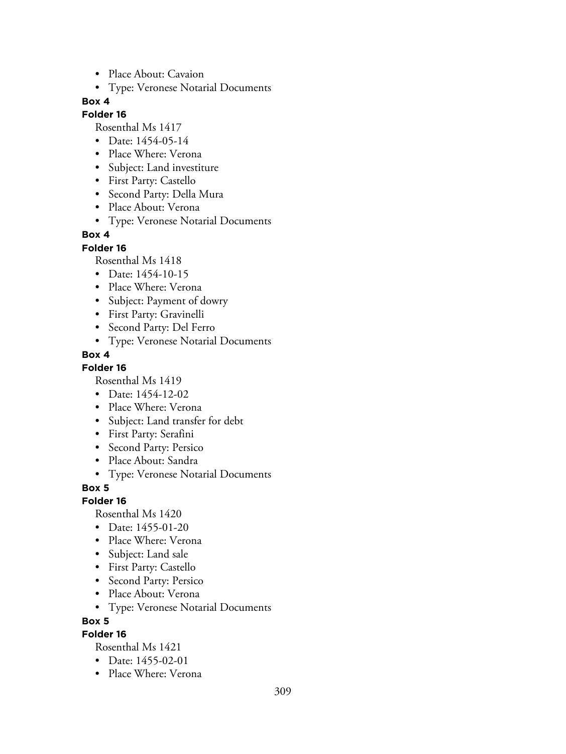- Place About: Cavaion
- Type: Veronese Notarial Documents

**Box 4**

**Folder 16**

Rosenthal Ms 1417

- Date: 1454-05-14
- Place Where: Verona
- Subject: Land investiture
- First Party: Castello
- Second Party: Della Mura
- Place About: Verona
- Type: Veronese Notarial Documents

**Box 4**

**Folder 16**

Rosenthal Ms 1418

- Date: 1454-10-15
- Place Where: Verona
- Subject: Payment of dowry
- First Party: Gravinelli
- Second Party: Del Ferro
- Type: Veronese Notarial Documents

**Box 4**

**Folder 16**

Rosenthal Ms 1419

- Date: 1454-12-02
- Place Where: Verona
- Subject: Land transfer for debt
- First Party: Serafini
- Second Party: Persico
- Place About: Sandra
- Type: Veronese Notarial Documents

**Box 5**

**Folder 16**

Rosenthal Ms 1420

- Date: 1455-01-20
- Place Where: Verona
- Subject: Land sale
- First Party: Castello
- Second Party: Persico
- Place About: Verona
- Type: Veronese Notarial Documents

**Box 5**

**Folder 16**

Rosenthal Ms 1421

- Date: 1455-02-01
- Place Where: Verona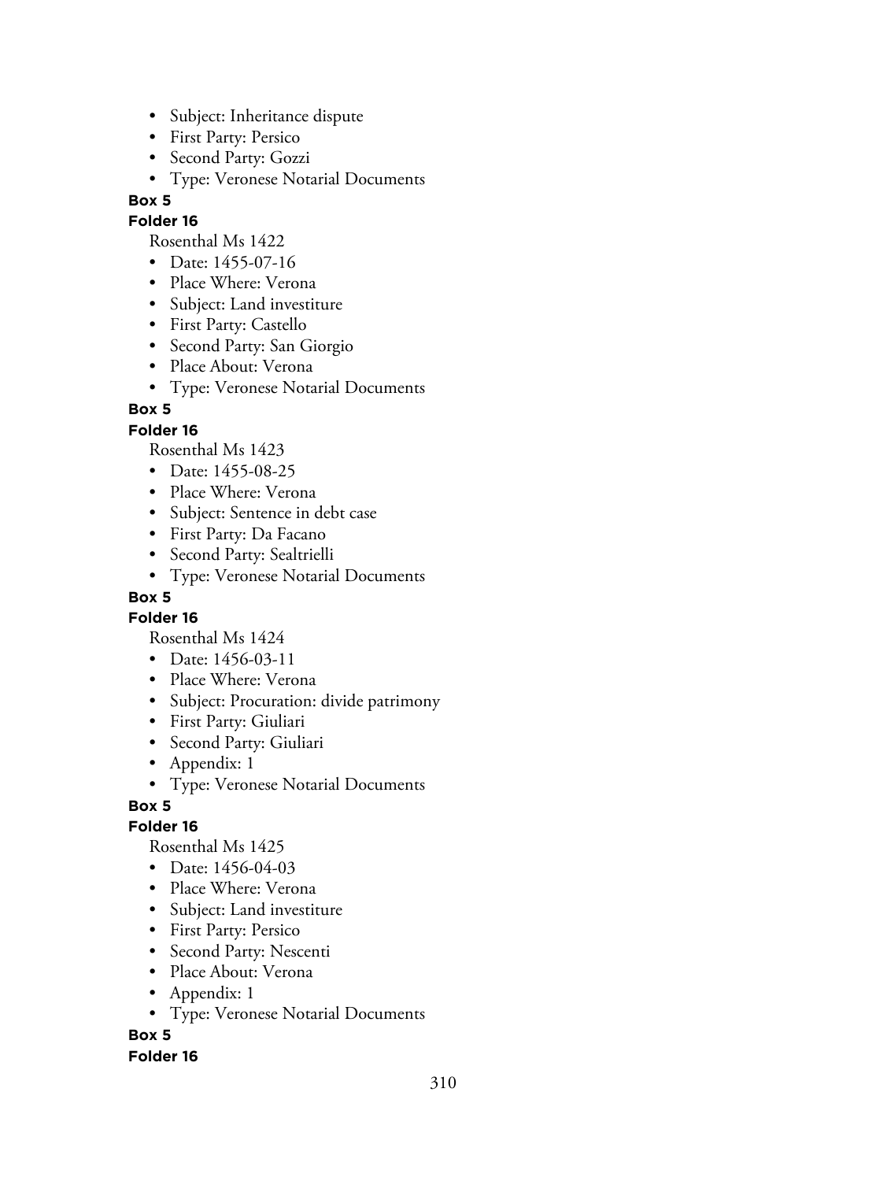- Subject: Inheritance dispute
- First Party: Persico
- Second Party: Gozzi
- Type: Veronese Notarial Documents

**Box 5**

**Folder 16**

Rosenthal Ms 1422

- Date: 1455-07-16
- Place Where: Verona
- Subject: Land investiture
- First Party: Castello
- Second Party: San Giorgio
- Place About: Verona
- Type: Veronese Notarial Documents

**Box 5**

**Folder 16**

Rosenthal Ms 1423

- Date: 1455-08-25
- Place Where: Verona
- Subject: Sentence in debt case
- First Party: Da Facano
- Second Party: Sealtrielli
- Type: Veronese Notarial Documents

**Box 5**

**Folder 16**

Rosenthal Ms 1424

- Date: 1456-03-11
- Place Where: Verona
- Subject: Procuration: divide patrimony
- First Party: Giuliari
- Second Party: Giuliari
- Appendix: 1
- Type: Veronese Notarial Documents

**Box 5**

**Folder 16**

Rosenthal Ms 1425

- Date: 1456-04-03
- Place Where: Verona
- Subject: Land investiture
- First Party: Persico
- Second Party: Nescenti
- Place About: Verona
- Appendix: 1
- Type: Veronese Notarial Documents

**Box 5**

**Folder 16**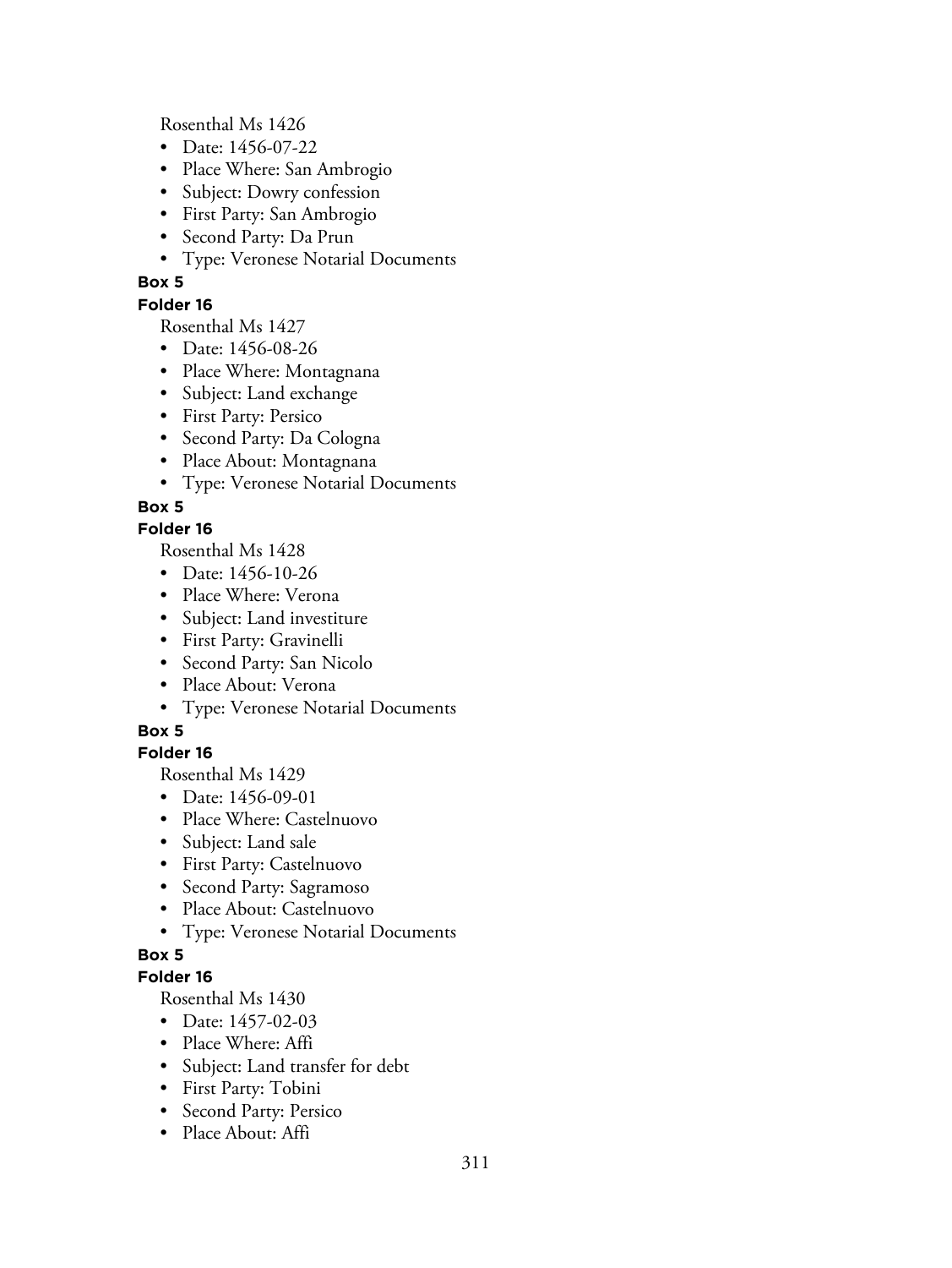Rosenthal Ms 1426

- Date: 1456-07-22
- Place Where: San Ambrogio
- Subject: Dowry confession
- First Party: San Ambrogio
- Second Party: Da Prun
- Type: Veronese Notarial Documents

**Box 5**

**Folder 16**

Rosenthal Ms 1427

- Date: 1456-08-26
- Place Where: Montagnana
- Subject: Land exchange
- First Party: Persico
- Second Party: Da Cologna
- Place About: Montagnana
- Type: Veronese Notarial Documents

**Box 5**

**Folder 16**

Rosenthal Ms 1428

- Date: 1456-10-26
- Place Where: Verona
- Subject: Land investiture
- First Party: Gravinelli
- Second Party: San Nicolo
- Place About: Verona
- Type: Veronese Notarial Documents

**Box 5**

**Folder 16**

Rosenthal Ms 1429

- Date: 1456-09-01
- Place Where: Castelnuovo
- Subject: Land sale
- First Party: Castelnuovo
- Second Party: Sagramoso
- Place About: Castelnuovo
- Type: Veronese Notarial Documents

**Box 5**

**Folder 16**

Rosenthal Ms 1430

- Date: 1457-02-03
- Place Where: Affi
- Subject: Land transfer for debt
- First Party: Tobini
- Second Party: Persico
- Place About: Affi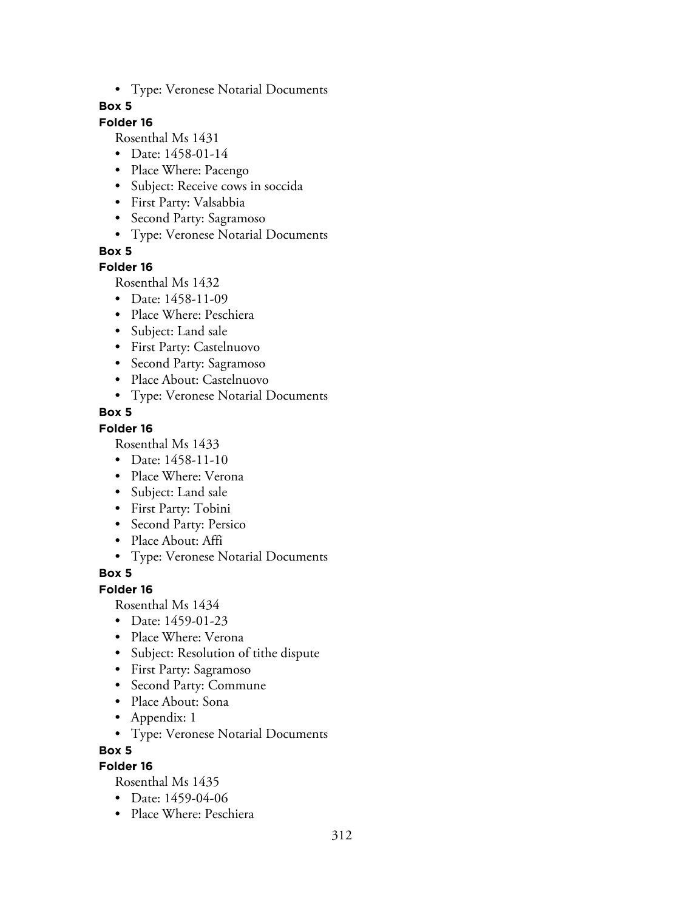- Type: Veronese Notarial Documents

**Box 5**

**Folder 16**

Rosenthal Ms 1431

- Date: 1458-01-14
- Place Where: Pacengo
- Subject: Receive cows in soccida
- First Party: Valsabbia
- Second Party: Sagramoso
- Type: Veronese Notarial Documents

**Box 5**

**Folder 16**

Rosenthal Ms 1432

- Date: 1458-11-09
- Place Where: Peschiera
- Subject: Land sale
- First Party: Castelnuovo
- Second Party: Sagramoso
- Place About: Castelnuovo
- Type: Veronese Notarial Documents

**Box 5**

**Folder 16**

Rosenthal Ms 1433

- Date: 1458-11-10
- Place Where: Verona
- Subject: Land sale
- First Party: Tobini
- Second Party: Persico
- Place About: Affi
- Type: Veronese Notarial Documents

**Box 5**

**Folder 16**

Rosenthal Ms 1434

- Date: 1459-01-23
- Place Where: Verona
- Subject: Resolution of tithe dispute
- First Party: Sagramoso
- Second Party: Commune
- Place About: Sona
- Appendix: 1
- Type: Veronese Notarial Documents

**Box 5**

**Folder 16**

Rosenthal Ms 1435

- Date: 1459-04-06
- Place Where: Peschiera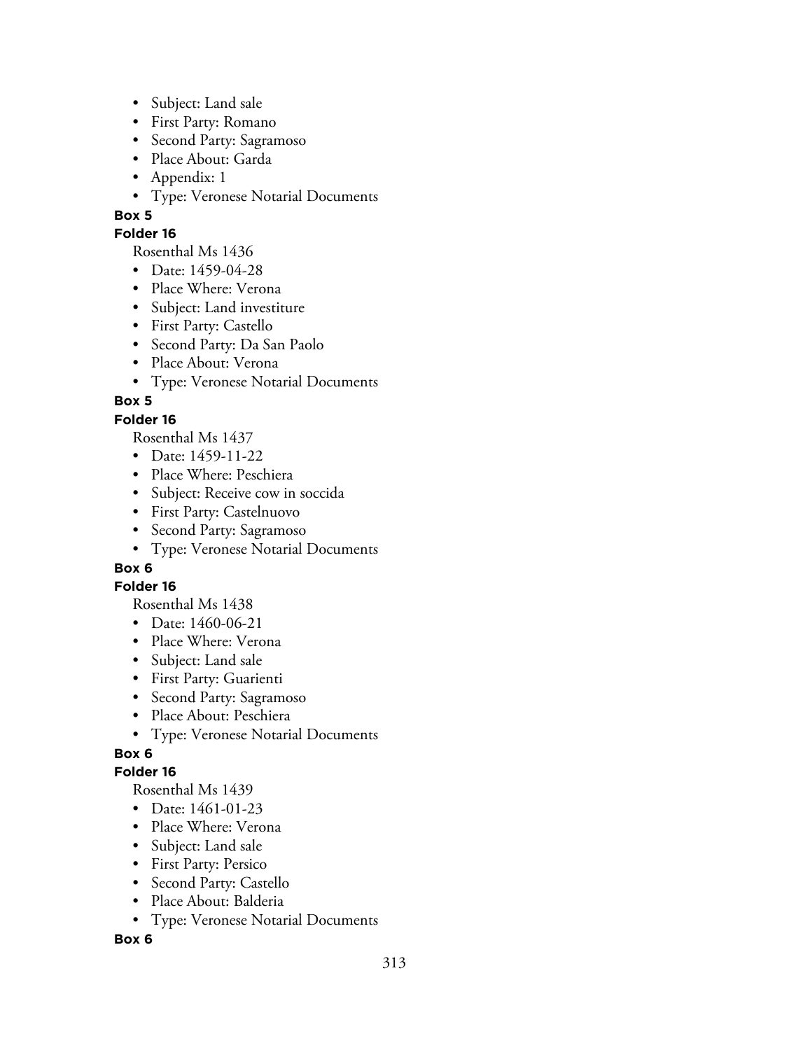- Subject: Land sale
- First Party: Romano
- Second Party: Sagramoso
- Place About: Garda
- Appendix: 1
- Type: Veronese Notarial Documents

**Box 5**

**Folder 16**

Rosenthal Ms 1436

- Date: 1459-04-28
- Place Where: Verona
- Subject: Land investiture
- First Party: Castello
- Second Party: Da San Paolo
- Place About: Verona
- Type: Veronese Notarial Documents

**Box 5**

**Folder 16**

Rosenthal Ms 1437

- Date: 1459-11-22
- Place Where: Peschiera
- Subject: Receive cow in soccida
- First Party: Castelnuovo
- Second Party: Sagramoso
- Type: Veronese Notarial Documents

**Box 6**

**Folder 16**

Rosenthal Ms 1438

- Date: 1460-06-21
- Place Where: Verona
- Subject: Land sale
- First Party: Guarienti
- Second Party: Sagramoso
- Place About: Peschiera
- Type: Veronese Notarial Documents

**Box 6**

**Folder 16**

Rosenthal Ms 1439

- Date: 1461-01-23
- Place Where: Verona
- Subject: Land sale
- First Party: Persico
- Second Party: Castello
- Place About: Balderia
- Type: Veronese Notarial Documents

**Box 6**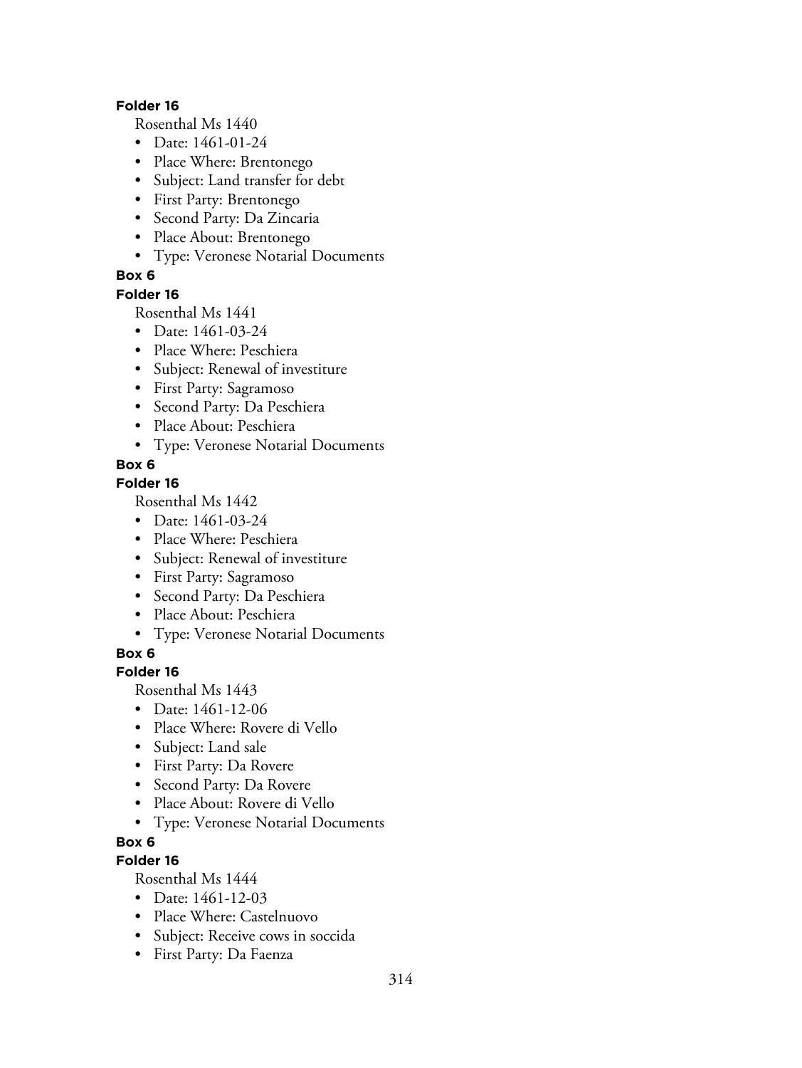**Folder 16**

Rosenthal Ms 1440

- Date: 1461-01-24
- Place Where: Brentonego
- Subject: Land transfer for debt
- First Party: Brentonego
- Second Party: Da Zincaria
- Place About: Brentonego
- Type: Veronese Notarial Documents

**Box 6**

**Folder 16**

Rosenthal Ms 1441

- Date: 1461-03-24
- Place Where: Peschiera
- Subject: Renewal of investiture
- First Party: Sagramoso
- Second Party: Da Peschiera
- Place About: Peschiera
- Type: Veronese Notarial Documents

**Box 6**

**Folder 16**

Rosenthal Ms 1442

- Date: 1461-03-24
- Place Where: Peschiera
- Subject: Renewal of investiture
- First Party: Sagramoso
- Second Party: Da Peschiera
- Place About: Peschiera
- Type: Veronese Notarial Documents

**Box 6**

**Folder 16**

Rosenthal Ms 1443

- Date: 1461-12-06
- Place Where: Rovere di Vello
- Subject: Land sale
- First Party: Da Rovere
- Second Party: Da Rovere
- Place About: Rovere di Vello
- Type: Veronese Notarial Documents

**Box 6**

**Folder 16**

Rosenthal Ms 1444

- Date: 1461-12-03
- Place Where: Castelnuovo
- Subject: Receive cows in soccida
- First Party: Da Faenza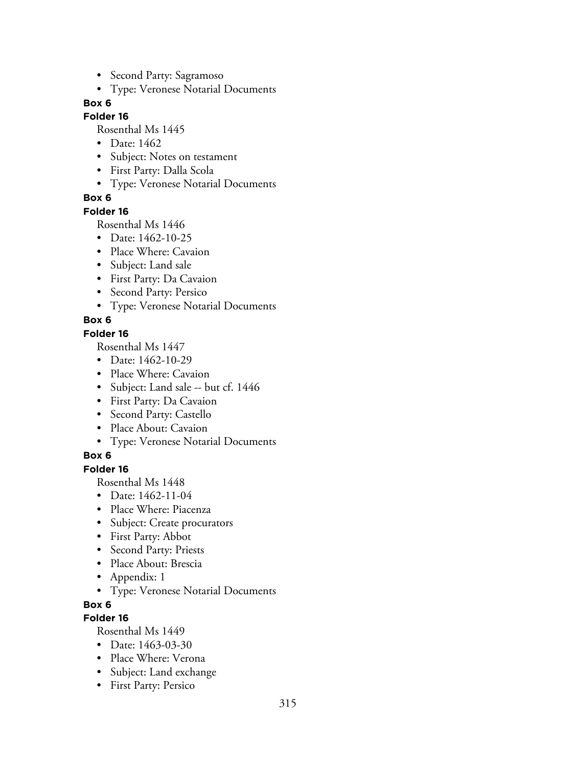- Second Party: Sagramoso
- Type: Veronese Notarial Documents

**Box 6**

**Folder 16**

Rosenthal Ms 1445

- Date: 1462
- Subject: Notes on testament
- First Party: Dalla Scola
- Type: Veronese Notarial Documents

**Box 6**

**Folder 16**

Rosenthal Ms 1446

- Date: 1462-10-25
- Place Where: Cavaion
- Subject: Land sale
- First Party: Da Cavaion
- Second Party: Persico
- Type: Veronese Notarial Documents

**Box 6**

**Folder 16**

Rosenthal Ms 1447

- Date: 1462-10-29
- Place Where: Cavaion
- Subject: Land sale -- but cf. 1446
- First Party: Da Cavaion
- Second Party: Castello
- Place About: Cavaion
- Type: Veronese Notarial Documents

**Box 6**

**Folder 16**

Rosenthal Ms 1448

- Date: 1462-11-04
- Place Where: Piacenza
- Subject: Create procurators
- First Party: Abbot
- Second Party: Priests
- Place About: Brescia
- Appendix: 1
- Type: Veronese Notarial Documents

**Box 6**

**Folder 16**

Rosenthal Ms 1449

- Date: 1463-03-30
- Place Where: Verona
- Subject: Land exchange
- First Party: Persico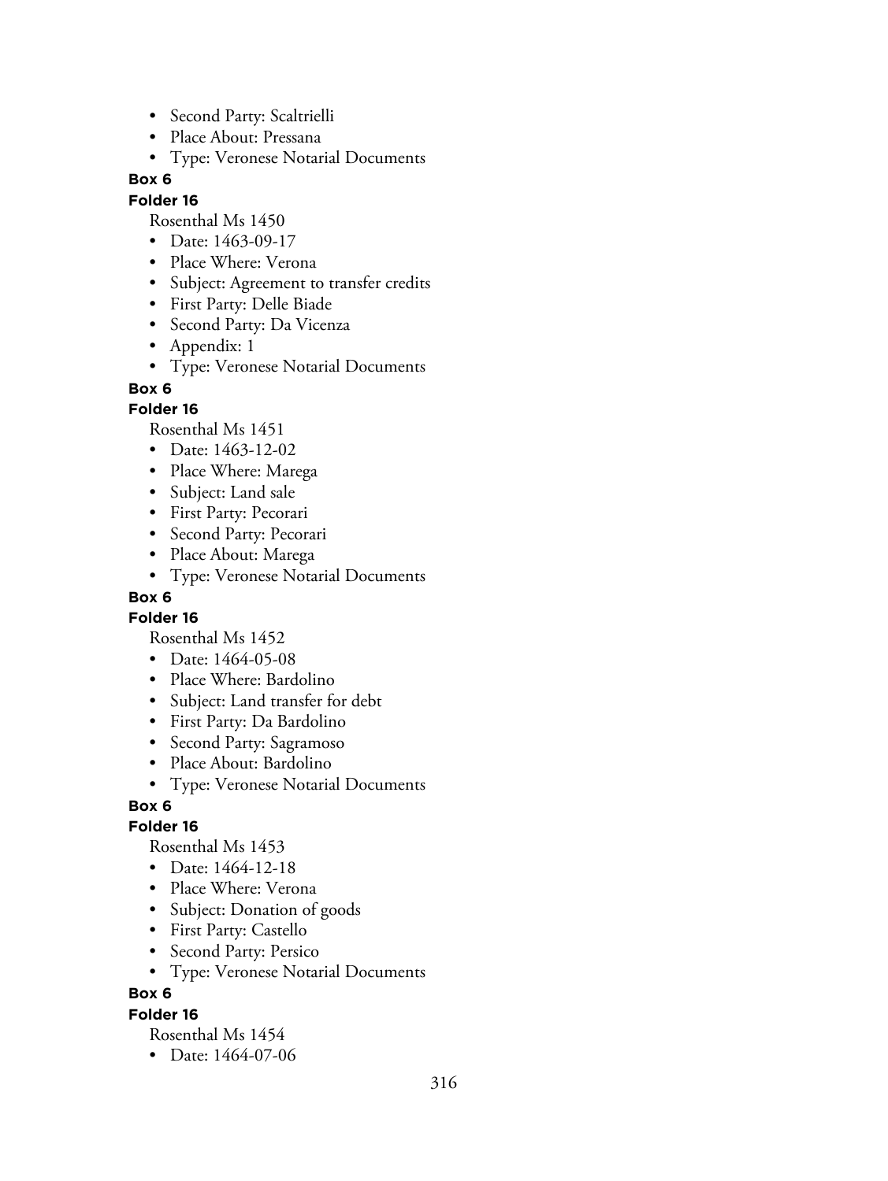- Second Party: Scaltrielli
- Place About: Pressana
- Type: Veronese Notarial Documents

**Box 6**

**Folder 16**

Rosenthal Ms 1450

- Date: 1463-09-17
- Place Where: Verona
- Subject: Agreement to transfer credits
- First Party: Delle Biade
- Second Party: Da Vicenza
- Appendix: 1
- Type: Veronese Notarial Documents

**Box 6**

**Folder 16**

Rosenthal Ms 1451

- Date: 1463-12-02
- Place Where: Marega
- Subject: Land sale
- First Party: Pecorari
- Second Party: Pecorari
- Place About: Marega
- Type: Veronese Notarial Documents

**Box 6**

**Folder 16**

Rosenthal Ms 1452

- Date: 1464-05-08
- Place Where: Bardolino
- Subject: Land transfer for debt
- First Party: Da Bardolino
- Second Party: Sagramoso
- Place About: Bardolino
- Type: Veronese Notarial Documents

**Box 6**

**Folder 16**

Rosenthal Ms 1453

- Date: 1464-12-18
- Place Where: Verona
- Subject: Donation of goods
- First Party: Castello
- Second Party: Persico
- Type: Veronese Notarial Documents

**Box 6**

**Folder 16**

Rosenthal Ms 1454

- Date: 1464-07-06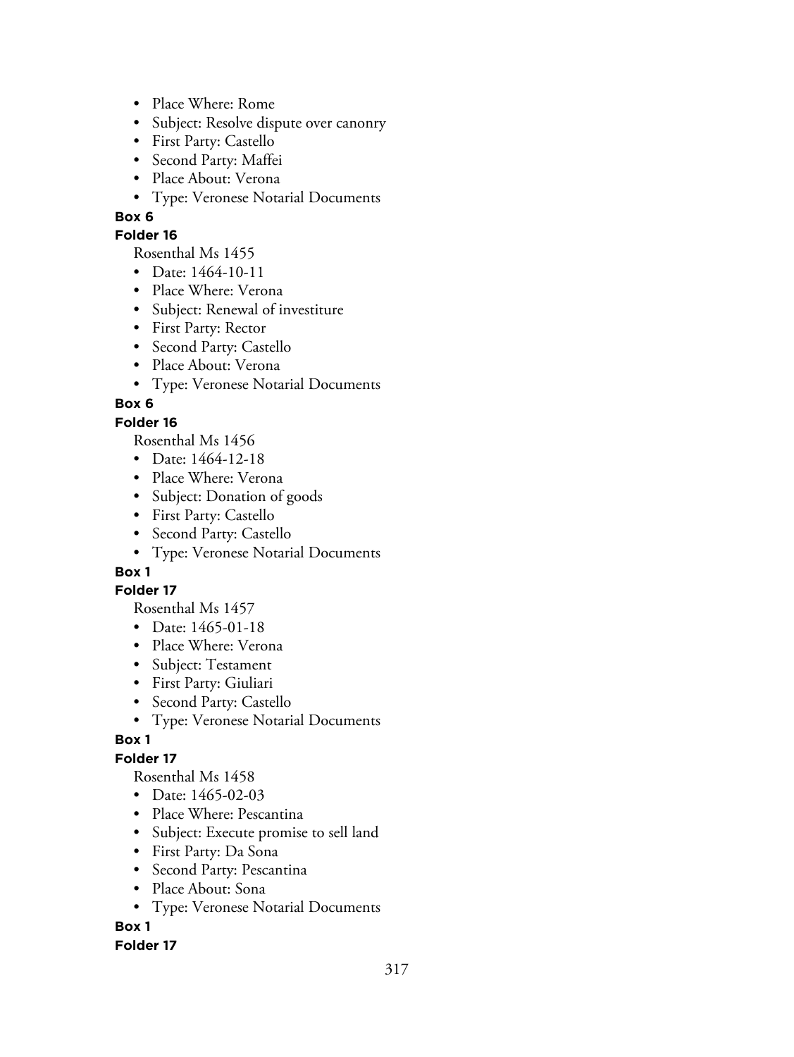- Place Where: Rome
- Subject: Resolve dispute over canonry
- First Party: Castello
- Second Party: Maffei
- Place About: Verona
- Type: Veronese Notarial Documents

**Box 6**

**Folder 16**

Rosenthal Ms 1455

- Date: 1464-10-11
- Place Where: Verona
- Subject: Renewal of investiture
- First Party: Rector
- Second Party: Castello
- Place About: Verona
- Type: Veronese Notarial Documents

**Box 6**

**Folder 16**

Rosenthal Ms 1456

- Date: 1464-12-18
- Place Where: Verona
- Subject: Donation of goods
- First Party: Castello
- Second Party: Castello
- Type: Veronese Notarial Documents

**Box 1**

**Folder 17**

Rosenthal Ms 1457

- Date: 1465-01-18
- Place Where: Verona
- Subject: Testament
- First Party: Giuliari
- Second Party: Castello
- Type: Veronese Notarial Documents

**Box 1**

**Folder 17**

Rosenthal Ms 1458

- Date: 1465-02-03
- Place Where: Pescantina
- Subject: Execute promise to sell land
- First Party: Da Sona
- Second Party: Pescantina
- Place About: Sona
- Type: Veronese Notarial Documents

**Box 1**

**Folder 17**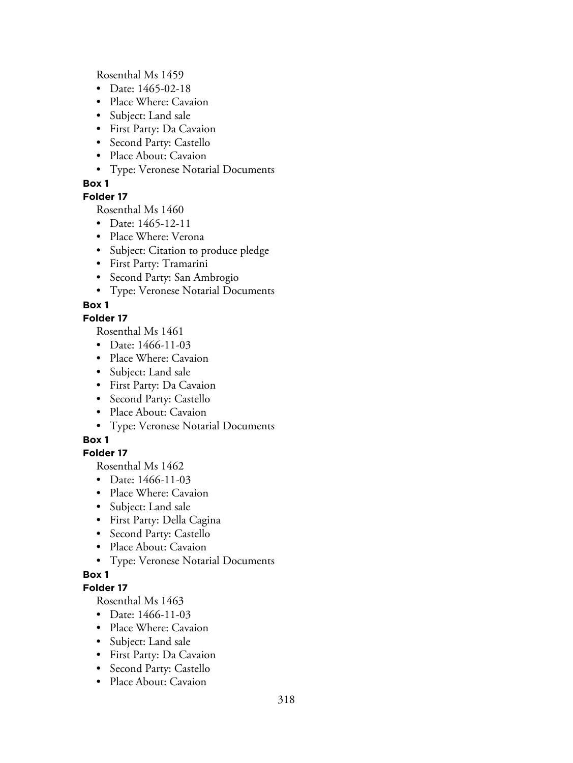Rosenthal Ms 1459

- Date: 1465-02-18
- Place Where: Cavaion
- Subject: Land sale
- First Party: Da Cavaion
- Second Party: Castello
- Place About: Cavaion
- Type: Veronese Notarial Documents

**Box 1**

**Folder 17**

Rosenthal Ms 1460

- Date: 1465-12-11
- Place Where: Verona
- Subject: Citation to produce pledge
- First Party: Tramarini
- Second Party: San Ambrogio
- Type: Veronese Notarial Documents

**Box 1**

**Folder 17**

Rosenthal Ms 1461

- Date: 1466-11-03
- Place Where: Cavaion
- Subject: Land sale
- First Party: Da Cavaion
- Second Party: Castello
- Place About: Cavaion
- Type: Veronese Notarial Documents

**Box 1**

**Folder 17**

Rosenthal Ms 1462

- Date: 1466-11-03
- Place Where: Cavaion
- Subject: Land sale
- First Party: Della Cagina
- Second Party: Castello
- Place About: Cavaion
- Type: Veronese Notarial Documents

**Box 1**

**Folder 17**

Rosenthal Ms 1463

- Date: 1466-11-03
- Place Where: Cavaion
- Subject: Land sale
- First Party: Da Cavaion
- Second Party: Castello
- Place About: Cavaion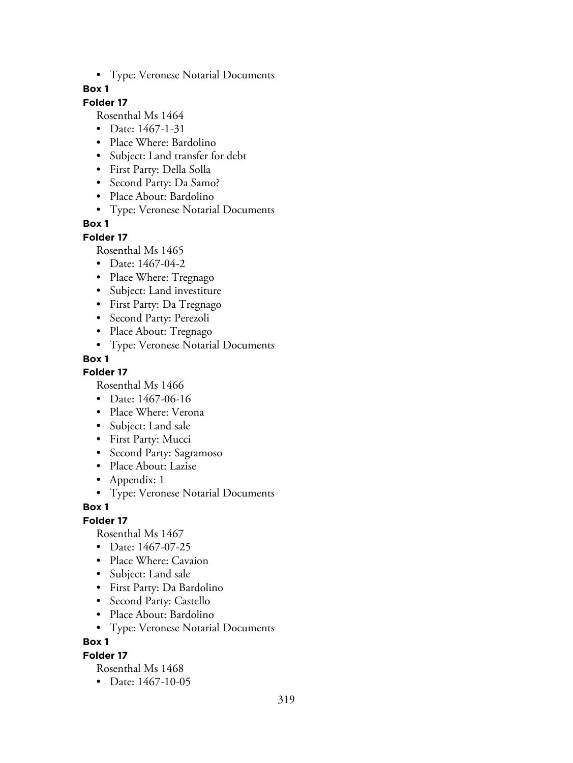- Type: Veronese Notarial Documents

**Box 1**

**Folder 17**

Rosenthal Ms 1464

- Date: 1467-1-31
- Place Where: Bardolino
- Subject: Land transfer for debt
- First Party: Della Solla
- Second Party: Da Samo?
- Place About: Bardolino
- Type: Veronese Notarial Documents

**Box 1**

**Folder 17**

Rosenthal Ms 1465

- Date: 1467-04-2
- Place Where: Tregnago
- Subject: Land investiture
- First Party: Da Tregnago
- Second Party: Perezoli
- Place About: Tregnago
- Type: Veronese Notarial Documents

**Box 1**

**Folder 17**

Rosenthal Ms 1466

- Date: 1467-06-16
- Place Where: Verona
- Subject: Land sale
- First Party: Mucci
- Second Party: Sagramoso
- Place About: Lazise
- Appendix: 1
- Type: Veronese Notarial Documents

**Box 1**

**Folder 17**

Rosenthal Ms 1467

- Date: 1467-07-25
- Place Where: Cavaion
- Subject: Land sale
- First Party: Da Bardolino
- Second Party: Castello
- Place About: Bardolino
- Type: Veronese Notarial Documents

**Box 1**

**Folder 17**

Rosenthal Ms 1468

- Date: 1467-10-05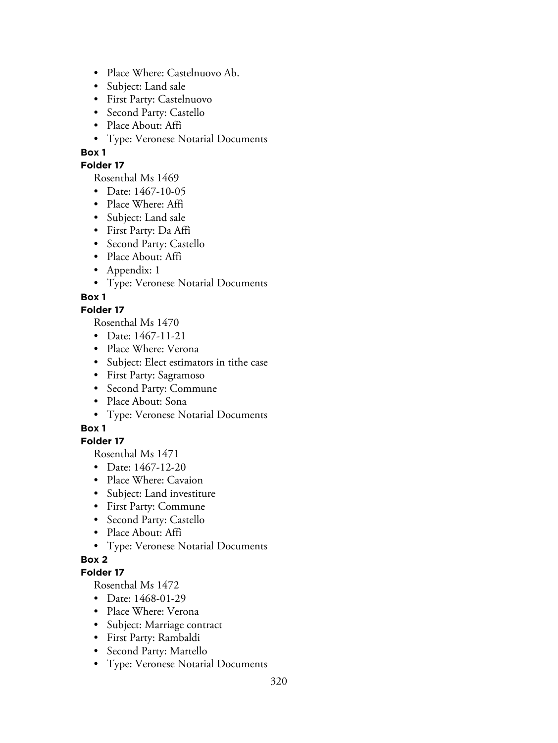- Place Where: Castelnuovo Ab.
- Subject: Land sale
- First Party: Castelnuovo
- Second Party: Castello
- Place About: Affi
- Type: Veronese Notarial Documents

**Box 1**

**Folder 17**

Rosenthal Ms 1469

- Date: 1467-10-05
- Place Where: Affi
- Subject: Land sale
- First Party: Da Affi
- Second Party: Castello
- Place About: Affi
- Appendix: 1
- Type: Veronese Notarial Documents

**Box 1**

**Folder 17**

Rosenthal Ms 1470

- Date: 1467-11-21
- Place Where: Verona
- Subject: Elect estimators in tithe case
- First Party: Sagramoso
- Second Party: Commune
- Place About: Sona
- Type: Veronese Notarial Documents

**Box 1**

**Folder 17**

Rosenthal Ms 1471

- Date: 1467-12-20
- Place Where: Cavaion
- Subject: Land investiture
- First Party: Commune
- Second Party: Castello
- Place About: Affi
- Type: Veronese Notarial Documents

**Box 2**

**Folder 17**

Rosenthal Ms 1472

- Date: 1468-01-29
- Place Where: Verona
- Subject: Marriage contract
- First Party: Rambaldi
- Second Party: Martello
- Type: Veronese Notarial Documents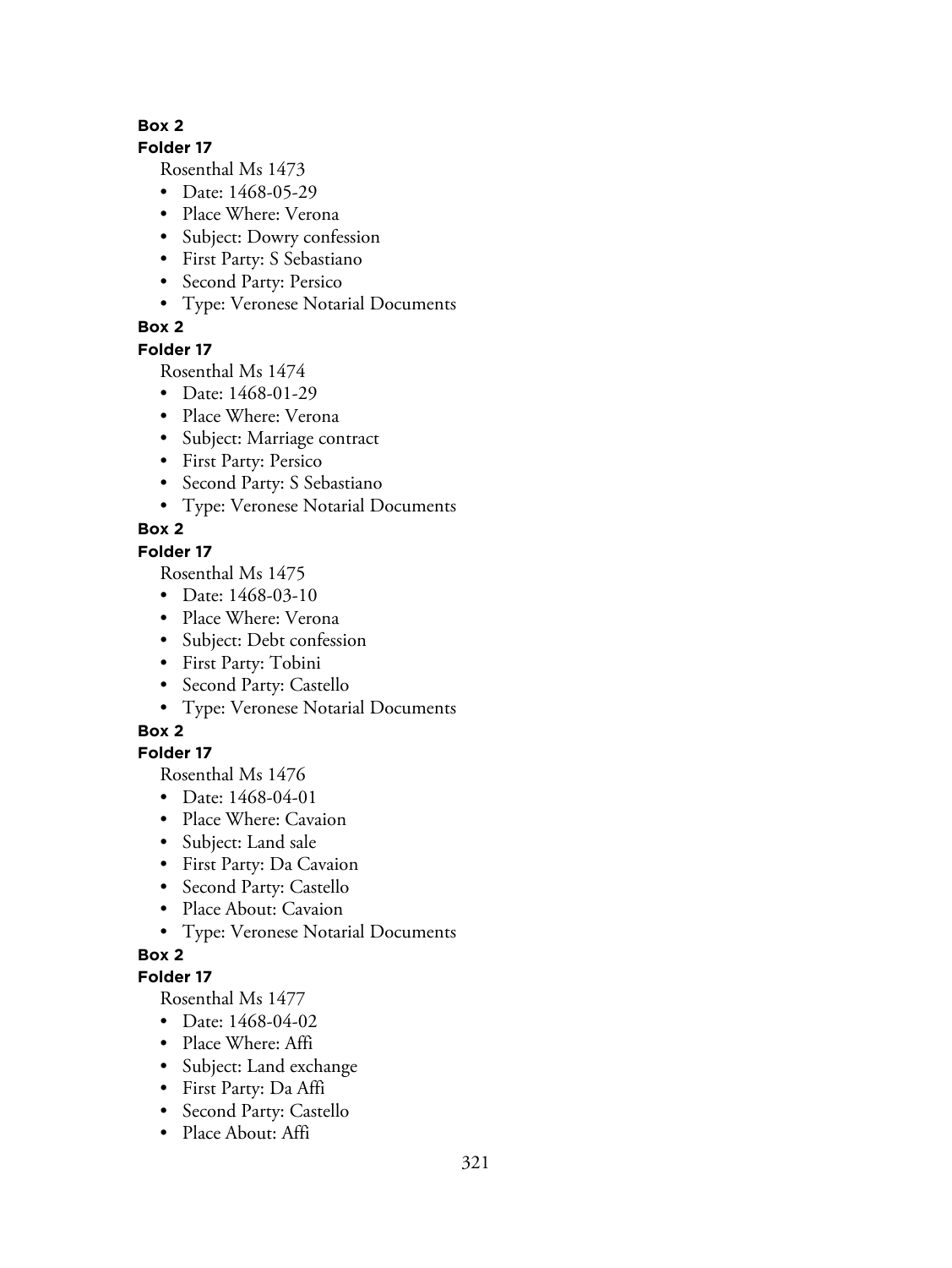**Box 2**

**Folder 17**

Rosenthal Ms 1473

- Date: 1468-05-29
- Place Where: Verona
- Subject: Dowry confession
- First Party: S Sebastiano
- Second Party: Persico
- Type: Veronese Notarial Documents

**Box 2**

**Folder 17**

Rosenthal Ms 1474

- Date: 1468-01-29
- Place Where: Verona
- Subject: Marriage contract
- First Party: Persico
- Second Party: S Sebastiano
- Type: Veronese Notarial Documents

**Box 2**

**Folder 17**

Rosenthal Ms 1475

- Date: 1468-03-10
- Place Where: Verona
- Subject: Debt confession
- First Party: Tobini
- Second Party: Castello
- Type: Veronese Notarial Documents

**Box 2**

**Folder 17**

Rosenthal Ms 1476

- Date: 1468-04-01
- Place Where: Cavaion
- Subject: Land sale
- First Party: Da Cavaion
- Second Party: Castello
- Place About: Cavaion
- Type: Veronese Notarial Documents

**Box 2**

**Folder 17**

Rosenthal Ms 1477

- Date: 1468-04-02
- Place Where: Affi
- Subject: Land exchange
- First Party: Da Affi
- Second Party: Castello
- Place About: Affi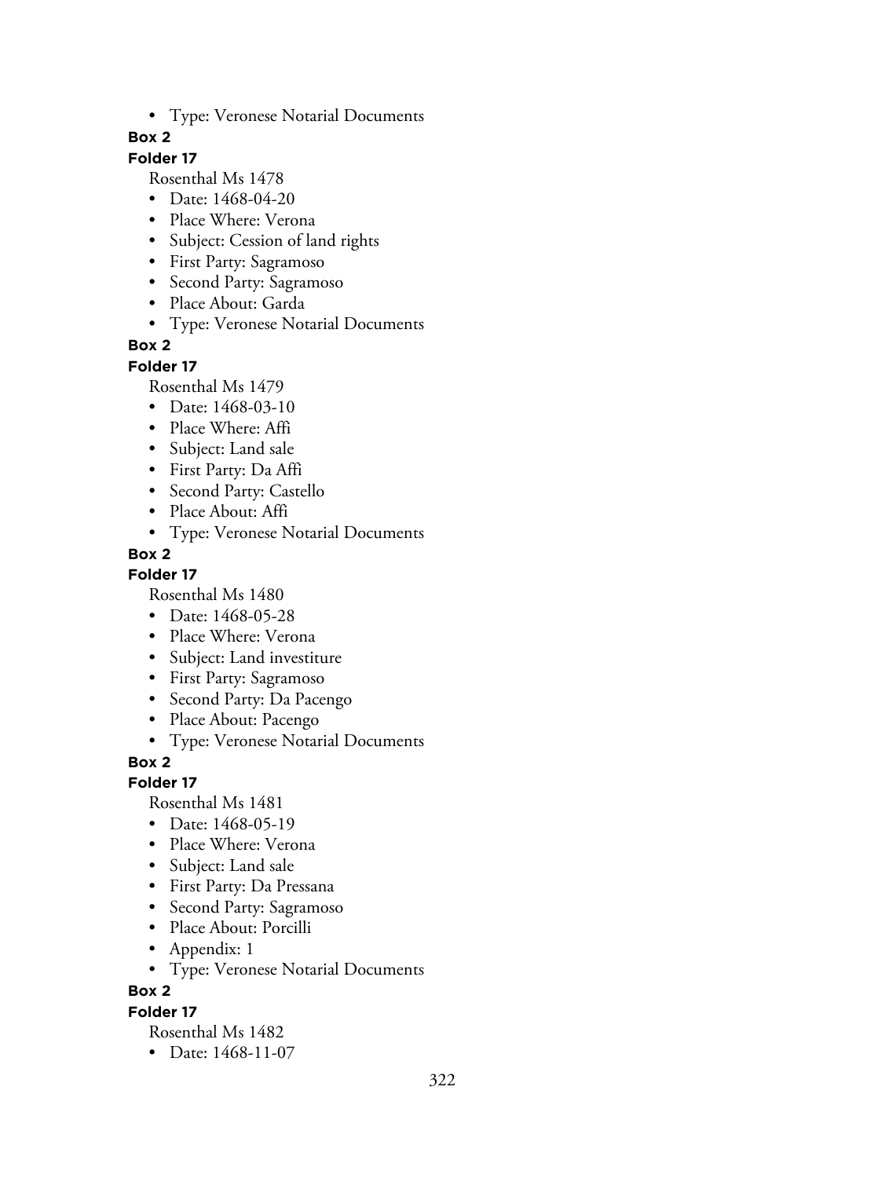- Type: Veronese Notarial Documents

**Box 2**

**Folder 17**

Rosenthal Ms 1478

- Date: 1468-04-20
- Place Where: Verona
- Subject: Cession of land rights
- First Party: Sagramoso
- Second Party: Sagramoso
- Place About: Garda
- Type: Veronese Notarial Documents

**Box 2**

**Folder 17**

Rosenthal Ms 1479

- Date: 1468-03-10
- Place Where: Affi
- Subject: Land sale
- First Party: Da Affi
- Second Party: Castello
- Place About: Affi
- Type: Veronese Notarial Documents

**Box 2**

**Folder 17**

Rosenthal Ms 1480

- Date: 1468-05-28
- Place Where: Verona
- Subject: Land investiture
- First Party: Sagramoso
- Second Party: Da Pacengo
- Place About: Pacengo
- Type: Veronese Notarial Documents

**Box 2**

**Folder 17**

Rosenthal Ms 1481

- Date: 1468-05-19
- Place Where: Verona
- Subject: Land sale
- First Party: Da Pressana
- Second Party: Sagramoso
- Place About: Porcilli
- Appendix: 1
- Type: Veronese Notarial Documents

**Box 2**

**Folder 17**

Rosenthal Ms 1482

- Date: 1468-11-07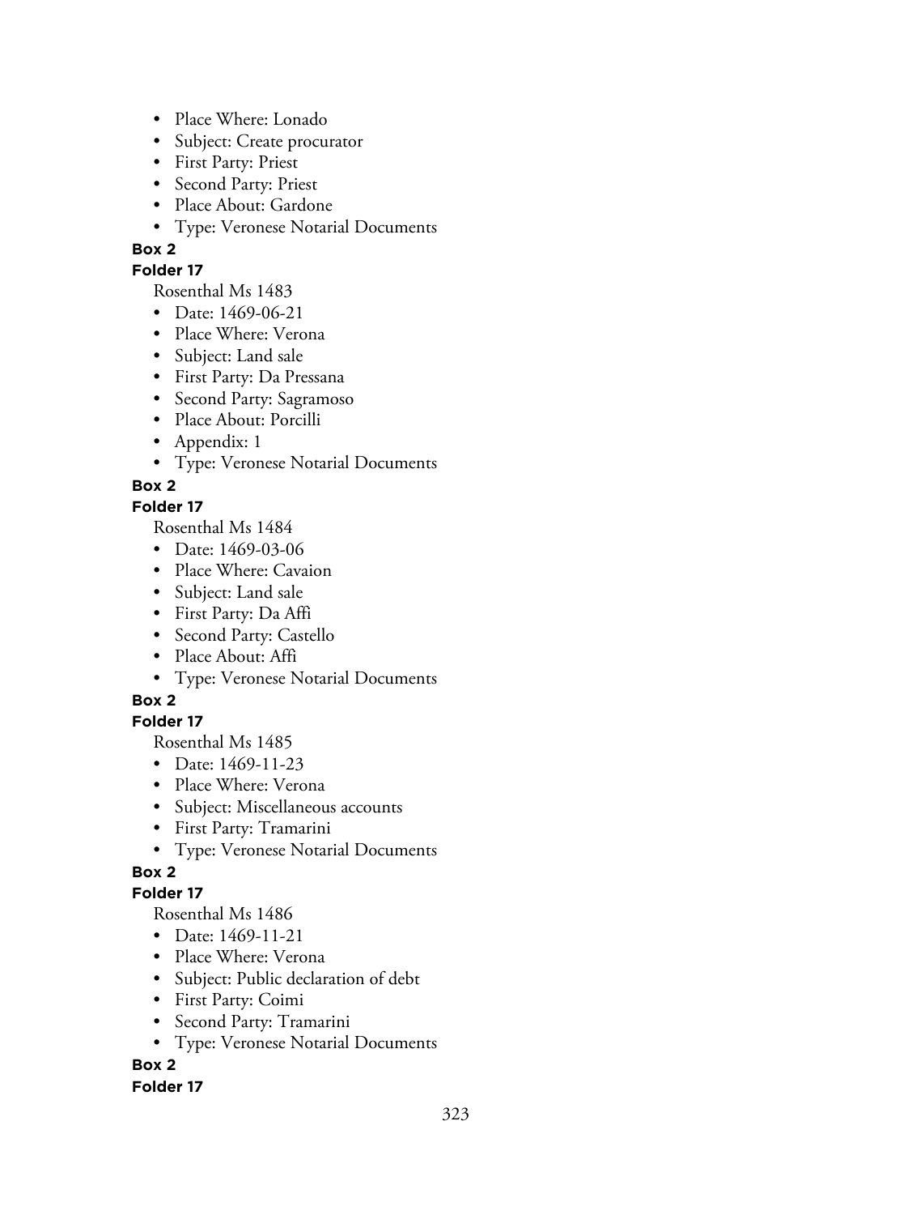- Place Where: Lonado
- Subject: Create procurator
- First Party: Priest
- Second Party: Priest
- Place About: Gardone
- Type: Veronese Notarial Documents

**Box 2**

**Folder 17**

Rosenthal Ms 1483

- Date: 1469-06-21
- Place Where: Verona
- Subject: Land sale
- First Party: Da Pressana
- Second Party: Sagramoso
- Place About: Porcilli
- Appendix: 1
- Type: Veronese Notarial Documents

**Box 2**

**Folder 17**

Rosenthal Ms 1484

- Date: 1469-03-06
- Place Where: Cavaion
- Subject: Land sale
- First Party: Da Affi
- Second Party: Castello
- Place About: Affi
- Type: Veronese Notarial Documents

**Box 2**

**Folder 17**

Rosenthal Ms 1485

- Date: 1469-11-23
- Place Where: Verona
- Subject: Miscellaneous accounts
- First Party: Tramarini
- Type: Veronese Notarial Documents

**Box 2**

**Folder 17**

Rosenthal Ms 1486

- Date: 1469-11-21
- Place Where: Verona
- Subject: Public declaration of debt
- First Party: Coimi
- Second Party: Tramarini
- Type: Veronese Notarial Documents

**Box 2**

**Folder 17**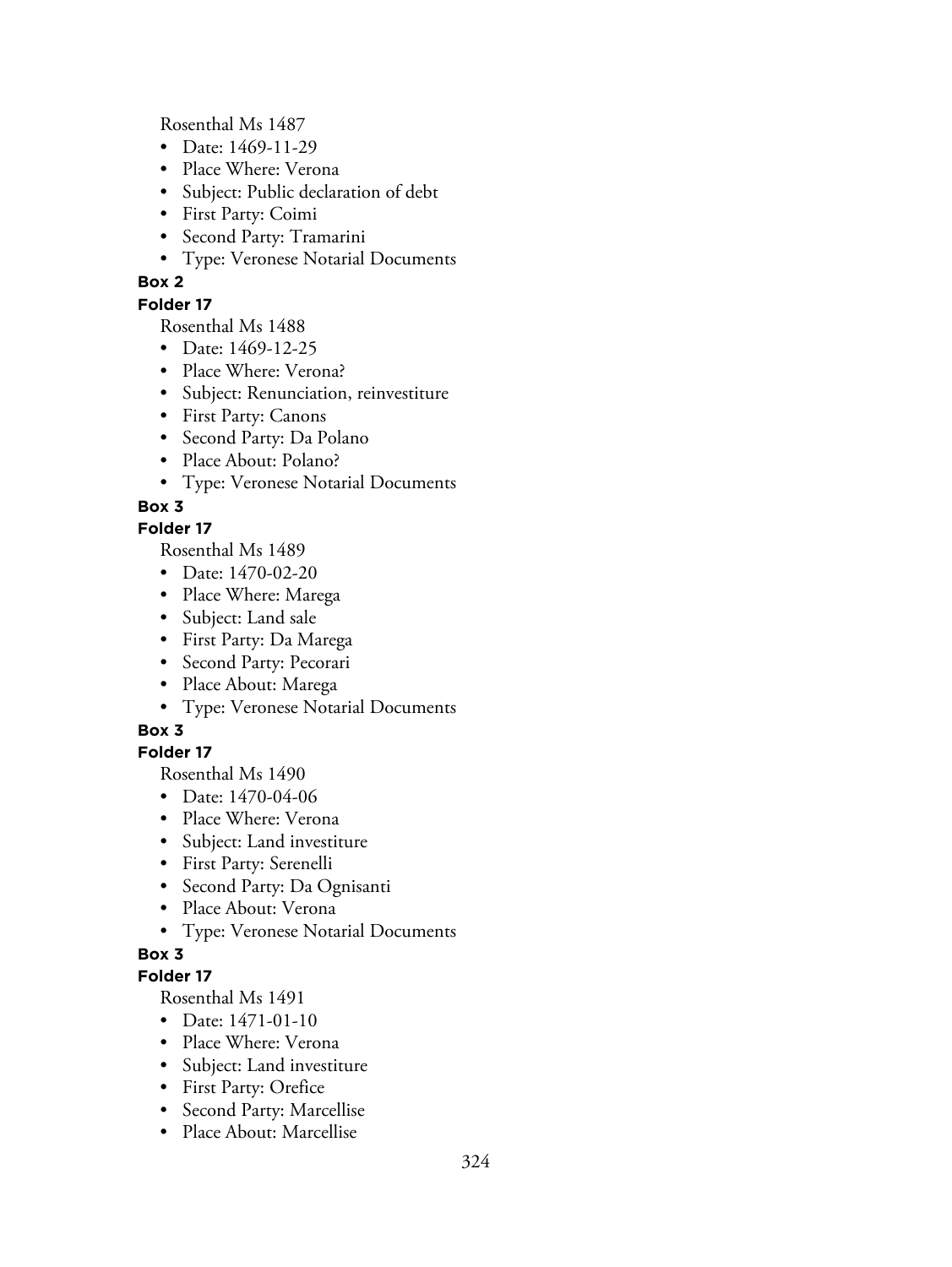Rosenthal Ms 1487

- Date: 1469-11-29
- Place Where: Verona
- Subject: Public declaration of debt
- First Party: Coimi
- Second Party: Tramarini
- Type: Veronese Notarial Documents

**Box 2**

**Folder 17**

Rosenthal Ms 1488

- Date: 1469-12-25
- Place Where: Verona?
- Subject: Renunciation, reinvestiture
- First Party: Canons
- Second Party: Da Polano
- Place About: Polano?
- Type: Veronese Notarial Documents

**Box 3**

**Folder 17**

Rosenthal Ms 1489

- Date: 1470-02-20
- Place Where: Marega
- Subject: Land sale
- First Party: Da Marega
- Second Party: Pecorari
- Place About: Marega
- Type: Veronese Notarial Documents

**Box 3**

**Folder 17**

Rosenthal Ms 1490

- Date: 1470-04-06
- Place Where: Verona
- Subject: Land investiture
- First Party: Serenelli
- Second Party: Da Ognisanti
- Place About: Verona
- Type: Veronese Notarial Documents

**Box 3**

**Folder 17**

Rosenthal Ms 1491

- Date: 1471-01-10
- Place Where: Verona
- Subject: Land investiture
- First Party: Orefice
- Second Party: Marcellise
- Place About: Marcellise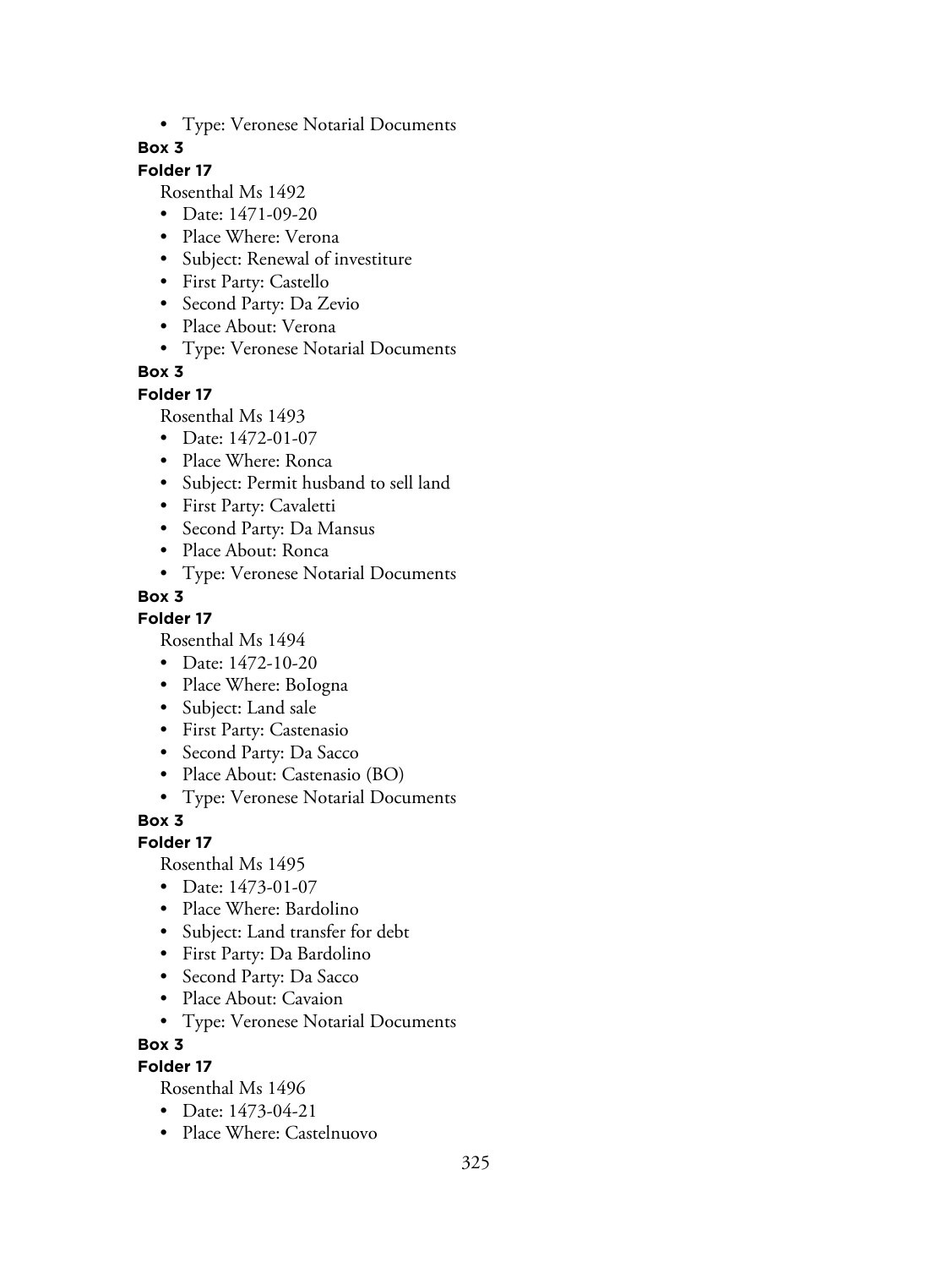- Type: Veronese Notarial Documents

**Box 3**

**Folder 17**

Rosenthal Ms 1492

- Date: 1471-09-20
- Place Where: Verona
- Subject: Renewal of investiture
- First Party: Castello
- Second Party: Da Zevio
- Place About: Verona
- Type: Veronese Notarial Documents

**Box 3**

**Folder 17**

Rosenthal Ms 1493

- Date: 1472-01-07
- Place Where: Ronca
- Subject: Permit husband to sell land
- First Party: Cavaletti
- Second Party: Da Mansus
- Place About: Ronca
- Type: Veronese Notarial Documents

**Box 3**

**Folder 17**

Rosenthal Ms 1494

- Date: 1472-10-20
- Place Where: BoIogna
- Subject: Land sale
- First Party: Castenasio
- Second Party: Da Sacco
- Place About: Castenasio (BO)
- Type: Veronese Notarial Documents

**Box 3**

**Folder 17**

Rosenthal Ms 1495

- Date: 1473-01-07
- Place Where: Bardolino
- Subject: Land transfer for debt
- First Party: Da Bardolino
- Second Party: Da Sacco
- Place About: Cavaion
- Type: Veronese Notarial Documents

**Box 3**

**Folder 17**

Rosenthal Ms 1496

- Date: 1473-04-21
- Place Where: Castelnuovo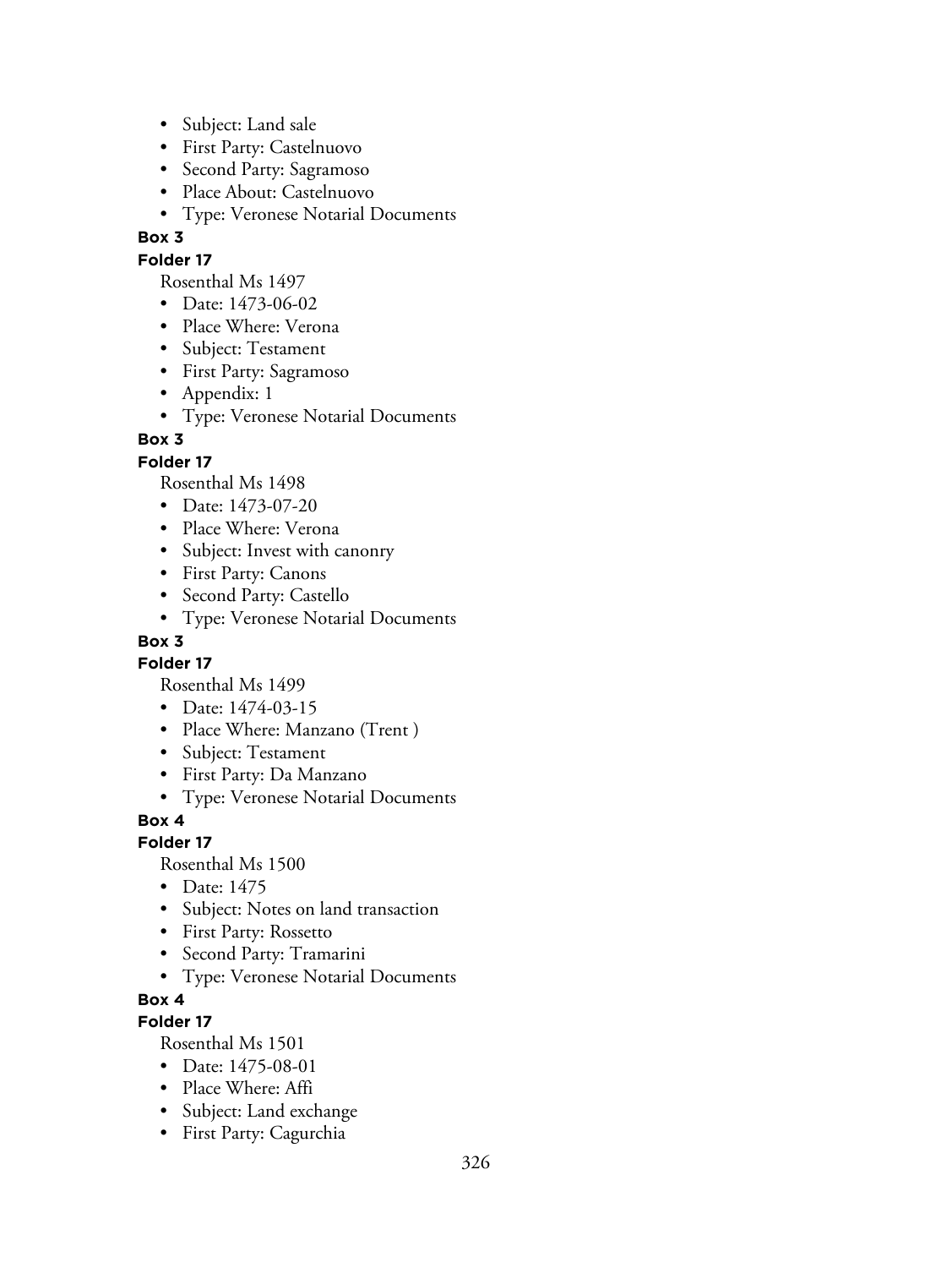- Subject: Land sale
- First Party: Castelnuovo
- Second Party: Sagramoso
- Place About: Castelnuovo
- Type: Veronese Notarial Documents

**Box 3**

**Folder 17**

Rosenthal Ms 1497

- Date: 1473-06-02
- Place Where: Verona
- Subject: Testament
- First Party: Sagramoso
- Appendix: 1
- Type: Veronese Notarial Documents

**Box 3**

**Folder 17**

Rosenthal Ms 1498

- Date: 1473-07-20
- Place Where: Verona
- Subject: Invest with canonry
- First Party: Canons
- Second Party: Castello
- Type: Veronese Notarial Documents

**Box 3**

**Folder 17**

Rosenthal Ms 1499

- Date: 1474-03-15
- Place Where: Manzano (Trent )
- Subject: Testament
- First Party: Da Manzano
- Type: Veronese Notarial Documents

**Box 4**

**Folder 17**

Rosenthal Ms 1500

- Date: 1475
- Subject: Notes on land transaction
- First Party: Rossetto
- Second Party: Tramarini
- Type: Veronese Notarial Documents

**Box 4**

**Folder 17**

Rosenthal Ms 1501

- Date: 1475-08-01
- Place Where: Affi
- Subject: Land exchange
- First Party: Cagurchia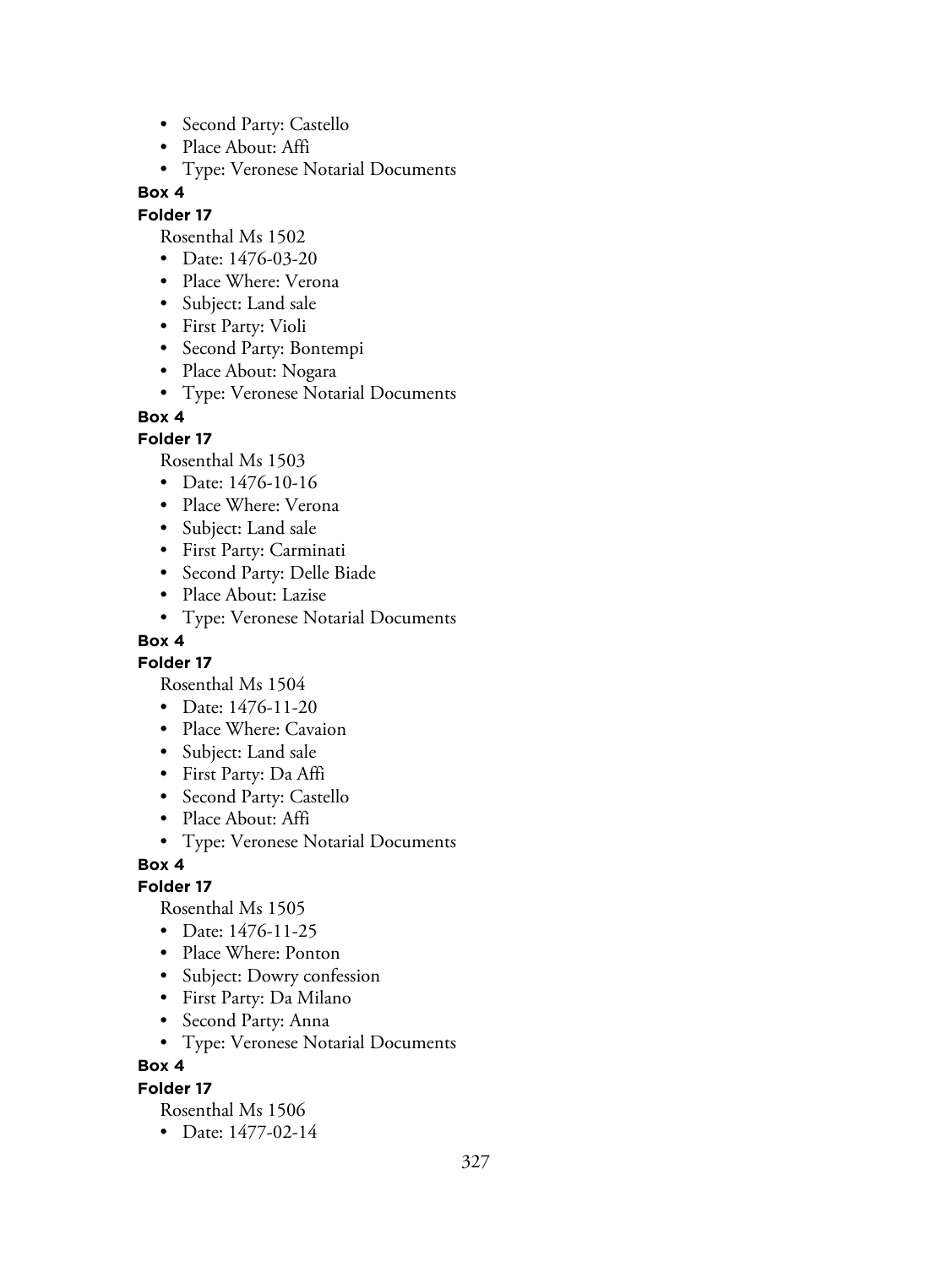- Second Party: Castello
- Place About: Affi
- Type: Veronese Notarial Documents

**Box 4**

**Folder 17**

Rosenthal Ms 1502

- Date: 1476-03-20
- Place Where: Verona
- Subject: Land sale
- First Party: Violi
- Second Party: Bontempi
- Place About: Nogara
- Type: Veronese Notarial Documents

**Box 4**

**Folder 17**

Rosenthal Ms 1503

- Date: 1476-10-16
- Place Where: Verona
- Subject: Land sale
- First Party: Carminati
- Second Party: Delle Biade
- Place About: Lazise
- Type: Veronese Notarial Documents

**Box 4**

**Folder 17**

Rosenthal Ms 1504

- Date: 1476-11-20
- Place Where: Cavaion
- Subject: Land sale
- First Party: Da Affi
- Second Party: Castello
- Place About: Affi
- Type: Veronese Notarial Documents

**Box 4**

**Folder 17**

Rosenthal Ms 1505

- Date: 1476-11-25
- Place Where: Ponton
- Subject: Dowry confession
- First Party: Da Milano
- Second Party: Anna
- Type: Veronese Notarial Documents

**Box 4**

**Folder 17**

Rosenthal Ms 1506

- Date: 1477-02-14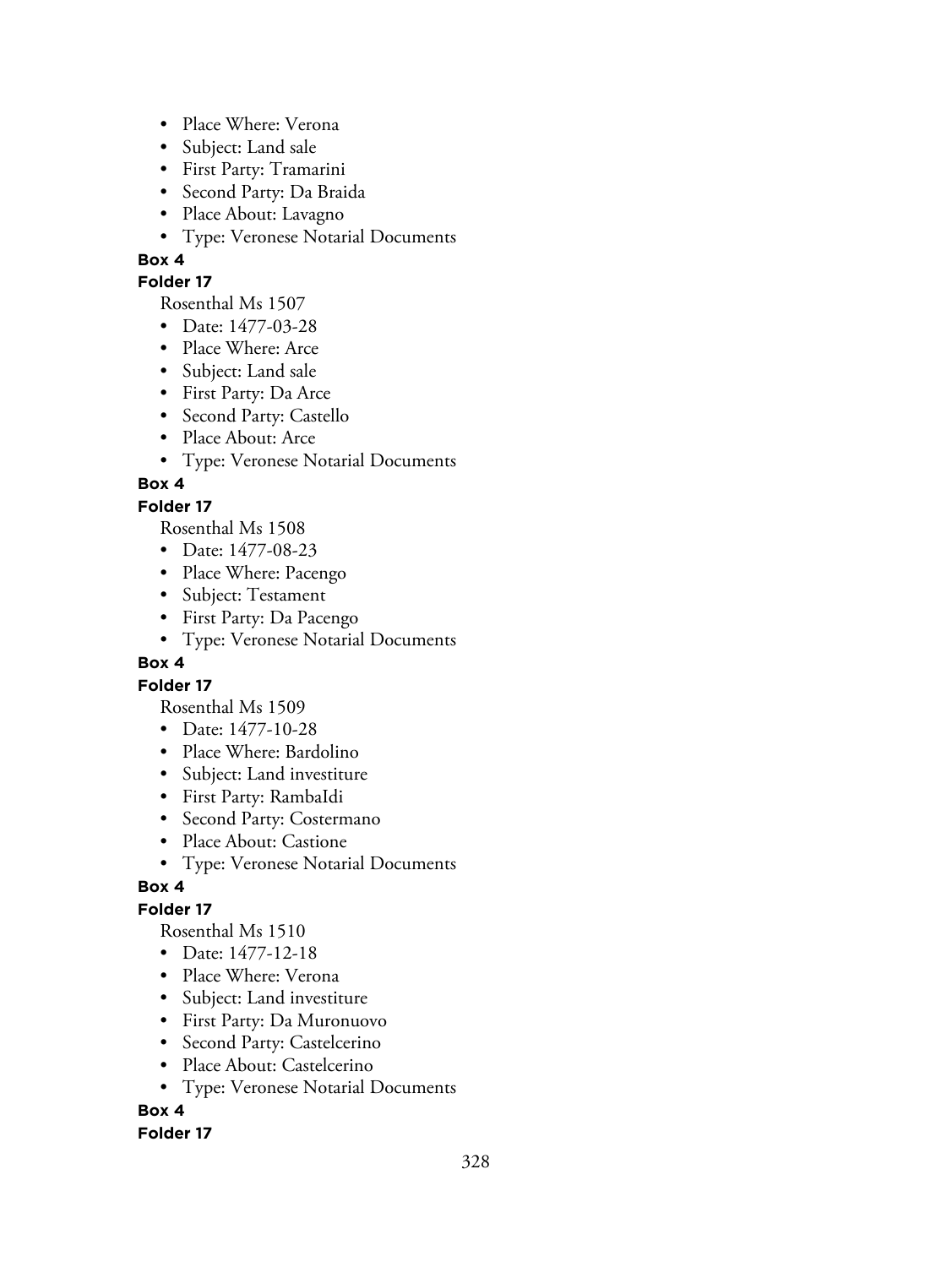- Place Where: Verona
- Subject: Land sale
- First Party: Tramarini
- Second Party: Da Braida
- Place About: Lavagno
- Type: Veronese Notarial Documents

**Box 4**

**Folder 17**

Rosenthal Ms 1507

- Date: 1477-03-28
- Place Where: Arce
- Subject: Land sale
- First Party: Da Arce
- Second Party: Castello
- Place About: Arce
- Type: Veronese Notarial Documents

**Box 4**

**Folder 17**

Rosenthal Ms 1508

- Date: 1477-08-23
- Place Where: Pacengo
- Subject: Testament
- First Party: Da Pacengo
- Type: Veronese Notarial Documents

**Box 4**

**Folder 17**

Rosenthal Ms 1509

- Date: 1477-10-28
- Place Where: Bardolino
- Subject: Land investiture
- First Party: RambaIdi
- Second Party: Costermano
- Place About: Castione
- Type: Veronese Notarial Documents

**Box 4**

**Folder 17**

Rosenthal Ms 1510

- Date: 1477-12-18
- Place Where: Verona
- Subject: Land investiture
- First Party: Da Muronuovo
- Second Party: Castelcerino
- Place About: Castelcerino
- Type: Veronese Notarial Documents

**Box 4**

**Folder 17**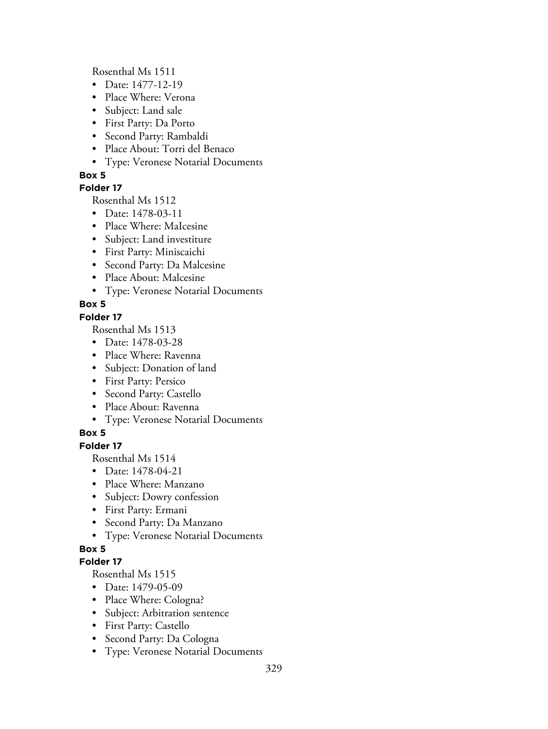Rosenthal Ms 1511

- Date: 1477-12-19
- Place Where: Verona
- Subject: Land sale
- First Party: Da Porto
- Second Party: Rambaldi
- Place About: Torri del Benaco
- Type: Veronese Notarial Documents

**Box 5**

**Folder 17**

Rosenthal Ms 1512

- Date: 1478-03-11
- Place Where: MaIcesine
- Subject: Land investiture
- First Party: Miniscaichi
- Second Party: Da Malcesine
- Place About: Malcesine
- Type: Veronese Notarial Documents

**Box 5**

**Folder 17**

Rosenthal Ms 1513

- Date: 1478-03-28
- Place Where: Ravenna
- Subject: Donation of land
- First Party: Persico
- Second Party: Castello
- Place About: Ravenna
- Type: Veronese Notarial Documents

**Box 5**

**Folder 17**

Rosenthal Ms 1514

- Date: 1478-04-21
- Place Where: Manzano
- Subject: Dowry confession
- First Party: Ermani
- Second Party: Da Manzano
- Type: Veronese Notarial Documents

**Box 5**

**Folder 17**

Rosenthal Ms 1515

- Date: 1479-05-09
- Place Where: Cologna?
- Subject: Arbitration sentence
- First Party: Castello
- Second Party: Da Cologna
- Type: Veronese Notarial Documents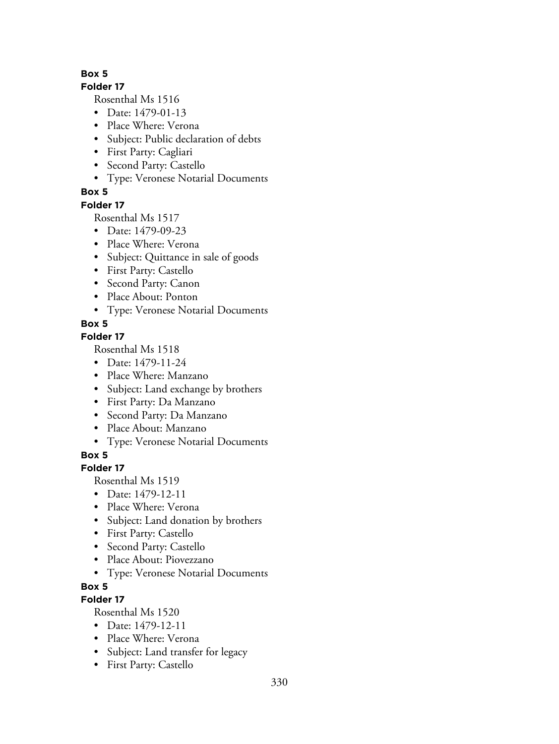**Box 5**

**Folder 17**

Rosenthal Ms 1516

- Date: 1479-01-13
- Place Where: Verona
- Subject: Public declaration of debts
- First Party: Cagliari
- Second Party: Castello
- Type: Veronese Notarial Documents

**Box 5**

**Folder 17**

Rosenthal Ms 1517

- Date: 1479-09-23
- Place Where: Verona
- Subject: Quittance in sale of goods
- First Party: Castello
- Second Party: Canon
- Place About: Ponton
- Type: Veronese Notarial Documents

**Box 5**

**Folder 17**

Rosenthal Ms 1518

- Date: 1479-11-24
- Place Where: Manzano
- Subject: Land exchange by brothers
- First Party: Da Manzano
- Second Party: Da Manzano
- Place About: Manzano
- Type: Veronese Notarial Documents

**Box 5**

**Folder 17**

Rosenthal Ms 1519

- Date: 1479-12-11
- Place Where: Verona
- Subject: Land donation by brothers
- First Party: Castello
- Second Party: Castello
- Place About: Piovezzano
- Type: Veronese Notarial Documents

**Box 5**

**Folder 17**

Rosenthal Ms 1520

- Date: 1479-12-11
- Place Where: Verona
- Subject: Land transfer for legacy
- First Party: Castello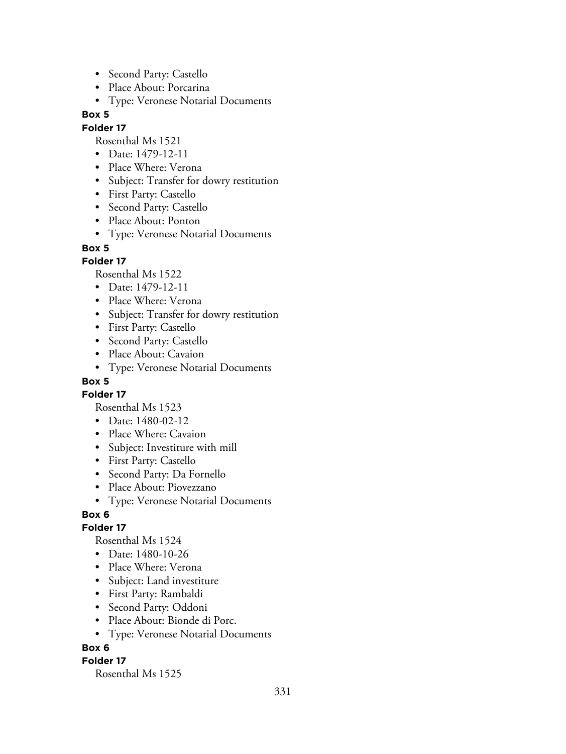- Second Party: Castello
- Place About: Porcarina
- Type: Veronese Notarial Documents

**Box 5**

**Folder 17**

Rosenthal Ms 1521

- Date: 1479-12-11
- Place Where: Verona
- Subject: Transfer for dowry restitution
- First Party: Castello
- Second Party: Castello
- Place About: Ponton
- Type: Veronese Notarial Documents

**Box 5**

**Folder 17**

Rosenthal Ms 1522

- Date: 1479-12-11
- Place Where: Verona
- Subject: Transfer for dowry restitution
- First Party: Castello
- Second Party: Castello
- Place About: Cavaion
- Type: Veronese Notarial Documents

**Box 5**

**Folder 17**

Rosenthal Ms 1523

- Date: 1480-02-12
- Place Where: Cavaion
- Subject: Investiture with mill
- First Party: Castello
- Second Party: Da Fornello
- Place About: Piovezzano
- Type: Veronese Notarial Documents

**Box 6**

**Folder 17**

Rosenthal Ms 1524

- Date: 1480-10-26
- Place Where: Verona
- Subject: Land investiture
- First Party: Rambaldi
- Second Party: Oddoni
- Place About: Bionde di Porc.
- Type: Veronese Notarial Documents

**Box 6**

**Folder 17**

Rosenthal Ms 1525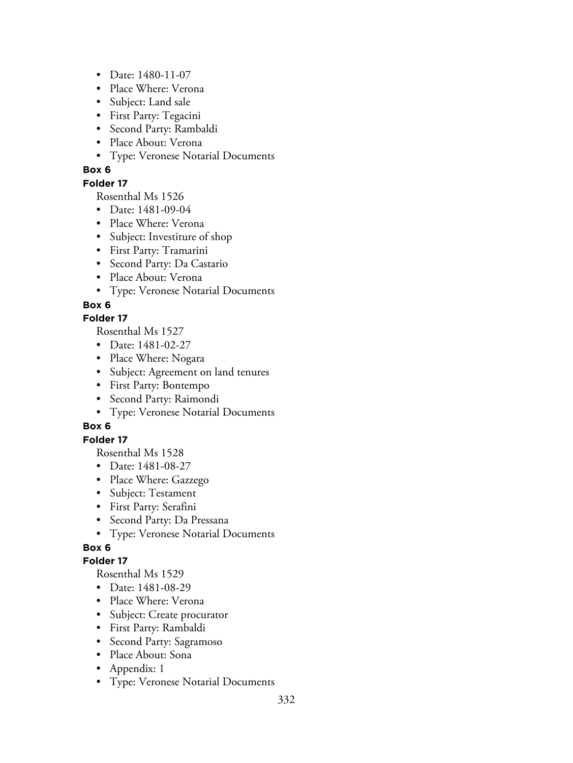- Date: 1480-11-07
- Place Where: Verona
- Subject: Land sale
- First Party: Tegacini
- Second Party: Rambaldi
- Place About: Verona
- Type: Veronese Notarial Documents

**Box 6**

**Folder 17**

Rosenthal Ms 1526

- Date: 1481-09-04
- Place Where: Verona
- Subject: Investiture of shop
- First Party: Tramarini
- Second Party: Da Castario
- Place About: Verona
- Type: Veronese Notarial Documents

**Box 6**

**Folder 17**

Rosenthal Ms 1527

- Date: 1481-02-27
- Place Where: Nogara
- Subject: Agreement on land tenures
- First Party: Bontempo
- Second Party: Raimondi
- Type: Veronese Notarial Documents

**Box 6**

**Folder 17**

Rosenthal Ms 1528

- Date: 1481-08-27
- Place Where: Gazzego
- Subject: Testament
- First Party: Serafini
- Second Party: Da Pressana
- Type: Veronese Notarial Documents

**Box 6**

**Folder 17**

Rosenthal Ms 1529

- Date: 1481-08-29
- Place Where: Verona
- Subject: Create procurator
- First Party: Rambaldi
- Second Party: Sagramoso
- Place About: Sona
- Appendix: 1
- Type: Veronese Notarial Documents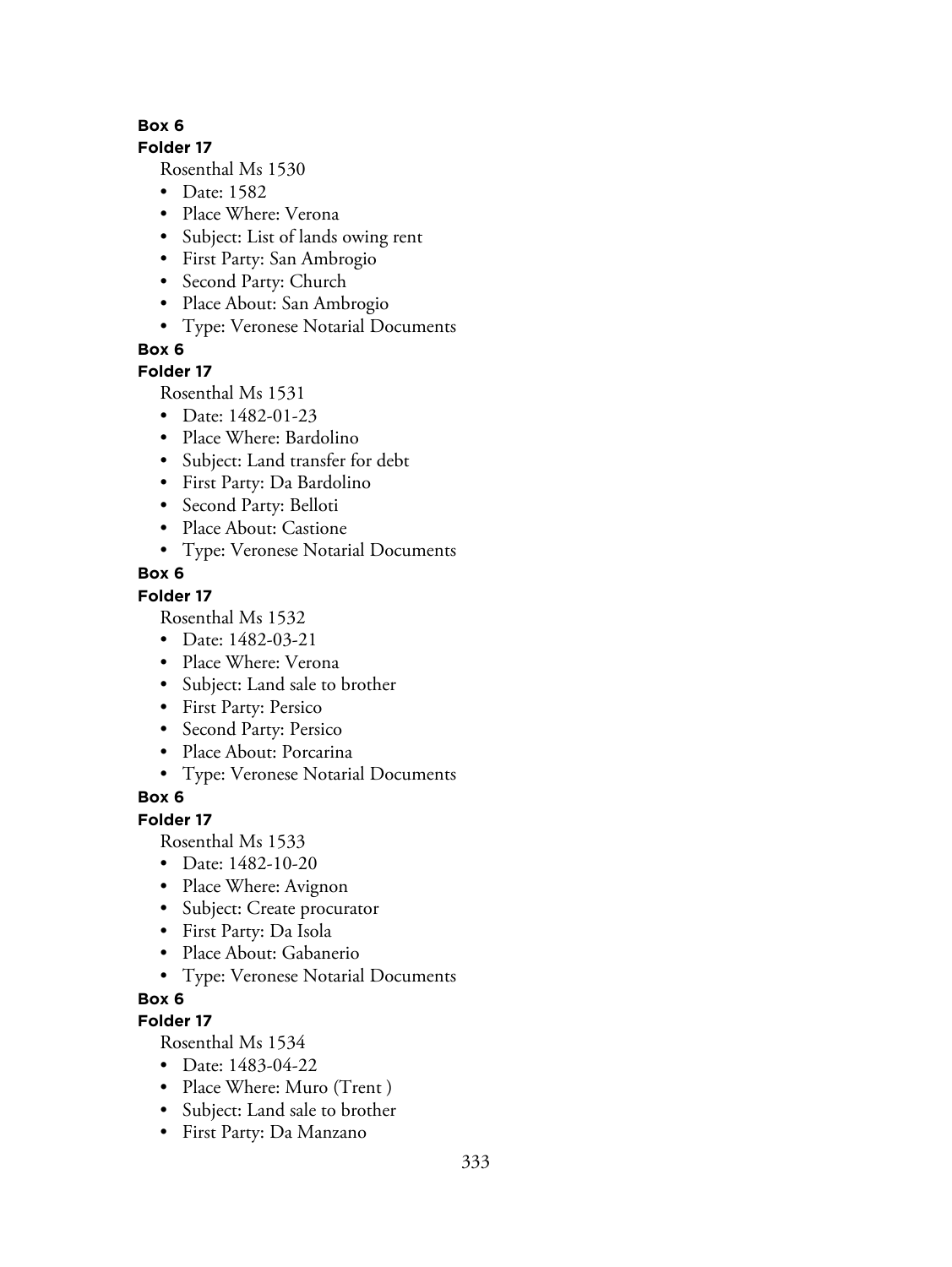**Box 6**

**Folder 17**

Rosenthal Ms 1530

- Date: 1582
- Place Where: Verona
- Subject: List of lands owing rent
- First Party: San Ambrogio
- Second Party: Church
- Place About: San Ambrogio
- Type: Veronese Notarial Documents

**Box 6**

**Folder 17**

Rosenthal Ms 1531

- Date: 1482-01-23
- Place Where: Bardolino
- Subject: Land transfer for debt
- First Party: Da Bardolino
- Second Party: Belloti
- Place About: Castione
- Type: Veronese Notarial Documents

**Box 6**

**Folder 17**

Rosenthal Ms 1532

- Date: 1482-03-21
- Place Where: Verona
- Subject: Land sale to brother
- First Party: Persico
- Second Party: Persico
- Place About: Porcarina
- Type: Veronese Notarial Documents

**Box 6**

**Folder 17**

Rosenthal Ms 1533

- Date: 1482-10-20
- Place Where: Avignon
- Subject: Create procurator
- First Party: Da Isola
- Place About: Gabanerio
- Type: Veronese Notarial Documents

**Box 6**

**Folder 17**

Rosenthal Ms 1534

- Date: 1483-04-22
- Place Where: Muro (Trent )
- Subject: Land sale to brother
- First Party: Da Manzano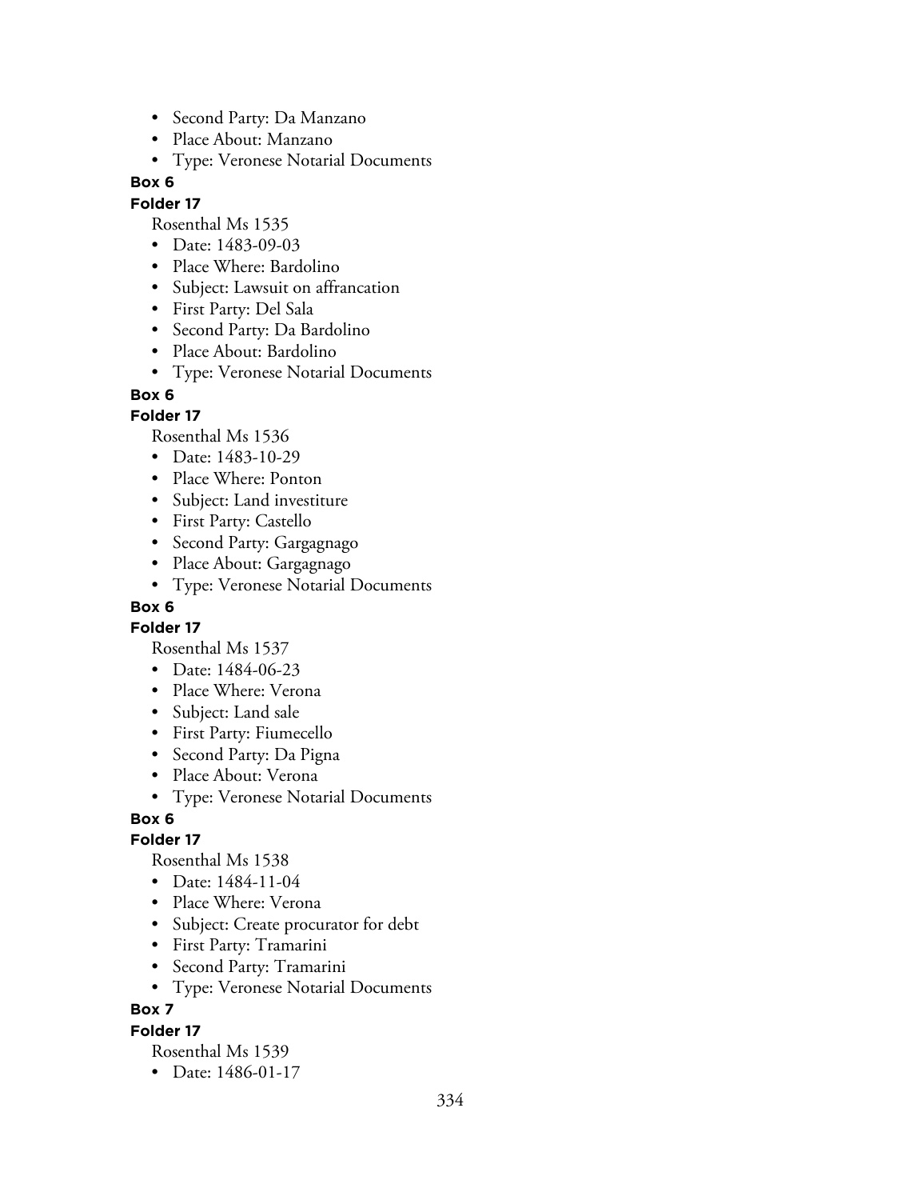- Second Party: Da Manzano
- Place About: Manzano
- Type: Veronese Notarial Documents

**Box 6**

**Folder 17**

Rosenthal Ms 1535

- Date: 1483-09-03
- Place Where: Bardolino
- Subject: Lawsuit on affrancation
- First Party: Del Sala
- Second Party: Da Bardolino
- Place About: Bardolino
- Type: Veronese Notarial Documents

**Box 6**

**Folder 17**

Rosenthal Ms 1536

- Date: 1483-10-29
- Place Where: Ponton
- Subject: Land investiture
- First Party: Castello
- Second Party: Gargagnago
- Place About: Gargagnago
- Type: Veronese Notarial Documents

**Box 6**

**Folder 17**

Rosenthal Ms 1537

- Date: 1484-06-23
- Place Where: Verona
- Subject: Land sale
- First Party: Fiumecello
- Second Party: Da Pigna
- Place About: Verona
- Type: Veronese Notarial Documents

**Box 6**

**Folder 17**

Rosenthal Ms 1538

- Date: 1484-11-04
- Place Where: Verona
- Subject: Create procurator for debt
- First Party: Tramarini
- Second Party: Tramarini
- Type: Veronese Notarial Documents

**Box 7**

**Folder 17**

Rosenthal Ms 1539

- Date: 1486-01-17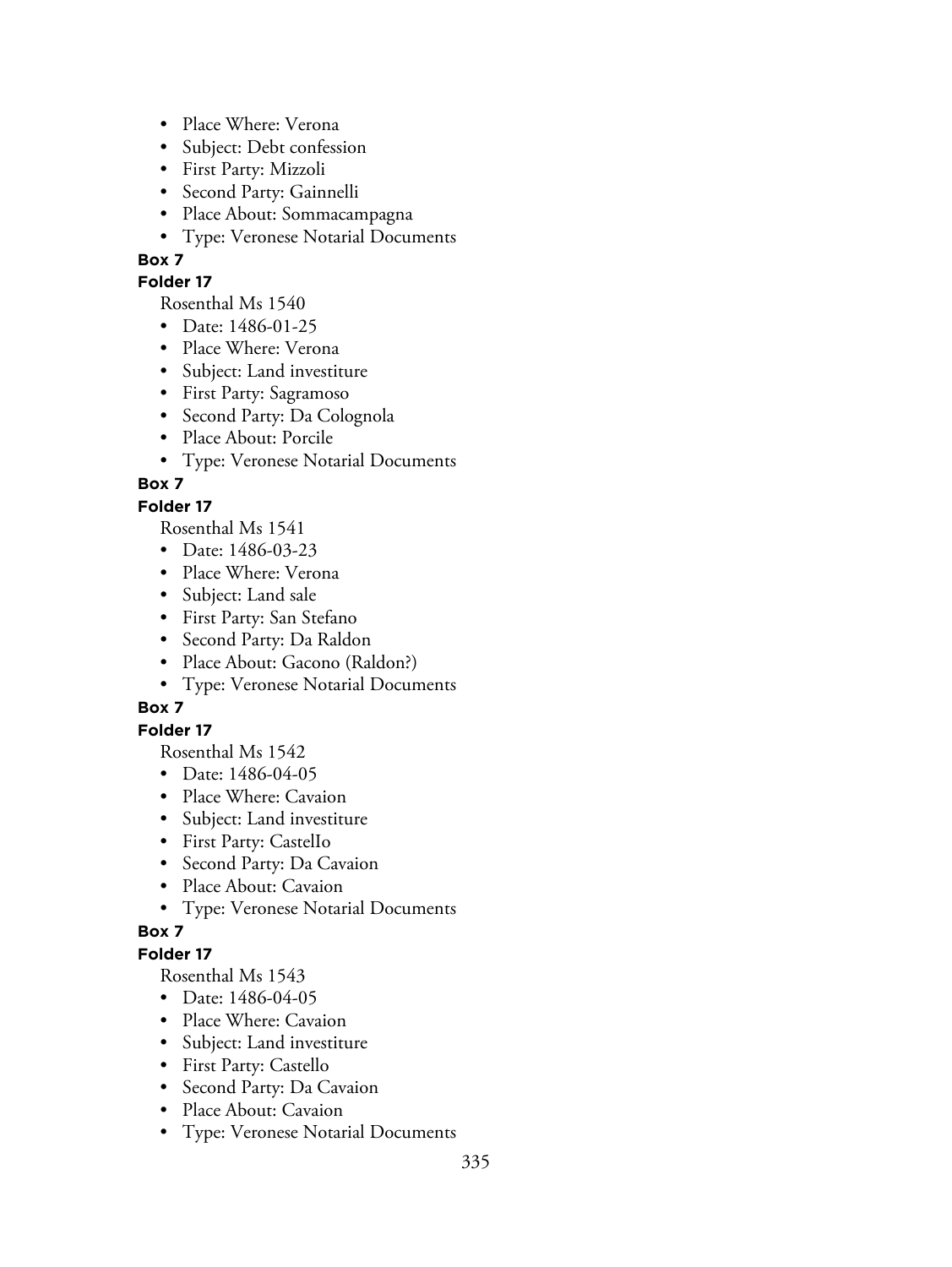- Place Where: Verona
- Subject: Debt confession
- First Party: Mizzoli
- Second Party: Gainnelli
- Place About: Sommacampagna
- Type: Veronese Notarial Documents

**Box 7**

**Folder 17**

Rosenthal Ms 1540

- Date: 1486-01-25
- Place Where: Verona
- Subject: Land investiture
- First Party: Sagramoso
- Second Party: Da Colognola
- Place About: Porcile
- Type: Veronese Notarial Documents

**Box 7**

**Folder 17**

Rosenthal Ms 1541

- Date: 1486-03-23
- Place Where: Verona
- Subject: Land sale
- First Party: San Stefano
- Second Party: Da Raldon
- Place About: Gacono (Raldon?)
- Type: Veronese Notarial Documents

**Box 7**

**Folder 17**

Rosenthal Ms 1542

- Date: 1486-04-05
- Place Where: Cavaion
- Subject: Land investiture
- First Party: CastelIo
- Second Party: Da Cavaion
- Place About: Cavaion
- Type: Veronese Notarial Documents

**Box 7**

**Folder 17**

Rosenthal Ms 1543

- Date: 1486-04-05
- Place Where: Cavaion
- Subject: Land investiture
- First Party: Castello
- Second Party: Da Cavaion
- Place About: Cavaion
- Type: Veronese Notarial Documents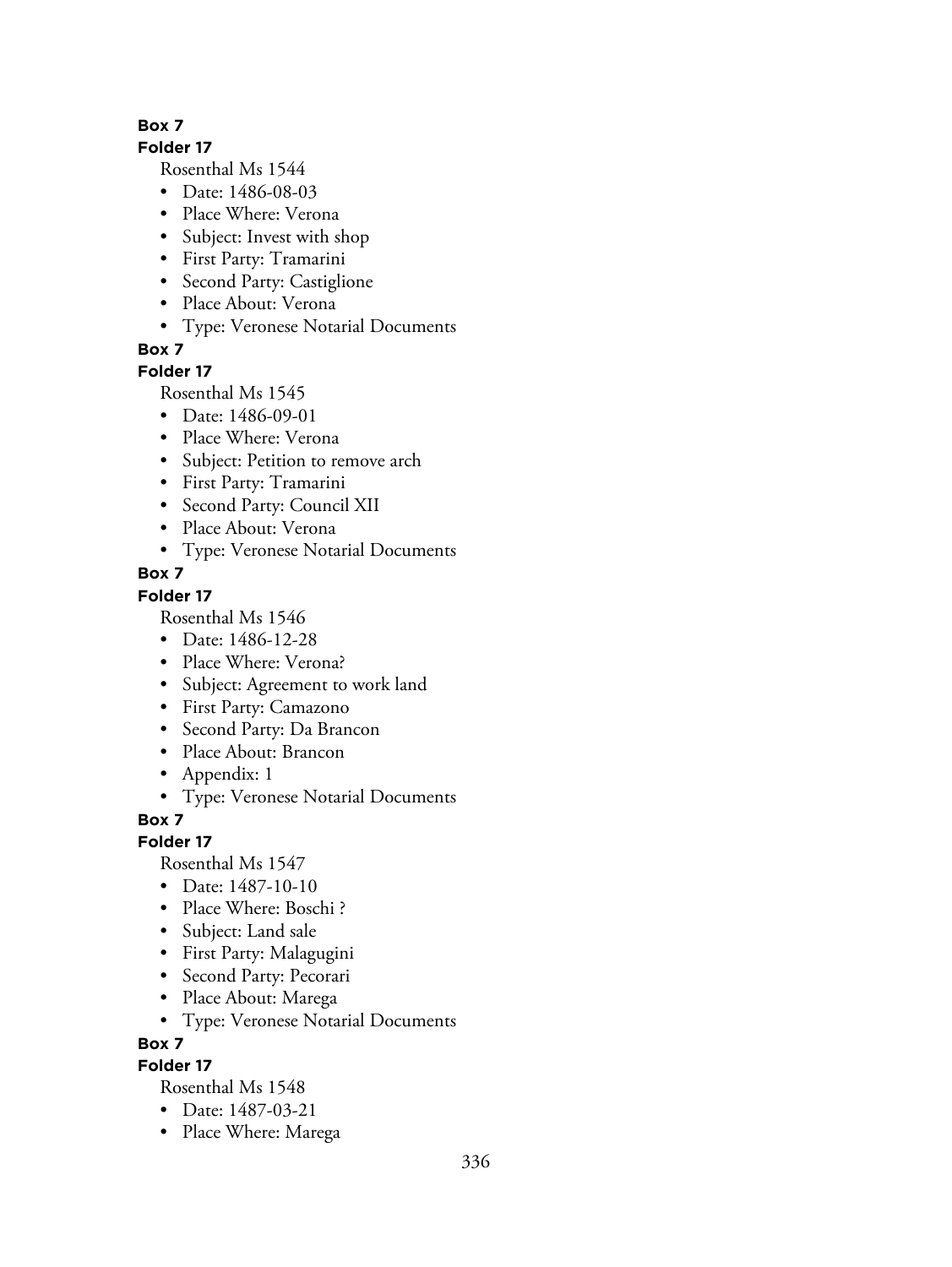**Box 7**

**Folder 17**

Rosenthal Ms 1544

- Date: 1486-08-03
- Place Where: Verona
- Subject: Invest with shop
- First Party: Tramarini
- Second Party: Castiglione
- Place About: Verona
- Type: Veronese Notarial Documents

**Box 7**

**Folder 17**

Rosenthal Ms 1545

- Date: 1486-09-01
- Place Where: Verona
- Subject: Petition to remove arch
- First Party: Tramarini
- Second Party: Council XII
- Place About: Verona
- Type: Veronese Notarial Documents

**Box 7**

**Folder 17**

Rosenthal Ms 1546

- Date: 1486-12-28
- Place Where: Verona?
- Subject: Agreement to work land
- First Party: Camazono
- Second Party: Da Brancon
- Place About: Brancon
- Appendix: 1
- Type: Veronese Notarial Documents

**Box 7**

**Folder 17**

Rosenthal Ms 1547

- Date: 1487-10-10
- Place Where: Boschi ?
- Subject: Land sale
- First Party: Malagugini
- Second Party: Pecorari
- Place About: Marega
- Type: Veronese Notarial Documents

**Box 7**

**Folder 17**

Rosenthal Ms 1548

- Date: 1487-03-21
- Place Where: Marega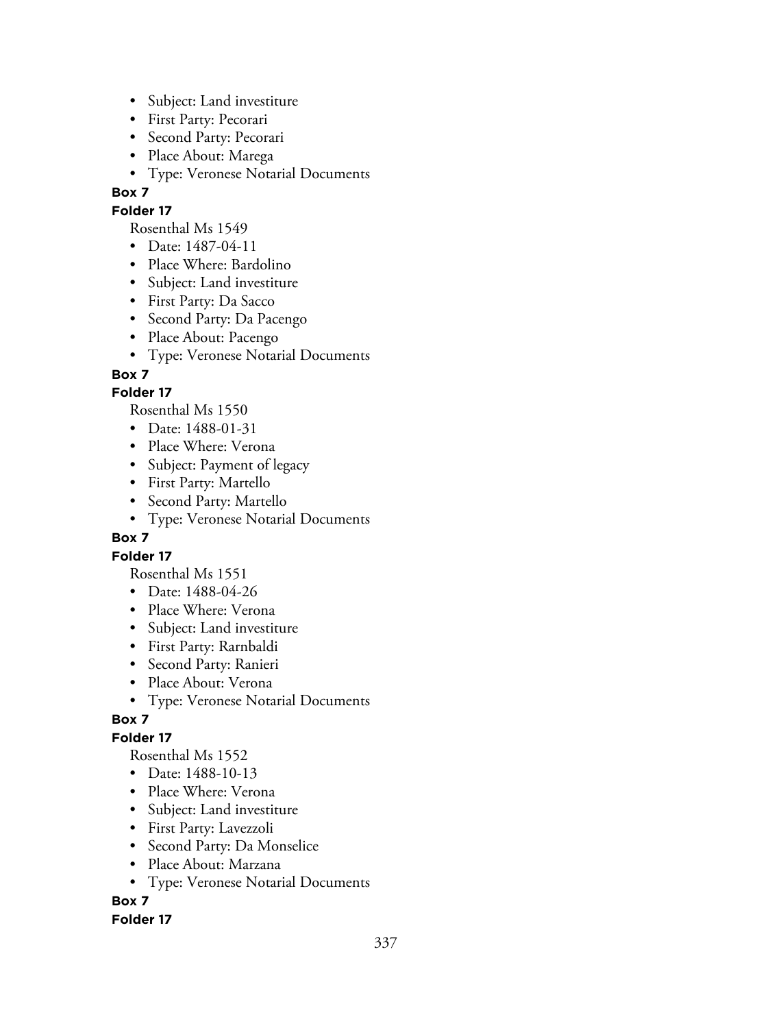- Subject: Land investiture
- First Party: Pecorari
- Second Party: Pecorari
- Place About: Marega
- Type: Veronese Notarial Documents

**Box 7**

**Folder 17**

Rosenthal Ms 1549

- Date: 1487-04-11
- Place Where: Bardolino
- Subject: Land investiture
- First Party: Da Sacco
- Second Party: Da Pacengo
- Place About: Pacengo
- Type: Veronese Notarial Documents

**Box 7**

**Folder 17**

Rosenthal Ms 1550

- Date: 1488-01-31
- Place Where: Verona
- Subject: Payment of legacy
- First Party: Martello
- Second Party: Martello
- Type: Veronese Notarial Documents

**Box 7**

**Folder 17**

Rosenthal Ms 1551

- Date: 1488-04-26
- Place Where: Verona
- Subject: Land investiture
- First Party: Rarnbaldi
- Second Party: Ranieri
- Place About: Verona
- Type: Veronese Notarial Documents

**Box 7**

**Folder 17**

Rosenthal Ms 1552

- Date: 1488-10-13
- Place Where: Verona
- Subject: Land investiture
- First Party: Lavezzoli
- Second Party: Da Monselice
- Place About: Marzana
- Type: Veronese Notarial Documents

**Box 7**

**Folder 17**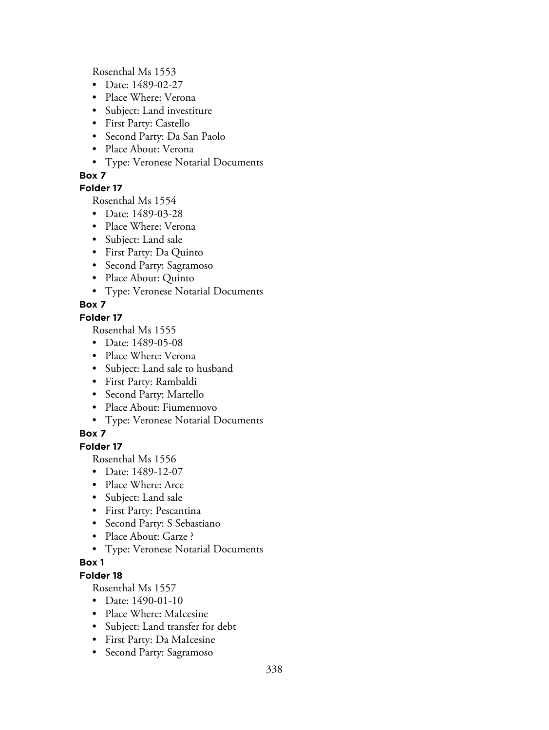Rosenthal Ms 1553

- Date: 1489-02-27
- Place Where: Verona
- Subject: Land investiture
- First Party: Castello
- Second Party: Da San Paolo
- Place About: Verona
- Type: Veronese Notarial Documents

**Box 7**

**Folder 17**

Rosenthal Ms 1554

- Date: 1489-03-28
- Place Where: Verona
- Subject: Land sale
- First Party: Da Quinto
- Second Party: Sagramoso
- Place About: Quinto
- Type: Veronese Notarial Documents

**Box 7**

**Folder 17**

Rosenthal Ms 1555

- Date: 1489-05-08
- Place Where: Verona
- Subject: Land sale to husband
- First Party: Rambaldi
- Second Party: Martello
- Place About: Fiumenuovo
- Type: Veronese Notarial Documents

**Box 7**

**Folder 17**

Rosenthal Ms 1556

- Date: 1489-12-07
- Place Where: Arce
- Subject: Land sale
- First Party: Pescantina
- Second Party: S Sebastiano
- Place About: Garze ?
- Type: Veronese Notarial Documents

**Box 1**

**Folder 18**

Rosenthal Ms 1557

- Date: 1490-01-10
- Place Where: MaIcesine
- Subject: Land transfer for debt
- First Party: Da MaIcesine
- Second Party: Sagramoso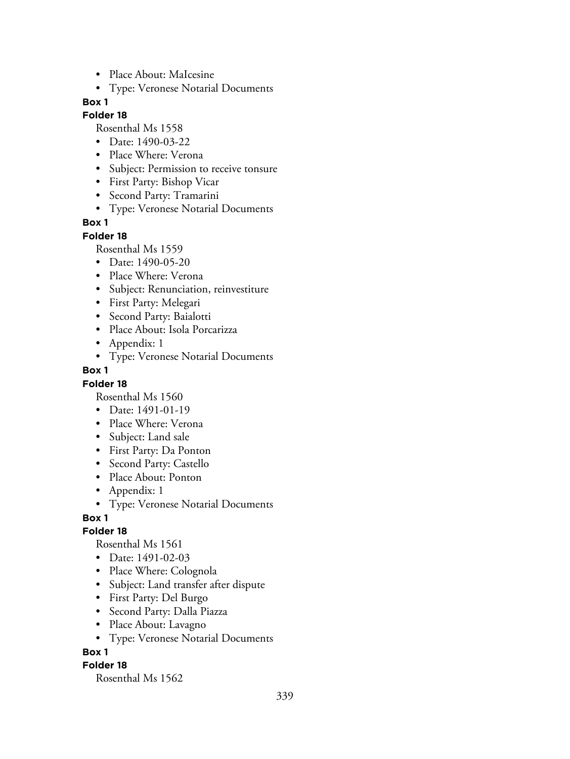- Place About: MaIcesine
- Type: Veronese Notarial Documents

**Box 1**

**Folder 18**

Rosenthal Ms 1558

- Date: 1490-03-22
- Place Where: Verona
- Subject: Permission to receive tonsure
- First Party: Bishop Vicar
- Second Party: Tramarini
- Type: Veronese Notarial Documents

**Box 1**

**Folder 18**

Rosenthal Ms 1559

- Date: 1490-05-20
- Place Where: Verona
- Subject: Renunciation, reinvestiture
- First Party: Melegari
- Second Party: Baialotti
- Place About: Isola Porcarizza
- Appendix: 1
- Type: Veronese Notarial Documents

**Box 1**

**Folder 18**

Rosenthal Ms 1560

- Date: 1491-01-19
- Place Where: Verona
- Subject: Land sale
- First Party: Da Ponton
- Second Party: Castello
- Place About: Ponton
- Appendix: 1
- Type: Veronese Notarial Documents

**Box 1**

**Folder 18**

Rosenthal Ms 1561

- Date: 1491-02-03
- Place Where: Colognola
- Subject: Land transfer after dispute
- First Party: Del Burgo
- Second Party: Dalla Piazza
- Place About: Lavagno
- Type: Veronese Notarial Documents

**Box 1**

**Folder 18**

Rosenthal Ms 1562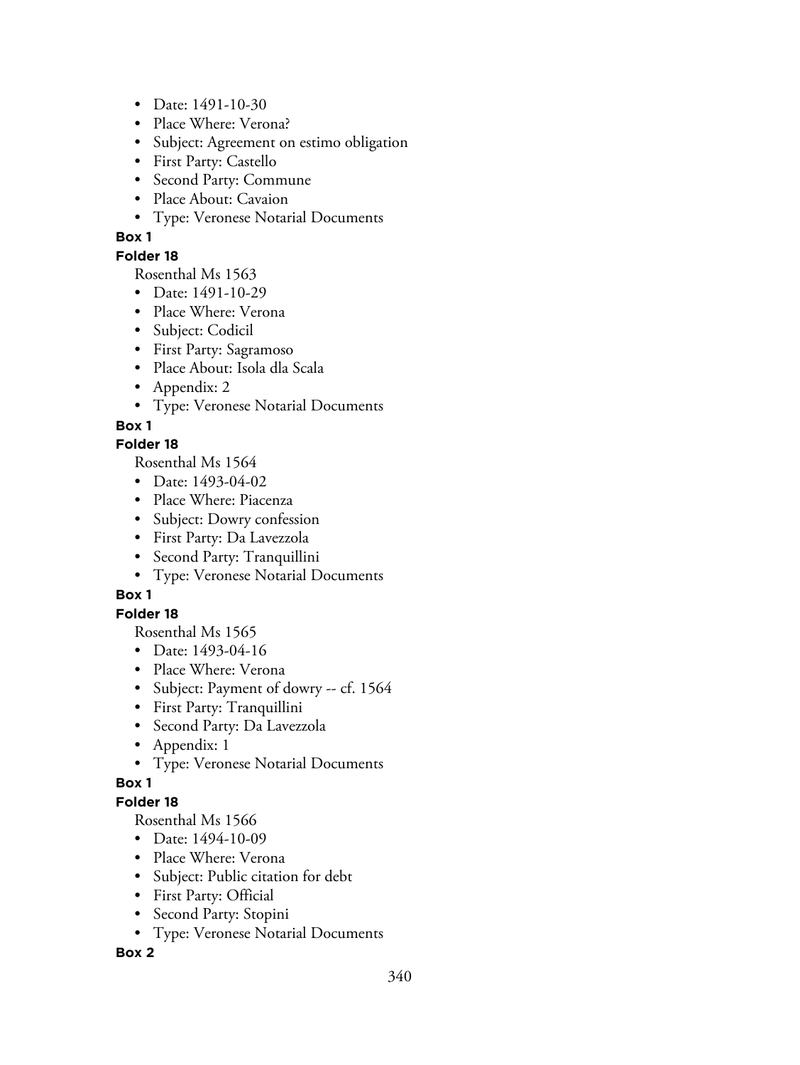- Date: 1491-10-30
- Place Where: Verona?
- Subject: Agreement on estimo obligation
- First Party: Castello
- Second Party: Commune
- Place About: Cavaion
- Type: Veronese Notarial Documents

**Box 1**

**Folder 18**

Rosenthal Ms 1563

- Date: 1491-10-29
- Place Where: Verona
- Subject: Codicil
- First Party: Sagramoso
- Place About: Isola dla Scala
- Appendix: 2
- Type: Veronese Notarial Documents

**Box 1**

**Folder 18**

Rosenthal Ms 1564

- Date: 1493-04-02
- Place Where: Piacenza
- Subject: Dowry confession
- First Party: Da Lavezzola
- Second Party: Tranquillini
- Type: Veronese Notarial Documents

**Box 1**

**Folder 18**

Rosenthal Ms 1565

- Date: 1493-04-16
- Place Where: Verona
- Subject: Payment of dowry -- cf. 1564
- First Party: Tranquillini
- Second Party: Da Lavezzola
- Appendix: 1
- Type: Veronese Notarial Documents

**Box 1**

**Folder 18**

Rosenthal Ms 1566

- Date: 1494-10-09
- Place Where: Verona
- Subject: Public citation for debt
- First Party: Official
- Second Party: Stopini
- Type: Veronese Notarial Documents

**Box 2**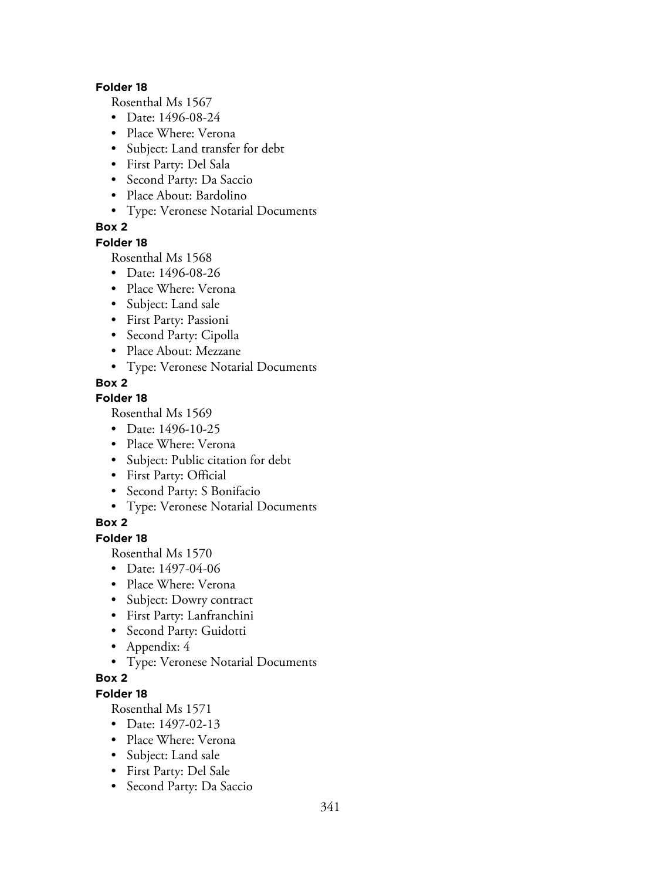**Folder 18**

Rosenthal Ms 1567

- Date: 1496-08-24
- Place Where: Verona
- Subject: Land transfer for debt
- First Party: Del Sala
- Second Party: Da Saccio
- Place About: Bardolino
- Type: Veronese Notarial Documents

**Box 2**

**Folder 18**

Rosenthal Ms 1568

- Date: 1496-08-26
- Place Where: Verona
- Subject: Land sale
- First Party: Passioni
- Second Party: Cipolla
- Place About: Mezzane
- Type: Veronese Notarial Documents

**Box 2**

**Folder 18**

Rosenthal Ms 1569

- Date: 1496-10-25
- Place Where: Verona
- Subject: Public citation for debt
- First Party: Official
- Second Party: S Bonifacio
- Type: Veronese Notarial Documents

**Box 2**

**Folder 18**

Rosenthal Ms 1570

- Date: 1497-04-06
- Place Where: Verona
- Subject: Dowry contract
- First Party: Lanfranchini
- Second Party: Guidotti
- Appendix: 4
- Type: Veronese Notarial Documents

**Box 2**

**Folder 18**

Rosenthal Ms 1571

- Date: 1497-02-13
- Place Where: Verona
- Subject: Land sale
- First Party: Del Sale
- Second Party: Da Saccio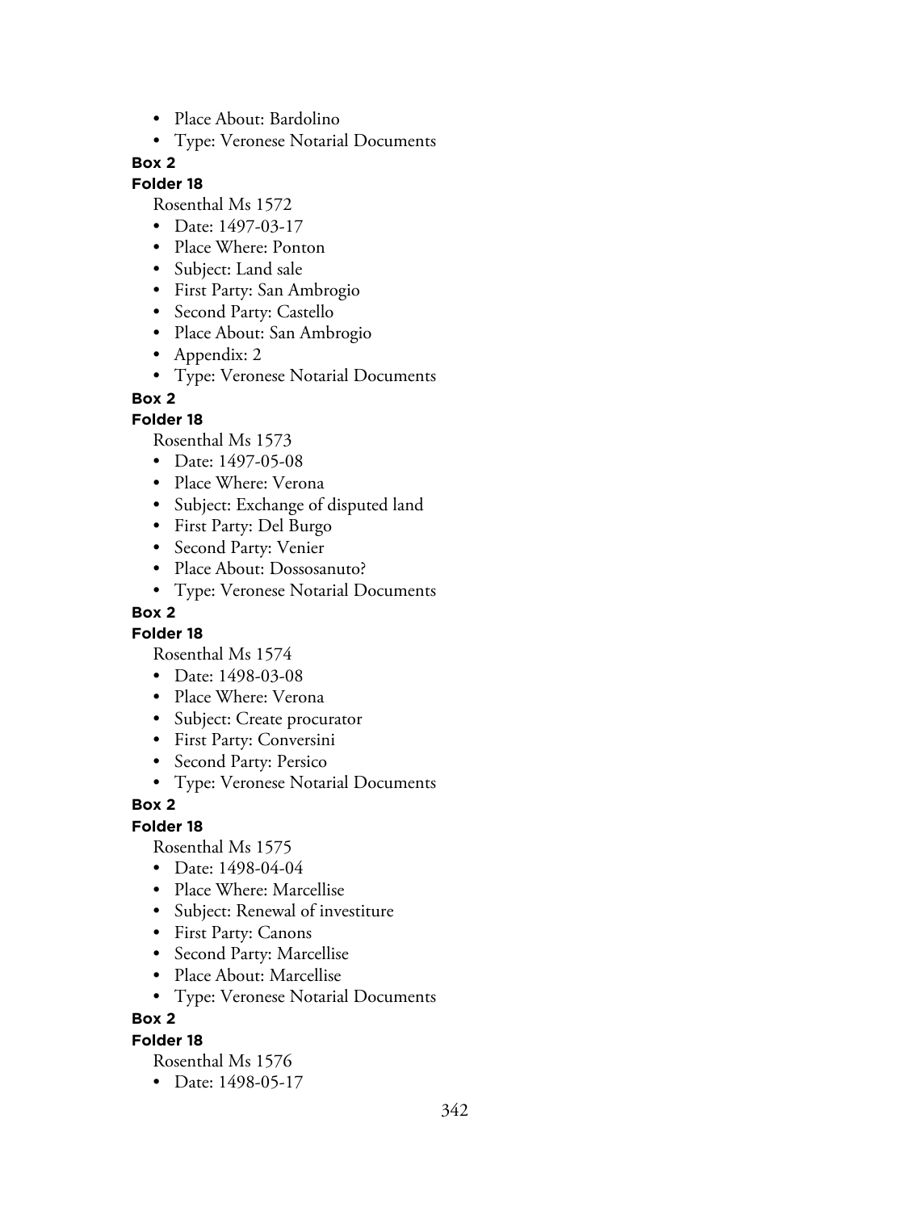- Place About: Bardolino
- Type: Veronese Notarial Documents

**Box 2**

**Folder 18**

Rosenthal Ms 1572

- Date: 1497-03-17
- Place Where: Ponton
- Subject: Land sale
- First Party: San Ambrogio
- Second Party: Castello
- Place About: San Ambrogio
- Appendix: 2
- Type: Veronese Notarial Documents

**Box 2**

**Folder 18**

Rosenthal Ms 1573

- Date: 1497-05-08
- Place Where: Verona
- Subject: Exchange of disputed land
- First Party: Del Burgo
- Second Party: Venier
- Place About: Dossosanuto?
- Type: Veronese Notarial Documents

**Box 2**

**Folder 18**

Rosenthal Ms 1574

- Date: 1498-03-08
- Place Where: Verona
- Subject: Create procurator
- First Party: Conversini
- Second Party: Persico
- Type: Veronese Notarial Documents

**Box 2**

**Folder 18**

Rosenthal Ms 1575

- Date: 1498-04-04
- Place Where: Marcellise
- Subject: Renewal of investiture
- First Party: Canons
- Second Party: Marcellise
- Place About: Marcellise
- Type: Veronese Notarial Documents

**Box 2**

**Folder 18**

Rosenthal Ms 1576

- Date: 1498-05-17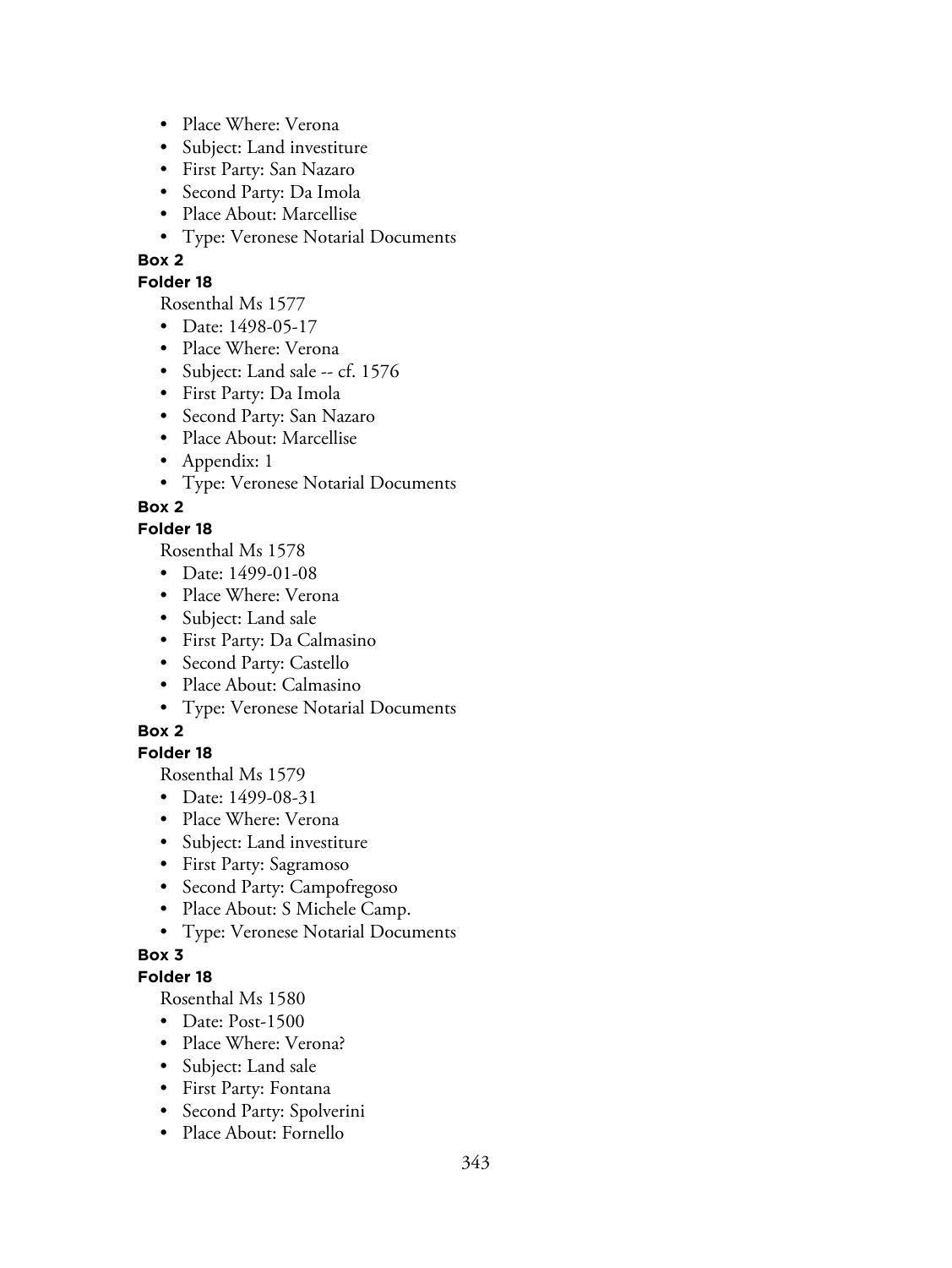- Place Where: Verona
- Subject: Land investiture
- First Party: San Nazaro
- Second Party: Da Imola
- Place About: Marcellise
- Type: Veronese Notarial Documents

**Box 2**

**Folder 18**

Rosenthal Ms 1577

- Date: 1498-05-17
- Place Where: Verona
- Subject: Land sale -- cf. 1576
- First Party: Da Imola
- Second Party: San Nazaro
- Place About: Marcellise
- Appendix: 1
- Type: Veronese Notarial Documents

**Box 2**

**Folder 18**

Rosenthal Ms 1578

- Date: 1499-01-08
- Place Where: Verona
- Subject: Land sale
- First Party: Da Calmasino
- Second Party: Castello
- Place About: Calmasino
- Type: Veronese Notarial Documents

**Box 2**

**Folder 18**

Rosenthal Ms 1579

- Date: 1499-08-31
- Place Where: Verona
- Subject: Land investiture
- First Party: Sagramoso
- Second Party: Campofregoso
- Place About: S Michele Camp.
- Type: Veronese Notarial Documents

**Box 3**

**Folder 18**

Rosenthal Ms 1580

- Date: Post-1500
- Place Where: Verona?
- Subject: Land sale
- First Party: Fontana
- Second Party: Spolverini
- Place About: Fornello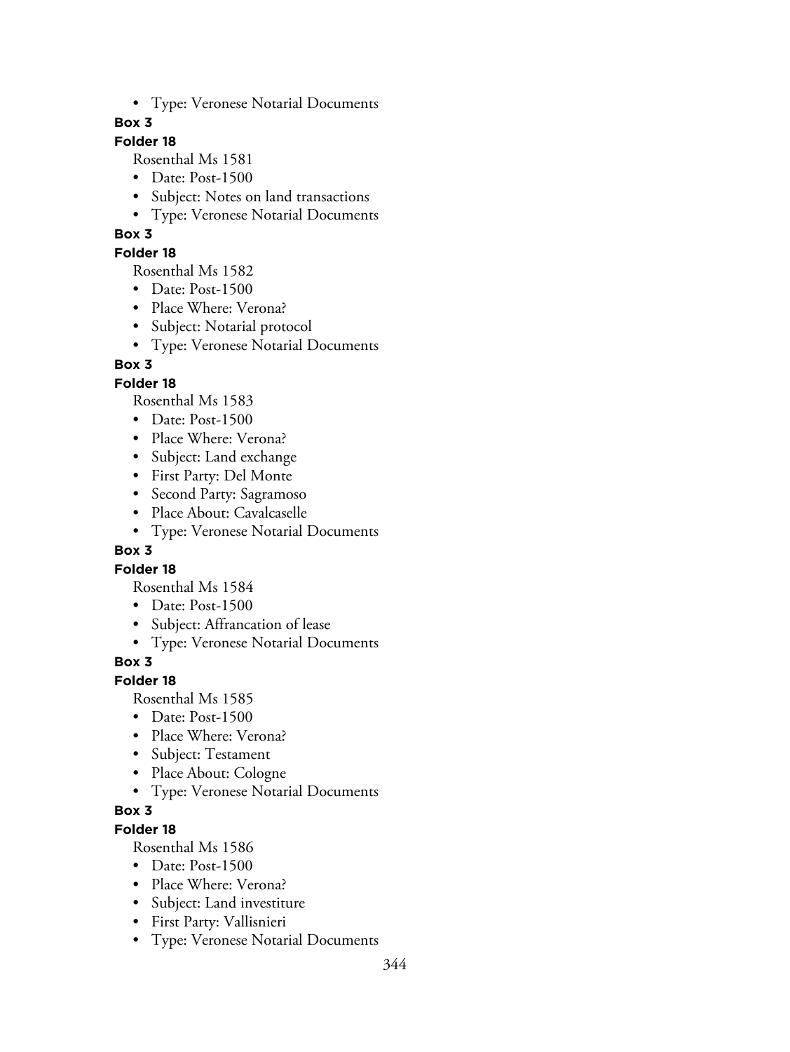- Type: Veronese Notarial Documents

**Box 3**

**Folder 18**

Rosenthal Ms 1581

- Date: Post-1500
- Subject: Notes on land transactions
- Type: Veronese Notarial Documents

**Box 3**

**Folder 18**

Rosenthal Ms 1582

- Date: Post-1500
- Place Where: Verona?
- Subject: Notarial protocol
- Type: Veronese Notarial Documents

**Box 3**

**Folder 18**

Rosenthal Ms 1583

- Date: Post-1500
- Place Where: Verona?
- Subject: Land exchange
- First Party: Del Monte
- Second Party: Sagramoso
- Place About: Cavalcaselle
- Type: Veronese Notarial Documents

**Box 3**

**Folder 18**

Rosenthal Ms 1584

- Date: Post-1500
- Subject: Affrancation of lease
- Type: Veronese Notarial Documents

**Box 3**

**Folder 18**

Rosenthal Ms 1585

- Date: Post-1500
- Place Where: Verona?
- Subject: Testament
- Place About: Cologne
- Type: Veronese Notarial Documents

**Box 3**

**Folder 18**

Rosenthal Ms 1586

- Date: Post-1500
- Place Where: Verona?
- Subject: Land investiture
- First Party: Vallisnieri
- Type: Veronese Notarial Documents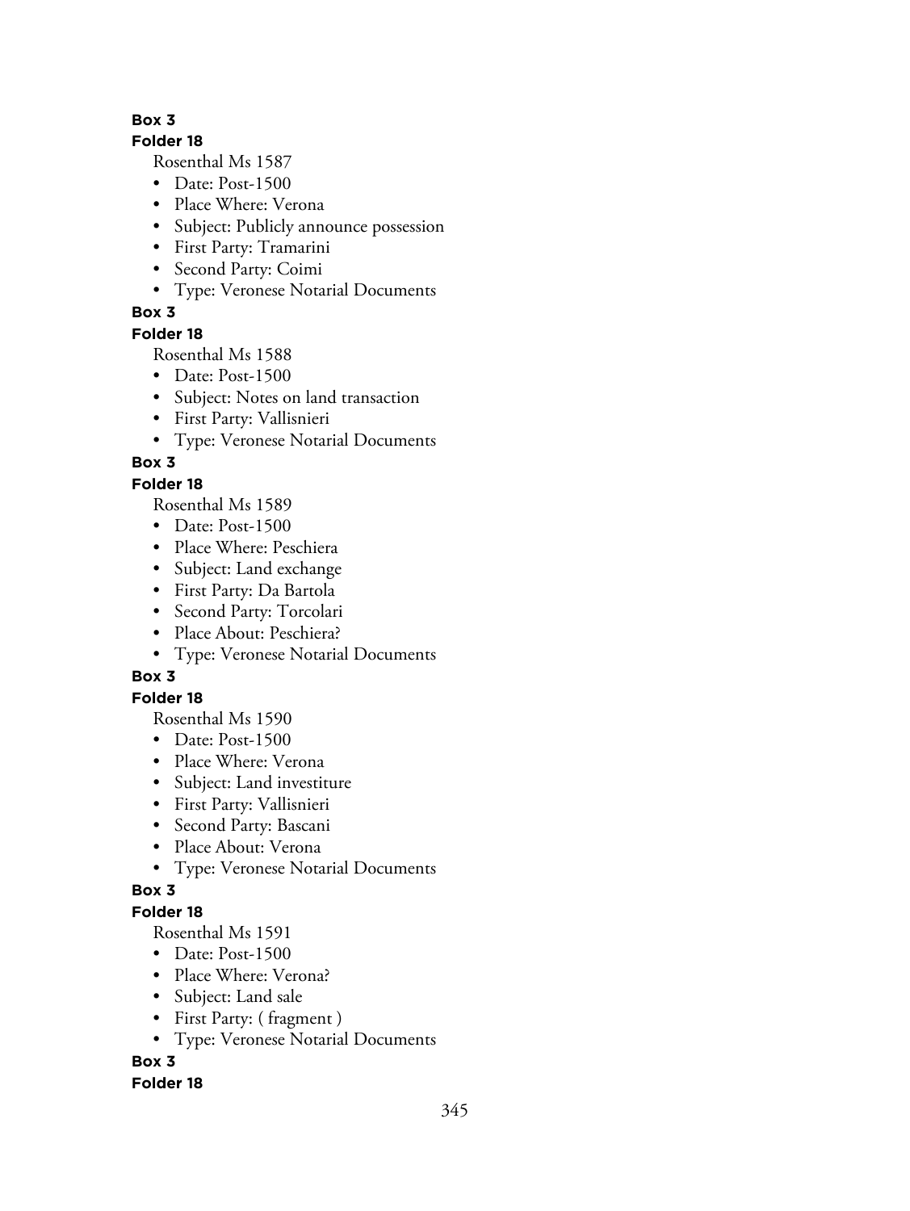**Box 3**

**Folder 18**

Rosenthal Ms 1587

- Date: Post-1500
- Place Where: Verona
- Subject: Publicly announce possession
- First Party: Tramarini
- Second Party: Coimi
- Type: Veronese Notarial Documents

**Box 3**

**Folder 18**

Rosenthal Ms 1588

- Date: Post-1500
- Subject: Notes on land transaction
- First Party: Vallisnieri
- Type: Veronese Notarial Documents

**Box 3**

**Folder 18**

Rosenthal Ms 1589

- Date: Post-1500
- Place Where: Peschiera
- Subject: Land exchange
- First Party: Da Bartola
- Second Party: Torcolari
- Place About: Peschiera?
- Type: Veronese Notarial Documents

**Box 3**

**Folder 18**

Rosenthal Ms 1590

- Date: Post-1500
- Place Where: Verona
- Subject: Land investiture
- First Party: Vallisnieri
- Second Party: Bascani
- Place About: Verona
- Type: Veronese Notarial Documents

**Box 3**

**Folder 18**

Rosenthal Ms 1591

- Date: Post-1500
- Place Where: Verona?
- Subject: Land sale
- First Party: ( fragment )
- Type: Veronese Notarial Documents

**Box 3**

**Folder 18**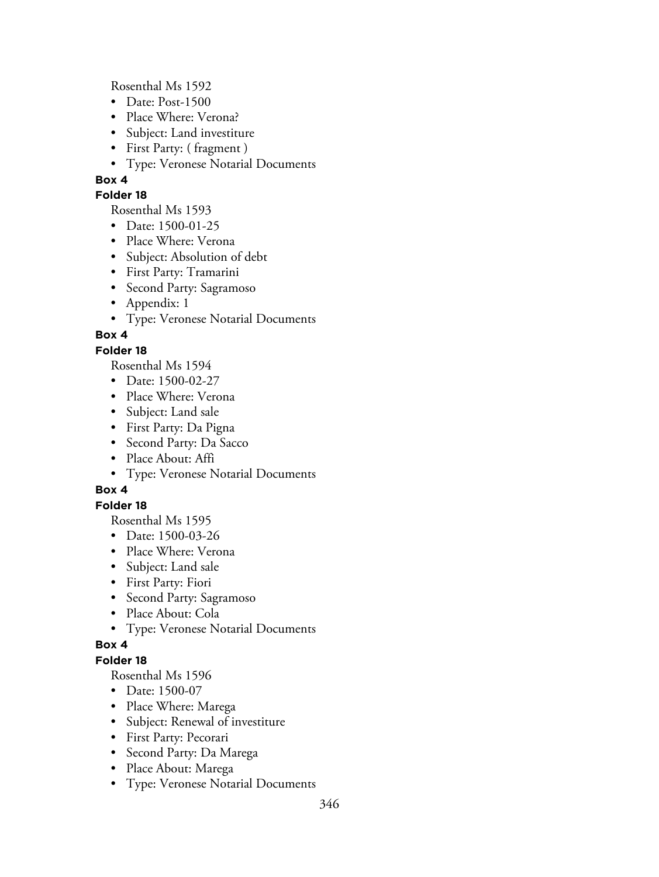Rosenthal Ms 1592

- Date: Post-1500
- Place Where: Verona?
- Subject: Land investiture
- First Party: ( fragment )
- Type: Veronese Notarial Documents

**Box 4**

**Folder 18**

Rosenthal Ms 1593

- Date: 1500-01-25
- Place Where: Verona
- Subject: Absolution of debt
- First Party: Tramarini
- Second Party: Sagramoso
- Appendix: 1
- Type: Veronese Notarial Documents

**Box 4**

**Folder 18**

Rosenthal Ms 1594

- Date: 1500-02-27
- Place Where: Verona
- Subject: Land sale
- First Party: Da Pigna
- Second Party: Da Sacco
- Place About: Affi
- Type: Veronese Notarial Documents

**Box 4**

**Folder 18**

Rosenthal Ms 1595

- Date: 1500-03-26
- Place Where: Verona
- Subject: Land sale
- First Party: Fiori
- Second Party: Sagramoso
- Place About: Cola
- Type: Veronese Notarial Documents

**Box 4**

**Folder 18**

Rosenthal Ms 1596

- Date: 1500-07
- Place Where: Marega
- Subject: Renewal of investiture
- First Party: Pecorari
- Second Party: Da Marega
- Place About: Marega
- Type: Veronese Notarial Documents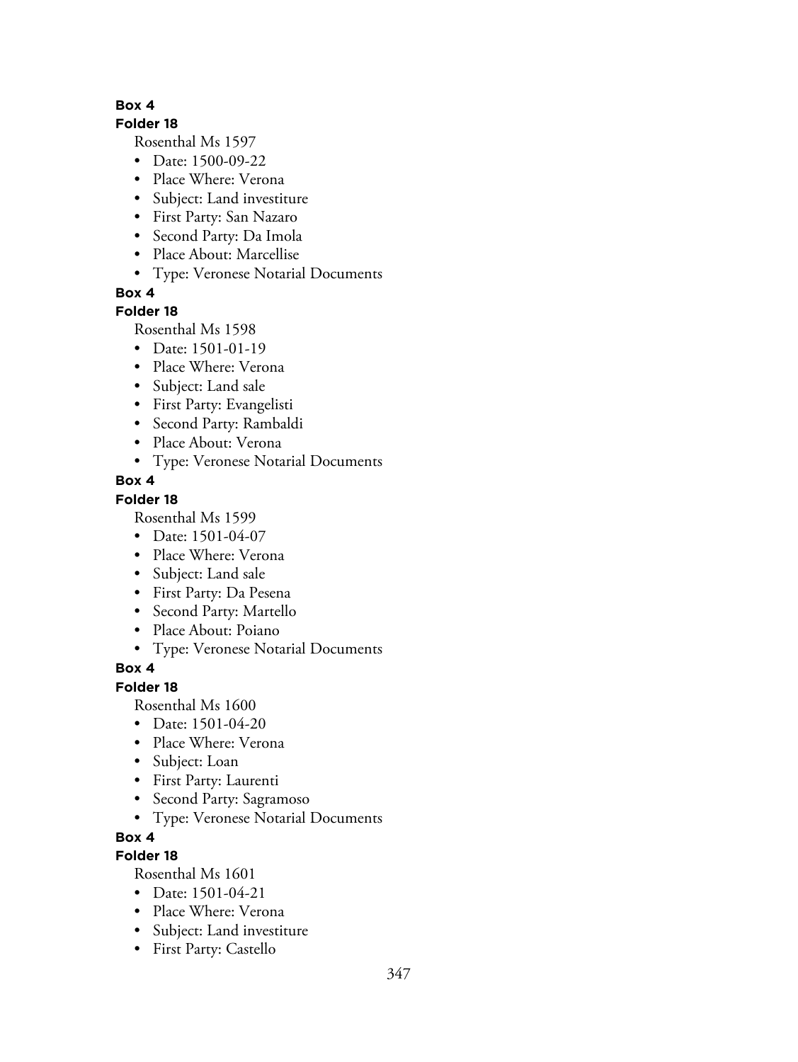**Box 4**

**Folder 18**

Rosenthal Ms 1597

- Date: 1500-09-22
- Place Where: Verona
- Subject: Land investiture
- First Party: San Nazaro
- Second Party: Da Imola
- Place About: Marcellise
- Type: Veronese Notarial Documents

**Box 4**

**Folder 18**

Rosenthal Ms 1598

- Date: 1501-01-19
- Place Where: Verona
- Subject: Land sale
- First Party: Evangelisti
- Second Party: Rambaldi
- Place About: Verona
- Type: Veronese Notarial Documents

**Box 4**

**Folder 18**

Rosenthal Ms 1599

- Date: 1501-04-07
- Place Where: Verona
- Subject: Land sale
- First Party: Da Pesena
- Second Party: Martello
- Place About: Poiano
- Type: Veronese Notarial Documents

**Box 4**

**Folder 18**

Rosenthal Ms 1600

- Date: 1501-04-20
- Place Where: Verona
- Subject: Loan
- First Party: Laurenti
- Second Party: Sagramoso
- Type: Veronese Notarial Documents

**Box 4**

**Folder 18**

Rosenthal Ms 1601

- Date: 1501-04-21
- Place Where: Verona
- Subject: Land investiture
- First Party: Castello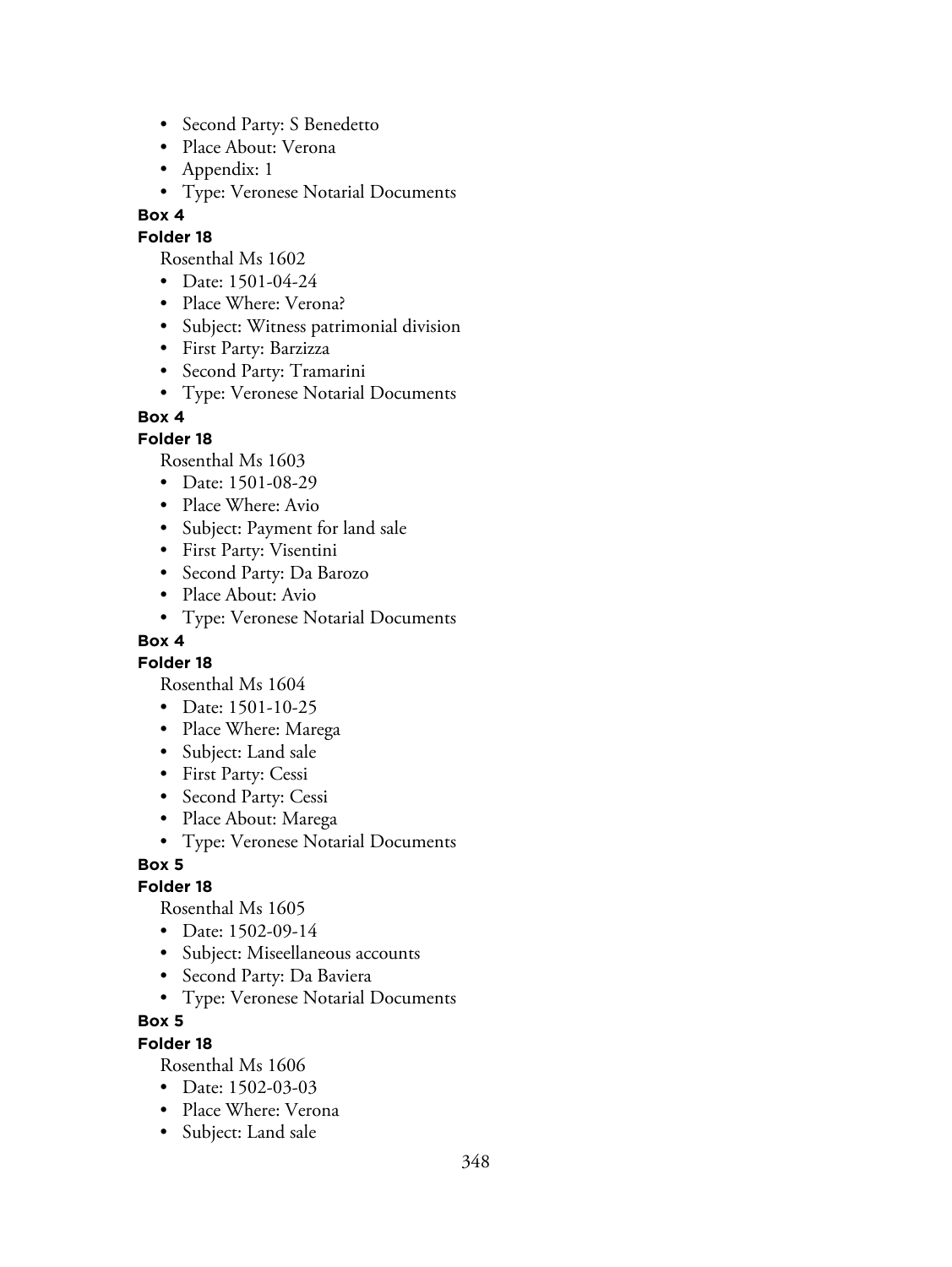- Second Party: S Benedetto
- Place About: Verona
- Appendix: 1
- Type: Veronese Notarial Documents

**Box 4**

**Folder 18**

Rosenthal Ms 1602

- Date: 1501-04-24
- Place Where: Verona?
- Subject: Witness patrimonial division
- First Party: Barzizza
- Second Party: Tramarini
- Type: Veronese Notarial Documents

**Box 4**

**Folder 18**

Rosenthal Ms 1603

- Date: 1501-08-29
- Place Where: Avio
- Subject: Payment for land sale
- First Party: Visentini
- Second Party: Da Barozo
- Place About: Avio
- Type: Veronese Notarial Documents

**Box 4**

**Folder 18**

Rosenthal Ms 1604

- Date: 1501-10-25
- Place Where: Marega
- Subject: Land sale
- First Party: Cessi
- Second Party: Cessi
- Place About: Marega
- Type: Veronese Notarial Documents

**Box 5**

**Folder 18**

Rosenthal Ms 1605

- Date: 1502-09-14
- Subject: Miseellaneous accounts
- Second Party: Da Baviera
- Type: Veronese Notarial Documents

**Box 5**

**Folder 18**

Rosenthal Ms 1606

- Date: 1502-03-03
- Place Where: Verona
- Subject: Land sale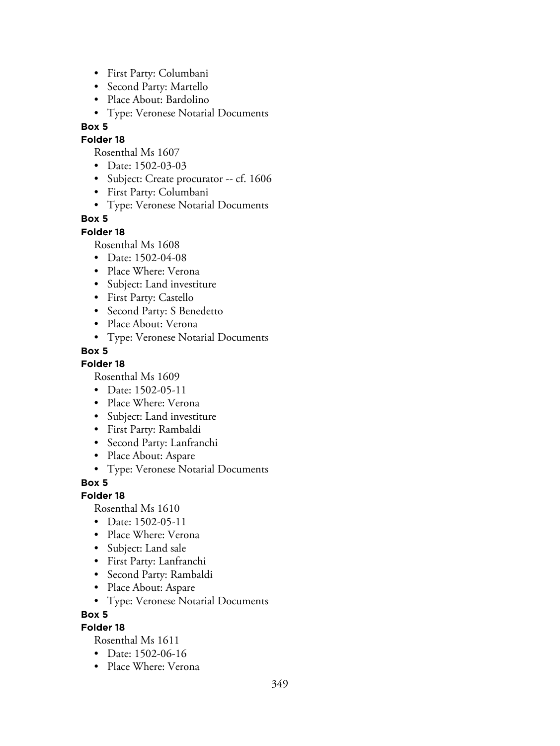- First Party: Columbani
- Second Party: Martello
- Place About: Bardolino
- Type: Veronese Notarial Documents

**Box 5**

**Folder 18**

Rosenthal Ms 1607

- Date: 1502-03-03
- Subject: Create procurator -- cf. 1606
- First Party: Columbani
- Type: Veronese Notarial Documents

**Box 5**

**Folder 18**

Rosenthal Ms 1608

- Date: 1502-04-08
- Place Where: Verona
- Subject: Land investiture
- First Party: Castello
- Second Party: S Benedetto
- Place About: Verona
- Type: Veronese Notarial Documents

**Box 5**

**Folder 18**

Rosenthal Ms 1609

- Date: 1502-05-11
- Place Where: Verona
- Subject: Land investiture
- First Party: Rambaldi
- Second Party: Lanfranchi
- Place About: Aspare
- Type: Veronese Notarial Documents

**Box 5**

**Folder 18**

Rosenthal Ms 1610

- Date: 1502-05-11
- Place Where: Verona
- Subject: Land sale
- First Party: Lanfranchi
- Second Party: Rambaldi
- Place About: Aspare
- Type: Veronese Notarial Documents

**Box 5**

**Folder 18**

Rosenthal Ms 1611

- Date: 1502-06-16
- Place Where: Verona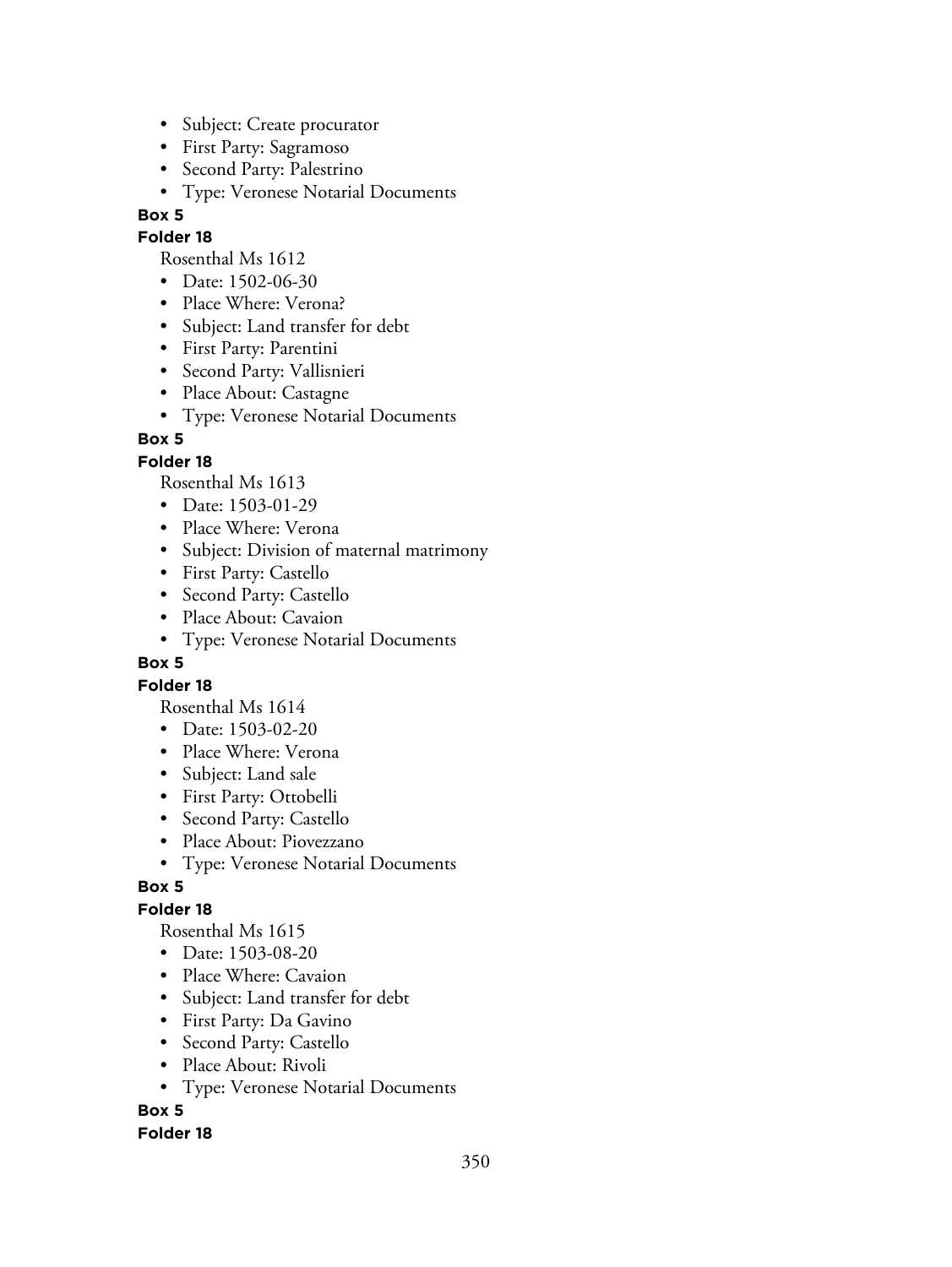- Subject: Create procurator
- First Party: Sagramoso
- Second Party: Palestrino
- Type: Veronese Notarial Documents

**Box 5**

**Folder 18**

Rosenthal Ms 1612

- Date: 1502-06-30
- Place Where: Verona?
- Subject: Land transfer for debt
- First Party: Parentini
- Second Party: Vallisnieri
- Place About: Castagne
- Type: Veronese Notarial Documents

**Box 5**

**Folder 18**

Rosenthal Ms 1613

- Date: 1503-01-29
- Place Where: Verona
- Subject: Division of maternal matrimony
- First Party: Castello
- Second Party: Castello
- Place About: Cavaion
- Type: Veronese Notarial Documents

**Box 5**

**Folder 18**

Rosenthal Ms 1614

- Date: 1503-02-20
- Place Where: Verona
- Subject: Land sale
- First Party: Ottobelli
- Second Party: Castello
- Place About: Piovezzano
- Type: Veronese Notarial Documents

**Box 5**

**Folder 18**

Rosenthal Ms 1615

- Date: 1503-08-20
- Place Where: Cavaion
- Subject: Land transfer for debt
- First Party: Da Gavino
- Second Party: Castello
- Place About: Rivoli
- Type: Veronese Notarial Documents

**Box 5**

**Folder 18**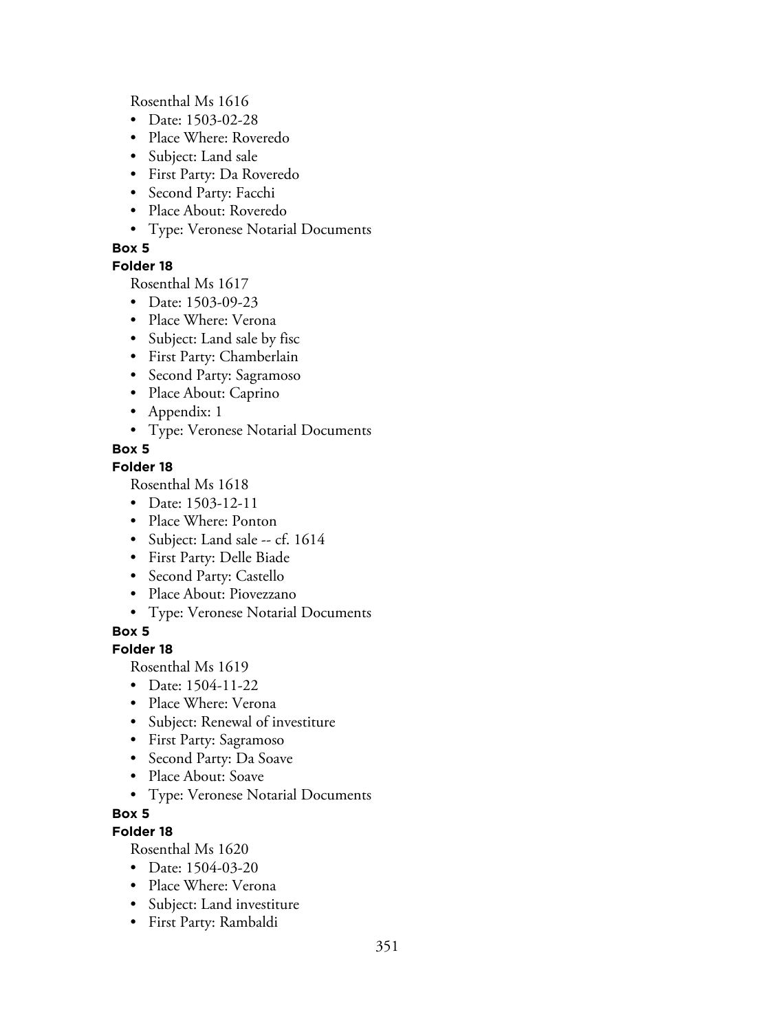Rosenthal Ms 1616

- Date: 1503-02-28
- Place Where: Roveredo
- Subject: Land sale
- First Party: Da Roveredo
- Second Party: Facchi
- Place About: Roveredo
- Type: Veronese Notarial Documents

**Box 5**

**Folder 18**

Rosenthal Ms 1617

- Date: 1503-09-23
- Place Where: Verona
- Subject: Land sale by fisc
- First Party: Chamberlain
- Second Party: Sagramoso
- Place About: Caprino
- Appendix: 1
- Type: Veronese Notarial Documents

**Box 5**

**Folder 18**

Rosenthal Ms 1618

- Date: 1503-12-11
- Place Where: Ponton
- Subject: Land sale -- cf. 1614
- First Party: Delle Biade
- Second Party: Castello
- Place About: Piovezzano
- Type: Veronese Notarial Documents

**Box 5**

**Folder 18**

Rosenthal Ms 1619

- Date: 1504-11-22
- Place Where: Verona
- Subject: Renewal of investiture
- First Party: Sagramoso
- Second Party: Da Soave
- Place About: Soave
- Type: Veronese Notarial Documents

**Box 5**

**Folder 18**

Rosenthal Ms 1620

- Date: 1504-03-20
- Place Where: Verona
- Subject: Land investiture
- First Party: Rambaldi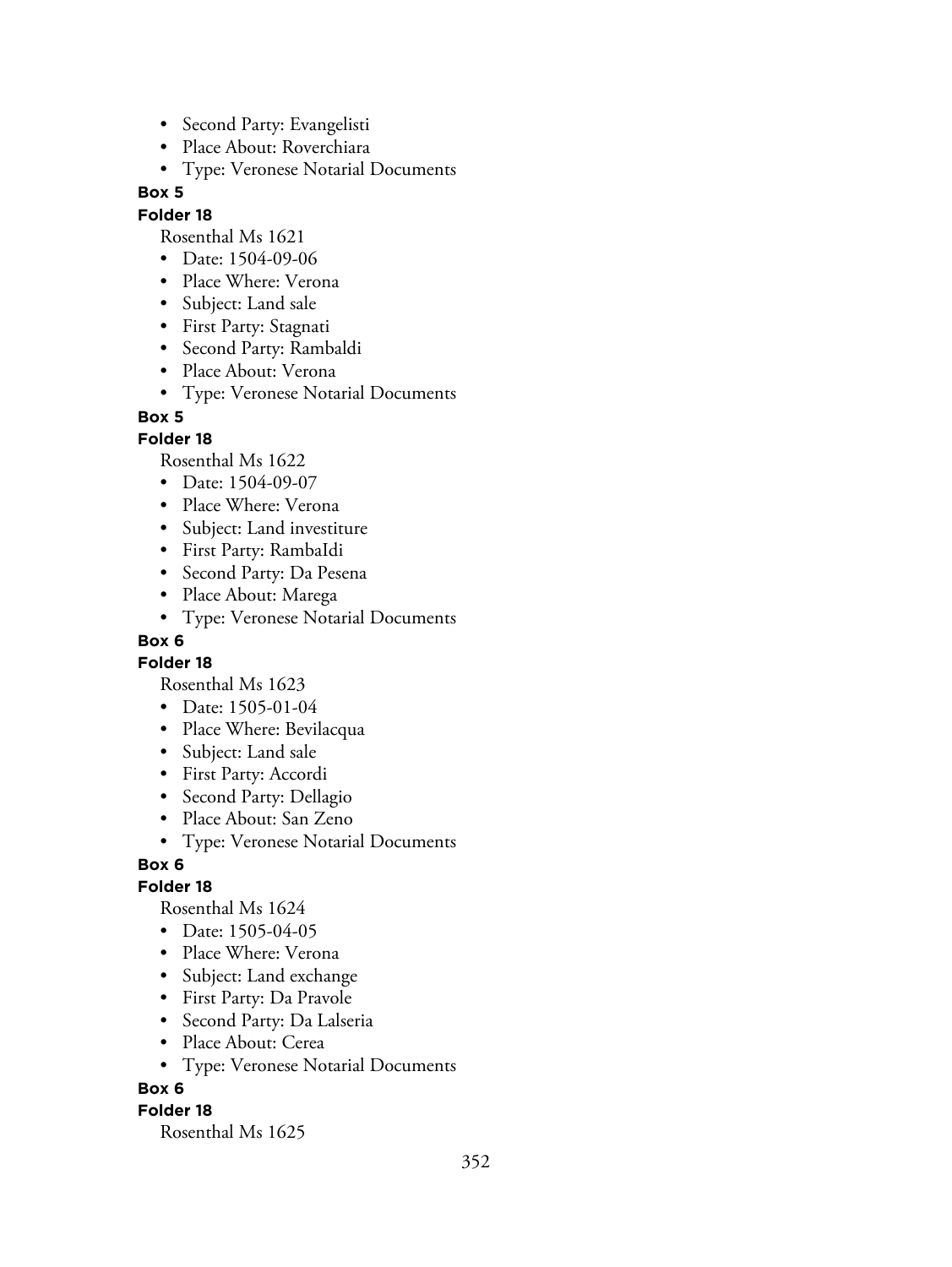- Second Party: Evangelisti
- Place About: Roverchiara
- Type: Veronese Notarial Documents

**Box 5**

**Folder 18**

Rosenthal Ms 1621

- Date: 1504-09-06
- Place Where: Verona
- Subject: Land sale
- First Party: Stagnati
- Second Party: Rambaldi
- Place About: Verona
- Type: Veronese Notarial Documents

**Box 5**

**Folder 18**

Rosenthal Ms 1622

- Date: 1504-09-07
- Place Where: Verona
- Subject: Land investiture
- First Party: RambaIdi
- Second Party: Da Pesena
- Place About: Marega
- Type: Veronese Notarial Documents

**Box 6**

**Folder 18**

Rosenthal Ms 1623

- Date: 1505-01-04
- Place Where: Bevilacqua
- Subject: Land sale
- First Party: Accordi
- Second Party: Dellagio
- Place About: San Zeno
- Type: Veronese Notarial Documents

**Box 6**

**Folder 18**

Rosenthal Ms 1624

- Date: 1505-04-05
- Place Where: Verona
- Subject: Land exchange
- First Party: Da Pravole
- Second Party: Da Lalseria
- Place About: Cerea
- Type: Veronese Notarial Documents

**Box 6**

**Folder 18**

Rosenthal Ms 1625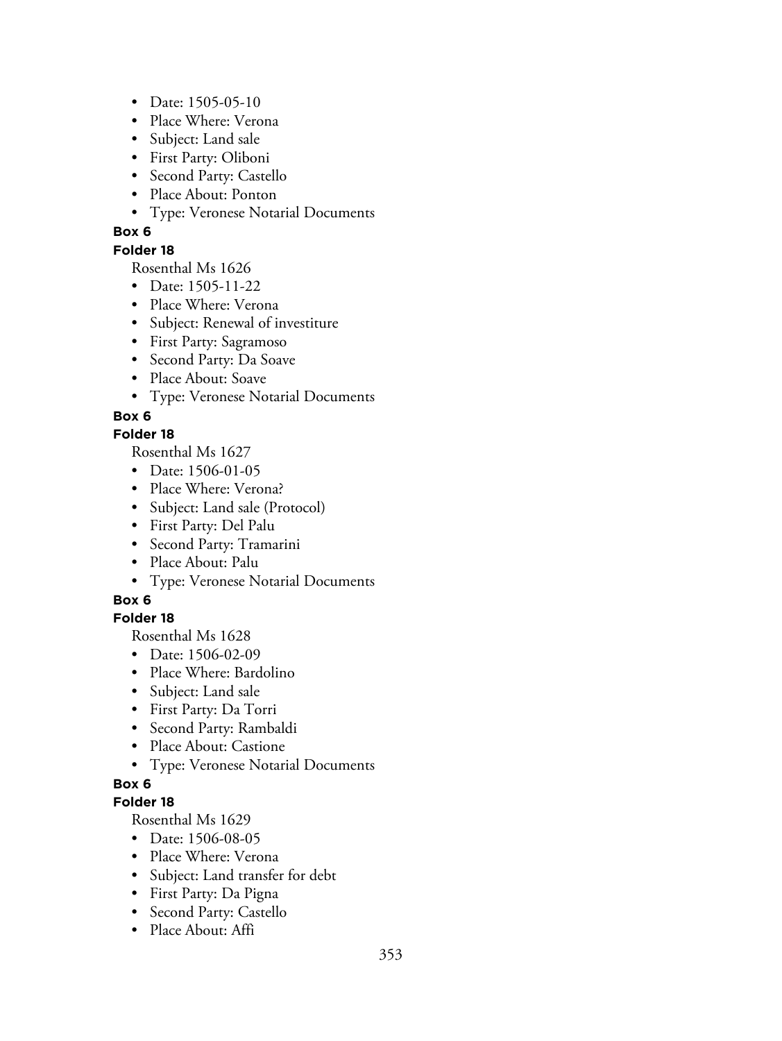- Date: 1505-05-10
- Place Where: Verona
- Subject: Land sale
- First Party: Oliboni
- Second Party: Castello
- Place About: Ponton
- Type: Veronese Notarial Documents

**Box 6**

**Folder 18**

Rosenthal Ms 1626

- Date: 1505-11-22
- Place Where: Verona
- Subject: Renewal of investiture
- First Party: Sagramoso
- Second Party: Da Soave
- Place About: Soave
- Type: Veronese Notarial Documents

**Box 6**

**Folder 18**

Rosenthal Ms 1627

- Date: 1506-01-05
- Place Where: Verona?
- Subject: Land sale (Protocol)
- First Party: Del Palu
- Second Party: Tramarini
- Place About: Palu
- Type: Veronese Notarial Documents

**Box 6**

**Folder 18**

Rosenthal Ms 1628

- Date: 1506-02-09
- Place Where: Bardolino
- Subject: Land sale
- First Party: Da Torri
- Second Party: Rambaldi
- Place About: Castione
- Type: Veronese Notarial Documents

**Box 6**

**Folder 18**

Rosenthal Ms 1629

- Date: 1506-08-05
- Place Where: Verona
- Subject: Land transfer for debt
- First Party: Da Pigna
- Second Party: Castello
- Place About: Affi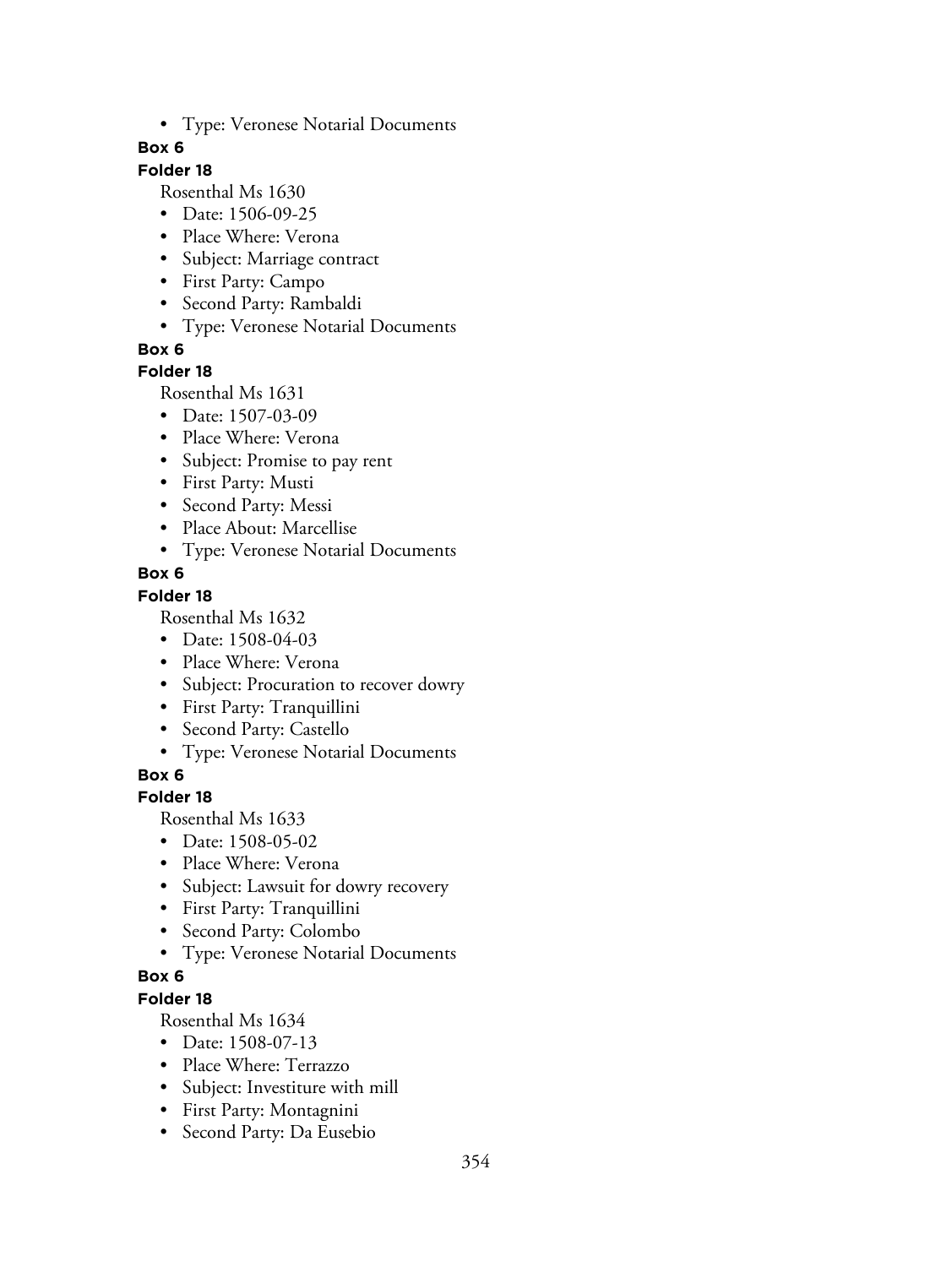- Type: Veronese Notarial Documents

**Box 6**

**Folder 18**

Rosenthal Ms 1630

- Date: 1506-09-25
- Place Where: Verona
- Subject: Marriage contract
- First Party: Campo
- Second Party: Rambaldi
- Type: Veronese Notarial Documents

**Box 6**

**Folder 18**

Rosenthal Ms 1631

- Date: 1507-03-09
- Place Where: Verona
- Subject: Promise to pay rent
- First Party: Musti
- Second Party: Messi
- Place About: Marcellise
- Type: Veronese Notarial Documents

**Box 6**

**Folder 18**

Rosenthal Ms 1632

- Date: 1508-04-03
- Place Where: Verona
- Subject: Procuration to recover dowry
- First Party: Tranquillini
- Second Party: Castello
- Type: Veronese Notarial Documents

**Box 6**

**Folder 18**

Rosenthal Ms 1633

- Date: 1508-05-02
- Place Where: Verona
- Subject: Lawsuit for dowry recovery
- First Party: Tranquillini
- Second Party: Colombo
- Type: Veronese Notarial Documents

**Box 6**

**Folder 18**

Rosenthal Ms 1634

- Date: 1508-07-13
- Place Where: Terrazzo
- Subject: Investiture with mill
- First Party: Montagnini
- Second Party: Da Eusebio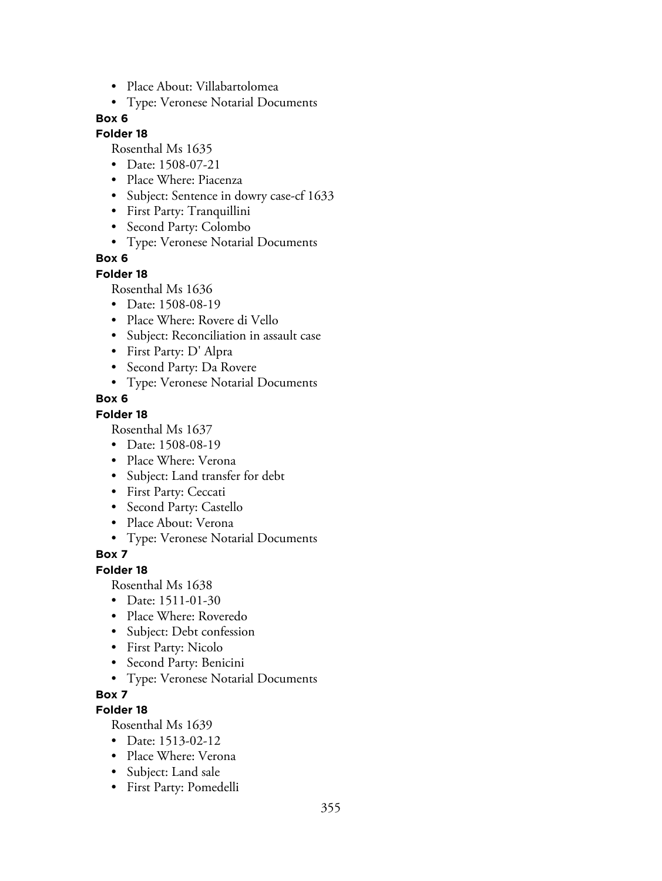- Place About: Villabartolomea
- Type: Veronese Notarial Documents

**Box 6**

**Folder 18**

Rosenthal Ms 1635

- Date: 1508-07-21
- Place Where: Piacenza
- Subject: Sentence in dowry case-cf 1633
- First Party: Tranquillini
- Second Party: Colombo
- Type: Veronese Notarial Documents

**Box 6**

**Folder 18**

Rosenthal Ms 1636

- Date: 1508-08-19
- Place Where: Rovere di Vello
- Subject: Reconciliation in assault case
- First Party: D' Alpra
- Second Party: Da Rovere
- Type: Veronese Notarial Documents

**Box 6**

**Folder 18**

Rosenthal Ms 1637

- Date: 1508-08-19
- Place Where: Verona
- Subject: Land transfer for debt
- First Party: Ceccati
- Second Party: Castello
- Place About: Verona
- Type: Veronese Notarial Documents

**Box 7**

**Folder 18**

Rosenthal Ms 1638

- Date: 1511-01-30
- Place Where: Roveredo
- Subject: Debt confession
- First Party: Nicolo
- Second Party: Benicini
- Type: Veronese Notarial Documents

**Box 7**

**Folder 18**

Rosenthal Ms 1639

- Date: 1513-02-12
- Place Where: Verona
- Subject: Land sale
- First Party: Pomedelli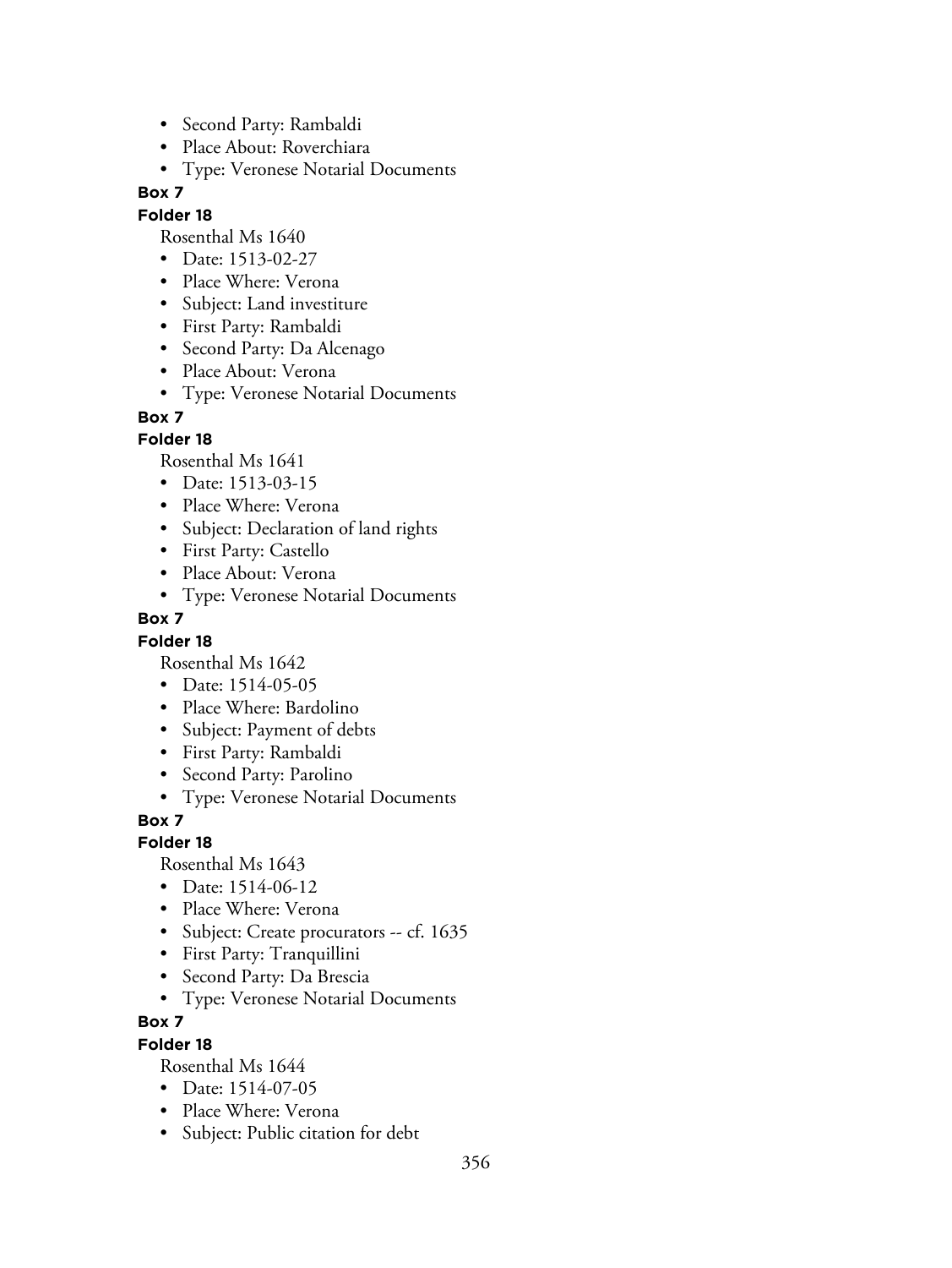- Second Party: Rambaldi
- Place About: Roverchiara
- Type: Veronese Notarial Documents

**Box 7**

**Folder 18**

Rosenthal Ms 1640

- Date: 1513-02-27
- Place Where: Verona
- Subject: Land investiture
- First Party: Rambaldi
- Second Party: Da Alcenago
- Place About: Verona
- Type: Veronese Notarial Documents

**Box 7**

**Folder 18**

Rosenthal Ms 1641

- Date: 1513-03-15
- Place Where: Verona
- Subject: Declaration of land rights
- First Party: Castello
- Place About: Verona
- Type: Veronese Notarial Documents

**Box 7**

**Folder 18**

Rosenthal Ms 1642

- Date: 1514-05-05
- Place Where: Bardolino
- Subject: Payment of debts
- First Party: Rambaldi
- Second Party: Parolino
- Type: Veronese Notarial Documents

**Box 7**

**Folder 18**

Rosenthal Ms 1643

- Date: 1514-06-12
- Place Where: Verona
- Subject: Create procurators -- cf. 1635
- First Party: Tranquillini
- Second Party: Da Brescia
- Type: Veronese Notarial Documents

**Box 7**

**Folder 18**

Rosenthal Ms 1644

- Date: 1514-07-05
- Place Where: Verona
- Subject: Public citation for debt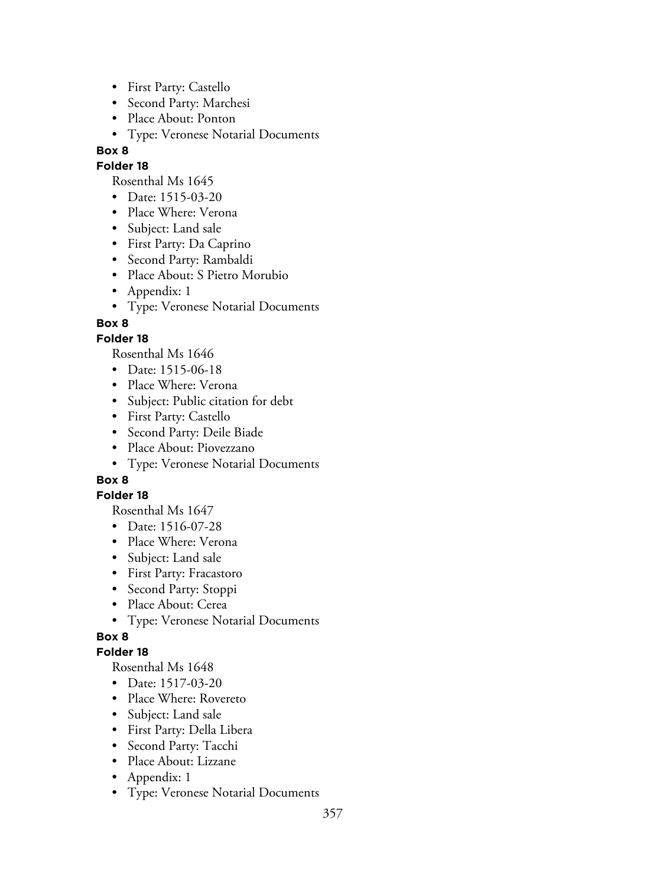- First Party: Castello
- Second Party: Marchesi
- Place About: Ponton
- Type: Veronese Notarial Documents

**Box 8**

**Folder 18**

Rosenthal Ms 1645

- Date: 1515-03-20
- Place Where: Verona
- Subject: Land sale
- First Party: Da Caprino
- Second Party: Rambaldi
- Place About: S Pietro Morubio
- Appendix: 1
- Type: Veronese Notarial Documents

**Box 8**

**Folder 18**

Rosenthal Ms 1646

- Date: 1515-06-18
- Place Where: Verona
- Subject: Public citation for debt
- First Party: Castello
- Second Party: Deile Biade
- Place About: Piovezzano
- Type: Veronese Notarial Documents

**Box 8**

**Folder 18**

Rosenthal Ms 1647

- Date: 1516-07-28
- Place Where: Verona
- Subject: Land sale
- First Party: Fracastoro
- Second Party: Stoppi
- Place About: Cerea
- Type: Veronese Notarial Documents

**Box 8**

**Folder 18**

Rosenthal Ms 1648

- Date: 1517-03-20
- Place Where: Rovereto
- Subject: Land sale
- First Party: Della Libera
- Second Party: Tacchi
- Place About: Lizzane
- Appendix: 1
- Type: Veronese Notarial Documents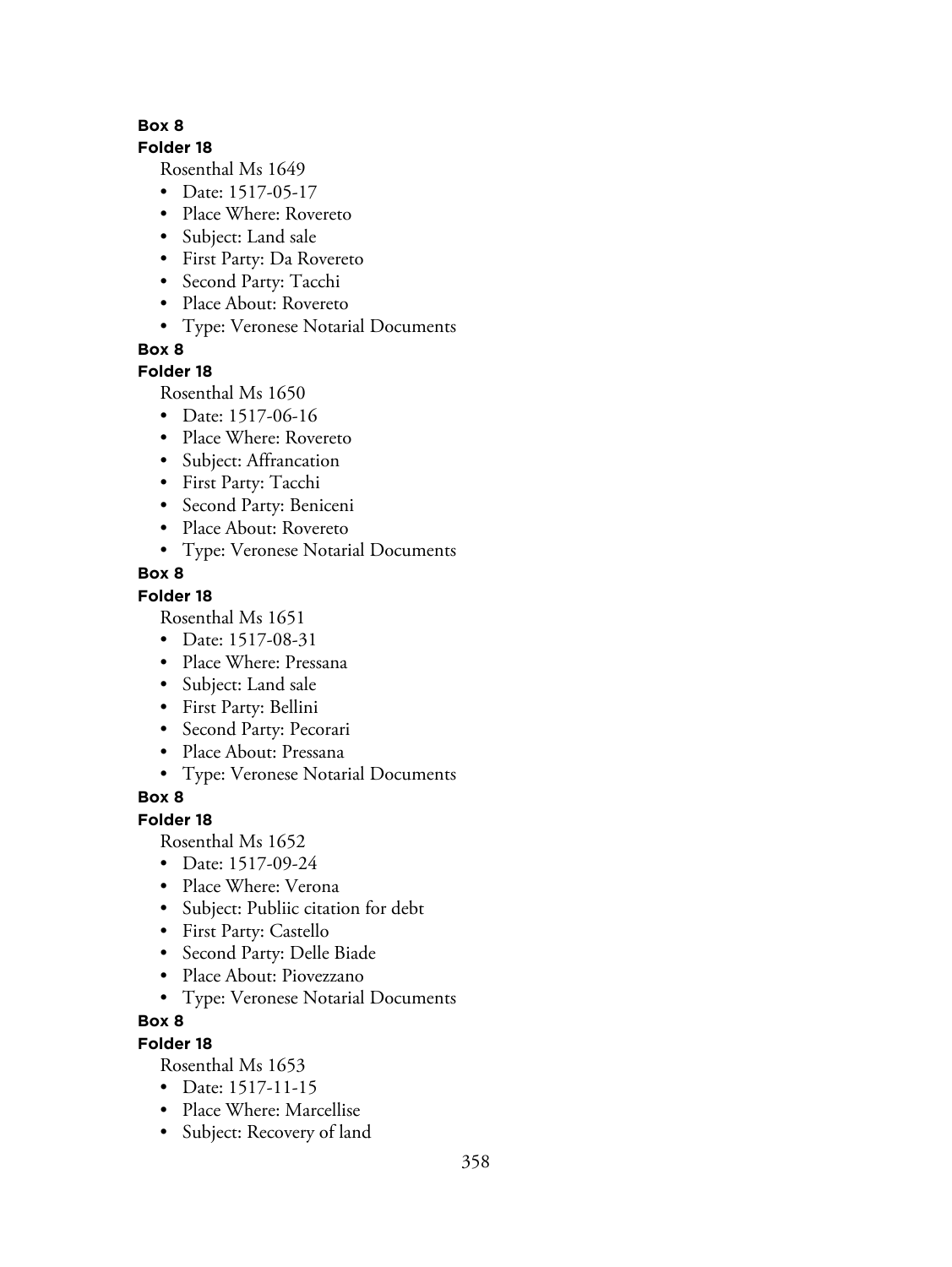**Box 8**

**Folder 18**

Rosenthal Ms 1649

- Date: 1517-05-17
- Place Where: Rovereto
- Subject: Land sale
- First Party: Da Rovereto
- Second Party: Tacchi
- Place About: Rovereto
- Type: Veronese Notarial Documents

**Box 8**

**Folder 18**

Rosenthal Ms 1650

- Date: 1517-06-16
- Place Where: Rovereto
- Subject: Affrancation
- First Party: Tacchi
- Second Party: Beniceni
- Place About: Rovereto
- Type: Veronese Notarial Documents

**Box 8**

**Folder 18**

Rosenthal Ms 1651

- Date: 1517-08-31
- Place Where: Pressana
- Subject: Land sale
- First Party: Bellini
- Second Party: Pecorari
- Place About: Pressana
- Type: Veronese Notarial Documents

**Box 8**

**Folder 18**

Rosenthal Ms 1652

- Date: 1517-09-24
- Place Where: Verona
- Subject: Publiic citation for debt
- First Party: Castello
- Second Party: Delle Biade
- Place About: Piovezzano
- Type: Veronese Notarial Documents

**Box 8**

**Folder 18**

Rosenthal Ms 1653

- Date: 1517-11-15
- Place Where: Marcellise
- Subject: Recovery of land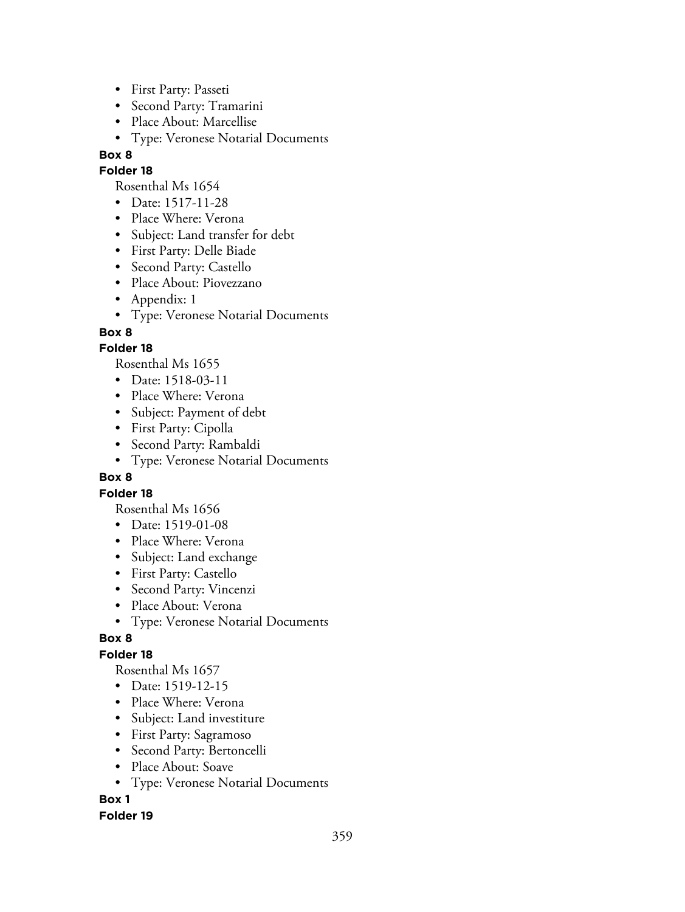- First Party: Passeti
- Second Party: Tramarini
- Place About: Marcellise
- Type: Veronese Notarial Documents

**Box 8**

**Folder 18**

Rosenthal Ms 1654

- Date: 1517-11-28
- Place Where: Verona
- Subject: Land transfer for debt
- First Party: Delle Biade
- Second Party: Castello
- Place About: Piovezzano
- Appendix: 1
- Type: Veronese Notarial Documents

**Box 8**

**Folder 18**

Rosenthal Ms 1655

- Date: 1518-03-11
- Place Where: Verona
- Subject: Payment of debt
- First Party: Cipolla
- Second Party: Rambaldi
- Type: Veronese Notarial Documents

**Box 8**

**Folder 18**

Rosenthal Ms 1656

- Date: 1519-01-08
- Place Where: Verona
- Subject: Land exchange
- First Party: Castello
- Second Party: Vincenzi
- Place About: Verona
- Type: Veronese Notarial Documents

**Box 8**

**Folder 18**

Rosenthal Ms 1657

- Date: 1519-12-15
- Place Where: Verona
- Subject: Land investiture
- First Party: Sagramoso
- Second Party: Bertoncelli
- Place About: Soave
- Type: Veronese Notarial Documents

**Box 1**

**Folder 19**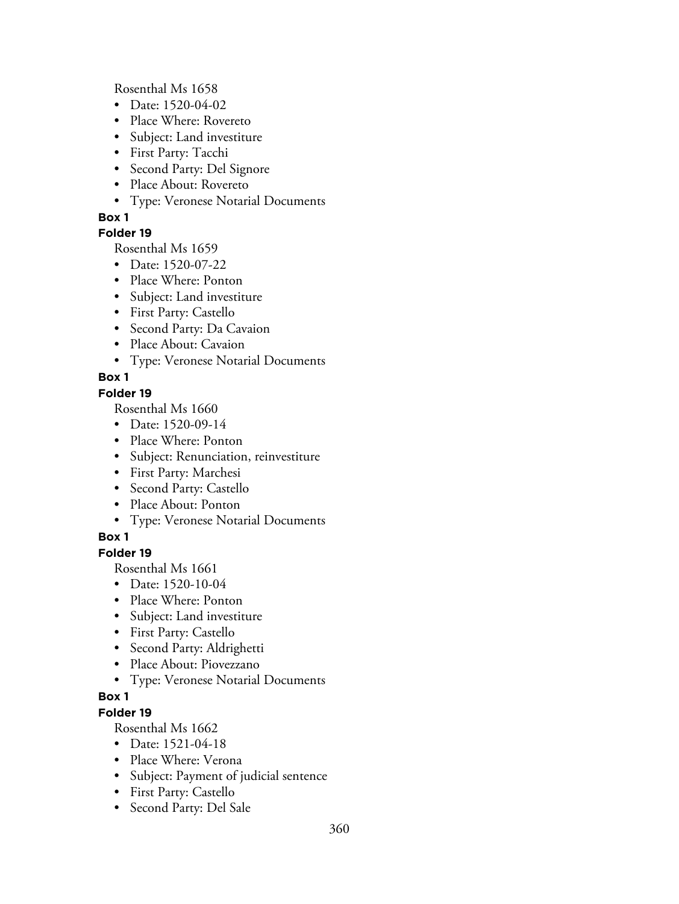Rosenthal Ms 1658

- Date: 1520-04-02
- Place Where: Rovereto
- Subject: Land investiture
- First Party: Tacchi
- Second Party: Del Signore
- Place About: Rovereto
- Type: Veronese Notarial Documents

**Box 1**

**Folder 19**

Rosenthal Ms 1659

- Date: 1520-07-22
- Place Where: Ponton
- Subject: Land investiture
- First Party: Castello
- Second Party: Da Cavaion
- Place About: Cavaion
- Type: Veronese Notarial Documents

**Box 1**

**Folder 19**

Rosenthal Ms 1660

- Date: 1520-09-14
- Place Where: Ponton
- Subject: Renunciation, reinvestiture
- First Party: Marchesi
- Second Party: Castello
- Place About: Ponton
- Type: Veronese Notarial Documents

**Box 1**

**Folder 19**

Rosenthal Ms 1661

- Date: 1520-10-04
- Place Where: Ponton
- Subject: Land investiture
- First Party: Castello
- Second Party: Aldrighetti
- Place About: Piovezzano
- Type: Veronese Notarial Documents

**Box 1**

**Folder 19**

Rosenthal Ms 1662

- Date: 1521-04-18
- Place Where: Verona
- Subject: Payment of judicial sentence
- First Party: Castello
- Second Party: Del Sale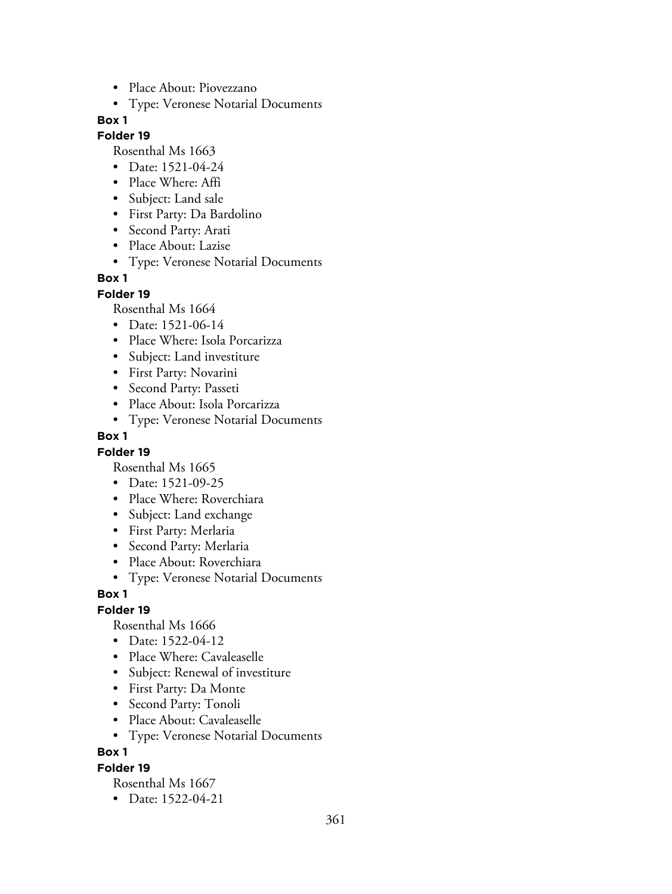- Place About: Piovezzano
- Type: Veronese Notarial Documents

**Box 1**

**Folder 19**

Rosenthal Ms 1663

- Date: 1521-04-24
- Place Where: Affi
- Subject: Land sale
- First Party: Da Bardolino
- Second Party: Arati
- Place About: Lazise
- Type: Veronese Notarial Documents

**Box 1**

**Folder 19**

Rosenthal Ms 1664

- Date: 1521-06-14
- Place Where: Isola Porcarizza
- Subject: Land investiture
- First Party: Novarini
- Second Party: Passeti
- Place About: Isola Porcarizza
- Type: Veronese Notarial Documents

**Box 1**

**Folder 19**

Rosenthal Ms 1665

- Date: 1521-09-25
- Place Where: Roverchiara
- Subject: Land exchange
- First Party: Merlaria
- Second Party: Merlaria
- Place About: Roverchiara
- Type: Veronese Notarial Documents

**Box 1**

**Folder 19**

Rosenthal Ms 1666

- Date: 1522-04-12
- Place Where: Cavaleaselle
- Subject: Renewal of investiture
- First Party: Da Monte
- Second Party: Tonoli
- Place About: Cavaleaselle
- Type: Veronese Notarial Documents

**Box 1**

**Folder 19**

Rosenthal Ms 1667

- Date: 1522-04-21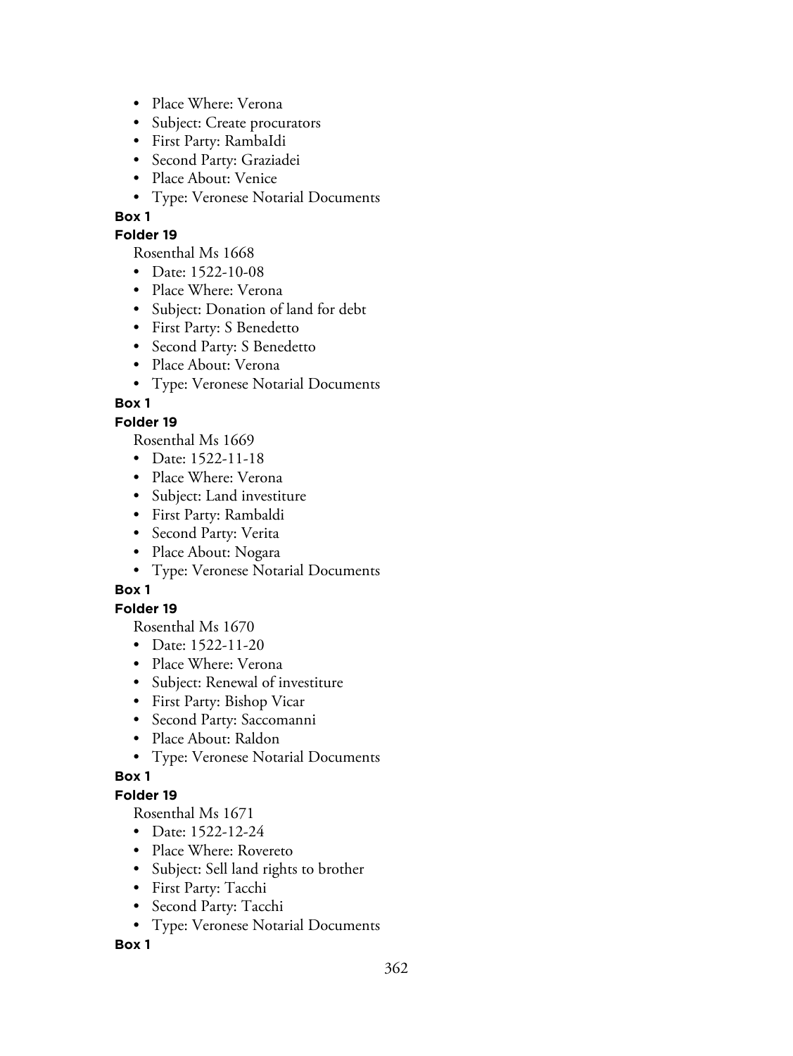- Place Where: Verona
- Subject: Create procurators
- First Party: RambaIdi
- Second Party: Graziadei
- Place About: Venice
- Type: Veronese Notarial Documents

**Box 1**

**Folder 19**

Rosenthal Ms 1668

- Date: 1522-10-08
- Place Where: Verona
- Subject: Donation of land for debt
- First Party: S Benedetto
- Second Party: S Benedetto
- Place About: Verona
- Type: Veronese Notarial Documents

**Box 1**

**Folder 19**

Rosenthal Ms 1669

- Date: 1522-11-18
- Place Where: Verona
- Subject: Land investiture
- First Party: Rambaldi
- Second Party: Verita
- Place About: Nogara
- Type: Veronese Notarial Documents

**Box 1**

**Folder 19**

Rosenthal Ms 1670

- Date: 1522-11-20
- Place Where: Verona
- Subject: Renewal of investiture
- First Party: Bishop Vicar
- Second Party: Saccomanni
- Place About: Raldon
- Type: Veronese Notarial Documents

**Box 1**

**Folder 19**

Rosenthal Ms 1671

- Date: 1522-12-24
- Place Where: Rovereto
- Subject: Sell land rights to brother
- First Party: Tacchi
- Second Party: Tacchi
- Type: Veronese Notarial Documents

**Box 1**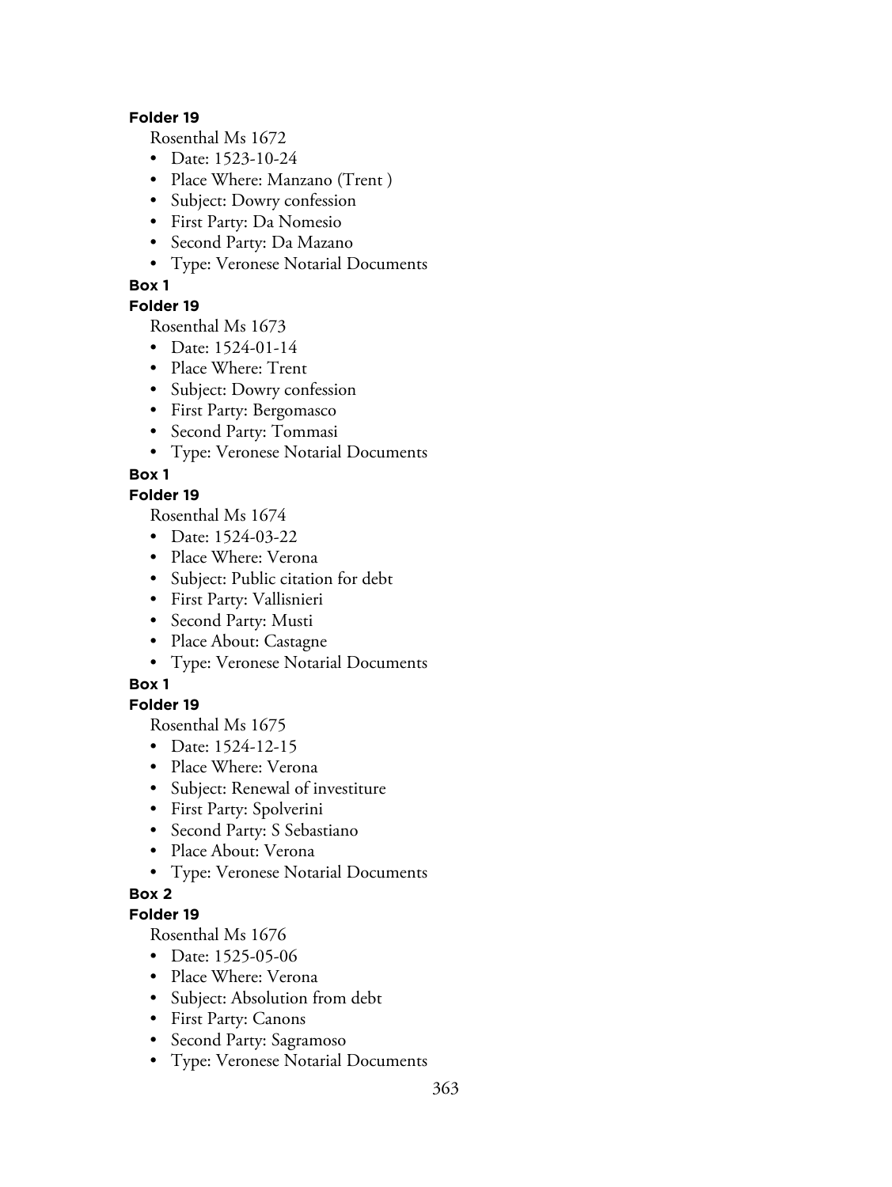**Folder 19**

Rosenthal Ms 1672

- Date: 1523-10-24
- Place Where: Manzano (Trent )
- Subject: Dowry confession
- First Party: Da Nomesio
- Second Party: Da Mazano
- Type: Veronese Notarial Documents

**Box 1**

**Folder 19**

Rosenthal Ms 1673

- Date: 1524-01-14
- Place Where: Trent
- Subject: Dowry confession
- First Party: Bergomasco
- Second Party: Tommasi
- Type: Veronese Notarial Documents

**Box 1**

**Folder 19**

Rosenthal Ms 1674

- Date: 1524-03-22
- Place Where: Verona
- Subject: Public citation for debt
- First Party: Vallisnieri
- Second Party: Musti
- Place About: Castagne
- Type: Veronese Notarial Documents

**Box 1**

**Folder 19**

Rosenthal Ms 1675

- Date: 1524-12-15
- Place Where: Verona
- Subject: Renewal of investiture
- First Party: Spolverini
- Second Party: S Sebastiano
- Place About: Verona
- Type: Veronese Notarial Documents

**Box 2**

**Folder 19**

Rosenthal Ms 1676

- Date: 1525-05-06
- Place Where: Verona
- Subject: Absolution from debt
- First Party: Canons
- Second Party: Sagramoso
- Type: Veronese Notarial Documents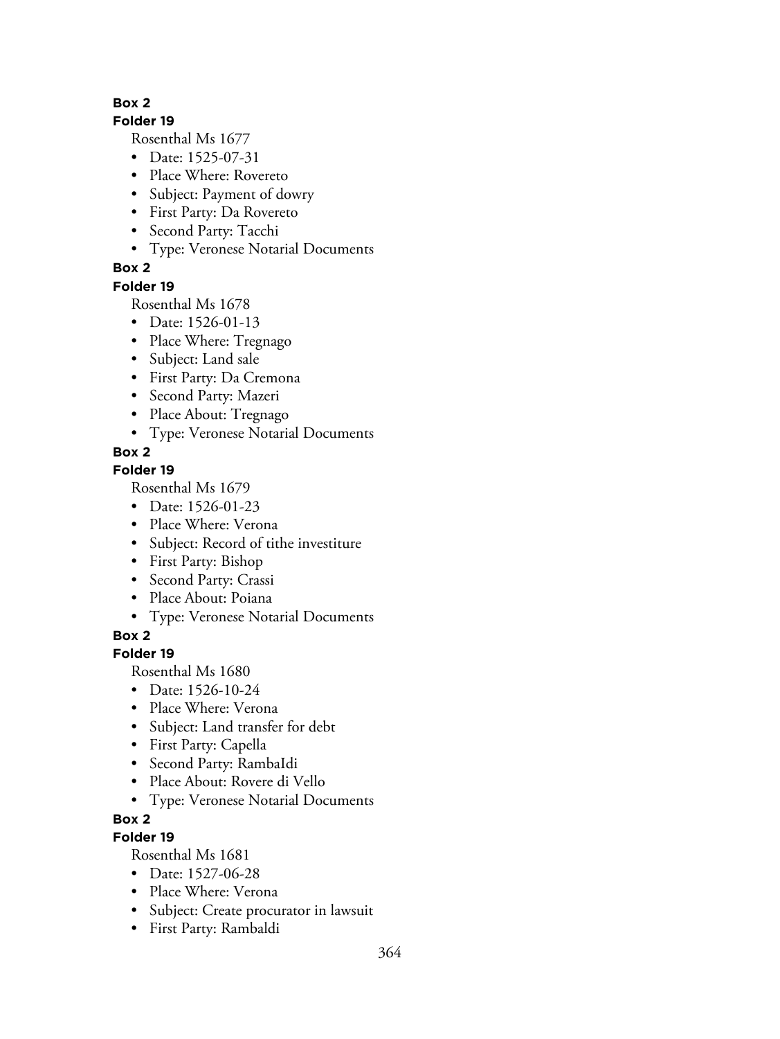**Box 2**

**Folder 19**

Rosenthal Ms 1677

- Date: 1525-07-31
- Place Where: Rovereto
- Subject: Payment of dowry
- First Party: Da Rovereto
- Second Party: Tacchi
- Type: Veronese Notarial Documents

**Box 2**

**Folder 19**

Rosenthal Ms 1678

- Date: 1526-01-13
- Place Where: Tregnago
- Subject: Land sale
- First Party: Da Cremona
- Second Party: Mazeri
- Place About: Tregnago
- Type: Veronese Notarial Documents

**Box 2**

**Folder 19**

Rosenthal Ms 1679

- Date: 1526-01-23
- Place Where: Verona
- Subject: Record of tithe investiture
- First Party: Bishop
- Second Party: Crassi
- Place About: Poiana
- Type: Veronese Notarial Documents

**Box 2**

**Folder 19**

Rosenthal Ms 1680

- Date: 1526-10-24
- Place Where: Verona
- Subject: Land transfer for debt
- First Party: Capella
- Second Party: RambaIdi
- Place About: Rovere di Vello
- Type: Veronese Notarial Documents

**Box 2**

**Folder 19**

Rosenthal Ms 1681

- Date: 1527-06-28
- Place Where: Verona
- Subject: Create procurator in lawsuit
- First Party: Rambaldi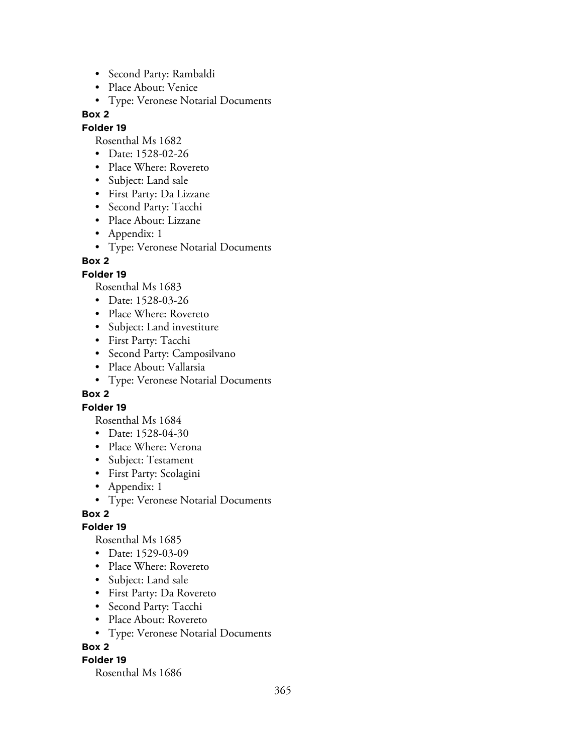- Second Party: Rambaldi
- Place About: Venice
- Type: Veronese Notarial Documents

**Box 2**

**Folder 19**

Rosenthal Ms 1682

- Date: 1528-02-26
- Place Where: Rovereto
- Subject: Land sale
- First Party: Da Lizzane
- Second Party: Tacchi
- Place About: Lizzane
- Appendix: 1
- Type: Veronese Notarial Documents

**Box 2**

**Folder 19**

Rosenthal Ms 1683

- Date: 1528-03-26
- Place Where: Rovereto
- Subject: Land investiture
- First Party: Tacchi
- Second Party: Camposilvano
- Place About: Vallarsia
- Type: Veronese Notarial Documents

**Box 2**

**Folder 19**

Rosenthal Ms 1684

- Date: 1528-04-30
- Place Where: Verona
- Subject: Testament
- First Party: Scolagini
- Appendix: 1
- Type: Veronese Notarial Documents

**Box 2**

**Folder 19**

Rosenthal Ms 1685

- Date: 1529-03-09
- Place Where: Rovereto
- Subject: Land sale
- First Party: Da Rovereto
- Second Party: Tacchi
- Place About: Rovereto
- Type: Veronese Notarial Documents

**Box 2**

**Folder 19**

Rosenthal Ms 1686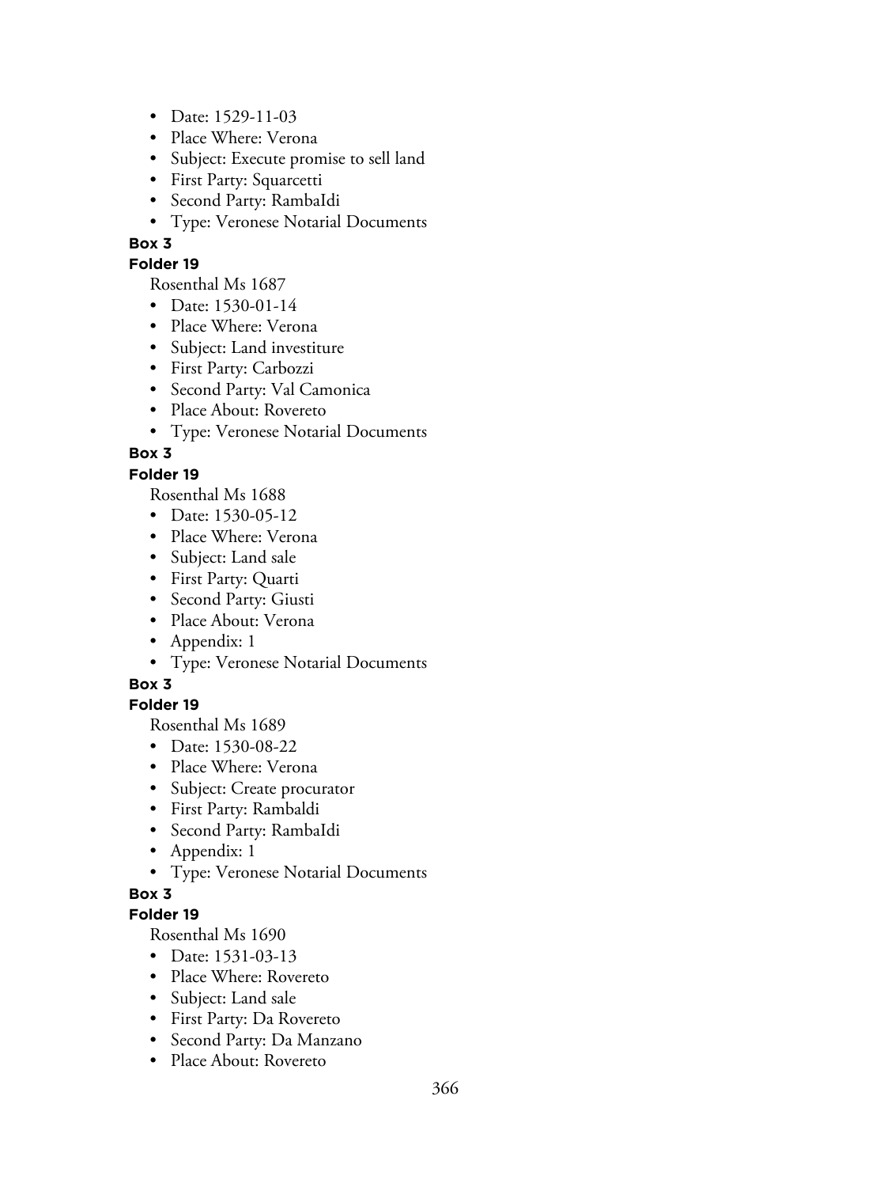- Date: 1529-11-03
- Place Where: Verona
- Subject: Execute promise to sell land
- First Party: Squarcetti
- Second Party: RambaIdi
- Type: Veronese Notarial Documents

**Box 3**

**Folder 19**

Rosenthal Ms 1687

- Date: 1530-01-14
- Place Where: Verona
- Subject: Land investiture
- First Party: Carbozzi
- Second Party: Val Camonica
- Place About: Rovereto
- Type: Veronese Notarial Documents

**Box 3**

**Folder 19**

Rosenthal Ms 1688

- Date: 1530-05-12
- Place Where: Verona
- Subject: Land sale
- First Party: Quarti
- Second Party: Giusti
- Place About: Verona
- Appendix: 1
- Type: Veronese Notarial Documents

**Box 3**

**Folder 19**

Rosenthal Ms 1689

- Date: 1530-08-22
- Place Where: Verona
- Subject: Create procurator
- First Party: Rambaldi
- Second Party: RambaIdi
- Appendix: 1
- Type: Veronese Notarial Documents

**Box 3**

**Folder 19**

Rosenthal Ms 1690

- Date: 1531-03-13
- Place Where: Rovereto
- Subject: Land sale
- First Party: Da Rovereto
- Second Party: Da Manzano
- Place About: Rovereto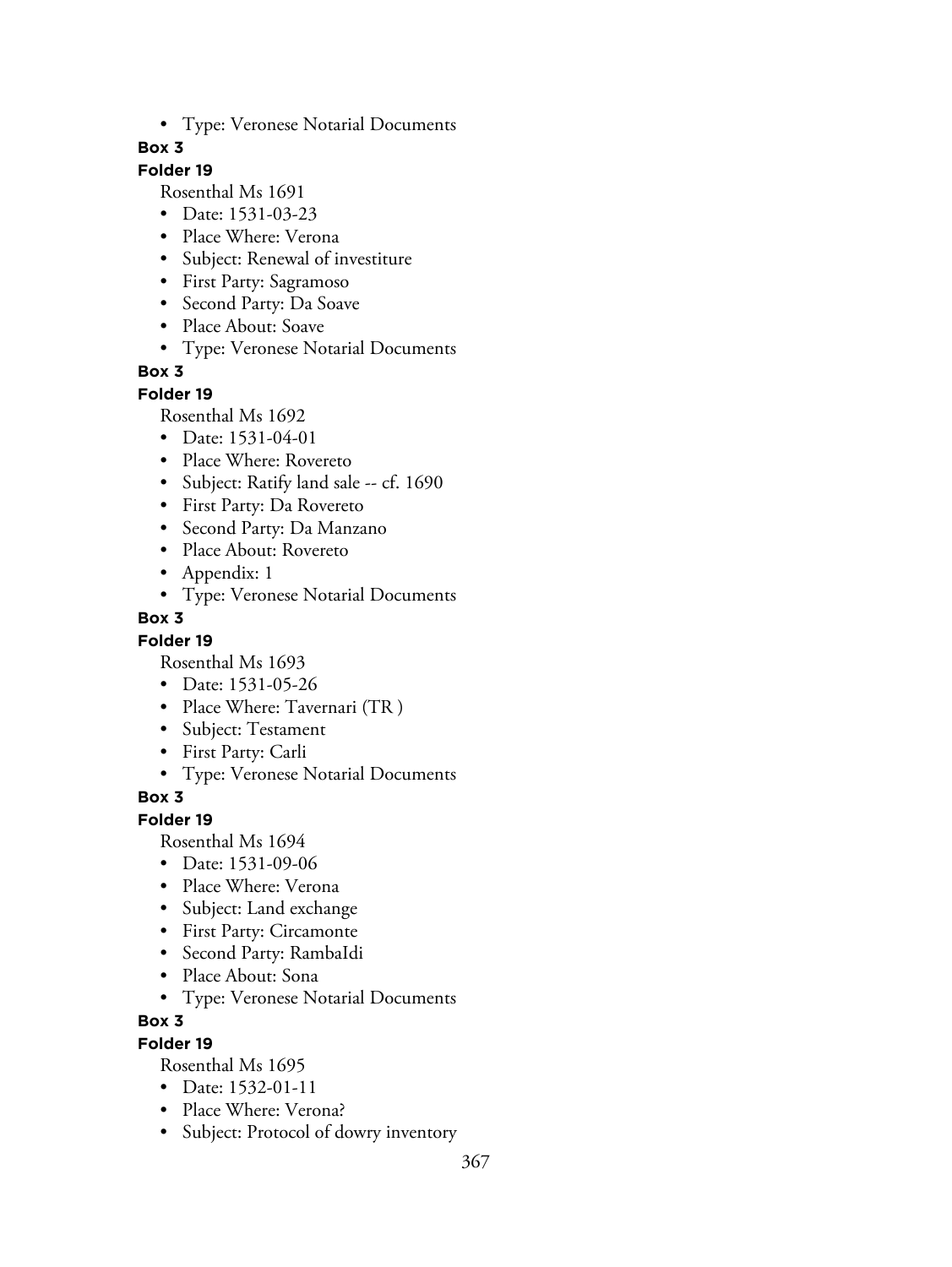- Type: Veronese Notarial Documents

**Box 3**

**Folder 19**

Rosenthal Ms 1691

- Date: 1531-03-23
- Place Where: Verona
- Subject: Renewal of investiture
- First Party: Sagramoso
- Second Party: Da Soave
- Place About: Soave
- Type: Veronese Notarial Documents

**Box 3**

**Folder 19**

Rosenthal Ms 1692

- Date: 1531-04-01
- Place Where: Rovereto
- Subject: Ratify land sale -- cf. 1690
- First Party: Da Rovereto
- Second Party: Da Manzano
- Place About: Rovereto
- Appendix: 1
- Type: Veronese Notarial Documents

**Box 3**

**Folder 19**

Rosenthal Ms 1693

- Date: 1531-05-26
- Place Where: Tavernari (TR )
- Subject: Testament
- First Party: Carli
- Type: Veronese Notarial Documents

**Box 3**

**Folder 19**

Rosenthal Ms 1694

- Date: 1531-09-06
- Place Where: Verona
- Subject: Land exchange
- First Party: Circamonte
- Second Party: RambaIdi
- Place About: Sona
- Type: Veronese Notarial Documents

**Box 3**

**Folder 19**

Rosenthal Ms 1695

- Date: 1532-01-11
- Place Where: Verona?
- Subject: Protocol of dowry inventory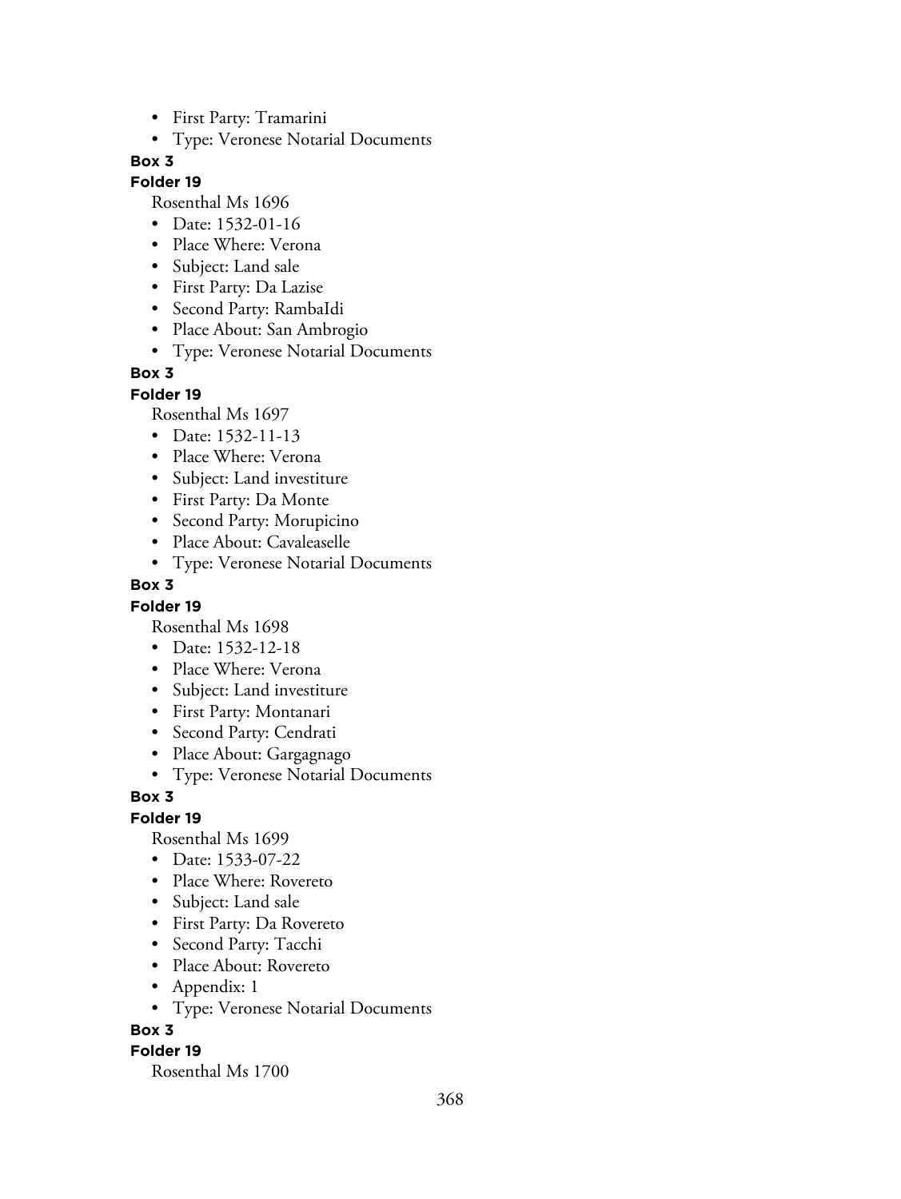- First Party: Tramarini
- Type: Veronese Notarial Documents

**Box 3**

**Folder 19**

Rosenthal Ms 1696

- Date: 1532-01-16
- Place Where: Verona
- Subject: Land sale
- First Party: Da Lazise
- Second Party: RambaIdi
- Place About: San Ambrogio
- Type: Veronese Notarial Documents

**Box 3**

**Folder 19**

Rosenthal Ms 1697

- Date: 1532-11-13
- Place Where: Verona
- Subject: Land investiture
- First Party: Da Monte
- Second Party: Morupicino
- Place About: Cavaleaselle
- Type: Veronese Notarial Documents

**Box 3**

**Folder 19**

Rosenthal Ms 1698

- Date: 1532-12-18
- Place Where: Verona
- Subject: Land investiture
- First Party: Montanari
- Second Party: Cendrati
- Place About: Gargagnago
- Type: Veronese Notarial Documents

**Box 3**

**Folder 19**

Rosenthal Ms 1699

- Date: 1533-07-22
- Place Where: Rovereto
- Subject: Land sale
- First Party: Da Rovereto
- Second Party: Tacchi
- Place About: Rovereto
- Appendix: 1
- Type: Veronese Notarial Documents

**Box 3**

**Folder 19**

Rosenthal Ms 1700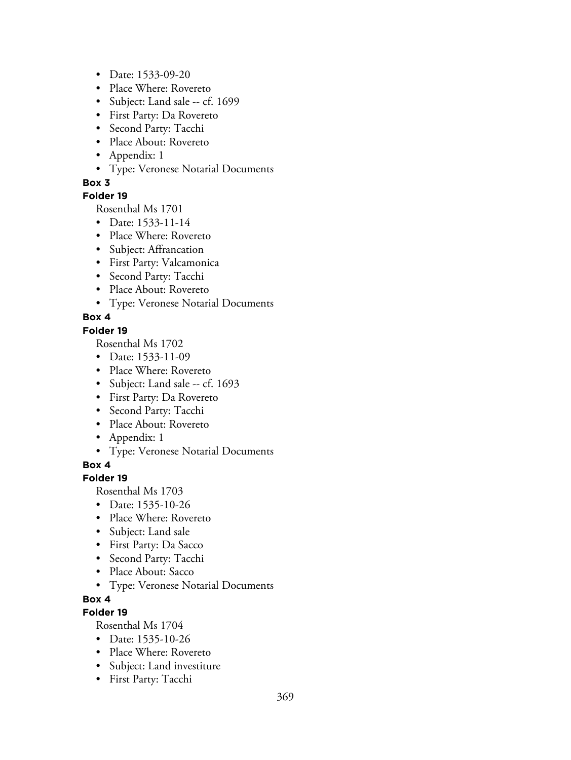- Date: 1533-09-20
- Place Where: Rovereto
- Subject: Land sale -- cf. 1699
- First Party: Da Rovereto
- Second Party: Tacchi
- Place About: Rovereto
- Appendix: 1
- Type: Veronese Notarial Documents

**Box 3**

**Folder 19**

Rosenthal Ms 1701

- Date: 1533-11-14
- Place Where: Rovereto
- Subject: Affrancation
- First Party: Valcamonica
- Second Party: Tacchi
- Place About: Rovereto
- Type: Veronese Notarial Documents

**Box 4**

**Folder 19**

Rosenthal Ms 1702

- Date: 1533-11-09
- Place Where: Rovereto
- Subject: Land sale -- cf. 1693
- First Party: Da Rovereto
- Second Party: Tacchi
- Place About: Rovereto
- Appendix: 1
- Type: Veronese Notarial Documents

**Box 4**

**Folder 19**

Rosenthal Ms 1703

- Date: 1535-10-26
- Place Where: Rovereto
- Subject: Land sale
- First Party: Da Sacco
- Second Party: Tacchi
- Place About: Sacco
- Type: Veronese Notarial Documents

**Box 4**

**Folder 19**

Rosenthal Ms 1704

- Date: 1535-10-26
- Place Where: Rovereto
- Subject: Land investiture
- First Party: Tacchi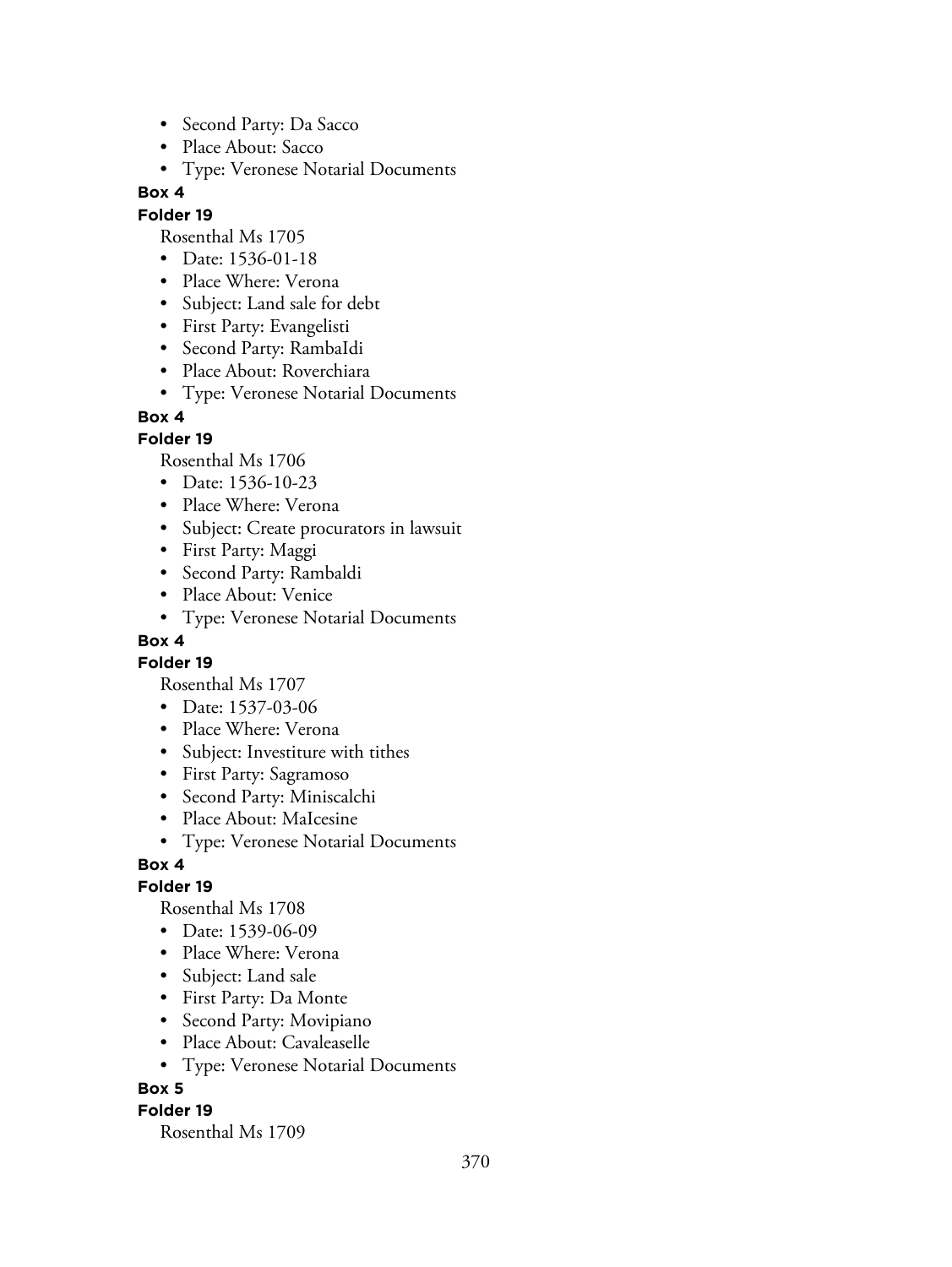- Second Party: Da Sacco
- Place About: Sacco
- Type: Veronese Notarial Documents

**Box 4**

**Folder 19**

Rosenthal Ms 1705

- Date: 1536-01-18
- Place Where: Verona
- Subject: Land sale for debt
- First Party: Evangelisti
- Second Party: RambaIdi
- Place About: Roverchiara
- Type: Veronese Notarial Documents

**Box 4**

**Folder 19**

Rosenthal Ms 1706

- Date: 1536-10-23
- Place Where: Verona
- Subject: Create procurators in lawsuit
- First Party: Maggi
- Second Party: Rambaldi
- Place About: Venice
- Type: Veronese Notarial Documents

**Box 4**

**Folder 19**

Rosenthal Ms 1707

- Date: 1537-03-06
- Place Where: Verona
- Subject: Investiture with tithes
- First Party: Sagramoso
- Second Party: Miniscalchi
- Place About: MaIcesine
- Type: Veronese Notarial Documents

**Box 4**

**Folder 19**

Rosenthal Ms 1708

- Date: 1539-06-09
- Place Where: Verona
- Subject: Land sale
- First Party: Da Monte
- Second Party: Movipiano
- Place About: Cavaleaselle
- Type: Veronese Notarial Documents

**Box 5**

**Folder 19**

Rosenthal Ms 1709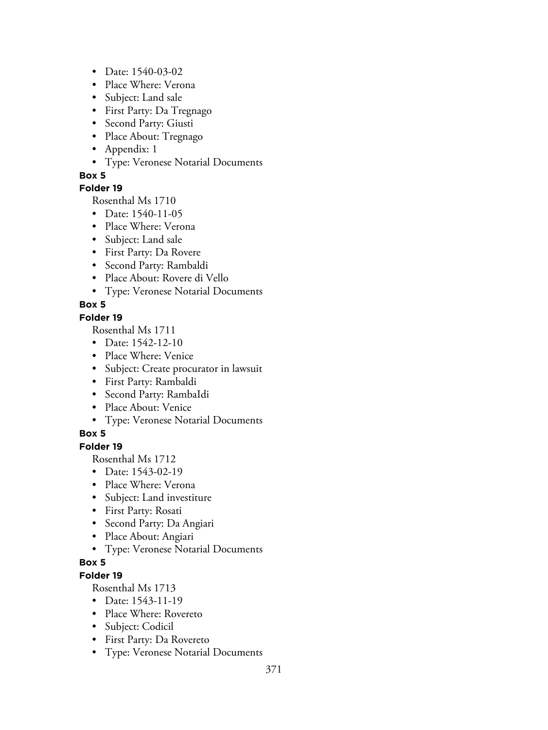- Date: 1540-03-02
- Place Where: Verona
- Subject: Land sale
- First Party: Da Tregnago
- Second Party: Giusti
- Place About: Tregnago
- Appendix: 1
- Type: Veronese Notarial Documents

**Box 5**

**Folder 19**

Rosenthal Ms 1710

- Date: 1540-11-05
- Place Where: Verona
- Subject: Land sale
- First Party: Da Rovere
- Second Party: Rambaldi
- Place About: Rovere di Vello
- Type: Veronese Notarial Documents

**Box 5**

**Folder 19**

Rosenthal Ms 1711

- Date: 1542-12-10
- Place Where: Venice
- Subject: Create procurator in lawsuit
- First Party: Rambaldi
- Second Party: RambaIdi
- Place About: Venice
- Type: Veronese Notarial Documents

**Box 5**

**Folder 19**

Rosenthal Ms 1712

- Date: 1543-02-19
- Place Where: Verona
- Subject: Land investiture
- First Party: Rosati
- Second Party: Da Angiari
- Place About: Angiari
- Type: Veronese Notarial Documents

**Box 5**

**Folder 19**

Rosenthal Ms 1713

- Date: 1543-11-19
- Place Where: Rovereto
- Subject: Codicil
- First Party: Da Rovereto
- Type: Veronese Notarial Documents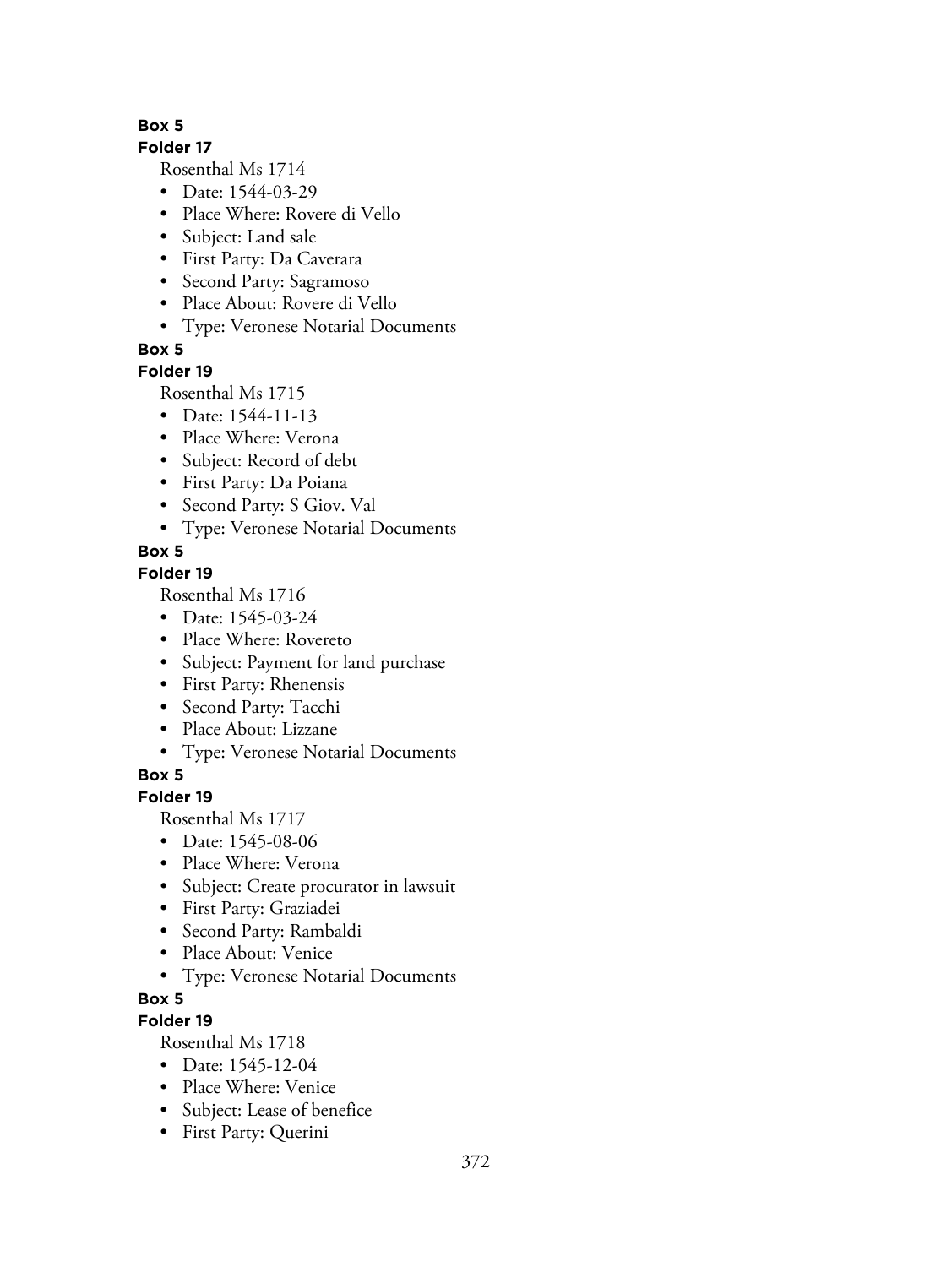**Box 5**

**Folder 17**

Rosenthal Ms 1714

- Date: 1544-03-29
- Place Where: Rovere di Vello
- Subject: Land sale
- First Party: Da Caverara
- Second Party: Sagramoso
- Place About: Rovere di Vello
- Type: Veronese Notarial Documents

**Box 5**

**Folder 19**

Rosenthal Ms 1715

- Date: 1544-11-13
- Place Where: Verona
- Subject: Record of debt
- First Party: Da Poiana
- Second Party: S Giov. Val
- Type: Veronese Notarial Documents

**Box 5**

**Folder 19**

Rosenthal Ms 1716

- Date: 1545-03-24
- Place Where: Rovereto
- Subject: Payment for land purchase
- First Party: Rhenensis
- Second Party: Tacchi
- Place About: Lizzane
- Type: Veronese Notarial Documents

**Box 5**

**Folder 19**

Rosenthal Ms 1717

- Date: 1545-08-06
- Place Where: Verona
- Subject: Create procurator in lawsuit
- First Party: Graziadei
- Second Party: Rambaldi
- Place About: Venice
- Type: Veronese Notarial Documents

**Box 5**

**Folder 19**

Rosenthal Ms 1718

- Date: 1545-12-04
- Place Where: Venice
- Subject: Lease of benefice
- First Party: Querini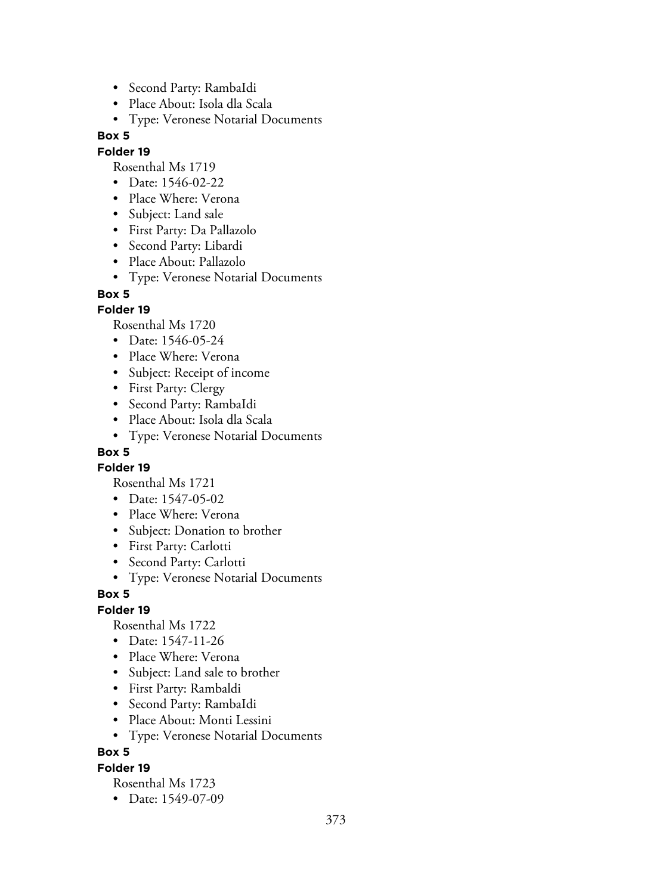- Second Party: RambaIdi
- Place About: Isola dla Scala
- Type: Veronese Notarial Documents

**Box 5**

**Folder 19**

Rosenthal Ms 1719

- Date: 1546-02-22
- Place Where: Verona
- Subject: Land sale
- First Party: Da Pallazolo
- Second Party: Libardi
- Place About: Pallazolo
- Type: Veronese Notarial Documents

**Box 5**

**Folder 19**

Rosenthal Ms 1720

- Date: 1546-05-24
- Place Where: Verona
- Subject: Receipt of income
- First Party: Clergy
- Second Party: RambaIdi
- Place About: Isola dla Scala
- Type: Veronese Notarial Documents

**Box 5**

**Folder 19**

Rosenthal Ms 1721

- Date: 1547-05-02
- Place Where: Verona
- Subject: Donation to brother
- First Party: Carlotti
- Second Party: Carlotti
- Type: Veronese Notarial Documents

**Box 5**

**Folder 19**

Rosenthal Ms 1722

- Date: 1547-11-26
- Place Where: Verona
- Subject: Land sale to brother
- First Party: Rambaldi
- Second Party: RambaIdi
- Place About: Monti Lessini
- Type: Veronese Notarial Documents

**Box 5**

**Folder 19**

Rosenthal Ms 1723

- Date: 1549-07-09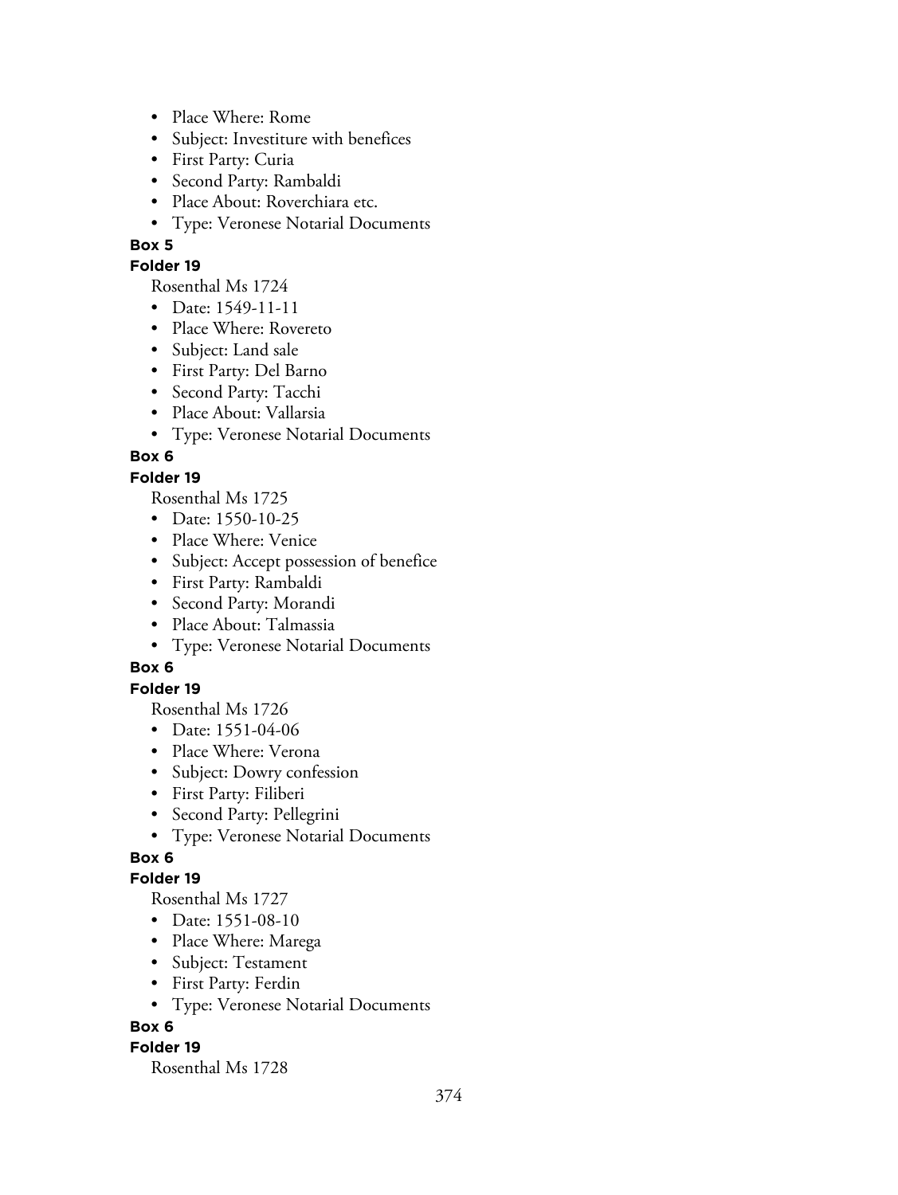- Place Where: Rome
- Subject: Investiture with benefices
- First Party: Curia
- Second Party: Rambaldi
- Place About: Roverchiara etc.
- Type: Veronese Notarial Documents

**Box 5**

**Folder 19**

Rosenthal Ms 1724

- Date: 1549-11-11
- Place Where: Rovereto
- Subject: Land sale
- First Party: Del Barno
- Second Party: Tacchi
- Place About: Vallarsia
- Type: Veronese Notarial Documents

**Box 6**

**Folder 19**

Rosenthal Ms 1725

- Date: 1550-10-25
- Place Where: Venice
- Subject: Accept possession of benefice
- First Party: Rambaldi
- Second Party: Morandi
- Place About: Talmassia
- Type: Veronese Notarial Documents

**Box 6**

**Folder 19**

Rosenthal Ms 1726

- Date: 1551-04-06
- Place Where: Verona
- Subject: Dowry confession
- First Party: Filiberi
- Second Party: Pellegrini
- Type: Veronese Notarial Documents

**Box 6**

**Folder 19**

Rosenthal Ms 1727

- Date: 1551-08-10
- Place Where: Marega
- Subject: Testament
- First Party: Ferdin
- Type: Veronese Notarial Documents

**Box 6**

**Folder 19**

Rosenthal Ms 1728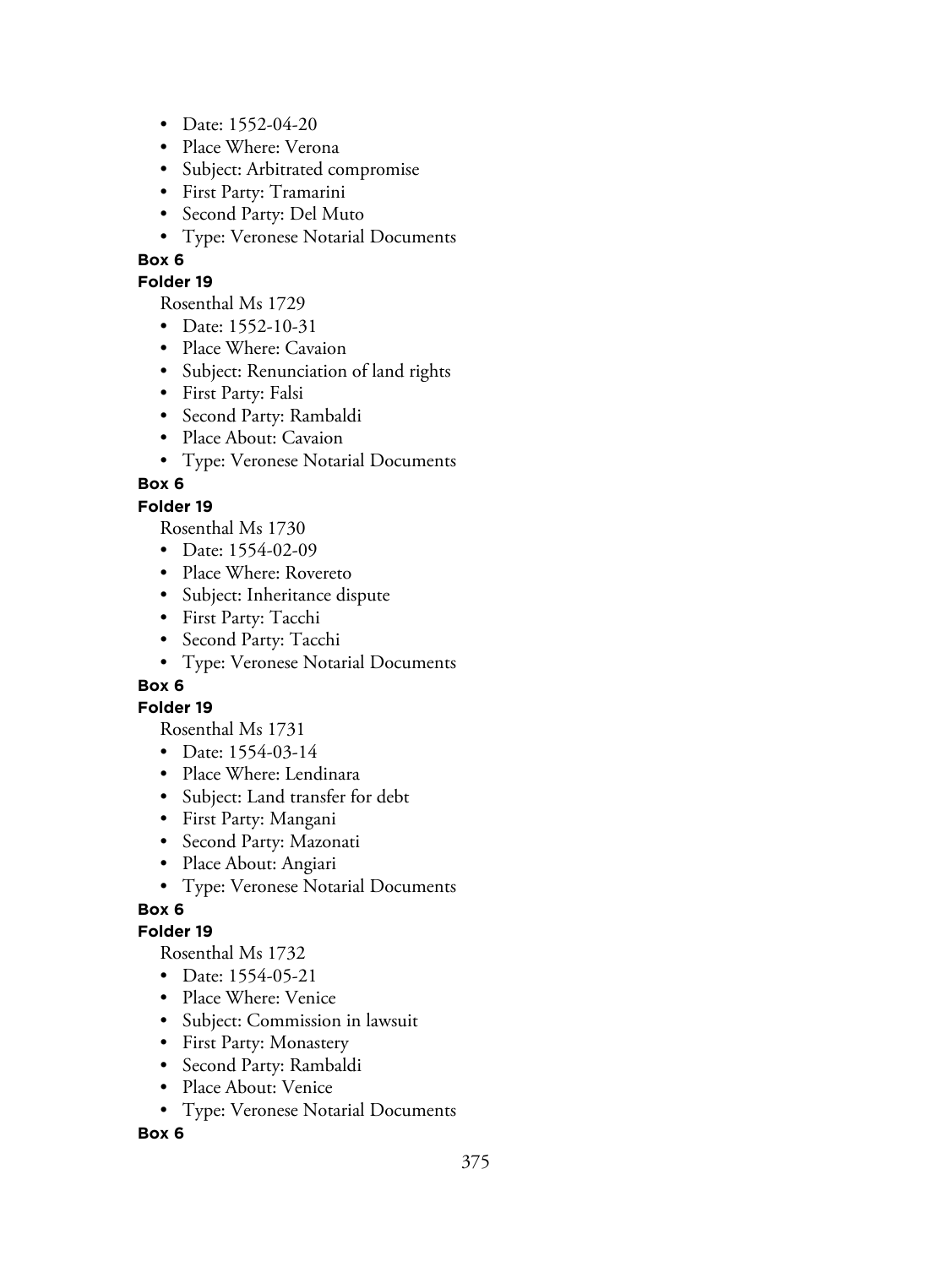- Date: 1552-04-20
- Place Where: Verona
- Subject: Arbitrated compromise
- First Party: Tramarini
- Second Party: Del Muto
- Type: Veronese Notarial Documents

**Box 6**

**Folder 19**

Rosenthal Ms 1729

- Date: 1552-10-31
- Place Where: Cavaion
- Subject: Renunciation of land rights
- First Party: Falsi
- Second Party: Rambaldi
- Place About: Cavaion
- Type: Veronese Notarial Documents

**Box 6**

**Folder 19**

Rosenthal Ms 1730

- Date: 1554-02-09
- Place Where: Rovereto
- Subject: Inheritance dispute
- First Party: Tacchi
- Second Party: Tacchi
- Type: Veronese Notarial Documents

**Box 6**

**Folder 19**

Rosenthal Ms 1731

- Date: 1554-03-14
- Place Where: Lendinara
- Subject: Land transfer for debt
- First Party: Mangani
- Second Party: Mazonati
- Place About: Angiari
- Type: Veronese Notarial Documents

**Box 6**

**Folder 19**

Rosenthal Ms 1732

- Date: 1554-05-21
- Place Where: Venice
- Subject: Commission in lawsuit
- First Party: Monastery
- Second Party: Rambaldi
- Place About: Venice
- Type: Veronese Notarial Documents

**Box 6**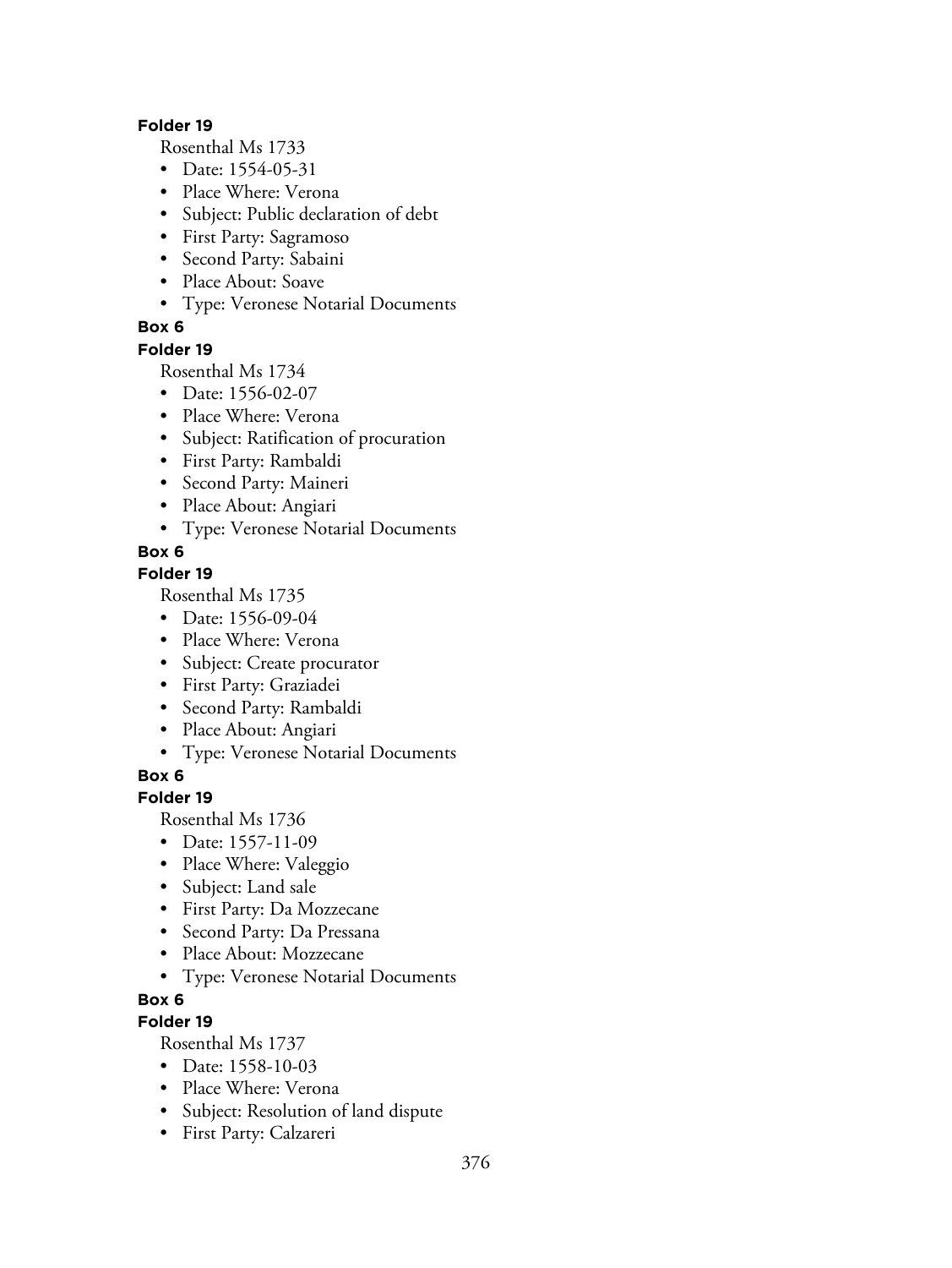**Folder 19**

Rosenthal Ms 1733

- Date: 1554-05-31
- Place Where: Verona
- Subject: Public declaration of debt
- First Party: Sagramoso
- Second Party: Sabaini
- Place About: Soave
- Type: Veronese Notarial Documents

**Box 6**

**Folder 19**

Rosenthal Ms 1734

- Date: 1556-02-07
- Place Where: Verona
- Subject: Ratification of procuration
- First Party: Rambaldi
- Second Party: Maineri
- Place About: Angiari
- Type: Veronese Notarial Documents

**Box 6**

**Folder 19**

Rosenthal Ms 1735

- Date: 1556-09-04
- Place Where: Verona
- Subject: Create procurator
- First Party: Graziadei
- Second Party: Rambaldi
- Place About: Angiari
- Type: Veronese Notarial Documents

**Box 6**

**Folder 19**

Rosenthal Ms 1736

- Date: 1557-11-09
- Place Where: Valeggio
- Subject: Land sale
- First Party: Da Mozzecane
- Second Party: Da Pressana
- Place About: Mozzecane
- Type: Veronese Notarial Documents

**Box 6**

**Folder 19**

Rosenthal Ms 1737

- Date: 1558-10-03
- Place Where: Verona
- Subject: Resolution of land dispute
- First Party: Calzareri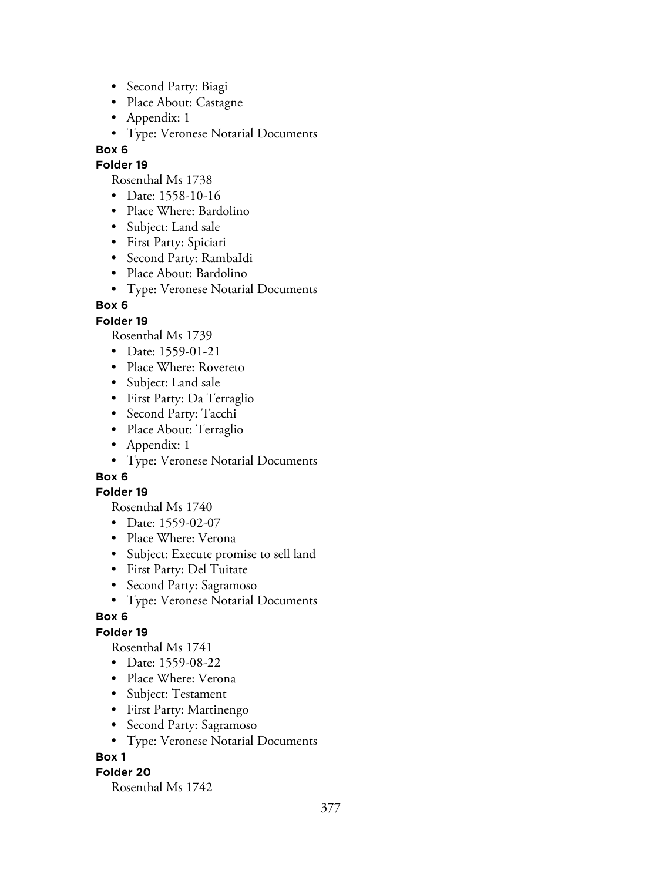- Second Party: Biagi
- Place About: Castagne
- Appendix: 1
- Type: Veronese Notarial Documents

**Box 6**

**Folder 19**

Rosenthal Ms 1738

- Date: 1558-10-16
- Place Where: Bardolino
- Subject: Land sale
- First Party: Spiciari
- Second Party: RambaIdi
- Place About: Bardolino
- Type: Veronese Notarial Documents

**Box 6**

**Folder 19**

Rosenthal Ms 1739

- Date: 1559-01-21
- Place Where: Rovereto
- Subject: Land sale
- First Party: Da Terraglio
- Second Party: Tacchi
- Place About: Terraglio
- Appendix: 1
- Type: Veronese Notarial Documents

**Box 6**

**Folder 19**

Rosenthal Ms 1740

- Date: 1559-02-07
- Place Where: Verona
- Subject: Execute promise to sell land
- First Party: Del Tuitate
- Second Party: Sagramoso
- Type: Veronese Notarial Documents

**Box 6**

**Folder 19**

Rosenthal Ms 1741

- Date: 1559-08-22
- Place Where: Verona
- Subject: Testament
- First Party: Martinengo
- Second Party: Sagramoso
- Type: Veronese Notarial Documents

**Box 1**

**Folder 20**

Rosenthal Ms 1742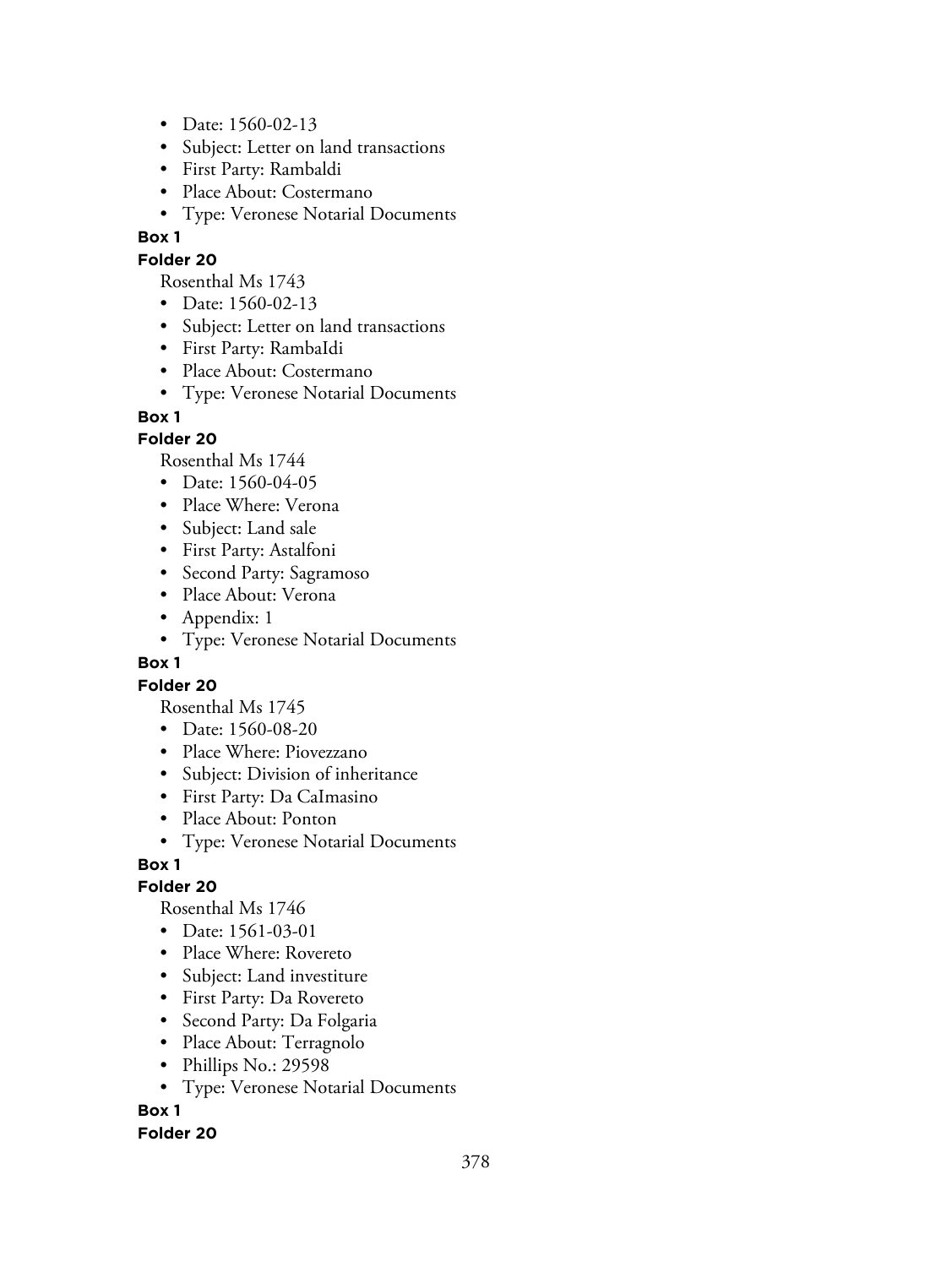- Date: 1560-02-13
- Subject: Letter on land transactions
- First Party: Rambaldi
- Place About: Costermano
- Type: Veronese Notarial Documents

**Box 1**

**Folder 20**

Rosenthal Ms 1743

- Date: 1560-02-13
- Subject: Letter on land transactions
- First Party: RambaIdi
- Place About: Costermano
- Type: Veronese Notarial Documents

**Box 1**

**Folder 20**

Rosenthal Ms 1744

- Date: 1560-04-05
- Place Where: Verona
- Subject: Land sale
- First Party: Astalfoni
- Second Party: Sagramoso
- Place About: Verona
- Appendix: 1
- Type: Veronese Notarial Documents

**Box 1**

**Folder 20**

Rosenthal Ms 1745

- Date: 1560-08-20
- Place Where: Piovezzano
- Subject: Division of inheritance
- First Party: Da CaImasino
- Place About: Ponton
- Type: Veronese Notarial Documents

**Box 1**

**Folder 20**

Rosenthal Ms 1746

- Date: 1561-03-01
- Place Where: Rovereto
- Subject: Land investiture
- First Party: Da Rovereto
- Second Party: Da Folgaria
- Place About: Terragnolo
- Phillips No.: 29598
- Type: Veronese Notarial Documents

**Box 1**

**Folder 20**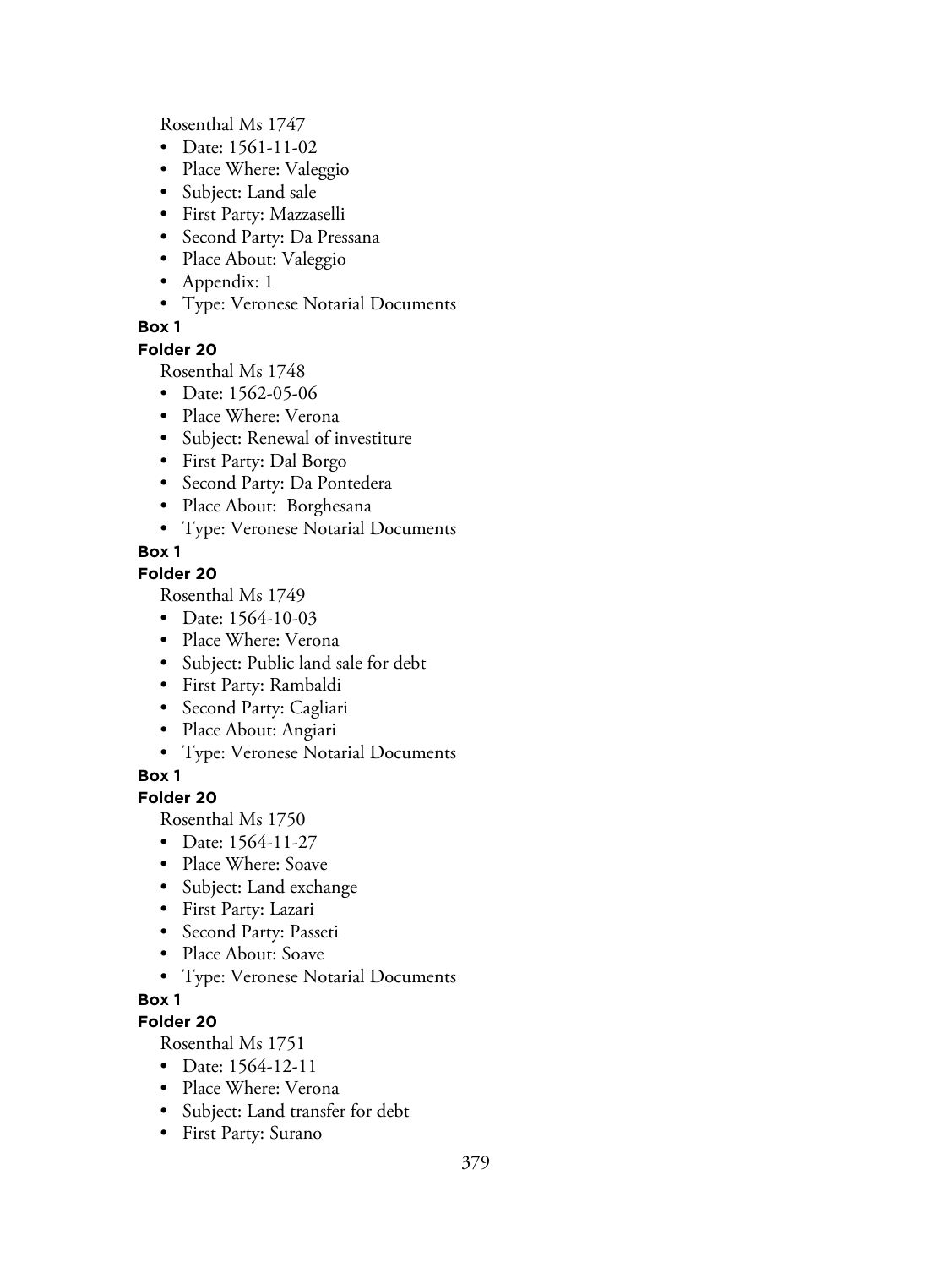Rosenthal Ms 1747

- Date: 1561-11-02
- Place Where: Valeggio
- Subject: Land sale
- First Party: Mazzaselli
- Second Party: Da Pressana
- Place About: Valeggio
- Appendix: 1
- Type: Veronese Notarial Documents

**Box 1**

**Folder 20**

Rosenthal Ms 1748

- Date: 1562-05-06
- Place Where: Verona
- Subject: Renewal of investiture
- First Party: Dal Borgo
- Second Party: Da Pontedera
- Place About: Borghesana
- Type: Veronese Notarial Documents

**Box 1**

**Folder 20**

Rosenthal Ms 1749

- Date: 1564-10-03
- Place Where: Verona
- Subject: Public land sale for debt
- First Party: Rambaldi
- Second Party: Cagliari
- Place About: Angiari
- Type: Veronese Notarial Documents

**Box 1**

**Folder 20**

Rosenthal Ms 1750

- Date: 1564-11-27
- Place Where: Soave
- Subject: Land exchange
- First Party: Lazari
- Second Party: Passeti
- Place About: Soave
- Type: Veronese Notarial Documents

**Box 1**

**Folder 20**

Rosenthal Ms 1751

- Date: 1564-12-11
- Place Where: Verona
- Subject: Land transfer for debt
- First Party: Surano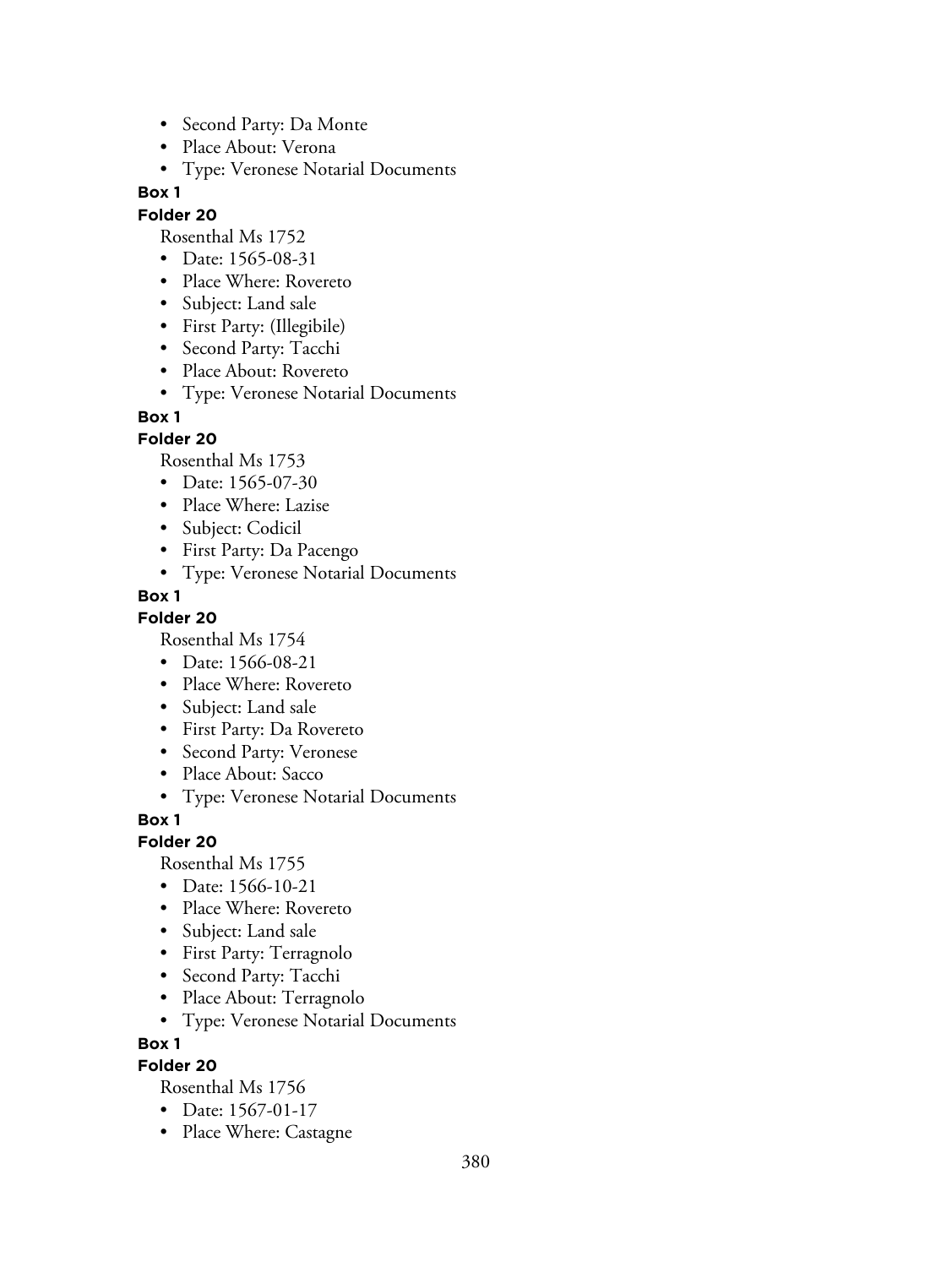- Second Party: Da Monte
- Place About: Verona
- Type: Veronese Notarial Documents

**Box 1**

**Folder 20**

Rosenthal Ms 1752

- Date: 1565-08-31
- Place Where: Rovereto
- Subject: Land sale
- First Party: (Illegibile)
- Second Party: Tacchi
- Place About: Rovereto
- Type: Veronese Notarial Documents

**Box 1**

**Folder 20**

Rosenthal Ms 1753

- Date: 1565-07-30
- Place Where: Lazise
- Subject: Codicil
- First Party: Da Pacengo
- Type: Veronese Notarial Documents

**Box 1**

**Folder 20**

Rosenthal Ms 1754

- Date: 1566-08-21
- Place Where: Rovereto
- Subject: Land sale
- First Party: Da Rovereto
- Second Party: Veronese
- Place About: Sacco
- Type: Veronese Notarial Documents

**Box 1**

**Folder 20**

Rosenthal Ms 1755

- Date: 1566-10-21
- Place Where: Rovereto
- Subject: Land sale
- First Party: Terragnolo
- Second Party: Tacchi
- Place About: Terragnolo
- Type: Veronese Notarial Documents

**Box 1**

**Folder 20**

Rosenthal Ms 1756

- Date: 1567-01-17
- Place Where: Castagne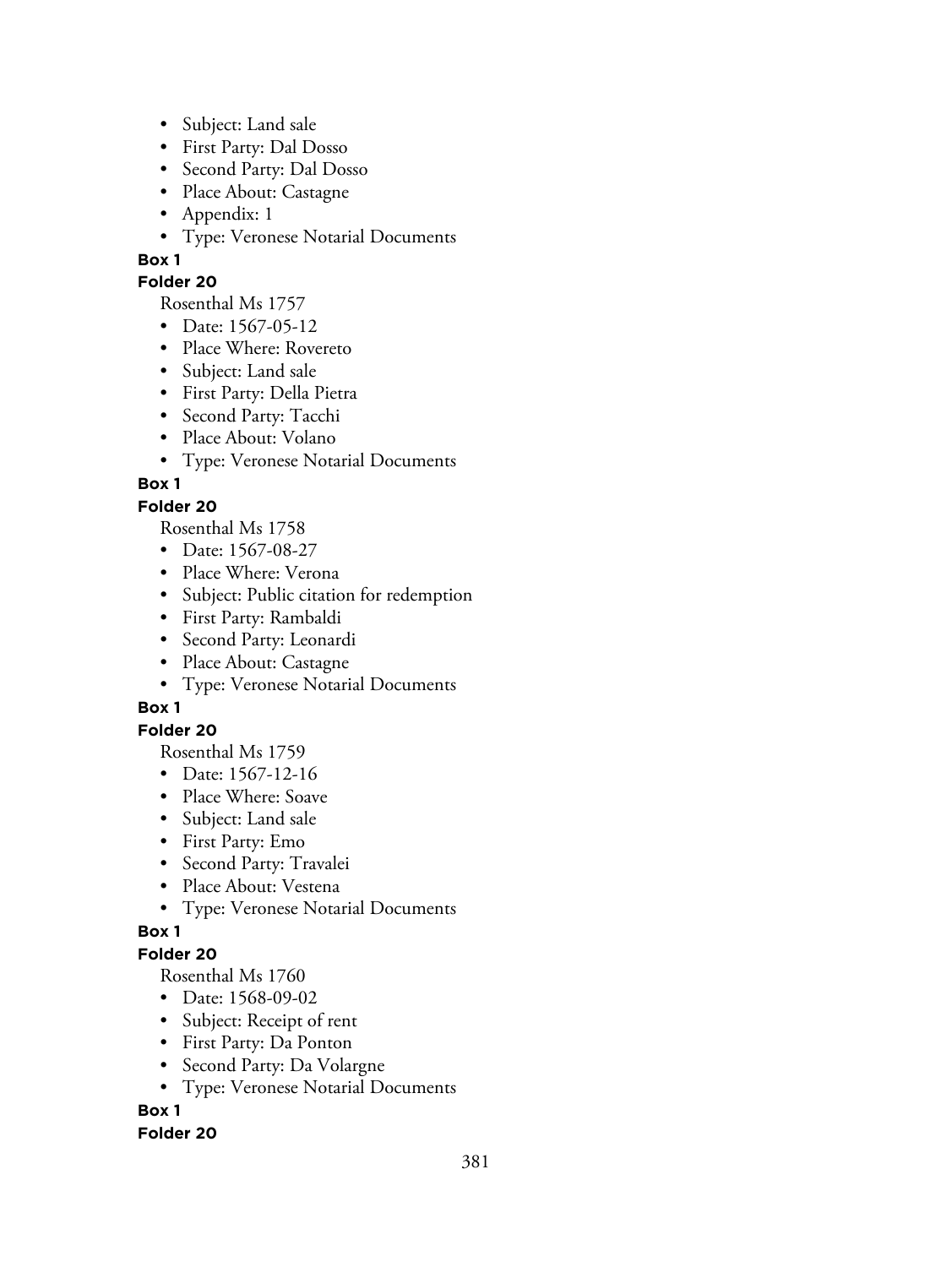- Subject: Land sale
- First Party: Dal Dosso
- Second Party: Dal Dosso
- Place About: Castagne
- Appendix: 1
- Type: Veronese Notarial Documents

**Box 1**

**Folder 20**

Rosenthal Ms 1757

- Date: 1567-05-12
- Place Where: Rovereto
- Subject: Land sale
- First Party: Della Pietra
- Second Party: Tacchi
- Place About: Volano
- Type: Veronese Notarial Documents

**Box 1**

**Folder 20**

Rosenthal Ms 1758

- Date: 1567-08-27
- Place Where: Verona
- Subject: Public citation for redemption
- First Party: Rambaldi
- Second Party: Leonardi
- Place About: Castagne
- Type: Veronese Notarial Documents

**Box 1**

**Folder 20**

Rosenthal Ms 1759

- Date: 1567-12-16
- Place Where: Soave
- Subject: Land sale
- First Party: Emo
- Second Party: Travalei
- Place About: Vestena
- Type: Veronese Notarial Documents

**Box 1**

**Folder 20**

Rosenthal Ms 1760

- Date: 1568-09-02
- Subject: Receipt of rent
- First Party: Da Ponton
- Second Party: Da Volargne
- Type: Veronese Notarial Documents

**Box 1**

**Folder 20**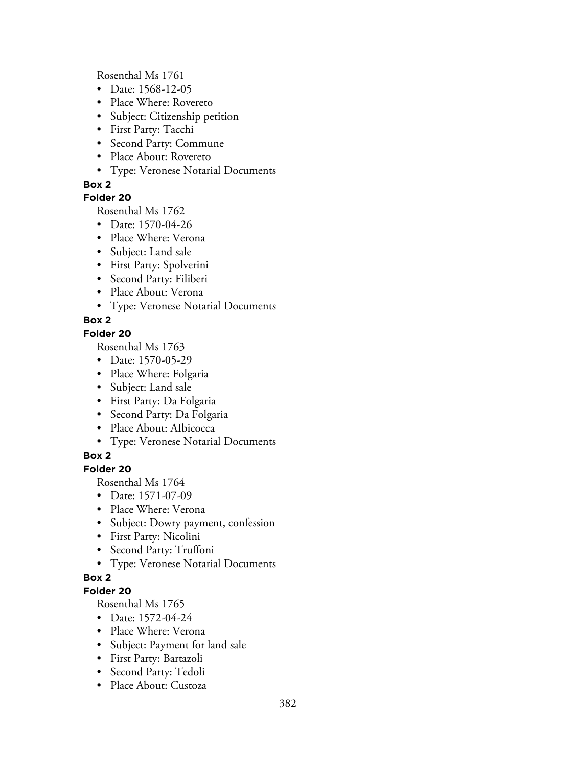Rosenthal Ms 1761

- Date: 1568-12-05
- Place Where: Rovereto
- Subject: Citizenship petition
- First Party: Tacchi
- Second Party: Commune
- Place About: Rovereto
- Type: Veronese Notarial Documents

**Box 2**

**Folder 20**

Rosenthal Ms 1762

- Date: 1570-04-26
- Place Where: Verona
- Subject: Land sale
- First Party: Spolverini
- Second Party: Filiberi
- Place About: Verona
- Type: Veronese Notarial Documents

**Box 2**

**Folder 20**

Rosenthal Ms 1763

- Date: 1570-05-29
- Place Where: Folgaria
- Subject: Land sale
- First Party: Da Folgaria
- Second Party: Da Folgaria
- Place About: AIbicocca
- Type: Veronese Notarial Documents

**Box 2**

**Folder 20**

Rosenthal Ms 1764

- Date: 1571-07-09
- Place Where: Verona
- Subject: Dowry payment, confession
- First Party: Nicolini
- Second Party: Truffoni
- Type: Veronese Notarial Documents

**Box 2**

**Folder 20**

Rosenthal Ms 1765

- Date: 1572-04-24
- Place Where: Verona
- Subject: Payment for land sale
- First Party: Bartazoli
- Second Party: Tedoli
- Place About: Custoza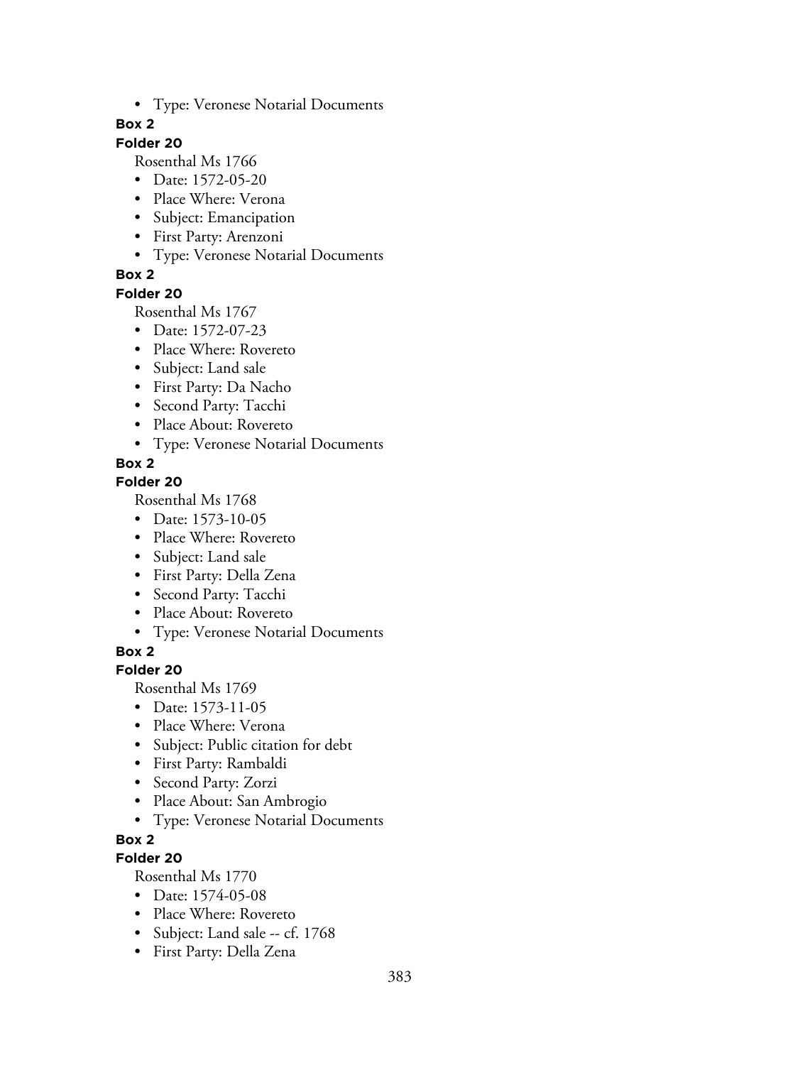- Type: Veronese Notarial Documents

**Box 2**

**Folder 20**

Rosenthal Ms 1766

- Date: 1572-05-20
- Place Where: Verona
- Subject: Emancipation
- First Party: Arenzoni
- Type: Veronese Notarial Documents

**Box 2**

**Folder 20**

Rosenthal Ms 1767

- Date: 1572-07-23
- Place Where: Rovereto
- Subject: Land sale
- First Party: Da Nacho
- Second Party: Tacchi
- Place About: Rovereto
- Type: Veronese Notarial Documents

**Box 2**

**Folder 20**

Rosenthal Ms 1768

- Date: 1573-10-05
- Place Where: Rovereto
- Subject: Land sale
- First Party: Della Zena
- Second Party: Tacchi
- Place About: Rovereto
- Type: Veronese Notarial Documents

**Box 2**

**Folder 20**

Rosenthal Ms 1769

- Date: 1573-11-05
- Place Where: Verona
- Subject: Public citation for debt
- First Party: Rambaldi
- Second Party: Zorzi
- Place About: San Ambrogio
- Type: Veronese Notarial Documents

**Box 2**

**Folder 20**

Rosenthal Ms 1770

- Date: 1574-05-08
- Place Where: Rovereto
- Subject: Land sale -- cf. 1768
- First Party: Della Zena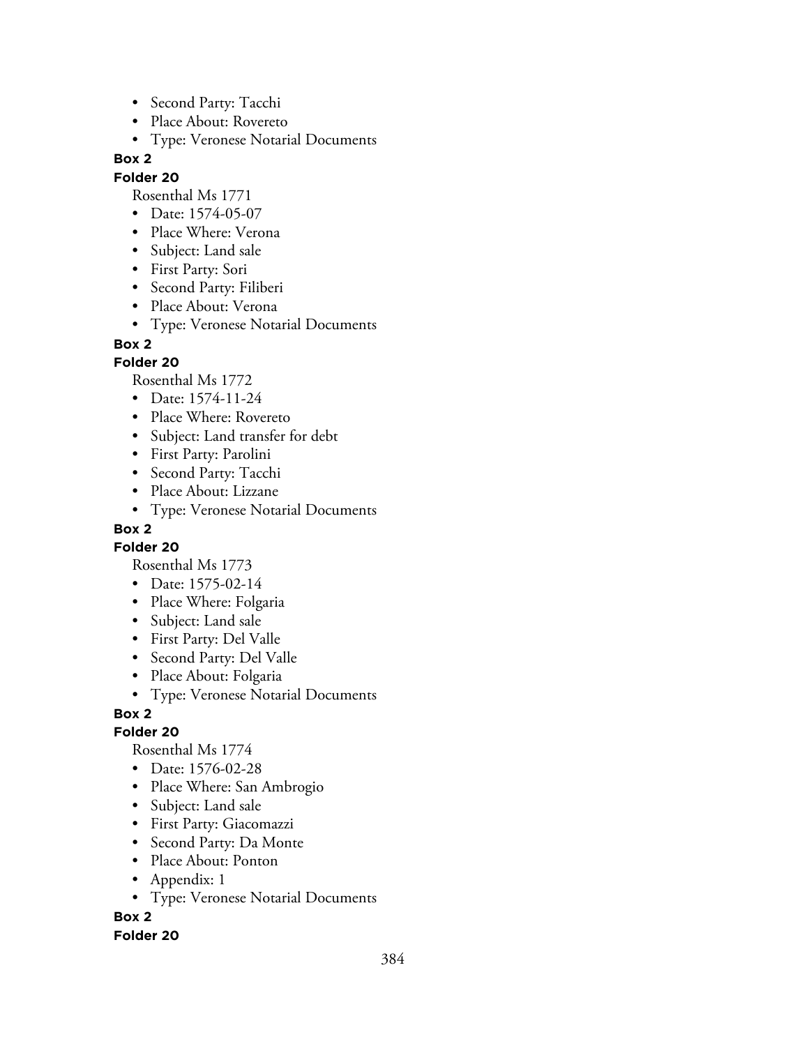- Second Party: Tacchi
- Place About: Rovereto
- Type: Veronese Notarial Documents

**Box 2**

**Folder 20**

Rosenthal Ms 1771

- Date: 1574-05-07
- Place Where: Verona
- Subject: Land sale
- First Party: Sori
- Second Party: Filiberi
- Place About: Verona
- Type: Veronese Notarial Documents

**Box 2**

**Folder 20**

Rosenthal Ms 1772

- Date: 1574-11-24
- Place Where: Rovereto
- Subject: Land transfer for debt
- First Party: Parolini
- Second Party: Tacchi
- Place About: Lizzane
- Type: Veronese Notarial Documents

**Box 2**

**Folder 20**

Rosenthal Ms 1773

- Date: 1575-02-14
- Place Where: Folgaria
- Subject: Land sale
- First Party: Del Valle
- Second Party: Del Valle
- Place About: Folgaria
- Type: Veronese Notarial Documents

**Box 2**

**Folder 20**

Rosenthal Ms 1774

- Date: 1576-02-28
- Place Where: San Ambrogio
- Subject: Land sale
- First Party: Giacomazzi
- Second Party: Da Monte
- Place About: Ponton
- Appendix: 1
- Type: Veronese Notarial Documents

**Box 2**

**Folder 20**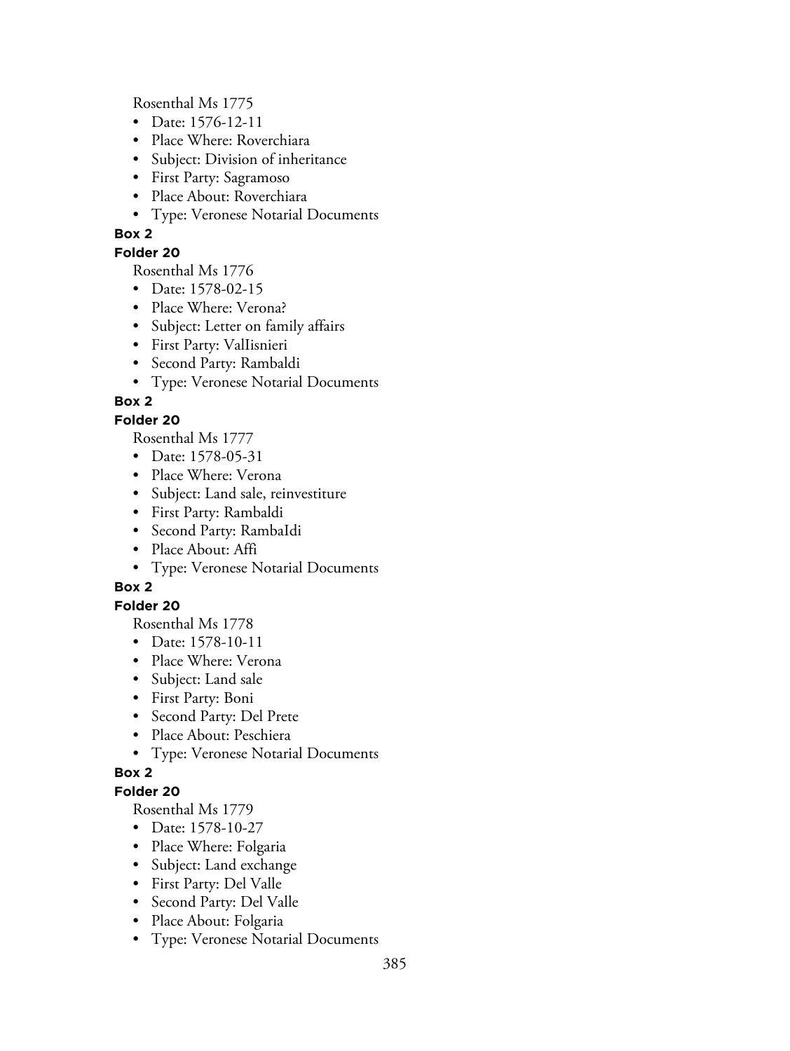Rosenthal Ms 1775

- Date: 1576-12-11
- Place Where: Roverchiara
- Subject: Division of inheritance
- First Party: Sagramoso
- Place About: Roverchiara
- Type: Veronese Notarial Documents

**Box 2**

**Folder 20**

Rosenthal Ms 1776

- Date: 1578-02-15
- Place Where: Verona?
- Subject: Letter on family affairs
- First Party: ValIisnieri
- Second Party: Rambaldi
- Type: Veronese Notarial Documents

**Box 2**

**Folder 20**

Rosenthal Ms 1777

- Date: 1578-05-31
- Place Where: Verona
- Subject: Land sale, reinvestiture
- First Party: Rambaldi
- Second Party: RambaIdi
- Place About: Affi
- Type: Veronese Notarial Documents

**Box 2**

**Folder 20**

Rosenthal Ms 1778

- Date: 1578-10-11
- Place Where: Verona
- Subject: Land sale
- First Party: Boni
- Second Party: Del Prete
- Place About: Peschiera
- Type: Veronese Notarial Documents

**Box 2**

**Folder 20**

Rosenthal Ms 1779

- Date: 1578-10-27
- Place Where: Folgaria
- Subject: Land exchange
- First Party: Del Valle
- Second Party: Del Valle
- Place About: Folgaria
- Type: Veronese Notarial Documents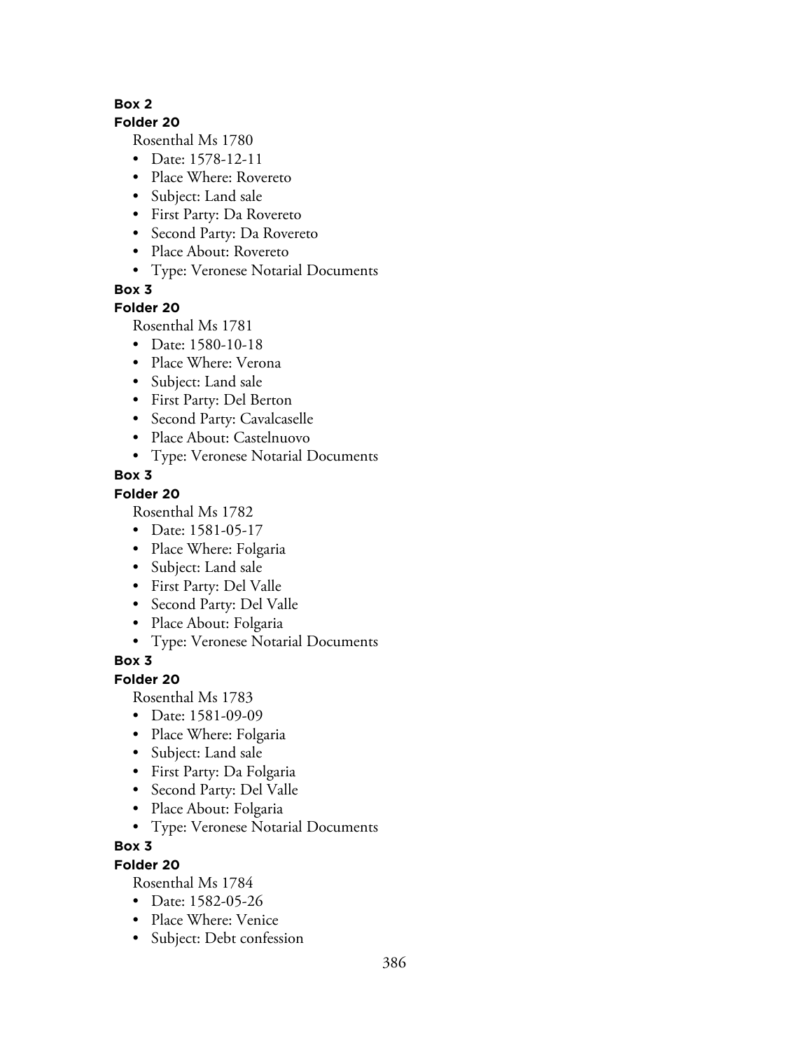**Box 2**

**Folder 20**

Rosenthal Ms 1780

- Date: 1578-12-11
- Place Where: Rovereto
- Subject: Land sale
- First Party: Da Rovereto
- Second Party: Da Rovereto
- Place About: Rovereto
- Type: Veronese Notarial Documents

**Box 3**

**Folder 20**

Rosenthal Ms 1781

- Date: 1580-10-18
- Place Where: Verona
- Subject: Land sale
- First Party: Del Berton
- Second Party: Cavalcaselle
- Place About: Castelnuovo
- Type: Veronese Notarial Documents

**Box 3**

**Folder 20**

Rosenthal Ms 1782

- Date: 1581-05-17
- Place Where: Folgaria
- Subject: Land sale
- First Party: Del Valle
- Second Party: Del Valle
- Place About: Folgaria
- Type: Veronese Notarial Documents

**Box 3**

**Folder 20**

Rosenthal Ms 1783

- Date: 1581-09-09
- Place Where: Folgaria
- Subject: Land sale
- First Party: Da Folgaria
- Second Party: Del Valle
- Place About: Folgaria
- Type: Veronese Notarial Documents

**Box 3**

**Folder 20**

Rosenthal Ms 1784

- Date: 1582-05-26
- Place Where: Venice
- Subject: Debt confession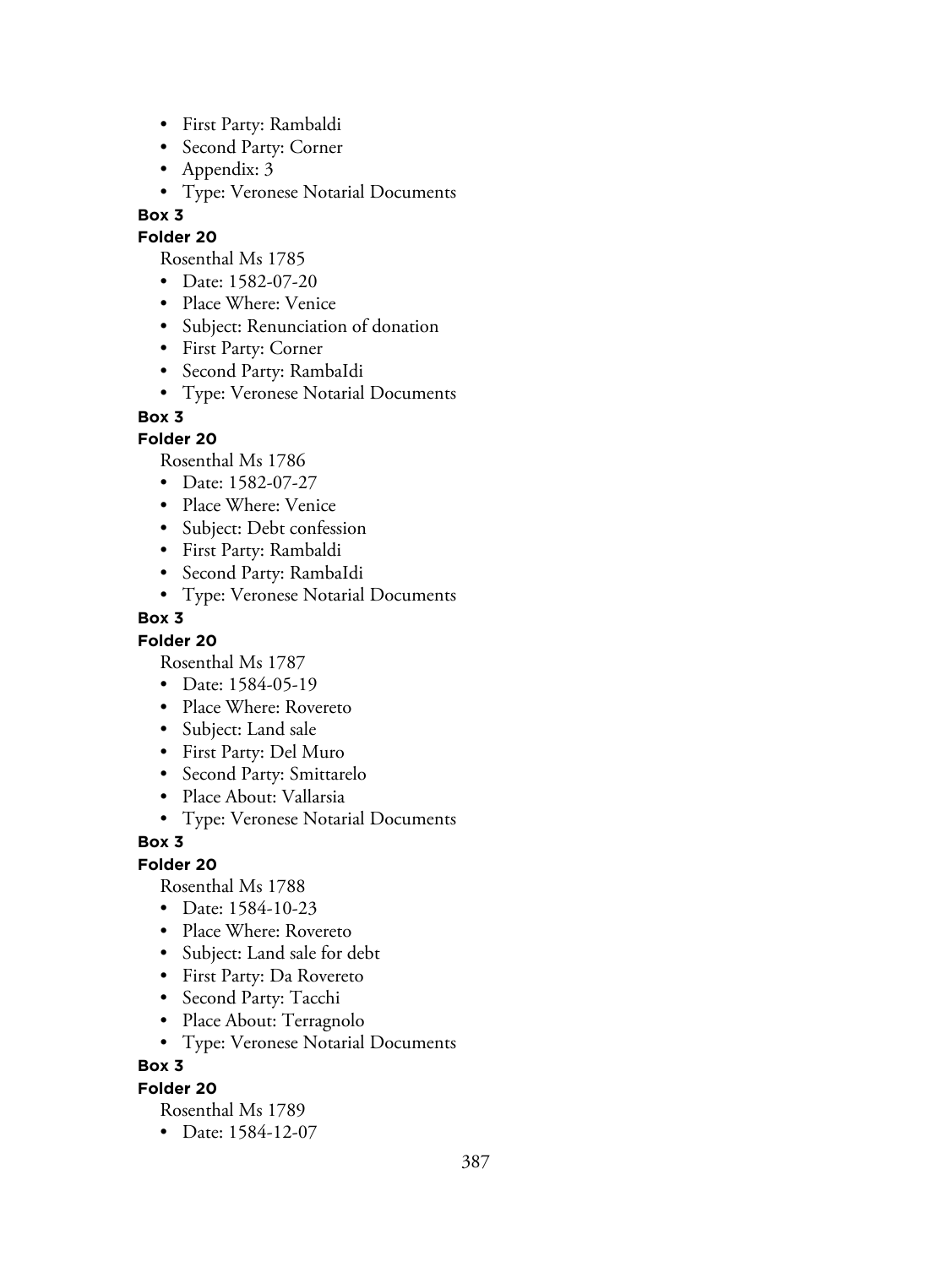- First Party: Rambaldi
- Second Party: Corner
- Appendix: 3
- Type: Veronese Notarial Documents

**Box 3**

**Folder 20**

Rosenthal Ms 1785

- Date: 1582-07-20
- Place Where: Venice
- Subject: Renunciation of donation
- First Party: Corner
- Second Party: RambaIdi
- Type: Veronese Notarial Documents

**Box 3**

**Folder 20**

Rosenthal Ms 1786

- Date: 1582-07-27
- Place Where: Venice
- Subject: Debt confession
- First Party: Rambaldi
- Second Party: RambaIdi
- Type: Veronese Notarial Documents

**Box 3**

**Folder 20**

Rosenthal Ms 1787

- Date: 1584-05-19
- Place Where: Rovereto
- Subject: Land sale
- First Party: Del Muro
- Second Party: Smittarelo
- Place About: Vallarsia
- Type: Veronese Notarial Documents

**Box 3**

**Folder 20**

Rosenthal Ms 1788

- Date: 1584-10-23
- Place Where: Rovereto
- Subject: Land sale for debt
- First Party: Da Rovereto
- Second Party: Tacchi
- Place About: Terragnolo
- Type: Veronese Notarial Documents

**Box 3**

**Folder 20**

Rosenthal Ms 1789

- Date: 1584-12-07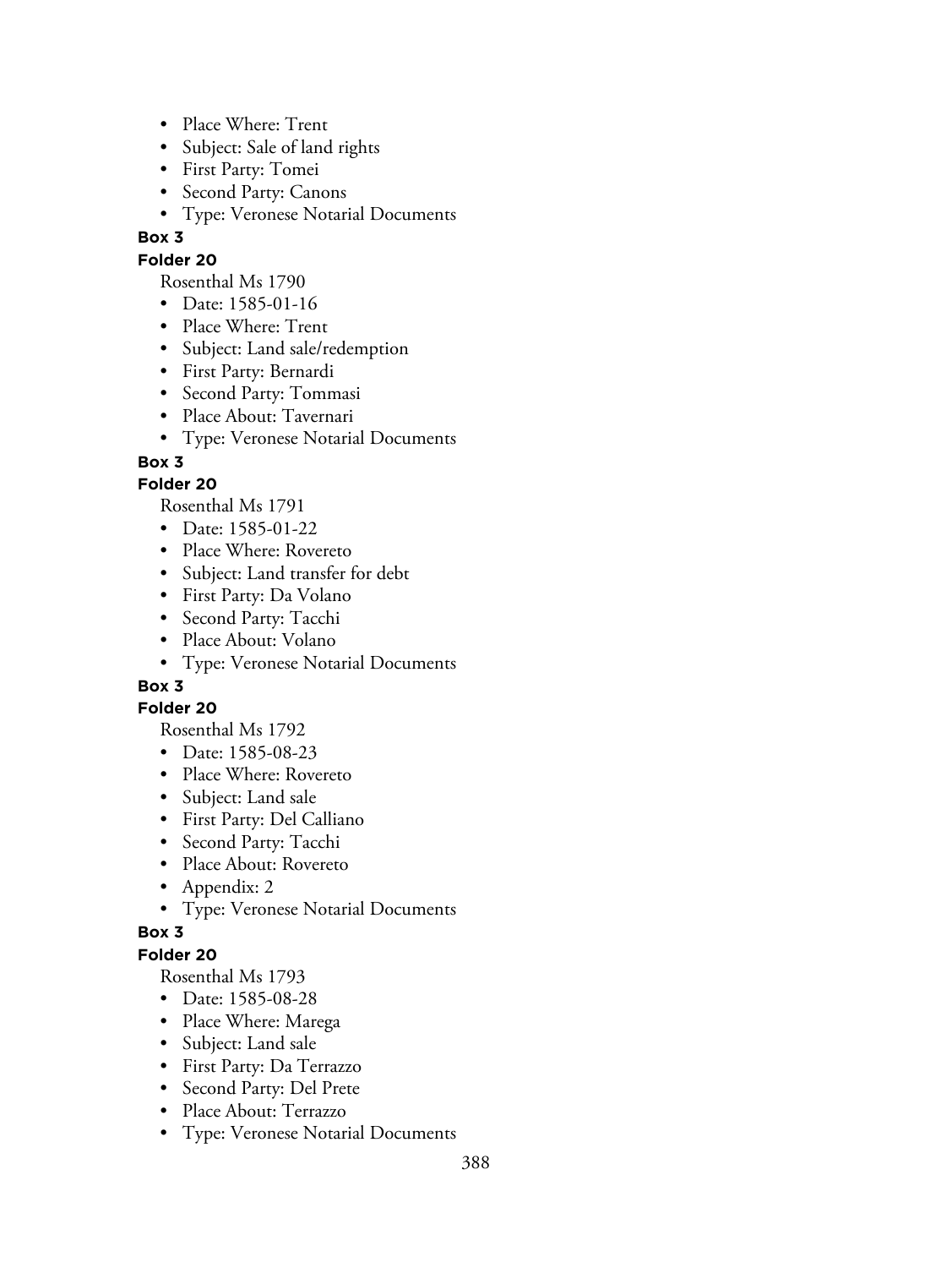- Place Where: Trent
- Subject: Sale of land rights
- First Party: Tomei
- Second Party: Canons
- Type: Veronese Notarial Documents

**Box 3**

**Folder 20**

Rosenthal Ms 1790

- Date: 1585-01-16
- Place Where: Trent
- Subject: Land sale/redemption
- First Party: Bernardi
- Second Party: Tommasi
- Place About: Tavernari
- Type: Veronese Notarial Documents

**Box 3**

**Folder 20**

Rosenthal Ms 1791

- Date: 1585-01-22
- Place Where: Rovereto
- Subject: Land transfer for debt
- First Party: Da Volano
- Second Party: Tacchi
- Place About: Volano
- Type: Veronese Notarial Documents

**Box 3**

**Folder 20**

Rosenthal Ms 1792

- Date: 1585-08-23
- Place Where: Rovereto
- Subject: Land sale
- First Party: Del Calliano
- Second Party: Tacchi
- Place About: Rovereto
- Appendix: 2
- Type: Veronese Notarial Documents

**Box 3**

**Folder 20**

Rosenthal Ms 1793

- Date: 1585-08-28
- Place Where: Marega
- Subject: Land sale
- First Party: Da Terrazzo
- Second Party: Del Prete
- Place About: Terrazzo
- Type: Veronese Notarial Documents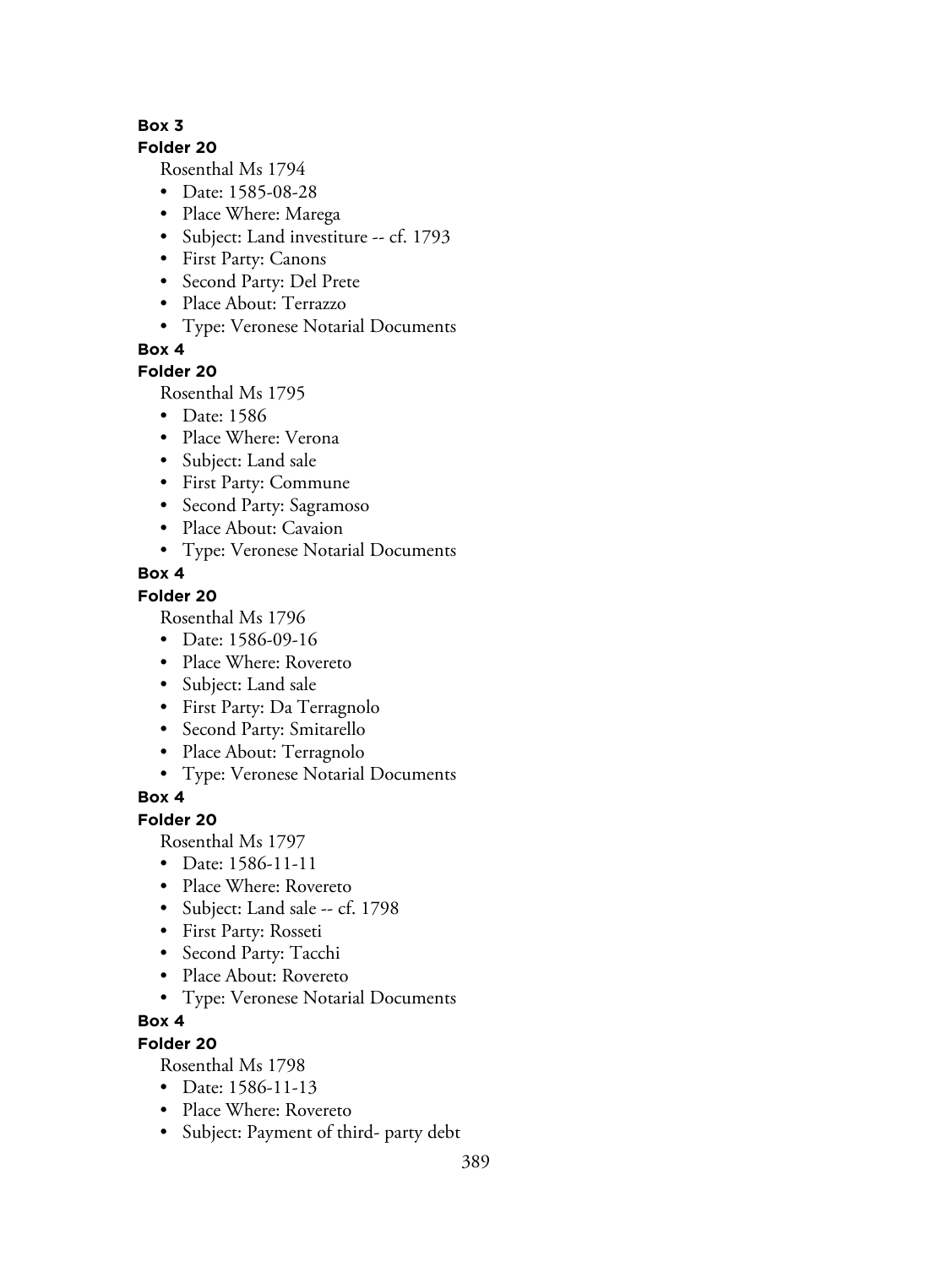**Box 3**

**Folder 20**

Rosenthal Ms 1794

- Date: 1585-08-28
- Place Where: Marega
- Subject: Land investiture -- cf. 1793
- First Party: Canons
- Second Party: Del Prete
- Place About: Terrazzo
- Type: Veronese Notarial Documents

**Box 4**

**Folder 20**

Rosenthal Ms 1795

- Date: 1586
- Place Where: Verona
- Subject: Land sale
- First Party: Commune
- Second Party: Sagramoso
- Place About: Cavaion
- Type: Veronese Notarial Documents

**Box 4**

**Folder 20**

Rosenthal Ms 1796

- Date: 1586-09-16
- Place Where: Rovereto
- Subject: Land sale
- First Party: Da Terragnolo
- Second Party: Smitarello
- Place About: Terragnolo
- Type: Veronese Notarial Documents

**Box 4**

**Folder 20**

Rosenthal Ms 1797

- Date: 1586-11-11
- Place Where: Rovereto
- Subject: Land sale -- cf. 1798
- First Party: Rosseti
- Second Party: Tacchi
- Place About: Rovereto
- Type: Veronese Notarial Documents

**Box 4**

**Folder 20**

Rosenthal Ms 1798

- Date: 1586-11-13
- Place Where: Rovereto
- Subject: Payment of third- party debt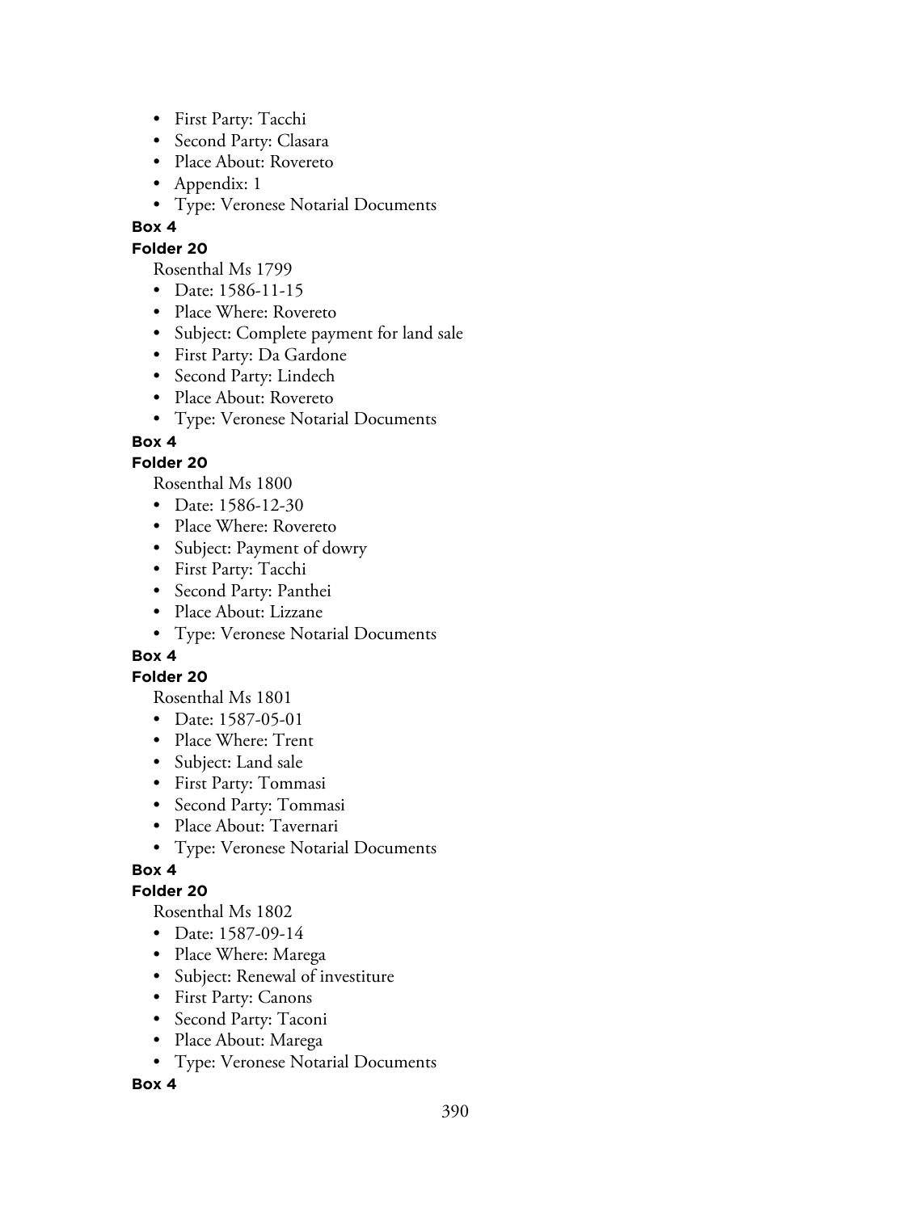- First Party: Tacchi
- Second Party: Clasara
- Place About: Rovereto
- Appendix: 1
- Type: Veronese Notarial Documents

**Box 4**

**Folder 20**

Rosenthal Ms 1799

- Date: 1586-11-15
- Place Where: Rovereto
- Subject: Complete payment for land sale
- First Party: Da Gardone
- Second Party: Lindech
- Place About: Rovereto
- Type: Veronese Notarial Documents

**Box 4**

**Folder 20**

Rosenthal Ms 1800

- Date: 1586-12-30
- Place Where: Rovereto
- Subject: Payment of dowry
- First Party: Tacchi
- Second Party: Panthei
- Place About: Lizzane
- Type: Veronese Notarial Documents

**Box 4**

**Folder 20**

Rosenthal Ms 1801

- Date: 1587-05-01
- Place Where: Trent
- Subject: Land sale
- First Party: Tommasi
- Second Party: Tommasi
- Place About: Tavernari
- Type: Veronese Notarial Documents

**Box 4**

**Folder 20**

Rosenthal Ms 1802

- Date: 1587-09-14
- Place Where: Marega
- Subject: Renewal of investiture
- First Party: Canons
- Second Party: Taconi
- Place About: Marega
- Type: Veronese Notarial Documents

**Box 4**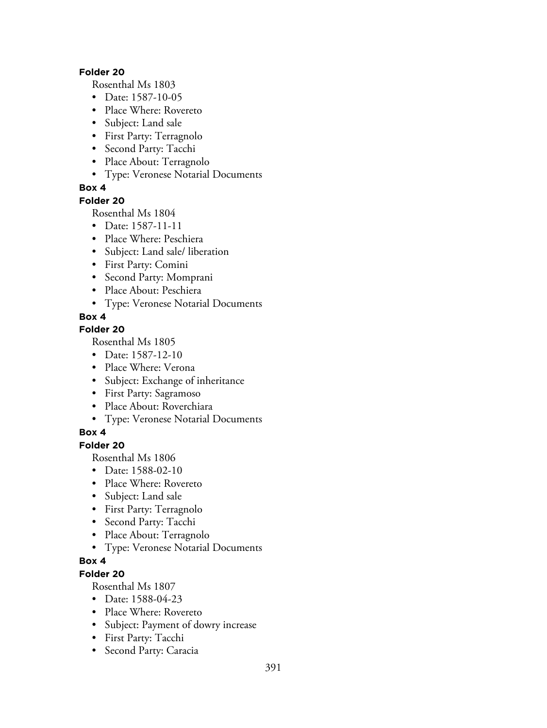**Folder 20**

Rosenthal Ms 1803

- Date: 1587-10-05
- Place Where: Rovereto
- Subject: Land sale
- First Party: Terragnolo
- Second Party: Tacchi
- Place About: Terragnolo
- Type: Veronese Notarial Documents

**Box 4**

**Folder 20**

Rosenthal Ms 1804

- Date: 1587-11-11
- Place Where: Peschiera
- Subject: Land sale/ liberation
- First Party: Comini
- Second Party: Momprani
- Place About: Peschiera
- Type: Veronese Notarial Documents

**Box 4**

**Folder 20**

Rosenthal Ms 1805

- Date: 1587-12-10
- Place Where: Verona
- Subject: Exchange of inheritance
- First Party: Sagramoso
- Place About: Roverchiara
- Type: Veronese Notarial Documents

**Box 4**

**Folder 20**

Rosenthal Ms 1806

- Date: 1588-02-10
- Place Where: Rovereto
- Subject: Land sale
- First Party: Terragnolo
- Second Party: Tacchi
- Place About: Terragnolo
- Type: Veronese Notarial Documents

**Box 4**

**Folder 20**

Rosenthal Ms 1807

- Date: 1588-04-23
- Place Where: Rovereto
- Subject: Payment of dowry increase
- First Party: Tacchi
- Second Party: Caracia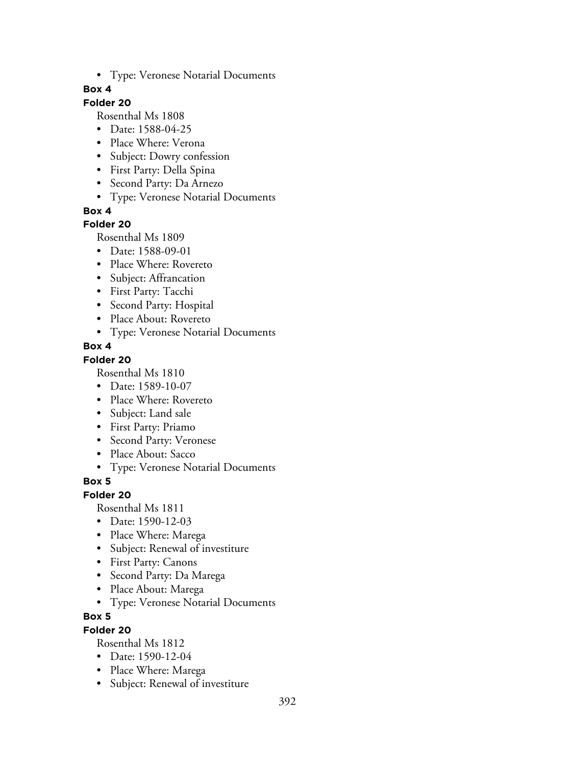- Type: Veronese Notarial Documents

**Box 4**

**Folder 20**

Rosenthal Ms 1808

- Date: 1588-04-25
- Place Where: Verona
- Subject: Dowry confession
- First Party: Della Spina
- Second Party: Da Arnezo
- Type: Veronese Notarial Documents

**Box 4**

**Folder 20**

Rosenthal Ms 1809

- Date: 1588-09-01
- Place Where: Rovereto
- Subject: Affrancation
- First Party: Tacchi
- Second Party: Hospital
- Place About: Rovereto
- Type: Veronese Notarial Documents

**Box 4**

**Folder 20**

Rosenthal Ms 1810

- Date: 1589-10-07
- Place Where: Rovereto
- Subject: Land sale
- First Party: Priamo
- Second Party: Veronese
- Place About: Sacco
- Type: Veronese Notarial Documents

**Box 5**

**Folder 20**

Rosenthal Ms 1811

- Date: 1590-12-03
- Place Where: Marega
- Subject: Renewal of investiture
- First Party: Canons
- Second Party: Da Marega
- Place About: Marega
- Type: Veronese Notarial Documents

**Box 5**

**Folder 20**

Rosenthal Ms 1812

- Date: 1590-12-04
- Place Where: Marega
- Subject: Renewal of investiture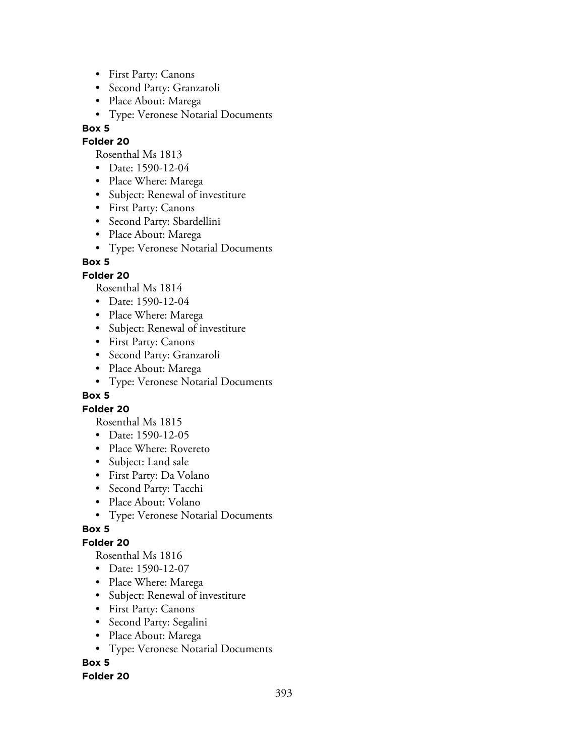- First Party: Canons
- Second Party: Granzaroli
- Place About: Marega
- Type: Veronese Notarial Documents

**Box 5**

**Folder 20**

Rosenthal Ms 1813

- Date: 1590-12-04
- Place Where: Marega
- Subject: Renewal of investiture
- First Party: Canons
- Second Party: Sbardellini
- Place About: Marega
- Type: Veronese Notarial Documents

**Box 5**

**Folder 20**

Rosenthal Ms 1814

- Date: 1590-12-04
- Place Where: Marega
- Subject: Renewal of investiture
- First Party: Canons
- Second Party: Granzaroli
- Place About: Marega
- Type: Veronese Notarial Documents

**Box 5**

**Folder 20**

Rosenthal Ms 1815

- Date: 1590-12-05
- Place Where: Rovereto
- Subject: Land sale
- First Party: Da Volano
- Second Party: Tacchi
- Place About: Volano
- Type: Veronese Notarial Documents

**Box 5**

**Folder 20**

Rosenthal Ms 1816

- Date: 1590-12-07
- Place Where: Marega
- Subject: Renewal of investiture
- First Party: Canons
- Second Party: Segalini
- Place About: Marega
- Type: Veronese Notarial Documents

**Box 5**

**Folder 20**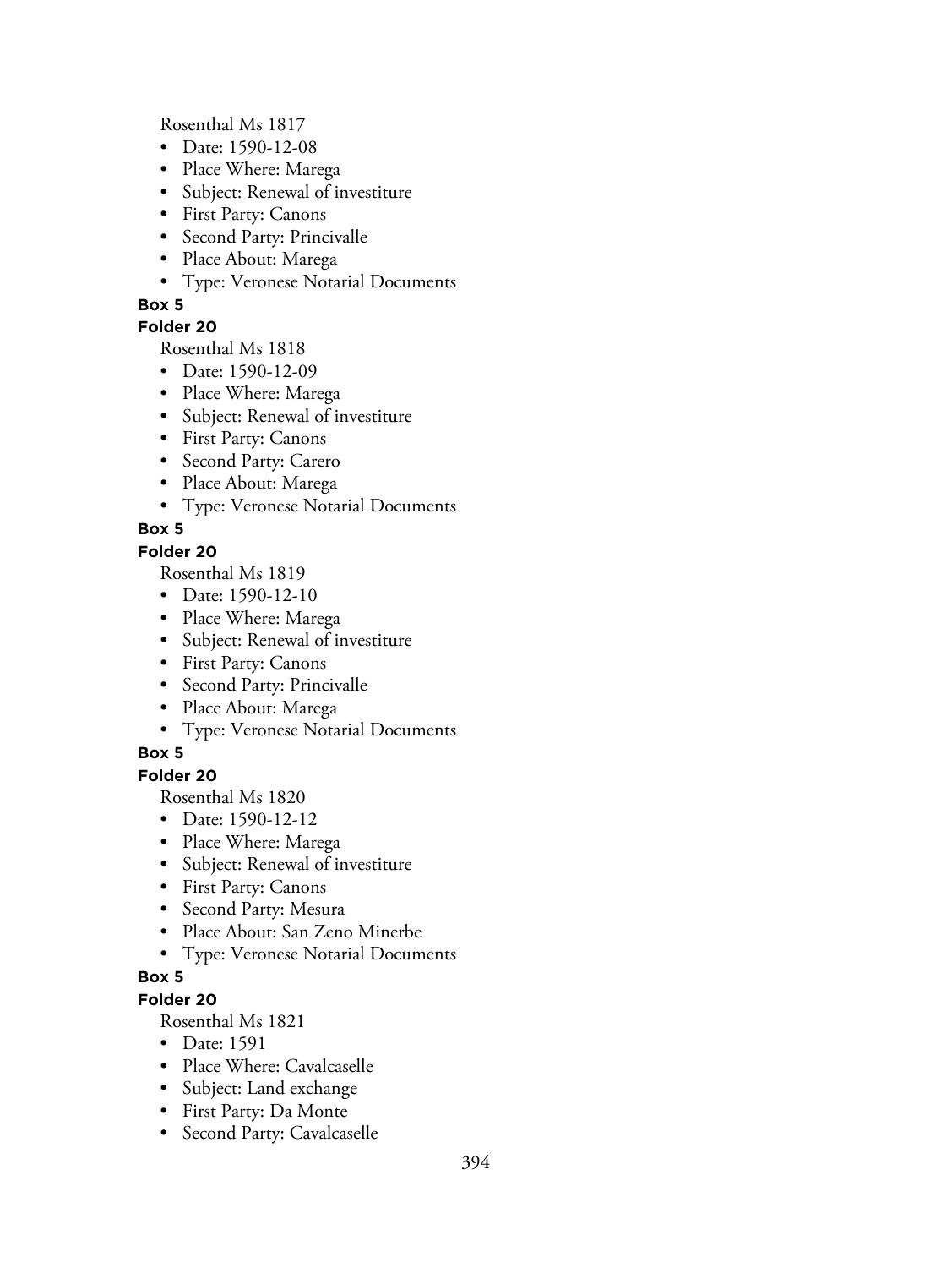Rosenthal Ms 1817

- Date: 1590-12-08
- Place Where: Marega
- Subject: Renewal of investiture
- First Party: Canons
- Second Party: Principalle
- Place About: Marega
- Type: Veronese Notarial Documents

**Box 5**

**Folder 20**

Rosenthal Ms 1818

- Date: 1590-12-09
- Place Where: Marega
- Subject: Renewal of investiture
- First Party: Canons
- Second Party: Carero
- Place About: Marega
- Type: Veronese Notarial Documents

**Box 5**

**Folder 20**

Rosenthal Ms 1819

- Date: 1590-12-10
- Place Where: Marega
- Subject: Renewal of investiture
- First Party: Canons
- Second Party: Principalle
- Place About: Marega
- Type: Veronese Notarial Documents

**Box 5**

**Folder 20**

Rosenthal Ms 1820

- Date: 1590-12-12
- Place Where: Marega
- Subject: Renewal of investiture
- First Party: Canons
- Second Party: Mesura
- Place About: San Zeno Minerbe
- Type: Veronese Notarial Documents

**Box 5**

**Folder 20**

Rosenthal Ms 1821

- Date: 1591
- Place Where: Cavalcaselle
- Subject: Land exchange
- First Party: Da Monte
- Second Party: Cavalcaselle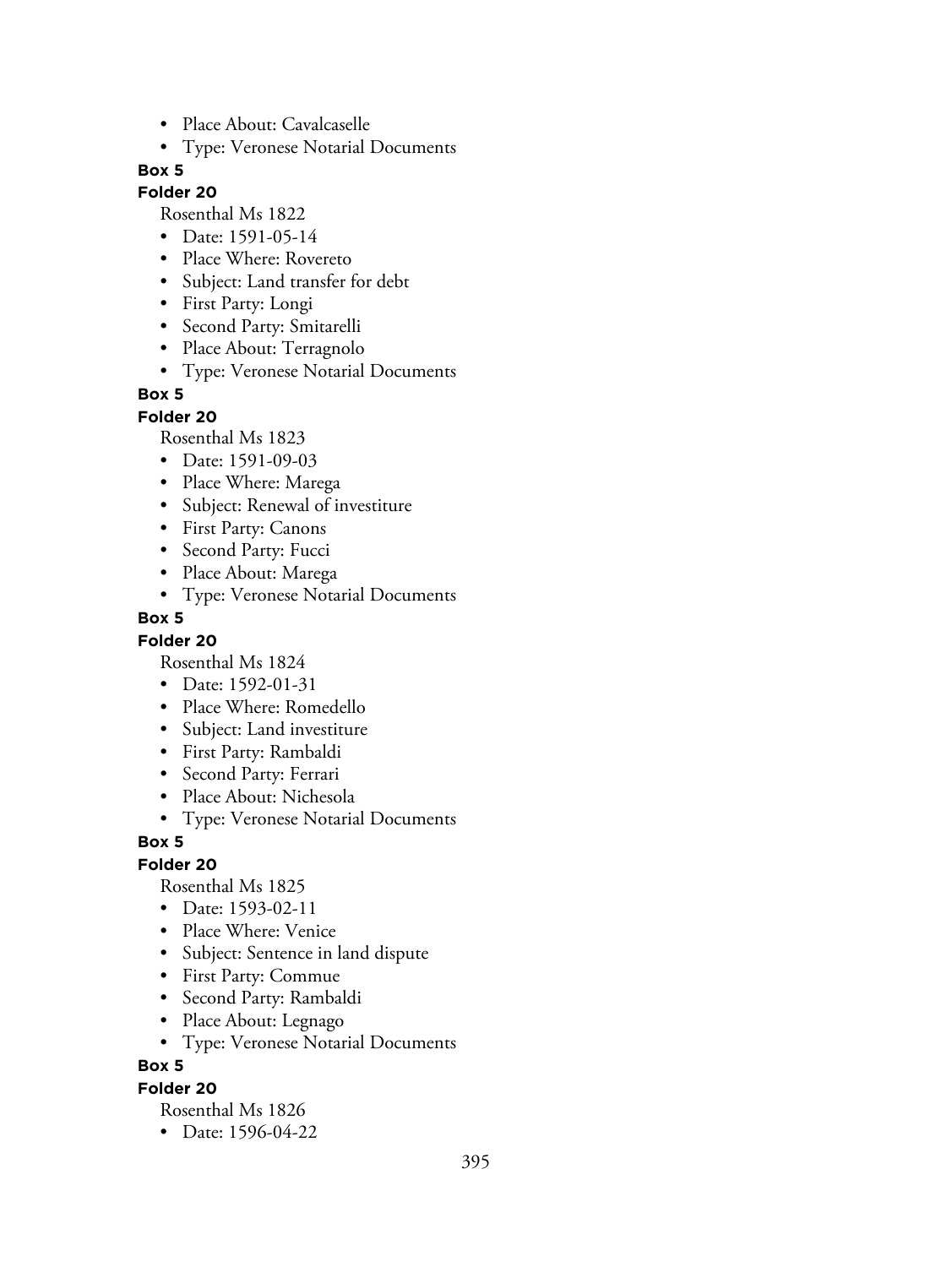- Place About: Cavalcaselle
- Type: Veronese Notarial Documents

**Box 5**

**Folder 20**

Rosenthal Ms 1822

- Date: 1591-05-14
- Place Where: Rovereto
- Subject: Land transfer for debt
- First Party: Longi
- Second Party: Smitarelli
- Place About: Terragnolo
- Type: Veronese Notarial Documents

**Box 5**

**Folder 20**

Rosenthal Ms 1823

- Date: 1591-09-03
- Place Where: Marega
- Subject: Renewal of investiture
- First Party: Canons
- Second Party: Fucci
- Place About: Marega
- Type: Veronese Notarial Documents

**Box 5**

**Folder 20**

Rosenthal Ms 1824

- Date: 1592-01-31
- Place Where: Romedello
- Subject: Land investiture
- First Party: Rambaldi
- Second Party: Ferrari
- Place About: Nichesola
- Type: Veronese Notarial Documents

**Box 5**

**Folder 20**

Rosenthal Ms 1825

- Date: 1593-02-11
- Place Where: Venice
- Subject: Sentence in land dispute
- First Party: Commue
- Second Party: Rambaldi
- Place About: Legnago
- Type: Veronese Notarial Documents

**Box 5**

**Folder 20**

Rosenthal Ms 1826

- Date: 1596-04-22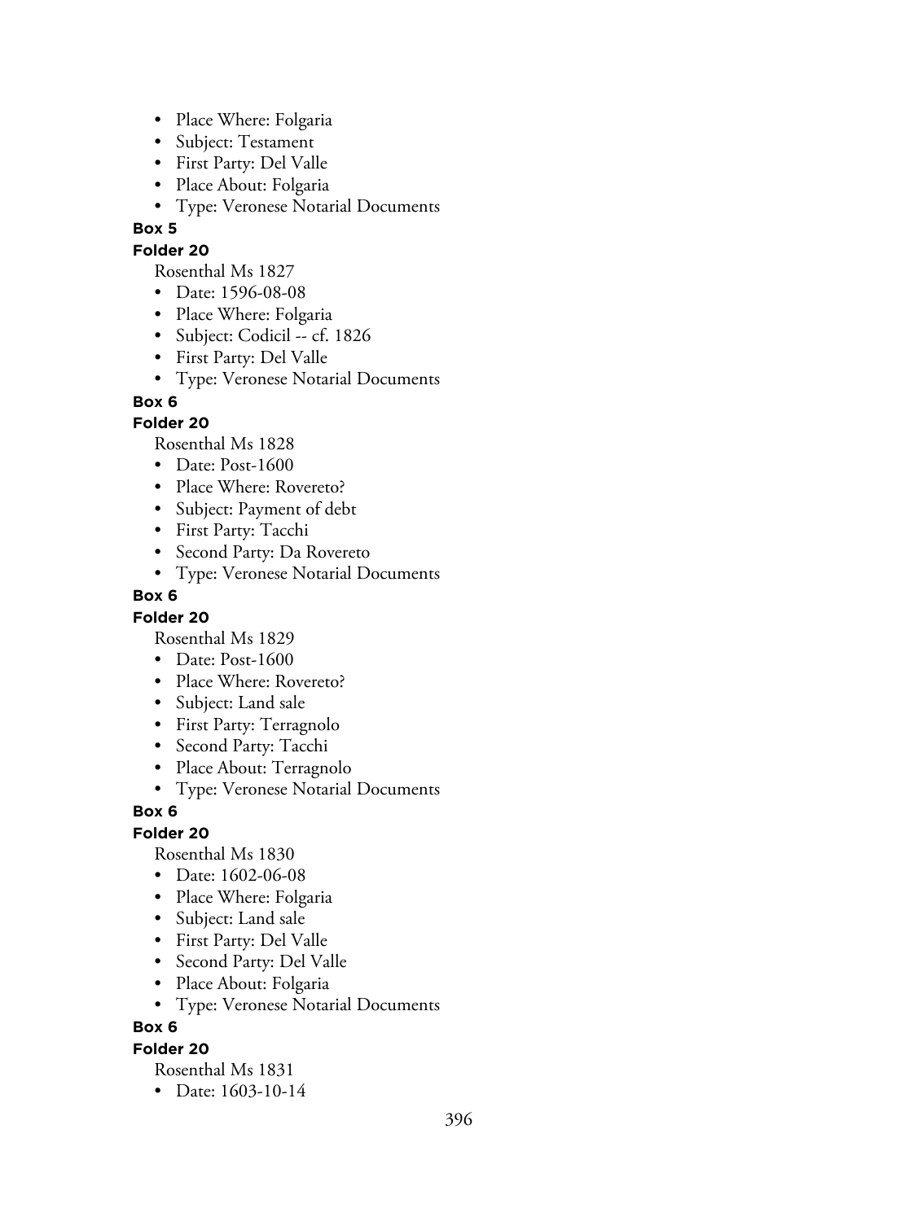- Place Where: Folgaria
- Subject: Testament
- First Party: Del Valle
- Place About: Folgaria
- Type: Veronese Notarial Documents

**Box 5**

**Folder 20**

Rosenthal Ms 1827

- Date: 1596-08-08
- Place Where: Folgaria
- Subject: Codicil -- cf. 1826
- First Party: Del Valle
- Type: Veronese Notarial Documents

**Box 6**

**Folder 20**

Rosenthal Ms 1828

- Date: Post-1600
- Place Where: Rovereto?
- Subject: Payment of debt
- First Party: Tacchi
- Second Party: Da Rovereto
- Type: Veronese Notarial Documents

**Box 6**

**Folder 20**

Rosenthal Ms 1829

- Date: Post-1600
- Place Where: Rovereto?
- Subject: Land sale
- First Party: Terragnolo
- Second Party: Tacchi
- Place About: Terragnolo
- Type: Veronese Notarial Documents

**Box 6**

**Folder 20**

Rosenthal Ms 1830

- Date: 1602-06-08
- Place Where: Folgaria
- Subject: Land sale
- First Party: Del Valle
- Second Party: Del Valle
- Place About: Folgaria
- Type: Veronese Notarial Documents

**Box 6**

**Folder 20**

Rosenthal Ms 1831

- Date: 1603-10-14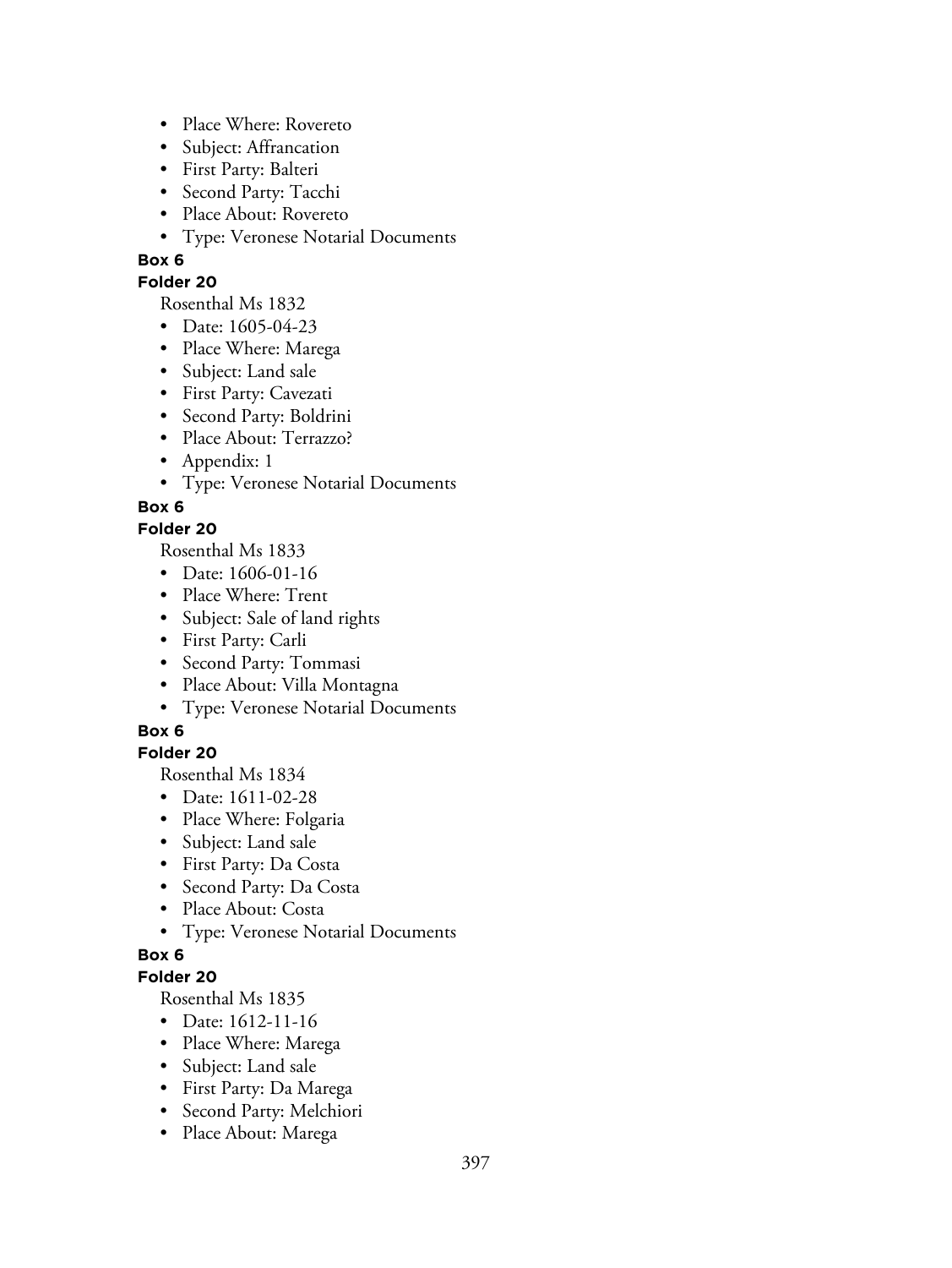- Place Where: Rovereto
- Subject: Affrancation
- First Party: Balteri
- Second Party: Tacchi
- Place About: Rovereto
- Type: Veronese Notarial Documents

**Box 6**

**Folder 20**

Rosenthal Ms 1832

- Date: 1605-04-23
- Place Where: Marega
- Subject: Land sale
- First Party: Cavezati
- Second Party: Boldrini
- Place About: Terrazzo?
- Appendix: 1
- Type: Veronese Notarial Documents

**Box 6**

**Folder 20**

Rosenthal Ms 1833

- Date: 1606-01-16
- Place Where: Trent
- Subject: Sale of land rights
- First Party: Carli
- Second Party: Tommasi
- Place About: Villa Montagna
- Type: Veronese Notarial Documents

**Box 6**

**Folder 20**

Rosenthal Ms 1834

- Date: 1611-02-28
- Place Where: Folgaria
- Subject: Land sale
- First Party: Da Costa
- Second Party: Da Costa
- Place About: Costa
- Type: Veronese Notarial Documents

**Box 6**

**Folder 20**

Rosenthal Ms 1835

- Date: 1612-11-16
- Place Where: Marega
- Subject: Land sale
- First Party: Da Marega
- Second Party: Melchiori
- Place About: Marega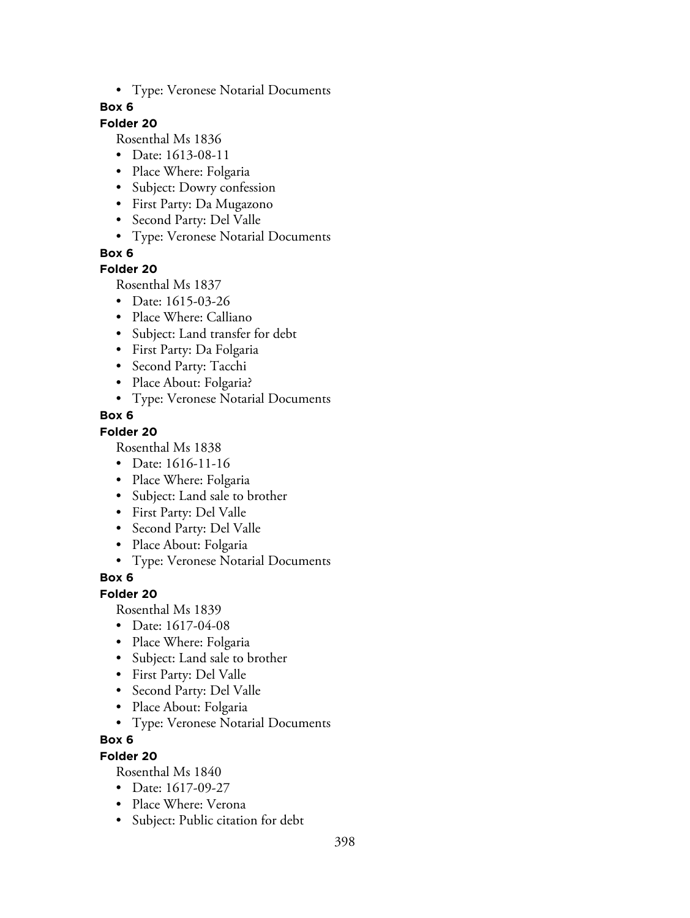- Type: Veronese Notarial Documents

**Box 6**

**Folder 20**

Rosenthal Ms 1836

- Date: 1613-08-11
- Place Where: Folgaria
- Subject: Dowry confession
- First Party: Da Mugazono
- Second Party: Del Valle
- Type: Veronese Notarial Documents

**Box 6**

**Folder 20**

Rosenthal Ms 1837

- Date: 1615-03-26
- Place Where: Calliano
- Subject: Land transfer for debt
- First Party: Da Folgaria
- Second Party: Tacchi
- Place About: Folgaria?
- Type: Veronese Notarial Documents

**Box 6**

**Folder 20**

Rosenthal Ms 1838

- Date: 1616-11-16
- Place Where: Folgaria
- Subject: Land sale to brother
- First Party: Del Valle
- Second Party: Del Valle
- Place About: Folgaria
- Type: Veronese Notarial Documents

**Box 6**

**Folder 20**

Rosenthal Ms 1839

- Date: 1617-04-08
- Place Where: Folgaria
- Subject: Land sale to brother
- First Party: Del Valle
- Second Party: Del Valle
- Place About: Folgaria
- Type: Veronese Notarial Documents

**Box 6**

**Folder 20**

Rosenthal Ms 1840

- Date: 1617-09-27
- Place Where: Verona
- Subject: Public citation for debt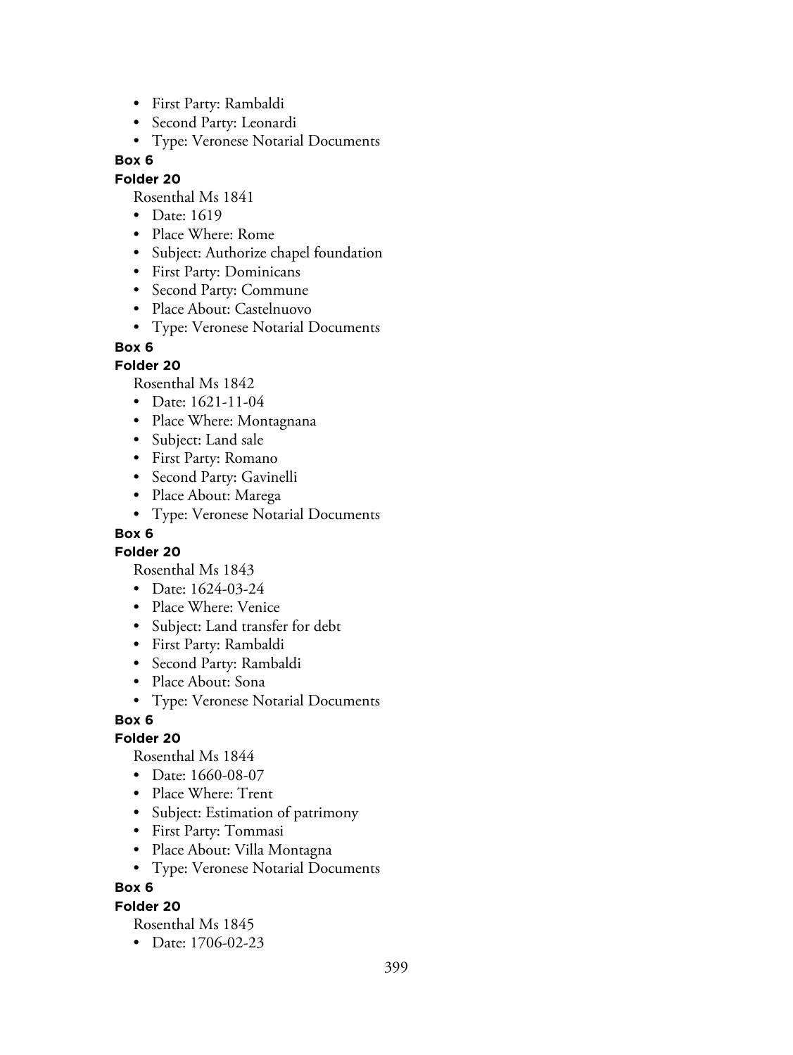- First Party: Rambaldi
- Second Party: Leonardi
- Type: Veronese Notarial Documents

**Box 6**

**Folder 20**

Rosenthal Ms 1841

- Date: 1619
- Place Where: Rome
- Subject: Authorize chapel foundation
- First Party: Dominicans
- Second Party: Commune
- Place About: Castelnuovo
- Type: Veronese Notarial Documents

**Box 6**

**Folder 20**

Rosenthal Ms 1842

- Date: 1621-11-04
- Place Where: Montagnana
- Subject: Land sale
- First Party: Romano
- Second Party: Gavinelli
- Place About: Marega
- Type: Veronese Notarial Documents

**Box 6**

**Folder 20**

Rosenthal Ms 1843

- Date: 1624-03-24
- Place Where: Venice
- Subject: Land transfer for debt
- First Party: Rambaldi
- Second Party: Rambaldi
- Place About: Sona
- Type: Veronese Notarial Documents

**Box 6**

**Folder 20**

Rosenthal Ms 1844

- Date: 1660-08-07
- Place Where: Trent
- Subject: Estimation of patrimony
- First Party: Tommasi
- Place About: Villa Montagna
- Type: Veronese Notarial Documents

**Box 6**

**Folder 20**

Rosenthal Ms 1845

- Date: 1706-02-23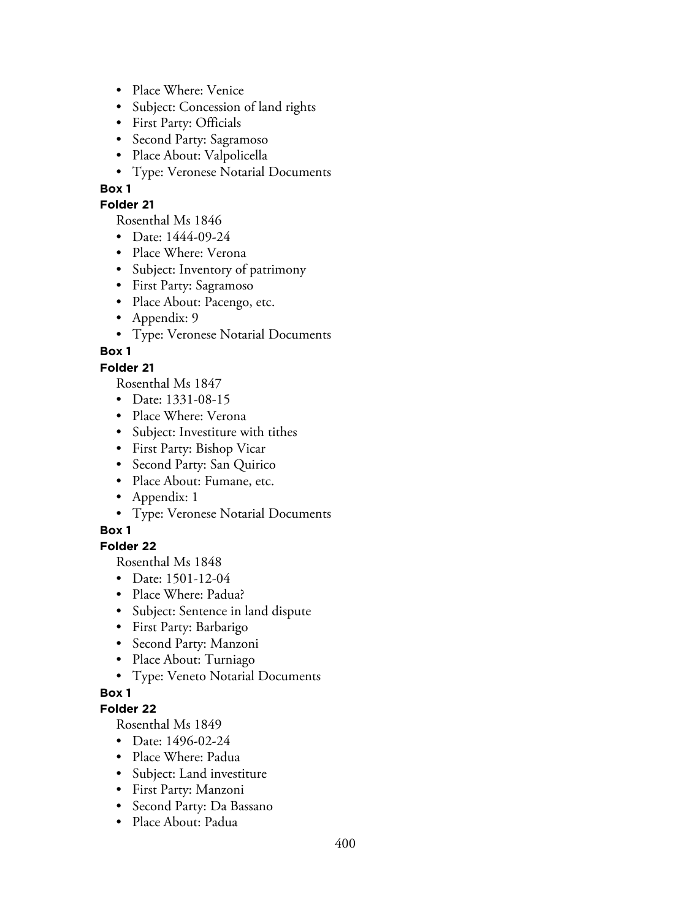- Place Where: Venice
- Subject: Concession of land rights
- First Party: Officials
- Second Party: Sagramoso
- Place About: Valpolicella
- Type: Veronese Notarial Documents

**Box 1**

**Folder 21**

Rosenthal Ms 1846

- Date: 1444-09-24
- Place Where: Verona
- Subject: Inventory of patrimony
- First Party: Sagramoso
- Place About: Pacengo, etc.
- Appendix: 9
- Type: Veronese Notarial Documents

**Box 1**

**Folder 21**

Rosenthal Ms 1847

- Date: 1331-08-15
- Place Where: Verona
- Subject: Investiture with tithes
- First Party: Bishop Vicar
- Second Party: San Quirico
- Place About: Fumane, etc.
- Appendix: 1
- Type: Veronese Notarial Documents

**Box 1**

**Folder 22**

Rosenthal Ms 1848

- Date: 1501-12-04
- Place Where: Padua?
- Subject: Sentence in land dispute
- First Party: Barbarigo
- Second Party: Manzoni
- Place About: Turniago
- Type: Veneto Notarial Documents

**Box 1**

**Folder 22**

Rosenthal Ms 1849

- Date: 1496-02-24
- Place Where: Padua
- Subject: Land investiture
- First Party: Manzoni
- Second Party: Da Bassano
- Place About: Padua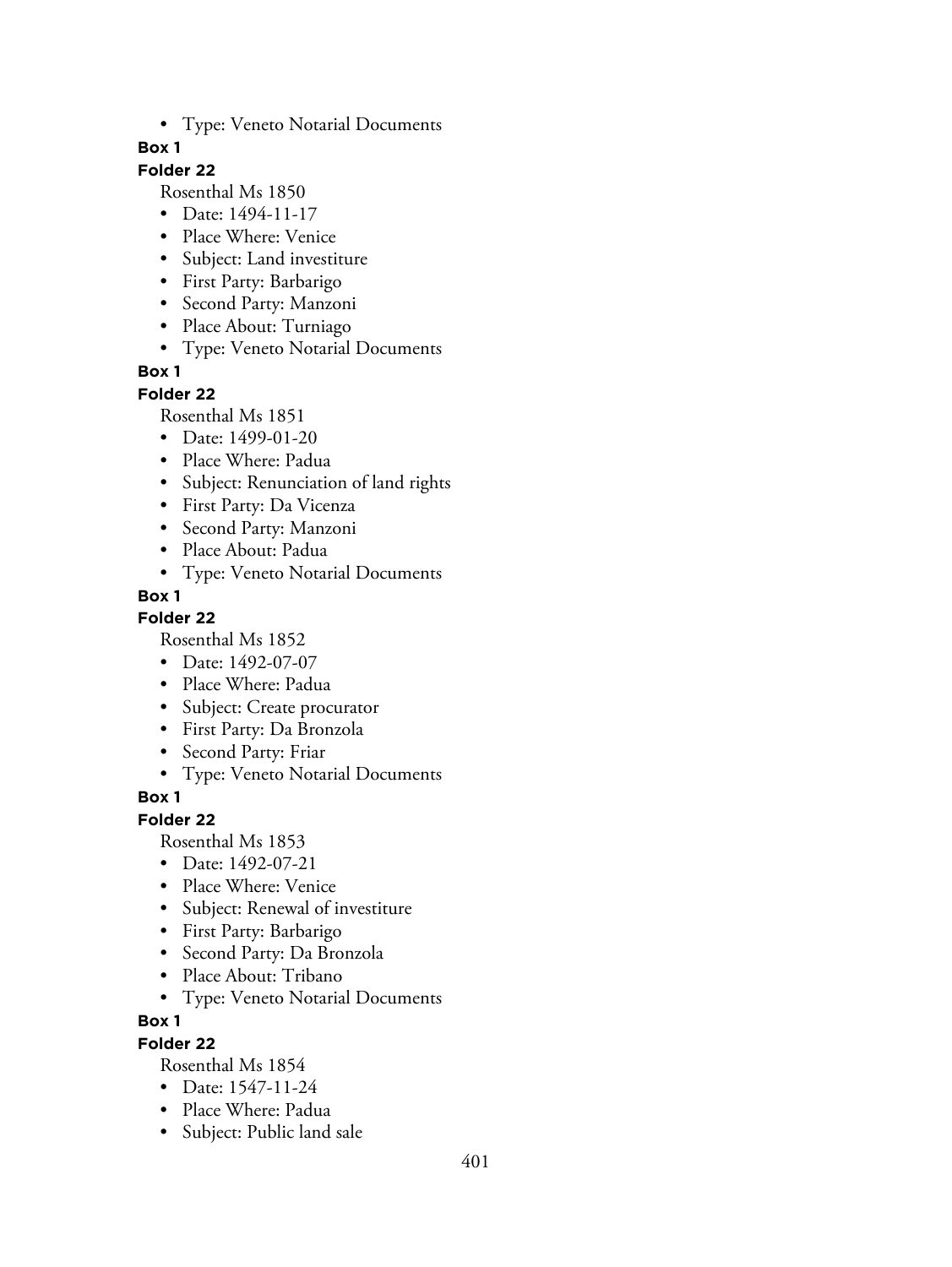- Type: Veneto Notarial Documents

**Box 1**

**Folder 22**

Rosenthal Ms 1850

- Date: 1494-11-17
- Place Where: Venice
- Subject: Land investiture
- First Party: Barbarigo
- Second Party: Manzoni
- Place About: Turniago
- Type: Veneto Notarial Documents

**Box 1**

**Folder 22**

Rosenthal Ms 1851

- Date: 1499-01-20
- Place Where: Padua
- Subject: Renunciation of land rights
- First Party: Da Vicenza
- Second Party: Manzoni
- Place About: Padua
- Type: Veneto Notarial Documents

**Box 1**

**Folder 22**

Rosenthal Ms 1852

- Date: 1492-07-07
- Place Where: Padua
- Subject: Create procurator
- First Party: Da Bronzola
- Second Party: Friar
- Type: Veneto Notarial Documents

**Box 1**

**Folder 22**

Rosenthal Ms 1853

- Date: 1492-07-21
- Place Where: Venice
- Subject: Renewal of investiture
- First Party: Barbarigo
- Second Party: Da Bronzola
- Place About: Tribano
- Type: Veneto Notarial Documents

**Box 1**

**Folder 22**

Rosenthal Ms 1854

- Date: 1547-11-24
- Place Where: Padua
- Subject: Public land sale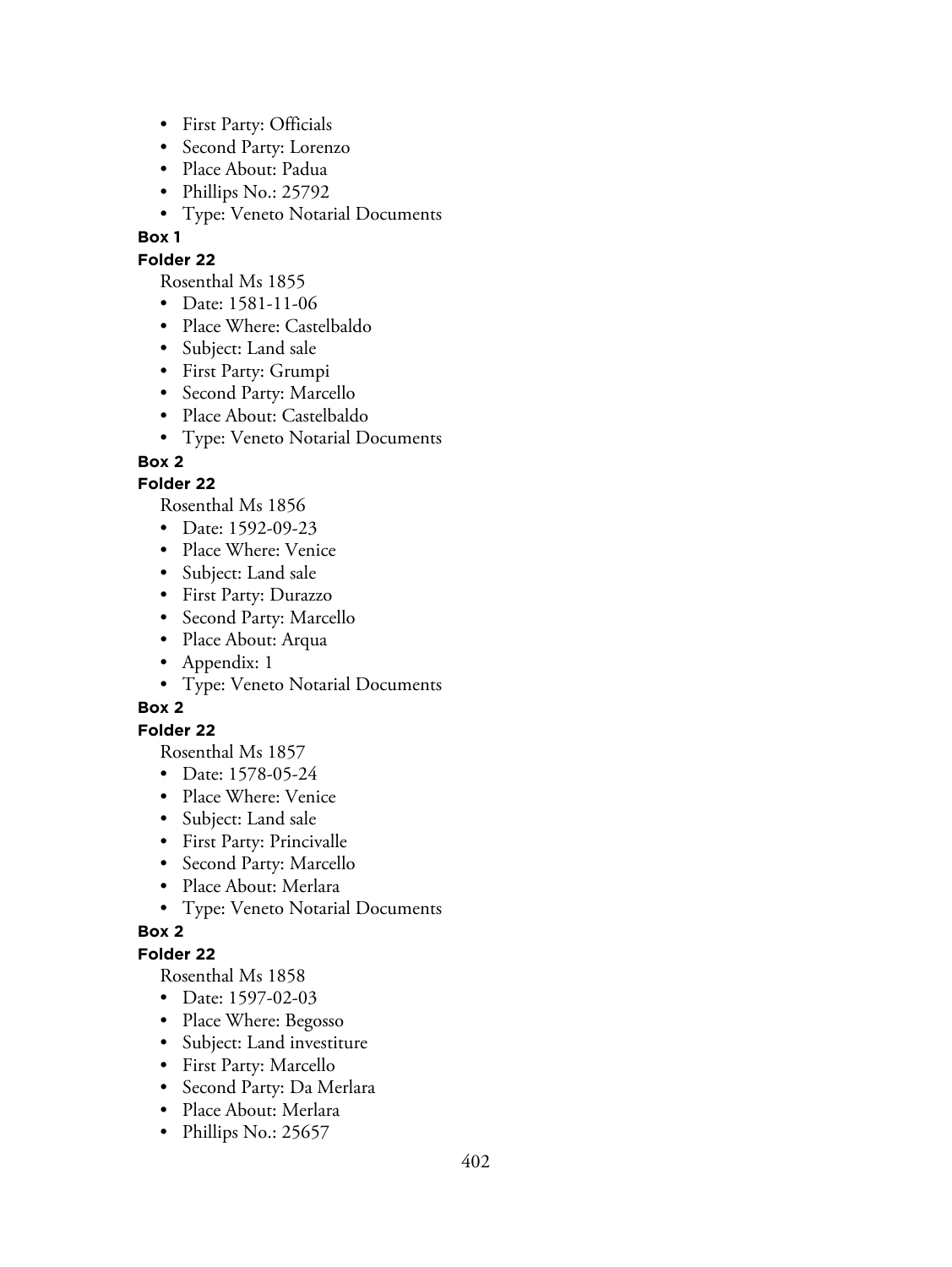- First Party: Officials
- Second Party: Lorenzo
- Place About: Padua
- Phillips No.: 25792
- Type: Veneto Notarial Documents

**Box 1**

**Folder 22**

Rosenthal Ms 1855

- Date: 1581-11-06
- Place Where: Castelbaldo
- Subject: Land sale
- First Party: Grumpi
- Second Party: Marcello
- Place About: Castelbaldo
- Type: Veneto Notarial Documents

**Box 2**

**Folder 22**

Rosenthal Ms 1856

- Date: 1592-09-23
- Place Where: Venice
- Subject: Land sale
- First Party: Durazzo
- Second Party: Marcello
- Place About: Arqua
- Appendix: 1
- Type: Veneto Notarial Documents

**Box 2**

**Folder 22**

Rosenthal Ms 1857

- Date: 1578-05-24
- Place Where: Venice
- Subject: Land sale
- First Party: Princivalle
- Second Party: Marcello
- Place About: Merlara
- Type: Veneto Notarial Documents

**Box 2**

**Folder 22**

Rosenthal Ms 1858

- Date: 1597-02-03
- Place Where: Begosso
- Subject: Land investiture
- First Party: Marcello
- Second Party: Da Merlara
- Place About: Merlara
- Phillips No.: 25657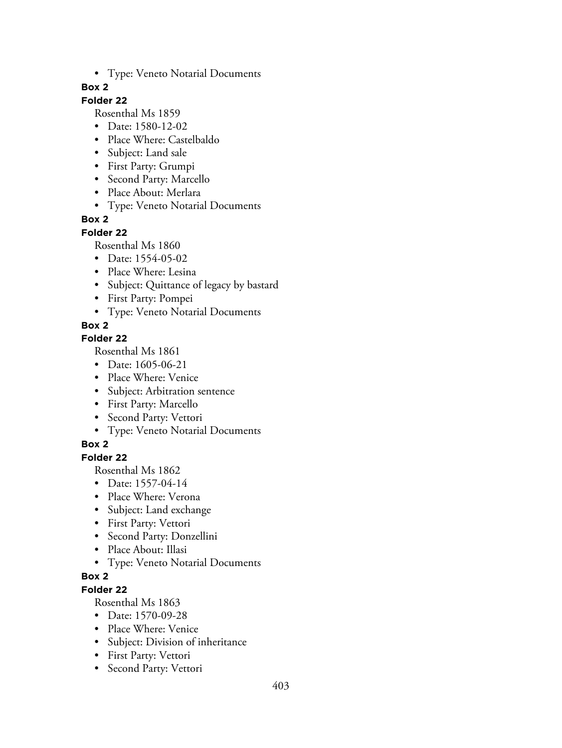- Type: Veneto Notarial Documents

**Box 2**

**Folder 22**

Rosenthal Ms 1859

- Date: 1580-12-02
- Place Where: Castelbaldo
- Subject: Land sale
- First Party: Grumpi
- Second Party: Marcello
- Place About: Merlara
- Type: Veneto Notarial Documents

**Box 2**

**Folder 22**

Rosenthal Ms 1860

- Date: 1554-05-02
- Place Where: Lesina
- Subject: Quittance of legacy by bastard
- First Party: Pompei
- Type: Veneto Notarial Documents

**Box 2**

**Folder 22**

Rosenthal Ms 1861

- Date: 1605-06-21
- Place Where: Venice
- Subject: Arbitration sentence
- First Party: Marcello
- Second Party: Vettori
- Type: Veneto Notarial Documents

**Box 2**

**Folder 22**

Rosenthal Ms 1862

- Date: 1557-04-14
- Place Where: Verona
- Subject: Land exchange
- First Party: Vettori
- Second Party: Donzellini
- Place About: Illasi
- Type: Veneto Notarial Documents

**Box 2**

**Folder 22**

Rosenthal Ms 1863

- Date: 1570-09-28
- Place Where: Venice
- Subject: Division of inheritance
- First Party: Vettori
- Second Party: Vettori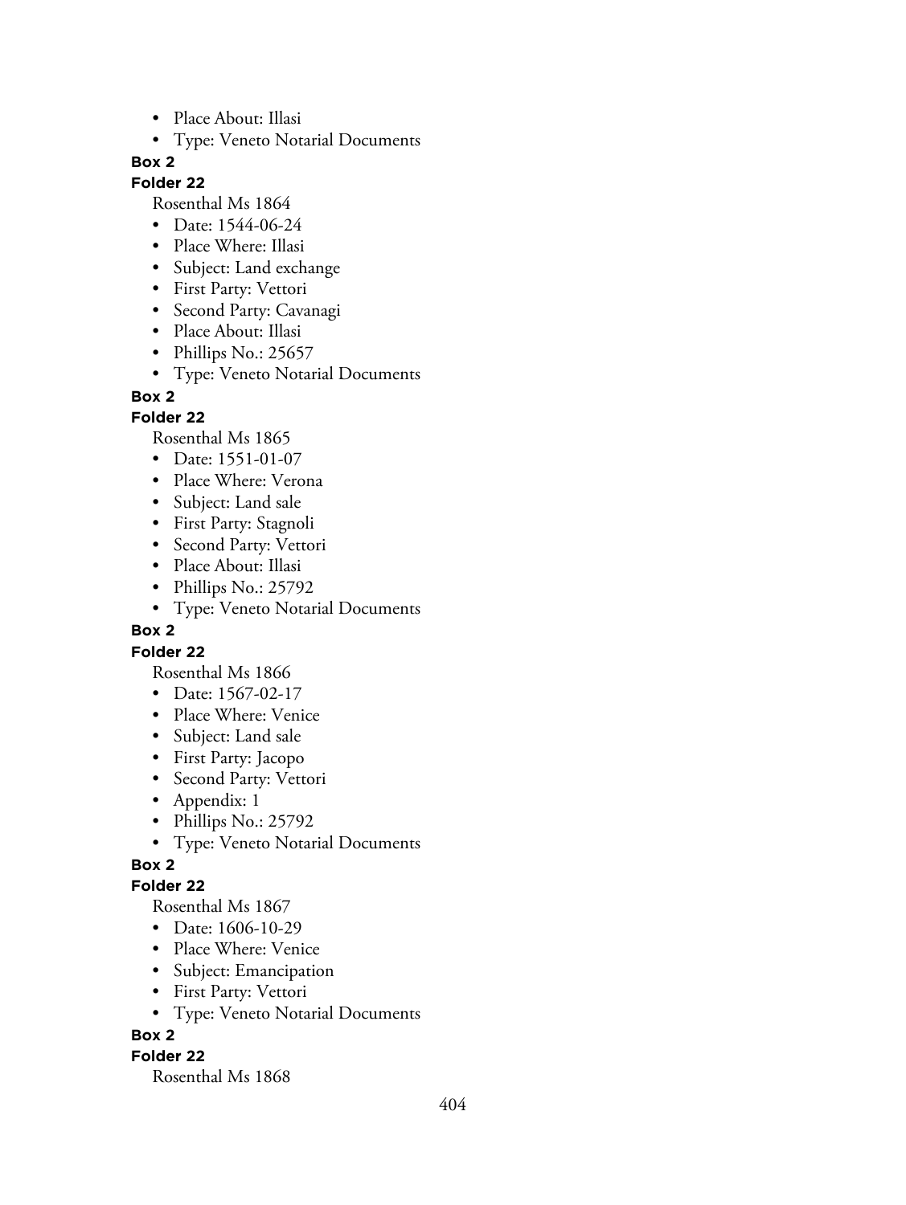- Place About: Illasi
- Type: Veneto Notarial Documents

**Box 2**

**Folder 22**

Rosenthal Ms 1864

- Date: 1544-06-24
- Place Where: Illasi
- Subject: Land exchange
- First Party: Vettori
- Second Party: Cavanagi
- Place About: Illasi
- Phillips No.: 25657
- Type: Veneto Notarial Documents

**Box 2**

**Folder 22**

Rosenthal Ms 1865

- Date: 1551-01-07
- Place Where: Verona
- Subject: Land sale
- First Party: Stagnoli
- Second Party: Vettori
- Place About: Illasi
- Phillips No.: 25792
- Type: Veneto Notarial Documents

**Box 2**

**Folder 22**

Rosenthal Ms 1866

- Date: 1567-02-17
- Place Where: Venice
- Subject: Land sale
- First Party: Jacopo
- Second Party: Vettori
- Appendix: 1
- Phillips No.: 25792
- Type: Veneto Notarial Documents

**Box 2**

**Folder 22**

Rosenthal Ms 1867

- Date: 1606-10-29
- Place Where: Venice
- Subject: Emancipation
- First Party: Vettori
- Type: Veneto Notarial Documents

**Box 2**

**Folder 22**

Rosenthal Ms 1868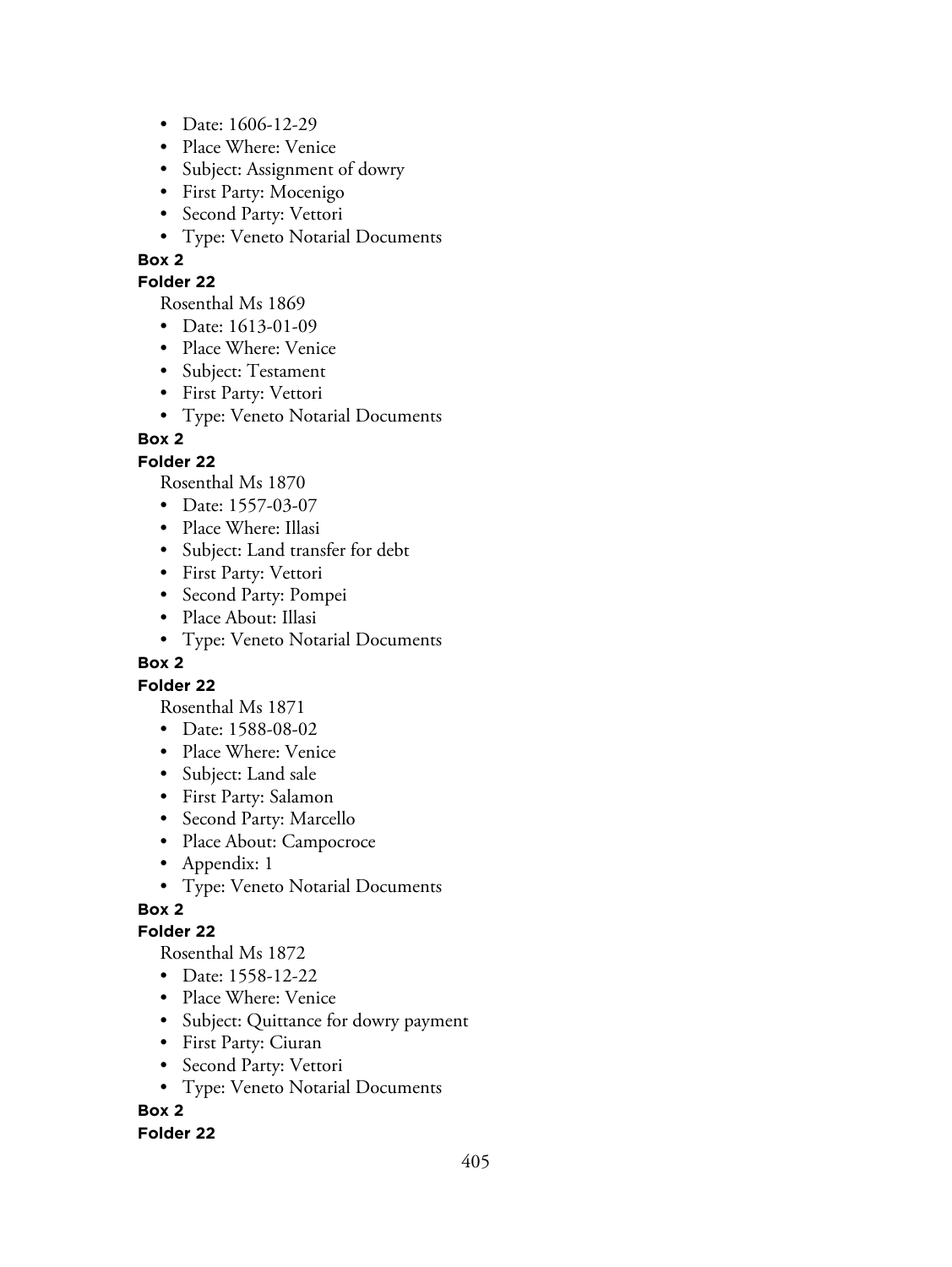- Date: 1606-12-29
- Place Where: Venice
- Subject: Assignment of dowry
- First Party: Mocenigo
- Second Party: Vettori
- Type: Veneto Notarial Documents

**Box 2**

**Folder 22**

Rosenthal Ms 1869

- Date: 1613-01-09
- Place Where: Venice
- Subject: Testament
- First Party: Vettori
- Type: Veneto Notarial Documents

**Box 2**

**Folder 22**

Rosenthal Ms 1870

- Date: 1557-03-07
- Place Where: Illasi
- Subject: Land transfer for debt
- First Party: Vettori
- Second Party: Pompei
- Place About: Illasi
- Type: Veneto Notarial Documents

**Box 2**

**Folder 22**

Rosenthal Ms 1871

- Date: 1588-08-02
- Place Where: Venice
- Subject: Land sale
- First Party: Salamon
- Second Party: Marcello
- Place About: Campocroce
- Appendix: 1
- Type: Veneto Notarial Documents

**Box 2**

**Folder 22**

Rosenthal Ms 1872

- Date: 1558-12-22
- Place Where: Venice
- Subject: Quittance for dowry payment
- First Party: Ciuran
- Second Party: Vettori
- Type: Veneto Notarial Documents

**Box 2**

**Folder 22**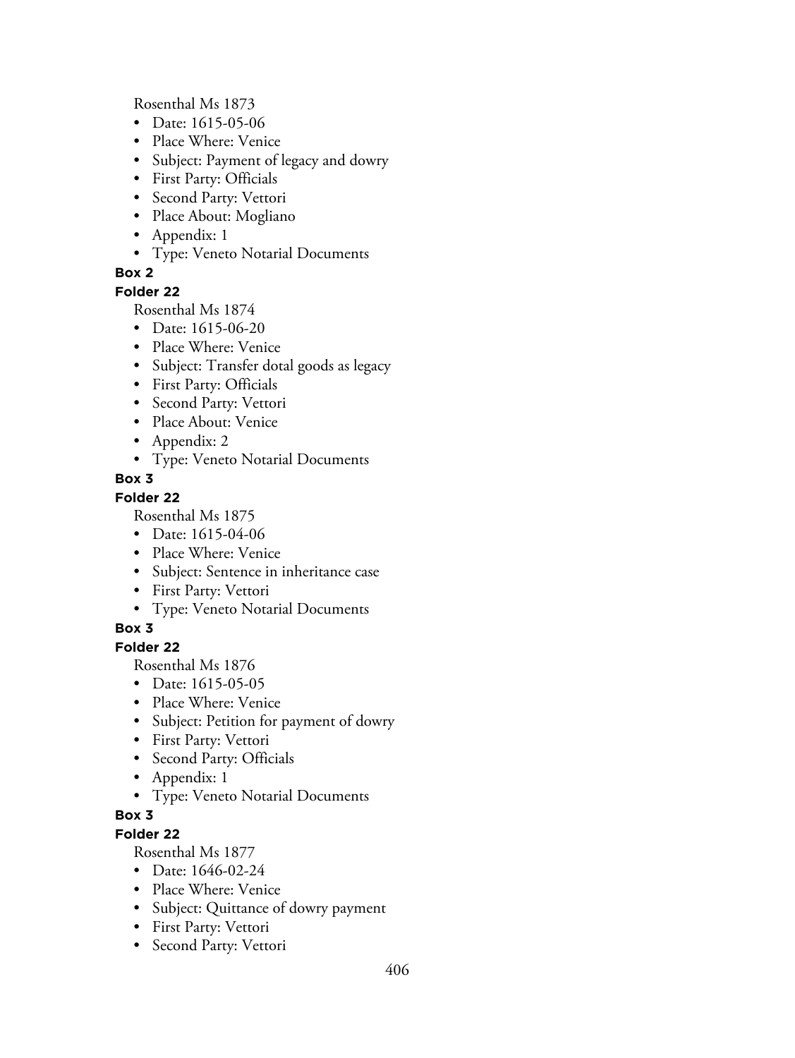Rosenthal Ms 1873

- Date: 1615-05-06
- Place Where: Venice
- Subject: Payment of legacy and dowry
- First Party: Officials
- Second Party: Vettori
- Place About: Mogliano
- Appendix: 1
- Type: Veneto Notarial Documents

**Box 2**

**Folder 22**

Rosenthal Ms 1874

- Date: 1615-06-20
- Place Where: Venice
- Subject: Transfer dotal goods as legacy
- First Party: Officials
- Second Party: Vettori
- Place About: Venice
- Appendix: 2
- Type: Veneto Notarial Documents

**Box 3**

**Folder 22**

Rosenthal Ms 1875

- Date: 1615-04-06
- Place Where: Venice
- Subject: Sentence in inheritance case
- First Party: Vettori
- Type: Veneto Notarial Documents

**Box 3**

**Folder 22**

Rosenthal Ms 1876

- Date: 1615-05-05
- Place Where: Venice
- Subject: Petition for payment of dowry
- First Party: Vettori
- Second Party: Officials
- Appendix: 1
- Type: Veneto Notarial Documents

**Box 3**

**Folder 22**

Rosenthal Ms 1877

- Date: 1646-02-24
- Place Where: Venice
- Subject: Quittance of dowry payment
- First Party: Vettori
- Second Party: Vettori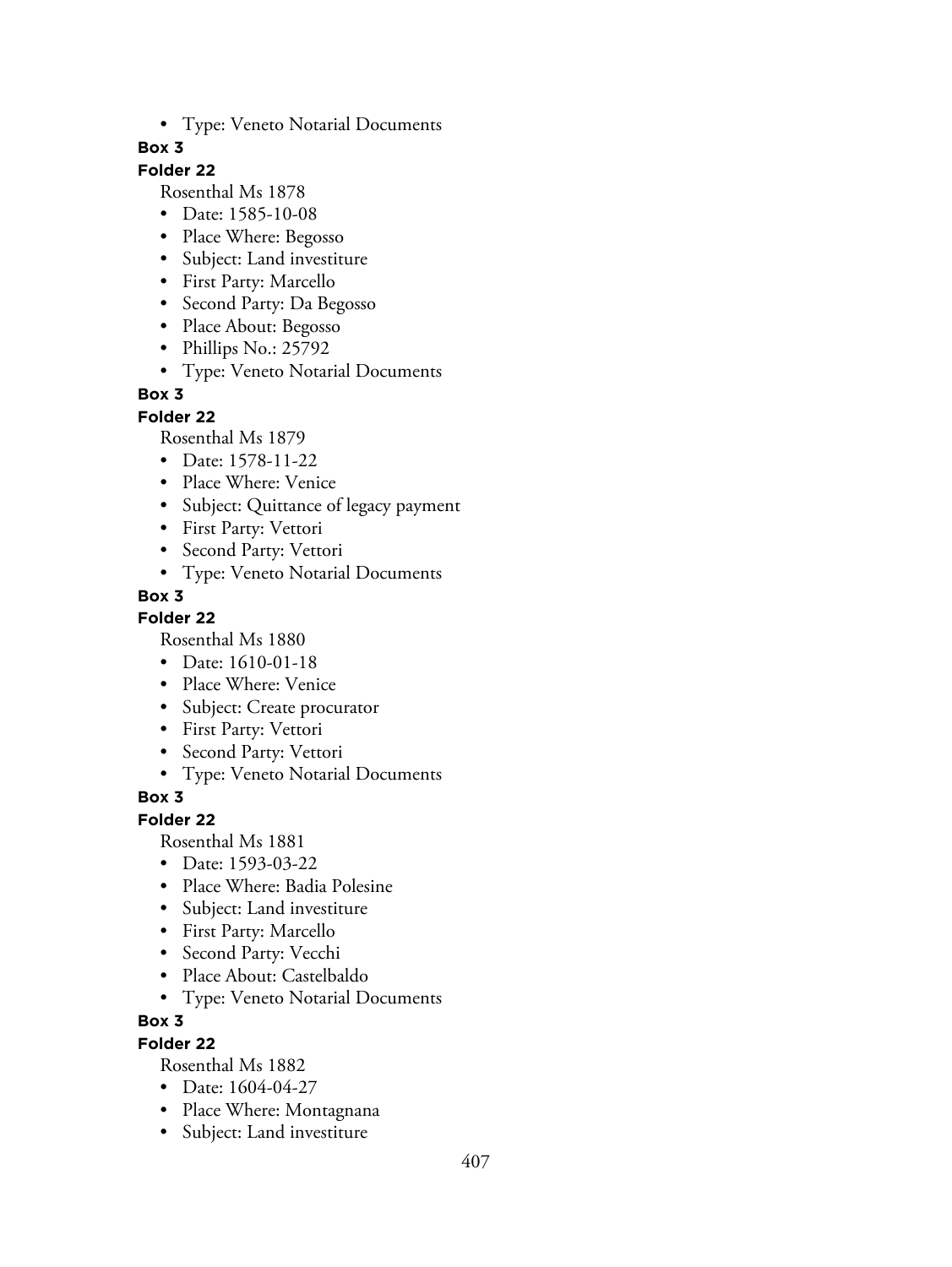- Type: Veneto Notarial Documents

**Box 3**

**Folder 22**

Rosenthal Ms 1878

- Date: 1585-10-08
- Place Where: Begosso
- Subject: Land investiture
- First Party: Marcello
- Second Party: Da Begosso
- Place About: Begosso
- Phillips No.: 25792
- Type: Veneto Notarial Documents

**Box 3**

**Folder 22**

Rosenthal Ms 1879

- Date: 1578-11-22
- Place Where: Venice
- Subject: Quittance of legacy payment
- First Party: Vettori
- Second Party: Vettori
- Type: Veneto Notarial Documents

**Box 3**

**Folder 22**

Rosenthal Ms 1880

- Date: 1610-01-18
- Place Where: Venice
- Subject: Create procurator
- First Party: Vettori
- Second Party: Vettori
- Type: Veneto Notarial Documents

**Box 3**

**Folder 22**

Rosenthal Ms 1881

- Date: 1593-03-22
- Place Where: Badia Polesine
- Subject: Land investiture
- First Party: Marcello
- Second Party: Vecchi
- Place About: Castelbaldo
- Type: Veneto Notarial Documents

**Box 3**

**Folder 22**

Rosenthal Ms 1882

- Date: 1604-04-27
- Place Where: Montagnana
- Subject: Land investiture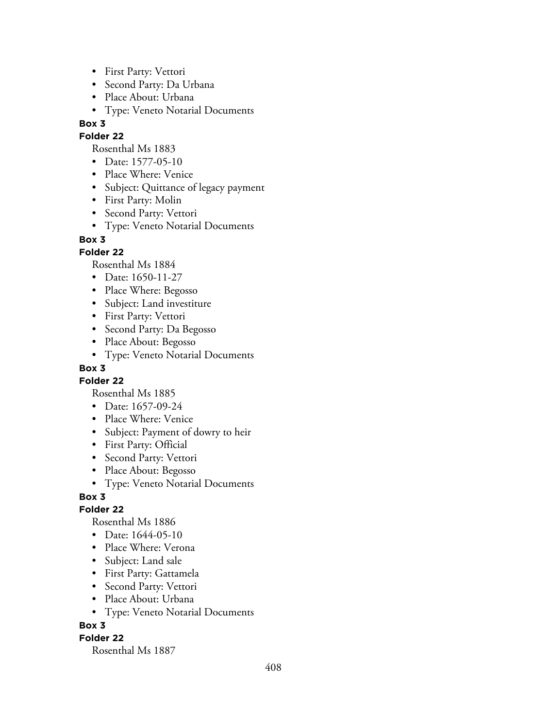- First Party: Vettori
- Second Party: Da Urbana
- Place About: Urbana
- Type: Veneto Notarial Documents

**Box 3**

**Folder 22**

Rosenthal Ms 1883

- Date: 1577-05-10
- Place Where: Venice
- Subject: Quittance of legacy payment
- First Party: Molin
- Second Party: Vettori
- Type: Veneto Notarial Documents

**Box 3**

**Folder 22**

Rosenthal Ms 1884

- Date: 1650-11-27
- Place Where: Begosso
- Subject: Land investiture
- First Party: Vettori
- Second Party: Da Begosso
- Place About: Begosso
- Type: Veneto Notarial Documents

**Box 3**

**Folder 22**

Rosenthal Ms 1885

- Date: 1657-09-24
- Place Where: Venice
- Subject: Payment of dowry to heir
- First Party: Official
- Second Party: Vettori
- Place About: Begosso
- Type: Veneto Notarial Documents

**Box 3**

**Folder 22**

Rosenthal Ms 1886

- Date: 1644-05-10
- Place Where: Verona
- Subject: Land sale
- First Party: Gattamela
- Second Party: Vettori
- Place About: Urbana
- Type: Veneto Notarial Documents

**Box 3**

**Folder 22**

Rosenthal Ms 1887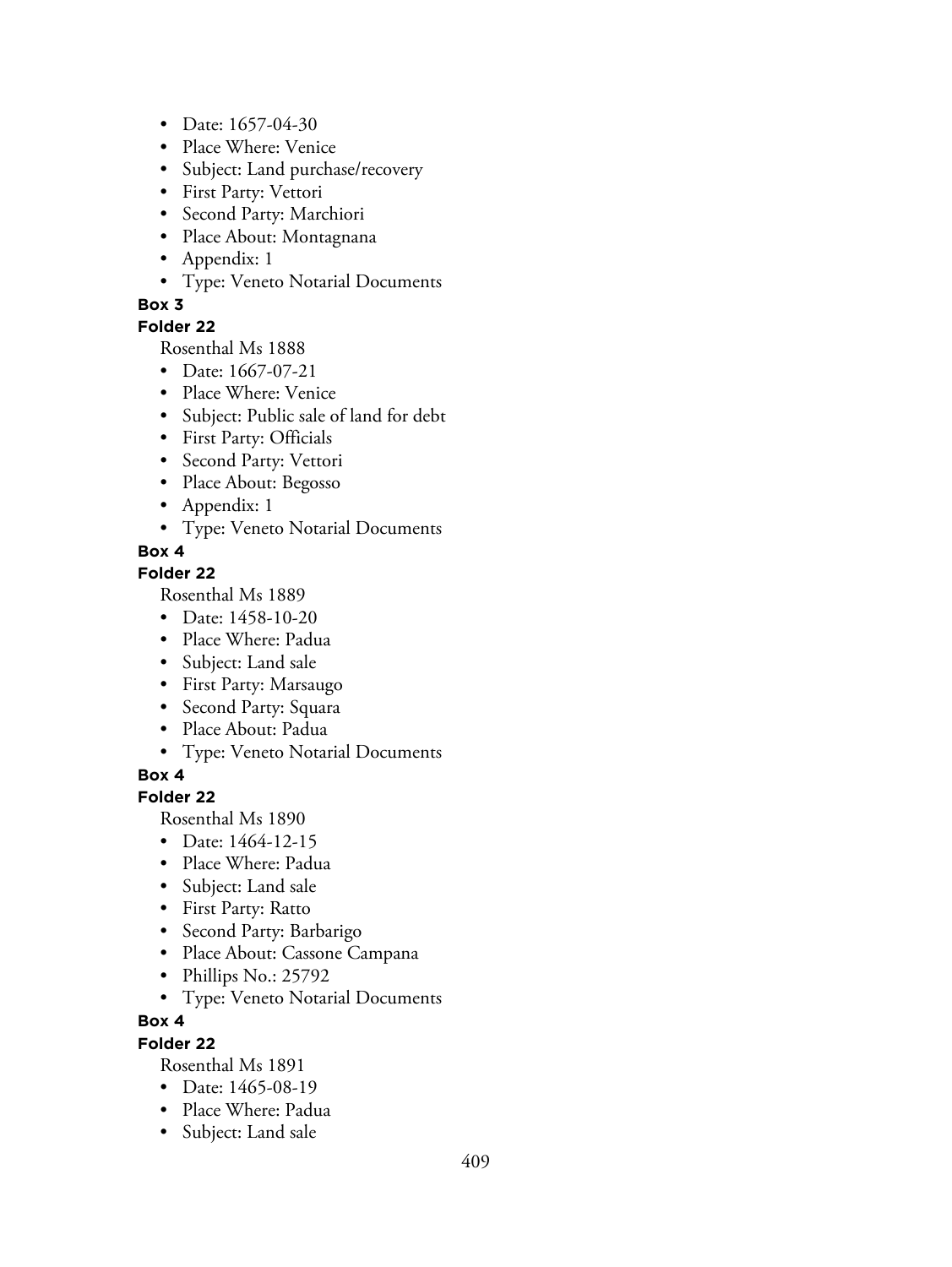- Date: 1657-04-30
- Place Where: Venice
- Subject: Land purchase/recovery
- First Party: Vettori
- Second Party: Marchiori
- Place About: Montagnana
- Appendix: 1
- Type: Veneto Notarial Documents

**Box 3**

**Folder 22**

Rosenthal Ms 1888

- Date: 1667-07-21
- Place Where: Venice
- Subject: Public sale of land for debt
- First Party: Officials
- Second Party: Vettori
- Place About: Begosso
- Appendix: 1
- Type: Veneto Notarial Documents

**Box 4**

**Folder 22**

Rosenthal Ms 1889

- Date: 1458-10-20
- Place Where: Padua
- Subject: Land sale
- First Party: Marsaugo
- Second Party: Squara
- Place About: Padua
- Type: Veneto Notarial Documents

**Box 4**

**Folder 22**

Rosenthal Ms 1890

- Date: 1464-12-15
- Place Where: Padua
- Subject: Land sale
- First Party: Ratto
- Second Party: Barbarigo
- Place About: Cassone Campana
- Phillips No.: 25792
- Type: Veneto Notarial Documents

**Box 4**

**Folder 22**

Rosenthal Ms 1891

- Date: 1465-08-19
- Place Where: Padua
- Subject: Land sale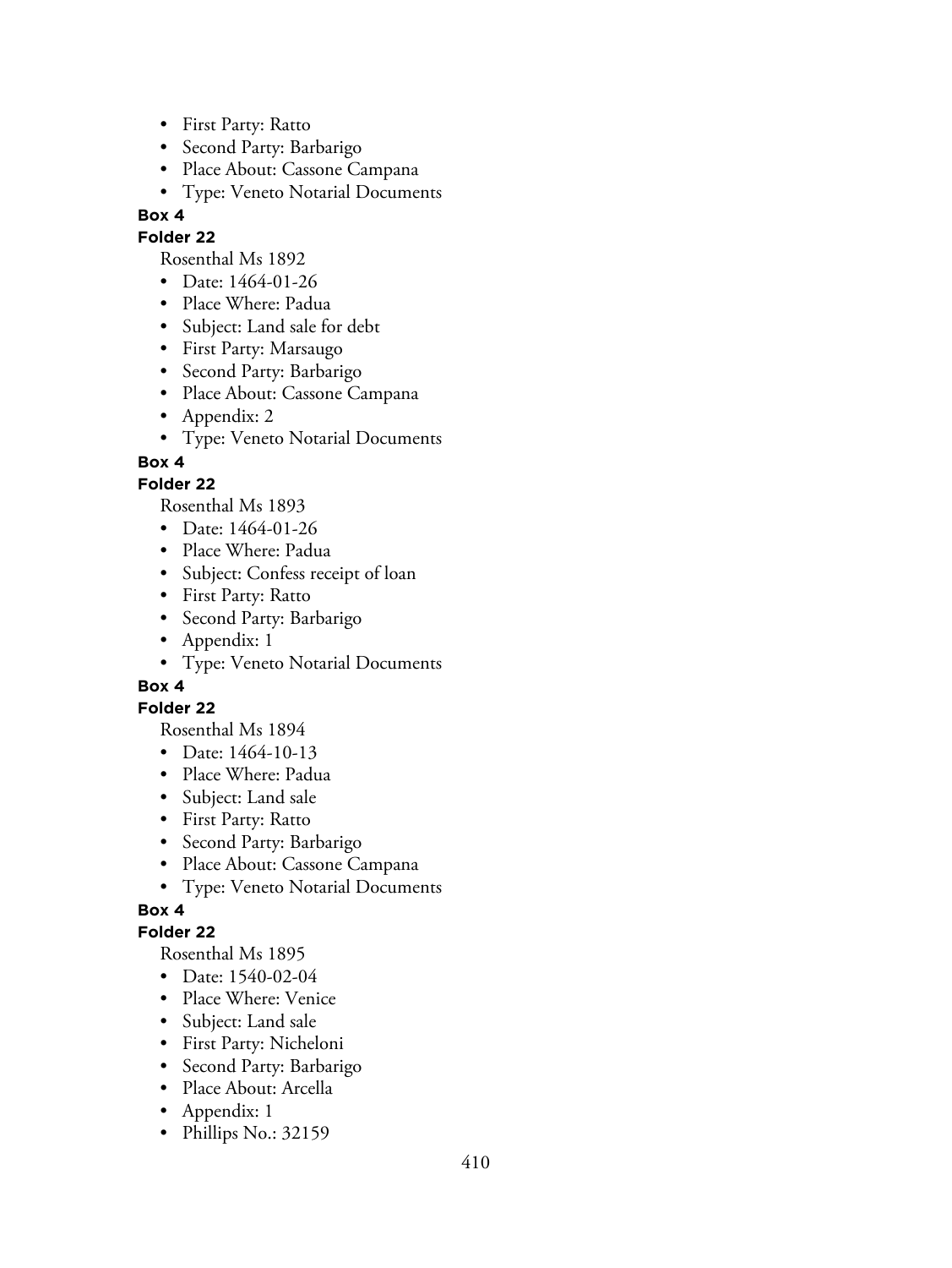- First Party: Ratto
- Second Party: Barbarigo
- Place About: Cassone Campana
- Type: Veneto Notarial Documents

**Box 4**

**Folder 22**

Rosenthal Ms 1892

- Date: 1464-01-26
- Place Where: Padua
- Subject: Land sale for debt
- First Party: Marsaugo
- Second Party: Barbarigo
- Place About: Cassone Campana
- Appendix: 2
- Type: Veneto Notarial Documents

**Box 4**

**Folder 22**

Rosenthal Ms 1893

- Date: 1464-01-26
- Place Where: Padua
- Subject: Confess receipt of loan
- First Party: Ratto
- Second Party: Barbarigo
- Appendix: 1
- Type: Veneto Notarial Documents

**Box 4**

**Folder 22**

Rosenthal Ms 1894

- Date: 1464-10-13
- Place Where: Padua
- Subject: Land sale
- First Party: Ratto
- Second Party: Barbarigo
- Place About: Cassone Campana
- Type: Veneto Notarial Documents

**Box 4**

**Folder 22**

Rosenthal Ms 1895

- Date: 1540-02-04
- Place Where: Venice
- Subject: Land sale
- First Party: Nicheloni
- Second Party: Barbarigo
- Place About: Arcella
- Appendix: 1
- Phillips No.: 32159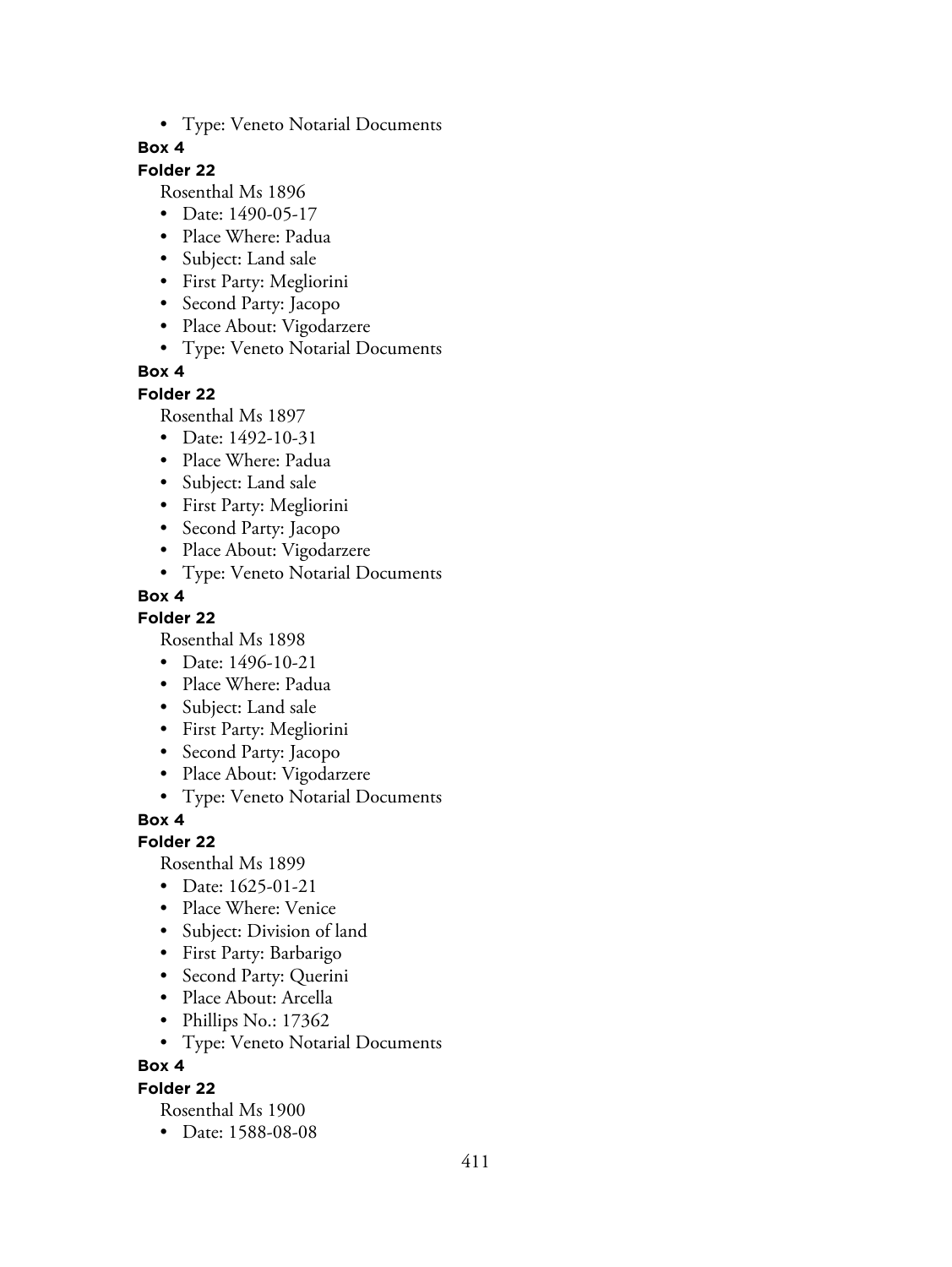- Type: Veneto Notarial Documents

**Box 4**

**Folder 22**

Rosenthal Ms 1896

- Date: 1490-05-17
- Place Where: Padua
- Subject: Land sale
- First Party: Megliorini
- Second Party: Jacopo
- Place About: Vigodarzere
- Type: Veneto Notarial Documents

**Box 4**

**Folder 22**

Rosenthal Ms 1897

- Date: 1492-10-31
- Place Where: Padua
- Subject: Land sale
- First Party: Megliorini
- Second Party: Jacopo
- Place About: Vigodarzere
- Type: Veneto Notarial Documents

**Box 4**

**Folder 22**

Rosenthal Ms 1898

- Date: 1496-10-21
- Place Where: Padua
- Subject: Land sale
- First Party: Megliorini
- Second Party: Jacopo
- Place About: Vigodarzere
- Type: Veneto Notarial Documents

**Box 4**

**Folder 22**

Rosenthal Ms 1899

- Date: 1625-01-21
- Place Where: Venice
- Subject: Division of land
- First Party: Barbarigo
- Second Party: Querini
- Place About: Arcella
- Phillips No.: 17362
- Type: Veneto Notarial Documents

**Box 4**

**Folder 22**

Rosenthal Ms 1900

- Date: 1588-08-08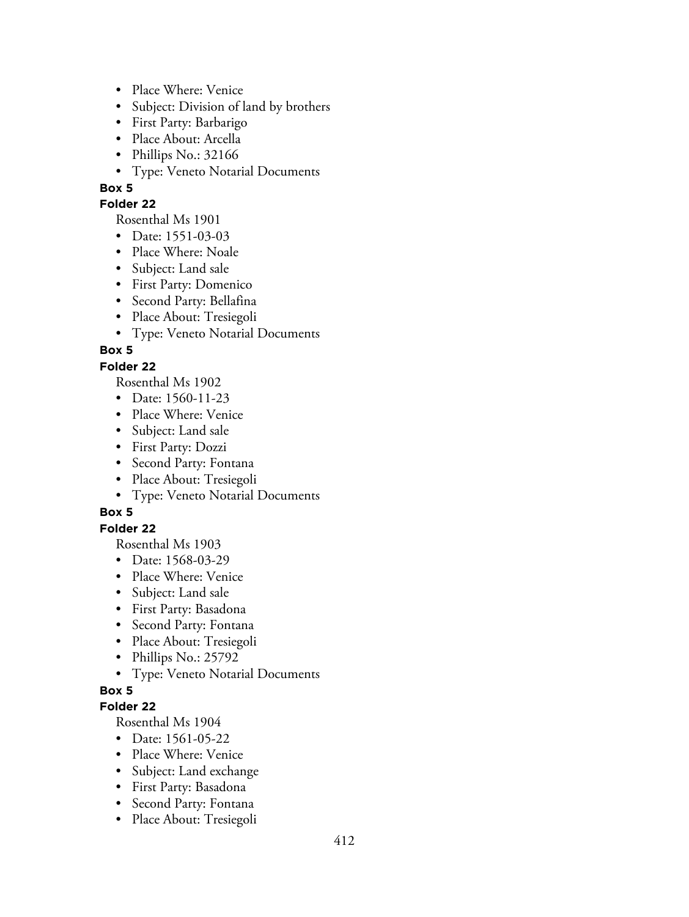- Place Where: Venice
- Subject: Division of land by brothers
- First Party: Barbarigo
- Place About: Arcella
- Phillips No.: 32166
- Type: Veneto Notarial Documents

**Box 5**

**Folder 22**

Rosenthal Ms 1901

- Date: 1551-03-03
- Place Where: Noale
- Subject: Land sale
- First Party: Domenico
- Second Party: Bellafina
- Place About: Tresiegoli
- Type: Veneto Notarial Documents

**Box 5**

**Folder 22**

Rosenthal Ms 1902

- Date: 1560-11-23
- Place Where: Venice
- Subject: Land sale
- First Party: Dozzi
- Second Party: Fontana
- Place About: Tresiegoli
- Type: Veneto Notarial Documents

**Box 5**

**Folder 22**

Rosenthal Ms 1903

- Date: 1568-03-29
- Place Where: Venice
- Subject: Land sale
- First Party: Basadona
- Second Party: Fontana
- Place About: Tresiegoli
- Phillips No.: 25792
- Type: Veneto Notarial Documents

**Box 5**

**Folder 22**

Rosenthal Ms 1904

- Date: 1561-05-22
- Place Where: Venice
- Subject: Land exchange
- First Party: Basadona
- Second Party: Fontana
- Place About: Tresiegoli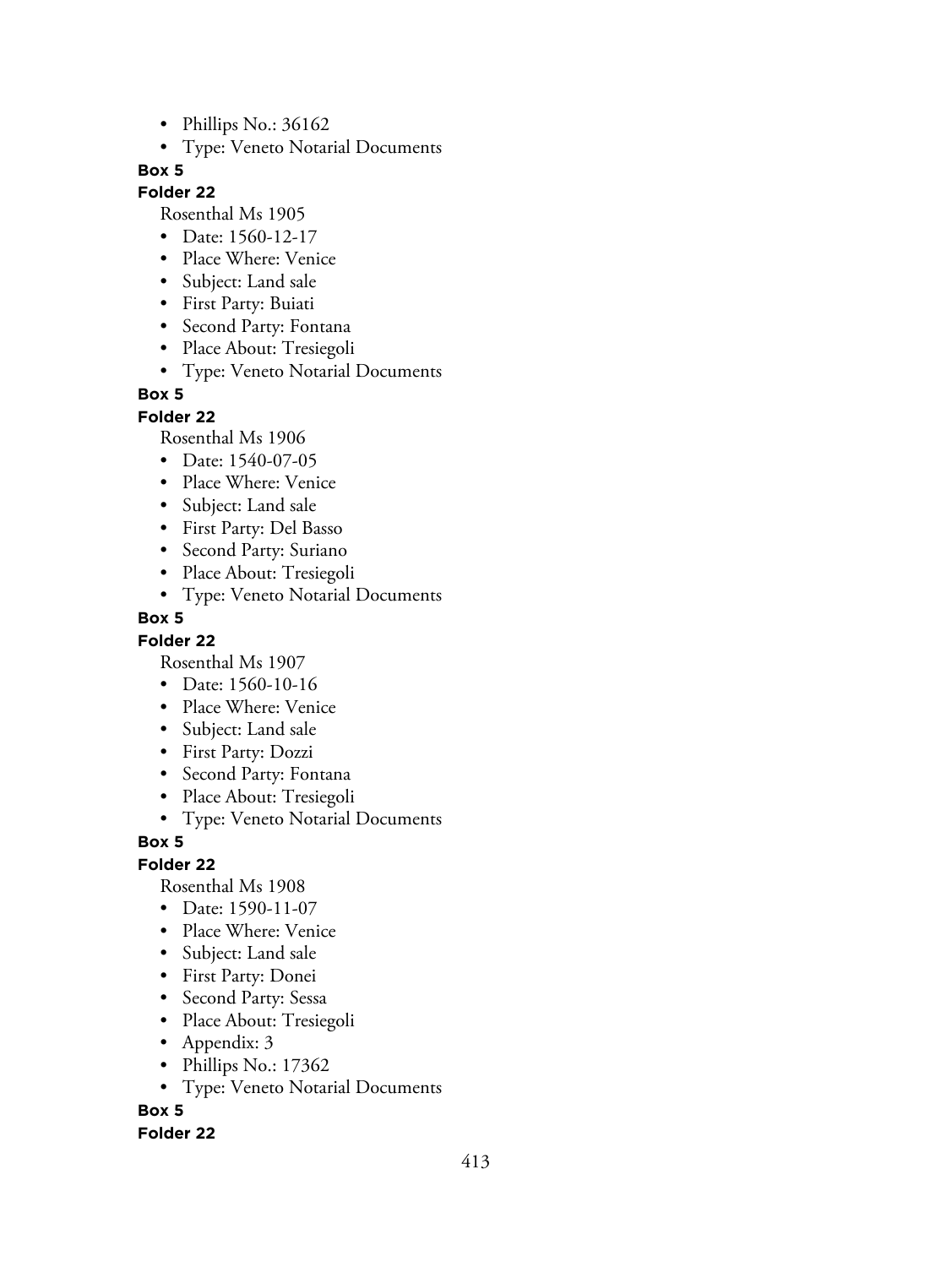- Phillips No.: 36162
- Type: Veneto Notarial Documents

**Box 5**

**Folder 22**

Rosenthal Ms 1905

- Date: 1560-12-17
- Place Where: Venice
- Subject: Land sale
- First Party: Buiati
- Second Party: Fontana
- Place About: Tresiegoli
- Type: Veneto Notarial Documents

**Box 5**

**Folder 22**

Rosenthal Ms 1906

- Date: 1540-07-05
- Place Where: Venice
- Subject: Land sale
- First Party: Del Basso
- Second Party: Suriano
- Place About: Tresiegoli
- Type: Veneto Notarial Documents

**Box 5**

**Folder 22**

Rosenthal Ms 1907

- Date: 1560-10-16
- Place Where: Venice
- Subject: Land sale
- First Party: Dozzi
- Second Party: Fontana
- Place About: Tresiegoli
- Type: Veneto Notarial Documents

**Box 5**

**Folder 22**

Rosenthal Ms 1908

- Date: 1590-11-07
- Place Where: Venice
- Subject: Land sale
- First Party: Donei
- Second Party: Sessa
- Place About: Tresiegoli
- Appendix: 3
- Phillips No.: 17362
- Type: Veneto Notarial Documents

**Box 5**

**Folder 22**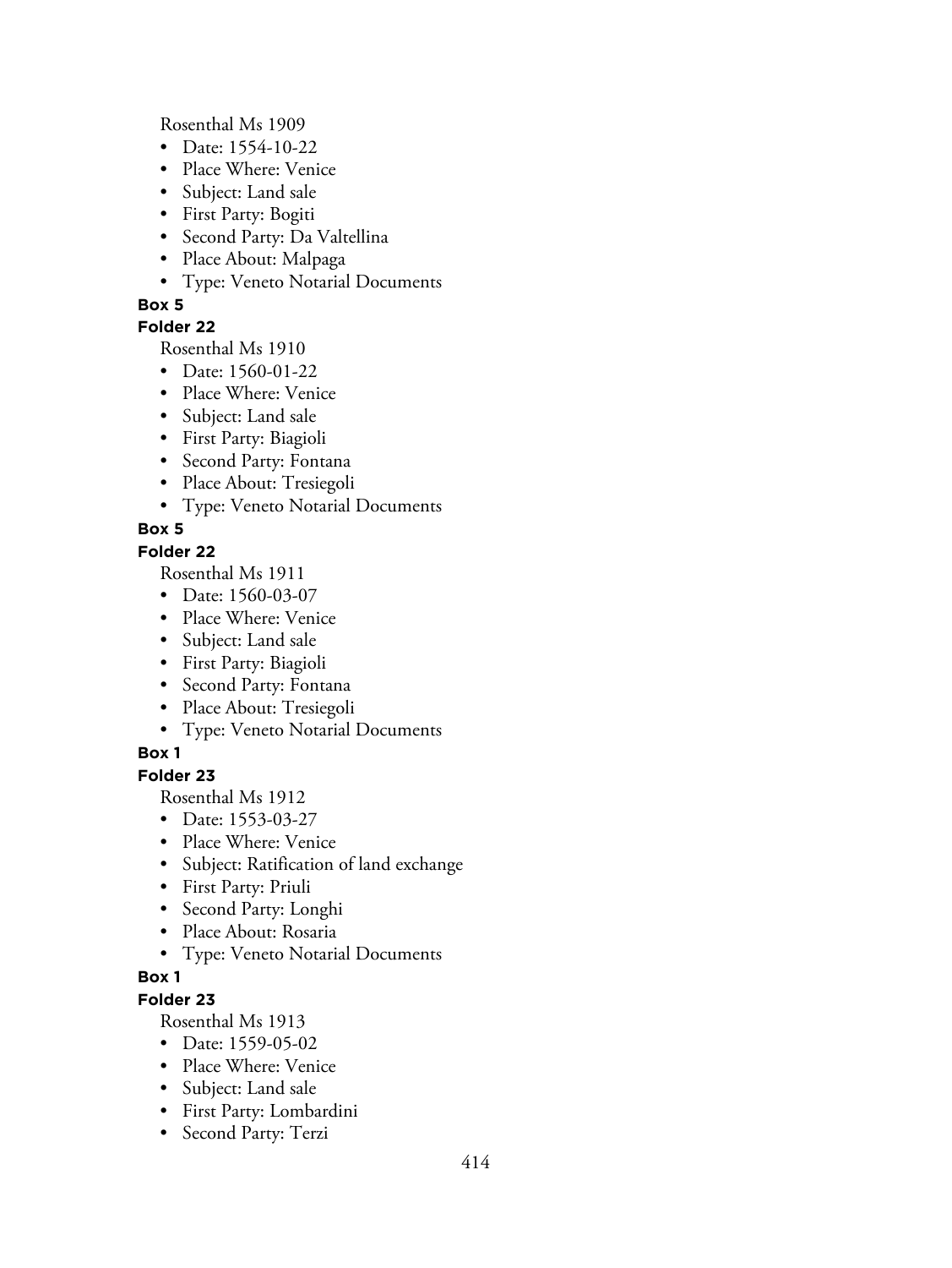Rosenthal Ms 1909

- Date: 1554-10-22
- Place Where: Venice
- Subject: Land sale
- First Party: Bogiti
- Second Party: Da Valtellina
- Place About: Malpaga
- Type: Veneto Notarial Documents

**Box 5**

**Folder 22**

Rosenthal Ms 1910

- Date: 1560-01-22
- Place Where: Venice
- Subject: Land sale
- First Party: Biagioli
- Second Party: Fontana
- Place About: Tresiegoli
- Type: Veneto Notarial Documents

**Box 5**

**Folder 22**

Rosenthal Ms 1911

- Date: 1560-03-07
- Place Where: Venice
- Subject: Land sale
- First Party: Biagioli
- Second Party: Fontana
- Place About: Tresiegoli
- Type: Veneto Notarial Documents

**Box 1**

**Folder 23**

Rosenthal Ms 1912

- Date: 1553-03-27
- Place Where: Venice
- Subject: Ratification of land exchange
- First Party: Priuli
- Second Party: Longhi
- Place About: Rosaria
- Type: Veneto Notarial Documents

**Box 1**

**Folder 23**

Rosenthal Ms 1913

- Date: 1559-05-02
- Place Where: Venice
- Subject: Land sale
- First Party: Lombardini
- Second Party: Terzi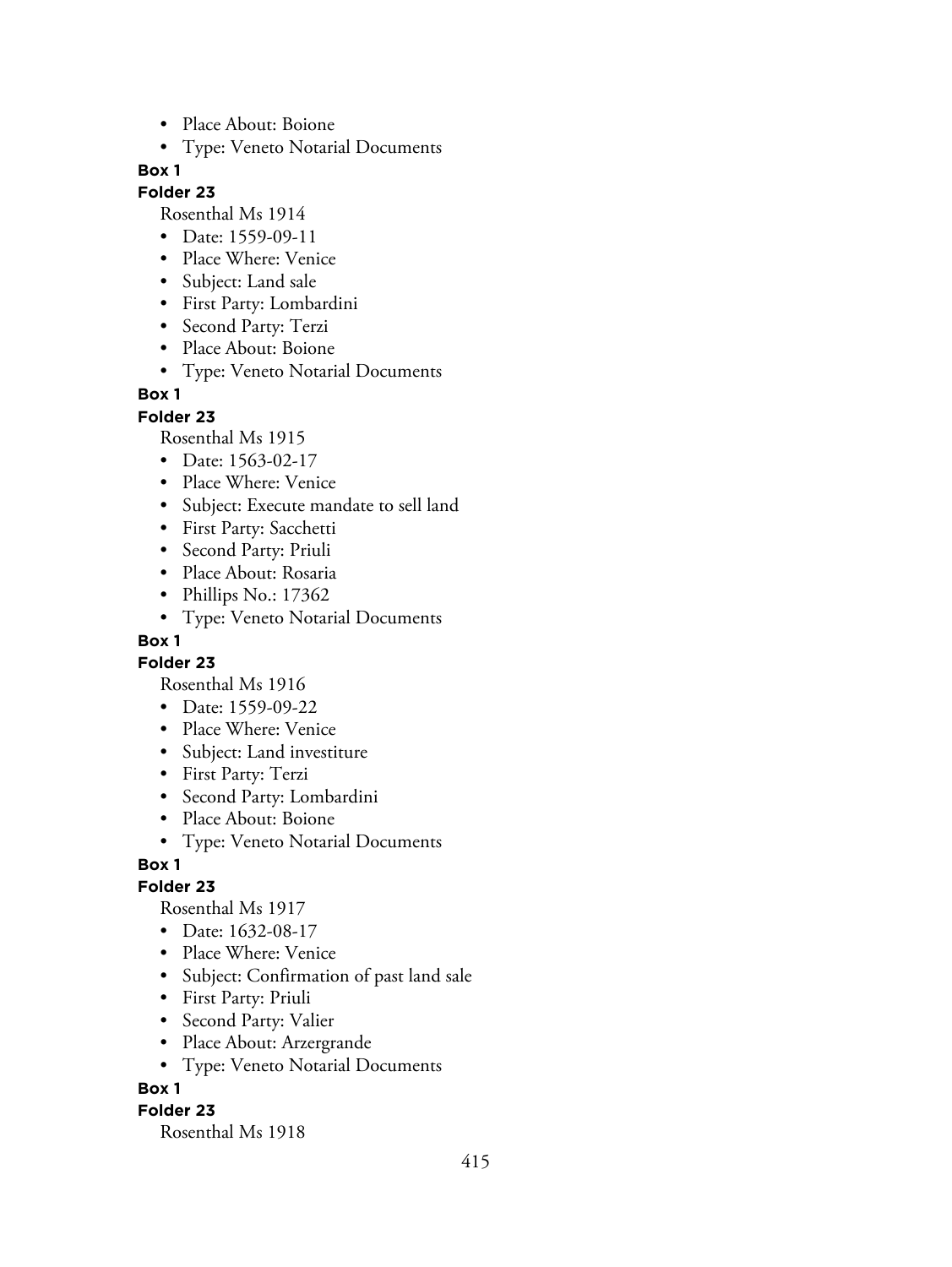- Place About: Boione
- Type: Veneto Notarial Documents

**Box 1**

**Folder 23**

Rosenthal Ms 1914

- Date: 1559-09-11
- Place Where: Venice
- Subject: Land sale
- First Party: Lombardini
- Second Party: Terzi
- Place About: Boione
- Type: Veneto Notarial Documents

**Box 1**

**Folder 23**

Rosenthal Ms 1915

- Date: 1563-02-17
- Place Where: Venice
- Subject: Execute mandate to sell land
- First Party: Sacchetti
- Second Party: Priuli
- Place About: Rosaria
- Phillips No.: 17362
- Type: Veneto Notarial Documents

**Box 1**

**Folder 23**

Rosenthal Ms 1916

- Date: 1559-09-22
- Place Where: Venice
- Subject: Land investiture
- First Party: Terzi
- Second Party: Lombardini
- Place About: Boione
- Type: Veneto Notarial Documents

**Box 1**

**Folder 23**

Rosenthal Ms 1917

- Date: 1632-08-17
- Place Where: Venice
- Subject: Confirmation of past land sale
- First Party: Priuli
- Second Party: Valier
- Place About: Arzergrande
- Type: Veneto Notarial Documents

**Box 1**

**Folder 23**

Rosenthal Ms 1918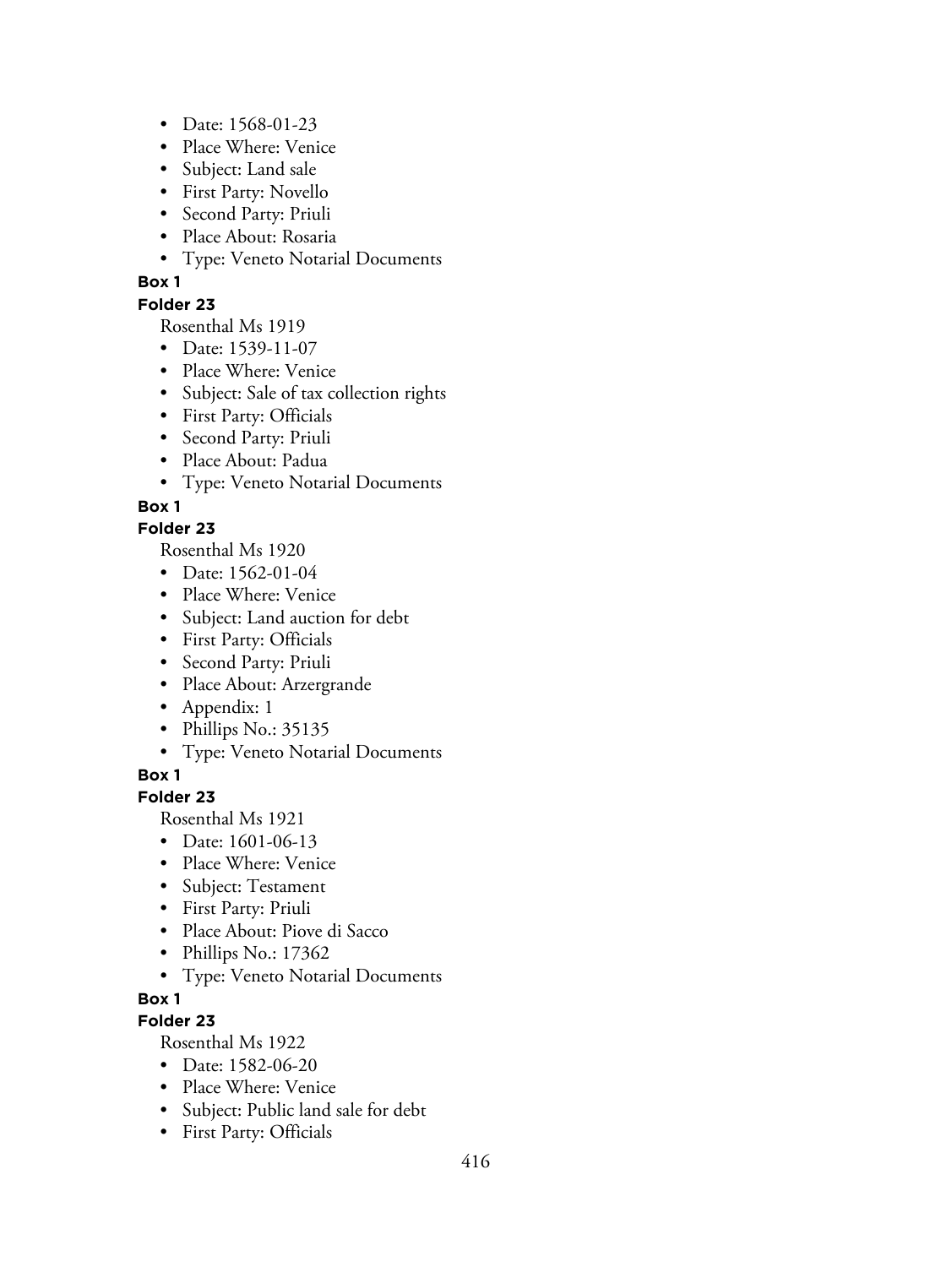- Date: 1568-01-23
- Place Where: Venice
- Subject: Land sale
- First Party: Novello
- Second Party: Priuli
- Place About: Rosaria
- Type: Veneto Notarial Documents

**Box 1**

**Folder 23**

Rosenthal Ms 1919

- Date: 1539-11-07
- Place Where: Venice
- Subject: Sale of tax collection rights
- First Party: Officials
- Second Party: Priuli
- Place About: Padua
- Type: Veneto Notarial Documents

**Box 1**

**Folder 23**

Rosenthal Ms 1920

- Date: 1562-01-04
- Place Where: Venice
- Subject: Land auction for debt
- First Party: Officials
- Second Party: Priuli
- Place About: Arzergrande
- Appendix: 1
- Phillips No.: 35135
- Type: Veneto Notarial Documents

**Box 1**

**Folder 23**

Rosenthal Ms 1921

- Date: 1601-06-13
- Place Where: Venice
- Subject: Testament
- First Party: Priuli
- Place About: Piove di Sacco
- Phillips No.: 17362
- Type: Veneto Notarial Documents

**Box 1**

**Folder 23**

Rosenthal Ms 1922

- Date: 1582-06-20
- Place Where: Venice
- Subject: Public land sale for debt
- First Party: Officials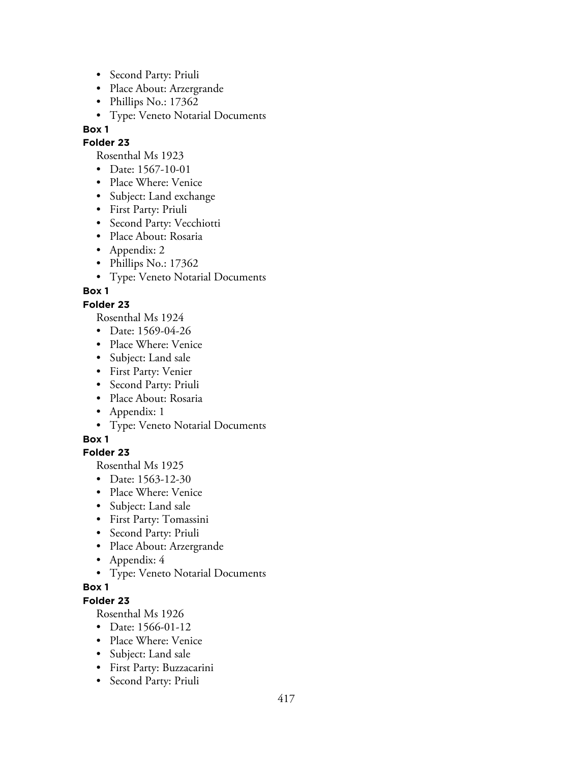- Second Party: Priuli
- Place About: Arzergrande
- Phillips No.: 17362
- Type: Veneto Notarial Documents

**Box 1**

**Folder 23**

Rosenthal Ms 1923

- Date: 1567-10-01
- Place Where: Venice
- Subject: Land exchange
- First Party: Priuli
- Second Party: Vecchiotti
- Place About: Rosaria
- Appendix: 2
- Phillips No.: 17362
- Type: Veneto Notarial Documents

**Box 1**

**Folder 23**

Rosenthal Ms 1924

- Date: 1569-04-26
- Place Where: Venice
- Subject: Land sale
- First Party: Venier
- Second Party: Priuli
- Place About: Rosaria
- Appendix: 1
- Type: Veneto Notarial Documents

**Box 1**

**Folder 23**

Rosenthal Ms 1925

- Date: 1563-12-30
- Place Where: Venice
- Subject: Land sale
- First Party: Tomassini
- Second Party: Priuli
- Place About: Arzergrande
- Appendix: 4
- Type: Veneto Notarial Documents

**Box 1**

**Folder 23**

Rosenthal Ms 1926

- Date: 1566-01-12
- Place Where: Venice
- Subject: Land sale
- First Party: Buzzacarini
- Second Party: Priuli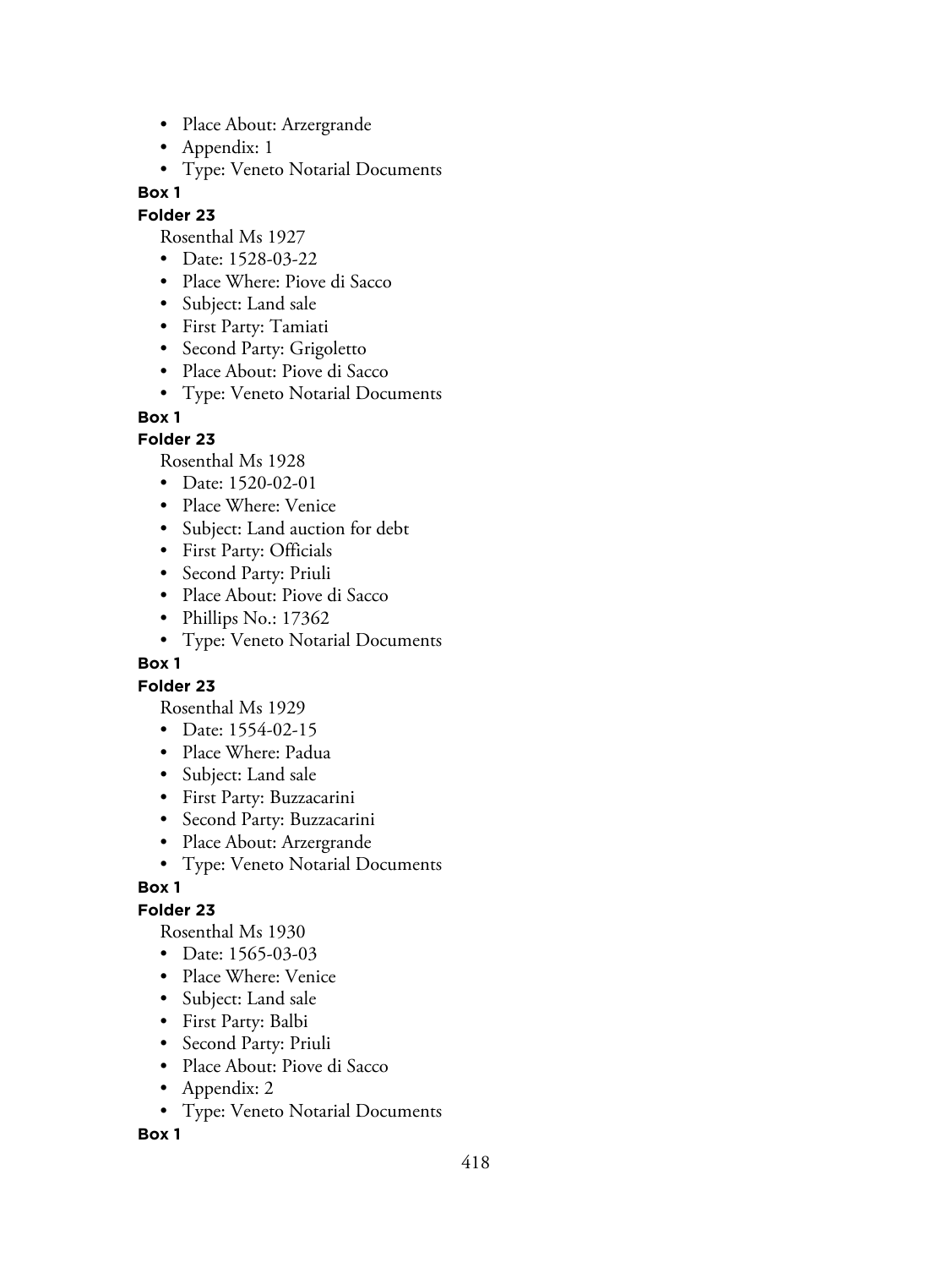- Place About: Arzergrande
- Appendix: 1
- Type: Veneto Notarial Documents

**Box 1**

**Folder 23**

Rosenthal Ms 1927

- Date: 1528-03-22
- Place Where: Piove di Sacco
- Subject: Land sale
- First Party: Tamiati
- Second Party: Grigoletto
- Place About: Piove di Sacco
- Type: Veneto Notarial Documents

**Box 1**

**Folder 23**

Rosenthal Ms 1928

- Date: 1520-02-01
- Place Where: Venice
- Subject: Land auction for debt
- First Party: Officials
- Second Party: Priuli
- Place About: Piove di Sacco
- Phillips No.: 17362
- Type: Veneto Notarial Documents

**Box 1**

**Folder 23**

Rosenthal Ms 1929

- Date: 1554-02-15
- Place Where: Padua
- Subject: Land sale
- First Party: Buzzacarini
- Second Party: Buzzacarini
- Place About: Arzergrande
- Type: Veneto Notarial Documents

**Box 1**

**Folder 23**

Rosenthal Ms 1930

- Date: 1565-03-03
- Place Where: Venice
- Subject: Land sale
- First Party: Balbi
- Second Party: Priuli
- Place About: Piove di Sacco
- Appendix: 2
- Type: Veneto Notarial Documents

**Box 1**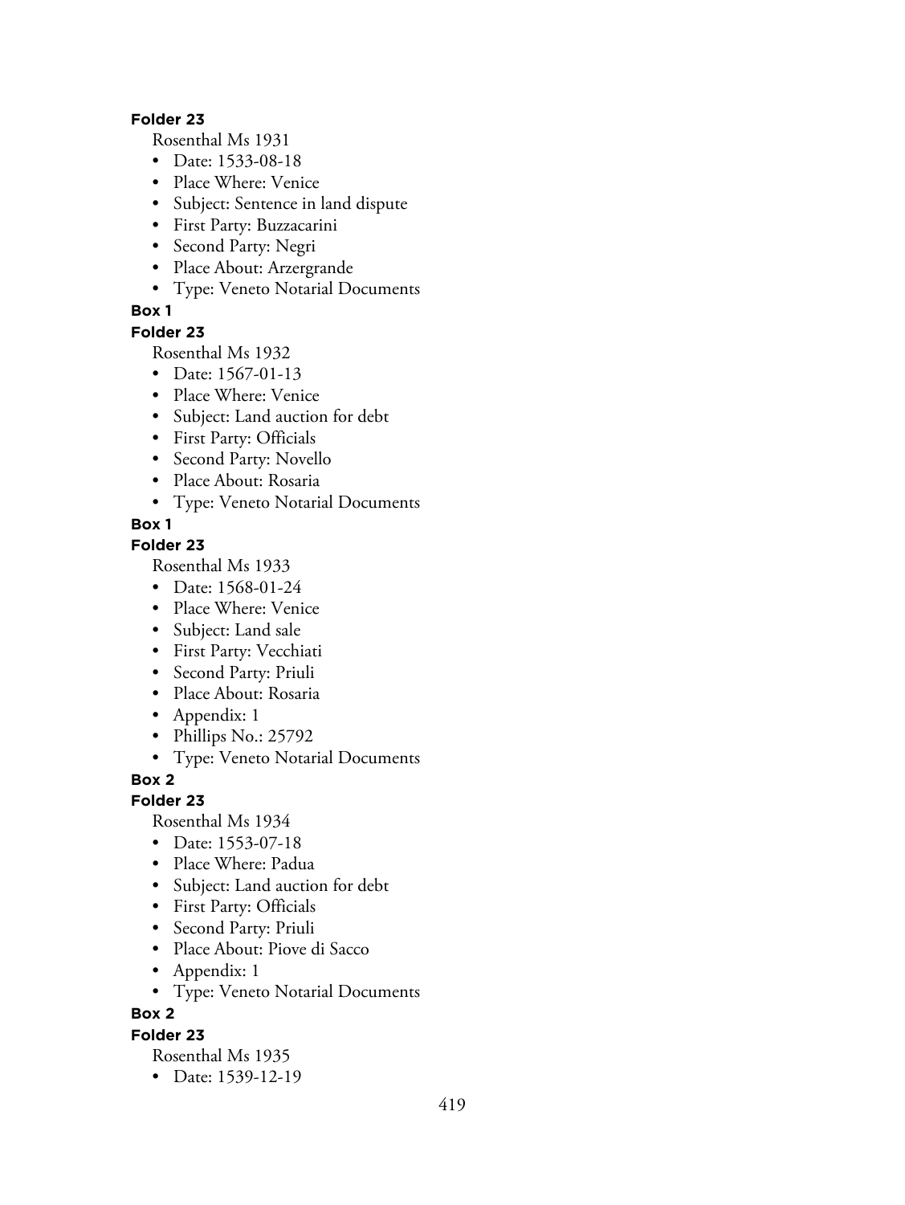**Folder 23**

Rosenthal Ms 1931

- Date: 1533-08-18
- Place Where: Venice
- Subject: Sentence in land dispute
- First Party: Buzzacarini
- Second Party: Negri
- Place About: Arzergrande
- Type: Veneto Notarial Documents

**Box 1**

**Folder 23**

Rosenthal Ms 1932

- Date: 1567-01-13
- Place Where: Venice
- Subject: Land auction for debt
- First Party: Officials
- Second Party: Novello
- Place About: Rosaria
- Type: Veneto Notarial Documents

**Box 1**

**Folder 23**

Rosenthal Ms 1933

- Date: 1568-01-24
- Place Where: Venice
- Subject: Land sale
- First Party: Vecchiati
- Second Party: Priuli
- Place About: Rosaria
- Appendix: 1
- Phillips No.: 25792
- Type: Veneto Notarial Documents

**Box 2**

**Folder 23**

Rosenthal Ms 1934

- Date: 1553-07-18
- Place Where: Padua
- Subject: Land auction for debt
- First Party: Officials
- Second Party: Priuli
- Place About: Piove di Sacco
- Appendix: 1
- Type: Veneto Notarial Documents

**Box 2**

**Folder 23**

Rosenthal Ms 1935

- Date: 1539-12-19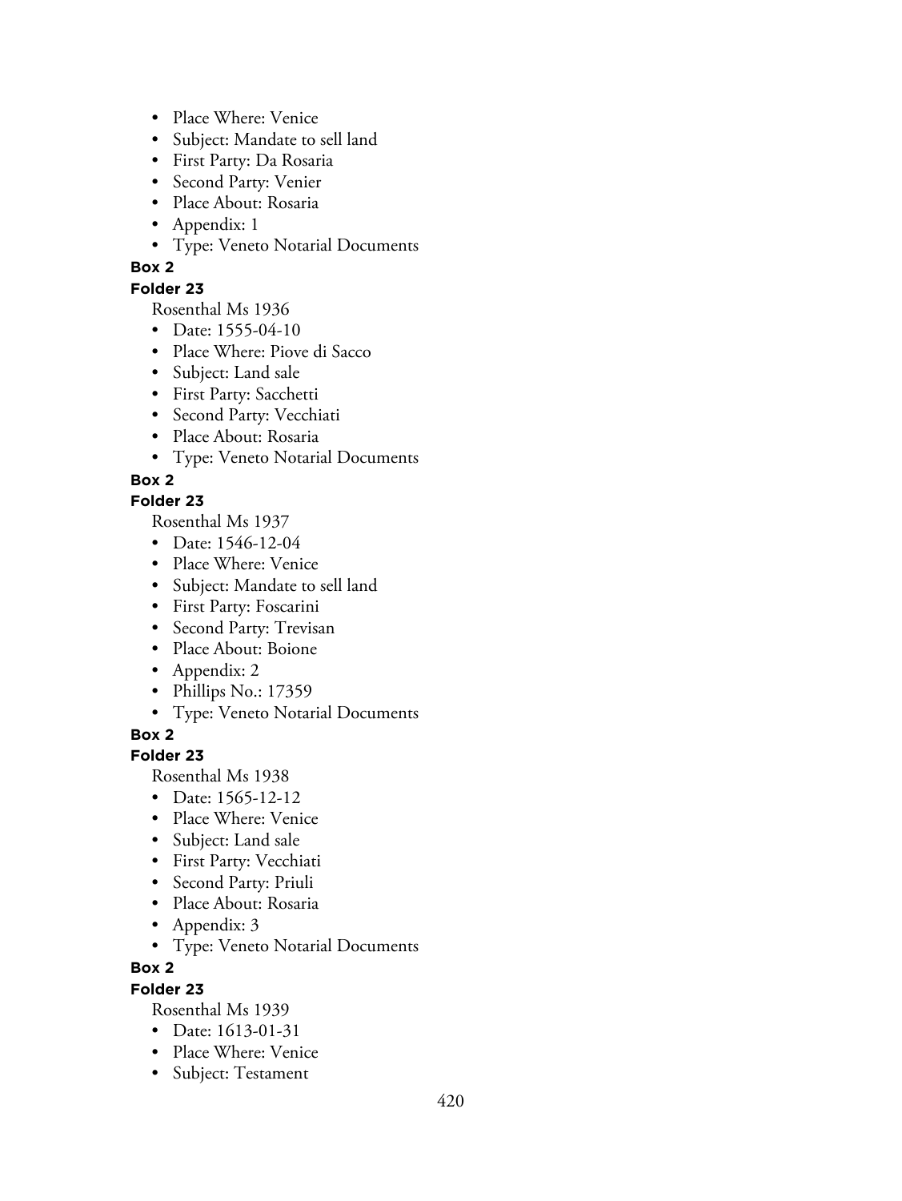- Place Where: Venice
- Subject: Mandate to sell land
- First Party: Da Rosaria
- Second Party: Venier
- Place About: Rosaria
- Appendix: 1
- Type: Veneto Notarial Documents

**Box 2**

**Folder 23**

Rosenthal Ms 1936

- Date: 1555-04-10
- Place Where: Piove di Sacco
- Subject: Land sale
- First Party: Sacchetti
- Second Party: Vecchiati
- Place About: Rosaria
- Type: Veneto Notarial Documents

**Box 2**

**Folder 23**

Rosenthal Ms 1937

- Date: 1546-12-04
- Place Where: Venice
- Subject: Mandate to sell land
- First Party: Foscarini
- Second Party: Trevisan
- Place About: Boione
- Appendix: 2
- Phillips No.: 17359
- Type: Veneto Notarial Documents

**Box 2**

**Folder 23**

Rosenthal Ms 1938

- Date: 1565-12-12
- Place Where: Venice
- Subject: Land sale
- First Party: Vecchiati
- Second Party: Priuli
- Place About: Rosaria
- Appendix: 3
- Type: Veneto Notarial Documents

**Box 2**

**Folder 23**

Rosenthal Ms 1939

- Date: 1613-01-31
- Place Where: Venice
- Subject: Testament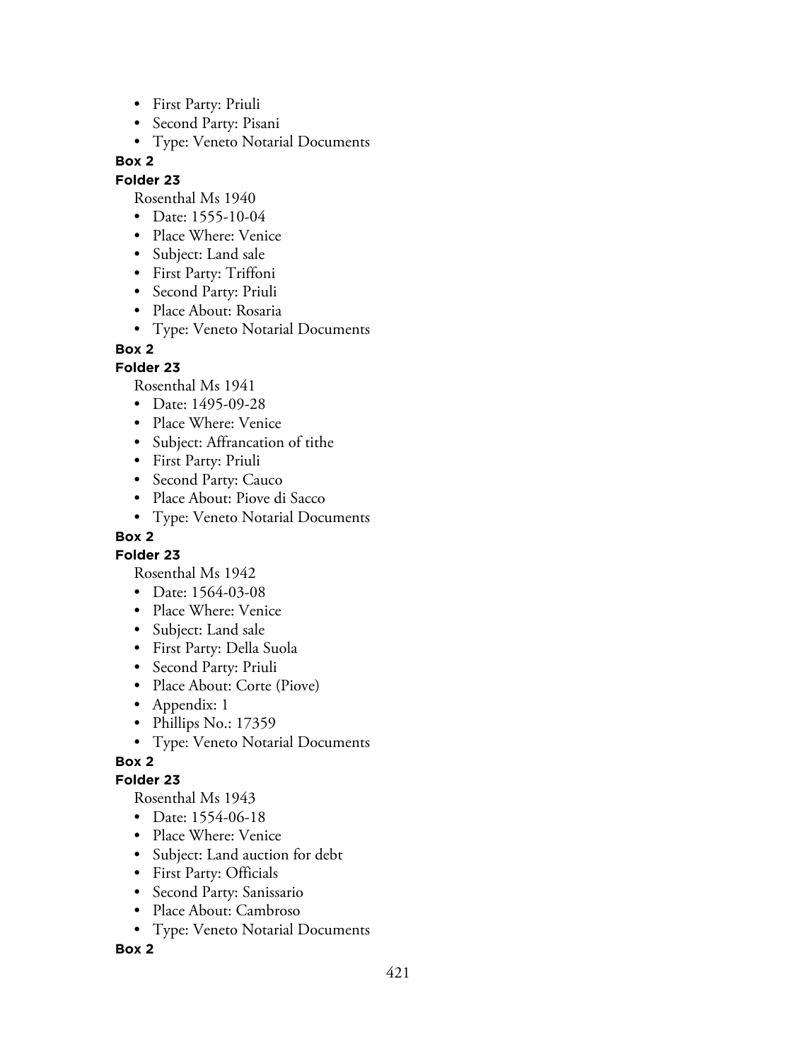- First Party: Priuli
- Second Party: Pisani
- Type: Veneto Notarial Documents

**Box 2**

**Folder 23**

Rosenthal Ms 1940

- Date: 1555-10-04
- Place Where: Venice
- Subject: Land sale
- First Party: Triffoni
- Second Party: Priuli
- Place About: Rosaria
- Type: Veneto Notarial Documents

**Box 2**

**Folder 23**

Rosenthal Ms 1941

- Date: 1495-09-28
- Place Where: Venice
- Subject: Affrancation of tithe
- First Party: Priuli
- Second Party: Cauco
- Place About: Piove di Sacco
- Type: Veneto Notarial Documents

**Box 2**

**Folder 23**

Rosenthal Ms 1942

- Date: 1564-03-08
- Place Where: Venice
- Subject: Land sale
- First Party: Della Suola
- Second Party: Priuli
- Place About: Corte (Piove)
- Appendix: 1
- Phillips No.: 17359
- Type: Veneto Notarial Documents

**Box 2**

**Folder 23**

Rosenthal Ms 1943

- Date: 1554-06-18
- Place Where: Venice
- Subject: Land auction for debt
- First Party: Officials
- Second Party: Sanissario
- Place About: Cambroso
- Type: Veneto Notarial Documents

**Box 2**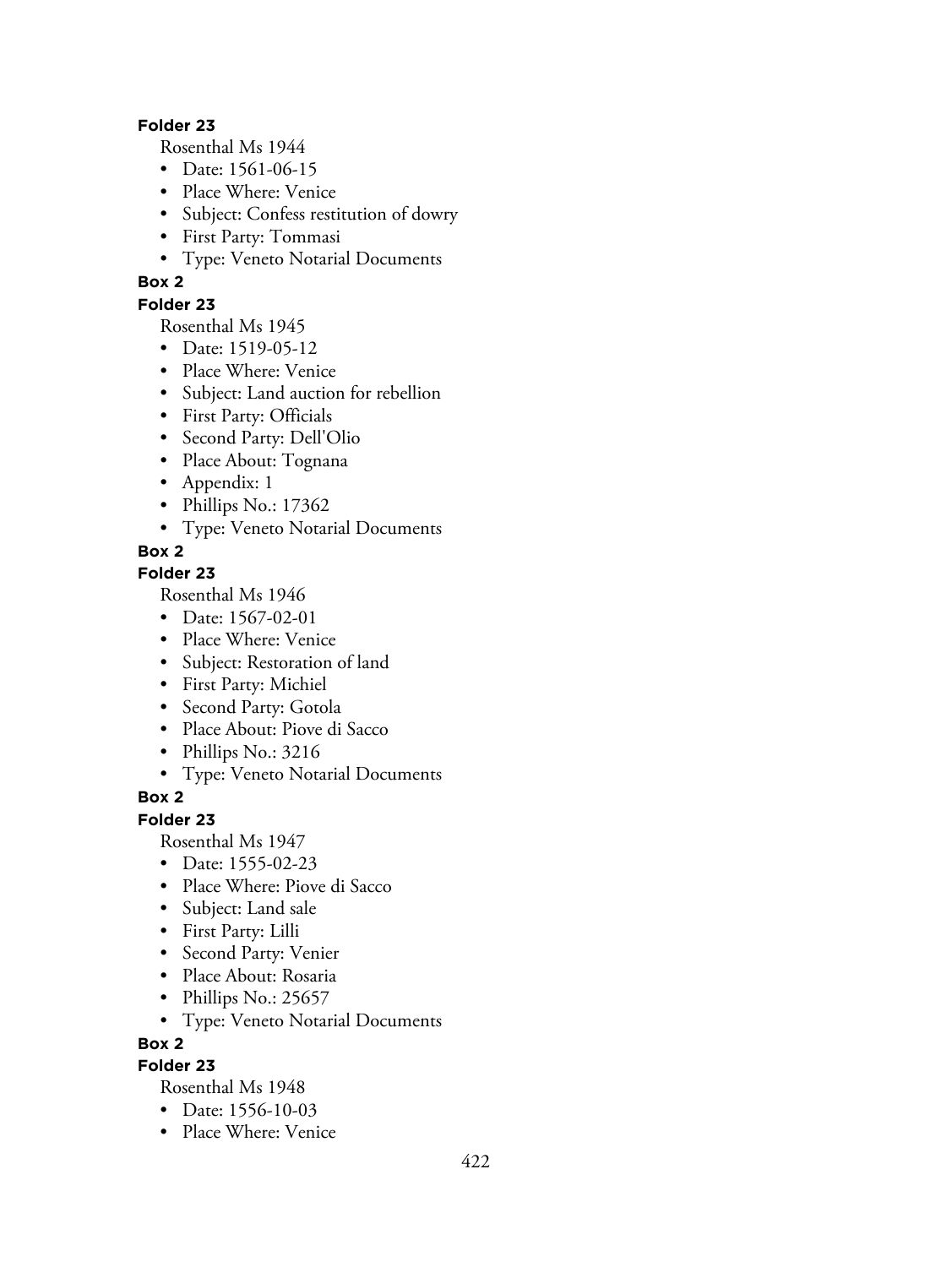**Folder 23**

Rosenthal Ms 1944

- Date: 1561-06-15
- Place Where: Venice
- Subject: Confess restitution of dowry
- First Party: Tommasi
- Type: Veneto Notarial Documents

**Box 2**

**Folder 23**

Rosenthal Ms 1945

- Date: 1519-05-12
- Place Where: Venice
- Subject: Land auction for rebellion
- First Party: Officials
- Second Party: Dell'Olio
- Place About: Tognana
- Appendix: 1
- Phillips No.: 17362
- Type: Veneto Notarial Documents

**Box 2**

**Folder 23**

Rosenthal Ms 1946

- Date: 1567-02-01
- Place Where: Venice
- Subject: Restoration of land
- First Party: Michiel
- Second Party: Gotola
- Place About: Piove di Sacco
- Phillips No.: 3216
- Type: Veneto Notarial Documents

**Box 2**

**Folder 23**

Rosenthal Ms 1947

- Date: 1555-02-23
- Place Where: Piove di Sacco
- Subject: Land sale
- First Party: Lilli
- Second Party: Venier
- Place About: Rosaria
- Phillips No.: 25657
- Type: Veneto Notarial Documents

**Box 2**

**Folder 23**

Rosenthal Ms 1948

- Date: 1556-10-03
- Place Where: Venice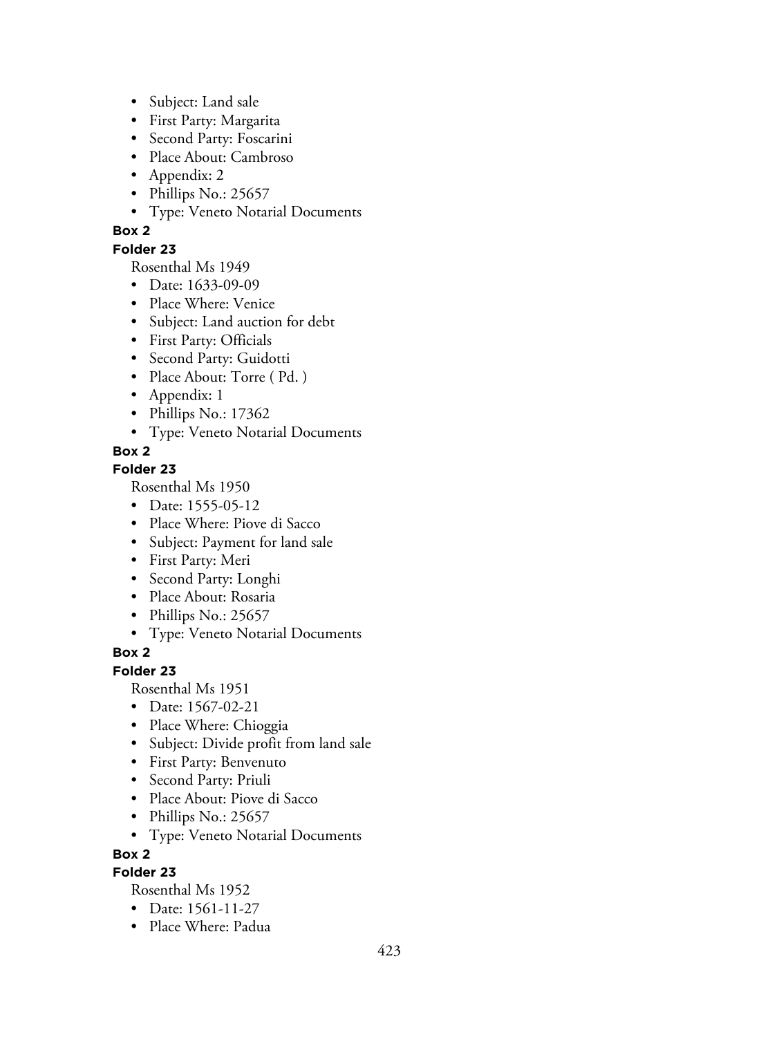- Subject: Land sale
- First Party: Margarita
- Second Party: Foscarini
- Place About: Cambroso
- Appendix: 2
- Phillips No.: 25657
- Type: Veneto Notarial Documents

**Box 2**

**Folder 23**

Rosenthal Ms 1949

- Date: 1633-09-09
- Place Where: Venice
- Subject: Land auction for debt
- First Party: Officials
- Second Party: Guidotti
- Place About: Torre ( Pd. )
- Appendix: 1
- Phillips No.: 17362
- Type: Veneto Notarial Documents

**Box 2**

**Folder 23**

Rosenthal Ms 1950

- Date: 1555-05-12
- Place Where: Piove di Sacco
- Subject: Payment for land sale
- First Party: Meri
- Second Party: Longhi
- Place About: Rosaria
- Phillips No.: 25657
- Type: Veneto Notarial Documents

**Box 2**

**Folder 23**

Rosenthal Ms 1951

- Date: 1567-02-21
- Place Where: Chioggia
- Subject: Divide profit from land sale
- First Party: Benvenuto
- Second Party: Priuli
- Place About: Piove di Sacco
- Phillips No.: 25657
- Type: Veneto Notarial Documents

**Box 2**

**Folder 23**

Rosenthal Ms 1952

- Date: 1561-11-27
- Place Where: Padua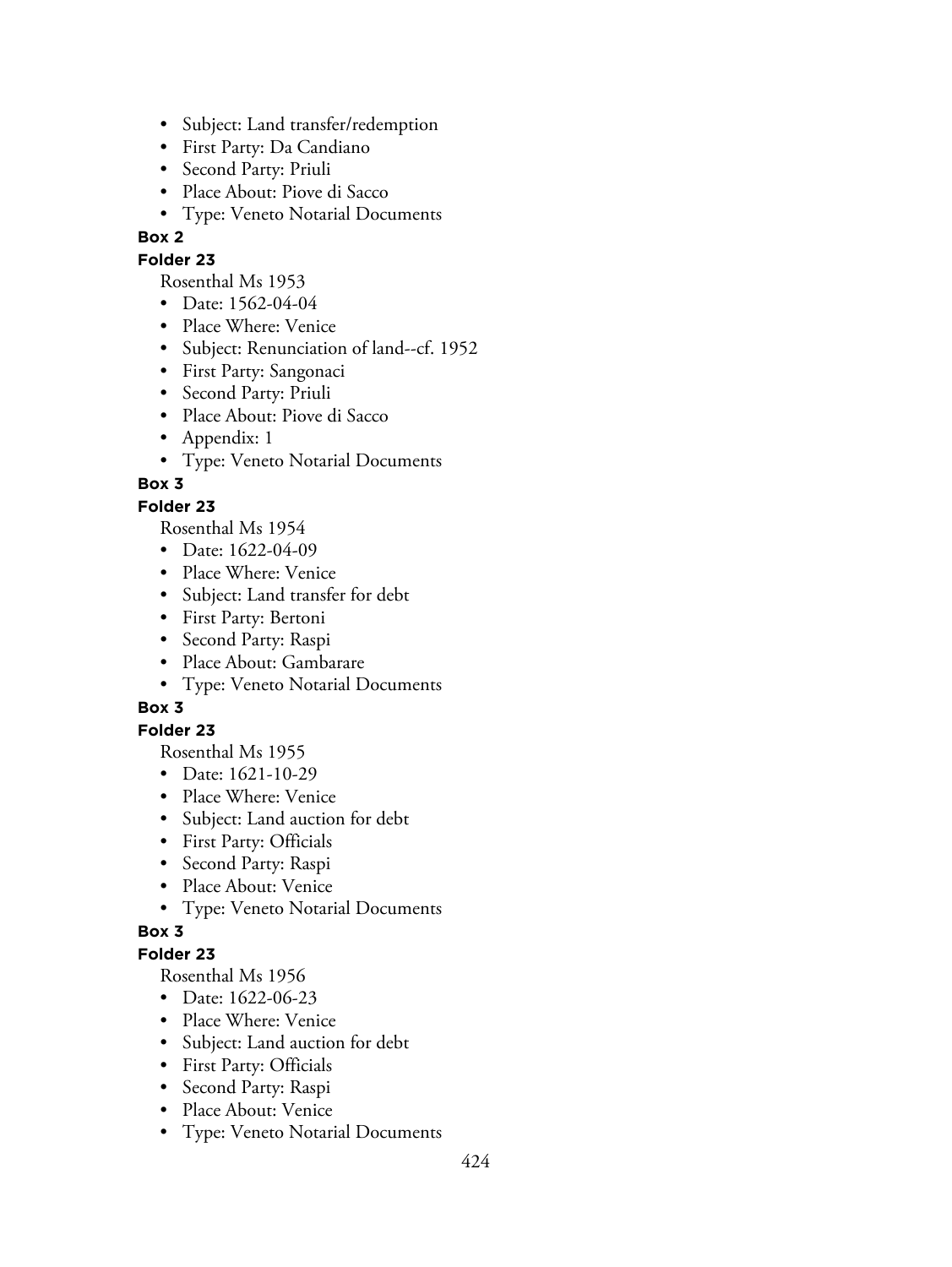- Subject: Land transfer/redemption
- First Party: Da Candiano
- Second Party: Priuli
- Place About: Piove di Sacco
- Type: Veneto Notarial Documents

**Box 2**

**Folder 23**

Rosenthal Ms 1953

- Date: 1562-04-04
- Place Where: Venice
- Subject: Renunciation of land--cf. 1952
- First Party: Sangonaci
- Second Party: Priuli
- Place About: Piove di Sacco
- Appendix: 1
- Type: Veneto Notarial Documents

**Box 3**

**Folder 23**

Rosenthal Ms 1954

- Date: 1622-04-09
- Place Where: Venice
- Subject: Land transfer for debt
- First Party: Bertoni
- Second Party: Raspi
- Place About: Gambarare
- Type: Veneto Notarial Documents

**Box 3**

**Folder 23**

Rosenthal Ms 1955

- Date: 1621-10-29
- Place Where: Venice
- Subject: Land auction for debt
- First Party: Officials
- Second Party: Raspi
- Place About: Venice
- Type: Veneto Notarial Documents

**Box 3**

**Folder 23**

Rosenthal Ms 1956

- Date: 1622-06-23
- Place Where: Venice
- Subject: Land auction for debt
- First Party: Officials
- Second Party: Raspi
- Place About: Venice
- Type: Veneto Notarial Documents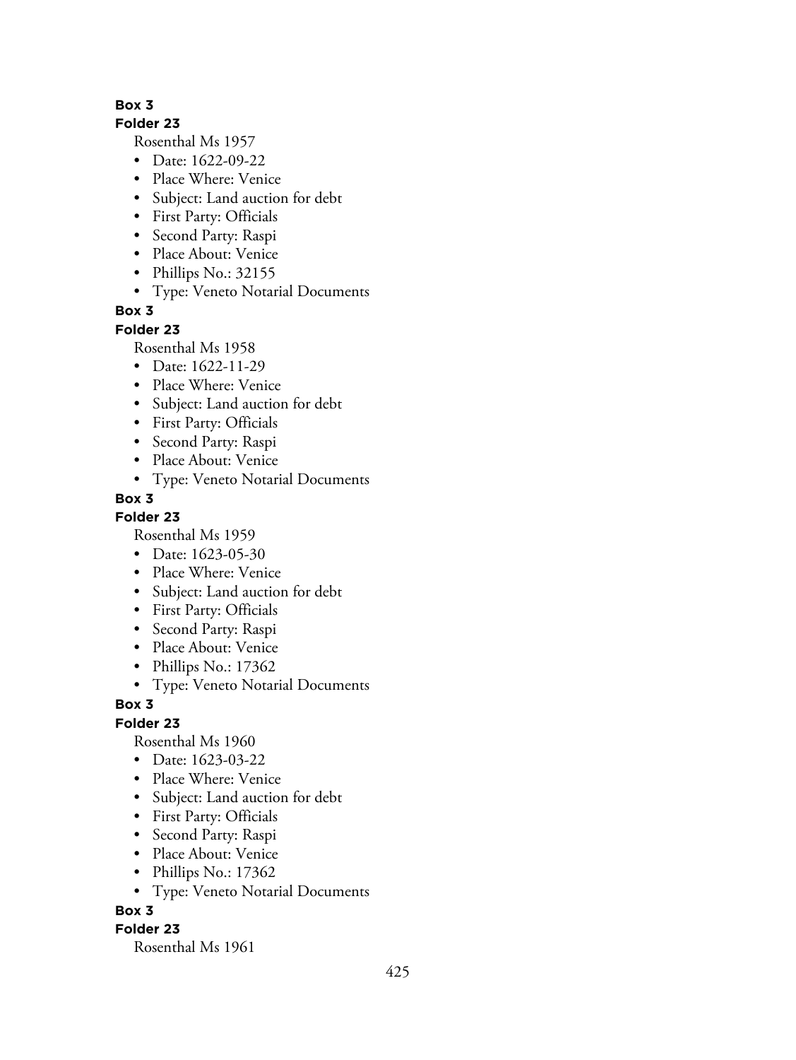**Box 3**

**Folder 23**

Rosenthal Ms 1957

- Date: 1622-09-22
- Place Where: Venice
- Subject: Land auction for debt
- First Party: Officials
- Second Party: Raspi
- Place About: Venice
- Phillips No.: 32155
- Type: Veneto Notarial Documents

**Box 3**

**Folder 23**

Rosenthal Ms 1958

- Date: 1622-11-29
- Place Where: Venice
- Subject: Land auction for debt
- First Party: Officials
- Second Party: Raspi
- Place About: Venice
- Type: Veneto Notarial Documents

**Box 3**

**Folder 23**

Rosenthal Ms 1959

- Date: 1623-05-30
- Place Where: Venice
- Subject: Land auction for debt
- First Party: Officials
- Second Party: Raspi
- Place About: Venice
- Phillips No.: 17362
- Type: Veneto Notarial Documents

**Box 3**

**Folder 23**

Rosenthal Ms 1960

- Date: 1623-03-22
- Place Where: Venice
- Subject: Land auction for debt
- First Party: Officials
- Second Party: Raspi
- Place About: Venice
- Phillips No.: 17362
- Type: Veneto Notarial Documents

**Box 3**

**Folder 23**

Rosenthal Ms 1961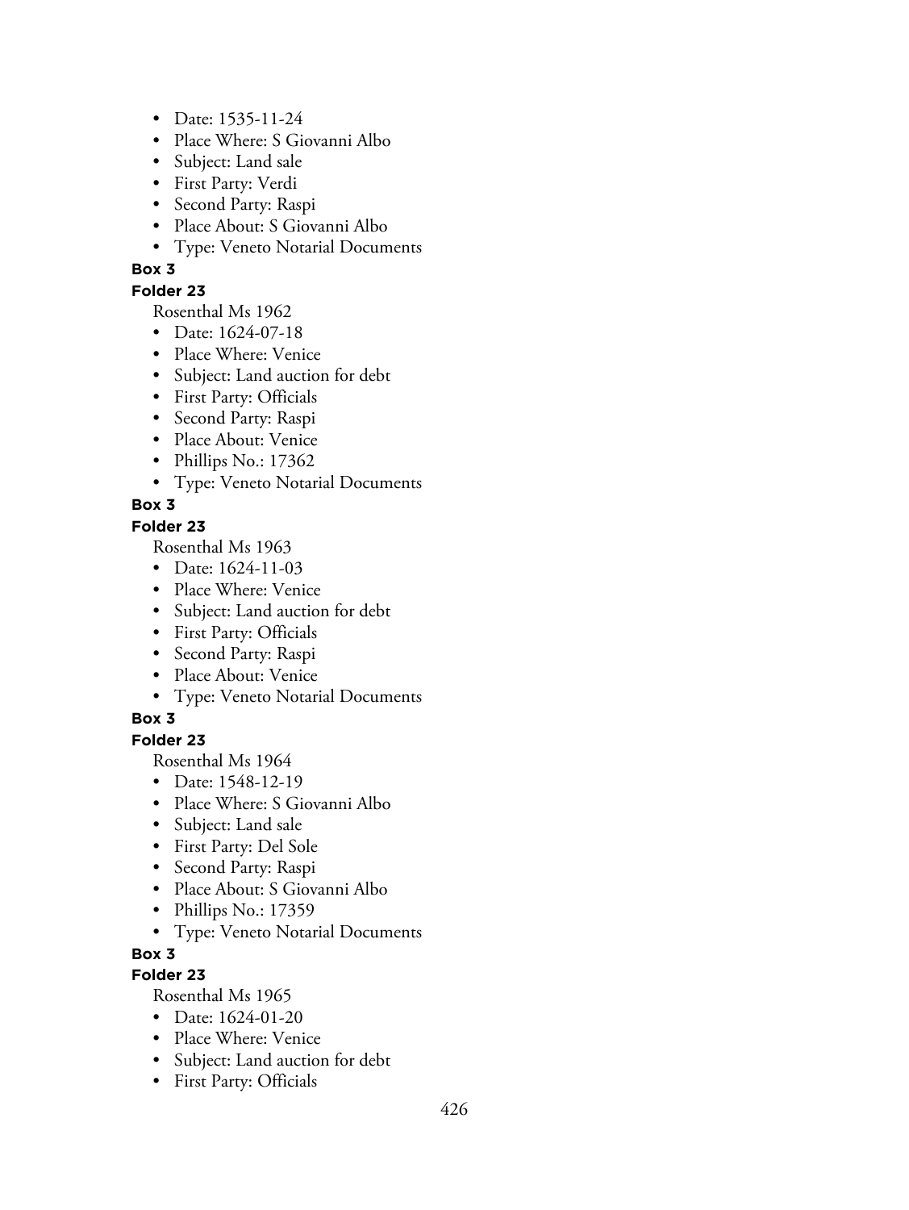- Date: 1535-11-24
- Place Where: S Giovanni Albo
- Subject: Land sale
- First Party: Verdi
- Second Party: Raspi
- Place About: S Giovanni Albo
- Type: Veneto Notarial Documents

**Box 3**

**Folder 23**

Rosenthal Ms 1962

- Date: 1624-07-18
- Place Where: Venice
- Subject: Land auction for debt
- First Party: Officials
- Second Party: Raspi
- Place About: Venice
- Phillips No.: 17362
- Type: Veneto Notarial Documents

**Box 3**

**Folder 23**

Rosenthal Ms 1963

- Date: 1624-11-03
- Place Where: Venice
- Subject: Land auction for debt
- First Party: Officials
- Second Party: Raspi
- Place About: Venice
- Type: Veneto Notarial Documents

**Box 3**

**Folder 23**

Rosenthal Ms 1964

- Date: 1548-12-19
- Place Where: S Giovanni Albo
- Subject: Land sale
- First Party: Del Sole
- Second Party: Raspi
- Place About: S Giovanni Albo
- Phillips No.: 17359
- Type: Veneto Notarial Documents

**Box 3**

**Folder 23**

Rosenthal Ms 1965

- Date: 1624-01-20
- Place Where: Venice
- Subject: Land auction for debt
- First Party: Officials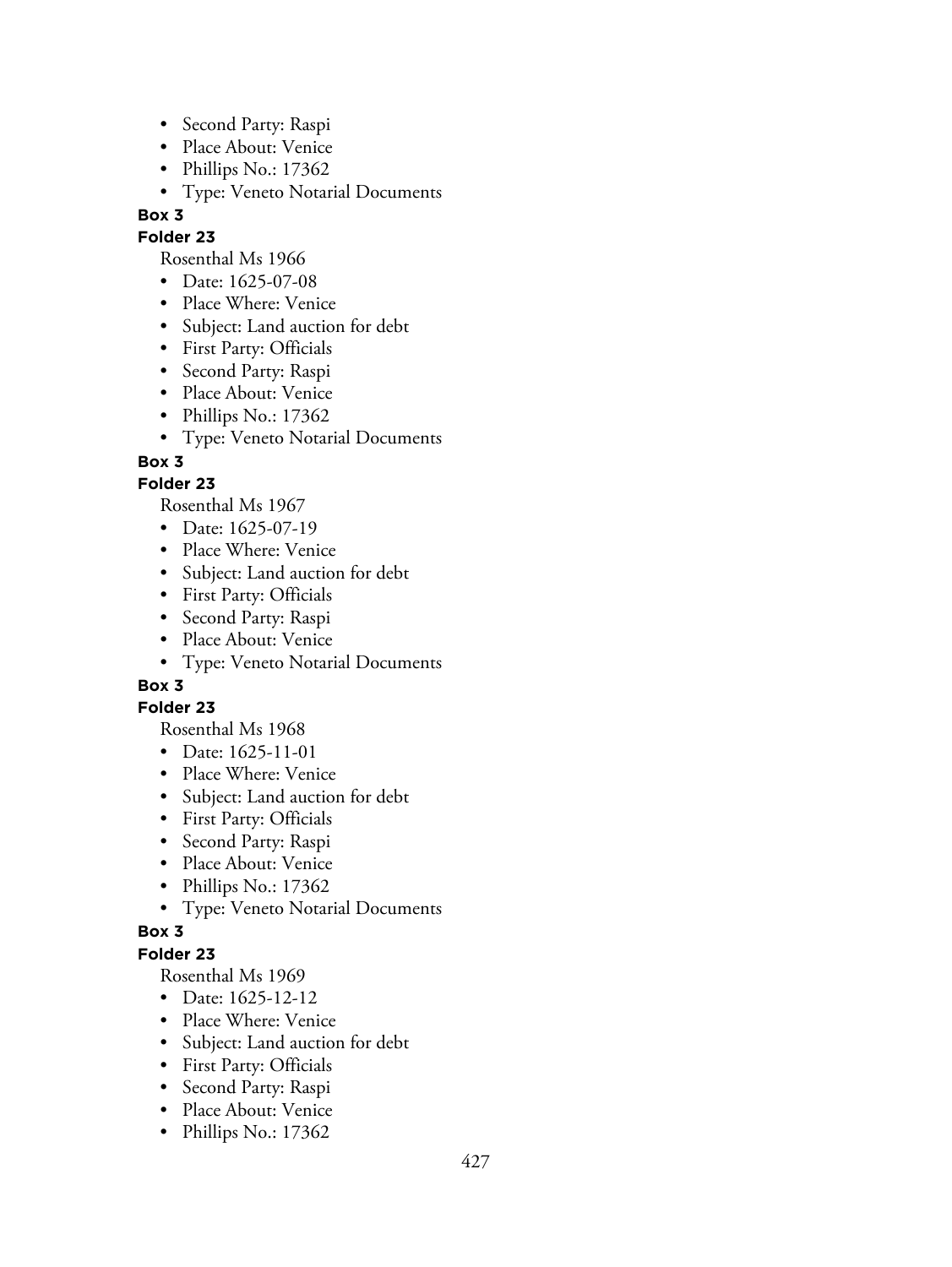- Second Party: Raspi
- Place About: Venice
- Phillips No.: 17362
- Type: Veneto Notarial Documents

**Box 3**

**Folder 23**

Rosenthal Ms 1966

- Date: 1625-07-08
- Place Where: Venice
- Subject: Land auction for debt
- First Party: Officials
- Second Party: Raspi
- Place About: Venice
- Phillips No.: 17362
- Type: Veneto Notarial Documents

**Box 3**

**Folder 23**

Rosenthal Ms 1967

- Date: 1625-07-19
- Place Where: Venice
- Subject: Land auction for debt
- First Party: Officials
- Second Party: Raspi
- Place About: Venice
- Type: Veneto Notarial Documents

**Box 3**

**Folder 23**

Rosenthal Ms 1968

- Date: 1625-11-01
- Place Where: Venice
- Subject: Land auction for debt
- First Party: Officials
- Second Party: Raspi
- Place About: Venice
- Phillips No.: 17362
- Type: Veneto Notarial Documents

**Box 3**

**Folder 23**

Rosenthal Ms 1969

- Date: 1625-12-12
- Place Where: Venice
- Subject: Land auction for debt
- First Party: Officials
- Second Party: Raspi
- Place About: Venice
- Phillips No.: 17362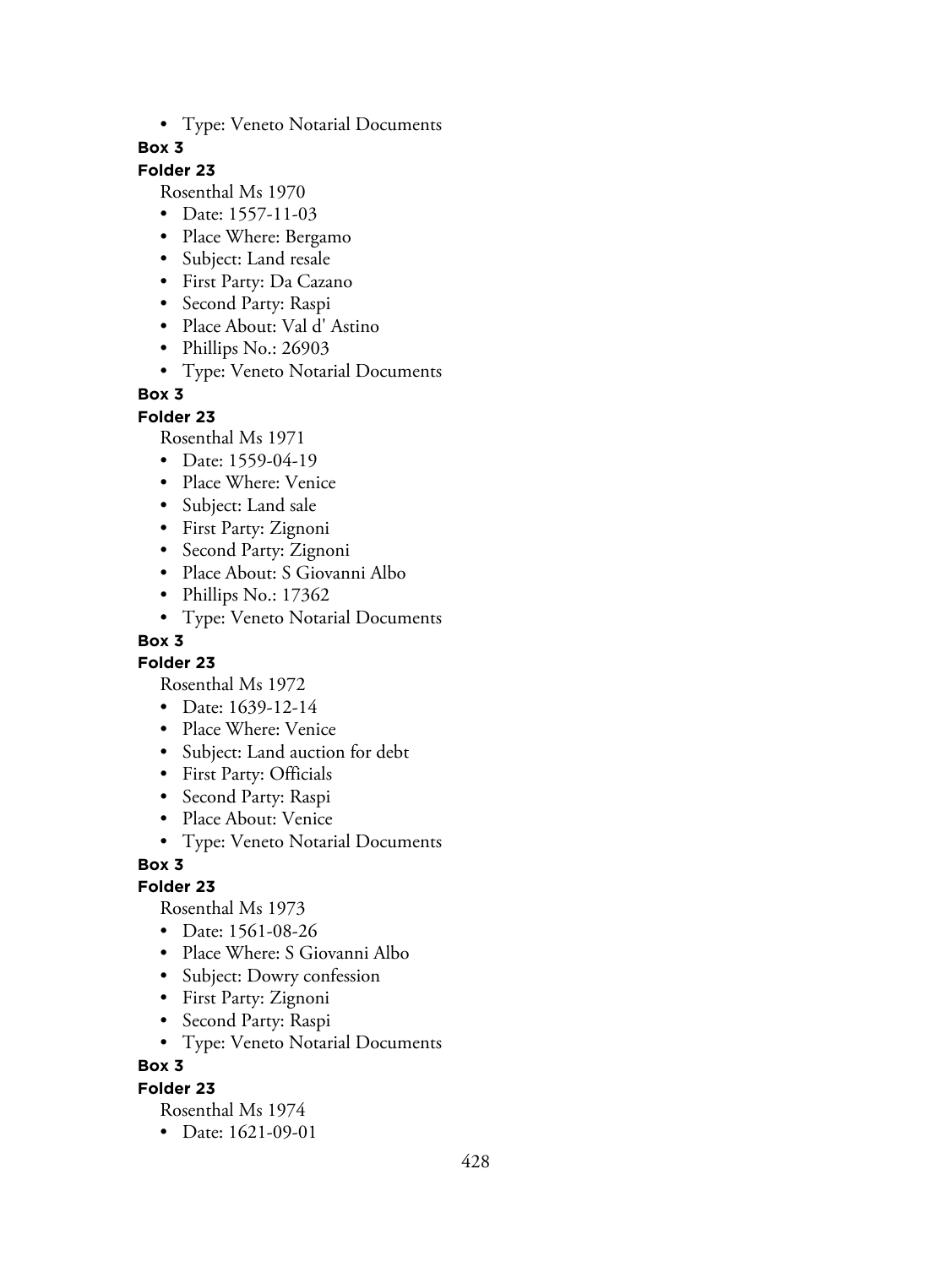- Type: Veneto Notarial Documents

**Box 3**

**Folder 23**

Rosenthal Ms 1970

- Date: 1557-11-03
- Place Where: Bergamo
- Subject: Land resale
- First Party: Da Cazano
- Second Party: Raspi
- Place About: Val d' Astino
- Phillips No.: 26903
- Type: Veneto Notarial Documents

**Box 3**

**Folder 23**

Rosenthal Ms 1971

- Date: 1559-04-19
- Place Where: Venice
- Subject: Land sale
- First Party: Zignoni
- Second Party: Zignoni
- Place About: S Giovanni Albo
- Phillips No.: 17362
- Type: Veneto Notarial Documents

**Box 3**

**Folder 23**

Rosenthal Ms 1972

- Date: 1639-12-14
- Place Where: Venice
- Subject: Land auction for debt
- First Party: Officials
- Second Party: Raspi
- Place About: Venice
- Type: Veneto Notarial Documents

**Box 3**

**Folder 23**

Rosenthal Ms 1973

- Date: 1561-08-26
- Place Where: S Giovanni Albo
- Subject: Dowry confession
- First Party: Zignoni
- Second Party: Raspi
- Type: Veneto Notarial Documents

**Box 3**

**Folder 23**

Rosenthal Ms 1974

- Date: 1621-09-01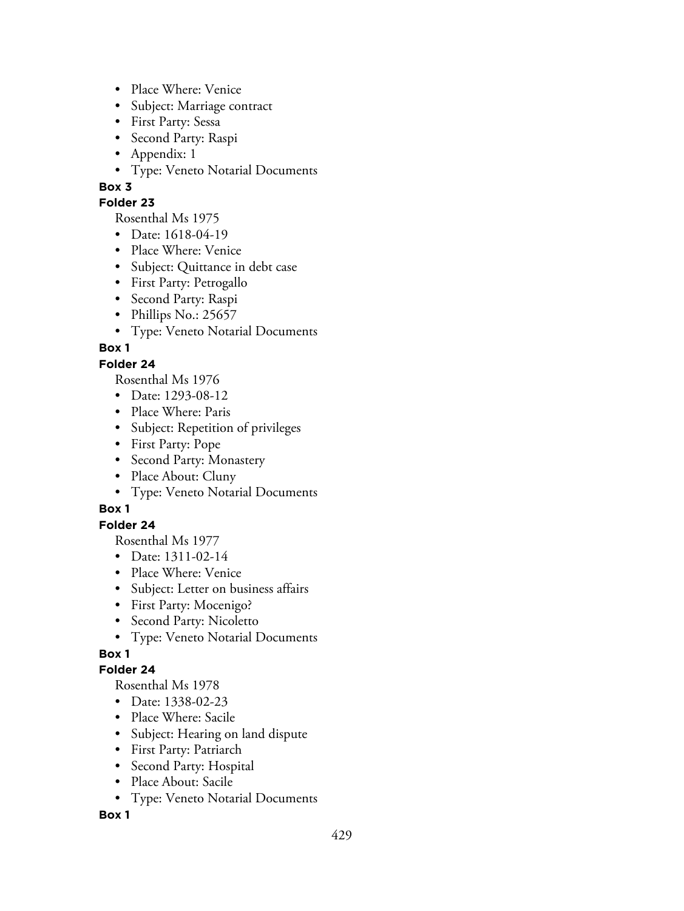- Place Where: Venice
- Subject: Marriage contract
- First Party: Sessa
- Second Party: Raspi
- Appendix: 1
- Type: Veneto Notarial Documents

**Box 3**

**Folder 23**

Rosenthal Ms 1975

- Date: 1618-04-19
- Place Where: Venice
- Subject: Quittance in debt case
- First Party: Petrogallo
- Second Party: Raspi
- Phillips No.: 25657
- Type: Veneto Notarial Documents

**Box 1**

**Folder 24**

Rosenthal Ms 1976

- Date: 1293-08-12
- Place Where: Paris
- Subject: Repetition of privileges
- First Party: Pope
- Second Party: Monastery
- Place About: Cluny
- Type: Veneto Notarial Documents

**Box 1**

**Folder 24**

Rosenthal Ms 1977

- Date: 1311-02-14
- Place Where: Venice
- Subject: Letter on business affairs
- First Party: Mocenigo?
- Second Party: Nicoletto
- Type: Veneto Notarial Documents

**Box 1**

**Folder 24**

Rosenthal Ms 1978

- Date: 1338-02-23
- Place Where: Sacile
- Subject: Hearing on land dispute
- First Party: Patriarch
- Second Party: Hospital
- Place About: Sacile
- Type: Veneto Notarial Documents

**Box 1**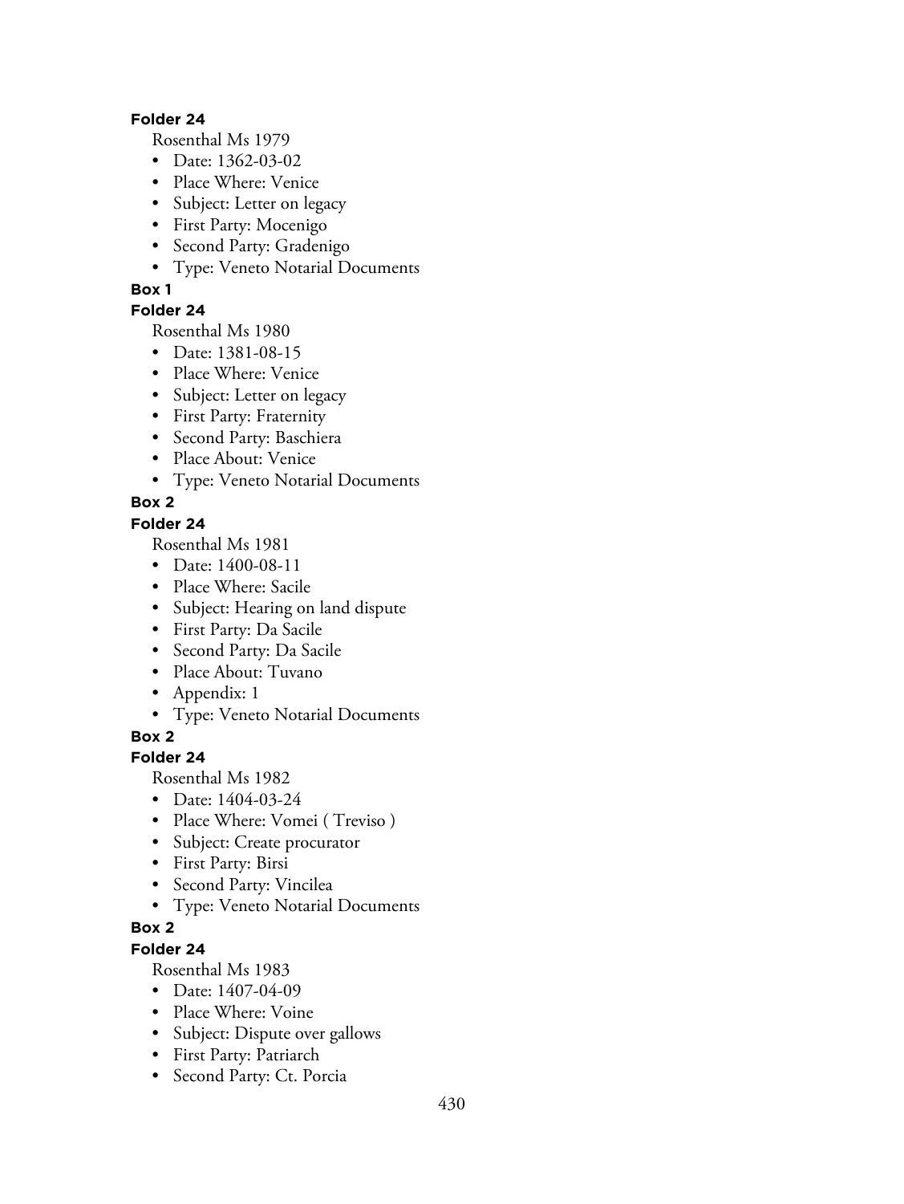**Folder 24**

Rosenthal Ms 1979

- Date: 1362-03-02
- Place Where: Venice
- Subject: Letter on legacy
- First Party: Mocenigo
- Second Party: Gradenigo
- Type: Veneto Notarial Documents

**Box 1**

**Folder 24**

Rosenthal Ms 1980

- Date: 1381-08-15
- Place Where: Venice
- Subject: Letter on legacy
- First Party: Fraternity
- Second Party: Baschiera
- Place About: Venice
- Type: Veneto Notarial Documents

**Box 2**

**Folder 24**

Rosenthal Ms 1981

- Date: 1400-08-11
- Place Where: Sacile
- Subject: Hearing on land dispute
- First Party: Da Sacile
- Second Party: Da Sacile
- Place About: Tuvano
- Appendix: 1
- Type: Veneto Notarial Documents

**Box 2**

**Folder 24**

Rosenthal Ms 1982

- Date: 1404-03-24
- Place Where: Vomei ( Treviso )
- Subject: Create procurator
- First Party: Birsi
- Second Party: Vincilea
- Type: Veneto Notarial Documents

**Box 2**

**Folder 24**

Rosenthal Ms 1983

- Date: 1407-04-09
- Place Where: Voine
- Subject: Dispute over gallows
- First Party: Patriarch
- Second Party: Ct. Porcia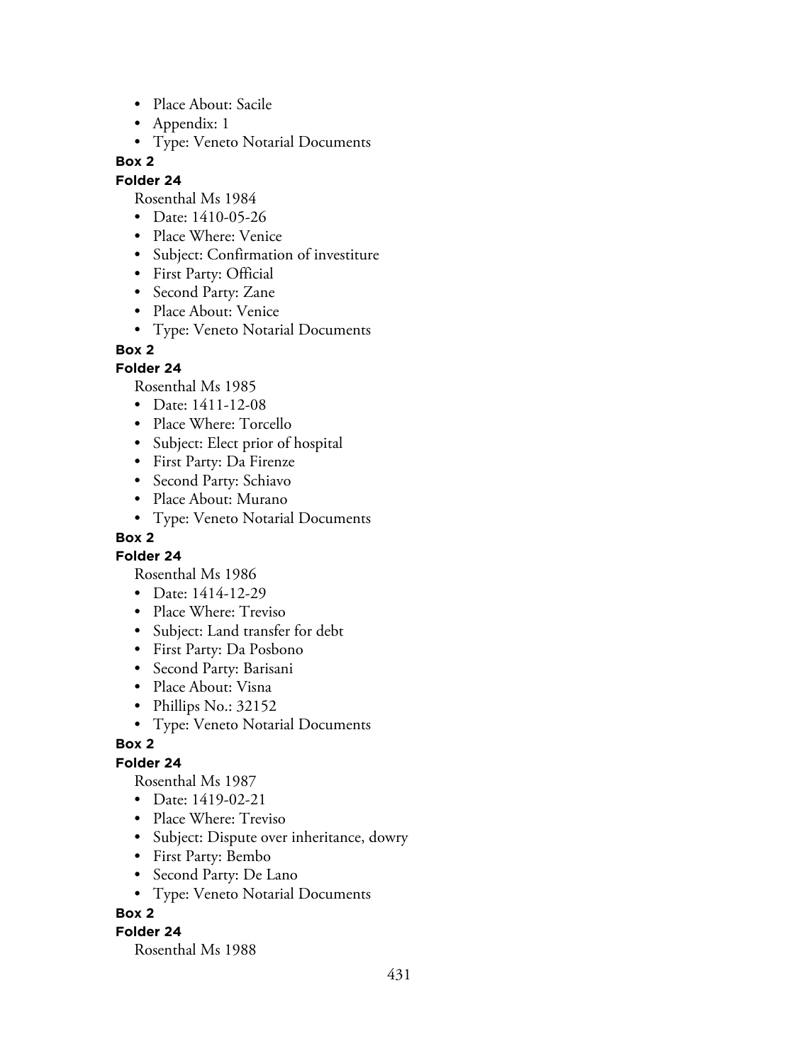- Place About: Sacile
- Appendix: 1
- Type: Veneto Notarial Documents

**Box 2**

**Folder 24**

Rosenthal Ms 1984

- Date: 1410-05-26
- Place Where: Venice
- Subject: Confirmation of investiture
- First Party: Official
- Second Party: Zane
- Place About: Venice
- Type: Veneto Notarial Documents

**Box 2**

**Folder 24**

Rosenthal Ms 1985

- Date: 1411-12-08
- Place Where: Torcello
- Subject: Elect prior of hospital
- First Party: Da Firenze
- Second Party: Schiavo
- Place About: Murano
- Type: Veneto Notarial Documents

**Box 2**

**Folder 24**

Rosenthal Ms 1986

- Date: 1414-12-29
- Place Where: Treviso
- Subject: Land transfer for debt
- First Party: Da Posbono
- Second Party: Barisani
- Place About: Visna
- Phillips No.: 32152
- Type: Veneto Notarial Documents

**Box 2**

**Folder 24**

Rosenthal Ms 1987

- Date: 1419-02-21
- Place Where: Treviso
- Subject: Dispute over inheritance, dowry
- First Party: Bembo
- Second Party: De Lano
- Type: Veneto Notarial Documents

**Box 2**

**Folder 24**

Rosenthal Ms 1988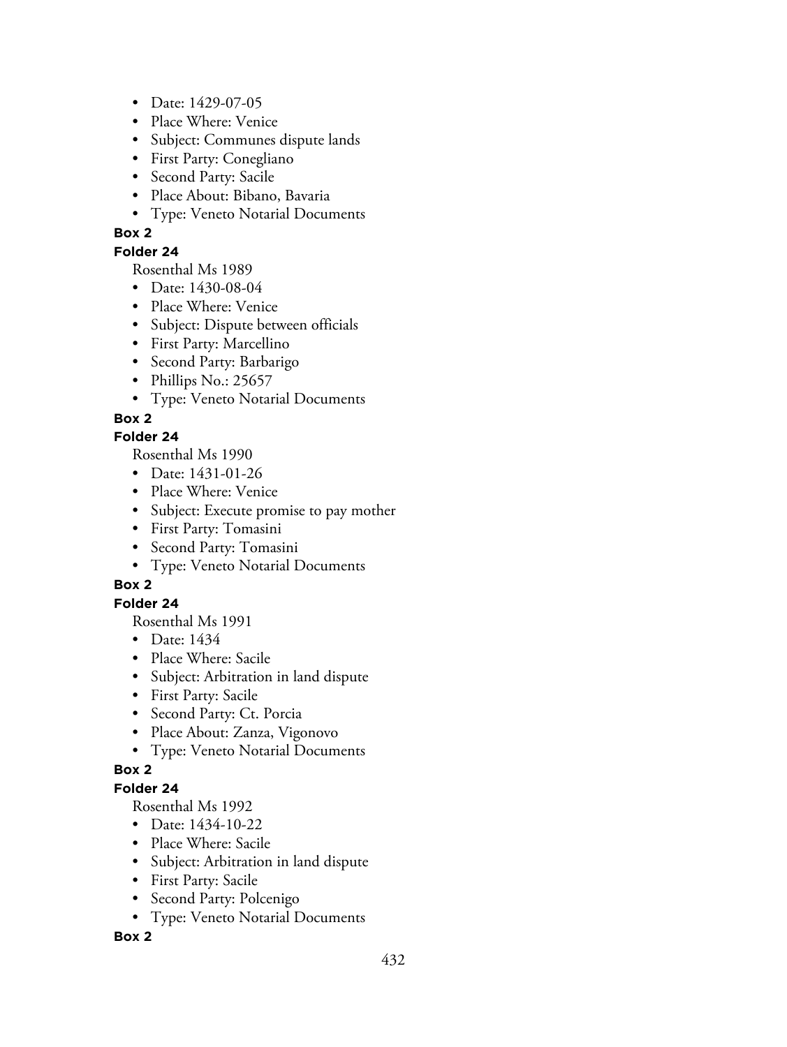- Date: 1429-07-05
- Place Where: Venice
- Subject: Communes dispute lands
- First Party: Conegliano
- Second Party: Sacile
- Place About: Bibano, Bavaria
- Type: Veneto Notarial Documents

**Box 2**

**Folder 24**

Rosenthal Ms 1989

- Date: 1430-08-04
- Place Where: Venice
- Subject: Dispute between officials
- First Party: Marcellino
- Second Party: Barbarigo
- Phillips No.: 25657
- Type: Veneto Notarial Documents

**Box 2**

**Folder 24**

Rosenthal Ms 1990

- Date: 1431-01-26
- Place Where: Venice
- Subject: Execute promise to pay mother
- First Party: Tomasini
- Second Party: Tomasini
- Type: Veneto Notarial Documents

**Box 2**

**Folder 24**

Rosenthal Ms 1991

- Date: 1434
- Place Where: Sacile
- Subject: Arbitration in land dispute
- First Party: Sacile
- Second Party: Ct. Porcia
- Place About: Zanza, Vigonovo
- Type: Veneto Notarial Documents

**Box 2**

**Folder 24**

Rosenthal Ms 1992

- Date: 1434-10-22
- Place Where: Sacile
- Subject: Arbitration in land dispute
- First Party: Sacile
- Second Party: Polcenigo
- Type: Veneto Notarial Documents

**Box 2**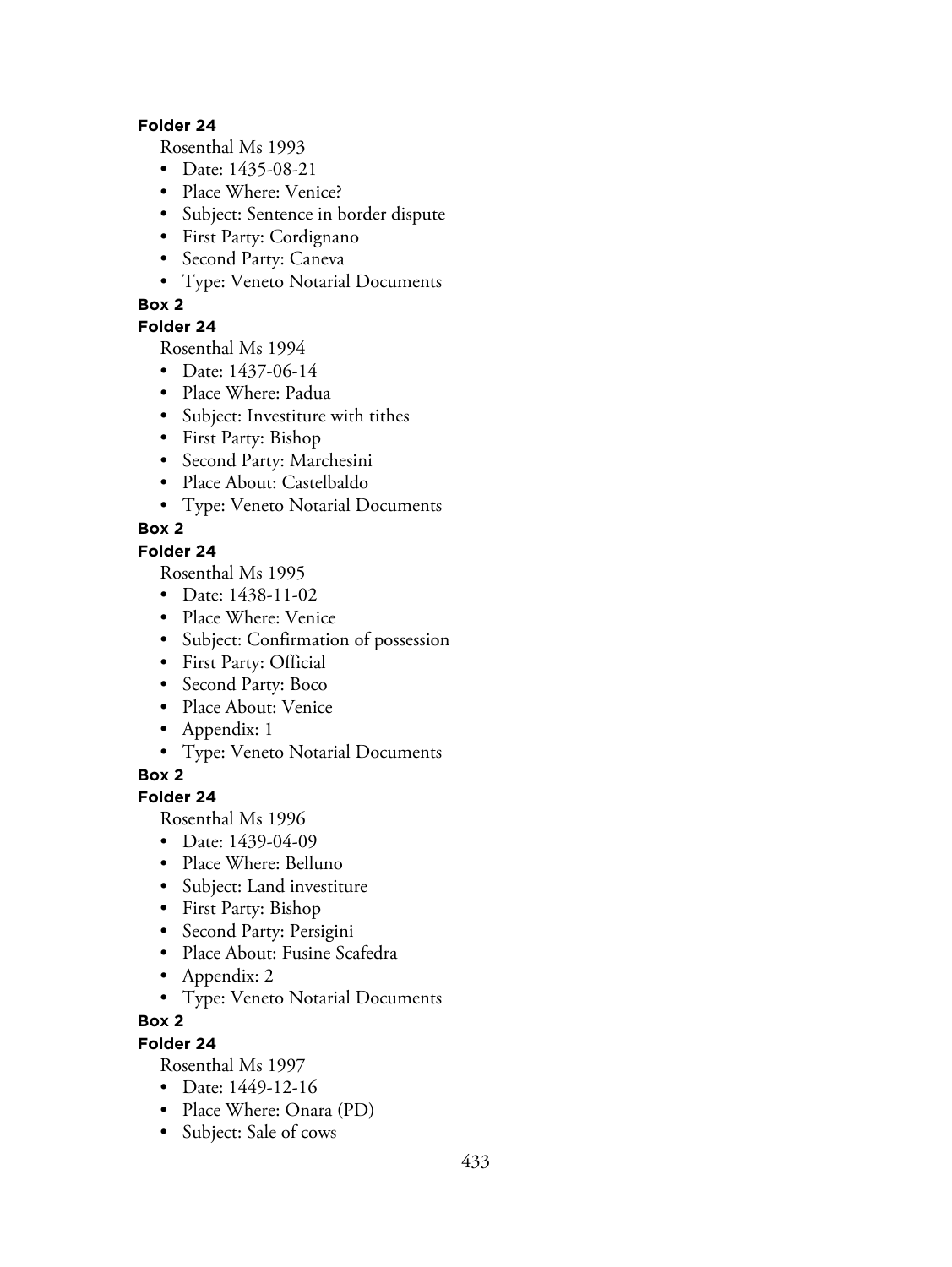**Folder 24**

Rosenthal Ms 1993

- Date: 1435-08-21
- Place Where: Venice?
- Subject: Sentence in border dispute
- First Party: Cordignano
- Second Party: Caneva
- Type: Veneto Notarial Documents

**Box 2**

**Folder 24**

Rosenthal Ms 1994

- Date: 1437-06-14
- Place Where: Padua
- Subject: Investiture with tithes
- First Party: Bishop
- Second Party: Marchesini
- Place About: Castelbaldo
- Type: Veneto Notarial Documents

**Box 2**

**Folder 24**

Rosenthal Ms 1995

- Date: 1438-11-02
- Place Where: Venice
- Subject: Confirmation of possession
- First Party: Official
- Second Party: Boco
- Place About: Venice
- Appendix: 1
- Type: Veneto Notarial Documents

**Box 2**

**Folder 24**

Rosenthal Ms 1996

- Date: 1439-04-09
- Place Where: Belluno
- Subject: Land investiture
- First Party: Bishop
- Second Party: Persigini
- Place About: Fusine Scafedra
- Appendix: 2
- Type: Veneto Notarial Documents

**Box 2**

**Folder 24**

Rosenthal Ms 1997

- Date: 1449-12-16
- Place Where: Onara (PD)
- Subject: Sale of cows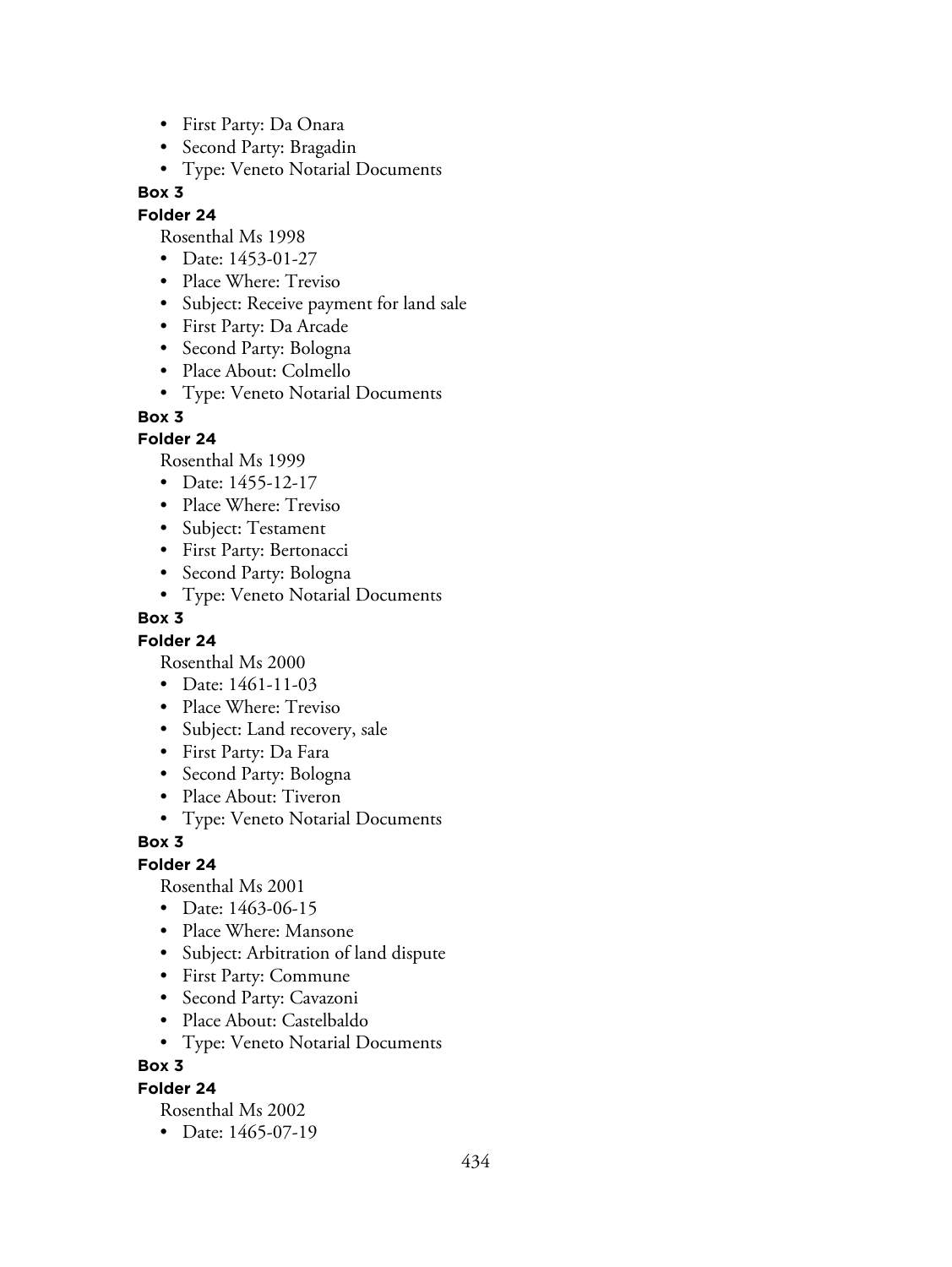- First Party: Da Onara
- Second Party: Bragadin
- Type: Veneto Notarial Documents

**Box 3**

**Folder 24**

Rosenthal Ms 1998

- Date: 1453-01-27
- Place Where: Treviso
- Subject: Receive payment for land sale
- First Party: Da Arcade
- Second Party: Bologna
- Place About: Colmello
- Type: Veneto Notarial Documents

**Box 3**

**Folder 24**

Rosenthal Ms 1999

- Date: 1455-12-17
- Place Where: Treviso
- Subject: Testament
- First Party: Bertonacci
- Second Party: Bologna
- Type: Veneto Notarial Documents

**Box 3**

**Folder 24**

Rosenthal Ms 2000

- Date: 1461-11-03
- Place Where: Treviso
- Subject: Land recovery, sale
- First Party: Da Fara
- Second Party: Bologna
- Place About: Tiveron
- Type: Veneto Notarial Documents

**Box 3**

**Folder 24**

Rosenthal Ms 2001

- Date: 1463-06-15
- Place Where: Mansone
- Subject: Arbitration of land dispute
- First Party: Commune
- Second Party: Cavazoni
- Place About: Castelbaldo
- Type: Veneto Notarial Documents

**Box 3**

**Folder 24**

Rosenthal Ms 2002

- Date: 1465-07-19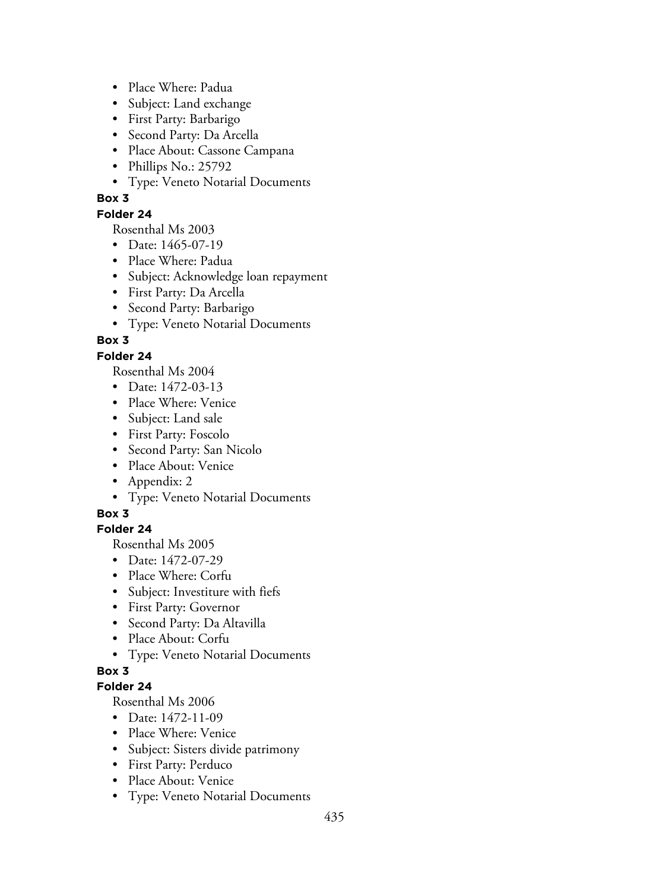- Place Where: Padua
- Subject: Land exchange
- First Party: Barbarigo
- Second Party: Da Arcella
- Place About: Cassone Campana
- Phillips No.: 25792
- Type: Veneto Notarial Documents

**Box 3**

**Folder 24**

Rosenthal Ms 2003

- Date: 1465-07-19
- Place Where: Padua
- Subject: Acknowledge loan repayment
- First Party: Da Arcella
- Second Party: Barbarigo
- Type: Veneto Notarial Documents

**Box 3**

**Folder 24**

Rosenthal Ms 2004

- Date: 1472-03-13
- Place Where: Venice
- Subject: Land sale
- First Party: Foscolo
- Second Party: San Nicolo
- Place About: Venice
- Appendix: 2
- Type: Veneto Notarial Documents

**Box 3**

**Folder 24**

Rosenthal Ms 2005

- Date: 1472-07-29
- Place Where: Corfu
- Subject: Investiture with fiefs
- First Party: Governor
- Second Party: Da Altavilla
- Place About: Corfu
- Type: Veneto Notarial Documents

**Box 3**

**Folder 24**

Rosenthal Ms 2006

- Date: 1472-11-09
- Place Where: Venice
- Subject: Sisters divide patrimony
- First Party: Perduco
- Place About: Venice
- Type: Veneto Notarial Documents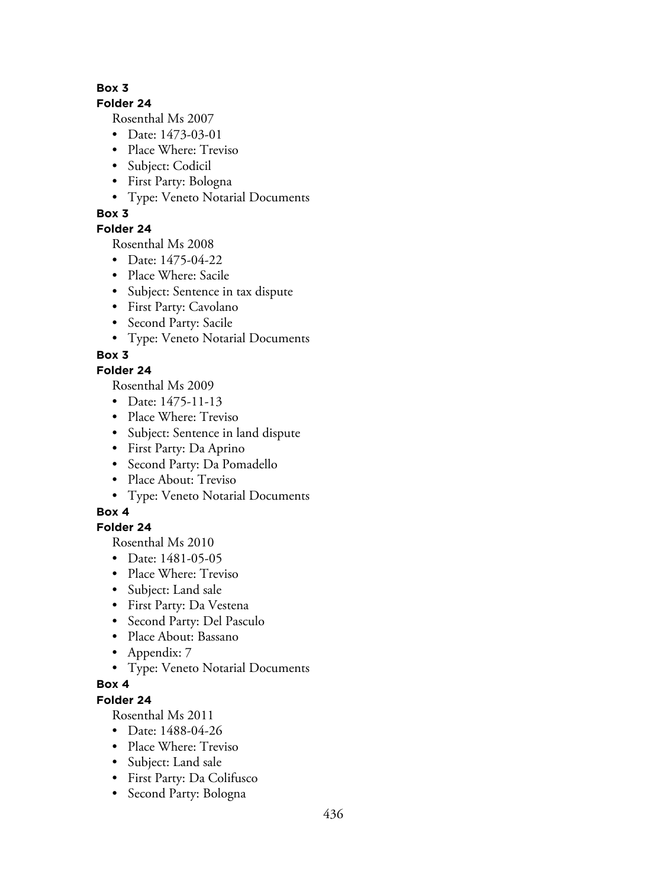**Box 3**

**Folder 24**

Rosenthal Ms 2007

- Date: 1473-03-01
- Place Where: Treviso
- Subject: Codicil
- First Party: Bologna
- Type: Veneto Notarial Documents

**Box 3**

**Folder 24**

Rosenthal Ms 2008

- Date: 1475-04-22
- Place Where: Sacile
- Subject: Sentence in tax dispute
- First Party: Cavolano
- Second Party: Sacile
- Type: Veneto Notarial Documents

**Box 3**

**Folder 24**

Rosenthal Ms 2009

- Date: 1475-11-13
- Place Where: Treviso
- Subject: Sentence in land dispute
- First Party: Da Aprino
- Second Party: Da Pomadello
- Place About: Treviso
- Type: Veneto Notarial Documents

**Box 4**

**Folder 24**

Rosenthal Ms 2010

- Date: 1481-05-05
- Place Where: Treviso
- Subject: Land sale
- First Party: Da Vestena
- Second Party: Del Pasculo
- Place About: Bassano
- Appendix: 7
- Type: Veneto Notarial Documents

**Box 4**

**Folder 24**

Rosenthal Ms 2011

- Date: 1488-04-26
- Place Where: Treviso
- Subject: Land sale
- First Party: Da Colifusco
- Second Party: Bologna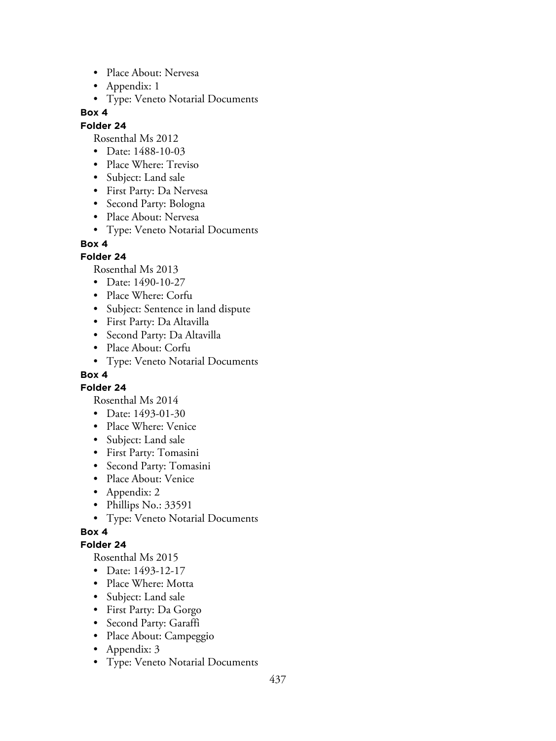- Place About: Nervesa
- Appendix: 1
- Type: Veneto Notarial Documents

**Box 4**

**Folder 24**

Rosenthal Ms 2012

- Date: 1488-10-03
- Place Where: Treviso
- Subject: Land sale
- First Party: Da Nervesa
- Second Party: Bologna
- Place About: Nervesa
- Type: Veneto Notarial Documents

**Box 4**

**Folder 24**

Rosenthal Ms 2013

- Date: 1490-10-27
- Place Where: Corfu
- Subject: Sentence in land dispute
- First Party: Da Altavilla
- Second Party: Da Altavilla
- Place About: Corfu
- Type: Veneto Notarial Documents

**Box 4**

**Folder 24**

Rosenthal Ms 2014

- Date: 1493-01-30
- Place Where: Venice
- Subject: Land sale
- First Party: Tomasini
- Second Party: Tomasini
- Place About: Venice
- Appendix: 2
- Phillips No.: 33591
- Type: Veneto Notarial Documents

**Box 4**

**Folder 24**

Rosenthal Ms 2015

- Date: 1493-12-17
- Place Where: Motta
- Subject: Land sale
- First Party: Da Gorgo
- Second Party: Garaffi
- Place About: Campeggio
- Appendix: 3
- Type: Veneto Notarial Documents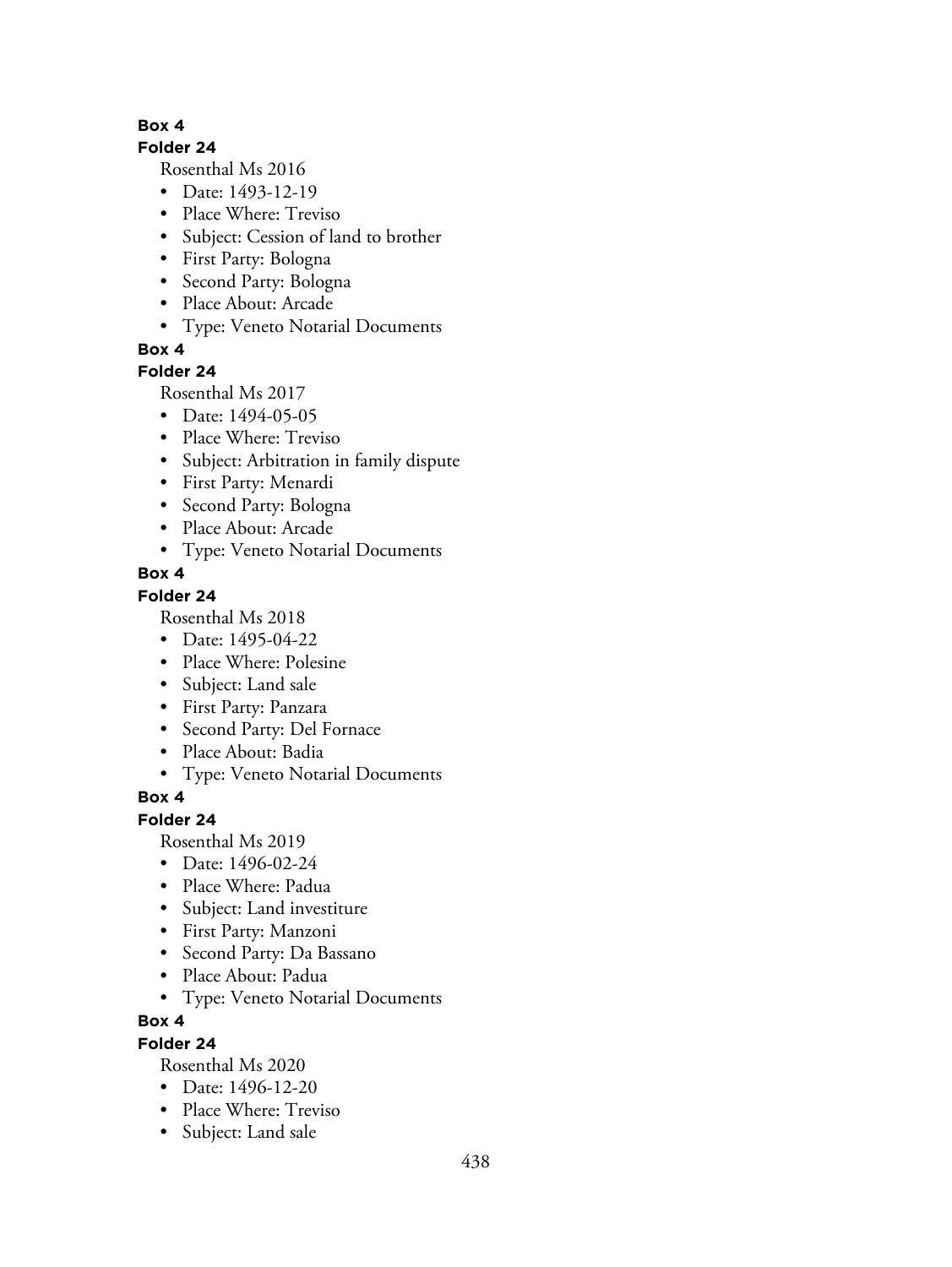**Box 4**

**Folder 24**

Rosenthal Ms 2016

- Date: 1493-12-19
- Place Where: Treviso
- Subject: Cession of land to brother
- First Party: Bologna
- Second Party: Bologna
- Place About: Arcade
- Type: Veneto Notarial Documents

**Box 4**

**Folder 24**

Rosenthal Ms 2017

- Date: 1494-05-05
- Place Where: Treviso
- Subject: Arbitration in family dispute
- First Party: Menardi
- Second Party: Bologna
- Place About: Arcade
- Type: Veneto Notarial Documents

**Box 4**

**Folder 24**

Rosenthal Ms 2018

- Date: 1495-04-22
- Place Where: Polesine
- Subject: Land sale
- First Party: Panzara
- Second Party: Del Fornace
- Place About: Badia
- Type: Veneto Notarial Documents

**Box 4**

**Folder 24**

Rosenthal Ms 2019

- Date: 1496-02-24
- Place Where: Padua
- Subject: Land investiture
- First Party: Manzoni
- Second Party: Da Bassano
- Place About: Padua
- Type: Veneto Notarial Documents

**Box 4**

**Folder 24**

Rosenthal Ms 2020

- Date: 1496-12-20
- Place Where: Treviso
- Subject: Land sale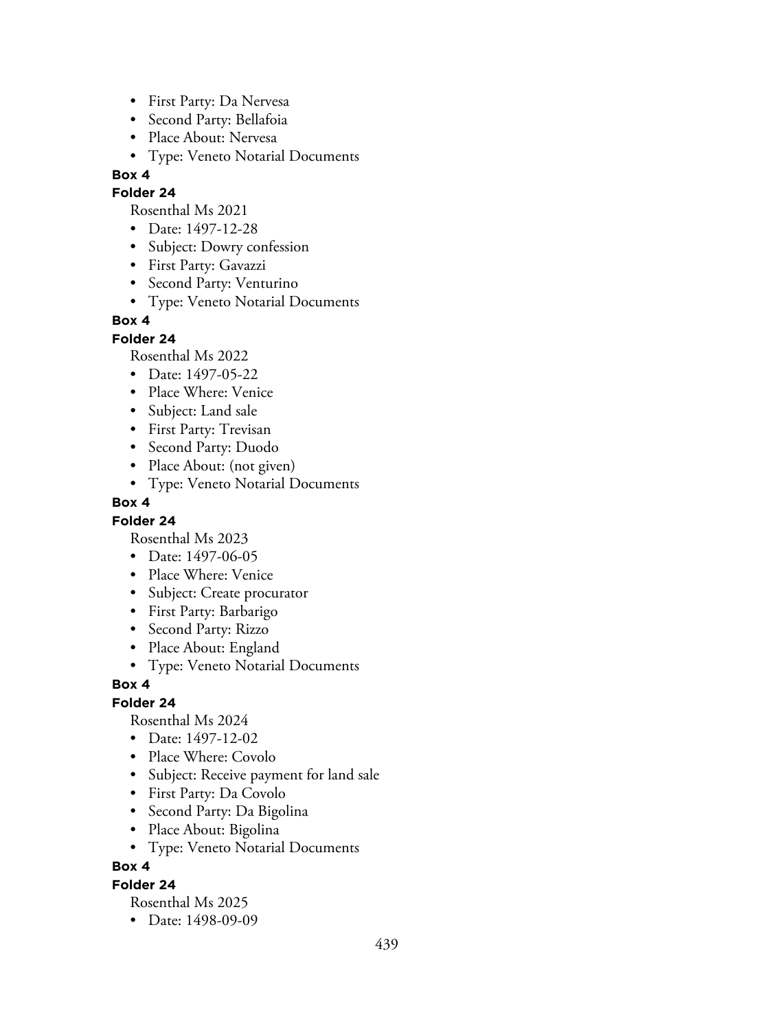- First Party: Da Nervesa
- Second Party: Bellafoia
- Place About: Nervesa
- Type: Veneto Notarial Documents

**Box 4**

**Folder 24**

Rosenthal Ms 2021

- Date: 1497-12-28
- Subject: Dowry confession
- First Party: Gavazzi
- Second Party: Venturino
- Type: Veneto Notarial Documents

**Box 4**

**Folder 24**

Rosenthal Ms 2022

- Date: 1497-05-22
- Place Where: Venice
- Subject: Land sale
- First Party: Trevisan
- Second Party: Duodo
- Place About: (not given)
- Type: Veneto Notarial Documents

**Box 4**

**Folder 24**

Rosenthal Ms 2023

- Date: 1497-06-05
- Place Where: Venice
- Subject: Create procurator
- First Party: Barbarigo
- Second Party: Rizzo
- Place About: England
- Type: Veneto Notarial Documents

**Box 4**

**Folder 24**

Rosenthal Ms 2024

- Date: 1497-12-02
- Place Where: Covolo
- Subject: Receive payment for land sale
- First Party: Da Covolo
- Second Party: Da Bigolina
- Place About: Bigolina
- Type: Veneto Notarial Documents

**Box 4**

**Folder 24**

Rosenthal Ms 2025

- Date: 1498-09-09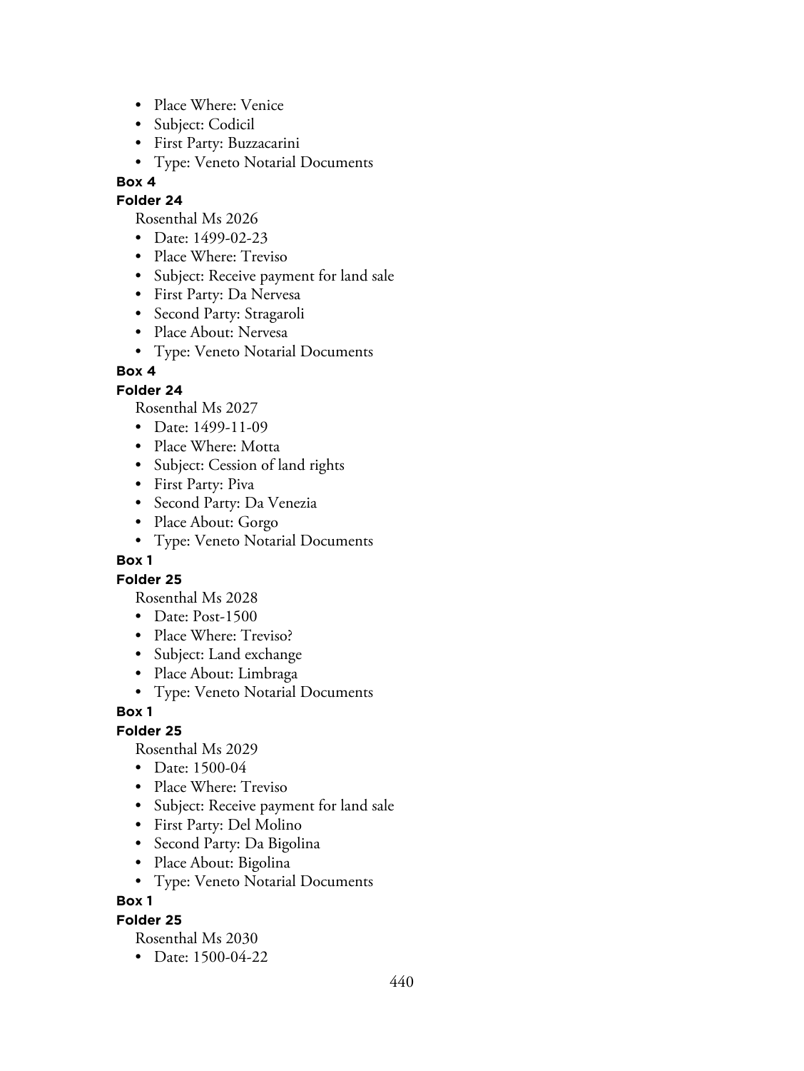- Place Where: Venice
- Subject: Codicil
- First Party: Buzzacarini
- Type: Veneto Notarial Documents

**Box 4**

**Folder 24**

Rosenthal Ms 2026

- Date: 1499-02-23
- Place Where: Treviso
- Subject: Receive payment for land sale
- First Party: Da Nervesa
- Second Party: Stragaroli
- Place About: Nervesa
- Type: Veneto Notarial Documents

**Box 4**

**Folder 24**

Rosenthal Ms 2027

- Date: 1499-11-09
- Place Where: Motta
- Subject: Cession of land rights
- First Party: Piva
- Second Party: Da Venezia
- Place About: Gorgo
- Type: Veneto Notarial Documents

**Box 1**

**Folder 25**

Rosenthal Ms 2028

- Date: Post-1500
- Place Where: Treviso?
- Subject: Land exchange
- Place About: Limbraga
- Type: Veneto Notarial Documents

**Box 1**

**Folder 25**

Rosenthal Ms 2029

- Date: 1500-04
- Place Where: Treviso
- Subject: Receive payment for land sale
- First Party: Del Molino
- Second Party: Da Bigolina
- Place About: Bigolina
- Type: Veneto Notarial Documents

**Box 1**

**Folder 25**

Rosenthal Ms 2030

- Date: 1500-04-22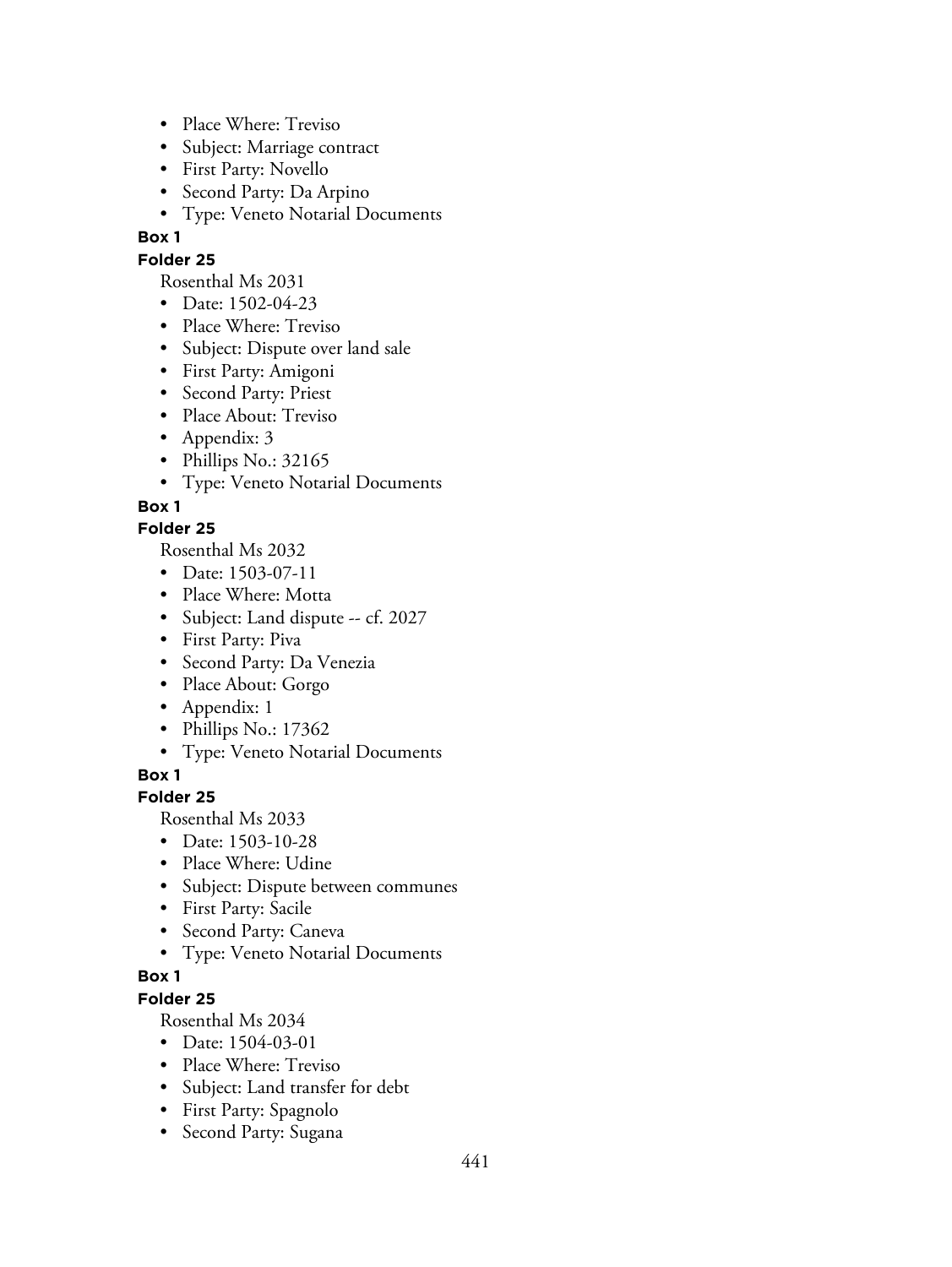- Place Where: Treviso
- Subject: Marriage contract
- First Party: Novello
- Second Party: Da Arpino
- Type: Veneto Notarial Documents

**Box 1**

**Folder 25**

Rosenthal Ms 2031

- Date: 1502-04-23
- Place Where: Treviso
- Subject: Dispute over land sale
- First Party: Amigoni
- Second Party: Priest
- Place About: Treviso
- Appendix: 3
- Phillips No.: 32165
- Type: Veneto Notarial Documents

**Box 1**

**Folder 25**

Rosenthal Ms 2032

- Date: 1503-07-11
- Place Where: Motta
- Subject: Land dispute -- cf. 2027
- First Party: Piva
- Second Party: Da Venezia
- Place About: Gorgo
- Appendix: 1
- Phillips No.: 17362
- Type: Veneto Notarial Documents

**Box 1**

**Folder 25**

Rosenthal Ms 2033

- Date: 1503-10-28
- Place Where: Udine
- Subject: Dispute between communes
- First Party: Sacile
- Second Party: Caneva
- Type: Veneto Notarial Documents

**Box 1**

**Folder 25**

Rosenthal Ms 2034

- Date: 1504-03-01
- Place Where: Treviso
- Subject: Land transfer for debt
- First Party: Spagnolo
- Second Party: Sugana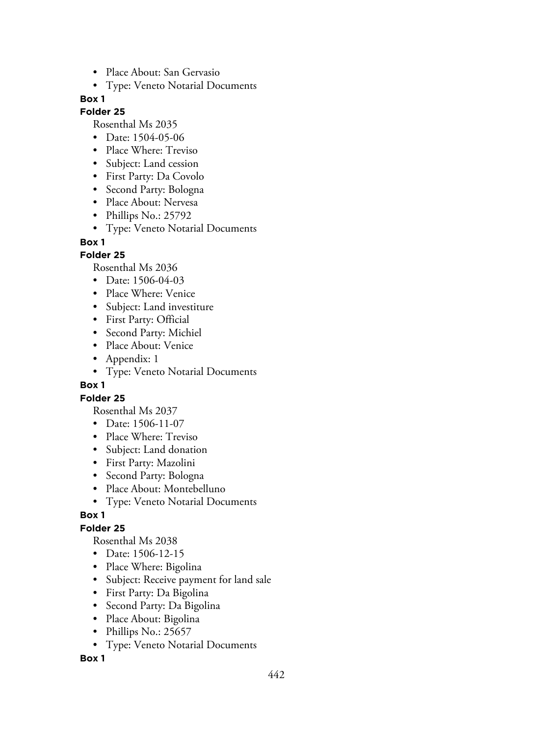- Place About: San Gervasio
- Type: Veneto Notarial Documents

**Box 1**

**Folder 25**

Rosenthal Ms 2035

- Date: 1504-05-06
- Place Where: Treviso
- Subject: Land cession
- First Party: Da Covolo
- Second Party: Bologna
- Place About: Nervesa
- Phillips No.: 25792
- Type: Veneto Notarial Documents

**Box 1**

**Folder 25**

Rosenthal Ms 2036

- Date: 1506-04-03
- Place Where: Venice
- Subject: Land investiture
- First Party: Official
- Second Party: Michiel
- Place About: Venice
- Appendix: 1
- Type: Veneto Notarial Documents

**Box 1**

**Folder 25**

Rosenthal Ms 2037

- Date: 1506-11-07
- Place Where: Treviso
- Subject: Land donation
- First Party: Mazolini
- Second Party: Bologna
- Place About: Montebelluno
- Type: Veneto Notarial Documents

**Box 1**

**Folder 25**

Rosenthal Ms 2038

- Date: 1506-12-15
- Place Where: Bigolina
- Subject: Receive payment for land sale
- First Party: Da Bigolina
- Second Party: Da Bigolina
- Place About: Bigolina
- Phillips No.: 25657
- Type: Veneto Notarial Documents

**Box 1**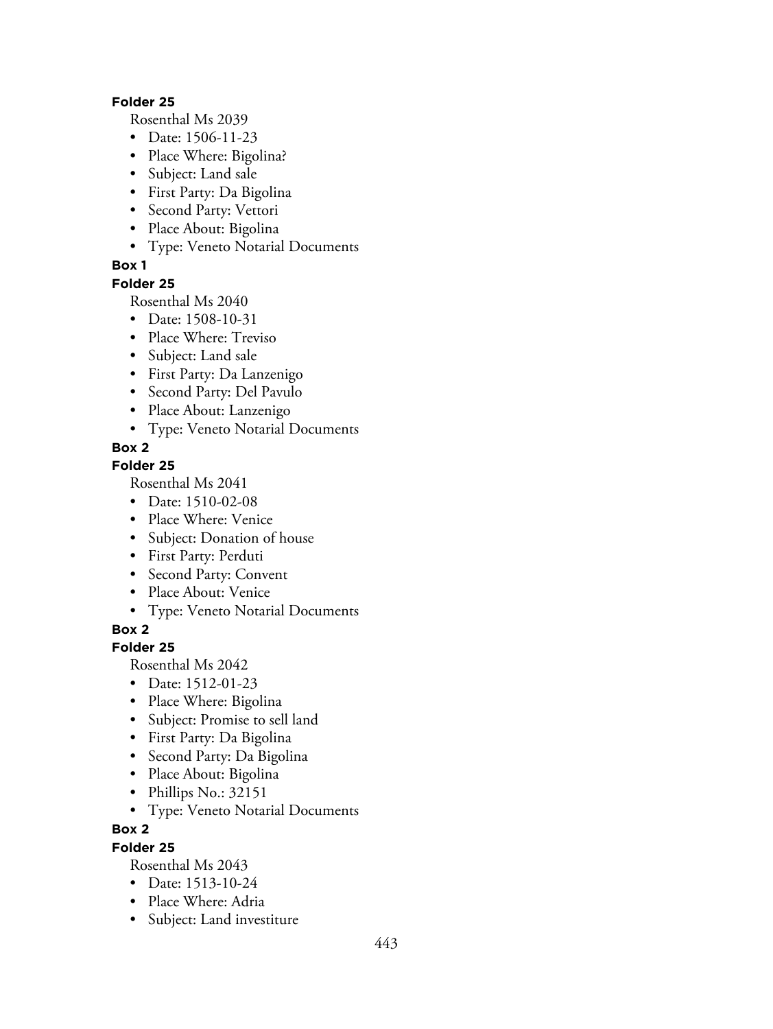**Folder 25**

Rosenthal Ms 2039

- Date: 1506-11-23
- Place Where: Bigolina?
- Subject: Land sale
- First Party: Da Bigolina
- Second Party: Vettori
- Place About: Bigolina
- Type: Veneto Notarial Documents

**Box 1**

**Folder 25**

Rosenthal Ms 2040

- Date: 1508-10-31
- Place Where: Treviso
- Subject: Land sale
- First Party: Da Lanzenigo
- Second Party: Del Pavulo
- Place About: Lanzenigo
- Type: Veneto Notarial Documents

**Box 2**

**Folder 25**

Rosenthal Ms 2041

- Date: 1510-02-08
- Place Where: Venice
- Subject: Donation of house
- First Party: Perduti
- Second Party: Convent
- Place About: Venice
- Type: Veneto Notarial Documents

**Box 2**

**Folder 25**

Rosenthal Ms 2042

- Date: 1512-01-23
- Place Where: Bigolina
- Subject: Promise to sell land
- First Party: Da Bigolina
- Second Party: Da Bigolina
- Place About: Bigolina
- Phillips No.: 32151
- Type: Veneto Notarial Documents

**Box 2**

**Folder 25**

Rosenthal Ms 2043

- Date: 1513-10-24
- Place Where: Adria
- Subject: Land investiture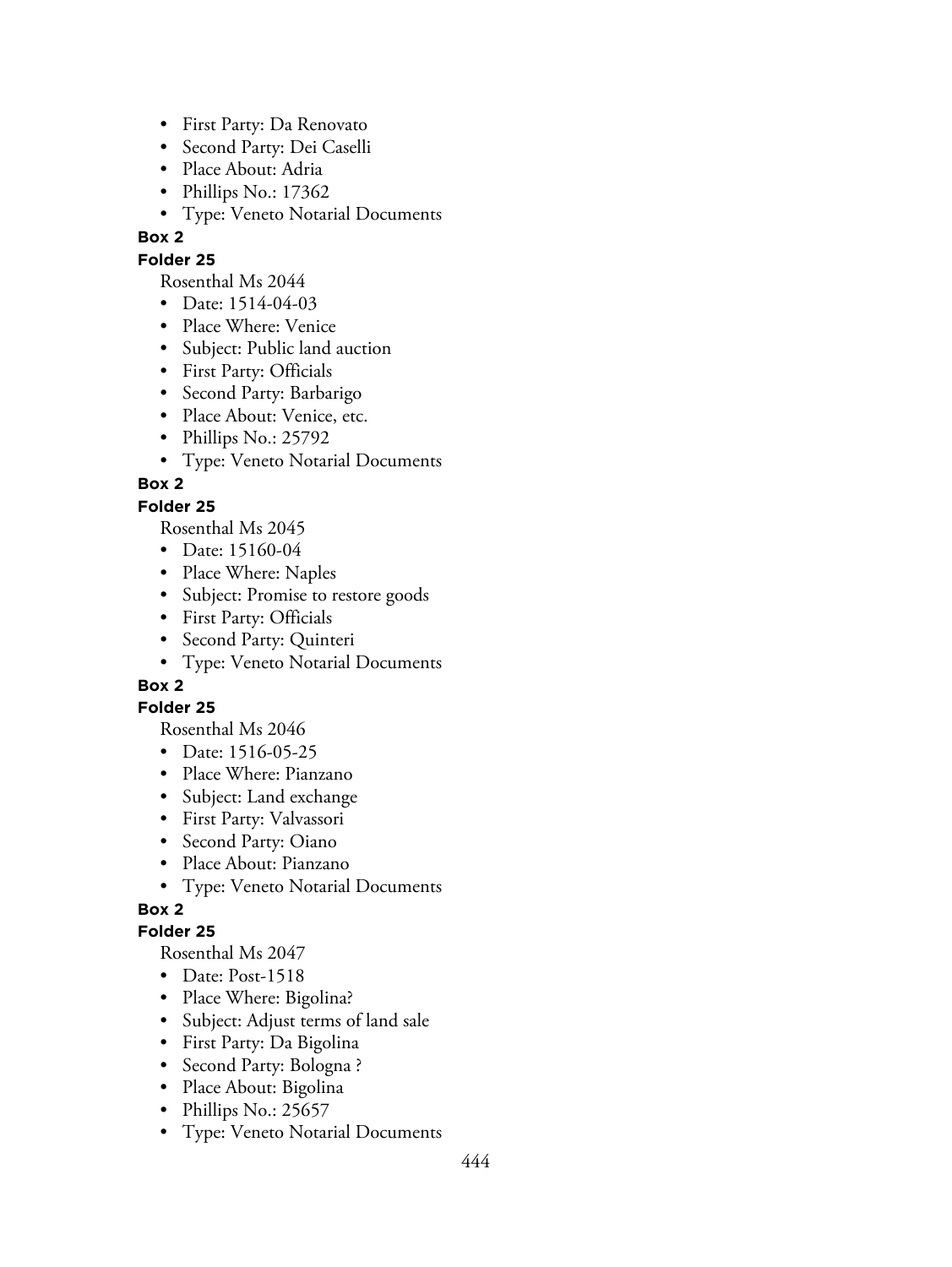- First Party: Da Renovato
- Second Party: Dei Caselli
- Place About: Adria
- Phillips No.: 17362
- Type: Veneto Notarial Documents

**Box 2**

**Folder 25**

Rosenthal Ms 2044

- Date: 1514-04-03
- Place Where: Venice
- Subject: Public land auction
- First Party: Officials
- Second Party: Barbarigo
- Place About: Venice, etc.
- Phillips No.: 25792
- Type: Veneto Notarial Documents

**Box 2**

**Folder 25**

Rosenthal Ms 2045

- Date: 15160-04
- Place Where: Naples
- Subject: Promise to restore goods
- First Party: Officials
- Second Party: Quinteri
- Type: Veneto Notarial Documents

**Box 2**

**Folder 25**

Rosenthal Ms 2046

- Date: 1516-05-25
- Place Where: Pianzano
- Subject: Land exchange
- First Party: Valvassori
- Second Party: Oiano
- Place About: Pianzano
- Type: Veneto Notarial Documents

**Box 2**

**Folder 25**

Rosenthal Ms 2047

- Date: Post-1518
- Place Where: Bigolina?
- Subject: Adjust terms of land sale
- First Party: Da Bigolina
- Second Party: Bologna ?
- Place About: Bigolina
- Phillips No.: 25657
- Type: Veneto Notarial Documents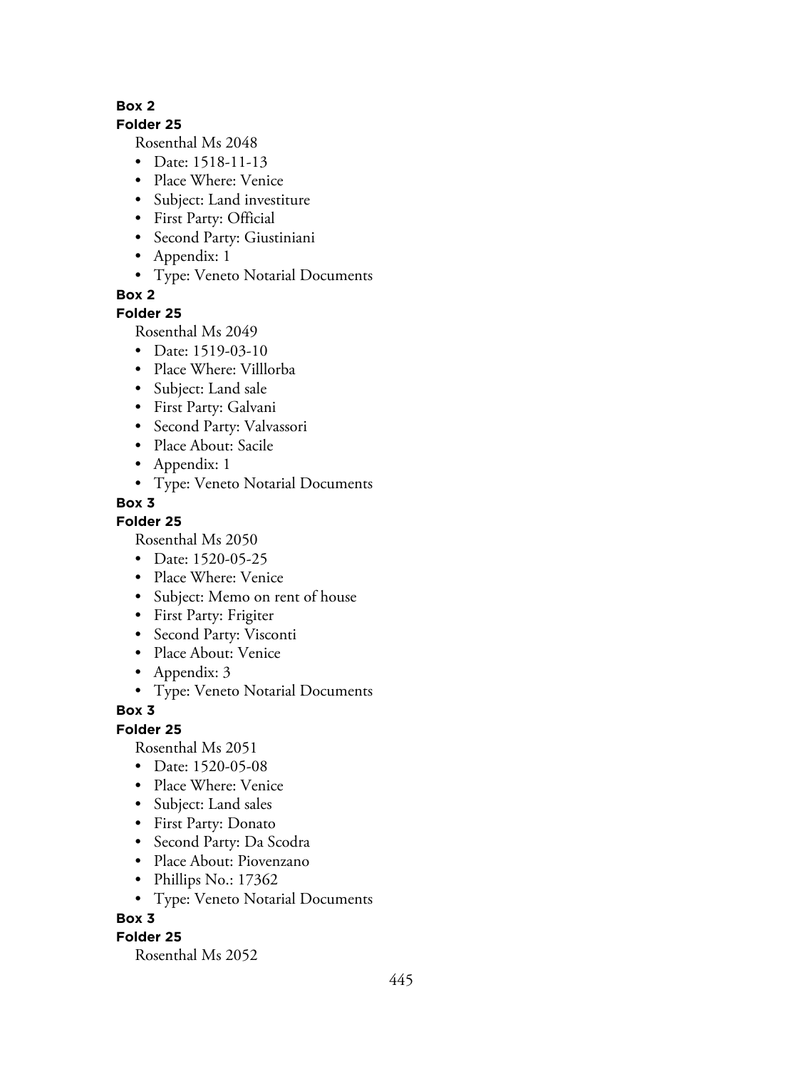**Box 2**

**Folder 25**

Rosenthal Ms 2048

- Date: 1518-11-13
- Place Where: Venice
- Subject: Land investiture
- First Party: Official
- Second Party: Giustiniani
- Appendix: 1
- Type: Veneto Notarial Documents

**Box 2**

**Folder 25**

Rosenthal Ms 2049

- Date: 1519-03-10
- Place Where: Villlorba
- Subject: Land sale
- First Party: Galvani
- Second Party: Valvassori
- Place About: Sacile
- Appendix: 1
- Type: Veneto Notarial Documents

**Box 3**

**Folder 25**

Rosenthal Ms 2050

- Date: 1520-05-25
- Place Where: Venice
- Subject: Memo on rent of house
- First Party: Frigiter
- Second Party: Visconti
- Place About: Venice
- Appendix: 3
- Type: Veneto Notarial Documents

**Box 3**

**Folder 25**

Rosenthal Ms 2051

- Date: 1520-05-08
- Place Where: Venice
- Subject: Land sales
- First Party: Donato
- Second Party: Da Scodra
- Place About: Piovenzano
- Phillips No.: 17362
- Type: Veneto Notarial Documents

**Box 3**

**Folder 25**

Rosenthal Ms 2052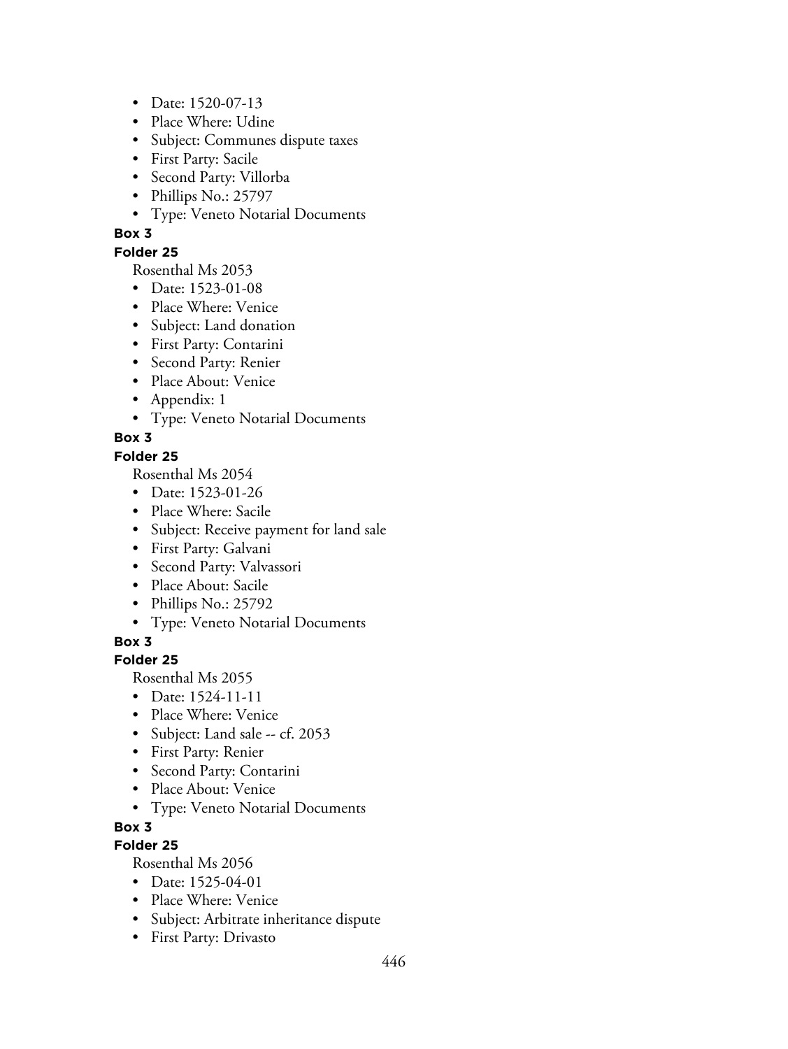- Date: 1520-07-13
- Place Where: Udine
- Subject: Communes dispute taxes
- First Party: Sacile
- Second Party: Villorba
- Phillips No.: 25797
- Type: Veneto Notarial Documents

**Box 3**

**Folder 25**

Rosenthal Ms 2053

- Date: 1523-01-08
- Place Where: Venice
- Subject: Land donation
- First Party: Contarini
- Second Party: Renier
- Place About: Venice
- Appendix: 1
- Type: Veneto Notarial Documents

**Box 3**

**Folder 25**

Rosenthal Ms 2054

- Date: 1523-01-26
- Place Where: Sacile
- Subject: Receive payment for land sale
- First Party: Galvani
- Second Party: Valvassori
- Place About: Sacile
- Phillips No.: 25792
- Type: Veneto Notarial Documents

**Box 3**

**Folder 25**

Rosenthal Ms 2055

- Date: 1524-11-11
- Place Where: Venice
- Subject: Land sale -- cf. 2053
- First Party: Renier
- Second Party: Contarini
- Place About: Venice
- Type: Veneto Notarial Documents

**Box 3**

**Folder 25**

Rosenthal Ms 2056

- Date: 1525-04-01
- Place Where: Venice
- Subject: Arbitrate inheritance dispute
- First Party: Drivasto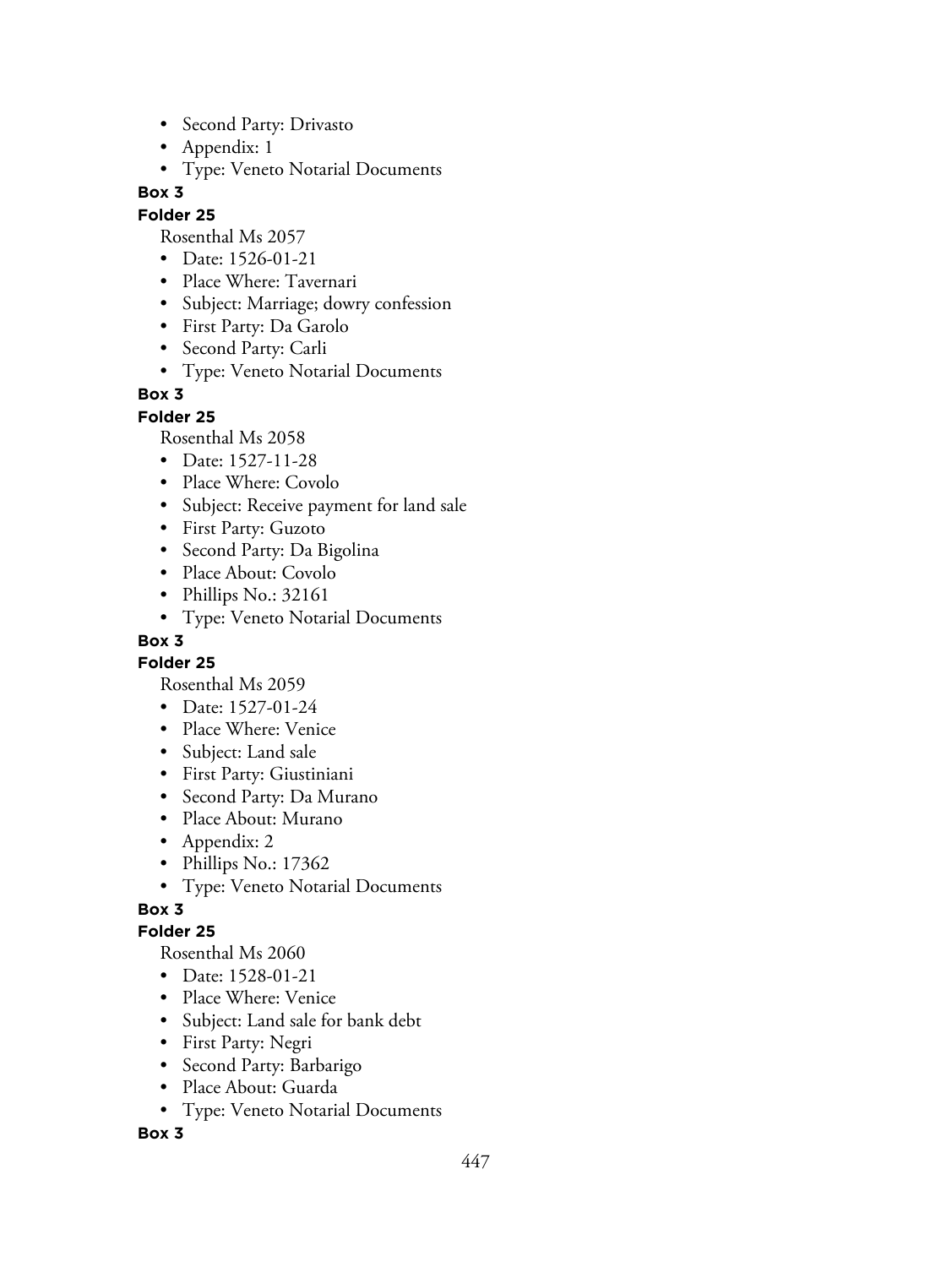- Second Party: Drivasto
- Appendix: 1
- Type: Veneto Notarial Documents

**Box 3**

**Folder 25**

Rosenthal Ms 2057

- Date: 1526-01-21
- Place Where: Tavernari
- Subject: Marriage; dowry confession
- First Party: Da Garolo
- Second Party: Carli
- Type: Veneto Notarial Documents

**Box 3**

**Folder 25**

Rosenthal Ms 2058

- Date: 1527-11-28
- Place Where: Covolo
- Subject: Receive payment for land sale
- First Party: Guzoto
- Second Party: Da Bigolina
- Place About: Covolo
- Phillips No.: 32161
- Type: Veneto Notarial Documents

**Box 3**

**Folder 25**

Rosenthal Ms 2059

- Date: 1527-01-24
- Place Where: Venice
- Subject: Land sale
- First Party: Giustiniani
- Second Party: Da Murano
- Place About: Murano
- Appendix: 2
- Phillips No.: 17362
- Type: Veneto Notarial Documents

**Box 3**

**Folder 25**

Rosenthal Ms 2060

- Date: 1528-01-21
- Place Where: Venice
- Subject: Land sale for bank debt
- First Party: Negri
- Second Party: Barbarigo
- Place About: Guarda
- Type: Veneto Notarial Documents

**Box 3**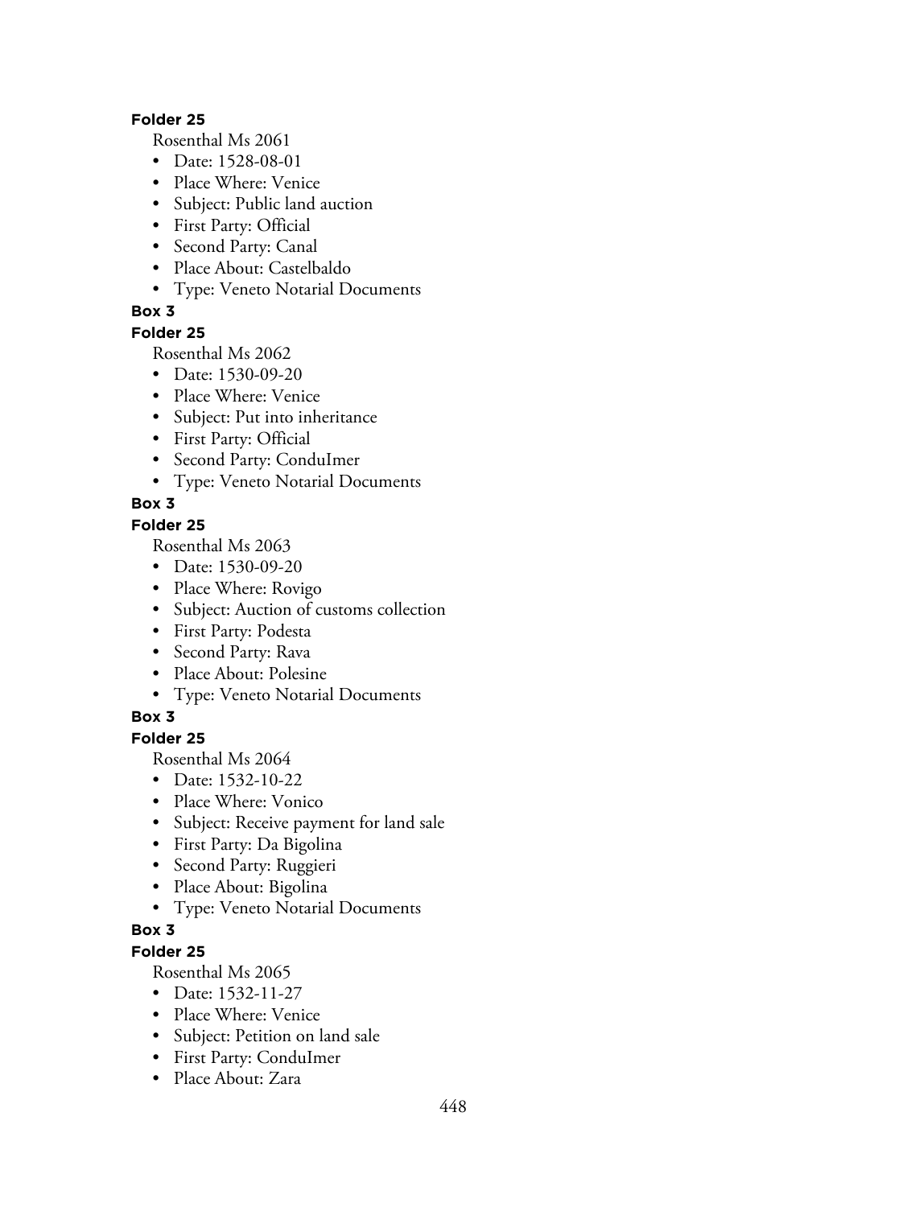**Folder 25**

Rosenthal Ms 2061

- Date: 1528-08-01
- Place Where: Venice
- Subject: Public land auction
- First Party: Official
- Second Party: Canal
- Place About: Castelbaldo
- Type: Veneto Notarial Documents

**Box 3**

**Folder 25**

Rosenthal Ms 2062

- Date: 1530-09-20
- Place Where: Venice
- Subject: Put into inheritance
- First Party: Official
- Second Party: ConduImer
- Type: Veneto Notarial Documents

**Box 3**

**Folder 25**

Rosenthal Ms 2063

- Date: 1530-09-20
- Place Where: Rovigo
- Subject: Auction of customs collection
- First Party: Podesta
- Second Party: Rava
- Place About: Polesine
- Type: Veneto Notarial Documents

**Box 3**

**Folder 25**

Rosenthal Ms 2064

- Date: 1532-10-22
- Place Where: Vonico
- Subject: Receive payment for land sale
- First Party: Da Bigolina
- Second Party: Ruggieri
- Place About: Bigolina
- Type: Veneto Notarial Documents

**Box 3**

**Folder 25**

Rosenthal Ms 2065

- Date: 1532-11-27
- Place Where: Venice
- Subject: Petition on land sale
- First Party: ConduImer
- Place About: Zara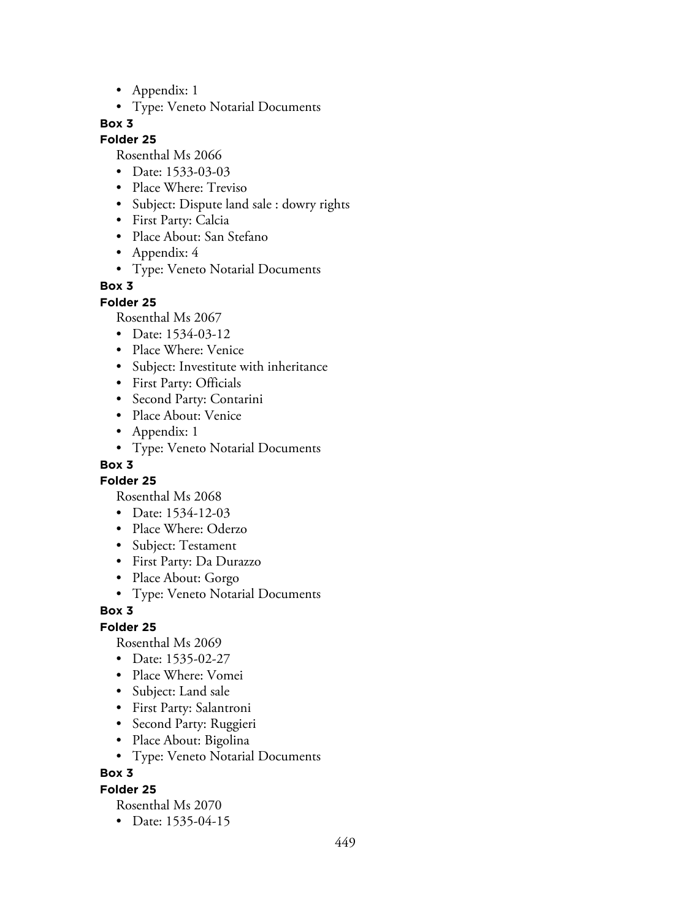- Appendix: 1
- Type: Veneto Notarial Documents

**Box 3**

**Folder 25**

Rosenthal Ms 2066

- Date: 1533-03-03
- Place Where: Treviso
- Subject: Dispute land sale : dowry rights
- First Party: Calcia
- Place About: San Stefano
- Appendix: 4
- Type: Veneto Notarial Documents

**Box 3**

**Folder 25**

Rosenthal Ms 2067

- Date: 1534-03-12
- Place Where: Venice
- Subject: Investitute with inheritance
- First Party: Officials
- Second Party: Contarini
- Place About: Venice
- Appendix: 1
- Type: Veneto Notarial Documents

**Box 3**

**Folder 25**

Rosenthal Ms 2068

- Date: 1534-12-03
- Place Where: Oderzo
- Subject: Testament
- First Party: Da Durazzo
- Place About: Gorgo
- Type: Veneto Notarial Documents

**Box 3**

**Folder 25**

Rosenthal Ms 2069

- Date: 1535-02-27
- Place Where: Vomei
- Subject: Land sale
- First Party: Salantroni
- Second Party: Ruggieri
- Place About: Bigolina
- Type: Veneto Notarial Documents

**Box 3**

**Folder 25**

Rosenthal Ms 2070

- Date: 1535-04-15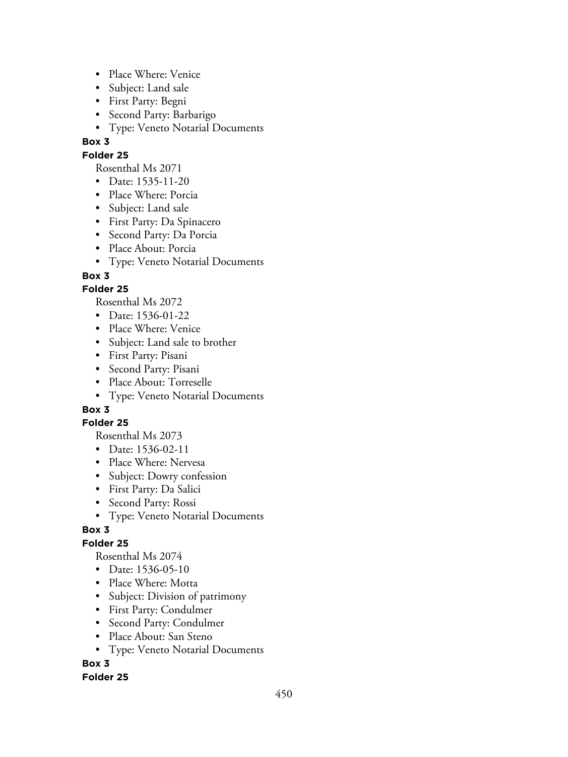- Place Where: Venice
- Subject: Land sale
- First Party: Begni
- Second Party: Barbarigo
- Type: Veneto Notarial Documents

**Box 3**

**Folder 25**

Rosenthal Ms 2071

- Date: 1535-11-20
- Place Where: Porcia
- Subject: Land sale
- First Party: Da Spinacero
- Second Party: Da Porcia
- Place About: Porcia
- Type: Veneto Notarial Documents

**Box 3**

**Folder 25**

Rosenthal Ms 2072

- Date: 1536-01-22
- Place Where: Venice
- Subject: Land sale to brother
- First Party: Pisani
- Second Party: Pisani
- Place About: Torreselle
- Type: Veneto Notarial Documents

**Box 3**

**Folder 25**

Rosenthal Ms 2073

- Date: 1536-02-11
- Place Where: Nervesa
- Subject: Dowry confession
- First Party: Da Salici
- Second Party: Rossi
- Type: Veneto Notarial Documents

**Box 3**

**Folder 25**

Rosenthal Ms 2074

- Date: 1536-05-10
- Place Where: Motta
- Subject: Division of patrimony
- First Party: Condulmer
- Second Party: Condulmer
- Place About: San Steno
- Type: Veneto Notarial Documents

**Box 3**

**Folder 25**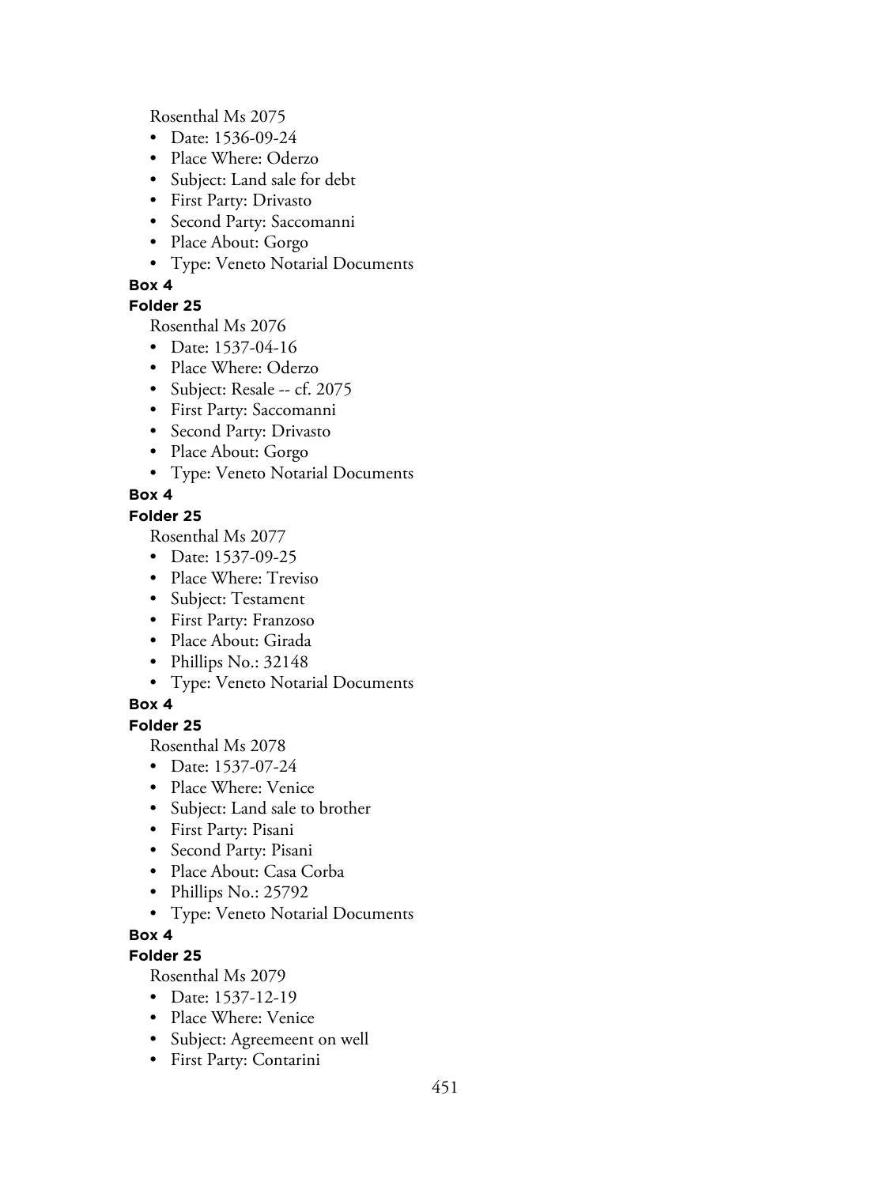Rosenthal Ms 2075

- Date: 1536-09-24
- Place Where: Oderzo
- Subject: Land sale for debt
- First Party: Drivasto
- Second Party: Saccomanni
- Place About: Gorgo
- Type: Veneto Notarial Documents

**Box 4**

**Folder 25**

Rosenthal Ms 2076

- Date: 1537-04-16
- Place Where: Oderzo
- Subject: Resale -- cf. 2075
- First Party: Saccomanni
- Second Party: Drivasto
- Place About: Gorgo
- Type: Veneto Notarial Documents

**Box 4**

**Folder 25**

Rosenthal Ms 2077

- Date: 1537-09-25
- Place Where: Treviso
- Subject: Testament
- First Party: Franzoso
- Place About: Girada
- Phillips No.: 32148
- Type: Veneto Notarial Documents

**Box 4**

**Folder 25**

Rosenthal Ms 2078

- Date: 1537-07-24
- Place Where: Venice
- Subject: Land sale to brother
- First Party: Pisani
- Second Party: Pisani
- Place About: Casa Corba
- Phillips No.: 25792
- Type: Veneto Notarial Documents

**Box 4**

**Folder 25**

Rosenthal Ms 2079

- Date: 1537-12-19
- Place Where: Venice
- Subject: Agreemeent on well
- First Party: Contarini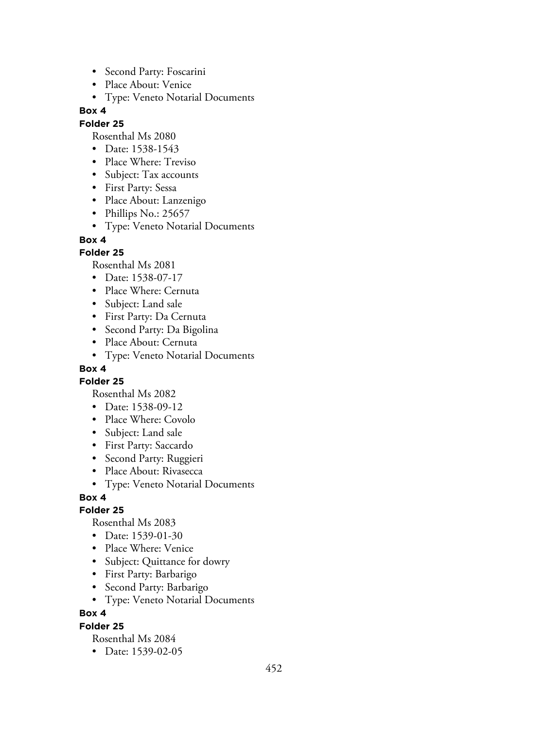- Second Party: Foscarini
- Place About: Venice
- Type: Veneto Notarial Documents

**Box 4**

**Folder 25**

Rosenthal Ms 2080

- Date: 1538-1543
- Place Where: Treviso
- Subject: Tax accounts
- First Party: Sessa
- Place About: Lanzenigo
- Phillips No.: 25657
- Type: Veneto Notarial Documents

**Box 4**

**Folder 25**

Rosenthal Ms 2081

- Date: 1538-07-17
- Place Where: Cernuta
- Subject: Land sale
- First Party: Da Cernuta
- Second Party: Da Bigolina
- Place About: Cernuta
- Type: Veneto Notarial Documents

**Box 4**

**Folder 25**

Rosenthal Ms 2082

- Date: 1538-09-12
- Place Where: Covolo
- Subject: Land sale
- First Party: Saccardo
- Second Party: Ruggieri
- Place About: Rivasecca
- Type: Veneto Notarial Documents

**Box 4**

**Folder 25**

Rosenthal Ms 2083

- Date: 1539-01-30
- Place Where: Venice
- Subject: Quittance for dowry
- First Party: Barbarigo
- Second Party: Barbarigo
- Type: Veneto Notarial Documents

**Box 4**

**Folder 25**

Rosenthal Ms 2084

- Date: 1539-02-05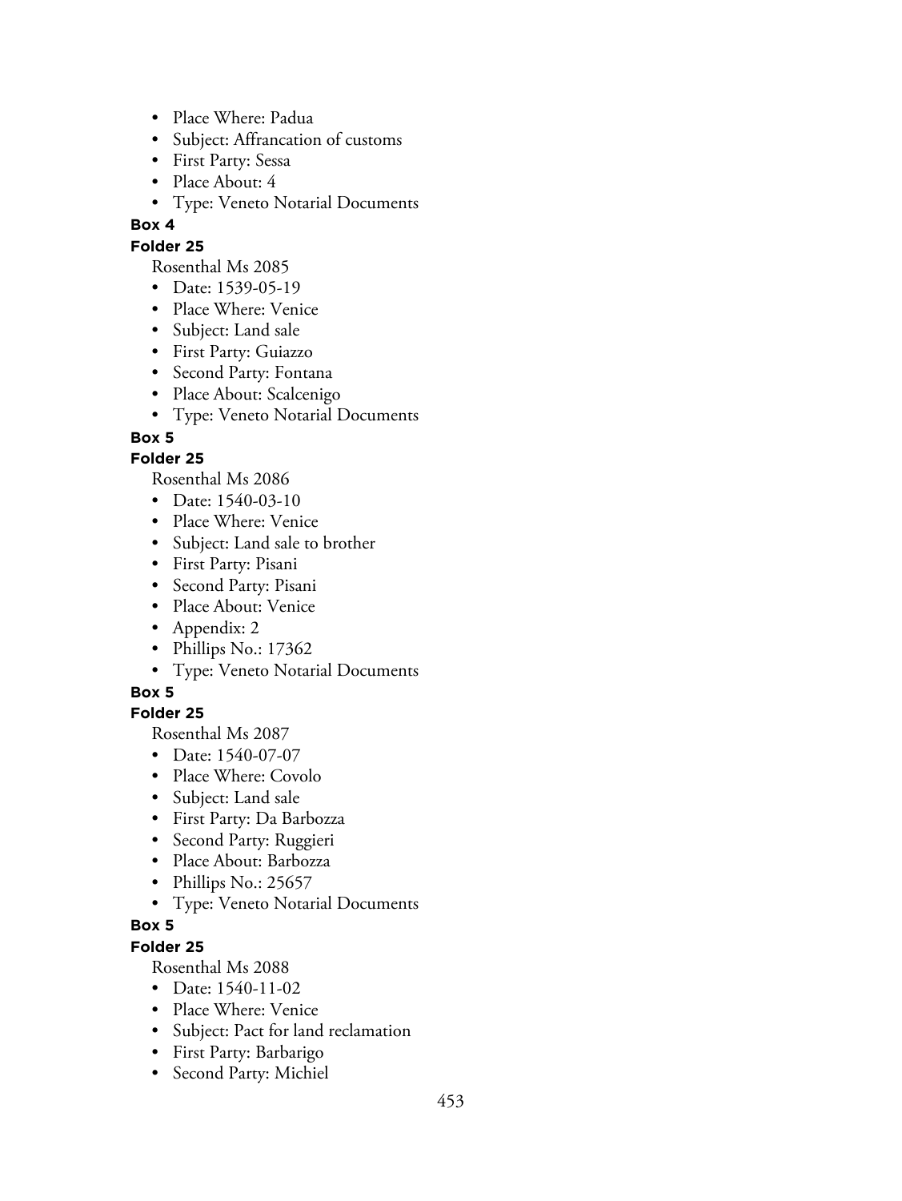- Place Where: Padua
- Subject: Affrancation of customs
- First Party: Sessa
- Place About: 4
- Type: Veneto Notarial Documents

**Box 4**

**Folder 25**

Rosenthal Ms 2085

- Date: 1539-05-19
- Place Where: Venice
- Subject: Land sale
- First Party: Guiazzo
- Second Party: Fontana
- Place About: Scalcenigo
- Type: Veneto Notarial Documents

**Box 5**

**Folder 25**

Rosenthal Ms 2086

- Date: 1540-03-10
- Place Where: Venice
- Subject: Land sale to brother
- First Party: Pisani
- Second Party: Pisani
- Place About: Venice
- Appendix: 2
- Phillips No.: 17362
- Type: Veneto Notarial Documents

**Box 5**

**Folder 25**

Rosenthal Ms 2087

- Date: 1540-07-07
- Place Where: Covolo
- Subject: Land sale
- First Party: Da Barbozza
- Second Party: Ruggieri
- Place About: Barbozza
- Phillips No.: 25657
- Type: Veneto Notarial Documents

**Box 5**

**Folder 25**

Rosenthal Ms 2088

- Date: 1540-11-02
- Place Where: Venice
- Subject: Pact for land reclamation
- First Party: Barbarigo
- Second Party: Michiel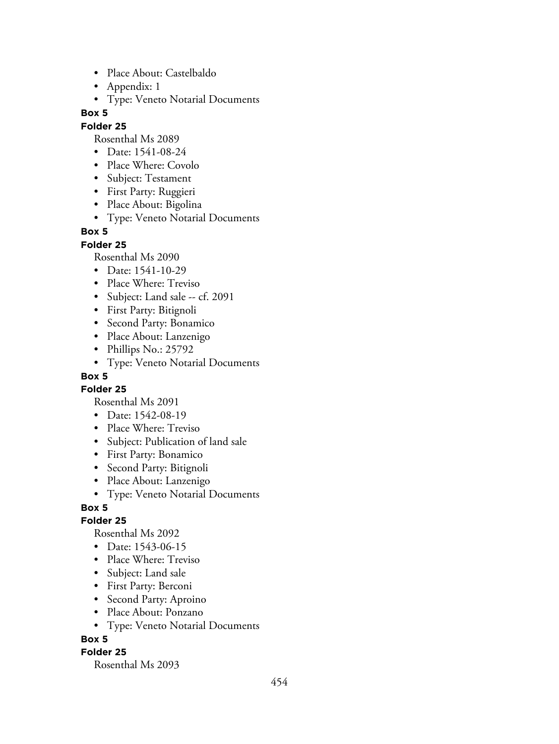- Place About: Castelbaldo
- Appendix: 1
- Type: Veneto Notarial Documents

**Box 5**

**Folder 25**

Rosenthal Ms 2089

- Date: 1541-08-24
- Place Where: Covolo
- Subject: Testament
- First Party: Ruggieri
- Place About: Bigolina
- Type: Veneto Notarial Documents

**Box 5**

**Folder 25**

Rosenthal Ms 2090

- Date: 1541-10-29
- Place Where: Treviso
- Subject: Land sale -- cf. 2091
- First Party: Bitignoli
- Second Party: Bonamico
- Place About: Lanzenigo
- Phillips No.: 25792
- Type: Veneto Notarial Documents

**Box 5**

**Folder 25**

Rosenthal Ms 2091

- Date: 1542-08-19
- Place Where: Treviso
- Subject: Publication of land sale
- First Party: Bonamico
- Second Party: Bitignoli
- Place About: Lanzenigo
- Type: Veneto Notarial Documents

**Box 5**

**Folder 25**

Rosenthal Ms 2092

- Date: 1543-06-15
- Place Where: Treviso
- Subject: Land sale
- First Party: Berconi
- Second Party: Aproino
- Place About: Ponzano
- Type: Veneto Notarial Documents

**Box 5**

**Folder 25**

Rosenthal Ms 2093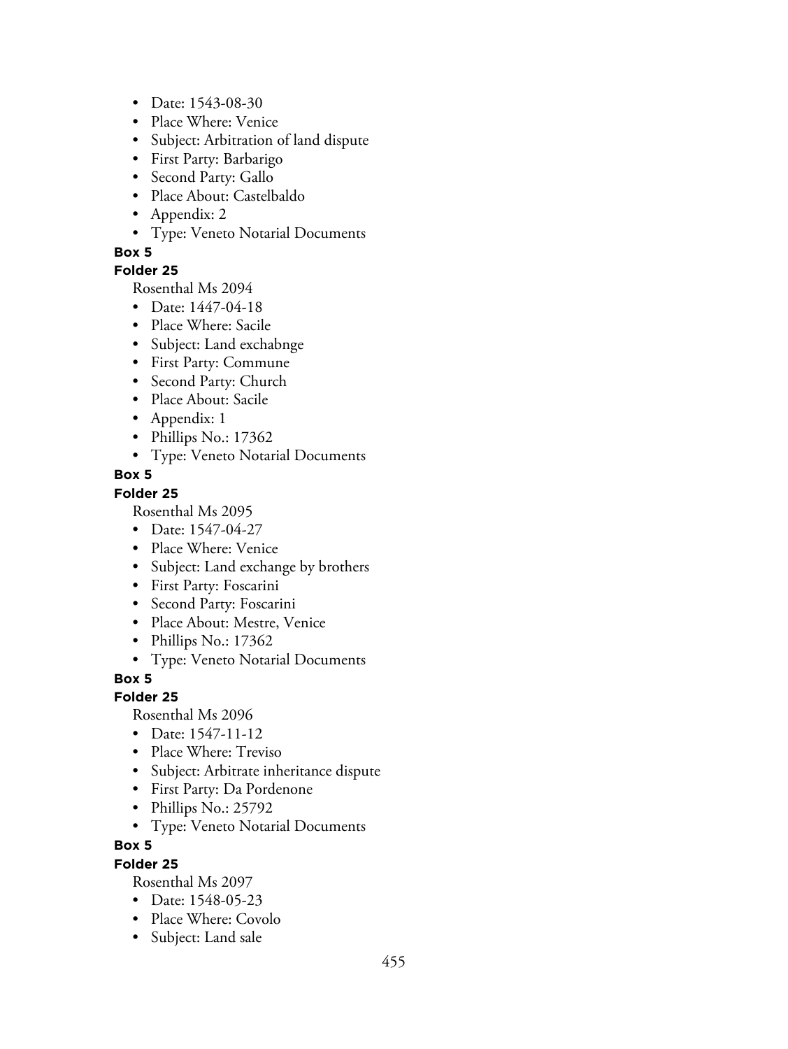- Date: 1543-08-30
- Place Where: Venice
- Subject: Arbitration of land dispute
- First Party: Barbarigo
- Second Party: Gallo
- Place About: Castelbaldo
- Appendix: 2
- Type: Veneto Notarial Documents

**Box 5**

**Folder 25**

Rosenthal Ms 2094

- Date: 1447-04-18
- Place Where: Sacile
- Subject: Land exchabnge
- First Party: Commune
- Second Party: Church
- Place About: Sacile
- Appendix: 1
- Phillips No.: 17362
- Type: Veneto Notarial Documents

**Box 5**

**Folder 25**

Rosenthal Ms 2095

- Date: 1547-04-27
- Place Where: Venice
- Subject: Land exchange by brothers
- First Party: Foscarini
- Second Party: Foscarini
- Place About: Mestre, Venice
- Phillips No.: 17362
- Type: Veneto Notarial Documents

**Box 5**

**Folder 25**

Rosenthal Ms 2096

- Date: 1547-11-12
- Place Where: Treviso
- Subject: Arbitrate inheritance dispute
- First Party: Da Pordenone
- Phillips No.: 25792
- Type: Veneto Notarial Documents

**Box 5**

**Folder 25**

Rosenthal Ms 2097

- Date: 1548-05-23
- Place Where: Covolo
- Subject: Land sale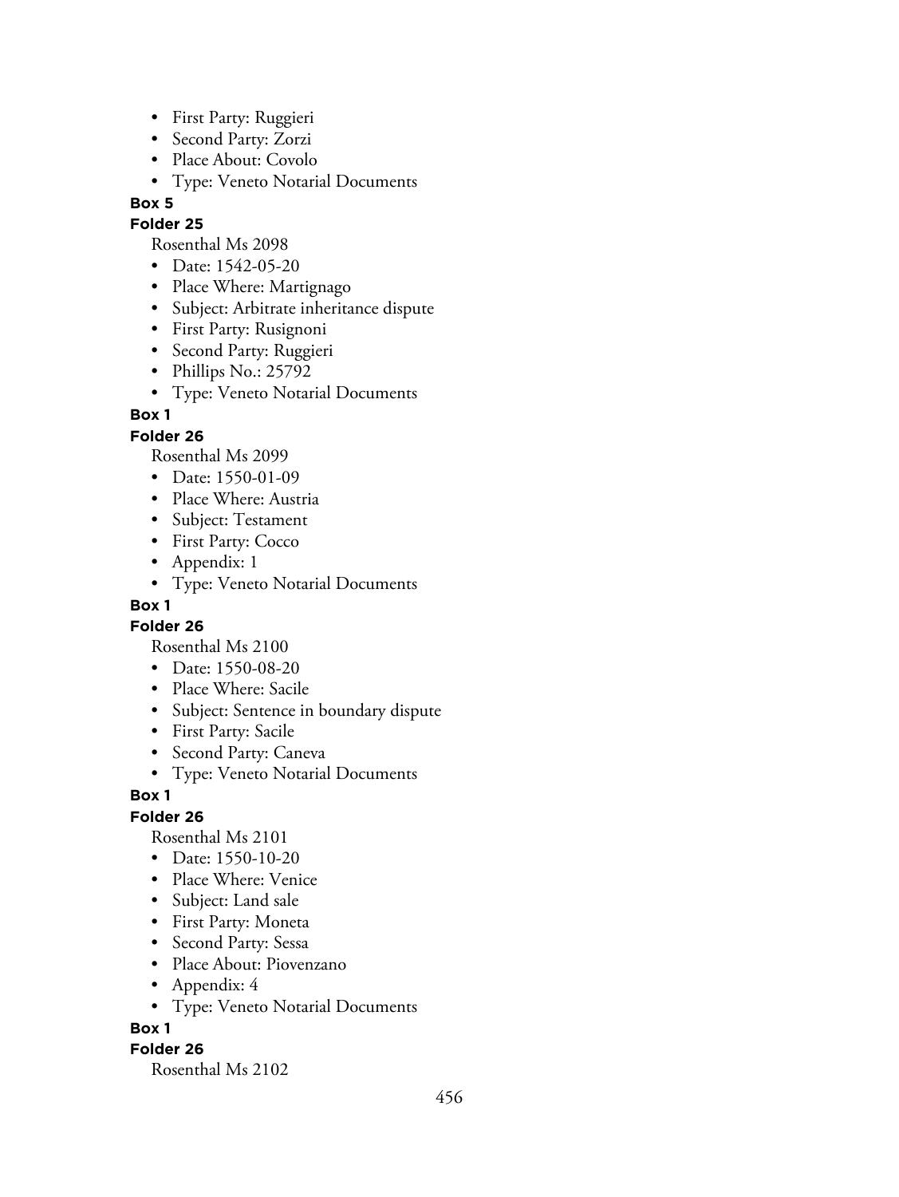- First Party: Ruggieri
- Second Party: Zorzi
- Place About: Covolo
- Type: Veneto Notarial Documents

**Box 5**

**Folder 25**

Rosenthal Ms 2098

- Date: 1542-05-20
- Place Where: Martignago
- Subject: Arbitrate inheritance dispute
- First Party: Rusignoni
- Second Party: Ruggieri
- Phillips No.: 25792
- Type: Veneto Notarial Documents

**Box 1**

**Folder 26**

Rosenthal Ms 2099

- Date: 1550-01-09
- Place Where: Austria
- Subject: Testament
- First Party: Cocco
- Appendix: 1
- Type: Veneto Notarial Documents

**Box 1**

**Folder 26**

Rosenthal Ms 2100

- Date: 1550-08-20
- Place Where: Sacile
- Subject: Sentence in boundary dispute
- First Party: Sacile
- Second Party: Caneva
- Type: Veneto Notarial Documents

**Box 1**

**Folder 26**

Rosenthal Ms 2101

- Date: 1550-10-20
- Place Where: Venice
- Subject: Land sale
- First Party: Moneta
- Second Party: Sessa
- Place About: Piovenzano
- Appendix: 4
- Type: Veneto Notarial Documents

**Box 1**

**Folder 26**

Rosenthal Ms 2102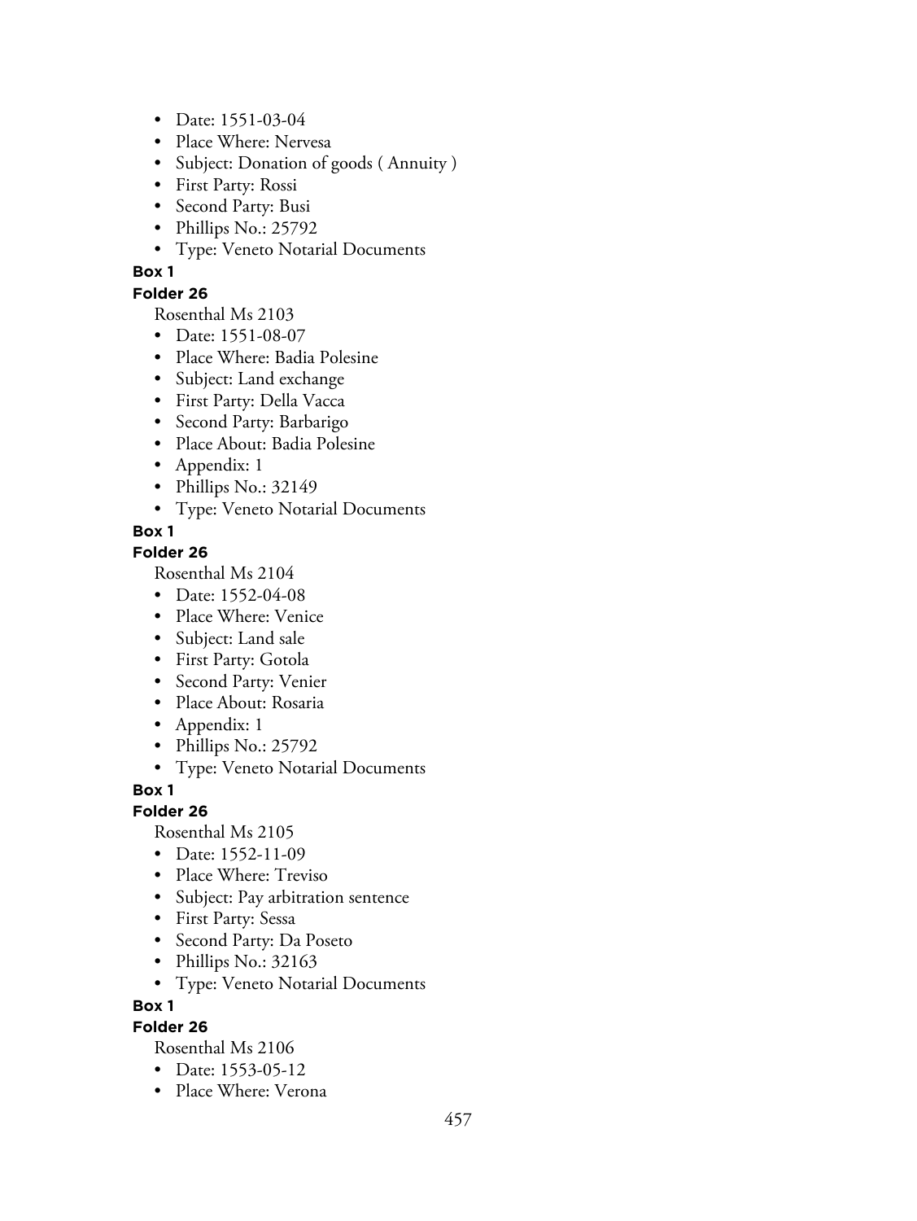- Date: 1551-03-04
- Place Where: Nervesa
- Subject: Donation of goods ( Annuity )
- First Party: Rossi
- Second Party: Busi
- Phillips No.: 25792
- Type: Veneto Notarial Documents

**Box 1**

**Folder 26**

Rosenthal Ms 2103

- Date: 1551-08-07
- Place Where: Badia Polesine
- Subject: Land exchange
- First Party: Della Vacca
- Second Party: Barbarigo
- Place About: Badia Polesine
- Appendix: 1
- Phillips No.: 32149
- Type: Veneto Notarial Documents

**Box 1**

**Folder 26**

Rosenthal Ms 2104

- Date: 1552-04-08
- Place Where: Venice
- Subject: Land sale
- First Party: Gotola
- Second Party: Venier
- Place About: Rosaria
- Appendix: 1
- Phillips No.: 25792
- Type: Veneto Notarial Documents

**Box 1**

**Folder 26**

Rosenthal Ms 2105

- Date: 1552-11-09
- Place Where: Treviso
- Subject: Pay arbitration sentence
- First Party: Sessa
- Second Party: Da Poseto
- Phillips No.: 32163
- Type: Veneto Notarial Documents

**Box 1**

**Folder 26**

Rosenthal Ms 2106

- Date: 1553-05-12
- Place Where: Verona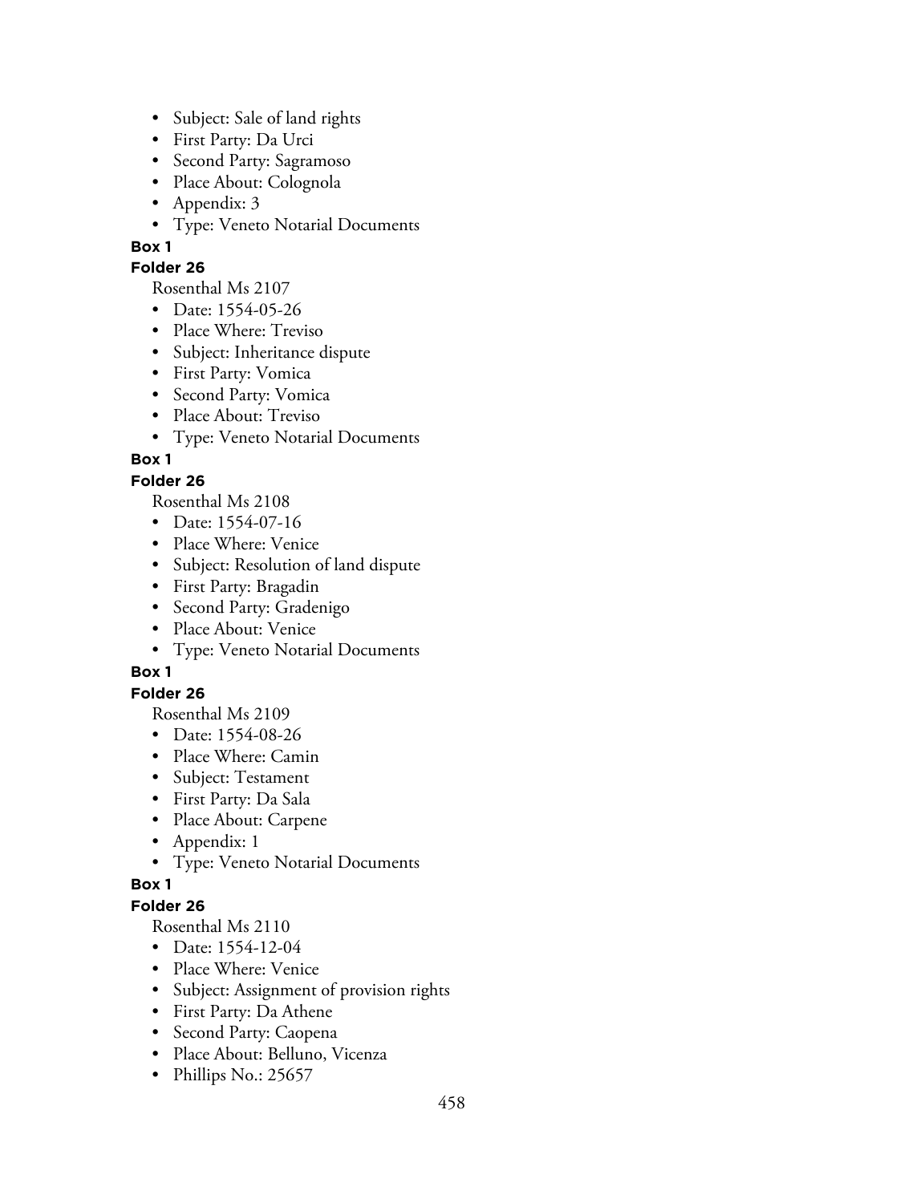- Subject: Sale of land rights
- First Party: Da Urci
- Second Party: Sagramoso
- Place About: Colognola
- Appendix: 3
- Type: Veneto Notarial Documents

**Box 1**

**Folder 26**

Rosenthal Ms 2107

- Date: 1554-05-26
- Place Where: Treviso
- Subject: Inheritance dispute
- First Party: Vomica
- Second Party: Vomica
- Place About: Treviso
- Type: Veneto Notarial Documents

**Box 1**

**Folder 26**

Rosenthal Ms 2108

- Date: 1554-07-16
- Place Where: Venice
- Subject: Resolution of land dispute
- First Party: Bragadin
- Second Party: Gradenigo
- Place About: Venice
- Type: Veneto Notarial Documents

**Box 1**

**Folder 26**

Rosenthal Ms 2109

- Date: 1554-08-26
- Place Where: Camin
- Subject: Testament
- First Party: Da Sala
- Place About: Carpene
- Appendix: 1
- Type: Veneto Notarial Documents

**Box 1**

**Folder 26**

Rosenthal Ms 2110

- Date: 1554-12-04
- Place Where: Venice
- Subject: Assignment of provision rights
- First Party: Da Athene
- Second Party: Caopena
- Place About: Belluno, Vicenza
- Phillips No.: 25657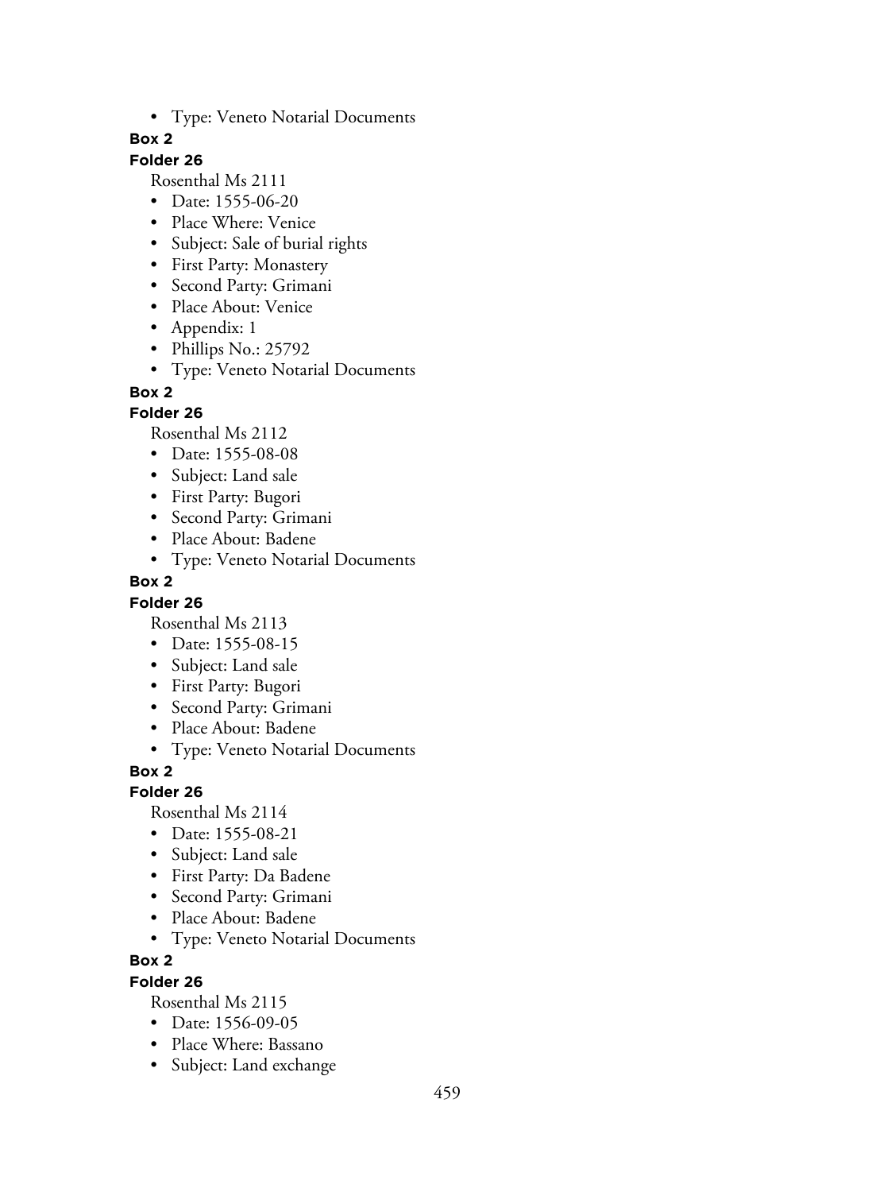- Type: Veneto Notarial Documents

**Box 2**

**Folder 26**

Rosenthal Ms 2111

- Date: 1555-06-20
- Place Where: Venice
- Subject: Sale of burial rights
- First Party: Monastery
- Second Party: Grimani
- Place About: Venice
- Appendix: 1
- Phillips No.: 25792
- Type: Veneto Notarial Documents

**Box 2**

**Folder 26**

Rosenthal Ms 2112

- Date: 1555-08-08
- Subject: Land sale
- First Party: Bugori
- Second Party: Grimani
- Place About: Badene
- Type: Veneto Notarial Documents

**Box 2**

**Folder 26**

Rosenthal Ms 2113

- Date: 1555-08-15
- Subject: Land sale
- First Party: Bugori
- Second Party: Grimani
- Place About: Badene
- Type: Veneto Notarial Documents

**Box 2**

**Folder 26**

Rosenthal Ms 2114

- Date: 1555-08-21
- Subject: Land sale
- First Party: Da Badene
- Second Party: Grimani
- Place About: Badene
- Type: Veneto Notarial Documents

**Box 2**

**Folder 26**

Rosenthal Ms 2115

- Date: 1556-09-05
- Place Where: Bassano
- Subject: Land exchange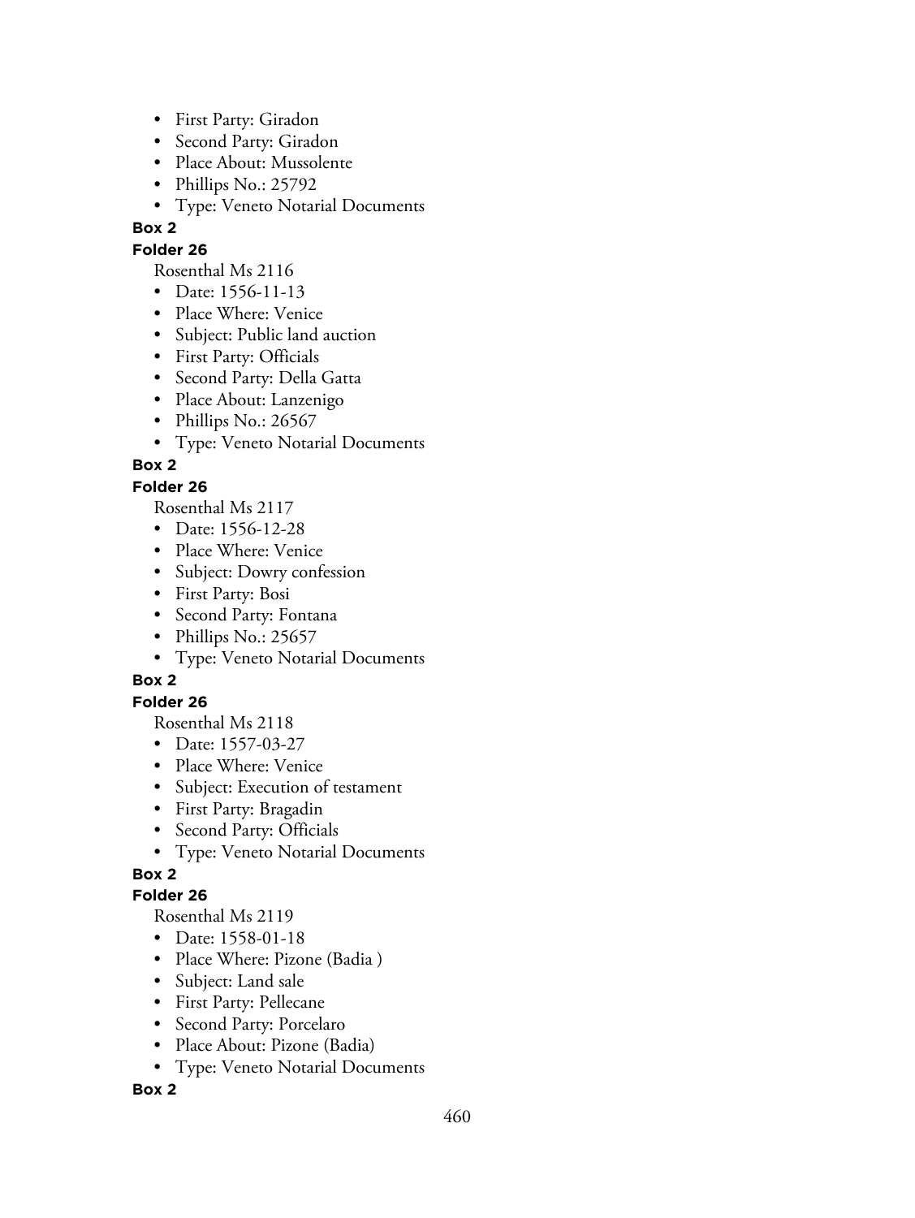- First Party: Giradon
- Second Party: Giradon
- Place About: Mussolente
- Phillips No.: 25792
- Type: Veneto Notarial Documents

**Box 2**

**Folder 26**

Rosenthal Ms 2116

- Date: 1556-11-13
- Place Where: Venice
- Subject: Public land auction
- First Party: Officials
- Second Party: Della Gatta
- Place About: Lanzenigo
- Phillips No.: 26567
- Type: Veneto Notarial Documents

**Box 2**

**Folder 26**

Rosenthal Ms 2117

- Date: 1556-12-28
- Place Where: Venice
- Subject: Dowry confession
- First Party: Bosi
- Second Party: Fontana
- Phillips No.: 25657
- Type: Veneto Notarial Documents

**Box 2**

**Folder 26**

Rosenthal Ms 2118

- Date: 1557-03-27
- Place Where: Venice
- Subject: Execution of testament
- First Party: Bragadin
- Second Party: Officials
- Type: Veneto Notarial Documents

**Box 2**

**Folder 26**

Rosenthal Ms 2119

- Date: 1558-01-18
- Place Where: Pizone (Badia )
- Subject: Land sale
- First Party: Pellecane
- Second Party: Porcelaro
- Place About: Pizone (Badia)
- Type: Veneto Notarial Documents

**Box 2**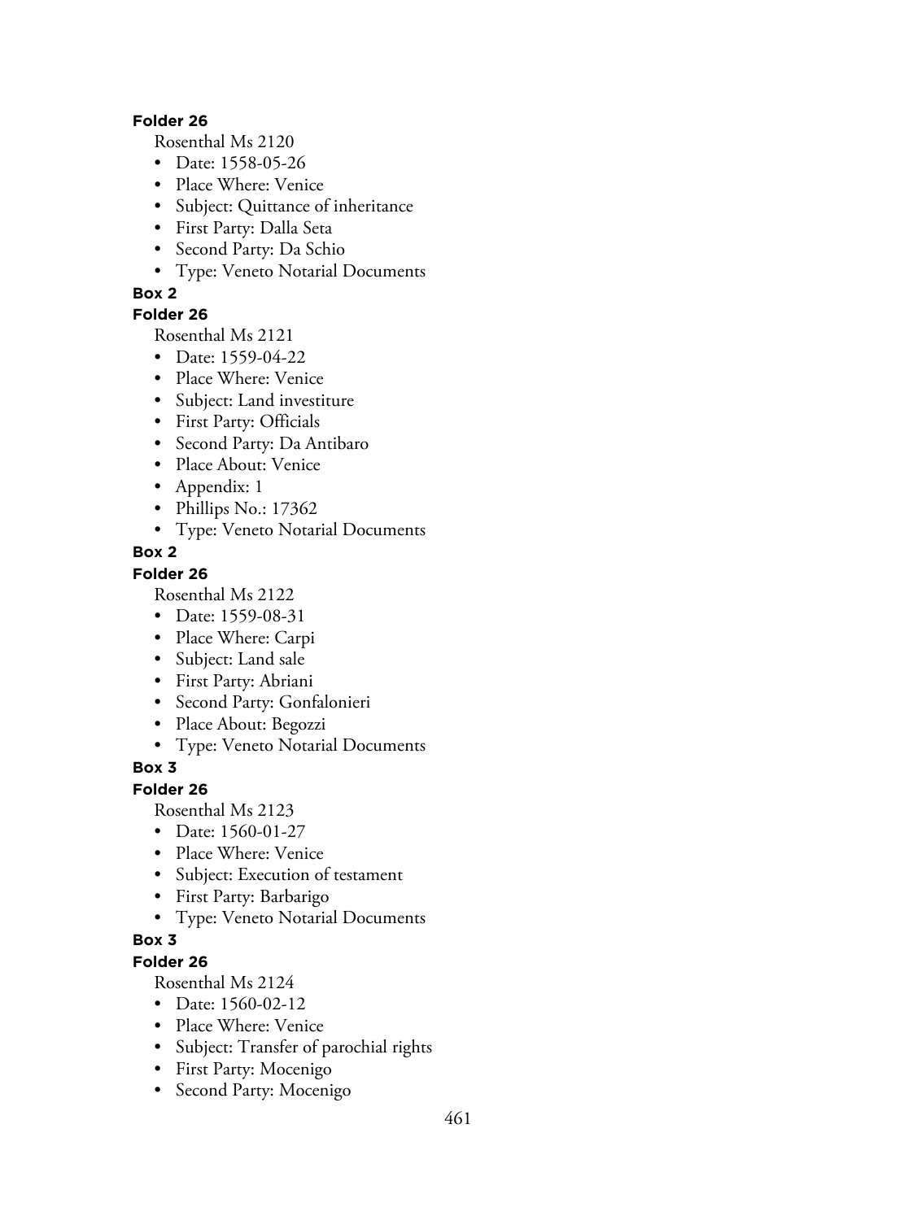**Folder 26**

Rosenthal Ms 2120

- Date: 1558-05-26
- Place Where: Venice
- Subject: Quittance of inheritance
- First Party: Dalla Seta
- Second Party: Da Schio
- Type: Veneto Notarial Documents

**Box 2**

**Folder 26**

Rosenthal Ms 2121

- Date: 1559-04-22
- Place Where: Venice
- Subject: Land investiture
- First Party: Officials
- Second Party: Da Antibaro
- Place About: Venice
- Appendix: 1
- Phillips No.: 17362
- Type: Veneto Notarial Documents

**Box 2**

**Folder 26**

Rosenthal Ms 2122

- Date: 1559-08-31
- Place Where: Carpi
- Subject: Land sale
- First Party: Abriani
- Second Party: Gonfalonieri
- Place About: Begozzi
- Type: Veneto Notarial Documents

**Box 3**

**Folder 26**

Rosenthal Ms 2123

- Date: 1560-01-27
- Place Where: Venice
- Subject: Execution of testament
- First Party: Barbarigo
- Type: Veneto Notarial Documents

**Box 3**

**Folder 26**

Rosenthal Ms 2124

- Date: 1560-02-12
- Place Where: Venice
- Subject: Transfer of parochial rights
- First Party: Mocenigo
- Second Party: Mocenigo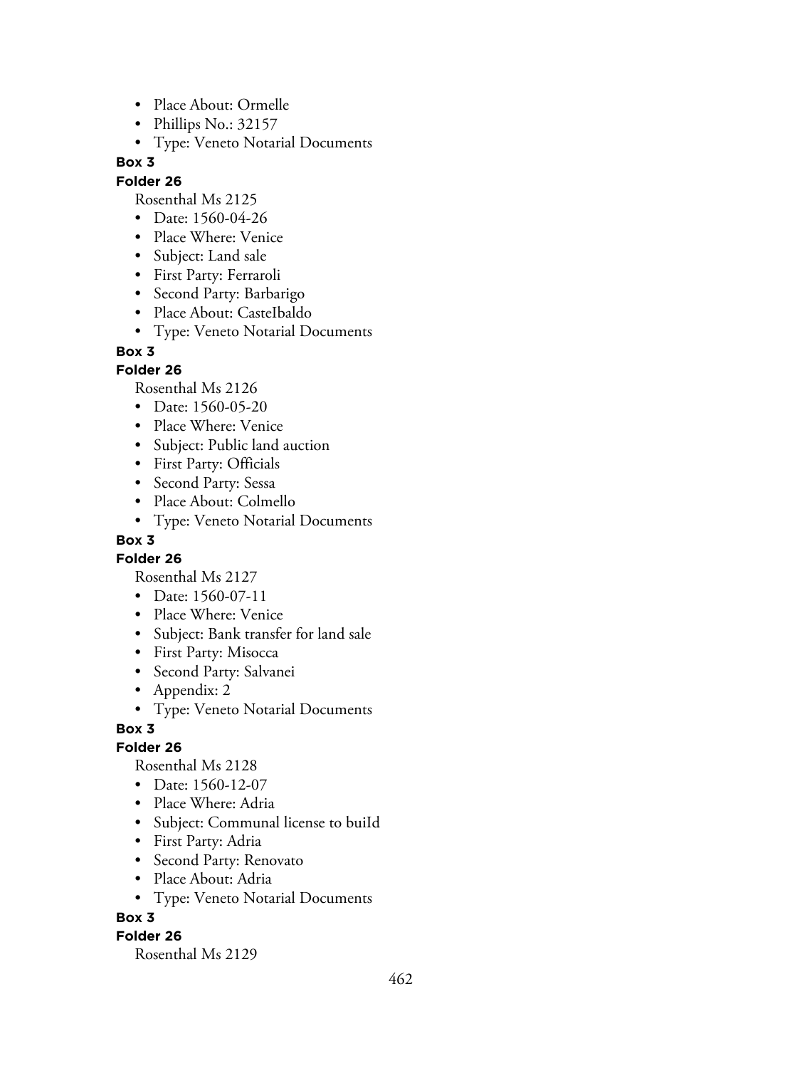- Place About: Ormelle
- Phillips No.: 32157
- Type: Veneto Notarial Documents

**Box 3**

**Folder 26**

Rosenthal Ms 2125

- Date: 1560-04-26
- Place Where: Venice
- Subject: Land sale
- First Party: Ferraroli
- Second Party: Barbarigo
- Place About: CasteIbaldo
- Type: Veneto Notarial Documents

**Box 3**

**Folder 26**

Rosenthal Ms 2126

- Date: 1560-05-20
- Place Where: Venice
- Subject: Public land auction
- First Party: Officials
- Second Party: Sessa
- Place About: Colmello
- Type: Veneto Notarial Documents

**Box 3**

**Folder 26**

Rosenthal Ms 2127

- Date: 1560-07-11
- Place Where: Venice
- Subject: Bank transfer for land sale
- First Party: Misocca
- Second Party: Salvanei
- Appendix: 2
- Type: Veneto Notarial Documents

**Box 3**

**Folder 26**

Rosenthal Ms 2128

- Date: 1560-12-07
- Place Where: Adria
- Subject: Communal license to buiId
- First Party: Adria
- Second Party: Renovato
- Place About: Adria
- Type: Veneto Notarial Documents

**Box 3**

**Folder 26**

Rosenthal Ms 2129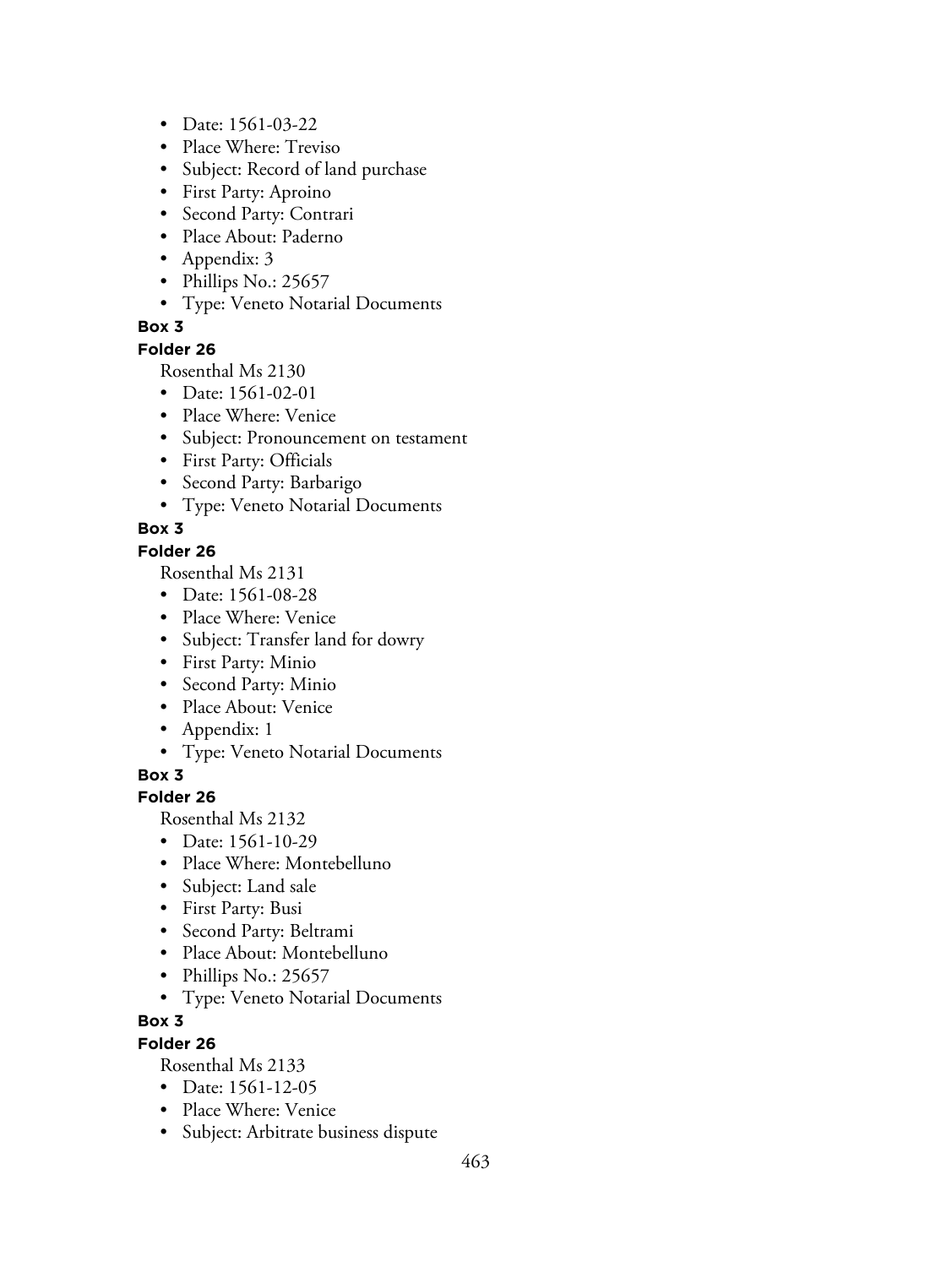- Date: 1561-03-22
- Place Where: Treviso
- Subject: Record of land purchase
- First Party: Aproino
- Second Party: Contrari
- Place About: Paderno
- Appendix: 3
- Phillips No.: 25657
- Type: Veneto Notarial Documents

**Box 3**

**Folder 26**

Rosenthal Ms 2130

- Date: 1561-02-01
- Place Where: Venice
- Subject: Pronouncement on testament
- First Party: Officials
- Second Party: Barbarigo
- Type: Veneto Notarial Documents

**Box 3**

**Folder 26**

Rosenthal Ms 2131

- Date: 1561-08-28
- Place Where: Venice
- Subject: Transfer land for dowry
- First Party: Minio
- Second Party: Minio
- Place About: Venice
- Appendix: 1
- Type: Veneto Notarial Documents

**Box 3**

**Folder 26**

Rosenthal Ms 2132

- Date: 1561-10-29
- Place Where: Montebelluno
- Subject: Land sale
- First Party: Busi
- Second Party: Beltrami
- Place About: Montebelluno
- Phillips No.: 25657
- Type: Veneto Notarial Documents

**Box 3**

**Folder 26**

Rosenthal Ms 2133

- Date: 1561-12-05
- Place Where: Venice
- Subject: Arbitrate business dispute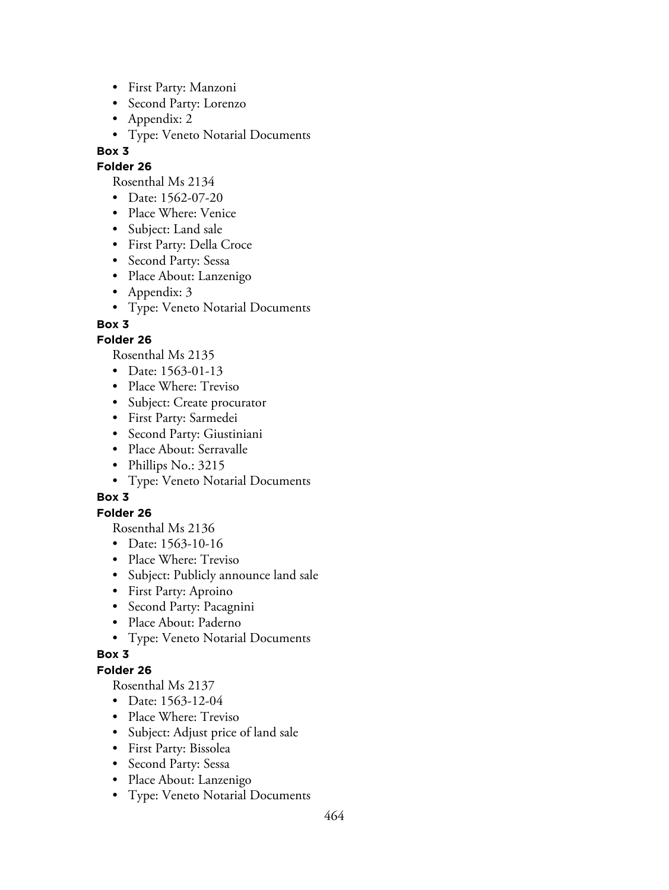- First Party: Manzoni
- Second Party: Lorenzo
- Appendix: 2
- Type: Veneto Notarial Documents

**Box 3**

**Folder 26**

Rosenthal Ms 2134

- Date: 1562-07-20
- Place Where: Venice
- Subject: Land sale
- First Party: Della Croce
- Second Party: Sessa
- Place About: Lanzenigo
- Appendix: 3
- Type: Veneto Notarial Documents

**Box 3**

**Folder 26**

Rosenthal Ms 2135

- Date: 1563-01-13
- Place Where: Treviso
- Subject: Create procurator
- First Party: Sarmedei
- Second Party: Giustiniani
- Place About: Serravalle
- Phillips No.: 3215
- Type: Veneto Notarial Documents

**Box 3**

**Folder 26**

Rosenthal Ms 2136

- Date: 1563-10-16
- Place Where: Treviso
- Subject: Publicly announce land sale
- First Party: Aproino
- Second Party: Pacagnini
- Place About: Paderno
- Type: Veneto Notarial Documents

**Box 3**

**Folder 26**

Rosenthal Ms 2137

- Date: 1563-12-04
- Place Where: Treviso
- Subject: Adjust price of land sale
- First Party: Bissolea
- Second Party: Sessa
- Place About: Lanzenigo
- Type: Veneto Notarial Documents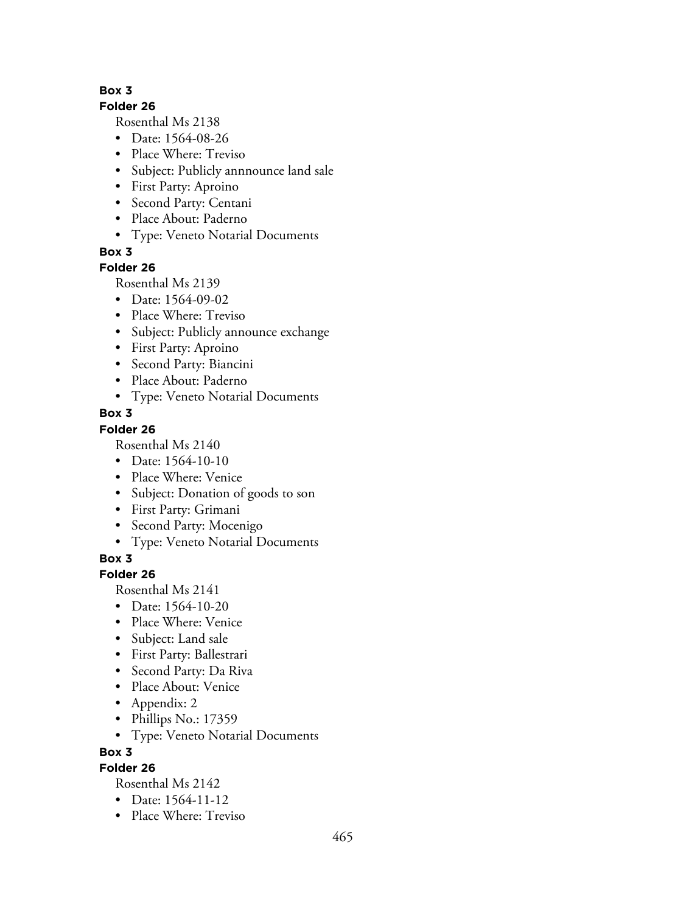**Box 3**

**Folder 26**

Rosenthal Ms 2138

- Date: 1564-08-26
- Place Where: Treviso
- Subject: Publicly annnounce land sale
- First Party: Aproino
- Second Party: Centani
- Place About: Paderno
- Type: Veneto Notarial Documents

**Box 3**

**Folder 26**

Rosenthal Ms 2139

- Date: 1564-09-02
- Place Where: Treviso
- Subject: Publicly announce exchange
- First Party: Aproino
- Second Party: Biancini
- Place About: Paderno
- Type: Veneto Notarial Documents

**Box 3**

**Folder 26**

Rosenthal Ms 2140

- Date: 1564-10-10
- Place Where: Venice
- Subject: Donation of goods to son
- First Party: Grimani
- Second Party: Mocenigo
- Type: Veneto Notarial Documents

**Box 3**

**Folder 26**

Rosenthal Ms 2141

- Date: 1564-10-20
- Place Where: Venice
- Subject: Land sale
- First Party: Ballestrari
- Second Party: Da Riva
- Place About: Venice
- Appendix: 2
- Phillips No.: 17359
- Type: Veneto Notarial Documents

**Box 3**

**Folder 26**

Rosenthal Ms 2142

- Date: 1564-11-12
- Place Where: Treviso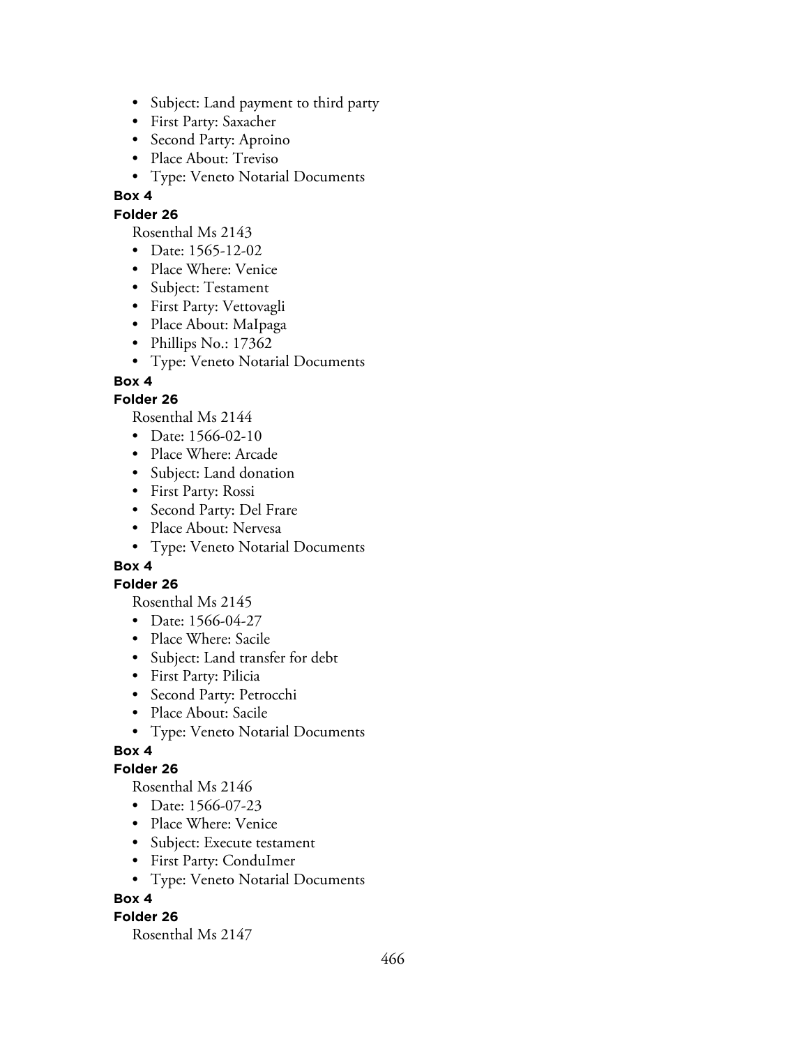- Subject: Land payment to third party
- First Party: Saxacher
- Second Party: Aproino
- Place About: Treviso
- Type: Veneto Notarial Documents

**Box 4**

**Folder 26**

Rosenthal Ms 2143

- Date: 1565-12-02
- Place Where: Venice
- Subject: Testament
- First Party: Vettovagli
- Place About: MaIpaga
- Phillips No.: 17362
- Type: Veneto Notarial Documents

**Box 4**

**Folder 26**

Rosenthal Ms 2144

- Date: 1566-02-10
- Place Where: Arcade
- Subject: Land donation
- First Party: Rossi
- Second Party: Del Frare
- Place About: Nervesa
- Type: Veneto Notarial Documents

**Box 4**

**Folder 26**

Rosenthal Ms 2145

- Date: 1566-04-27
- Place Where: Sacile
- Subject: Land transfer for debt
- First Party: Pilicia
- Second Party: Petrocchi
- Place About: Sacile
- Type: Veneto Notarial Documents

**Box 4**

**Folder 26**

Rosenthal Ms 2146

- Date: 1566-07-23
- Place Where: Venice
- Subject: Execute testament
- First Party: ConduImer
- Type: Veneto Notarial Documents

**Box 4**

**Folder 26**

Rosenthal Ms 2147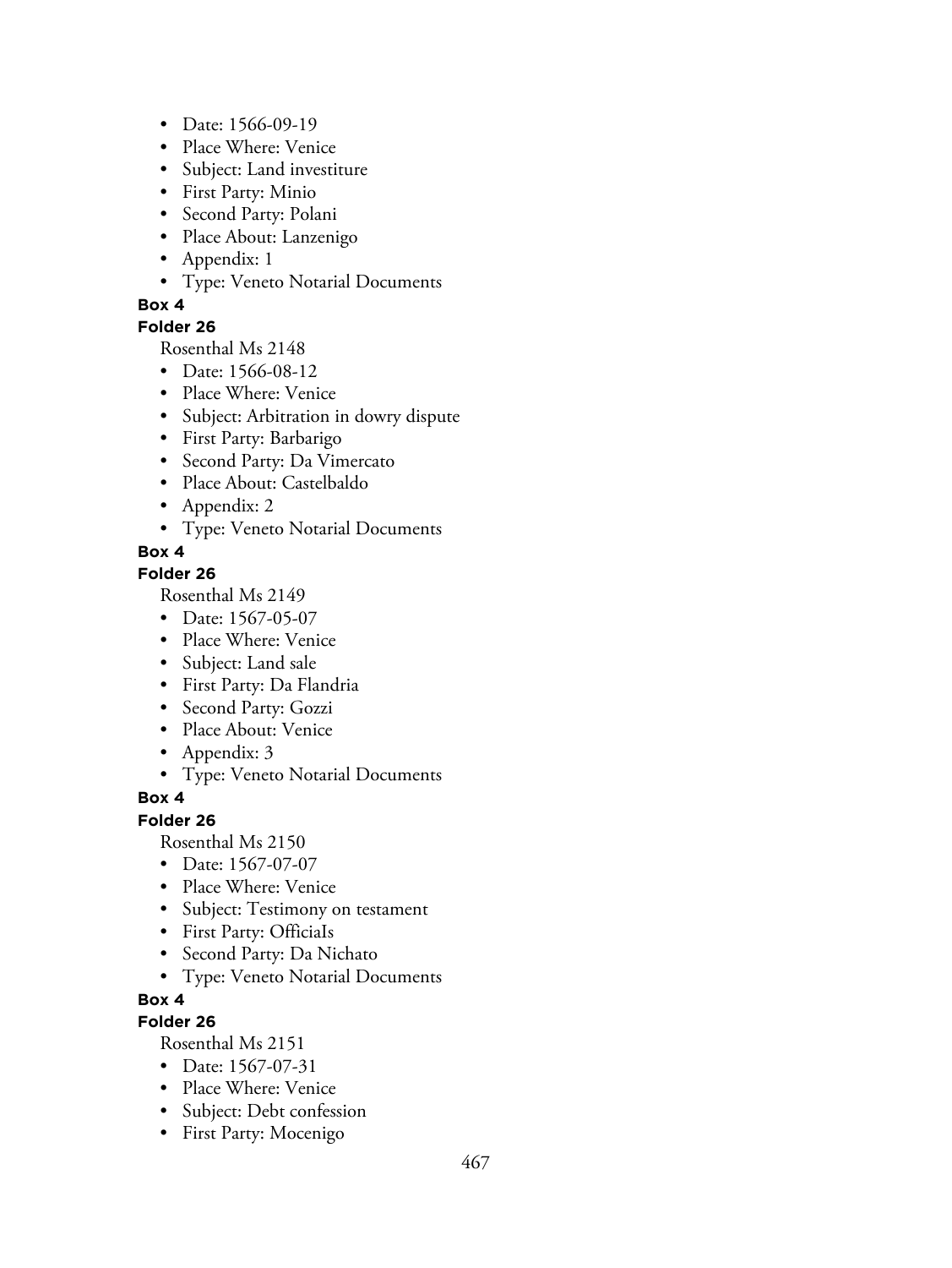- Date: 1566-09-19
- Place Where: Venice
- Subject: Land investiture
- First Party: Minio
- Second Party: Polani
- Place About: Lanzenigo
- Appendix: 1
- Type: Veneto Notarial Documents

**Box 4**

**Folder 26**

Rosenthal Ms 2148

- Date: 1566-08-12
- Place Where: Venice
- Subject: Arbitration in dowry dispute
- First Party: Barbarigo
- Second Party: Da Vimercato
- Place About: Castelbaldo
- Appendix: 2
- Type: Veneto Notarial Documents

**Box 4**

**Folder 26**

Rosenthal Ms 2149

- Date: 1567-05-07
- Place Where: Venice
- Subject: Land sale
- First Party: Da Flandria
- Second Party: Gozzi
- Place About: Venice
- Appendix: 3
- Type: Veneto Notarial Documents

**Box 4**

**Folder 26**

Rosenthal Ms 2150

- Date: 1567-07-07
- Place Where: Venice
- Subject: Testimony on testament
- First Party: OfficiaIs
- Second Party: Da Nichato
- Type: Veneto Notarial Documents

**Box 4**

**Folder 26**

Rosenthal Ms 2151

- Date: 1567-07-31
- Place Where: Venice
- Subject: Debt confession
- First Party: Mocenigo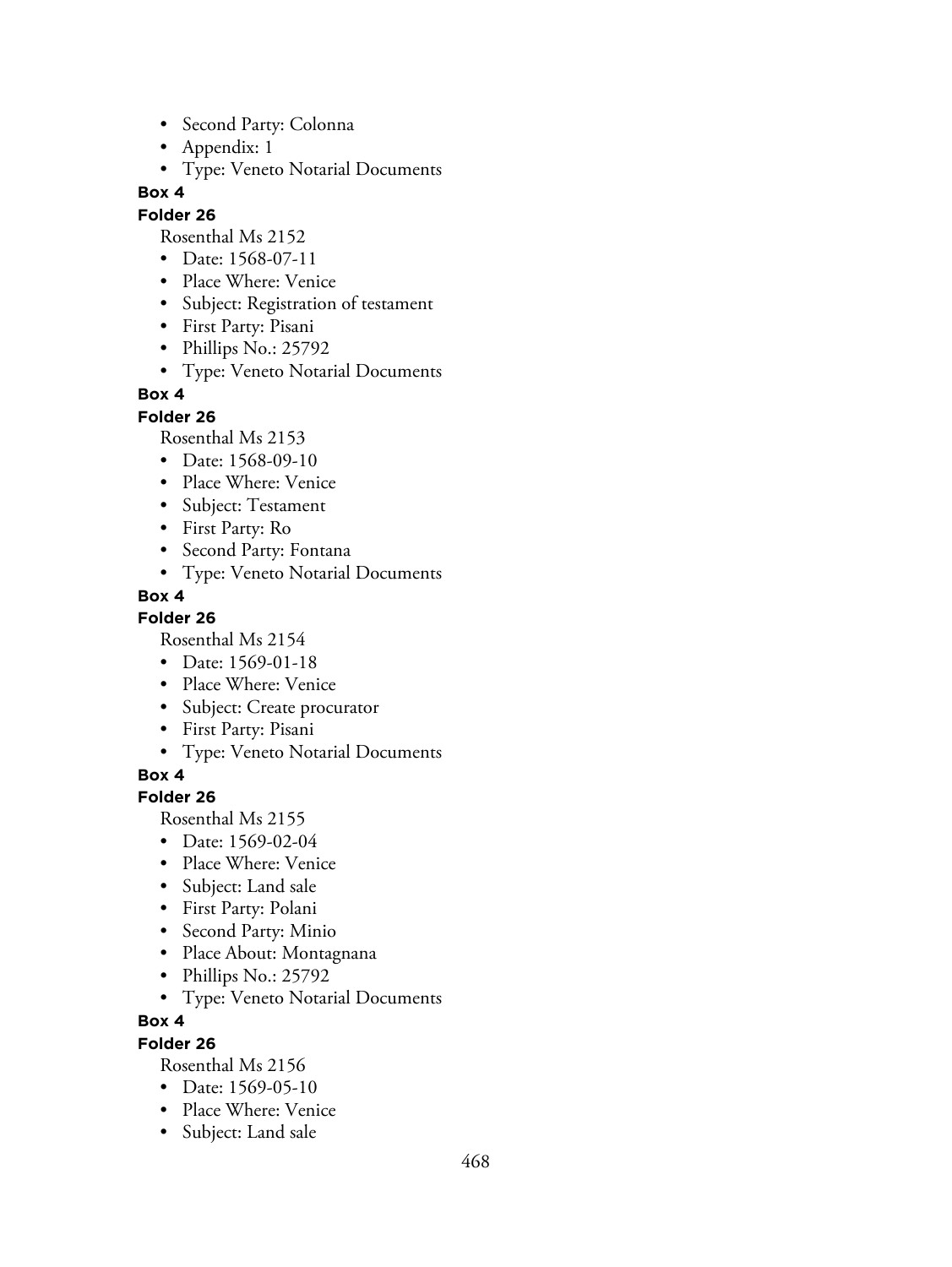- Second Party: Colonna
- Appendix: 1
- Type: Veneto Notarial Documents

**Box 4**

**Folder 26**

Rosenthal Ms 2152

- Date: 1568-07-11
- Place Where: Venice
- Subject: Registration of testament
- First Party: Pisani
- Phillips No.: 25792
- Type: Veneto Notarial Documents

**Box 4**

**Folder 26**

Rosenthal Ms 2153

- Date: 1568-09-10
- Place Where: Venice
- Subject: Testament
- First Party: Ro
- Second Party: Fontana
- Type: Veneto Notarial Documents

**Box 4**

**Folder 26**

Rosenthal Ms 2154

- Date: 1569-01-18
- Place Where: Venice
- Subject: Create procurator
- First Party: Pisani
- Type: Veneto Notarial Documents

**Box 4**

**Folder 26**

Rosenthal Ms 2155

- Date: 1569-02-04
- Place Where: Venice
- Subject: Land sale
- First Party: Polani
- Second Party: Minio
- Place About: Montagnana
- Phillips No.: 25792
- Type: Veneto Notarial Documents

**Box 4**

**Folder 26**

Rosenthal Ms 2156

- Date: 1569-05-10
- Place Where: Venice
- Subject: Land sale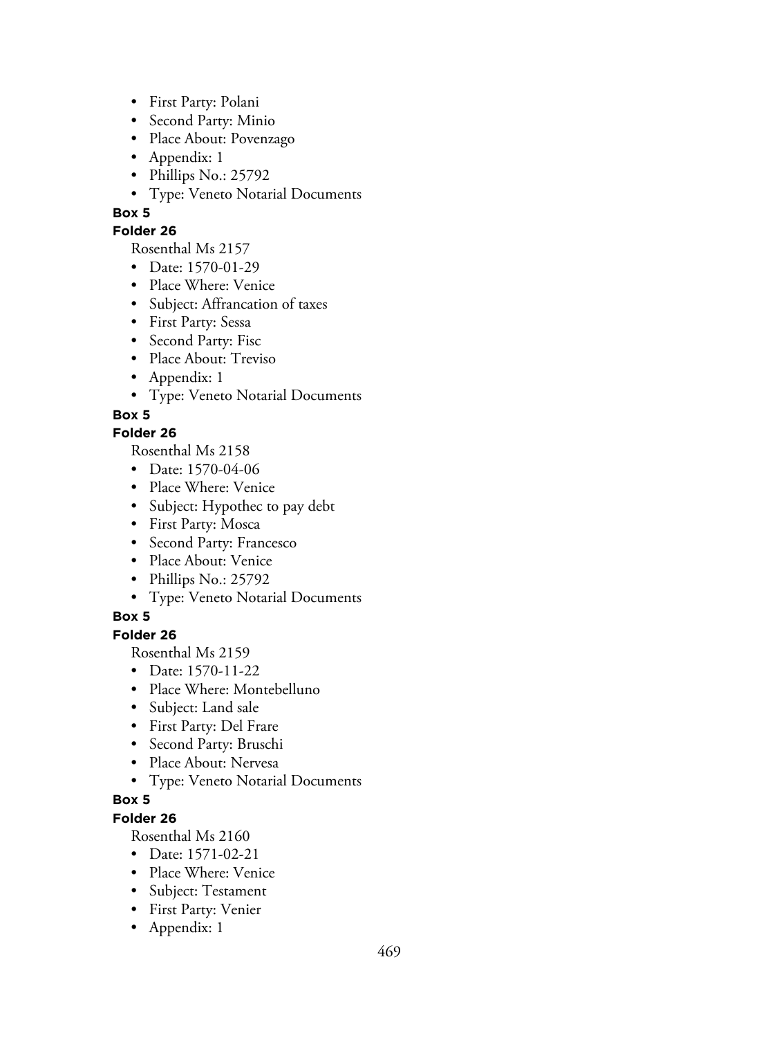- First Party: Polani
- Second Party: Minio
- Place About: Povenzago
- Appendix: 1
- Phillips No.: 25792
- Type: Veneto Notarial Documents

**Box 5**

**Folder 26**

Rosenthal Ms 2157

- Date: 1570-01-29
- Place Where: Venice
- Subject: Affrancation of taxes
- First Party: Sessa
- Second Party: Fisc
- Place About: Treviso
- Appendix: 1
- Type: Veneto Notarial Documents

**Box 5**

**Folder 26**

Rosenthal Ms 2158

- Date: 1570-04-06
- Place Where: Venice
- Subject: Hypothec to pay debt
- First Party: Mosca
- Second Party: Francesco
- Place About: Venice
- Phillips No.: 25792
- Type: Veneto Notarial Documents

**Box 5**

**Folder 26**

Rosenthal Ms 2159

- Date: 1570-11-22
- Place Where: Montebelluno
- Subject: Land sale
- First Party: Del Frare
- Second Party: Bruschi
- Place About: Nervesa
- Type: Veneto Notarial Documents

**Box 5**

**Folder 26**

Rosenthal Ms 2160

- Date: 1571-02-21
- Place Where: Venice
- Subject: Testament
- First Party: Venier
- Appendix: 1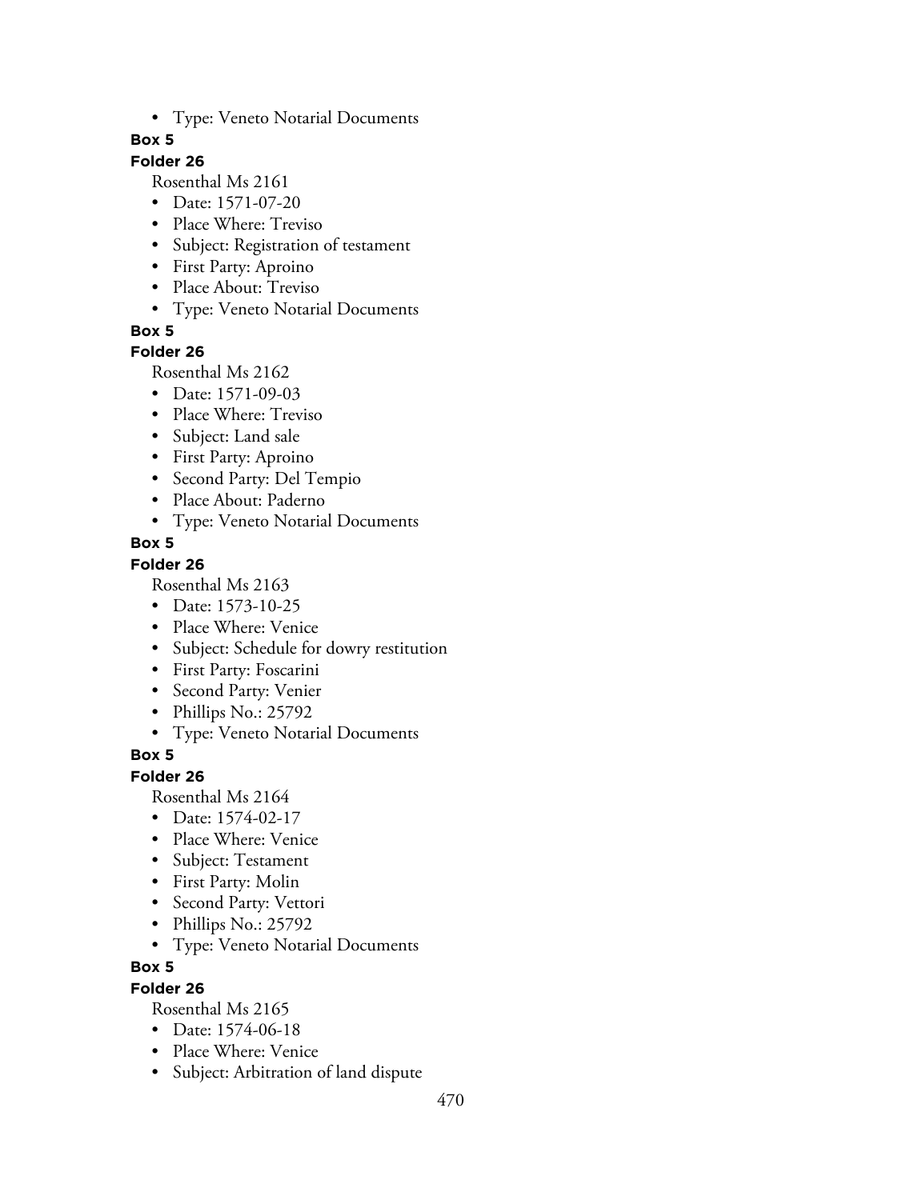- Type: Veneto Notarial Documents

**Box 5**

**Folder 26**

Rosenthal Ms 2161

- Date: 1571-07-20
- Place Where: Treviso
- Subject: Registration of testament
- First Party: Aproino
- Place About: Treviso
- Type: Veneto Notarial Documents

**Box 5**

**Folder 26**

Rosenthal Ms 2162

- Date: 1571-09-03
- Place Where: Treviso
- Subject: Land sale
- First Party: Aproino
- Second Party: Del Tempio
- Place About: Paderno
- Type: Veneto Notarial Documents

**Box 5**

**Folder 26**

Rosenthal Ms 2163

- Date: 1573-10-25
- Place Where: Venice
- Subject: Schedule for dowry restitution
- First Party: Foscarini
- Second Party: Venier
- Phillips No.: 25792
- Type: Veneto Notarial Documents

**Box 5**

**Folder 26**

Rosenthal Ms 2164

- Date: 1574-02-17
- Place Where: Venice
- Subject: Testament
- First Party: Molin
- Second Party: Vettori
- Phillips No.: 25792
- Type: Veneto Notarial Documents

**Box 5**

**Folder 26**

Rosenthal Ms 2165

- Date: 1574-06-18
- Place Where: Venice
- Subject: Arbitration of land dispute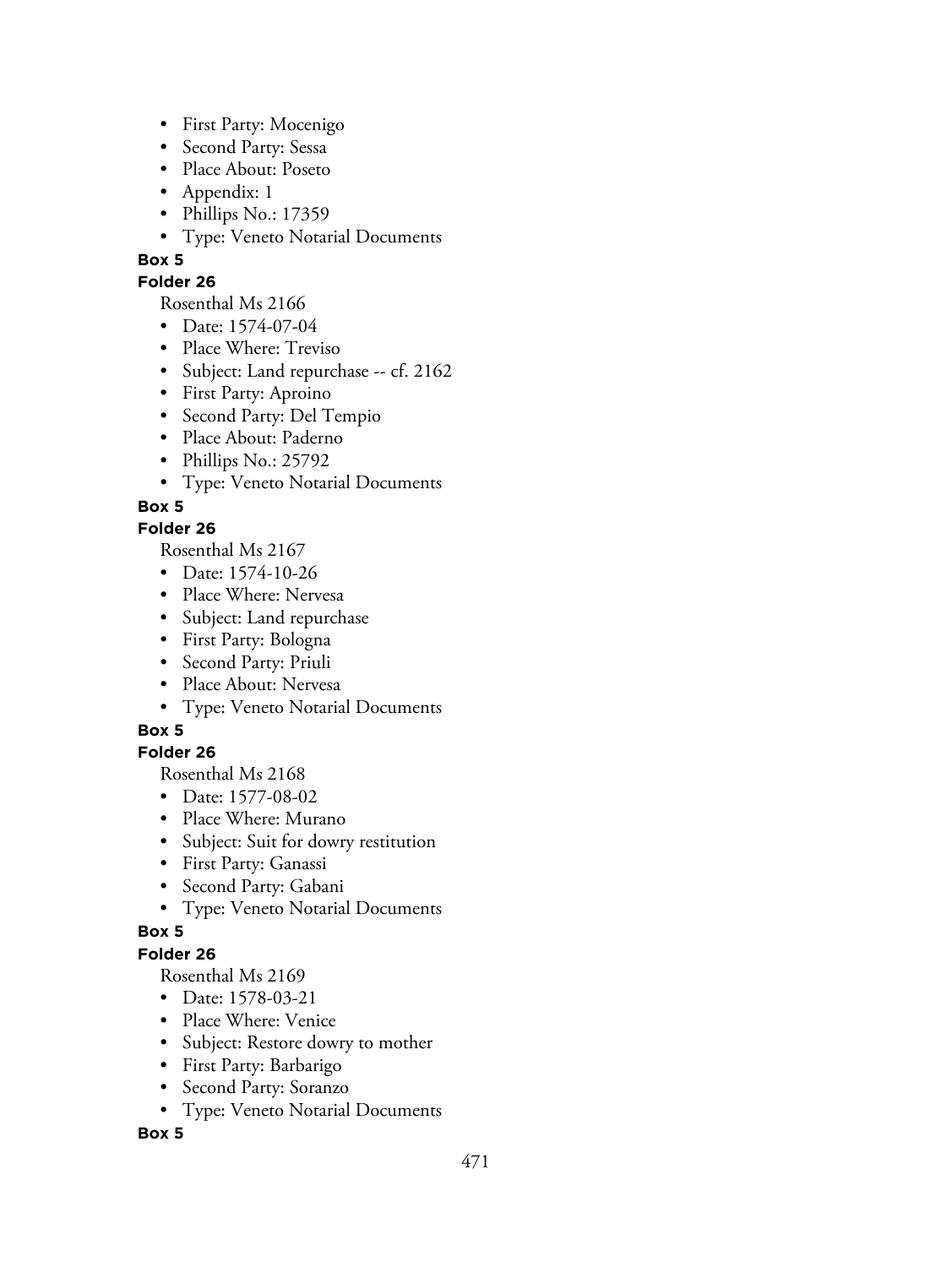- First Party: Mocenigo
- Second Party: Sessa
- Place About: Poseto
- Appendix: 1
- Phillips No.: 17359
- Type: Veneto Notarial Documents

**Box 5**

**Folder 26**

Rosenthal Ms 2166

- Date: 1574-07-04
- Place Where: Treviso
- Subject: Land repurchase -- cf. 2162
- First Party: Aproino
- Second Party: Del Tempio
- Place About: Paderno
- Phillips No.: 25792
- Type: Veneto Notarial Documents

**Box 5**

**Folder 26**

Rosenthal Ms 2167

- Date: 1574-10-26
- Place Where: Nervesa
- Subject: Land repurchase
- First Party: Bologna
- Second Party: Priuli
- Place About: Nervesa
- Type: Veneto Notarial Documents

**Box 5**

**Folder 26**

Rosenthal Ms 2168

- Date: 1577-08-02
- Place Where: Murano
- Subject: Suit for dowry restitution
- First Party: Ganassi
- Second Party: Gabani
- Type: Veneto Notarial Documents

**Box 5**

**Folder 26**

Rosenthal Ms 2169

- Date: 1578-03-21
- Place Where: Venice
- Subject: Restore dowry to mother
- First Party: Barbarigo
- Second Party: Soranzo
- Type: Veneto Notarial Documents

**Box 5**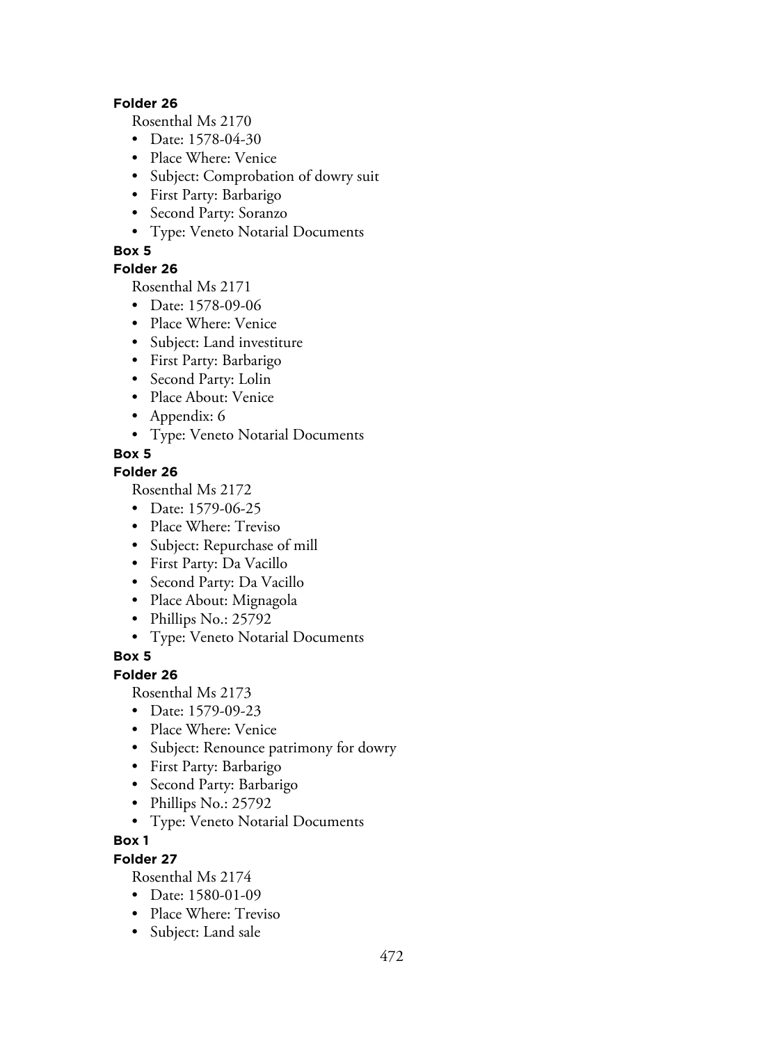**Folder 26**

Rosenthal Ms 2170

- Date: 1578-04-30
- Place Where: Venice
- Subject: Comprobation of dowry suit
- First Party: Barbarigo
- Second Party: Soranzo
- Type: Veneto Notarial Documents

**Box 5**

**Folder 26**

Rosenthal Ms 2171

- Date: 1578-09-06
- Place Where: Venice
- Subject: Land investiture
- First Party: Barbarigo
- Second Party: Lolin
- Place About: Venice
- Appendix: 6
- Type: Veneto Notarial Documents

**Box 5**

**Folder 26**

Rosenthal Ms 2172

- Date: 1579-06-25
- Place Where: Treviso
- Subject: Repurchase of mill
- First Party: Da Vacillo
- Second Party: Da Vacillo
- Place About: Mignagola
- Phillips No.: 25792
- Type: Veneto Notarial Documents

**Box 5**

**Folder 26**

Rosenthal Ms 2173

- Date: 1579-09-23
- Place Where: Venice
- Subject: Renounce patrimony for dowry
- First Party: Barbarigo
- Second Party: Barbarigo
- Phillips No.: 25792
- Type: Veneto Notarial Documents

**Box 1**

**Folder 27**

Rosenthal Ms 2174

- Date: 1580-01-09
- Place Where: Treviso
- Subject: Land sale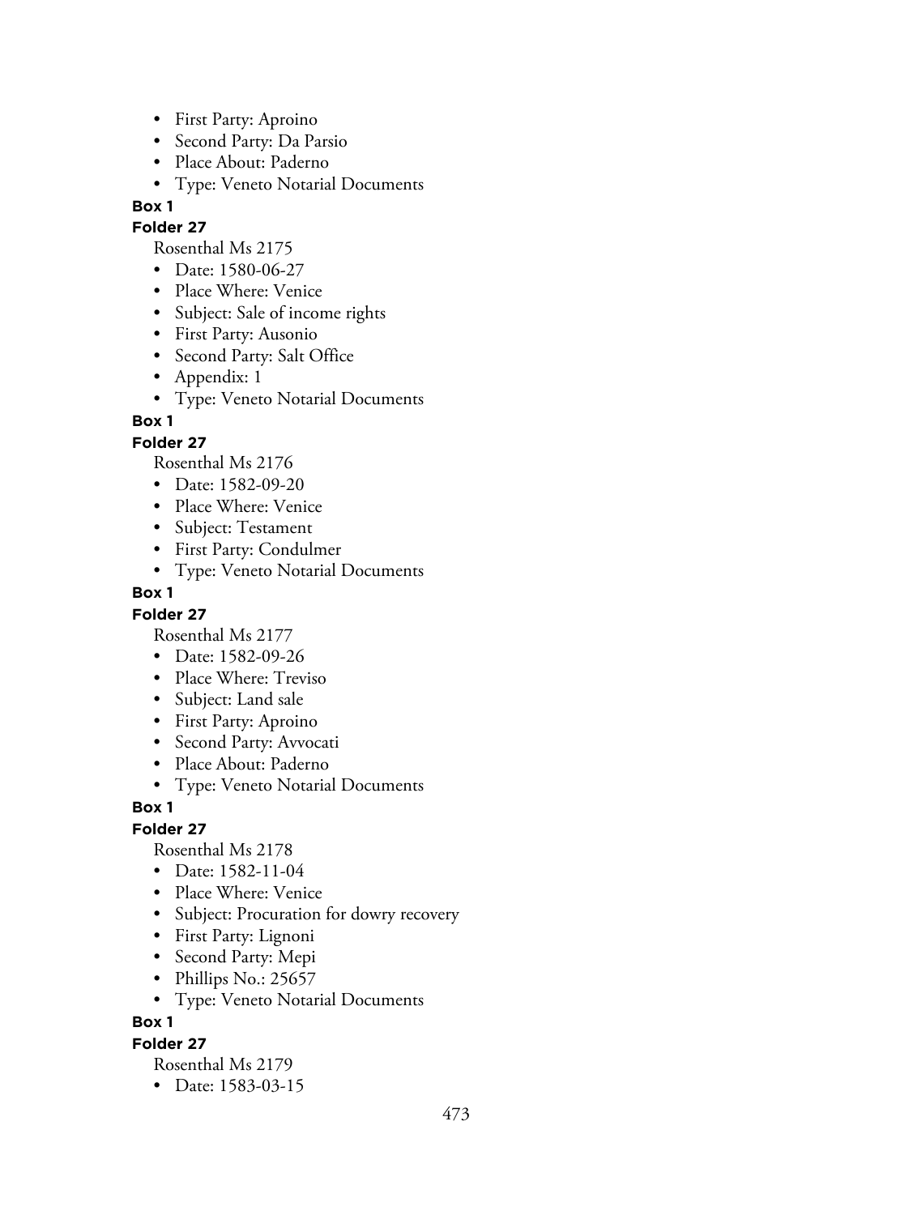- First Party: Aproino
- Second Party: Da Parsio
- Place About: Paderno
- Type: Veneto Notarial Documents

**Box 1**

**Folder 27**

Rosenthal Ms 2175

- Date: 1580-06-27
- Place Where: Venice
- Subject: Sale of income rights
- First Party: Ausonio
- Second Party: Salt Office
- Appendix: 1
- Type: Veneto Notarial Documents

**Box 1**

**Folder 27**

Rosenthal Ms 2176

- Date: 1582-09-20
- Place Where: Venice
- Subject: Testament
- First Party: Condulmer
- Type: Veneto Notarial Documents

**Box 1**

**Folder 27**

Rosenthal Ms 2177

- Date: 1582-09-26
- Place Where: Treviso
- Subject: Land sale
- First Party: Aproino
- Second Party: Avvocati
- Place About: Paderno
- Type: Veneto Notarial Documents

**Box 1**

**Folder 27**

Rosenthal Ms 2178

- Date: 1582-11-04
- Place Where: Venice
- Subject: Procuration for dowry recovery
- First Party: Lignoni
- Second Party: Mepi
- Phillips No.: 25657
- Type: Veneto Notarial Documents

**Box 1**

**Folder 27**

Rosenthal Ms 2179

- Date: 1583-03-15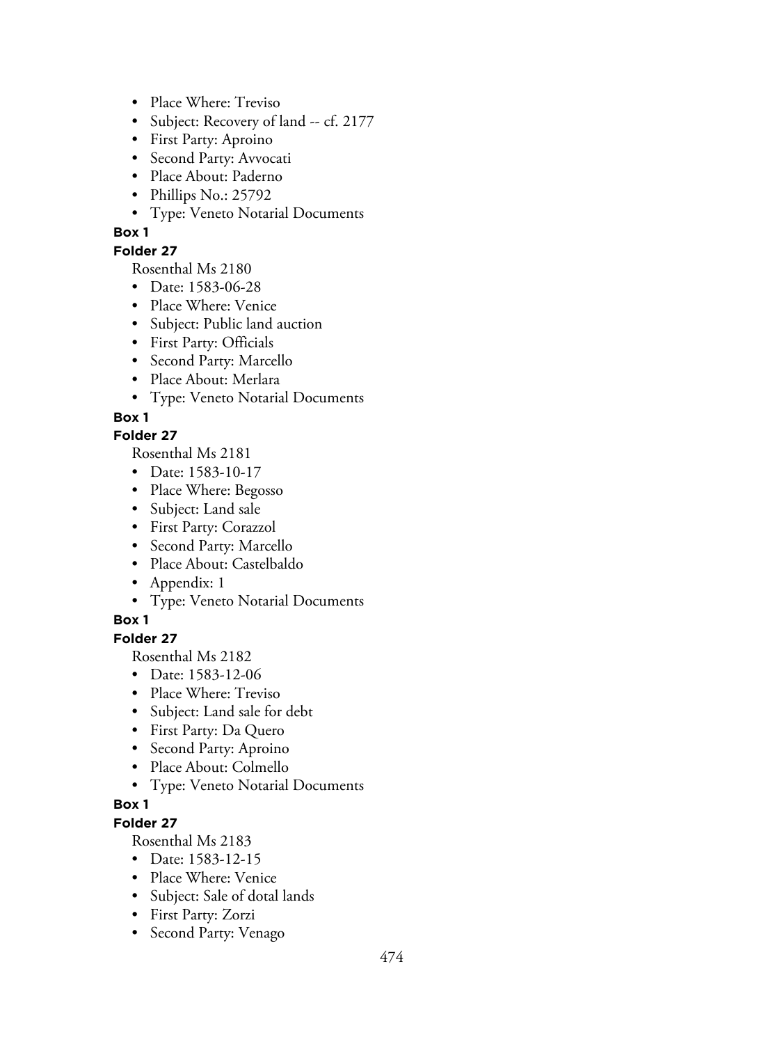- Place Where: Treviso
- Subject: Recovery of land -- cf. 2177
- First Party: Aproino
- Second Party: Avvocati
- Place About: Paderno
- Phillips No.: 25792
- Type: Veneto Notarial Documents

**Box 1**

**Folder 27**

Rosenthal Ms 2180

- Date: 1583-06-28
- Place Where: Venice
- Subject: Public land auction
- First Party: Officials
- Second Party: Marcello
- Place About: Merlara
- Type: Veneto Notarial Documents

**Box 1**

**Folder 27**

Rosenthal Ms 2181

- Date: 1583-10-17
- Place Where: Begosso
- Subject: Land sale
- First Party: Corazzol
- Second Party: Marcello
- Place About: Castelbaldo
- Appendix: 1
- Type: Veneto Notarial Documents

**Box 1**

**Folder 27**

Rosenthal Ms 2182

- Date: 1583-12-06
- Place Where: Treviso
- Subject: Land sale for debt
- First Party: Da Quero
- Second Party: Aproino
- Place About: Colmello
- Type: Veneto Notarial Documents

**Box 1**

**Folder 27**

Rosenthal Ms 2183

- Date: 1583-12-15
- Place Where: Venice
- Subject: Sale of dotal lands
- First Party: Zorzi
- Second Party: Venago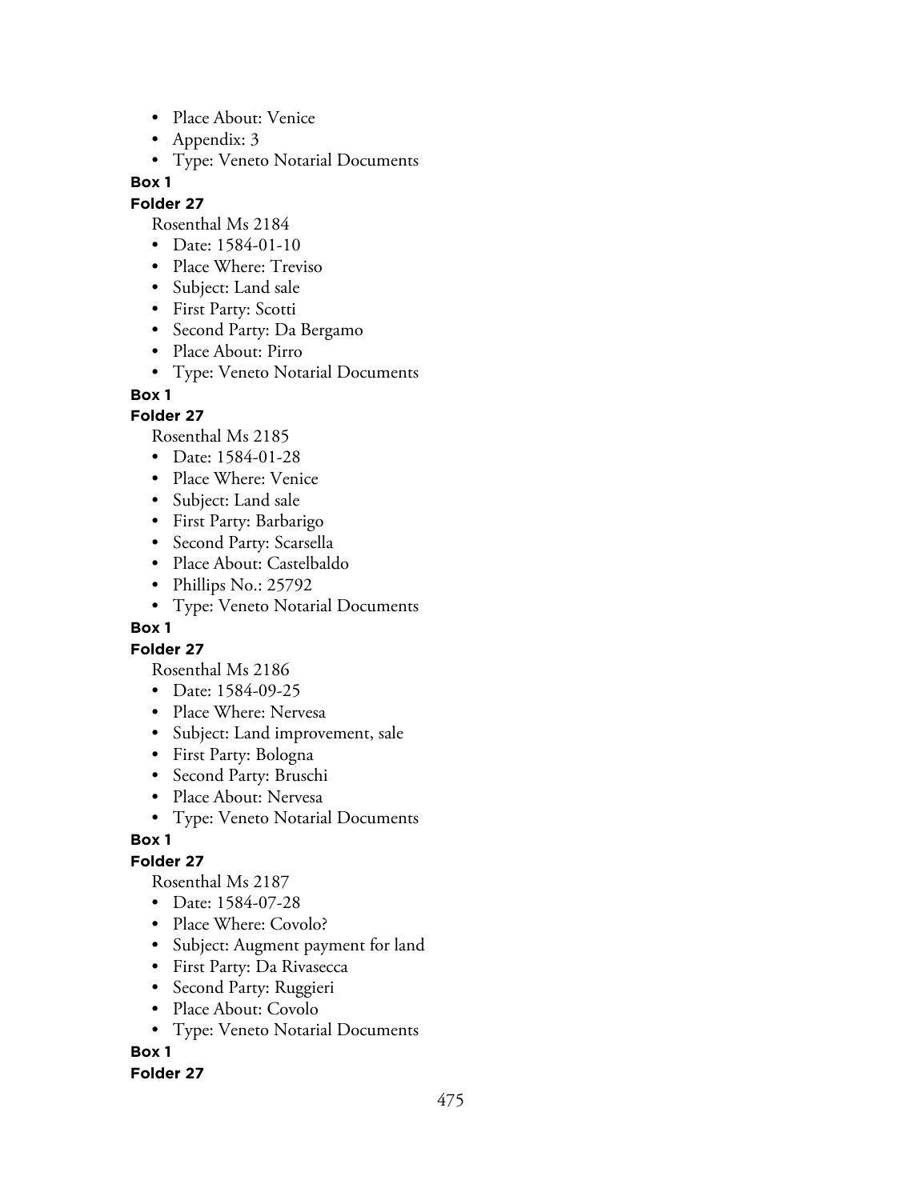- Place About: Venice
- Appendix: 3
- Type: Veneto Notarial Documents

**Box 1**

**Folder 27**

Rosenthal Ms 2184

- Date: 1584-01-10
- Place Where: Treviso
- Subject: Land sale
- First Party: Scotti
- Second Party: Da Bergamo
- Place About: Pirro
- Type: Veneto Notarial Documents

**Box 1**

**Folder 27**

Rosenthal Ms 2185

- Date: 1584-01-28
- Place Where: Venice
- Subject: Land sale
- First Party: Barbarigo
- Second Party: Scarsella
- Place About: Castelbaldo
- Phillips No.: 25792
- Type: Veneto Notarial Documents

**Box 1**

**Folder 27**

Rosenthal Ms 2186

- Date: 1584-09-25
- Place Where: Nervesa
- Subject: Land improvement, sale
- First Party: Bologna
- Second Party: Bruschi
- Place About: Nervesa
- Type: Veneto Notarial Documents

**Box 1**

**Folder 27**

Rosenthal Ms 2187

- Date: 1584-07-28
- Place Where: Covolo?
- Subject: Augment payment for land
- First Party: Da Rivasecca
- Second Party: Ruggieri
- Place About: Covolo
- Type: Veneto Notarial Documents

**Box 1**

**Folder 27**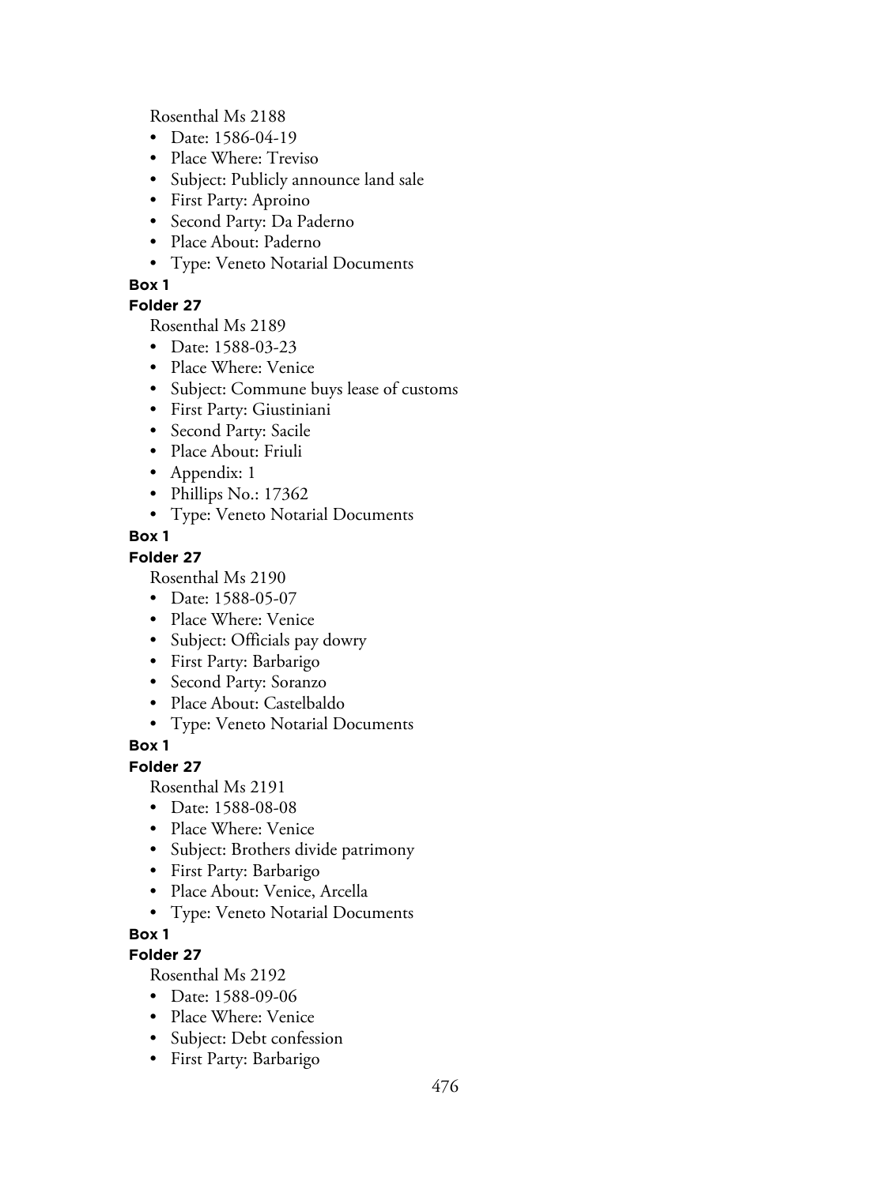Rosenthal Ms 2188

- Date: 1586-04-19
- Place Where: Treviso
- Subject: Publicly announce land sale
- First Party: Aproino
- Second Party: Da Paderno
- Place About: Paderno
- Type: Veneto Notarial Documents

**Box 1**

**Folder 27**

Rosenthal Ms 2189

- Date: 1588-03-23
- Place Where: Venice
- Subject: Commune buys lease of customs
- First Party: Giustiniani
- Second Party: Sacile
- Place About: Friuli
- Appendix: 1
- Phillips No.: 17362
- Type: Veneto Notarial Documents

**Box 1**

**Folder 27**

Rosenthal Ms 2190

- Date: 1588-05-07
- Place Where: Venice
- Subject: Officials pay dowry
- First Party: Barbarigo
- Second Party: Soranzo
- Place About: Castelbaldo
- Type: Veneto Notarial Documents

**Box 1**

**Folder 27**

Rosenthal Ms 2191

- Date: 1588-08-08
- Place Where: Venice
- Subject: Brothers divide patrimony
- First Party: Barbarigo
- Place About: Venice, Arcella
- Type: Veneto Notarial Documents

**Box 1**

**Folder 27**

Rosenthal Ms 2192

- Date: 1588-09-06
- Place Where: Venice
- Subject: Debt confession
- First Party: Barbarigo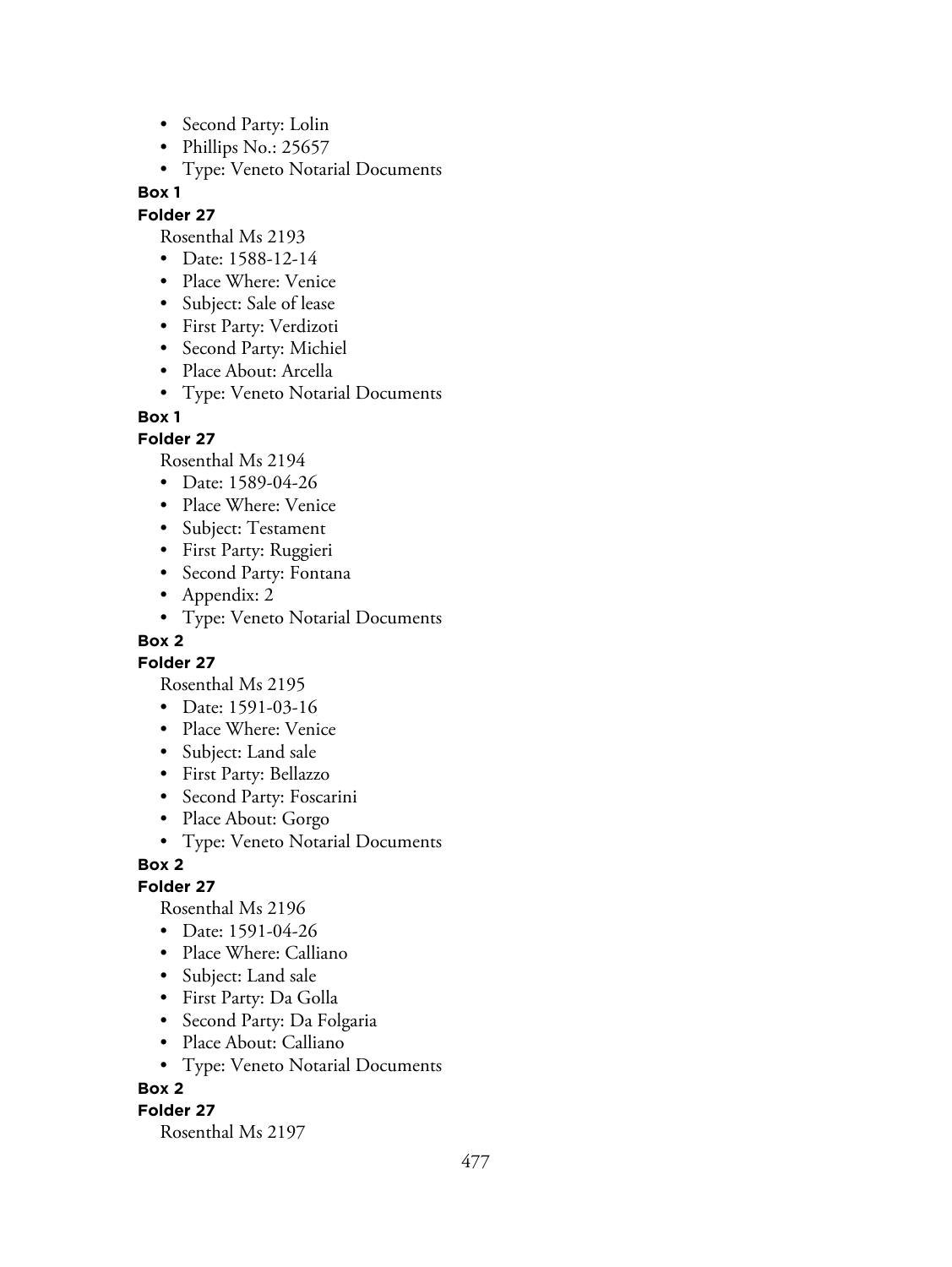- Second Party: Lolin
- Phillips No.: 25657
- Type: Veneto Notarial Documents

**Box 1**

**Folder 27**

Rosenthal Ms 2193

- Date: 1588-12-14
- Place Where: Venice
- Subject: Sale of lease
- First Party: Verdizoti
- Second Party: Michiel
- Place About: Arcella
- Type: Veneto Notarial Documents

**Box 1**

**Folder 27**

Rosenthal Ms 2194

- Date: 1589-04-26
- Place Where: Venice
- Subject: Testament
- First Party: Ruggieri
- Second Party: Fontana
- Appendix: 2
- Type: Veneto Notarial Documents

**Box 2**

**Folder 27**

Rosenthal Ms 2195

- Date: 1591-03-16
- Place Where: Venice
- Subject: Land sale
- First Party: Bellazzo
- Second Party: Foscarini
- Place About: Gorgo
- Type: Veneto Notarial Documents

**Box 2**

**Folder 27**

Rosenthal Ms 2196

- Date: 1591-04-26
- Place Where: Calliano
- Subject: Land sale
- First Party: Da Golla
- Second Party: Da Folgaria
- Place About: Calliano
- Type: Veneto Notarial Documents

**Box 2**

**Folder 27**

Rosenthal Ms 2197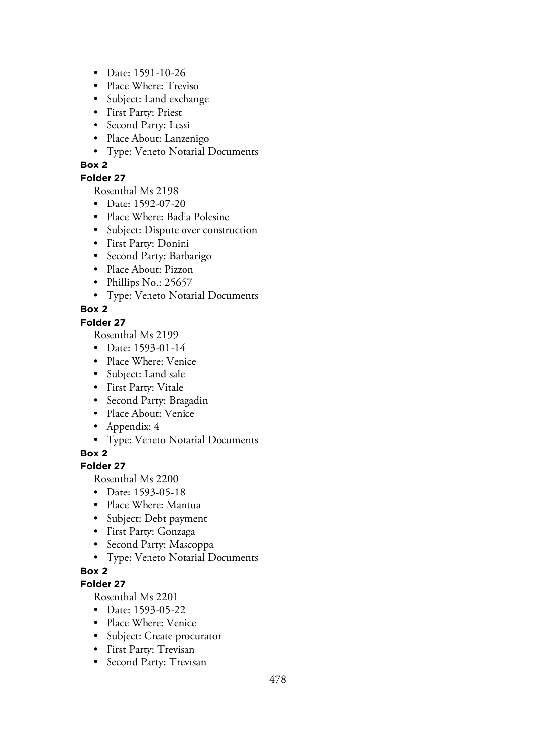- Date: 1591-10-26
- Place Where: Treviso
- Subject: Land exchange
- First Party: Priest
- Second Party: Lessi
- Place About: Lanzenigo
- Type: Veneto Notarial Documents

**Box 2**

**Folder 27**

Rosenthal Ms 2198

- Date: 1592-07-20
- Place Where: Badia Polesine
- Subject: Dispute over construction
- First Party: Donini
- Second Party: Barbarigo
- Place About: Pizzon
- Phillips No.: 25657
- Type: Veneto Notarial Documents

**Box 2**

**Folder 27**

Rosenthal Ms 2199

- Date: 1593-01-14
- Place Where: Venice
- Subject: Land sale
- First Party: Vitale
- Second Party: Bragadin
- Place About: Venice
- Appendix: 4
- Type: Veneto Notarial Documents

**Box 2**

**Folder 27**

Rosenthal Ms 2200

- Date: 1593-05-18
- Place Where: Mantua
- Subject: Debt payment
- First Party: Gonzaga
- Second Party: Mascoppa
- Type: Veneto Notarial Documents

**Box 2**

**Folder 27**

Rosenthal Ms 2201

- Date: 1593-05-22
- Place Where: Venice
- Subject: Create procurator
- First Party: Trevisan
- Second Party: Trevisan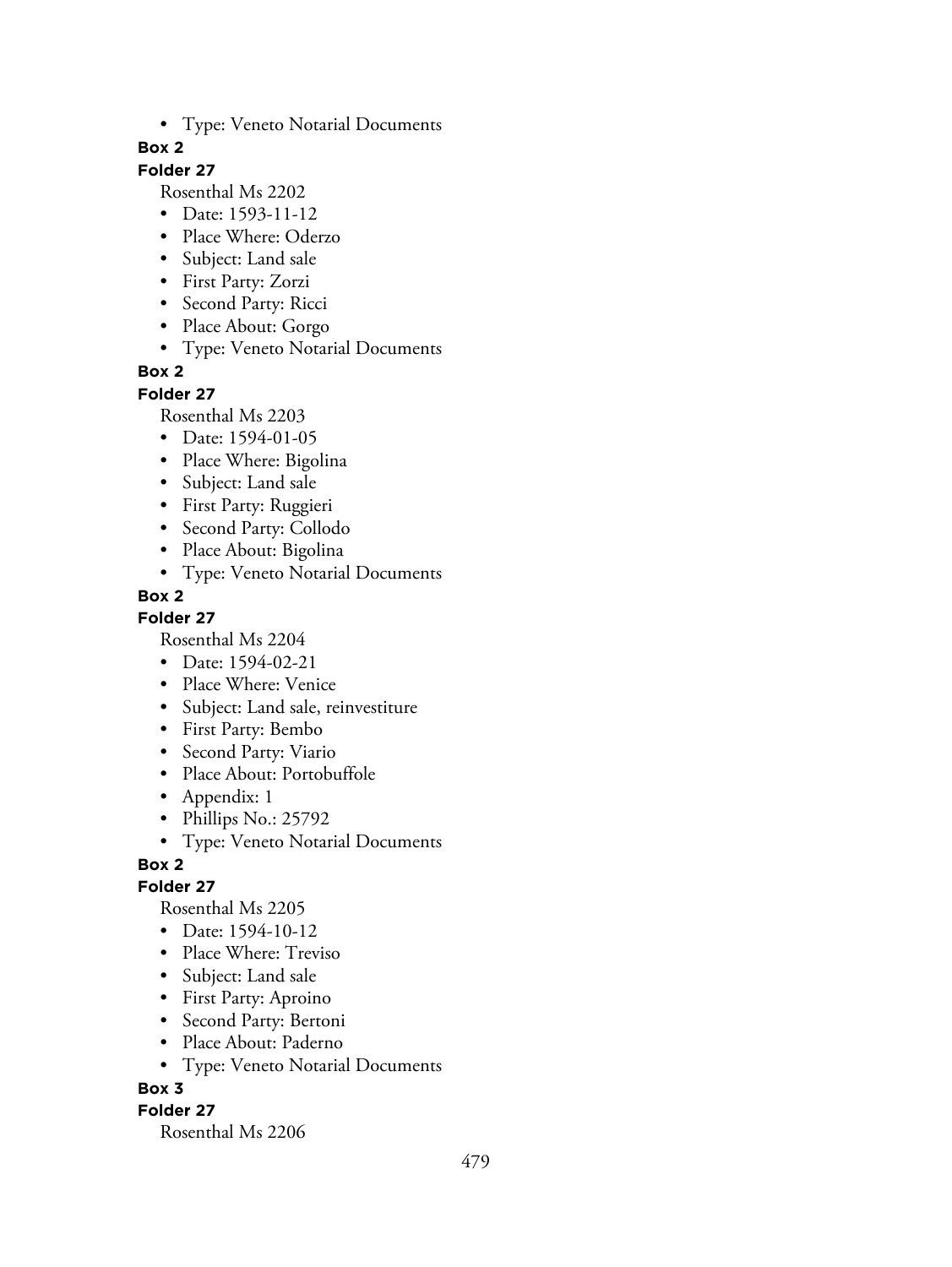- Type: Veneto Notarial Documents

**Box 2**

**Folder 27**

Rosenthal Ms 2202

- Date: 1593-11-12
- Place Where: Oderzo
- Subject: Land sale
- First Party: Zorzi
- Second Party: Ricci
- Place About: Gorgo
- Type: Veneto Notarial Documents

**Box 2**

**Folder 27**

Rosenthal Ms 2203

- Date: 1594-01-05
- Place Where: Bigolina
- Subject: Land sale
- First Party: Ruggieri
- Second Party: Collodo
- Place About: Bigolina
- Type: Veneto Notarial Documents

**Box 2**

**Folder 27**

Rosenthal Ms 2204

- Date: 1594-02-21
- Place Where: Venice
- Subject: Land sale, reinvestiture
- First Party: Bembo
- Second Party: Viario
- Place About: Portobuffole
- Appendix: 1
- Phillips No.: 25792
- Type: Veneto Notarial Documents

**Box 2**

**Folder 27**

Rosenthal Ms 2205

- Date: 1594-10-12
- Place Where: Treviso
- Subject: Land sale
- First Party: Aproino
- Second Party: Bertoni
- Place About: Paderno
- Type: Veneto Notarial Documents

**Box 3**

**Folder 27**

Rosenthal Ms 2206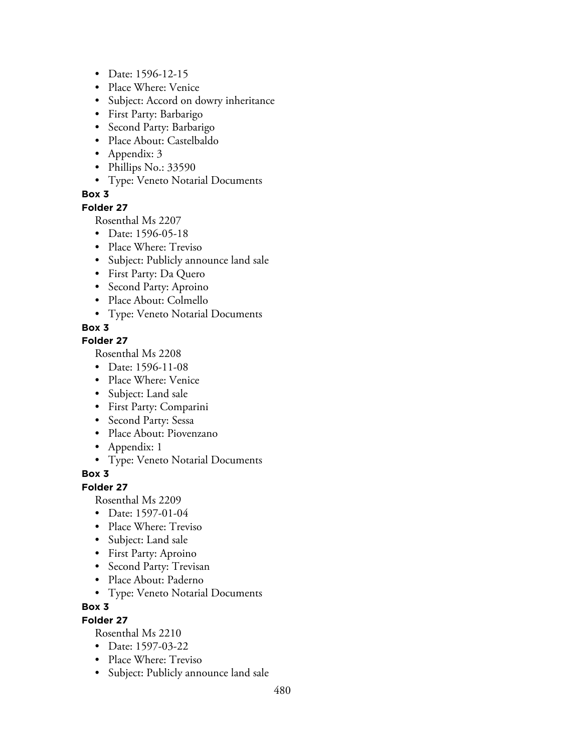- Date: 1596-12-15
- Place Where: Venice
- Subject: Accord on dowry inheritance
- First Party: Barbarigo
- Second Party: Barbarigo
- Place About: Castelbaldo
- Appendix: 3
- Phillips No.: 33590
- Type: Veneto Notarial Documents

**Box 3**

**Folder 27**

Rosenthal Ms 2207

- Date: 1596-05-18
- Place Where: Treviso
- Subject: Publicly announce land sale
- First Party: Da Quero
- Second Party: Aproino
- Place About: Colmello
- Type: Veneto Notarial Documents

**Box 3**

**Folder 27**

Rosenthal Ms 2208

- Date: 1596-11-08
- Place Where: Venice
- Subject: Land sale
- First Party: Comparini
- Second Party: Sessa
- Place About: Piovenzano
- Appendix: 1
- Type: Veneto Notarial Documents

**Box 3**

**Folder 27**

Rosenthal Ms 2209

- Date: 1597-01-04
- Place Where: Treviso
- Subject: Land sale
- First Party: Aproino
- Second Party: Trevisan
- Place About: Paderno
- Type: Veneto Notarial Documents

**Box 3**

**Folder 27**

Rosenthal Ms 2210

- Date: 1597-03-22
- Place Where: Treviso
- Subject: Publicly announce land sale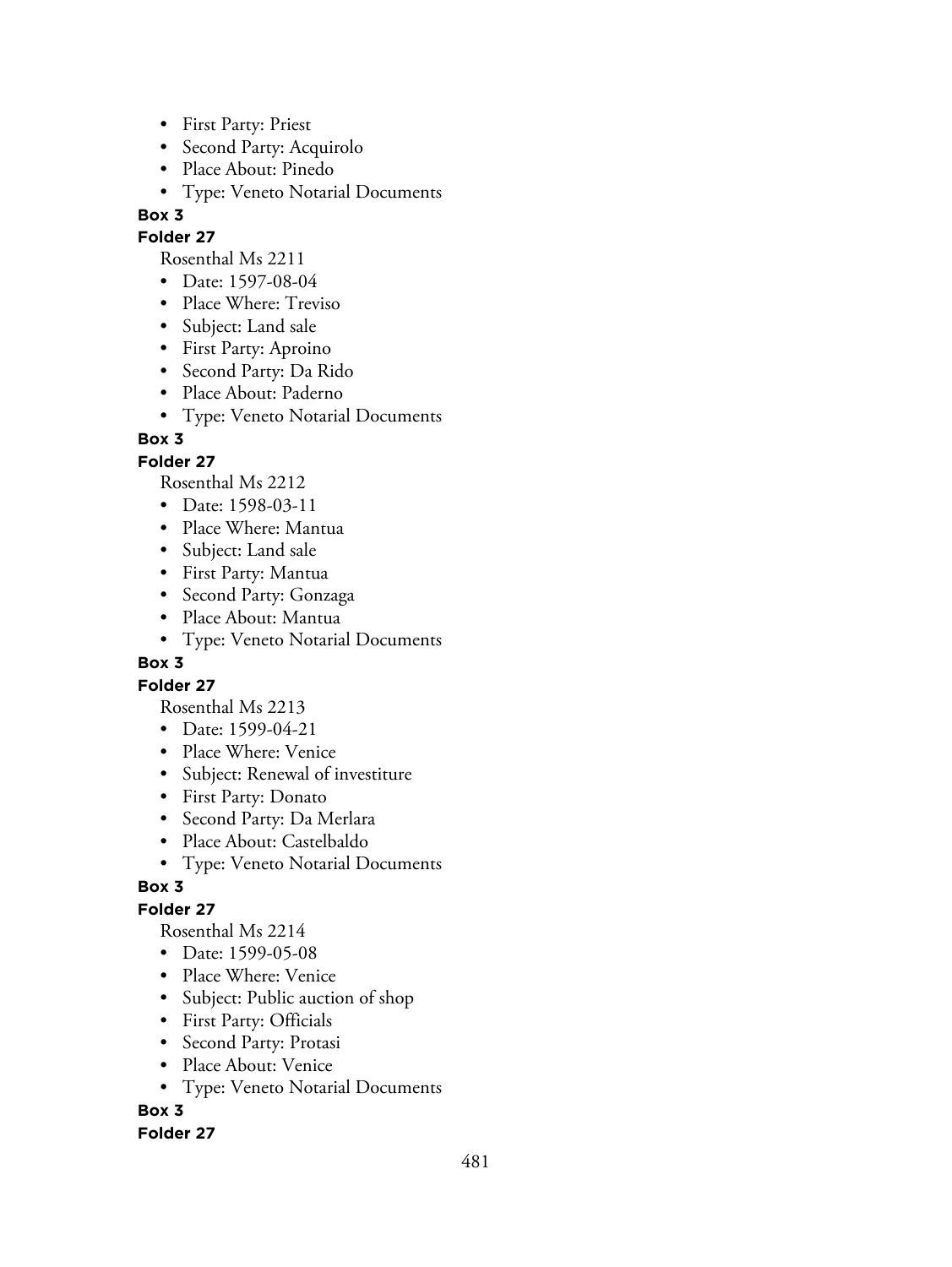- First Party: Priest
- Second Party: Acquirolo
- Place About: Pinedo
- Type: Veneto Notarial Documents

**Box 3**

**Folder 27**

Rosenthal Ms 2211

- Date: 1597-08-04
- Place Where: Treviso
- Subject: Land sale
- First Party: Aproino
- Second Party: Da Rido
- Place About: Paderno
- Type: Veneto Notarial Documents

**Box 3**

**Folder 27**

Rosenthal Ms 2212

- Date: 1598-03-11
- Place Where: Mantua
- Subject: Land sale
- First Party: Mantua
- Second Party: Gonzaga
- Place About: Mantua
- Type: Veneto Notarial Documents

**Box 3**

**Folder 27**

Rosenthal Ms 2213

- Date: 1599-04-21
- Place Where: Venice
- Subject: Renewal of investiture
- First Party: Donato
- Second Party: Da Merlara
- Place About: Castelbaldo
- Type: Veneto Notarial Documents

**Box 3**

**Folder 27**

Rosenthal Ms 2214

- Date: 1599-05-08
- Place Where: Venice
- Subject: Public auction of shop
- First Party: Officials
- Second Party: Protasi
- Place About: Venice
- Type: Veneto Notarial Documents

**Box 3**

**Folder 27**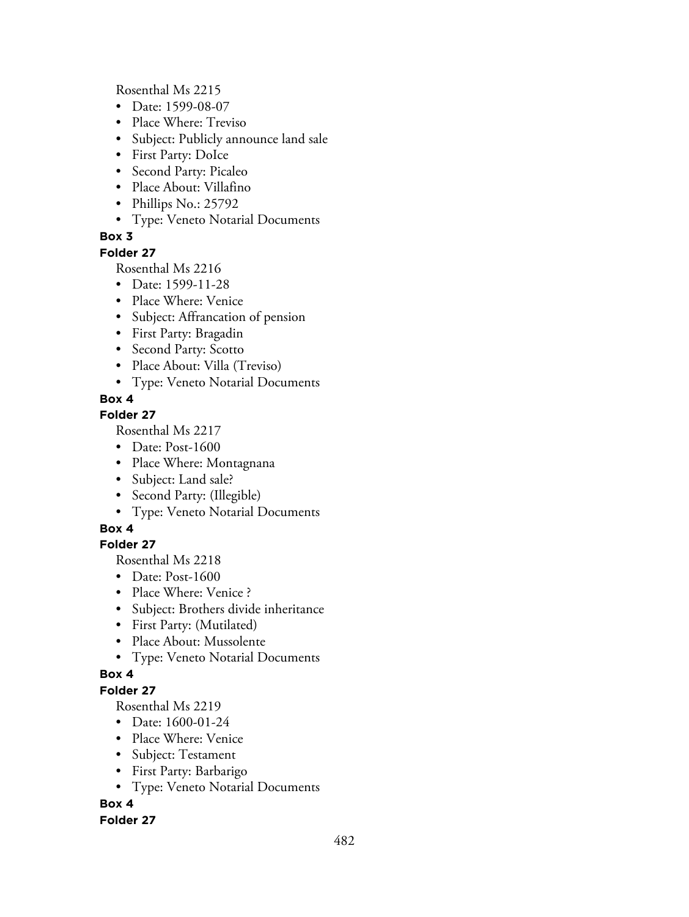Rosenthal Ms 2215

- Date: 1599-08-07
- Place Where: Treviso
- Subject: Publicly announce land sale
- First Party: DoIce
- Second Party: Picaleo
- Place About: Villafino
- Phillips No.: 25792
- Type: Veneto Notarial Documents

**Box 3**

**Folder 27**

Rosenthal Ms 2216

- Date: 1599-11-28
- Place Where: Venice
- Subject: Affrancation of pension
- First Party: Bragadin
- Second Party: Scotto
- Place About: Villa (Treviso)
- Type: Veneto Notarial Documents

**Box 4**

**Folder 27**

Rosenthal Ms 2217

- Date: Post-1600
- Place Where: Montagnana
- Subject: Land sale?
- Second Party: (Illegible)
- Type: Veneto Notarial Documents

**Box 4**

**Folder 27**

Rosenthal Ms 2218

- Date: Post-1600
- Place Where: Venice ?
- Subject: Brothers divide inheritance
- First Party: (Mutilated)
- Place About: Mussolente
- Type: Veneto Notarial Documents

**Box 4**

**Folder 27**

Rosenthal Ms 2219

- Date: 1600-01-24
- Place Where: Venice
- Subject: Testament
- First Party: Barbarigo
- Type: Veneto Notarial Documents

**Box 4**

**Folder 27**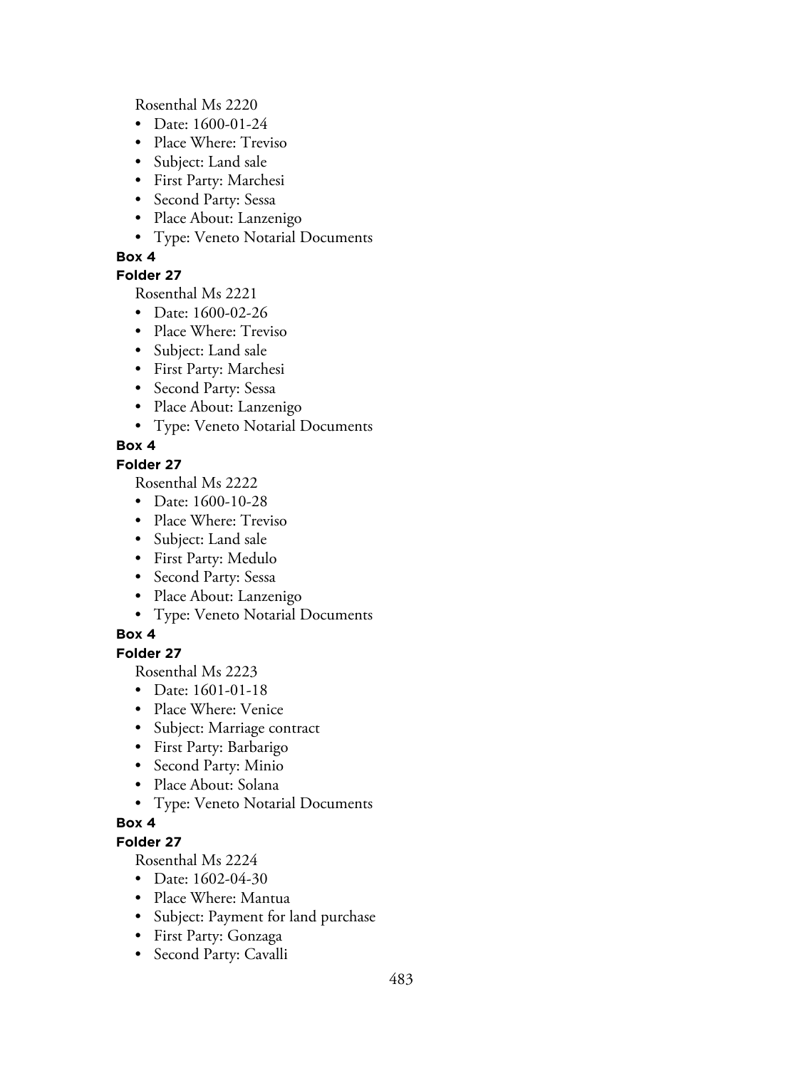Rosenthal Ms 2220

- Date: 1600-01-24
- Place Where: Treviso
- Subject: Land sale
- First Party: Marchesi
- Second Party: Sessa
- Place About: Lanzenigo
- Type: Veneto Notarial Documents

**Box 4**

**Folder 27**

Rosenthal Ms 2221

- Date: 1600-02-26
- Place Where: Treviso
- Subject: Land sale
- First Party: Marchesi
- Second Party: Sessa
- Place About: Lanzenigo
- Type: Veneto Notarial Documents

**Box 4**

**Folder 27**

Rosenthal Ms 2222

- Date: 1600-10-28
- Place Where: Treviso
- Subject: Land sale
- First Party: Medulo
- Second Party: Sessa
- Place About: Lanzenigo
- Type: Veneto Notarial Documents

**Box 4**

**Folder 27**

Rosenthal Ms 2223

- Date: 1601-01-18
- Place Where: Venice
- Subject: Marriage contract
- First Party: Barbarigo
- Second Party: Minio
- Place About: Solana
- Type: Veneto Notarial Documents

**Box 4**

**Folder 27**

Rosenthal Ms 2224

- Date: 1602-04-30
- Place Where: Mantua
- Subject: Payment for land purchase
- First Party: Gonzaga
- Second Party: Cavalli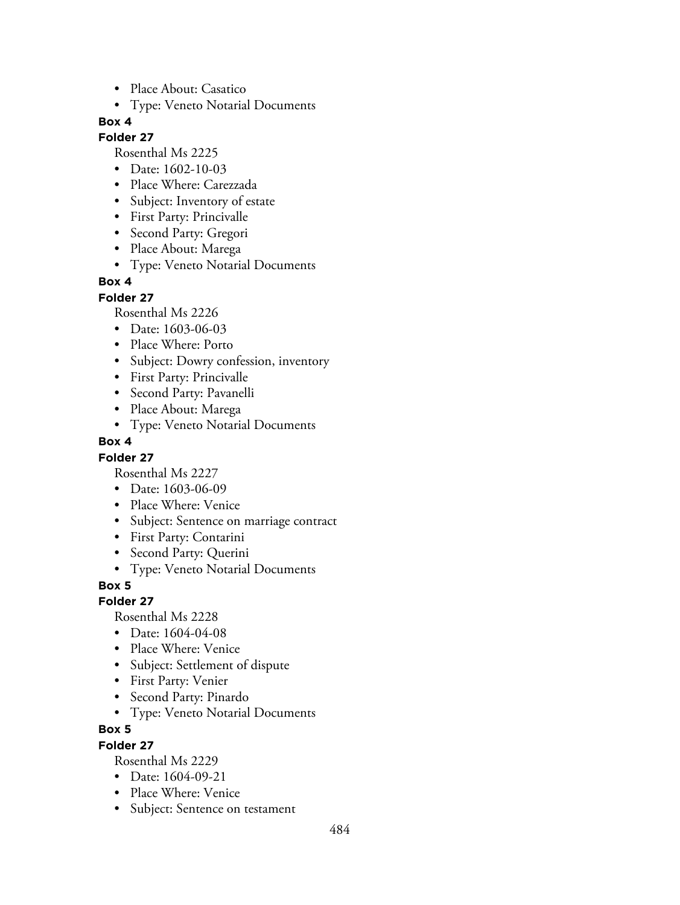- Place About: Casatico
- Type: Veneto Notarial Documents

**Box 4**

**Folder 27**

Rosenthal Ms 2225

- Date: 1602-10-03
- Place Where: Carezzada
- Subject: Inventory of estate
- First Party: Princivalle
- Second Party: Gregori
- Place About: Marega
- Type: Veneto Notarial Documents

**Box 4**

**Folder 27**

Rosenthal Ms 2226

- Date: 1603-06-03
- Place Where: Porto
- Subject: Dowry confession, inventory
- First Party: Princivalle
- Second Party: Pavanelli
- Place About: Marega
- Type: Veneto Notarial Documents

**Box 4**

**Folder 27**

Rosenthal Ms 2227

- Date: 1603-06-09
- Place Where: Venice
- Subject: Sentence on marriage contract
- First Party: Contarini
- Second Party: Querini
- Type: Veneto Notarial Documents

**Box 5**

**Folder 27**

Rosenthal Ms 2228

- Date: 1604-04-08
- Place Where: Venice
- Subject: Settlement of dispute
- First Party: Venier
- Second Party: Pinardo
- Type: Veneto Notarial Documents

**Box 5**

**Folder 27**

Rosenthal Ms 2229

- Date: 1604-09-21
- Place Where: Venice
- Subject: Sentence on testament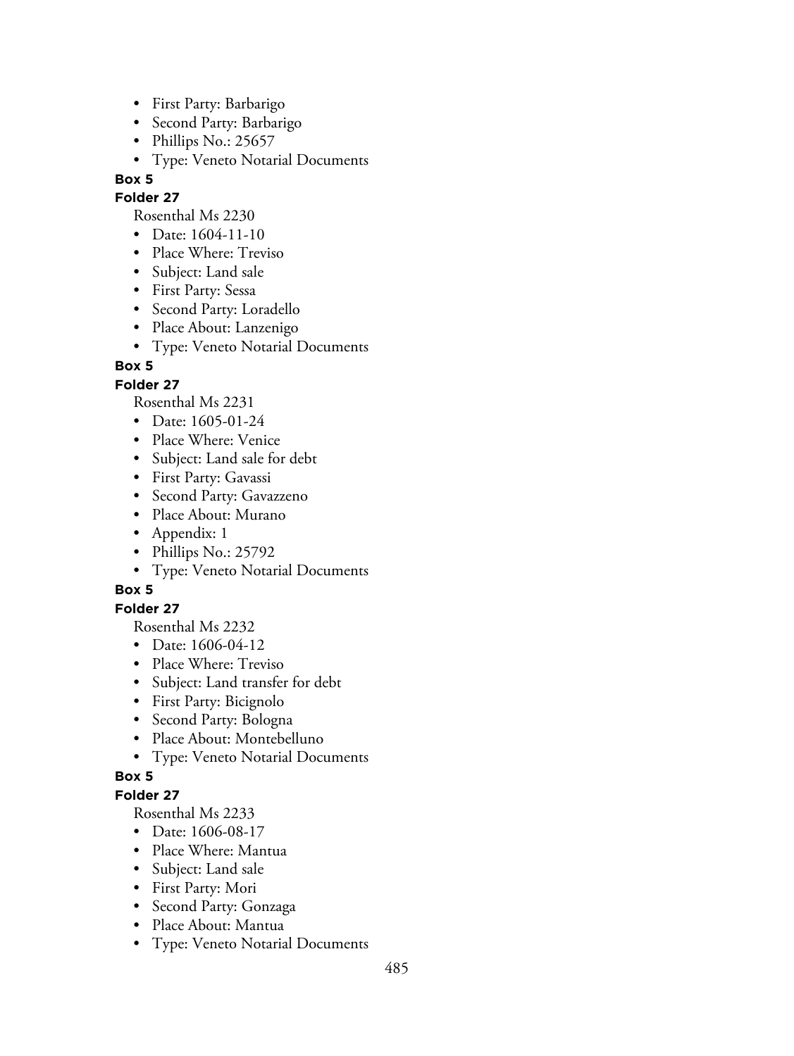- First Party: Barbarigo
- Second Party: Barbarigo
- Phillips No.: 25657
- Type: Veneto Notarial Documents

**Box 5**

**Folder 27**

Rosenthal Ms 2230

- Date: 1604-11-10
- Place Where: Treviso
- Subject: Land sale
- First Party: Sessa
- Second Party: Loradello
- Place About: Lanzenigo
- Type: Veneto Notarial Documents

**Box 5**

**Folder 27**

Rosenthal Ms 2231

- Date: 1605-01-24
- Place Where: Venice
- Subject: Land sale for debt
- First Party: Gavassi
- Second Party: Gavazzeno
- Place About: Murano
- Appendix: 1
- Phillips No.: 25792
- Type: Veneto Notarial Documents

**Box 5**

**Folder 27**

Rosenthal Ms 2232

- Date: 1606-04-12
- Place Where: Treviso
- Subject: Land transfer for debt
- First Party: Bicignolo
- Second Party: Bologna
- Place About: Montebelluno
- Type: Veneto Notarial Documents

**Box 5**

**Folder 27**

Rosenthal Ms 2233

- Date: 1606-08-17
- Place Where: Mantua
- Subject: Land sale
- First Party: Mori
- Second Party: Gonzaga
- Place About: Mantua
- Type: Veneto Notarial Documents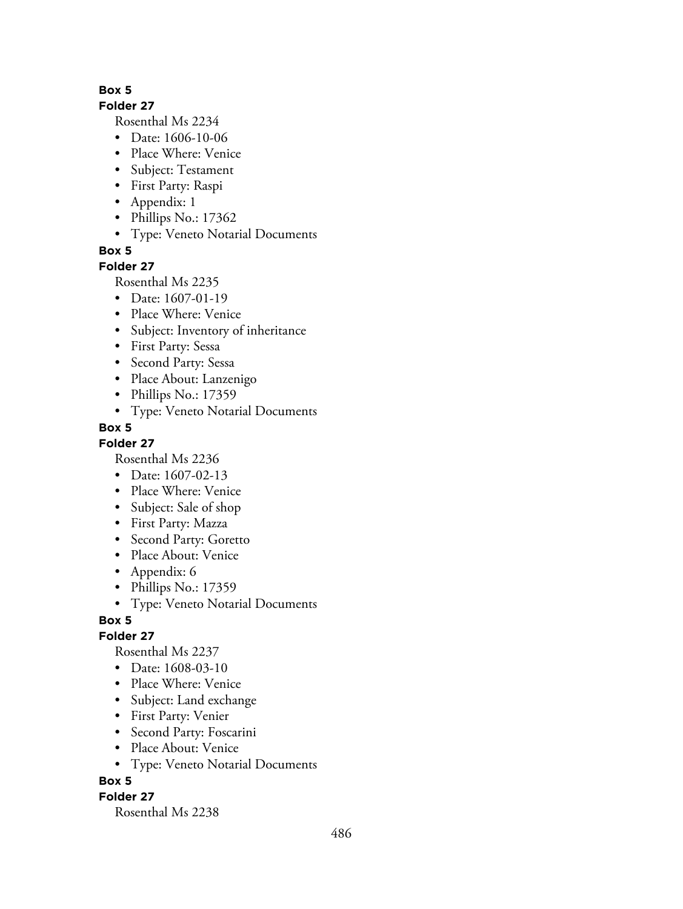**Box 5**

**Folder 27**

Rosenthal Ms 2234

- Date: 1606-10-06
- Place Where: Venice
- Subject: Testament
- First Party: Raspi
- Appendix: 1
- Phillips No.: 17362
- Type: Veneto Notarial Documents

**Box 5**

**Folder 27**

Rosenthal Ms 2235

- Date: 1607-01-19
- Place Where: Venice
- Subject: Inventory of inheritance
- First Party: Sessa
- Second Party: Sessa
- Place About: Lanzenigo
- Phillips No.: 17359
- Type: Veneto Notarial Documents

**Box 5**

**Folder 27**

Rosenthal Ms 2236

- Date: 1607-02-13
- Place Where: Venice
- Subject: Sale of shop
- First Party: Mazza
- Second Party: Goretto
- Place About: Venice
- Appendix: 6
- Phillips No.: 17359
- Type: Veneto Notarial Documents

**Box 5**

**Folder 27**

Rosenthal Ms 2237

- Date: 1608-03-10
- Place Where: Venice
- Subject: Land exchange
- First Party: Venier
- Second Party: Foscarini
- Place About: Venice
- Type: Veneto Notarial Documents

**Box 5**

**Folder 27**

Rosenthal Ms 2238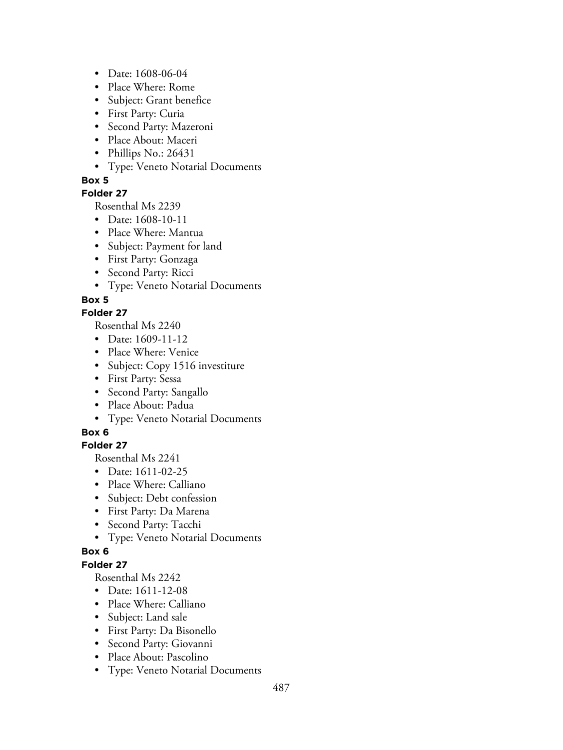- Date: 1608-06-04
- Place Where: Rome
- Subject: Grant benefice
- First Party: Curia
- Second Party: Mazeroni
- Place About: Maceri
- Phillips No.: 26431
- Type: Veneto Notarial Documents

**Box 5**

**Folder 27**

Rosenthal Ms 2239

- Date: 1608-10-11
- Place Where: Mantua
- Subject: Payment for land
- First Party: Gonzaga
- Second Party: Ricci
- Type: Veneto Notarial Documents

**Box 5**

**Folder 27**

Rosenthal Ms 2240

- Date: 1609-11-12
- Place Where: Venice
- Subject: Copy 1516 investiture
- First Party: Sessa
- Second Party: Sangallo
- Place About: Padua
- Type: Veneto Notarial Documents

**Box 6**

**Folder 27**

Rosenthal Ms 2241

- Date: 1611-02-25
- Place Where: Calliano
- Subject: Debt confession
- First Party: Da Marena
- Second Party: Tacchi
- Type: Veneto Notarial Documents

**Box 6**

**Folder 27**

Rosenthal Ms 2242

- Date: 1611-12-08
- Place Where: Calliano
- Subject: Land sale
- First Party: Da Bisonello
- Second Party: Giovanni
- Place About: Pascolino
- Type: Veneto Notarial Documents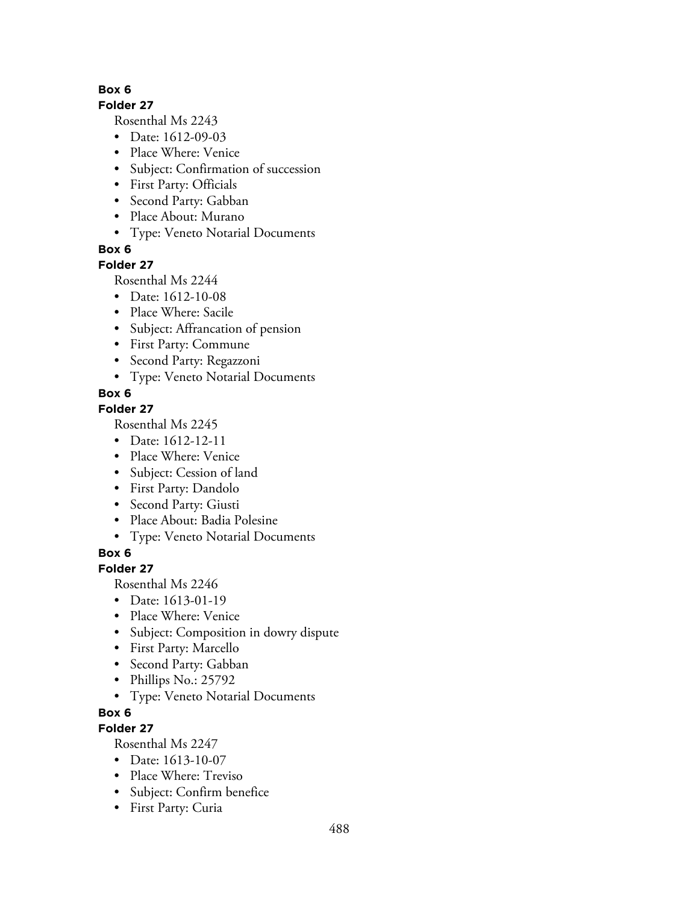**Box 6**

**Folder 27**

Rosenthal Ms 2243

- Date: 1612-09-03
- Place Where: Venice
- Subject: Confirmation of succession
- First Party: Officials
- Second Party: Gabban
- Place About: Murano
- Type: Veneto Notarial Documents

**Box 6**

**Folder 27**

Rosenthal Ms 2244

- Date: 1612-10-08
- Place Where: Sacile
- Subject: Affrancation of pension
- First Party: Commune
- Second Party: Regazzoni
- Type: Veneto Notarial Documents

**Box 6**

**Folder 27**

Rosenthal Ms 2245

- Date: 1612-12-11
- Place Where: Venice
- Subject: Cession of land
- First Party: Dandolo
- Second Party: Giusti
- Place About: Badia Polesine
- Type: Veneto Notarial Documents

**Box 6**

**Folder 27**

Rosenthal Ms 2246

- Date: 1613-01-19
- Place Where: Venice
- Subject: Composition in dowry dispute
- First Party: Marcello
- Second Party: Gabban
- Phillips No.: 25792
- Type: Veneto Notarial Documents

**Box 6**

**Folder 27**

Rosenthal Ms 2247

- Date: 1613-10-07
- Place Where: Treviso
- Subject: Confirm benefice
- First Party: Curia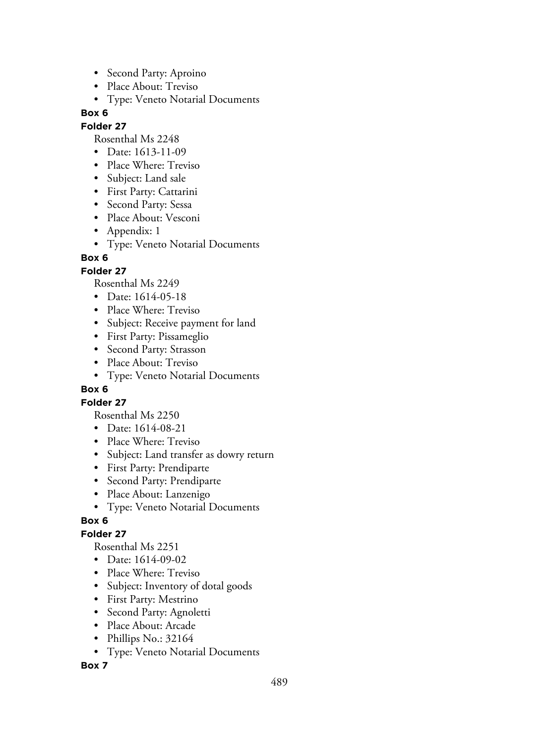- Second Party: Aproino
- Place About: Treviso
- Type: Veneto Notarial Documents

**Box 6**

**Folder 27**

Rosenthal Ms 2248

- Date: 1613-11-09
- Place Where: Treviso
- Subject: Land sale
- First Party: Cattarini
- Second Party: Sessa
- Place About: Vesconi
- Appendix: 1
- Type: Veneto Notarial Documents

**Box 6**

**Folder 27**

Rosenthal Ms 2249

- Date: 1614-05-18
- Place Where: Treviso
- Subject: Receive payment for land
- First Party: Pissameglio
- Second Party: Strasson
- Place About: Treviso
- Type: Veneto Notarial Documents

**Box 6**

**Folder 27**

Rosenthal Ms 2250

- Date: 1614-08-21
- Place Where: Treviso
- Subject: Land transfer as dowry return
- First Party: Prendiparte
- Second Party: Prendiparte
- Place About: Lanzenigo
- Type: Veneto Notarial Documents

**Box 6**

**Folder 27**

Rosenthal Ms 2251

- Date: 1614-09-02
- Place Where: Treviso
- Subject: Inventory of dotal goods
- First Party: Mestrino
- Second Party: Agnoletti
- Place About: Arcade
- Phillips No.: 32164
- Type: Veneto Notarial Documents

**Box 7**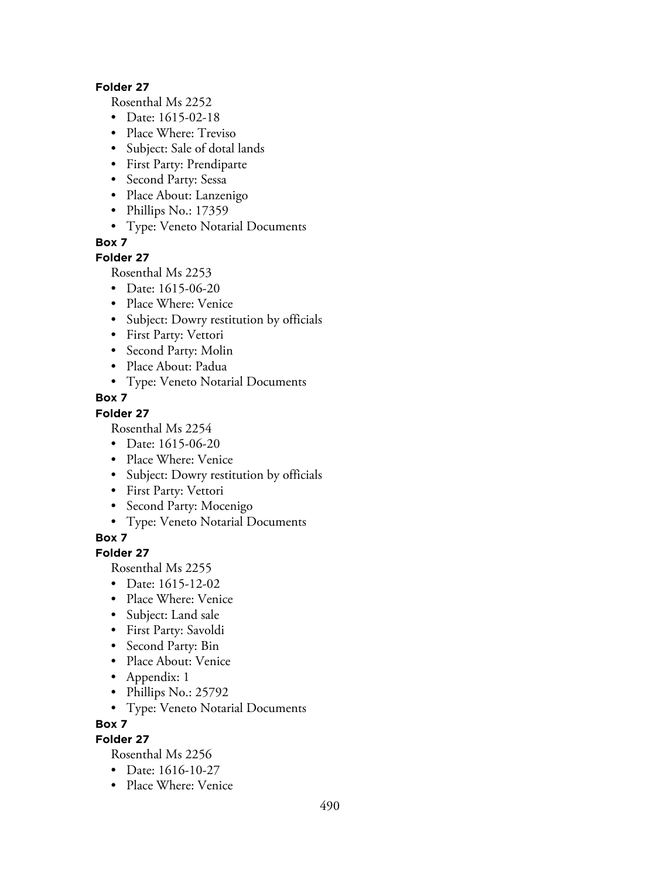**Folder 27**

Rosenthal Ms 2252

- Date: 1615-02-18
- Place Where: Treviso
- Subject: Sale of dotal lands
- First Party: Prendiparte
- Second Party: Sessa
- Place About: Lanzenigo
- Phillips No.: 17359
- Type: Veneto Notarial Documents

**Box 7**

**Folder 27**

Rosenthal Ms 2253

- Date: 1615-06-20
- Place Where: Venice
- Subject: Dowry restitution by officials
- First Party: Vettori
- Second Party: Molin
- Place About: Padua
- Type: Veneto Notarial Documents

**Box 7**

**Folder 27**

Rosenthal Ms 2254

- Date: 1615-06-20
- Place Where: Venice
- Subject: Dowry restitution by officials
- First Party: Vettori
- Second Party: Mocenigo
- Type: Veneto Notarial Documents

**Box 7**

**Folder 27**

Rosenthal Ms 2255

- Date: 1615-12-02
- Place Where: Venice
- Subject: Land sale
- First Party: Savoldi
- Second Party: Bin
- Place About: Venice
- Appendix: 1
- Phillips No.: 25792
- Type: Veneto Notarial Documents

**Box 7**

**Folder 27**

Rosenthal Ms 2256

- Date: 1616-10-27
- Place Where: Venice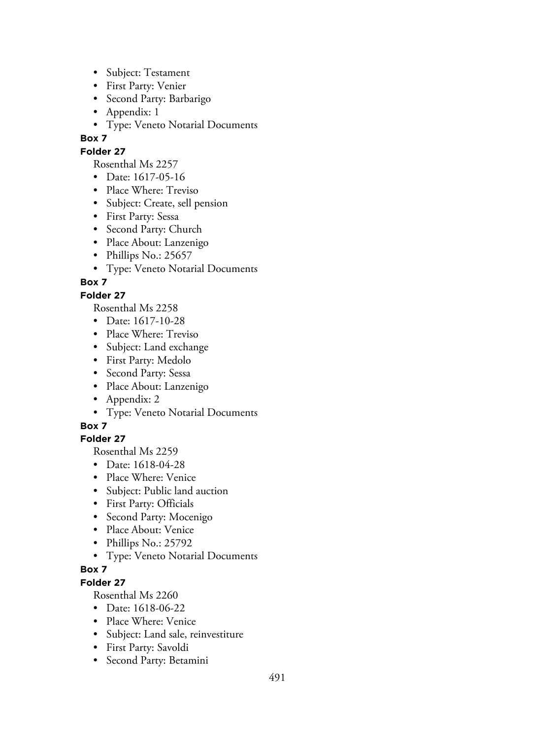- Subject: Testament
- First Party: Venier
- Second Party: Barbarigo
- Appendix: 1
- Type: Veneto Notarial Documents

**Box 7**

**Folder 27**

Rosenthal Ms 2257

- Date: 1617-05-16
- Place Where: Treviso
- Subject: Create, sell pension
- First Party: Sessa
- Second Party: Church
- Place About: Lanzenigo
- Phillips No.: 25657
- Type: Veneto Notarial Documents

**Box 7**

**Folder 27**

Rosenthal Ms 2258

- Date: 1617-10-28
- Place Where: Treviso
- Subject: Land exchange
- First Party: Medolo
- Second Party: Sessa
- Place About: Lanzenigo
- Appendix: 2
- Type: Veneto Notarial Documents

**Box 7**

**Folder 27**

Rosenthal Ms 2259

- Date: 1618-04-28
- Place Where: Venice
- Subject: Public land auction
- First Party: Officials
- Second Party: Mocenigo
- Place About: Venice
- Phillips No.: 25792
- Type: Veneto Notarial Documents

**Box 7**

**Folder 27**

Rosenthal Ms 2260

- Date: 1618-06-22
- Place Where: Venice
- Subject: Land sale, reinvestiture
- First Party: Savoldi
- Second Party: Betamini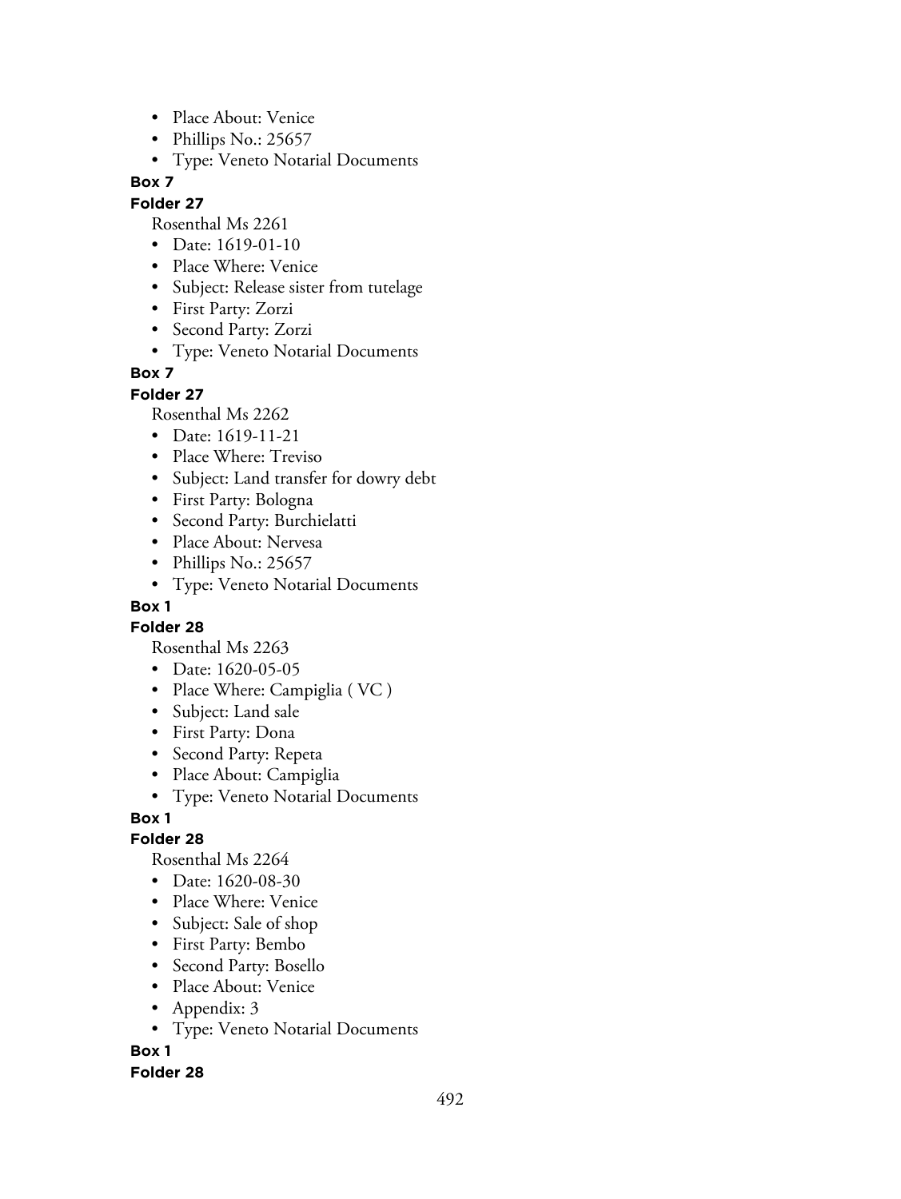- Place About: Venice
- Phillips No.: 25657
- Type: Veneto Notarial Documents

**Box 7**

**Folder 27**

Rosenthal Ms 2261

- Date: 1619-01-10
- Place Where: Venice
- Subject: Release sister from tutelage
- First Party: Zorzi
- Second Party: Zorzi
- Type: Veneto Notarial Documents

**Box 7**

**Folder 27**

Rosenthal Ms 2262

- Date: 1619-11-21
- Place Where: Treviso
- Subject: Land transfer for dowry debt
- First Party: Bologna
- Second Party: Burchielatti
- Place About: Nervesa
- Phillips No.: 25657
- Type: Veneto Notarial Documents

**Box 1**

**Folder 28**

Rosenthal Ms 2263

- Date: 1620-05-05
- Place Where: Campiglia ( VC )
- Subject: Land sale
- First Party: Dona
- Second Party: Repeta
- Place About: Campiglia
- Type: Veneto Notarial Documents

**Box 1**

**Folder 28**

Rosenthal Ms 2264

- Date: 1620-08-30
- Place Where: Venice
- Subject: Sale of shop
- First Party: Bembo
- Second Party: Bosello
- Place About: Venice
- Appendix: 3
- Type: Veneto Notarial Documents

**Box 1**

**Folder 28**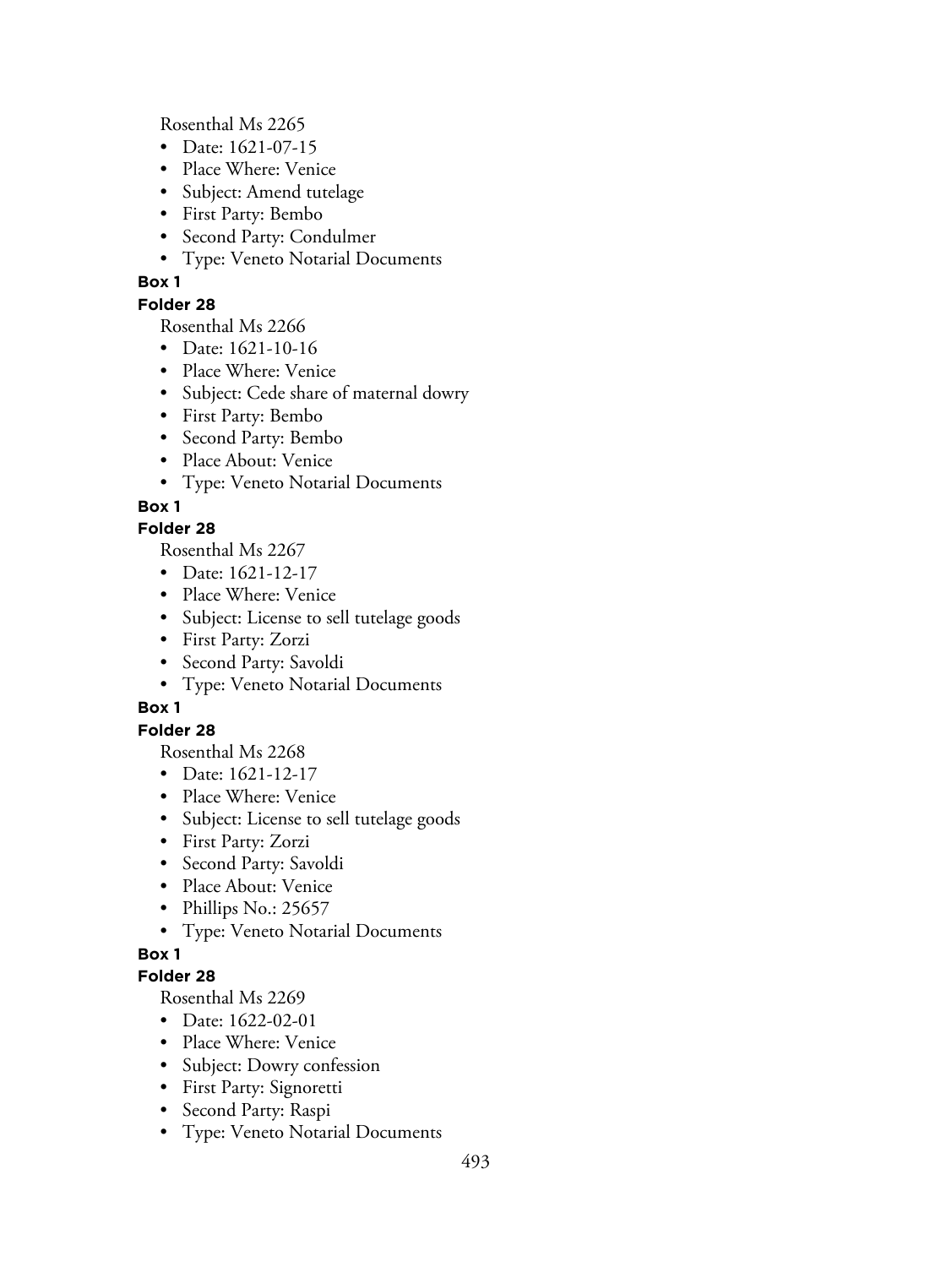Rosenthal Ms 2265

- Date: 1621-07-15
- Place Where: Venice
- Subject: Amend tutelage
- First Party: Bembo
- Second Party: Condulmer
- Type: Veneto Notarial Documents

**Box 1**

**Folder 28**

Rosenthal Ms 2266

- Date: 1621-10-16
- Place Where: Venice
- Subject: Cede share of maternal dowry
- First Party: Bembo
- Second Party: Bembo
- Place About: Venice
- Type: Veneto Notarial Documents

**Box 1**

**Folder 28**

Rosenthal Ms 2267

- Date: 1621-12-17
- Place Where: Venice
- Subject: License to sell tutelage goods
- First Party: Zorzi
- Second Party: Savoldi
- Type: Veneto Notarial Documents

**Box 1**

**Folder 28**

Rosenthal Ms 2268

- Date: 1621-12-17
- Place Where: Venice
- Subject: License to sell tutelage goods
- First Party: Zorzi
- Second Party: Savoldi
- Place About: Venice
- Phillips No.: 25657
- Type: Veneto Notarial Documents

**Box 1**

**Folder 28**

Rosenthal Ms 2269

- Date: 1622-02-01
- Place Where: Venice
- Subject: Dowry confession
- First Party: Signoretti
- Second Party: Raspi
- Type: Veneto Notarial Documents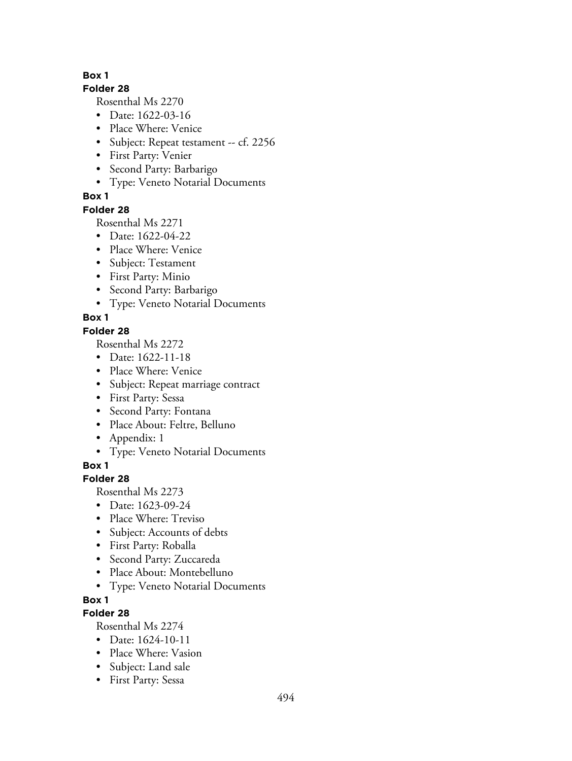**Box 1**

**Folder 28**

Rosenthal Ms 2270

- Date: 1622-03-16
- Place Where: Venice
- Subject: Repeat testament -- cf. 2256
- First Party: Venier
- Second Party: Barbarigo
- Type: Veneto Notarial Documents

**Box 1**

**Folder 28**

Rosenthal Ms 2271

- Date: 1622-04-22
- Place Where: Venice
- Subject: Testament
- First Party: Minio
- Second Party: Barbarigo
- Type: Veneto Notarial Documents

**Box 1**

**Folder 28**

Rosenthal Ms 2272

- Date: 1622-11-18
- Place Where: Venice
- Subject: Repeat marriage contract
- First Party: Sessa
- Second Party: Fontana
- Place About: Feltre, Belluno
- Appendix: 1
- Type: Veneto Notarial Documents

**Box 1**

**Folder 28**

Rosenthal Ms 2273

- Date: 1623-09-24
- Place Where: Treviso
- Subject: Accounts of debts
- First Party: Roballa
- Second Party: Zuccareda
- Place About: Montebelluno
- Type: Veneto Notarial Documents

**Box 1**

**Folder 28**

Rosenthal Ms 2274

- Date: 1624-10-11
- Place Where: Vasion
- Subject: Land sale
- First Party: Sessa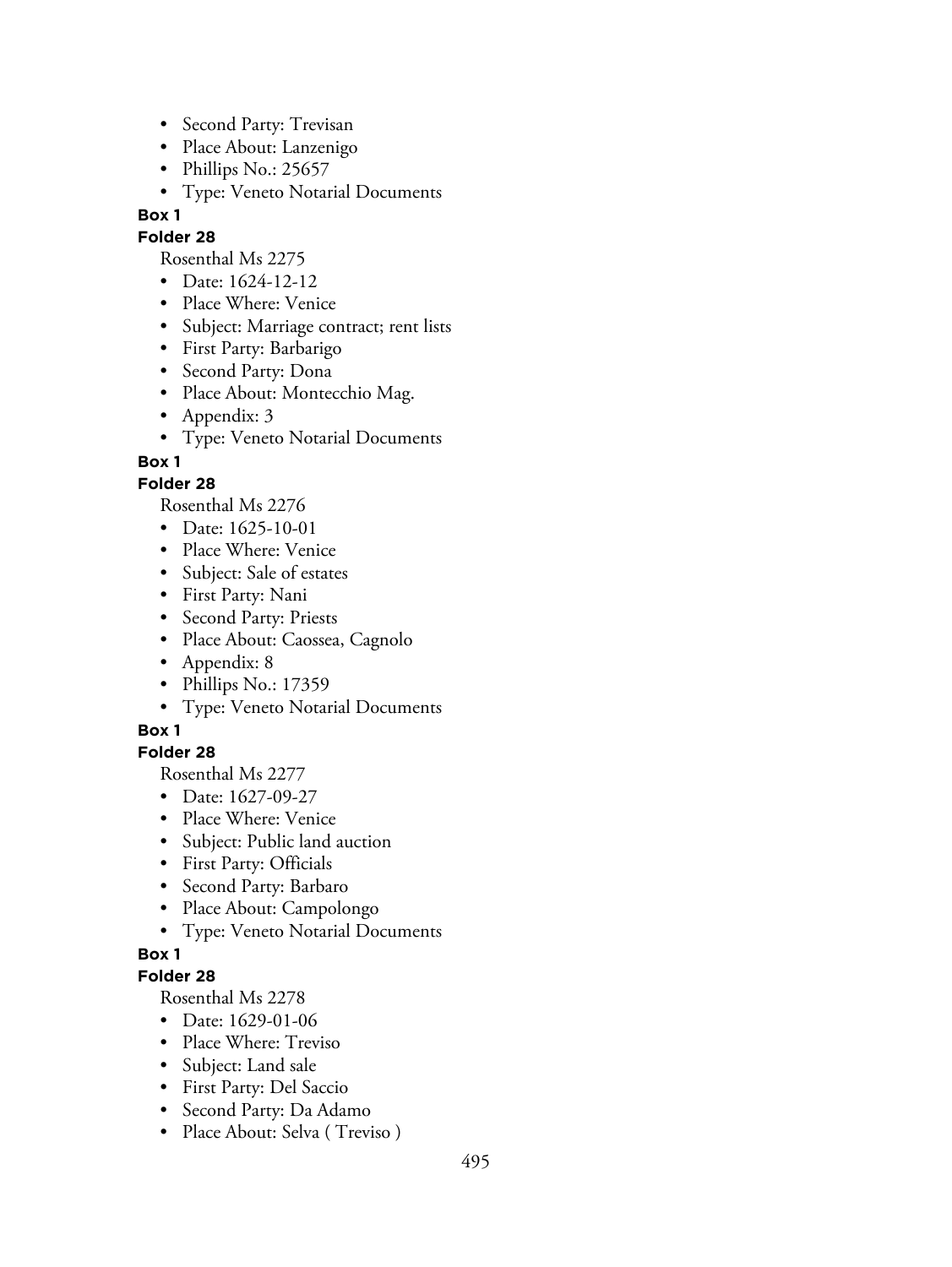- Second Party: Trevisan
- Place About: Lanzenigo
- Phillips No.: 25657
- Type: Veneto Notarial Documents

**Box 1**

**Folder 28**

Rosenthal Ms 2275

- Date: 1624-12-12
- Place Where: Venice
- Subject: Marriage contract; rent lists
- First Party: Barbarigo
- Second Party: Dona
- Place About: Montecchio Mag.
- Appendix: 3
- Type: Veneto Notarial Documents

**Box 1**

**Folder 28**

Rosenthal Ms 2276

- Date: 1625-10-01
- Place Where: Venice
- Subject: Sale of estates
- First Party: Nani
- Second Party: Priests
- Place About: Caossea, Cagnolo
- Appendix: 8
- Phillips No.: 17359
- Type: Veneto Notarial Documents

**Box 1**

**Folder 28**

Rosenthal Ms 2277

- Date: 1627-09-27
- Place Where: Venice
- Subject: Public land auction
- First Party: Officials
- Second Party: Barbaro
- Place About: Campolongo
- Type: Veneto Notarial Documents

**Box 1**

**Folder 28**

Rosenthal Ms 2278

- Date: 1629-01-06
- Place Where: Treviso
- Subject: Land sale
- First Party: Del Saccio
- Second Party: Da Adamo
- Place About: Selva ( Treviso )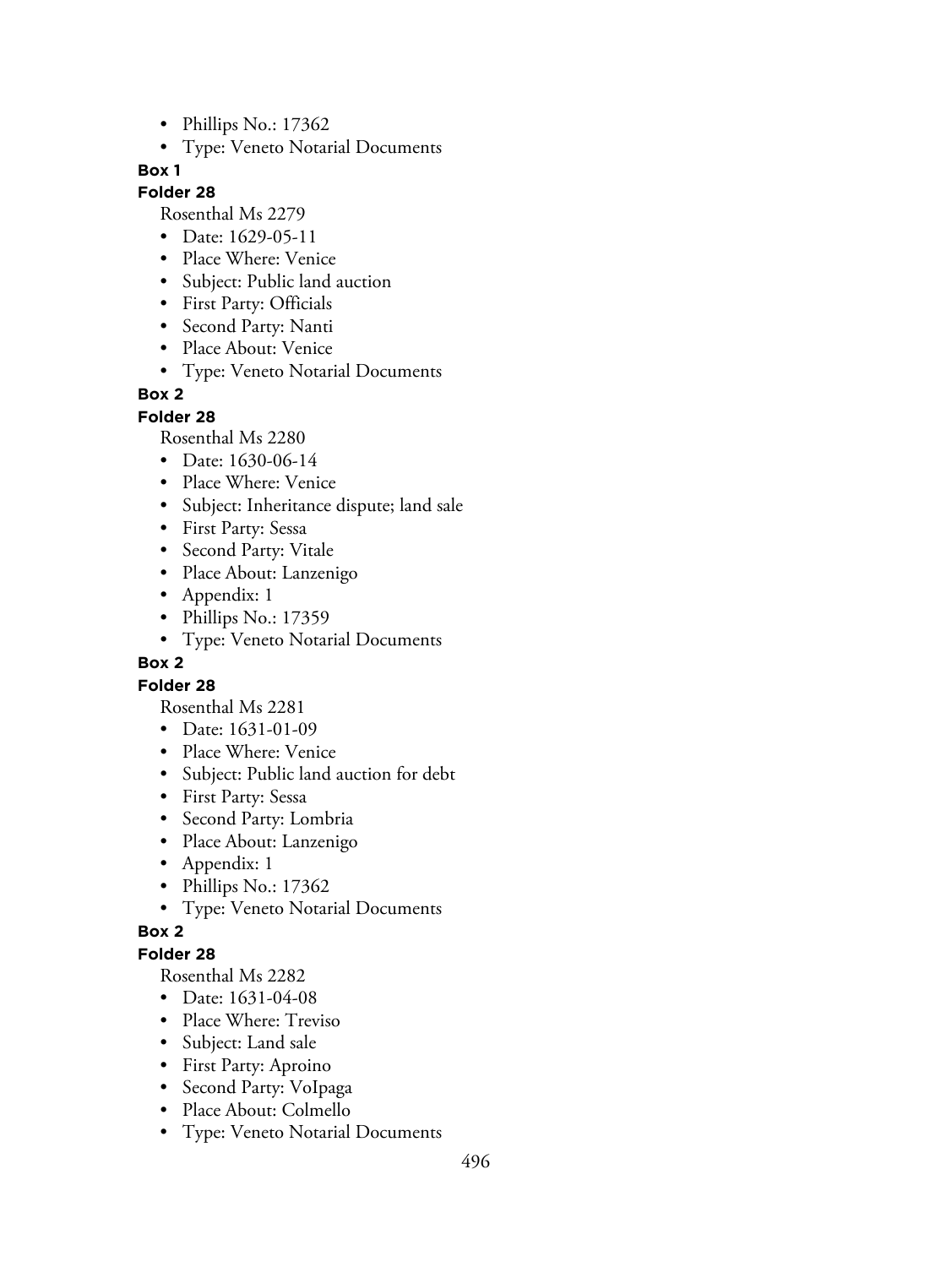- Phillips No.: 17362
- Type: Veneto Notarial Documents

**Box 1**

**Folder 28**

Rosenthal Ms 2279

- Date: 1629-05-11
- Place Where: Venice
- Subject: Public land auction
- First Party: Officials
- Second Party: Nanti
- Place About: Venice
- Type: Veneto Notarial Documents

**Box 2**

**Folder 28**

Rosenthal Ms 2280

- Date: 1630-06-14
- Place Where: Venice
- Subject: Inheritance dispute; land sale
- First Party: Sessa
- Second Party: Vitale
- Place About: Lanzenigo
- Appendix: 1
- Phillips No.: 17359
- Type: Veneto Notarial Documents

**Box 2**

**Folder 28**

Rosenthal Ms 2281

- Date: 1631-01-09
- Place Where: Venice
- Subject: Public land auction for debt
- First Party: Sessa
- Second Party: Lombria
- Place About: Lanzenigo
- Appendix: 1
- Phillips No.: 17362
- Type: Veneto Notarial Documents

**Box 2**

**Folder 28**

Rosenthal Ms 2282

- Date: 1631-04-08
- Place Where: Treviso
- Subject: Land sale
- First Party: Aproino
- Second Party: VoIpaga
- Place About: Colmello
- Type: Veneto Notarial Documents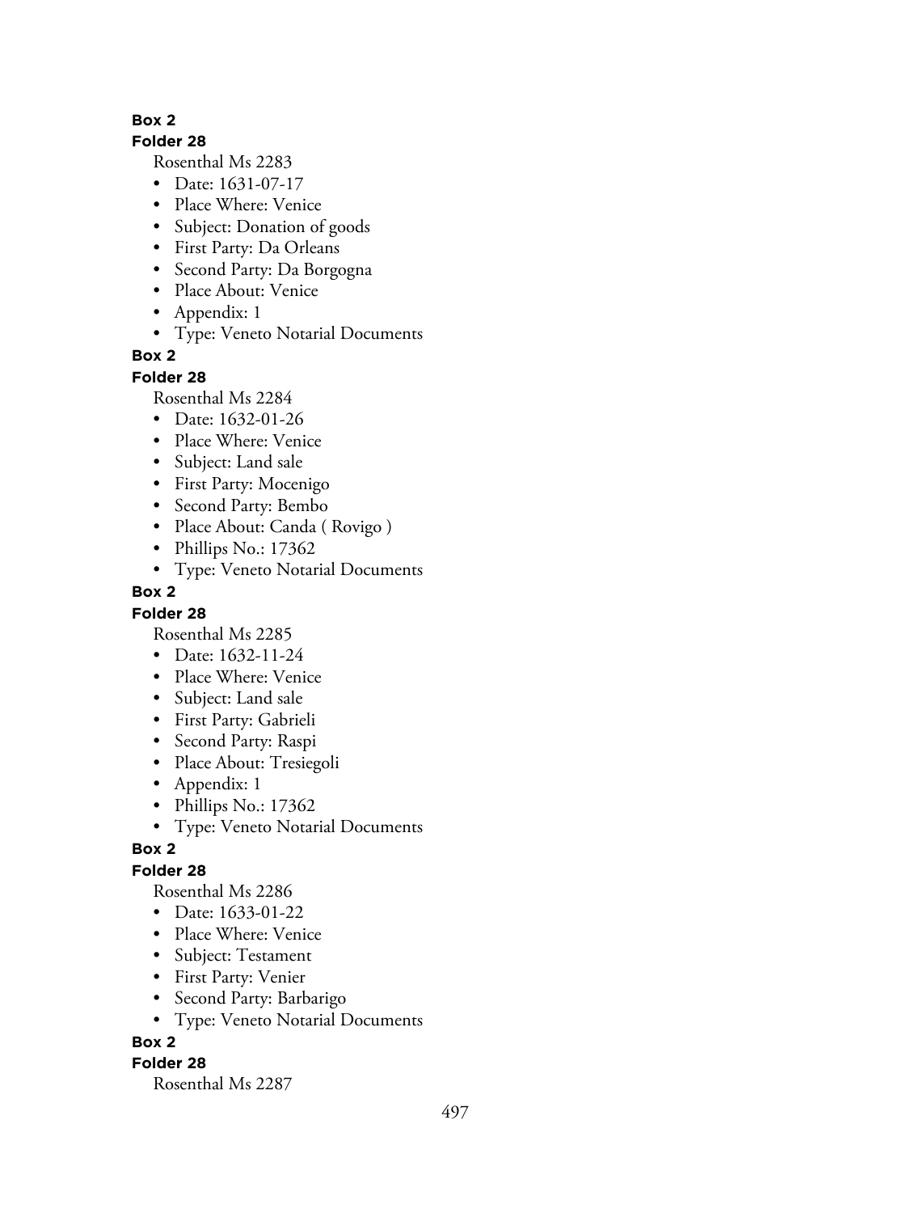**Box 2**

**Folder 28**

Rosenthal Ms 2283

- Date: 1631-07-17
- Place Where: Venice
- Subject: Donation of goods
- First Party: Da Orleans
- Second Party: Da Borgogna
- Place About: Venice
- Appendix: 1
- Type: Veneto Notarial Documents

**Box 2**

**Folder 28**

Rosenthal Ms 2284

- Date: 1632-01-26
- Place Where: Venice
- Subject: Land sale
- First Party: Mocenigo
- Second Party: Bembo
- Place About: Canda ( Rovigo )
- Phillips No.: 17362
- Type: Veneto Notarial Documents

**Box 2**

**Folder 28**

Rosenthal Ms 2285

- Date: 1632-11-24
- Place Where: Venice
- Subject: Land sale
- First Party: Gabrieli
- Second Party: Raspi
- Place About: Tresiegoli
- Appendix: 1
- Phillips No.: 17362
- Type: Veneto Notarial Documents

**Box 2**

**Folder 28**

Rosenthal Ms 2286

- Date: 1633-01-22
- Place Where: Venice
- Subject: Testament
- First Party: Venier
- Second Party: Barbarigo
- Type: Veneto Notarial Documents

**Box 2**

**Folder 28**

Rosenthal Ms 2287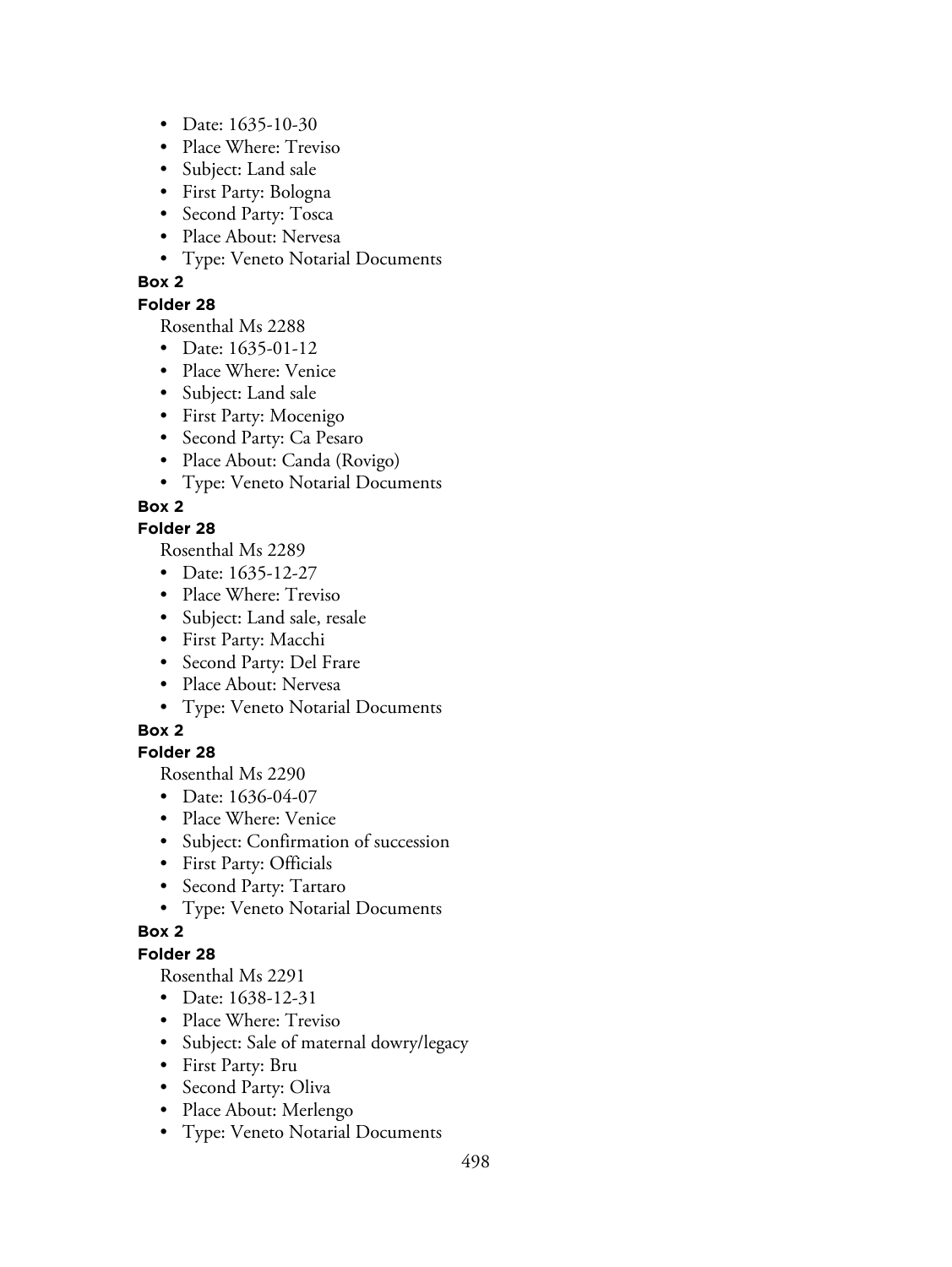- Date: 1635-10-30
- Place Where: Treviso
- Subject: Land sale
- First Party: Bologna
- Second Party: Tosca
- Place About: Nervesa
- Type: Veneto Notarial Documents

**Box 2**

**Folder 28**

Rosenthal Ms 2288

- Date: 1635-01-12
- Place Where: Venice
- Subject: Land sale
- First Party: Mocenigo
- Second Party: Ca Pesaro
- Place About: Canda (Rovigo)
- Type: Veneto Notarial Documents

**Box 2**

**Folder 28**

Rosenthal Ms 2289

- Date: 1635-12-27
- Place Where: Treviso
- Subject: Land sale, resale
- First Party: Macchi
- Second Party: Del Frare
- Place About: Nervesa
- Type: Veneto Notarial Documents

**Box 2**

**Folder 28**

Rosenthal Ms 2290

- Date: 1636-04-07
- Place Where: Venice
- Subject: Confirmation of succession
- First Party: Officials
- Second Party: Tartaro
- Type: Veneto Notarial Documents

**Box 2**

**Folder 28**

Rosenthal Ms 2291

- Date: 1638-12-31
- Place Where: Treviso
- Subject: Sale of maternal dowry/legacy
- First Party: Bru
- Second Party: Oliva
- Place About: Merlengo
- Type: Veneto Notarial Documents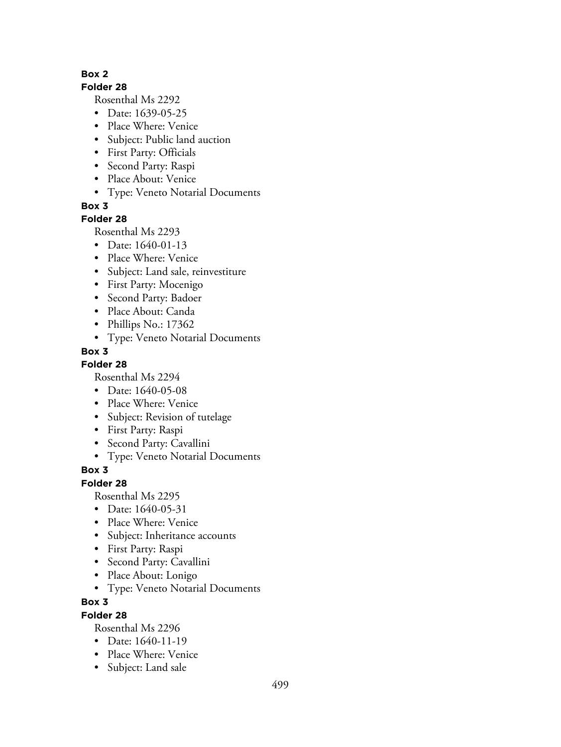**Box 2**

**Folder 28**

Rosenthal Ms 2292

- Date: 1639-05-25
- Place Where: Venice
- Subject: Public land auction
- First Party: Officials
- Second Party: Raspi
- Place About: Venice
- Type: Veneto Notarial Documents

**Box 3**

**Folder 28**

Rosenthal Ms 2293

- Date: 1640-01-13
- Place Where: Venice
- Subject: Land sale, reinvestiture
- First Party: Mocenigo
- Second Party: Badoer
- Place About: Canda
- Phillips No.: 17362
- Type: Veneto Notarial Documents

**Box 3**

**Folder 28**

Rosenthal Ms 2294

- Date: 1640-05-08
- Place Where: Venice
- Subject: Revision of tutelage
- First Party: Raspi
- Second Party: Cavallini
- Type: Veneto Notarial Documents

**Box 3**

**Folder 28**

Rosenthal Ms 2295

- Date: 1640-05-31
- Place Where: Venice
- Subject: Inheritance accounts
- First Party: Raspi
- Second Party: Cavallini
- Place About: Lonigo
- Type: Veneto Notarial Documents

**Box 3**

**Folder 28**

Rosenthal Ms 2296

- Date: 1640-11-19
- Place Where: Venice
- Subject: Land sale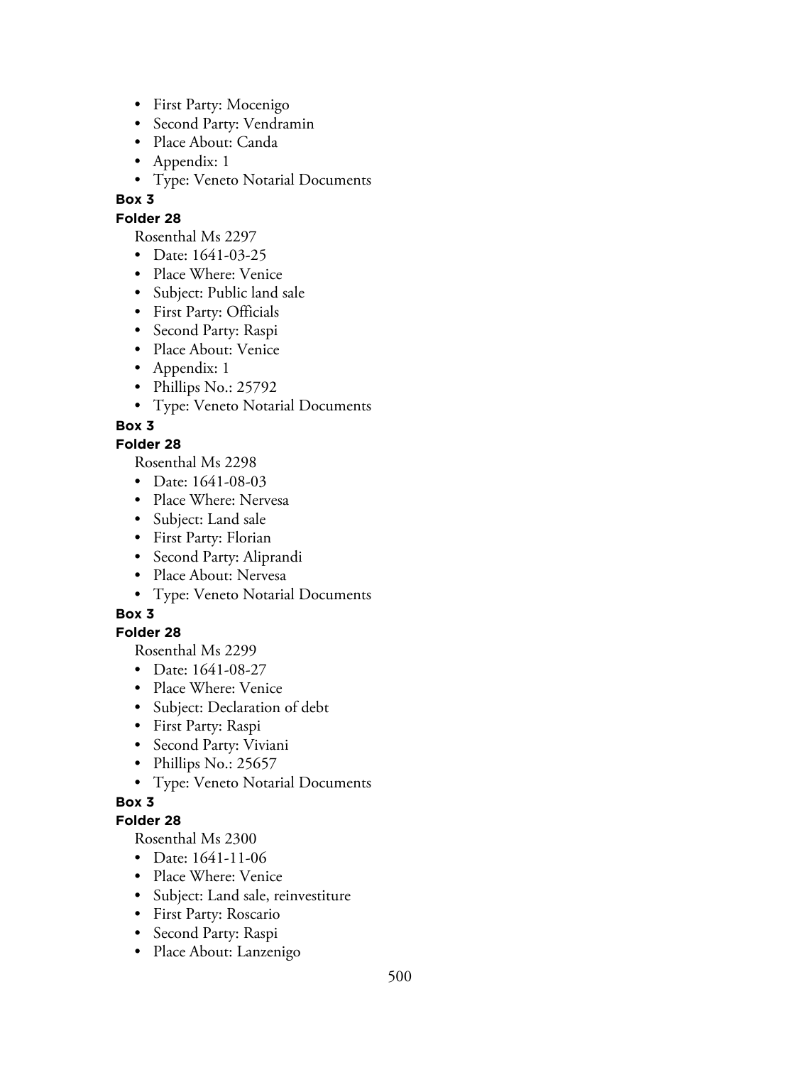- First Party: Mocenigo
- Second Party: Vendramin
- Place About: Canda
- Appendix: 1
- Type: Veneto Notarial Documents

**Box 3**

**Folder 28**

Rosenthal Ms 2297

- Date: 1641-03-25
- Place Where: Venice
- Subject: Public land sale
- First Party: Officials
- Second Party: Raspi
- Place About: Venice
- Appendix: 1
- Phillips No.: 25792
- Type: Veneto Notarial Documents

**Box 3**

**Folder 28**

Rosenthal Ms 2298

- Date: 1641-08-03
- Place Where: Nervesa
- Subject: Land sale
- First Party: Florian
- Second Party: Aliprandi
- Place About: Nervesa
- Type: Veneto Notarial Documents

**Box 3**

**Folder 28**

Rosenthal Ms 2299

- Date: 1641-08-27
- Place Where: Venice
- Subject: Declaration of debt
- First Party: Raspi
- Second Party: Viviani
- Phillips No.: 25657
- Type: Veneto Notarial Documents

**Box 3**

**Folder 28**

Rosenthal Ms 2300

- Date: 1641-11-06
- Place Where: Venice
- Subject: Land sale, reinvestiture
- First Party: Roscario
- Second Party: Raspi
- Place About: Lanzenigo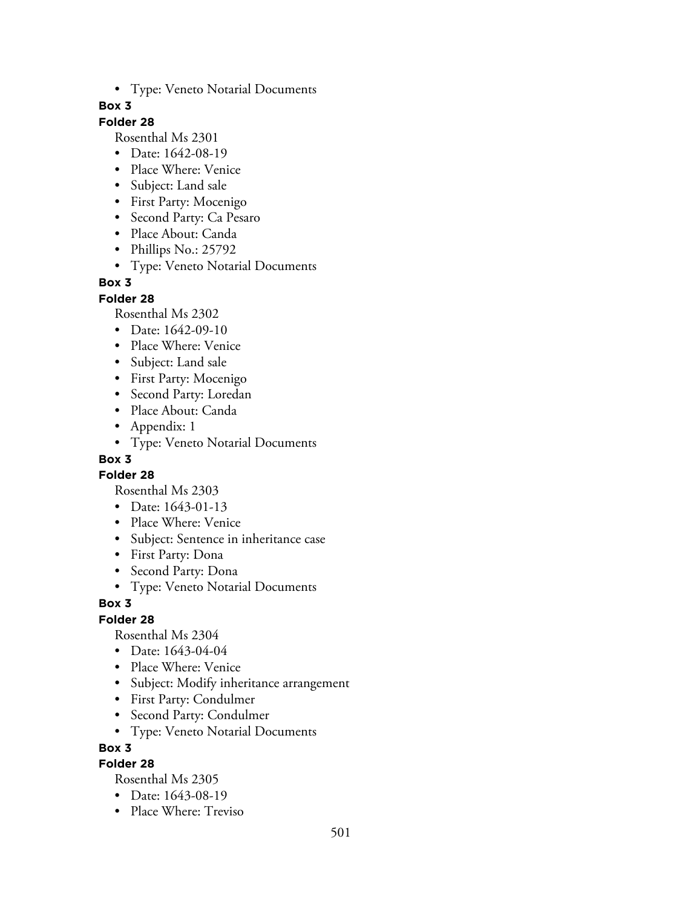- Type: Veneto Notarial Documents

**Box 3**

**Folder 28**

Rosenthal Ms 2301

- Date: 1642-08-19
- Place Where: Venice
- Subject: Land sale
- First Party: Mocenigo
- Second Party: Ca Pesaro
- Place About: Canda
- Phillips No.: 25792
- Type: Veneto Notarial Documents

**Box 3**

**Folder 28**

Rosenthal Ms 2302

- Date: 1642-09-10
- Place Where: Venice
- Subject: Land sale
- First Party: Mocenigo
- Second Party: Loredan
- Place About: Canda
- Appendix: 1
- Type: Veneto Notarial Documents

**Box 3**

**Folder 28**

Rosenthal Ms 2303

- Date: 1643-01-13
- Place Where: Venice
- Subject: Sentence in inheritance case
- First Party: Dona
- Second Party: Dona
- Type: Veneto Notarial Documents

**Box 3**

**Folder 28**

Rosenthal Ms 2304

- Date: 1643-04-04
- Place Where: Venice
- Subject: Modify inheritance arrangement
- First Party: Condulmer
- Second Party: Condulmer
- Type: Veneto Notarial Documents

**Box 3**

**Folder 28**

Rosenthal Ms 2305

- Date: 1643-08-19
- Place Where: Treviso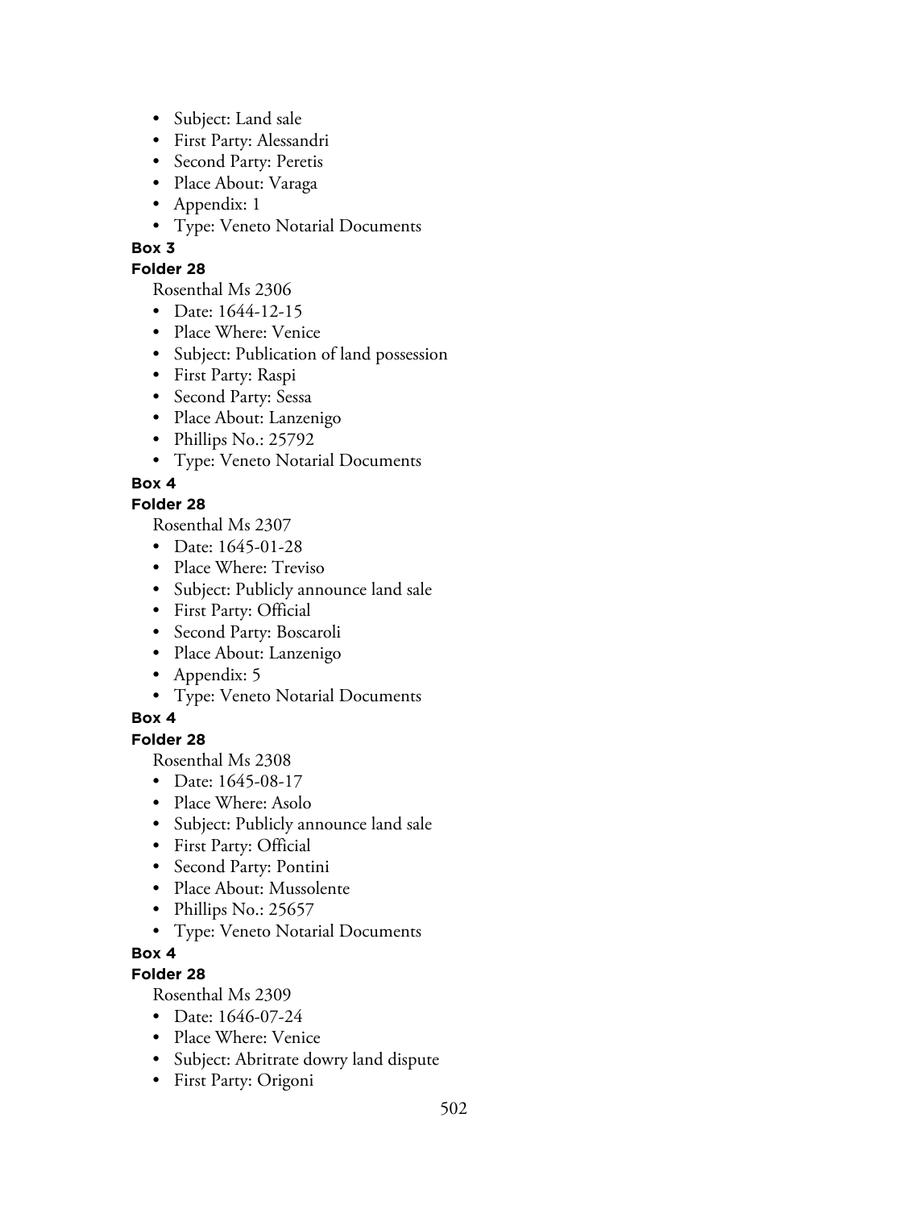- Subject: Land sale
- First Party: Alessandri
- Second Party: Peretis
- Place About: Varaga
- Appendix: 1
- Type: Veneto Notarial Documents

**Box 3**

**Folder 28**

Rosenthal Ms 2306

- Date: 1644-12-15
- Place Where: Venice
- Subject: Publication of land possession
- First Party: Raspi
- Second Party: Sessa
- Place About: Lanzenigo
- Phillips No.: 25792
- Type: Veneto Notarial Documents

**Box 4**

**Folder 28**

Rosenthal Ms 2307

- Date: 1645-01-28
- Place Where: Treviso
- Subject: Publicly announce land sale
- First Party: Official
- Second Party: Boscaroli
- Place About: Lanzenigo
- Appendix: 5
- Type: Veneto Notarial Documents

**Box 4**

**Folder 28**

Rosenthal Ms 2308

- Date: 1645-08-17
- Place Where: Asolo
- Subject: Publicly announce land sale
- First Party: Official
- Second Party: Pontini
- Place About: Mussolente
- Phillips No.: 25657
- Type: Veneto Notarial Documents

**Box 4**

**Folder 28**

Rosenthal Ms 2309

- Date: 1646-07-24
- Place Where: Venice
- Subject: Abritrate dowry land dispute
- First Party: Origoni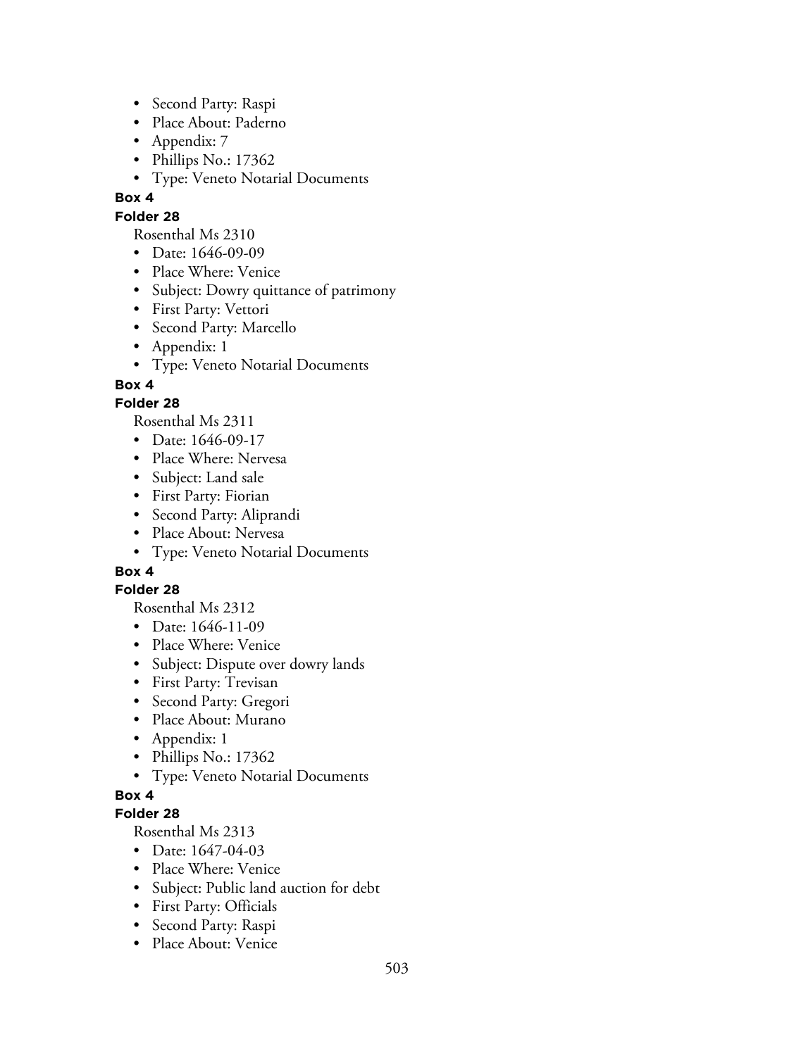- Second Party: Raspi
- Place About: Paderno
- Appendix: 7
- Phillips No.: 17362
- Type: Veneto Notarial Documents

**Box 4**

**Folder 28**

Rosenthal Ms 2310

- Date: 1646-09-09
- Place Where: Venice
- Subject: Dowry quittance of patrimony
- First Party: Vettori
- Second Party: Marcello
- Appendix: 1
- Type: Veneto Notarial Documents

**Box 4**

**Folder 28**

Rosenthal Ms 2311

- Date: 1646-09-17
- Place Where: Nervesa
- Subject: Land sale
- First Party: Fiorian
- Second Party: Aliprandi
- Place About: Nervesa
- Type: Veneto Notarial Documents

**Box 4**

**Folder 28**

Rosenthal Ms 2312

- Date: 1646-11-09
- Place Where: Venice
- Subject: Dispute over dowry lands
- First Party: Trevisan
- Second Party: Gregori
- Place About: Murano
- Appendix: 1
- Phillips No.: 17362
- Type: Veneto Notarial Documents

**Box 4**

**Folder 28**

Rosenthal Ms 2313

- Date: 1647-04-03
- Place Where: Venice
- Subject: Public land auction for debt
- First Party: Officials
- Second Party: Raspi
- Place About: Venice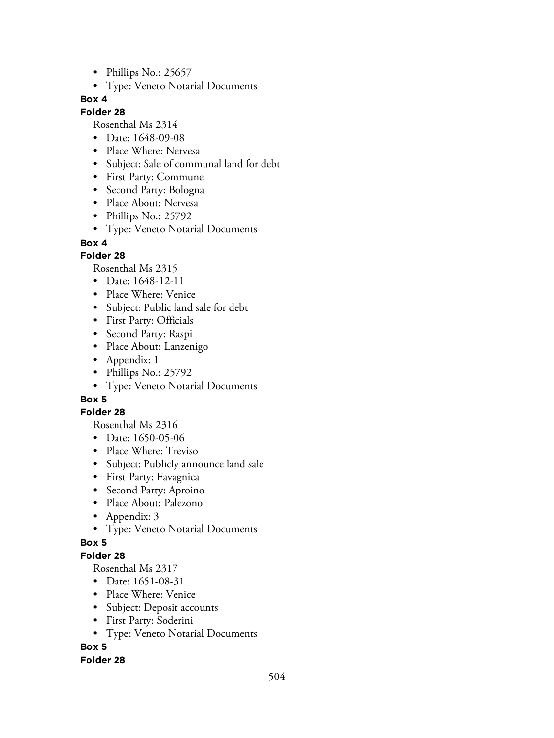- Phillips No.: 25657
- Type: Veneto Notarial Documents

**Box 4**

**Folder 28**

Rosenthal Ms 2314

- Date: 1648-09-08
- Place Where: Nervesa
- Subject: Sale of communal land for debt
- First Party: Commune
- Second Party: Bologna
- Place About: Nervesa
- Phillips No.: 25792
- Type: Veneto Notarial Documents

**Box 4**

**Folder 28**

Rosenthal Ms 2315

- Date: 1648-12-11
- Place Where: Venice
- Subject: Public land sale for debt
- First Party: Officials
- Second Party: Raspi
- Place About: Lanzenigo
- Appendix: 1
- Phillips No.: 25792
- Type: Veneto Notarial Documents

**Box 5**

**Folder 28**

Rosenthal Ms 2316

- Date: 1650-05-06
- Place Where: Treviso
- Subject: Publicly announce land sale
- First Party: Favagnica
- Second Party: Aproino
- Place About: Palezono
- Appendix: 3
- Type: Veneto Notarial Documents

**Box 5**

**Folder 28**

Rosenthal Ms 2317

- Date: 1651-08-31
- Place Where: Venice
- Subject: Deposit accounts
- First Party: Soderini
- Type: Veneto Notarial Documents

**Box 5**

**Folder 28**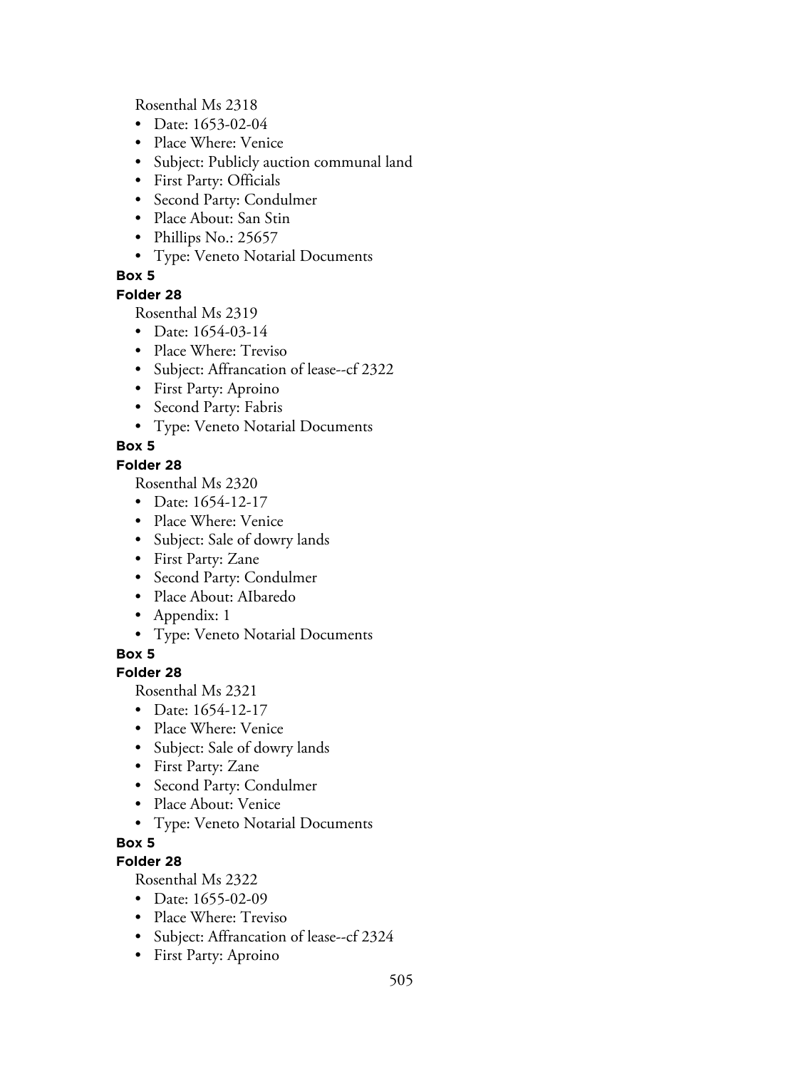Rosenthal Ms 2318

- Date: 1653-02-04
- Place Where: Venice
- Subject: Publicly auction communal land
- First Party: Officials
- Second Party: Condulmer
- Place About: San Stin
- Phillips No.: 25657
- Type: Veneto Notarial Documents

**Box 5**

**Folder 28**

Rosenthal Ms 2319

- Date: 1654-03-14
- Place Where: Treviso
- Subject: Affrancation of lease--cf 2322
- First Party: Aproino
- Second Party: Fabris
- Type: Veneto Notarial Documents

**Box 5**

**Folder 28**

Rosenthal Ms 2320

- Date: 1654-12-17
- Place Where: Venice
- Subject: Sale of dowry lands
- First Party: Zane
- Second Party: Condulmer
- Place About: AIbaredo
- Appendix: 1
- Type: Veneto Notarial Documents

**Box 5**

**Folder 28**

Rosenthal Ms 2321

- Date: 1654-12-17
- Place Where: Venice
- Subject: Sale of dowry lands
- First Party: Zane
- Second Party: Condulmer
- Place About: Venice
- Type: Veneto Notarial Documents

**Box 5**

**Folder 28**

Rosenthal Ms 2322

- Date: 1655-02-09
- Place Where: Treviso
- Subject: Affrancation of lease--cf 2324
- First Party: Aproino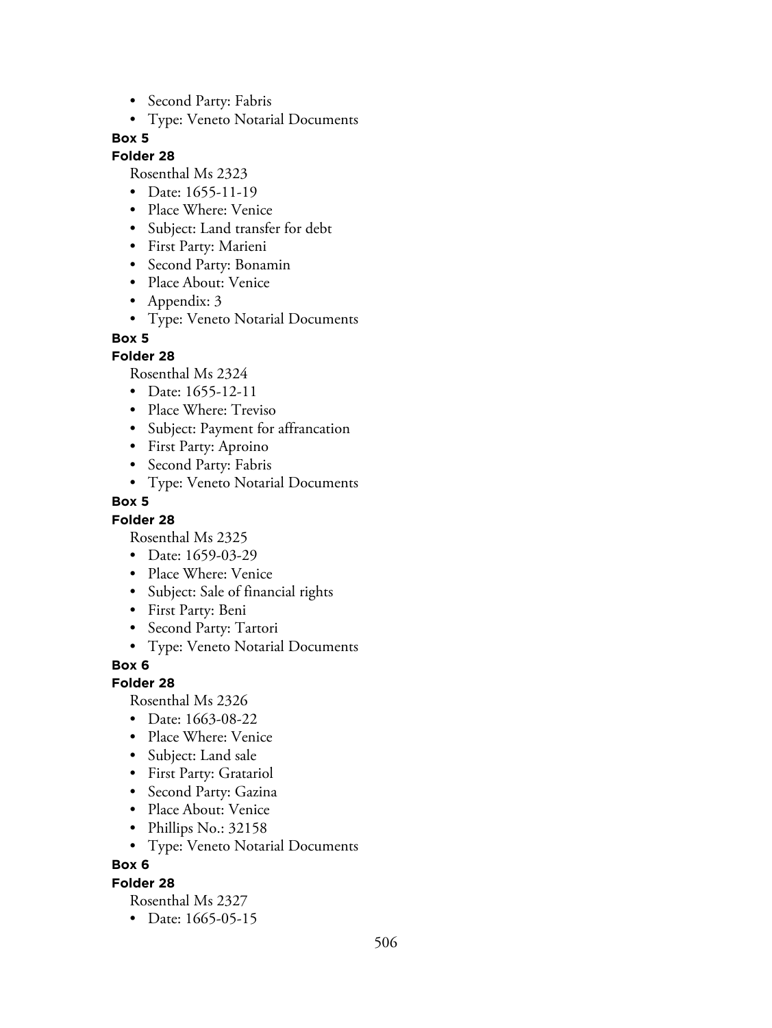- Second Party: Fabris
- Type: Veneto Notarial Documents

**Box 5**

**Folder 28**

Rosenthal Ms 2323

- Date: 1655-11-19
- Place Where: Venice
- Subject: Land transfer for debt
- First Party: Marieni
- Second Party: Bonamin
- Place About: Venice
- Appendix: 3
- Type: Veneto Notarial Documents

**Box 5**

**Folder 28**

Rosenthal Ms 2324

- Date: 1655-12-11
- Place Where: Treviso
- Subject: Payment for affrancation
- First Party: Aproino
- Second Party: Fabris
- Type: Veneto Notarial Documents

**Box 5**

**Folder 28**

Rosenthal Ms 2325

- Date: 1659-03-29
- Place Where: Venice
- Subject: Sale of financial rights
- First Party: Beni
- Second Party: Tartori
- Type: Veneto Notarial Documents

**Box 6**

**Folder 28**

Rosenthal Ms 2326

- Date: 1663-08-22
- Place Where: Venice
- Subject: Land sale
- First Party: Gratariol
- Second Party: Gazina
- Place About: Venice
- Phillips No.: 32158
- Type: Veneto Notarial Documents

**Box 6**

**Folder 28**

Rosenthal Ms 2327

- Date: 1665-05-15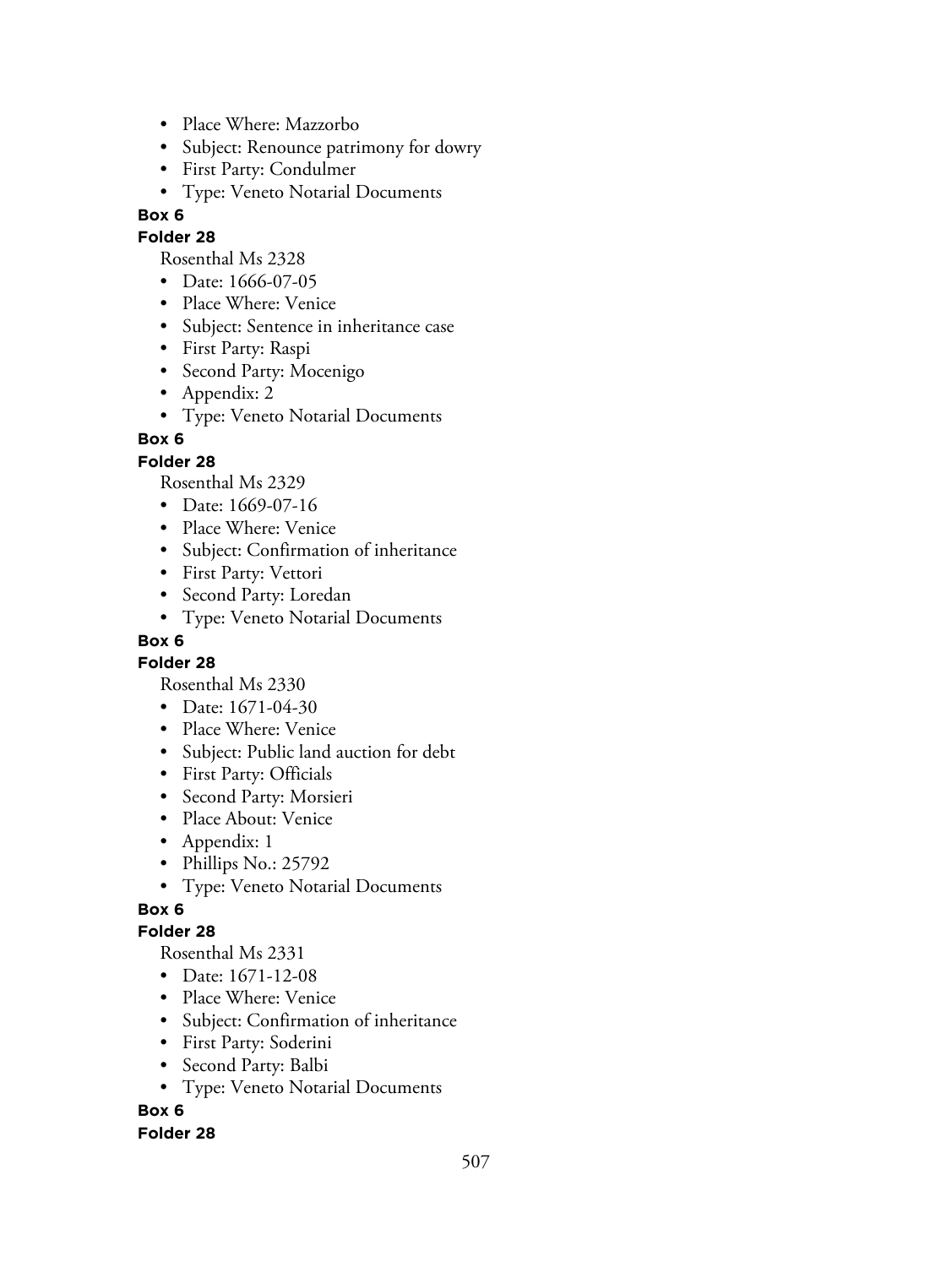- Place Where: Mazzorbo
- Subject: Renounce patrimony for dowry
- First Party: Condulmer
- Type: Veneto Notarial Documents

**Box 6**

**Folder 28**

Rosenthal Ms 2328

- Date: 1666-07-05
- Place Where: Venice
- Subject: Sentence in inheritance case
- First Party: Raspi
- Second Party: Mocenigo
- Appendix: 2
- Type: Veneto Notarial Documents

**Box 6**

**Folder 28**

Rosenthal Ms 2329

- Date: 1669-07-16
- Place Where: Venice
- Subject: Confirmation of inheritance
- First Party: Vettori
- Second Party: Loredan
- Type: Veneto Notarial Documents

**Box 6**

**Folder 28**

Rosenthal Ms 2330

- Date: 1671-04-30
- Place Where: Venice
- Subject: Public land auction for debt
- First Party: Officials
- Second Party: Morsieri
- Place About: Venice
- Appendix: 1
- Phillips No.: 25792
- Type: Veneto Notarial Documents

**Box 6**

**Folder 28**

Rosenthal Ms 2331

- Date: 1671-12-08
- Place Where: Venice
- Subject: Confirmation of inheritance
- First Party: Soderini
- Second Party: Balbi
- Type: Veneto Notarial Documents

**Box 6**

**Folder 28**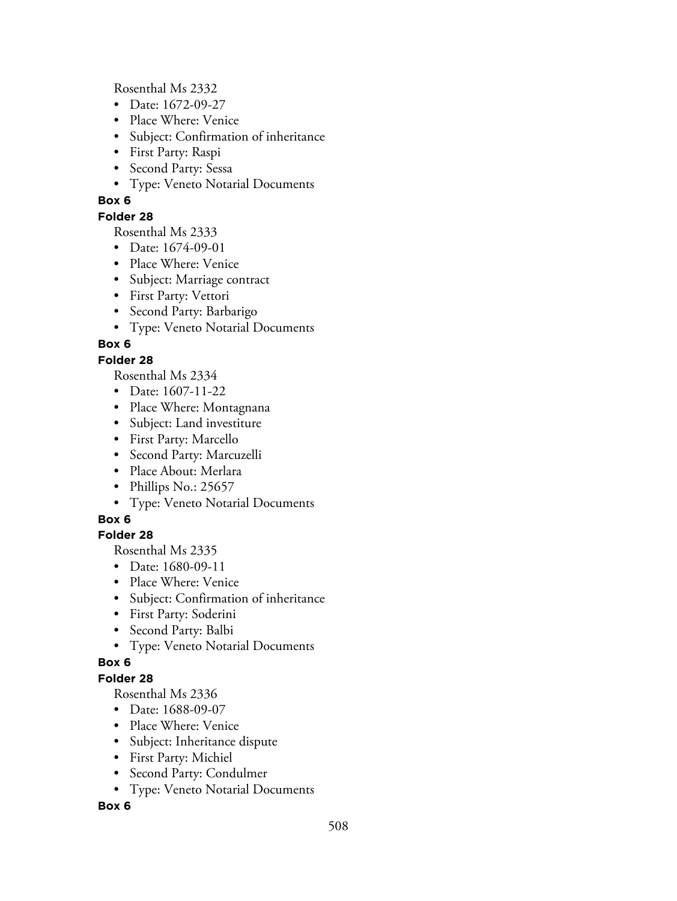Rosenthal Ms 2332

- Date: 1672-09-27
- Place Where: Venice
- Subject: Confirmation of inheritance
- First Party: Raspi
- Second Party: Sessa
- Type: Veneto Notarial Documents

**Box 6**

**Folder 28**

Rosenthal Ms 2333

- Date: 1674-09-01
- Place Where: Venice
- Subject: Marriage contract
- First Party: Vettori
- Second Party: Barbarigo
- Type: Veneto Notarial Documents

**Box 6**

**Folder 28**

Rosenthal Ms 2334

- Date: 1607-11-22
- Place Where: Montagnana
- Subject: Land investiture
- First Party: Marcello
- Second Party: Marcuzelli
- Place About: Merlara
- Phillips No.: 25657
- Type: Veneto Notarial Documents

**Box 6**

**Folder 28**

Rosenthal Ms 2335

- Date: 1680-09-11
- Place Where: Venice
- Subject: Confirmation of inheritance
- First Party: Soderini
- Second Party: Balbi
- Type: Veneto Notarial Documents

**Box 6**

**Folder 28**

Rosenthal Ms 2336

- Date: 1688-09-07
- Place Where: Venice
- Subject: Inheritance dispute
- First Party: Michiel
- Second Party: Condulmer
- Type: Veneto Notarial Documents

**Box 6**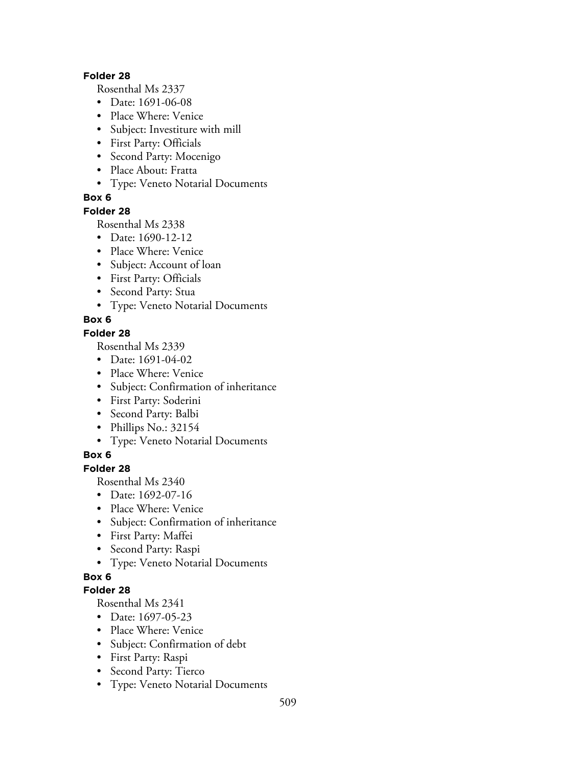**Folder 28**

Rosenthal Ms 2337

- Date: 1691-06-08
- Place Where: Venice
- Subject: Investiture with mill
- First Party: Officials
- Second Party: Mocenigo
- Place About: Fratta
- Type: Veneto Notarial Documents

**Box 6**

**Folder 28**

Rosenthal Ms 2338

- Date: 1690-12-12
- Place Where: Venice
- Subject: Account of loan
- First Party: Officials
- Second Party: Stua
- Type: Veneto Notarial Documents

**Box 6**

**Folder 28**

Rosenthal Ms 2339

- Date: 1691-04-02
- Place Where: Venice
- Subject: Confirmation of inheritance
- First Party: Soderini
- Second Party: Balbi
- Phillips No.: 32154
- Type: Veneto Notarial Documents

**Box 6**

**Folder 28**

Rosenthal Ms 2340

- Date: 1692-07-16
- Place Where: Venice
- Subject: Confirmation of inheritance
- First Party: Maffei
- Second Party: Raspi
- Type: Veneto Notarial Documents

**Box 6**

**Folder 28**

Rosenthal Ms 2341

- Date: 1697-05-23
- Place Where: Venice
- Subject: Confirmation of debt
- First Party: Raspi
- Second Party: Tierco
- Type: Veneto Notarial Documents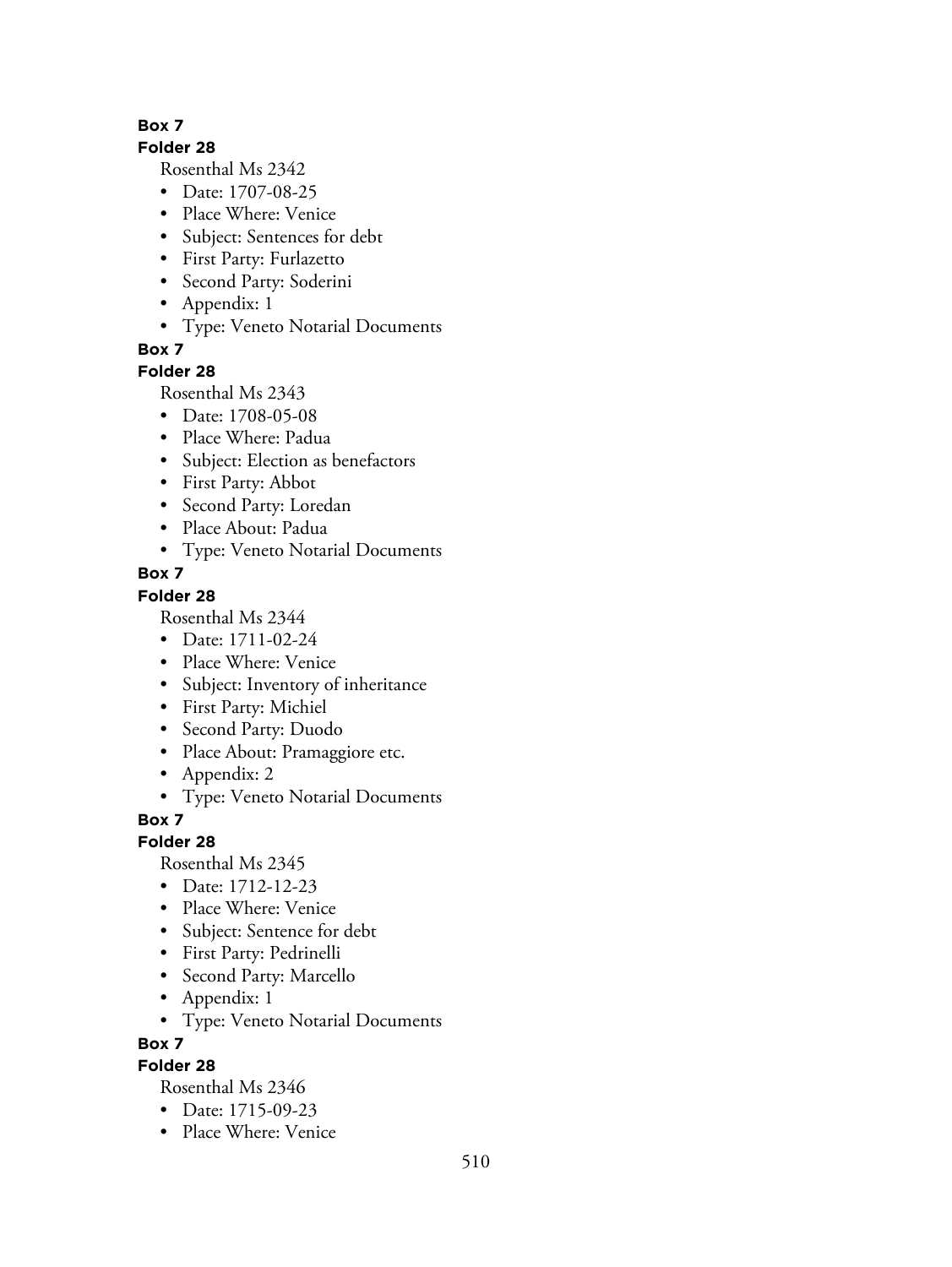**Box 7**

**Folder 28**

Rosenthal Ms 2342

- Date: 1707-08-25
- Place Where: Venice
- Subject: Sentences for debt
- First Party: Furlazetto
- Second Party: Soderini
- Appendix: 1
- Type: Veneto Notarial Documents

**Box 7**

**Folder 28**

Rosenthal Ms 2343

- Date: 1708-05-08
- Place Where: Padua
- Subject: Election as benefactors
- First Party: Abbot
- Second Party: Loredan
- Place About: Padua
- Type: Veneto Notarial Documents

**Box 7**

**Folder 28**

Rosenthal Ms 2344

- Date: 1711-02-24
- Place Where: Venice
- Subject: Inventory of inheritance
- First Party: Michiel
- Second Party: Duodo
- Place About: Pramaggiore etc.
- Appendix: 2
- Type: Veneto Notarial Documents

**Box 7**

**Folder 28**

Rosenthal Ms 2345

- Date: 1712-12-23
- Place Where: Venice
- Subject: Sentence for debt
- First Party: Pedrinelli
- Second Party: Marcello
- Appendix: 1
- Type: Veneto Notarial Documents

**Box 7**

**Folder 28**

Rosenthal Ms 2346

- Date: 1715-09-23
- Place Where: Venice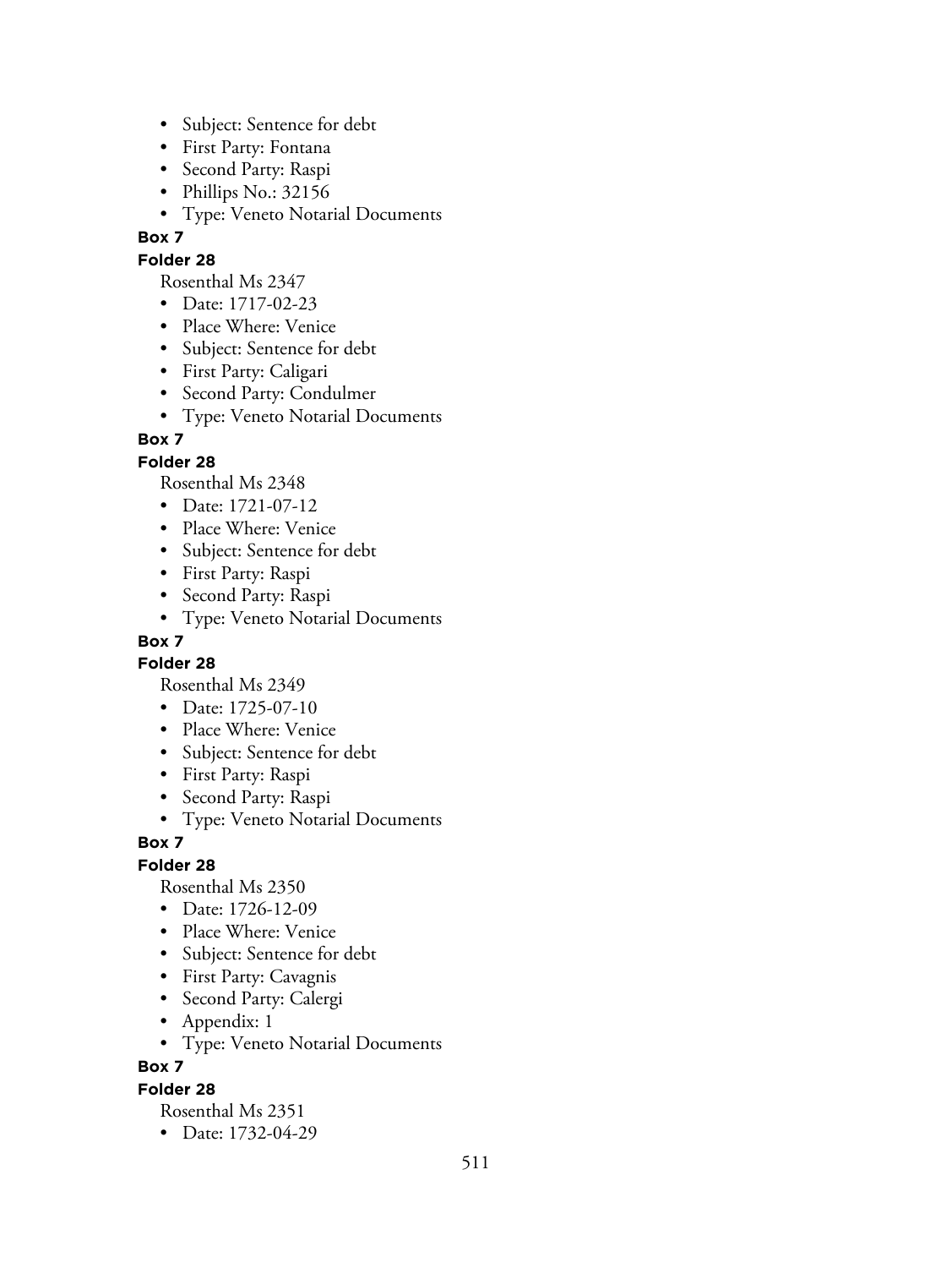- Subject: Sentence for debt
- First Party: Fontana
- Second Party: Raspi
- Phillips No.: 32156
- Type: Veneto Notarial Documents

**Box 7**

**Folder 28**

Rosenthal Ms 2347

- Date: 1717-02-23
- Place Where: Venice
- Subject: Sentence for debt
- First Party: Caligari
- Second Party: Condulmer
- Type: Veneto Notarial Documents

**Box 7**

**Folder 28**

Rosenthal Ms 2348

- Date: 1721-07-12
- Place Where: Venice
- Subject: Sentence for debt
- First Party: Raspi
- Second Party: Raspi
- Type: Veneto Notarial Documents

**Box 7**

**Folder 28**

Rosenthal Ms 2349

- Date: 1725-07-10
- Place Where: Venice
- Subject: Sentence for debt
- First Party: Raspi
- Second Party: Raspi
- Type: Veneto Notarial Documents

**Box 7**

**Folder 28**

Rosenthal Ms 2350

- Date: 1726-12-09
- Place Where: Venice
- Subject: Sentence for debt
- First Party: Cavagnis
- Second Party: Calergi
- Appendix: 1
- Type: Veneto Notarial Documents

**Box 7**

**Folder 28**

Rosenthal Ms 2351

- Date: 1732-04-29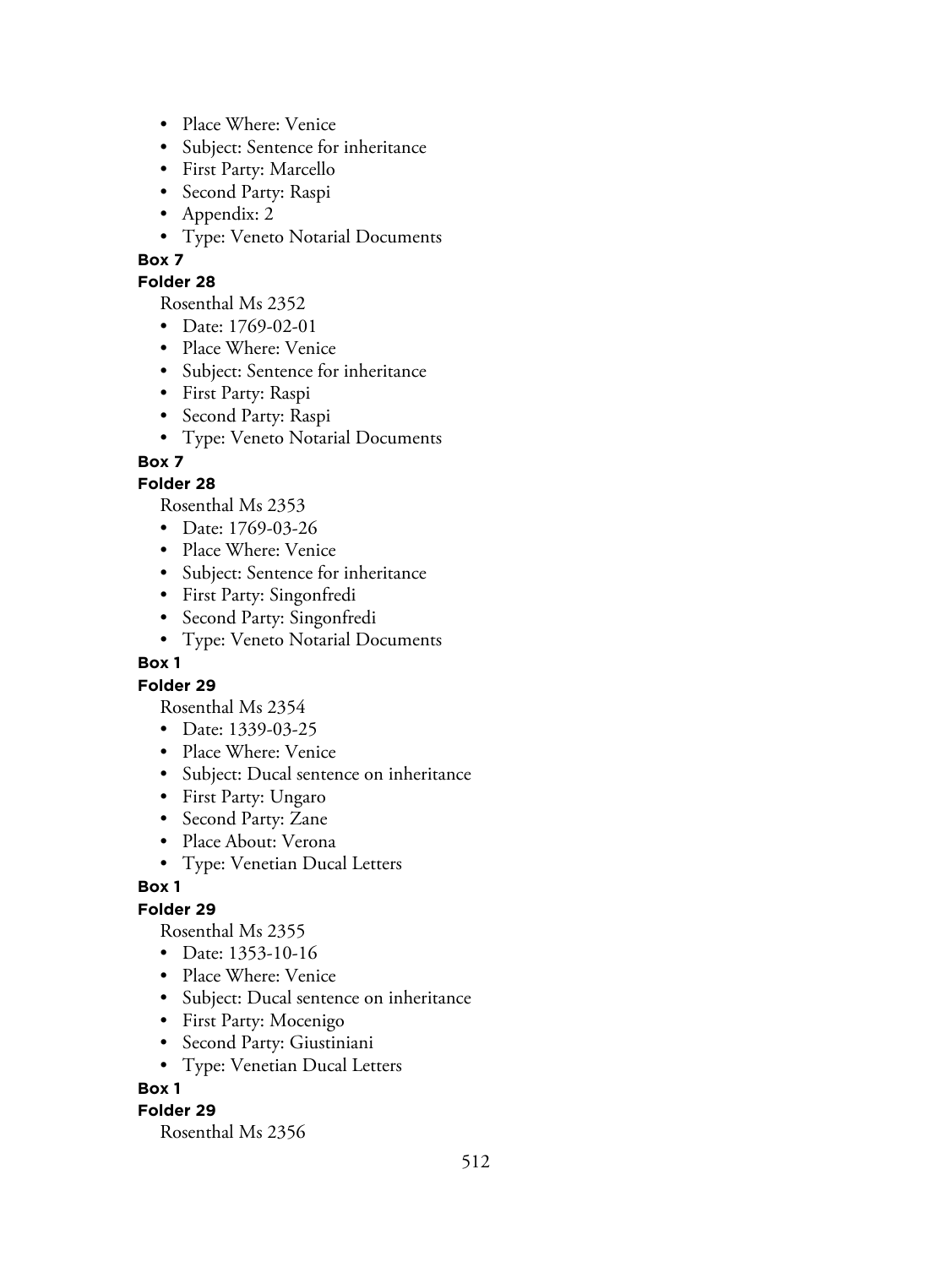- Place Where: Venice
- Subject: Sentence for inheritance
- First Party: Marcello
- Second Party: Raspi
- Appendix: 2
- Type: Veneto Notarial Documents

**Box 7**

**Folder 28**

Rosenthal Ms 2352

- Date: 1769-02-01
- Place Where: Venice
- Subject: Sentence for inheritance
- First Party: Raspi
- Second Party: Raspi
- Type: Veneto Notarial Documents

**Box 7**

**Folder 28**

Rosenthal Ms 2353

- Date: 1769-03-26
- Place Where: Venice
- Subject: Sentence for inheritance
- First Party: Singonfredi
- Second Party: Singonfredi
- Type: Veneto Notarial Documents

**Box 1**

**Folder 29**

Rosenthal Ms 2354

- Date: 1339-03-25
- Place Where: Venice
- Subject: Ducal sentence on inheritance
- First Party: Ungaro
- Second Party: Zane
- Place About: Verona
- Type: Venetian Ducal Letters

**Box 1**

**Folder 29**

Rosenthal Ms 2355

- Date: 1353-10-16
- Place Where: Venice
- Subject: Ducal sentence on inheritance
- First Party: Mocenigo
- Second Party: Giustiniani
- Type: Venetian Ducal Letters

**Box 1**

**Folder 29**

Rosenthal Ms 2356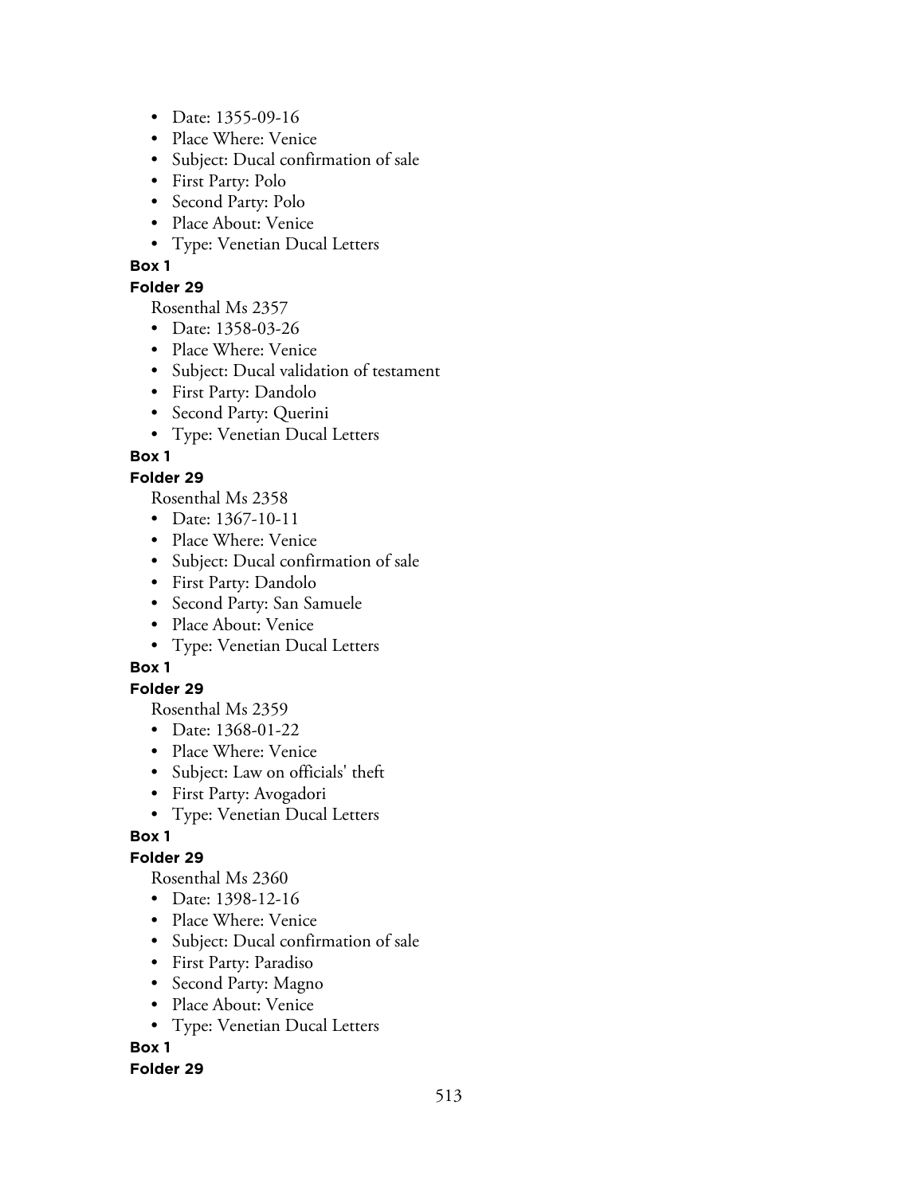- Date: 1355-09-16
- Place Where: Venice
- Subject: Ducal confirmation of sale
- First Party: Polo
- Second Party: Polo
- Place About: Venice
- Type: Venetian Ducal Letters

**Box 1**

**Folder 29**

Rosenthal Ms 2357

- Date: 1358-03-26
- Place Where: Venice
- Subject: Ducal validation of testament
- First Party: Dandolo
- Second Party: Querini
- Type: Venetian Ducal Letters

**Box 1**

**Folder 29**

Rosenthal Ms 2358

- Date: 1367-10-11
- Place Where: Venice
- Subject: Ducal confirmation of sale
- First Party: Dandolo
- Second Party: San Samuele
- Place About: Venice
- Type: Venetian Ducal Letters

**Box 1**

**Folder 29**

Rosenthal Ms 2359

- Date: 1368-01-22
- Place Where: Venice
- Subject: Law on officials' theft
- First Party: Avogadori
- Type: Venetian Ducal Letters

**Box 1**

**Folder 29**

Rosenthal Ms 2360

- Date: 1398-12-16
- Place Where: Venice
- Subject: Ducal confirmation of sale
- First Party: Paradiso
- Second Party: Magno
- Place About: Venice
- Type: Venetian Ducal Letters

**Box 1**

**Folder 29**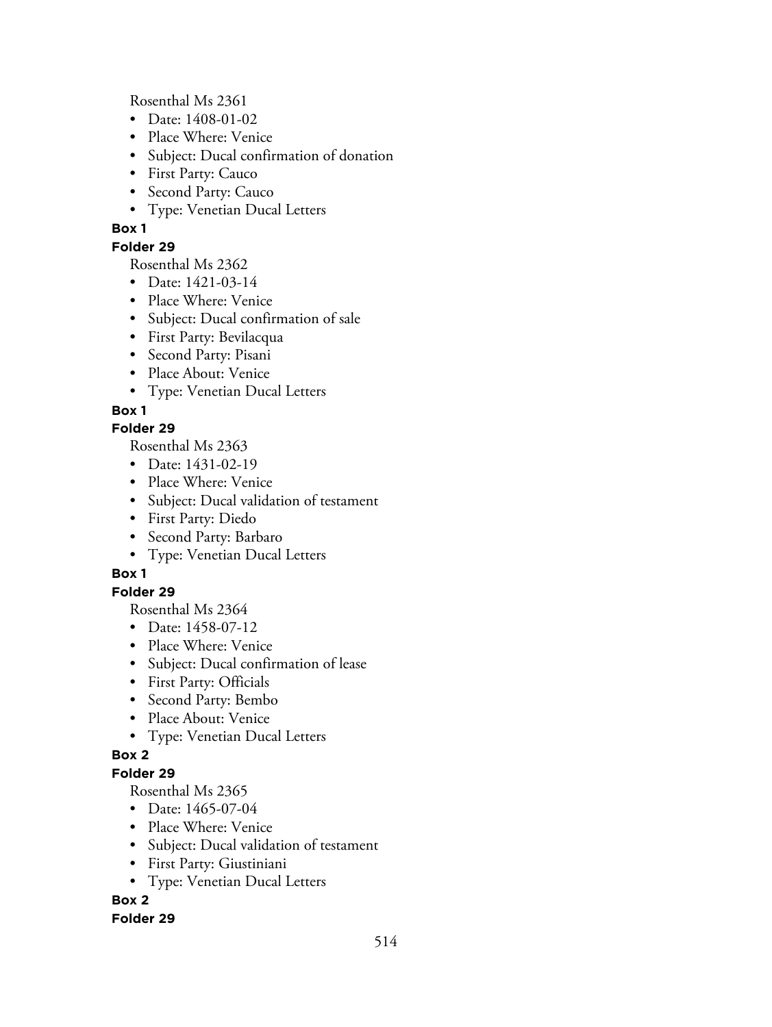Rosenthal Ms 2361

- Date: 1408-01-02
- Place Where: Venice
- Subject: Ducal confirmation of donation
- First Party: Cauco
- Second Party: Cauco
- Type: Venetian Ducal Letters

**Box 1**

**Folder 29**

Rosenthal Ms 2362

- Date: 1421-03-14
- Place Where: Venice
- Subject: Ducal confirmation of sale
- First Party: Bevilacqua
- Second Party: Pisani
- Place About: Venice
- Type: Venetian Ducal Letters

**Box 1**

**Folder 29**

Rosenthal Ms 2363

- Date: 1431-02-19
- Place Where: Venice
- Subject: Ducal validation of testament
- First Party: Diedo
- Second Party: Barbaro
- Type: Venetian Ducal Letters

**Box 1**

**Folder 29**

Rosenthal Ms 2364

- Date: 1458-07-12
- Place Where: Venice
- Subject: Ducal confirmation of lease
- First Party: Officials
- Second Party: Bembo
- Place About: Venice
- Type: Venetian Ducal Letters

**Box 2**

**Folder 29**

Rosenthal Ms 2365

- Date: 1465-07-04
- Place Where: Venice
- Subject: Ducal validation of testament
- First Party: Giustiniani
- Type: Venetian Ducal Letters

**Box 2**

**Folder 29**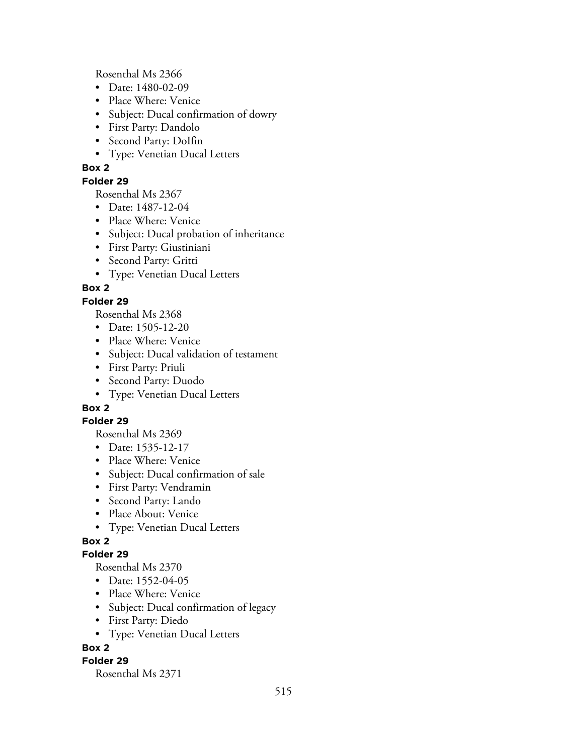Rosenthal Ms 2366

- Date: 1480-02-09
- Place Where: Venice
- Subject: Ducal confirmation of dowry
- First Party: Dandolo
- Second Party: DoIfin
- Type: Venetian Ducal Letters

**Box 2**

**Folder 29**

Rosenthal Ms 2367

- Date: 1487-12-04
- Place Where: Venice
- Subject: Ducal probation of inheritance
- First Party: Giustiniani
- Second Party: Gritti
- Type: Venetian Ducal Letters

**Box 2**

**Folder 29**

Rosenthal Ms 2368

- Date: 1505-12-20
- Place Where: Venice
- Subject: Ducal validation of testament
- First Party: Priuli
- Second Party: Duodo
- Type: Venetian Ducal Letters

**Box 2**

**Folder 29**

Rosenthal Ms 2369

- Date: 1535-12-17
- Place Where: Venice
- Subject: Ducal confirmation of sale
- First Party: Vendramin
- Second Party: Lando
- Place About: Venice
- Type: Venetian Ducal Letters

**Box 2**

**Folder 29**

Rosenthal Ms 2370

- Date: 1552-04-05
- Place Where: Venice
- Subject: Ducal confirmation of legacy
- First Party: Diedo
- Type: Venetian Ducal Letters

**Box 2**

**Folder 29**

Rosenthal Ms 2371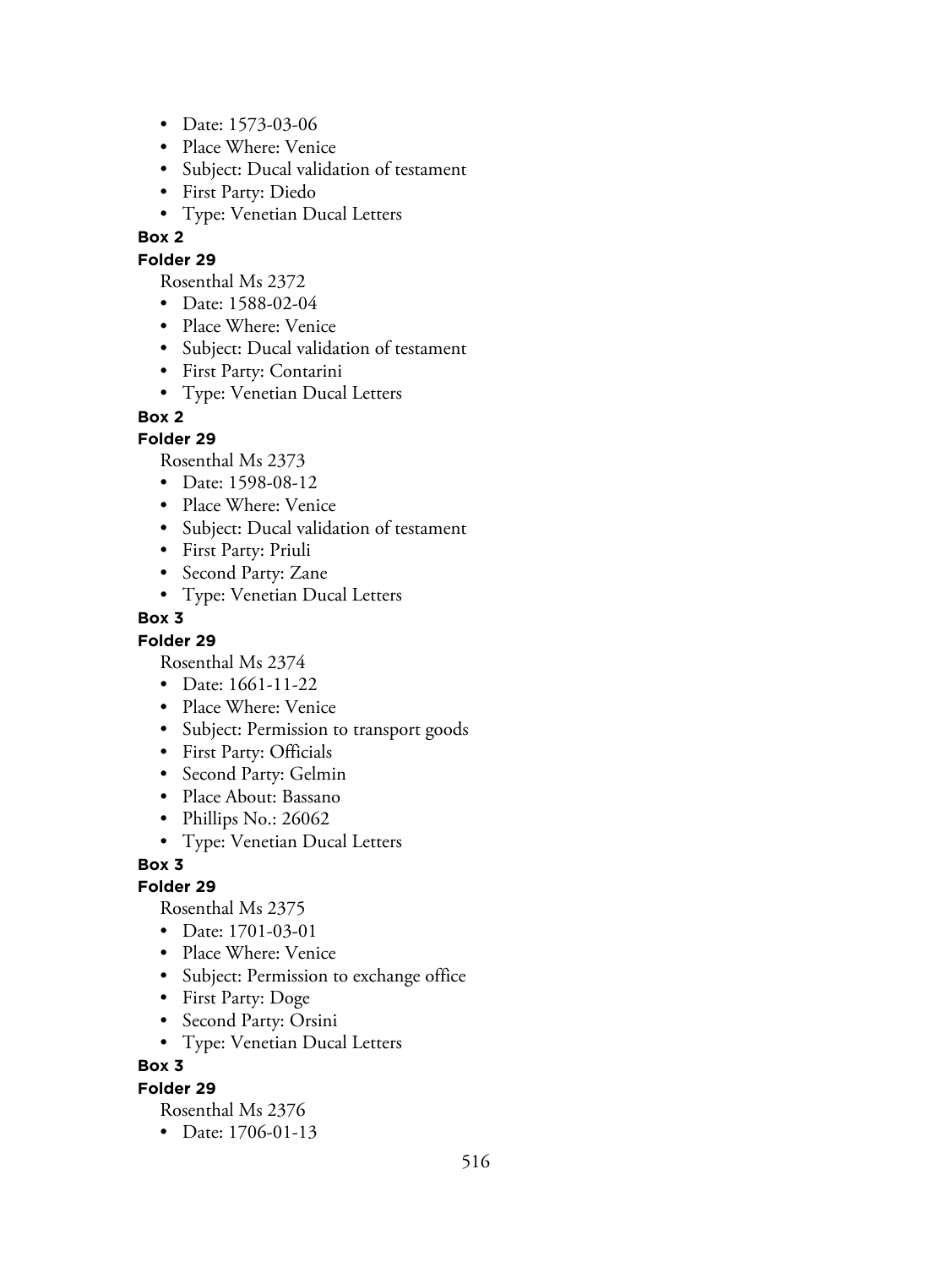- Date: 1573-03-06
- Place Where: Venice
- Subject: Ducal validation of testament
- First Party: Diedo
- Type: Venetian Ducal Letters

**Box 2**

**Folder 29**

Rosenthal Ms 2372

- Date: 1588-02-04
- Place Where: Venice
- Subject: Ducal validation of testament
- First Party: Contarini
- Type: Venetian Ducal Letters

**Box 2**

**Folder 29**

Rosenthal Ms 2373

- Date: 1598-08-12
- Place Where: Venice
- Subject: Ducal validation of testament
- First Party: Priuli
- Second Party: Zane
- Type: Venetian Ducal Letters

**Box 3**

**Folder 29**

Rosenthal Ms 2374

- Date: 1661-11-22
- Place Where: Venice
- Subject: Permission to transport goods
- First Party: Officials
- Second Party: Gelmin
- Place About: Bassano
- Phillips No.: 26062
- Type: Venetian Ducal Letters

**Box 3**

**Folder 29**

Rosenthal Ms 2375

- Date: 1701-03-01
- Place Where: Venice
- Subject: Permission to exchange office
- First Party: Doge
- Second Party: Orsini
- Type: Venetian Ducal Letters

**Box 3**

**Folder 29**

Rosenthal Ms 2376

- Date: 1706-01-13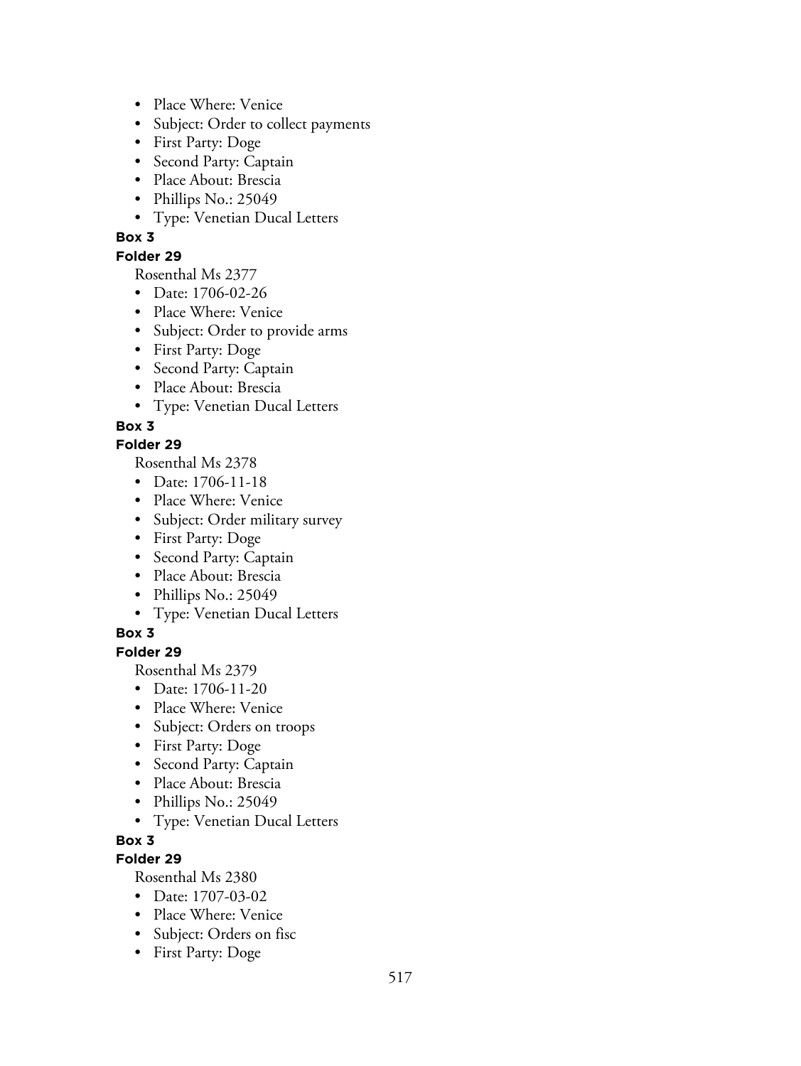- Place Where: Venice
- Subject: Order to collect payments
- First Party: Doge
- Second Party: Captain
- Place About: Brescia
- Phillips No.: 25049
- Type: Venetian Ducal Letters

**Box 3**

**Folder 29**

Rosenthal Ms 2377

- Date: 1706-02-26
- Place Where: Venice
- Subject: Order to provide arms
- First Party: Doge
- Second Party: Captain
- Place About: Brescia
- Type: Venetian Ducal Letters

**Box 3**

**Folder 29**

Rosenthal Ms 2378

- Date: 1706-11-18
- Place Where: Venice
- Subject: Order military survey
- First Party: Doge
- Second Party: Captain
- Place About: Brescia
- Phillips No.: 25049
- Type: Venetian Ducal Letters

**Box 3**

**Folder 29**

Rosenthal Ms 2379

- Date: 1706-11-20
- Place Where: Venice
- Subject: Orders on troops
- First Party: Doge
- Second Party: Captain
- Place About: Brescia
- Phillips No.: 25049
- Type: Venetian Ducal Letters

**Box 3**

**Folder 29**

Rosenthal Ms 2380

- Date: 1707-03-02
- Place Where: Venice
- Subject: Orders on fisc
- First Party: Doge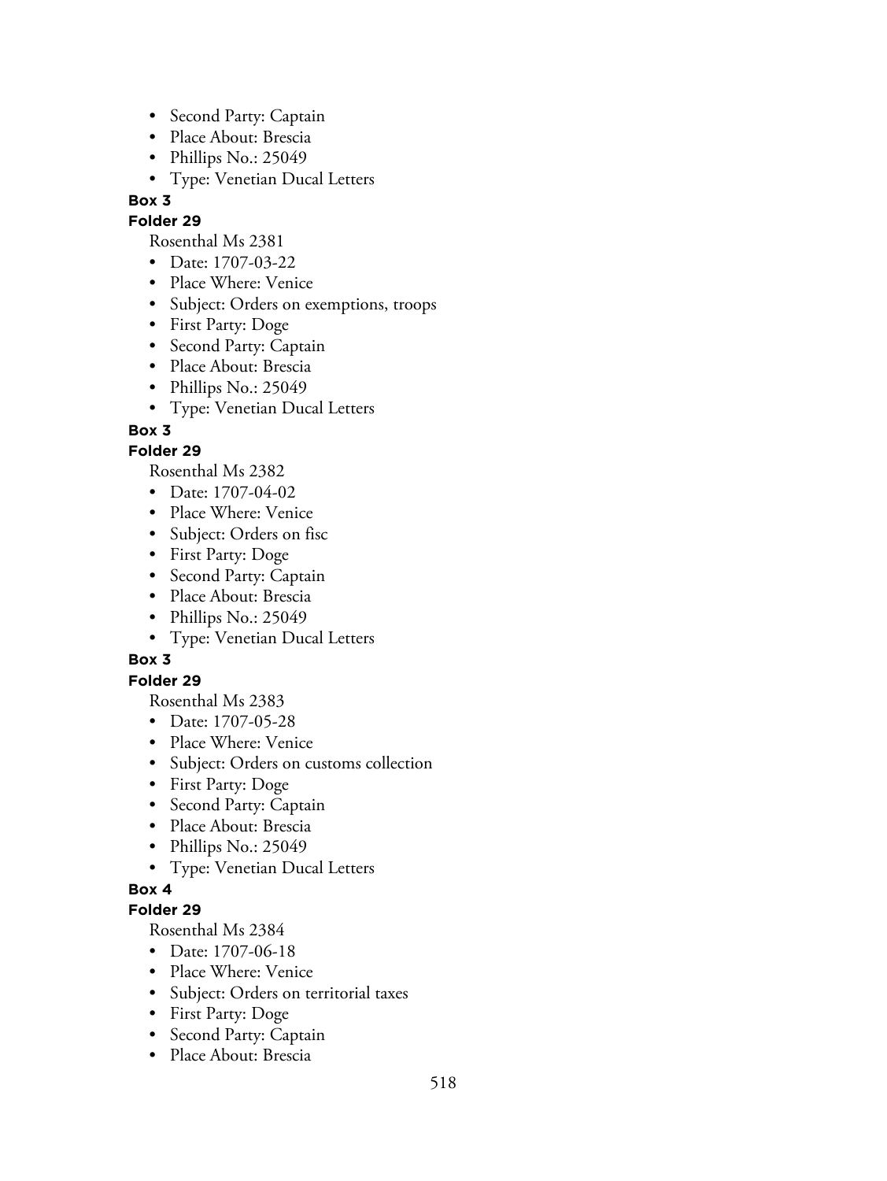- Second Party: Captain
- Place About: Brescia
- Phillips No.: 25049
- Type: Venetian Ducal Letters

**Box 3**

**Folder 29**

Rosenthal Ms 2381

- Date: 1707-03-22
- Place Where: Venice
- Subject: Orders on exemptions, troops
- First Party: Doge
- Second Party: Captain
- Place About: Brescia
- Phillips No.: 25049
- Type: Venetian Ducal Letters

**Box 3**

**Folder 29**

Rosenthal Ms 2382

- Date: 1707-04-02
- Place Where: Venice
- Subject: Orders on fisc
- First Party: Doge
- Second Party: Captain
- Place About: Brescia
- Phillips No.: 25049
- Type: Venetian Ducal Letters

**Box 3**

**Folder 29**

Rosenthal Ms 2383

- Date: 1707-05-28
- Place Where: Venice
- Subject: Orders on customs collection
- First Party: Doge
- Second Party: Captain
- Place About: Brescia
- Phillips No.: 25049
- Type: Venetian Ducal Letters

**Box 4**

**Folder 29**

Rosenthal Ms 2384

- Date: 1707-06-18
- Place Where: Venice
- Subject: Orders on territorial taxes
- First Party: Doge
- Second Party: Captain
- Place About: Brescia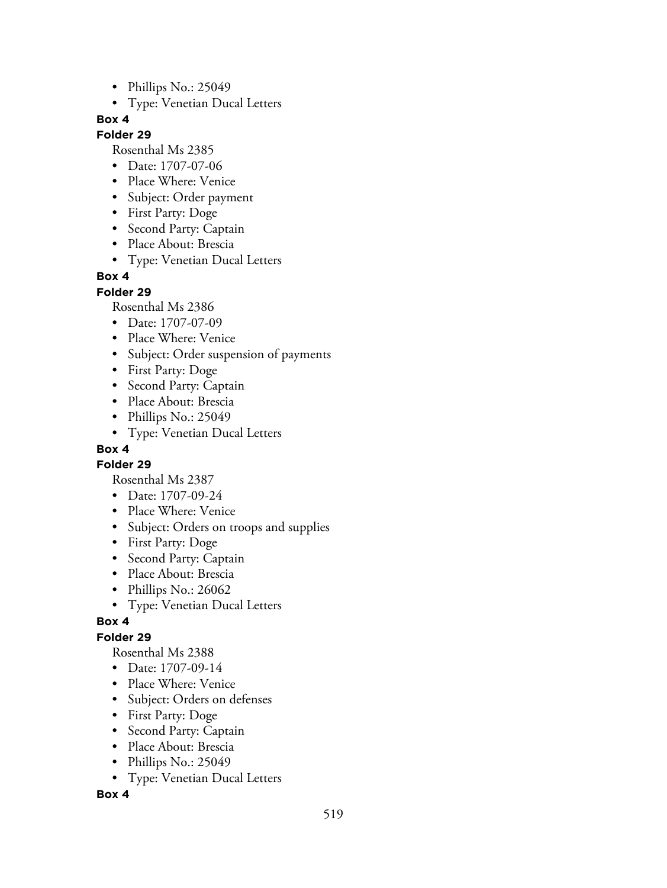- Phillips No.: 25049
- Type: Venetian Ducal Letters

**Box 4**

**Folder 29**

Rosenthal Ms 2385

- Date: 1707-07-06
- Place Where: Venice
- Subject: Order payment
- First Party: Doge
- Second Party: Captain
- Place About: Brescia
- Type: Venetian Ducal Letters

**Box 4**

**Folder 29**

Rosenthal Ms 2386

- Date: 1707-07-09
- Place Where: Venice
- Subject: Order suspension of payments
- First Party: Doge
- Second Party: Captain
- Place About: Brescia
- Phillips No.: 25049
- Type: Venetian Ducal Letters

**Box 4**

**Folder 29**

Rosenthal Ms 2387

- Date: 1707-09-24
- Place Where: Venice
- Subject: Orders on troops and supplies
- First Party: Doge
- Second Party: Captain
- Place About: Brescia
- Phillips No.: 26062
- Type: Venetian Ducal Letters

**Box 4**

**Folder 29**

Rosenthal Ms 2388

- Date: 1707-09-14
- Place Where: Venice
- Subject: Orders on defenses
- First Party: Doge
- Second Party: Captain
- Place About: Brescia
- Phillips No.: 25049
- Type: Venetian Ducal Letters

**Box 4**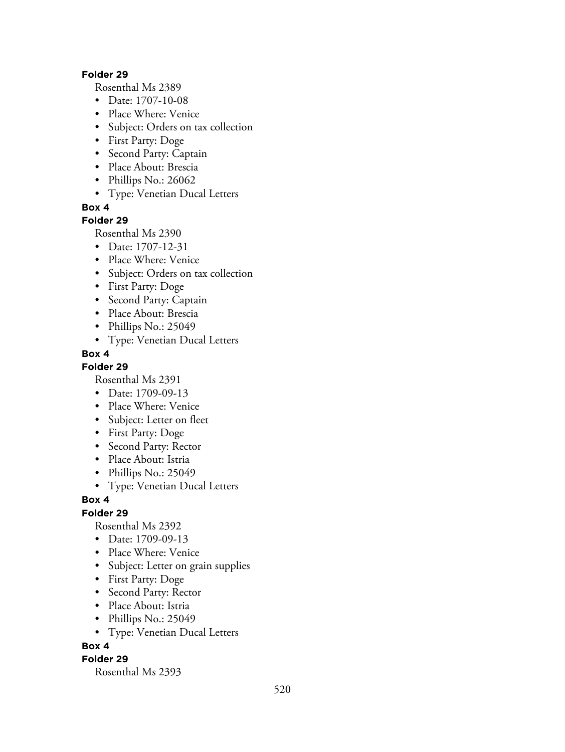**Folder 29**

Rosenthal Ms 2389

- Date: 1707-10-08
- Place Where: Venice
- Subject: Orders on tax collection
- First Party: Doge
- Second Party: Captain
- Place About: Brescia
- Phillips No.: 26062
- Type: Venetian Ducal Letters

**Box 4**

**Folder 29**

Rosenthal Ms 2390

- Date: 1707-12-31
- Place Where: Venice
- Subject: Orders on tax collection
- First Party: Doge
- Second Party: Captain
- Place About: Brescia
- Phillips No.: 25049
- Type: Venetian Ducal Letters

**Box 4**

**Folder 29**

Rosenthal Ms 2391

- Date: 1709-09-13
- Place Where: Venice
- Subject: Letter on fleet
- First Party: Doge
- Second Party: Rector
- Place About: Istria
- Phillips No.: 25049
- Type: Venetian Ducal Letters

**Box 4**

**Folder 29**

Rosenthal Ms 2392

- Date: 1709-09-13
- Place Where: Venice
- Subject: Letter on grain supplies
- First Party: Doge
- Second Party: Rector
- Place About: Istria
- Phillips No.: 25049
- Type: Venetian Ducal Letters

**Box 4**

**Folder 29**

Rosenthal Ms 2393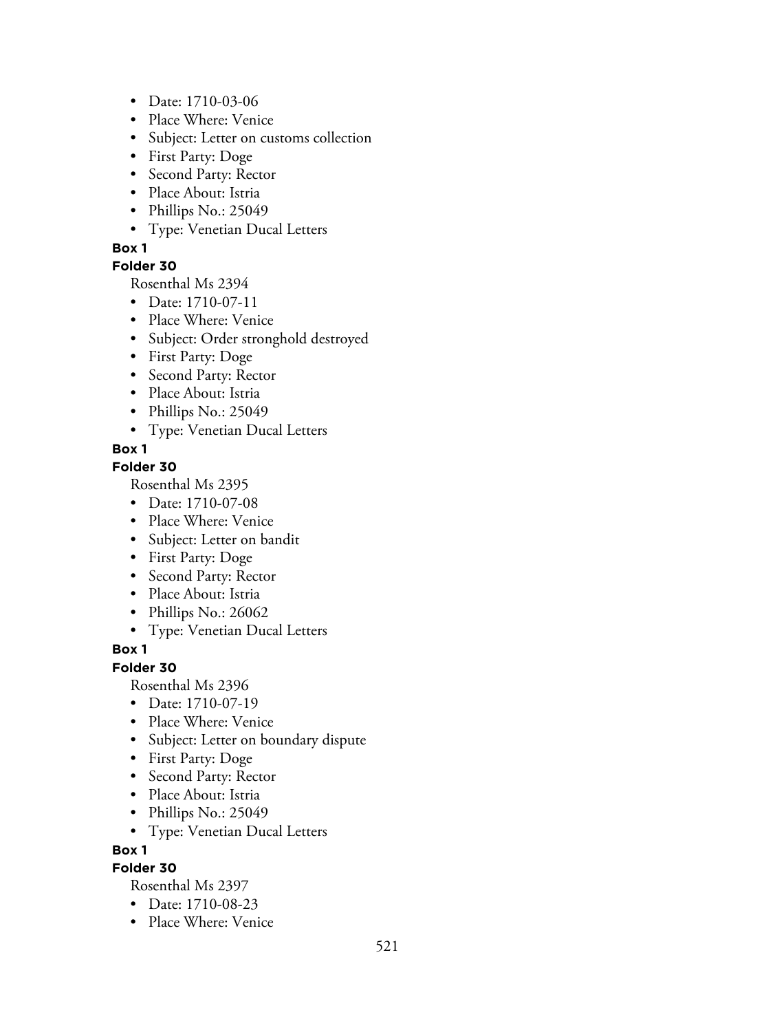- Date: 1710-03-06
- Place Where: Venice
- Subject: Letter on customs collection
- First Party: Doge
- Second Party: Rector
- Place About: Istria
- Phillips No.: 25049
- Type: Venetian Ducal Letters

**Box 1**

**Folder 30**

Rosenthal Ms 2394

- Date: 1710-07-11
- Place Where: Venice
- Subject: Order stronghold destroyed
- First Party: Doge
- Second Party: Rector
- Place About: Istria
- Phillips No.: 25049
- Type: Venetian Ducal Letters

**Box 1**

**Folder 30**

Rosenthal Ms 2395

- Date: 1710-07-08
- Place Where: Venice
- Subject: Letter on bandit
- First Party: Doge
- Second Party: Rector
- Place About: Istria
- Phillips No.: 26062
- Type: Venetian Ducal Letters

**Box 1**

**Folder 30**

Rosenthal Ms 2396

- Date: 1710-07-19
- Place Where: Venice
- Subject: Letter on boundary dispute
- First Party: Doge
- Second Party: Rector
- Place About: Istria
- Phillips No.: 25049
- Type: Venetian Ducal Letters

**Box 1**

**Folder 30**

Rosenthal Ms 2397

- Date: 1710-08-23
- Place Where: Venice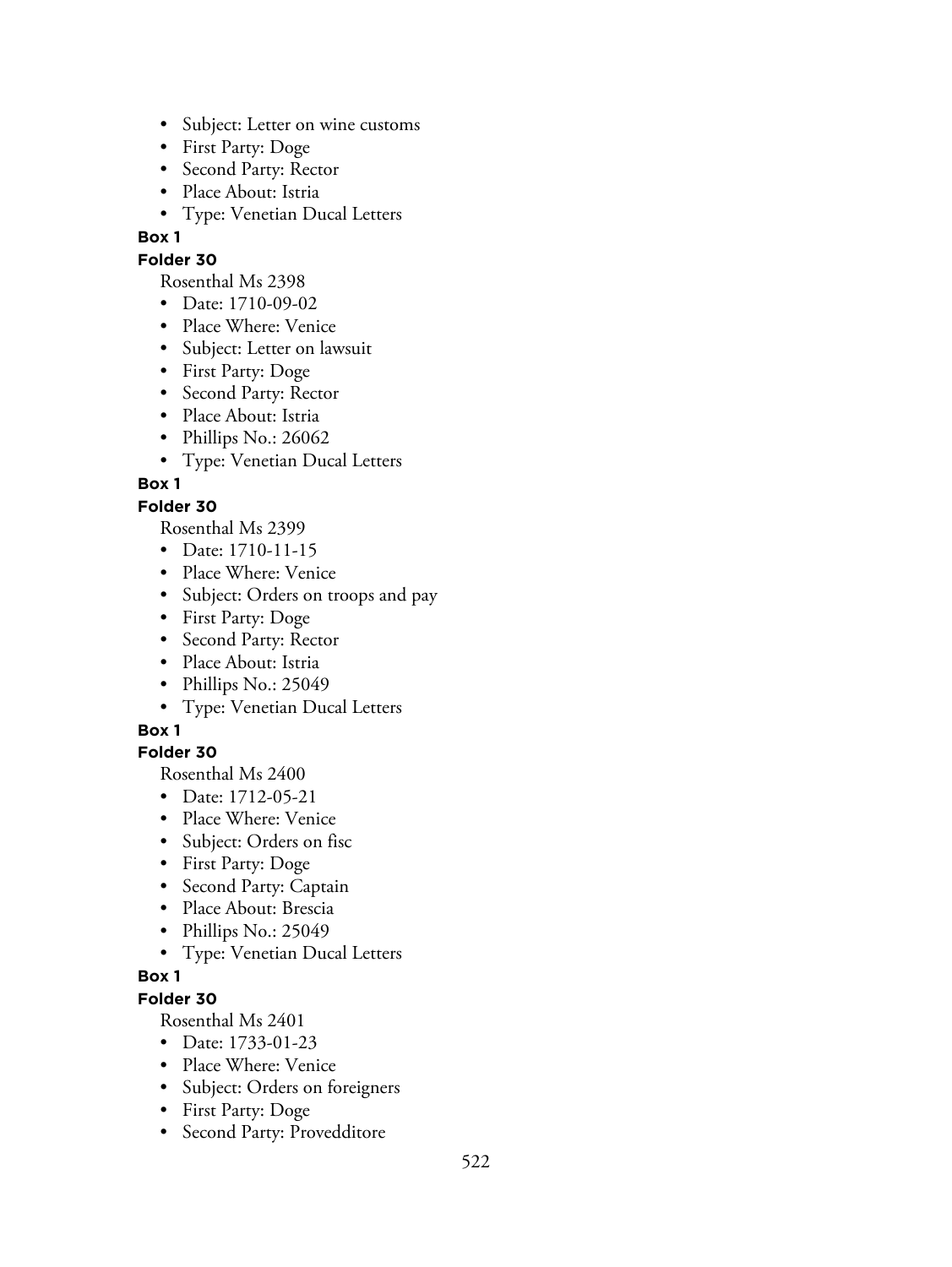- Subject: Letter on wine customs
- First Party: Doge
- Second Party: Rector
- Place About: Istria
- Type: Venetian Ducal Letters

**Box 1**

**Folder 30**

Rosenthal Ms 2398

- Date: 1710-09-02
- Place Where: Venice
- Subject: Letter on lawsuit
- First Party: Doge
- Second Party: Rector
- Place About: Istria
- Phillips No.: 26062
- Type: Venetian Ducal Letters

**Box 1**

**Folder 30**

Rosenthal Ms 2399

- Date: 1710-11-15
- Place Where: Venice
- Subject: Orders on troops and pay
- First Party: Doge
- Second Party: Rector
- Place About: Istria
- Phillips No.: 25049
- Type: Venetian Ducal Letters

**Box 1**

**Folder 30**

Rosenthal Ms 2400

- Date: 1712-05-21
- Place Where: Venice
- Subject: Orders on fisc
- First Party: Doge
- Second Party: Captain
- Place About: Brescia
- Phillips No.: 25049
- Type: Venetian Ducal Letters

**Box 1**

**Folder 30**

Rosenthal Ms 2401

- Date: 1733-01-23
- Place Where: Venice
- Subject: Orders on foreigners
- First Party: Doge
- Second Party: Provedditore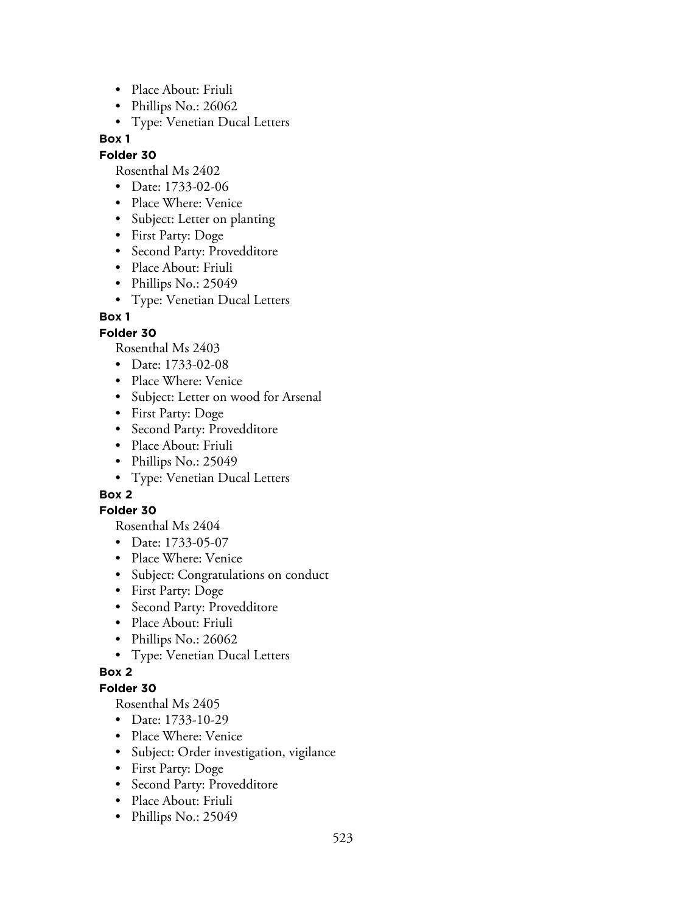- Place About: Friuli
- Phillips No.: 26062
- Type: Venetian Ducal Letters

**Box 1**

**Folder 30**

Rosenthal Ms 2402

- Date: 1733-02-06
- Place Where: Venice
- Subject: Letter on planting
- First Party: Doge
- Second Party: Provedditore
- Place About: Friuli
- Phillips No.: 25049
- Type: Venetian Ducal Letters

**Box 1**

**Folder 30**

Rosenthal Ms 2403

- Date: 1733-02-08
- Place Where: Venice
- Subject: Letter on wood for Arsenal
- First Party: Doge
- Second Party: Provedditore
- Place About: Friuli
- Phillips No.: 25049
- Type: Venetian Ducal Letters

**Box 2**

**Folder 30**

Rosenthal Ms 2404

- Date: 1733-05-07
- Place Where: Venice
- Subject: Congratulations on conduct
- First Party: Doge
- Second Party: Provedditore
- Place About: Friuli
- Phillips No.: 26062
- Type: Venetian Ducal Letters

**Box 2**

**Folder 30**

Rosenthal Ms 2405

- Date: 1733-10-29
- Place Where: Venice
- Subject: Order investigation, vigilance
- First Party: Doge
- Second Party: Provedditore
- Place About: Friuli
- Phillips No.: 25049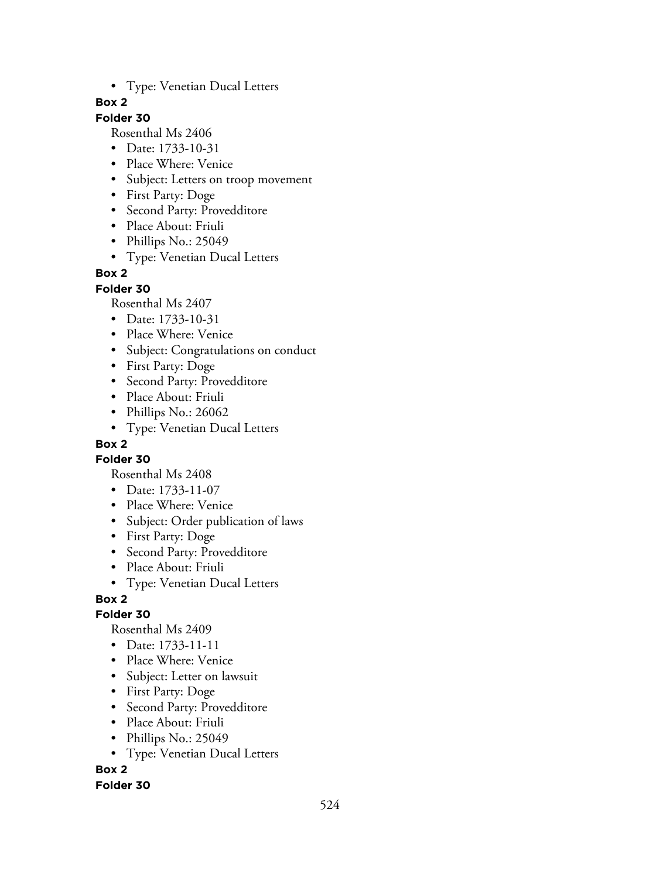- Type: Venetian Ducal Letters

**Box 2**

**Folder 30**

Rosenthal Ms 2406

- Date: 1733-10-31
- Place Where: Venice
- Subject: Letters on troop movement
- First Party: Doge
- Second Party: Provedditore
- Place About: Friuli
- Phillips No.: 25049
- Type: Venetian Ducal Letters

**Box 2**

**Folder 30**

Rosenthal Ms 2407

- Date: 1733-10-31
- Place Where: Venice
- Subject: Congratulations on conduct
- First Party: Doge
- Second Party: Provedditore
- Place About: Friuli
- Phillips No.: 26062
- Type: Venetian Ducal Letters

**Box 2**

**Folder 30**

Rosenthal Ms 2408

- Date: 1733-11-07
- Place Where: Venice
- Subject: Order publication of laws
- First Party: Doge
- Second Party: Provedditore
- Place About: Friuli
- Type: Venetian Ducal Letters

**Box 2**

**Folder 30**

Rosenthal Ms 2409

- Date: 1733-11-11
- Place Where: Venice
- Subject: Letter on lawsuit
- First Party: Doge
- Second Party: Provedditore
- Place About: Friuli
- Phillips No.: 25049
- Type: Venetian Ducal Letters

**Box 2**

**Folder 30**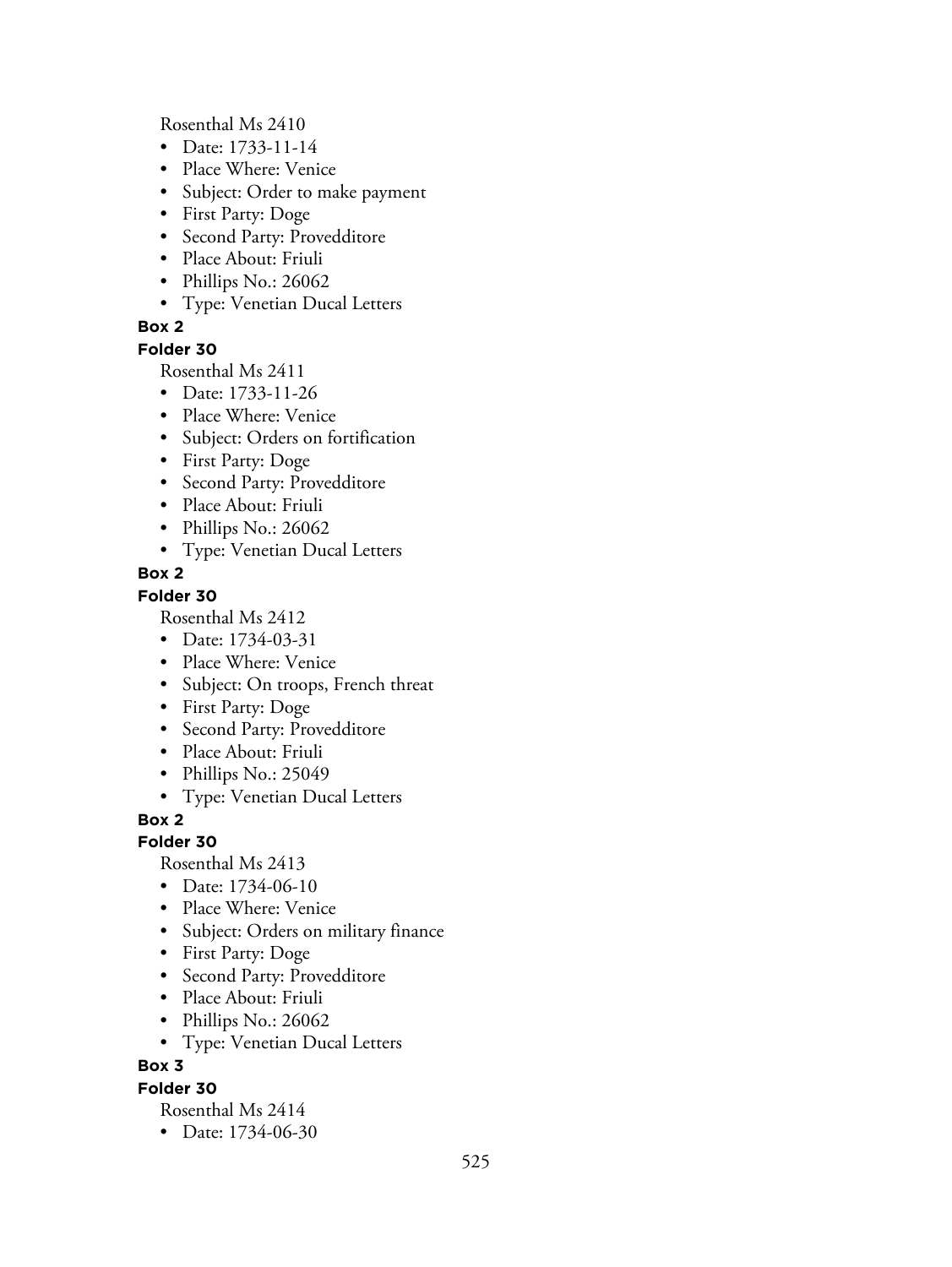Rosenthal Ms 2410

- Date: 1733-11-14
- Place Where: Venice
- Subject: Order to make payment
- First Party: Doge
- Second Party: Provedditore
- Place About: Friuli
- Phillips No.: 26062
- Type: Venetian Ducal Letters

**Box 2**

**Folder 30**

Rosenthal Ms 2411

- Date: 1733-11-26
- Place Where: Venice
- Subject: Orders on fortification
- First Party: Doge
- Second Party: Provedditore
- Place About: Friuli
- Phillips No.: 26062
- Type: Venetian Ducal Letters

**Box 2**

**Folder 30**

Rosenthal Ms 2412

- Date: 1734-03-31
- Place Where: Venice
- Subject: On troops, French threat
- First Party: Doge
- Second Party: Provedditore
- Place About: Friuli
- Phillips No.: 25049
- Type: Venetian Ducal Letters

**Box 2**

**Folder 30**

Rosenthal Ms 2413

- Date: 1734-06-10
- Place Where: Venice
- Subject: Orders on military finance
- First Party: Doge
- Second Party: Provedditore
- Place About: Friuli
- Phillips No.: 26062
- Type: Venetian Ducal Letters

**Box 3**

**Folder 30**

Rosenthal Ms 2414

- Date: 1734-06-30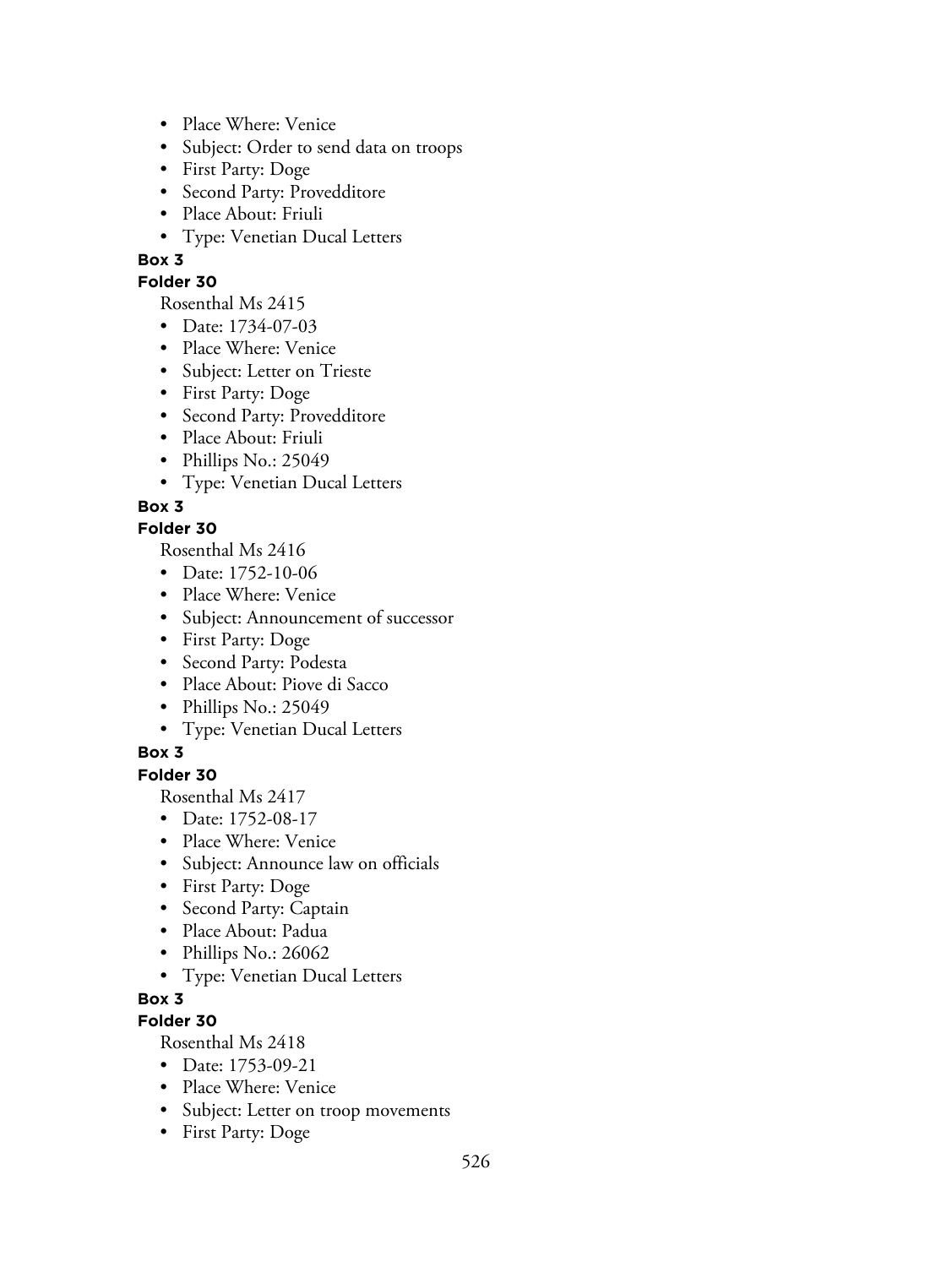- Place Where: Venice
- Subject: Order to send data on troops
- First Party: Doge
- Second Party: Provedditore
- Place About: Friuli
- Type: Venetian Ducal Letters

**Box 3**

**Folder 30**

Rosenthal Ms 2415

- Date: 1734-07-03
- Place Where: Venice
- Subject: Letter on Trieste
- First Party: Doge
- Second Party: Provedditore
- Place About: Friuli
- Phillips No.: 25049
- Type: Venetian Ducal Letters

**Box 3**

**Folder 30**

Rosenthal Ms 2416

- Date: 1752-10-06
- Place Where: Venice
- Subject: Announcement of successor
- First Party: Doge
- Second Party: Podesta
- Place About: Piove di Sacco
- Phillips No.: 25049
- Type: Venetian Ducal Letters

**Box 3**

**Folder 30**

Rosenthal Ms 2417

- Date: 1752-08-17
- Place Where: Venice
- Subject: Announce law on officials
- First Party: Doge
- Second Party: Captain
- Place About: Padua
- Phillips No.: 26062
- Type: Venetian Ducal Letters

**Box 3**

**Folder 30**

Rosenthal Ms 2418

- Date: 1753-09-21
- Place Where: Venice
- Subject: Letter on troop movements
- First Party: Doge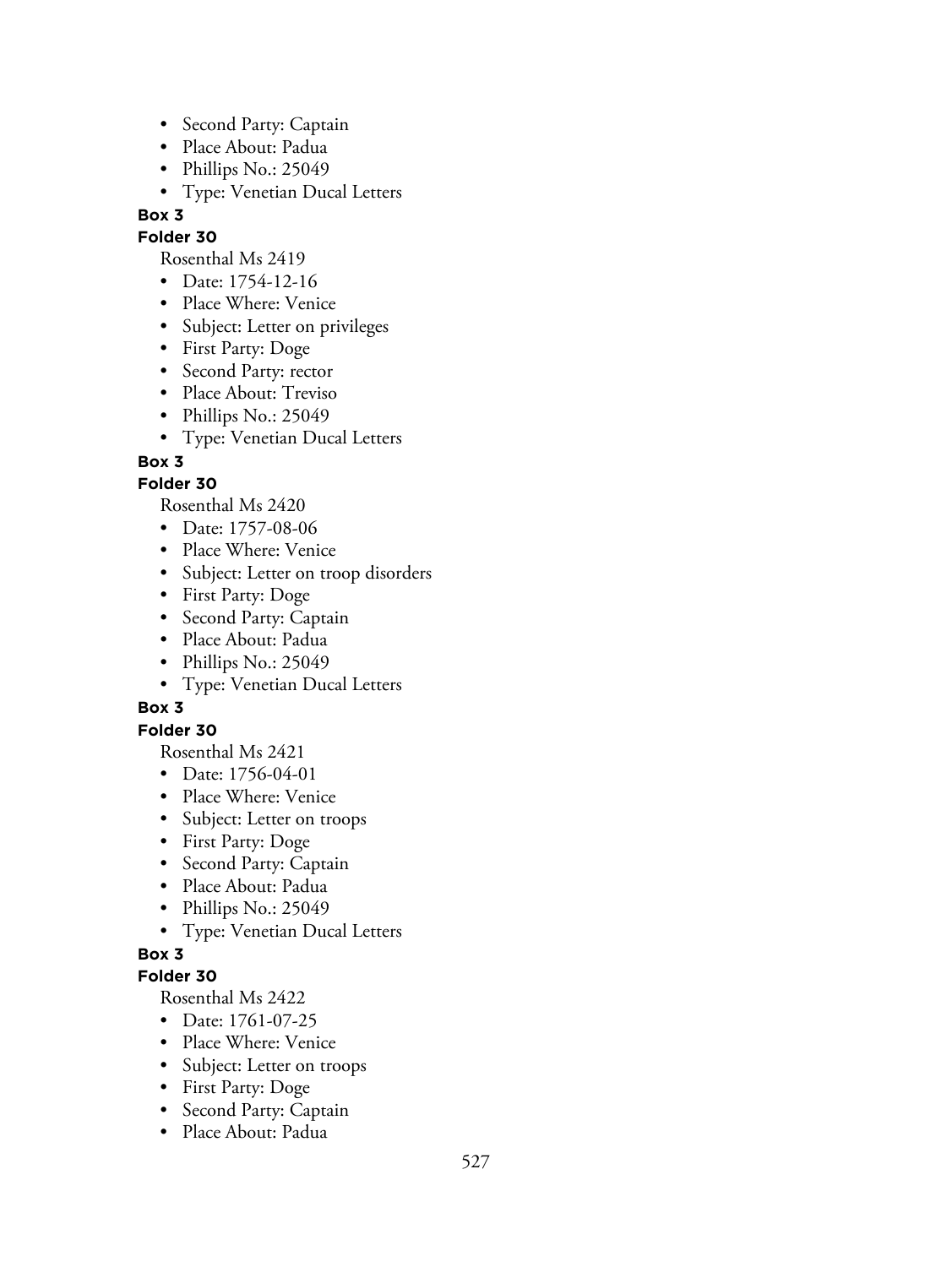- Second Party: Captain
- Place About: Padua
- Phillips No.: 25049
- Type: Venetian Ducal Letters

**Box 3**

**Folder 30**

Rosenthal Ms 2419

- Date: 1754-12-16
- Place Where: Venice
- Subject: Letter on privileges
- First Party: Doge
- Second Party: rector
- Place About: Treviso
- Phillips No.: 25049
- Type: Venetian Ducal Letters

**Box 3**

**Folder 30**

Rosenthal Ms 2420

- Date: 1757-08-06
- Place Where: Venice
- Subject: Letter on troop disorders
- First Party: Doge
- Second Party: Captain
- Place About: Padua
- Phillips No.: 25049
- Type: Venetian Ducal Letters

**Box 3**

**Folder 30**

Rosenthal Ms 2421

- Date: 1756-04-01
- Place Where: Venice
- Subject: Letter on troops
- First Party: Doge
- Second Party: Captain
- Place About: Padua
- Phillips No.: 25049
- Type: Venetian Ducal Letters

**Box 3**

**Folder 30**

Rosenthal Ms 2422

- Date: 1761-07-25
- Place Where: Venice
- Subject: Letter on troops
- First Party: Doge
- Second Party: Captain
- Place About: Padua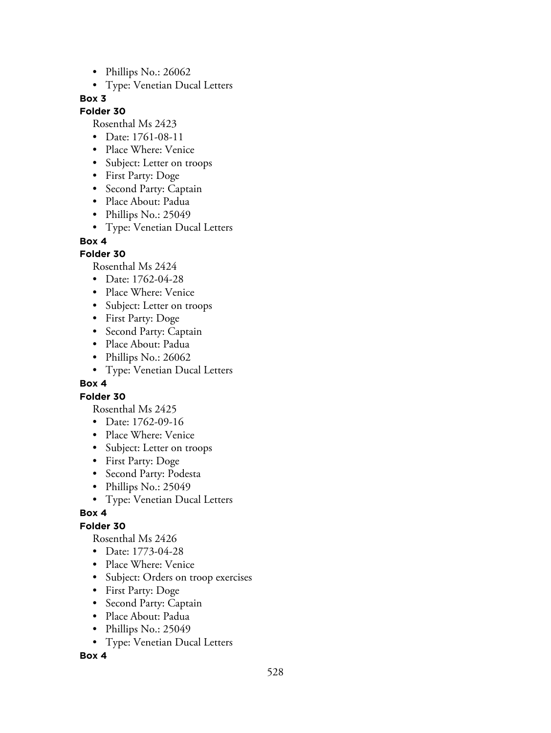- Phillips No.: 26062
- Type: Venetian Ducal Letters

**Box 3**

**Folder 30**

Rosenthal Ms 2423

- Date: 1761-08-11
- Place Where: Venice
- Subject: Letter on troops
- First Party: Doge
- Second Party: Captain
- Place About: Padua
- Phillips No.: 25049
- Type: Venetian Ducal Letters

**Box 4**

**Folder 30**

Rosenthal Ms 2424

- Date: 1762-04-28
- Place Where: Venice
- Subject: Letter on troops
- First Party: Doge
- Second Party: Captain
- Place About: Padua
- Phillips No.: 26062
- Type: Venetian Ducal Letters

**Box 4**

**Folder 30**

Rosenthal Ms 2425

- Date: 1762-09-16
- Place Where: Venice
- Subject: Letter on troops
- First Party: Doge
- Second Party: Podesta
- Phillips No.: 25049
- Type: Venetian Ducal Letters

**Box 4**

**Folder 30**

Rosenthal Ms 2426

- Date: 1773-04-28
- Place Where: Venice
- Subject: Orders on troop exercises
- First Party: Doge
- Second Party: Captain
- Place About: Padua
- Phillips No.: 25049
- Type: Venetian Ducal Letters

**Box 4**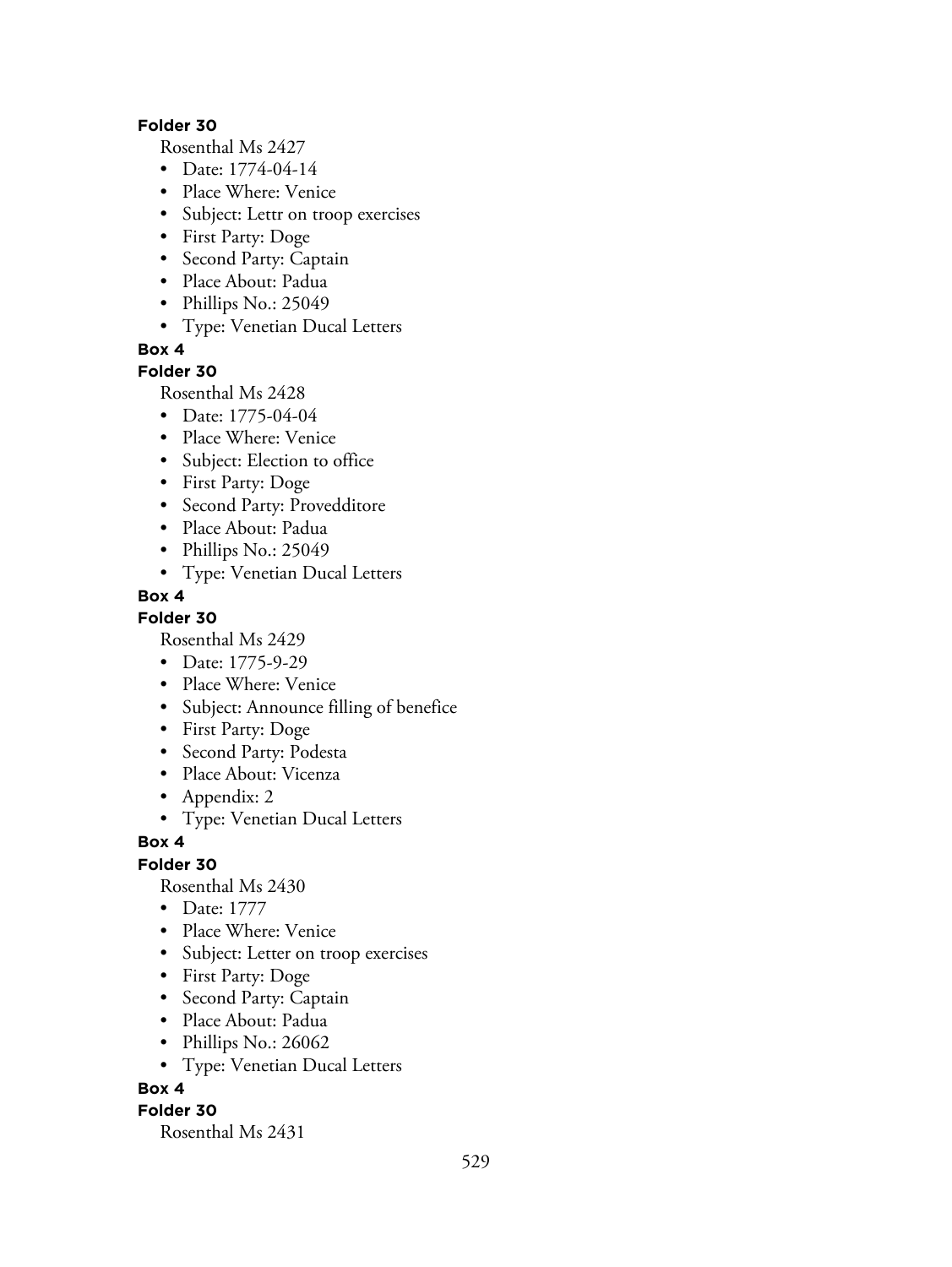**Folder 30**

Rosenthal Ms 2427

- Date: 1774-04-14
- Place Where: Venice
- Subject: Lettr on troop exercises
- First Party: Doge
- Second Party: Captain
- Place About: Padua
- Phillips No.: 25049
- Type: Venetian Ducal Letters

**Box 4**

**Folder 30**

Rosenthal Ms 2428

- Date: 1775-04-04
- Place Where: Venice
- Subject: Election to office
- First Party: Doge
- Second Party: Provedditore
- Place About: Padua
- Phillips No.: 25049
- Type: Venetian Ducal Letters

**Box 4**

**Folder 30**

Rosenthal Ms 2429

- Date: 1775-9-29
- Place Where: Venice
- Subject: Announce filling of benefice
- First Party: Doge
- Second Party: Podesta
- Place About: Vicenza
- Appendix: 2
- Type: Venetian Ducal Letters

**Box 4**

**Folder 30**

Rosenthal Ms 2430

- Date: 1777
- Place Where: Venice
- Subject: Letter on troop exercises
- First Party: Doge
- Second Party: Captain
- Place About: Padua
- Phillips No.: 26062
- Type: Venetian Ducal Letters

**Box 4**

**Folder 30**

Rosenthal Ms 2431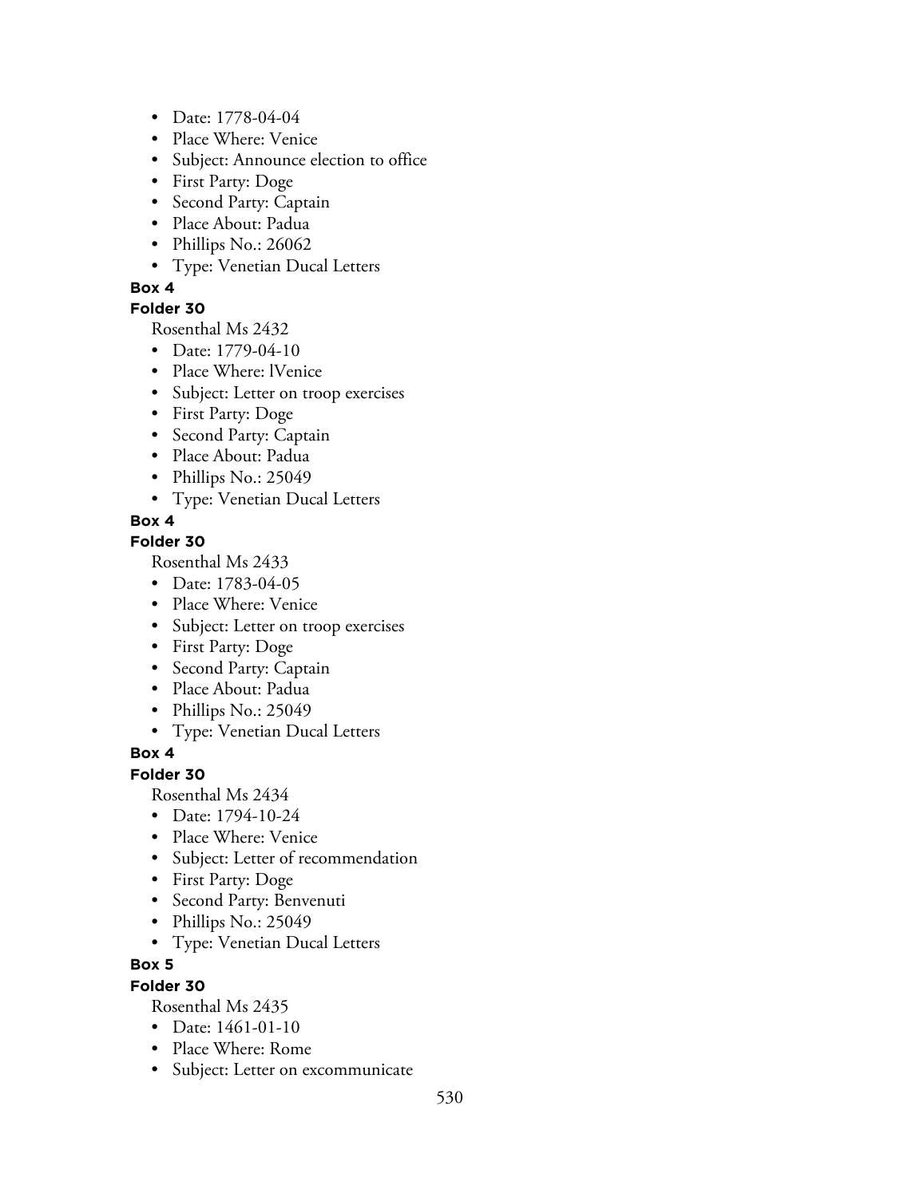- Date: 1778-04-04
- Place Where: Venice
- Subject: Announce election to office
- First Party: Doge
- Second Party: Captain
- Place About: Padua
- Phillips No.: 26062
- Type: Venetian Ducal Letters

**Box 4**

**Folder 30**

Rosenthal Ms 2432

- Date: 1779-04-10
- Place Where: lVenice
- Subject: Letter on troop exercises
- First Party: Doge
- Second Party: Captain
- Place About: Padua
- Phillips No.: 25049
- Type: Venetian Ducal Letters

**Box 4**

**Folder 30**

Rosenthal Ms 2433

- Date: 1783-04-05
- Place Where: Venice
- Subject: Letter on troop exercises
- First Party: Doge
- Second Party: Captain
- Place About: Padua
- Phillips No.: 25049
- Type: Venetian Ducal Letters

**Box 4**

**Folder 30**

Rosenthal Ms 2434

- Date: 1794-10-24
- Place Where: Venice
- Subject: Letter of recommendation
- First Party: Doge
- Second Party: Benvenuti
- Phillips No.: 25049
- Type: Venetian Ducal Letters

**Box 5**

**Folder 30**

Rosenthal Ms 2435

- Date: 1461-01-10
- Place Where: Rome
- Subject: Letter on excommunicate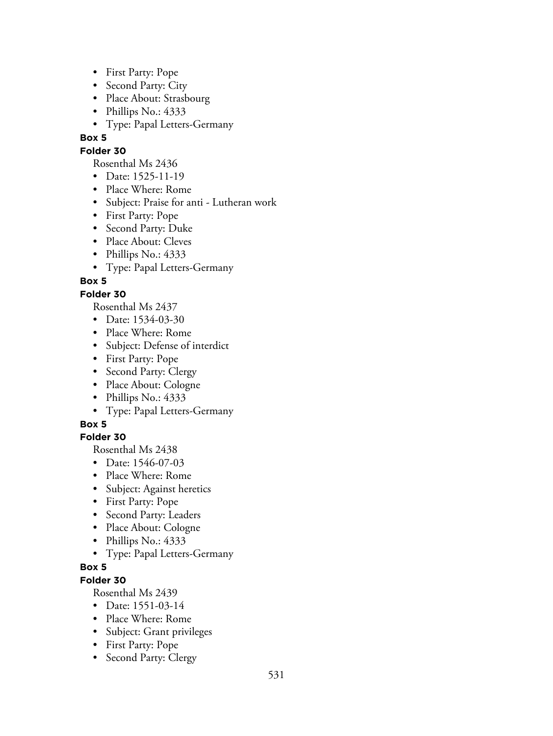- First Party: Pope
- Second Party: City
- Place About: Strasbourg
- Phillips No.: 4333
- Type: Papal Letters-Germany

**Box 5**

**Folder 30**

Rosenthal Ms 2436

- Date: 1525-11-19
- Place Where: Rome
- Subject: Praise for anti - Lutheran work
- First Party: Pope
- Second Party: Duke
- Place About: Cleves
- Phillips No.: 4333
- Type: Papal Letters-Germany

**Box 5**

**Folder 30**

Rosenthal Ms 2437

- Date: 1534-03-30
- Place Where: Rome
- Subject: Defense of interdict
- First Party: Pope
- Second Party: Clergy
- Place About: Cologne
- Phillips No.: 4333
- Type: Papal Letters-Germany

**Box 5**

**Folder 30**

Rosenthal Ms 2438

- Date: 1546-07-03
- Place Where: Rome
- Subject: Against heretics
- First Party: Pope
- Second Party: Leaders
- Place About: Cologne
- Phillips No.: 4333
- Type: Papal Letters-Germany

**Box 5**

**Folder 30**

Rosenthal Ms 2439

- Date: 1551-03-14
- Place Where: Rome
- Subject: Grant privileges
- First Party: Pope
- Second Party: Clergy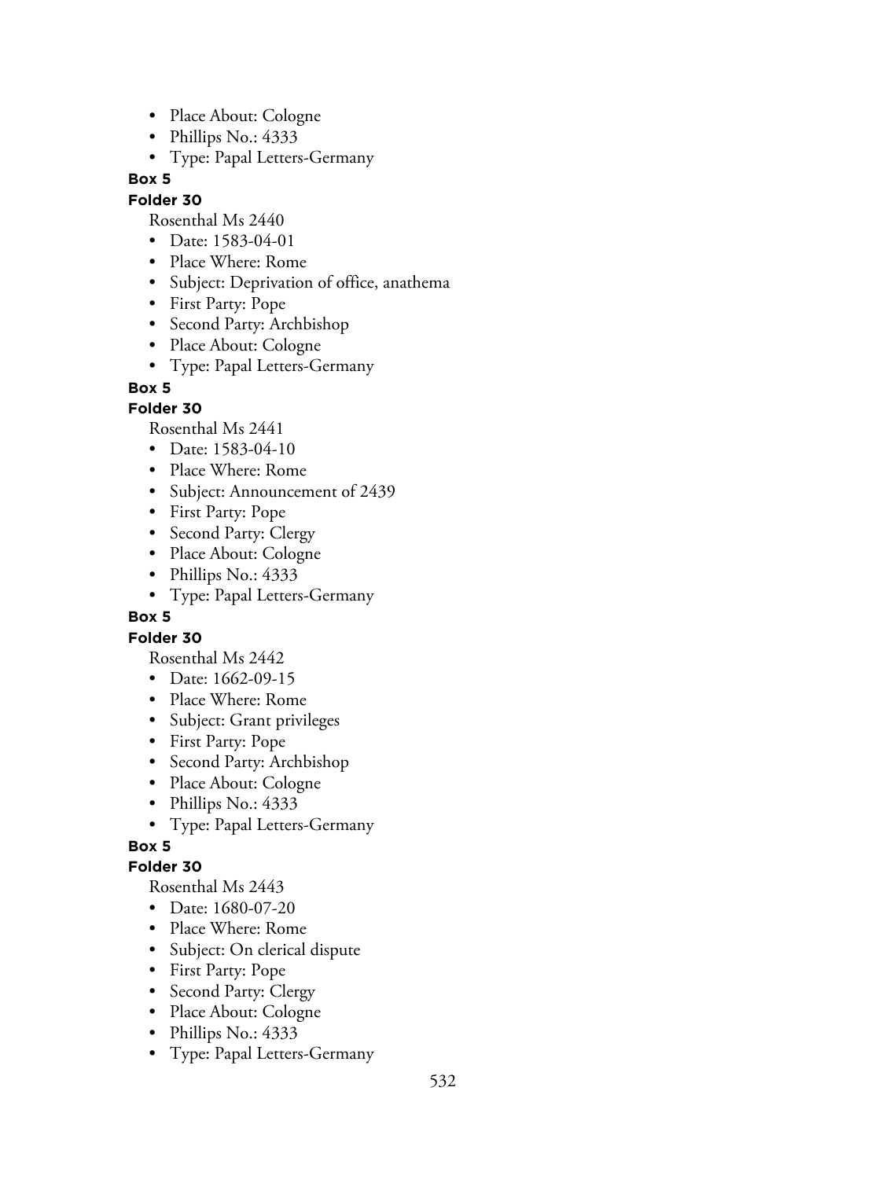- Place About: Cologne
- Phillips No.: 4333
- Type: Papal Letters-Germany

**Box 5**

**Folder 30**

Rosenthal Ms 2440

- Date: 1583-04-01
- Place Where: Rome
- Subject: Deprivation of office, anathema
- First Party: Pope
- Second Party: Archbishop
- Place About: Cologne
- Type: Papal Letters-Germany

**Box 5**

**Folder 30**

Rosenthal Ms 2441

- Date: 1583-04-10
- Place Where: Rome
- Subject: Announcement of 2439
- First Party: Pope
- Second Party: Clergy
- Place About: Cologne
- Phillips No.: 4333
- Type: Papal Letters-Germany

**Box 5**

**Folder 30**

Rosenthal Ms 2442

- Date: 1662-09-15
- Place Where: Rome
- Subject: Grant privileges
- First Party: Pope
- Second Party: Archbishop
- Place About: Cologne
- Phillips No.: 4333
- Type: Papal Letters-Germany

**Box 5**

**Folder 30**

Rosenthal Ms 2443

- Date: 1680-07-20
- Place Where: Rome
- Subject: On clerical dispute
- First Party: Pope
- Second Party: Clergy
- Place About: Cologne
- Phillips No.: 4333
- Type: Papal Letters-Germany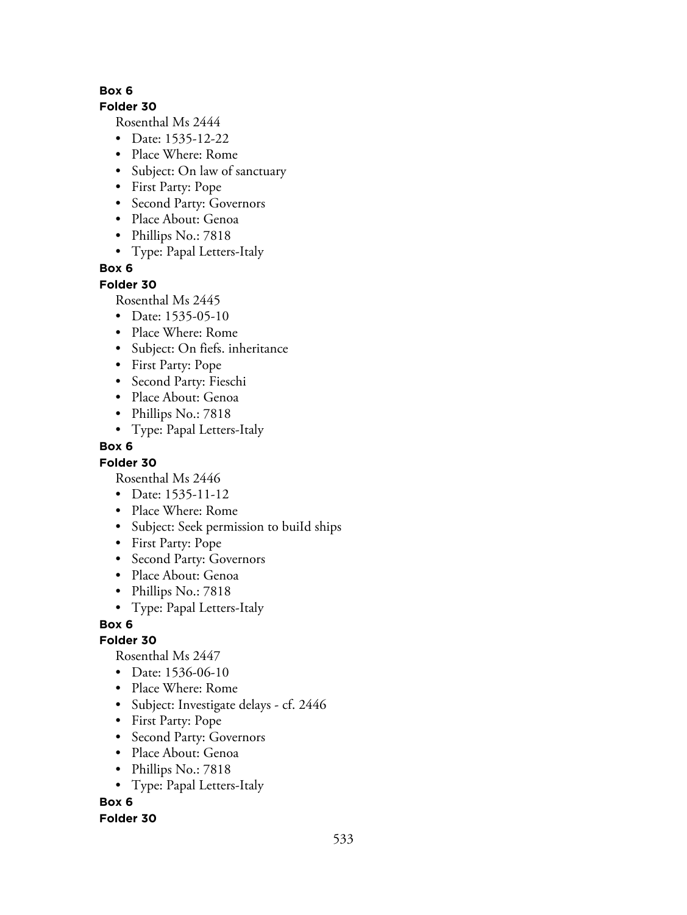**Box 6**

**Folder 30**

Rosenthal Ms 2444

- Date: 1535-12-22
- Place Where: Rome
- Subject: On law of sanctuary
- First Party: Pope
- Second Party: Governors
- Place About: Genoa
- Phillips No.: 7818
- Type: Papal Letters-Italy

**Box 6**

**Folder 30**

Rosenthal Ms 2445

- Date: 1535-05-10
- Place Where: Rome
- Subject: On fiefs. inheritance
- First Party: Pope
- Second Party: Fieschi
- Place About: Genoa
- Phillips No.: 7818
- Type: Papal Letters-Italy

**Box 6**

**Folder 30**

Rosenthal Ms 2446

- Date: 1535-11-12
- Place Where: Rome
- Subject: Seek permission to buiId ships
- First Party: Pope
- Second Party: Governors
- Place About: Genoa
- Phillips No.: 7818
- Type: Papal Letters-Italy

**Box 6**

**Folder 30**

Rosenthal Ms 2447

- Date: 1536-06-10
- Place Where: Rome
- Subject: Investigate delays - cf. 2446
- First Party: Pope
- Second Party: Governors
- Place About: Genoa
- Phillips No.: 7818
- Type: Papal Letters-Italy

**Box 6**

**Folder 30**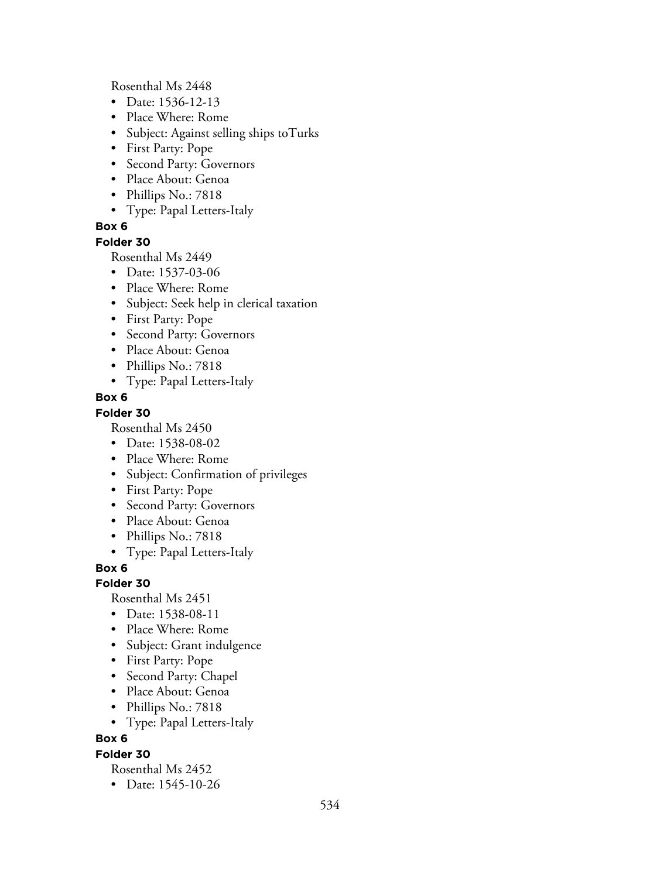Rosenthal Ms 2448

- Date: 1536-12-13
- Place Where: Rome
- Subject: Against selling ships toTurks
- First Party: Pope
- Second Party: Governors
- Place About: Genoa
- Phillips No.: 7818
- Type: Papal Letters-Italy

**Box 6**

**Folder 30**

Rosenthal Ms 2449

- Date: 1537-03-06
- Place Where: Rome
- Subject: Seek help in clerical taxation
- First Party: Pope
- Second Party: Governors
- Place About: Genoa
- Phillips No.: 7818
- Type: Papal Letters-Italy

**Box 6**

**Folder 30**

Rosenthal Ms 2450

- Date: 1538-08-02
- Place Where: Rome
- Subject: Confirmation of privileges
- First Party: Pope
- Second Party: Governors
- Place About: Genoa
- Phillips No.: 7818
- Type: Papal Letters-Italy

**Box 6**

**Folder 30**

Rosenthal Ms 2451

- Date: 1538-08-11
- Place Where: Rome
- Subject: Grant indulgence
- First Party: Pope
- Second Party: Chapel
- Place About: Genoa
- Phillips No.: 7818
- Type: Papal Letters-Italy

**Box 6**

**Folder 30**

Rosenthal Ms 2452

- Date: 1545-10-26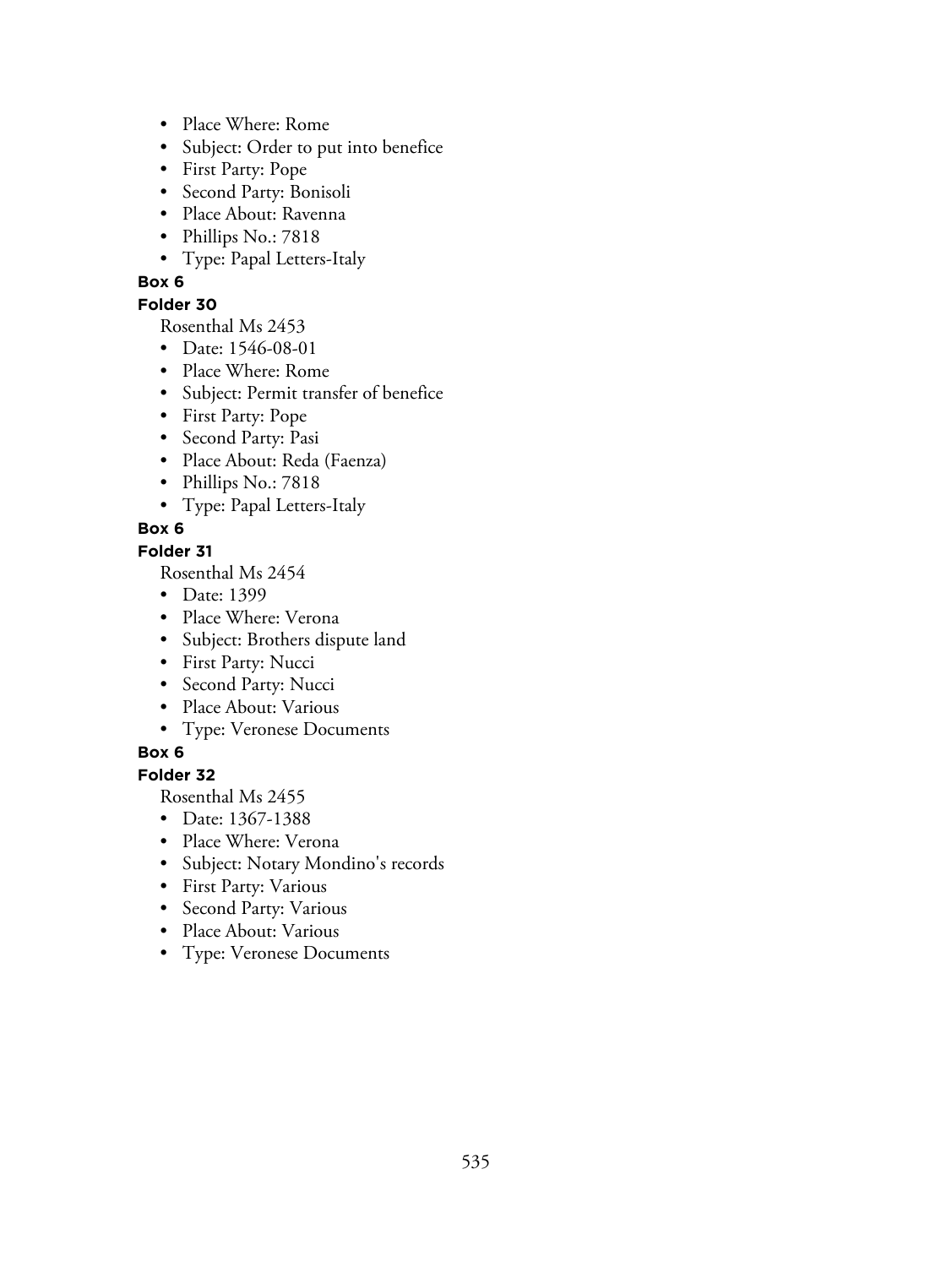- Place Where: Rome
- Subject: Order to put into benefice
- First Party: Pope
- Second Party: Bonisoli
- Place About: Ravenna
- Phillips No.: 7818
- Type: Papal Letters-Italy

**Box 6**

**Folder 30**

Rosenthal Ms 2453

- Date: 1546-08-01
- Place Where: Rome
- Subject: Permit transfer of benefice
- First Party: Pope
- Second Party: Pasi
- Place About: Reda (Faenza)
- Phillips No.: 7818
- Type: Papal Letters-Italy

**Box 6**

**Folder 31**

Rosenthal Ms 2454

- Date: 1399
- Place Where: Verona
- Subject: Brothers dispute land
- First Party: Nucci
- Second Party: Nucci
- Place About: Various
- Type: Veronese Documents

**Box 6**

**Folder 32**

Rosenthal Ms 2455

- Date: 1367-1388
- Place Where: Verona
- Subject: Notary Mondino's records
- First Party: Various
- Second Party: Various
- Place About: Various
- Type: Veronese Documents